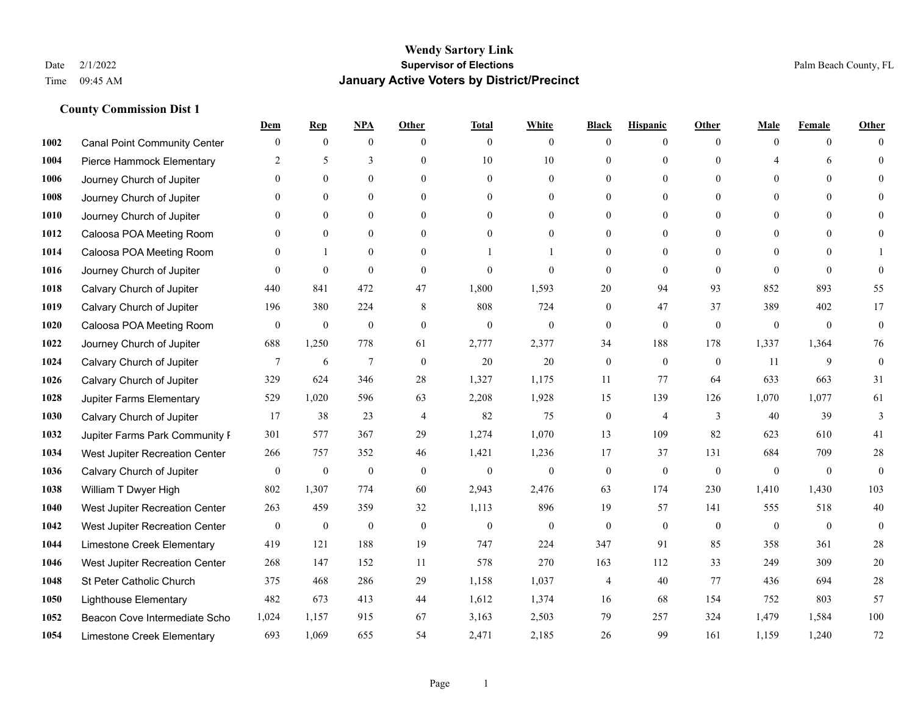# Wendy Sartory Link

**Supervisor of Elections**

**January Active Voters by District/Precinct**

Date 2/1/2022
Time 09:45 AM

Palm Beach County, FL

### County Commission Dist 1

| | | Dem | Rep | NPA | Other | Total | White | Black | Hispanic | Other | Male | Female | Other |
|---|---|---|---|---|---|---|---|---|---|---|---|---|---|
| 1002 | Canal Point Community Center | 0 | 0 | 0 | 0 | 0 | 0 | 0 | 0 | 0 | 0 | 0 | 0 |
| 1004 | Pierce Hammock Elementary | 2 | 5 | 3 | 0 | 10 | 10 | 0 | 0 | 0 | 4 | 6 | 0 |
| 1006 | Journey Church of Jupiter | 0 | 0 | 0 | 0 | 0 | 0 | 0 | 0 | 0 | 0 | 0 | 0 |
| 1008 | Journey Church of Jupiter | 0 | 0 | 0 | 0 | 0 | 0 | 0 | 0 | 0 | 0 | 0 | 0 |
| 1010 | Journey Church of Jupiter | 0 | 0 | 0 | 0 | 0 | 0 | 0 | 0 | 0 | 0 | 0 | 0 |
| 1012 | Caloosa POA Meeting Room | 0 | 0 | 0 | 0 | 0 | 0 | 0 | 0 | 0 | 0 | 0 | 0 |
| 1014 | Caloosa POA Meeting Room | 0 | 1 | 0 | 0 | 1 | 1 | 0 | 0 | 0 | 0 | 0 | 1 |
| 1016 | Journey Church of Jupiter | 0 | 0 | 0 | 0 | 0 | 0 | 0 | 0 | 0 | 0 | 0 | 0 |
| 1018 | Calvary Church of Jupiter | 440 | 841 | 472 | 47 | 1,800 | 1,593 | 20 | 94 | 93 | 852 | 893 | 55 |
| 1019 | Calvary Church of Jupiter | 196 | 380 | 224 | 8 | 808 | 724 | 0 | 47 | 37 | 389 | 402 | 17 |
| 1020 | Caloosa POA Meeting Room | 0 | 0 | 0 | 0 | 0 | 0 | 0 | 0 | 0 | 0 | 0 | 0 |
| 1022 | Journey Church of Jupiter | 688 | 1,250 | 778 | 61 | 2,777 | 2,377 | 34 | 188 | 178 | 1,337 | 1,364 | 76 |
| 1024 | Calvary Church of Jupiter | 7 | 6 | 7 | 0 | 20 | 20 | 0 | 0 | 0 | 11 | 9 | 0 |
| 1026 | Calvary Church of Jupiter | 329 | 624 | 346 | 28 | 1,327 | 1,175 | 11 | 77 | 64 | 633 | 663 | 31 |
| 1028 | Jupiter Farms Elementary | 529 | 1,020 | 596 | 63 | 2,208 | 1,928 | 15 | 139 | 126 | 1,070 | 1,077 | 61 |
| 1030 | Calvary Church of Jupiter | 17 | 38 | 23 | 4 | 82 | 75 | 0 | 4 | 3 | 40 | 39 | 3 |
| 1032 | Jupiter Farms Park Community F | 301 | 577 | 367 | 29 | 1,274 | 1,070 | 13 | 109 | 82 | 623 | 610 | 41 |
| 1034 | West Jupiter Recreation Center | 266 | 757 | 352 | 46 | 1,421 | 1,236 | 17 | 37 | 131 | 684 | 709 | 28 |
| 1036 | Calvary Church of Jupiter | 0 | 0 | 0 | 0 | 0 | 0 | 0 | 0 | 0 | 0 | 0 | 0 |
| 1038 | William T Dwyer High | 802 | 1,307 | 774 | 60 | 2,943 | 2,476 | 63 | 174 | 230 | 1,410 | 1,430 | 103 |
| 1040 | West Jupiter Recreation Center | 263 | 459 | 359 | 32 | 1,113 | 896 | 19 | 57 | 141 | 555 | 518 | 40 |
| 1042 | West Jupiter Recreation Center | 0 | 0 | 0 | 0 | 0 | 0 | 0 | 0 | 0 | 0 | 0 | 0 |
| 1044 | Limestone Creek Elementary | 419 | 121 | 188 | 19 | 747 | 224 | 347 | 91 | 85 | 358 | 361 | 28 |
| 1046 | West Jupiter Recreation Center | 268 | 147 | 152 | 11 | 578 | 270 | 163 | 112 | 33 | 249 | 309 | 20 |
| 1048 | St Peter Catholic Church | 375 | 468 | 286 | 29 | 1,158 | 1,037 | 4 | 40 | 77 | 436 | 694 | 28 |
| 1050 | Lighthouse Elementary | 482 | 673 | 413 | 44 | 1,612 | 1,374 | 16 | 68 | 154 | 752 | 803 | 57 |
| 1052 | Beacon Cove Intermediate Scho | 1,024 | 1,157 | 915 | 67 | 3,163 | 2,503 | 79 | 257 | 324 | 1,479 | 1,584 | 100 |
| 1054 | Limestone Creek Elementary | 693 | 1,069 | 655 | 54 | 2,471 | 2,185 | 26 | 99 | 161 | 1,159 | 1,240 | 72 |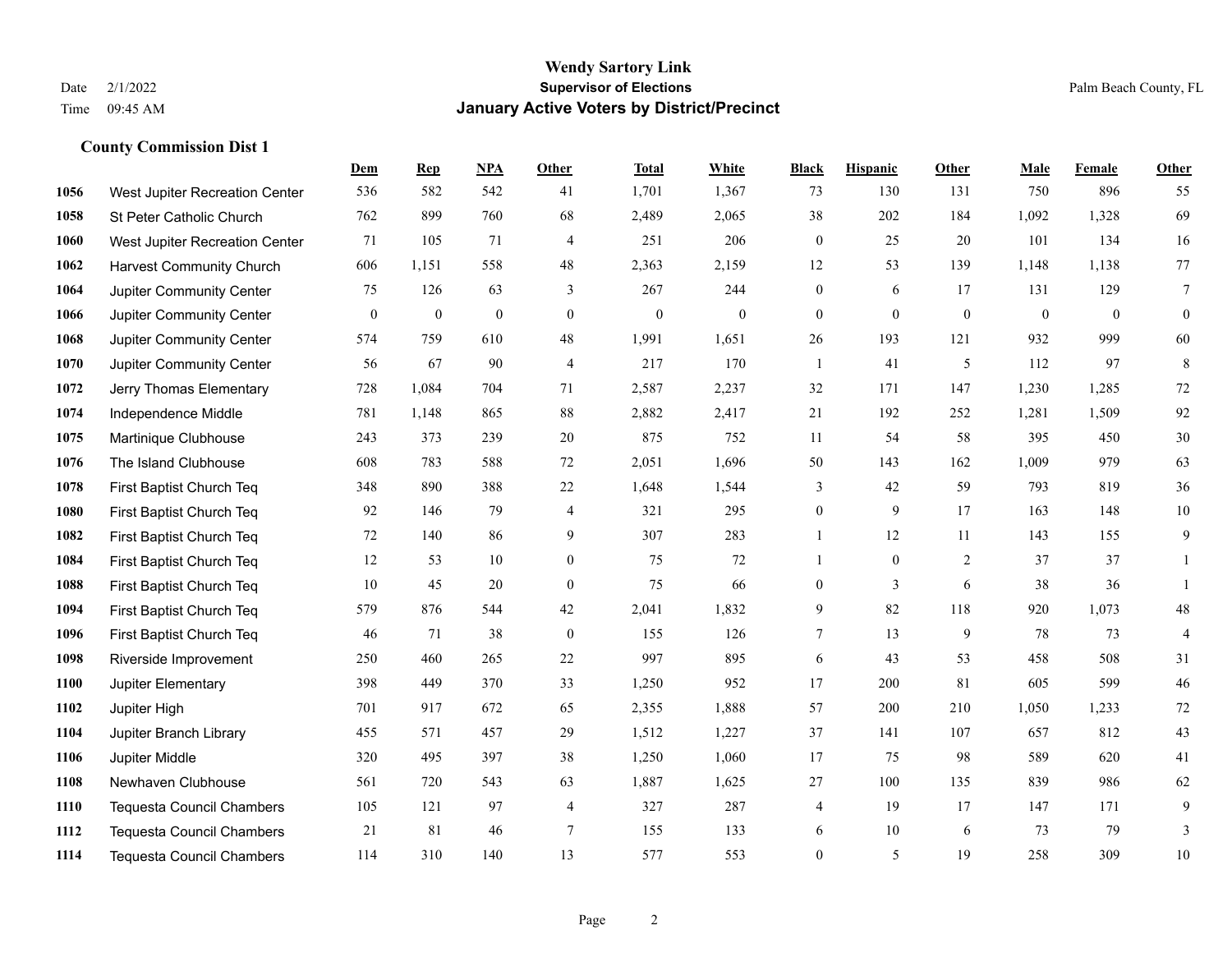# Wendy Sartory Link
## Supervisor of Elections
## January Active Voters by District/Precinct

Date 2/1/2022
Time 09:45 AM

Palm Beach County, FL

### County Commission Dist 1

| | | Dem | Rep | NPA | Other | Total | White | Black | Hispanic | Other | Male | Female | Other |
|---|---|---|---|---|---|---|---|---|---|---|---|---|---|
| 1056 | West Jupiter Recreation Center | 536 | 582 | 542 | 41 | 1,701 | 1,367 | 73 | 130 | 131 | 750 | 896 | 55 |
| 1058 | St Peter Catholic Church | 762 | 899 | 760 | 68 | 2,489 | 2,065 | 38 | 202 | 184 | 1,092 | 1,328 | 69 |
| 1060 | West Jupiter Recreation Center | 71 | 105 | 71 | 4 | 251 | 206 | 0 | 25 | 20 | 101 | 134 | 16 |
| 1062 | Harvest Community Church | 606 | 1,151 | 558 | 48 | 2,363 | 2,159 | 12 | 53 | 139 | 1,148 | 1,138 | 77 |
| 1064 | Jupiter Community Center | 75 | 126 | 63 | 3 | 267 | 244 | 0 | 6 | 17 | 131 | 129 | 7 |
| 1066 | Jupiter Community Center | 0 | 0 | 0 | 0 | 0 | 0 | 0 | 0 | 0 | 0 | 0 | 0 |
| 1068 | Jupiter Community Center | 574 | 759 | 610 | 48 | 1,991 | 1,651 | 26 | 193 | 121 | 932 | 999 | 60 |
| 1070 | Jupiter Community Center | 56 | 67 | 90 | 4 | 217 | 170 | 1 | 41 | 5 | 112 | 97 | 8 |
| 1072 | Jerry Thomas Elementary | 728 | 1,084 | 704 | 71 | 2,587 | 2,237 | 32 | 171 | 147 | 1,230 | 1,285 | 72 |
| 1074 | Independence Middle | 781 | 1,148 | 865 | 88 | 2,882 | 2,417 | 21 | 192 | 252 | 1,281 | 1,509 | 92 |
| 1075 | Martinique Clubhouse | 243 | 373 | 239 | 20 | 875 | 752 | 11 | 54 | 58 | 395 | 450 | 30 |
| 1076 | The Island Clubhouse | 608 | 783 | 588 | 72 | 2,051 | 1,696 | 50 | 143 | 162 | 1,009 | 979 | 63 |
| 1078 | First Baptist Church Teq | 348 | 890 | 388 | 22 | 1,648 | 1,544 | 3 | 42 | 59 | 793 | 819 | 36 |
| 1080 | First Baptist Church Teq | 92 | 146 | 79 | 4 | 321 | 295 | 0 | 9 | 17 | 163 | 148 | 10 |
| 1082 | First Baptist Church Teq | 72 | 140 | 86 | 9 | 307 | 283 | 1 | 12 | 11 | 143 | 155 | 9 |
| 1084 | First Baptist Church Teq | 12 | 53 | 10 | 0 | 75 | 72 | 1 | 0 | 2 | 37 | 37 | 1 |
| 1088 | First Baptist Church Teq | 10 | 45 | 20 | 0 | 75 | 66 | 0 | 3 | 6 | 38 | 36 | 1 |
| 1094 | First Baptist Church Teq | 579 | 876 | 544 | 42 | 2,041 | 1,832 | 9 | 82 | 118 | 920 | 1,073 | 48 |
| 1096 | First Baptist Church Teq | 46 | 71 | 38 | 0 | 155 | 126 | 7 | 13 | 9 | 78 | 73 | 4 |
| 1098 | Riverside Improvement | 250 | 460 | 265 | 22 | 997 | 895 | 6 | 43 | 53 | 458 | 508 | 31 |
| 1100 | Jupiter Elementary | 398 | 449 | 370 | 33 | 1,250 | 952 | 17 | 200 | 81 | 605 | 599 | 46 |
| 1102 | Jupiter High | 701 | 917 | 672 | 65 | 2,355 | 1,888 | 57 | 200 | 210 | 1,050 | 1,233 | 72 |
| 1104 | Jupiter Branch Library | 455 | 571 | 457 | 29 | 1,512 | 1,227 | 37 | 141 | 107 | 657 | 812 | 43 |
| 1106 | Jupiter Middle | 320 | 495 | 397 | 38 | 1,250 | 1,060 | 17 | 75 | 98 | 589 | 620 | 41 |
| 1108 | Newhaven Clubhouse | 561 | 720 | 543 | 63 | 1,887 | 1,625 | 27 | 100 | 135 | 839 | 986 | 62 |
| 1110 | Tequesta Council Chambers | 105 | 121 | 97 | 4 | 327 | 287 | 4 | 19 | 17 | 147 | 171 | 9 |
| 1112 | Tequesta Council Chambers | 21 | 81 | 46 | 7 | 155 | 133 | 6 | 10 | 6 | 73 | 79 | 3 |
| 1114 | Tequesta Council Chambers | 114 | 310 | 140 | 13 | 577 | 553 | 0 | 5 | 19 | 258 | 309 | 10 |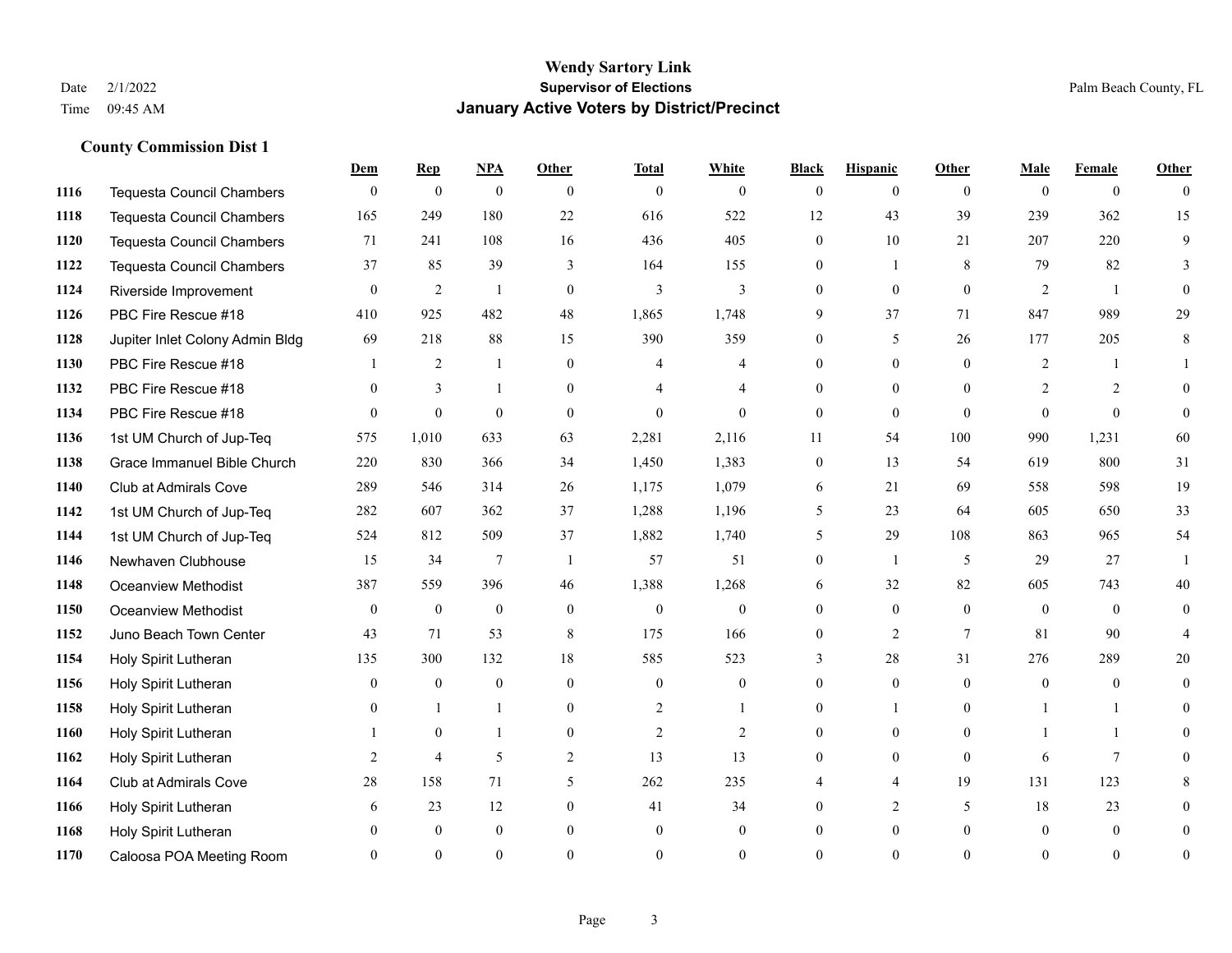**Wendy Sartory Link**
**Supervisor of Elections**
**January Active Voters by District/Precinct**

Date 2/1/2022
Time 09:45 AM

Palm Beach County, FL

### County Commission Dist 1

| | | Dem | Rep | NPA | Other | Total | White | Black | Hispanic | Other | Male | Female | Other |
|---|---|---|---|---|---|---|---|---|---|---|---|---|---|
| 1116 | Tequesta Council Chambers | 0 | 0 | 0 | 0 | 0 | 0 | 0 | 0 | 0 | 0 | 0 | 0 |
| 1118 | Tequesta Council Chambers | 165 | 249 | 180 | 22 | 616 | 522 | 12 | 43 | 39 | 239 | 362 | 15 |
| 1120 | Tequesta Council Chambers | 71 | 241 | 108 | 16 | 436 | 405 | 0 | 10 | 21 | 207 | 220 | 9 |
| 1122 | Tequesta Council Chambers | 37 | 85 | 39 | 3 | 164 | 155 | 0 | 1 | 8 | 79 | 82 | 3 |
| 1124 | Riverside Improvement | 0 | 2 | 1 | 0 | 3 | 3 | 0 | 0 | 0 | 2 | 1 | 0 |
| 1126 | PBC Fire Rescue #18 | 410 | 925 | 482 | 48 | 1,865 | 1,748 | 9 | 37 | 71 | 847 | 989 | 29 |
| 1128 | Jupiter Inlet Colony Admin Bldg | 69 | 218 | 88 | 15 | 390 | 359 | 0 | 5 | 26 | 177 | 205 | 8 |
| 1130 | PBC Fire Rescue #18 | 1 | 2 | 1 | 0 | 4 | 4 | 0 | 0 | 0 | 2 | 1 | 1 |
| 1132 | PBC Fire Rescue #18 | 0 | 3 | 1 | 0 | 4 | 4 | 0 | 0 | 0 | 2 | 2 | 0 |
| 1134 | PBC Fire Rescue #18 | 0 | 0 | 0 | 0 | 0 | 0 | 0 | 0 | 0 | 0 | 0 | 0 |
| 1136 | 1st UM Church of Jup-Teq | 575 | 1,010 | 633 | 63 | 2,281 | 2,116 | 11 | 54 | 100 | 990 | 1,231 | 60 |
| 1138 | Grace Immanuel Bible Church | 220 | 830 | 366 | 34 | 1,450 | 1,383 | 0 | 13 | 54 | 619 | 800 | 31 |
| 1140 | Club at Admirals Cove | 289 | 546 | 314 | 26 | 1,175 | 1,079 | 6 | 21 | 69 | 558 | 598 | 19 |
| 1142 | 1st UM Church of Jup-Teq | 282 | 607 | 362 | 37 | 1,288 | 1,196 | 5 | 23 | 64 | 605 | 650 | 33 |
| 1144 | 1st UM Church of Jup-Teq | 524 | 812 | 509 | 37 | 1,882 | 1,740 | 5 | 29 | 108 | 863 | 965 | 54 |
| 1146 | Newhaven Clubhouse | 15 | 34 | 7 | 1 | 57 | 51 | 0 | 1 | 5 | 29 | 27 | 1 |
| 1148 | Oceanview Methodist | 387 | 559 | 396 | 46 | 1,388 | 1,268 | 6 | 32 | 82 | 605 | 743 | 40 |
| 1150 | Oceanview Methodist | 0 | 0 | 0 | 0 | 0 | 0 | 0 | 0 | 0 | 0 | 0 | 0 |
| 1152 | Juno Beach Town Center | 43 | 71 | 53 | 8 | 175 | 166 | 0 | 2 | 7 | 81 | 90 | 4 |
| 1154 | Holy Spirit Lutheran | 135 | 300 | 132 | 18 | 585 | 523 | 3 | 28 | 31 | 276 | 289 | 20 |
| 1156 | Holy Spirit Lutheran | 0 | 0 | 0 | 0 | 0 | 0 | 0 | 0 | 0 | 0 | 0 | 0 |
| 1158 | Holy Spirit Lutheran | 0 | 1 | 1 | 0 | 2 | 1 | 0 | 1 | 0 | 1 | 1 | 0 |
| 1160 | Holy Spirit Lutheran | 1 | 0 | 1 | 0 | 2 | 2 | 0 | 0 | 0 | 1 | 1 | 0 |
| 1162 | Holy Spirit Lutheran | 2 | 4 | 5 | 2 | 13 | 13 | 0 | 0 | 0 | 6 | 7 | 0 |
| 1164 | Club at Admirals Cove | 28 | 158 | 71 | 5 | 262 | 235 | 4 | 4 | 19 | 131 | 123 | 8 |
| 1166 | Holy Spirit Lutheran | 6 | 23 | 12 | 0 | 41 | 34 | 0 | 2 | 5 | 18 | 23 | 0 |
| 1168 | Holy Spirit Lutheran | 0 | 0 | 0 | 0 | 0 | 0 | 0 | 0 | 0 | 0 | 0 | 0 |
| 1170 | Caloosa POA Meeting Room | 0 | 0 | 0 | 0 | 0 | 0 | 0 | 0 | 0 | 0 | 0 | 0 |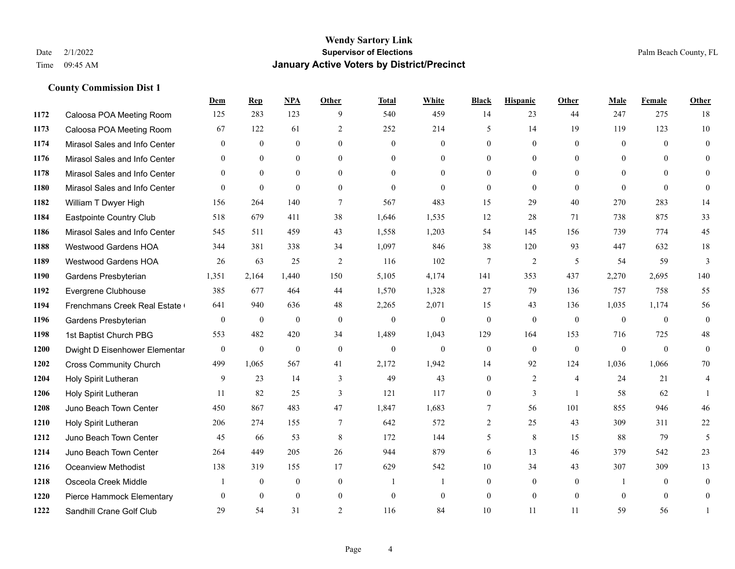# Wendy Sartory Link
## Supervisor of Elections
## January Active Voters by District/Precinct

Date 2/1/2022
Time 09:45 AM

Palm Beach County, FL

### County Commission Dist 1

| | | Dem | Rep | NPA | Other | Total | White | Black | Hispanic | Other | Male | Female | Other |
|---|---|---|---|---|---|---|---|---|---|---|---|---|---|
| 1172 | Caloosa POA Meeting Room | 125 | 283 | 123 | 9 | 540 | 459 | 14 | 23 | 44 | 247 | 275 | 18 |
| 1173 | Caloosa POA Meeting Room | 67 | 122 | 61 | 2 | 252 | 214 | 5 | 14 | 19 | 119 | 123 | 10 |
| 1174 | Mirasol Sales and Info Center | 0 | 0 | 0 | 0 | 0 | 0 | 0 | 0 | 0 | 0 | 0 | 0 |
| 1176 | Mirasol Sales and Info Center | 0 | 0 | 0 | 0 | 0 | 0 | 0 | 0 | 0 | 0 | 0 | 0 |
| 1178 | Mirasol Sales and Info Center | 0 | 0 | 0 | 0 | 0 | 0 | 0 | 0 | 0 | 0 | 0 | 0 |
| 1180 | Mirasol Sales and Info Center | 0 | 0 | 0 | 0 | 0 | 0 | 0 | 0 | 0 | 0 | 0 | 0 |
| 1182 | William T Dwyer High | 156 | 264 | 140 | 7 | 567 | 483 | 15 | 29 | 40 | 270 | 283 | 14 |
| 1184 | Eastpointe Country Club | 518 | 679 | 411 | 38 | 1,646 | 1,535 | 12 | 28 | 71 | 738 | 875 | 33 |
| 1186 | Mirasol Sales and Info Center | 545 | 511 | 459 | 43 | 1,558 | 1,203 | 54 | 145 | 156 | 739 | 774 | 45 |
| 1188 | Westwood Gardens HOA | 344 | 381 | 338 | 34 | 1,097 | 846 | 38 | 120 | 93 | 447 | 632 | 18 |
| 1189 | Westwood Gardens HOA | 26 | 63 | 25 | 2 | 116 | 102 | 7 | 2 | 5 | 54 | 59 | 3 |
| 1190 | Gardens Presbyterian | 1,351 | 2,164 | 1,440 | 150 | 5,105 | 4,174 | 141 | 353 | 437 | 2,270 | 2,695 | 140 |
| 1192 | Evergrene Clubhouse | 385 | 677 | 464 | 44 | 1,570 | 1,328 | 27 | 79 | 136 | 757 | 758 | 55 |
| 1194 | Frenchmans Creek Real Estate ( | 641 | 940 | 636 | 48 | 2,265 | 2,071 | 15 | 43 | 136 | 1,035 | 1,174 | 56 |
| 1196 | Gardens Presbyterian | 0 | 0 | 0 | 0 | 0 | 0 | 0 | 0 | 0 | 0 | 0 | 0 |
| 1198 | 1st Baptist Church PBG | 553 | 482 | 420 | 34 | 1,489 | 1,043 | 129 | 164 | 153 | 716 | 725 | 48 |
| 1200 | Dwight D Eisenhower Elementar | 0 | 0 | 0 | 0 | 0 | 0 | 0 | 0 | 0 | 0 | 0 | 0 |
| 1202 | Cross Community Church | 499 | 1,065 | 567 | 41 | 2,172 | 1,942 | 14 | 92 | 124 | 1,036 | 1,066 | 70 |
| 1204 | Holy Spirit Lutheran | 9 | 23 | 14 | 3 | 49 | 43 | 0 | 2 | 4 | 24 | 21 | 4 |
| 1206 | Holy Spirit Lutheran | 11 | 82 | 25 | 3 | 121 | 117 | 0 | 3 | 1 | 58 | 62 | 1 |
| 1208 | Juno Beach Town Center | 450 | 867 | 483 | 47 | 1,847 | 1,683 | 7 | 56 | 101 | 855 | 946 | 46 |
| 1210 | Holy Spirit Lutheran | 206 | 274 | 155 | 7 | 642 | 572 | 2 | 25 | 43 | 309 | 311 | 22 |
| 1212 | Juno Beach Town Center | 45 | 66 | 53 | 8 | 172 | 144 | 5 | 8 | 15 | 88 | 79 | 5 |
| 1214 | Juno Beach Town Center | 264 | 449 | 205 | 26 | 944 | 879 | 6 | 13 | 46 | 379 | 542 | 23 |
| 1216 | Oceanview Methodist | 138 | 319 | 155 | 17 | 629 | 542 | 10 | 34 | 43 | 307 | 309 | 13 |
| 1218 | Osceola Creek Middle | 1 | 0 | 0 | 0 | 1 | 1 | 0 | 0 | 0 | 1 | 0 | 0 |
| 1220 | Pierce Hammock Elementary | 0 | 0 | 0 | 0 | 0 | 0 | 0 | 0 | 0 | 0 | 0 | 0 |
| 1222 | Sandhill Crane Golf Club | 29 | 54 | 31 | 2 | 116 | 84 | 10 | 11 | 11 | 59 | 56 | 1 |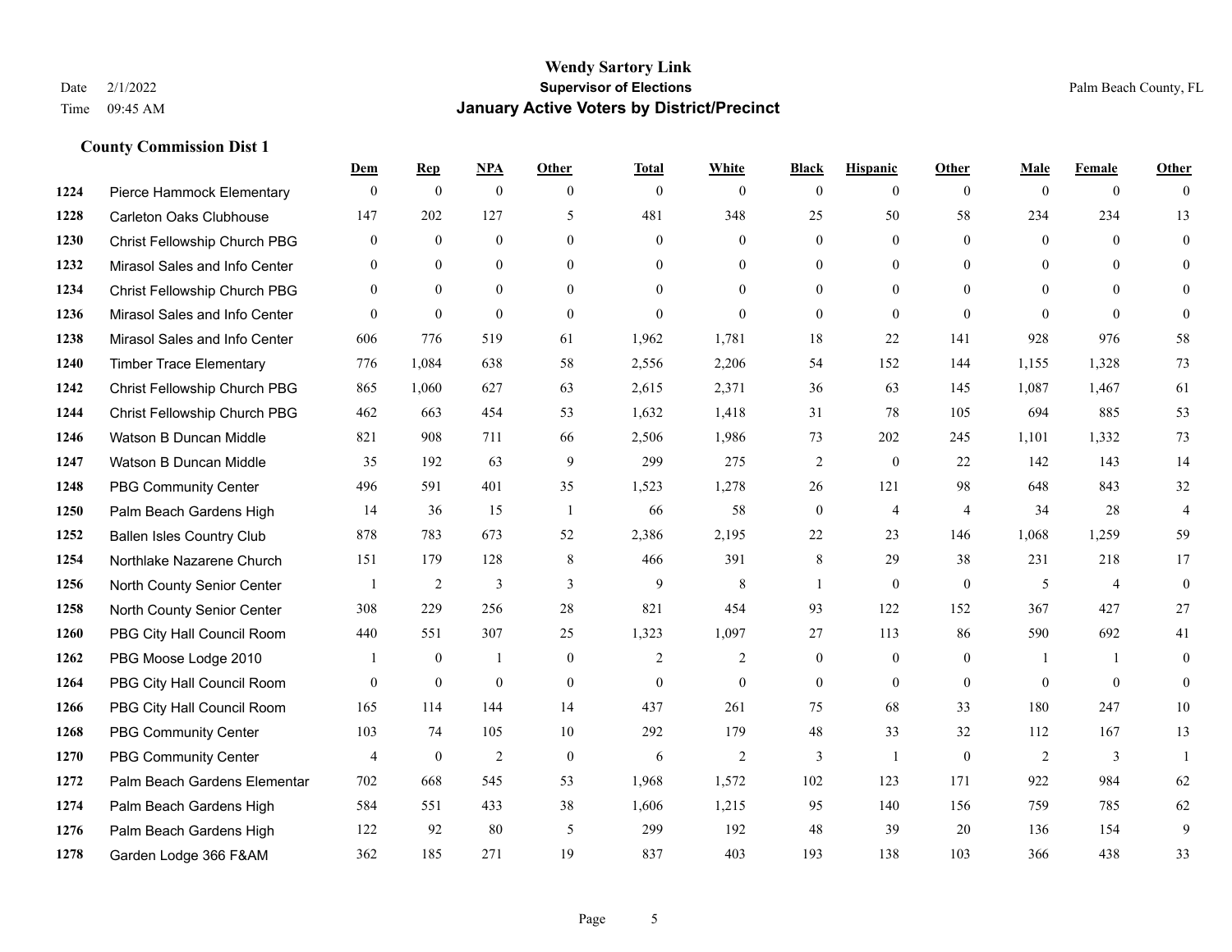# Wendy Sartory Link

**Supervisor of Elections**

**January Active Voters by District/Precinct**

Date 2/1/2022
Time 09:45 AM

Palm Beach County, FL

## County Commission Dist 1

| | | Dem | Rep | NPA | Other | Total | White | Black | Hispanic | Other | Male | Female | Other |
|---|---|---|---|---|---|---|---|---|---|---|---|---|---|
| 1224 | Pierce Hammock Elementary | 0 | 0 | 0 | 0 | 0 | 0 | 0 | 0 | 0 | 0 | 0 | 0 |
| 1228 | Carleton Oaks Clubhouse | 147 | 202 | 127 | 5 | 481 | 348 | 25 | 50 | 58 | 234 | 234 | 13 |
| 1230 | Christ Fellowship Church PBG | 0 | 0 | 0 | 0 | 0 | 0 | 0 | 0 | 0 | 0 | 0 | 0 |
| 1232 | Mirasol Sales and Info Center | 0 | 0 | 0 | 0 | 0 | 0 | 0 | 0 | 0 | 0 | 0 | 0 |
| 1234 | Christ Fellowship Church PBG | 0 | 0 | 0 | 0 | 0 | 0 | 0 | 0 | 0 | 0 | 0 | 0 |
| 1236 | Mirasol Sales and Info Center | 0 | 0 | 0 | 0 | 0 | 0 | 0 | 0 | 0 | 0 | 0 | 0 |
| 1238 | Mirasol Sales and Info Center | 606 | 776 | 519 | 61 | 1,962 | 1,781 | 18 | 22 | 141 | 928 | 976 | 58 |
| 1240 | Timber Trace Elementary | 776 | 1,084 | 638 | 58 | 2,556 | 2,206 | 54 | 152 | 144 | 1,155 | 1,328 | 73 |
| 1242 | Christ Fellowship Church PBG | 865 | 1,060 | 627 | 63 | 2,615 | 2,371 | 36 | 63 | 145 | 1,087 | 1,467 | 61 |
| 1244 | Christ Fellowship Church PBG | 462 | 663 | 454 | 53 | 1,632 | 1,418 | 31 | 78 | 105 | 694 | 885 | 53 |
| 1246 | Watson B Duncan Middle | 821 | 908 | 711 | 66 | 2,506 | 1,986 | 73 | 202 | 245 | 1,101 | 1,332 | 73 |
| 1247 | Watson B Duncan Middle | 35 | 192 | 63 | 9 | 299 | 275 | 2 | 0 | 22 | 142 | 143 | 14 |
| 1248 | PBG Community Center | 496 | 591 | 401 | 35 | 1,523 | 1,278 | 26 | 121 | 98 | 648 | 843 | 32 |
| 1250 | Palm Beach Gardens High | 14 | 36 | 15 | 1 | 66 | 58 | 0 | 4 | 4 | 34 | 28 | 4 |
| 1252 | Ballen Isles Country Club | 878 | 783 | 673 | 52 | 2,386 | 2,195 | 22 | 23 | 146 | 1,068 | 1,259 | 59 |
| 1254 | Northlake Nazarene Church | 151 | 179 | 128 | 8 | 466 | 391 | 8 | 29 | 38 | 231 | 218 | 17 |
| 1256 | North County Senior Center | 1 | 2 | 3 | 3 | 9 | 8 | 1 | 0 | 0 | 5 | 4 | 0 |
| 1258 | North County Senior Center | 308 | 229 | 256 | 28 | 821 | 454 | 93 | 122 | 152 | 367 | 427 | 27 |
| 1260 | PBG City Hall Council Room | 440 | 551 | 307 | 25 | 1,323 | 1,097 | 27 | 113 | 86 | 590 | 692 | 41 |
| 1262 | PBG Moose Lodge 2010 | 1 | 0 | 1 | 0 | 2 | 2 | 0 | 0 | 0 | 1 | 1 | 0 |
| 1264 | PBG City Hall Council Room | 0 | 0 | 0 | 0 | 0 | 0 | 0 | 0 | 0 | 0 | 0 | 0 |
| 1266 | PBG City Hall Council Room | 165 | 114 | 144 | 14 | 437 | 261 | 75 | 68 | 33 | 180 | 247 | 10 |
| 1268 | PBG Community Center | 103 | 74 | 105 | 10 | 292 | 179 | 48 | 33 | 32 | 112 | 167 | 13 |
| 1270 | PBG Community Center | 4 | 0 | 2 | 0 | 6 | 2 | 3 | 1 | 0 | 2 | 3 | 1 |
| 1272 | Palm Beach Gardens Elementar | 702 | 668 | 545 | 53 | 1,968 | 1,572 | 102 | 123 | 171 | 922 | 984 | 62 |
| 1274 | Palm Beach Gardens High | 584 | 551 | 433 | 38 | 1,606 | 1,215 | 95 | 140 | 156 | 759 | 785 | 62 |
| 1276 | Palm Beach Gardens High | 122 | 92 | 80 | 5 | 299 | 192 | 48 | 39 | 20 | 136 | 154 | 9 |
| 1278 | Garden Lodge 366 F&AM | 362 | 185 | 271 | 19 | 837 | 403 | 193 | 138 | 103 | 366 | 438 | 33 |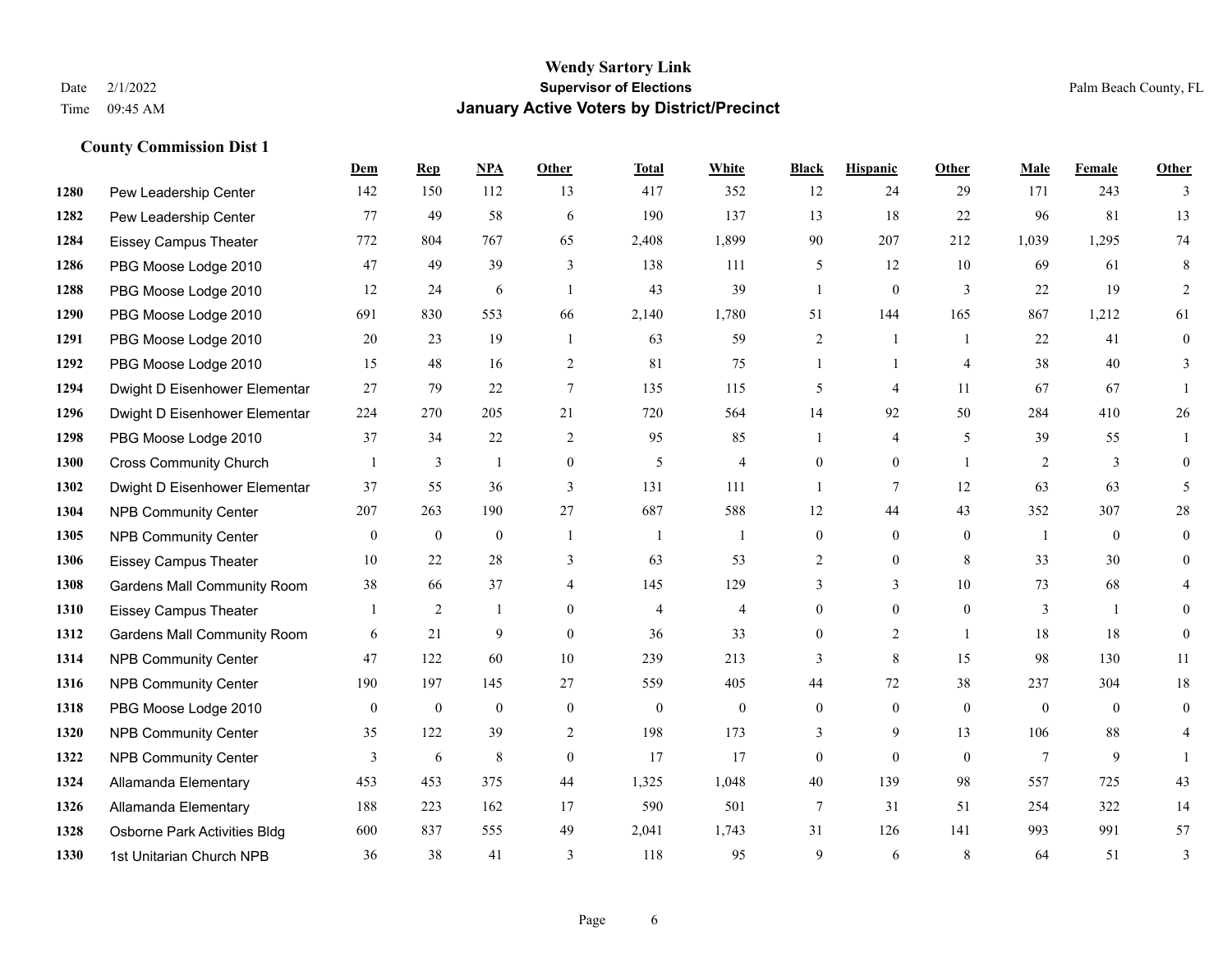# Wendy Sartory Link

**Supervisor of Elections**

**January Active Voters by District/Precinct**

Date 2/1/2022
Time 09:45 AM

Palm Beach County, FL

### County Commission Dist 1

| | | Dem | Rep | NPA | Other | Total | White | Black | Hispanic | Other | Male | Female | Other |
|---|---|---|---|---|---|---|---|---|---|---|---|---|---|
| 1280 | Pew Leadership Center | 142 | 150 | 112 | 13 | 417 | 352 | 12 | 24 | 29 | 171 | 243 | 3 |
| 1282 | Pew Leadership Center | 77 | 49 | 58 | 6 | 190 | 137 | 13 | 18 | 22 | 96 | 81 | 13 |
| 1284 | Eissey Campus Theater | 772 | 804 | 767 | 65 | 2,408 | 1,899 | 90 | 207 | 212 | 1,039 | 1,295 | 74 |
| 1286 | PBG Moose Lodge 2010 | 47 | 49 | 39 | 3 | 138 | 111 | 5 | 12 | 10 | 69 | 61 | 8 |
| 1288 | PBG Moose Lodge 2010 | 12 | 24 | 6 | 1 | 43 | 39 | 1 | 0 | 3 | 22 | 19 | 2 |
| 1290 | PBG Moose Lodge 2010 | 691 | 830 | 553 | 66 | 2,140 | 1,780 | 51 | 144 | 165 | 867 | 1,212 | 61 |
| 1291 | PBG Moose Lodge 2010 | 20 | 23 | 19 | 1 | 63 | 59 | 2 | 1 | 1 | 22 | 41 | 0 |
| 1292 | PBG Moose Lodge 2010 | 15 | 48 | 16 | 2 | 81 | 75 | 1 | 1 | 4 | 38 | 40 | 3 |
| 1294 | Dwight D Eisenhower Elementar | 27 | 79 | 22 | 7 | 135 | 115 | 5 | 4 | 11 | 67 | 67 | 1 |
| 1296 | Dwight D Eisenhower Elementar | 224 | 270 | 205 | 21 | 720 | 564 | 14 | 92 | 50 | 284 | 410 | 26 |
| 1298 | PBG Moose Lodge 2010 | 37 | 34 | 22 | 2 | 95 | 85 | 1 | 4 | 5 | 39 | 55 | 1 |
| 1300 | Cross Community Church | 1 | 3 | 1 | 0 | 5 | 4 | 0 | 0 | 1 | 2 | 3 | 0 |
| 1302 | Dwight D Eisenhower Elementar | 37 | 55 | 36 | 3 | 131 | 111 | 1 | 7 | 12 | 63 | 63 | 5 |
| 1304 | NPB Community Center | 207 | 263 | 190 | 27 | 687 | 588 | 12 | 44 | 43 | 352 | 307 | 28 |
| 1305 | NPB Community Center | 0 | 0 | 0 | 1 | 1 | 1 | 0 | 0 | 0 | 1 | 0 | 0 |
| 1306 | Eissey Campus Theater | 10 | 22 | 28 | 3 | 63 | 53 | 2 | 0 | 8 | 33 | 30 | 0 |
| 1308 | Gardens Mall Community Room | 38 | 66 | 37 | 4 | 145 | 129 | 3 | 3 | 10 | 73 | 68 | 4 |
| 1310 | Eissey Campus Theater | 1 | 2 | 1 | 0 | 4 | 4 | 0 | 0 | 0 | 3 | 1 | 0 |
| 1312 | Gardens Mall Community Room | 6 | 21 | 9 | 0 | 36 | 33 | 0 | 2 | 1 | 18 | 18 | 0 |
| 1314 | NPB Community Center | 47 | 122 | 60 | 10 | 239 | 213 | 3 | 8 | 15 | 98 | 130 | 11 |
| 1316 | NPB Community Center | 190 | 197 | 145 | 27 | 559 | 405 | 44 | 72 | 38 | 237 | 304 | 18 |
| 1318 | PBG Moose Lodge 2010 | 0 | 0 | 0 | 0 | 0 | 0 | 0 | 0 | 0 | 0 | 0 | 0 |
| 1320 | NPB Community Center | 35 | 122 | 39 | 2 | 198 | 173 | 3 | 9 | 13 | 106 | 88 | 4 |
| 1322 | NPB Community Center | 3 | 6 | 8 | 0 | 17 | 17 | 0 | 0 | 0 | 7 | 9 | 1 |
| 1324 | Allamanda Elementary | 453 | 453 | 375 | 44 | 1,325 | 1,048 | 40 | 139 | 98 | 557 | 725 | 43 |
| 1326 | Allamanda Elementary | 188 | 223 | 162 | 17 | 590 | 501 | 7 | 31 | 51 | 254 | 322 | 14 |
| 1328 | Osborne Park Activities Bldg | 600 | 837 | 555 | 49 | 2,041 | 1,743 | 31 | 126 | 141 | 993 | 991 | 57 |
| 1330 | 1st Unitarian Church NPB | 36 | 38 | 41 | 3 | 118 | 95 | 9 | 6 | 8 | 64 | 51 | 3 |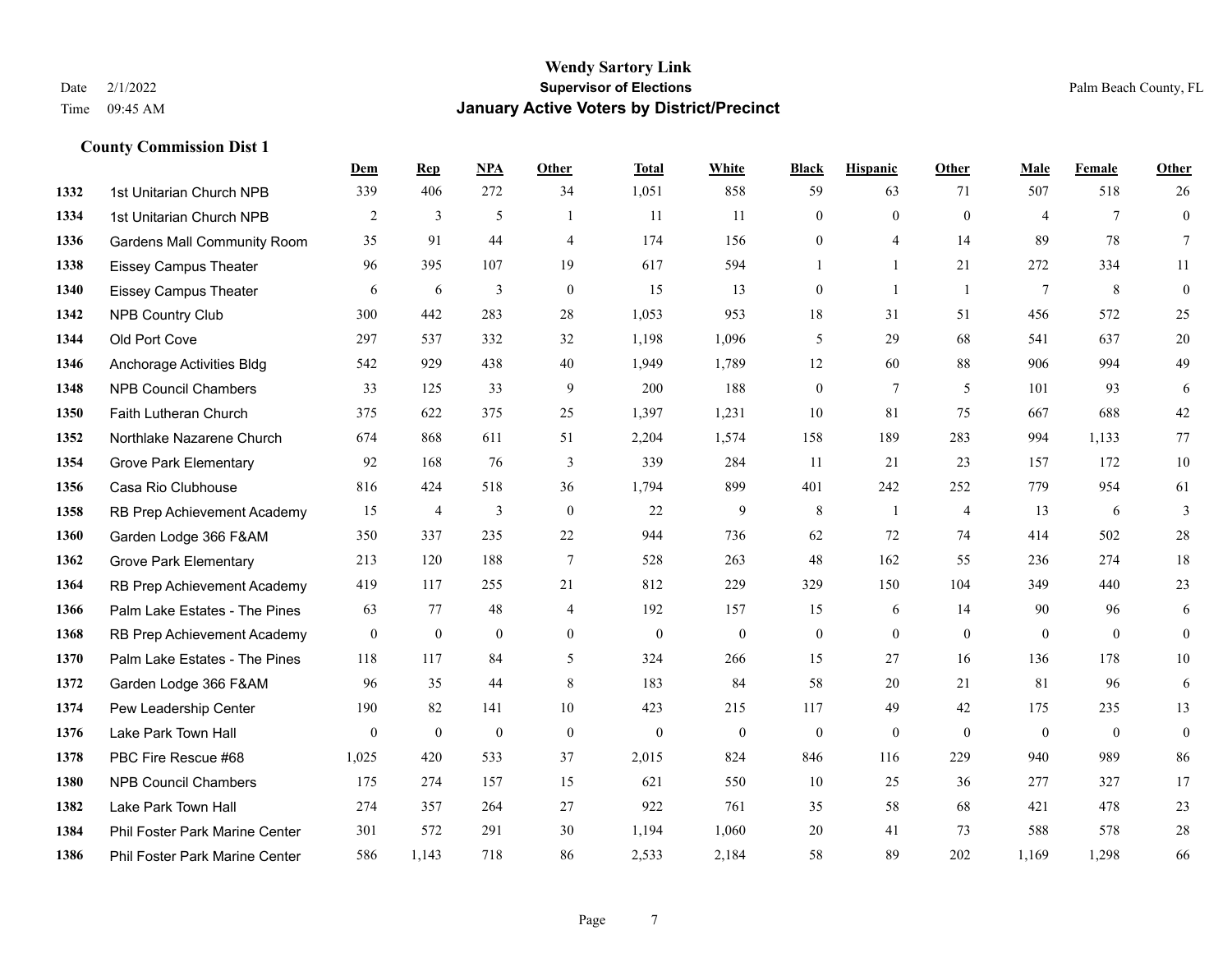# Wendy Sartory Link
## Supervisor of Elections
## January Active Voters by District/Precinct

Date 2/1/2022
Time 09:45 AM

Palm Beach County, FL

### County Commission Dist 1

| | | Dem | Rep | NPA | Other | Total | White | Black | Hispanic | Other | Male | Female | Other |
|---|---|---|---|---|---|---|---|---|---|---|---|---|---|
| 1332 | 1st Unitarian Church NPB | 339 | 406 | 272 | 34 | 1,051 | 858 | 59 | 63 | 71 | 507 | 518 | 26 |
| 1334 | 1st Unitarian Church NPB | 2 | 3 | 5 | 1 | 11 | 11 | 0 | 0 | 0 | 4 | 7 | 0 |
| 1336 | Gardens Mall Community Room | 35 | 91 | 44 | 4 | 174 | 156 | 0 | 4 | 14 | 89 | 78 | 7 |
| 1338 | Eissey Campus Theater | 96 | 395 | 107 | 19 | 617 | 594 | 1 | 1 | 21 | 272 | 334 | 11 |
| 1340 | Eissey Campus Theater | 6 | 6 | 3 | 0 | 15 | 13 | 0 | 1 | 1 | 7 | 8 | 0 |
| 1342 | NPB Country Club | 300 | 442 | 283 | 28 | 1,053 | 953 | 18 | 31 | 51 | 456 | 572 | 25 |
| 1344 | Old Port Cove | 297 | 537 | 332 | 32 | 1,198 | 1,096 | 5 | 29 | 68 | 541 | 637 | 20 |
| 1346 | Anchorage Activities Bldg | 542 | 929 | 438 | 40 | 1,949 | 1,789 | 12 | 60 | 88 | 906 | 994 | 49 |
| 1348 | NPB Council Chambers | 33 | 125 | 33 | 9 | 200 | 188 | 0 | 7 | 5 | 101 | 93 | 6 |
| 1350 | Faith Lutheran Church | 375 | 622 | 375 | 25 | 1,397 | 1,231 | 10 | 81 | 75 | 667 | 688 | 42 |
| 1352 | Northlake Nazarene Church | 674 | 868 | 611 | 51 | 2,204 | 1,574 | 158 | 189 | 283 | 994 | 1,133 | 77 |
| 1354 | Grove Park Elementary | 92 | 168 | 76 | 3 | 339 | 284 | 11 | 21 | 23 | 157 | 172 | 10 |
| 1356 | Casa Rio Clubhouse | 816 | 424 | 518 | 36 | 1,794 | 899 | 401 | 242 | 252 | 779 | 954 | 61 |
| 1358 | RB Prep Achievement Academy | 15 | 4 | 3 | 0 | 22 | 9 | 8 | 1 | 4 | 13 | 6 | 3 |
| 1360 | Garden Lodge 366 F&AM | 350 | 337 | 235 | 22 | 944 | 736 | 62 | 72 | 74 | 414 | 502 | 28 |
| 1362 | Grove Park Elementary | 213 | 120 | 188 | 7 | 528 | 263 | 48 | 162 | 55 | 236 | 274 | 18 |
| 1364 | RB Prep Achievement Academy | 419 | 117 | 255 | 21 | 812 | 229 | 329 | 150 | 104 | 349 | 440 | 23 |
| 1366 | Palm Lake Estates - The Pines | 63 | 77 | 48 | 4 | 192 | 157 | 15 | 6 | 14 | 90 | 96 | 6 |
| 1368 | RB Prep Achievement Academy | 0 | 0 | 0 | 0 | 0 | 0 | 0 | 0 | 0 | 0 | 0 | 0 |
| 1370 | Palm Lake Estates - The Pines | 118 | 117 | 84 | 5 | 324 | 266 | 15 | 27 | 16 | 136 | 178 | 10 |
| 1372 | Garden Lodge 366 F&AM | 96 | 35 | 44 | 8 | 183 | 84 | 58 | 20 | 21 | 81 | 96 | 6 |
| 1374 | Pew Leadership Center | 190 | 82 | 141 | 10 | 423 | 215 | 117 | 49 | 42 | 175 | 235 | 13 |
| 1376 | Lake Park Town Hall | 0 | 0 | 0 | 0 | 0 | 0 | 0 | 0 | 0 | 0 | 0 | 0 |
| 1378 | PBC Fire Rescue #68 | 1,025 | 420 | 533 | 37 | 2,015 | 824 | 846 | 116 | 229 | 940 | 989 | 86 |
| 1380 | NPB Council Chambers | 175 | 274 | 157 | 15 | 621 | 550 | 10 | 25 | 36 | 277 | 327 | 17 |
| 1382 | Lake Park Town Hall | 274 | 357 | 264 | 27 | 922 | 761 | 35 | 58 | 68 | 421 | 478 | 23 |
| 1384 | Phil Foster Park Marine Center | 301 | 572 | 291 | 30 | 1,194 | 1,060 | 20 | 41 | 73 | 588 | 578 | 28 |
| 1386 | Phil Foster Park Marine Center | 586 | 1,143 | 718 | 86 | 2,533 | 2,184 | 58 | 89 | 202 | 1,169 | 1,298 | 66 |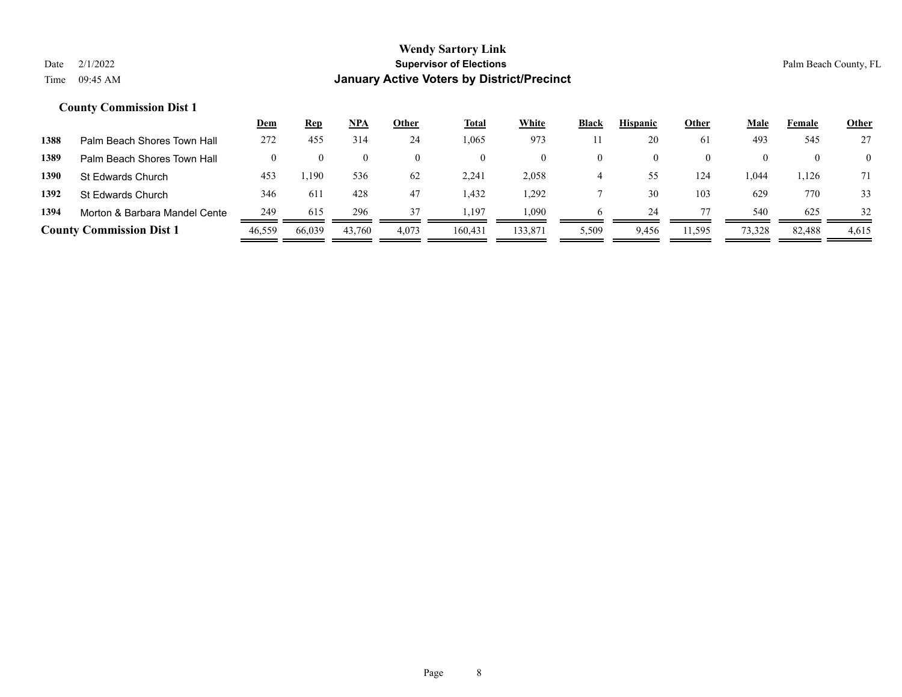# Wendy Sartory Link

## Supervisor of Elections

## January Active Voters by District/Precinct

Date 2/1/2022

Time 09:45 AM

Palm Beach County, FL

### County Commission Dist 1

| | | Dem | Rep | NPA | Other | Total | White | Black | Hispanic | Other | Male | Female | Other |
|---|---|---|---|---|---|---|---|---|---|---|---|---|---|
| 1388 | Palm Beach Shores Town Hall | 272 | 455 | 314 | 24 | 1,065 | 973 | 11 | 20 | 61 | 493 | 545 | 27 |
| 1389 | Palm Beach Shores Town Hall | 0 | 0 | 0 | 0 | 0 | 0 | 0 | 0 | 0 | 0 | 0 | 0 |
| 1390 | St Edwards Church | 453 | 1,190 | 536 | 62 | 2,241 | 2,058 | 4 | 55 | 124 | 1,044 | 1,126 | 71 |
| 1392 | St Edwards Church | 346 | 611 | 428 | 47 | 1,432 | 1,292 | 7 | 30 | 103 | 629 | 770 | 33 |
| 1394 | Morton & Barbara Mandel Cente | 249 | 615 | 296 | 37 | 1,197 | 1,090 | 6 | 24 | 77 | 540 | 625 | 32 |
| **County Commission Dist 1** | | 46,559 | 66,039 | 43,760 | 4,073 | 160,431 | 133,871 | 5,509 | 9,456 | 11,595 | 73,328 | 82,488 | 4,615 |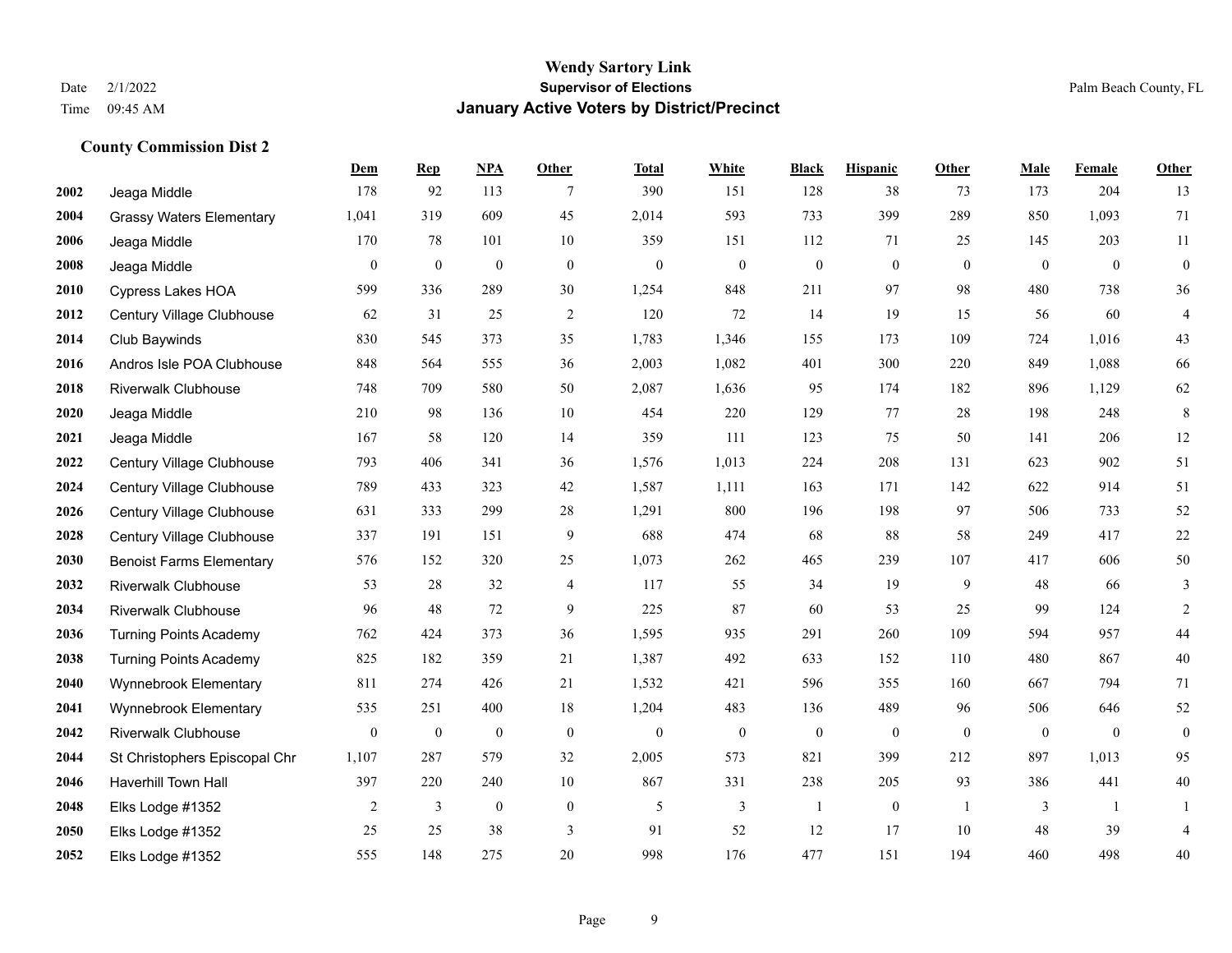## County Commission Dist 2

| | | Dem | Rep | NPA | Other | Total | White | Black | Hispanic | Other | Male | Female | Other |
|---|---|---|---|---|---|---|---|---|---|---|---|---|---|
| 2002 | Jeaga Middle | 178 | 92 | 113 | 7 | 390 | 151 | 128 | 38 | 73 | 173 | 204 | 13 |
| 2004 | Grassy Waters Elementary | 1,041 | 319 | 609 | 45 | 2,014 | 593 | 733 | 399 | 289 | 850 | 1,093 | 71 |
| 2006 | Jeaga Middle | 170 | 78 | 101 | 10 | 359 | 151 | 112 | 71 | 25 | 145 | 203 | 11 |
| 2008 | Jeaga Middle | 0 | 0 | 0 | 0 | 0 | 0 | 0 | 0 | 0 | 0 | 0 | 0 |
| 2010 | Cypress Lakes HOA | 599 | 336 | 289 | 30 | 1,254 | 848 | 211 | 97 | 98 | 480 | 738 | 36 |
| 2012 | Century Village Clubhouse | 62 | 31 | 25 | 2 | 120 | 72 | 14 | 19 | 15 | 56 | 60 | 4 |
| 2014 | Club Baywinds | 830 | 545 | 373 | 35 | 1,783 | 1,346 | 155 | 173 | 109 | 724 | 1,016 | 43 |
| 2016 | Andros Isle POA Clubhouse | 848 | 564 | 555 | 36 | 2,003 | 1,082 | 401 | 300 | 220 | 849 | 1,088 | 66 |
| 2018 | Riverwalk Clubhouse | 748 | 709 | 580 | 50 | 2,087 | 1,636 | 95 | 174 | 182 | 896 | 1,129 | 62 |
| 2020 | Jeaga Middle | 210 | 98 | 136 | 10 | 454 | 220 | 129 | 77 | 28 | 198 | 248 | 8 |
| 2021 | Jeaga Middle | 167 | 58 | 120 | 14 | 359 | 111 | 123 | 75 | 50 | 141 | 206 | 12 |
| 2022 | Century Village Clubhouse | 793 | 406 | 341 | 36 | 1,576 | 1,013 | 224 | 208 | 131 | 623 | 902 | 51 |
| 2024 | Century Village Clubhouse | 789 | 433 | 323 | 42 | 1,587 | 1,111 | 163 | 171 | 142 | 622 | 914 | 51 |
| 2026 | Century Village Clubhouse | 631 | 333 | 299 | 28 | 1,291 | 800 | 196 | 198 | 97 | 506 | 733 | 52 |
| 2028 | Century Village Clubhouse | 337 | 191 | 151 | 9 | 688 | 474 | 68 | 88 | 58 | 249 | 417 | 22 |
| 2030 | Benoist Farms Elementary | 576 | 152 | 320 | 25 | 1,073 | 262 | 465 | 239 | 107 | 417 | 606 | 50 |
| 2032 | Riverwalk Clubhouse | 53 | 28 | 32 | 4 | 117 | 55 | 34 | 19 | 9 | 48 | 66 | 3 |
| 2034 | Riverwalk Clubhouse | 96 | 48 | 72 | 9 | 225 | 87 | 60 | 53 | 25 | 99 | 124 | 2 |
| 2036 | Turning Points Academy | 762 | 424 | 373 | 36 | 1,595 | 935 | 291 | 260 | 109 | 594 | 957 | 44 |
| 2038 | Turning Points Academy | 825 | 182 | 359 | 21 | 1,387 | 492 | 633 | 152 | 110 | 480 | 867 | 40 |
| 2040 | Wynnebrook Elementary | 811 | 274 | 426 | 21 | 1,532 | 421 | 596 | 355 | 160 | 667 | 794 | 71 |
| 2041 | Wynnebrook Elementary | 535 | 251 | 400 | 18 | 1,204 | 483 | 136 | 489 | 96 | 506 | 646 | 52 |
| 2042 | Riverwalk Clubhouse | 0 | 0 | 0 | 0 | 0 | 0 | 0 | 0 | 0 | 0 | 0 | 0 |
| 2044 | St Christophers Episcopal Chr | 1,107 | 287 | 579 | 32 | 2,005 | 573 | 821 | 399 | 212 | 897 | 1,013 | 95 |
| 2046 | Haverhill Town Hall | 397 | 220 | 240 | 10 | 867 | 331 | 238 | 205 | 93 | 386 | 441 | 40 |
| 2048 | Elks Lodge #1352 | 2 | 3 | 0 | 0 | 5 | 3 | 1 | 0 | 1 | 3 | 1 | 1 |
| 2050 | Elks Lodge #1352 | 25 | 25 | 38 | 3 | 91 | 52 | 12 | 17 | 10 | 48 | 39 | 4 |
| 2052 | Elks Lodge #1352 | 555 | 148 | 275 | 20 | 998 | 176 | 477 | 151 | 194 | 460 | 498 | 40 |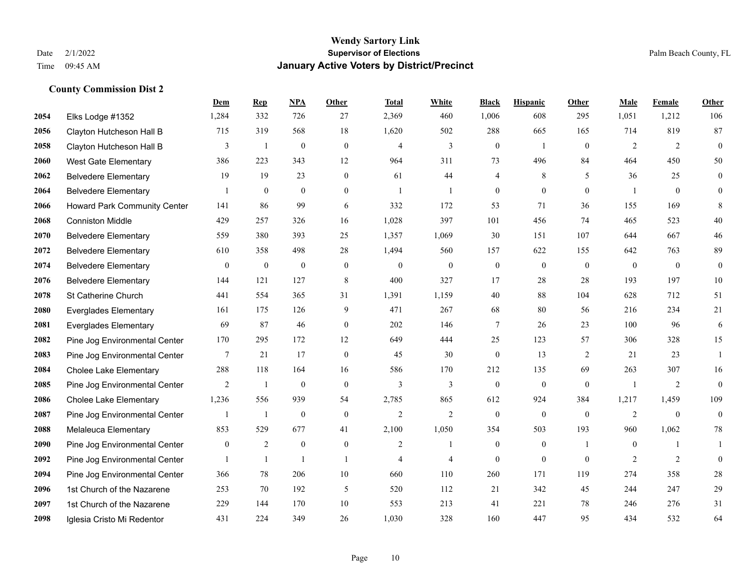**Wendy Sartory Link**

**Supervisor of Elections**

**January Active Voters by District/Precinct**

Date 2/1/2022
Time 09:45 AM

Palm Beach County, FL

## County Commission Dist 2

| | | Dem | Rep | NPA | Other | Total | White | Black | Hispanic | Other | Male | Female | Other |
|---|---|---|---|---|---|---|---|---|---|---|---|---|---|
| 2054 | Elks Lodge #1352 | 1,284 | 332 | 726 | 27 | 2,369 | 460 | 1,006 | 608 | 295 | 1,051 | 1,212 | 106 |
| 2056 | Clayton Hutcheson Hall B | 715 | 319 | 568 | 18 | 1,620 | 502 | 288 | 665 | 165 | 714 | 819 | 87 |
| 2058 | Clayton Hutcheson Hall B | 3 | 1 | 0 | 0 | 4 | 3 | 0 | 1 | 0 | 2 | 2 | 0 |
| 2060 | West Gate Elementary | 386 | 223 | 343 | 12 | 964 | 311 | 73 | 496 | 84 | 464 | 450 | 50 |
| 2062 | Belvedere Elementary | 19 | 19 | 23 | 0 | 61 | 44 | 4 | 8 | 5 | 36 | 25 | 0 |
| 2064 | Belvedere Elementary | 1 | 0 | 0 | 0 | 1 | 1 | 0 | 0 | 0 | 1 | 0 | 0 |
| 2066 | Howard Park Community Center | 141 | 86 | 99 | 6 | 332 | 172 | 53 | 71 | 36 | 155 | 169 | 8 |
| 2068 | Conniston Middle | 429 | 257 | 326 | 16 | 1,028 | 397 | 101 | 456 | 74 | 465 | 523 | 40 |
| 2070 | Belvedere Elementary | 559 | 380 | 393 | 25 | 1,357 | 1,069 | 30 | 151 | 107 | 644 | 667 | 46 |
| 2072 | Belvedere Elementary | 610 | 358 | 498 | 28 | 1,494 | 560 | 157 | 622 | 155 | 642 | 763 | 89 |
| 2074 | Belvedere Elementary | 0 | 0 | 0 | 0 | 0 | 0 | 0 | 0 | 0 | 0 | 0 | 0 |
| 2076 | Belvedere Elementary | 144 | 121 | 127 | 8 | 400 | 327 | 17 | 28 | 28 | 193 | 197 | 10 |
| 2078 | St Catherine Church | 441 | 554 | 365 | 31 | 1,391 | 1,159 | 40 | 88 | 104 | 628 | 712 | 51 |
| 2080 | Everglades Elementary | 161 | 175 | 126 | 9 | 471 | 267 | 68 | 80 | 56 | 216 | 234 | 21 |
| 2081 | Everglades Elementary | 69 | 87 | 46 | 0 | 202 | 146 | 7 | 26 | 23 | 100 | 96 | 6 |
| 2082 | Pine Jog Environmental Center | 170 | 295 | 172 | 12 | 649 | 444 | 25 | 123 | 57 | 306 | 328 | 15 |
| 2083 | Pine Jog Environmental Center | 7 | 21 | 17 | 0 | 45 | 30 | 0 | 13 | 2 | 21 | 23 | 1 |
| 2084 | Cholee Lake Elementary | 288 | 118 | 164 | 16 | 586 | 170 | 212 | 135 | 69 | 263 | 307 | 16 |
| 2085 | Pine Jog Environmental Center | 2 | 1 | 0 | 0 | 3 | 3 | 0 | 0 | 0 | 1 | 2 | 0 |
| 2086 | Cholee Lake Elementary | 1,236 | 556 | 939 | 54 | 2,785 | 865 | 612 | 924 | 384 | 1,217 | 1,459 | 109 |
| 2087 | Pine Jog Environmental Center | 1 | 1 | 0 | 0 | 2 | 2 | 0 | 0 | 0 | 2 | 0 | 0 |
| 2088 | Melaleuca Elementary | 853 | 529 | 677 | 41 | 2,100 | 1,050 | 354 | 503 | 193 | 960 | 1,062 | 78 |
| 2090 | Pine Jog Environmental Center | 0 | 2 | 0 | 0 | 2 | 1 | 0 | 0 | 1 | 0 | 1 | 1 |
| 2092 | Pine Jog Environmental Center | 1 | 1 | 1 | 1 | 4 | 4 | 0 | 0 | 0 | 2 | 2 | 0 |
| 2094 | Pine Jog Environmental Center | 366 | 78 | 206 | 10 | 660 | 110 | 260 | 171 | 119 | 274 | 358 | 28 |
| 2096 | 1st Church of the Nazarene | 253 | 70 | 192 | 5 | 520 | 112 | 21 | 342 | 45 | 244 | 247 | 29 |
| 2097 | 1st Church of the Nazarene | 229 | 144 | 170 | 10 | 553 | 213 | 41 | 221 | 78 | 246 | 276 | 31 |
| 2098 | Iglesia Cristo Mi Redentor | 431 | 224 | 349 | 26 | 1,030 | 328 | 160 | 447 | 95 | 434 | 532 | 64 |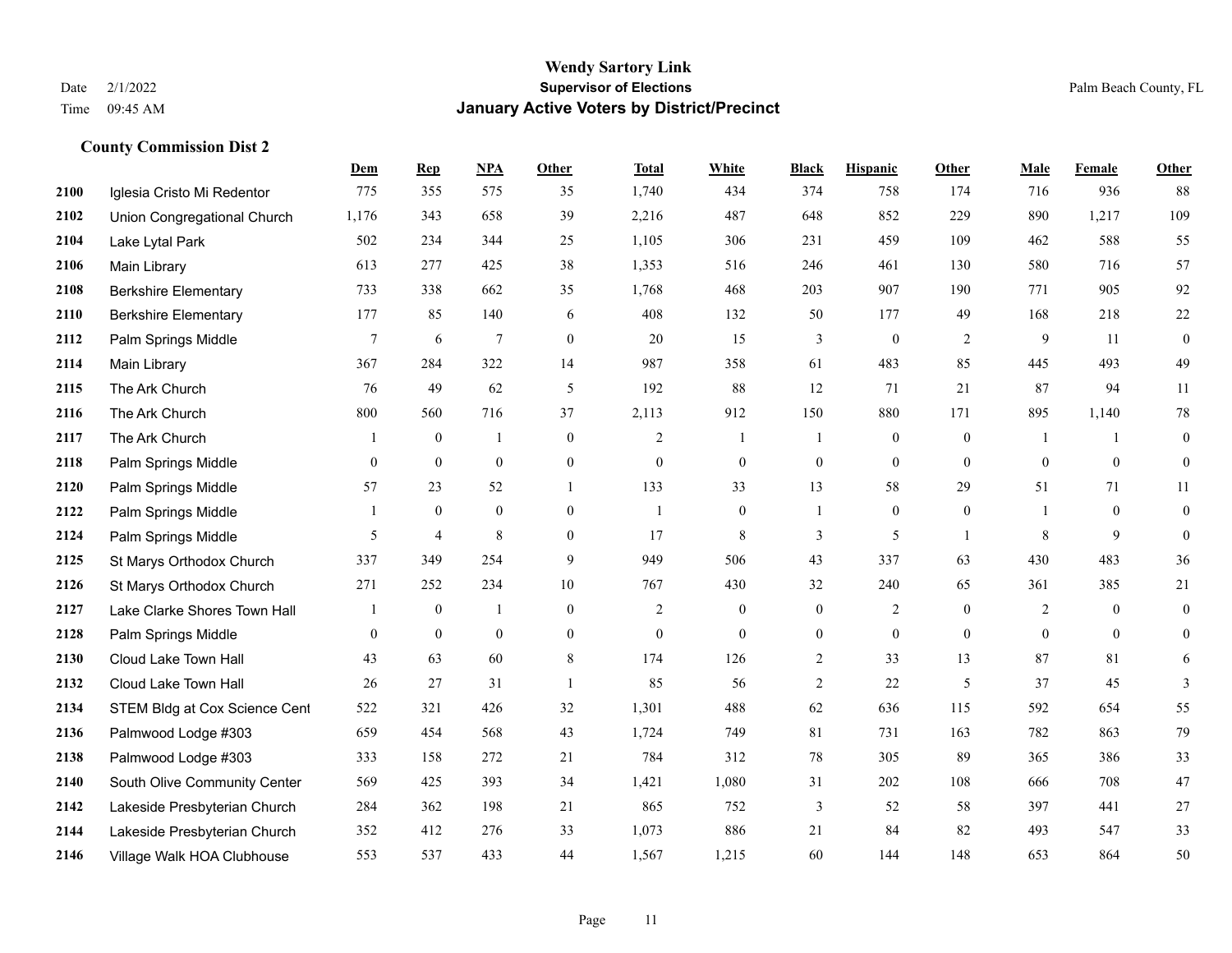# Wendy Sartory Link
## Supervisor of Elections
## January Active Voters by District/Precinct

Date 2/1/2022
Time 09:45 AM

Palm Beach County, FL

### County Commission Dist 2

| | | Dem | Rep | NPA | Other | Total | White | Black | Hispanic | Other | Male | Female | Other |
|---|---|---|---|---|---|---|---|---|---|---|---|---|---|
| 2100 | Iglesia Cristo Mi Redentor | 775 | 355 | 575 | 35 | 1,740 | 434 | 374 | 758 | 174 | 716 | 936 | 88 |
| 2102 | Union Congregational Church | 1,176 | 343 | 658 | 39 | 2,216 | 487 | 648 | 852 | 229 | 890 | 1,217 | 109 |
| 2104 | Lake Lytal Park | 502 | 234 | 344 | 25 | 1,105 | 306 | 231 | 459 | 109 | 462 | 588 | 55 |
| 2106 | Main Library | 613 | 277 | 425 | 38 | 1,353 | 516 | 246 | 461 | 130 | 580 | 716 | 57 |
| 2108 | Berkshire Elementary | 733 | 338 | 662 | 35 | 1,768 | 468 | 203 | 907 | 190 | 771 | 905 | 92 |
| 2110 | Berkshire Elementary | 177 | 85 | 140 | 6 | 408 | 132 | 50 | 177 | 49 | 168 | 218 | 22 |
| 2112 | Palm Springs Middle | 7 | 6 | 7 | 0 | 20 | 15 | 3 | 0 | 2 | 9 | 11 | 0 |
| 2114 | Main Library | 367 | 284 | 322 | 14 | 987 | 358 | 61 | 483 | 85 | 445 | 493 | 49 |
| 2115 | The Ark Church | 76 | 49 | 62 | 5 | 192 | 88 | 12 | 71 | 21 | 87 | 94 | 11 |
| 2116 | The Ark Church | 800 | 560 | 716 | 37 | 2,113 | 912 | 150 | 880 | 171 | 895 | 1,140 | 78 |
| 2117 | The Ark Church | 1 | 0 | 1 | 0 | 2 | 1 | 1 | 0 | 0 | 1 | 1 | 0 |
| 2118 | Palm Springs Middle | 0 | 0 | 0 | 0 | 0 | 0 | 0 | 0 | 0 | 0 | 0 | 0 |
| 2120 | Palm Springs Middle | 57 | 23 | 52 | 1 | 133 | 33 | 13 | 58 | 29 | 51 | 71 | 11 |
| 2122 | Palm Springs Middle | 1 | 0 | 0 | 0 | 1 | 0 | 1 | 0 | 0 | 1 | 0 | 0 |
| 2124 | Palm Springs Middle | 5 | 4 | 8 | 0 | 17 | 8 | 3 | 5 | 1 | 8 | 9 | 0 |
| 2125 | St Marys Orthodox Church | 337 | 349 | 254 | 9 | 949 | 506 | 43 | 337 | 63 | 430 | 483 | 36 |
| 2126 | St Marys Orthodox Church | 271 | 252 | 234 | 10 | 767 | 430 | 32 | 240 | 65 | 361 | 385 | 21 |
| 2127 | Lake Clarke Shores Town Hall | 1 | 0 | 1 | 0 | 2 | 0 | 0 | 2 | 0 | 2 | 0 | 0 |
| 2128 | Palm Springs Middle | 0 | 0 | 0 | 0 | 0 | 0 | 0 | 0 | 0 | 0 | 0 | 0 |
| 2130 | Cloud Lake Town Hall | 43 | 63 | 60 | 8 | 174 | 126 | 2 | 33 | 13 | 87 | 81 | 6 |
| 2132 | Cloud Lake Town Hall | 26 | 27 | 31 | 1 | 85 | 56 | 2 | 22 | 5 | 37 | 45 | 3 |
| 2134 | STEM Bldg at Cox Science Cent | 522 | 321 | 426 | 32 | 1,301 | 488 | 62 | 636 | 115 | 592 | 654 | 55 |
| 2136 | Palmwood Lodge #303 | 659 | 454 | 568 | 43 | 1,724 | 749 | 81 | 731 | 163 | 782 | 863 | 79 |
| 2138 | Palmwood Lodge #303 | 333 | 158 | 272 | 21 | 784 | 312 | 78 | 305 | 89 | 365 | 386 | 33 |
| 2140 | South Olive Community Center | 569 | 425 | 393 | 34 | 1,421 | 1,080 | 31 | 202 | 108 | 666 | 708 | 47 |
| 2142 | Lakeside Presbyterian Church | 284 | 362 | 198 | 21 | 865 | 752 | 3 | 52 | 58 | 397 | 441 | 27 |
| 2144 | Lakeside Presbyterian Church | 352 | 412 | 276 | 33 | 1,073 | 886 | 21 | 84 | 82 | 493 | 547 | 33 |
| 2146 | Village Walk HOA Clubhouse | 553 | 537 | 433 | 44 | 1,567 | 1,215 | 60 | 144 | 148 | 653 | 864 | 50 |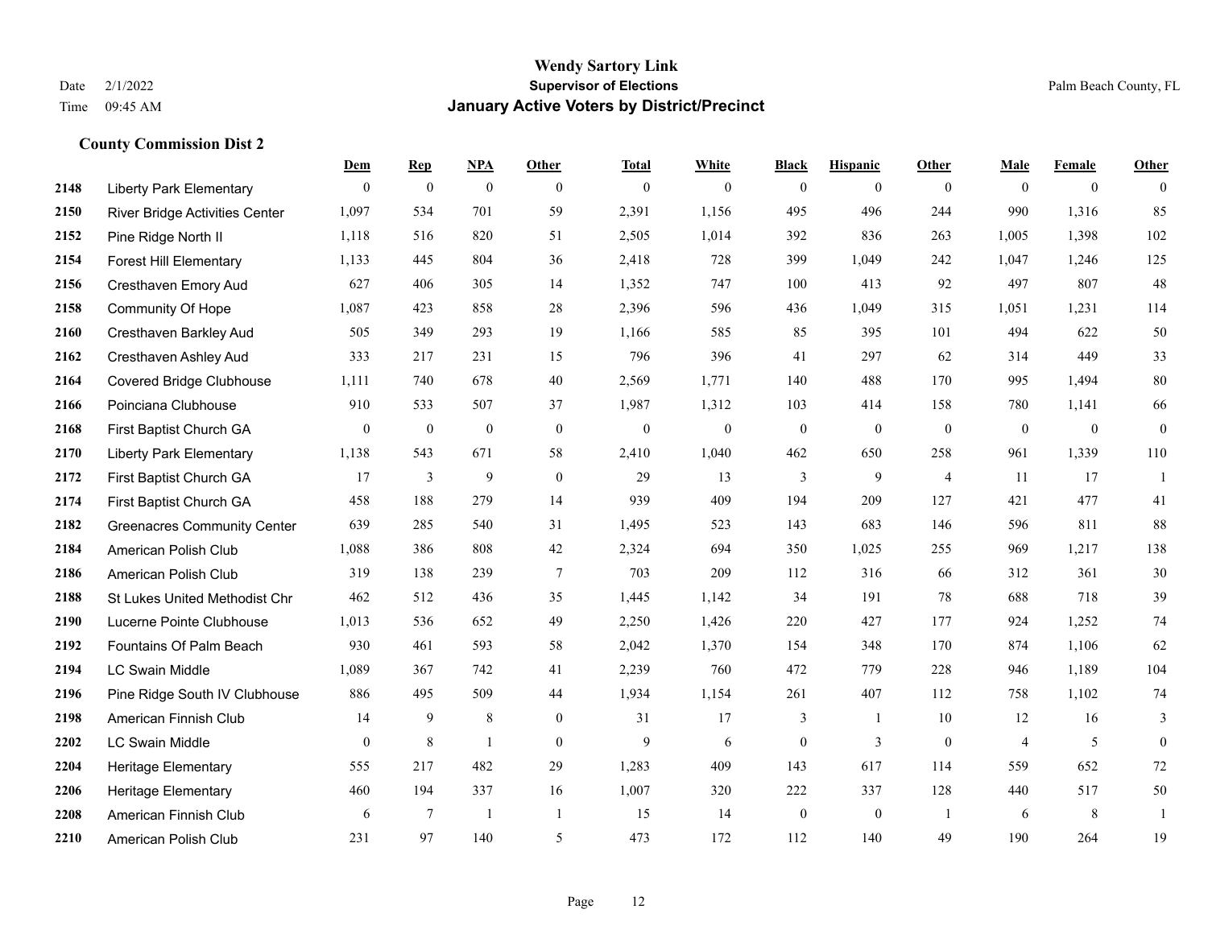# Wendy Sartory Link

**Supervisor of Elections**

**January Active Voters by District/Precinct**

Date 2/1/2022
Time 09:45 AM

Palm Beach County, FL

## County Commission Dist 2

| | | Dem | Rep | NPA | Other | Total | White | Black | Hispanic | Other | Male | Female | Other |
|---|---|---|---|---|---|---|---|---|---|---|---|---|---|
| 2148 | Liberty Park Elementary | 0 | 0 | 0 | 0 | 0 | 0 | 0 | 0 | 0 | 0 | 0 | 0 |
| 2150 | River Bridge Activities Center | 1,097 | 534 | 701 | 59 | 2,391 | 1,156 | 495 | 496 | 244 | 990 | 1,316 | 85 |
| 2152 | Pine Ridge North II | 1,118 | 516 | 820 | 51 | 2,505 | 1,014 | 392 | 836 | 263 | 1,005 | 1,398 | 102 |
| 2154 | Forest Hill Elementary | 1,133 | 445 | 804 | 36 | 2,418 | 728 | 399 | 1,049 | 242 | 1,047 | 1,246 | 125 |
| 2156 | Cresthaven Emory Aud | 627 | 406 | 305 | 14 | 1,352 | 747 | 100 | 413 | 92 | 497 | 807 | 48 |
| 2158 | Community Of Hope | 1,087 | 423 | 858 | 28 | 2,396 | 596 | 436 | 1,049 | 315 | 1,051 | 1,231 | 114 |
| 2160 | Cresthaven Barkley Aud | 505 | 349 | 293 | 19 | 1,166 | 585 | 85 | 395 | 101 | 494 | 622 | 50 |
| 2162 | Cresthaven Ashley Aud | 333 | 217 | 231 | 15 | 796 | 396 | 41 | 297 | 62 | 314 | 449 | 33 |
| 2164 | Covered Bridge Clubhouse | 1,111 | 740 | 678 | 40 | 2,569 | 1,771 | 140 | 488 | 170 | 995 | 1,494 | 80 |
| 2166 | Poinciana Clubhouse | 910 | 533 | 507 | 37 | 1,987 | 1,312 | 103 | 414 | 158 | 780 | 1,141 | 66 |
| 2168 | First Baptist Church GA | 0 | 0 | 0 | 0 | 0 | 0 | 0 | 0 | 0 | 0 | 0 | 0 |
| 2170 | Liberty Park Elementary | 1,138 | 543 | 671 | 58 | 2,410 | 1,040 | 462 | 650 | 258 | 961 | 1,339 | 110 |
| 2172 | First Baptist Church GA | 17 | 3 | 9 | 0 | 29 | 13 | 3 | 9 | 4 | 11 | 17 | 1 |
| 2174 | First Baptist Church GA | 458 | 188 | 279 | 14 | 939 | 409 | 194 | 209 | 127 | 421 | 477 | 41 |
| 2182 | Greenacres Community Center | 639 | 285 | 540 | 31 | 1,495 | 523 | 143 | 683 | 146 | 596 | 811 | 88 |
| 2184 | American Polish Club | 1,088 | 386 | 808 | 42 | 2,324 | 694 | 350 | 1,025 | 255 | 969 | 1,217 | 138 |
| 2186 | American Polish Club | 319 | 138 | 239 | 7 | 703 | 209 | 112 | 316 | 66 | 312 | 361 | 30 |
| 2188 | St Lukes United Methodist Chr | 462 | 512 | 436 | 35 | 1,445 | 1,142 | 34 | 191 | 78 | 688 | 718 | 39 |
| 2190 | Lucerne Pointe Clubhouse | 1,013 | 536 | 652 | 49 | 2,250 | 1,426 | 220 | 427 | 177 | 924 | 1,252 | 74 |
| 2192 | Fountains Of Palm Beach | 930 | 461 | 593 | 58 | 2,042 | 1,370 | 154 | 348 | 170 | 874 | 1,106 | 62 |
| 2194 | LC Swain Middle | 1,089 | 367 | 742 | 41 | 2,239 | 760 | 472 | 779 | 228 | 946 | 1,189 | 104 |
| 2196 | Pine Ridge South IV Clubhouse | 886 | 495 | 509 | 44 | 1,934 | 1,154 | 261 | 407 | 112 | 758 | 1,102 | 74 |
| 2198 | American Finnish Club | 14 | 9 | 8 | 0 | 31 | 17 | 3 | 1 | 10 | 12 | 16 | 3 |
| 2202 | LC Swain Middle | 0 | 8 | 1 | 0 | 9 | 6 | 0 | 3 | 0 | 4 | 5 | 0 |
| 2204 | Heritage Elementary | 555 | 217 | 482 | 29 | 1,283 | 409 | 143 | 617 | 114 | 559 | 652 | 72 |
| 2206 | Heritage Elementary | 460 | 194 | 337 | 16 | 1,007 | 320 | 222 | 337 | 128 | 440 | 517 | 50 |
| 2208 | American Finnish Club | 6 | 7 | 1 | 1 | 15 | 14 | 0 | 0 | 1 | 6 | 8 | 1 |
| 2210 | American Polish Club | 231 | 97 | 140 | 5 | 473 | 172 | 112 | 140 | 49 | 190 | 264 | 19 |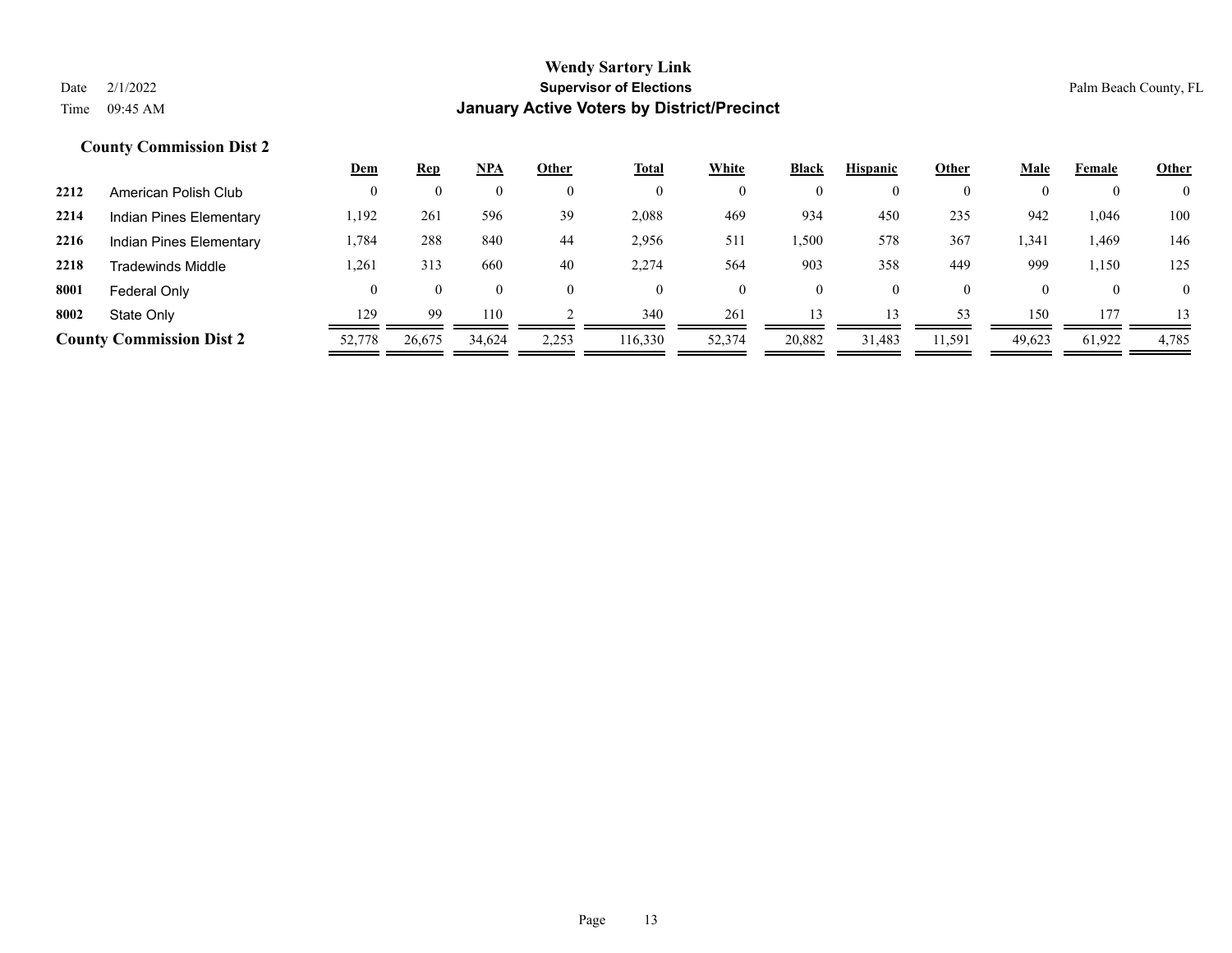# Wendy Sartory Link

## Supervisor of Elections

## January Active Voters by District/Precinct

Date 2/1/2022
Time 09:45 AM

Palm Beach County, FL

### County Commission Dist 2

| | | Dem | Rep | NPA | Other | Total | White | Black | Hispanic | Other | Male | Female | Other |
|---|---|---|---|---|---|---|---|---|---|---|---|---|---|
| 2212 | American Polish Club | 0 | 0 | 0 | 0 | 0 | 0 | 0 | 0 | 0 | 0 | 0 | 0 |
| 2214 | Indian Pines Elementary | 1,192 | 261 | 596 | 39 | 2,088 | 469 | 934 | 450 | 235 | 942 | 1,046 | 100 |
| 2216 | Indian Pines Elementary | 1,784 | 288 | 840 | 44 | 2,956 | 511 | 1,500 | 578 | 367 | 1,341 | 1,469 | 146 |
| 2218 | Tradewinds Middle | 1,261 | 313 | 660 | 40 | 2,274 | 564 | 903 | 358 | 449 | 999 | 1,150 | 125 |
| 8001 | Federal Only | 0 | 0 | 0 | 0 | 0 | 0 | 0 | 0 | 0 | 0 | 0 | 0 |
| 8002 | State Only | 129 | 99 | 110 | 2 | 340 | 261 | 13 | 13 | 53 | 150 | 177 | 13 |
| **County Commission Dist 2** | | 52,778 | 26,675 | 34,624 | 2,253 | 116,330 | 52,374 | 20,882 | 31,483 | 11,591 | 49,623 | 61,922 | 4,785 |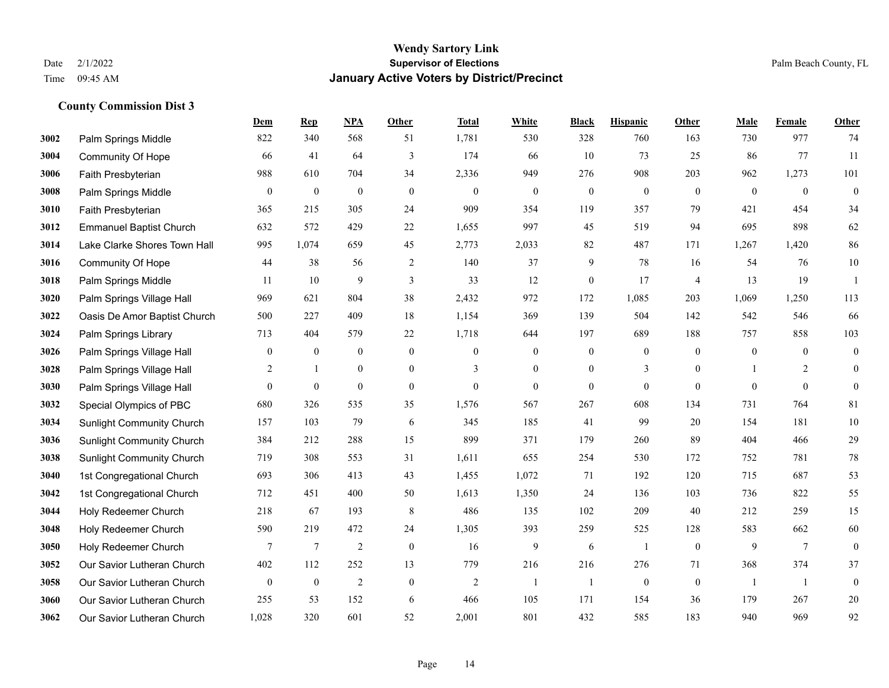# Wendy Sartory Link

## Supervisor of Elections

## January Active Voters by District/Precinct

Date 2/1/2022
Time 09:45 AM

Palm Beach County, FL

### County Commission Dist 3

| | | Dem | Rep | NPA | Other | Total | White | Black | Hispanic | Other | Male | Female | Other |
|---|---|---|---|---|---|---|---|---|---|---|---|---|---|
| 3002 | Palm Springs Middle | 822 | 340 | 568 | 51 | 1,781 | 530 | 328 | 760 | 163 | 730 | 977 | 74 |
| 3004 | Community Of Hope | 66 | 41 | 64 | 3 | 174 | 66 | 10 | 73 | 25 | 86 | 77 | 11 |
| 3006 | Faith Presbyterian | 988 | 610 | 704 | 34 | 2,336 | 949 | 276 | 908 | 203 | 962 | 1,273 | 101 |
| 3008 | Palm Springs Middle | 0 | 0 | 0 | 0 | 0 | 0 | 0 | 0 | 0 | 0 | 0 | 0 |
| 3010 | Faith Presbyterian | 365 | 215 | 305 | 24 | 909 | 354 | 119 | 357 | 79 | 421 | 454 | 34 |
| 3012 | Emmanuel Baptist Church | 632 | 572 | 429 | 22 | 1,655 | 997 | 45 | 519 | 94 | 695 | 898 | 62 |
| 3014 | Lake Clarke Shores Town Hall | 995 | 1,074 | 659 | 45 | 2,773 | 2,033 | 82 | 487 | 171 | 1,267 | 1,420 | 86 |
| 3016 | Community Of Hope | 44 | 38 | 56 | 2 | 140 | 37 | 9 | 78 | 16 | 54 | 76 | 10 |
| 3018 | Palm Springs Middle | 11 | 10 | 9 | 3 | 33 | 12 | 0 | 17 | 4 | 13 | 19 | 1 |
| 3020 | Palm Springs Village Hall | 969 | 621 | 804 | 38 | 2,432 | 972 | 172 | 1,085 | 203 | 1,069 | 1,250 | 113 |
| 3022 | Oasis De Amor Baptist Church | 500 | 227 | 409 | 18 | 1,154 | 369 | 139 | 504 | 142 | 542 | 546 | 66 |
| 3024 | Palm Springs Library | 713 | 404 | 579 | 22 | 1,718 | 644 | 197 | 689 | 188 | 757 | 858 | 103 |
| 3026 | Palm Springs Village Hall | 0 | 0 | 0 | 0 | 0 | 0 | 0 | 0 | 0 | 0 | 0 | 0 |
| 3028 | Palm Springs Village Hall | 2 | 1 | 0 | 0 | 3 | 0 | 0 | 3 | 0 | 1 | 2 | 0 |
| 3030 | Palm Springs Village Hall | 0 | 0 | 0 | 0 | 0 | 0 | 0 | 0 | 0 | 0 | 0 | 0 |
| 3032 | Special Olympics of PBC | 680 | 326 | 535 | 35 | 1,576 | 567 | 267 | 608 | 134 | 731 | 764 | 81 |
| 3034 | Sunlight Community Church | 157 | 103 | 79 | 6 | 345 | 185 | 41 | 99 | 20 | 154 | 181 | 10 |
| 3036 | Sunlight Community Church | 384 | 212 | 288 | 15 | 899 | 371 | 179 | 260 | 89 | 404 | 466 | 29 |
| 3038 | Sunlight Community Church | 719 | 308 | 553 | 31 | 1,611 | 655 | 254 | 530 | 172 | 752 | 781 | 78 |
| 3040 | 1st Congregational Church | 693 | 306 | 413 | 43 | 1,455 | 1,072 | 71 | 192 | 120 | 715 | 687 | 53 |
| 3042 | 1st Congregational Church | 712 | 451 | 400 | 50 | 1,613 | 1,350 | 24 | 136 | 103 | 736 | 822 | 55 |
| 3044 | Holy Redeemer Church | 218 | 67 | 193 | 8 | 486 | 135 | 102 | 209 | 40 | 212 | 259 | 15 |
| 3048 | Holy Redeemer Church | 590 | 219 | 472 | 24 | 1,305 | 393 | 259 | 525 | 128 | 583 | 662 | 60 |
| 3050 | Holy Redeemer Church | 7 | 7 | 2 | 0 | 16 | 9 | 6 | 1 | 0 | 9 | 7 | 0 |
| 3052 | Our Savior Lutheran Church | 402 | 112 | 252 | 13 | 779 | 216 | 216 | 276 | 71 | 368 | 374 | 37 |
| 3058 | Our Savior Lutheran Church | 0 | 0 | 2 | 0 | 2 | 1 | 1 | 0 | 0 | 1 | 1 | 0 |
| 3060 | Our Savior Lutheran Church | 255 | 53 | 152 | 6 | 466 | 105 | 171 | 154 | 36 | 179 | 267 | 20 |
| 3062 | Our Savior Lutheran Church | 1,028 | 320 | 601 | 52 | 2,001 | 801 | 432 | 585 | 183 | 940 | 969 | 92 |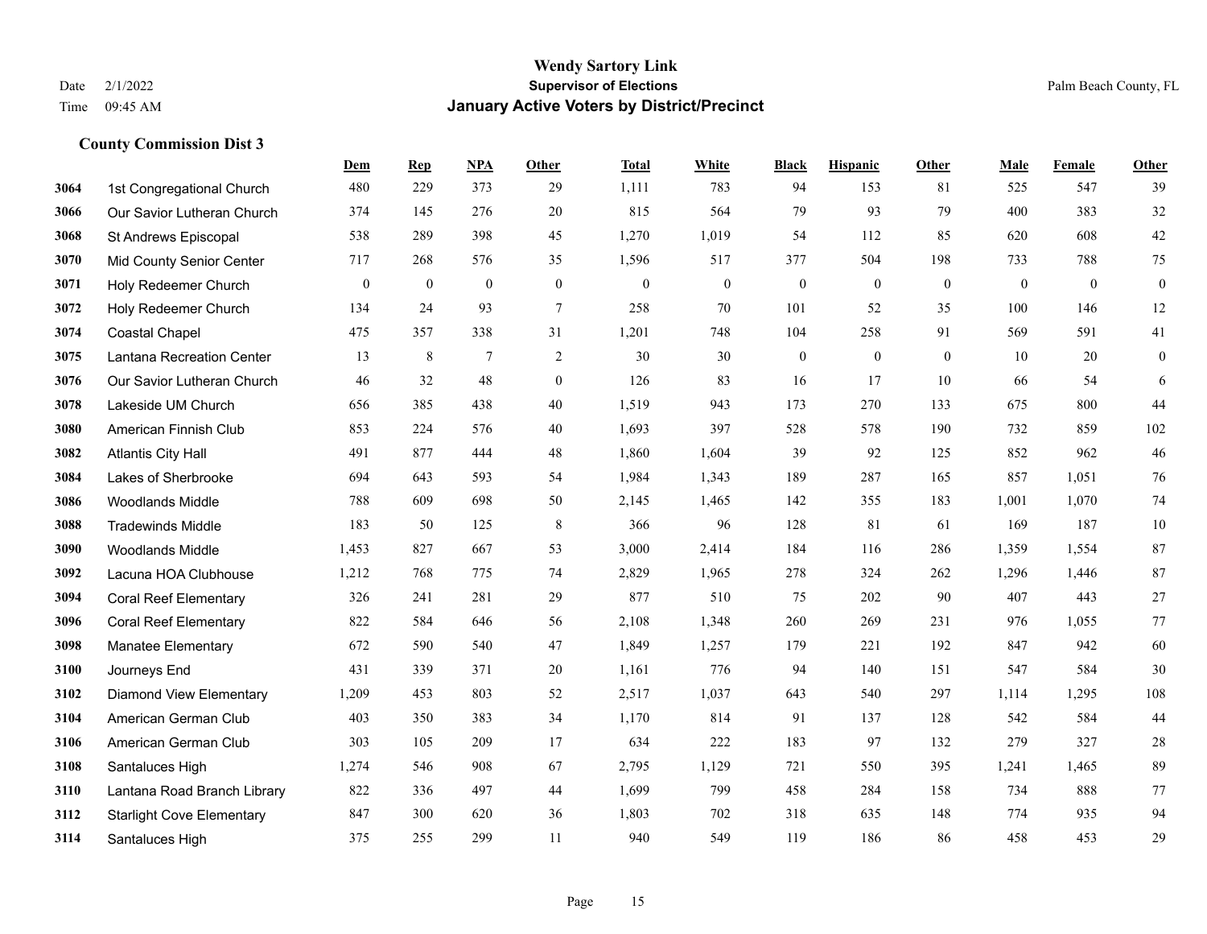# Wendy Sartory Link
## Supervisor of Elections
## January Active Voters by District/Precinct

Date 2/1/2022
Time 09:45 AM

Palm Beach County, FL

### County Commission Dist 3

| | | Dem | Rep | NPA | Other | Total | White | Black | Hispanic | Other | Male | Female | Other |
|---|---|---|---|---|---|---|---|---|---|---|---|---|---|
| 3064 | 1st Congregational Church | 480 | 229 | 373 | 29 | 1,111 | 783 | 94 | 153 | 81 | 525 | 547 | 39 |
| 3066 | Our Savior Lutheran Church | 374 | 145 | 276 | 20 | 815 | 564 | 79 | 93 | 79 | 400 | 383 | 32 |
| 3068 | St Andrews Episcopal | 538 | 289 | 398 | 45 | 1,270 | 1,019 | 54 | 112 | 85 | 620 | 608 | 42 |
| 3070 | Mid County Senior Center | 717 | 268 | 576 | 35 | 1,596 | 517 | 377 | 504 | 198 | 733 | 788 | 75 |
| 3071 | Holy Redeemer Church | 0 | 0 | 0 | 0 | 0 | 0 | 0 | 0 | 0 | 0 | 0 | 0 |
| 3072 | Holy Redeemer Church | 134 | 24 | 93 | 7 | 258 | 70 | 101 | 52 | 35 | 100 | 146 | 12 |
| 3074 | Coastal Chapel | 475 | 357 | 338 | 31 | 1,201 | 748 | 104 | 258 | 91 | 569 | 591 | 41 |
| 3075 | Lantana Recreation Center | 13 | 8 | 7 | 2 | 30 | 30 | 0 | 0 | 0 | 10 | 20 | 0 |
| 3076 | Our Savior Lutheran Church | 46 | 32 | 48 | 0 | 126 | 83 | 16 | 17 | 10 | 66 | 54 | 6 |
| 3078 | Lakeside UM Church | 656 | 385 | 438 | 40 | 1,519 | 943 | 173 | 270 | 133 | 675 | 800 | 44 |
| 3080 | American Finnish Club | 853 | 224 | 576 | 40 | 1,693 | 397 | 528 | 578 | 190 | 732 | 859 | 102 |
| 3082 | Atlantis City Hall | 491 | 877 | 444 | 48 | 1,860 | 1,604 | 39 | 92 | 125 | 852 | 962 | 46 |
| 3084 | Lakes of Sherbrooke | 694 | 643 | 593 | 54 | 1,984 | 1,343 | 189 | 287 | 165 | 857 | 1,051 | 76 |
| 3086 | Woodlands Middle | 788 | 609 | 698 | 50 | 2,145 | 1,465 | 142 | 355 | 183 | 1,001 | 1,070 | 74 |
| 3088 | Tradewinds Middle | 183 | 50 | 125 | 8 | 366 | 96 | 128 | 81 | 61 | 169 | 187 | 10 |
| 3090 | Woodlands Middle | 1,453 | 827 | 667 | 53 | 3,000 | 2,414 | 184 | 116 | 286 | 1,359 | 1,554 | 87 |
| 3092 | Lacuna HOA Clubhouse | 1,212 | 768 | 775 | 74 | 2,829 | 1,965 | 278 | 324 | 262 | 1,296 | 1,446 | 87 |
| 3094 | Coral Reef Elementary | 326 | 241 | 281 | 29 | 877 | 510 | 75 | 202 | 90 | 407 | 443 | 27 |
| 3096 | Coral Reef Elementary | 822 | 584 | 646 | 56 | 2,108 | 1,348 | 260 | 269 | 231 | 976 | 1,055 | 77 |
| 3098 | Manatee Elementary | 672 | 590 | 540 | 47 | 1,849 | 1,257 | 179 | 221 | 192 | 847 | 942 | 60 |
| 3100 | Journeys End | 431 | 339 | 371 | 20 | 1,161 | 776 | 94 | 140 | 151 | 547 | 584 | 30 |
| 3102 | Diamond View Elementary | 1,209 | 453 | 803 | 52 | 2,517 | 1,037 | 643 | 540 | 297 | 1,114 | 1,295 | 108 |
| 3104 | American German Club | 403 | 350 | 383 | 34 | 1,170 | 814 | 91 | 137 | 128 | 542 | 584 | 44 |
| 3106 | American German Club | 303 | 105 | 209 | 17 | 634 | 222 | 183 | 97 | 132 | 279 | 327 | 28 |
| 3108 | Santaluces High | 1,274 | 546 | 908 | 67 | 2,795 | 1,129 | 721 | 550 | 395 | 1,241 | 1,465 | 89 |
| 3110 | Lantana Road Branch Library | 822 | 336 | 497 | 44 | 1,699 | 799 | 458 | 284 | 158 | 734 | 888 | 77 |
| 3112 | Starlight Cove Elementary | 847 | 300 | 620 | 36 | 1,803 | 702 | 318 | 635 | 148 | 774 | 935 | 94 |
| 3114 | Santaluces High | 375 | 255 | 299 | 11 | 940 | 549 | 119 | 186 | 86 | 458 | 453 | 29 |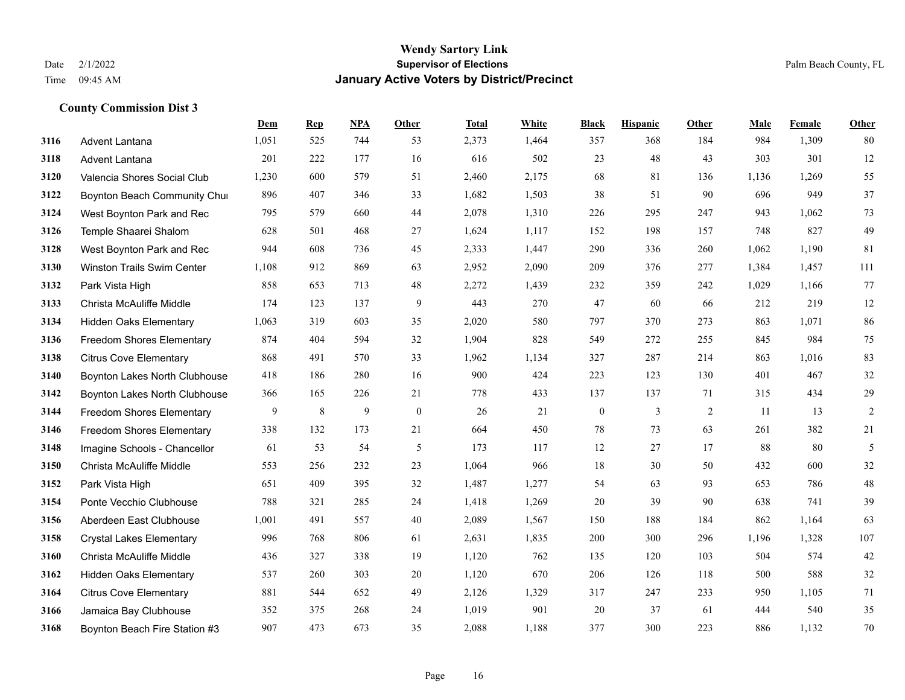**Wendy Sartory Link**
**Supervisor of Elections**
**January Active Voters by District/Precinct**

Date 2/1/2022
Time 09:45 AM
Palm Beach County, FL

### County Commission Dist 3

| | | Dem | Rep | NPA | Other | Total | White | Black | Hispanic | Other | Male | Female | Other |
|---|---|---|---|---|---|---|---|---|---|---|---|---|---|
| 3116 | Advent Lantana | 1,051 | 525 | 744 | 53 | 2,373 | 1,464 | 357 | 368 | 184 | 984 | 1,309 | 80 |
| 3118 | Advent Lantana | 201 | 222 | 177 | 16 | 616 | 502 | 23 | 48 | 43 | 303 | 301 | 12 |
| 3120 | Valencia Shores Social Club | 1,230 | 600 | 579 | 51 | 2,460 | 2,175 | 68 | 81 | 136 | 1,136 | 1,269 | 55 |
| 3122 | Boynton Beach Community Chui | 896 | 407 | 346 | 33 | 1,682 | 1,503 | 38 | 51 | 90 | 696 | 949 | 37 |
| 3124 | West Boynton Park and Rec | 795 | 579 | 660 | 44 | 2,078 | 1,310 | 226 | 295 | 247 | 943 | 1,062 | 73 |
| 3126 | Temple Shaarei Shalom | 628 | 501 | 468 | 27 | 1,624 | 1,117 | 152 | 198 | 157 | 748 | 827 | 49 |
| 3128 | West Boynton Park and Rec | 944 | 608 | 736 | 45 | 2,333 | 1,447 | 290 | 336 | 260 | 1,062 | 1,190 | 81 |
| 3130 | Winston Trails Swim Center | 1,108 | 912 | 869 | 63 | 2,952 | 2,090 | 209 | 376 | 277 | 1,384 | 1,457 | 111 |
| 3132 | Park Vista High | 858 | 653 | 713 | 48 | 2,272 | 1,439 | 232 | 359 | 242 | 1,029 | 1,166 | 77 |
| 3133 | Christa McAuliffe Middle | 174 | 123 | 137 | 9 | 443 | 270 | 47 | 60 | 66 | 212 | 219 | 12 |
| 3134 | Hidden Oaks Elementary | 1,063 | 319 | 603 | 35 | 2,020 | 580 | 797 | 370 | 273 | 863 | 1,071 | 86 |
| 3136 | Freedom Shores Elementary | 874 | 404 | 594 | 32 | 1,904 | 828 | 549 | 272 | 255 | 845 | 984 | 75 |
| 3138 | Citrus Cove Elementary | 868 | 491 | 570 | 33 | 1,962 | 1,134 | 327 | 287 | 214 | 863 | 1,016 | 83 |
| 3140 | Boynton Lakes North Clubhouse | 418 | 186 | 280 | 16 | 900 | 424 | 223 | 123 | 130 | 401 | 467 | 32 |
| 3142 | Boynton Lakes North Clubhouse | 366 | 165 | 226 | 21 | 778 | 433 | 137 | 137 | 71 | 315 | 434 | 29 |
| 3144 | Freedom Shores Elementary | 9 | 8 | 9 | 0 | 26 | 21 | 0 | 3 | 2 | 11 | 13 | 2 |
| 3146 | Freedom Shores Elementary | 338 | 132 | 173 | 21 | 664 | 450 | 78 | 73 | 63 | 261 | 382 | 21 |
| 3148 | Imagine Schools - Chancellor | 61 | 53 | 54 | 5 | 173 | 117 | 12 | 27 | 17 | 88 | 80 | 5 |
| 3150 | Christa McAuliffe Middle | 553 | 256 | 232 | 23 | 1,064 | 966 | 18 | 30 | 50 | 432 | 600 | 32 |
| 3152 | Park Vista High | 651 | 409 | 395 | 32 | 1,487 | 1,277 | 54 | 63 | 93 | 653 | 786 | 48 |
| 3154 | Ponte Vecchio Clubhouse | 788 | 321 | 285 | 24 | 1,418 | 1,269 | 20 | 39 | 90 | 638 | 741 | 39 |
| 3156 | Aberdeen East Clubhouse | 1,001 | 491 | 557 | 40 | 2,089 | 1,567 | 150 | 188 | 184 | 862 | 1,164 | 63 |
| 3158 | Crystal Lakes Elementary | 996 | 768 | 806 | 61 | 2,631 | 1,835 | 200 | 300 | 296 | 1,196 | 1,328 | 107 |
| 3160 | Christa McAuliffe Middle | 436 | 327 | 338 | 19 | 1,120 | 762 | 135 | 120 | 103 | 504 | 574 | 42 |
| 3162 | Hidden Oaks Elementary | 537 | 260 | 303 | 20 | 1,120 | 670 | 206 | 126 | 118 | 500 | 588 | 32 |
| 3164 | Citrus Cove Elementary | 881 | 544 | 652 | 49 | 2,126 | 1,329 | 317 | 247 | 233 | 950 | 1,105 | 71 |
| 3166 | Jamaica Bay Clubhouse | 352 | 375 | 268 | 24 | 1,019 | 901 | 20 | 37 | 61 | 444 | 540 | 35 |
| 3168 | Boynton Beach Fire Station #3 | 907 | 473 | 673 | 35 | 2,088 | 1,188 | 377 | 300 | 223 | 886 | 1,132 | 70 |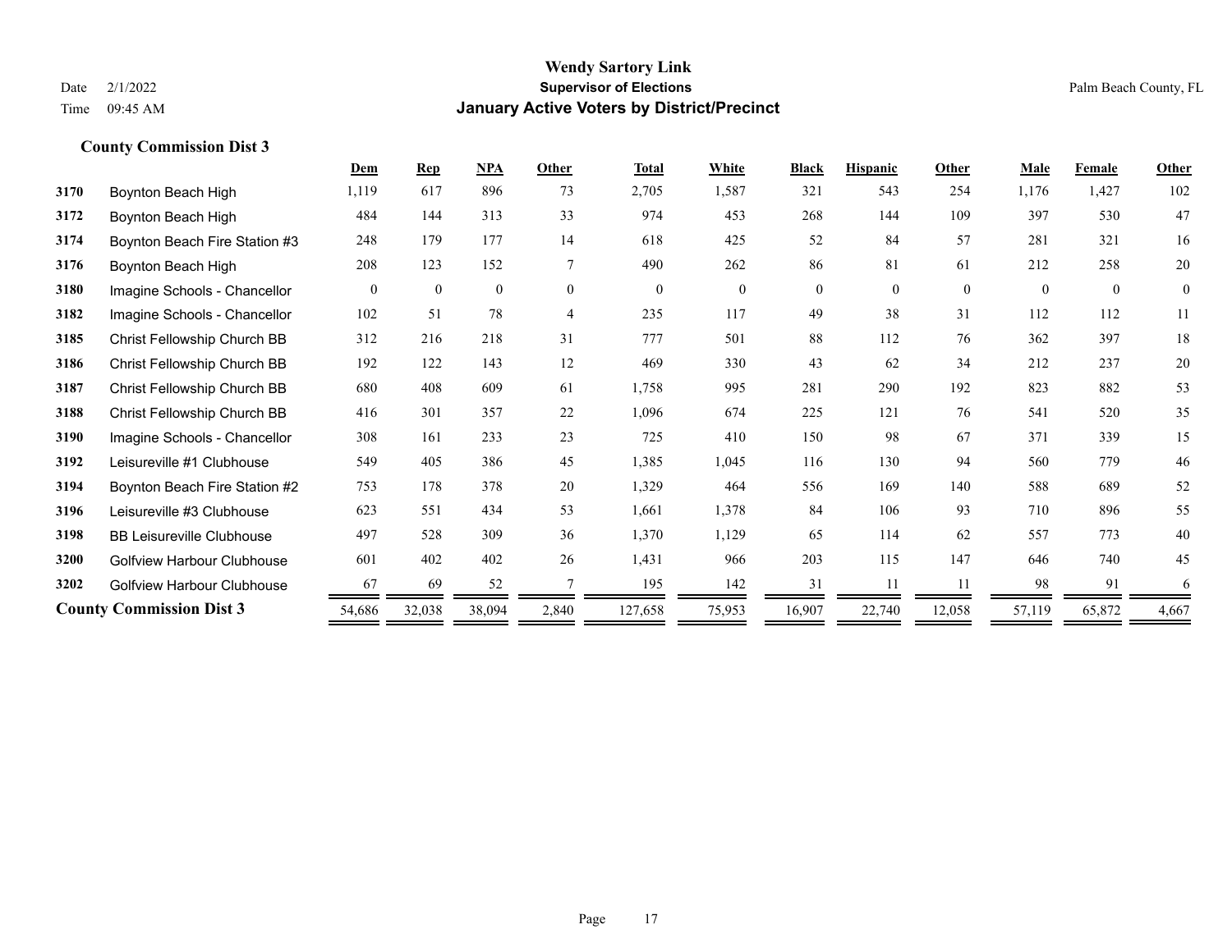Wendy Sartory Link
Supervisor of Elections
January Active Voters by District/Precinct

Date 2/1/2022
Time 09:45 AM

Palm Beach County, FL

### County Commission Dist 3

| | | Dem | Rep | NPA | Other | Total | White | Black | Hispanic | Other | Male | Female | Other |
|---|---|---|---|---|---|---|---|---|---|---|---|---|---|
| 3170 | Boynton Beach High | 1,119 | 617 | 896 | 73 | 2,705 | 1,587 | 321 | 543 | 254 | 1,176 | 1,427 | 102 |
| 3172 | Boynton Beach High | 484 | 144 | 313 | 33 | 974 | 453 | 268 | 144 | 109 | 397 | 530 | 47 |
| 3174 | Boynton Beach Fire Station #3 | 248 | 179 | 177 | 14 | 618 | 425 | 52 | 84 | 57 | 281 | 321 | 16 |
| 3176 | Boynton Beach High | 208 | 123 | 152 | 7 | 490 | 262 | 86 | 81 | 61 | 212 | 258 | 20 |
| 3180 | Imagine Schools - Chancellor | 0 | 0 | 0 | 0 | 0 | 0 | 0 | 0 | 0 | 0 | 0 | 0 |
| 3182 | Imagine Schools - Chancellor | 102 | 51 | 78 | 4 | 235 | 117 | 49 | 38 | 31 | 112 | 112 | 11 |
| 3185 | Christ Fellowship Church BB | 312 | 216 | 218 | 31 | 777 | 501 | 88 | 112 | 76 | 362 | 397 | 18 |
| 3186 | Christ Fellowship Church BB | 192 | 122 | 143 | 12 | 469 | 330 | 43 | 62 | 34 | 212 | 237 | 20 |
| 3187 | Christ Fellowship Church BB | 680 | 408 | 609 | 61 | 1,758 | 995 | 281 | 290 | 192 | 823 | 882 | 53 |
| 3188 | Christ Fellowship Church BB | 416 | 301 | 357 | 22 | 1,096 | 674 | 225 | 121 | 76 | 541 | 520 | 35 |
| 3190 | Imagine Schools - Chancellor | 308 | 161 | 233 | 23 | 725 | 410 | 150 | 98 | 67 | 371 | 339 | 15 |
| 3192 | Leisureville #1 Clubhouse | 549 | 405 | 386 | 45 | 1,385 | 1,045 | 116 | 130 | 94 | 560 | 779 | 46 |
| 3194 | Boynton Beach Fire Station #2 | 753 | 178 | 378 | 20 | 1,329 | 464 | 556 | 169 | 140 | 588 | 689 | 52 |
| 3196 | Leisureville #3 Clubhouse | 623 | 551 | 434 | 53 | 1,661 | 1,378 | 84 | 106 | 93 | 710 | 896 | 55 |
| 3198 | BB Leisureville Clubhouse | 497 | 528 | 309 | 36 | 1,370 | 1,129 | 65 | 114 | 62 | 557 | 773 | 40 |
| 3200 | Golfview Harbour Clubhouse | 601 | 402 | 402 | 26 | 1,431 | 966 | 203 | 115 | 147 | 646 | 740 | 45 |
| 3202 | Golfview Harbour Clubhouse | 67 | 69 | 52 | 7 | 195 | 142 | 31 | 11 | 11 | 98 | 91 | 6 |
| **County Commission Dist 3** | | 54,686 | 32,038 | 38,094 | 2,840 | 127,658 | 75,953 | 16,907 | 22,740 | 12,058 | 57,119 | 65,872 | 4,667 |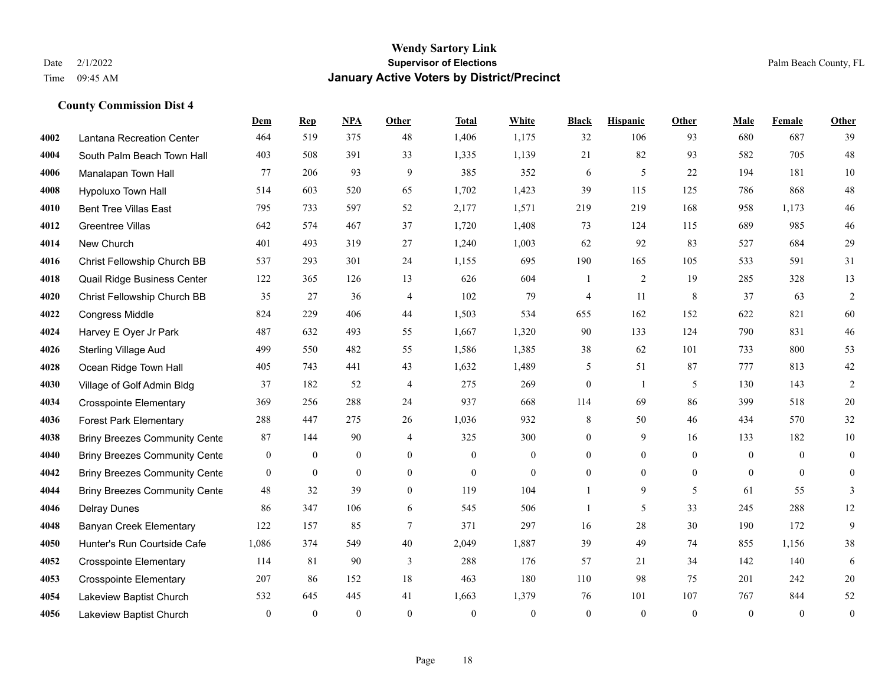# Wendy Sartory Link
## Supervisor of Elections
## January Active Voters by District/Precinct

Date 2/1/2022
Time 09:45 AM

Palm Beach County, FL

### County Commission Dist 4

| | | Dem | Rep | NPA | Other | Total | White | Black | Hispanic | Other | Male | Female | Other |
|---|---|---|---|---|---|---|---|---|---|---|---|---|---|
| 4002 | Lantana Recreation Center | 464 | 519 | 375 | 48 | 1,406 | 1,175 | 32 | 106 | 93 | 680 | 687 | 39 |
| 4004 | South Palm Beach Town Hall | 403 | 508 | 391 | 33 | 1,335 | 1,139 | 21 | 82 | 93 | 582 | 705 | 48 |
| 4006 | Manalapan Town Hall | 77 | 206 | 93 | 9 | 385 | 352 | 6 | 5 | 22 | 194 | 181 | 10 |
| 4008 | Hypoluxo Town Hall | 514 | 603 | 520 | 65 | 1,702 | 1,423 | 39 | 115 | 125 | 786 | 868 | 48 |
| 4010 | Bent Tree Villas East | 795 | 733 | 597 | 52 | 2,177 | 1,571 | 219 | 219 | 168 | 958 | 1,173 | 46 |
| 4012 | Greentree Villas | 642 | 574 | 467 | 37 | 1,720 | 1,408 | 73 | 124 | 115 | 689 | 985 | 46 |
| 4014 | New Church | 401 | 493 | 319 | 27 | 1,240 | 1,003 | 62 | 92 | 83 | 527 | 684 | 29 |
| 4016 | Christ Fellowship Church BB | 537 | 293 | 301 | 24 | 1,155 | 695 | 190 | 165 | 105 | 533 | 591 | 31 |
| 4018 | Quail Ridge Business Center | 122 | 365 | 126 | 13 | 626 | 604 | 1 | 2 | 19 | 285 | 328 | 13 |
| 4020 | Christ Fellowship Church BB | 35 | 27 | 36 | 4 | 102 | 79 | 4 | 11 | 8 | 37 | 63 | 2 |
| 4022 | Congress Middle | 824 | 229 | 406 | 44 | 1,503 | 534 | 655 | 162 | 152 | 622 | 821 | 60 |
| 4024 | Harvey E Oyer Jr Park | 487 | 632 | 493 | 55 | 1,667 | 1,320 | 90 | 133 | 124 | 790 | 831 | 46 |
| 4026 | Sterling Village Aud | 499 | 550 | 482 | 55 | 1,586 | 1,385 | 38 | 62 | 101 | 733 | 800 | 53 |
| 4028 | Ocean Ridge Town Hall | 405 | 743 | 441 | 43 | 1,632 | 1,489 | 5 | 51 | 87 | 777 | 813 | 42 |
| 4030 | Village of Golf Admin Bldg | 37 | 182 | 52 | 4 | 275 | 269 | 0 | 1 | 5 | 130 | 143 | 2 |
| 4034 | Crosspointe Elementary | 369 | 256 | 288 | 24 | 937 | 668 | 114 | 69 | 86 | 399 | 518 | 20 |
| 4036 | Forest Park Elementary | 288 | 447 | 275 | 26 | 1,036 | 932 | 8 | 50 | 46 | 434 | 570 | 32 |
| 4038 | Briny Breezes Community Cente | 87 | 144 | 90 | 4 | 325 | 300 | 0 | 9 | 16 | 133 | 182 | 10 |
| 4040 | Briny Breezes Community Cente | 0 | 0 | 0 | 0 | 0 | 0 | 0 | 0 | 0 | 0 | 0 | 0 |
| 4042 | Briny Breezes Community Cente | 0 | 0 | 0 | 0 | 0 | 0 | 0 | 0 | 0 | 0 | 0 | 0 |
| 4044 | Briny Breezes Community Cente | 48 | 32 | 39 | 0 | 119 | 104 | 1 | 9 | 5 | 61 | 55 | 3 |
| 4046 | Delray Dunes | 86 | 347 | 106 | 6 | 545 | 506 | 1 | 5 | 33 | 245 | 288 | 12 |
| 4048 | Banyan Creek Elementary | 122 | 157 | 85 | 7 | 371 | 297 | 16 | 28 | 30 | 190 | 172 | 9 |
| 4050 | Hunter's Run Courtside Cafe | 1,086 | 374 | 549 | 40 | 2,049 | 1,887 | 39 | 49 | 74 | 855 | 1,156 | 38 |
| 4052 | Crosspointe Elementary | 114 | 81 | 90 | 3 | 288 | 176 | 57 | 21 | 34 | 142 | 140 | 6 |
| 4053 | Crosspointe Elementary | 207 | 86 | 152 | 18 | 463 | 180 | 110 | 98 | 75 | 201 | 242 | 20 |
| 4054 | Lakeview Baptist Church | 532 | 645 | 445 | 41 | 1,663 | 1,379 | 76 | 101 | 107 | 767 | 844 | 52 |
| 4056 | Lakeview Baptist Church | 0 | 0 | 0 | 0 | 0 | 0 | 0 | 0 | 0 | 0 | 0 | 0 |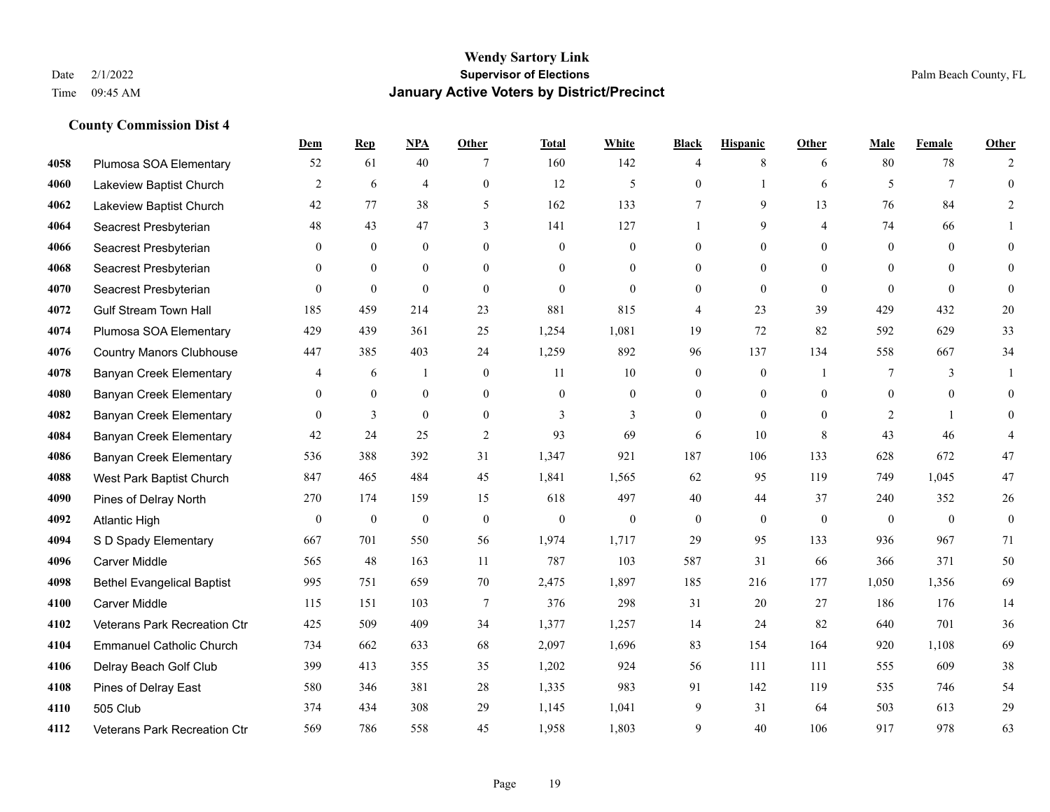# Wendy Sartory Link

**Supervisor of Elections**

**January Active Voters by District/Precinct**

Date 2/1/2022
Time 09:45 AM

Palm Beach County, FL

### County Commission Dist 4

| | | Dem | Rep | NPA | Other | Total | White | Black | Hispanic | Other | Male | Female | Other |
|---|---|---|---|---|---|---|---|---|---|---|---|---|---|
| 4058 | Plumosa SOA Elementary | 52 | 61 | 40 | 7 | 160 | 142 | 4 | 8 | 6 | 80 | 78 | 2 |
| 4060 | Lakeview Baptist Church | 2 | 6 | 4 | 0 | 12 | 5 | 0 | 1 | 6 | 5 | 7 | 0 |
| 4062 | Lakeview Baptist Church | 42 | 77 | 38 | 5 | 162 | 133 | 7 | 9 | 13 | 76 | 84 | 2 |
| 4064 | Seacrest Presbyterian | 48 | 43 | 47 | 3 | 141 | 127 | 1 | 9 | 4 | 74 | 66 | 1 |
| 4066 | Seacrest Presbyterian | 0 | 0 | 0 | 0 | 0 | 0 | 0 | 0 | 0 | 0 | 0 | 0 |
| 4068 | Seacrest Presbyterian | 0 | 0 | 0 | 0 | 0 | 0 | 0 | 0 | 0 | 0 | 0 | 0 |
| 4070 | Seacrest Presbyterian | 0 | 0 | 0 | 0 | 0 | 0 | 0 | 0 | 0 | 0 | 0 | 0 |
| 4072 | Gulf Stream Town Hall | 185 | 459 | 214 | 23 | 881 | 815 | 4 | 23 | 39 | 429 | 432 | 20 |
| 4074 | Plumosa SOA Elementary | 429 | 439 | 361 | 25 | 1,254 | 1,081 | 19 | 72 | 82 | 592 | 629 | 33 |
| 4076 | Country Manors Clubhouse | 447 | 385 | 403 | 24 | 1,259 | 892 | 96 | 137 | 134 | 558 | 667 | 34 |
| 4078 | Banyan Creek Elementary | 4 | 6 | 1 | 0 | 11 | 10 | 0 | 0 | 1 | 7 | 3 | 1 |
| 4080 | Banyan Creek Elementary | 0 | 0 | 0 | 0 | 0 | 0 | 0 | 0 | 0 | 0 | 0 | 0 |
| 4082 | Banyan Creek Elementary | 0 | 3 | 0 | 0 | 3 | 3 | 0 | 0 | 0 | 2 | 1 | 0 |
| 4084 | Banyan Creek Elementary | 42 | 24 | 25 | 2 | 93 | 69 | 6 | 10 | 8 | 43 | 46 | 4 |
| 4086 | Banyan Creek Elementary | 536 | 388 | 392 | 31 | 1,347 | 921 | 187 | 106 | 133 | 628 | 672 | 47 |
| 4088 | West Park Baptist Church | 847 | 465 | 484 | 45 | 1,841 | 1,565 | 62 | 95 | 119 | 749 | 1,045 | 47 |
| 4090 | Pines of Delray North | 270 | 174 | 159 | 15 | 618 | 497 | 40 | 44 | 37 | 240 | 352 | 26 |
| 4092 | Atlantic High | 0 | 0 | 0 | 0 | 0 | 0 | 0 | 0 | 0 | 0 | 0 | 0 |
| 4094 | S D Spady Elementary | 667 | 701 | 550 | 56 | 1,974 | 1,717 | 29 | 95 | 133 | 936 | 967 | 71 |
| 4096 | Carver Middle | 565 | 48 | 163 | 11 | 787 | 103 | 587 | 31 | 66 | 366 | 371 | 50 |
| 4098 | Bethel Evangelical Baptist | 995 | 751 | 659 | 70 | 2,475 | 1,897 | 185 | 216 | 177 | 1,050 | 1,356 | 69 |
| 4100 | Carver Middle | 115 | 151 | 103 | 7 | 376 | 298 | 31 | 20 | 27 | 186 | 176 | 14 |
| 4102 | Veterans Park Recreation Ctr | 425 | 509 | 409 | 34 | 1,377 | 1,257 | 14 | 24 | 82 | 640 | 701 | 36 |
| 4104 | Emmanuel Catholic Church | 734 | 662 | 633 | 68 | 2,097 | 1,696 | 83 | 154 | 164 | 920 | 1,108 | 69 |
| 4106 | Delray Beach Golf Club | 399 | 413 | 355 | 35 | 1,202 | 924 | 56 | 111 | 111 | 555 | 609 | 38 |
| 4108 | Pines of Delray East | 580 | 346 | 381 | 28 | 1,335 | 983 | 91 | 142 | 119 | 535 | 746 | 54 |
| 4110 | 505 Club | 374 | 434 | 308 | 29 | 1,145 | 1,041 | 9 | 31 | 64 | 503 | 613 | 29 |
| 4112 | Veterans Park Recreation Ctr | 569 | 786 | 558 | 45 | 1,958 | 1,803 | 9 | 40 | 106 | 917 | 978 | 63 |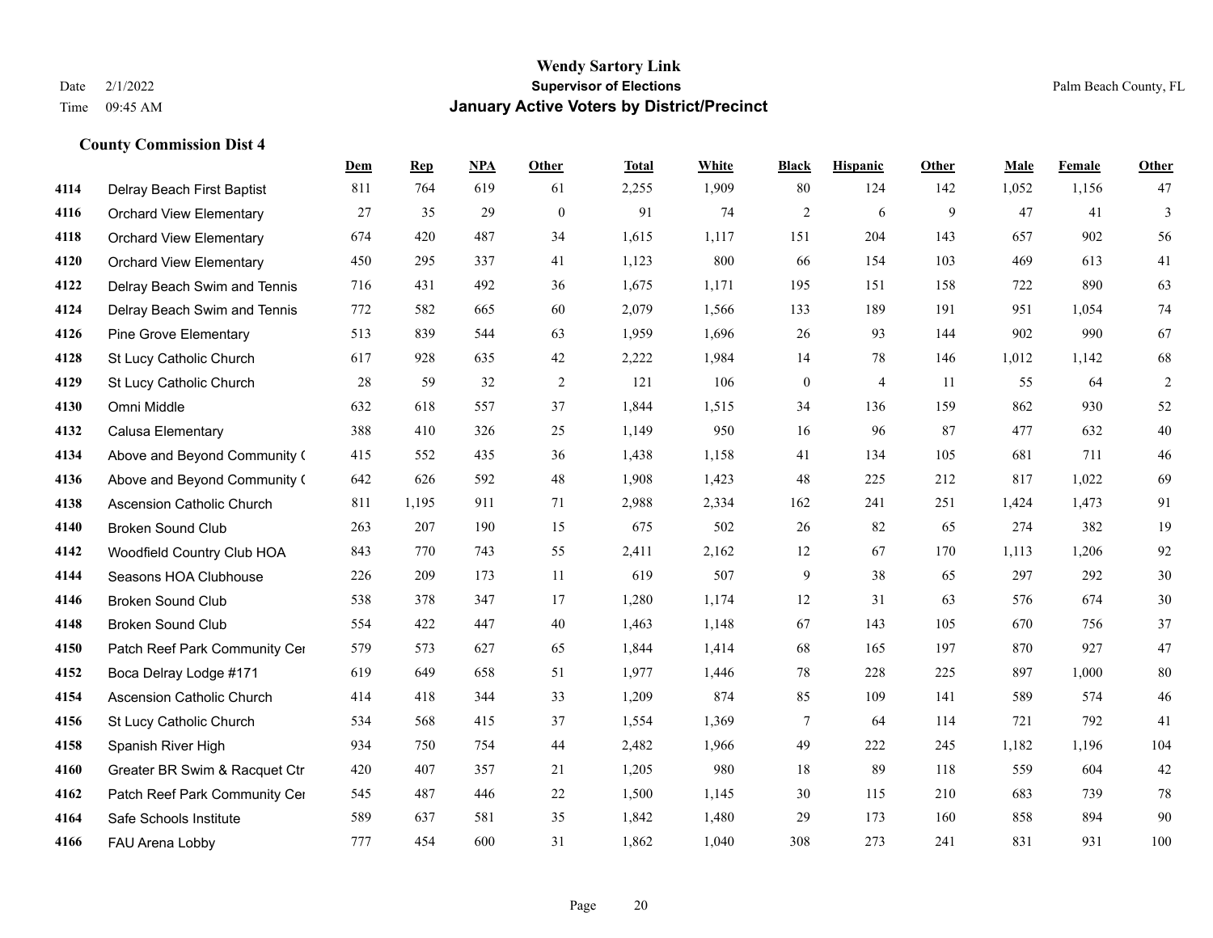# Wendy Sartory Link
## Supervisor of Elections
## January Active Voters by District/Precinct

Date 2/1/2022
Time 09:45 AM

Palm Beach County, FL

### County Commission Dist 4

| | | Dem | Rep | NPA | Other | Total | White | Black | Hispanic | Other | Male | Female | Other |
|---|---|---|---|---|---|---|---|---|---|---|---|---|---|
| 4114 | Delray Beach First Baptist | 811 | 764 | 619 | 61 | 2,255 | 1,909 | 80 | 124 | 142 | 1,052 | 1,156 | 47 |
| 4116 | Orchard View Elementary | 27 | 35 | 29 | 0 | 91 | 74 | 2 | 6 | 9 | 47 | 41 | 3 |
| 4118 | Orchard View Elementary | 674 | 420 | 487 | 34 | 1,615 | 1,117 | 151 | 204 | 143 | 657 | 902 | 56 |
| 4120 | Orchard View Elementary | 450 | 295 | 337 | 41 | 1,123 | 800 | 66 | 154 | 103 | 469 | 613 | 41 |
| 4122 | Delray Beach Swim and Tennis | 716 | 431 | 492 | 36 | 1,675 | 1,171 | 195 | 151 | 158 | 722 | 890 | 63 |
| 4124 | Delray Beach Swim and Tennis | 772 | 582 | 665 | 60 | 2,079 | 1,566 | 133 | 189 | 191 | 951 | 1,054 | 74 |
| 4126 | Pine Grove Elementary | 513 | 839 | 544 | 63 | 1,959 | 1,696 | 26 | 93 | 144 | 902 | 990 | 67 |
| 4128 | St Lucy Catholic Church | 617 | 928 | 635 | 42 | 2,222 | 1,984 | 14 | 78 | 146 | 1,012 | 1,142 | 68 |
| 4129 | St Lucy Catholic Church | 28 | 59 | 32 | 2 | 121 | 106 | 0 | 4 | 11 | 55 | 64 | 2 |
| 4130 | Omni Middle | 632 | 618 | 557 | 37 | 1,844 | 1,515 | 34 | 136 | 159 | 862 | 930 | 52 |
| 4132 | Calusa Elementary | 388 | 410 | 326 | 25 | 1,149 | 950 | 16 | 96 | 87 | 477 | 632 | 40 |
| 4134 | Above and Beyond Community ( | 415 | 552 | 435 | 36 | 1,438 | 1,158 | 41 | 134 | 105 | 681 | 711 | 46 |
| 4136 | Above and Beyond Community ( | 642 | 626 | 592 | 48 | 1,908 | 1,423 | 48 | 225 | 212 | 817 | 1,022 | 69 |
| 4138 | Ascension Catholic Church | 811 | 1,195 | 911 | 71 | 2,988 | 2,334 | 162 | 241 | 251 | 1,424 | 1,473 | 91 |
| 4140 | Broken Sound Club | 263 | 207 | 190 | 15 | 675 | 502 | 26 | 82 | 65 | 274 | 382 | 19 |
| 4142 | Woodfield Country Club HOA | 843 | 770 | 743 | 55 | 2,411 | 2,162 | 12 | 67 | 170 | 1,113 | 1,206 | 92 |
| 4144 | Seasons HOA Clubhouse | 226 | 209 | 173 | 11 | 619 | 507 | 9 | 38 | 65 | 297 | 292 | 30 |
| 4146 | Broken Sound Club | 538 | 378 | 347 | 17 | 1,280 | 1,174 | 12 | 31 | 63 | 576 | 674 | 30 |
| 4148 | Broken Sound Club | 554 | 422 | 447 | 40 | 1,463 | 1,148 | 67 | 143 | 105 | 670 | 756 | 37 |
| 4150 | Patch Reef Park Community Cer | 579 | 573 | 627 | 65 | 1,844 | 1,414 | 68 | 165 | 197 | 870 | 927 | 47 |
| 4152 | Boca Delray Lodge #171 | 619 | 649 | 658 | 51 | 1,977 | 1,446 | 78 | 228 | 225 | 897 | 1,000 | 80 |
| 4154 | Ascension Catholic Church | 414 | 418 | 344 | 33 | 1,209 | 874 | 85 | 109 | 141 | 589 | 574 | 46 |
| 4156 | St Lucy Catholic Church | 534 | 568 | 415 | 37 | 1,554 | 1,369 | 7 | 64 | 114 | 721 | 792 | 41 |
| 4158 | Spanish River High | 934 | 750 | 754 | 44 | 2,482 | 1,966 | 49 | 222 | 245 | 1,182 | 1,196 | 104 |
| 4160 | Greater BR Swim & Racquet Ctr | 420 | 407 | 357 | 21 | 1,205 | 980 | 18 | 89 | 118 | 559 | 604 | 42 |
| 4162 | Patch Reef Park Community Cer | 545 | 487 | 446 | 22 | 1,500 | 1,145 | 30 | 115 | 210 | 683 | 739 | 78 |
| 4164 | Safe Schools Institute | 589 | 637 | 581 | 35 | 1,842 | 1,480 | 29 | 173 | 160 | 858 | 894 | 90 |
| 4166 | FAU Arena Lobby | 777 | 454 | 600 | 31 | 1,862 | 1,040 | 308 | 273 | 241 | 831 | 931 | 100 |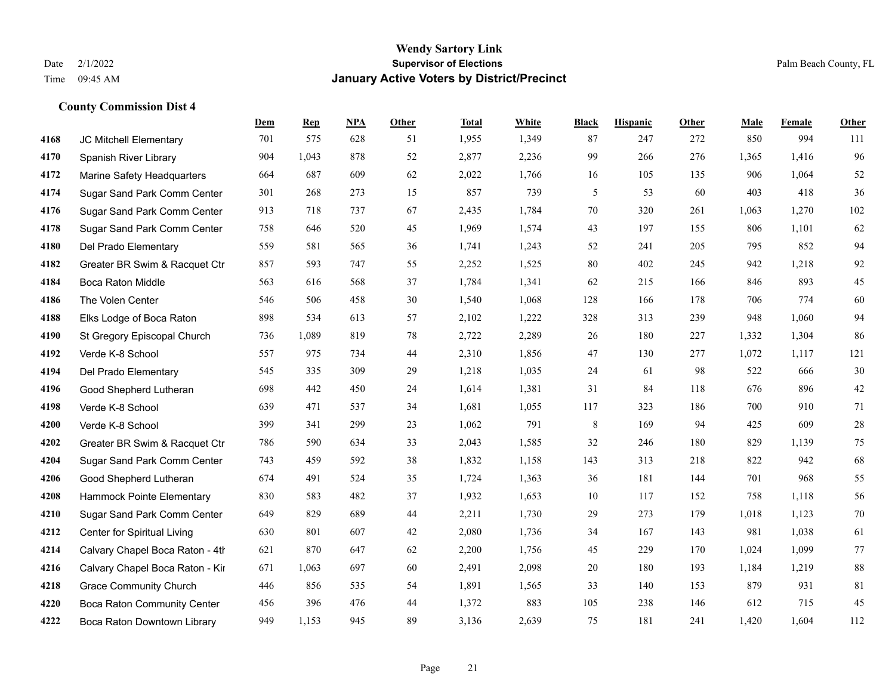# Wendy Sartory Link

**Supervisor of Elections**

**January Active Voters by District/Precinct**

Date 2/1/2022

Time 09:45 AM

Palm Beach County, FL

## County Commission Dist 4

| | | Dem | Rep | NPA | Other | Total | White | Black | Hispanic | Other | Male | Female | Other |
|---|---|---|---|---|---|---|---|---|---|---|---|---|---|
| 4168 | JC Mitchell Elementary | 701 | 575 | 628 | 51 | 1,955 | 1,349 | 87 | 247 | 272 | 850 | 994 | 111 |
| 4170 | Spanish River Library | 904 | 1,043 | 878 | 52 | 2,877 | 2,236 | 99 | 266 | 276 | 1,365 | 1,416 | 96 |
| 4172 | Marine Safety Headquarters | 664 | 687 | 609 | 62 | 2,022 | 1,766 | 16 | 105 | 135 | 906 | 1,064 | 52 |
| 4174 | Sugar Sand Park Comm Center | 301 | 268 | 273 | 15 | 857 | 739 | 5 | 53 | 60 | 403 | 418 | 36 |
| 4176 | Sugar Sand Park Comm Center | 913 | 718 | 737 | 67 | 2,435 | 1,784 | 70 | 320 | 261 | 1,063 | 1,270 | 102 |
| 4178 | Sugar Sand Park Comm Center | 758 | 646 | 520 | 45 | 1,969 | 1,574 | 43 | 197 | 155 | 806 | 1,101 | 62 |
| 4180 | Del Prado Elementary | 559 | 581 | 565 | 36 | 1,741 | 1,243 | 52 | 241 | 205 | 795 | 852 | 94 |
| 4182 | Greater BR Swim & Racquet Ctr | 857 | 593 | 747 | 55 | 2,252 | 1,525 | 80 | 402 | 245 | 942 | 1,218 | 92 |
| 4184 | Boca Raton Middle | 563 | 616 | 568 | 37 | 1,784 | 1,341 | 62 | 215 | 166 | 846 | 893 | 45 |
| 4186 | The Volen Center | 546 | 506 | 458 | 30 | 1,540 | 1,068 | 128 | 166 | 178 | 706 | 774 | 60 |
| 4188 | Elks Lodge of Boca Raton | 898 | 534 | 613 | 57 | 2,102 | 1,222 | 328 | 313 | 239 | 948 | 1,060 | 94 |
| 4190 | St Gregory Episcopal Church | 736 | 1,089 | 819 | 78 | 2,722 | 2,289 | 26 | 180 | 227 | 1,332 | 1,304 | 86 |
| 4192 | Verde K-8 School | 557 | 975 | 734 | 44 | 2,310 | 1,856 | 47 | 130 | 277 | 1,072 | 1,117 | 121 |
| 4194 | Del Prado Elementary | 545 | 335 | 309 | 29 | 1,218 | 1,035 | 24 | 61 | 98 | 522 | 666 | 30 |
| 4196 | Good Shepherd Lutheran | 698 | 442 | 450 | 24 | 1,614 | 1,381 | 31 | 84 | 118 | 676 | 896 | 42 |
| 4198 | Verde K-8 School | 639 | 471 | 537 | 34 | 1,681 | 1,055 | 117 | 323 | 186 | 700 | 910 | 71 |
| 4200 | Verde K-8 School | 399 | 341 | 299 | 23 | 1,062 | 791 | 8 | 169 | 94 | 425 | 609 | 28 |
| 4202 | Greater BR Swim & Racquet Ctr | 786 | 590 | 634 | 33 | 2,043 | 1,585 | 32 | 246 | 180 | 829 | 1,139 | 75 |
| 4204 | Sugar Sand Park Comm Center | 743 | 459 | 592 | 38 | 1,832 | 1,158 | 143 | 313 | 218 | 822 | 942 | 68 |
| 4206 | Good Shepherd Lutheran | 674 | 491 | 524 | 35 | 1,724 | 1,363 | 36 | 181 | 144 | 701 | 968 | 55 |
| 4208 | Hammock Pointe Elementary | 830 | 583 | 482 | 37 | 1,932 | 1,653 | 10 | 117 | 152 | 758 | 1,118 | 56 |
| 4210 | Sugar Sand Park Comm Center | 649 | 829 | 689 | 44 | 2,211 | 1,730 | 29 | 273 | 179 | 1,018 | 1,123 | 70 |
| 4212 | Center for Spiritual Living | 630 | 801 | 607 | 42 | 2,080 | 1,736 | 34 | 167 | 143 | 981 | 1,038 | 61 |
| 4214 | Calvary Chapel Boca Raton - 4th | 621 | 870 | 647 | 62 | 2,200 | 1,756 | 45 | 229 | 170 | 1,024 | 1,099 | 77 |
| 4216 | Calvary Chapel Boca Raton - Kir | 671 | 1,063 | 697 | 60 | 2,491 | 2,098 | 20 | 180 | 193 | 1,184 | 1,219 | 88 |
| 4218 | Grace Community Church | 446 | 856 | 535 | 54 | 1,891 | 1,565 | 33 | 140 | 153 | 879 | 931 | 81 |
| 4220 | Boca Raton Community Center | 456 | 396 | 476 | 44 | 1,372 | 883 | 105 | 238 | 146 | 612 | 715 | 45 |
| 4222 | Boca Raton Downtown Library | 949 | 1,153 | 945 | 89 | 3,136 | 2,639 | 75 | 181 | 241 | 1,420 | 1,604 | 112 |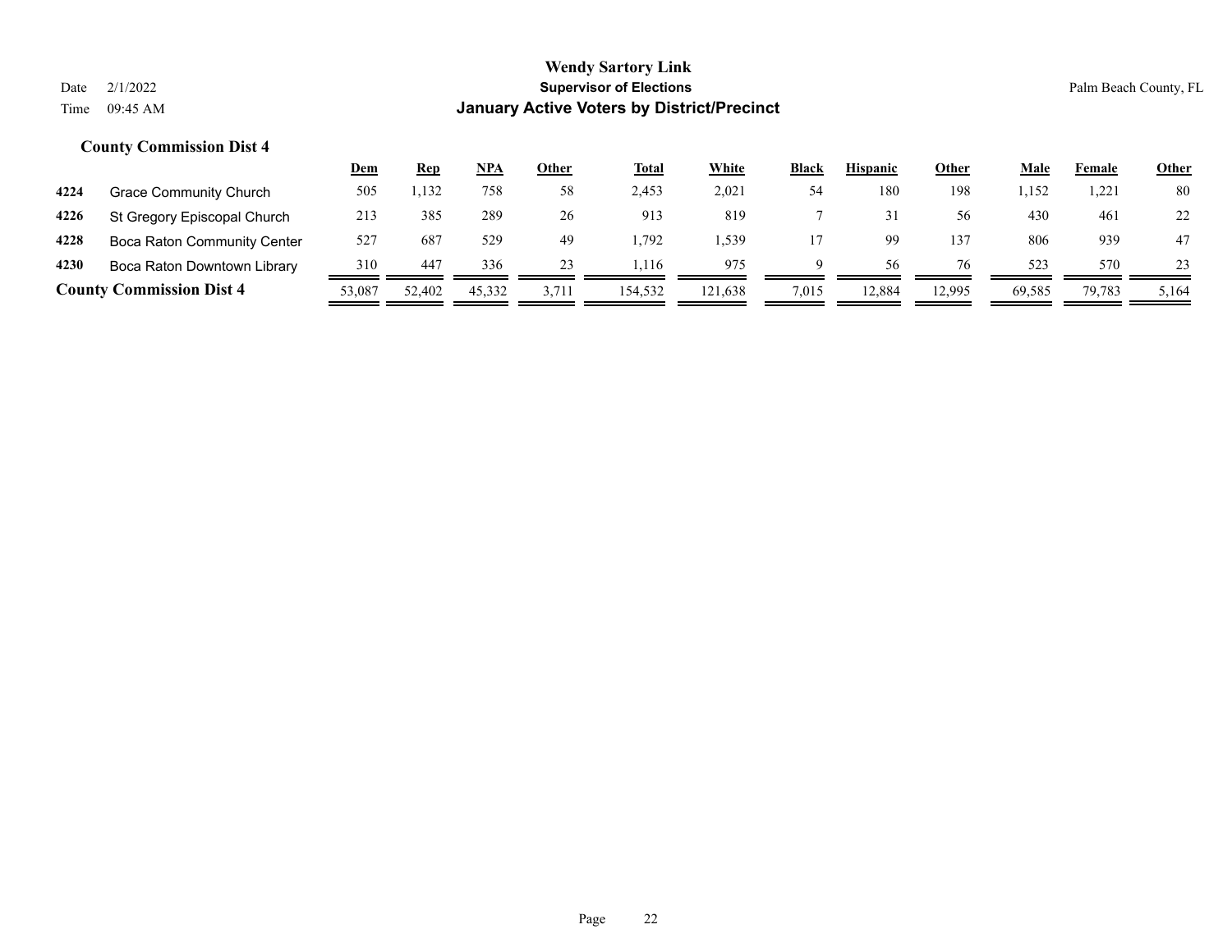### County Commission Dist 4

| | | Dem | Rep | NPA | Other | Total | White | Black | Hispanic | Other | Male | Female | Other |
|---|---|---|---|---|---|---|---|---|---|---|---|---|---|
| 4224 | Grace Community Church | 505 | 1,132 | 758 | 58 | 2,453 | 2,021 | 54 | 180 | 198 | 1,152 | 1,221 | 80 |
| 4226 | St Gregory Episcopal Church | 213 | 385 | 289 | 26 | 913 | 819 | 7 | 31 | 56 | 430 | 461 | 22 |
| 4228 | Boca Raton Community Center | 527 | 687 | 529 | 49 | 1,792 | 1,539 | 17 | 99 | 137 | 806 | 939 | 47 |
| 4230 | Boca Raton Downtown Library | 310 | 447 | 336 | 23 | 1,116 | 975 | 9 | 56 | 76 | 523 | 570 | 23 |
| **County Commission Dist 4** | | 53,087 | 52,402 | 45,332 | 3,711 | 154,532 | 121,638 | 7,015 | 12,884 | 12,995 | 69,585 | 79,783 | 5,164 |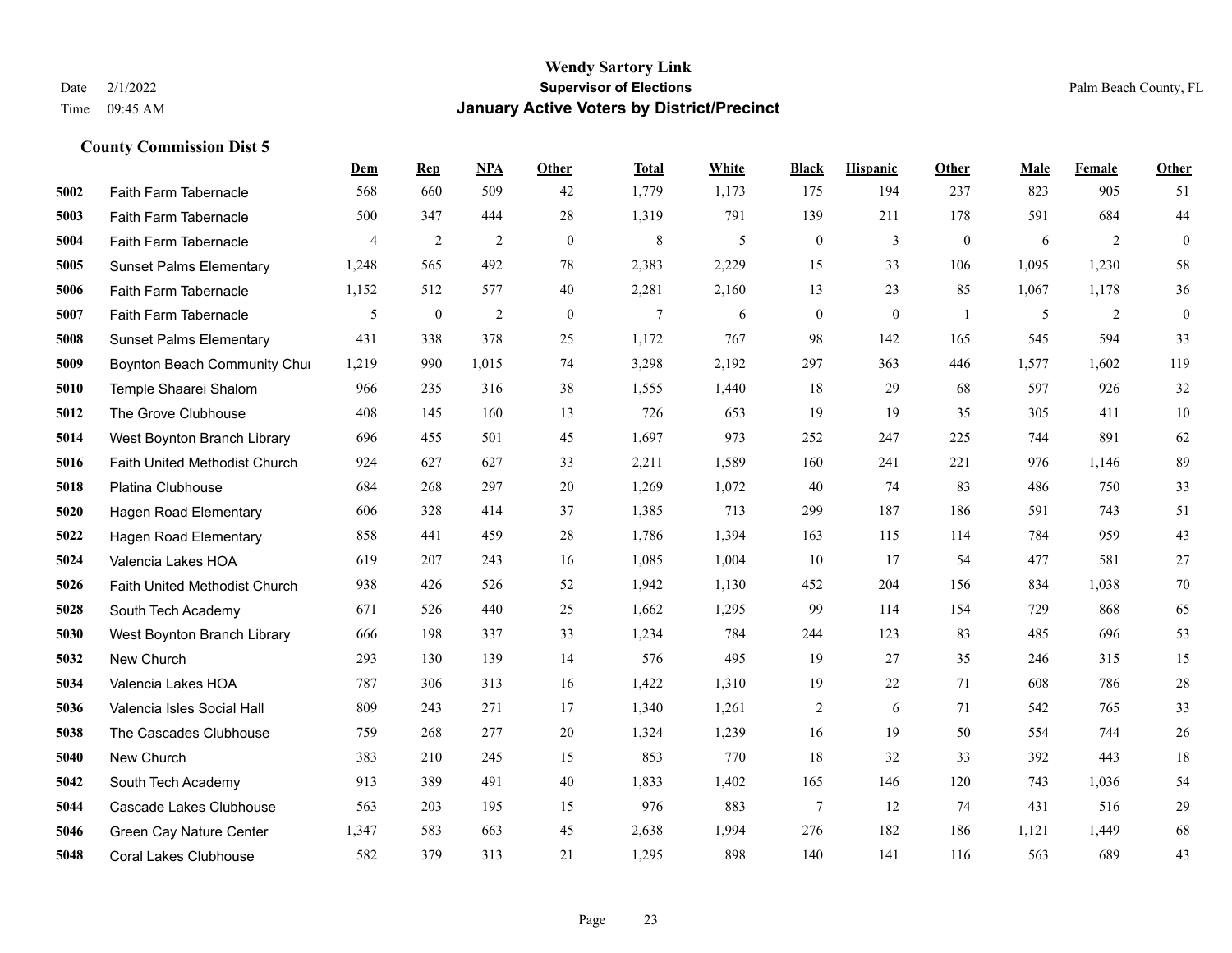# Wendy Sartory Link

## Supervisor of Elections

## January Active Voters by District/Precinct

Date 2/1/2022
Time 09:45 AM

Palm Beach County, FL

### County Commission Dist 5

| | | Dem | Rep | NPA | Other | Total | White | Black | Hispanic | Other | Male | Female | Other |
|---|---|---|---|---|---|---|---|---|---|---|---|---|---|
| 5002 | Faith Farm Tabernacle | 568 | 660 | 509 | 42 | 1,779 | 1,173 | 175 | 194 | 237 | 823 | 905 | 51 |
| 5003 | Faith Farm Tabernacle | 500 | 347 | 444 | 28 | 1,319 | 791 | 139 | 211 | 178 | 591 | 684 | 44 |
| 5004 | Faith Farm Tabernacle | 4 | 2 | 2 | 0 | 8 | 5 | 0 | 3 | 0 | 6 | 2 | 0 |
| 5005 | Sunset Palms Elementary | 1,248 | 565 | 492 | 78 | 2,383 | 2,229 | 15 | 33 | 106 | 1,095 | 1,230 | 58 |
| 5006 | Faith Farm Tabernacle | 1,152 | 512 | 577 | 40 | 2,281 | 2,160 | 13 | 23 | 85 | 1,067 | 1,178 | 36 |
| 5007 | Faith Farm Tabernacle | 5 | 0 | 2 | 0 | 7 | 6 | 0 | 0 | 1 | 5 | 2 | 0 |
| 5008 | Sunset Palms Elementary | 431 | 338 | 378 | 25 | 1,172 | 767 | 98 | 142 | 165 | 545 | 594 | 33 |
| 5009 | Boynton Beach Community Chu | 1,219 | 990 | 1,015 | 74 | 3,298 | 2,192 | 297 | 363 | 446 | 1,577 | 1,602 | 119 |
| 5010 | Temple Shaarei Shalom | 966 | 235 | 316 | 38 | 1,555 | 1,440 | 18 | 29 | 68 | 597 | 926 | 32 |
| 5012 | The Grove Clubhouse | 408 | 145 | 160 | 13 | 726 | 653 | 19 | 19 | 35 | 305 | 411 | 10 |
| 5014 | West Boynton Branch Library | 696 | 455 | 501 | 45 | 1,697 | 973 | 252 | 247 | 225 | 744 | 891 | 62 |
| 5016 | Faith United Methodist Church | 924 | 627 | 627 | 33 | 2,211 | 1,589 | 160 | 241 | 221 | 976 | 1,146 | 89 |
| 5018 | Platina Clubhouse | 684 | 268 | 297 | 20 | 1,269 | 1,072 | 40 | 74 | 83 | 486 | 750 | 33 |
| 5020 | Hagen Road Elementary | 606 | 328 | 414 | 37 | 1,385 | 713 | 299 | 187 | 186 | 591 | 743 | 51 |
| 5022 | Hagen Road Elementary | 858 | 441 | 459 | 28 | 1,786 | 1,394 | 163 | 115 | 114 | 784 | 959 | 43 |
| 5024 | Valencia Lakes HOA | 619 | 207 | 243 | 16 | 1,085 | 1,004 | 10 | 17 | 54 | 477 | 581 | 27 |
| 5026 | Faith United Methodist Church | 938 | 426 | 526 | 52 | 1,942 | 1,130 | 452 | 204 | 156 | 834 | 1,038 | 70 |
| 5028 | South Tech Academy | 671 | 526 | 440 | 25 | 1,662 | 1,295 | 99 | 114 | 154 | 729 | 868 | 65 |
| 5030 | West Boynton Branch Library | 666 | 198 | 337 | 33 | 1,234 | 784 | 244 | 123 | 83 | 485 | 696 | 53 |
| 5032 | New Church | 293 | 130 | 139 | 14 | 576 | 495 | 19 | 27 | 35 | 246 | 315 | 15 |
| 5034 | Valencia Lakes HOA | 787 | 306 | 313 | 16 | 1,422 | 1,310 | 19 | 22 | 71 | 608 | 786 | 28 |
| 5036 | Valencia Isles Social Hall | 809 | 243 | 271 | 17 | 1,340 | 1,261 | 2 | 6 | 71 | 542 | 765 | 33 |
| 5038 | The Cascades Clubhouse | 759 | 268 | 277 | 20 | 1,324 | 1,239 | 16 | 19 | 50 | 554 | 744 | 26 |
| 5040 | New Church | 383 | 210 | 245 | 15 | 853 | 770 | 18 | 32 | 33 | 392 | 443 | 18 |
| 5042 | South Tech Academy | 913 | 389 | 491 | 40 | 1,833 | 1,402 | 165 | 146 | 120 | 743 | 1,036 | 54 |
| 5044 | Cascade Lakes Clubhouse | 563 | 203 | 195 | 15 | 976 | 883 | 7 | 12 | 74 | 431 | 516 | 29 |
| 5046 | Green Cay Nature Center | 1,347 | 583 | 663 | 45 | 2,638 | 1,994 | 276 | 182 | 186 | 1,121 | 1,449 | 68 |
| 5048 | Coral Lakes Clubhouse | 582 | 379 | 313 | 21 | 1,295 | 898 | 140 | 141 | 116 | 563 | 689 | 43 |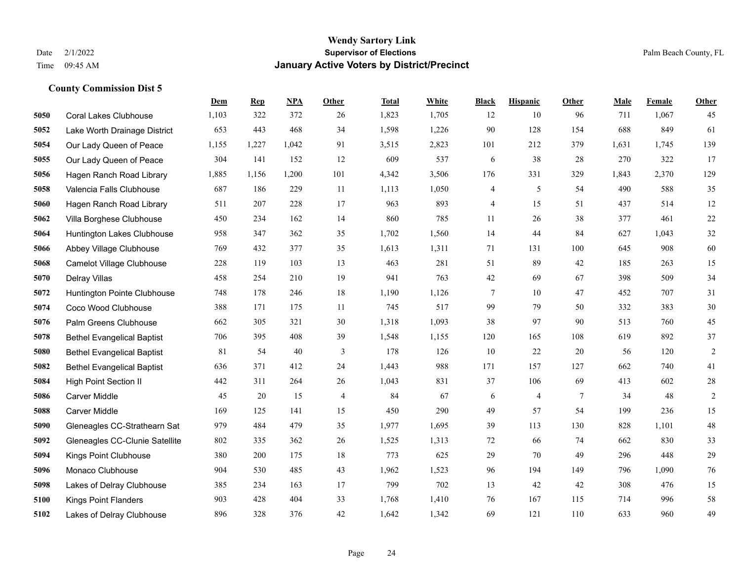# Wendy Sartory Link
## Supervisor of Elections
## January Active Voters by District/Precinct

Date 2/1/2022
Time 09:45 AM

Palm Beach County, FL

### County Commission Dist 5

| | | Dem | Rep | NPA | Other | Total | White | Black | Hispanic | Other | Male | Female | Other |
|---|---|---|---|---|---|---|---|---|---|---|---|---|---|
| 5050 | Coral Lakes Clubhouse | 1,103 | 322 | 372 | 26 | 1,823 | 1,705 | 12 | 10 | 96 | 711 | 1,067 | 45 |
| 5052 | Lake Worth Drainage District | 653 | 443 | 468 | 34 | 1,598 | 1,226 | 90 | 128 | 154 | 688 | 849 | 61 |
| 5054 | Our Lady Queen of Peace | 1,155 | 1,227 | 1,042 | 91 | 3,515 | 2,823 | 101 | 212 | 379 | 1,631 | 1,745 | 139 |
| 5055 | Our Lady Queen of Peace | 304 | 141 | 152 | 12 | 609 | 537 | 6 | 38 | 28 | 270 | 322 | 17 |
| 5056 | Hagen Ranch Road Library | 1,885 | 1,156 | 1,200 | 101 | 4,342 | 3,506 | 176 | 331 | 329 | 1,843 | 2,370 | 129 |
| 5058 | Valencia Falls Clubhouse | 687 | 186 | 229 | 11 | 1,113 | 1,050 | 4 | 5 | 54 | 490 | 588 | 35 |
| 5060 | Hagen Ranch Road Library | 511 | 207 | 228 | 17 | 963 | 893 | 4 | 15 | 51 | 437 | 514 | 12 |
| 5062 | Villa Borghese Clubhouse | 450 | 234 | 162 | 14 | 860 | 785 | 11 | 26 | 38 | 377 | 461 | 22 |
| 5064 | Huntington Lakes Clubhouse | 958 | 347 | 362 | 35 | 1,702 | 1,560 | 14 | 44 | 84 | 627 | 1,043 | 32 |
| 5066 | Abbey Village Clubhouse | 769 | 432 | 377 | 35 | 1,613 | 1,311 | 71 | 131 | 100 | 645 | 908 | 60 |
| 5068 | Camelot Village Clubhouse | 228 | 119 | 103 | 13 | 463 | 281 | 51 | 89 | 42 | 185 | 263 | 15 |
| 5070 | Delray Villas | 458 | 254 | 210 | 19 | 941 | 763 | 42 | 69 | 67 | 398 | 509 | 34 |
| 5072 | Huntington Pointe Clubhouse | 748 | 178 | 246 | 18 | 1,190 | 1,126 | 7 | 10 | 47 | 452 | 707 | 31 |
| 5074 | Coco Wood Clubhouse | 388 | 171 | 175 | 11 | 745 | 517 | 99 | 79 | 50 | 332 | 383 | 30 |
| 5076 | Palm Greens Clubhouse | 662 | 305 | 321 | 30 | 1,318 | 1,093 | 38 | 97 | 90 | 513 | 760 | 45 |
| 5078 | Bethel Evangelical Baptist | 706 | 395 | 408 | 39 | 1,548 | 1,155 | 120 | 165 | 108 | 619 | 892 | 37 |
| 5080 | Bethel Evangelical Baptist | 81 | 54 | 40 | 3 | 178 | 126 | 10 | 22 | 20 | 56 | 120 | 2 |
| 5082 | Bethel Evangelical Baptist | 636 | 371 | 412 | 24 | 1,443 | 988 | 171 | 157 | 127 | 662 | 740 | 41 |
| 5084 | High Point Section II | 442 | 311 | 264 | 26 | 1,043 | 831 | 37 | 106 | 69 | 413 | 602 | 28 |
| 5086 | Carver Middle | 45 | 20 | 15 | 4 | 84 | 67 | 6 | 4 | 7 | 34 | 48 | 2 |
| 5088 | Carver Middle | 169 | 125 | 141 | 15 | 450 | 290 | 49 | 57 | 54 | 199 | 236 | 15 |
| 5090 | Gleneagles CC-Strathearn Sat | 979 | 484 | 479 | 35 | 1,977 | 1,695 | 39 | 113 | 130 | 828 | 1,101 | 48 |
| 5092 | Gleneagles CC-Clunie Satellite | 802 | 335 | 362 | 26 | 1,525 | 1,313 | 72 | 66 | 74 | 662 | 830 | 33 |
| 5094 | Kings Point Clubhouse | 380 | 200 | 175 | 18 | 773 | 625 | 29 | 70 | 49 | 296 | 448 | 29 |
| 5096 | Monaco Clubhouse | 904 | 530 | 485 | 43 | 1,962 | 1,523 | 96 | 194 | 149 | 796 | 1,090 | 76 |
| 5098 | Lakes of Delray Clubhouse | 385 | 234 | 163 | 17 | 799 | 702 | 13 | 42 | 42 | 308 | 476 | 15 |
| 5100 | Kings Point Flanders | 903 | 428 | 404 | 33 | 1,768 | 1,410 | 76 | 167 | 115 | 714 | 996 | 58 |
| 5102 | Lakes of Delray Clubhouse | 896 | 328 | 376 | 42 | 1,642 | 1,342 | 69 | 121 | 110 | 633 | 960 | 49 |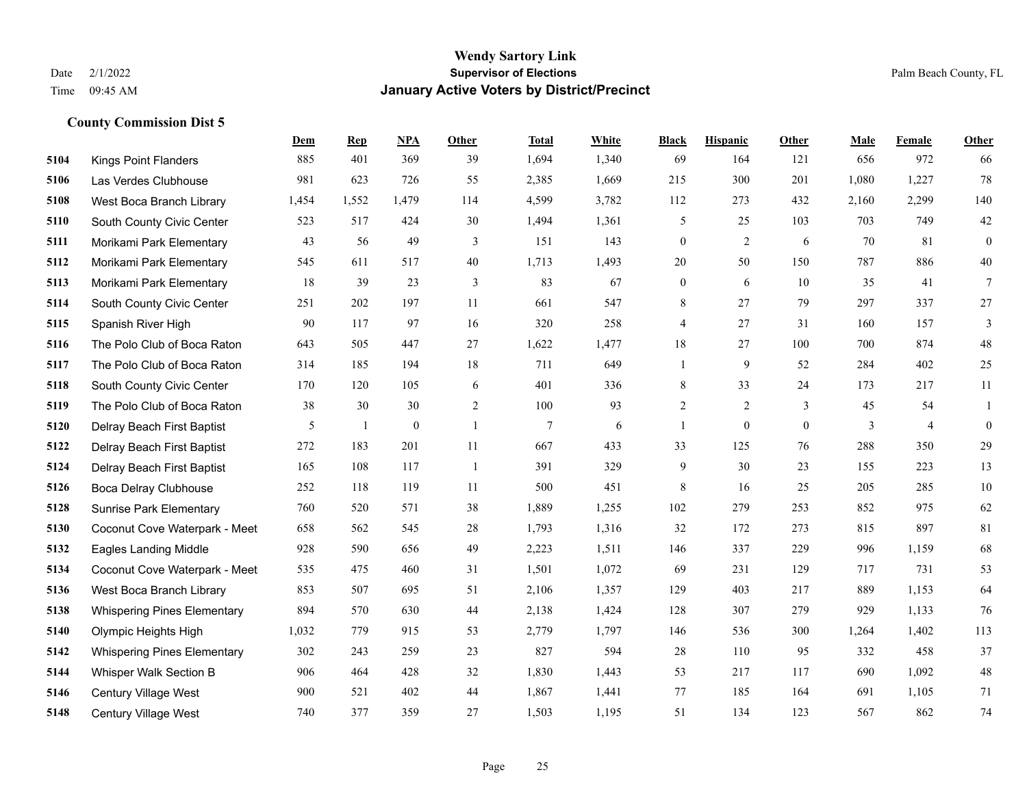# Wendy Sartory Link
## Supervisor of Elections
## January Active Voters by District/Precinct

Date 2/1/2022
Time 09:45 AM

Palm Beach County, FL

### County Commission Dist 5

| | | Dem | Rep | NPA | Other | Total | White | Black | Hispanic | Other | Male | Female | Other |
|---|---|---|---|---|---|---|---|---|---|---|---|---|---|
| 5104 | Kings Point Flanders | 885 | 401 | 369 | 39 | 1,694 | 1,340 | 69 | 164 | 121 | 656 | 972 | 66 |
| 5106 | Las Verdes Clubhouse | 981 | 623 | 726 | 55 | 2,385 | 1,669 | 215 | 300 | 201 | 1,080 | 1,227 | 78 |
| 5108 | West Boca Branch Library | 1,454 | 1,552 | 1,479 | 114 | 4,599 | 3,782 | 112 | 273 | 432 | 2,160 | 2,299 | 140 |
| 5110 | South County Civic Center | 523 | 517 | 424 | 30 | 1,494 | 1,361 | 5 | 25 | 103 | 703 | 749 | 42 |
| 5111 | Morikami Park Elementary | 43 | 56 | 49 | 3 | 151 | 143 | 0 | 2 | 6 | 70 | 81 | 0 |
| 5112 | Morikami Park Elementary | 545 | 611 | 517 | 40 | 1,713 | 1,493 | 20 | 50 | 150 | 787 | 886 | 40 |
| 5113 | Morikami Park Elementary | 18 | 39 | 23 | 3 | 83 | 67 | 0 | 6 | 10 | 35 | 41 | 7 |
| 5114 | South County Civic Center | 251 | 202 | 197 | 11 | 661 | 547 | 8 | 27 | 79 | 297 | 337 | 27 |
| 5115 | Spanish River High | 90 | 117 | 97 | 16 | 320 | 258 | 4 | 27 | 31 | 160 | 157 | 3 |
| 5116 | The Polo Club of Boca Raton | 643 | 505 | 447 | 27 | 1,622 | 1,477 | 18 | 27 | 100 | 700 | 874 | 48 |
| 5117 | The Polo Club of Boca Raton | 314 | 185 | 194 | 18 | 711 | 649 | 1 | 9 | 52 | 284 | 402 | 25 |
| 5118 | South County Civic Center | 170 | 120 | 105 | 6 | 401 | 336 | 8 | 33 | 24 | 173 | 217 | 11 |
| 5119 | The Polo Club of Boca Raton | 38 | 30 | 30 | 2 | 100 | 93 | 2 | 2 | 3 | 45 | 54 | 1 |
| 5120 | Delray Beach First Baptist | 5 | 1 | 0 | 1 | 7 | 6 | 1 | 0 | 0 | 3 | 4 | 0 |
| 5122 | Delray Beach First Baptist | 272 | 183 | 201 | 11 | 667 | 433 | 33 | 125 | 76 | 288 | 350 | 29 |
| 5124 | Delray Beach First Baptist | 165 | 108 | 117 | 1 | 391 | 329 | 9 | 30 | 23 | 155 | 223 | 13 |
| 5126 | Boca Delray Clubhouse | 252 | 118 | 119 | 11 | 500 | 451 | 8 | 16 | 25 | 205 | 285 | 10 |
| 5128 | Sunrise Park Elementary | 760 | 520 | 571 | 38 | 1,889 | 1,255 | 102 | 279 | 253 | 852 | 975 | 62 |
| 5130 | Coconut Cove Waterpark - Meet | 658 | 562 | 545 | 28 | 1,793 | 1,316 | 32 | 172 | 273 | 815 | 897 | 81 |
| 5132 | Eagles Landing Middle | 928 | 590 | 656 | 49 | 2,223 | 1,511 | 146 | 337 | 229 | 996 | 1,159 | 68 |
| 5134 | Coconut Cove Waterpark - Meet | 535 | 475 | 460 | 31 | 1,501 | 1,072 | 69 | 231 | 129 | 717 | 731 | 53 |
| 5136 | West Boca Branch Library | 853 | 507 | 695 | 51 | 2,106 | 1,357 | 129 | 403 | 217 | 889 | 1,153 | 64 |
| 5138 | Whispering Pines Elementary | 894 | 570 | 630 | 44 | 2,138 | 1,424 | 128 | 307 | 279 | 929 | 1,133 | 76 |
| 5140 | Olympic Heights High | 1,032 | 779 | 915 | 53 | 2,779 | 1,797 | 146 | 536 | 300 | 1,264 | 1,402 | 113 |
| 5142 | Whispering Pines Elementary | 302 | 243 | 259 | 23 | 827 | 594 | 28 | 110 | 95 | 332 | 458 | 37 |
| 5144 | Whisper Walk Section B | 906 | 464 | 428 | 32 | 1,830 | 1,443 | 53 | 217 | 117 | 690 | 1,092 | 48 |
| 5146 | Century Village West | 900 | 521 | 402 | 44 | 1,867 | 1,441 | 77 | 185 | 164 | 691 | 1,105 | 71 |
| 5148 | Century Village West | 740 | 377 | 359 | 27 | 1,503 | 1,195 | 51 | 134 | 123 | 567 | 862 | 74 |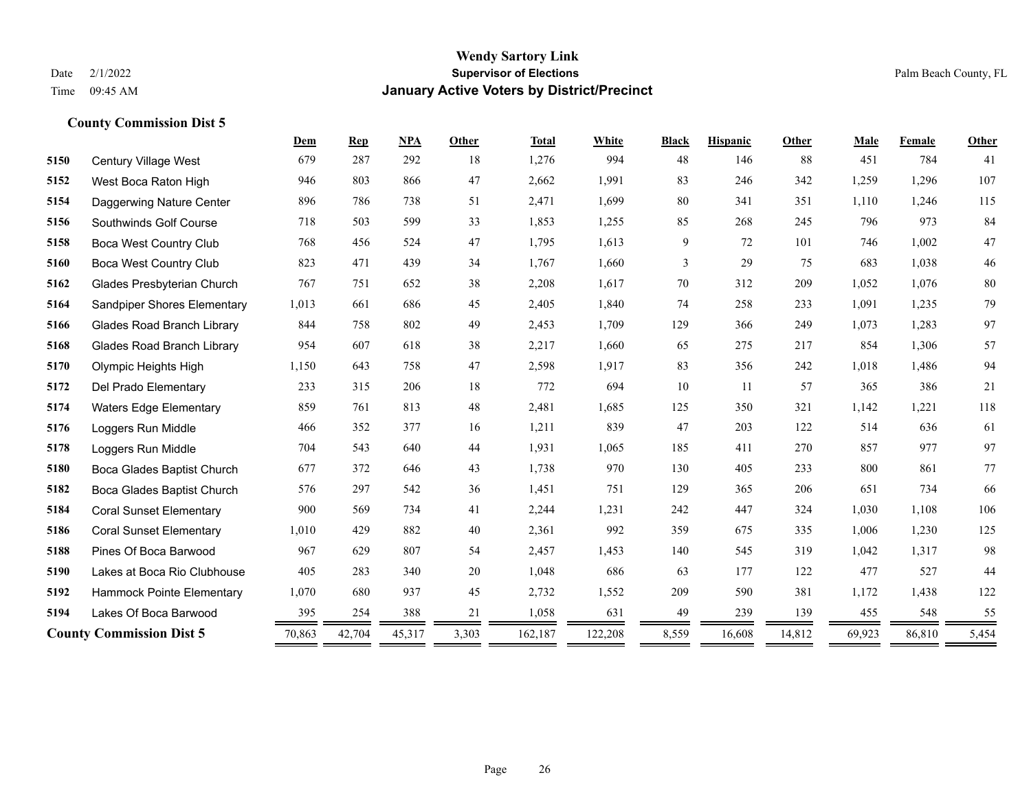**Wendy Sartory Link**
**Supervisor of Elections**
**January Active Voters by District/Precinct**

Date 2/1/2022
Time 09:45 AM

Palm Beach County, FL

### County Commission Dist 5

| | | Dem | Rep | NPA | Other | Total | White | Black | Hispanic | Other | Male | Female | Other |
|---|---|---|---|---|---|---|---|---|---|---|---|---|---|
| 5150 | Century Village West | 679 | 287 | 292 | 18 | 1,276 | 994 | 48 | 146 | 88 | 451 | 784 | 41 |
| 5152 | West Boca Raton High | 946 | 803 | 866 | 47 | 2,662 | 1,991 | 83 | 246 | 342 | 1,259 | 1,296 | 107 |
| 5154 | Daggerwing Nature Center | 896 | 786 | 738 | 51 | 2,471 | 1,699 | 80 | 341 | 351 | 1,110 | 1,246 | 115 |
| 5156 | Southwinds Golf Course | 718 | 503 | 599 | 33 | 1,853 | 1,255 | 85 | 268 | 245 | 796 | 973 | 84 |
| 5158 | Boca West Country Club | 768 | 456 | 524 | 47 | 1,795 | 1,613 | 9 | 72 | 101 | 746 | 1,002 | 47 |
| 5160 | Boca West Country Club | 823 | 471 | 439 | 34 | 1,767 | 1,660 | 3 | 29 | 75 | 683 | 1,038 | 46 |
| 5162 | Glades Presbyterian Church | 767 | 751 | 652 | 38 | 2,208 | 1,617 | 70 | 312 | 209 | 1,052 | 1,076 | 80 |
| 5164 | Sandpiper Shores Elementary | 1,013 | 661 | 686 | 45 | 2,405 | 1,840 | 74 | 258 | 233 | 1,091 | 1,235 | 79 |
| 5166 | Glades Road Branch Library | 844 | 758 | 802 | 49 | 2,453 | 1,709 | 129 | 366 | 249 | 1,073 | 1,283 | 97 |
| 5168 | Glades Road Branch Library | 954 | 607 | 618 | 38 | 2,217 | 1,660 | 65 | 275 | 217 | 854 | 1,306 | 57 |
| 5170 | Olympic Heights High | 1,150 | 643 | 758 | 47 | 2,598 | 1,917 | 83 | 356 | 242 | 1,018 | 1,486 | 94 |
| 5172 | Del Prado Elementary | 233 | 315 | 206 | 18 | 772 | 694 | 10 | 11 | 57 | 365 | 386 | 21 |
| 5174 | Waters Edge Elementary | 859 | 761 | 813 | 48 | 2,481 | 1,685 | 125 | 350 | 321 | 1,142 | 1,221 | 118 |
| 5176 | Loggers Run Middle | 466 | 352 | 377 | 16 | 1,211 | 839 | 47 | 203 | 122 | 514 | 636 | 61 |
| 5178 | Loggers Run Middle | 704 | 543 | 640 | 44 | 1,931 | 1,065 | 185 | 411 | 270 | 857 | 977 | 97 |
| 5180 | Boca Glades Baptist Church | 677 | 372 | 646 | 43 | 1,738 | 970 | 130 | 405 | 233 | 800 | 861 | 77 |
| 5182 | Boca Glades Baptist Church | 576 | 297 | 542 | 36 | 1,451 | 751 | 129 | 365 | 206 | 651 | 734 | 66 |
| 5184 | Coral Sunset Elementary | 900 | 569 | 734 | 41 | 2,244 | 1,231 | 242 | 447 | 324 | 1,030 | 1,108 | 106 |
| 5186 | Coral Sunset Elementary | 1,010 | 429 | 882 | 40 | 2,361 | 992 | 359 | 675 | 335 | 1,006 | 1,230 | 125 |
| 5188 | Pines Of Boca Barwood | 967 | 629 | 807 | 54 | 2,457 | 1,453 | 140 | 545 | 319 | 1,042 | 1,317 | 98 |
| 5190 | Lakes at Boca Rio Clubhouse | 405 | 283 | 340 | 20 | 1,048 | 686 | 63 | 177 | 122 | 477 | 527 | 44 |
| 5192 | Hammock Pointe Elementary | 1,070 | 680 | 937 | 45 | 2,732 | 1,552 | 209 | 590 | 381 | 1,172 | 1,438 | 122 |
| 5194 | Lakes Of Boca Barwood | 395 | 254 | 388 | 21 | 1,058 | 631 | 49 | 239 | 139 | 455 | 548 | 55 |
| **County Commission Dist 5** | | 70,863 | 42,704 | 45,317 | 3,303 | 162,187 | 122,208 | 8,559 | 16,608 | 14,812 | 69,923 | 86,810 | 5,454 |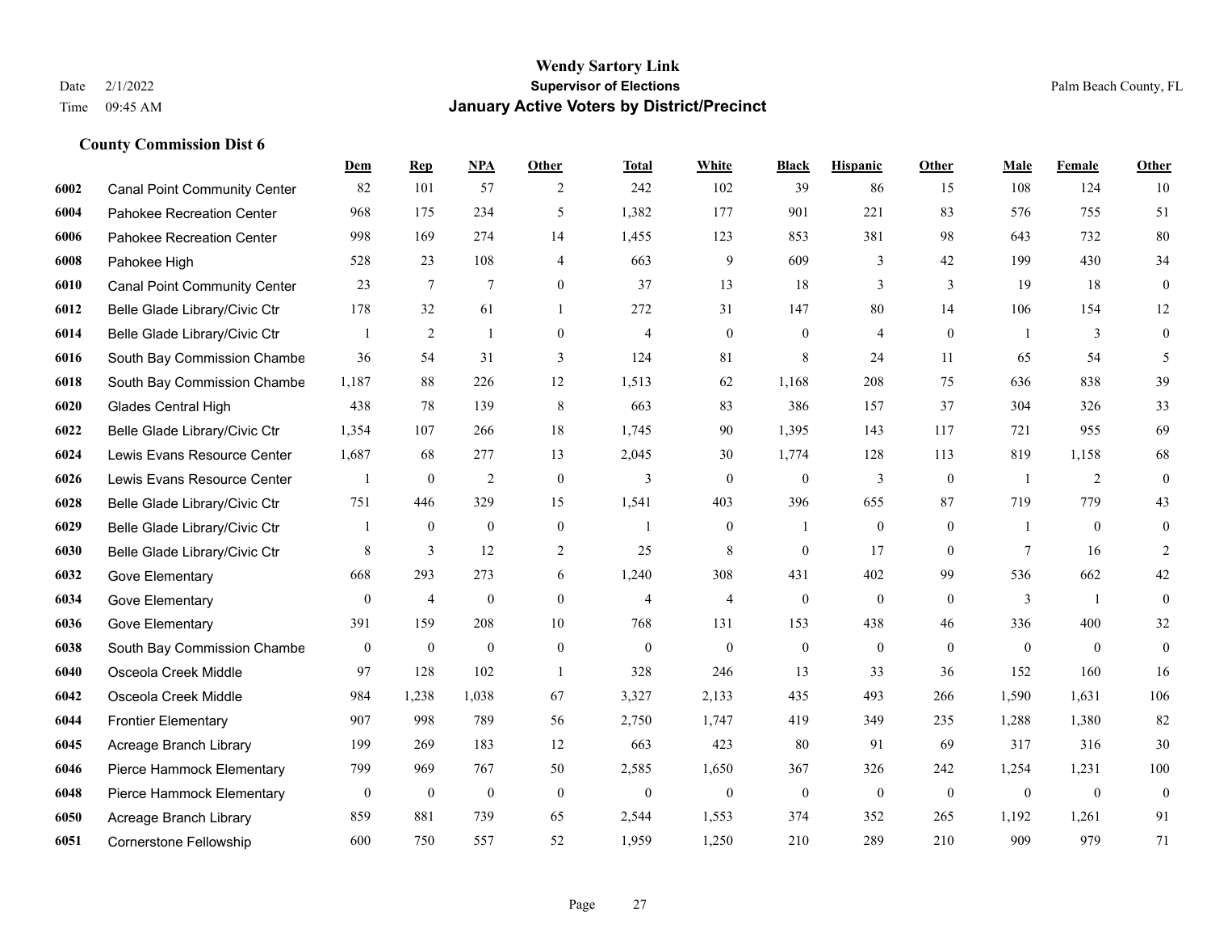**Wendy Sartory Link**
**Supervisor of Elections**
**January Active Voters by District/Precinct**

Date 2/1/2022
Time 09:45 AM

Palm Beach County, FL

### County Commission Dist 6

| | | Dem | Rep | NPA | Other | Total | White | Black | Hispanic | Other | Male | Female | Other |
|---|---|---|---|---|---|---|---|---|---|---|---|---|---|
| 6002 | Canal Point Community Center | 82 | 101 | 57 | 2 | 242 | 102 | 39 | 86 | 15 | 108 | 124 | 10 |
| 6004 | Pahokee Recreation Center | 968 | 175 | 234 | 5 | 1,382 | 177 | 901 | 221 | 83 | 576 | 755 | 51 |
| 6006 | Pahokee Recreation Center | 998 | 169 | 274 | 14 | 1,455 | 123 | 853 | 381 | 98 | 643 | 732 | 80 |
| 6008 | Pahokee High | 528 | 23 | 108 | 4 | 663 | 9 | 609 | 3 | 42 | 199 | 430 | 34 |
| 6010 | Canal Point Community Center | 23 | 7 | 7 | 0 | 37 | 13 | 18 | 3 | 3 | 19 | 18 | 0 |
| 6012 | Belle Glade Library/Civic Ctr | 178 | 32 | 61 | 1 | 272 | 31 | 147 | 80 | 14 | 106 | 154 | 12 |
| 6014 | Belle Glade Library/Civic Ctr | 1 | 2 | 1 | 0 | 4 | 0 | 0 | 4 | 0 | 1 | 3 | 0 |
| 6016 | South Bay Commission Chambe | 36 | 54 | 31 | 3 | 124 | 81 | 8 | 24 | 11 | 65 | 54 | 5 |
| 6018 | South Bay Commission Chambe | 1,187 | 88 | 226 | 12 | 1,513 | 62 | 1,168 | 208 | 75 | 636 | 838 | 39 |
| 6020 | Glades Central High | 438 | 78 | 139 | 8 | 663 | 83 | 386 | 157 | 37 | 304 | 326 | 33 |
| 6022 | Belle Glade Library/Civic Ctr | 1,354 | 107 | 266 | 18 | 1,745 | 90 | 1,395 | 143 | 117 | 721 | 955 | 69 |
| 6024 | Lewis Evans Resource Center | 1,687 | 68 | 277 | 13 | 2,045 | 30 | 1,774 | 128 | 113 | 819 | 1,158 | 68 |
| 6026 | Lewis Evans Resource Center | 1 | 0 | 2 | 0 | 3 | 0 | 0 | 3 | 0 | 1 | 2 | 0 |
| 6028 | Belle Glade Library/Civic Ctr | 751 | 446 | 329 | 15 | 1,541 | 403 | 396 | 655 | 87 | 719 | 779 | 43 |
| 6029 | Belle Glade Library/Civic Ctr | 1 | 0 | 0 | 0 | 1 | 0 | 1 | 0 | 0 | 1 | 0 | 0 |
| 6030 | Belle Glade Library/Civic Ctr | 8 | 3 | 12 | 2 | 25 | 8 | 0 | 17 | 0 | 7 | 16 | 2 |
| 6032 | Gove Elementary | 668 | 293 | 273 | 6 | 1,240 | 308 | 431 | 402 | 99 | 536 | 662 | 42 |
| 6034 | Gove Elementary | 0 | 4 | 0 | 0 | 4 | 4 | 0 | 0 | 0 | 3 | 1 | 0 |
| 6036 | Gove Elementary | 391 | 159 | 208 | 10 | 768 | 131 | 153 | 438 | 46 | 336 | 400 | 32 |
| 6038 | South Bay Commission Chambe | 0 | 0 | 0 | 0 | 0 | 0 | 0 | 0 | 0 | 0 | 0 | 0 |
| 6040 | Osceola Creek Middle | 97 | 128 | 102 | 1 | 328 | 246 | 13 | 33 | 36 | 152 | 160 | 16 |
| 6042 | Osceola Creek Middle | 984 | 1,238 | 1,038 | 67 | 3,327 | 2,133 | 435 | 493 | 266 | 1,590 | 1,631 | 106 |
| 6044 | Frontier Elementary | 907 | 998 | 789 | 56 | 2,750 | 1,747 | 419 | 349 | 235 | 1,288 | 1,380 | 82 |
| 6045 | Acreage Branch Library | 199 | 269 | 183 | 12 | 663 | 423 | 80 | 91 | 69 | 317 | 316 | 30 |
| 6046 | Pierce Hammock Elementary | 799 | 969 | 767 | 50 | 2,585 | 1,650 | 367 | 326 | 242 | 1,254 | 1,231 | 100 |
| 6048 | Pierce Hammock Elementary | 0 | 0 | 0 | 0 | 0 | 0 | 0 | 0 | 0 | 0 | 0 | 0 |
| 6050 | Acreage Branch Library | 859 | 881 | 739 | 65 | 2,544 | 1,553 | 374 | 352 | 265 | 1,192 | 1,261 | 91 |
| 6051 | Cornerstone Fellowship | 600 | 750 | 557 | 52 | 1,959 | 1,250 | 210 | 289 | 210 | 909 | 979 | 71 |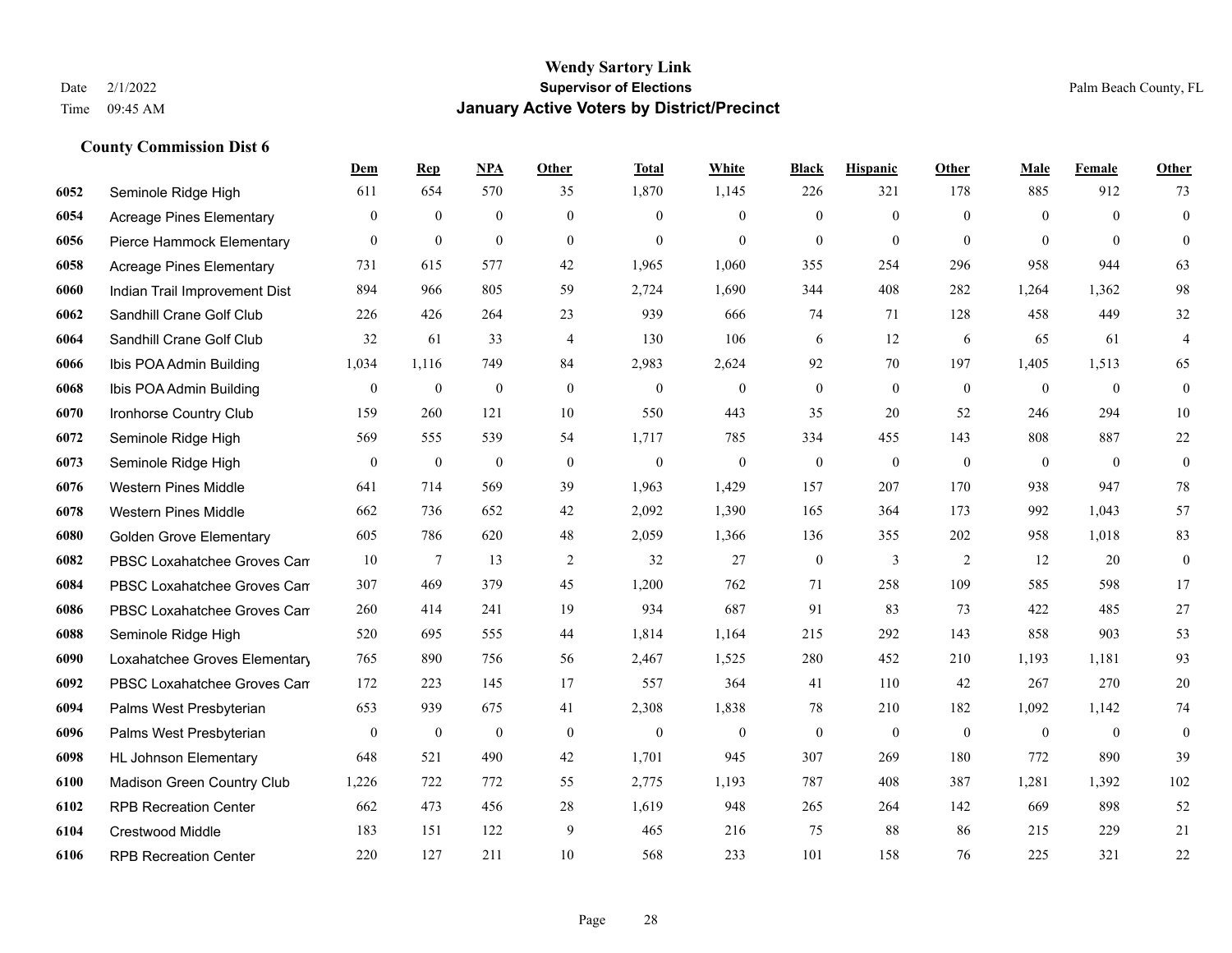# Wendy Sartory Link

**Supervisor of Elections**

**January Active Voters by District/Precinct**

Date 2/1/2022
Time 09:45 AM

Palm Beach County, FL

## County Commission Dist 6

| | | Dem | Rep | NPA | Other | Total | White | Black | Hispanic | Other | Male | Female | Other |
|---|---|---|---|---|---|---|---|---|---|---|---|---|---|
| 6052 | Seminole Ridge High | 611 | 654 | 570 | 35 | 1,870 | 1,145 | 226 | 321 | 178 | 885 | 912 | 73 |
| 6054 | Acreage Pines Elementary | 0 | 0 | 0 | 0 | 0 | 0 | 0 | 0 | 0 | 0 | 0 | 0 |
| 6056 | Pierce Hammock Elementary | 0 | 0 | 0 | 0 | 0 | 0 | 0 | 0 | 0 | 0 | 0 | 0 |
| 6058 | Acreage Pines Elementary | 731 | 615 | 577 | 42 | 1,965 | 1,060 | 355 | 254 | 296 | 958 | 944 | 63 |
| 6060 | Indian Trail Improvement Dist | 894 | 966 | 805 | 59 | 2,724 | 1,690 | 344 | 408 | 282 | 1,264 | 1,362 | 98 |
| 6062 | Sandhill Crane Golf Club | 226 | 426 | 264 | 23 | 939 | 666 | 74 | 71 | 128 | 458 | 449 | 32 |
| 6064 | Sandhill Crane Golf Club | 32 | 61 | 33 | 4 | 130 | 106 | 6 | 12 | 6 | 65 | 61 | 4 |
| 6066 | Ibis POA Admin Building | 1,034 | 1,116 | 749 | 84 | 2,983 | 2,624 | 92 | 70 | 197 | 1,405 | 1,513 | 65 |
| 6068 | Ibis POA Admin Building | 0 | 0 | 0 | 0 | 0 | 0 | 0 | 0 | 0 | 0 | 0 | 0 |
| 6070 | Ironhorse Country Club | 159 | 260 | 121 | 10 | 550 | 443 | 35 | 20 | 52 | 246 | 294 | 10 |
| 6072 | Seminole Ridge High | 569 | 555 | 539 | 54 | 1,717 | 785 | 334 | 455 | 143 | 808 | 887 | 22 |
| 6073 | Seminole Ridge High | 0 | 0 | 0 | 0 | 0 | 0 | 0 | 0 | 0 | 0 | 0 | 0 |
| 6076 | Western Pines Middle | 641 | 714 | 569 | 39 | 1,963 | 1,429 | 157 | 207 | 170 | 938 | 947 | 78 |
| 6078 | Western Pines Middle | 662 | 736 | 652 | 42 | 2,092 | 1,390 | 165 | 364 | 173 | 992 | 1,043 | 57 |
| 6080 | Golden Grove Elementary | 605 | 786 | 620 | 48 | 2,059 | 1,366 | 136 | 355 | 202 | 958 | 1,018 | 83 |
| 6082 | PBSC Loxahatchee Groves Cam | 10 | 7 | 13 | 2 | 32 | 27 | 0 | 3 | 2 | 12 | 20 | 0 |
| 6084 | PBSC Loxahatchee Groves Cam | 307 | 469 | 379 | 45 | 1,200 | 762 | 71 | 258 | 109 | 585 | 598 | 17 |
| 6086 | PBSC Loxahatchee Groves Cam | 260 | 414 | 241 | 19 | 934 | 687 | 91 | 83 | 73 | 422 | 485 | 27 |
| 6088 | Seminole Ridge High | 520 | 695 | 555 | 44 | 1,814 | 1,164 | 215 | 292 | 143 | 858 | 903 | 53 |
| 6090 | Loxahatchee Groves Elementary | 765 | 890 | 756 | 56 | 2,467 | 1,525 | 280 | 452 | 210 | 1,193 | 1,181 | 93 |
| 6092 | PBSC Loxahatchee Groves Cam | 172 | 223 | 145 | 17 | 557 | 364 | 41 | 110 | 42 | 267 | 270 | 20 |
| 6094 | Palms West Presbyterian | 653 | 939 | 675 | 41 | 2,308 | 1,838 | 78 | 210 | 182 | 1,092 | 1,142 | 74 |
| 6096 | Palms West Presbyterian | 0 | 0 | 0 | 0 | 0 | 0 | 0 | 0 | 0 | 0 | 0 | 0 |
| 6098 | HL Johnson Elementary | 648 | 521 | 490 | 42 | 1,701 | 945 | 307 | 269 | 180 | 772 | 890 | 39 |
| 6100 | Madison Green Country Club | 1,226 | 722 | 772 | 55 | 2,775 | 1,193 | 787 | 408 | 387 | 1,281 | 1,392 | 102 |
| 6102 | RPB Recreation Center | 662 | 473 | 456 | 28 | 1,619 | 948 | 265 | 264 | 142 | 669 | 898 | 52 |
| 6104 | Crestwood Middle | 183 | 151 | 122 | 9 | 465 | 216 | 75 | 88 | 86 | 215 | 229 | 21 |
| 6106 | RPB Recreation Center | 220 | 127 | 211 | 10 | 568 | 233 | 101 | 158 | 76 | 225 | 321 | 22 |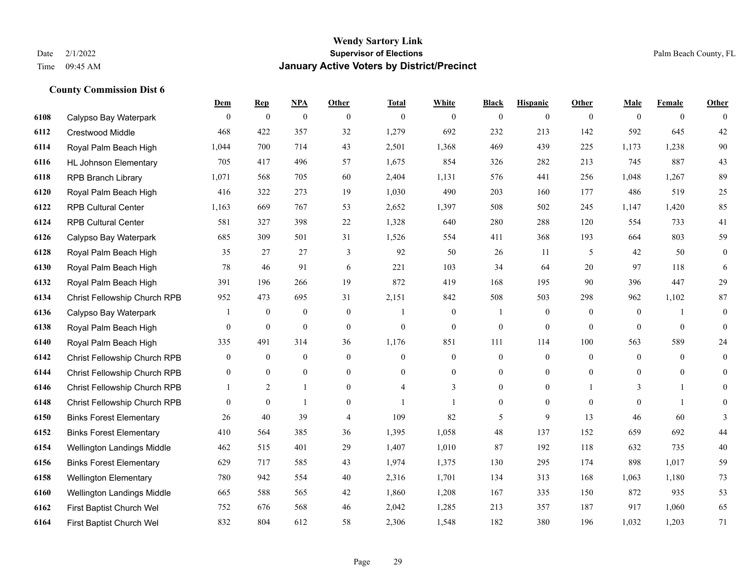# Wendy Sartory Link
## Supervisor of Elections
## January Active Voters by District/Precinct

Date 2/1/2022
Time 09:45 AM

Palm Beach County, FL

### County Commission Dist 6

| | | Dem | Rep | NPA | Other | Total | White | Black | Hispanic | Other | Male | Female | Other |
|---|---|---|---|---|---|---|---|---|---|---|---|---|---|
| 6108 | Calypso Bay Waterpark | 0 | 0 | 0 | 0 | 0 | 0 | 0 | 0 | 0 | 0 | 0 | 0 |
| 6112 | Crestwood Middle | 468 | 422 | 357 | 32 | 1,279 | 692 | 232 | 213 | 142 | 592 | 645 | 42 |
| 6114 | Royal Palm Beach High | 1,044 | 700 | 714 | 43 | 2,501 | 1,368 | 469 | 439 | 225 | 1,173 | 1,238 | 90 |
| 6116 | HL Johnson Elementary | 705 | 417 | 496 | 57 | 1,675 | 854 | 326 | 282 | 213 | 745 | 887 | 43 |
| 6118 | RPB Branch Library | 1,071 | 568 | 705 | 60 | 2,404 | 1,131 | 576 | 441 | 256 | 1,048 | 1,267 | 89 |
| 6120 | Royal Palm Beach High | 416 | 322 | 273 | 19 | 1,030 | 490 | 203 | 160 | 177 | 486 | 519 | 25 |
| 6122 | RPB Cultural Center | 1,163 | 669 | 767 | 53 | 2,652 | 1,397 | 508 | 502 | 245 | 1,147 | 1,420 | 85 |
| 6124 | RPB Cultural Center | 581 | 327 | 398 | 22 | 1,328 | 640 | 280 | 288 | 120 | 554 | 733 | 41 |
| 6126 | Calypso Bay Waterpark | 685 | 309 | 501 | 31 | 1,526 | 554 | 411 | 368 | 193 | 664 | 803 | 59 |
| 6128 | Royal Palm Beach High | 35 | 27 | 27 | 3 | 92 | 50 | 26 | 11 | 5 | 42 | 50 | 0 |
| 6130 | Royal Palm Beach High | 78 | 46 | 91 | 6 | 221 | 103 | 34 | 64 | 20 | 97 | 118 | 6 |
| 6132 | Royal Palm Beach High | 391 | 196 | 266 | 19 | 872 | 419 | 168 | 195 | 90 | 396 | 447 | 29 |
| 6134 | Christ Fellowship Church RPB | 952 | 473 | 695 | 31 | 2,151 | 842 | 508 | 503 | 298 | 962 | 1,102 | 87 |
| 6136 | Calypso Bay Waterpark | 1 | 0 | 0 | 0 | 1 | 0 | 1 | 0 | 0 | 0 | 1 | 0 |
| 6138 | Royal Palm Beach High | 0 | 0 | 0 | 0 | 0 | 0 | 0 | 0 | 0 | 0 | 0 | 0 |
| 6140 | Royal Palm Beach High | 335 | 491 | 314 | 36 | 1,176 | 851 | 111 | 114 | 100 | 563 | 589 | 24 |
| 6142 | Christ Fellowship Church RPB | 0 | 0 | 0 | 0 | 0 | 0 | 0 | 0 | 0 | 0 | 0 | 0 |
| 6144 | Christ Fellowship Church RPB | 0 | 0 | 0 | 0 | 0 | 0 | 0 | 0 | 0 | 0 | 0 | 0 |
| 6146 | Christ Fellowship Church RPB | 1 | 2 | 1 | 0 | 4 | 3 | 0 | 0 | 1 | 3 | 1 | 0 |
| 6148 | Christ Fellowship Church RPB | 0 | 0 | 1 | 0 | 1 | 1 | 0 | 0 | 0 | 0 | 1 | 0 |
| 6150 | Binks Forest Elementary | 26 | 40 | 39 | 4 | 109 | 82 | 5 | 9 | 13 | 46 | 60 | 3 |
| 6152 | Binks Forest Elementary | 410 | 564 | 385 | 36 | 1,395 | 1,058 | 48 | 137 | 152 | 659 | 692 | 44 |
| 6154 | Wellington Landings Middle | 462 | 515 | 401 | 29 | 1,407 | 1,010 | 87 | 192 | 118 | 632 | 735 | 40 |
| 6156 | Binks Forest Elementary | 629 | 717 | 585 | 43 | 1,974 | 1,375 | 130 | 295 | 174 | 898 | 1,017 | 59 |
| 6158 | Wellington Elementary | 780 | 942 | 554 | 40 | 2,316 | 1,701 | 134 | 313 | 168 | 1,063 | 1,180 | 73 |
| 6160 | Wellington Landings Middle | 665 | 588 | 565 | 42 | 1,860 | 1,208 | 167 | 335 | 150 | 872 | 935 | 53 |
| 6162 | First Baptist Church Wel | 752 | 676 | 568 | 46 | 2,042 | 1,285 | 213 | 357 | 187 | 917 | 1,060 | 65 |
| 6164 | First Baptist Church Wel | 832 | 804 | 612 | 58 | 2,306 | 1,548 | 182 | 380 | 196 | 1,032 | 1,203 | 71 |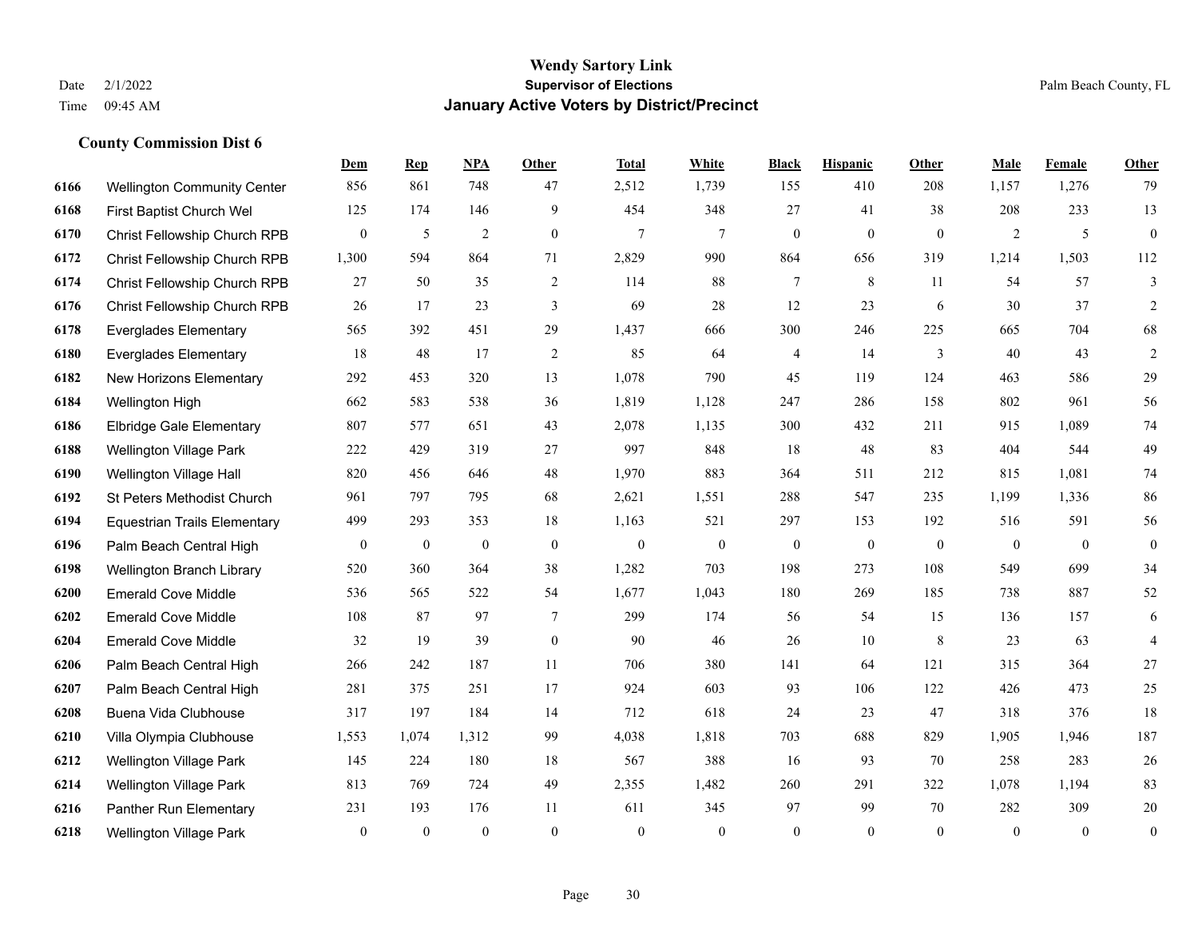# Wendy Sartory Link
## Supervisor of Elections
## January Active Voters by District/Precinct

Date 2/1/2022
Time 09:45 AM

Palm Beach County, FL

### County Commission Dist 6

| | | Dem | Rep | NPA | Other | Total | White | Black | Hispanic | Other | Male | Female | Other |
|---|---|---|---|---|---|---|---|---|---|---|---|---|---|
| 6166 | Wellington Community Center | 856 | 861 | 748 | 47 | 2,512 | 1,739 | 155 | 410 | 208 | 1,157 | 1,276 | 79 |
| 6168 | First Baptist Church Wel | 125 | 174 | 146 | 9 | 454 | 348 | 27 | 41 | 38 | 208 | 233 | 13 |
| 6170 | Christ Fellowship Church RPB | 0 | 5 | 2 | 0 | 7 | 7 | 0 | 0 | 0 | 2 | 5 | 0 |
| 6172 | Christ Fellowship Church RPB | 1,300 | 594 | 864 | 71 | 2,829 | 990 | 864 | 656 | 319 | 1,214 | 1,503 | 112 |
| 6174 | Christ Fellowship Church RPB | 27 | 50 | 35 | 2 | 114 | 88 | 7 | 8 | 11 | 54 | 57 | 3 |
| 6176 | Christ Fellowship Church RPB | 26 | 17 | 23 | 3 | 69 | 28 | 12 | 23 | 6 | 30 | 37 | 2 |
| 6178 | Everglades Elementary | 565 | 392 | 451 | 29 | 1,437 | 666 | 300 | 246 | 225 | 665 | 704 | 68 |
| 6180 | Everglades Elementary | 18 | 48 | 17 | 2 | 85 | 64 | 4 | 14 | 3 | 40 | 43 | 2 |
| 6182 | New Horizons Elementary | 292 | 453 | 320 | 13 | 1,078 | 790 | 45 | 119 | 124 | 463 | 586 | 29 |
| 6184 | Wellington High | 662 | 583 | 538 | 36 | 1,819 | 1,128 | 247 | 286 | 158 | 802 | 961 | 56 |
| 6186 | Elbridge Gale Elementary | 807 | 577 | 651 | 43 | 2,078 | 1,135 | 300 | 432 | 211 | 915 | 1,089 | 74 |
| 6188 | Wellington Village Park | 222 | 429 | 319 | 27 | 997 | 848 | 18 | 48 | 83 | 404 | 544 | 49 |
| 6190 | Wellington Village Hall | 820 | 456 | 646 | 48 | 1,970 | 883 | 364 | 511 | 212 | 815 | 1,081 | 74 |
| 6192 | St Peters Methodist Church | 961 | 797 | 795 | 68 | 2,621 | 1,551 | 288 | 547 | 235 | 1,199 | 1,336 | 86 |
| 6194 | Equestrian Trails Elementary | 499 | 293 | 353 | 18 | 1,163 | 521 | 297 | 153 | 192 | 516 | 591 | 56 |
| 6196 | Palm Beach Central High | 0 | 0 | 0 | 0 | 0 | 0 | 0 | 0 | 0 | 0 | 0 | 0 |
| 6198 | Wellington Branch Library | 520 | 360 | 364 | 38 | 1,282 | 703 | 198 | 273 | 108 | 549 | 699 | 34 |
| 6200 | Emerald Cove Middle | 536 | 565 | 522 | 54 | 1,677 | 1,043 | 180 | 269 | 185 | 738 | 887 | 52 |
| 6202 | Emerald Cove Middle | 108 | 87 | 97 | 7 | 299 | 174 | 56 | 54 | 15 | 136 | 157 | 6 |
| 6204 | Emerald Cove Middle | 32 | 19 | 39 | 0 | 90 | 46 | 26 | 10 | 8 | 23 | 63 | 4 |
| 6206 | Palm Beach Central High | 266 | 242 | 187 | 11 | 706 | 380 | 141 | 64 | 121 | 315 | 364 | 27 |
| 6207 | Palm Beach Central High | 281 | 375 | 251 | 17 | 924 | 603 | 93 | 106 | 122 | 426 | 473 | 25 |
| 6208 | Buena Vida Clubhouse | 317 | 197 | 184 | 14 | 712 | 618 | 24 | 23 | 47 | 318 | 376 | 18 |
| 6210 | Villa Olympia Clubhouse | 1,553 | 1,074 | 1,312 | 99 | 4,038 | 1,818 | 703 | 688 | 829 | 1,905 | 1,946 | 187 |
| 6212 | Wellington Village Park | 145 | 224 | 180 | 18 | 567 | 388 | 16 | 93 | 70 | 258 | 283 | 26 |
| 6214 | Wellington Village Park | 813 | 769 | 724 | 49 | 2,355 | 1,482 | 260 | 291 | 322 | 1,078 | 1,194 | 83 |
| 6216 | Panther Run Elementary | 231 | 193 | 176 | 11 | 611 | 345 | 97 | 99 | 70 | 282 | 309 | 20 |
| 6218 | Wellington Village Park | 0 | 0 | 0 | 0 | 0 | 0 | 0 | 0 | 0 | 0 | 0 | 0 |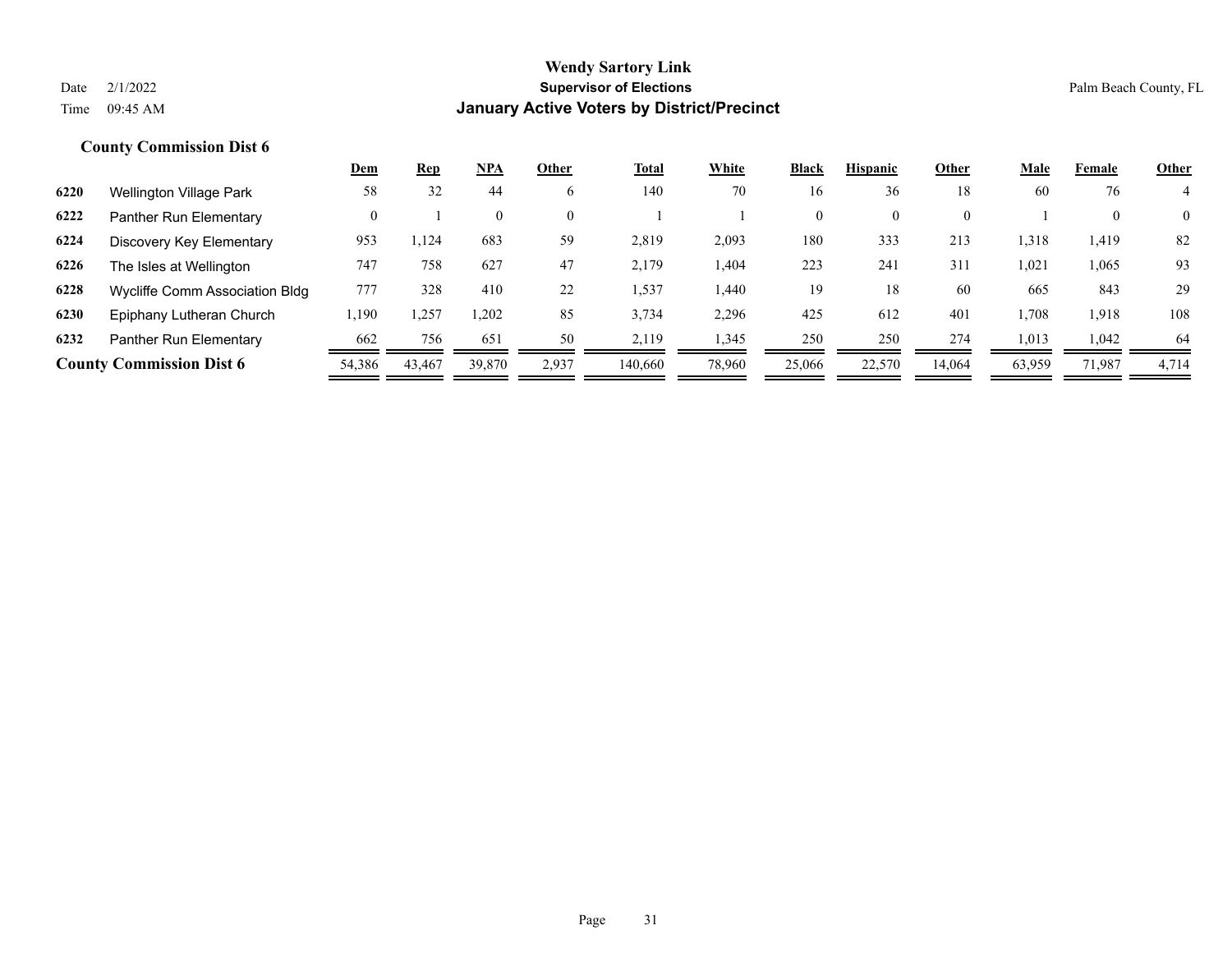**Wendy Sartory Link**
**Supervisor of Elections**
**January Active Voters by District/Precinct**

Date 2/1/2022
Time 09:45 AM

Palm Beach County, FL

### County Commission Dist 6

| | | Dem | Rep | NPA | Other | Total | White | Black | Hispanic | Other | Male | Female | Other |
|---|---|---|---|---|---|---|---|---|---|---|---|---|---|
| 6220 | Wellington Village Park | 58 | 32 | 44 | 6 | 140 | 70 | 16 | 36 | 18 | 60 | 76 | 4 |
| 6222 | Panther Run Elementary | 0 | 1 | 0 | 0 | 1 | 1 | 0 | 0 | 0 | 1 | 0 | 0 |
| 6224 | Discovery Key Elementary | 953 | 1,124 | 683 | 59 | 2,819 | 2,093 | 180 | 333 | 213 | 1,318 | 1,419 | 82 |
| 6226 | The Isles at Wellington | 747 | 758 | 627 | 47 | 2,179 | 1,404 | 223 | 241 | 311 | 1,021 | 1,065 | 93 |
| 6228 | Wycliffe Comm Association Bldg | 777 | 328 | 410 | 22 | 1,537 | 1,440 | 19 | 18 | 60 | 665 | 843 | 29 |
| 6230 | Epiphany Lutheran Church | 1,190 | 1,257 | 1,202 | 85 | 3,734 | 2,296 | 425 | 612 | 401 | 1,708 | 1,918 | 108 |
| 6232 | Panther Run Elementary | 662 | 756 | 651 | 50 | 2,119 | 1,345 | 250 | 250 | 274 | 1,013 | 1,042 | 64 |
| **County Commission Dist 6** | | 54,386 | 43,467 | 39,870 | 2,937 | 140,660 | 78,960 | 25,066 | 22,570 | 14,064 | 63,959 | 71,987 | 4,714 |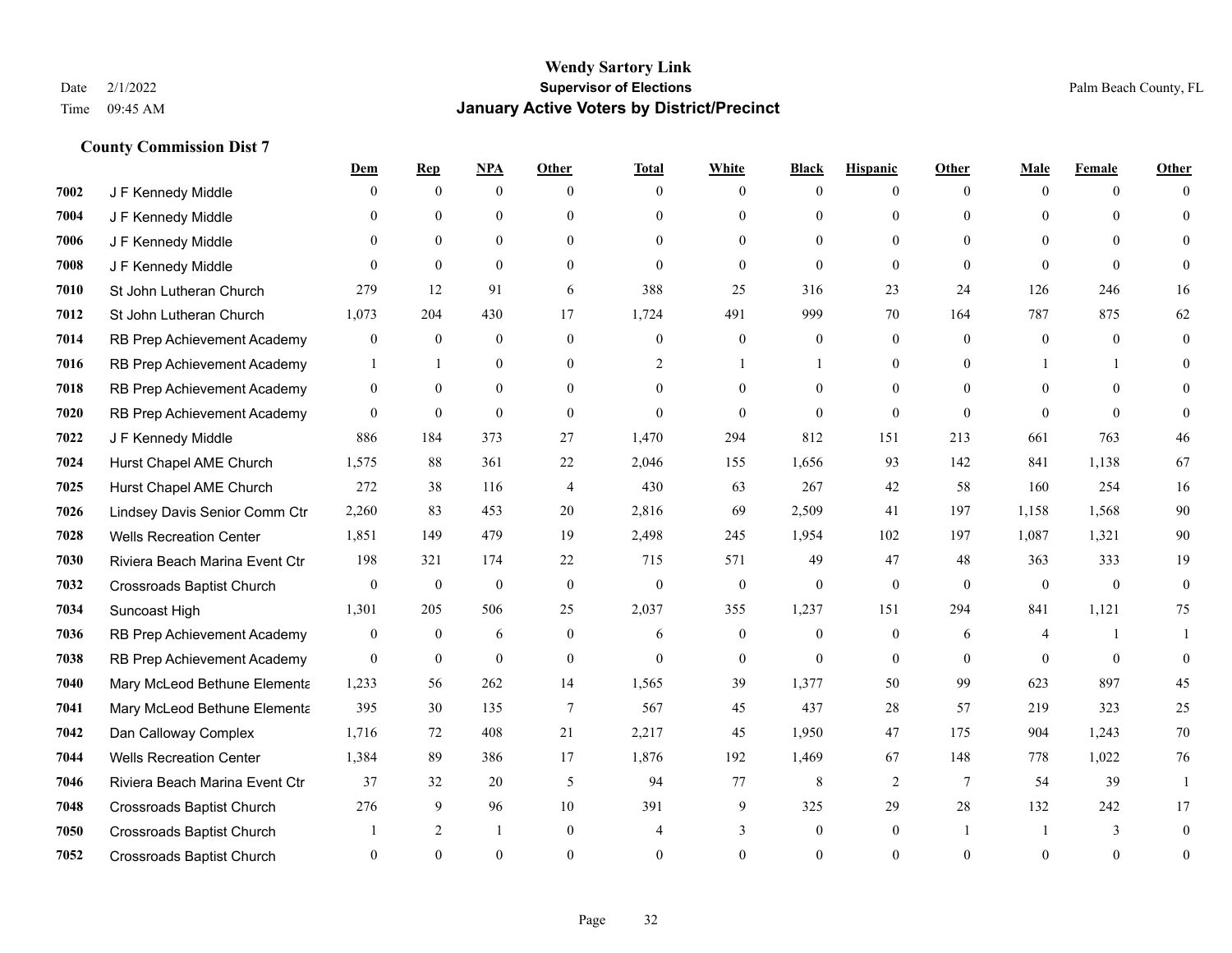# Wendy Sartory Link
## Supervisor of Elections
## January Active Voters by District/Precinct

Date 2/1/2022
Time 09:45 AM

Palm Beach County, FL

### County Commission Dist 7

| | | Dem | Rep | NPA | Other | Total | White | Black | Hispanic | Other | Male | Female | Other |
|---|---|---|---|---|---|---|---|---|---|---|---|---|---|
| 7002 | J F Kennedy Middle | 0 | 0 | 0 | 0 | 0 | 0 | 0 | 0 | 0 | 0 | 0 | 0 |
| 7004 | J F Kennedy Middle | 0 | 0 | 0 | 0 | 0 | 0 | 0 | 0 | 0 | 0 | 0 | 0 |
| 7006 | J F Kennedy Middle | 0 | 0 | 0 | 0 | 0 | 0 | 0 | 0 | 0 | 0 | 0 | 0 |
| 7008 | J F Kennedy Middle | 0 | 0 | 0 | 0 | 0 | 0 | 0 | 0 | 0 | 0 | 0 | 0 |
| 7010 | St John Lutheran Church | 279 | 12 | 91 | 6 | 388 | 25 | 316 | 23 | 24 | 126 | 246 | 16 |
| 7012 | St John Lutheran Church | 1,073 | 204 | 430 | 17 | 1,724 | 491 | 999 | 70 | 164 | 787 | 875 | 62 |
| 7014 | RB Prep Achievement Academy | 0 | 0 | 0 | 0 | 0 | 0 | 0 | 0 | 0 | 0 | 0 | 0 |
| 7016 | RB Prep Achievement Academy | 1 | 1 | 0 | 0 | 2 | 1 | 1 | 0 | 0 | 1 | 1 | 0 |
| 7018 | RB Prep Achievement Academy | 0 | 0 | 0 | 0 | 0 | 0 | 0 | 0 | 0 | 0 | 0 | 0 |
| 7020 | RB Prep Achievement Academy | 0 | 0 | 0 | 0 | 0 | 0 | 0 | 0 | 0 | 0 | 0 | 0 |
| 7022 | J F Kennedy Middle | 886 | 184 | 373 | 27 | 1,470 | 294 | 812 | 151 | 213 | 661 | 763 | 46 |
| 7024 | Hurst Chapel AME Church | 1,575 | 88 | 361 | 22 | 2,046 | 155 | 1,656 | 93 | 142 | 841 | 1,138 | 67 |
| 7025 | Hurst Chapel AME Church | 272 | 38 | 116 | 4 | 430 | 63 | 267 | 42 | 58 | 160 | 254 | 16 |
| 7026 | Lindsey Davis Senior Comm Ctr | 2,260 | 83 | 453 | 20 | 2,816 | 69 | 2,509 | 41 | 197 | 1,158 | 1,568 | 90 |
| 7028 | Wells Recreation Center | 1,851 | 149 | 479 | 19 | 2,498 | 245 | 1,954 | 102 | 197 | 1,087 | 1,321 | 90 |
| 7030 | Riviera Beach Marina Event Ctr | 198 | 321 | 174 | 22 | 715 | 571 | 49 | 47 | 48 | 363 | 333 | 19 |
| 7032 | Crossroads Baptist Church | 0 | 0 | 0 | 0 | 0 | 0 | 0 | 0 | 0 | 0 | 0 | 0 |
| 7034 | Suncoast High | 1,301 | 205 | 506 | 25 | 2,037 | 355 | 1,237 | 151 | 294 | 841 | 1,121 | 75 |
| 7036 | RB Prep Achievement Academy | 0 | 0 | 6 | 0 | 6 | 0 | 0 | 0 | 6 | 4 | 1 | 1 |
| 7038 | RB Prep Achievement Academy | 0 | 0 | 0 | 0 | 0 | 0 | 0 | 0 | 0 | 0 | 0 | 0 |
| 7040 | Mary McLeod Bethune Elementa | 1,233 | 56 | 262 | 14 | 1,565 | 39 | 1,377 | 50 | 99 | 623 | 897 | 45 |
| 7041 | Mary McLeod Bethune Elementa | 395 | 30 | 135 | 7 | 567 | 45 | 437 | 28 | 57 | 219 | 323 | 25 |
| 7042 | Dan Calloway Complex | 1,716 | 72 | 408 | 21 | 2,217 | 45 | 1,950 | 47 | 175 | 904 | 1,243 | 70 |
| 7044 | Wells Recreation Center | 1,384 | 89 | 386 | 17 | 1,876 | 192 | 1,469 | 67 | 148 | 778 | 1,022 | 76 |
| 7046 | Riviera Beach Marina Event Ctr | 37 | 32 | 20 | 5 | 94 | 77 | 8 | 2 | 7 | 54 | 39 | 1 |
| 7048 | Crossroads Baptist Church | 276 | 9 | 96 | 10 | 391 | 9 | 325 | 29 | 28 | 132 | 242 | 17 |
| 7050 | Crossroads Baptist Church | 1 | 2 | 1 | 0 | 4 | 3 | 0 | 0 | 1 | 1 | 3 | 0 |
| 7052 | Crossroads Baptist Church | 0 | 0 | 0 | 0 | 0 | 0 | 0 | 0 | 0 | 0 | 0 | 0 |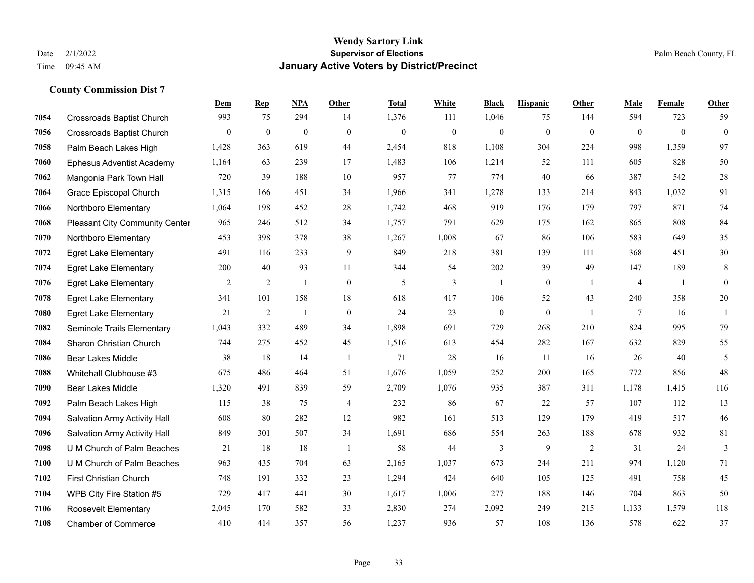# Wendy Sartory Link
## Supervisor of Elections
## January Active Voters by District/Precinct

Date 2/1/2022
Time 09:45 AM

Palm Beach County, FL

### County Commission Dist 7

| | | Dem | Rep | NPA | Other | Total | White | Black | Hispanic | Other | Male | Female | Other |
|---|---|---|---|---|---|---|---|---|---|---|---|---|---|
| 7054 | Crossroads Baptist Church | 993 | 75 | 294 | 14 | 1,376 | 111 | 1,046 | 75 | 144 | 594 | 723 | 59 |
| 7056 | Crossroads Baptist Church | 0 | 0 | 0 | 0 | 0 | 0 | 0 | 0 | 0 | 0 | 0 | 0 |
| 7058 | Palm Beach Lakes High | 1,428 | 363 | 619 | 44 | 2,454 | 818 | 1,108 | 304 | 224 | 998 | 1,359 | 97 |
| 7060 | Ephesus Adventist Academy | 1,164 | 63 | 239 | 17 | 1,483 | 106 | 1,214 | 52 | 111 | 605 | 828 | 50 |
| 7062 | Mangonia Park Town Hall | 720 | 39 | 188 | 10 | 957 | 77 | 774 | 40 | 66 | 387 | 542 | 28 |
| 7064 | Grace Episcopal Church | 1,315 | 166 | 451 | 34 | 1,966 | 341 | 1,278 | 133 | 214 | 843 | 1,032 | 91 |
| 7066 | Northboro Elementary | 1,064 | 198 | 452 | 28 | 1,742 | 468 | 919 | 176 | 179 | 797 | 871 | 74 |
| 7068 | Pleasant City Community Center | 965 | 246 | 512 | 34 | 1,757 | 791 | 629 | 175 | 162 | 865 | 808 | 84 |
| 7070 | Northboro Elementary | 453 | 398 | 378 | 38 | 1,267 | 1,008 | 67 | 86 | 106 | 583 | 649 | 35 |
| 7072 | Egret Lake Elementary | 491 | 116 | 233 | 9 | 849 | 218 | 381 | 139 | 111 | 368 | 451 | 30 |
| 7074 | Egret Lake Elementary | 200 | 40 | 93 | 11 | 344 | 54 | 202 | 39 | 49 | 147 | 189 | 8 |
| 7076 | Egret Lake Elementary | 2 | 2 | 1 | 0 | 5 | 3 | 1 | 0 | 1 | 4 | 1 | 0 |
| 7078 | Egret Lake Elementary | 341 | 101 | 158 | 18 | 618 | 417 | 106 | 52 | 43 | 240 | 358 | 20 |
| 7080 | Egret Lake Elementary | 21 | 2 | 1 | 0 | 24 | 23 | 0 | 0 | 1 | 7 | 16 | 1 |
| 7082 | Seminole Trails Elementary | 1,043 | 332 | 489 | 34 | 1,898 | 691 | 729 | 268 | 210 | 824 | 995 | 79 |
| 7084 | Sharon Christian Church | 744 | 275 | 452 | 45 | 1,516 | 613 | 454 | 282 | 167 | 632 | 829 | 55 |
| 7086 | Bear Lakes Middle | 38 | 18 | 14 | 1 | 71 | 28 | 16 | 11 | 16 | 26 | 40 | 5 |
| 7088 | Whitehall Clubhouse #3 | 675 | 486 | 464 | 51 | 1,676 | 1,059 | 252 | 200 | 165 | 772 | 856 | 48 |
| 7090 | Bear Lakes Middle | 1,320 | 491 | 839 | 59 | 2,709 | 1,076 | 935 | 387 | 311 | 1,178 | 1,415 | 116 |
| 7092 | Palm Beach Lakes High | 115 | 38 | 75 | 4 | 232 | 86 | 67 | 22 | 57 | 107 | 112 | 13 |
| 7094 | Salvation Army Activity Hall | 608 | 80 | 282 | 12 | 982 | 161 | 513 | 129 | 179 | 419 | 517 | 46 |
| 7096 | Salvation Army Activity Hall | 849 | 301 | 507 | 34 | 1,691 | 686 | 554 | 263 | 188 | 678 | 932 | 81 |
| 7098 | U M Church of Palm Beaches | 21 | 18 | 18 | 1 | 58 | 44 | 3 | 9 | 2 | 31 | 24 | 3 |
| 7100 | U M Church of Palm Beaches | 963 | 435 | 704 | 63 | 2,165 | 1,037 | 673 | 244 | 211 | 974 | 1,120 | 71 |
| 7102 | First Christian Church | 748 | 191 | 332 | 23 | 1,294 | 424 | 640 | 105 | 125 | 491 | 758 | 45 |
| 7104 | WPB City Fire Station #5 | 729 | 417 | 441 | 30 | 1,617 | 1,006 | 277 | 188 | 146 | 704 | 863 | 50 |
| 7106 | Roosevelt Elementary | 2,045 | 170 | 582 | 33 | 2,830 | 274 | 2,092 | 249 | 215 | 1,133 | 1,579 | 118 |
| 7108 | Chamber of Commerce | 410 | 414 | 357 | 56 | 1,237 | 936 | 57 | 108 | 136 | 578 | 622 | 37 |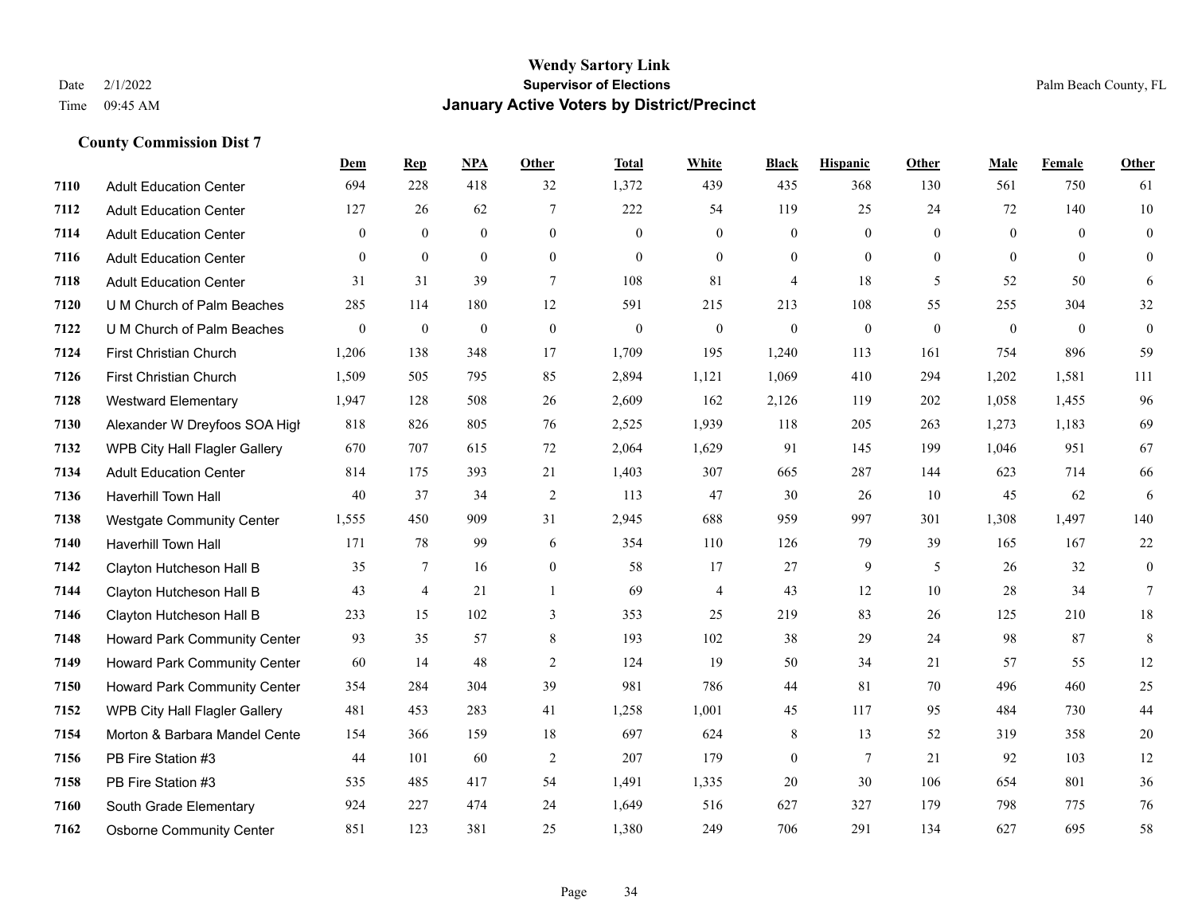**Wendy Sartory Link**
**Supervisor of Elections**
**January Active Voters by District/Precinct**

Date 2/1/2022
Time 09:45 AM

Palm Beach County, FL

### County Commission Dist 7

| | | Dem | Rep | NPA | Other | Total | White | Black | Hispanic | Other | Male | Female | Other |
|---|---|---|---|---|---|---|---|---|---|---|---|---|---|
| 7110 | Adult Education Center | 694 | 228 | 418 | 32 | 1,372 | 439 | 435 | 368 | 130 | 561 | 750 | 61 |
| 7112 | Adult Education Center | 127 | 26 | 62 | 7 | 222 | 54 | 119 | 25 | 24 | 72 | 140 | 10 |
| 7114 | Adult Education Center | 0 | 0 | 0 | 0 | 0 | 0 | 0 | 0 | 0 | 0 | 0 | 0 |
| 7116 | Adult Education Center | 0 | 0 | 0 | 0 | 0 | 0 | 0 | 0 | 0 | 0 | 0 | 0 |
| 7118 | Adult Education Center | 31 | 31 | 39 | 7 | 108 | 81 | 4 | 18 | 5 | 52 | 50 | 6 |
| 7120 | U M Church of Palm Beaches | 285 | 114 | 180 | 12 | 591 | 215 | 213 | 108 | 55 | 255 | 304 | 32 |
| 7122 | U M Church of Palm Beaches | 0 | 0 | 0 | 0 | 0 | 0 | 0 | 0 | 0 | 0 | 0 | 0 |
| 7124 | First Christian Church | 1,206 | 138 | 348 | 17 | 1,709 | 195 | 1,240 | 113 | 161 | 754 | 896 | 59 |
| 7126 | First Christian Church | 1,509 | 505 | 795 | 85 | 2,894 | 1,121 | 1,069 | 410 | 294 | 1,202 | 1,581 | 111 |
| 7128 | Westward Elementary | 1,947 | 128 | 508 | 26 | 2,609 | 162 | 2,126 | 119 | 202 | 1,058 | 1,455 | 96 |
| 7130 | Alexander W Dreyfoos SOA High | 818 | 826 | 805 | 76 | 2,525 | 1,939 | 118 | 205 | 263 | 1,273 | 1,183 | 69 |
| 7132 | WPB City Hall Flagler Gallery | 670 | 707 | 615 | 72 | 2,064 | 1,629 | 91 | 145 | 199 | 1,046 | 951 | 67 |
| 7134 | Adult Education Center | 814 | 175 | 393 | 21 | 1,403 | 307 | 665 | 287 | 144 | 623 | 714 | 66 |
| 7136 | Haverhill Town Hall | 40 | 37 | 34 | 2 | 113 | 47 | 30 | 26 | 10 | 45 | 62 | 6 |
| 7138 | Westgate Community Center | 1,555 | 450 | 909 | 31 | 2,945 | 688 | 959 | 997 | 301 | 1,308 | 1,497 | 140 |
| 7140 | Haverhill Town Hall | 171 | 78 | 99 | 6 | 354 | 110 | 126 | 79 | 39 | 165 | 167 | 22 |
| 7142 | Clayton Hutcheson Hall B | 35 | 7 | 16 | 0 | 58 | 17 | 27 | 9 | 5 | 26 | 32 | 0 |
| 7144 | Clayton Hutcheson Hall B | 43 | 4 | 21 | 1 | 69 | 4 | 43 | 12 | 10 | 28 | 34 | 7 |
| 7146 | Clayton Hutcheson Hall B | 233 | 15 | 102 | 3 | 353 | 25 | 219 | 83 | 26 | 125 | 210 | 18 |
| 7148 | Howard Park Community Center | 93 | 35 | 57 | 8 | 193 | 102 | 38 | 29 | 24 | 98 | 87 | 8 |
| 7149 | Howard Park Community Center | 60 | 14 | 48 | 2 | 124 | 19 | 50 | 34 | 21 | 57 | 55 | 12 |
| 7150 | Howard Park Community Center | 354 | 284 | 304 | 39 | 981 | 786 | 44 | 81 | 70 | 496 | 460 | 25 |
| 7152 | WPB City Hall Flagler Gallery | 481 | 453 | 283 | 41 | 1,258 | 1,001 | 45 | 117 | 95 | 484 | 730 | 44 |
| 7154 | Morton & Barbara Mandel Cente | 154 | 366 | 159 | 18 | 697 | 624 | 8 | 13 | 52 | 319 | 358 | 20 |
| 7156 | PB Fire Station #3 | 44 | 101 | 60 | 2 | 207 | 179 | 0 | 7 | 21 | 92 | 103 | 12 |
| 7158 | PB Fire Station #3 | 535 | 485 | 417 | 54 | 1,491 | 1,335 | 20 | 30 | 106 | 654 | 801 | 36 |
| 7160 | South Grade Elementary | 924 | 227 | 474 | 24 | 1,649 | 516 | 627 | 327 | 179 | 798 | 775 | 76 |
| 7162 | Osborne Community Center | 851 | 123 | 381 | 25 | 1,380 | 249 | 706 | 291 | 134 | 627 | 695 | 58 |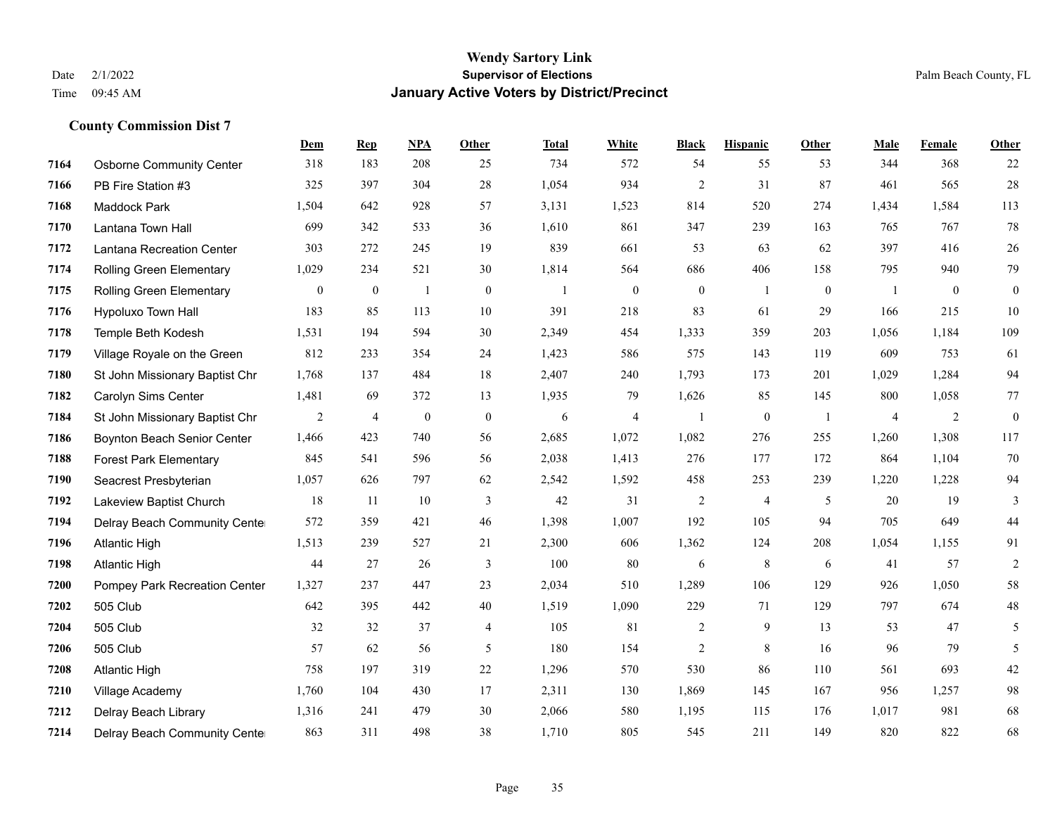# Wendy Sartory Link
## Supervisor of Elections
## January Active Voters by District/Precinct

Date 2/1/2022
Time 09:45 AM

Palm Beach County, FL

### County Commission Dist 7

| | | Dem | Rep | NPA | Other | Total | White | Black | Hispanic | Other | Male | Female | Other |
|---|---|---|---|---|---|---|---|---|---|---|---|---|---|
| 7164 | Osborne Community Center | 318 | 183 | 208 | 25 | 734 | 572 | 54 | 55 | 53 | 344 | 368 | 22 |
| 7166 | PB Fire Station #3 | 325 | 397 | 304 | 28 | 1,054 | 934 | 2 | 31 | 87 | 461 | 565 | 28 |
| 7168 | Maddock Park | 1,504 | 642 | 928 | 57 | 3,131 | 1,523 | 814 | 520 | 274 | 1,434 | 1,584 | 113 |
| 7170 | Lantana Town Hall | 699 | 342 | 533 | 36 | 1,610 | 861 | 347 | 239 | 163 | 765 | 767 | 78 |
| 7172 | Lantana Recreation Center | 303 | 272 | 245 | 19 | 839 | 661 | 53 | 63 | 62 | 397 | 416 | 26 |
| 7174 | Rolling Green Elementary | 1,029 | 234 | 521 | 30 | 1,814 | 564 | 686 | 406 | 158 | 795 | 940 | 79 |
| 7175 | Rolling Green Elementary | 0 | 0 | 1 | 0 | 1 | 0 | 0 | 1 | 0 | 1 | 0 | 0 |
| 7176 | Hypoluxo Town Hall | 183 | 85 | 113 | 10 | 391 | 218 | 83 | 61 | 29 | 166 | 215 | 10 |
| 7178 | Temple Beth Kodesh | 1,531 | 194 | 594 | 30 | 2,349 | 454 | 1,333 | 359 | 203 | 1,056 | 1,184 | 109 |
| 7179 | Village Royale on the Green | 812 | 233 | 354 | 24 | 1,423 | 586 | 575 | 143 | 119 | 609 | 753 | 61 |
| 7180 | St John Missionary Baptist Chr | 1,768 | 137 | 484 | 18 | 2,407 | 240 | 1,793 | 173 | 201 | 1,029 | 1,284 | 94 |
| 7182 | Carolyn Sims Center | 1,481 | 69 | 372 | 13 | 1,935 | 79 | 1,626 | 85 | 145 | 800 | 1,058 | 77 |
| 7184 | St John Missionary Baptist Chr | 2 | 4 | 0 | 0 | 6 | 4 | 1 | 0 | 1 | 4 | 2 | 0 |
| 7186 | Boynton Beach Senior Center | 1,466 | 423 | 740 | 56 | 2,685 | 1,072 | 1,082 | 276 | 255 | 1,260 | 1,308 | 117 |
| 7188 | Forest Park Elementary | 845 | 541 | 596 | 56 | 2,038 | 1,413 | 276 | 177 | 172 | 864 | 1,104 | 70 |
| 7190 | Seacrest Presbyterian | 1,057 | 626 | 797 | 62 | 2,542 | 1,592 | 458 | 253 | 239 | 1,220 | 1,228 | 94 |
| 7192 | Lakeview Baptist Church | 18 | 11 | 10 | 3 | 42 | 31 | 2 | 4 | 5 | 20 | 19 | 3 |
| 7194 | Delray Beach Community Center | 572 | 359 | 421 | 46 | 1,398 | 1,007 | 192 | 105 | 94 | 705 | 649 | 44 |
| 7196 | Atlantic High | 1,513 | 239 | 527 | 21 | 2,300 | 606 | 1,362 | 124 | 208 | 1,054 | 1,155 | 91 |
| 7198 | Atlantic High | 44 | 27 | 26 | 3 | 100 | 80 | 6 | 8 | 6 | 41 | 57 | 2 |
| 7200 | Pompey Park Recreation Center | 1,327 | 237 | 447 | 23 | 2,034 | 510 | 1,289 | 106 | 129 | 926 | 1,050 | 58 |
| 7202 | 505 Club | 642 | 395 | 442 | 40 | 1,519 | 1,090 | 229 | 71 | 129 | 797 | 674 | 48 |
| 7204 | 505 Club | 32 | 32 | 37 | 4 | 105 | 81 | 2 | 9 | 13 | 53 | 47 | 5 |
| 7206 | 505 Club | 57 | 62 | 56 | 5 | 180 | 154 | 2 | 8 | 16 | 96 | 79 | 5 |
| 7208 | Atlantic High | 758 | 197 | 319 | 22 | 1,296 | 570 | 530 | 86 | 110 | 561 | 693 | 42 |
| 7210 | Village Academy | 1,760 | 104 | 430 | 17 | 2,311 | 130 | 1,869 | 145 | 167 | 956 | 1,257 | 98 |
| 7212 | Delray Beach Library | 1,316 | 241 | 479 | 30 | 2,066 | 580 | 1,195 | 115 | 176 | 1,017 | 981 | 68 |
| 7214 | Delray Beach Community Center | 863 | 311 | 498 | 38 | 1,710 | 805 | 545 | 211 | 149 | 820 | 822 | 68 |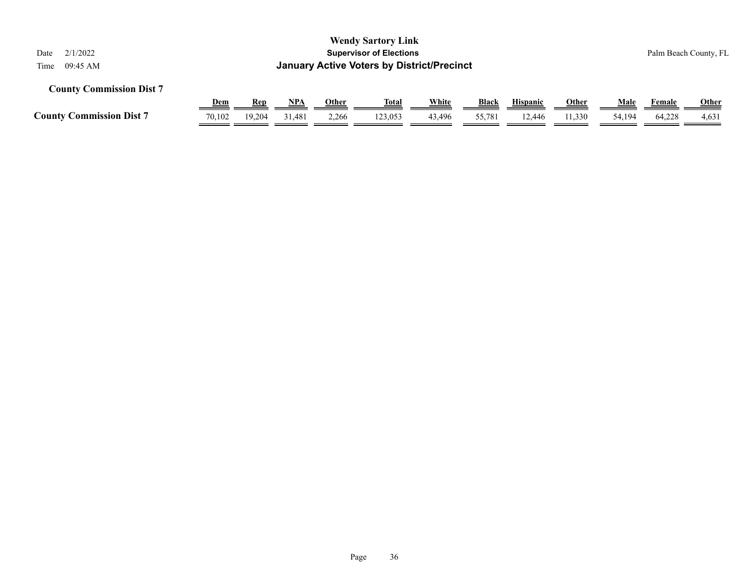### County Commission Dist 7

| | Dem | Rep | NPA | Other | Total | White | Black | Hispanic | Other | Male | Female | Other |
|---|---|---|---|---|---|---|---|---|---|---|---|---|
| **County Commission Dist 7** | 70,102 | 19,204 | 31,481 | 2,266 | 123,053 | 43,496 | 55,781 | 12,446 | 11,330 | 54,194 | 64,228 | 4,631 |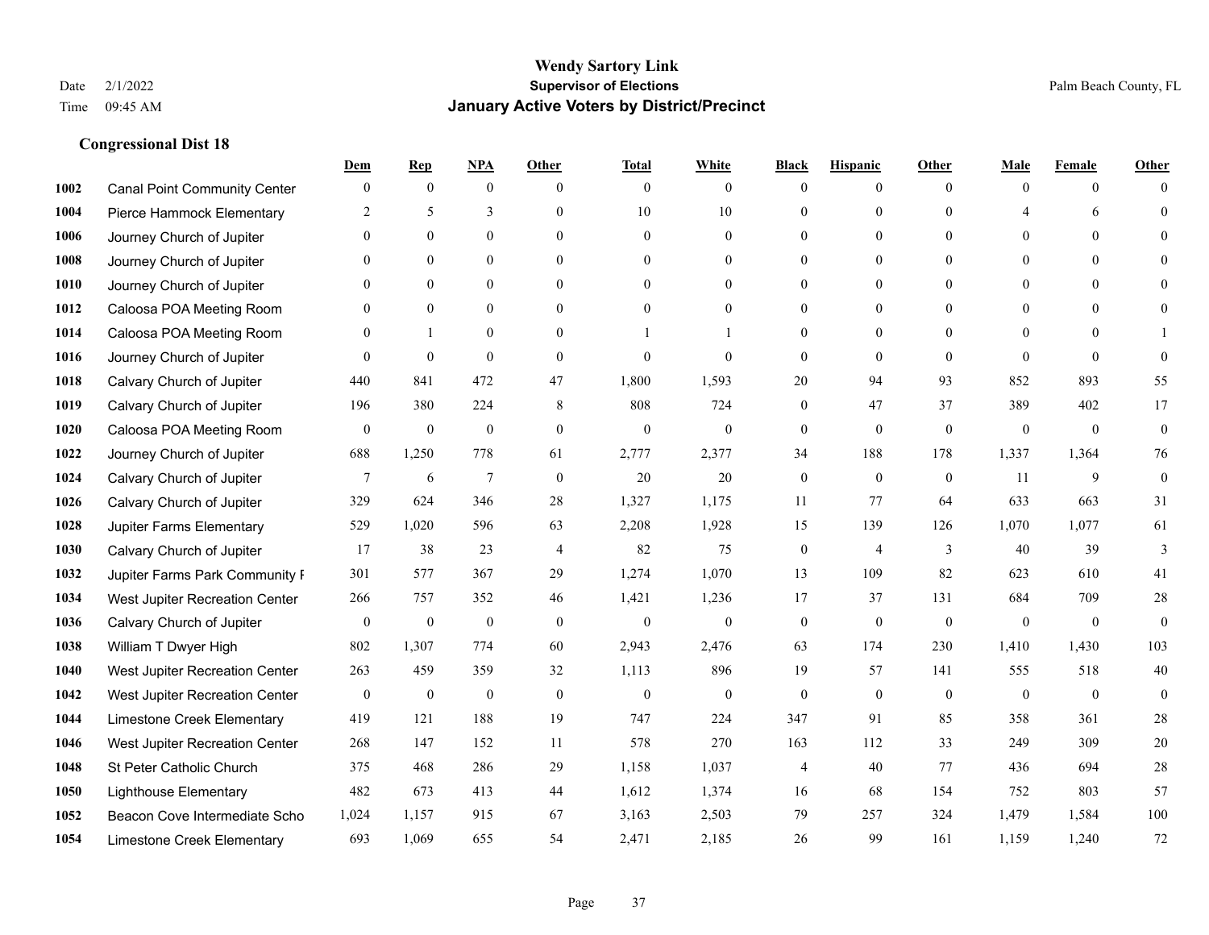# Wendy Sartory Link

**Supervisor of Elections**

**January Active Voters by District/Precinct**

Date 2/1/2022
Time 09:45 AM

Palm Beach County, FL

## Congressional Dist 18

| | | Dem | Rep | NPA | Other | Total | White | Black | Hispanic | Other | Male | Female | Other |
|---|---|---|---|---|---|---|---|---|---|---|---|---|---|
| 1002 | Canal Point Community Center | 0 | 0 | 0 | 0 | 0 | 0 | 0 | 0 | 0 | 0 | 0 | 0 |
| 1004 | Pierce Hammock Elementary | 2 | 5 | 3 | 0 | 10 | 10 | 0 | 0 | 0 | 4 | 6 | 0 |
| 1006 | Journey Church of Jupiter | 0 | 0 | 0 | 0 | 0 | 0 | 0 | 0 | 0 | 0 | 0 | 0 |
| 1008 | Journey Church of Jupiter | 0 | 0 | 0 | 0 | 0 | 0 | 0 | 0 | 0 | 0 | 0 | 0 |
| 1010 | Journey Church of Jupiter | 0 | 0 | 0 | 0 | 0 | 0 | 0 | 0 | 0 | 0 | 0 | 0 |
| 1012 | Caloosa POA Meeting Room | 0 | 0 | 0 | 0 | 0 | 0 | 0 | 0 | 0 | 0 | 0 | 0 |
| 1014 | Caloosa POA Meeting Room | 0 | 1 | 0 | 0 | 1 | 1 | 0 | 0 | 0 | 0 | 0 | 1 |
| 1016 | Journey Church of Jupiter | 0 | 0 | 0 | 0 | 0 | 0 | 0 | 0 | 0 | 0 | 0 | 0 |
| 1018 | Calvary Church of Jupiter | 440 | 841 | 472 | 47 | 1,800 | 1,593 | 20 | 94 | 93 | 852 | 893 | 55 |
| 1019 | Calvary Church of Jupiter | 196 | 380 | 224 | 8 | 808 | 724 | 0 | 47 | 37 | 389 | 402 | 17 |
| 1020 | Caloosa POA Meeting Room | 0 | 0 | 0 | 0 | 0 | 0 | 0 | 0 | 0 | 0 | 0 | 0 |
| 1022 | Journey Church of Jupiter | 688 | 1,250 | 778 | 61 | 2,777 | 2,377 | 34 | 188 | 178 | 1,337 | 1,364 | 76 |
| 1024 | Calvary Church of Jupiter | 7 | 6 | 7 | 0 | 20 | 20 | 0 | 0 | 0 | 11 | 9 | 0 |
| 1026 | Calvary Church of Jupiter | 329 | 624 | 346 | 28 | 1,327 | 1,175 | 11 | 77 | 64 | 633 | 663 | 31 |
| 1028 | Jupiter Farms Elementary | 529 | 1,020 | 596 | 63 | 2,208 | 1,928 | 15 | 139 | 126 | 1,070 | 1,077 | 61 |
| 1030 | Calvary Church of Jupiter | 17 | 38 | 23 | 4 | 82 | 75 | 0 | 4 | 3 | 40 | 39 | 3 |
| 1032 | Jupiter Farms Park Community F | 301 | 577 | 367 | 29 | 1,274 | 1,070 | 13 | 109 | 82 | 623 | 610 | 41 |
| 1034 | West Jupiter Recreation Center | 266 | 757 | 352 | 46 | 1,421 | 1,236 | 17 | 37 | 131 | 684 | 709 | 28 |
| 1036 | Calvary Church of Jupiter | 0 | 0 | 0 | 0 | 0 | 0 | 0 | 0 | 0 | 0 | 0 | 0 |
| 1038 | William T Dwyer High | 802 | 1,307 | 774 | 60 | 2,943 | 2,476 | 63 | 174 | 230 | 1,410 | 1,430 | 103 |
| 1040 | West Jupiter Recreation Center | 263 | 459 | 359 | 32 | 1,113 | 896 | 19 | 57 | 141 | 555 | 518 | 40 |
| 1042 | West Jupiter Recreation Center | 0 | 0 | 0 | 0 | 0 | 0 | 0 | 0 | 0 | 0 | 0 | 0 |
| 1044 | Limestone Creek Elementary | 419 | 121 | 188 | 19 | 747 | 224 | 347 | 91 | 85 | 358 | 361 | 28 |
| 1046 | West Jupiter Recreation Center | 268 | 147 | 152 | 11 | 578 | 270 | 163 | 112 | 33 | 249 | 309 | 20 |
| 1048 | St Peter Catholic Church | 375 | 468 | 286 | 29 | 1,158 | 1,037 | 4 | 40 | 77 | 436 | 694 | 28 |
| 1050 | Lighthouse Elementary | 482 | 673 | 413 | 44 | 1,612 | 1,374 | 16 | 68 | 154 | 752 | 803 | 57 |
| 1052 | Beacon Cove Intermediate Scho | 1,024 | 1,157 | 915 | 67 | 3,163 | 2,503 | 79 | 257 | 324 | 1,479 | 1,584 | 100 |
| 1054 | Limestone Creek Elementary | 693 | 1,069 | 655 | 54 | 2,471 | 2,185 | 26 | 99 | 161 | 1,159 | 1,240 | 72 |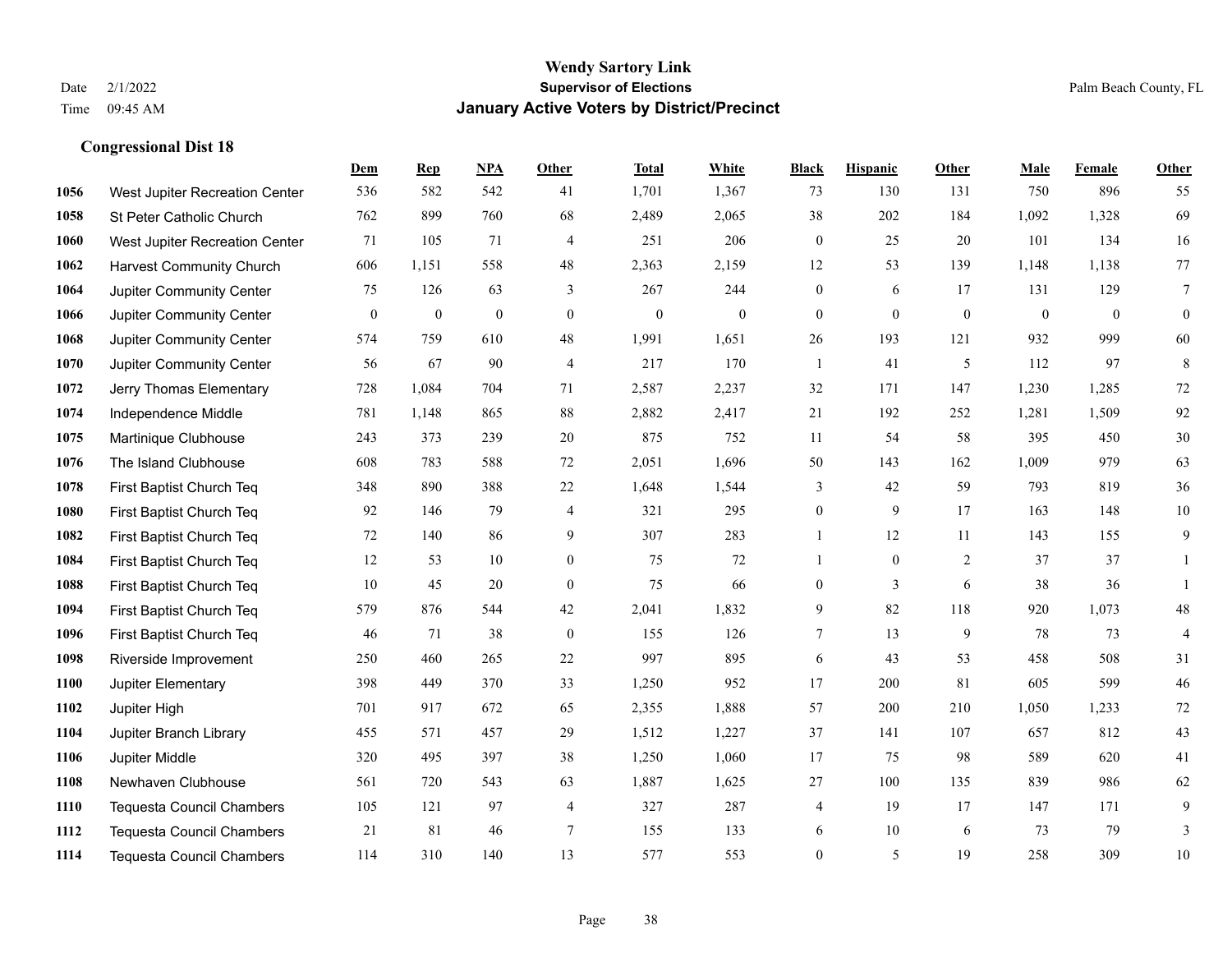# Wendy Sartory Link

**Supervisor of Elections**

**January Active Voters by District/Precinct**

Date 2/1/2022
Time 09:45 AM

Palm Beach County, FL

## Congressional Dist 18

| | | Dem | Rep | NPA | Other | Total | White | Black | Hispanic | Other | Male | Female | Other |
|---|---|---|---|---|---|---|---|---|---|---|---|---|---|
| 1056 | West Jupiter Recreation Center | 536 | 582 | 542 | 41 | 1,701 | 1,367 | 73 | 130 | 131 | 750 | 896 | 55 |
| 1058 | St Peter Catholic Church | 762 | 899 | 760 | 68 | 2,489 | 2,065 | 38 | 202 | 184 | 1,092 | 1,328 | 69 |
| 1060 | West Jupiter Recreation Center | 71 | 105 | 71 | 4 | 251 | 206 | 0 | 25 | 20 | 101 | 134 | 16 |
| 1062 | Harvest Community Church | 606 | 1,151 | 558 | 48 | 2,363 | 2,159 | 12 | 53 | 139 | 1,148 | 1,138 | 77 |
| 1064 | Jupiter Community Center | 75 | 126 | 63 | 3 | 267 | 244 | 0 | 6 | 17 | 131 | 129 | 7 |
| 1066 | Jupiter Community Center | 0 | 0 | 0 | 0 | 0 | 0 | 0 | 0 | 0 | 0 | 0 | 0 |
| 1068 | Jupiter Community Center | 574 | 759 | 610 | 48 | 1,991 | 1,651 | 26 | 193 | 121 | 932 | 999 | 60 |
| 1070 | Jupiter Community Center | 56 | 67 | 90 | 4 | 217 | 170 | 1 | 41 | 5 | 112 | 97 | 8 |
| 1072 | Jerry Thomas Elementary | 728 | 1,084 | 704 | 71 | 2,587 | 2,237 | 32 | 171 | 147 | 1,230 | 1,285 | 72 |
| 1074 | Independence Middle | 781 | 1,148 | 865 | 88 | 2,882 | 2,417 | 21 | 192 | 252 | 1,281 | 1,509 | 92 |
| 1075 | Martinique Clubhouse | 243 | 373 | 239 | 20 | 875 | 752 | 11 | 54 | 58 | 395 | 450 | 30 |
| 1076 | The Island Clubhouse | 608 | 783 | 588 | 72 | 2,051 | 1,696 | 50 | 143 | 162 | 1,009 | 979 | 63 |
| 1078 | First Baptist Church Teq | 348 | 890 | 388 | 22 | 1,648 | 1,544 | 3 | 42 | 59 | 793 | 819 | 36 |
| 1080 | First Baptist Church Teq | 92 | 146 | 79 | 4 | 321 | 295 | 0 | 9 | 17 | 163 | 148 | 10 |
| 1082 | First Baptist Church Teq | 72 | 140 | 86 | 9 | 307 | 283 | 1 | 12 | 11 | 143 | 155 | 9 |
| 1084 | First Baptist Church Teq | 12 | 53 | 10 | 0 | 75 | 72 | 1 | 0 | 2 | 37 | 37 | 1 |
| 1088 | First Baptist Church Teq | 10 | 45 | 20 | 0 | 75 | 66 | 0 | 3 | 6 | 38 | 36 | 1 |
| 1094 | First Baptist Church Teq | 579 | 876 | 544 | 42 | 2,041 | 1,832 | 9 | 82 | 118 | 920 | 1,073 | 48 |
| 1096 | First Baptist Church Teq | 46 | 71 | 38 | 0 | 155 | 126 | 7 | 13 | 9 | 78 | 73 | 4 |
| 1098 | Riverside Improvement | 250 | 460 | 265 | 22 | 997 | 895 | 6 | 43 | 53 | 458 | 508 | 31 |
| 1100 | Jupiter Elementary | 398 | 449 | 370 | 33 | 1,250 | 952 | 17 | 200 | 81 | 605 | 599 | 46 |
| 1102 | Jupiter High | 701 | 917 | 672 | 65 | 2,355 | 1,888 | 57 | 200 | 210 | 1,050 | 1,233 | 72 |
| 1104 | Jupiter Branch Library | 455 | 571 | 457 | 29 | 1,512 | 1,227 | 37 | 141 | 107 | 657 | 812 | 43 |
| 1106 | Jupiter Middle | 320 | 495 | 397 | 38 | 1,250 | 1,060 | 17 | 75 | 98 | 589 | 620 | 41 |
| 1108 | Newhaven Clubhouse | 561 | 720 | 543 | 63 | 1,887 | 1,625 | 27 | 100 | 135 | 839 | 986 | 62 |
| 1110 | Tequesta Council Chambers | 105 | 121 | 97 | 4 | 327 | 287 | 4 | 19 | 17 | 147 | 171 | 9 |
| 1112 | Tequesta Council Chambers | 21 | 81 | 46 | 7 | 155 | 133 | 6 | 10 | 6 | 73 | 79 | 3 |
| 1114 | Tequesta Council Chambers | 114 | 310 | 140 | 13 | 577 | 553 | 0 | 5 | 19 | 258 | 309 | 10 |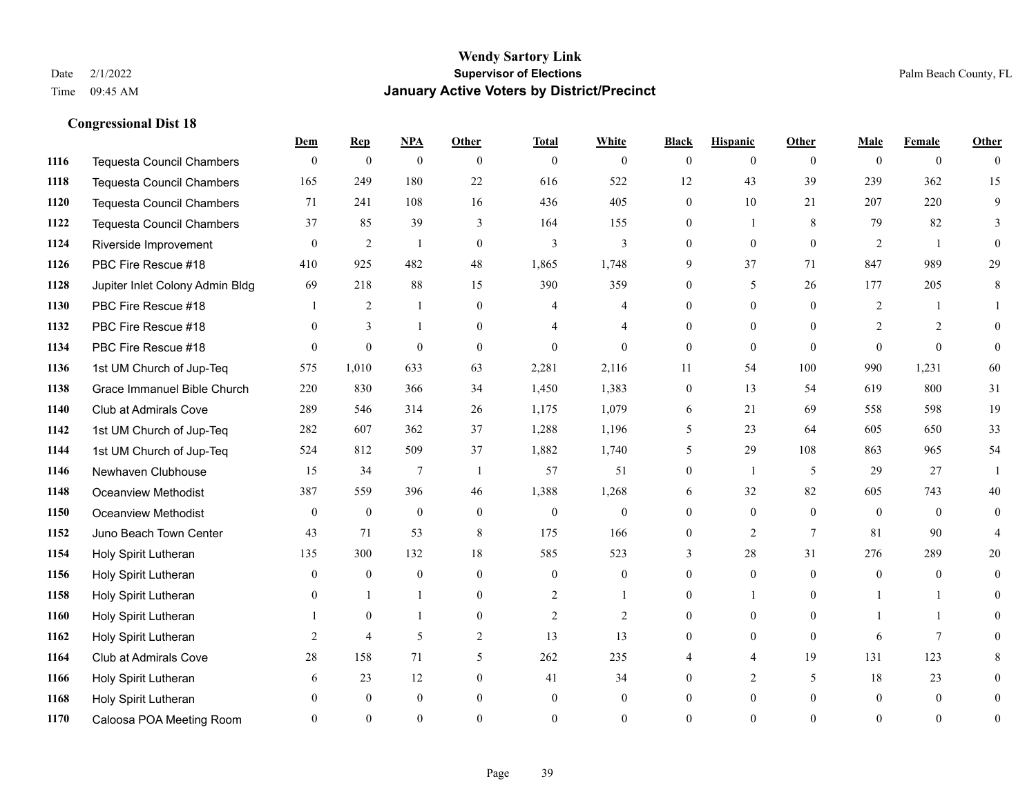# Wendy Sartory Link
**Supervisor of Elections**
**January Active Voters by District/Precinct**

Date 2/1/2022
Time 09:45 AM

Palm Beach County, FL

## Congressional Dist 18

| | | Dem | Rep | NPA | Other | Total | White | Black | Hispanic | Other | Male | Female | Other |
|---|---|---|---|---|---|---|---|---|---|---|---|---|---|
| 1116 | Tequesta Council Chambers | 0 | 0 | 0 | 0 | 0 | 0 | 0 | 0 | 0 | 0 | 0 | 0 |
| 1118 | Tequesta Council Chambers | 165 | 249 | 180 | 22 | 616 | 522 | 12 | 43 | 39 | 239 | 362 | 15 |
| 1120 | Tequesta Council Chambers | 71 | 241 | 108 | 16 | 436 | 405 | 0 | 10 | 21 | 207 | 220 | 9 |
| 1122 | Tequesta Council Chambers | 37 | 85 | 39 | 3 | 164 | 155 | 0 | 1 | 8 | 79 | 82 | 3 |
| 1124 | Riverside Improvement | 0 | 2 | 1 | 0 | 3 | 3 | 0 | 0 | 0 | 2 | 1 | 0 |
| 1126 | PBC Fire Rescue #18 | 410 | 925 | 482 | 48 | 1,865 | 1,748 | 9 | 37 | 71 | 847 | 989 | 29 |
| 1128 | Jupiter Inlet Colony Admin Bldg | 69 | 218 | 88 | 15 | 390 | 359 | 0 | 5 | 26 | 177 | 205 | 8 |
| 1130 | PBC Fire Rescue #18 | 1 | 2 | 1 | 0 | 4 | 4 | 0 | 0 | 0 | 2 | 1 | 1 |
| 1132 | PBC Fire Rescue #18 | 0 | 3 | 1 | 0 | 4 | 4 | 0 | 0 | 0 | 2 | 2 | 0 |
| 1134 | PBC Fire Rescue #18 | 0 | 0 | 0 | 0 | 0 | 0 | 0 | 0 | 0 | 0 | 0 | 0 |
| 1136 | 1st UM Church of Jup-Teq | 575 | 1,010 | 633 | 63 | 2,281 | 2,116 | 11 | 54 | 100 | 990 | 1,231 | 60 |
| 1138 | Grace Immanuel Bible Church | 220 | 830 | 366 | 34 | 1,450 | 1,383 | 0 | 13 | 54 | 619 | 800 | 31 |
| 1140 | Club at Admirals Cove | 289 | 546 | 314 | 26 | 1,175 | 1,079 | 6 | 21 | 69 | 558 | 598 | 19 |
| 1142 | 1st UM Church of Jup-Teq | 282 | 607 | 362 | 37 | 1,288 | 1,196 | 5 | 23 | 64 | 605 | 650 | 33 |
| 1144 | 1st UM Church of Jup-Teq | 524 | 812 | 509 | 37 | 1,882 | 1,740 | 5 | 29 | 108 | 863 | 965 | 54 |
| 1146 | Newhaven Clubhouse | 15 | 34 | 7 | 1 | 57 | 51 | 0 | 1 | 5 | 29 | 27 | 1 |
| 1148 | Oceanview Methodist | 387 | 559 | 396 | 46 | 1,388 | 1,268 | 6 | 32 | 82 | 605 | 743 | 40 |
| 1150 | Oceanview Methodist | 0 | 0 | 0 | 0 | 0 | 0 | 0 | 0 | 0 | 0 | 0 | 0 |
| 1152 | Juno Beach Town Center | 43 | 71 | 53 | 8 | 175 | 166 | 0 | 2 | 7 | 81 | 90 | 4 |
| 1154 | Holy Spirit Lutheran | 135 | 300 | 132 | 18 | 585 | 523 | 3 | 28 | 31 | 276 | 289 | 20 |
| 1156 | Holy Spirit Lutheran | 0 | 0 | 0 | 0 | 0 | 0 | 0 | 0 | 0 | 0 | 0 | 0 |
| 1158 | Holy Spirit Lutheran | 0 | 1 | 1 | 0 | 2 | 1 | 0 | 1 | 0 | 1 | 1 | 0 |
| 1160 | Holy Spirit Lutheran | 1 | 0 | 1 | 0 | 2 | 2 | 0 | 0 | 0 | 1 | 1 | 0 |
| 1162 | Holy Spirit Lutheran | 2 | 4 | 5 | 2 | 13 | 13 | 0 | 0 | 0 | 6 | 7 | 0 |
| 1164 | Club at Admirals Cove | 28 | 158 | 71 | 5 | 262 | 235 | 4 | 4 | 19 | 131 | 123 | 8 |
| 1166 | Holy Spirit Lutheran | 6 | 23 | 12 | 0 | 41 | 34 | 0 | 2 | 5 | 18 | 23 | 0 |
| 1168 | Holy Spirit Lutheran | 0 | 0 | 0 | 0 | 0 | 0 | 0 | 0 | 0 | 0 | 0 | 0 |
| 1170 | Caloosa POA Meeting Room | 0 | 0 | 0 | 0 | 0 | 0 | 0 | 0 | 0 | 0 | 0 | 0 |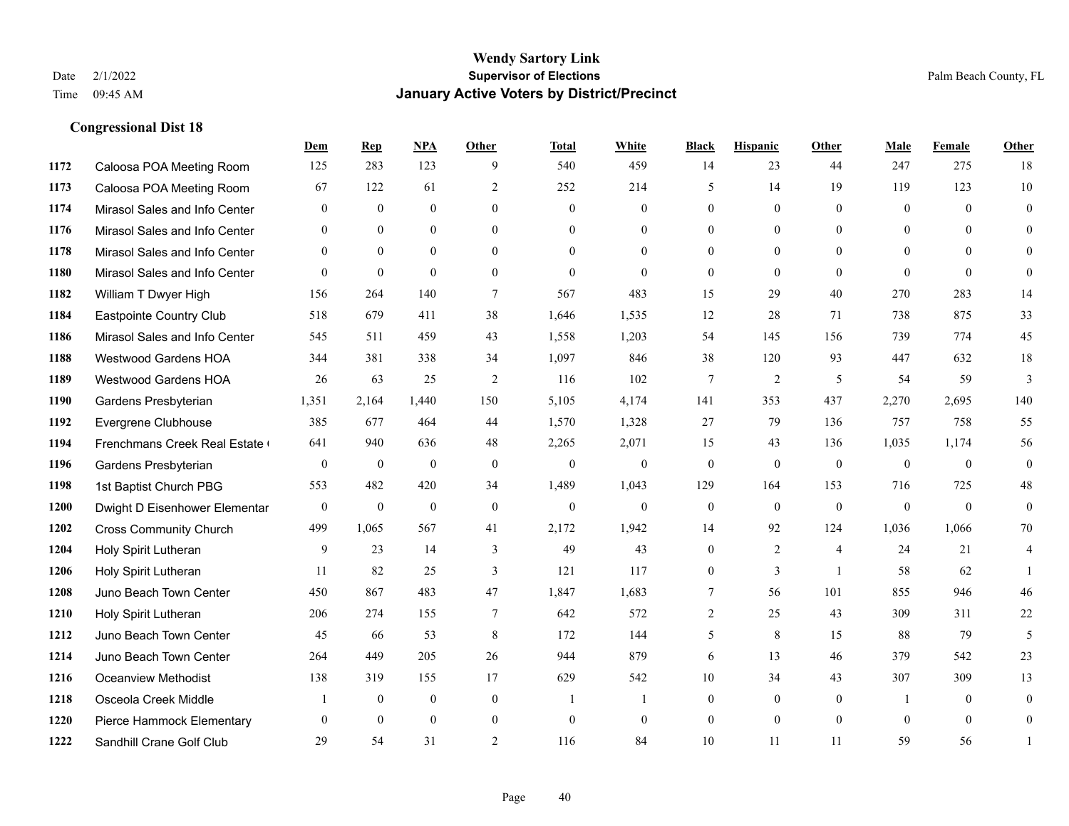# Wendy Sartory Link
## Supervisor of Elections
## January Active Voters by District/Precinct

Date 2/1/2022
Time 09:45 AM

Palm Beach County, FL

### Congressional Dist 18

| | | Dem | Rep | NPA | Other | Total | White | Black | Hispanic | Other | Male | Female | Other |
|---|---|---|---|---|---|---|---|---|---|---|---|---|---|
| 1172 | Caloosa POA Meeting Room | 125 | 283 | 123 | 9 | 540 | 459 | 14 | 23 | 44 | 247 | 275 | 18 |
| 1173 | Caloosa POA Meeting Room | 67 | 122 | 61 | 2 | 252 | 214 | 5 | 14 | 19 | 119 | 123 | 10 |
| 1174 | Mirasol Sales and Info Center | 0 | 0 | 0 | 0 | 0 | 0 | 0 | 0 | 0 | 0 | 0 | 0 |
| 1176 | Mirasol Sales and Info Center | 0 | 0 | 0 | 0 | 0 | 0 | 0 | 0 | 0 | 0 | 0 | 0 |
| 1178 | Mirasol Sales and Info Center | 0 | 0 | 0 | 0 | 0 | 0 | 0 | 0 | 0 | 0 | 0 | 0 |
| 1180 | Mirasol Sales and Info Center | 0 | 0 | 0 | 0 | 0 | 0 | 0 | 0 | 0 | 0 | 0 | 0 |
| 1182 | William T Dwyer High | 156 | 264 | 140 | 7 | 567 | 483 | 15 | 29 | 40 | 270 | 283 | 14 |
| 1184 | Eastpointe Country Club | 518 | 679 | 411 | 38 | 1,646 | 1,535 | 12 | 28 | 71 | 738 | 875 | 33 |
| 1186 | Mirasol Sales and Info Center | 545 | 511 | 459 | 43 | 1,558 | 1,203 | 54 | 145 | 156 | 739 | 774 | 45 |
| 1188 | Westwood Gardens HOA | 344 | 381 | 338 | 34 | 1,097 | 846 | 38 | 120 | 93 | 447 | 632 | 18 |
| 1189 | Westwood Gardens HOA | 26 | 63 | 25 | 2 | 116 | 102 | 7 | 2 | 5 | 54 | 59 | 3 |
| 1190 | Gardens Presbyterian | 1,351 | 2,164 | 1,440 | 150 | 5,105 | 4,174 | 141 | 353 | 437 | 2,270 | 2,695 | 140 |
| 1192 | Evergrene Clubhouse | 385 | 677 | 464 | 44 | 1,570 | 1,328 | 27 | 79 | 136 | 757 | 758 | 55 |
| 1194 | Frenchmans Creek Real Estate ( | 641 | 940 | 636 | 48 | 2,265 | 2,071 | 15 | 43 | 136 | 1,035 | 1,174 | 56 |
| 1196 | Gardens Presbyterian | 0 | 0 | 0 | 0 | 0 | 0 | 0 | 0 | 0 | 0 | 0 | 0 |
| 1198 | 1st Baptist Church PBG | 553 | 482 | 420 | 34 | 1,489 | 1,043 | 129 | 164 | 153 | 716 | 725 | 48 |
| 1200 | Dwight D Eisenhower Elementar | 0 | 0 | 0 | 0 | 0 | 0 | 0 | 0 | 0 | 0 | 0 | 0 |
| 1202 | Cross Community Church | 499 | 1,065 | 567 | 41 | 2,172 | 1,942 | 14 | 92 | 124 | 1,036 | 1,066 | 70 |
| 1204 | Holy Spirit Lutheran | 9 | 23 | 14 | 3 | 49 | 43 | 0 | 2 | 4 | 24 | 21 | 4 |
| 1206 | Holy Spirit Lutheran | 11 | 82 | 25 | 3 | 121 | 117 | 0 | 3 | 1 | 58 | 62 | 1 |
| 1208 | Juno Beach Town Center | 450 | 867 | 483 | 47 | 1,847 | 1,683 | 7 | 56 | 101 | 855 | 946 | 46 |
| 1210 | Holy Spirit Lutheran | 206 | 274 | 155 | 7 | 642 | 572 | 2 | 25 | 43 | 309 | 311 | 22 |
| 1212 | Juno Beach Town Center | 45 | 66 | 53 | 8 | 172 | 144 | 5 | 8 | 15 | 88 | 79 | 5 |
| 1214 | Juno Beach Town Center | 264 | 449 | 205 | 26 | 944 | 879 | 6 | 13 | 46 | 379 | 542 | 23 |
| 1216 | Oceanview Methodist | 138 | 319 | 155 | 17 | 629 | 542 | 10 | 34 | 43 | 307 | 309 | 13 |
| 1218 | Osceola Creek Middle | 1 | 0 | 0 | 0 | 1 | 1 | 0 | 0 | 0 | 1 | 0 | 0 |
| 1220 | Pierce Hammock Elementary | 0 | 0 | 0 | 0 | 0 | 0 | 0 | 0 | 0 | 0 | 0 | 0 |
| 1222 | Sandhill Crane Golf Club | 29 | 54 | 31 | 2 | 116 | 84 | 10 | 11 | 11 | 59 | 56 | 1 |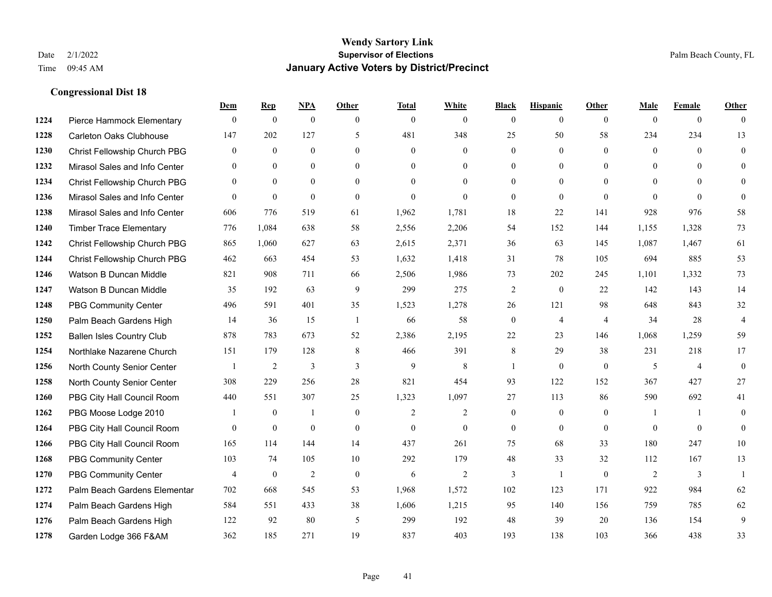# Wendy Sartory Link

**Supervisor of Elections**

**January Active Voters by District/Precinct**

Date 2/1/2022

Time 09:45 AM

Palm Beach County, FL

### Congressional Dist 18

| | | Dem | Rep | NPA | Other | Total | White | Black | Hispanic | Other | Male | Female | Other |
|---|---|---|---|---|---|---|---|---|---|---|---|---|---|
| 1224 | Pierce Hammock Elementary | 0 | 0 | 0 | 0 | 0 | 0 | 0 | 0 | 0 | 0 | 0 | 0 |
| 1228 | Carleton Oaks Clubhouse | 147 | 202 | 127 | 5 | 481 | 348 | 25 | 50 | 58 | 234 | 234 | 13 |
| 1230 | Christ Fellowship Church PBG | 0 | 0 | 0 | 0 | 0 | 0 | 0 | 0 | 0 | 0 | 0 | 0 |
| 1232 | Mirasol Sales and Info Center | 0 | 0 | 0 | 0 | 0 | 0 | 0 | 0 | 0 | 0 | 0 | 0 |
| 1234 | Christ Fellowship Church PBG | 0 | 0 | 0 | 0 | 0 | 0 | 0 | 0 | 0 | 0 | 0 | 0 |
| 1236 | Mirasol Sales and Info Center | 0 | 0 | 0 | 0 | 0 | 0 | 0 | 0 | 0 | 0 | 0 | 0 |
| 1238 | Mirasol Sales and Info Center | 606 | 776 | 519 | 61 | 1,962 | 1,781 | 18 | 22 | 141 | 928 | 976 | 58 |
| 1240 | Timber Trace Elementary | 776 | 1,084 | 638 | 58 | 2,556 | 2,206 | 54 | 152 | 144 | 1,155 | 1,328 | 73 |
| 1242 | Christ Fellowship Church PBG | 865 | 1,060 | 627 | 63 | 2,615 | 2,371 | 36 | 63 | 145 | 1,087 | 1,467 | 61 |
| 1244 | Christ Fellowship Church PBG | 462 | 663 | 454 | 53 | 1,632 | 1,418 | 31 | 78 | 105 | 694 | 885 | 53 |
| 1246 | Watson B Duncan Middle | 821 | 908 | 711 | 66 | 2,506 | 1,986 | 73 | 202 | 245 | 1,101 | 1,332 | 73 |
| 1247 | Watson B Duncan Middle | 35 | 192 | 63 | 9 | 299 | 275 | 2 | 0 | 22 | 142 | 143 | 14 |
| 1248 | PBG Community Center | 496 | 591 | 401 | 35 | 1,523 | 1,278 | 26 | 121 | 98 | 648 | 843 | 32 |
| 1250 | Palm Beach Gardens High | 14 | 36 | 15 | 1 | 66 | 58 | 0 | 4 | 4 | 34 | 28 | 4 |
| 1252 | Ballen Isles Country Club | 878 | 783 | 673 | 52 | 2,386 | 2,195 | 22 | 23 | 146 | 1,068 | 1,259 | 59 |
| 1254 | Northlake Nazarene Church | 151 | 179 | 128 | 8 | 466 | 391 | 8 | 29 | 38 | 231 | 218 | 17 |
| 1256 | North County Senior Center | 1 | 2 | 3 | 3 | 9 | 8 | 1 | 0 | 0 | 5 | 4 | 0 |
| 1258 | North County Senior Center | 308 | 229 | 256 | 28 | 821 | 454 | 93 | 122 | 152 | 367 | 427 | 27 |
| 1260 | PBG City Hall Council Room | 440 | 551 | 307 | 25 | 1,323 | 1,097 | 27 | 113 | 86 | 590 | 692 | 41 |
| 1262 | PBG Moose Lodge 2010 | 1 | 0 | 1 | 0 | 2 | 2 | 0 | 0 | 0 | 1 | 1 | 0 |
| 1264 | PBG City Hall Council Room | 0 | 0 | 0 | 0 | 0 | 0 | 0 | 0 | 0 | 0 | 0 | 0 |
| 1266 | PBG City Hall Council Room | 165 | 114 | 144 | 14 | 437 | 261 | 75 | 68 | 33 | 180 | 247 | 10 |
| 1268 | PBG Community Center | 103 | 74 | 105 | 10 | 292 | 179 | 48 | 33 | 32 | 112 | 167 | 13 |
| 1270 | PBG Community Center | 4 | 0 | 2 | 0 | 6 | 2 | 3 | 1 | 0 | 2 | 3 | 1 |
| 1272 | Palm Beach Gardens Elementar | 702 | 668 | 545 | 53 | 1,968 | 1,572 | 102 | 123 | 171 | 922 | 984 | 62 |
| 1274 | Palm Beach Gardens High | 584 | 551 | 433 | 38 | 1,606 | 1,215 | 95 | 140 | 156 | 759 | 785 | 62 |
| 1276 | Palm Beach Gardens High | 122 | 92 | 80 | 5 | 299 | 192 | 48 | 39 | 20 | 136 | 154 | 9 |
| 1278 | Garden Lodge 366 F&AM | 362 | 185 | 271 | 19 | 837 | 403 | 193 | 138 | 103 | 366 | 438 | 33 |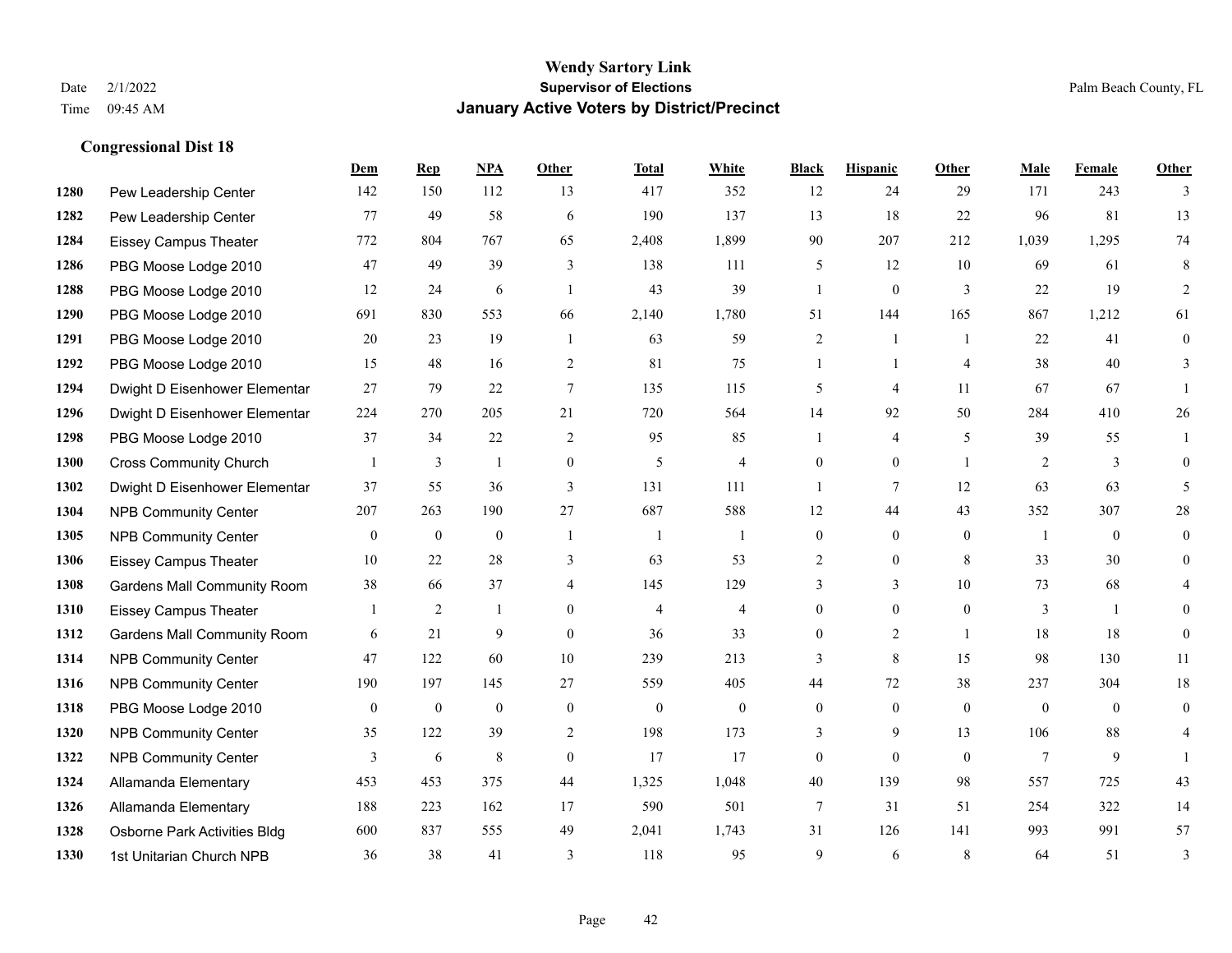**Wendy Sartory Link**
**Supervisor of Elections**
**January Active Voters by District/Precinct**

Date 2/1/2022
Time 09:45 AM

Palm Beach County, FL

## Congressional Dist 18

| | | Dem | Rep | NPA | Other | Total | White | Black | Hispanic | Other | Male | Female | Other |
|---|---|---|---|---|---|---|---|---|---|---|---|---|---|
| 1280 | Pew Leadership Center | 142 | 150 | 112 | 13 | 417 | 352 | 12 | 24 | 29 | 171 | 243 | 3 |
| 1282 | Pew Leadership Center | 77 | 49 | 58 | 6 | 190 | 137 | 13 | 18 | 22 | 96 | 81 | 13 |
| 1284 | Eissey Campus Theater | 772 | 804 | 767 | 65 | 2,408 | 1,899 | 90 | 207 | 212 | 1,039 | 1,295 | 74 |
| 1286 | PBG Moose Lodge 2010 | 47 | 49 | 39 | 3 | 138 | 111 | 5 | 12 | 10 | 69 | 61 | 8 |
| 1288 | PBG Moose Lodge 2010 | 12 | 24 | 6 | 1 | 43 | 39 | 1 | 0 | 3 | 22 | 19 | 2 |
| 1290 | PBG Moose Lodge 2010 | 691 | 830 | 553 | 66 | 2,140 | 1,780 | 51 | 144 | 165 | 867 | 1,212 | 61 |
| 1291 | PBG Moose Lodge 2010 | 20 | 23 | 19 | 1 | 63 | 59 | 2 | 1 | 1 | 22 | 41 | 0 |
| 1292 | PBG Moose Lodge 2010 | 15 | 48 | 16 | 2 | 81 | 75 | 1 | 1 | 4 | 38 | 40 | 3 |
| 1294 | Dwight D Eisenhower Elementar | 27 | 79 | 22 | 7 | 135 | 115 | 5 | 4 | 11 | 67 | 67 | 1 |
| 1296 | Dwight D Eisenhower Elementar | 224 | 270 | 205 | 21 | 720 | 564 | 14 | 92 | 50 | 284 | 410 | 26 |
| 1298 | PBG Moose Lodge 2010 | 37 | 34 | 22 | 2 | 95 | 85 | 1 | 4 | 5 | 39 | 55 | 1 |
| 1300 | Cross Community Church | 1 | 3 | 1 | 0 | 5 | 4 | 0 | 0 | 1 | 2 | 3 | 0 |
| 1302 | Dwight D Eisenhower Elementar | 37 | 55 | 36 | 3 | 131 | 111 | 1 | 7 | 12 | 63 | 63 | 5 |
| 1304 | NPB Community Center | 207 | 263 | 190 | 27 | 687 | 588 | 12 | 44 | 43 | 352 | 307 | 28 |
| 1305 | NPB Community Center | 0 | 0 | 0 | 1 | 1 | 1 | 0 | 0 | 0 | 1 | 0 | 0 |
| 1306 | Eissey Campus Theater | 10 | 22 | 28 | 3 | 63 | 53 | 2 | 0 | 8 | 33 | 30 | 0 |
| 1308 | Gardens Mall Community Room | 38 | 66 | 37 | 4 | 145 | 129 | 3 | 3 | 10 | 73 | 68 | 4 |
| 1310 | Eissey Campus Theater | 1 | 2 | 1 | 0 | 4 | 4 | 0 | 0 | 0 | 3 | 1 | 0 |
| 1312 | Gardens Mall Community Room | 6 | 21 | 9 | 0 | 36 | 33 | 0 | 2 | 1 | 18 | 18 | 0 |
| 1314 | NPB Community Center | 47 | 122 | 60 | 10 | 239 | 213 | 3 | 8 | 15 | 98 | 130 | 11 |
| 1316 | NPB Community Center | 190 | 197 | 145 | 27 | 559 | 405 | 44 | 72 | 38 | 237 | 304 | 18 |
| 1318 | PBG Moose Lodge 2010 | 0 | 0 | 0 | 0 | 0 | 0 | 0 | 0 | 0 | 0 | 0 | 0 |
| 1320 | NPB Community Center | 35 | 122 | 39 | 2 | 198 | 173 | 3 | 9 | 13 | 106 | 88 | 4 |
| 1322 | NPB Community Center | 3 | 6 | 8 | 0 | 17 | 17 | 0 | 0 | 0 | 7 | 9 | 1 |
| 1324 | Allamanda Elementary | 453 | 453 | 375 | 44 | 1,325 | 1,048 | 40 | 139 | 98 | 557 | 725 | 43 |
| 1326 | Allamanda Elementary | 188 | 223 | 162 | 17 | 590 | 501 | 7 | 31 | 51 | 254 | 322 | 14 |
| 1328 | Osborne Park Activities Bldg | 600 | 837 | 555 | 49 | 2,041 | 1,743 | 31 | 126 | 141 | 993 | 991 | 57 |
| 1330 | 1st Unitarian Church NPB | 36 | 38 | 41 | 3 | 118 | 95 | 9 | 6 | 8 | 64 | 51 | 3 |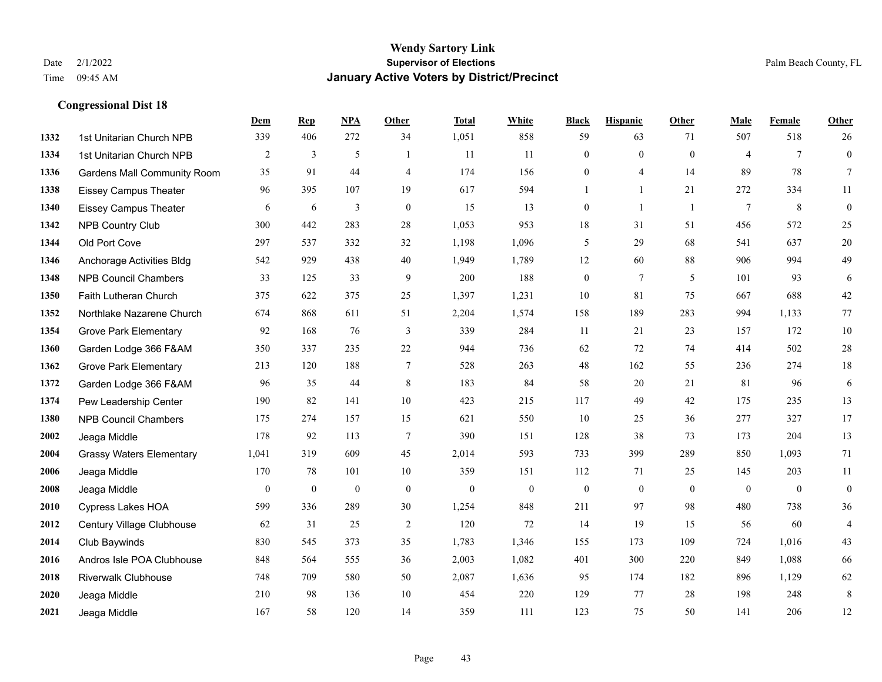**Wendy Sartory Link**
**Supervisor of Elections**
**January Active Voters by District/Precinct**

Date 2/1/2022 Palm Beach County, FL
Time 09:45 AM

### Congressional Dist 18

| | | Dem | Rep | NPA | Other | Total | White | Black | Hispanic | Other | Male | Female | Other |
|---|---|---|---|---|---|---|---|---|---|---|---|---|---|
| 1332 | 1st Unitarian Church NPB | 339 | 406 | 272 | 34 | 1,051 | 858 | 59 | 63 | 71 | 507 | 518 | 26 |
| 1334 | 1st Unitarian Church NPB | 2 | 3 | 5 | 1 | 11 | 11 | 0 | 0 | 0 | 4 | 7 | 0 |
| 1336 | Gardens Mall Community Room | 35 | 91 | 44 | 4 | 174 | 156 | 0 | 4 | 14 | 89 | 78 | 7 |
| 1338 | Eissey Campus Theater | 96 | 395 | 107 | 19 | 617 | 594 | 1 | 1 | 21 | 272 | 334 | 11 |
| 1340 | Eissey Campus Theater | 6 | 6 | 3 | 0 | 15 | 13 | 0 | 1 | 1 | 7 | 8 | 0 |
| 1342 | NPB Country Club | 300 | 442 | 283 | 28 | 1,053 | 953 | 18 | 31 | 51 | 456 | 572 | 25 |
| 1344 | Old Port Cove | 297 | 537 | 332 | 32 | 1,198 | 1,096 | 5 | 29 | 68 | 541 | 637 | 20 |
| 1346 | Anchorage Activities Bldg | 542 | 929 | 438 | 40 | 1,949 | 1,789 | 12 | 60 | 88 | 906 | 994 | 49 |
| 1348 | NPB Council Chambers | 33 | 125 | 33 | 9 | 200 | 188 | 0 | 7 | 5 | 101 | 93 | 6 |
| 1350 | Faith Lutheran Church | 375 | 622 | 375 | 25 | 1,397 | 1,231 | 10 | 81 | 75 | 667 | 688 | 42 |
| 1352 | Northlake Nazarene Church | 674 | 868 | 611 | 51 | 2,204 | 1,574 | 158 | 189 | 283 | 994 | 1,133 | 77 |
| 1354 | Grove Park Elementary | 92 | 168 | 76 | 3 | 339 | 284 | 11 | 21 | 23 | 157 | 172 | 10 |
| 1360 | Garden Lodge 366 F&AM | 350 | 337 | 235 | 22 | 944 | 736 | 62 | 72 | 74 | 414 | 502 | 28 |
| 1362 | Grove Park Elementary | 213 | 120 | 188 | 7 | 528 | 263 | 48 | 162 | 55 | 236 | 274 | 18 |
| 1372 | Garden Lodge 366 F&AM | 96 | 35 | 44 | 8 | 183 | 84 | 58 | 20 | 21 | 81 | 96 | 6 |
| 1374 | Pew Leadership Center | 190 | 82 | 141 | 10 | 423 | 215 | 117 | 49 | 42 | 175 | 235 | 13 |
| 1380 | NPB Council Chambers | 175 | 274 | 157 | 15 | 621 | 550 | 10 | 25 | 36 | 277 | 327 | 17 |
| 2002 | Jeaga Middle | 178 | 92 | 113 | 7 | 390 | 151 | 128 | 38 | 73 | 173 | 204 | 13 |
| 2004 | Grassy Waters Elementary | 1,041 | 319 | 609 | 45 | 2,014 | 593 | 733 | 399 | 289 | 850 | 1,093 | 71 |
| 2006 | Jeaga Middle | 170 | 78 | 101 | 10 | 359 | 151 | 112 | 71 | 25 | 145 | 203 | 11 |
| 2008 | Jeaga Middle | 0 | 0 | 0 | 0 | 0 | 0 | 0 | 0 | 0 | 0 | 0 | 0 |
| 2010 | Cypress Lakes HOA | 599 | 336 | 289 | 30 | 1,254 | 848 | 211 | 97 | 98 | 480 | 738 | 36 |
| 2012 | Century Village Clubhouse | 62 | 31 | 25 | 2 | 120 | 72 | 14 | 19 | 15 | 56 | 60 | 4 |
| 2014 | Club Baywinds | 830 | 545 | 373 | 35 | 1,783 | 1,346 | 155 | 173 | 109 | 724 | 1,016 | 43 |
| 2016 | Andros Isle POA Clubhouse | 848 | 564 | 555 | 36 | 2,003 | 1,082 | 401 | 300 | 220 | 849 | 1,088 | 66 |
| 2018 | Riverwalk Clubhouse | 748 | 709 | 580 | 50 | 2,087 | 1,636 | 95 | 174 | 182 | 896 | 1,129 | 62 |
| 2020 | Jeaga Middle | 210 | 98 | 136 | 10 | 454 | 220 | 129 | 77 | 28 | 198 | 248 | 8 |
| 2021 | Jeaga Middle | 167 | 58 | 120 | 14 | 359 | 111 | 123 | 75 | 50 | 141 | 206 | 12 |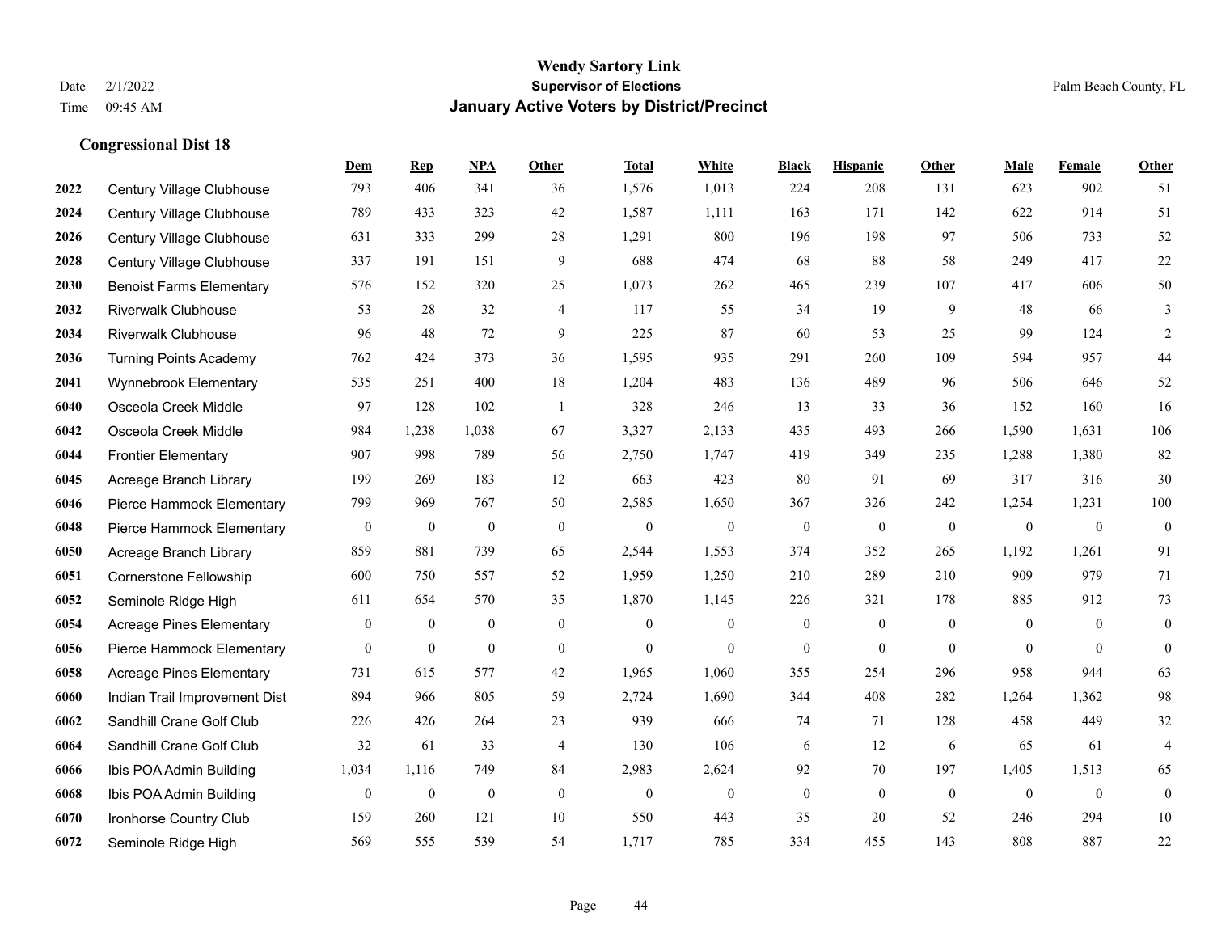**Wendy Sartory Link**
**Supervisor of Elections**
**January Active Voters by District/Precinct**

Date 2/1/2022
Time 09:45 AM

Palm Beach County, FL

### Congressional Dist 18

| | | Dem | Rep | NPA | Other | Total | White | Black | Hispanic | Other | Male | Female | Other |
|---|---|---|---|---|---|---|---|---|---|---|---|---|---|
| 2022 | Century Village Clubhouse | 793 | 406 | 341 | 36 | 1,576 | 1,013 | 224 | 208 | 131 | 623 | 902 | 51 |
| 2024 | Century Village Clubhouse | 789 | 433 | 323 | 42 | 1,587 | 1,111 | 163 | 171 | 142 | 622 | 914 | 51 |
| 2026 | Century Village Clubhouse | 631 | 333 | 299 | 28 | 1,291 | 800 | 196 | 198 | 97 | 506 | 733 | 52 |
| 2028 | Century Village Clubhouse | 337 | 191 | 151 | 9 | 688 | 474 | 68 | 88 | 58 | 249 | 417 | 22 |
| 2030 | Benoist Farms Elementary | 576 | 152 | 320 | 25 | 1,073 | 262 | 465 | 239 | 107 | 417 | 606 | 50 |
| 2032 | Riverwalk Clubhouse | 53 | 28 | 32 | 4 | 117 | 55 | 34 | 19 | 9 | 48 | 66 | 3 |
| 2034 | Riverwalk Clubhouse | 96 | 48 | 72 | 9 | 225 | 87 | 60 | 53 | 25 | 99 | 124 | 2 |
| 2036 | Turning Points Academy | 762 | 424 | 373 | 36 | 1,595 | 935 | 291 | 260 | 109 | 594 | 957 | 44 |
| 2041 | Wynnebrook Elementary | 535 | 251 | 400 | 18 | 1,204 | 483 | 136 | 489 | 96 | 506 | 646 | 52 |
| 6040 | Osceola Creek Middle | 97 | 128 | 102 | 1 | 328 | 246 | 13 | 33 | 36 | 152 | 160 | 16 |
| 6042 | Osceola Creek Middle | 984 | 1,238 | 1,038 | 67 | 3,327 | 2,133 | 435 | 493 | 266 | 1,590 | 1,631 | 106 |
| 6044 | Frontier Elementary | 907 | 998 | 789 | 56 | 2,750 | 1,747 | 419 | 349 | 235 | 1,288 | 1,380 | 82 |
| 6045 | Acreage Branch Library | 199 | 269 | 183 | 12 | 663 | 423 | 80 | 91 | 69 | 317 | 316 | 30 |
| 6046 | Pierce Hammock Elementary | 799 | 969 | 767 | 50 | 2,585 | 1,650 | 367 | 326 | 242 | 1,254 | 1,231 | 100 |
| 6048 | Pierce Hammock Elementary | 0 | 0 | 0 | 0 | 0 | 0 | 0 | 0 | 0 | 0 | 0 | 0 |
| 6050 | Acreage Branch Library | 859 | 881 | 739 | 65 | 2,544 | 1,553 | 374 | 352 | 265 | 1,192 | 1,261 | 91 |
| 6051 | Cornerstone Fellowship | 600 | 750 | 557 | 52 | 1,959 | 1,250 | 210 | 289 | 210 | 909 | 979 | 71 |
| 6052 | Seminole Ridge High | 611 | 654 | 570 | 35 | 1,870 | 1,145 | 226 | 321 | 178 | 885 | 912 | 73 |
| 6054 | Acreage Pines Elementary | 0 | 0 | 0 | 0 | 0 | 0 | 0 | 0 | 0 | 0 | 0 | 0 |
| 6056 | Pierce Hammock Elementary | 0 | 0 | 0 | 0 | 0 | 0 | 0 | 0 | 0 | 0 | 0 | 0 |
| 6058 | Acreage Pines Elementary | 731 | 615 | 577 | 42 | 1,965 | 1,060 | 355 | 254 | 296 | 958 | 944 | 63 |
| 6060 | Indian Trail Improvement Dist | 894 | 966 | 805 | 59 | 2,724 | 1,690 | 344 | 408 | 282 | 1,264 | 1,362 | 98 |
| 6062 | Sandhill Crane Golf Club | 226 | 426 | 264 | 23 | 939 | 666 | 74 | 71 | 128 | 458 | 449 | 32 |
| 6064 | Sandhill Crane Golf Club | 32 | 61 | 33 | 4 | 130 | 106 | 6 | 12 | 6 | 65 | 61 | 4 |
| 6066 | Ibis POA Admin Building | 1,034 | 1,116 | 749 | 84 | 2,983 | 2,624 | 92 | 70 | 197 | 1,405 | 1,513 | 65 |
| 6068 | Ibis POA Admin Building | 0 | 0 | 0 | 0 | 0 | 0 | 0 | 0 | 0 | 0 | 0 | 0 |
| 6070 | Ironhorse Country Club | 159 | 260 | 121 | 10 | 550 | 443 | 35 | 20 | 52 | 246 | 294 | 10 |
| 6072 | Seminole Ridge High | 569 | 555 | 539 | 54 | 1,717 | 785 | 334 | 455 | 143 | 808 | 887 | 22 |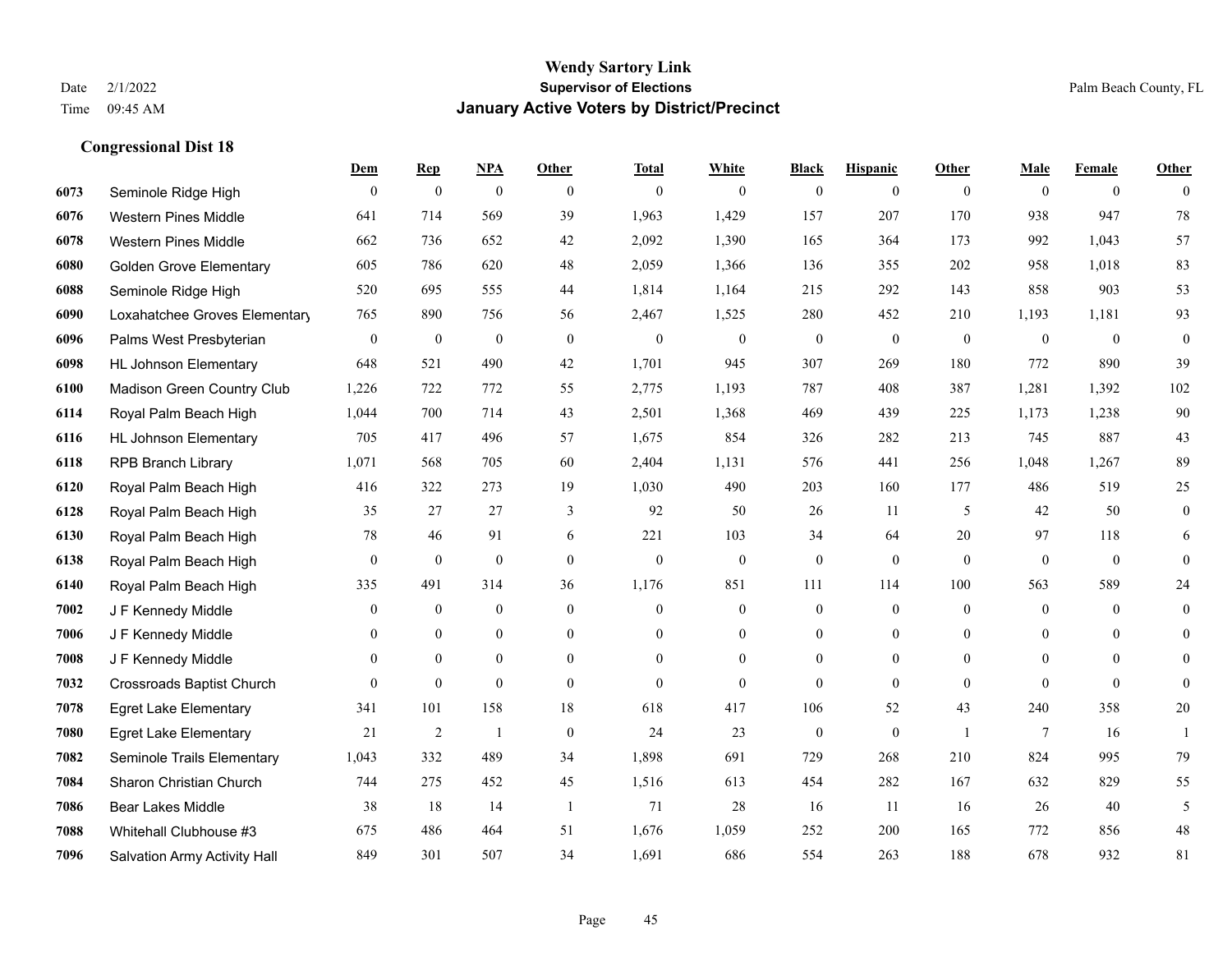# Wendy Sartory Link
## Supervisor of Elections
## January Active Voters by District/Precinct

Date 2/1/2022
Time 09:45 AM
Palm Beach County, FL

### Congressional Dist 18

| | | Dem | Rep | NPA | Other | Total | White | Black | Hispanic | Other | Male | Female | Other |
|---|---|---|---|---|---|---|---|---|---|---|---|---|---|
| 6073 | Seminole Ridge High | 0 | 0 | 0 | 0 | 0 | 0 | 0 | 0 | 0 | 0 | 0 | 0 |
| 6076 | Western Pines Middle | 641 | 714 | 569 | 39 | 1,963 | 1,429 | 157 | 207 | 170 | 938 | 947 | 78 |
| 6078 | Western Pines Middle | 662 | 736 | 652 | 42 | 2,092 | 1,390 | 165 | 364 | 173 | 992 | 1,043 | 57 |
| 6080 | Golden Grove Elementary | 605 | 786 | 620 | 48 | 2,059 | 1,366 | 136 | 355 | 202 | 958 | 1,018 | 83 |
| 6088 | Seminole Ridge High | 520 | 695 | 555 | 44 | 1,814 | 1,164 | 215 | 292 | 143 | 858 | 903 | 53 |
| 6090 | Loxahatchee Groves Elementary | 765 | 890 | 756 | 56 | 2,467 | 1,525 | 280 | 452 | 210 | 1,193 | 1,181 | 93 |
| 6096 | Palms West Presbyterian | 0 | 0 | 0 | 0 | 0 | 0 | 0 | 0 | 0 | 0 | 0 | 0 |
| 6098 | HL Johnson Elementary | 648 | 521 | 490 | 42 | 1,701 | 945 | 307 | 269 | 180 | 772 | 890 | 39 |
| 6100 | Madison Green Country Club | 1,226 | 722 | 772 | 55 | 2,775 | 1,193 | 787 | 408 | 387 | 1,281 | 1,392 | 102 |
| 6114 | Royal Palm Beach High | 1,044 | 700 | 714 | 43 | 2,501 | 1,368 | 469 | 439 | 225 | 1,173 | 1,238 | 90 |
| 6116 | HL Johnson Elementary | 705 | 417 | 496 | 57 | 1,675 | 854 | 326 | 282 | 213 | 745 | 887 | 43 |
| 6118 | RPB Branch Library | 1,071 | 568 | 705 | 60 | 2,404 | 1,131 | 576 | 441 | 256 | 1,048 | 1,267 | 89 |
| 6120 | Royal Palm Beach High | 416 | 322 | 273 | 19 | 1,030 | 490 | 203 | 160 | 177 | 486 | 519 | 25 |
| 6128 | Royal Palm Beach High | 35 | 27 | 27 | 3 | 92 | 50 | 26 | 11 | 5 | 42 | 50 | 0 |
| 6130 | Royal Palm Beach High | 78 | 46 | 91 | 6 | 221 | 103 | 34 | 64 | 20 | 97 | 118 | 6 |
| 6138 | Royal Palm Beach High | 0 | 0 | 0 | 0 | 0 | 0 | 0 | 0 | 0 | 0 | 0 | 0 |
| 6140 | Royal Palm Beach High | 335 | 491 | 314 | 36 | 1,176 | 851 | 111 | 114 | 100 | 563 | 589 | 24 |
| 7002 | J F Kennedy Middle | 0 | 0 | 0 | 0 | 0 | 0 | 0 | 0 | 0 | 0 | 0 | 0 |
| 7006 | J F Kennedy Middle | 0 | 0 | 0 | 0 | 0 | 0 | 0 | 0 | 0 | 0 | 0 | 0 |
| 7008 | J F Kennedy Middle | 0 | 0 | 0 | 0 | 0 | 0 | 0 | 0 | 0 | 0 | 0 | 0 |
| 7032 | Crossroads Baptist Church | 0 | 0 | 0 | 0 | 0 | 0 | 0 | 0 | 0 | 0 | 0 | 0 |
| 7078 | Egret Lake Elementary | 341 | 101 | 158 | 18 | 618 | 417 | 106 | 52 | 43 | 240 | 358 | 20 |
| 7080 | Egret Lake Elementary | 21 | 2 | 1 | 0 | 24 | 23 | 0 | 0 | 1 | 7 | 16 | 1 |
| 7082 | Seminole Trails Elementary | 1,043 | 332 | 489 | 34 | 1,898 | 691 | 729 | 268 | 210 | 824 | 995 | 79 |
| 7084 | Sharon Christian Church | 744 | 275 | 452 | 45 | 1,516 | 613 | 454 | 282 | 167 | 632 | 829 | 55 |
| 7086 | Bear Lakes Middle | 38 | 18 | 14 | 1 | 71 | 28 | 16 | 11 | 16 | 26 | 40 | 5 |
| 7088 | Whitehall Clubhouse #3 | 675 | 486 | 464 | 51 | 1,676 | 1,059 | 252 | 200 | 165 | 772 | 856 | 48 |
| 7096 | Salvation Army Activity Hall | 849 | 301 | 507 | 34 | 1,691 | 686 | 554 | 263 | 188 | 678 | 932 | 81 |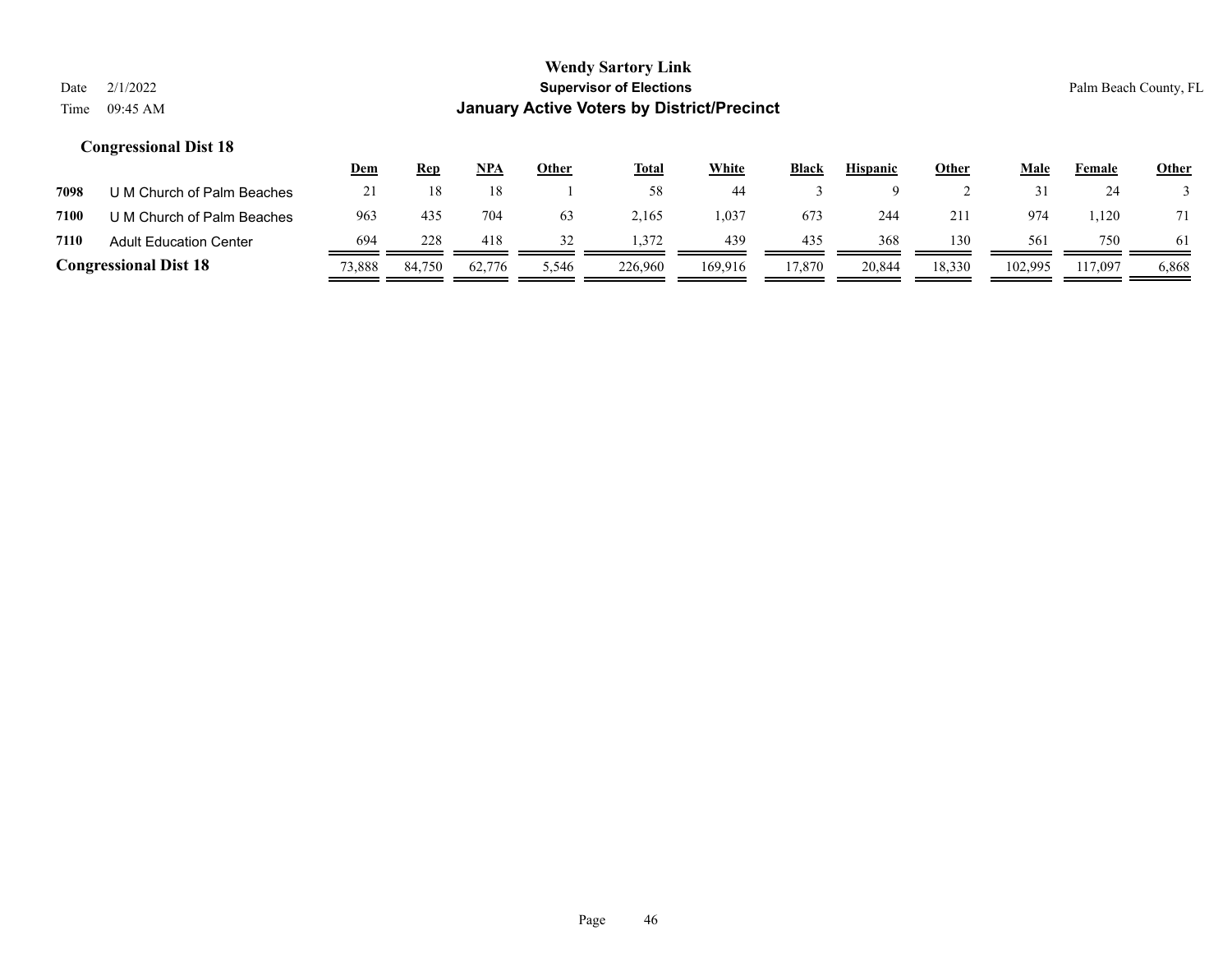### Congressional Dist 18

| | | Dem | Rep | NPA | Other | Total | White | Black | Hispanic | Other | Male | Female | Other |
|---|---|---|---|---|---|---|---|---|---|---|---|---|---|
| 7098 | U M Church of Palm Beaches | 21 | 18 | 18 | 1 | 58 | 44 | 3 | 9 | 2 | 31 | 24 | 3 |
| 7100 | U M Church of Palm Beaches | 963 | 435 | 704 | 63 | 2,165 | 1,037 | 673 | 244 | 211 | 974 | 1,120 | 71 |
| 7110 | Adult Education Center | 694 | 228 | 418 | 32 | 1,372 | 439 | 435 | 368 | 130 | 561 | 750 | 61 |
| **Congressional Dist 18** | | 73,888 | 84,750 | 62,776 | 5,546 | 226,960 | 169,916 | 17,870 | 20,844 | 18,330 | 102,995 | 117,097 | 6,868 |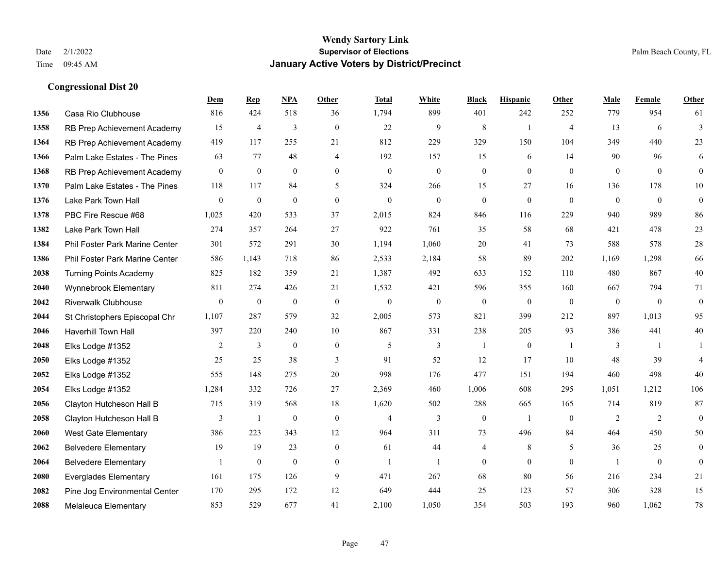# Wendy Sartory Link
## Supervisor of Elections
## January Active Voters by District/Precinct

Date 2/1/2022
Time 09:45 AM
Palm Beach County, FL

### Congressional Dist 20

| | | Dem | Rep | NPA | Other | Total | White | Black | Hispanic | Other | Male | Female | Other |
|---|---|---|---|---|---|---|---|---|---|---|---|---|---|
| 1356 | Casa Rio Clubhouse | 816 | 424 | 518 | 36 | 1,794 | 899 | 401 | 242 | 252 | 779 | 954 | 61 |
| 1358 | RB Prep Achievement Academy | 15 | 4 | 3 | 0 | 22 | 9 | 8 | 1 | 4 | 13 | 6 | 3 |
| 1364 | RB Prep Achievement Academy | 419 | 117 | 255 | 21 | 812 | 229 | 329 | 150 | 104 | 349 | 440 | 23 |
| 1366 | Palm Lake Estates - The Pines | 63 | 77 | 48 | 4 | 192 | 157 | 15 | 6 | 14 | 90 | 96 | 6 |
| 1368 | RB Prep Achievement Academy | 0 | 0 | 0 | 0 | 0 | 0 | 0 | 0 | 0 | 0 | 0 | 0 |
| 1370 | Palm Lake Estates - The Pines | 118 | 117 | 84 | 5 | 324 | 266 | 15 | 27 | 16 | 136 | 178 | 10 |
| 1376 | Lake Park Town Hall | 0 | 0 | 0 | 0 | 0 | 0 | 0 | 0 | 0 | 0 | 0 | 0 |
| 1378 | PBC Fire Rescue #68 | 1,025 | 420 | 533 | 37 | 2,015 | 824 | 846 | 116 | 229 | 940 | 989 | 86 |
| 1382 | Lake Park Town Hall | 274 | 357 | 264 | 27 | 922 | 761 | 35 | 58 | 68 | 421 | 478 | 23 |
| 1384 | Phil Foster Park Marine Center | 301 | 572 | 291 | 30 | 1,194 | 1,060 | 20 | 41 | 73 | 588 | 578 | 28 |
| 1386 | Phil Foster Park Marine Center | 586 | 1,143 | 718 | 86 | 2,533 | 2,184 | 58 | 89 | 202 | 1,169 | 1,298 | 66 |
| 2038 | Turning Points Academy | 825 | 182 | 359 | 21 | 1,387 | 492 | 633 | 152 | 110 | 480 | 867 | 40 |
| 2040 | Wynnebrook Elementary | 811 | 274 | 426 | 21 | 1,532 | 421 | 596 | 355 | 160 | 667 | 794 | 71 |
| 2042 | Riverwalk Clubhouse | 0 | 0 | 0 | 0 | 0 | 0 | 0 | 0 | 0 | 0 | 0 | 0 |
| 2044 | St Christophers Episcopal Chr | 1,107 | 287 | 579 | 32 | 2,005 | 573 | 821 | 399 | 212 | 897 | 1,013 | 95 |
| 2046 | Haverhill Town Hall | 397 | 220 | 240 | 10 | 867 | 331 | 238 | 205 | 93 | 386 | 441 | 40 |
| 2048 | Elks Lodge #1352 | 2 | 3 | 0 | 0 | 5 | 3 | 1 | 0 | 1 | 3 | 1 | 1 |
| 2050 | Elks Lodge #1352 | 25 | 25 | 38 | 3 | 91 | 52 | 12 | 17 | 10 | 48 | 39 | 4 |
| 2052 | Elks Lodge #1352 | 555 | 148 | 275 | 20 | 998 | 176 | 477 | 151 | 194 | 460 | 498 | 40 |
| 2054 | Elks Lodge #1352 | 1,284 | 332 | 726 | 27 | 2,369 | 460 | 1,006 | 608 | 295 | 1,051 | 1,212 | 106 |
| 2056 | Clayton Hutcheson Hall B | 715 | 319 | 568 | 18 | 1,620 | 502 | 288 | 665 | 165 | 714 | 819 | 87 |
| 2058 | Clayton Hutcheson Hall B | 3 | 1 | 0 | 0 | 4 | 3 | 0 | 1 | 0 | 2 | 2 | 0 |
| 2060 | West Gate Elementary | 386 | 223 | 343 | 12 | 964 | 311 | 73 | 496 | 84 | 464 | 450 | 50 |
| 2062 | Belvedere Elementary | 19 | 19 | 23 | 0 | 61 | 44 | 4 | 8 | 5 | 36 | 25 | 0 |
| 2064 | Belvedere Elementary | 1 | 0 | 0 | 0 | 1 | 1 | 0 | 0 | 0 | 1 | 0 | 0 |
| 2080 | Everglades Elementary | 161 | 175 | 126 | 9 | 471 | 267 | 68 | 80 | 56 | 216 | 234 | 21 |
| 2082 | Pine Jog Environmental Center | 170 | 295 | 172 | 12 | 649 | 444 | 25 | 123 | 57 | 306 | 328 | 15 |
| 2088 | Melaleuca Elementary | 853 | 529 | 677 | 41 | 2,100 | 1,050 | 354 | 503 | 193 | 960 | 1,062 | 78 |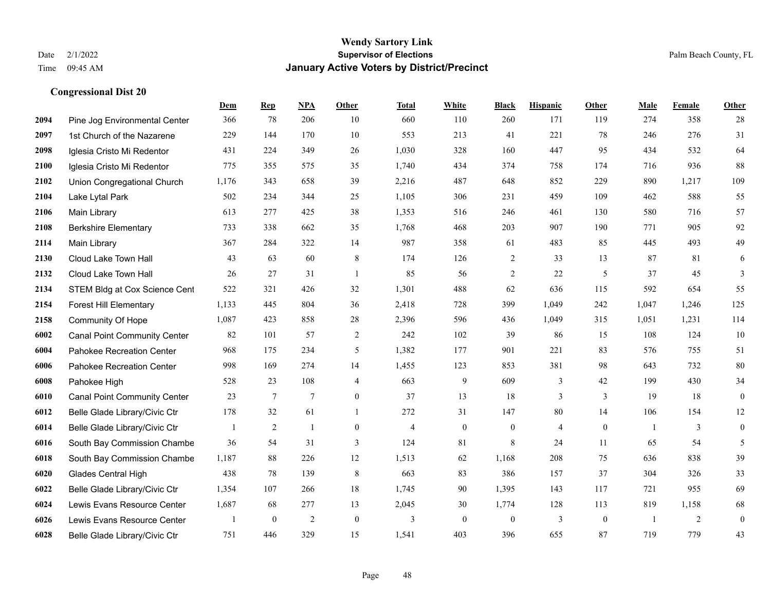**Wendy Sartory Link**
**Supervisor of Elections**
**January Active Voters by District/Precinct**

Date 2/1/2022
Time 09:45 AM

Palm Beach County, FL

**Congressional Dist 20**

| | | Dem | Rep | NPA | Other | Total | White | Black | Hispanic | Other | Male | Female | Other |
|---|---|---|---|---|---|---|---|---|---|---|---|---|---|
| 2094 | Pine Jog Environmental Center | 366 | 78 | 206 | 10 | 660 | 110 | 260 | 171 | 119 | 274 | 358 | 28 |
| 2097 | 1st Church of the Nazarene | 229 | 144 | 170 | 10 | 553 | 213 | 41 | 221 | 78 | 246 | 276 | 31 |
| 2098 | Iglesia Cristo Mi Redentor | 431 | 224 | 349 | 26 | 1,030 | 328 | 160 | 447 | 95 | 434 | 532 | 64 |
| 2100 | Iglesia Cristo Mi Redentor | 775 | 355 | 575 | 35 | 1,740 | 434 | 374 | 758 | 174 | 716 | 936 | 88 |
| 2102 | Union Congregational Church | 1,176 | 343 | 658 | 39 | 2,216 | 487 | 648 | 852 | 229 | 890 | 1,217 | 109 |
| 2104 | Lake Lytal Park | 502 | 234 | 344 | 25 | 1,105 | 306 | 231 | 459 | 109 | 462 | 588 | 55 |
| 2106 | Main Library | 613 | 277 | 425 | 38 | 1,353 | 516 | 246 | 461 | 130 | 580 | 716 | 57 |
| 2108 | Berkshire Elementary | 733 | 338 | 662 | 35 | 1,768 | 468 | 203 | 907 | 190 | 771 | 905 | 92 |
| 2114 | Main Library | 367 | 284 | 322 | 14 | 987 | 358 | 61 | 483 | 85 | 445 | 493 | 49 |
| 2130 | Cloud Lake Town Hall | 43 | 63 | 60 | 8 | 174 | 126 | 2 | 33 | 13 | 87 | 81 | 6 |
| 2132 | Cloud Lake Town Hall | 26 | 27 | 31 | 1 | 85 | 56 | 2 | 22 | 5 | 37 | 45 | 3 |
| 2134 | STEM Bldg at Cox Science Cent | 522 | 321 | 426 | 32 | 1,301 | 488 | 62 | 636 | 115 | 592 | 654 | 55 |
| 2154 | Forest Hill Elementary | 1,133 | 445 | 804 | 36 | 2,418 | 728 | 399 | 1,049 | 242 | 1,047 | 1,246 | 125 |
| 2158 | Community Of Hope | 1,087 | 423 | 858 | 28 | 2,396 | 596 | 436 | 1,049 | 315 | 1,051 | 1,231 | 114 |
| 6002 | Canal Point Community Center | 82 | 101 | 57 | 2 | 242 | 102 | 39 | 86 | 15 | 108 | 124 | 10 |
| 6004 | Pahokee Recreation Center | 968 | 175 | 234 | 5 | 1,382 | 177 | 901 | 221 | 83 | 576 | 755 | 51 |
| 6006 | Pahokee Recreation Center | 998 | 169 | 274 | 14 | 1,455 | 123 | 853 | 381 | 98 | 643 | 732 | 80 |
| 6008 | Pahokee High | 528 | 23 | 108 | 4 | 663 | 9 | 609 | 3 | 42 | 199 | 430 | 34 |
| 6010 | Canal Point Community Center | 23 | 7 | 7 | 0 | 37 | 13 | 18 | 3 | 3 | 19 | 18 | 0 |
| 6012 | Belle Glade Library/Civic Ctr | 178 | 32 | 61 | 1 | 272 | 31 | 147 | 80 | 14 | 106 | 154 | 12 |
| 6014 | Belle Glade Library/Civic Ctr | 1 | 2 | 1 | 0 | 4 | 0 | 0 | 4 | 0 | 1 | 3 | 0 |
| 6016 | South Bay Commission Chambe | 36 | 54 | 31 | 3 | 124 | 81 | 8 | 24 | 11 | 65 | 54 | 5 |
| 6018 | South Bay Commission Chambe | 1,187 | 88 | 226 | 12 | 1,513 | 62 | 1,168 | 208 | 75 | 636 | 838 | 39 |
| 6020 | Glades Central High | 438 | 78 | 139 | 8 | 663 | 83 | 386 | 157 | 37 | 304 | 326 | 33 |
| 6022 | Belle Glade Library/Civic Ctr | 1,354 | 107 | 266 | 18 | 1,745 | 90 | 1,395 | 143 | 117 | 721 | 955 | 69 |
| 6024 | Lewis Evans Resource Center | 1,687 | 68 | 277 | 13 | 2,045 | 30 | 1,774 | 128 | 113 | 819 | 1,158 | 68 |
| 6026 | Lewis Evans Resource Center | 1 | 0 | 2 | 0 | 3 | 0 | 0 | 3 | 0 | 1 | 2 | 0 |
| 6028 | Belle Glade Library/Civic Ctr | 751 | 446 | 329 | 15 | 1,541 | 403 | 396 | 655 | 87 | 719 | 779 | 43 |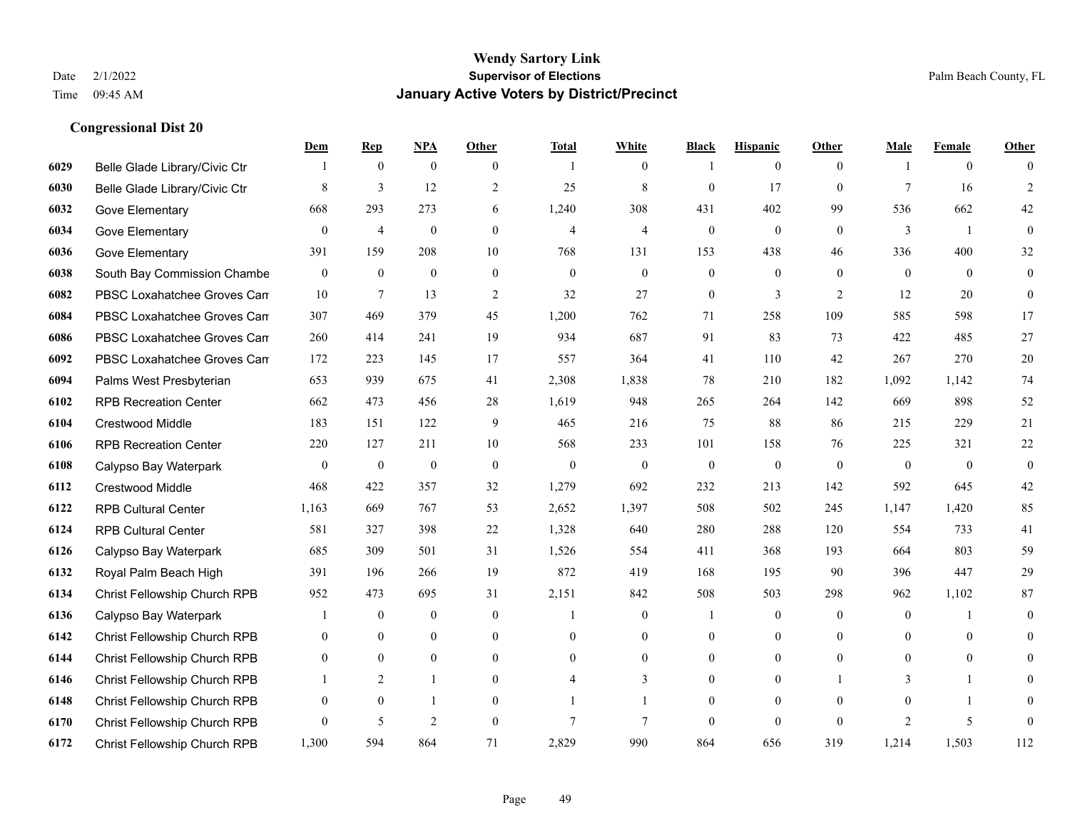# Wendy Sartory Link
## Supervisor of Elections
## January Active Voters by District/Precinct

Date 2/1/2022
Time 09:45 AM

Palm Beach County, FL

### Congressional Dist 20

| | | Dem | Rep | NPA | Other | Total | White | Black | Hispanic | Other | Male | Female | Other |
|---|---|---|---|---|---|---|---|---|---|---|---|---|---|
| 6029 | Belle Glade Library/Civic Ctr | 1 | 0 | 0 | 0 | 1 | 0 | 1 | 0 | 0 | 1 | 0 | 0 |
| 6030 | Belle Glade Library/Civic Ctr | 8 | 3 | 12 | 2 | 25 | 8 | 0 | 17 | 0 | 7 | 16 | 2 |
| 6032 | Gove Elementary | 668 | 293 | 273 | 6 | 1,240 | 308 | 431 | 402 | 99 | 536 | 662 | 42 |
| 6034 | Gove Elementary | 0 | 4 | 0 | 0 | 4 | 4 | 0 | 0 | 0 | 3 | 1 | 0 |
| 6036 | Gove Elementary | 391 | 159 | 208 | 10 | 768 | 131 | 153 | 438 | 46 | 336 | 400 | 32 |
| 6038 | South Bay Commission Chambe | 0 | 0 | 0 | 0 | 0 | 0 | 0 | 0 | 0 | 0 | 0 | 0 |
| 6082 | PBSC Loxahatchee Groves Cam | 10 | 7 | 13 | 2 | 32 | 27 | 0 | 3 | 2 | 12 | 20 | 0 |
| 6084 | PBSC Loxahatchee Groves Cam | 307 | 469 | 379 | 45 | 1,200 | 762 | 71 | 258 | 109 | 585 | 598 | 17 |
| 6086 | PBSC Loxahatchee Groves Cam | 260 | 414 | 241 | 19 | 934 | 687 | 91 | 83 | 73 | 422 | 485 | 27 |
| 6092 | PBSC Loxahatchee Groves Cam | 172 | 223 | 145 | 17 | 557 | 364 | 41 | 110 | 42 | 267 | 270 | 20 |
| 6094 | Palms West Presbyterian | 653 | 939 | 675 | 41 | 2,308 | 1,838 | 78 | 210 | 182 | 1,092 | 1,142 | 74 |
| 6102 | RPB Recreation Center | 662 | 473 | 456 | 28 | 1,619 | 948 | 265 | 264 | 142 | 669 | 898 | 52 |
| 6104 | Crestwood Middle | 183 | 151 | 122 | 9 | 465 | 216 | 75 | 88 | 86 | 215 | 229 | 21 |
| 6106 | RPB Recreation Center | 220 | 127 | 211 | 10 | 568 | 233 | 101 | 158 | 76 | 225 | 321 | 22 |
| 6108 | Calypso Bay Waterpark | 0 | 0 | 0 | 0 | 0 | 0 | 0 | 0 | 0 | 0 | 0 | 0 |
| 6112 | Crestwood Middle | 468 | 422 | 357 | 32 | 1,279 | 692 | 232 | 213 | 142 | 592 | 645 | 42 |
| 6122 | RPB Cultural Center | 1,163 | 669 | 767 | 53 | 2,652 | 1,397 | 508 | 502 | 245 | 1,147 | 1,420 | 85 |
| 6124 | RPB Cultural Center | 581 | 327 | 398 | 22 | 1,328 | 640 | 280 | 288 | 120 | 554 | 733 | 41 |
| 6126 | Calypso Bay Waterpark | 685 | 309 | 501 | 31 | 1,526 | 554 | 411 | 368 | 193 | 664 | 803 | 59 |
| 6132 | Royal Palm Beach High | 391 | 196 | 266 | 19 | 872 | 419 | 168 | 195 | 90 | 396 | 447 | 29 |
| 6134 | Christ Fellowship Church RPB | 952 | 473 | 695 | 31 | 2,151 | 842 | 508 | 503 | 298 | 962 | 1,102 | 87 |
| 6136 | Calypso Bay Waterpark | 1 | 0 | 0 | 0 | 1 | 0 | 1 | 0 | 0 | 0 | 1 | 0 |
| 6142 | Christ Fellowship Church RPB | 0 | 0 | 0 | 0 | 0 | 0 | 0 | 0 | 0 | 0 | 0 | 0 |
| 6144 | Christ Fellowship Church RPB | 0 | 0 | 0 | 0 | 0 | 0 | 0 | 0 | 0 | 0 | 0 | 0 |
| 6146 | Christ Fellowship Church RPB | 1 | 2 | 1 | 0 | 4 | 3 | 0 | 0 | 1 | 3 | 1 | 0 |
| 6148 | Christ Fellowship Church RPB | 0 | 0 | 1 | 0 | 1 | 1 | 0 | 0 | 0 | 0 | 1 | 0 |
| 6170 | Christ Fellowship Church RPB | 0 | 5 | 2 | 0 | 7 | 7 | 0 | 0 | 0 | 2 | 5 | 0 |
| 6172 | Christ Fellowship Church RPB | 1,300 | 594 | 864 | 71 | 2,829 | 990 | 864 | 656 | 319 | 1,214 | 1,503 | 112 |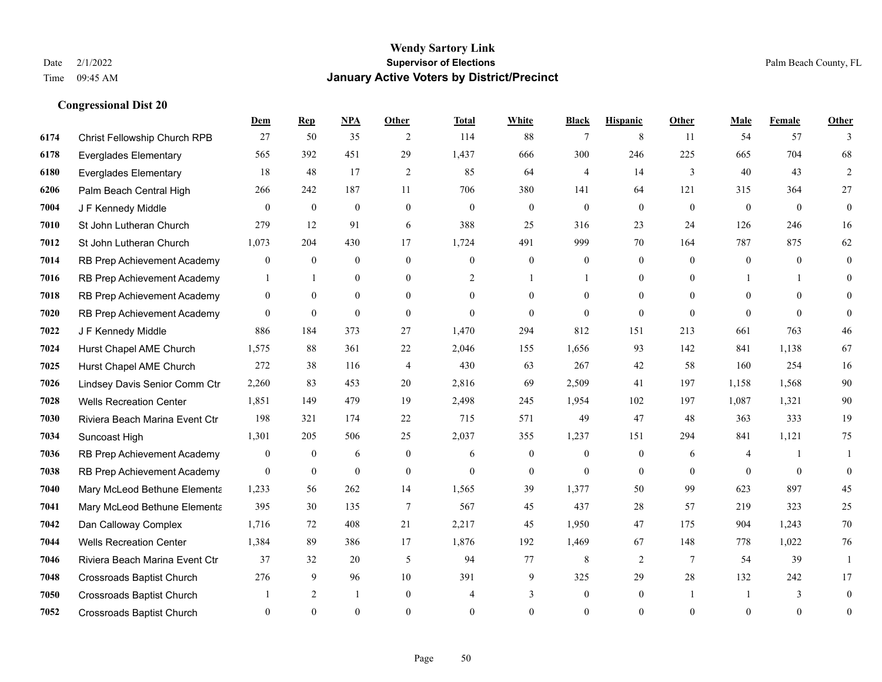# Wendy Sartory Link
## Supervisor of Elections
## January Active Voters by District/Precinct

Date 2/1/2022
Time 09:45 AM

Palm Beach County, FL

### Congressional Dist 20

| | | Dem | Rep | NPA | Other | Total | White | Black | Hispanic | Other | Male | Female | Other |
|---|---|---|---|---|---|---|---|---|---|---|---|---|---|
| 6174 | Christ Fellowship Church RPB | 27 | 50 | 35 | 2 | 114 | 88 | 7 | 8 | 11 | 54 | 57 | 3 |
| 6178 | Everglades Elementary | 565 | 392 | 451 | 29 | 1,437 | 666 | 300 | 246 | 225 | 665 | 704 | 68 |
| 6180 | Everglades Elementary | 18 | 48 | 17 | 2 | 85 | 64 | 4 | 14 | 3 | 40 | 43 | 2 |
| 6206 | Palm Beach Central High | 266 | 242 | 187 | 11 | 706 | 380 | 141 | 64 | 121 | 315 | 364 | 27 |
| 7004 | J F Kennedy Middle | 0 | 0 | 0 | 0 | 0 | 0 | 0 | 0 | 0 | 0 | 0 | 0 |
| 7010 | St John Lutheran Church | 279 | 12 | 91 | 6 | 388 | 25 | 316 | 23 | 24 | 126 | 246 | 16 |
| 7012 | St John Lutheran Church | 1,073 | 204 | 430 | 17 | 1,724 | 491 | 999 | 70 | 164 | 787 | 875 | 62 |
| 7014 | RB Prep Achievement Academy | 0 | 0 | 0 | 0 | 0 | 0 | 0 | 0 | 0 | 0 | 0 | 0 |
| 7016 | RB Prep Achievement Academy | 1 | 1 | 0 | 0 | 2 | 1 | 1 | 0 | 0 | 1 | 1 | 0 |
| 7018 | RB Prep Achievement Academy | 0 | 0 | 0 | 0 | 0 | 0 | 0 | 0 | 0 | 0 | 0 | 0 |
| 7020 | RB Prep Achievement Academy | 0 | 0 | 0 | 0 | 0 | 0 | 0 | 0 | 0 | 0 | 0 | 0 |
| 7022 | J F Kennedy Middle | 886 | 184 | 373 | 27 | 1,470 | 294 | 812 | 151 | 213 | 661 | 763 | 46 |
| 7024 | Hurst Chapel AME Church | 1,575 | 88 | 361 | 22 | 2,046 | 155 | 1,656 | 93 | 142 | 841 | 1,138 | 67 |
| 7025 | Hurst Chapel AME Church | 272 | 38 | 116 | 4 | 430 | 63 | 267 | 42 | 58 | 160 | 254 | 16 |
| 7026 | Lindsey Davis Senior Comm Ctr | 2,260 | 83 | 453 | 20 | 2,816 | 69 | 2,509 | 41 | 197 | 1,158 | 1,568 | 90 |
| 7028 | Wells Recreation Center | 1,851 | 149 | 479 | 19 | 2,498 | 245 | 1,954 | 102 | 197 | 1,087 | 1,321 | 90 |
| 7030 | Riviera Beach Marina Event Ctr | 198 | 321 | 174 | 22 | 715 | 571 | 49 | 47 | 48 | 363 | 333 | 19 |
| 7034 | Suncoast High | 1,301 | 205 | 506 | 25 | 2,037 | 355 | 1,237 | 151 | 294 | 841 | 1,121 | 75 |
| 7036 | RB Prep Achievement Academy | 0 | 0 | 6 | 0 | 6 | 0 | 0 | 0 | 6 | 4 | 1 | 1 |
| 7038 | RB Prep Achievement Academy | 0 | 0 | 0 | 0 | 0 | 0 | 0 | 0 | 0 | 0 | 0 | 0 |
| 7040 | Mary McLeod Bethune Elementa | 1,233 | 56 | 262 | 14 | 1,565 | 39 | 1,377 | 50 | 99 | 623 | 897 | 45 |
| 7041 | Mary McLeod Bethune Elementa | 395 | 30 | 135 | 7 | 567 | 45 | 437 | 28 | 57 | 219 | 323 | 25 |
| 7042 | Dan Calloway Complex | 1,716 | 72 | 408 | 21 | 2,217 | 45 | 1,950 | 47 | 175 | 904 | 1,243 | 70 |
| 7044 | Wells Recreation Center | 1,384 | 89 | 386 | 17 | 1,876 | 192 | 1,469 | 67 | 148 | 778 | 1,022 | 76 |
| 7046 | Riviera Beach Marina Event Ctr | 37 | 32 | 20 | 5 | 94 | 77 | 8 | 2 | 7 | 54 | 39 | 1 |
| 7048 | Crossroads Baptist Church | 276 | 9 | 96 | 10 | 391 | 9 | 325 | 29 | 28 | 132 | 242 | 17 |
| 7050 | Crossroads Baptist Church | 1 | 2 | 1 | 0 | 4 | 3 | 0 | 0 | 1 | 1 | 3 | 0 |
| 7052 | Crossroads Baptist Church | 0 | 0 | 0 | 0 | 0 | 0 | 0 | 0 | 0 | 0 | 0 | 0 |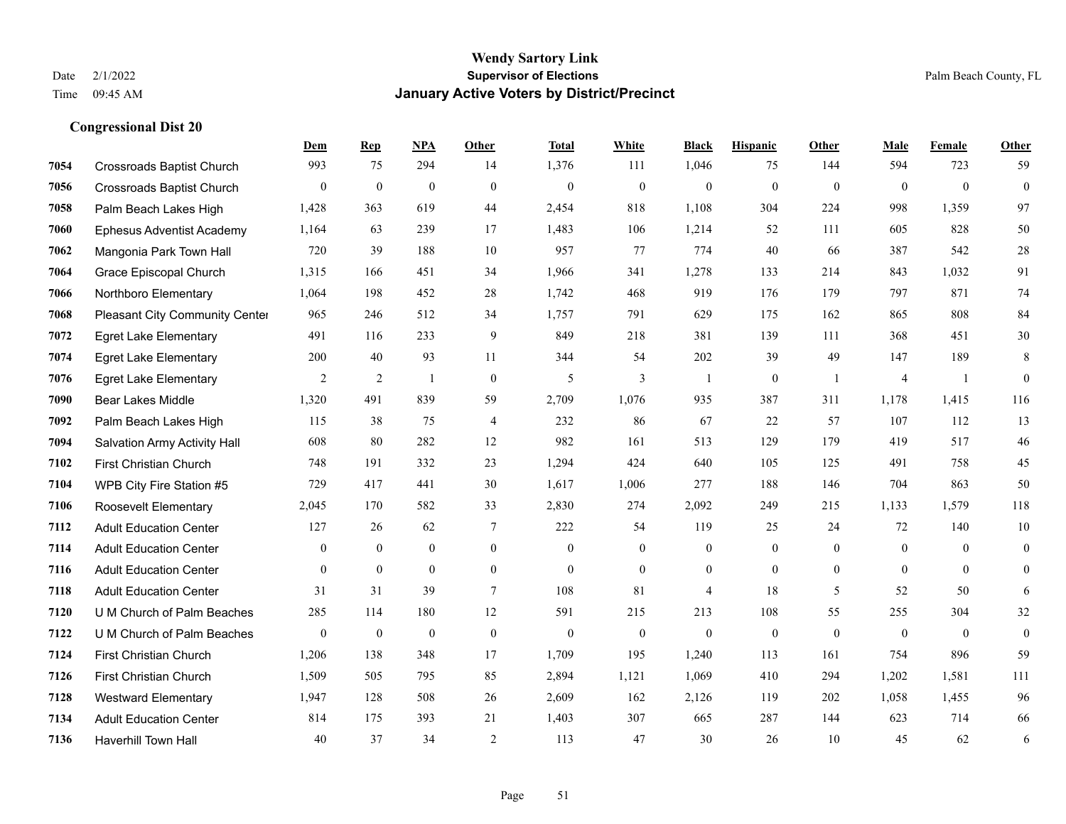# Wendy Sartory Link
## Supervisor of Elections
## January Active Voters by District/Precinct

Date 2/1/2022
Time 09:45 AM

Palm Beach County, FL

### Congressional Dist 20

| | | Dem | Rep | NPA | Other | Total | White | Black | Hispanic | Other | Male | Female | Other |
|---|---|---|---|---|---|---|---|---|---|---|---|---|---|
| 7054 | Crossroads Baptist Church | 993 | 75 | 294 | 14 | 1,376 | 111 | 1,046 | 75 | 144 | 594 | 723 | 59 |
| 7056 | Crossroads Baptist Church | 0 | 0 | 0 | 0 | 0 | 0 | 0 | 0 | 0 | 0 | 0 | 0 |
| 7058 | Palm Beach Lakes High | 1,428 | 363 | 619 | 44 | 2,454 | 818 | 1,108 | 304 | 224 | 998 | 1,359 | 97 |
| 7060 | Ephesus Adventist Academy | 1,164 | 63 | 239 | 17 | 1,483 | 106 | 1,214 | 52 | 111 | 605 | 828 | 50 |
| 7062 | Mangonia Park Town Hall | 720 | 39 | 188 | 10 | 957 | 77 | 774 | 40 | 66 | 387 | 542 | 28 |
| 7064 | Grace Episcopal Church | 1,315 | 166 | 451 | 34 | 1,966 | 341 | 1,278 | 133 | 214 | 843 | 1,032 | 91 |
| 7066 | Northboro Elementary | 1,064 | 198 | 452 | 28 | 1,742 | 468 | 919 | 176 | 179 | 797 | 871 | 74 |
| 7068 | Pleasant City Community Center | 965 | 246 | 512 | 34 | 1,757 | 791 | 629 | 175 | 162 | 865 | 808 | 84 |
| 7072 | Egret Lake Elementary | 491 | 116 | 233 | 9 | 849 | 218 | 381 | 139 | 111 | 368 | 451 | 30 |
| 7074 | Egret Lake Elementary | 200 | 40 | 93 | 11 | 344 | 54 | 202 | 39 | 49 | 147 | 189 | 8 |
| 7076 | Egret Lake Elementary | 2 | 2 | 1 | 0 | 5 | 3 | 1 | 0 | 1 | 4 | 1 | 0 |
| 7090 | Bear Lakes Middle | 1,320 | 491 | 839 | 59 | 2,709 | 1,076 | 935 | 387 | 311 | 1,178 | 1,415 | 116 |
| 7092 | Palm Beach Lakes High | 115 | 38 | 75 | 4 | 232 | 86 | 67 | 22 | 57 | 107 | 112 | 13 |
| 7094 | Salvation Army Activity Hall | 608 | 80 | 282 | 12 | 982 | 161 | 513 | 129 | 179 | 419 | 517 | 46 |
| 7102 | First Christian Church | 748 | 191 | 332 | 23 | 1,294 | 424 | 640 | 105 | 125 | 491 | 758 | 45 |
| 7104 | WPB City Fire Station #5 | 729 | 417 | 441 | 30 | 1,617 | 1,006 | 277 | 188 | 146 | 704 | 863 | 50 |
| 7106 | Roosevelt Elementary | 2,045 | 170 | 582 | 33 | 2,830 | 274 | 2,092 | 249 | 215 | 1,133 | 1,579 | 118 |
| 7112 | Adult Education Center | 127 | 26 | 62 | 7 | 222 | 54 | 119 | 25 | 24 | 72 | 140 | 10 |
| 7114 | Adult Education Center | 0 | 0 | 0 | 0 | 0 | 0 | 0 | 0 | 0 | 0 | 0 | 0 |
| 7116 | Adult Education Center | 0 | 0 | 0 | 0 | 0 | 0 | 0 | 0 | 0 | 0 | 0 | 0 |
| 7118 | Adult Education Center | 31 | 31 | 39 | 7 | 108 | 81 | 4 | 18 | 5 | 52 | 50 | 6 |
| 7120 | U M Church of Palm Beaches | 285 | 114 | 180 | 12 | 591 | 215 | 213 | 108 | 55 | 255 | 304 | 32 |
| 7122 | U M Church of Palm Beaches | 0 | 0 | 0 | 0 | 0 | 0 | 0 | 0 | 0 | 0 | 0 | 0 |
| 7124 | First Christian Church | 1,206 | 138 | 348 | 17 | 1,709 | 195 | 1,240 | 113 | 161 | 754 | 896 | 59 |
| 7126 | First Christian Church | 1,509 | 505 | 795 | 85 | 2,894 | 1,121 | 1,069 | 410 | 294 | 1,202 | 1,581 | 111 |
| 7128 | Westward Elementary | 1,947 | 128 | 508 | 26 | 2,609 | 162 | 2,126 | 119 | 202 | 1,058 | 1,455 | 96 |
| 7134 | Adult Education Center | 814 | 175 | 393 | 21 | 1,403 | 307 | 665 | 287 | 144 | 623 | 714 | 66 |
| 7136 | Haverhill Town Hall | 40 | 37 | 34 | 2 | 113 | 47 | 30 | 26 | 10 | 45 | 62 | 6 |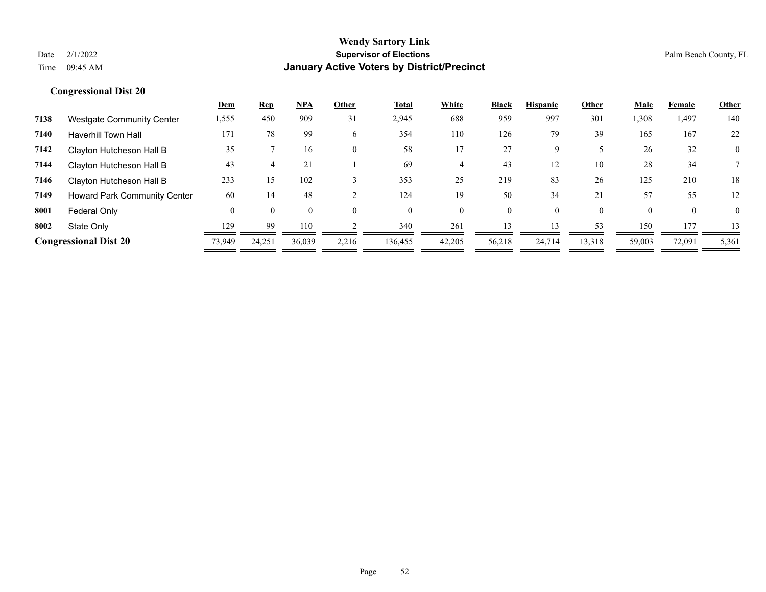# Wendy Sartory Link
## Supervisor of Elections
## January Active Voters by District/Precinct

Date 2/1/2022
Time 09:45 AM

Palm Beach County, FL

### Congressional Dist 20

| | | Dem | Rep | NPA | Other | Total | White | Black | Hispanic | Other | Male | Female | Other |
|---|---|---|---|---|---|---|---|---|---|---|---|---|---|
| 7138 | Westgate Community Center | 1,555 | 450 | 909 | 31 | 2,945 | 688 | 959 | 997 | 301 | 1,308 | 1,497 | 140 |
| 7140 | Haverhill Town Hall | 171 | 78 | 99 | 6 | 354 | 110 | 126 | 79 | 39 | 165 | 167 | 22 |
| 7142 | Clayton Hutcheson Hall B | 35 | 7 | 16 | 0 | 58 | 17 | 27 | 9 | 5 | 26 | 32 | 0 |
| 7144 | Clayton Hutcheson Hall B | 43 | 4 | 21 | 1 | 69 | 4 | 43 | 12 | 10 | 28 | 34 | 7 |
| 7146 | Clayton Hutcheson Hall B | 233 | 15 | 102 | 3 | 353 | 25 | 219 | 83 | 26 | 125 | 210 | 18 |
| 7149 | Howard Park Community Center | 60 | 14 | 48 | 2 | 124 | 19 | 50 | 34 | 21 | 57 | 55 | 12 |
| 8001 | Federal Only | 0 | 0 | 0 | 0 | 0 | 0 | 0 | 0 | 0 | 0 | 0 | 0 |
| 8002 | State Only | 129 | 99 | 110 | 2 | 340 | 261 | 13 | 13 | 53 | 150 | 177 | 13 |
| **Congressional Dist 20** | | 73,949 | 24,251 | 36,039 | 2,216 | 136,455 | 42,205 | 56,218 | 24,714 | 13,318 | 59,003 | 72,091 | 5,361 |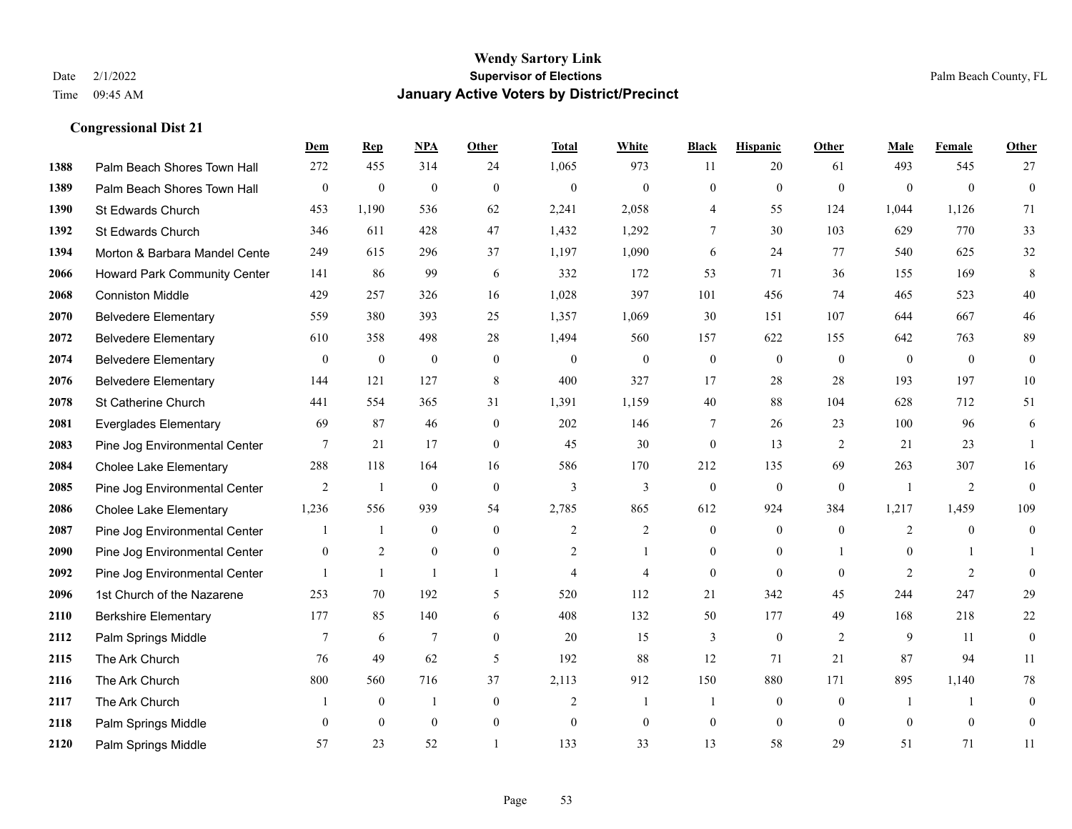**Wendy Sartory Link**
**Supervisor of Elections**
**January Active Voters by District/Precinct**

Date 2/1/2022
Time 09:45 AM

Palm Beach County, FL

### Congressional Dist 21

| | | Dem | Rep | NPA | Other | Total | White | Black | Hispanic | Other | Male | Female | Other |
|---|---|---|---|---|---|---|---|---|---|---|---|---|---|
| 1388 | Palm Beach Shores Town Hall | 272 | 455 | 314 | 24 | 1,065 | 973 | 11 | 20 | 61 | 493 | 545 | 27 |
| 1389 | Palm Beach Shores Town Hall | 0 | 0 | 0 | 0 | 0 | 0 | 0 | 0 | 0 | 0 | 0 | 0 |
| 1390 | St Edwards Church | 453 | 1,190 | 536 | 62 | 2,241 | 2,058 | 4 | 55 | 124 | 1,044 | 1,126 | 71 |
| 1392 | St Edwards Church | 346 | 611 | 428 | 47 | 1,432 | 1,292 | 7 | 30 | 103 | 629 | 770 | 33 |
| 1394 | Morton & Barbara Mandel Cente | 249 | 615 | 296 | 37 | 1,197 | 1,090 | 6 | 24 | 77 | 540 | 625 | 32 |
| 2066 | Howard Park Community Center | 141 | 86 | 99 | 6 | 332 | 172 | 53 | 71 | 36 | 155 | 169 | 8 |
| 2068 | Conniston Middle | 429 | 257 | 326 | 16 | 1,028 | 397 | 101 | 456 | 74 | 465 | 523 | 40 |
| 2070 | Belvedere Elementary | 559 | 380 | 393 | 25 | 1,357 | 1,069 | 30 | 151 | 107 | 644 | 667 | 46 |
| 2072 | Belvedere Elementary | 610 | 358 | 498 | 28 | 1,494 | 560 | 157 | 622 | 155 | 642 | 763 | 89 |
| 2074 | Belvedere Elementary | 0 | 0 | 0 | 0 | 0 | 0 | 0 | 0 | 0 | 0 | 0 | 0 |
| 2076 | Belvedere Elementary | 144 | 121 | 127 | 8 | 400 | 327 | 17 | 28 | 28 | 193 | 197 | 10 |
| 2078 | St Catherine Church | 441 | 554 | 365 | 31 | 1,391 | 1,159 | 40 | 88 | 104 | 628 | 712 | 51 |
| 2081 | Everglades Elementary | 69 | 87 | 46 | 0 | 202 | 146 | 7 | 26 | 23 | 100 | 96 | 6 |
| 2083 | Pine Jog Environmental Center | 7 | 21 | 17 | 0 | 45 | 30 | 0 | 13 | 2 | 21 | 23 | 1 |
| 2084 | Cholee Lake Elementary | 288 | 118 | 164 | 16 | 586 | 170 | 212 | 135 | 69 | 263 | 307 | 16 |
| 2085 | Pine Jog Environmental Center | 2 | 1 | 0 | 0 | 3 | 3 | 0 | 0 | 0 | 1 | 2 | 0 |
| 2086 | Cholee Lake Elementary | 1,236 | 556 | 939 | 54 | 2,785 | 865 | 612 | 924 | 384 | 1,217 | 1,459 | 109 |
| 2087 | Pine Jog Environmental Center | 1 | 1 | 0 | 0 | 2 | 2 | 0 | 0 | 0 | 2 | 0 | 0 |
| 2090 | Pine Jog Environmental Center | 0 | 2 | 0 | 0 | 2 | 1 | 0 | 0 | 1 | 0 | 1 | 1 |
| 2092 | Pine Jog Environmental Center | 1 | 1 | 1 | 1 | 4 | 4 | 0 | 0 | 0 | 2 | 2 | 0 |
| 2096 | 1st Church of the Nazarene | 253 | 70 | 192 | 5 | 520 | 112 | 21 | 342 | 45 | 244 | 247 | 29 |
| 2110 | Berkshire Elementary | 177 | 85 | 140 | 6 | 408 | 132 | 50 | 177 | 49 | 168 | 218 | 22 |
| 2112 | Palm Springs Middle | 7 | 6 | 7 | 0 | 20 | 15 | 3 | 0 | 2 | 9 | 11 | 0 |
| 2115 | The Ark Church | 76 | 49 | 62 | 5 | 192 | 88 | 12 | 71 | 21 | 87 | 94 | 11 |
| 2116 | The Ark Church | 800 | 560 | 716 | 37 | 2,113 | 912 | 150 | 880 | 171 | 895 | 1,140 | 78 |
| 2117 | The Ark Church | 1 | 0 | 1 | 0 | 2 | 1 | 1 | 0 | 0 | 1 | 1 | 0 |
| 2118 | Palm Springs Middle | 0 | 0 | 0 | 0 | 0 | 0 | 0 | 0 | 0 | 0 | 0 | 0 |
| 2120 | Palm Springs Middle | 57 | 23 | 52 | 1 | 133 | 33 | 13 | 58 | 29 | 51 | 71 | 11 |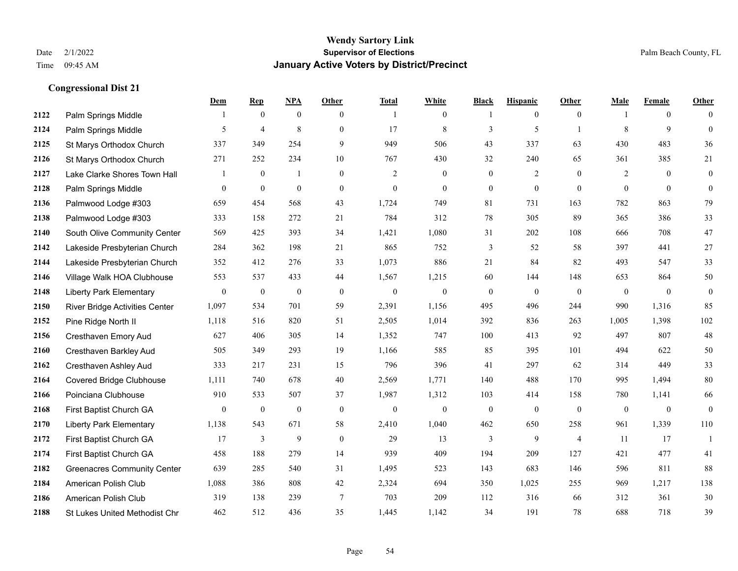# Wendy Sartory Link

**Supervisor of Elections**

**January Active Voters by District/Precinct**

Date 2/1/2022
Time 09:45 AM

Palm Beach County, FL

### Congressional Dist 21

| | | Dem | Rep | NPA | Other | Total | White | Black | Hispanic | Other | Male | Female | Other |
|---|---|---|---|---|---|---|---|---|---|---|---|---|---|
| 2122 | Palm Springs Middle | 1 | 0 | 0 | 0 | 1 | 0 | 1 | 0 | 0 | 1 | 0 | 0 |
| 2124 | Palm Springs Middle | 5 | 4 | 8 | 0 | 17 | 8 | 3 | 5 | 1 | 8 | 9 | 0 |
| 2125 | St Marys Orthodox Church | 337 | 349 | 254 | 9 | 949 | 506 | 43 | 337 | 63 | 430 | 483 | 36 |
| 2126 | St Marys Orthodox Church | 271 | 252 | 234 | 10 | 767 | 430 | 32 | 240 | 65 | 361 | 385 | 21 |
| 2127 | Lake Clarke Shores Town Hall | 1 | 0 | 1 | 0 | 2 | 0 | 0 | 2 | 0 | 2 | 0 | 0 |
| 2128 | Palm Springs Middle | 0 | 0 | 0 | 0 | 0 | 0 | 0 | 0 | 0 | 0 | 0 | 0 |
| 2136 | Palmwood Lodge #303 | 659 | 454 | 568 | 43 | 1,724 | 749 | 81 | 731 | 163 | 782 | 863 | 79 |
| 2138 | Palmwood Lodge #303 | 333 | 158 | 272 | 21 | 784 | 312 | 78 | 305 | 89 | 365 | 386 | 33 |
| 2140 | South Olive Community Center | 569 | 425 | 393 | 34 | 1,421 | 1,080 | 31 | 202 | 108 | 666 | 708 | 47 |
| 2142 | Lakeside Presbyterian Church | 284 | 362 | 198 | 21 | 865 | 752 | 3 | 52 | 58 | 397 | 441 | 27 |
| 2144 | Lakeside Presbyterian Church | 352 | 412 | 276 | 33 | 1,073 | 886 | 21 | 84 | 82 | 493 | 547 | 33 |
| 2146 | Village Walk HOA Clubhouse | 553 | 537 | 433 | 44 | 1,567 | 1,215 | 60 | 144 | 148 | 653 | 864 | 50 |
| 2148 | Liberty Park Elementary | 0 | 0 | 0 | 0 | 0 | 0 | 0 | 0 | 0 | 0 | 0 | 0 |
| 2150 | River Bridge Activities Center | 1,097 | 534 | 701 | 59 | 2,391 | 1,156 | 495 | 496 | 244 | 990 | 1,316 | 85 |
| 2152 | Pine Ridge North II | 1,118 | 516 | 820 | 51 | 2,505 | 1,014 | 392 | 836 | 263 | 1,005 | 1,398 | 102 |
| 2156 | Cresthaven Emory Aud | 627 | 406 | 305 | 14 | 1,352 | 747 | 100 | 413 | 92 | 497 | 807 | 48 |
| 2160 | Cresthaven Barkley Aud | 505 | 349 | 293 | 19 | 1,166 | 585 | 85 | 395 | 101 | 494 | 622 | 50 |
| 2162 | Cresthaven Ashley Aud | 333 | 217 | 231 | 15 | 796 | 396 | 41 | 297 | 62 | 314 | 449 | 33 |
| 2164 | Covered Bridge Clubhouse | 1,111 | 740 | 678 | 40 | 2,569 | 1,771 | 140 | 488 | 170 | 995 | 1,494 | 80 |
| 2166 | Poinciana Clubhouse | 910 | 533 | 507 | 37 | 1,987 | 1,312 | 103 | 414 | 158 | 780 | 1,141 | 66 |
| 2168 | First Baptist Church GA | 0 | 0 | 0 | 0 | 0 | 0 | 0 | 0 | 0 | 0 | 0 | 0 |
| 2170 | Liberty Park Elementary | 1,138 | 543 | 671 | 58 | 2,410 | 1,040 | 462 | 650 | 258 | 961 | 1,339 | 110 |
| 2172 | First Baptist Church GA | 17 | 3 | 9 | 0 | 29 | 13 | 3 | 9 | 4 | 11 | 17 | 1 |
| 2174 | First Baptist Church GA | 458 | 188 | 279 | 14 | 939 | 409 | 194 | 209 | 127 | 421 | 477 | 41 |
| 2182 | Greenacres Community Center | 639 | 285 | 540 | 31 | 1,495 | 523 | 143 | 683 | 146 | 596 | 811 | 88 |
| 2184 | American Polish Club | 1,088 | 386 | 808 | 42 | 2,324 | 694 | 350 | 1,025 | 255 | 969 | 1,217 | 138 |
| 2186 | American Polish Club | 319 | 138 | 239 | 7 | 703 | 209 | 112 | 316 | 66 | 312 | 361 | 30 |
| 2188 | St Lukes United Methodist Chr | 462 | 512 | 436 | 35 | 1,445 | 1,142 | 34 | 191 | 78 | 688 | 718 | 39 |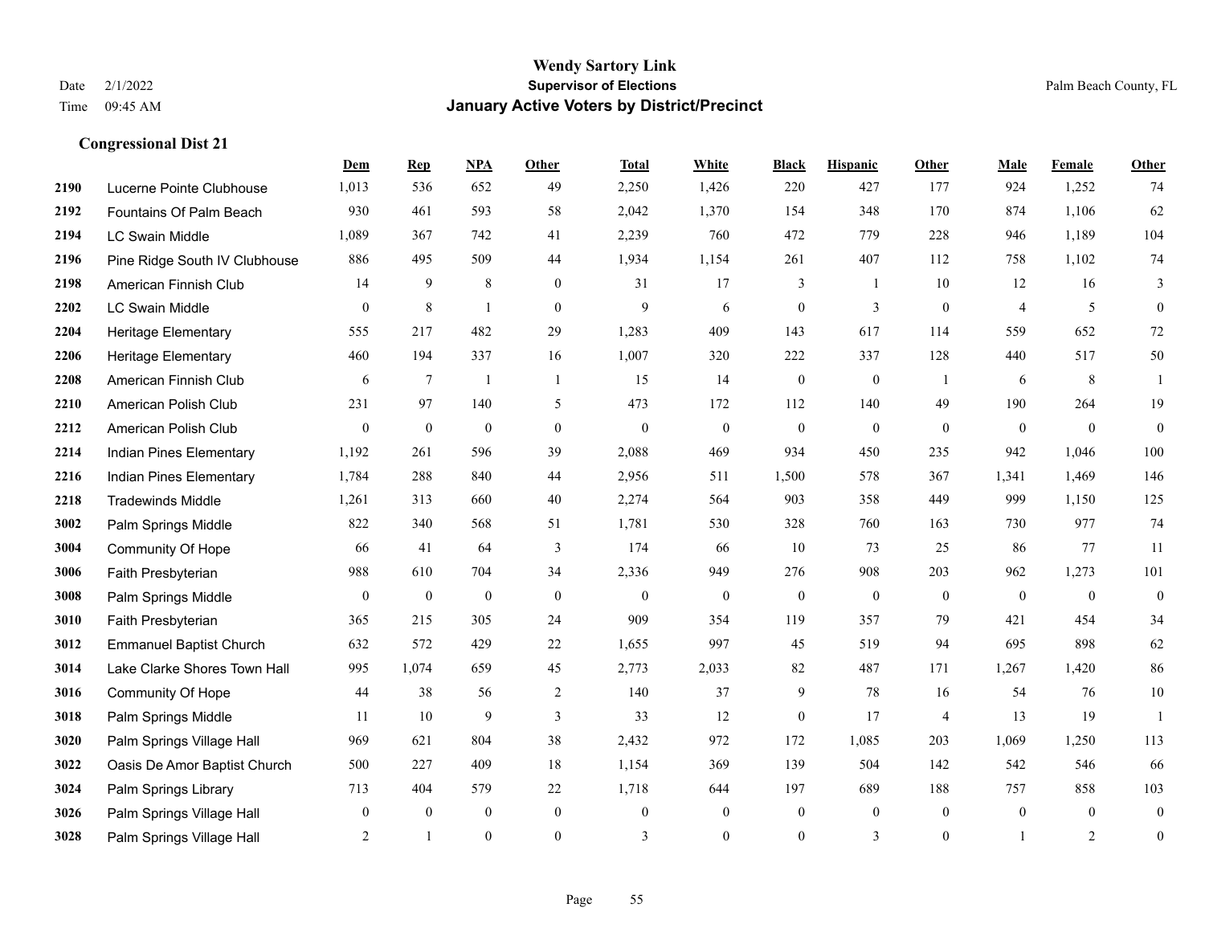**Wendy Sartory Link**
**Supervisor of Elections**
**January Active Voters by District/Precinct**

Date 2/1/2022
Time 09:45 AM

Palm Beach County, FL

### Congressional Dist 21

| | | Dem | Rep | NPA | Other | Total | White | Black | Hispanic | Other | Male | Female | Other |
|---|---|---|---|---|---|---|---|---|---|---|---|---|---|
| 2190 | Lucerne Pointe Clubhouse | 1,013 | 536 | 652 | 49 | 2,250 | 1,426 | 220 | 427 | 177 | 924 | 1,252 | 74 |
| 2192 | Fountains Of Palm Beach | 930 | 461 | 593 | 58 | 2,042 | 1,370 | 154 | 348 | 170 | 874 | 1,106 | 62 |
| 2194 | LC Swain Middle | 1,089 | 367 | 742 | 41 | 2,239 | 760 | 472 | 779 | 228 | 946 | 1,189 | 104 |
| 2196 | Pine Ridge South IV Clubhouse | 886 | 495 | 509 | 44 | 1,934 | 1,154 | 261 | 407 | 112 | 758 | 1,102 | 74 |
| 2198 | American Finnish Club | 14 | 9 | 8 | 0 | 31 | 17 | 3 | 1 | 10 | 12 | 16 | 3 |
| 2202 | LC Swain Middle | 0 | 8 | 1 | 0 | 9 | 6 | 0 | 3 | 0 | 4 | 5 | 0 |
| 2204 | Heritage Elementary | 555 | 217 | 482 | 29 | 1,283 | 409 | 143 | 617 | 114 | 559 | 652 | 72 |
| 2206 | Heritage Elementary | 460 | 194 | 337 | 16 | 1,007 | 320 | 222 | 337 | 128 | 440 | 517 | 50 |
| 2208 | American Finnish Club | 6 | 7 | 1 | 1 | 15 | 14 | 0 | 0 | 1 | 6 | 8 | 1 |
| 2210 | American Polish Club | 231 | 97 | 140 | 5 | 473 | 172 | 112 | 140 | 49 | 190 | 264 | 19 |
| 2212 | American Polish Club | 0 | 0 | 0 | 0 | 0 | 0 | 0 | 0 | 0 | 0 | 0 | 0 |
| 2214 | Indian Pines Elementary | 1,192 | 261 | 596 | 39 | 2,088 | 469 | 934 | 450 | 235 | 942 | 1,046 | 100 |
| 2216 | Indian Pines Elementary | 1,784 | 288 | 840 | 44 | 2,956 | 511 | 1,500 | 578 | 367 | 1,341 | 1,469 | 146 |
| 2218 | Tradewinds Middle | 1,261 | 313 | 660 | 40 | 2,274 | 564 | 903 | 358 | 449 | 999 | 1,150 | 125 |
| 3002 | Palm Springs Middle | 822 | 340 | 568 | 51 | 1,781 | 530 | 328 | 760 | 163 | 730 | 977 | 74 |
| 3004 | Community Of Hope | 66 | 41 | 64 | 3 | 174 | 66 | 10 | 73 | 25 | 86 | 77 | 11 |
| 3006 | Faith Presbyterian | 988 | 610 | 704 | 34 | 2,336 | 949 | 276 | 908 | 203 | 962 | 1,273 | 101 |
| 3008 | Palm Springs Middle | 0 | 0 | 0 | 0 | 0 | 0 | 0 | 0 | 0 | 0 | 0 | 0 |
| 3010 | Faith Presbyterian | 365 | 215 | 305 | 24 | 909 | 354 | 119 | 357 | 79 | 421 | 454 | 34 |
| 3012 | Emmanuel Baptist Church | 632 | 572 | 429 | 22 | 1,655 | 997 | 45 | 519 | 94 | 695 | 898 | 62 |
| 3014 | Lake Clarke Shores Town Hall | 995 | 1,074 | 659 | 45 | 2,773 | 2,033 | 82 | 487 | 171 | 1,267 | 1,420 | 86 |
| 3016 | Community Of Hope | 44 | 38 | 56 | 2 | 140 | 37 | 9 | 78 | 16 | 54 | 76 | 10 |
| 3018 | Palm Springs Middle | 11 | 10 | 9 | 3 | 33 | 12 | 0 | 17 | 4 | 13 | 19 | 1 |
| 3020 | Palm Springs Village Hall | 969 | 621 | 804 | 38 | 2,432 | 972 | 172 | 1,085 | 203 | 1,069 | 1,250 | 113 |
| 3022 | Oasis De Amor Baptist Church | 500 | 227 | 409 | 18 | 1,154 | 369 | 139 | 504 | 142 | 542 | 546 | 66 |
| 3024 | Palm Springs Library | 713 | 404 | 579 | 22 | 1,718 | 644 | 197 | 689 | 188 | 757 | 858 | 103 |
| 3026 | Palm Springs Village Hall | 0 | 0 | 0 | 0 | 0 | 0 | 0 | 0 | 0 | 0 | 0 | 0 |
| 3028 | Palm Springs Village Hall | 2 | 1 | 0 | 0 | 3 | 0 | 0 | 3 | 0 | 1 | 2 | 0 |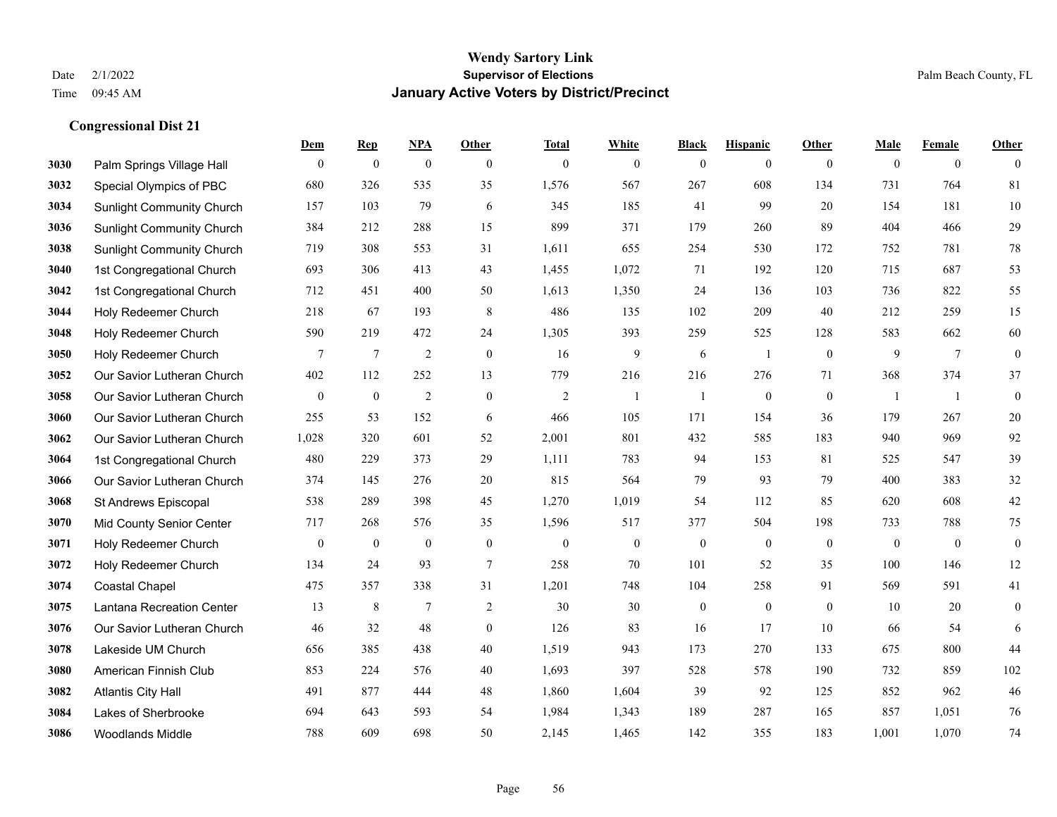# Wendy Sartory Link
## Supervisor of Elections
## January Active Voters by District/Precinct

Date 2/1/2022
Time 09:45 AM

Palm Beach County, FL

### Congressional Dist 21

| | | Dem | Rep | NPA | Other | Total | White | Black | Hispanic | Other | Male | Female | Other |
|---|---|---|---|---|---|---|---|---|---|---|---|---|---|
| 3030 | Palm Springs Village Hall | 0 | 0 | 0 | 0 | 0 | 0 | 0 | 0 | 0 | 0 | 0 | 0 |
| 3032 | Special Olympics of PBC | 680 | 326 | 535 | 35 | 1,576 | 567 | 267 | 608 | 134 | 731 | 764 | 81 |
| 3034 | Sunlight Community Church | 157 | 103 | 79 | 6 | 345 | 185 | 41 | 99 | 20 | 154 | 181 | 10 |
| 3036 | Sunlight Community Church | 384 | 212 | 288 | 15 | 899 | 371 | 179 | 260 | 89 | 404 | 466 | 29 |
| 3038 | Sunlight Community Church | 719 | 308 | 553 | 31 | 1,611 | 655 | 254 | 530 | 172 | 752 | 781 | 78 |
| 3040 | 1st Congregational Church | 693 | 306 | 413 | 43 | 1,455 | 1,072 | 71 | 192 | 120 | 715 | 687 | 53 |
| 3042 | 1st Congregational Church | 712 | 451 | 400 | 50 | 1,613 | 1,350 | 24 | 136 | 103 | 736 | 822 | 55 |
| 3044 | Holy Redeemer Church | 218 | 67 | 193 | 8 | 486 | 135 | 102 | 209 | 40 | 212 | 259 | 15 |
| 3048 | Holy Redeemer Church | 590 | 219 | 472 | 24 | 1,305 | 393 | 259 | 525 | 128 | 583 | 662 | 60 |
| 3050 | Holy Redeemer Church | 7 | 7 | 2 | 0 | 16 | 9 | 6 | 1 | 0 | 9 | 7 | 0 |
| 3052 | Our Savior Lutheran Church | 402 | 112 | 252 | 13 | 779 | 216 | 216 | 276 | 71 | 368 | 374 | 37 |
| 3058 | Our Savior Lutheran Church | 0 | 0 | 2 | 0 | 2 | 1 | 1 | 0 | 0 | 1 | 1 | 0 |
| 3060 | Our Savior Lutheran Church | 255 | 53 | 152 | 6 | 466 | 105 | 171 | 154 | 36 | 179 | 267 | 20 |
| 3062 | Our Savior Lutheran Church | 1,028 | 320 | 601 | 52 | 2,001 | 801 | 432 | 585 | 183 | 940 | 969 | 92 |
| 3064 | 1st Congregational Church | 480 | 229 | 373 | 29 | 1,111 | 783 | 94 | 153 | 81 | 525 | 547 | 39 |
| 3066 | Our Savior Lutheran Church | 374 | 145 | 276 | 20 | 815 | 564 | 79 | 93 | 79 | 400 | 383 | 32 |
| 3068 | St Andrews Episcopal | 538 | 289 | 398 | 45 | 1,270 | 1,019 | 54 | 112 | 85 | 620 | 608 | 42 |
| 3070 | Mid County Senior Center | 717 | 268 | 576 | 35 | 1,596 | 517 | 377 | 504 | 198 | 733 | 788 | 75 |
| 3071 | Holy Redeemer Church | 0 | 0 | 0 | 0 | 0 | 0 | 0 | 0 | 0 | 0 | 0 | 0 |
| 3072 | Holy Redeemer Church | 134 | 24 | 93 | 7 | 258 | 70 | 101 | 52 | 35 | 100 | 146 | 12 |
| 3074 | Coastal Chapel | 475 | 357 | 338 | 31 | 1,201 | 748 | 104 | 258 | 91 | 569 | 591 | 41 |
| 3075 | Lantana Recreation Center | 13 | 8 | 7 | 2 | 30 | 30 | 0 | 0 | 0 | 10 | 20 | 0 |
| 3076 | Our Savior Lutheran Church | 46 | 32 | 48 | 0 | 126 | 83 | 16 | 17 | 10 | 66 | 54 | 6 |
| 3078 | Lakeside UM Church | 656 | 385 | 438 | 40 | 1,519 | 943 | 173 | 270 | 133 | 675 | 800 | 44 |
| 3080 | American Finnish Club | 853 | 224 | 576 | 40 | 1,693 | 397 | 528 | 578 | 190 | 732 | 859 | 102 |
| 3082 | Atlantis City Hall | 491 | 877 | 444 | 48 | 1,860 | 1,604 | 39 | 92 | 125 | 852 | 962 | 46 |
| 3084 | Lakes of Sherbrooke | 694 | 643 | 593 | 54 | 1,984 | 1,343 | 189 | 287 | 165 | 857 | 1,051 | 76 |
| 3086 | Woodlands Middle | 788 | 609 | 698 | 50 | 2,145 | 1,465 | 142 | 355 | 183 | 1,001 | 1,070 | 74 |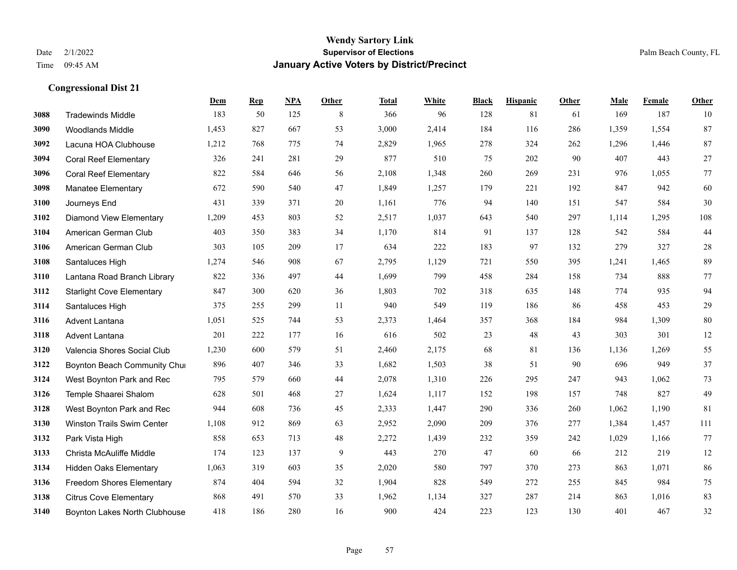# Wendy Sartory Link
## Supervisor of Elections
## January Active Voters by District/Precinct

Date 2/1/2022
Time 09:45 AM

Palm Beach County, FL

### Congressional Dist 21

| | | Dem | Rep | NPA | Other | Total | White | Black | Hispanic | Other | Male | Female | Other |
|---|---|---|---|---|---|---|---|---|---|---|---|---|---|
| 3088 | Tradewinds Middle | 183 | 50 | 125 | 8 | 366 | 96 | 128 | 81 | 61 | 169 | 187 | 10 |
| 3090 | Woodlands Middle | 1,453 | 827 | 667 | 53 | 3,000 | 2,414 | 184 | 116 | 286 | 1,359 | 1,554 | 87 |
| 3092 | Lacuna HOA Clubhouse | 1,212 | 768 | 775 | 74 | 2,829 | 1,965 | 278 | 324 | 262 | 1,296 | 1,446 | 87 |
| 3094 | Coral Reef Elementary | 326 | 241 | 281 | 29 | 877 | 510 | 75 | 202 | 90 | 407 | 443 | 27 |
| 3096 | Coral Reef Elementary | 822 | 584 | 646 | 56 | 2,108 | 1,348 | 260 | 269 | 231 | 976 | 1,055 | 77 |
| 3098 | Manatee Elementary | 672 | 590 | 540 | 47 | 1,849 | 1,257 | 179 | 221 | 192 | 847 | 942 | 60 |
| 3100 | Journeys End | 431 | 339 | 371 | 20 | 1,161 | 776 | 94 | 140 | 151 | 547 | 584 | 30 |
| 3102 | Diamond View Elementary | 1,209 | 453 | 803 | 52 | 2,517 | 1,037 | 643 | 540 | 297 | 1,114 | 1,295 | 108 |
| 3104 | American German Club | 403 | 350 | 383 | 34 | 1,170 | 814 | 91 | 137 | 128 | 542 | 584 | 44 |
| 3106 | American German Club | 303 | 105 | 209 | 17 | 634 | 222 | 183 | 97 | 132 | 279 | 327 | 28 |
| 3108 | Santaluces High | 1,274 | 546 | 908 | 67 | 2,795 | 1,129 | 721 | 550 | 395 | 1,241 | 1,465 | 89 |
| 3110 | Lantana Road Branch Library | 822 | 336 | 497 | 44 | 1,699 | 799 | 458 | 284 | 158 | 734 | 888 | 77 |
| 3112 | Starlight Cove Elementary | 847 | 300 | 620 | 36 | 1,803 | 702 | 318 | 635 | 148 | 774 | 935 | 94 |
| 3114 | Santaluces High | 375 | 255 | 299 | 11 | 940 | 549 | 119 | 186 | 86 | 458 | 453 | 29 |
| 3116 | Advent Lantana | 1,051 | 525 | 744 | 53 | 2,373 | 1,464 | 357 | 368 | 184 | 984 | 1,309 | 80 |
| 3118 | Advent Lantana | 201 | 222 | 177 | 16 | 616 | 502 | 23 | 48 | 43 | 303 | 301 | 12 |
| 3120 | Valencia Shores Social Club | 1,230 | 600 | 579 | 51 | 2,460 | 2,175 | 68 | 81 | 136 | 1,136 | 1,269 | 55 |
| 3122 | Boynton Beach Community Chur | 896 | 407 | 346 | 33 | 1,682 | 1,503 | 38 | 51 | 90 | 696 | 949 | 37 |
| 3124 | West Boynton Park and Rec | 795 | 579 | 660 | 44 | 2,078 | 1,310 | 226 | 295 | 247 | 943 | 1,062 | 73 |
| 3126 | Temple Shaarei Shalom | 628 | 501 | 468 | 27 | 1,624 | 1,117 | 152 | 198 | 157 | 748 | 827 | 49 |
| 3128 | West Boynton Park and Rec | 944 | 608 | 736 | 45 | 2,333 | 1,447 | 290 | 336 | 260 | 1,062 | 1,190 | 81 |
| 3130 | Winston Trails Swim Center | 1,108 | 912 | 869 | 63 | 2,952 | 2,090 | 209 | 376 | 277 | 1,384 | 1,457 | 111 |
| 3132 | Park Vista High | 858 | 653 | 713 | 48 | 2,272 | 1,439 | 232 | 359 | 242 | 1,029 | 1,166 | 77 |
| 3133 | Christa McAuliffe Middle | 174 | 123 | 137 | 9 | 443 | 270 | 47 | 60 | 66 | 212 | 219 | 12 |
| 3134 | Hidden Oaks Elementary | 1,063 | 319 | 603 | 35 | 2,020 | 580 | 797 | 370 | 273 | 863 | 1,071 | 86 |
| 3136 | Freedom Shores Elementary | 874 | 404 | 594 | 32 | 1,904 | 828 | 549 | 272 | 255 | 845 | 984 | 75 |
| 3138 | Citrus Cove Elementary | 868 | 491 | 570 | 33 | 1,962 | 1,134 | 327 | 287 | 214 | 863 | 1,016 | 83 |
| 3140 | Boynton Lakes North Clubhouse | 418 | 186 | 280 | 16 | 900 | 424 | 223 | 123 | 130 | 401 | 467 | 32 |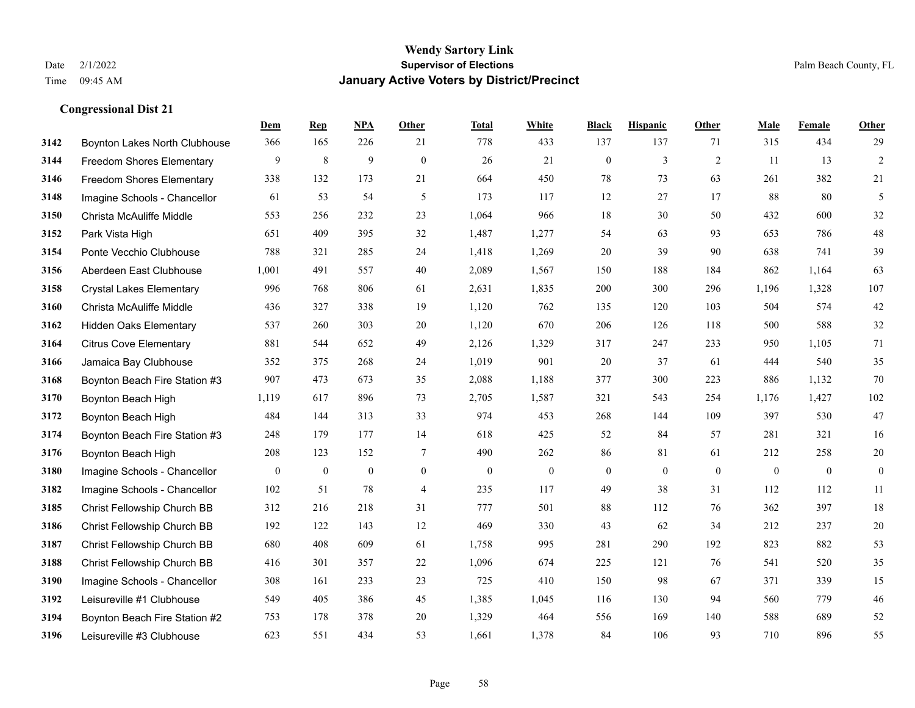Wendy Sartory Link
Supervisor of Elections
**January Active Voters by District/Precinct**

Date 2/1/2022
Time 09:45 AM

Palm Beach County, FL

### Congressional Dist 21

| | | Dem | Rep | NPA | Other | Total | White | Black | Hispanic | Other | Male | Female | Other |
|---|---|---|---|---|---|---|---|---|---|---|---|---|---|
| 3142 | Boynton Lakes North Clubhouse | 366 | 165 | 226 | 21 | 778 | 433 | 137 | 137 | 71 | 315 | 434 | 29 |
| 3144 | Freedom Shores Elementary | 9 | 8 | 9 | 0 | 26 | 21 | 0 | 3 | 2 | 11 | 13 | 2 |
| 3146 | Freedom Shores Elementary | 338 | 132 | 173 | 21 | 664 | 450 | 78 | 73 | 63 | 261 | 382 | 21 |
| 3148 | Imagine Schools - Chancellor | 61 | 53 | 54 | 5 | 173 | 117 | 12 | 27 | 17 | 88 | 80 | 5 |
| 3150 | Christa McAuliffe Middle | 553 | 256 | 232 | 23 | 1,064 | 966 | 18 | 30 | 50 | 432 | 600 | 32 |
| 3152 | Park Vista High | 651 | 409 | 395 | 32 | 1,487 | 1,277 | 54 | 63 | 93 | 653 | 786 | 48 |
| 3154 | Ponte Vecchio Clubhouse | 788 | 321 | 285 | 24 | 1,418 | 1,269 | 20 | 39 | 90 | 638 | 741 | 39 |
| 3156 | Aberdeen East Clubhouse | 1,001 | 491 | 557 | 40 | 2,089 | 1,567 | 150 | 188 | 184 | 862 | 1,164 | 63 |
| 3158 | Crystal Lakes Elementary | 996 | 768 | 806 | 61 | 2,631 | 1,835 | 200 | 300 | 296 | 1,196 | 1,328 | 107 |
| 3160 | Christa McAuliffe Middle | 436 | 327 | 338 | 19 | 1,120 | 762 | 135 | 120 | 103 | 504 | 574 | 42 |
| 3162 | Hidden Oaks Elementary | 537 | 260 | 303 | 20 | 1,120 | 670 | 206 | 126 | 118 | 500 | 588 | 32 |
| 3164 | Citrus Cove Elementary | 881 | 544 | 652 | 49 | 2,126 | 1,329 | 317 | 247 | 233 | 950 | 1,105 | 71 |
| 3166 | Jamaica Bay Clubhouse | 352 | 375 | 268 | 24 | 1,019 | 901 | 20 | 37 | 61 | 444 | 540 | 35 |
| 3168 | Boynton Beach Fire Station #3 | 907 | 473 | 673 | 35 | 2,088 | 1,188 | 377 | 300 | 223 | 886 | 1,132 | 70 |
| 3170 | Boynton Beach High | 1,119 | 617 | 896 | 73 | 2,705 | 1,587 | 321 | 543 | 254 | 1,176 | 1,427 | 102 |
| 3172 | Boynton Beach High | 484 | 144 | 313 | 33 | 974 | 453 | 268 | 144 | 109 | 397 | 530 | 47 |
| 3174 | Boynton Beach Fire Station #3 | 248 | 179 | 177 | 14 | 618 | 425 | 52 | 84 | 57 | 281 | 321 | 16 |
| 3176 | Boynton Beach High | 208 | 123 | 152 | 7 | 490 | 262 | 86 | 81 | 61 | 212 | 258 | 20 |
| 3180 | Imagine Schools - Chancellor | 0 | 0 | 0 | 0 | 0 | 0 | 0 | 0 | 0 | 0 | 0 | 0 |
| 3182 | Imagine Schools - Chancellor | 102 | 51 | 78 | 4 | 235 | 117 | 49 | 38 | 31 | 112 | 112 | 11 |
| 3185 | Christ Fellowship Church BB | 312 | 216 | 218 | 31 | 777 | 501 | 88 | 112 | 76 | 362 | 397 | 18 |
| 3186 | Christ Fellowship Church BB | 192 | 122 | 143 | 12 | 469 | 330 | 43 | 62 | 34 | 212 | 237 | 20 |
| 3187 | Christ Fellowship Church BB | 680 | 408 | 609 | 61 | 1,758 | 995 | 281 | 290 | 192 | 823 | 882 | 53 |
| 3188 | Christ Fellowship Church BB | 416 | 301 | 357 | 22 | 1,096 | 674 | 225 | 121 | 76 | 541 | 520 | 35 |
| 3190 | Imagine Schools - Chancellor | 308 | 161 | 233 | 23 | 725 | 410 | 150 | 98 | 67 | 371 | 339 | 15 |
| 3192 | Leisureville #1 Clubhouse | 549 | 405 | 386 | 45 | 1,385 | 1,045 | 116 | 130 | 94 | 560 | 779 | 46 |
| 3194 | Boynton Beach Fire Station #2 | 753 | 178 | 378 | 20 | 1,329 | 464 | 556 | 169 | 140 | 588 | 689 | 52 |
| 3196 | Leisureville #3 Clubhouse | 623 | 551 | 434 | 53 | 1,661 | 1,378 | 84 | 106 | 93 | 710 | 896 | 55 |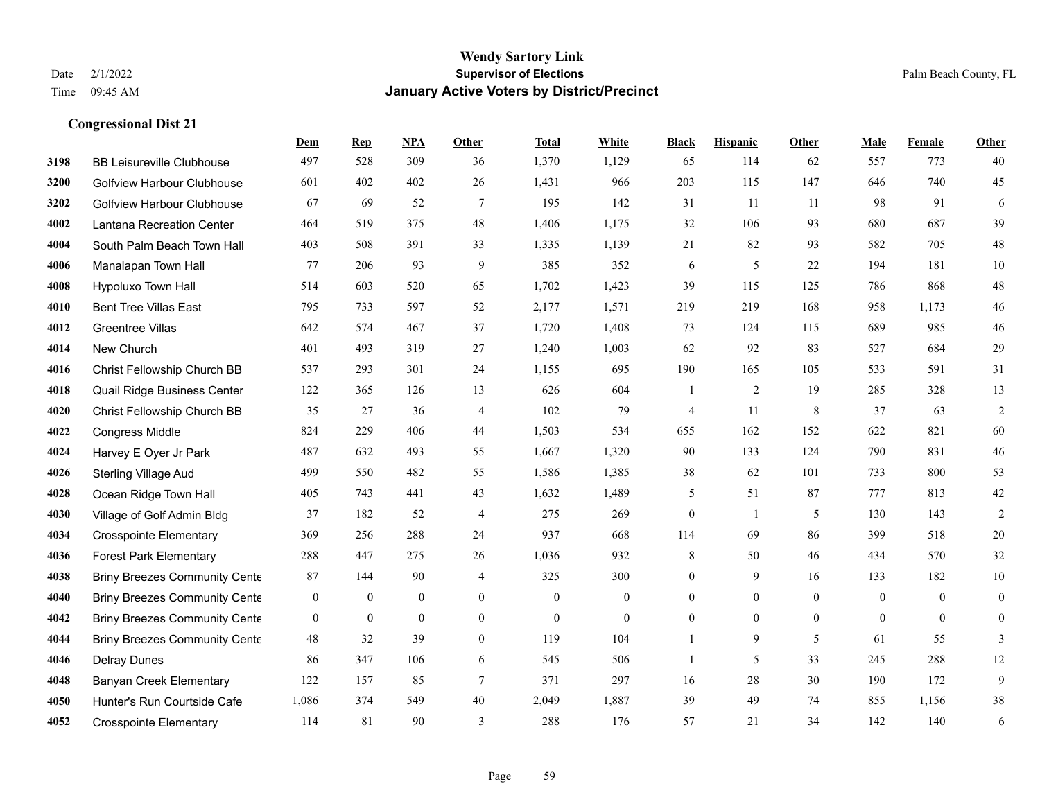**Wendy Sartory Link**
**Supervisor of Elections**
**January Active Voters by District/Precinct**

Date 2/1/2022
Time 09:45 AM

Palm Beach County, FL

### Congressional Dist 21

| | | Dem | Rep | NPA | Other | Total | White | Black | Hispanic | Other | Male | Female | Other |
|---|---|---|---|---|---|---|---|---|---|---|---|---|---|
| 3198 | BB Leisureville Clubhouse | 497 | 528 | 309 | 36 | 1,370 | 1,129 | 65 | 114 | 62 | 557 | 773 | 40 |
| 3200 | Golfview Harbour Clubhouse | 601 | 402 | 402 | 26 | 1,431 | 966 | 203 | 115 | 147 | 646 | 740 | 45 |
| 3202 | Golfview Harbour Clubhouse | 67 | 69 | 52 | 7 | 195 | 142 | 31 | 11 | 11 | 98 | 91 | 6 |
| 4002 | Lantana Recreation Center | 464 | 519 | 375 | 48 | 1,406 | 1,175 | 32 | 106 | 93 | 680 | 687 | 39 |
| 4004 | South Palm Beach Town Hall | 403 | 508 | 391 | 33 | 1,335 | 1,139 | 21 | 82 | 93 | 582 | 705 | 48 |
| 4006 | Manalapan Town Hall | 77 | 206 | 93 | 9 | 385 | 352 | 6 | 5 | 22 | 194 | 181 | 10 |
| 4008 | Hypoluxo Town Hall | 514 | 603 | 520 | 65 | 1,702 | 1,423 | 39 | 115 | 125 | 786 | 868 | 48 |
| 4010 | Bent Tree Villas East | 795 | 733 | 597 | 52 | 2,177 | 1,571 | 219 | 219 | 168 | 958 | 1,173 | 46 |
| 4012 | Greentree Villas | 642 | 574 | 467 | 37 | 1,720 | 1,408 | 73 | 124 | 115 | 689 | 985 | 46 |
| 4014 | New Church | 401 | 493 | 319 | 27 | 1,240 | 1,003 | 62 | 92 | 83 | 527 | 684 | 29 |
| 4016 | Christ Fellowship Church BB | 537 | 293 | 301 | 24 | 1,155 | 695 | 190 | 165 | 105 | 533 | 591 | 31 |
| 4018 | Quail Ridge Business Center | 122 | 365 | 126 | 13 | 626 | 604 | 1 | 2 | 19 | 285 | 328 | 13 |
| 4020 | Christ Fellowship Church BB | 35 | 27 | 36 | 4 | 102 | 79 | 4 | 11 | 8 | 37 | 63 | 2 |
| 4022 | Congress Middle | 824 | 229 | 406 | 44 | 1,503 | 534 | 655 | 162 | 152 | 622 | 821 | 60 |
| 4024 | Harvey E Oyer Jr Park | 487 | 632 | 493 | 55 | 1,667 | 1,320 | 90 | 133 | 124 | 790 | 831 | 46 |
| 4026 | Sterling Village Aud | 499 | 550 | 482 | 55 | 1,586 | 1,385 | 38 | 62 | 101 | 733 | 800 | 53 |
| 4028 | Ocean Ridge Town Hall | 405 | 743 | 441 | 43 | 1,632 | 1,489 | 5 | 51 | 87 | 777 | 813 | 42 |
| 4030 | Village of Golf Admin Bldg | 37 | 182 | 52 | 4 | 275 | 269 | 0 | 1 | 5 | 130 | 143 | 2 |
| 4034 | Crosspointe Elementary | 369 | 256 | 288 | 24 | 937 | 668 | 114 | 69 | 86 | 399 | 518 | 20 |
| 4036 | Forest Park Elementary | 288 | 447 | 275 | 26 | 1,036 | 932 | 8 | 50 | 46 | 434 | 570 | 32 |
| 4038 | Briny Breezes Community Cente | 87 | 144 | 90 | 4 | 325 | 300 | 0 | 9 | 16 | 133 | 182 | 10 |
| 4040 | Briny Breezes Community Cente | 0 | 0 | 0 | 0 | 0 | 0 | 0 | 0 | 0 | 0 | 0 | 0 |
| 4042 | Briny Breezes Community Cente | 0 | 0 | 0 | 0 | 0 | 0 | 0 | 0 | 0 | 0 | 0 | 0 |
| 4044 | Briny Breezes Community Cente | 48 | 32 | 39 | 0 | 119 | 104 | 1 | 9 | 5 | 61 | 55 | 3 |
| 4046 | Delray Dunes | 86 | 347 | 106 | 6 | 545 | 506 | 1 | 5 | 33 | 245 | 288 | 12 |
| 4048 | Banyan Creek Elementary | 122 | 157 | 85 | 7 | 371 | 297 | 16 | 28 | 30 | 190 | 172 | 9 |
| 4050 | Hunter's Run Courtside Cafe | 1,086 | 374 | 549 | 40 | 2,049 | 1,887 | 39 | 49 | 74 | 855 | 1,156 | 38 |
| 4052 | Crosspointe Elementary | 114 | 81 | 90 | 3 | 288 | 176 | 57 | 21 | 34 | 142 | 140 | 6 |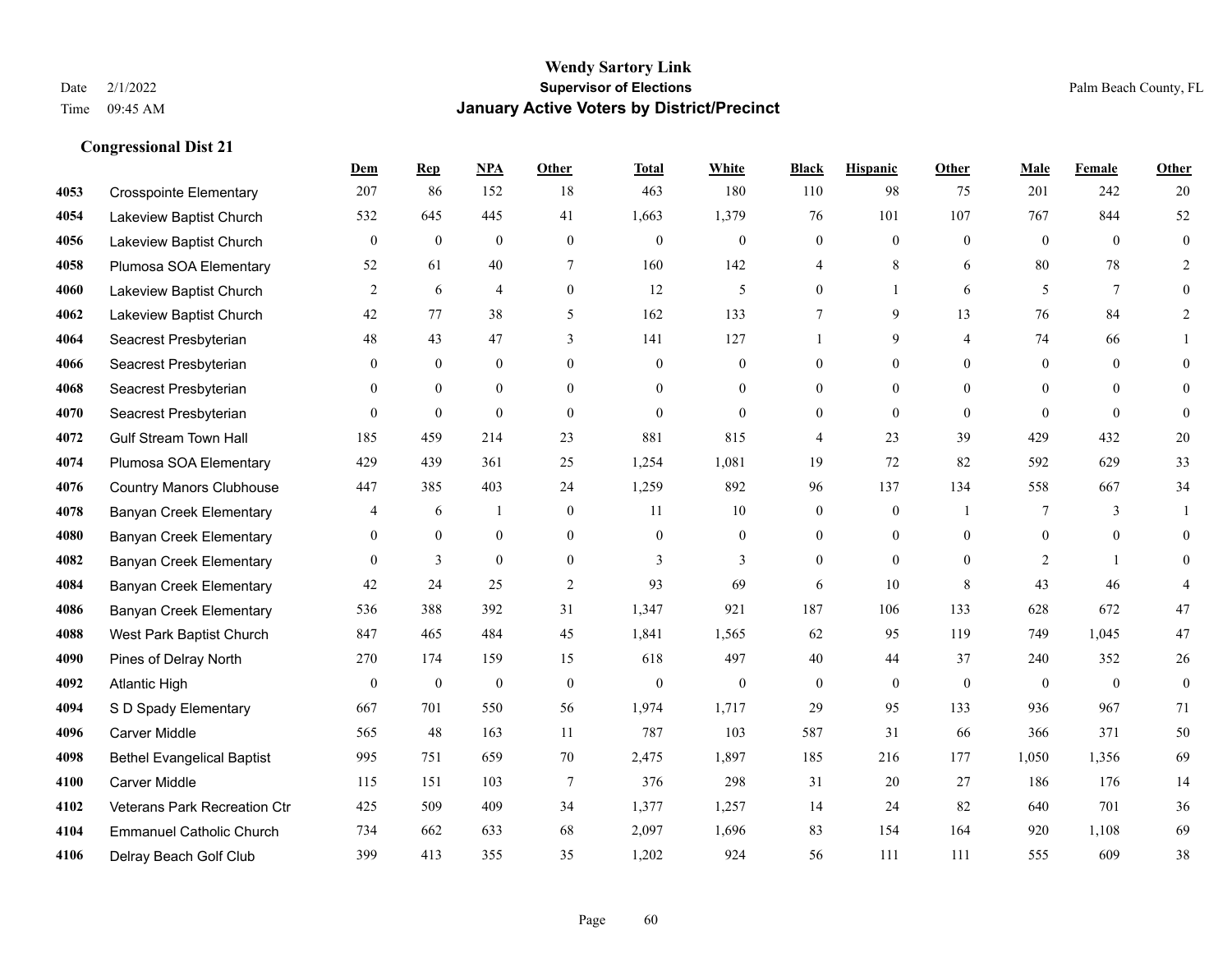**Wendy Sartory Link**
**Supervisor of Elections**
**January Active Voters by District/Precinct**

Date 2/1/2022
Time 09:45 AM

Palm Beach County, FL

## Congressional Dist 21

| | | Dem | Rep | NPA | Other | Total | White | Black | Hispanic | Other | Male | Female | Other |
|---|---|---|---|---|---|---|---|---|---|---|---|---|---|
| 4053 | Crosspointe Elementary | 207 | 86 | 152 | 18 | 463 | 180 | 110 | 98 | 75 | 201 | 242 | 20 |
| 4054 | Lakeview Baptist Church | 532 | 645 | 445 | 41 | 1,663 | 1,379 | 76 | 101 | 107 | 767 | 844 | 52 |
| 4056 | Lakeview Baptist Church | 0 | 0 | 0 | 0 | 0 | 0 | 0 | 0 | 0 | 0 | 0 | 0 |
| 4058 | Plumosa SOA Elementary | 52 | 61 | 40 | 7 | 160 | 142 | 4 | 8 | 6 | 80 | 78 | 2 |
| 4060 | Lakeview Baptist Church | 2 | 6 | 4 | 0 | 12 | 5 | 0 | 1 | 6 | 5 | 7 | 0 |
| 4062 | Lakeview Baptist Church | 42 | 77 | 38 | 5 | 162 | 133 | 7 | 9 | 13 | 76 | 84 | 2 |
| 4064 | Seacrest Presbyterian | 48 | 43 | 47 | 3 | 141 | 127 | 1 | 9 | 4 | 74 | 66 | 1 |
| 4066 | Seacrest Presbyterian | 0 | 0 | 0 | 0 | 0 | 0 | 0 | 0 | 0 | 0 | 0 | 0 |
| 4068 | Seacrest Presbyterian | 0 | 0 | 0 | 0 | 0 | 0 | 0 | 0 | 0 | 0 | 0 | 0 |
| 4070 | Seacrest Presbyterian | 0 | 0 | 0 | 0 | 0 | 0 | 0 | 0 | 0 | 0 | 0 | 0 |
| 4072 | Gulf Stream Town Hall | 185 | 459 | 214 | 23 | 881 | 815 | 4 | 23 | 39 | 429 | 432 | 20 |
| 4074 | Plumosa SOA Elementary | 429 | 439 | 361 | 25 | 1,254 | 1,081 | 19 | 72 | 82 | 592 | 629 | 33 |
| 4076 | Country Manors Clubhouse | 447 | 385 | 403 | 24 | 1,259 | 892 | 96 | 137 | 134 | 558 | 667 | 34 |
| 4078 | Banyan Creek Elementary | 4 | 6 | 1 | 0 | 11 | 10 | 0 | 0 | 1 | 7 | 3 | 1 |
| 4080 | Banyan Creek Elementary | 0 | 0 | 0 | 0 | 0 | 0 | 0 | 0 | 0 | 0 | 0 | 0 |
| 4082 | Banyan Creek Elementary | 0 | 3 | 0 | 0 | 3 | 3 | 0 | 0 | 0 | 2 | 1 | 0 |
| 4084 | Banyan Creek Elementary | 42 | 24 | 25 | 2 | 93 | 69 | 6 | 10 | 8 | 43 | 46 | 4 |
| 4086 | Banyan Creek Elementary | 536 | 388 | 392 | 31 | 1,347 | 921 | 187 | 106 | 133 | 628 | 672 | 47 |
| 4088 | West Park Baptist Church | 847 | 465 | 484 | 45 | 1,841 | 1,565 | 62 | 95 | 119 | 749 | 1,045 | 47 |
| 4090 | Pines of Delray North | 270 | 174 | 159 | 15 | 618 | 497 | 40 | 44 | 37 | 240 | 352 | 26 |
| 4092 | Atlantic High | 0 | 0 | 0 | 0 | 0 | 0 | 0 | 0 | 0 | 0 | 0 | 0 |
| 4094 | S D Spady Elementary | 667 | 701 | 550 | 56 | 1,974 | 1,717 | 29 | 95 | 133 | 936 | 967 | 71 |
| 4096 | Carver Middle | 565 | 48 | 163 | 11 | 787 | 103 | 587 | 31 | 66 | 366 | 371 | 50 |
| 4098 | Bethel Evangelical Baptist | 995 | 751 | 659 | 70 | 2,475 | 1,897 | 185 | 216 | 177 | 1,050 | 1,356 | 69 |
| 4100 | Carver Middle | 115 | 151 | 103 | 7 | 376 | 298 | 31 | 20 | 27 | 186 | 176 | 14 |
| 4102 | Veterans Park Recreation Ctr | 425 | 509 | 409 | 34 | 1,377 | 1,257 | 14 | 24 | 82 | 640 | 701 | 36 |
| 4104 | Emmanuel Catholic Church | 734 | 662 | 633 | 68 | 2,097 | 1,696 | 83 | 154 | 164 | 920 | 1,108 | 69 |
| 4106 | Delray Beach Golf Club | 399 | 413 | 355 | 35 | 1,202 | 924 | 56 | 111 | 111 | 555 | 609 | 38 |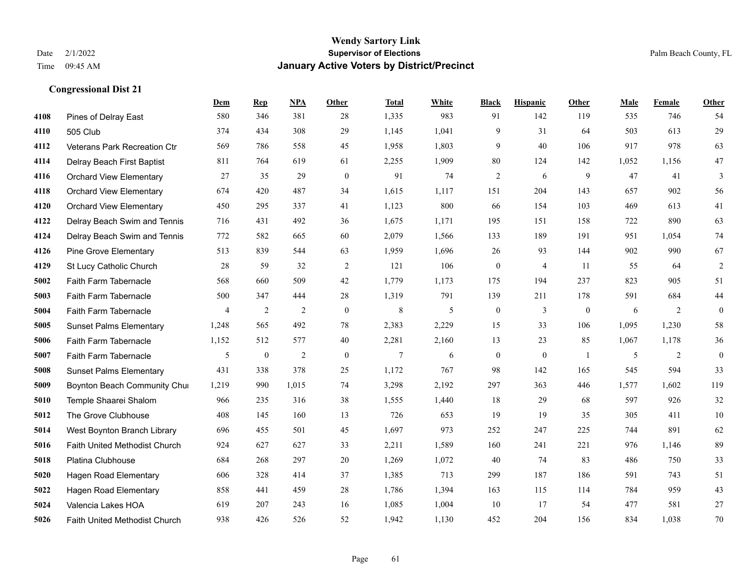# Wendy Sartory Link
## Supervisor of Elections
## January Active Voters by District/Precinct

Date 2/1/2022
Time 09:45 AM

Palm Beach County, FL

### Congressional Dist 21

| | | Dem | Rep | NPA | Other | Total | White | Black | Hispanic | Other | Male | Female | Other |
|---|---|---|---|---|---|---|---|---|---|---|---|---|---|
| 4108 | Pines of Delray East | 580 | 346 | 381 | 28 | 1,335 | 983 | 91 | 142 | 119 | 535 | 746 | 54 |
| 4110 | 505 Club | 374 | 434 | 308 | 29 | 1,145 | 1,041 | 9 | 31 | 64 | 503 | 613 | 29 |
| 4112 | Veterans Park Recreation Ctr | 569 | 786 | 558 | 45 | 1,958 | 1,803 | 9 | 40 | 106 | 917 | 978 | 63 |
| 4114 | Delray Beach First Baptist | 811 | 764 | 619 | 61 | 2,255 | 1,909 | 80 | 124 | 142 | 1,052 | 1,156 | 47 |
| 4116 | Orchard View Elementary | 27 | 35 | 29 | 0 | 91 | 74 | 2 | 6 | 9 | 47 | 41 | 3 |
| 4118 | Orchard View Elementary | 674 | 420 | 487 | 34 | 1,615 | 1,117 | 151 | 204 | 143 | 657 | 902 | 56 |
| 4120 | Orchard View Elementary | 450 | 295 | 337 | 41 | 1,123 | 800 | 66 | 154 | 103 | 469 | 613 | 41 |
| 4122 | Delray Beach Swim and Tennis | 716 | 431 | 492 | 36 | 1,675 | 1,171 | 195 | 151 | 158 | 722 | 890 | 63 |
| 4124 | Delray Beach Swim and Tennis | 772 | 582 | 665 | 60 | 2,079 | 1,566 | 133 | 189 | 191 | 951 | 1,054 | 74 |
| 4126 | Pine Grove Elementary | 513 | 839 | 544 | 63 | 1,959 | 1,696 | 26 | 93 | 144 | 902 | 990 | 67 |
| 4129 | St Lucy Catholic Church | 28 | 59 | 32 | 2 | 121 | 106 | 0 | 4 | 11 | 55 | 64 | 2 |
| 5002 | Faith Farm Tabernacle | 568 | 660 | 509 | 42 | 1,779 | 1,173 | 175 | 194 | 237 | 823 | 905 | 51 |
| 5003 | Faith Farm Tabernacle | 500 | 347 | 444 | 28 | 1,319 | 791 | 139 | 211 | 178 | 591 | 684 | 44 |
| 5004 | Faith Farm Tabernacle | 4 | 2 | 2 | 0 | 8 | 5 | 0 | 3 | 0 | 6 | 2 | 0 |
| 5005 | Sunset Palms Elementary | 1,248 | 565 | 492 | 78 | 2,383 | 2,229 | 15 | 33 | 106 | 1,095 | 1,230 | 58 |
| 5006 | Faith Farm Tabernacle | 1,152 | 512 | 577 | 40 | 2,281 | 2,160 | 13 | 23 | 85 | 1,067 | 1,178 | 36 |
| 5007 | Faith Farm Tabernacle | 5 | 0 | 2 | 0 | 7 | 6 | 0 | 0 | 1 | 5 | 2 | 0 |
| 5008 | Sunset Palms Elementary | 431 | 338 | 378 | 25 | 1,172 | 767 | 98 | 142 | 165 | 545 | 594 | 33 |
| 5009 | Boynton Beach Community Chu | 1,219 | 990 | 1,015 | 74 | 3,298 | 2,192 | 297 | 363 | 446 | 1,577 | 1,602 | 119 |
| 5010 | Temple Shaarei Shalom | 966 | 235 | 316 | 38 | 1,555 | 1,440 | 18 | 29 | 68 | 597 | 926 | 32 |
| 5012 | The Grove Clubhouse | 408 | 145 | 160 | 13 | 726 | 653 | 19 | 19 | 35 | 305 | 411 | 10 |
| 5014 | West Boynton Branch Library | 696 | 455 | 501 | 45 | 1,697 | 973 | 252 | 247 | 225 | 744 | 891 | 62 |
| 5016 | Faith United Methodist Church | 924 | 627 | 627 | 33 | 2,211 | 1,589 | 160 | 241 | 221 | 976 | 1,146 | 89 |
| 5018 | Platina Clubhouse | 684 | 268 | 297 | 20 | 1,269 | 1,072 | 40 | 74 | 83 | 486 | 750 | 33 |
| 5020 | Hagen Road Elementary | 606 | 328 | 414 | 37 | 1,385 | 713 | 299 | 187 | 186 | 591 | 743 | 51 |
| 5022 | Hagen Road Elementary | 858 | 441 | 459 | 28 | 1,786 | 1,394 | 163 | 115 | 114 | 784 | 959 | 43 |
| 5024 | Valencia Lakes HOA | 619 | 207 | 243 | 16 | 1,085 | 1,004 | 10 | 17 | 54 | 477 | 581 | 27 |
| 5026 | Faith United Methodist Church | 938 | 426 | 526 | 52 | 1,942 | 1,130 | 452 | 204 | 156 | 834 | 1,038 | 70 |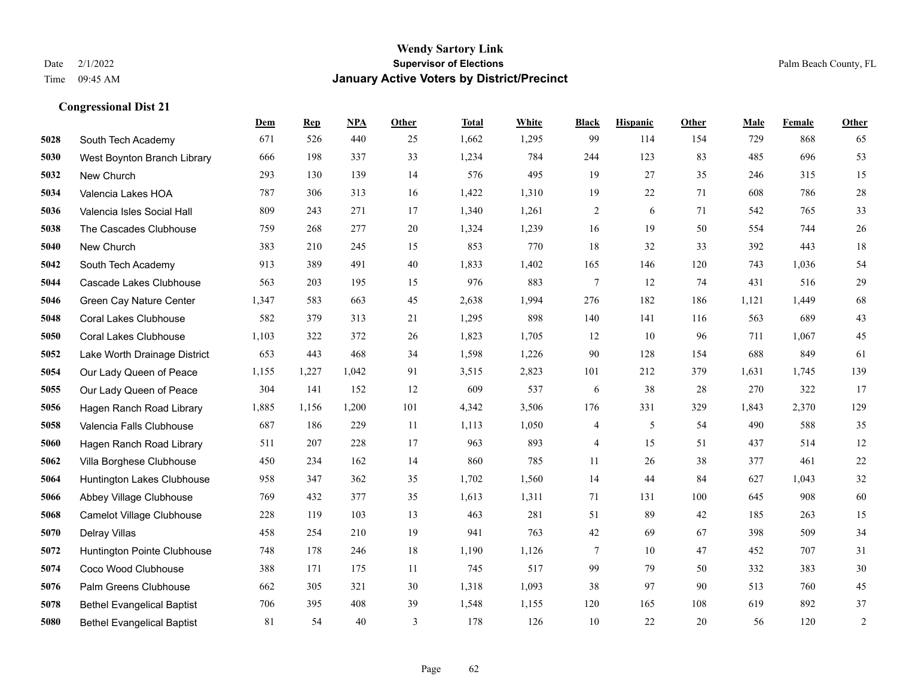**Wendy Sartory Link**
**Supervisor of Elections**
**January Active Voters by District/Precinct**

Date 2/1/2022
Time 09:45 AM

Palm Beach County, FL

## Congressional Dist 21

| | | Dem | Rep | NPA | Other | Total | White | Black | Hispanic | Other | Male | Female | Other |
|---|---|---|---|---|---|---|---|---|---|---|---|---|---|
| 5028 | South Tech Academy | 671 | 526 | 440 | 25 | 1,662 | 1,295 | 99 | 114 | 154 | 729 | 868 | 65 |
| 5030 | West Boynton Branch Library | 666 | 198 | 337 | 33 | 1,234 | 784 | 244 | 123 | 83 | 485 | 696 | 53 |
| 5032 | New Church | 293 | 130 | 139 | 14 | 576 | 495 | 19 | 27 | 35 | 246 | 315 | 15 |
| 5034 | Valencia Lakes HOA | 787 | 306 | 313 | 16 | 1,422 | 1,310 | 19 | 22 | 71 | 608 | 786 | 28 |
| 5036 | Valencia Isles Social Hall | 809 | 243 | 271 | 17 | 1,340 | 1,261 | 2 | 6 | 71 | 542 | 765 | 33 |
| 5038 | The Cascades Clubhouse | 759 | 268 | 277 | 20 | 1,324 | 1,239 | 16 | 19 | 50 | 554 | 744 | 26 |
| 5040 | New Church | 383 | 210 | 245 | 15 | 853 | 770 | 18 | 32 | 33 | 392 | 443 | 18 |
| 5042 | South Tech Academy | 913 | 389 | 491 | 40 | 1,833 | 1,402 | 165 | 146 | 120 | 743 | 1,036 | 54 |
| 5044 | Cascade Lakes Clubhouse | 563 | 203 | 195 | 15 | 976 | 883 | 7 | 12 | 74 | 431 | 516 | 29 |
| 5046 | Green Cay Nature Center | 1,347 | 583 | 663 | 45 | 2,638 | 1,994 | 276 | 182 | 186 | 1,121 | 1,449 | 68 |
| 5048 | Coral Lakes Clubhouse | 582 | 379 | 313 | 21 | 1,295 | 898 | 140 | 141 | 116 | 563 | 689 | 43 |
| 5050 | Coral Lakes Clubhouse | 1,103 | 322 | 372 | 26 | 1,823 | 1,705 | 12 | 10 | 96 | 711 | 1,067 | 45 |
| 5052 | Lake Worth Drainage District | 653 | 443 | 468 | 34 | 1,598 | 1,226 | 90 | 128 | 154 | 688 | 849 | 61 |
| 5054 | Our Lady Queen of Peace | 1,155 | 1,227 | 1,042 | 91 | 3,515 | 2,823 | 101 | 212 | 379 | 1,631 | 1,745 | 139 |
| 5055 | Our Lady Queen of Peace | 304 | 141 | 152 | 12 | 609 | 537 | 6 | 38 | 28 | 270 | 322 | 17 |
| 5056 | Hagen Ranch Road Library | 1,885 | 1,156 | 1,200 | 101 | 4,342 | 3,506 | 176 | 331 | 329 | 1,843 | 2,370 | 129 |
| 5058 | Valencia Falls Clubhouse | 687 | 186 | 229 | 11 | 1,113 | 1,050 | 4 | 5 | 54 | 490 | 588 | 35 |
| 5060 | Hagen Ranch Road Library | 511 | 207 | 228 | 17 | 963 | 893 | 4 | 15 | 51 | 437 | 514 | 12 |
| 5062 | Villa Borghese Clubhouse | 450 | 234 | 162 | 14 | 860 | 785 | 11 | 26 | 38 | 377 | 461 | 22 |
| 5064 | Huntington Lakes Clubhouse | 958 | 347 | 362 | 35 | 1,702 | 1,560 | 14 | 44 | 84 | 627 | 1,043 | 32 |
| 5066 | Abbey Village Clubhouse | 769 | 432 | 377 | 35 | 1,613 | 1,311 | 71 | 131 | 100 | 645 | 908 | 60 |
| 5068 | Camelot Village Clubhouse | 228 | 119 | 103 | 13 | 463 | 281 | 51 | 89 | 42 | 185 | 263 | 15 |
| 5070 | Delray Villas | 458 | 254 | 210 | 19 | 941 | 763 | 42 | 69 | 67 | 398 | 509 | 34 |
| 5072 | Huntington Pointe Clubhouse | 748 | 178 | 246 | 18 | 1,190 | 1,126 | 7 | 10 | 47 | 452 | 707 | 31 |
| 5074 | Coco Wood Clubhouse | 388 | 171 | 175 | 11 | 745 | 517 | 99 | 79 | 50 | 332 | 383 | 30 |
| 5076 | Palm Greens Clubhouse | 662 | 305 | 321 | 30 | 1,318 | 1,093 | 38 | 97 | 90 | 513 | 760 | 45 |
| 5078 | Bethel Evangelical Baptist | 706 | 395 | 408 | 39 | 1,548 | 1,155 | 120 | 165 | 108 | 619 | 892 | 37 |
| 5080 | Bethel Evangelical Baptist | 81 | 54 | 40 | 3 | 178 | 126 | 10 | 22 | 20 | 56 | 120 | 2 |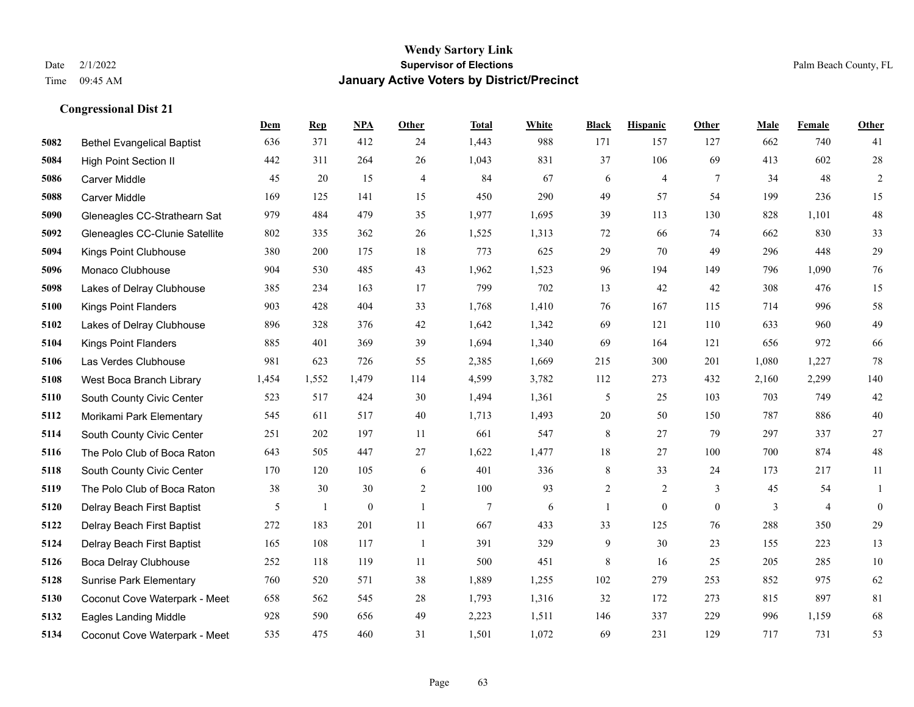**Wendy Sartory Link**
**Supervisor of Elections**
**January Active Voters by District/Precinct**

Date 2/1/2022
Time 09:45 AM

Palm Beach County, FL

### Congressional Dist 21

| | | Dem | Rep | NPA | Other | Total | White | Black | Hispanic | Other | Male | Female | Other |
|---|---|---|---|---|---|---|---|---|---|---|---|---|---|
| 5082 | Bethel Evangelical Baptist | 636 | 371 | 412 | 24 | 1,443 | 988 | 171 | 157 | 127 | 662 | 740 | 41 |
| 5084 | High Point Section II | 442 | 311 | 264 | 26 | 1,043 | 831 | 37 | 106 | 69 | 413 | 602 | 28 |
| 5086 | Carver Middle | 45 | 20 | 15 | 4 | 84 | 67 | 6 | 4 | 7 | 34 | 48 | 2 |
| 5088 | Carver Middle | 169 | 125 | 141 | 15 | 450 | 290 | 49 | 57 | 54 | 199 | 236 | 15 |
| 5090 | Gleneagles CC-Strathearn Sat | 979 | 484 | 479 | 35 | 1,977 | 1,695 | 39 | 113 | 130 | 828 | 1,101 | 48 |
| 5092 | Gleneagles CC-Clunie Satellite | 802 | 335 | 362 | 26 | 1,525 | 1,313 | 72 | 66 | 74 | 662 | 830 | 33 |
| 5094 | Kings Point Clubhouse | 380 | 200 | 175 | 18 | 773 | 625 | 29 | 70 | 49 | 296 | 448 | 29 |
| 5096 | Monaco Clubhouse | 904 | 530 | 485 | 43 | 1,962 | 1,523 | 96 | 194 | 149 | 796 | 1,090 | 76 |
| 5098 | Lakes of Delray Clubhouse | 385 | 234 | 163 | 17 | 799 | 702 | 13 | 42 | 42 | 308 | 476 | 15 |
| 5100 | Kings Point Flanders | 903 | 428 | 404 | 33 | 1,768 | 1,410 | 76 | 167 | 115 | 714 | 996 | 58 |
| 5102 | Lakes of Delray Clubhouse | 896 | 328 | 376 | 42 | 1,642 | 1,342 | 69 | 121 | 110 | 633 | 960 | 49 |
| 5104 | Kings Point Flanders | 885 | 401 | 369 | 39 | 1,694 | 1,340 | 69 | 164 | 121 | 656 | 972 | 66 |
| 5106 | Las Verdes Clubhouse | 981 | 623 | 726 | 55 | 2,385 | 1,669 | 215 | 300 | 201 | 1,080 | 1,227 | 78 |
| 5108 | West Boca Branch Library | 1,454 | 1,552 | 1,479 | 114 | 4,599 | 3,782 | 112 | 273 | 432 | 2,160 | 2,299 | 140 |
| 5110 | South County Civic Center | 523 | 517 | 424 | 30 | 1,494 | 1,361 | 5 | 25 | 103 | 703 | 749 | 42 |
| 5112 | Morikami Park Elementary | 545 | 611 | 517 | 40 | 1,713 | 1,493 | 20 | 50 | 150 | 787 | 886 | 40 |
| 5114 | South County Civic Center | 251 | 202 | 197 | 11 | 661 | 547 | 8 | 27 | 79 | 297 | 337 | 27 |
| 5116 | The Polo Club of Boca Raton | 643 | 505 | 447 | 27 | 1,622 | 1,477 | 18 | 27 | 100 | 700 | 874 | 48 |
| 5118 | South County Civic Center | 170 | 120 | 105 | 6 | 401 | 336 | 8 | 33 | 24 | 173 | 217 | 11 |
| 5119 | The Polo Club of Boca Raton | 38 | 30 | 30 | 2 | 100 | 93 | 2 | 2 | 3 | 45 | 54 | 1 |
| 5120 | Delray Beach First Baptist | 5 | 1 | 0 | 1 | 7 | 6 | 1 | 0 | 0 | 3 | 4 | 0 |
| 5122 | Delray Beach First Baptist | 272 | 183 | 201 | 11 | 667 | 433 | 33 | 125 | 76 | 288 | 350 | 29 |
| 5124 | Delray Beach First Baptist | 165 | 108 | 117 | 1 | 391 | 329 | 9 | 30 | 23 | 155 | 223 | 13 |
| 5126 | Boca Delray Clubhouse | 252 | 118 | 119 | 11 | 500 | 451 | 8 | 16 | 25 | 205 | 285 | 10 |
| 5128 | Sunrise Park Elementary | 760 | 520 | 571 | 38 | 1,889 | 1,255 | 102 | 279 | 253 | 852 | 975 | 62 |
| 5130 | Coconut Cove Waterpark - Meet | 658 | 562 | 545 | 28 | 1,793 | 1,316 | 32 | 172 | 273 | 815 | 897 | 81 |
| 5132 | Eagles Landing Middle | 928 | 590 | 656 | 49 | 2,223 | 1,511 | 146 | 337 | 229 | 996 | 1,159 | 68 |
| 5134 | Coconut Cove Waterpark - Meet | 535 | 475 | 460 | 31 | 1,501 | 1,072 | 69 | 231 | 129 | 717 | 731 | 53 |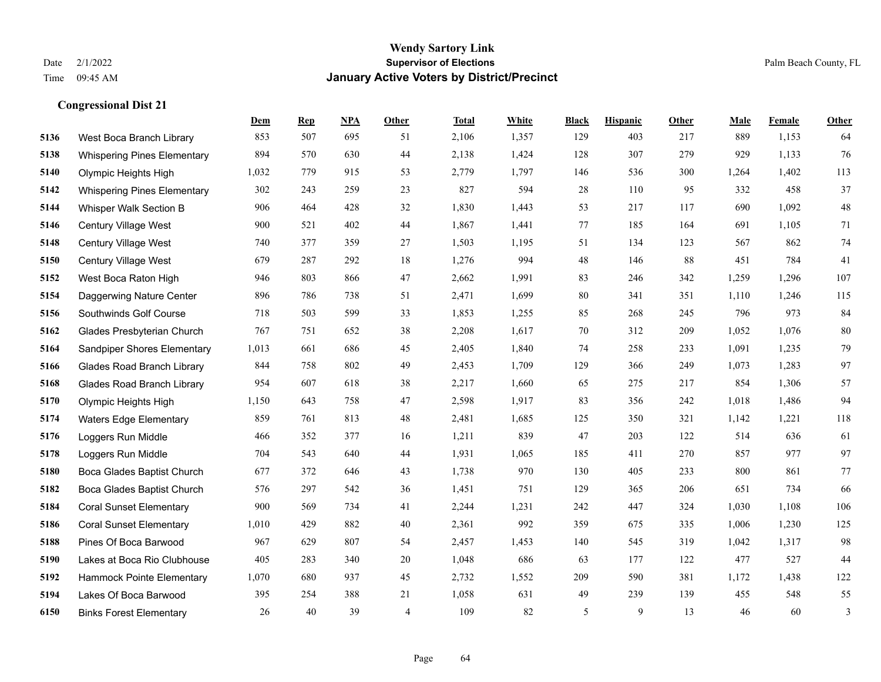# Wendy Sartory Link
## Supervisor of Elections
## January Active Voters by District/Precinct

Date 2/1/2022
Time 09:45 AM

Palm Beach County, FL

### Congressional Dist 21

| | | Dem | Rep | NPA | Other | Total | White | Black | Hispanic | Other | Male | Female | Other |
|---|---|---|---|---|---|---|---|---|---|---|---|---|---|
| 5136 | West Boca Branch Library | 853 | 507 | 695 | 51 | 2,106 | 1,357 | 129 | 403 | 217 | 889 | 1,153 | 64 |
| 5138 | Whispering Pines Elementary | 894 | 570 | 630 | 44 | 2,138 | 1,424 | 128 | 307 | 279 | 929 | 1,133 | 76 |
| 5140 | Olympic Heights High | 1,032 | 779 | 915 | 53 | 2,779 | 1,797 | 146 | 536 | 300 | 1,264 | 1,402 | 113 |
| 5142 | Whispering Pines Elementary | 302 | 243 | 259 | 23 | 827 | 594 | 28 | 110 | 95 | 332 | 458 | 37 |
| 5144 | Whisper Walk Section B | 906 | 464 | 428 | 32 | 1,830 | 1,443 | 53 | 217 | 117 | 690 | 1,092 | 48 |
| 5146 | Century Village West | 900 | 521 | 402 | 44 | 1,867 | 1,441 | 77 | 185 | 164 | 691 | 1,105 | 71 |
| 5148 | Century Village West | 740 | 377 | 359 | 27 | 1,503 | 1,195 | 51 | 134 | 123 | 567 | 862 | 74 |
| 5150 | Century Village West | 679 | 287 | 292 | 18 | 1,276 | 994 | 48 | 146 | 88 | 451 | 784 | 41 |
| 5152 | West Boca Raton High | 946 | 803 | 866 | 47 | 2,662 | 1,991 | 83 | 246 | 342 | 1,259 | 1,296 | 107 |
| 5154 | Daggerwing Nature Center | 896 | 786 | 738 | 51 | 2,471 | 1,699 | 80 | 341 | 351 | 1,110 | 1,246 | 115 |
| 5156 | Southwinds Golf Course | 718 | 503 | 599 | 33 | 1,853 | 1,255 | 85 | 268 | 245 | 796 | 973 | 84 |
| 5162 | Glades Presbyterian Church | 767 | 751 | 652 | 38 | 2,208 | 1,617 | 70 | 312 | 209 | 1,052 | 1,076 | 80 |
| 5164 | Sandpiper Shores Elementary | 1,013 | 661 | 686 | 45 | 2,405 | 1,840 | 74 | 258 | 233 | 1,091 | 1,235 | 79 |
| 5166 | Glades Road Branch Library | 844 | 758 | 802 | 49 | 2,453 | 1,709 | 129 | 366 | 249 | 1,073 | 1,283 | 97 |
| 5168 | Glades Road Branch Library | 954 | 607 | 618 | 38 | 2,217 | 1,660 | 65 | 275 | 217 | 854 | 1,306 | 57 |
| 5170 | Olympic Heights High | 1,150 | 643 | 758 | 47 | 2,598 | 1,917 | 83 | 356 | 242 | 1,018 | 1,486 | 94 |
| 5174 | Waters Edge Elementary | 859 | 761 | 813 | 48 | 2,481 | 1,685 | 125 | 350 | 321 | 1,142 | 1,221 | 118 |
| 5176 | Loggers Run Middle | 466 | 352 | 377 | 16 | 1,211 | 839 | 47 | 203 | 122 | 514 | 636 | 61 |
| 5178 | Loggers Run Middle | 704 | 543 | 640 | 44 | 1,931 | 1,065 | 185 | 411 | 270 | 857 | 977 | 97 |
| 5180 | Boca Glades Baptist Church | 677 | 372 | 646 | 43 | 1,738 | 970 | 130 | 405 | 233 | 800 | 861 | 77 |
| 5182 | Boca Glades Baptist Church | 576 | 297 | 542 | 36 | 1,451 | 751 | 129 | 365 | 206 | 651 | 734 | 66 |
| 5184 | Coral Sunset Elementary | 900 | 569 | 734 | 41 | 2,244 | 1,231 | 242 | 447 | 324 | 1,030 | 1,108 | 106 |
| 5186 | Coral Sunset Elementary | 1,010 | 429 | 882 | 40 | 2,361 | 992 | 359 | 675 | 335 | 1,006 | 1,230 | 125 |
| 5188 | Pines Of Boca Barwood | 967 | 629 | 807 | 54 | 2,457 | 1,453 | 140 | 545 | 319 | 1,042 | 1,317 | 98 |
| 5190 | Lakes at Boca Rio Clubhouse | 405 | 283 | 340 | 20 | 1,048 | 686 | 63 | 177 | 122 | 477 | 527 | 44 |
| 5192 | Hammock Pointe Elementary | 1,070 | 680 | 937 | 45 | 2,732 | 1,552 | 209 | 590 | 381 | 1,172 | 1,438 | 122 |
| 5194 | Lakes Of Boca Barwood | 395 | 254 | 388 | 21 | 1,058 | 631 | 49 | 239 | 139 | 455 | 548 | 55 |
| 6150 | Binks Forest Elementary | 26 | 40 | 39 | 4 | 109 | 82 | 5 | 9 | 13 | 46 | 60 | 3 |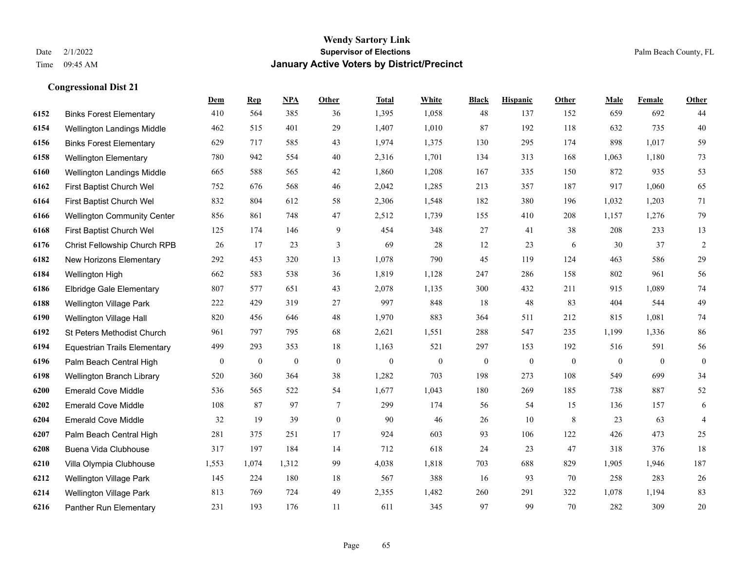# Wendy Sartory Link
## Supervisor of Elections
## January Active Voters by District/Precinct

Date 2/1/2022
Time 09:45 AM
Palm Beach County, FL

### Congressional Dist 21

| | | Dem | Rep | NPA | Other | Total | White | Black | Hispanic | Other | Male | Female | Other |
|---|---|---|---|---|---|---|---|---|---|---|---|---|---|
| 6152 | Binks Forest Elementary | 410 | 564 | 385 | 36 | 1,395 | 1,058 | 48 | 137 | 152 | 659 | 692 | 44 |
| 6154 | Wellington Landings Middle | 462 | 515 | 401 | 29 | 1,407 | 1,010 | 87 | 192 | 118 | 632 | 735 | 40 |
| 6156 | Binks Forest Elementary | 629 | 717 | 585 | 43 | 1,974 | 1,375 | 130 | 295 | 174 | 898 | 1,017 | 59 |
| 6158 | Wellington Elementary | 780 | 942 | 554 | 40 | 2,316 | 1,701 | 134 | 313 | 168 | 1,063 | 1,180 | 73 |
| 6160 | Wellington Landings Middle | 665 | 588 | 565 | 42 | 1,860 | 1,208 | 167 | 335 | 150 | 872 | 935 | 53 |
| 6162 | First Baptist Church Wel | 752 | 676 | 568 | 46 | 2,042 | 1,285 | 213 | 357 | 187 | 917 | 1,060 | 65 |
| 6164 | First Baptist Church Wel | 832 | 804 | 612 | 58 | 2,306 | 1,548 | 182 | 380 | 196 | 1,032 | 1,203 | 71 |
| 6166 | Wellington Community Center | 856 | 861 | 748 | 47 | 2,512 | 1,739 | 155 | 410 | 208 | 1,157 | 1,276 | 79 |
| 6168 | First Baptist Church Wel | 125 | 174 | 146 | 9 | 454 | 348 | 27 | 41 | 38 | 208 | 233 | 13 |
| 6176 | Christ Fellowship Church RPB | 26 | 17 | 23 | 3 | 69 | 28 | 12 | 23 | 6 | 30 | 37 | 2 |
| 6182 | New Horizons Elementary | 292 | 453 | 320 | 13 | 1,078 | 790 | 45 | 119 | 124 | 463 | 586 | 29 |
| 6184 | Wellington High | 662 | 583 | 538 | 36 | 1,819 | 1,128 | 247 | 286 | 158 | 802 | 961 | 56 |
| 6186 | Elbridge Gale Elementary | 807 | 577 | 651 | 43 | 2,078 | 1,135 | 300 | 432 | 211 | 915 | 1,089 | 74 |
| 6188 | Wellington Village Park | 222 | 429 | 319 | 27 | 997 | 848 | 18 | 48 | 83 | 404 | 544 | 49 |
| 6190 | Wellington Village Hall | 820 | 456 | 646 | 48 | 1,970 | 883 | 364 | 511 | 212 | 815 | 1,081 | 74 |
| 6192 | St Peters Methodist Church | 961 | 797 | 795 | 68 | 2,621 | 1,551 | 288 | 547 | 235 | 1,199 | 1,336 | 86 |
| 6194 | Equestrian Trails Elementary | 499 | 293 | 353 | 18 | 1,163 | 521 | 297 | 153 | 192 | 516 | 591 | 56 |
| 6196 | Palm Beach Central High | 0 | 0 | 0 | 0 | 0 | 0 | 0 | 0 | 0 | 0 | 0 | 0 |
| 6198 | Wellington Branch Library | 520 | 360 | 364 | 38 | 1,282 | 703 | 198 | 273 | 108 | 549 | 699 | 34 |
| 6200 | Emerald Cove Middle | 536 | 565 | 522 | 54 | 1,677 | 1,043 | 180 | 269 | 185 | 738 | 887 | 52 |
| 6202 | Emerald Cove Middle | 108 | 87 | 97 | 7 | 299 | 174 | 56 | 54 | 15 | 136 | 157 | 6 |
| 6204 | Emerald Cove Middle | 32 | 19 | 39 | 0 | 90 | 46 | 26 | 10 | 8 | 23 | 63 | 4 |
| 6207 | Palm Beach Central High | 281 | 375 | 251 | 17 | 924 | 603 | 93 | 106 | 122 | 426 | 473 | 25 |
| 6208 | Buena Vida Clubhouse | 317 | 197 | 184 | 14 | 712 | 618 | 24 | 23 | 47 | 318 | 376 | 18 |
| 6210 | Villa Olympia Clubhouse | 1,553 | 1,074 | 1,312 | 99 | 4,038 | 1,818 | 703 | 688 | 829 | 1,905 | 1,946 | 187 |
| 6212 | Wellington Village Park | 145 | 224 | 180 | 18 | 567 | 388 | 16 | 93 | 70 | 258 | 283 | 26 |
| 6214 | Wellington Village Park | 813 | 769 | 724 | 49 | 2,355 | 1,482 | 260 | 291 | 322 | 1,078 | 1,194 | 83 |
| 6216 | Panther Run Elementary | 231 | 193 | 176 | 11 | 611 | 345 | 97 | 99 | 70 | 282 | 309 | 20 |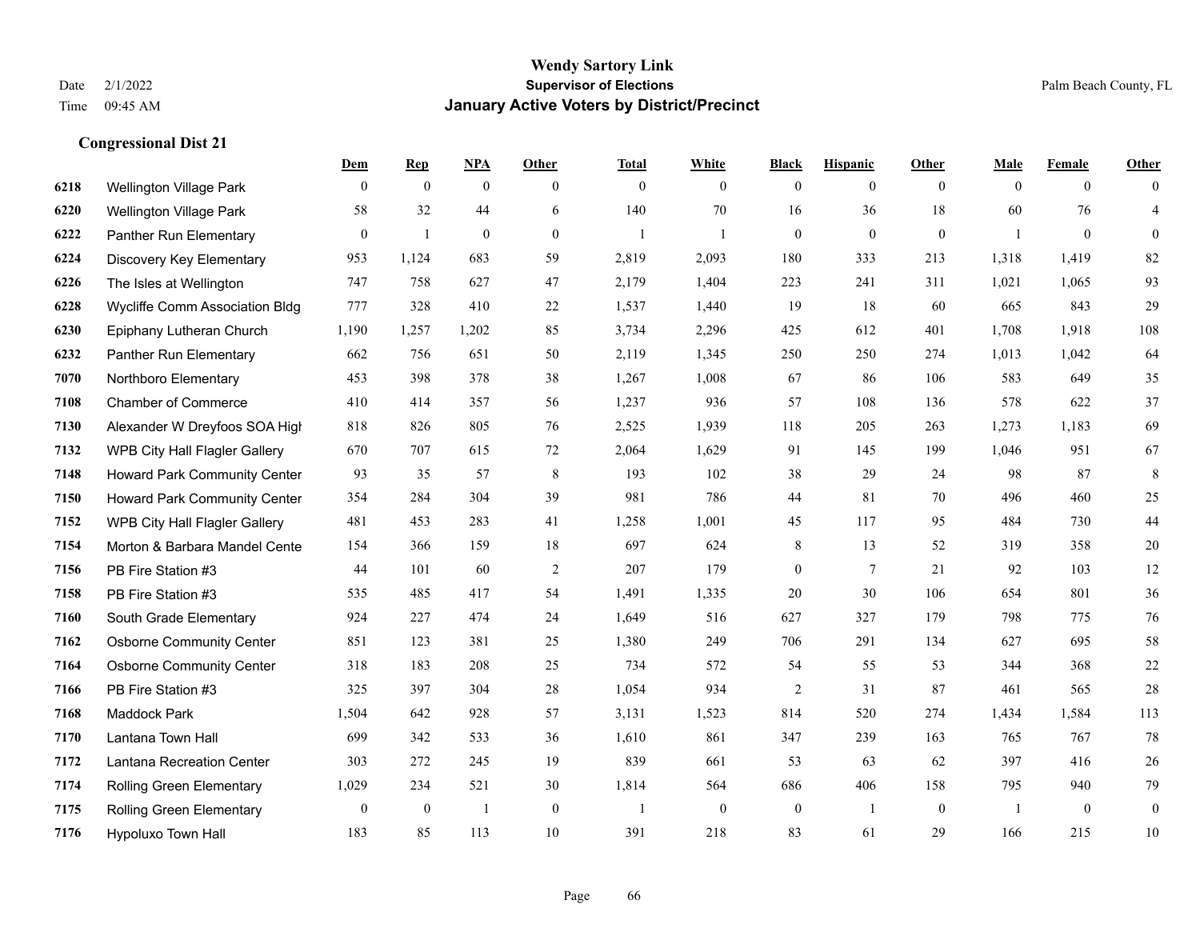**Wendy Sartory Link**
**Supervisor of Elections**
**January Active Voters by District/Precinct**

Date 2/1/2022
Time 09:45 AM
Palm Beach County, FL

### Congressional Dist 21

| | | Dem | Rep | NPA | Other | Total | White | Black | Hispanic | Other | Male | Female | Other |
|---|---|---|---|---|---|---|---|---|---|---|---|---|---|
| 6218 | Wellington Village Park | 0 | 0 | 0 | 0 | 0 | 0 | 0 | 0 | 0 | 0 | 0 | 0 |
| 6220 | Wellington Village Park | 58 | 32 | 44 | 6 | 140 | 70 | 16 | 36 | 18 | 60 | 76 | 4 |
| 6222 | Panther Run Elementary | 0 | 1 | 0 | 0 | 1 | 1 | 0 | 0 | 0 | 1 | 0 | 0 |
| 6224 | Discovery Key Elementary | 953 | 1,124 | 683 | 59 | 2,819 | 2,093 | 180 | 333 | 213 | 1,318 | 1,419 | 82 |
| 6226 | The Isles at Wellington | 747 | 758 | 627 | 47 | 2,179 | 1,404 | 223 | 241 | 311 | 1,021 | 1,065 | 93 |
| 6228 | Wycliffe Comm Association Bldg | 777 | 328 | 410 | 22 | 1,537 | 1,440 | 19 | 18 | 60 | 665 | 843 | 29 |
| 6230 | Epiphany Lutheran Church | 1,190 | 1,257 | 1,202 | 85 | 3,734 | 2,296 | 425 | 612 | 401 | 1,708 | 1,918 | 108 |
| 6232 | Panther Run Elementary | 662 | 756 | 651 | 50 | 2,119 | 1,345 | 250 | 250 | 274 | 1,013 | 1,042 | 64 |
| 7070 | Northboro Elementary | 453 | 398 | 378 | 38 | 1,267 | 1,008 | 67 | 86 | 106 | 583 | 649 | 35 |
| 7108 | Chamber of Commerce | 410 | 414 | 357 | 56 | 1,237 | 936 | 57 | 108 | 136 | 578 | 622 | 37 |
| 7130 | Alexander W Dreyfoos SOA High | 818 | 826 | 805 | 76 | 2,525 | 1,939 | 118 | 205 | 263 | 1,273 | 1,183 | 69 |
| 7132 | WPB City Hall Flagler Gallery | 670 | 707 | 615 | 72 | 2,064 | 1,629 | 91 | 145 | 199 | 1,046 | 951 | 67 |
| 7148 | Howard Park Community Center | 93 | 35 | 57 | 8 | 193 | 102 | 38 | 29 | 24 | 98 | 87 | 8 |
| 7150 | Howard Park Community Center | 354 | 284 | 304 | 39 | 981 | 786 | 44 | 81 | 70 | 496 | 460 | 25 |
| 7152 | WPB City Hall Flagler Gallery | 481 | 453 | 283 | 41 | 1,258 | 1,001 | 45 | 117 | 95 | 484 | 730 | 44 |
| 7154 | Morton & Barbara Mandel Cente | 154 | 366 | 159 | 18 | 697 | 624 | 8 | 13 | 52 | 319 | 358 | 20 |
| 7156 | PB Fire Station #3 | 44 | 101 | 60 | 2 | 207 | 179 | 0 | 7 | 21 | 92 | 103 | 12 |
| 7158 | PB Fire Station #3 | 535 | 485 | 417 | 54 | 1,491 | 1,335 | 20 | 30 | 106 | 654 | 801 | 36 |
| 7160 | South Grade Elementary | 924 | 227 | 474 | 24 | 1,649 | 516 | 627 | 327 | 179 | 798 | 775 | 76 |
| 7162 | Osborne Community Center | 851 | 123 | 381 | 25 | 1,380 | 249 | 706 | 291 | 134 | 627 | 695 | 58 |
| 7164 | Osborne Community Center | 318 | 183 | 208 | 25 | 734 | 572 | 54 | 55 | 53 | 344 | 368 | 22 |
| 7166 | PB Fire Station #3 | 325 | 397 | 304 | 28 | 1,054 | 934 | 2 | 31 | 87 | 461 | 565 | 28 |
| 7168 | Maddock Park | 1,504 | 642 | 928 | 57 | 3,131 | 1,523 | 814 | 520 | 274 | 1,434 | 1,584 | 113 |
| 7170 | Lantana Town Hall | 699 | 342 | 533 | 36 | 1,610 | 861 | 347 | 239 | 163 | 765 | 767 | 78 |
| 7172 | Lantana Recreation Center | 303 | 272 | 245 | 19 | 839 | 661 | 53 | 63 | 62 | 397 | 416 | 26 |
| 7174 | Rolling Green Elementary | 1,029 | 234 | 521 | 30 | 1,814 | 564 | 686 | 406 | 158 | 795 | 940 | 79 |
| 7175 | Rolling Green Elementary | 0 | 0 | 1 | 0 | 1 | 0 | 0 | 1 | 0 | 1 | 0 | 0 |
| 7176 | Hypoluxo Town Hall | 183 | 85 | 113 | 10 | 391 | 218 | 83 | 61 | 29 | 166 | 215 | 10 |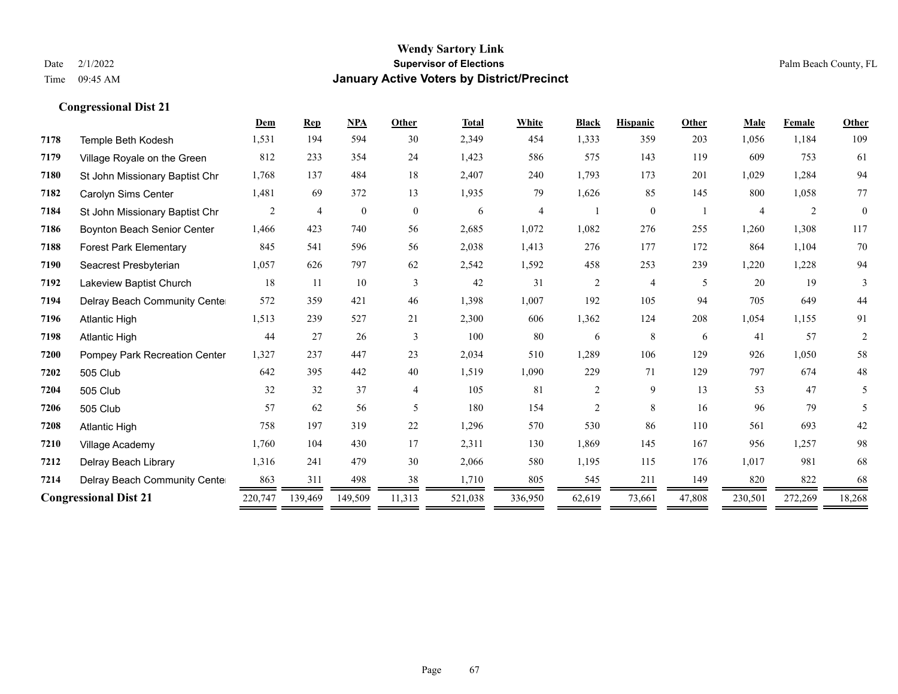**Wendy Sartory Link**
**Supervisor of Elections**
**January Active Voters by District/Precinct**

Date 2/1/2022
Time 09:45 AM

Palm Beach County, FL

### Congressional Dist 21

| | | Dem | Rep | NPA | Other | Total | White | Black | Hispanic | Other | Male | Female | Other |
|---|---|---|---|---|---|---|---|---|---|---|---|---|---|
| 7178 | Temple Beth Kodesh | 1,531 | 194 | 594 | 30 | 2,349 | 454 | 1,333 | 359 | 203 | 1,056 | 1,184 | 109 |
| 7179 | Village Royale on the Green | 812 | 233 | 354 | 24 | 1,423 | 586 | 575 | 143 | 119 | 609 | 753 | 61 |
| 7180 | St John Missionary Baptist Chr | 1,768 | 137 | 484 | 18 | 2,407 | 240 | 1,793 | 173 | 201 | 1,029 | 1,284 | 94 |
| 7182 | Carolyn Sims Center | 1,481 | 69 | 372 | 13 | 1,935 | 79 | 1,626 | 85 | 145 | 800 | 1,058 | 77 |
| 7184 | St John Missionary Baptist Chr | 2 | 4 | 0 | 0 | 6 | 4 | 1 | 0 | 1 | 4 | 2 | 0 |
| 7186 | Boynton Beach Senior Center | 1,466 | 423 | 740 | 56 | 2,685 | 1,072 | 1,082 | 276 | 255 | 1,260 | 1,308 | 117 |
| 7188 | Forest Park Elementary | 845 | 541 | 596 | 56 | 2,038 | 1,413 | 276 | 177 | 172 | 864 | 1,104 | 70 |
| 7190 | Seacrest Presbyterian | 1,057 | 626 | 797 | 62 | 2,542 | 1,592 | 458 | 253 | 239 | 1,220 | 1,228 | 94 |
| 7192 | Lakeview Baptist Church | 18 | 11 | 10 | 3 | 42 | 31 | 2 | 4 | 5 | 20 | 19 | 3 |
| 7194 | Delray Beach Community Cente | 572 | 359 | 421 | 46 | 1,398 | 1,007 | 192 | 105 | 94 | 705 | 649 | 44 |
| 7196 | Atlantic High | 1,513 | 239 | 527 | 21 | 2,300 | 606 | 1,362 | 124 | 208 | 1,054 | 1,155 | 91 |
| 7198 | Atlantic High | 44 | 27 | 26 | 3 | 100 | 80 | 6 | 8 | 6 | 41 | 57 | 2 |
| 7200 | Pompey Park Recreation Center | 1,327 | 237 | 447 | 23 | 2,034 | 510 | 1,289 | 106 | 129 | 926 | 1,050 | 58 |
| 7202 | 505 Club | 642 | 395 | 442 | 40 | 1,519 | 1,090 | 229 | 71 | 129 | 797 | 674 | 48 |
| 7204 | 505 Club | 32 | 32 | 37 | 4 | 105 | 81 | 2 | 9 | 13 | 53 | 47 | 5 |
| 7206 | 505 Club | 57 | 62 | 56 | 5 | 180 | 154 | 2 | 8 | 16 | 96 | 79 | 5 |
| 7208 | Atlantic High | 758 | 197 | 319 | 22 | 1,296 | 570 | 530 | 86 | 110 | 561 | 693 | 42 |
| 7210 | Village Academy | 1,760 | 104 | 430 | 17 | 2,311 | 130 | 1,869 | 145 | 167 | 956 | 1,257 | 98 |
| 7212 | Delray Beach Library | 1,316 | 241 | 479 | 30 | 2,066 | 580 | 1,195 | 115 | 176 | 1,017 | 981 | 68 |
| 7214 | Delray Beach Community Cente | 863 | 311 | 498 | 38 | 1,710 | 805 | 545 | 211 | 149 | 820 | 822 | 68 |
| **Congressional Dist 21** | | 220,747 | 139,469 | 149,509 | 11,313 | 521,038 | 336,950 | 62,619 | 73,661 | 47,808 | 230,501 | 272,269 | 18,268 |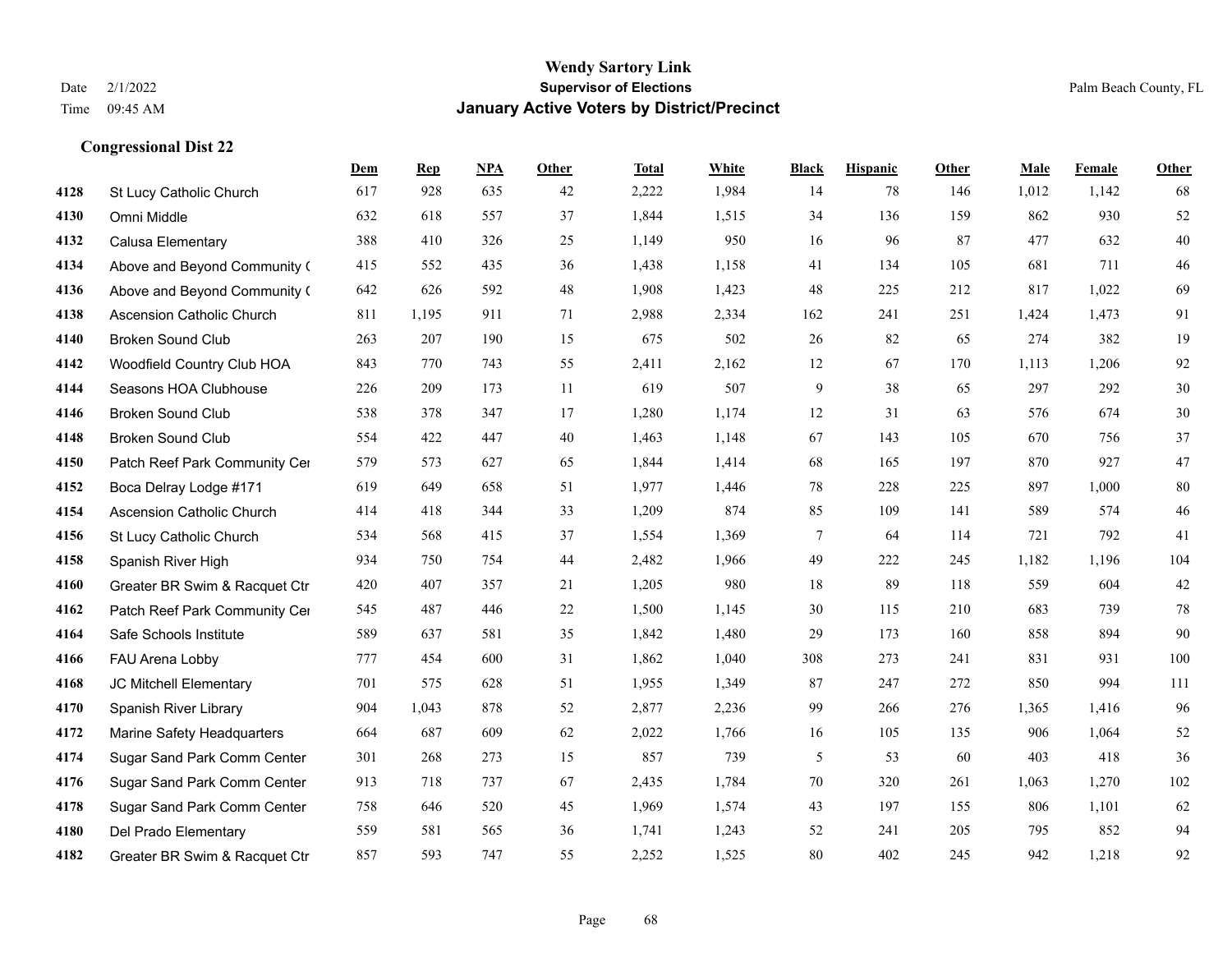**Wendy Sartory Link**
**Supervisor of Elections**
**January Active Voters by District/Precinct**

Date 2/1/2022
Time 09:45 AM
Palm Beach County, FL

### Congressional Dist 22

| | | Dem | Rep | NPA | Other | Total | White | Black | Hispanic | Other | Male | Female | Other |
|---|---|---|---|---|---|---|---|---|---|---|---|---|---|
| 4128 | St Lucy Catholic Church | 617 | 928 | 635 | 42 | 2,222 | 1,984 | 14 | 78 | 146 | 1,012 | 1,142 | 68 |
| 4130 | Omni Middle | 632 | 618 | 557 | 37 | 1,844 | 1,515 | 34 | 136 | 159 | 862 | 930 | 52 |
| 4132 | Calusa Elementary | 388 | 410 | 326 | 25 | 1,149 | 950 | 16 | 96 | 87 | 477 | 632 | 40 |
| 4134 | Above and Beyond Community ( | 415 | 552 | 435 | 36 | 1,438 | 1,158 | 41 | 134 | 105 | 681 | 711 | 46 |
| 4136 | Above and Beyond Community ( | 642 | 626 | 592 | 48 | 1,908 | 1,423 | 48 | 225 | 212 | 817 | 1,022 | 69 |
| 4138 | Ascension Catholic Church | 811 | 1,195 | 911 | 71 | 2,988 | 2,334 | 162 | 241 | 251 | 1,424 | 1,473 | 91 |
| 4140 | Broken Sound Club | 263 | 207 | 190 | 15 | 675 | 502 | 26 | 82 | 65 | 274 | 382 | 19 |
| 4142 | Woodfield Country Club HOA | 843 | 770 | 743 | 55 | 2,411 | 2,162 | 12 | 67 | 170 | 1,113 | 1,206 | 92 |
| 4144 | Seasons HOA Clubhouse | 226 | 209 | 173 | 11 | 619 | 507 | 9 | 38 | 65 | 297 | 292 | 30 |
| 4146 | Broken Sound Club | 538 | 378 | 347 | 17 | 1,280 | 1,174 | 12 | 31 | 63 | 576 | 674 | 30 |
| 4148 | Broken Sound Club | 554 | 422 | 447 | 40 | 1,463 | 1,148 | 67 | 143 | 105 | 670 | 756 | 37 |
| 4150 | Patch Reef Park Community Cer | 579 | 573 | 627 | 65 | 1,844 | 1,414 | 68 | 165 | 197 | 870 | 927 | 47 |
| 4152 | Boca Delray Lodge #171 | 619 | 649 | 658 | 51 | 1,977 | 1,446 | 78 | 228 | 225 | 897 | 1,000 | 80 |
| 4154 | Ascension Catholic Church | 414 | 418 | 344 | 33 | 1,209 | 874 | 85 | 109 | 141 | 589 | 574 | 46 |
| 4156 | St Lucy Catholic Church | 534 | 568 | 415 | 37 | 1,554 | 1,369 | 7 | 64 | 114 | 721 | 792 | 41 |
| 4158 | Spanish River High | 934 | 750 | 754 | 44 | 2,482 | 1,966 | 49 | 222 | 245 | 1,182 | 1,196 | 104 |
| 4160 | Greater BR Swim & Racquet Ctr | 420 | 407 | 357 | 21 | 1,205 | 980 | 18 | 89 | 118 | 559 | 604 | 42 |
| 4162 | Patch Reef Park Community Cer | 545 | 487 | 446 | 22 | 1,500 | 1,145 | 30 | 115 | 210 | 683 | 739 | 78 |
| 4164 | Safe Schools Institute | 589 | 637 | 581 | 35 | 1,842 | 1,480 | 29 | 173 | 160 | 858 | 894 | 90 |
| 4166 | FAU Arena Lobby | 777 | 454 | 600 | 31 | 1,862 | 1,040 | 308 | 273 | 241 | 831 | 931 | 100 |
| 4168 | JC Mitchell Elementary | 701 | 575 | 628 | 51 | 1,955 | 1,349 | 87 | 247 | 272 | 850 | 994 | 111 |
| 4170 | Spanish River Library | 904 | 1,043 | 878 | 52 | 2,877 | 2,236 | 99 | 266 | 276 | 1,365 | 1,416 | 96 |
| 4172 | Marine Safety Headquarters | 664 | 687 | 609 | 62 | 2,022 | 1,766 | 16 | 105 | 135 | 906 | 1,064 | 52 |
| 4174 | Sugar Sand Park Comm Center | 301 | 268 | 273 | 15 | 857 | 739 | 5 | 53 | 60 | 403 | 418 | 36 |
| 4176 | Sugar Sand Park Comm Center | 913 | 718 | 737 | 67 | 2,435 | 1,784 | 70 | 320 | 261 | 1,063 | 1,270 | 102 |
| 4178 | Sugar Sand Park Comm Center | 758 | 646 | 520 | 45 | 1,969 | 1,574 | 43 | 197 | 155 | 806 | 1,101 | 62 |
| 4180 | Del Prado Elementary | 559 | 581 | 565 | 36 | 1,741 | 1,243 | 52 | 241 | 205 | 795 | 852 | 94 |
| 4182 | Greater BR Swim & Racquet Ctr | 857 | 593 | 747 | 55 | 2,252 | 1,525 | 80 | 402 | 245 | 942 | 1,218 | 92 |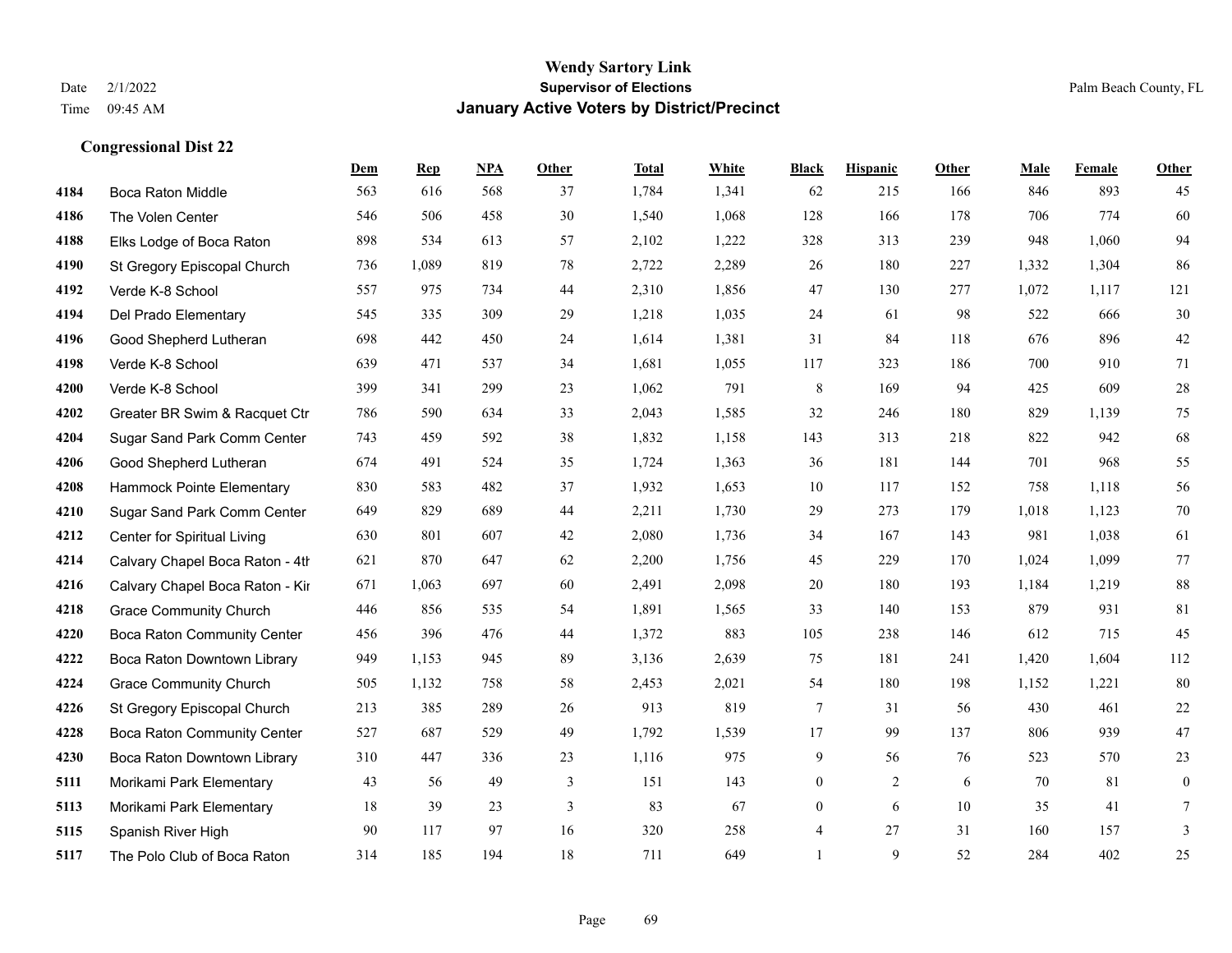# Wendy Sartory Link
## Supervisor of Elections
## January Active Voters by District/Precinct

Date 2/1/2022
Time 09:45 AM

Palm Beach County, FL

### Congressional Dist 22

| | | Dem | Rep | NPA | Other | Total | White | Black | Hispanic | Other | Male | Female | Other |
|---|---|---|---|---|---|---|---|---|---|---|---|---|---|
| 4184 | Boca Raton Middle | 563 | 616 | 568 | 37 | 1,784 | 1,341 | 62 | 215 | 166 | 846 | 893 | 45 |
| 4186 | The Volen Center | 546 | 506 | 458 | 30 | 1,540 | 1,068 | 128 | 166 | 178 | 706 | 774 | 60 |
| 4188 | Elks Lodge of Boca Raton | 898 | 534 | 613 | 57 | 2,102 | 1,222 | 328 | 313 | 239 | 948 | 1,060 | 94 |
| 4190 | St Gregory Episcopal Church | 736 | 1,089 | 819 | 78 | 2,722 | 2,289 | 26 | 180 | 227 | 1,332 | 1,304 | 86 |
| 4192 | Verde K-8 School | 557 | 975 | 734 | 44 | 2,310 | 1,856 | 47 | 130 | 277 | 1,072 | 1,117 | 121 |
| 4194 | Del Prado Elementary | 545 | 335 | 309 | 29 | 1,218 | 1,035 | 24 | 61 | 98 | 522 | 666 | 30 |
| 4196 | Good Shepherd Lutheran | 698 | 442 | 450 | 24 | 1,614 | 1,381 | 31 | 84 | 118 | 676 | 896 | 42 |
| 4198 | Verde K-8 School | 639 | 471 | 537 | 34 | 1,681 | 1,055 | 117 | 323 | 186 | 700 | 910 | 71 |
| 4200 | Verde K-8 School | 399 | 341 | 299 | 23 | 1,062 | 791 | 8 | 169 | 94 | 425 | 609 | 28 |
| 4202 | Greater BR Swim & Racquet Ctr | 786 | 590 | 634 | 33 | 2,043 | 1,585 | 32 | 246 | 180 | 829 | 1,139 | 75 |
| 4204 | Sugar Sand Park Comm Center | 743 | 459 | 592 | 38 | 1,832 | 1,158 | 143 | 313 | 218 | 822 | 942 | 68 |
| 4206 | Good Shepherd Lutheran | 674 | 491 | 524 | 35 | 1,724 | 1,363 | 36 | 181 | 144 | 701 | 968 | 55 |
| 4208 | Hammock Pointe Elementary | 830 | 583 | 482 | 37 | 1,932 | 1,653 | 10 | 117 | 152 | 758 | 1,118 | 56 |
| 4210 | Sugar Sand Park Comm Center | 649 | 829 | 689 | 44 | 2,211 | 1,730 | 29 | 273 | 179 | 1,018 | 1,123 | 70 |
| 4212 | Center for Spiritual Living | 630 | 801 | 607 | 42 | 2,080 | 1,736 | 34 | 167 | 143 | 981 | 1,038 | 61 |
| 4214 | Calvary Chapel Boca Raton - 4th | 621 | 870 | 647 | 62 | 2,200 | 1,756 | 45 | 229 | 170 | 1,024 | 1,099 | 77 |
| 4216 | Calvary Chapel Boca Raton - Kir | 671 | 1,063 | 697 | 60 | 2,491 | 2,098 | 20 | 180 | 193 | 1,184 | 1,219 | 88 |
| 4218 | Grace Community Church | 446 | 856 | 535 | 54 | 1,891 | 1,565 | 33 | 140 | 153 | 879 | 931 | 81 |
| 4220 | Boca Raton Community Center | 456 | 396 | 476 | 44 | 1,372 | 883 | 105 | 238 | 146 | 612 | 715 | 45 |
| 4222 | Boca Raton Downtown Library | 949 | 1,153 | 945 | 89 | 3,136 | 2,639 | 75 | 181 | 241 | 1,420 | 1,604 | 112 |
| 4224 | Grace Community Church | 505 | 1,132 | 758 | 58 | 2,453 | 2,021 | 54 | 180 | 198 | 1,152 | 1,221 | 80 |
| 4226 | St Gregory Episcopal Church | 213 | 385 | 289 | 26 | 913 | 819 | 7 | 31 | 56 | 430 | 461 | 22 |
| 4228 | Boca Raton Community Center | 527 | 687 | 529 | 49 | 1,792 | 1,539 | 17 | 99 | 137 | 806 | 939 | 47 |
| 4230 | Boca Raton Downtown Library | 310 | 447 | 336 | 23 | 1,116 | 975 | 9 | 56 | 76 | 523 | 570 | 23 |
| 5111 | Morikami Park Elementary | 43 | 56 | 49 | 3 | 151 | 143 | 0 | 2 | 6 | 70 | 81 | 0 |
| 5113 | Morikami Park Elementary | 18 | 39 | 23 | 3 | 83 | 67 | 0 | 6 | 10 | 35 | 41 | 7 |
| 5115 | Spanish River High | 90 | 117 | 97 | 16 | 320 | 258 | 4 | 27 | 31 | 160 | 157 | 3 |
| 5117 | The Polo Club of Boca Raton | 314 | 185 | 194 | 18 | 711 | 649 | 1 | 9 | 52 | 284 | 402 | 25 |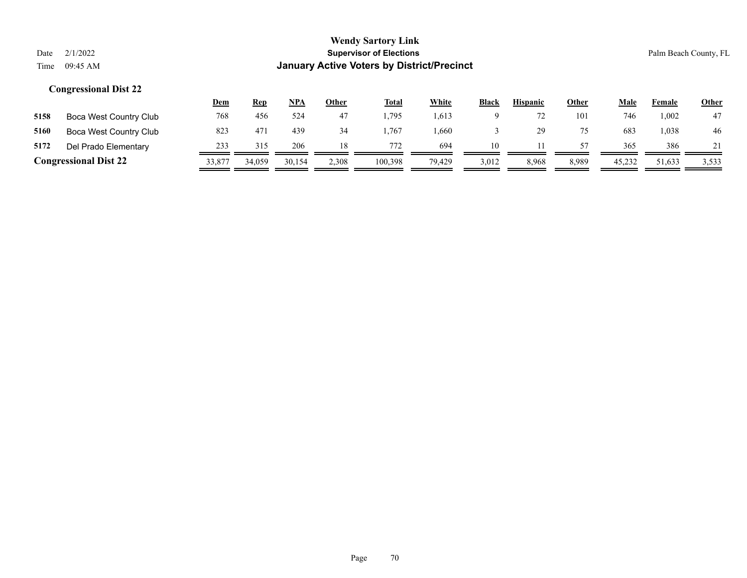**Wendy Sartory Link**
**Supervisor of Elections**
**January Active Voters by District/Precinct**

Date 2/1/2022
Time 09:45 AM

Palm Beach County, FL

### Congressional Dist 22

| | | Dem | Rep | NPA | Other | Total | White | Black | Hispanic | Other | Male | Female | Other |
|---|---|---|---|---|---|---|---|---|---|---|---|---|---|
| **5158** | Boca West Country Club | 768 | 456 | 524 | 47 | 1,795 | 1,613 | 9 | 72 | 101 | 746 | 1,002 | 47 |
| **5160** | Boca West Country Club | 823 | 471 | 439 | 34 | 1,767 | 1,660 | 3 | 29 | 75 | 683 | 1,038 | 46 |
| **5172** | Del Prado Elementary | 233 | 315 | 206 | 18 | 772 | 694 | 10 | 11 | 57 | 365 | 386 | 21 |
| **Congressional Dist 22** | | 33,877 | 34,059 | 30,154 | 2,308 | 100,398 | 79,429 | 3,012 | 8,968 | 8,989 | 45,232 | 51,633 | 3,533 |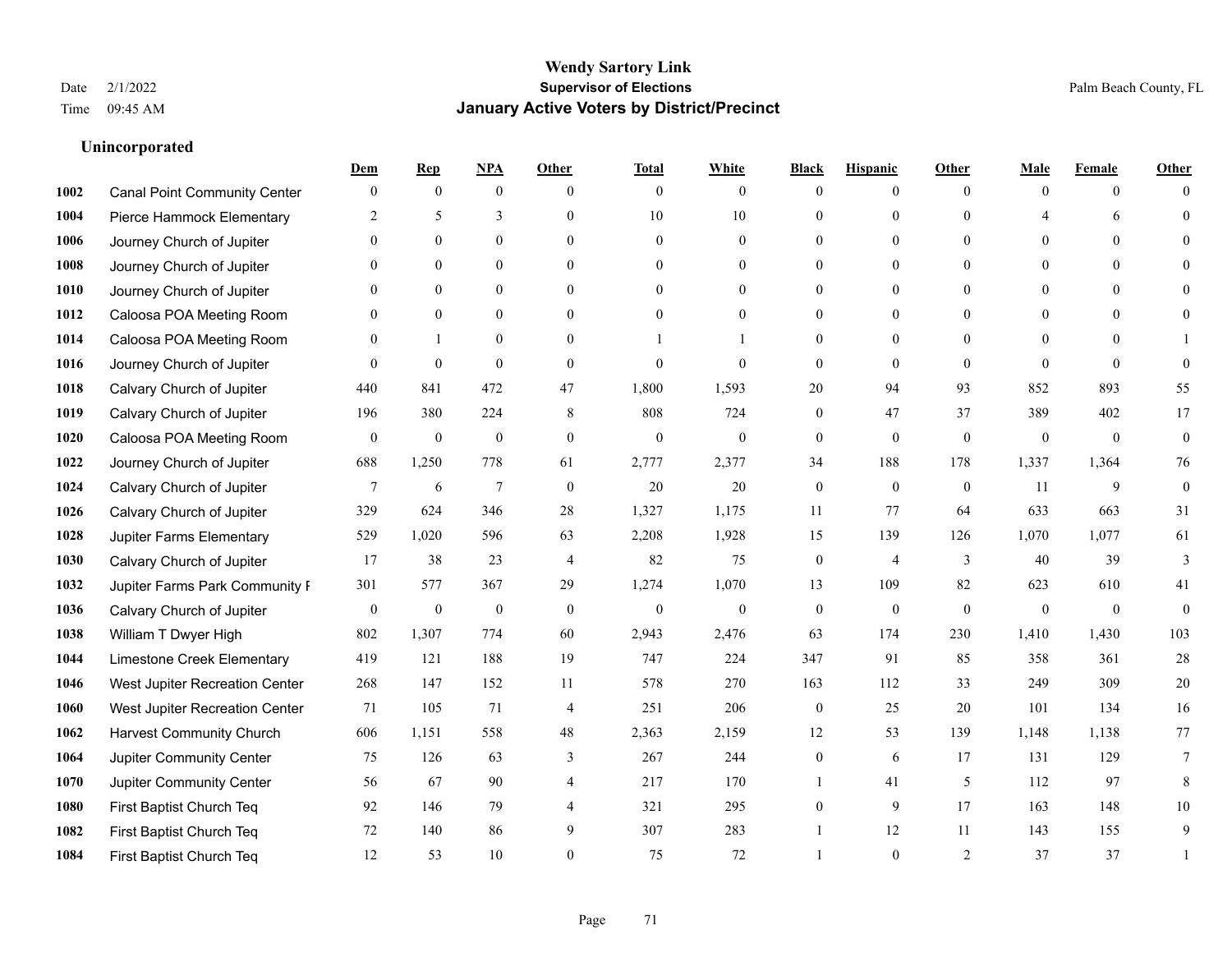**Wendy Sartory Link**
**Supervisor of Elections**
**January Active Voters by District/Precinct**

Date 2/1/2022
Time 09:45 AM

Palm Beach County, FL

### Unincorporated

| | | Dem | Rep | NPA | Other | Total | White | Black | Hispanic | Other | Male | Female | Other |
|---|---|---|---|---|---|---|---|---|---|---|---|---|---|
| 1002 | Canal Point Community Center | 0 | 0 | 0 | 0 | 0 | 0 | 0 | 0 | 0 | 0 | 0 | 0 |
| 1004 | Pierce Hammock Elementary | 2 | 5 | 3 | 0 | 10 | 10 | 0 | 0 | 0 | 4 | 6 | 0 |
| 1006 | Journey Church of Jupiter | 0 | 0 | 0 | 0 | 0 | 0 | 0 | 0 | 0 | 0 | 0 | 0 |
| 1008 | Journey Church of Jupiter | 0 | 0 | 0 | 0 | 0 | 0 | 0 | 0 | 0 | 0 | 0 | 0 |
| 1010 | Journey Church of Jupiter | 0 | 0 | 0 | 0 | 0 | 0 | 0 | 0 | 0 | 0 | 0 | 0 |
| 1012 | Caloosa POA Meeting Room | 0 | 0 | 0 | 0 | 0 | 0 | 0 | 0 | 0 | 0 | 0 | 0 |
| 1014 | Caloosa POA Meeting Room | 0 | 1 | 0 | 0 | 1 | 1 | 0 | 0 | 0 | 0 | 0 | 1 |
| 1016 | Journey Church of Jupiter | 0 | 0 | 0 | 0 | 0 | 0 | 0 | 0 | 0 | 0 | 0 | 0 |
| 1018 | Calvary Church of Jupiter | 440 | 841 | 472 | 47 | 1,800 | 1,593 | 20 | 94 | 93 | 852 | 893 | 55 |
| 1019 | Calvary Church of Jupiter | 196 | 380 | 224 | 8 | 808 | 724 | 0 | 47 | 37 | 389 | 402 | 17 |
| 1020 | Caloosa POA Meeting Room | 0 | 0 | 0 | 0 | 0 | 0 | 0 | 0 | 0 | 0 | 0 | 0 |
| 1022 | Journey Church of Jupiter | 688 | 1,250 | 778 | 61 | 2,777 | 2,377 | 34 | 188 | 178 | 1,337 | 1,364 | 76 |
| 1024 | Calvary Church of Jupiter | 7 | 6 | 7 | 0 | 20 | 20 | 0 | 0 | 0 | 11 | 9 | 0 |
| 1026 | Calvary Church of Jupiter | 329 | 624 | 346 | 28 | 1,327 | 1,175 | 11 | 77 | 64 | 633 | 663 | 31 |
| 1028 | Jupiter Farms Elementary | 529 | 1,020 | 596 | 63 | 2,208 | 1,928 | 15 | 139 | 126 | 1,070 | 1,077 | 61 |
| 1030 | Calvary Church of Jupiter | 17 | 38 | 23 | 4 | 82 | 75 | 0 | 4 | 3 | 40 | 39 | 3 |
| 1032 | Jupiter Farms Park Community F | 301 | 577 | 367 | 29 | 1,274 | 1,070 | 13 | 109 | 82 | 623 | 610 | 41 |
| 1036 | Calvary Church of Jupiter | 0 | 0 | 0 | 0 | 0 | 0 | 0 | 0 | 0 | 0 | 0 | 0 |
| 1038 | William T Dwyer High | 802 | 1,307 | 774 | 60 | 2,943 | 2,476 | 63 | 174 | 230 | 1,410 | 1,430 | 103 |
| 1044 | Limestone Creek Elementary | 419 | 121 | 188 | 19 | 747 | 224 | 347 | 91 | 85 | 358 | 361 | 28 |
| 1046 | West Jupiter Recreation Center | 268 | 147 | 152 | 11 | 578 | 270 | 163 | 112 | 33 | 249 | 309 | 20 |
| 1060 | West Jupiter Recreation Center | 71 | 105 | 71 | 4 | 251 | 206 | 0 | 25 | 20 | 101 | 134 | 16 |
| 1062 | Harvest Community Church | 606 | 1,151 | 558 | 48 | 2,363 | 2,159 | 12 | 53 | 139 | 1,148 | 1,138 | 77 |
| 1064 | Jupiter Community Center | 75 | 126 | 63 | 3 | 267 | 244 | 0 | 6 | 17 | 131 | 129 | 7 |
| 1070 | Jupiter Community Center | 56 | 67 | 90 | 4 | 217 | 170 | 1 | 41 | 5 | 112 | 97 | 8 |
| 1080 | First Baptist Church Teq | 92 | 146 | 79 | 4 | 321 | 295 | 0 | 9 | 17 | 163 | 148 | 10 |
| 1082 | First Baptist Church Teq | 72 | 140 | 86 | 9 | 307 | 283 | 1 | 12 | 11 | 143 | 155 | 9 |
| 1084 | First Baptist Church Teq | 12 | 53 | 10 | 0 | 75 | 72 | 1 | 0 | 2 | 37 | 37 | 1 |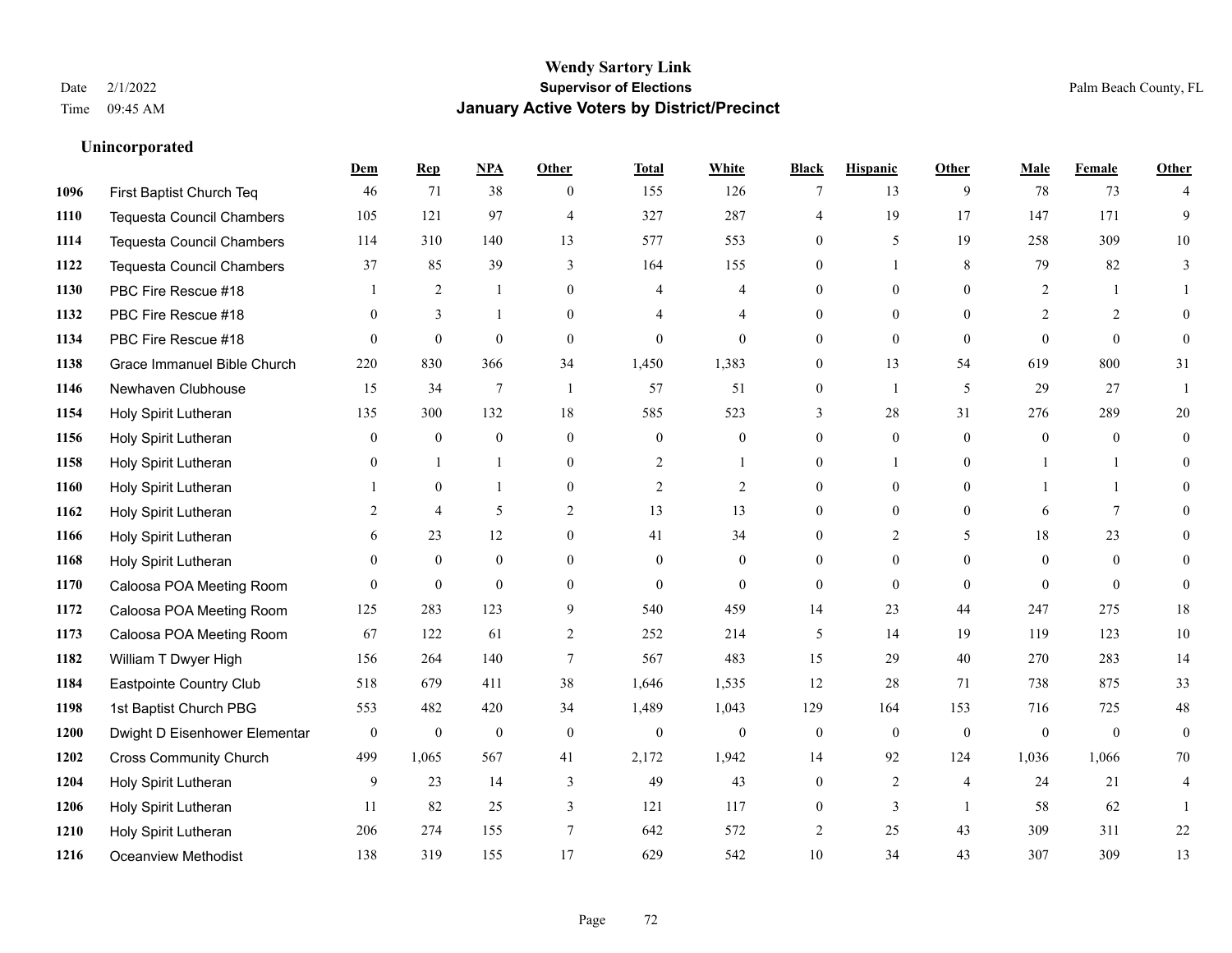**Wendy Sartory Link**
**Supervisor of Elections**
**January Active Voters by District/Precinct**

Date 2/1/2022
Time 09:45 AM

Palm Beach County, FL

### Unincorporated

| | | Dem | Rep | NPA | Other | Total | White | Black | Hispanic | Other | Male | Female | Other |
|---|---|---|---|---|---|---|---|---|---|---|---|---|---|
| 1096 | First Baptist Church Teq | 46 | 71 | 38 | 0 | 155 | 126 | 7 | 13 | 9 | 78 | 73 | 4 |
| 1110 | Tequesta Council Chambers | 105 | 121 | 97 | 4 | 327 | 287 | 4 | 19 | 17 | 147 | 171 | 9 |
| 1114 | Tequesta Council Chambers | 114 | 310 | 140 | 13 | 577 | 553 | 0 | 5 | 19 | 258 | 309 | 10 |
| 1122 | Tequesta Council Chambers | 37 | 85 | 39 | 3 | 164 | 155 | 0 | 1 | 8 | 79 | 82 | 3 |
| 1130 | PBC Fire Rescue #18 | 1 | 2 | 1 | 0 | 4 | 4 | 0 | 0 | 0 | 2 | 1 | 1 |
| 1132 | PBC Fire Rescue #18 | 0 | 3 | 1 | 0 | 4 | 4 | 0 | 0 | 0 | 2 | 2 | 0 |
| 1134 | PBC Fire Rescue #18 | 0 | 0 | 0 | 0 | 0 | 0 | 0 | 0 | 0 | 0 | 0 | 0 |
| 1138 | Grace Immanuel Bible Church | 220 | 830 | 366 | 34 | 1,450 | 1,383 | 0 | 13 | 54 | 619 | 800 | 31 |
| 1146 | Newhaven Clubhouse | 15 | 34 | 7 | 1 | 57 | 51 | 0 | 1 | 5 | 29 | 27 | 1 |
| 1154 | Holy Spirit Lutheran | 135 | 300 | 132 | 18 | 585 | 523 | 3 | 28 | 31 | 276 | 289 | 20 |
| 1156 | Holy Spirit Lutheran | 0 | 0 | 0 | 0 | 0 | 0 | 0 | 0 | 0 | 0 | 0 | 0 |
| 1158 | Holy Spirit Lutheran | 0 | 1 | 1 | 0 | 2 | 1 | 0 | 1 | 0 | 1 | 1 | 0 |
| 1160 | Holy Spirit Lutheran | 1 | 0 | 1 | 0 | 2 | 2 | 0 | 0 | 0 | 1 | 1 | 0 |
| 1162 | Holy Spirit Lutheran | 2 | 4 | 5 | 2 | 13 | 13 | 0 | 0 | 0 | 6 | 7 | 0 |
| 1166 | Holy Spirit Lutheran | 6 | 23 | 12 | 0 | 41 | 34 | 0 | 2 | 5 | 18 | 23 | 0 |
| 1168 | Holy Spirit Lutheran | 0 | 0 | 0 | 0 | 0 | 0 | 0 | 0 | 0 | 0 | 0 | 0 |
| 1170 | Caloosa POA Meeting Room | 0 | 0 | 0 | 0 | 0 | 0 | 0 | 0 | 0 | 0 | 0 | 0 |
| 1172 | Caloosa POA Meeting Room | 125 | 283 | 123 | 9 | 540 | 459 | 14 | 23 | 44 | 247 | 275 | 18 |
| 1173 | Caloosa POA Meeting Room | 67 | 122 | 61 | 2 | 252 | 214 | 5 | 14 | 19 | 119 | 123 | 10 |
| 1182 | William T Dwyer High | 156 | 264 | 140 | 7 | 567 | 483 | 15 | 29 | 40 | 270 | 283 | 14 |
| 1184 | Eastpointe Country Club | 518 | 679 | 411 | 38 | 1,646 | 1,535 | 12 | 28 | 71 | 738 | 875 | 33 |
| 1198 | 1st Baptist Church PBG | 553 | 482 | 420 | 34 | 1,489 | 1,043 | 129 | 164 | 153 | 716 | 725 | 48 |
| 1200 | Dwight D Eisenhower Elementar | 0 | 0 | 0 | 0 | 0 | 0 | 0 | 0 | 0 | 0 | 0 | 0 |
| 1202 | Cross Community Church | 499 | 1,065 | 567 | 41 | 2,172 | 1,942 | 14 | 92 | 124 | 1,036 | 1,066 | 70 |
| 1204 | Holy Spirit Lutheran | 9 | 23 | 14 | 3 | 49 | 43 | 0 | 2 | 4 | 24 | 21 | 4 |
| 1206 | Holy Spirit Lutheran | 11 | 82 | 25 | 3 | 121 | 117 | 0 | 3 | 1 | 58 | 62 | 1 |
| 1210 | Holy Spirit Lutheran | 206 | 274 | 155 | 7 | 642 | 572 | 2 | 25 | 43 | 309 | 311 | 22 |
| 1216 | Oceanview Methodist | 138 | 319 | 155 | 17 | 629 | 542 | 10 | 34 | 43 | 307 | 309 | 13 |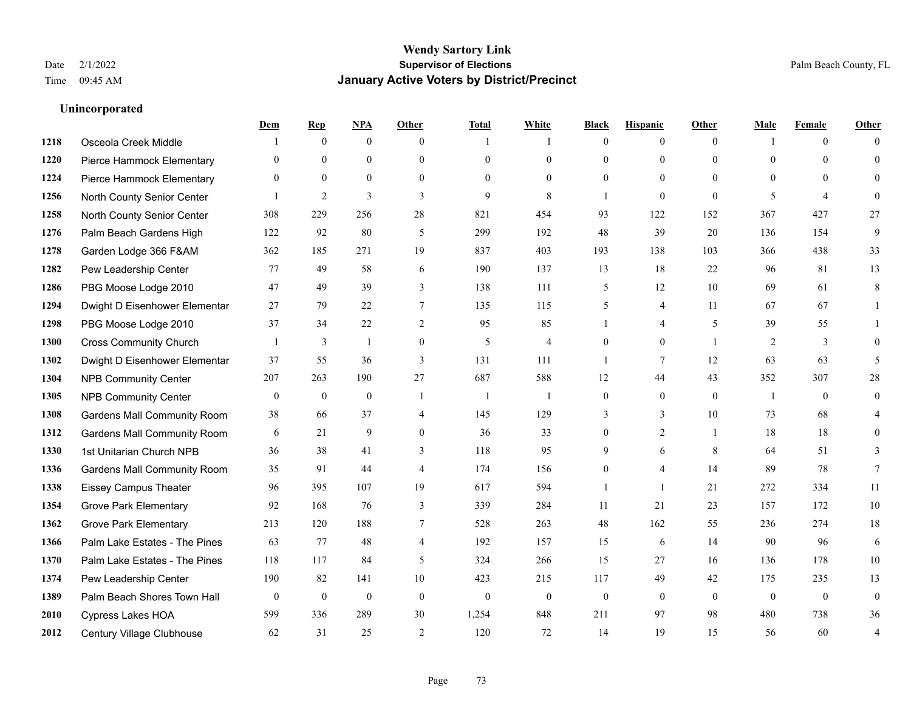# Wendy Sartory Link

**Supervisor of Elections**

**January Active Voters by District/Precinct**

Date 2/1/2022
Time 09:45 AM

Palm Beach County, FL

## Unincorporated

| | | Dem | Rep | NPA | Other | Total | White | Black | Hispanic | Other | Male | Female | Other |
|---|---|---|---|---|---|---|---|---|---|---|---|---|---|
| 1218 | Osceola Creek Middle | 1 | 0 | 0 | 0 | 1 | 1 | 0 | 0 | 0 | 1 | 0 | 0 |
| 1220 | Pierce Hammock Elementary | 0 | 0 | 0 | 0 | 0 | 0 | 0 | 0 | 0 | 0 | 0 | 0 |
| 1224 | Pierce Hammock Elementary | 0 | 0 | 0 | 0 | 0 | 0 | 0 | 0 | 0 | 0 | 0 | 0 |
| 1256 | North County Senior Center | 1 | 2 | 3 | 3 | 9 | 8 | 1 | 0 | 0 | 5 | 4 | 0 |
| 1258 | North County Senior Center | 308 | 229 | 256 | 28 | 821 | 454 | 93 | 122 | 152 | 367 | 427 | 27 |
| 1276 | Palm Beach Gardens High | 122 | 92 | 80 | 5 | 299 | 192 | 48 | 39 | 20 | 136 | 154 | 9 |
| 1278 | Garden Lodge 366 F&AM | 362 | 185 | 271 | 19 | 837 | 403 | 193 | 138 | 103 | 366 | 438 | 33 |
| 1282 | Pew Leadership Center | 77 | 49 | 58 | 6 | 190 | 137 | 13 | 18 | 22 | 96 | 81 | 13 |
| 1286 | PBG Moose Lodge 2010 | 47 | 49 | 39 | 3 | 138 | 111 | 5 | 12 | 10 | 69 | 61 | 8 |
| 1294 | Dwight D Eisenhower Elementar | 27 | 79 | 22 | 7 | 135 | 115 | 5 | 4 | 11 | 67 | 67 | 1 |
| 1298 | PBG Moose Lodge 2010 | 37 | 34 | 22 | 2 | 95 | 85 | 1 | 4 | 5 | 39 | 55 | 1 |
| 1300 | Cross Community Church | 1 | 3 | 1 | 0 | 5 | 4 | 0 | 0 | 1 | 2 | 3 | 0 |
| 1302 | Dwight D Eisenhower Elementar | 37 | 55 | 36 | 3 | 131 | 111 | 1 | 7 | 12 | 63 | 63 | 5 |
| 1304 | NPB Community Center | 207 | 263 | 190 | 27 | 687 | 588 | 12 | 44 | 43 | 352 | 307 | 28 |
| 1305 | NPB Community Center | 0 | 0 | 0 | 1 | 1 | 1 | 0 | 0 | 0 | 1 | 0 | 0 |
| 1308 | Gardens Mall Community Room | 38 | 66 | 37 | 4 | 145 | 129 | 3 | 3 | 10 | 73 | 68 | 4 |
| 1312 | Gardens Mall Community Room | 6 | 21 | 9 | 0 | 36 | 33 | 0 | 2 | 1 | 18 | 18 | 0 |
| 1330 | 1st Unitarian Church NPB | 36 | 38 | 41 | 3 | 118 | 95 | 9 | 6 | 8 | 64 | 51 | 3 |
| 1336 | Gardens Mall Community Room | 35 | 91 | 44 | 4 | 174 | 156 | 0 | 4 | 14 | 89 | 78 | 7 |
| 1338 | Eissey Campus Theater | 96 | 395 | 107 | 19 | 617 | 594 | 1 | 1 | 21 | 272 | 334 | 11 |
| 1354 | Grove Park Elementary | 92 | 168 | 76 | 3 | 339 | 284 | 11 | 21 | 23 | 157 | 172 | 10 |
| 1362 | Grove Park Elementary | 213 | 120 | 188 | 7 | 528 | 263 | 48 | 162 | 55 | 236 | 274 | 18 |
| 1366 | Palm Lake Estates - The Pines | 63 | 77 | 48 | 4 | 192 | 157 | 15 | 6 | 14 | 90 | 96 | 6 |
| 1370 | Palm Lake Estates - The Pines | 118 | 117 | 84 | 5 | 324 | 266 | 15 | 27 | 16 | 136 | 178 | 10 |
| 1374 | Pew Leadership Center | 190 | 82 | 141 | 10 | 423 | 215 | 117 | 49 | 42 | 175 | 235 | 13 |
| 1389 | Palm Beach Shores Town Hall | 0 | 0 | 0 | 0 | 0 | 0 | 0 | 0 | 0 | 0 | 0 | 0 |
| 2010 | Cypress Lakes HOA | 599 | 336 | 289 | 30 | 1,254 | 848 | 211 | 97 | 98 | 480 | 738 | 36 |
| 2012 | Century Village Clubhouse | 62 | 31 | 25 | 2 | 120 | 72 | 14 | 19 | 15 | 56 | 60 | 4 |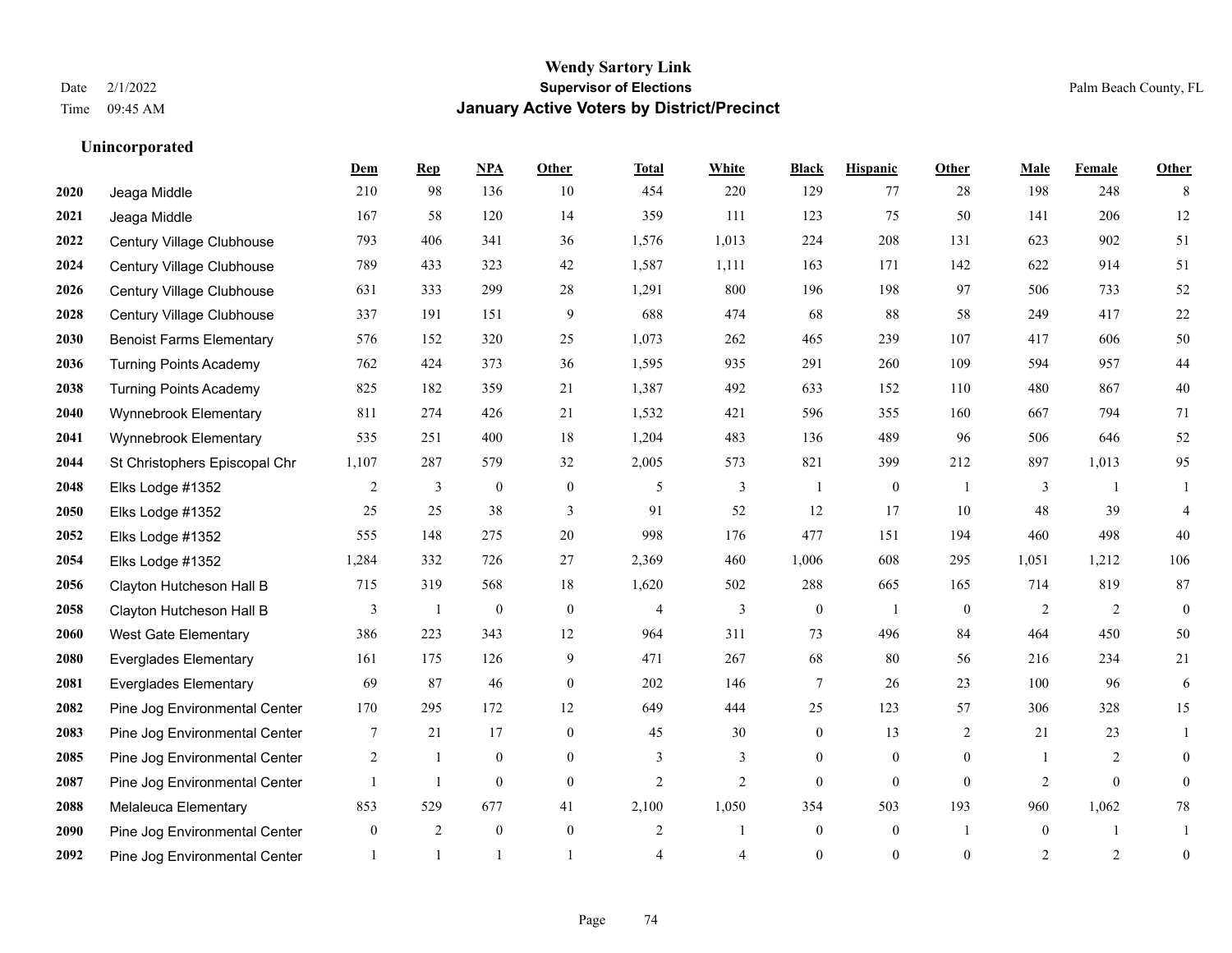**Wendy Sartory Link**
**Supervisor of Elections**
**January Active Voters by District/Precinct**

Date 2/1/2022
Time 09:45 AM

Palm Beach County, FL

### Unincorporated

| | | Dem | Rep | NPA | Other | Total | White | Black | Hispanic | Other | Male | Female | Other |
|---|---|---|---|---|---|---|---|---|---|---|---|---|---|
| 2020 | Jeaga Middle | 210 | 98 | 136 | 10 | 454 | 220 | 129 | 77 | 28 | 198 | 248 | 8 |
| 2021 | Jeaga Middle | 167 | 58 | 120 | 14 | 359 | 111 | 123 | 75 | 50 | 141 | 206 | 12 |
| 2022 | Century Village Clubhouse | 793 | 406 | 341 | 36 | 1,576 | 1,013 | 224 | 208 | 131 | 623 | 902 | 51 |
| 2024 | Century Village Clubhouse | 789 | 433 | 323 | 42 | 1,587 | 1,111 | 163 | 171 | 142 | 622 | 914 | 51 |
| 2026 | Century Village Clubhouse | 631 | 333 | 299 | 28 | 1,291 | 800 | 196 | 198 | 97 | 506 | 733 | 52 |
| 2028 | Century Village Clubhouse | 337 | 191 | 151 | 9 | 688 | 474 | 68 | 88 | 58 | 249 | 417 | 22 |
| 2030 | Benoist Farms Elementary | 576 | 152 | 320 | 25 | 1,073 | 262 | 465 | 239 | 107 | 417 | 606 | 50 |
| 2036 | Turning Points Academy | 762 | 424 | 373 | 36 | 1,595 | 935 | 291 | 260 | 109 | 594 | 957 | 44 |
| 2038 | Turning Points Academy | 825 | 182 | 359 | 21 | 1,387 | 492 | 633 | 152 | 110 | 480 | 867 | 40 |
| 2040 | Wynnebrook Elementary | 811 | 274 | 426 | 21 | 1,532 | 421 | 596 | 355 | 160 | 667 | 794 | 71 |
| 2041 | Wynnebrook Elementary | 535 | 251 | 400 | 18 | 1,204 | 483 | 136 | 489 | 96 | 506 | 646 | 52 |
| 2044 | St Christophers Episcopal Chr | 1,107 | 287 | 579 | 32 | 2,005 | 573 | 821 | 399 | 212 | 897 | 1,013 | 95 |
| 2048 | Elks Lodge #1352 | 2 | 3 | 0 | 0 | 5 | 3 | 1 | 0 | 1 | 3 | 1 | 1 |
| 2050 | Elks Lodge #1352 | 25 | 25 | 38 | 3 | 91 | 52 | 12 | 17 | 10 | 48 | 39 | 4 |
| 2052 | Elks Lodge #1352 | 555 | 148 | 275 | 20 | 998 | 176 | 477 | 151 | 194 | 460 | 498 | 40 |
| 2054 | Elks Lodge #1352 | 1,284 | 332 | 726 | 27 | 2,369 | 460 | 1,006 | 608 | 295 | 1,051 | 1,212 | 106 |
| 2056 | Clayton Hutcheson Hall B | 715 | 319 | 568 | 18 | 1,620 | 502 | 288 | 665 | 165 | 714 | 819 | 87 |
| 2058 | Clayton Hutcheson Hall B | 3 | 1 | 0 | 0 | 4 | 3 | 0 | 1 | 0 | 2 | 2 | 0 |
| 2060 | West Gate Elementary | 386 | 223 | 343 | 12 | 964 | 311 | 73 | 496 | 84 | 464 | 450 | 50 |
| 2080 | Everglades Elementary | 161 | 175 | 126 | 9 | 471 | 267 | 68 | 80 | 56 | 216 | 234 | 21 |
| 2081 | Everglades Elementary | 69 | 87 | 46 | 0 | 202 | 146 | 7 | 26 | 23 | 100 | 96 | 6 |
| 2082 | Pine Jog Environmental Center | 170 | 295 | 172 | 12 | 649 | 444 | 25 | 123 | 57 | 306 | 328 | 15 |
| 2083 | Pine Jog Environmental Center | 7 | 21 | 17 | 0 | 45 | 30 | 0 | 13 | 2 | 21 | 23 | 1 |
| 2085 | Pine Jog Environmental Center | 2 | 1 | 0 | 0 | 3 | 3 | 0 | 0 | 0 | 1 | 2 | 0 |
| 2087 | Pine Jog Environmental Center | 1 | 1 | 0 | 0 | 2 | 2 | 0 | 0 | 0 | 2 | 0 | 0 |
| 2088 | Melaleuca Elementary | 853 | 529 | 677 | 41 | 2,100 | 1,050 | 354 | 503 | 193 | 960 | 1,062 | 78 |
| 2090 | Pine Jog Environmental Center | 0 | 2 | 0 | 0 | 2 | 1 | 0 | 0 | 1 | 0 | 1 | 1 |
| 2092 | Pine Jog Environmental Center | 1 | 1 | 1 | 1 | 4 | 4 | 0 | 0 | 0 | 2 | 2 | 0 |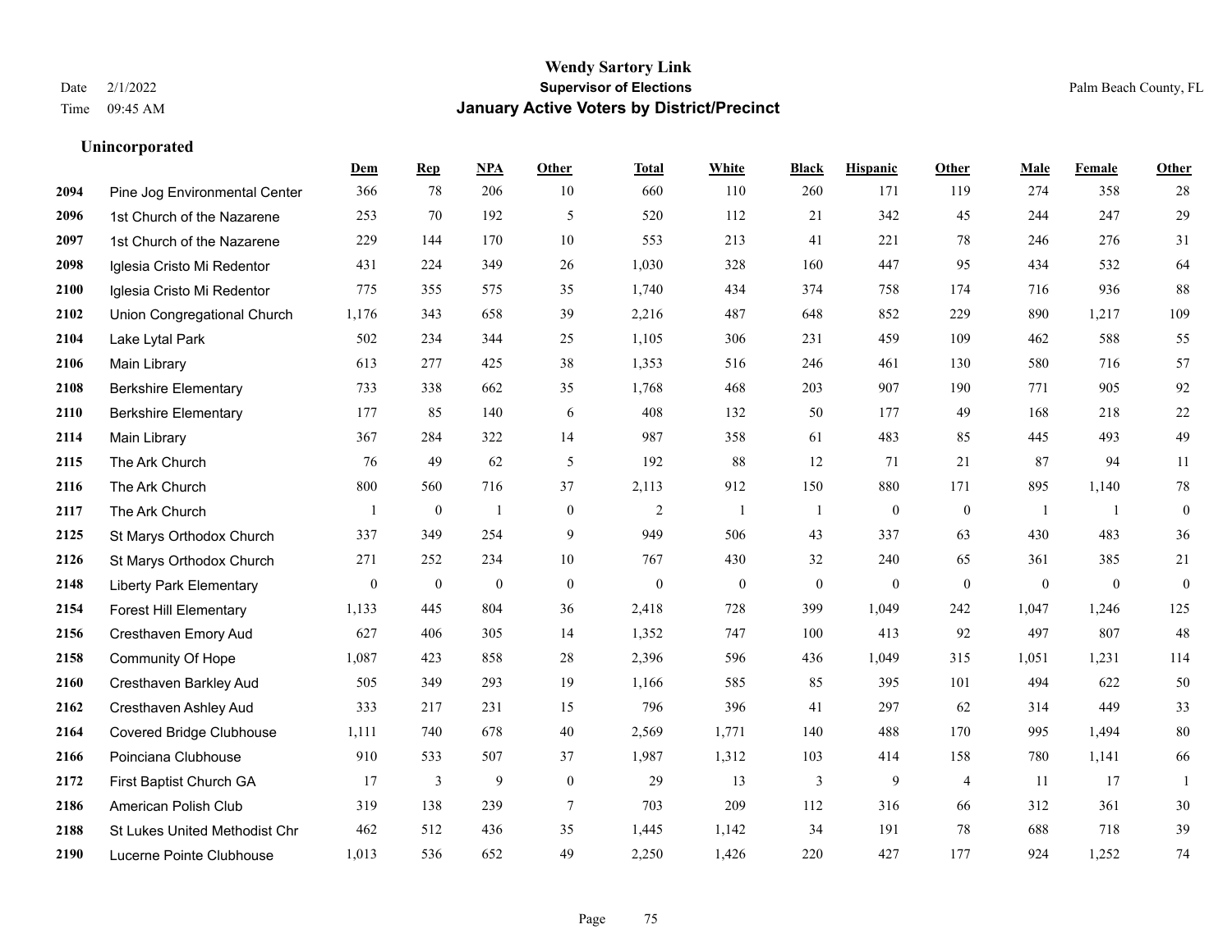**Wendy Sartory Link**
**Supervisor of Elections**
**January Active Voters by District/Precinct**

Date 2/1/2022
Time 09:45 AM

Palm Beach County, FL

### Unincorporated

| | | Dem | Rep | NPA | Other | Total | White | Black | Hispanic | Other | Male | Female | Other |
|---|---|---|---|---|---|---|---|---|---|---|---|---|---|
| 2094 | Pine Jog Environmental Center | 366 | 78 | 206 | 10 | 660 | 110 | 260 | 171 | 119 | 274 | 358 | 28 |
| 2096 | 1st Church of the Nazarene | 253 | 70 | 192 | 5 | 520 | 112 | 21 | 342 | 45 | 244 | 247 | 29 |
| 2097 | 1st Church of the Nazarene | 229 | 144 | 170 | 10 | 553 | 213 | 41 | 221 | 78 | 246 | 276 | 31 |
| 2098 | Iglesia Cristo Mi Redentor | 431 | 224 | 349 | 26 | 1,030 | 328 | 160 | 447 | 95 | 434 | 532 | 64 |
| 2100 | Iglesia Cristo Mi Redentor | 775 | 355 | 575 | 35 | 1,740 | 434 | 374 | 758 | 174 | 716 | 936 | 88 |
| 2102 | Union Congregational Church | 1,176 | 343 | 658 | 39 | 2,216 | 487 | 648 | 852 | 229 | 890 | 1,217 | 109 |
| 2104 | Lake Lytal Park | 502 | 234 | 344 | 25 | 1,105 | 306 | 231 | 459 | 109 | 462 | 588 | 55 |
| 2106 | Main Library | 613 | 277 | 425 | 38 | 1,353 | 516 | 246 | 461 | 130 | 580 | 716 | 57 |
| 2108 | Berkshire Elementary | 733 | 338 | 662 | 35 | 1,768 | 468 | 203 | 907 | 190 | 771 | 905 | 92 |
| 2110 | Berkshire Elementary | 177 | 85 | 140 | 6 | 408 | 132 | 50 | 177 | 49 | 168 | 218 | 22 |
| 2114 | Main Library | 367 | 284 | 322 | 14 | 987 | 358 | 61 | 483 | 85 | 445 | 493 | 49 |
| 2115 | The Ark Church | 76 | 49 | 62 | 5 | 192 | 88 | 12 | 71 | 21 | 87 | 94 | 11 |
| 2116 | The Ark Church | 800 | 560 | 716 | 37 | 2,113 | 912 | 150 | 880 | 171 | 895 | 1,140 | 78 |
| 2117 | The Ark Church | 1 | 0 | 1 | 0 | 2 | 1 | 1 | 0 | 0 | 1 | 1 | 0 |
| 2125 | St Marys Orthodox Church | 337 | 349 | 254 | 9 | 949 | 506 | 43 | 337 | 63 | 430 | 483 | 36 |
| 2126 | St Marys Orthodox Church | 271 | 252 | 234 | 10 | 767 | 430 | 32 | 240 | 65 | 361 | 385 | 21 |
| 2148 | Liberty Park Elementary | 0 | 0 | 0 | 0 | 0 | 0 | 0 | 0 | 0 | 0 | 0 | 0 |
| 2154 | Forest Hill Elementary | 1,133 | 445 | 804 | 36 | 2,418 | 728 | 399 | 1,049 | 242 | 1,047 | 1,246 | 125 |
| 2156 | Cresthaven Emory Aud | 627 | 406 | 305 | 14 | 1,352 | 747 | 100 | 413 | 92 | 497 | 807 | 48 |
| 2158 | Community Of Hope | 1,087 | 423 | 858 | 28 | 2,396 | 596 | 436 | 1,049 | 315 | 1,051 | 1,231 | 114 |
| 2160 | Cresthaven Barkley Aud | 505 | 349 | 293 | 19 | 1,166 | 585 | 85 | 395 | 101 | 494 | 622 | 50 |
| 2162 | Cresthaven Ashley Aud | 333 | 217 | 231 | 15 | 796 | 396 | 41 | 297 | 62 | 314 | 449 | 33 |
| 2164 | Covered Bridge Clubhouse | 1,111 | 740 | 678 | 40 | 2,569 | 1,771 | 140 | 488 | 170 | 995 | 1,494 | 80 |
| 2166 | Poinciana Clubhouse | 910 | 533 | 507 | 37 | 1,987 | 1,312 | 103 | 414 | 158 | 780 | 1,141 | 66 |
| 2172 | First Baptist Church GA | 17 | 3 | 9 | 0 | 29 | 13 | 3 | 9 | 4 | 11 | 17 | 1 |
| 2186 | American Polish Club | 319 | 138 | 239 | 7 | 703 | 209 | 112 | 316 | 66 | 312 | 361 | 30 |
| 2188 | St Lukes United Methodist Chr | 462 | 512 | 436 | 35 | 1,445 | 1,142 | 34 | 191 | 78 | 688 | 718 | 39 |
| 2190 | Lucerne Pointe Clubhouse | 1,013 | 536 | 652 | 49 | 2,250 | 1,426 | 220 | 427 | 177 | 924 | 1,252 | 74 |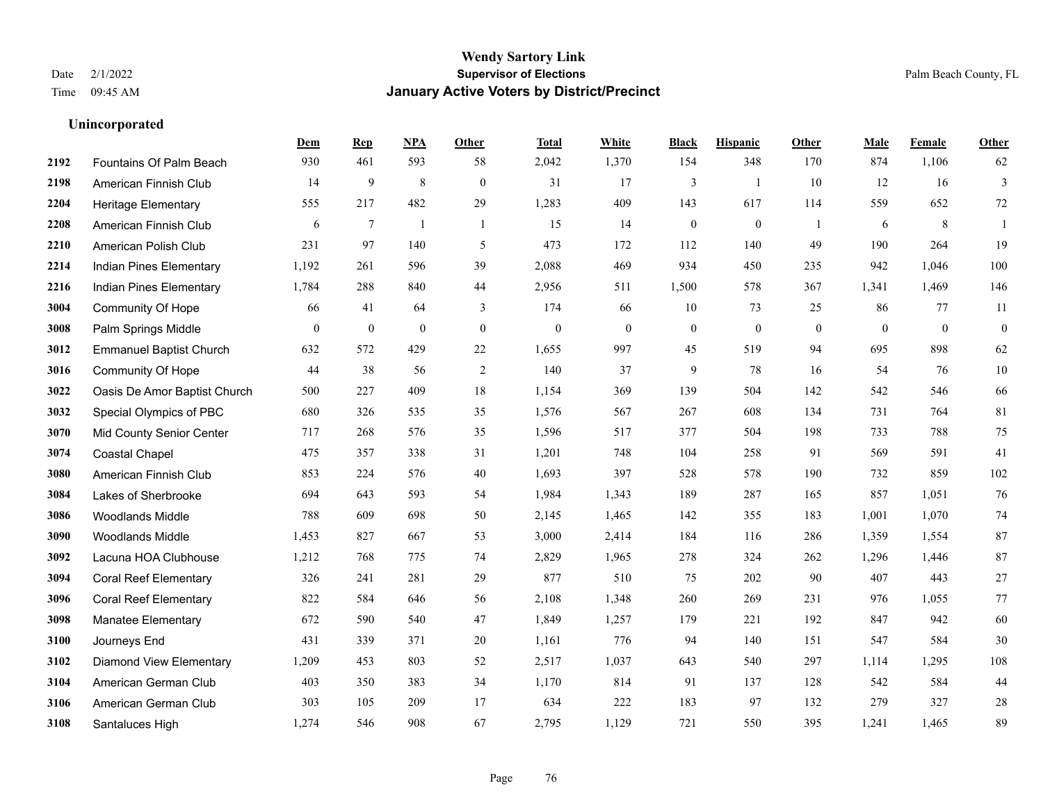# Wendy Sartory Link
## Supervisor of Elections
## January Active Voters by District/Precinct

Date 2/1/2022
Time 09:45 AM

Palm Beach County, FL

### Unincorporated

| | | Dem | Rep | NPA | Other | Total | White | Black | Hispanic | Other | Male | Female | Other |
|---|---|---|---|---|---|---|---|---|---|---|---|---|---|
| 2192 | Fountains Of Palm Beach | 930 | 461 | 593 | 58 | 2,042 | 1,370 | 154 | 348 | 170 | 874 | 1,106 | 62 |
| 2198 | American Finnish Club | 14 | 9 | 8 | 0 | 31 | 17 | 3 | 1 | 10 | 12 | 16 | 3 |
| 2204 | Heritage Elementary | 555 | 217 | 482 | 29 | 1,283 | 409 | 143 | 617 | 114 | 559 | 652 | 72 |
| 2208 | American Finnish Club | 6 | 7 | 1 | 1 | 15 | 14 | 0 | 0 | 1 | 6 | 8 | 1 |
| 2210 | American Polish Club | 231 | 97 | 140 | 5 | 473 | 172 | 112 | 140 | 49 | 190 | 264 | 19 |
| 2214 | Indian Pines Elementary | 1,192 | 261 | 596 | 39 | 2,088 | 469 | 934 | 450 | 235 | 942 | 1,046 | 100 |
| 2216 | Indian Pines Elementary | 1,784 | 288 | 840 | 44 | 2,956 | 511 | 1,500 | 578 | 367 | 1,341 | 1,469 | 146 |
| 3004 | Community Of Hope | 66 | 41 | 64 | 3 | 174 | 66 | 10 | 73 | 25 | 86 | 77 | 11 |
| 3008 | Palm Springs Middle | 0 | 0 | 0 | 0 | 0 | 0 | 0 | 0 | 0 | 0 | 0 | 0 |
| 3012 | Emmanuel Baptist Church | 632 | 572 | 429 | 22 | 1,655 | 997 | 45 | 519 | 94 | 695 | 898 | 62 |
| 3016 | Community Of Hope | 44 | 38 | 56 | 2 | 140 | 37 | 9 | 78 | 16 | 54 | 76 | 10 |
| 3022 | Oasis De Amor Baptist Church | 500 | 227 | 409 | 18 | 1,154 | 369 | 139 | 504 | 142 | 542 | 546 | 66 |
| 3032 | Special Olympics of PBC | 680 | 326 | 535 | 35 | 1,576 | 567 | 267 | 608 | 134 | 731 | 764 | 81 |
| 3070 | Mid County Senior Center | 717 | 268 | 576 | 35 | 1,596 | 517 | 377 | 504 | 198 | 733 | 788 | 75 |
| 3074 | Coastal Chapel | 475 | 357 | 338 | 31 | 1,201 | 748 | 104 | 258 | 91 | 569 | 591 | 41 |
| 3080 | American Finnish Club | 853 | 224 | 576 | 40 | 1,693 | 397 | 528 | 578 | 190 | 732 | 859 | 102 |
| 3084 | Lakes of Sherbrooke | 694 | 643 | 593 | 54 | 1,984 | 1,343 | 189 | 287 | 165 | 857 | 1,051 | 76 |
| 3086 | Woodlands Middle | 788 | 609 | 698 | 50 | 2,145 | 1,465 | 142 | 355 | 183 | 1,001 | 1,070 | 74 |
| 3090 | Woodlands Middle | 1,453 | 827 | 667 | 53 | 3,000 | 2,414 | 184 | 116 | 286 | 1,359 | 1,554 | 87 |
| 3092 | Lacuna HOA Clubhouse | 1,212 | 768 | 775 | 74 | 2,829 | 1,965 | 278 | 324 | 262 | 1,296 | 1,446 | 87 |
| 3094 | Coral Reef Elementary | 326 | 241 | 281 | 29 | 877 | 510 | 75 | 202 | 90 | 407 | 443 | 27 |
| 3096 | Coral Reef Elementary | 822 | 584 | 646 | 56 | 2,108 | 1,348 | 260 | 269 | 231 | 976 | 1,055 | 77 |
| 3098 | Manatee Elementary | 672 | 590 | 540 | 47 | 1,849 | 1,257 | 179 | 221 | 192 | 847 | 942 | 60 |
| 3100 | Journeys End | 431 | 339 | 371 | 20 | 1,161 | 776 | 94 | 140 | 151 | 547 | 584 | 30 |
| 3102 | Diamond View Elementary | 1,209 | 453 | 803 | 52 | 2,517 | 1,037 | 643 | 540 | 297 | 1,114 | 1,295 | 108 |
| 3104 | American German Club | 403 | 350 | 383 | 34 | 1,170 | 814 | 91 | 137 | 128 | 542 | 584 | 44 |
| 3106 | American German Club | 303 | 105 | 209 | 17 | 634 | 222 | 183 | 97 | 132 | 279 | 327 | 28 |
| 3108 | Santaluces High | 1,274 | 546 | 908 | 67 | 2,795 | 1,129 | 721 | 550 | 395 | 1,241 | 1,465 | 89 |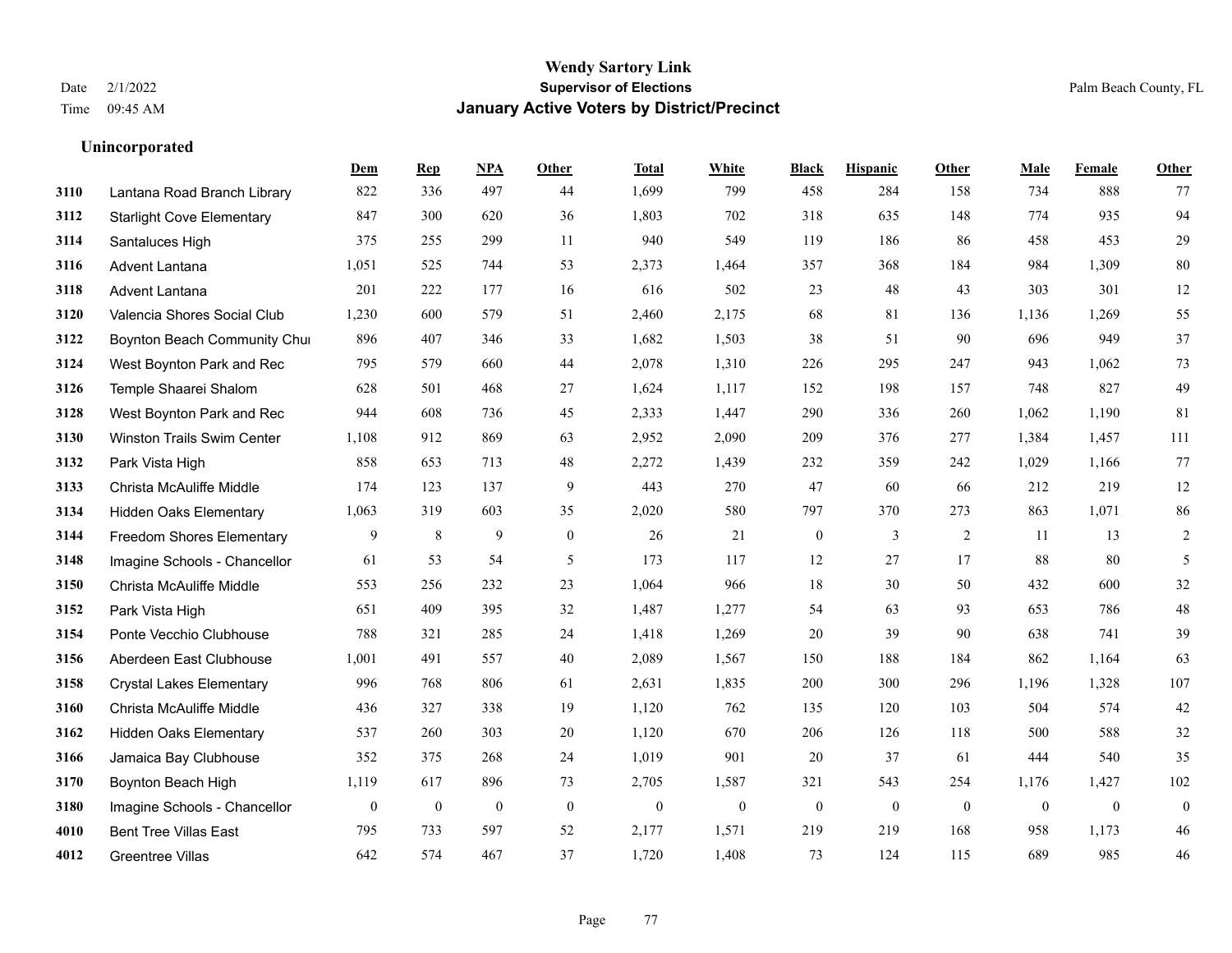# Wendy Sartory Link
## Supervisor of Elections
## January Active Voters by District/Precinct

Date 2/1/2022
Time 09:45 AM

Palm Beach County, FL

### Unincorporated

| | | Dem | Rep | NPA | Other | Total | White | Black | Hispanic | Other | Male | Female | Other |
|---|---|---|---|---|---|---|---|---|---|---|---|---|---|
| 3110 | Lantana Road Branch Library | 822 | 336 | 497 | 44 | 1,699 | 799 | 458 | 284 | 158 | 734 | 888 | 77 |
| 3112 | Starlight Cove Elementary | 847 | 300 | 620 | 36 | 1,803 | 702 | 318 | 635 | 148 | 774 | 935 | 94 |
| 3114 | Santaluces High | 375 | 255 | 299 | 11 | 940 | 549 | 119 | 186 | 86 | 458 | 453 | 29 |
| 3116 | Advent Lantana | 1,051 | 525 | 744 | 53 | 2,373 | 1,464 | 357 | 368 | 184 | 984 | 1,309 | 80 |
| 3118 | Advent Lantana | 201 | 222 | 177 | 16 | 616 | 502 | 23 | 48 | 43 | 303 | 301 | 12 |
| 3120 | Valencia Shores Social Club | 1,230 | 600 | 579 | 51 | 2,460 | 2,175 | 68 | 81 | 136 | 1,136 | 1,269 | 55 |
| 3122 | Boynton Beach Community Chur | 896 | 407 | 346 | 33 | 1,682 | 1,503 | 38 | 51 | 90 | 696 | 949 | 37 |
| 3124 | West Boynton Park and Rec | 795 | 579 | 660 | 44 | 2,078 | 1,310 | 226 | 295 | 247 | 943 | 1,062 | 73 |
| 3126 | Temple Shaarei Shalom | 628 | 501 | 468 | 27 | 1,624 | 1,117 | 152 | 198 | 157 | 748 | 827 | 49 |
| 3128 | West Boynton Park and Rec | 944 | 608 | 736 | 45 | 2,333 | 1,447 | 290 | 336 | 260 | 1,062 | 1,190 | 81 |
| 3130 | Winston Trails Swim Center | 1,108 | 912 | 869 | 63 | 2,952 | 2,090 | 209 | 376 | 277 | 1,384 | 1,457 | 111 |
| 3132 | Park Vista High | 858 | 653 | 713 | 48 | 2,272 | 1,439 | 232 | 359 | 242 | 1,029 | 1,166 | 77 |
| 3133 | Christa McAuliffe Middle | 174 | 123 | 137 | 9 | 443 | 270 | 47 | 60 | 66 | 212 | 219 | 12 |
| 3134 | Hidden Oaks Elementary | 1,063 | 319 | 603 | 35 | 2,020 | 580 | 797 | 370 | 273 | 863 | 1,071 | 86 |
| 3144 | Freedom Shores Elementary | 9 | 8 | 9 | 0 | 26 | 21 | 0 | 3 | 2 | 11 | 13 | 2 |
| 3148 | Imagine Schools - Chancellor | 61 | 53 | 54 | 5 | 173 | 117 | 12 | 27 | 17 | 88 | 80 | 5 |
| 3150 | Christa McAuliffe Middle | 553 | 256 | 232 | 23 | 1,064 | 966 | 18 | 30 | 50 | 432 | 600 | 32 |
| 3152 | Park Vista High | 651 | 409 | 395 | 32 | 1,487 | 1,277 | 54 | 63 | 93 | 653 | 786 | 48 |
| 3154 | Ponte Vecchio Clubhouse | 788 | 321 | 285 | 24 | 1,418 | 1,269 | 20 | 39 | 90 | 638 | 741 | 39 |
| 3156 | Aberdeen East Clubhouse | 1,001 | 491 | 557 | 40 | 2,089 | 1,567 | 150 | 188 | 184 | 862 | 1,164 | 63 |
| 3158 | Crystal Lakes Elementary | 996 | 768 | 806 | 61 | 2,631 | 1,835 | 200 | 300 | 296 | 1,196 | 1,328 | 107 |
| 3160 | Christa McAuliffe Middle | 436 | 327 | 338 | 19 | 1,120 | 762 | 135 | 120 | 103 | 504 | 574 | 42 |
| 3162 | Hidden Oaks Elementary | 537 | 260 | 303 | 20 | 1,120 | 670 | 206 | 126 | 118 | 500 | 588 | 32 |
| 3166 | Jamaica Bay Clubhouse | 352 | 375 | 268 | 24 | 1,019 | 901 | 20 | 37 | 61 | 444 | 540 | 35 |
| 3170 | Boynton Beach High | 1,119 | 617 | 896 | 73 | 2,705 | 1,587 | 321 | 543 | 254 | 1,176 | 1,427 | 102 |
| 3180 | Imagine Schools - Chancellor | 0 | 0 | 0 | 0 | 0 | 0 | 0 | 0 | 0 | 0 | 0 | 0 |
| 4010 | Bent Tree Villas East | 795 | 733 | 597 | 52 | 2,177 | 1,571 | 219 | 219 | 168 | 958 | 1,173 | 46 |
| 4012 | Greentree Villas | 642 | 574 | 467 | 37 | 1,720 | 1,408 | 73 | 124 | 115 | 689 | 985 | 46 |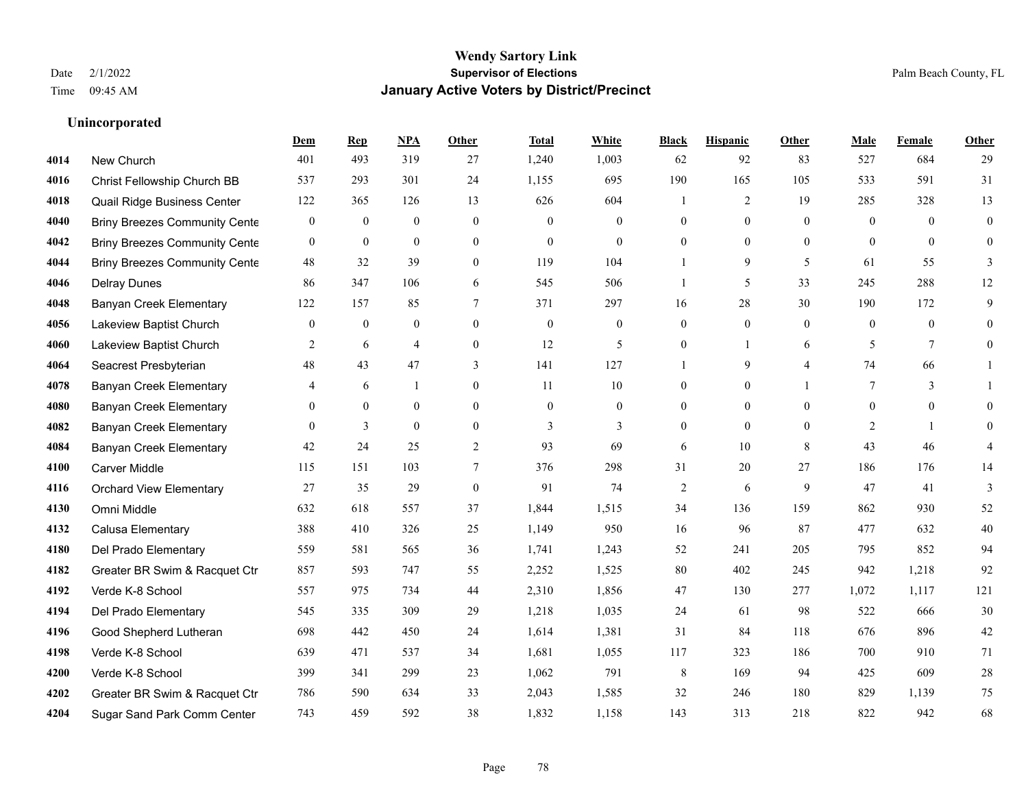# Wendy Sartory Link
## Supervisor of Elections
## January Active Voters by District/Precinct

Date 2/1/2022
Time 09:45 AM

Palm Beach County, FL

### Unincorporated

| | | Dem | Rep | NPA | Other | Total | White | Black | Hispanic | Other | Male | Female | Other |
|---|---|---|---|---|---|---|---|---|---|---|---|---|---|
| 4014 | New Church | 401 | 493 | 319 | 27 | 1,240 | 1,003 | 62 | 92 | 83 | 527 | 684 | 29 |
| 4016 | Christ Fellowship Church BB | 537 | 293 | 301 | 24 | 1,155 | 695 | 190 | 165 | 105 | 533 | 591 | 31 |
| 4018 | Quail Ridge Business Center | 122 | 365 | 126 | 13 | 626 | 604 | 1 | 2 | 19 | 285 | 328 | 13 |
| 4040 | Briny Breezes Community Cente | 0 | 0 | 0 | 0 | 0 | 0 | 0 | 0 | 0 | 0 | 0 | 0 |
| 4042 | Briny Breezes Community Cente | 0 | 0 | 0 | 0 | 0 | 0 | 0 | 0 | 0 | 0 | 0 | 0 |
| 4044 | Briny Breezes Community Cente | 48 | 32 | 39 | 0 | 119 | 104 | 1 | 9 | 5 | 61 | 55 | 3 |
| 4046 | Delray Dunes | 86 | 347 | 106 | 6 | 545 | 506 | 1 | 5 | 33 | 245 | 288 | 12 |
| 4048 | Banyan Creek Elementary | 122 | 157 | 85 | 7 | 371 | 297 | 16 | 28 | 30 | 190 | 172 | 9 |
| 4056 | Lakeview Baptist Church | 0 | 0 | 0 | 0 | 0 | 0 | 0 | 0 | 0 | 0 | 0 | 0 |
| 4060 | Lakeview Baptist Church | 2 | 6 | 4 | 0 | 12 | 5 | 0 | 1 | 6 | 5 | 7 | 0 |
| 4064 | Seacrest Presbyterian | 48 | 43 | 47 | 3 | 141 | 127 | 1 | 9 | 4 | 74 | 66 | 1 |
| 4078 | Banyan Creek Elementary | 4 | 6 | 1 | 0 | 11 | 10 | 0 | 0 | 1 | 7 | 3 | 1 |
| 4080 | Banyan Creek Elementary | 0 | 0 | 0 | 0 | 0 | 0 | 0 | 0 | 0 | 0 | 0 | 0 |
| 4082 | Banyan Creek Elementary | 0 | 3 | 0 | 0 | 3 | 3 | 0 | 0 | 0 | 2 | 1 | 0 |
| 4084 | Banyan Creek Elementary | 42 | 24 | 25 | 2 | 93 | 69 | 6 | 10 | 8 | 43 | 46 | 4 |
| 4100 | Carver Middle | 115 | 151 | 103 | 7 | 376 | 298 | 31 | 20 | 27 | 186 | 176 | 14 |
| 4116 | Orchard View Elementary | 27 | 35 | 29 | 0 | 91 | 74 | 2 | 6 | 9 | 47 | 41 | 3 |
| 4130 | Omni Middle | 632 | 618 | 557 | 37 | 1,844 | 1,515 | 34 | 136 | 159 | 862 | 930 | 52 |
| 4132 | Calusa Elementary | 388 | 410 | 326 | 25 | 1,149 | 950 | 16 | 96 | 87 | 477 | 632 | 40 |
| 4180 | Del Prado Elementary | 559 | 581 | 565 | 36 | 1,741 | 1,243 | 52 | 241 | 205 | 795 | 852 | 94 |
| 4182 | Greater BR Swim & Racquet Ctr | 857 | 593 | 747 | 55 | 2,252 | 1,525 | 80 | 402 | 245 | 942 | 1,218 | 92 |
| 4192 | Verde K-8 School | 557 | 975 | 734 | 44 | 2,310 | 1,856 | 47 | 130 | 277 | 1,072 | 1,117 | 121 |
| 4194 | Del Prado Elementary | 545 | 335 | 309 | 29 | 1,218 | 1,035 | 24 | 61 | 98 | 522 | 666 | 30 |
| 4196 | Good Shepherd Lutheran | 698 | 442 | 450 | 24 | 1,614 | 1,381 | 31 | 84 | 118 | 676 | 896 | 42 |
| 4198 | Verde K-8 School | 639 | 471 | 537 | 34 | 1,681 | 1,055 | 117 | 323 | 186 | 700 | 910 | 71 |
| 4200 | Verde K-8 School | 399 | 341 | 299 | 23 | 1,062 | 791 | 8 | 169 | 94 | 425 | 609 | 28 |
| 4202 | Greater BR Swim & Racquet Ctr | 786 | 590 | 634 | 33 | 2,043 | 1,585 | 32 | 246 | 180 | 829 | 1,139 | 75 |
| 4204 | Sugar Sand Park Comm Center | 743 | 459 | 592 | 38 | 1,832 | 1,158 | 143 | 313 | 218 | 822 | 942 | 68 |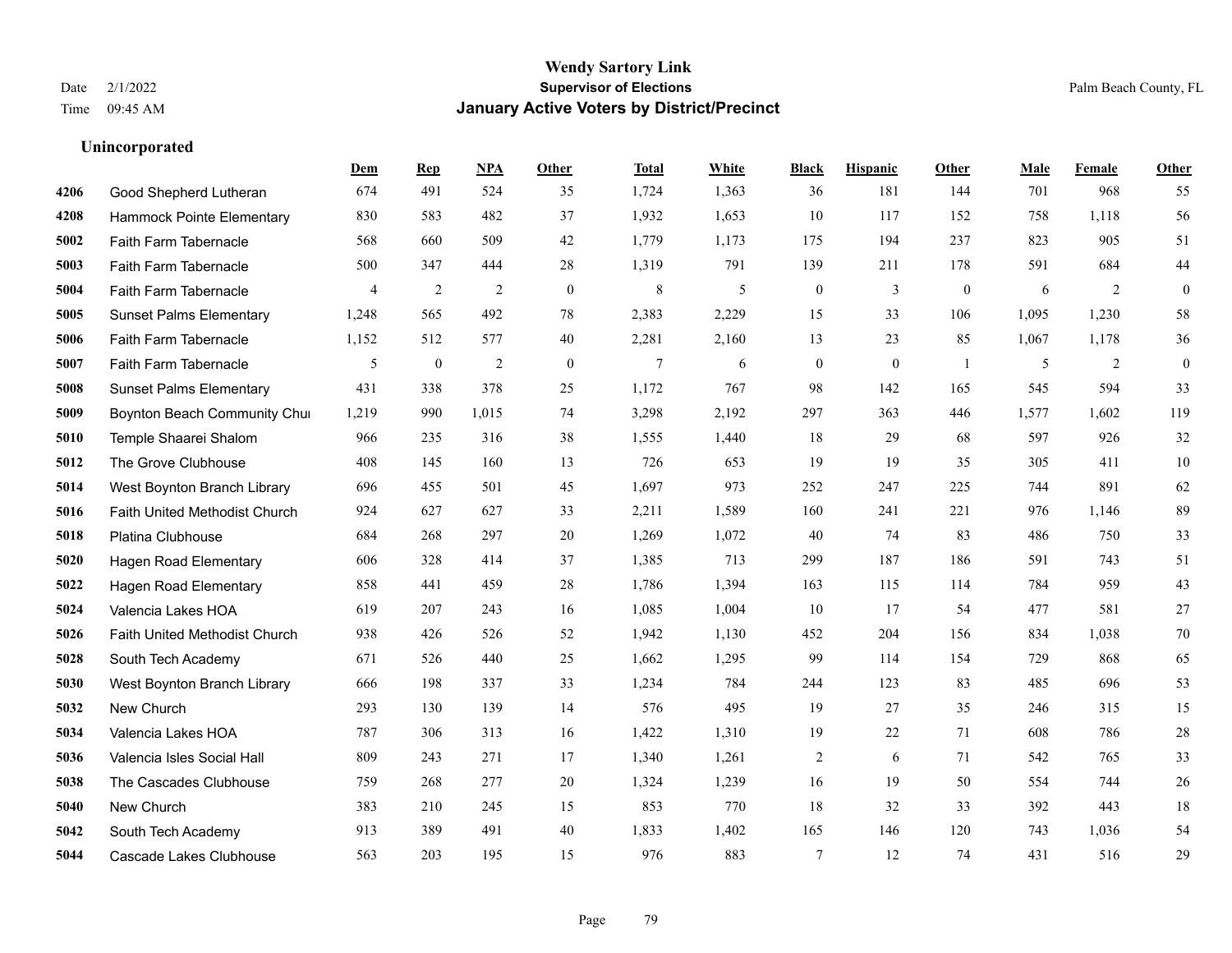# Wendy Sartory Link
## Supervisor of Elections
## January Active Voters by District/Precinct

Date 2/1/2022
Time 09:45 AM

Palm Beach County, FL

### Unincorporated

| | | Dem | Rep | NPA | Other | Total | White | Black | Hispanic | Other | Male | Female | Other |
|---|---|---|---|---|---|---|---|---|---|---|---|---|---|
| 4206 | Good Shepherd Lutheran | 674 | 491 | 524 | 35 | 1,724 | 1,363 | 36 | 181 | 144 | 701 | 968 | 55 |
| 4208 | Hammock Pointe Elementary | 830 | 583 | 482 | 37 | 1,932 | 1,653 | 10 | 117 | 152 | 758 | 1,118 | 56 |
| 5002 | Faith Farm Tabernacle | 568 | 660 | 509 | 42 | 1,779 | 1,173 | 175 | 194 | 237 | 823 | 905 | 51 |
| 5003 | Faith Farm Tabernacle | 500 | 347 | 444 | 28 | 1,319 | 791 | 139 | 211 | 178 | 591 | 684 | 44 |
| 5004 | Faith Farm Tabernacle | 4 | 2 | 2 | 0 | 8 | 5 | 0 | 3 | 0 | 6 | 2 | 0 |
| 5005 | Sunset Palms Elementary | 1,248 | 565 | 492 | 78 | 2,383 | 2,229 | 15 | 33 | 106 | 1,095 | 1,230 | 58 |
| 5006 | Faith Farm Tabernacle | 1,152 | 512 | 577 | 40 | 2,281 | 2,160 | 13 | 23 | 85 | 1,067 | 1,178 | 36 |
| 5007 | Faith Farm Tabernacle | 5 | 0 | 2 | 0 | 7 | 6 | 0 | 0 | 1 | 5 | 2 | 0 |
| 5008 | Sunset Palms Elementary | 431 | 338 | 378 | 25 | 1,172 | 767 | 98 | 142 | 165 | 545 | 594 | 33 |
| 5009 | Boynton Beach Community Chu | 1,219 | 990 | 1,015 | 74 | 3,298 | 2,192 | 297 | 363 | 446 | 1,577 | 1,602 | 119 |
| 5010 | Temple Shaarei Shalom | 966 | 235 | 316 | 38 | 1,555 | 1,440 | 18 | 29 | 68 | 597 | 926 | 32 |
| 5012 | The Grove Clubhouse | 408 | 145 | 160 | 13 | 726 | 653 | 19 | 19 | 35 | 305 | 411 | 10 |
| 5014 | West Boynton Branch Library | 696 | 455 | 501 | 45 | 1,697 | 973 | 252 | 247 | 225 | 744 | 891 | 62 |
| 5016 | Faith United Methodist Church | 924 | 627 | 627 | 33 | 2,211 | 1,589 | 160 | 241 | 221 | 976 | 1,146 | 89 |
| 5018 | Platina Clubhouse | 684 | 268 | 297 | 20 | 1,269 | 1,072 | 40 | 74 | 83 | 486 | 750 | 33 |
| 5020 | Hagen Road Elementary | 606 | 328 | 414 | 37 | 1,385 | 713 | 299 | 187 | 186 | 591 | 743 | 51 |
| 5022 | Hagen Road Elementary | 858 | 441 | 459 | 28 | 1,786 | 1,394 | 163 | 115 | 114 | 784 | 959 | 43 |
| 5024 | Valencia Lakes HOA | 619 | 207 | 243 | 16 | 1,085 | 1,004 | 10 | 17 | 54 | 477 | 581 | 27 |
| 5026 | Faith United Methodist Church | 938 | 426 | 526 | 52 | 1,942 | 1,130 | 452 | 204 | 156 | 834 | 1,038 | 70 |
| 5028 | South Tech Academy | 671 | 526 | 440 | 25 | 1,662 | 1,295 | 99 | 114 | 154 | 729 | 868 | 65 |
| 5030 | West Boynton Branch Library | 666 | 198 | 337 | 33 | 1,234 | 784 | 244 | 123 | 83 | 485 | 696 | 53 |
| 5032 | New Church | 293 | 130 | 139 | 14 | 576 | 495 | 19 | 27 | 35 | 246 | 315 | 15 |
| 5034 | Valencia Lakes HOA | 787 | 306 | 313 | 16 | 1,422 | 1,310 | 19 | 22 | 71 | 608 | 786 | 28 |
| 5036 | Valencia Isles Social Hall | 809 | 243 | 271 | 17 | 1,340 | 1,261 | 2 | 6 | 71 | 542 | 765 | 33 |
| 5038 | The Cascades Clubhouse | 759 | 268 | 277 | 20 | 1,324 | 1,239 | 16 | 19 | 50 | 554 | 744 | 26 |
| 5040 | New Church | 383 | 210 | 245 | 15 | 853 | 770 | 18 | 32 | 33 | 392 | 443 | 18 |
| 5042 | South Tech Academy | 913 | 389 | 491 | 40 | 1,833 | 1,402 | 165 | 146 | 120 | 743 | 1,036 | 54 |
| 5044 | Cascade Lakes Clubhouse | 563 | 203 | 195 | 15 | 976 | 883 | 7 | 12 | 74 | 431 | 516 | 29 |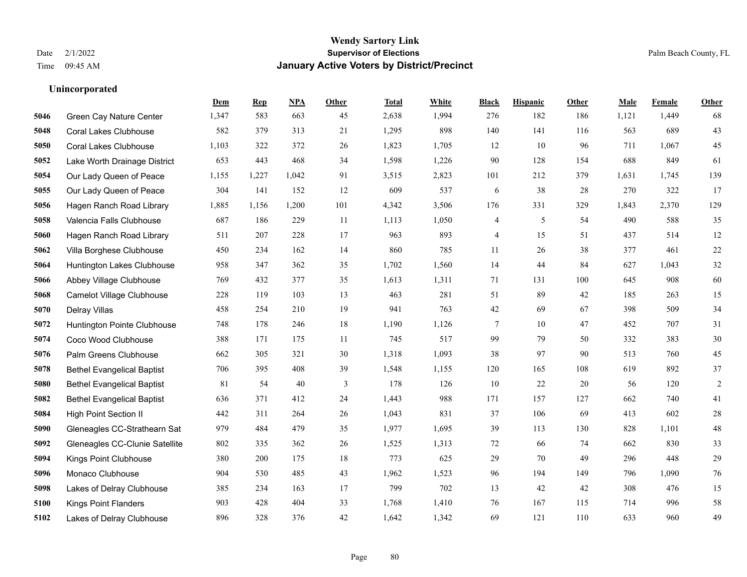**Wendy Sartory Link**
**Supervisor of Elections**
**January Active Voters by District/Precinct**

Date 2/1/2022
Time 09:45 AM

Palm Beach County, FL

### Unincorporated

| | | Dem | Rep | NPA | Other | Total | White | Black | Hispanic | Other | Male | Female | Other |
|---|---|---|---|---|---|---|---|---|---|---|---|---|---|
| 5046 | Green Cay Nature Center | 1,347 | 583 | 663 | 45 | 2,638 | 1,994 | 276 | 182 | 186 | 1,121 | 1,449 | 68 |
| 5048 | Coral Lakes Clubhouse | 582 | 379 | 313 | 21 | 1,295 | 898 | 140 | 141 | 116 | 563 | 689 | 43 |
| 5050 | Coral Lakes Clubhouse | 1,103 | 322 | 372 | 26 | 1,823 | 1,705 | 12 | 10 | 96 | 711 | 1,067 | 45 |
| 5052 | Lake Worth Drainage District | 653 | 443 | 468 | 34 | 1,598 | 1,226 | 90 | 128 | 154 | 688 | 849 | 61 |
| 5054 | Our Lady Queen of Peace | 1,155 | 1,227 | 1,042 | 91 | 3,515 | 2,823 | 101 | 212 | 379 | 1,631 | 1,745 | 139 |
| 5055 | Our Lady Queen of Peace | 304 | 141 | 152 | 12 | 609 | 537 | 6 | 38 | 28 | 270 | 322 | 17 |
| 5056 | Hagen Ranch Road Library | 1,885 | 1,156 | 1,200 | 101 | 4,342 | 3,506 | 176 | 331 | 329 | 1,843 | 2,370 | 129 |
| 5058 | Valencia Falls Clubhouse | 687 | 186 | 229 | 11 | 1,113 | 1,050 | 4 | 5 | 54 | 490 | 588 | 35 |
| 5060 | Hagen Ranch Road Library | 511 | 207 | 228 | 17 | 963 | 893 | 4 | 15 | 51 | 437 | 514 | 12 |
| 5062 | Villa Borghese Clubhouse | 450 | 234 | 162 | 14 | 860 | 785 | 11 | 26 | 38 | 377 | 461 | 22 |
| 5064 | Huntington Lakes Clubhouse | 958 | 347 | 362 | 35 | 1,702 | 1,560 | 14 | 44 | 84 | 627 | 1,043 | 32 |
| 5066 | Abbey Village Clubhouse | 769 | 432 | 377 | 35 | 1,613 | 1,311 | 71 | 131 | 100 | 645 | 908 | 60 |
| 5068 | Camelot Village Clubhouse | 228 | 119 | 103 | 13 | 463 | 281 | 51 | 89 | 42 | 185 | 263 | 15 |
| 5070 | Delray Villas | 458 | 254 | 210 | 19 | 941 | 763 | 42 | 69 | 67 | 398 | 509 | 34 |
| 5072 | Huntington Pointe Clubhouse | 748 | 178 | 246 | 18 | 1,190 | 1,126 | 7 | 10 | 47 | 452 | 707 | 31 |
| 5074 | Coco Wood Clubhouse | 388 | 171 | 175 | 11 | 745 | 517 | 99 | 79 | 50 | 332 | 383 | 30 |
| 5076 | Palm Greens Clubhouse | 662 | 305 | 321 | 30 | 1,318 | 1,093 | 38 | 97 | 90 | 513 | 760 | 45 |
| 5078 | Bethel Evangelical Baptist | 706 | 395 | 408 | 39 | 1,548 | 1,155 | 120 | 165 | 108 | 619 | 892 | 37 |
| 5080 | Bethel Evangelical Baptist | 81 | 54 | 40 | 3 | 178 | 126 | 10 | 22 | 20 | 56 | 120 | 2 |
| 5082 | Bethel Evangelical Baptist | 636 | 371 | 412 | 24 | 1,443 | 988 | 171 | 157 | 127 | 662 | 740 | 41 |
| 5084 | High Point Section II | 442 | 311 | 264 | 26 | 1,043 | 831 | 37 | 106 | 69 | 413 | 602 | 28 |
| 5090 | Gleneagles CC-Strathearn Sat | 979 | 484 | 479 | 35 | 1,977 | 1,695 | 39 | 113 | 130 | 828 | 1,101 | 48 |
| 5092 | Gleneagles CC-Clunie Satellite | 802 | 335 | 362 | 26 | 1,525 | 1,313 | 72 | 66 | 74 | 662 | 830 | 33 |
| 5094 | Kings Point Clubhouse | 380 | 200 | 175 | 18 | 773 | 625 | 29 | 70 | 49 | 296 | 448 | 29 |
| 5096 | Monaco Clubhouse | 904 | 530 | 485 | 43 | 1,962 | 1,523 | 96 | 194 | 149 | 796 | 1,090 | 76 |
| 5098 | Lakes of Delray Clubhouse | 385 | 234 | 163 | 17 | 799 | 702 | 13 | 42 | 42 | 308 | 476 | 15 |
| 5100 | Kings Point Flanders | 903 | 428 | 404 | 33 | 1,768 | 1,410 | 76 | 167 | 115 | 714 | 996 | 58 |
| 5102 | Lakes of Delray Clubhouse | 896 | 328 | 376 | 42 | 1,642 | 1,342 | 69 | 121 | 110 | 633 | 960 | 49 |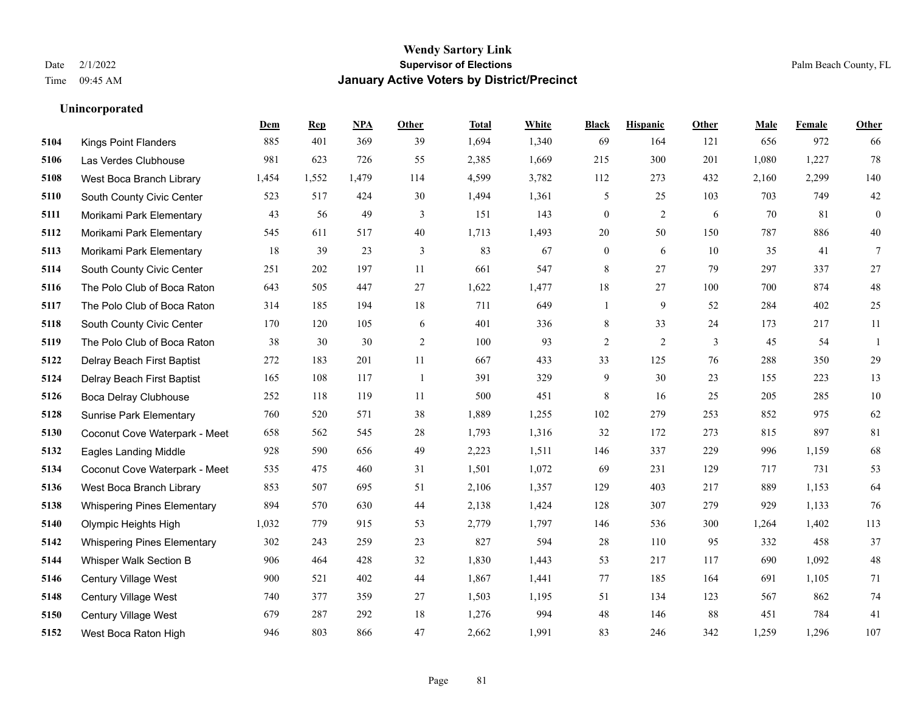# Wendy Sartory Link
## Supervisor of Elections
## January Active Voters by District/Precinct

Date 2/1/2022
Time 09:45 AM

Palm Beach County, FL

### Unincorporated

| | | Dem | Rep | NPA | Other | Total | White | Black | Hispanic | Other | Male | Female | Other |
|---|---|---|---|---|---|---|---|---|---|---|---|---|---|
| 5104 | Kings Point Flanders | 885 | 401 | 369 | 39 | 1,694 | 1,340 | 69 | 164 | 121 | 656 | 972 | 66 |
| 5106 | Las Verdes Clubhouse | 981 | 623 | 726 | 55 | 2,385 | 1,669 | 215 | 300 | 201 | 1,080 | 1,227 | 78 |
| 5108 | West Boca Branch Library | 1,454 | 1,552 | 1,479 | 114 | 4,599 | 3,782 | 112 | 273 | 432 | 2,160 | 2,299 | 140 |
| 5110 | South County Civic Center | 523 | 517 | 424 | 30 | 1,494 | 1,361 | 5 | 25 | 103 | 703 | 749 | 42 |
| 5111 | Morikami Park Elementary | 43 | 56 | 49 | 3 | 151 | 143 | 0 | 2 | 6 | 70 | 81 | 0 |
| 5112 | Morikami Park Elementary | 545 | 611 | 517 | 40 | 1,713 | 1,493 | 20 | 50 | 150 | 787 | 886 | 40 |
| 5113 | Morikami Park Elementary | 18 | 39 | 23 | 3 | 83 | 67 | 0 | 6 | 10 | 35 | 41 | 7 |
| 5114 | South County Civic Center | 251 | 202 | 197 | 11 | 661 | 547 | 8 | 27 | 79 | 297 | 337 | 27 |
| 5116 | The Polo Club of Boca Raton | 643 | 505 | 447 | 27 | 1,622 | 1,477 | 18 | 27 | 100 | 700 | 874 | 48 |
| 5117 | The Polo Club of Boca Raton | 314 | 185 | 194 | 18 | 711 | 649 | 1 | 9 | 52 | 284 | 402 | 25 |
| 5118 | South County Civic Center | 170 | 120 | 105 | 6 | 401 | 336 | 8 | 33 | 24 | 173 | 217 | 11 |
| 5119 | The Polo Club of Boca Raton | 38 | 30 | 30 | 2 | 100 | 93 | 2 | 2 | 3 | 45 | 54 | 1 |
| 5122 | Delray Beach First Baptist | 272 | 183 | 201 | 11 | 667 | 433 | 33 | 125 | 76 | 288 | 350 | 29 |
| 5124 | Delray Beach First Baptist | 165 | 108 | 117 | 1 | 391 | 329 | 9 | 30 | 23 | 155 | 223 | 13 |
| 5126 | Boca Delray Clubhouse | 252 | 118 | 119 | 11 | 500 | 451 | 8 | 16 | 25 | 205 | 285 | 10 |
| 5128 | Sunrise Park Elementary | 760 | 520 | 571 | 38 | 1,889 | 1,255 | 102 | 279 | 253 | 852 | 975 | 62 |
| 5130 | Coconut Cove Waterpark - Meet | 658 | 562 | 545 | 28 | 1,793 | 1,316 | 32 | 172 | 273 | 815 | 897 | 81 |
| 5132 | Eagles Landing Middle | 928 | 590 | 656 | 49 | 2,223 | 1,511 | 146 | 337 | 229 | 996 | 1,159 | 68 |
| 5134 | Coconut Cove Waterpark - Meet | 535 | 475 | 460 | 31 | 1,501 | 1,072 | 69 | 231 | 129 | 717 | 731 | 53 |
| 5136 | West Boca Branch Library | 853 | 507 | 695 | 51 | 2,106 | 1,357 | 129 | 403 | 217 | 889 | 1,153 | 64 |
| 5138 | Whispering Pines Elementary | 894 | 570 | 630 | 44 | 2,138 | 1,424 | 128 | 307 | 279 | 929 | 1,133 | 76 |
| 5140 | Olympic Heights High | 1,032 | 779 | 915 | 53 | 2,779 | 1,797 | 146 | 536 | 300 | 1,264 | 1,402 | 113 |
| 5142 | Whispering Pines Elementary | 302 | 243 | 259 | 23 | 827 | 594 | 28 | 110 | 95 | 332 | 458 | 37 |
| 5144 | Whisper Walk Section B | 906 | 464 | 428 | 32 | 1,830 | 1,443 | 53 | 217 | 117 | 690 | 1,092 | 48 |
| 5146 | Century Village West | 900 | 521 | 402 | 44 | 1,867 | 1,441 | 77 | 185 | 164 | 691 | 1,105 | 71 |
| 5148 | Century Village West | 740 | 377 | 359 | 27 | 1,503 | 1,195 | 51 | 134 | 123 | 567 | 862 | 74 |
| 5150 | Century Village West | 679 | 287 | 292 | 18 | 1,276 | 994 | 48 | 146 | 88 | 451 | 784 | 41 |
| 5152 | West Boca Raton High | 946 | 803 | 866 | 47 | 2,662 | 1,991 | 83 | 246 | 342 | 1,259 | 1,296 | 107 |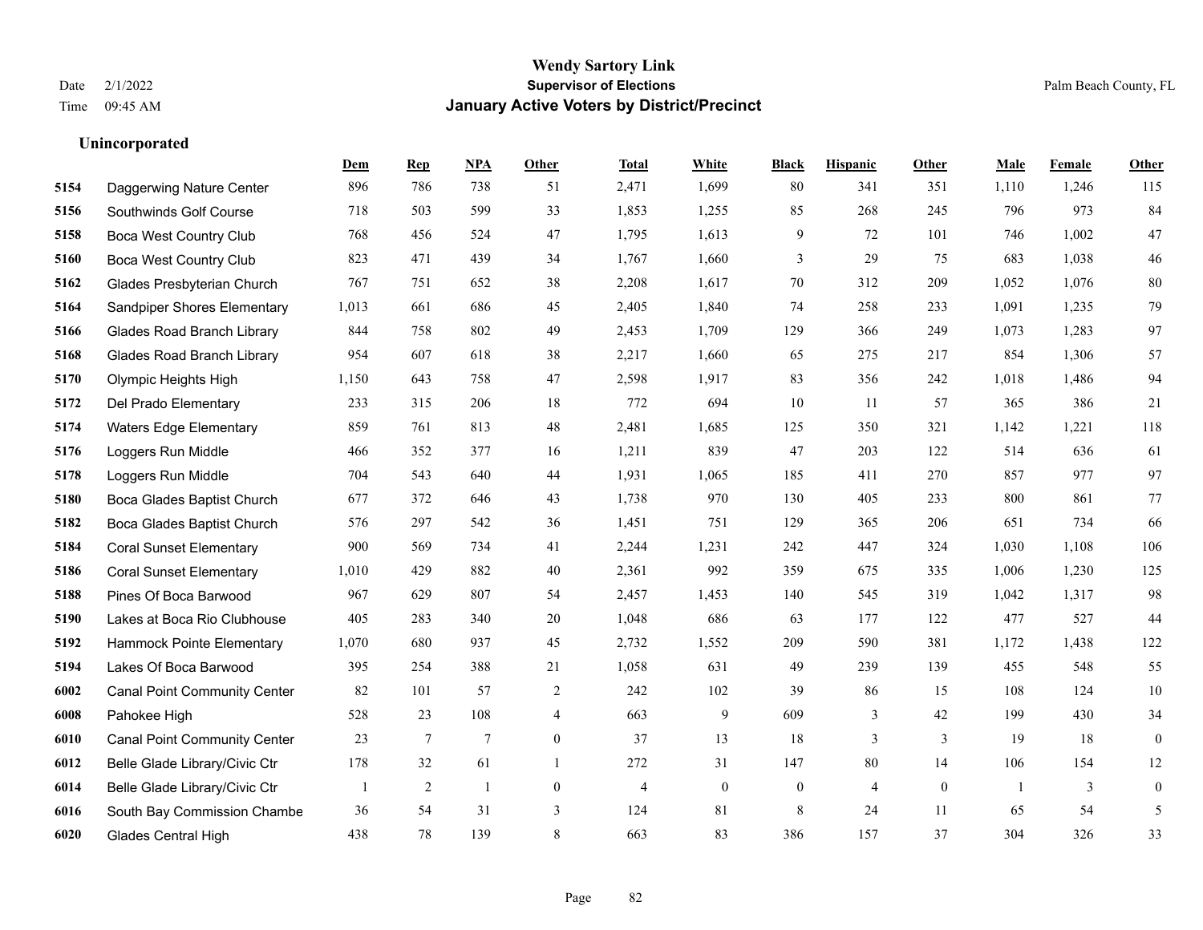**Wendy Sartory Link**
**Supervisor of Elections**
**January Active Voters by District/Precinct**

Date 2/1/2022
Time 09:45 AM

Palm Beach County, FL

### Unincorporated

| | | Dem | Rep | NPA | Other | Total | White | Black | Hispanic | Other | Male | Female | Other |
|---|---|---|---|---|---|---|---|---|---|---|---|---|---|
| 5154 | Daggerwing Nature Center | 896 | 786 | 738 | 51 | 2,471 | 1,699 | 80 | 341 | 351 | 1,110 | 1,246 | 115 |
| 5156 | Southwinds Golf Course | 718 | 503 | 599 | 33 | 1,853 | 1,255 | 85 | 268 | 245 | 796 | 973 | 84 |
| 5158 | Boca West Country Club | 768 | 456 | 524 | 47 | 1,795 | 1,613 | 9 | 72 | 101 | 746 | 1,002 | 47 |
| 5160 | Boca West Country Club | 823 | 471 | 439 | 34 | 1,767 | 1,660 | 3 | 29 | 75 | 683 | 1,038 | 46 |
| 5162 | Glades Presbyterian Church | 767 | 751 | 652 | 38 | 2,208 | 1,617 | 70 | 312 | 209 | 1,052 | 1,076 | 80 |
| 5164 | Sandpiper Shores Elementary | 1,013 | 661 | 686 | 45 | 2,405 | 1,840 | 74 | 258 | 233 | 1,091 | 1,235 | 79 |
| 5166 | Glades Road Branch Library | 844 | 758 | 802 | 49 | 2,453 | 1,709 | 129 | 366 | 249 | 1,073 | 1,283 | 97 |
| 5168 | Glades Road Branch Library | 954 | 607 | 618 | 38 | 2,217 | 1,660 | 65 | 275 | 217 | 854 | 1,306 | 57 |
| 5170 | Olympic Heights High | 1,150 | 643 | 758 | 47 | 2,598 | 1,917 | 83 | 356 | 242 | 1,018 | 1,486 | 94 |
| 5172 | Del Prado Elementary | 233 | 315 | 206 | 18 | 772 | 694 | 10 | 11 | 57 | 365 | 386 | 21 |
| 5174 | Waters Edge Elementary | 859 | 761 | 813 | 48 | 2,481 | 1,685 | 125 | 350 | 321 | 1,142 | 1,221 | 118 |
| 5176 | Loggers Run Middle | 466 | 352 | 377 | 16 | 1,211 | 839 | 47 | 203 | 122 | 514 | 636 | 61 |
| 5178 | Loggers Run Middle | 704 | 543 | 640 | 44 | 1,931 | 1,065 | 185 | 411 | 270 | 857 | 977 | 97 |
| 5180 | Boca Glades Baptist Church | 677 | 372 | 646 | 43 | 1,738 | 970 | 130 | 405 | 233 | 800 | 861 | 77 |
| 5182 | Boca Glades Baptist Church | 576 | 297 | 542 | 36 | 1,451 | 751 | 129 | 365 | 206 | 651 | 734 | 66 |
| 5184 | Coral Sunset Elementary | 900 | 569 | 734 | 41 | 2,244 | 1,231 | 242 | 447 | 324 | 1,030 | 1,108 | 106 |
| 5186 | Coral Sunset Elementary | 1,010 | 429 | 882 | 40 | 2,361 | 992 | 359 | 675 | 335 | 1,006 | 1,230 | 125 |
| 5188 | Pines Of Boca Barwood | 967 | 629 | 807 | 54 | 2,457 | 1,453 | 140 | 545 | 319 | 1,042 | 1,317 | 98 |
| 5190 | Lakes at Boca Rio Clubhouse | 405 | 283 | 340 | 20 | 1,048 | 686 | 63 | 177 | 122 | 477 | 527 | 44 |
| 5192 | Hammock Pointe Elementary | 1,070 | 680 | 937 | 45 | 2,732 | 1,552 | 209 | 590 | 381 | 1,172 | 1,438 | 122 |
| 5194 | Lakes Of Boca Barwood | 395 | 254 | 388 | 21 | 1,058 | 631 | 49 | 239 | 139 | 455 | 548 | 55 |
| 6002 | Canal Point Community Center | 82 | 101 | 57 | 2 | 242 | 102 | 39 | 86 | 15 | 108 | 124 | 10 |
| 6008 | Pahokee High | 528 | 23 | 108 | 4 | 663 | 9 | 609 | 3 | 42 | 199 | 430 | 34 |
| 6010 | Canal Point Community Center | 23 | 7 | 7 | 0 | 37 | 13 | 18 | 3 | 3 | 19 | 18 | 0 |
| 6012 | Belle Glade Library/Civic Ctr | 178 | 32 | 61 | 1 | 272 | 31 | 147 | 80 | 14 | 106 | 154 | 12 |
| 6014 | Belle Glade Library/Civic Ctr | 1 | 2 | 1 | 0 | 4 | 0 | 0 | 4 | 0 | 1 | 3 | 0 |
| 6016 | South Bay Commission Chambe | 36 | 54 | 31 | 3 | 124 | 81 | 8 | 24 | 11 | 65 | 54 | 5 |
| 6020 | Glades Central High | 438 | 78 | 139 | 8 | 663 | 83 | 386 | 157 | 37 | 304 | 326 | 33 |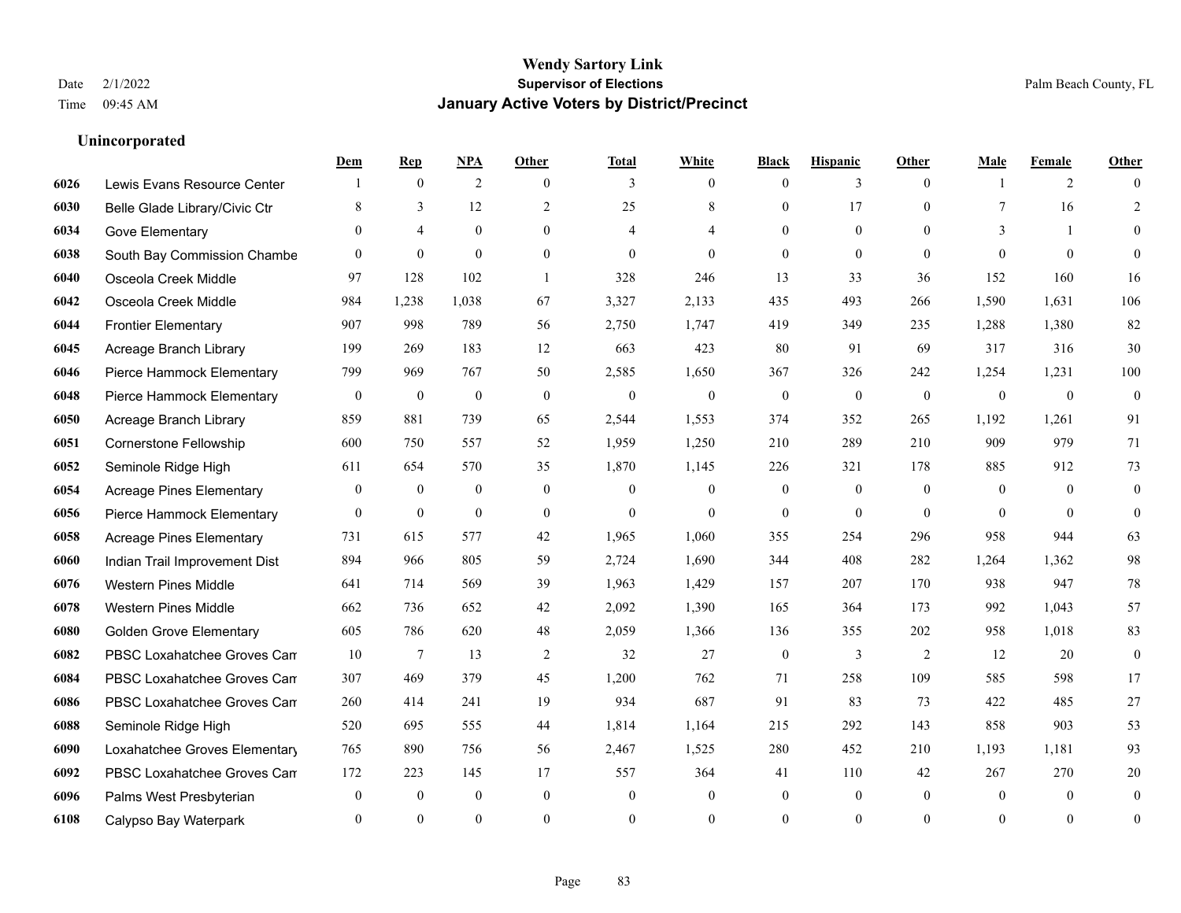# Wendy Sartory Link
## Supervisor of Elections
## January Active Voters by District/Precinct

Date 2/1/2022
Time 09:45 AM

Palm Beach County, FL

### Unincorporated

| | | Dem | Rep | NPA | Other | Total | White | Black | Hispanic | Other | Male | Female | Other |
|---|---|---|---|---|---|---|---|---|---|---|---|---|---|
| 6026 | Lewis Evans Resource Center | 1 | 0 | 2 | 0 | 3 | 0 | 0 | 3 | 0 | 1 | 2 | 0 |
| 6030 | Belle Glade Library/Civic Ctr | 8 | 3 | 12 | 2 | 25 | 8 | 0 | 17 | 0 | 7 | 16 | 2 |
| 6034 | Gove Elementary | 0 | 4 | 0 | 0 | 4 | 4 | 0 | 0 | 0 | 3 | 1 | 0 |
| 6038 | South Bay Commission Chambe | 0 | 0 | 0 | 0 | 0 | 0 | 0 | 0 | 0 | 0 | 0 | 0 |
| 6040 | Osceola Creek Middle | 97 | 128 | 102 | 1 | 328 | 246 | 13 | 33 | 36 | 152 | 160 | 16 |
| 6042 | Osceola Creek Middle | 984 | 1,238 | 1,038 | 67 | 3,327 | 2,133 | 435 | 493 | 266 | 1,590 | 1,631 | 106 |
| 6044 | Frontier Elementary | 907 | 998 | 789 | 56 | 2,750 | 1,747 | 419 | 349 | 235 | 1,288 | 1,380 | 82 |
| 6045 | Acreage Branch Library | 199 | 269 | 183 | 12 | 663 | 423 | 80 | 91 | 69 | 317 | 316 | 30 |
| 6046 | Pierce Hammock Elementary | 799 | 969 | 767 | 50 | 2,585 | 1,650 | 367 | 326 | 242 | 1,254 | 1,231 | 100 |
| 6048 | Pierce Hammock Elementary | 0 | 0 | 0 | 0 | 0 | 0 | 0 | 0 | 0 | 0 | 0 | 0 |
| 6050 | Acreage Branch Library | 859 | 881 | 739 | 65 | 2,544 | 1,553 | 374 | 352 | 265 | 1,192 | 1,261 | 91 |
| 6051 | Cornerstone Fellowship | 600 | 750 | 557 | 52 | 1,959 | 1,250 | 210 | 289 | 210 | 909 | 979 | 71 |
| 6052 | Seminole Ridge High | 611 | 654 | 570 | 35 | 1,870 | 1,145 | 226 | 321 | 178 | 885 | 912 | 73 |
| 6054 | Acreage Pines Elementary | 0 | 0 | 0 | 0 | 0 | 0 | 0 | 0 | 0 | 0 | 0 | 0 |
| 6056 | Pierce Hammock Elementary | 0 | 0 | 0 | 0 | 0 | 0 | 0 | 0 | 0 | 0 | 0 | 0 |
| 6058 | Acreage Pines Elementary | 731 | 615 | 577 | 42 | 1,965 | 1,060 | 355 | 254 | 296 | 958 | 944 | 63 |
| 6060 | Indian Trail Improvement Dist | 894 | 966 | 805 | 59 | 2,724 | 1,690 | 344 | 408 | 282 | 1,264 | 1,362 | 98 |
| 6076 | Western Pines Middle | 641 | 714 | 569 | 39 | 1,963 | 1,429 | 157 | 207 | 170 | 938 | 947 | 78 |
| 6078 | Western Pines Middle | 662 | 736 | 652 | 42 | 2,092 | 1,390 | 165 | 364 | 173 | 992 | 1,043 | 57 |
| 6080 | Golden Grove Elementary | 605 | 786 | 620 | 48 | 2,059 | 1,366 | 136 | 355 | 202 | 958 | 1,018 | 83 |
| 6082 | PBSC Loxahatchee Groves Can | 10 | 7 | 13 | 2 | 32 | 27 | 0 | 3 | 2 | 12 | 20 | 0 |
| 6084 | PBSC Loxahatchee Groves Can | 307 | 469 | 379 | 45 | 1,200 | 762 | 71 | 258 | 109 | 585 | 598 | 17 |
| 6086 | PBSC Loxahatchee Groves Can | 260 | 414 | 241 | 19 | 934 | 687 | 91 | 83 | 73 | 422 | 485 | 27 |
| 6088 | Seminole Ridge High | 520 | 695 | 555 | 44 | 1,814 | 1,164 | 215 | 292 | 143 | 858 | 903 | 53 |
| 6090 | Loxahatchee Groves Elementary | 765 | 890 | 756 | 56 | 2,467 | 1,525 | 280 | 452 | 210 | 1,193 | 1,181 | 93 |
| 6092 | PBSC Loxahatchee Groves Can | 172 | 223 | 145 | 17 | 557 | 364 | 41 | 110 | 42 | 267 | 270 | 20 |
| 6096 | Palms West Presbyterian | 0 | 0 | 0 | 0 | 0 | 0 | 0 | 0 | 0 | 0 | 0 | 0 |
| 6108 | Calypso Bay Waterpark | 0 | 0 | 0 | 0 | 0 | 0 | 0 | 0 | 0 | 0 | 0 | 0 |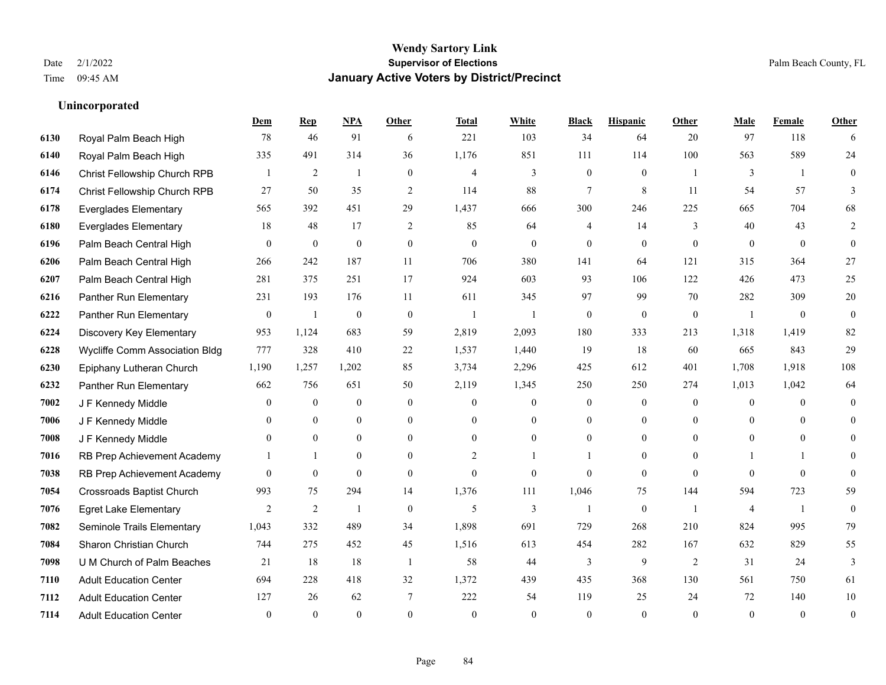# Wendy Sartory Link
## Supervisor of Elections
## January Active Voters by District/Precinct

Date 2/1/2022
Time 09:45 AM

Palm Beach County, FL

### Unincorporated

| | | Dem | Rep | NPA | Other | Total | White | Black | Hispanic | Other | Male | Female | Other |
|---|---|---|---|---|---|---|---|---|---|---|---|---|---|
| 6130 | Royal Palm Beach High | 78 | 46 | 91 | 6 | 221 | 103 | 34 | 64 | 20 | 97 | 118 | 6 |
| 6140 | Royal Palm Beach High | 335 | 491 | 314 | 36 | 1,176 | 851 | 111 | 114 | 100 | 563 | 589 | 24 |
| 6146 | Christ Fellowship Church RPB | 1 | 2 | 1 | 0 | 4 | 3 | 0 | 0 | 1 | 3 | 1 | 0 |
| 6174 | Christ Fellowship Church RPB | 27 | 50 | 35 | 2 | 114 | 88 | 7 | 8 | 11 | 54 | 57 | 3 |
| 6178 | Everglades Elementary | 565 | 392 | 451 | 29 | 1,437 | 666 | 300 | 246 | 225 | 665 | 704 | 68 |
| 6180 | Everglades Elementary | 18 | 48 | 17 | 2 | 85 | 64 | 4 | 14 | 3 | 40 | 43 | 2 |
| 6196 | Palm Beach Central High | 0 | 0 | 0 | 0 | 0 | 0 | 0 | 0 | 0 | 0 | 0 | 0 |
| 6206 | Palm Beach Central High | 266 | 242 | 187 | 11 | 706 | 380 | 141 | 64 | 121 | 315 | 364 | 27 |
| 6207 | Palm Beach Central High | 281 | 375 | 251 | 17 | 924 | 603 | 93 | 106 | 122 | 426 | 473 | 25 |
| 6216 | Panther Run Elementary | 231 | 193 | 176 | 11 | 611 | 345 | 97 | 99 | 70 | 282 | 309 | 20 |
| 6222 | Panther Run Elementary | 0 | 1 | 0 | 0 | 1 | 1 | 0 | 0 | 0 | 1 | 0 | 0 |
| 6224 | Discovery Key Elementary | 953 | 1,124 | 683 | 59 | 2,819 | 2,093 | 180 | 333 | 213 | 1,318 | 1,419 | 82 |
| 6228 | Wycliffe Comm Association Bldg | 777 | 328 | 410 | 22 | 1,537 | 1,440 | 19 | 18 | 60 | 665 | 843 | 29 |
| 6230 | Epiphany Lutheran Church | 1,190 | 1,257 | 1,202 | 85 | 3,734 | 2,296 | 425 | 612 | 401 | 1,708 | 1,918 | 108 |
| 6232 | Panther Run Elementary | 662 | 756 | 651 | 50 | 2,119 | 1,345 | 250 | 250 | 274 | 1,013 | 1,042 | 64 |
| 7002 | J F Kennedy Middle | 0 | 0 | 0 | 0 | 0 | 0 | 0 | 0 | 0 | 0 | 0 | 0 |
| 7006 | J F Kennedy Middle | 0 | 0 | 0 | 0 | 0 | 0 | 0 | 0 | 0 | 0 | 0 | 0 |
| 7008 | J F Kennedy Middle | 0 | 0 | 0 | 0 | 0 | 0 | 0 | 0 | 0 | 0 | 0 | 0 |
| 7016 | RB Prep Achievement Academy | 1 | 1 | 0 | 0 | 2 | 1 | 1 | 0 | 0 | 1 | 1 | 0 |
| 7038 | RB Prep Achievement Academy | 0 | 0 | 0 | 0 | 0 | 0 | 0 | 0 | 0 | 0 | 0 | 0 |
| 7054 | Crossroads Baptist Church | 993 | 75 | 294 | 14 | 1,376 | 111 | 1,046 | 75 | 144 | 594 | 723 | 59 |
| 7076 | Egret Lake Elementary | 2 | 2 | 1 | 0 | 5 | 3 | 1 | 0 | 1 | 4 | 1 | 0 |
| 7082 | Seminole Trails Elementary | 1,043 | 332 | 489 | 34 | 1,898 | 691 | 729 | 268 | 210 | 824 | 995 | 79 |
| 7084 | Sharon Christian Church | 744 | 275 | 452 | 45 | 1,516 | 613 | 454 | 282 | 167 | 632 | 829 | 55 |
| 7098 | U M Church of Palm Beaches | 21 | 18 | 18 | 1 | 58 | 44 | 3 | 9 | 2 | 31 | 24 | 3 |
| 7110 | Adult Education Center | 694 | 228 | 418 | 32 | 1,372 | 439 | 435 | 368 | 130 | 561 | 750 | 61 |
| 7112 | Adult Education Center | 127 | 26 | 62 | 7 | 222 | 54 | 119 | 25 | 24 | 72 | 140 | 10 |
| 7114 | Adult Education Center | 0 | 0 | 0 | 0 | 0 | 0 | 0 | 0 | 0 | 0 | 0 | 0 |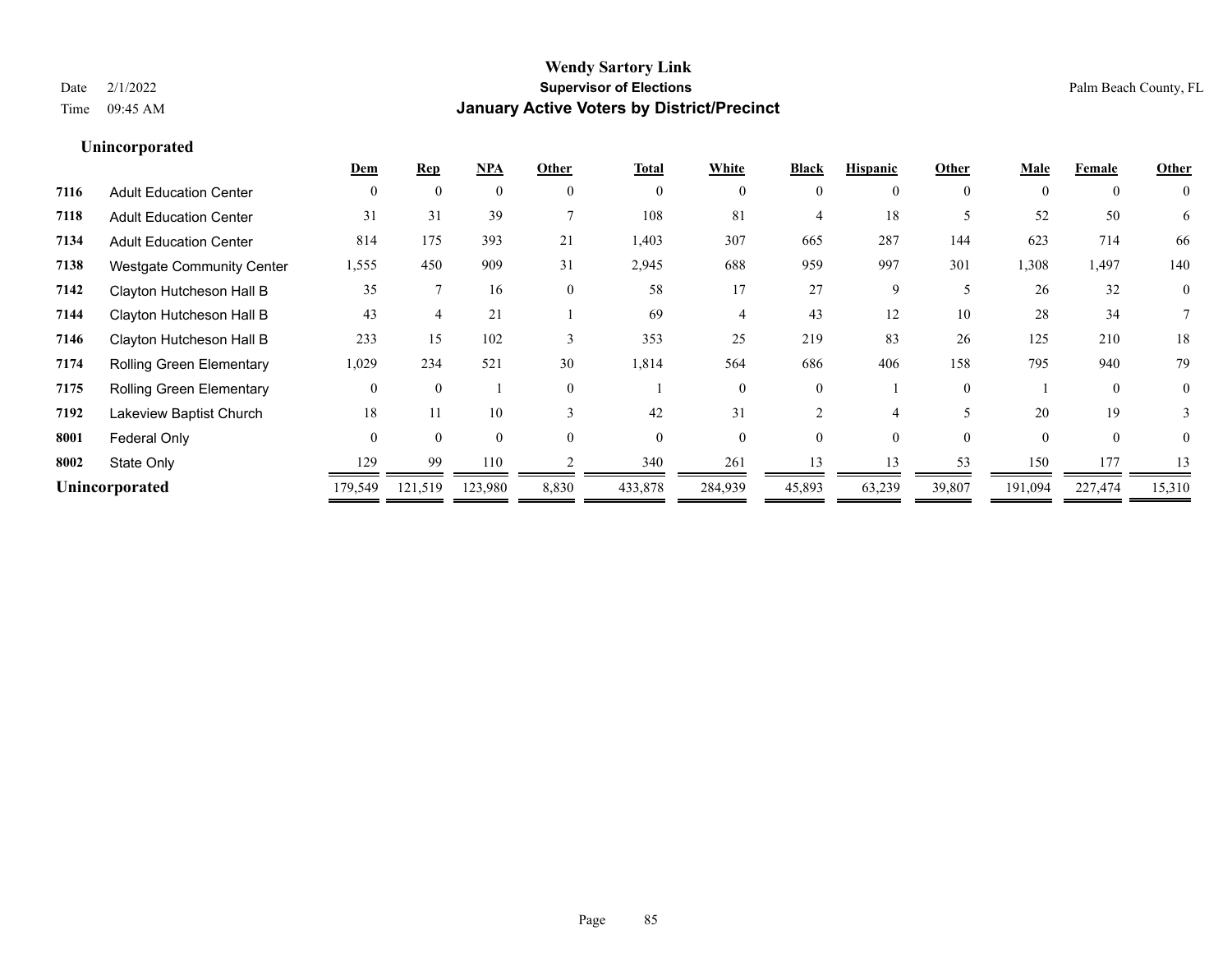# Wendy Sartory Link

**Supervisor of Elections**

**January Active Voters by District/Precinct**

Date 2/1/2022
Time 09:45 AM

Palm Beach County, FL

## Unincorporated

| | | Dem | Rep | NPA | Other | Total | White | Black | Hispanic | Other | Male | Female | Other |
|---|---|---|---|---|---|---|---|---|---|---|---|---|---|
| 7116 | Adult Education Center | 0 | 0 | 0 | 0 | 0 | 0 | 0 | 0 | 0 | 0 | 0 | 0 |
| 7118 | Adult Education Center | 31 | 31 | 39 | 7 | 108 | 81 | 4 | 18 | 5 | 52 | 50 | 6 |
| 7134 | Adult Education Center | 814 | 175 | 393 | 21 | 1,403 | 307 | 665 | 287 | 144 | 623 | 714 | 66 |
| 7138 | Westgate Community Center | 1,555 | 450 | 909 | 31 | 2,945 | 688 | 959 | 997 | 301 | 1,308 | 1,497 | 140 |
| 7142 | Clayton Hutcheson Hall B | 35 | 7 | 16 | 0 | 58 | 17 | 27 | 9 | 5 | 26 | 32 | 0 |
| 7144 | Clayton Hutcheson Hall B | 43 | 4 | 21 | 1 | 69 | 4 | 43 | 12 | 10 | 28 | 34 | 7 |
| 7146 | Clayton Hutcheson Hall B | 233 | 15 | 102 | 3 | 353 | 25 | 219 | 83 | 26 | 125 | 210 | 18 |
| 7174 | Rolling Green Elementary | 1,029 | 234 | 521 | 30 | 1,814 | 564 | 686 | 406 | 158 | 795 | 940 | 79 |
| 7175 | Rolling Green Elementary | 0 | 0 | 1 | 0 | 1 | 0 | 0 | 1 | 0 | 1 | 0 | 0 |
| 7192 | Lakeview Baptist Church | 18 | 11 | 10 | 3 | 42 | 31 | 2 | 4 | 5 | 20 | 19 | 3 |
| 8001 | Federal Only | 0 | 0 | 0 | 0 | 0 | 0 | 0 | 0 | 0 | 0 | 0 | 0 |
| 8002 | State Only | 129 | 99 | 110 | 2 | 340 | 261 | 13 | 13 | 53 | 150 | 177 | 13 |
| **Unincorporated** | | 179,549 | 121,519 | 123,980 | 8,830 | 433,878 | 284,939 | 45,893 | 63,239 | 39,807 | 191,094 | 227,474 | 15,310 |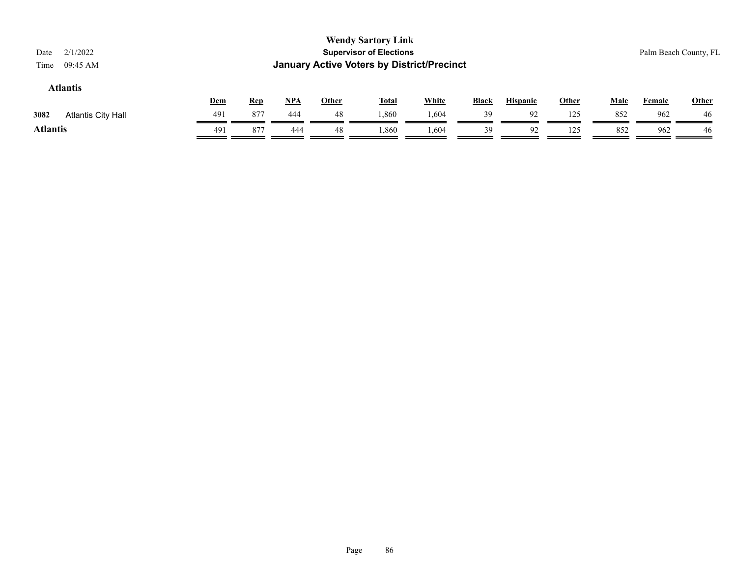**Wendy Sartory Link**
**Supervisor of Elections**
**January Active Voters by District/Precinct**

Date 2/1/2022
Time 09:45 AM

Palm Beach County, FL

## Atlantis

| | | Dem | Rep | NPA | Other | Total | White | Black | Hispanic | Other | Male | Female | Other |
|---|---|---|---|---|---|---|---|---|---|---|---|---|---|
| 3082 | Atlantis City Hall | 491 | 877 | 444 | 48 | 1,860 | 1,604 | 39 | 92 | 125 | 852 | 962 | 46 |
| **Atlantis** | | 491 | 877 | 444 | 48 | 1,860 | 1,604 | 39 | 92 | 125 | 852 | 962 | 46 |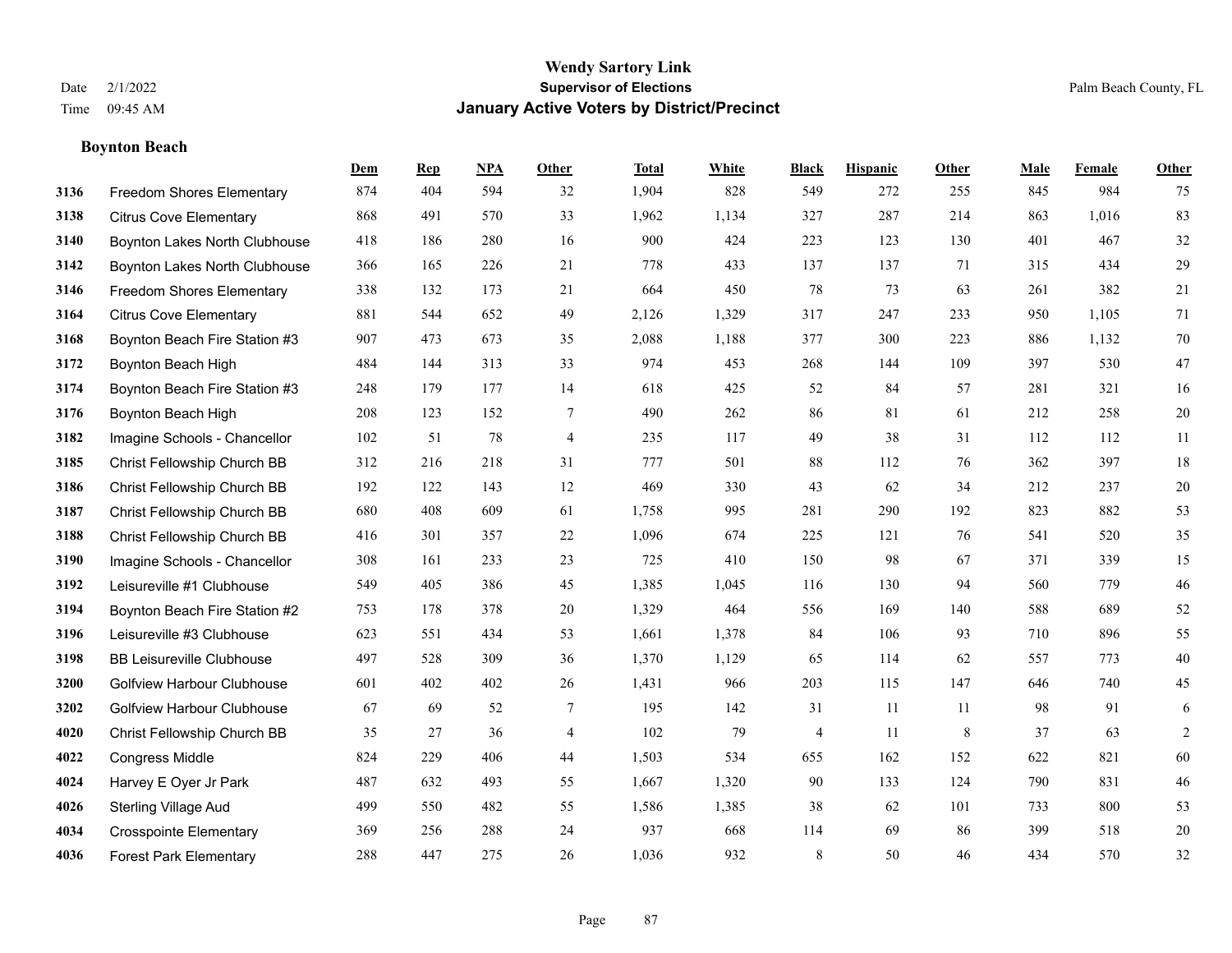# Wendy Sartory Link
## Supervisor of Elections
## January Active Voters by District/Precinct

Date 2/1/2022
Time 09:45 AM

Palm Beach County, FL

### Boynton Beach

| | | Dem | Rep | NPA | Other | Total | White | Black | Hispanic | Other | Male | Female | Other |
|---|---|---|---|---|---|---|---|---|---|---|---|---|---|
| 3136 | Freedom Shores Elementary | 874 | 404 | 594 | 32 | 1,904 | 828 | 549 | 272 | 255 | 845 | 984 | 75 |
| 3138 | Citrus Cove Elementary | 868 | 491 | 570 | 33 | 1,962 | 1,134 | 327 | 287 | 214 | 863 | 1,016 | 83 |
| 3140 | Boynton Lakes North Clubhouse | 418 | 186 | 280 | 16 | 900 | 424 | 223 | 123 | 130 | 401 | 467 | 32 |
| 3142 | Boynton Lakes North Clubhouse | 366 | 165 | 226 | 21 | 778 | 433 | 137 | 137 | 71 | 315 | 434 | 29 |
| 3146 | Freedom Shores Elementary | 338 | 132 | 173 | 21 | 664 | 450 | 78 | 73 | 63 | 261 | 382 | 21 |
| 3164 | Citrus Cove Elementary | 881 | 544 | 652 | 49 | 2,126 | 1,329 | 317 | 247 | 233 | 950 | 1,105 | 71 |
| 3168 | Boynton Beach Fire Station #3 | 907 | 473 | 673 | 35 | 2,088 | 1,188 | 377 | 300 | 223 | 886 | 1,132 | 70 |
| 3172 | Boynton Beach High | 484 | 144 | 313 | 33 | 974 | 453 | 268 | 144 | 109 | 397 | 530 | 47 |
| 3174 | Boynton Beach Fire Station #3 | 248 | 179 | 177 | 14 | 618 | 425 | 52 | 84 | 57 | 281 | 321 | 16 |
| 3176 | Boynton Beach High | 208 | 123 | 152 | 7 | 490 | 262 | 86 | 81 | 61 | 212 | 258 | 20 |
| 3182 | Imagine Schools - Chancellor | 102 | 51 | 78 | 4 | 235 | 117 | 49 | 38 | 31 | 112 | 112 | 11 |
| 3185 | Christ Fellowship Church BB | 312 | 216 | 218 | 31 | 777 | 501 | 88 | 112 | 76 | 362 | 397 | 18 |
| 3186 | Christ Fellowship Church BB | 192 | 122 | 143 | 12 | 469 | 330 | 43 | 62 | 34 | 212 | 237 | 20 |
| 3187 | Christ Fellowship Church BB | 680 | 408 | 609 | 61 | 1,758 | 995 | 281 | 290 | 192 | 823 | 882 | 53 |
| 3188 | Christ Fellowship Church BB | 416 | 301 | 357 | 22 | 1,096 | 674 | 225 | 121 | 76 | 541 | 520 | 35 |
| 3190 | Imagine Schools - Chancellor | 308 | 161 | 233 | 23 | 725 | 410 | 150 | 98 | 67 | 371 | 339 | 15 |
| 3192 | Leisureville #1 Clubhouse | 549 | 405 | 386 | 45 | 1,385 | 1,045 | 116 | 130 | 94 | 560 | 779 | 46 |
| 3194 | Boynton Beach Fire Station #2 | 753 | 178 | 378 | 20 | 1,329 | 464 | 556 | 169 | 140 | 588 | 689 | 52 |
| 3196 | Leisureville #3 Clubhouse | 623 | 551 | 434 | 53 | 1,661 | 1,378 | 84 | 106 | 93 | 710 | 896 | 55 |
| 3198 | BB Leisureville Clubhouse | 497 | 528 | 309 | 36 | 1,370 | 1,129 | 65 | 114 | 62 | 557 | 773 | 40 |
| 3200 | Golfview Harbour Clubhouse | 601 | 402 | 402 | 26 | 1,431 | 966 | 203 | 115 | 147 | 646 | 740 | 45 |
| 3202 | Golfview Harbour Clubhouse | 67 | 69 | 52 | 7 | 195 | 142 | 31 | 11 | 11 | 98 | 91 | 6 |
| 4020 | Christ Fellowship Church BB | 35 | 27 | 36 | 4 | 102 | 79 | 4 | 11 | 8 | 37 | 63 | 2 |
| 4022 | Congress Middle | 824 | 229 | 406 | 44 | 1,503 | 534 | 655 | 162 | 152 | 622 | 821 | 60 |
| 4024 | Harvey E Oyer Jr Park | 487 | 632 | 493 | 55 | 1,667 | 1,320 | 90 | 133 | 124 | 790 | 831 | 46 |
| 4026 | Sterling Village Aud | 499 | 550 | 482 | 55 | 1,586 | 1,385 | 38 | 62 | 101 | 733 | 800 | 53 |
| 4034 | Crosspointe Elementary | 369 | 256 | 288 | 24 | 937 | 668 | 114 | 69 | 86 | 399 | 518 | 20 |
| 4036 | Forest Park Elementary | 288 | 447 | 275 | 26 | 1,036 | 932 | 8 | 50 | 46 | 434 | 570 | 32 |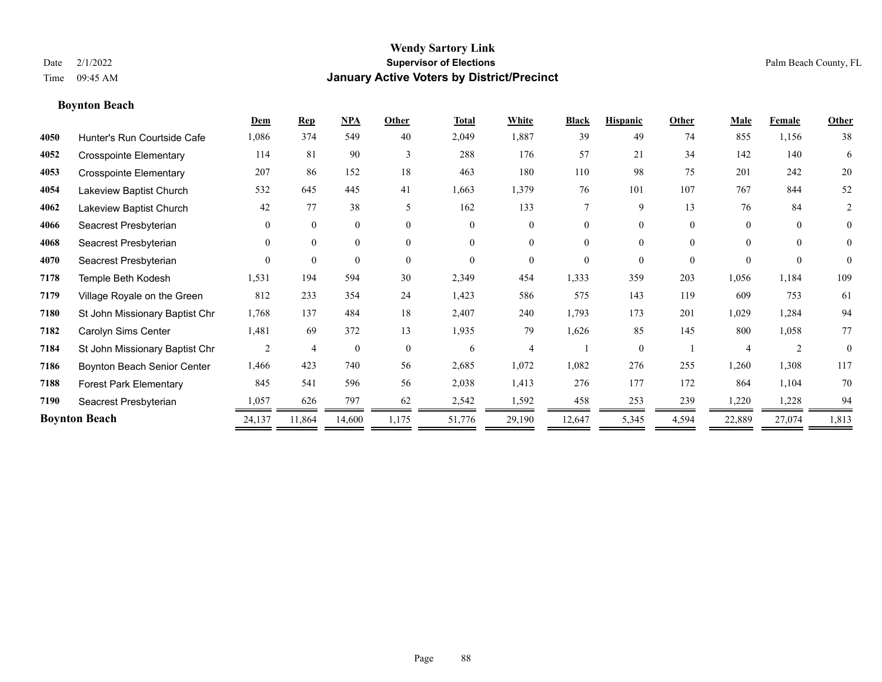# Wendy Sartory Link

**Supervisor of Elections**

**January Active Voters by District/Precinct**

Date 2/1/2022
Time 09:45 AM

Palm Beach County, FL

## Boynton Beach

| | | Dem | Rep | NPA | Other | Total | White | Black | Hispanic | Other | Male | Female | Other |
|---|---|---|---|---|---|---|---|---|---|---|---|---|---|
| 4050 | Hunter's Run Courtside Cafe | 1,086 | 374 | 549 | 40 | 2,049 | 1,887 | 39 | 49 | 74 | 855 | 1,156 | 38 |
| 4052 | Crosspointe Elementary | 114 | 81 | 90 | 3 | 288 | 176 | 57 | 21 | 34 | 142 | 140 | 6 |
| 4053 | Crosspointe Elementary | 207 | 86 | 152 | 18 | 463 | 180 | 110 | 98 | 75 | 201 | 242 | 20 |
| 4054 | Lakeview Baptist Church | 532 | 645 | 445 | 41 | 1,663 | 1,379 | 76 | 101 | 107 | 767 | 844 | 52 |
| 4062 | Lakeview Baptist Church | 42 | 77 | 38 | 5 | 162 | 133 | 7 | 9 | 13 | 76 | 84 | 2 |
| 4066 | Seacrest Presbyterian | 0 | 0 | 0 | 0 | 0 | 0 | 0 | 0 | 0 | 0 | 0 | 0 |
| 4068 | Seacrest Presbyterian | 0 | 0 | 0 | 0 | 0 | 0 | 0 | 0 | 0 | 0 | 0 | 0 |
| 4070 | Seacrest Presbyterian | 0 | 0 | 0 | 0 | 0 | 0 | 0 | 0 | 0 | 0 | 0 | 0 |
| 7178 | Temple Beth Kodesh | 1,531 | 194 | 594 | 30 | 2,349 | 454 | 1,333 | 359 | 203 | 1,056 | 1,184 | 109 |
| 7179 | Village Royale on the Green | 812 | 233 | 354 | 24 | 1,423 | 586 | 575 | 143 | 119 | 609 | 753 | 61 |
| 7180 | St John Missionary Baptist Chr | 1,768 | 137 | 484 | 18 | 2,407 | 240 | 1,793 | 173 | 201 | 1,029 | 1,284 | 94 |
| 7182 | Carolyn Sims Center | 1,481 | 69 | 372 | 13 | 1,935 | 79 | 1,626 | 85 | 145 | 800 | 1,058 | 77 |
| 7184 | St John Missionary Baptist Chr | 2 | 4 | 0 | 0 | 6 | 4 | 1 | 0 | 1 | 4 | 2 | 0 |
| 7186 | Boynton Beach Senior Center | 1,466 | 423 | 740 | 56 | 2,685 | 1,072 | 1,082 | 276 | 255 | 1,260 | 1,308 | 117 |
| 7188 | Forest Park Elementary | 845 | 541 | 596 | 56 | 2,038 | 1,413 | 276 | 177 | 172 | 864 | 1,104 | 70 |
| 7190 | Seacrest Presbyterian | 1,057 | 626 | 797 | 62 | 2,542 | 1,592 | 458 | 253 | 239 | 1,220 | 1,228 | 94 |
| **Boynton Beach** | | 24,137 | 11,864 | 14,600 | 1,175 | 51,776 | 29,190 | 12,647 | 5,345 | 4,594 | 22,889 | 27,074 | 1,813 |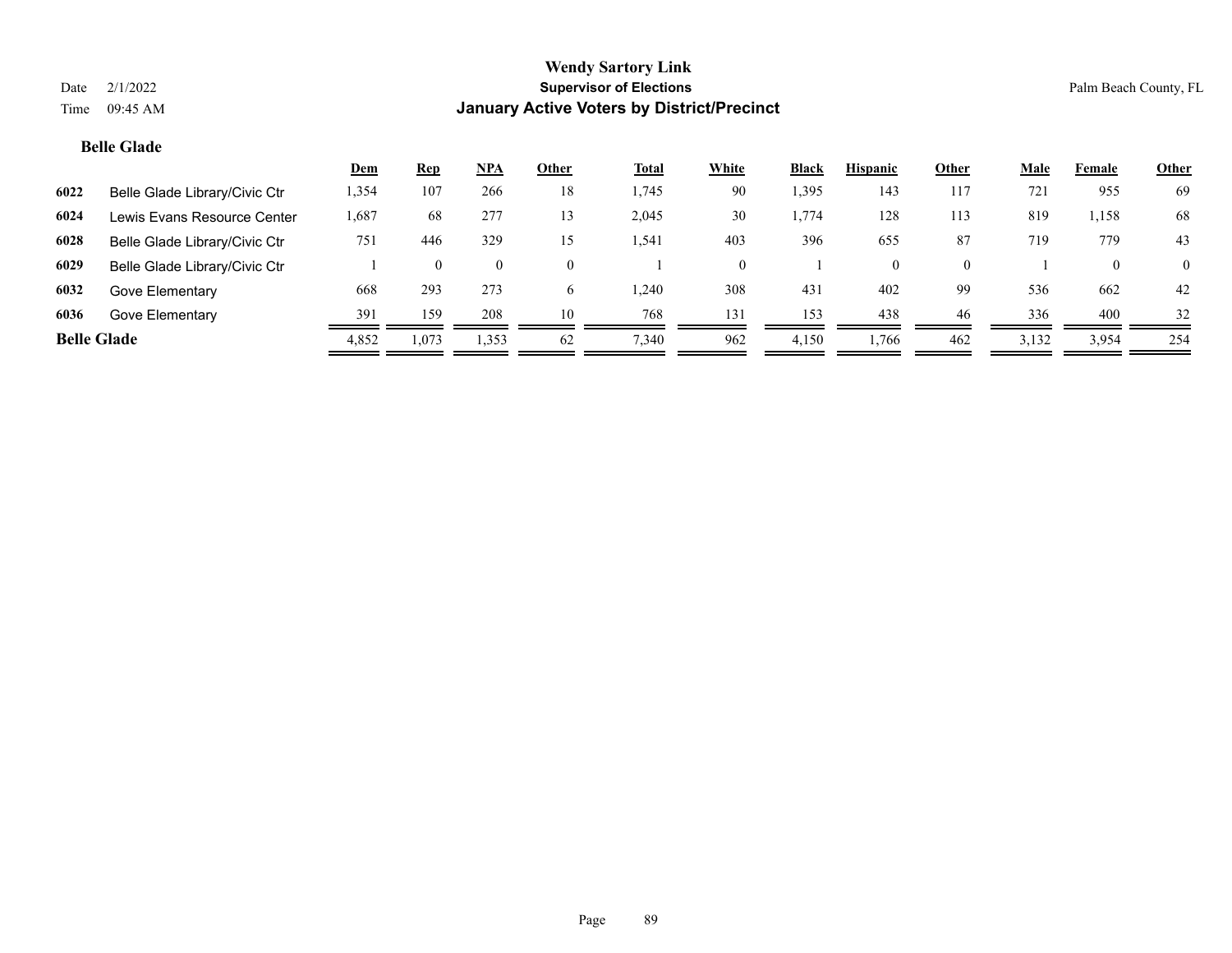**Wendy Sartory Link**
**Supervisor of Elections**
**January Active Voters by District/Precinct**

Date 2/1/2022
Time 09:45 AM

Palm Beach County, FL

### Belle Glade

| | | Dem | Rep | NPA | Other | Total | White | Black | Hispanic | Other | Male | Female | Other |
|---|---|---|---|---|---|---|---|---|---|---|---|---|---|
| **6022** | Belle Glade Library/Civic Ctr | 1,354 | 107 | 266 | 18 | 1,745 | 90 | 1,395 | 143 | 117 | 721 | 955 | 69 |
| **6024** | Lewis Evans Resource Center | 1,687 | 68 | 277 | 13 | 2,045 | 30 | 1,774 | 128 | 113 | 819 | 1,158 | 68 |
| **6028** | Belle Glade Library/Civic Ctr | 751 | 446 | 329 | 15 | 1,541 | 403 | 396 | 655 | 87 | 719 | 779 | 43 |
| **6029** | Belle Glade Library/Civic Ctr | 1 | 0 | 0 | 0 | 1 | 0 | 1 | 0 | 0 | 1 | 0 | 0 |
| **6032** | Gove Elementary | 668 | 293 | 273 | 6 | 1,240 | 308 | 431 | 402 | 99 | 536 | 662 | 42 |
| **6036** | Gove Elementary | 391 | 159 | 208 | 10 | 768 | 131 | 153 | 438 | 46 | 336 | 400 | 32 |
| **Belle Glade** | | 4,852 | 1,073 | 1,353 | 62 | 7,340 | 962 | 4,150 | 1,766 | 462 | 3,132 | 3,954 | 254 |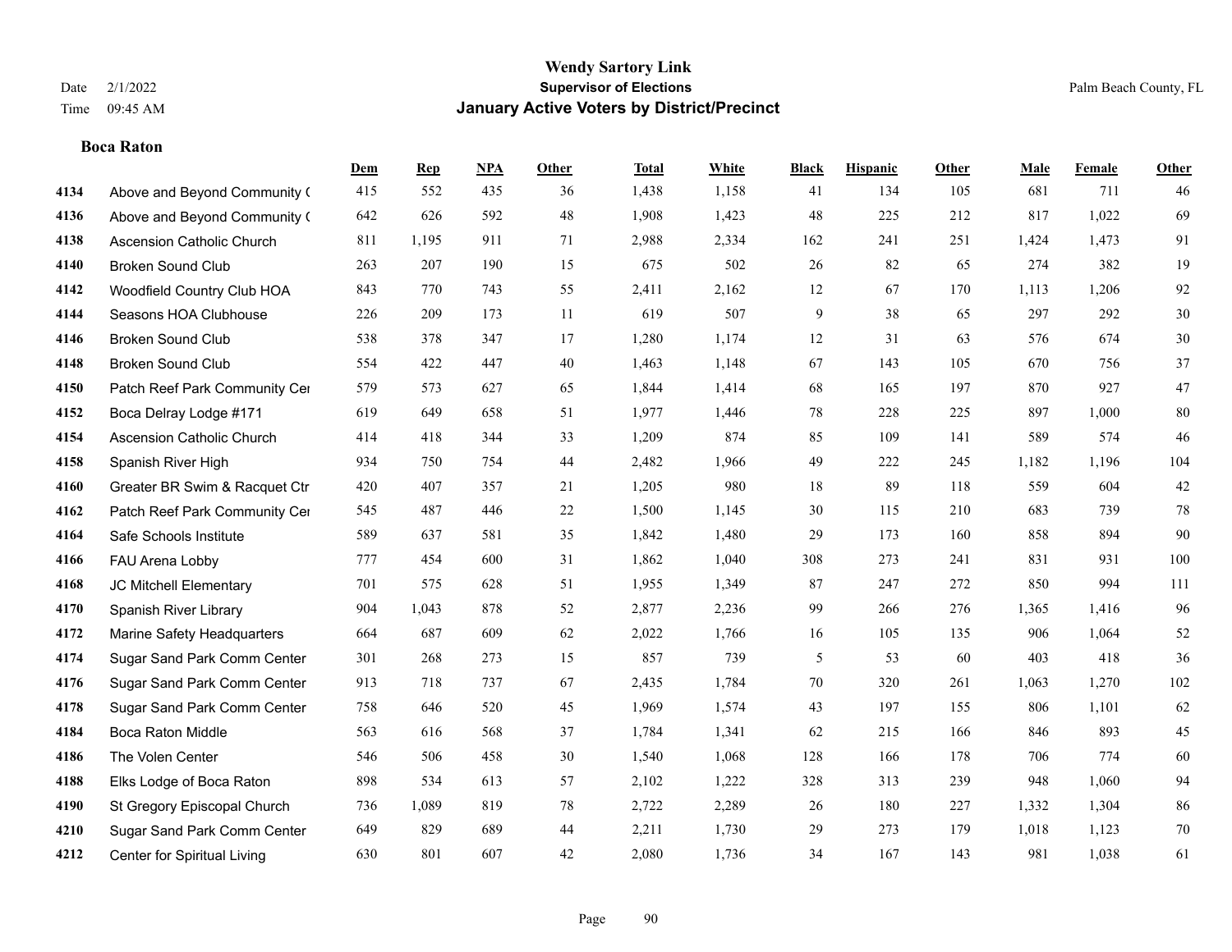**Wendy Sartory Link**
**Supervisor of Elections**
**January Active Voters by District/Precinct**

Date 2/1/2022
Time 09:45 AM

Palm Beach County, FL

### Boca Raton

| | | Dem | Rep | NPA | Other | Total | White | Black | Hispanic | Other | Male | Female | Other |
|---|---|---|---|---|---|---|---|---|---|---|---|---|---|
| 4134 | Above and Beyond Community ( | 415 | 552 | 435 | 36 | 1,438 | 1,158 | 41 | 134 | 105 | 681 | 711 | 46 |
| 4136 | Above and Beyond Community ( | 642 | 626 | 592 | 48 | 1,908 | 1,423 | 48 | 225 | 212 | 817 | 1,022 | 69 |
| 4138 | Ascension Catholic Church | 811 | 1,195 | 911 | 71 | 2,988 | 2,334 | 162 | 241 | 251 | 1,424 | 1,473 | 91 |
| 4140 | Broken Sound Club | 263 | 207 | 190 | 15 | 675 | 502 | 26 | 82 | 65 | 274 | 382 | 19 |
| 4142 | Woodfield Country Club HOA | 843 | 770 | 743 | 55 | 2,411 | 2,162 | 12 | 67 | 170 | 1,113 | 1,206 | 92 |
| 4144 | Seasons HOA Clubhouse | 226 | 209 | 173 | 11 | 619 | 507 | 9 | 38 | 65 | 297 | 292 | 30 |
| 4146 | Broken Sound Club | 538 | 378 | 347 | 17 | 1,280 | 1,174 | 12 | 31 | 63 | 576 | 674 | 30 |
| 4148 | Broken Sound Club | 554 | 422 | 447 | 40 | 1,463 | 1,148 | 67 | 143 | 105 | 670 | 756 | 37 |
| 4150 | Patch Reef Park Community Cer | 579 | 573 | 627 | 65 | 1,844 | 1,414 | 68 | 165 | 197 | 870 | 927 | 47 |
| 4152 | Boca Delray Lodge #171 | 619 | 649 | 658 | 51 | 1,977 | 1,446 | 78 | 228 | 225 | 897 | 1,000 | 80 |
| 4154 | Ascension Catholic Church | 414 | 418 | 344 | 33 | 1,209 | 874 | 85 | 109 | 141 | 589 | 574 | 46 |
| 4158 | Spanish River High | 934 | 750 | 754 | 44 | 2,482 | 1,966 | 49 | 222 | 245 | 1,182 | 1,196 | 104 |
| 4160 | Greater BR Swim & Racquet Ctr | 420 | 407 | 357 | 21 | 1,205 | 980 | 18 | 89 | 118 | 559 | 604 | 42 |
| 4162 | Patch Reef Park Community Cer | 545 | 487 | 446 | 22 | 1,500 | 1,145 | 30 | 115 | 210 | 683 | 739 | 78 |
| 4164 | Safe Schools Institute | 589 | 637 | 581 | 35 | 1,842 | 1,480 | 29 | 173 | 160 | 858 | 894 | 90 |
| 4166 | FAU Arena Lobby | 777 | 454 | 600 | 31 | 1,862 | 1,040 | 308 | 273 | 241 | 831 | 931 | 100 |
| 4168 | JC Mitchell Elementary | 701 | 575 | 628 | 51 | 1,955 | 1,349 | 87 | 247 | 272 | 850 | 994 | 111 |
| 4170 | Spanish River Library | 904 | 1,043 | 878 | 52 | 2,877 | 2,236 | 99 | 266 | 276 | 1,365 | 1,416 | 96 |
| 4172 | Marine Safety Headquarters | 664 | 687 | 609 | 62 | 2,022 | 1,766 | 16 | 105 | 135 | 906 | 1,064 | 52 |
| 4174 | Sugar Sand Park Comm Center | 301 | 268 | 273 | 15 | 857 | 739 | 5 | 53 | 60 | 403 | 418 | 36 |
| 4176 | Sugar Sand Park Comm Center | 913 | 718 | 737 | 67 | 2,435 | 1,784 | 70 | 320 | 261 | 1,063 | 1,270 | 102 |
| 4178 | Sugar Sand Park Comm Center | 758 | 646 | 520 | 45 | 1,969 | 1,574 | 43 | 197 | 155 | 806 | 1,101 | 62 |
| 4184 | Boca Raton Middle | 563 | 616 | 568 | 37 | 1,784 | 1,341 | 62 | 215 | 166 | 846 | 893 | 45 |
| 4186 | The Volen Center | 546 | 506 | 458 | 30 | 1,540 | 1,068 | 128 | 166 | 178 | 706 | 774 | 60 |
| 4188 | Elks Lodge of Boca Raton | 898 | 534 | 613 | 57 | 2,102 | 1,222 | 328 | 313 | 239 | 948 | 1,060 | 94 |
| 4190 | St Gregory Episcopal Church | 736 | 1,089 | 819 | 78 | 2,722 | 2,289 | 26 | 180 | 227 | 1,332 | 1,304 | 86 |
| 4210 | Sugar Sand Park Comm Center | 649 | 829 | 689 | 44 | 2,211 | 1,730 | 29 | 273 | 179 | 1,018 | 1,123 | 70 |
| 4212 | Center for Spiritual Living | 630 | 801 | 607 | 42 | 2,080 | 1,736 | 34 | 167 | 143 | 981 | 1,038 | 61 |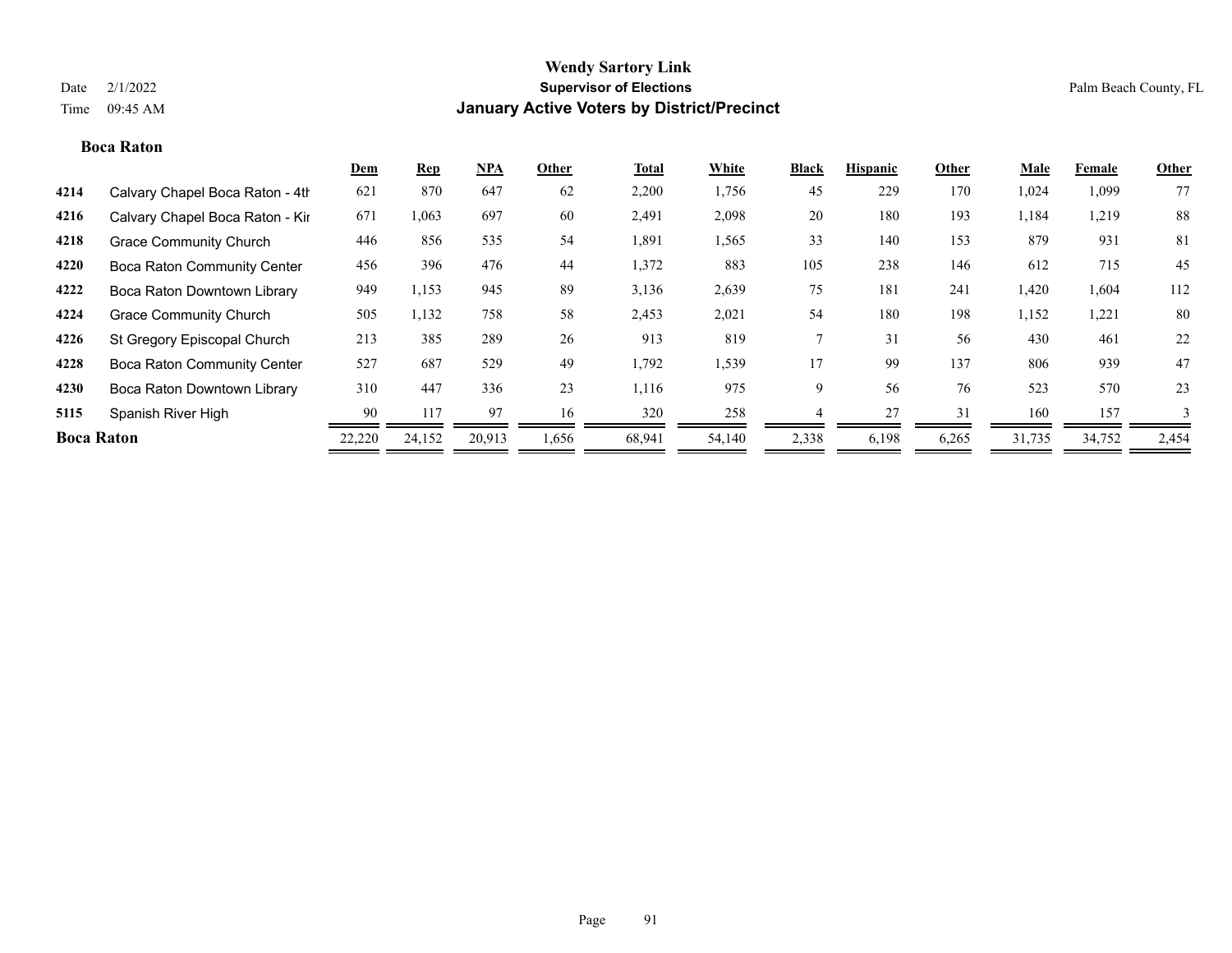**Wendy Sartory Link**
**Supervisor of Elections**
**January Active Voters by District/Precinct**

Date 2/1/2022
Time 09:45 AM

Palm Beach County, FL

### Boca Raton

| | | Dem | Rep | NPA | Other | Total | White | Black | Hispanic | Other | Male | Female | Other |
|---|---|---|---|---|---|---|---|---|---|---|---|---|---|
| 4214 | Calvary Chapel Boca Raton - 4th | 621 | 870 | 647 | 62 | 2,200 | 1,756 | 45 | 229 | 170 | 1,024 | 1,099 | 77 |
| 4216 | Calvary Chapel Boca Raton - Kir | 671 | 1,063 | 697 | 60 | 2,491 | 2,098 | 20 | 180 | 193 | 1,184 | 1,219 | 88 |
| 4218 | Grace Community Church | 446 | 856 | 535 | 54 | 1,891 | 1,565 | 33 | 140 | 153 | 879 | 931 | 81 |
| 4220 | Boca Raton Community Center | 456 | 396 | 476 | 44 | 1,372 | 883 | 105 | 238 | 146 | 612 | 715 | 45 |
| 4222 | Boca Raton Downtown Library | 949 | 1,153 | 945 | 89 | 3,136 | 2,639 | 75 | 181 | 241 | 1,420 | 1,604 | 112 |
| 4224 | Grace Community Church | 505 | 1,132 | 758 | 58 | 2,453 | 2,021 | 54 | 180 | 198 | 1,152 | 1,221 | 80 |
| 4226 | St Gregory Episcopal Church | 213 | 385 | 289 | 26 | 913 | 819 | 7 | 31 | 56 | 430 | 461 | 22 |
| 4228 | Boca Raton Community Center | 527 | 687 | 529 | 49 | 1,792 | 1,539 | 17 | 99 | 137 | 806 | 939 | 47 |
| 4230 | Boca Raton Downtown Library | 310 | 447 | 336 | 23 | 1,116 | 975 | 9 | 56 | 76 | 523 | 570 | 23 |
| 5115 | Spanish River High | 90 | 117 | 97 | 16 | 320 | 258 | 4 | 27 | 31 | 160 | 157 | 3 |
| **Boca Raton** | | 22,220 | 24,152 | 20,913 | 1,656 | 68,941 | 54,140 | 2,338 | 6,198 | 6,265 | 31,735 | 34,752 | 2,454 |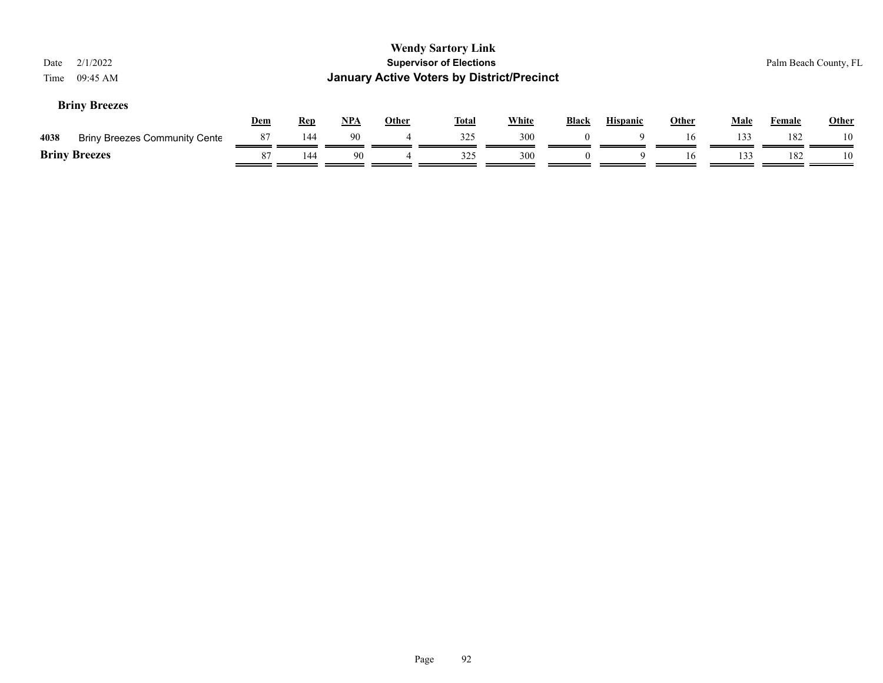Wendy Sartory Link
**Supervisor of Elections**
**January Active Voters by District/Precinct**

Date 2/1/2022
Time 09:45 AM

Palm Beach County, FL

**Briny Breezes**

| | | Dem | Rep | NPA | Other | Total | White | Black | Hispanic | Other | Male | Female | Other |
|---|---|---|---|---|---|---|---|---|---|---|---|---|---|
| 4038 | Briny Breezes Community Cente | 87 | 144 | 90 | 4 | 325 | 300 | 0 | 9 | 16 | 133 | 182 | 10 |
| **Briny Breezes** | | 87 | 144 | 90 | 4 | 325 | 300 | 0 | 9 | 16 | 133 | 182 | 10 |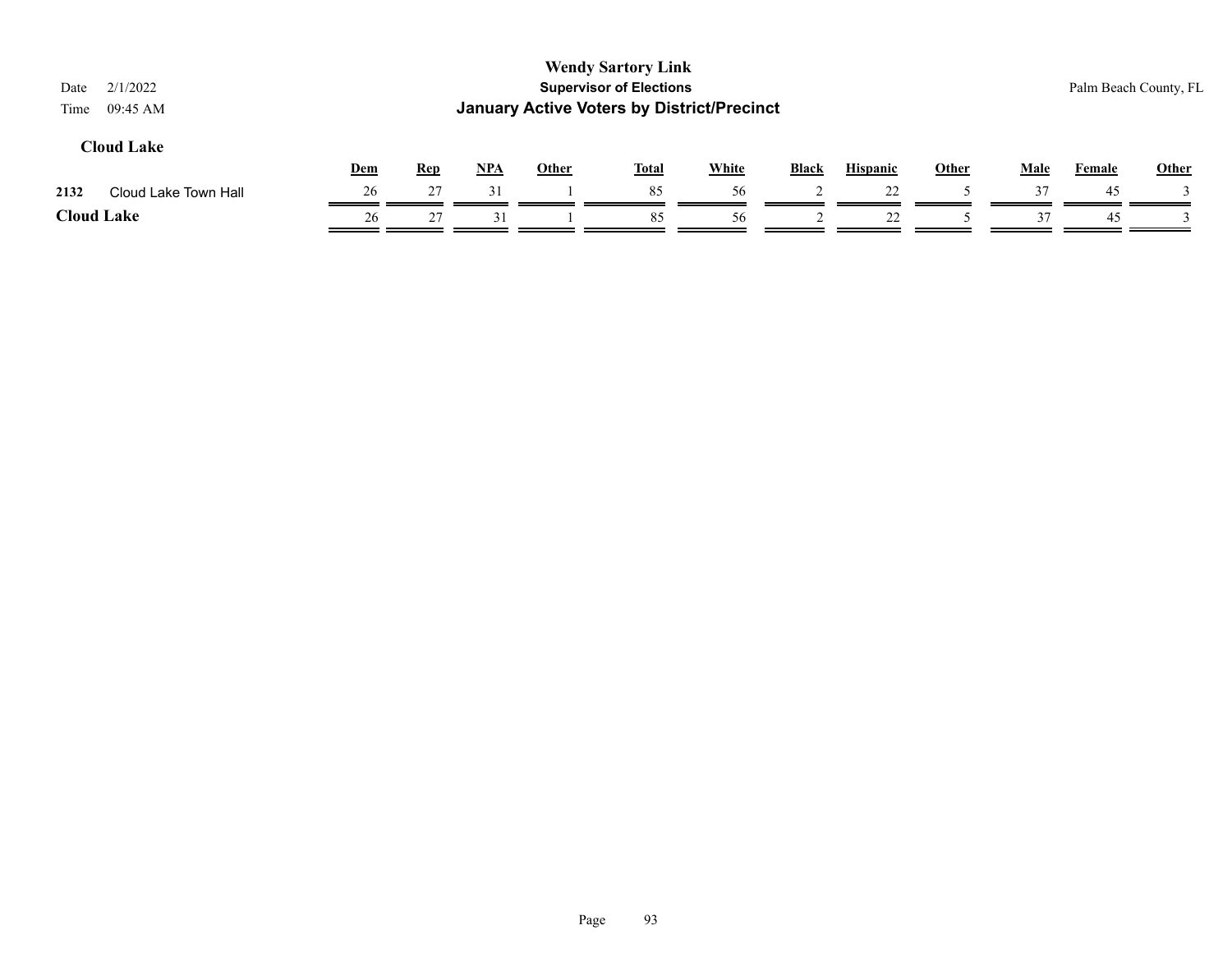**Wendy Sartory Link**
**Supervisor of Elections**
**January Active Voters by District/Precinct**

Date 2/1/2022
Time 09:45 AM

Palm Beach County, FL

## Cloud Lake

| | | Dem | Rep | NPA | Other | Total | White | Black | Hispanic | Other | Male | Female | Other |
|---|---|---|---|---|---|---|---|---|---|---|---|---|---|
| 2132 | Cloud Lake Town Hall | 26 | 27 | 31 | 1 | 85 | 56 | 2 | 22 | 5 | 37 | 45 | 3 |
| **Cloud Lake** | | 26 | 27 | 31 | 1 | 85 | 56 | 2 | 22 | 5 | 37 | 45 | 3 |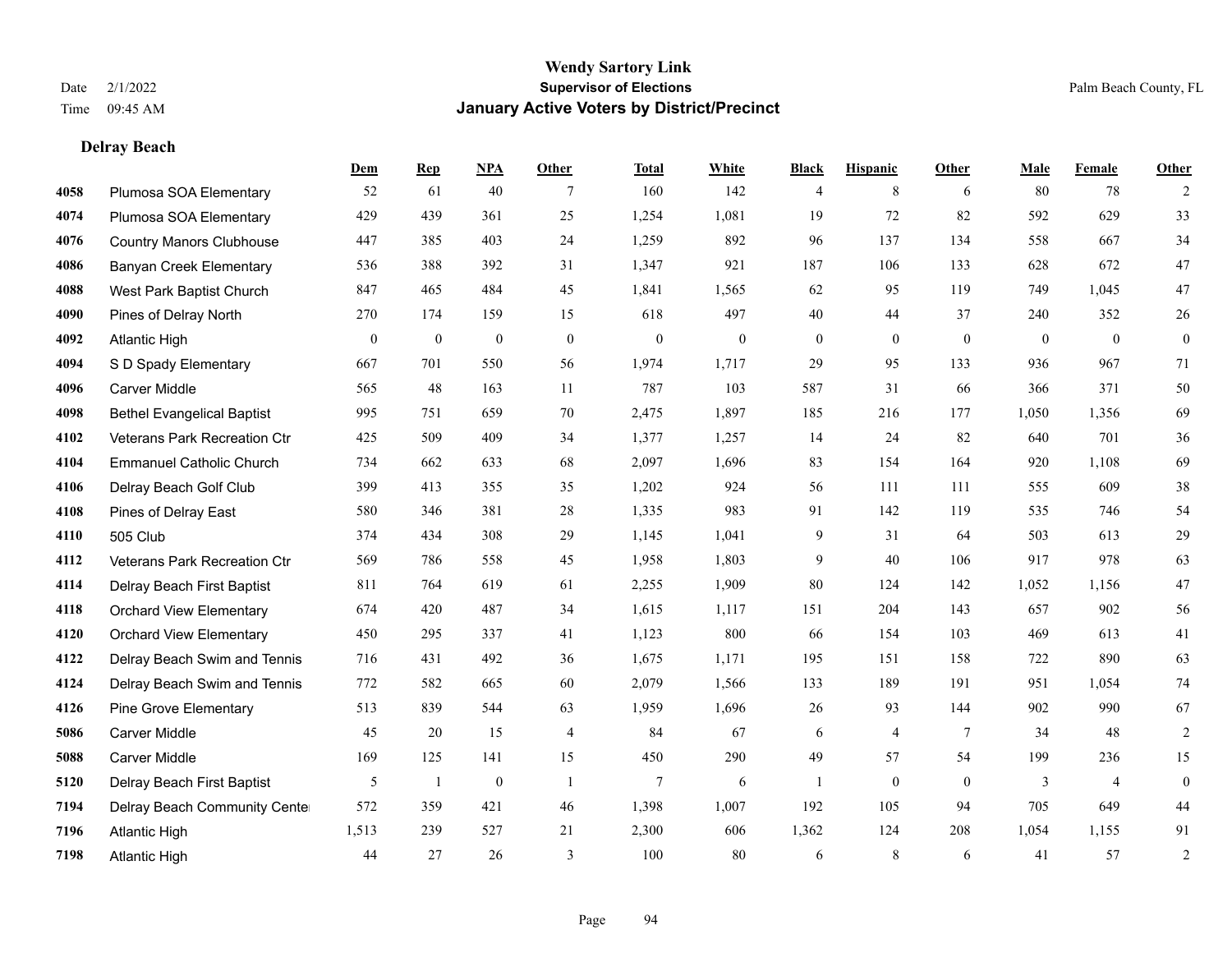# Wendy Sartory Link
## Supervisor of Elections
## January Active Voters by District/Precinct

Date 2/1/2022
Time 09:45 AM

Palm Beach County, FL

### Delray Beach

| | | Dem | Rep | NPA | Other | Total | White | Black | Hispanic | Other | Male | Female | Other |
|---|---|---|---|---|---|---|---|---|---|---|---|---|---|
| 4058 | Plumosa SOA Elementary | 52 | 61 | 40 | 7 | 160 | 142 | 4 | 8 | 6 | 80 | 78 | 2 |
| 4074 | Plumosa SOA Elementary | 429 | 439 | 361 | 25 | 1,254 | 1,081 | 19 | 72 | 82 | 592 | 629 | 33 |
| 4076 | Country Manors Clubhouse | 447 | 385 | 403 | 24 | 1,259 | 892 | 96 | 137 | 134 | 558 | 667 | 34 |
| 4086 | Banyan Creek Elementary | 536 | 388 | 392 | 31 | 1,347 | 921 | 187 | 106 | 133 | 628 | 672 | 47 |
| 4088 | West Park Baptist Church | 847 | 465 | 484 | 45 | 1,841 | 1,565 | 62 | 95 | 119 | 749 | 1,045 | 47 |
| 4090 | Pines of Delray North | 270 | 174 | 159 | 15 | 618 | 497 | 40 | 44 | 37 | 240 | 352 | 26 |
| 4092 | Atlantic High | 0 | 0 | 0 | 0 | 0 | 0 | 0 | 0 | 0 | 0 | 0 | 0 |
| 4094 | S D Spady Elementary | 667 | 701 | 550 | 56 | 1,974 | 1,717 | 29 | 95 | 133 | 936 | 967 | 71 |
| 4096 | Carver Middle | 565 | 48 | 163 | 11 | 787 | 103 | 587 | 31 | 66 | 366 | 371 | 50 |
| 4098 | Bethel Evangelical Baptist | 995 | 751 | 659 | 70 | 2,475 | 1,897 | 185 | 216 | 177 | 1,050 | 1,356 | 69 |
| 4102 | Veterans Park Recreation Ctr | 425 | 509 | 409 | 34 | 1,377 | 1,257 | 14 | 24 | 82 | 640 | 701 | 36 |
| 4104 | Emmanuel Catholic Church | 734 | 662 | 633 | 68 | 2,097 | 1,696 | 83 | 154 | 164 | 920 | 1,108 | 69 |
| 4106 | Delray Beach Golf Club | 399 | 413 | 355 | 35 | 1,202 | 924 | 56 | 111 | 111 | 555 | 609 | 38 |
| 4108 | Pines of Delray East | 580 | 346 | 381 | 28 | 1,335 | 983 | 91 | 142 | 119 | 535 | 746 | 54 |
| 4110 | 505 Club | 374 | 434 | 308 | 29 | 1,145 | 1,041 | 9 | 31 | 64 | 503 | 613 | 29 |
| 4112 | Veterans Park Recreation Ctr | 569 | 786 | 558 | 45 | 1,958 | 1,803 | 9 | 40 | 106 | 917 | 978 | 63 |
| 4114 | Delray Beach First Baptist | 811 | 764 | 619 | 61 | 2,255 | 1,909 | 80 | 124 | 142 | 1,052 | 1,156 | 47 |
| 4118 | Orchard View Elementary | 674 | 420 | 487 | 34 | 1,615 | 1,117 | 151 | 204 | 143 | 657 | 902 | 56 |
| 4120 | Orchard View Elementary | 450 | 295 | 337 | 41 | 1,123 | 800 | 66 | 154 | 103 | 469 | 613 | 41 |
| 4122 | Delray Beach Swim and Tennis | 716 | 431 | 492 | 36 | 1,675 | 1,171 | 195 | 151 | 158 | 722 | 890 | 63 |
| 4124 | Delray Beach Swim and Tennis | 772 | 582 | 665 | 60 | 2,079 | 1,566 | 133 | 189 | 191 | 951 | 1,054 | 74 |
| 4126 | Pine Grove Elementary | 513 | 839 | 544 | 63 | 1,959 | 1,696 | 26 | 93 | 144 | 902 | 990 | 67 |
| 5086 | Carver Middle | 45 | 20 | 15 | 4 | 84 | 67 | 6 | 4 | 7 | 34 | 48 | 2 |
| 5088 | Carver Middle | 169 | 125 | 141 | 15 | 450 | 290 | 49 | 57 | 54 | 199 | 236 | 15 |
| 5120 | Delray Beach First Baptist | 5 | 1 | 0 | 1 | 7 | 6 | 1 | 0 | 0 | 3 | 4 | 0 |
| 7194 | Delray Beach Community Center | 572 | 359 | 421 | 46 | 1,398 | 1,007 | 192 | 105 | 94 | 705 | 649 | 44 |
| 7196 | Atlantic High | 1,513 | 239 | 527 | 21 | 2,300 | 606 | 1,362 | 124 | 208 | 1,054 | 1,155 | 91 |
| 7198 | Atlantic High | 44 | 27 | 26 | 3 | 100 | 80 | 6 | 8 | 6 | 41 | 57 | 2 |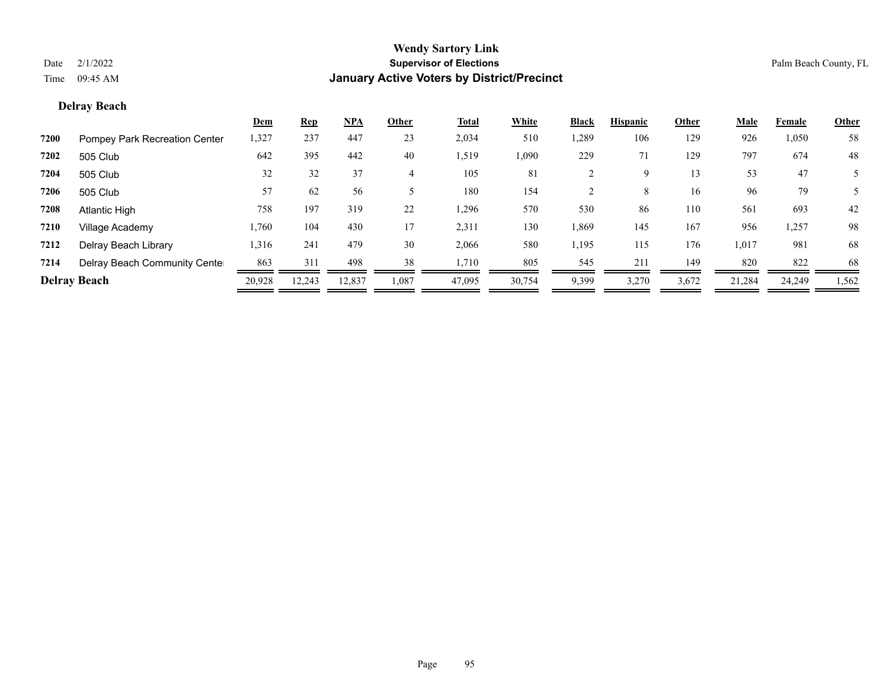# Wendy Sartory Link

**Supervisor of Elections**

**January Active Voters by District/Precinct**

Date 2/1/2022

Time 09:45 AM

Palm Beach County, FL

## Delray Beach

| | | Dem | Rep | NPA | Other | Total | White | Black | Hispanic | Other | Male | Female | Other |
|---|---|---|---|---|---|---|---|---|---|---|---|---|---|
| **7200** | Pompey Park Recreation Center | 1,327 | 237 | 447 | 23 | 2,034 | 510 | 1,289 | 106 | 129 | 926 | 1,050 | 58 |
| **7202** | 505 Club | 642 | 395 | 442 | 40 | 1,519 | 1,090 | 229 | 71 | 129 | 797 | 674 | 48 |
| **7204** | 505 Club | 32 | 32 | 37 | 4 | 105 | 81 | 2 | 9 | 13 | 53 | 47 | 5 |
| **7206** | 505 Club | 57 | 62 | 56 | 5 | 180 | 154 | 2 | 8 | 16 | 96 | 79 | 5 |
| **7208** | Atlantic High | 758 | 197 | 319 | 22 | 1,296 | 570 | 530 | 86 | 110 | 561 | 693 | 42 |
| **7210** | Village Academy | 1,760 | 104 | 430 | 17 | 2,311 | 130 | 1,869 | 145 | 167 | 956 | 1,257 | 98 |
| **7212** | Delray Beach Library | 1,316 | 241 | 479 | 30 | 2,066 | 580 | 1,195 | 115 | 176 | 1,017 | 981 | 68 |
| **7214** | Delray Beach Community Center | 863 | 311 | 498 | 38 | 1,710 | 805 | 545 | 211 | 149 | 820 | 822 | 68 |
| **Delray Beach** | | 20,928 | 12,243 | 12,837 | 1,087 | 47,095 | 30,754 | 9,399 | 3,270 | 3,672 | 21,284 | 24,249 | 1,562 |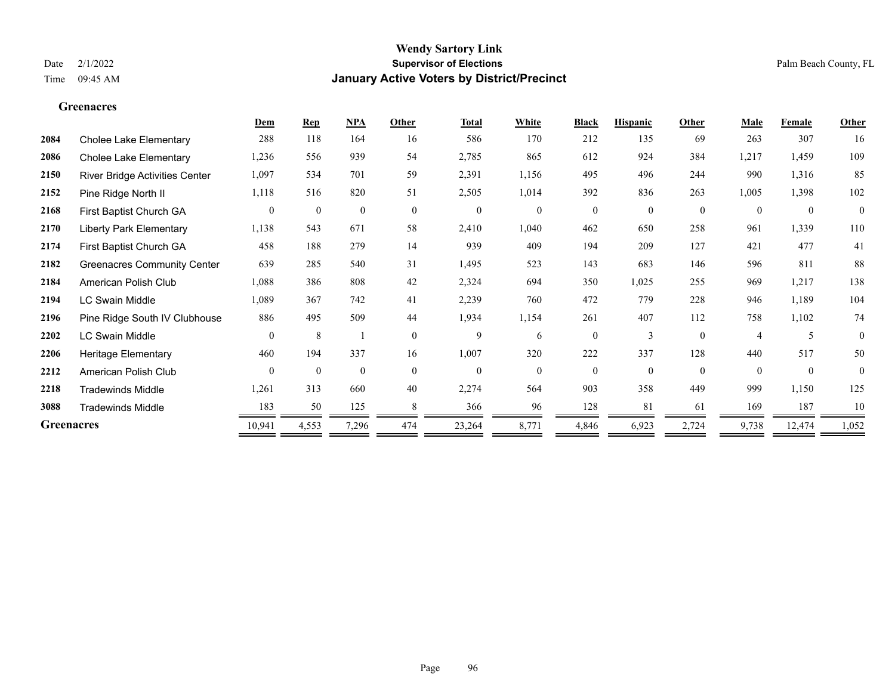## Greenacres

| | | Dem | Rep | NPA | Other | Total | White | Black | Hispanic | Other | Male | Female | Other |
|---|---|---|---|---|---|---|---|---|---|---|---|---|---|
| 2084 | Cholee Lake Elementary | 288 | 118 | 164 | 16 | 586 | 170 | 212 | 135 | 69 | 263 | 307 | 16 |
| 2086 | Cholee Lake Elementary | 1,236 | 556 | 939 | 54 | 2,785 | 865 | 612 | 924 | 384 | 1,217 | 1,459 | 109 |
| 2150 | River Bridge Activities Center | 1,097 | 534 | 701 | 59 | 2,391 | 1,156 | 495 | 496 | 244 | 990 | 1,316 | 85 |
| 2152 | Pine Ridge North II | 1,118 | 516 | 820 | 51 | 2,505 | 1,014 | 392 | 836 | 263 | 1,005 | 1,398 | 102 |
| 2168 | First Baptist Church GA | 0 | 0 | 0 | 0 | 0 | 0 | 0 | 0 | 0 | 0 | 0 | 0 |
| 2170 | Liberty Park Elementary | 1,138 | 543 | 671 | 58 | 2,410 | 1,040 | 462 | 650 | 258 | 961 | 1,339 | 110 |
| 2174 | First Baptist Church GA | 458 | 188 | 279 | 14 | 939 | 409 | 194 | 209 | 127 | 421 | 477 | 41 |
| 2182 | Greenacres Community Center | 639 | 285 | 540 | 31 | 1,495 | 523 | 143 | 683 | 146 | 596 | 811 | 88 |
| 2184 | American Polish Club | 1,088 | 386 | 808 | 42 | 2,324 | 694 | 350 | 1,025 | 255 | 969 | 1,217 | 138 |
| 2194 | LC Swain Middle | 1,089 | 367 | 742 | 41 | 2,239 | 760 | 472 | 779 | 228 | 946 | 1,189 | 104 |
| 2196 | Pine Ridge South IV Clubhouse | 886 | 495 | 509 | 44 | 1,934 | 1,154 | 261 | 407 | 112 | 758 | 1,102 | 74 |
| 2202 | LC Swain Middle | 0 | 8 | 1 | 0 | 9 | 6 | 0 | 3 | 0 | 4 | 5 | 0 |
| 2206 | Heritage Elementary | 460 | 194 | 337 | 16 | 1,007 | 320 | 222 | 337 | 128 | 440 | 517 | 50 |
| 2212 | American Polish Club | 0 | 0 | 0 | 0 | 0 | 0 | 0 | 0 | 0 | 0 | 0 | 0 |
| 2218 | Tradewinds Middle | 1,261 | 313 | 660 | 40 | 2,274 | 564 | 903 | 358 | 449 | 999 | 1,150 | 125 |
| 3088 | Tradewinds Middle | 183 | 50 | 125 | 8 | 366 | 96 | 128 | 81 | 61 | 169 | 187 | 10 |
| **Greenacres** | | 10,941 | 4,553 | 7,296 | 474 | 23,264 | 8,771 | 4,846 | 6,923 | 2,724 | 9,738 | 12,474 | 1,052 |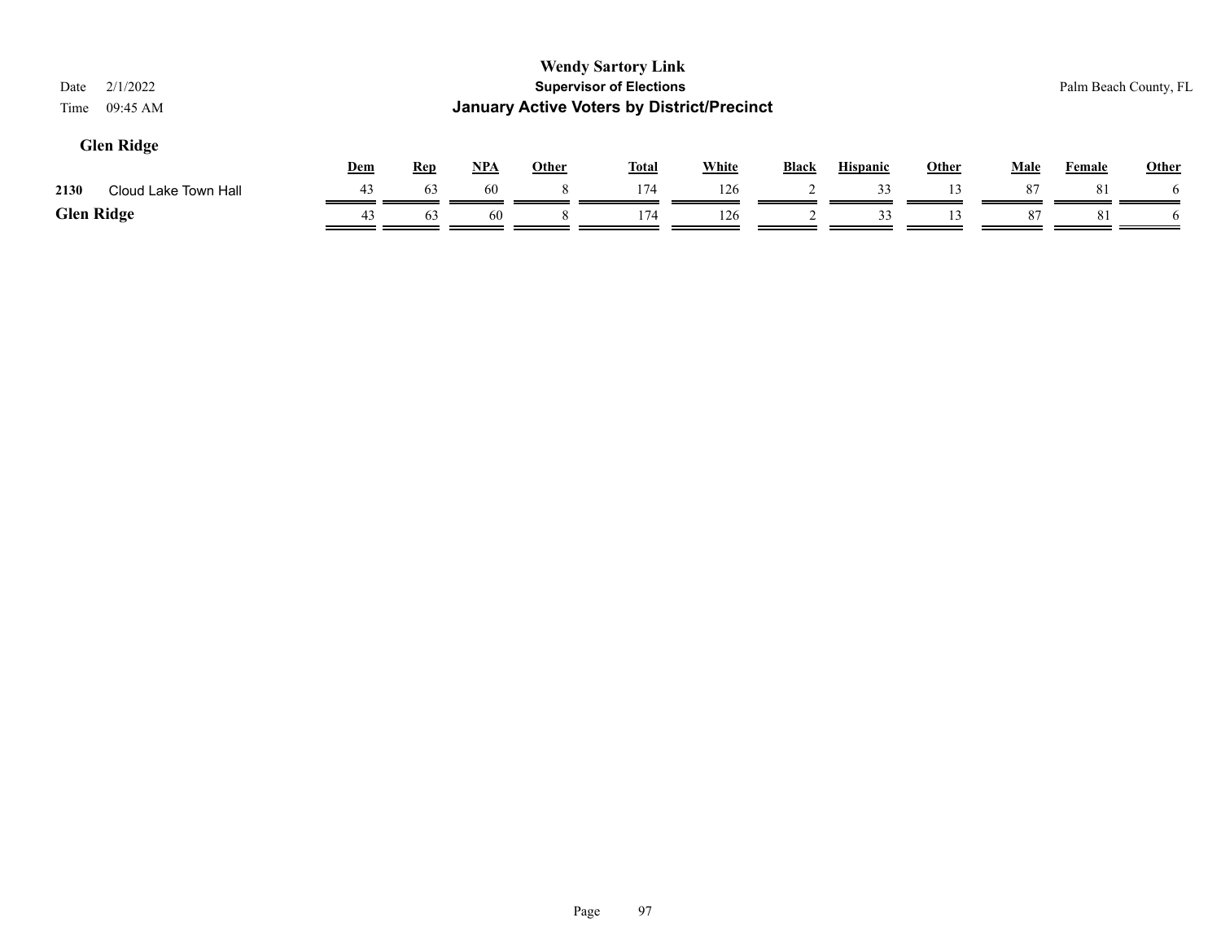# Wendy Sartory Link

**Supervisor of Elections**

**January Active Voters by District/Precinct**

Date 2/1/2022
Time 09:45 AM

Palm Beach County, FL

## Glen Ridge

| | | Dem | Rep | NPA | Other | Total | White | Black | Hispanic | Other | Male | Female | Other |
|---|---|---|---|---|---|---|---|---|---|---|---|---|---|
| 2130 | Cloud Lake Town Hall | 43 | 63 | 60 | 8 | 174 | 126 | 2 | 33 | 13 | 87 | 81 | 6 |
| **Glen Ridge** | | 43 | 63 | 60 | 8 | 174 | 126 | 2 | 33 | 13 | 87 | 81 | 6 |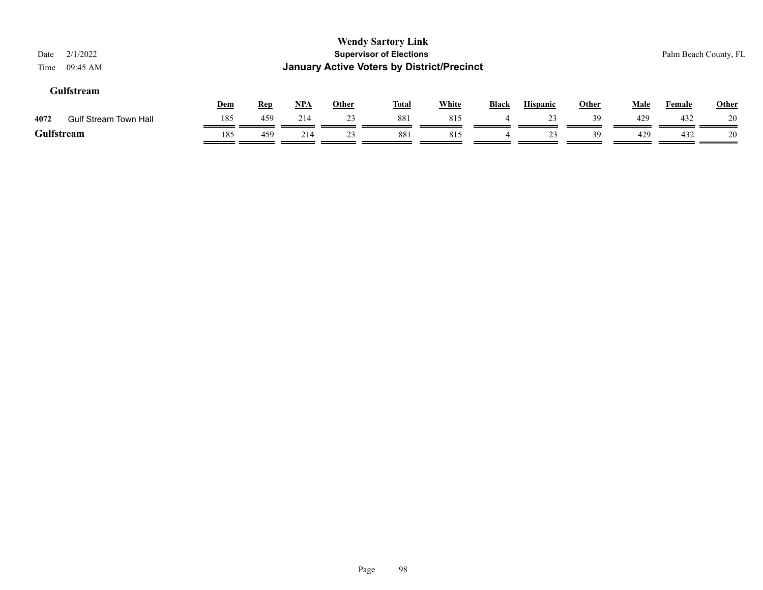**Wendy Sartory Link**
**Supervisor of Elections**
**January Active Voters by District/Precinct**

Date 2/1/2022
Time 09:45 AM

Palm Beach County, FL

## Gulfstream

| | | Dem | Rep | NPA | Other | Total | White | Black | Hispanic | Other | Male | Female | Other |
|---|---|---|---|---|---|---|---|---|---|---|---|---|---|
| 4072 | Gulf Stream Town Hall | 185 | 459 | 214 | 23 | 881 | 815 | 4 | 23 | 39 | 429 | 432 | 20 |
| **Gulfstream** | | 185 | 459 | 214 | 23 | 881 | 815 | 4 | 23 | 39 | 429 | 432 | 20 |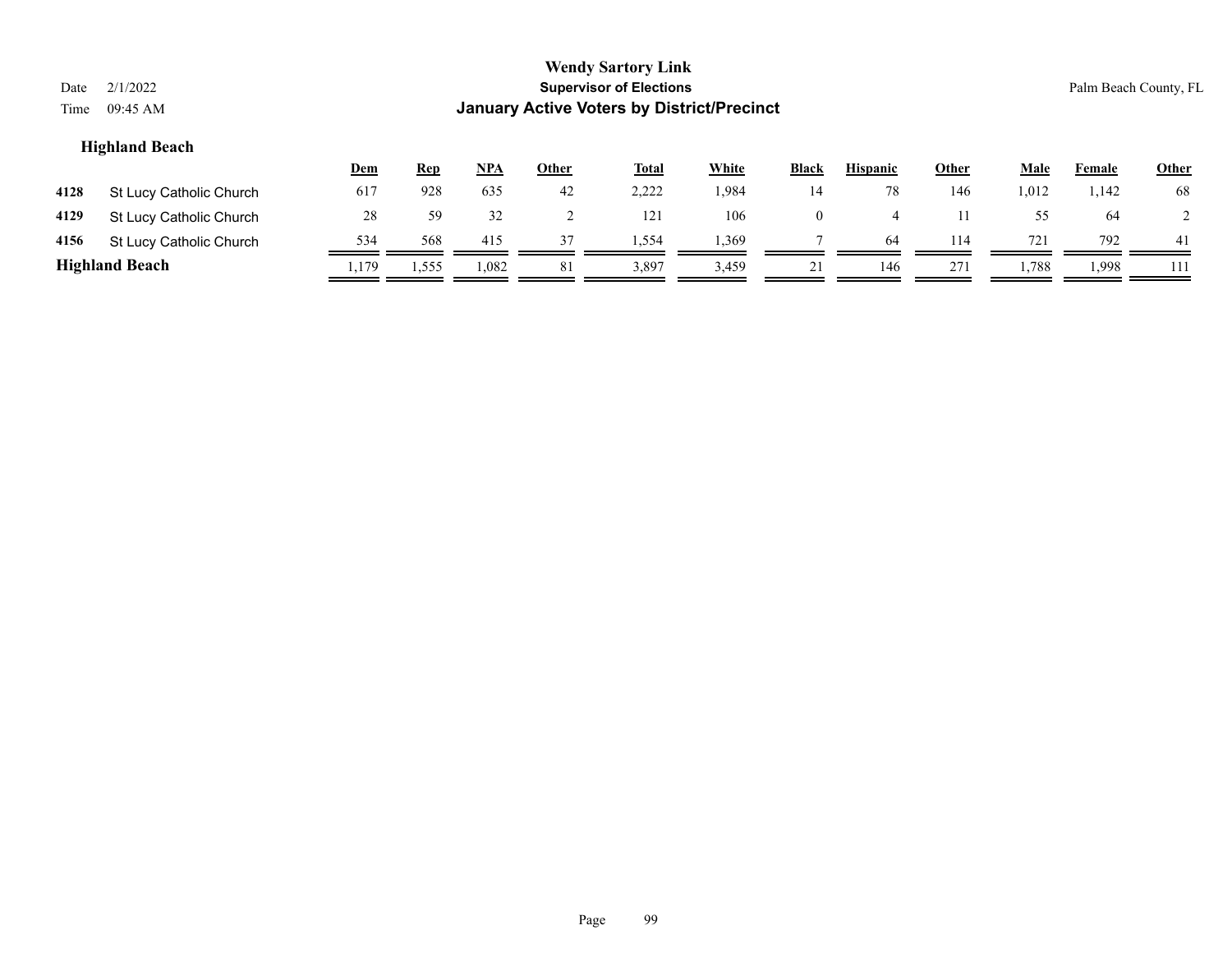**Wendy Sartory Link**
**Supervisor of Elections**
**January Active Voters by District/Precinct**

Date 2/1/2022
Time 09:45 AM

Palm Beach County, FL

### Highland Beach

| | | Dem | Rep | NPA | Other | Total | White | Black | Hispanic | Other | Male | Female | Other |
|---|---|---|---|---|---|---|---|---|---|---|---|---|---|
| 4128 | St Lucy Catholic Church | 617 | 928 | 635 | 42 | 2,222 | 1,984 | 14 | 78 | 146 | 1,012 | 1,142 | 68 |
| 4129 | St Lucy Catholic Church | 28 | 59 | 32 | 2 | 121 | 106 | 0 | 4 | 11 | 55 | 64 | 2 |
| 4156 | St Lucy Catholic Church | 534 | 568 | 415 | 37 | 1,554 | 1,369 | 7 | 64 | 114 | 721 | 792 | 41 |
| **Highland Beach** | | 1,179 | 1,555 | 1,082 | 81 | 3,897 | 3,459 | 21 | 146 | 271 | 1,788 | 1,998 | 111 |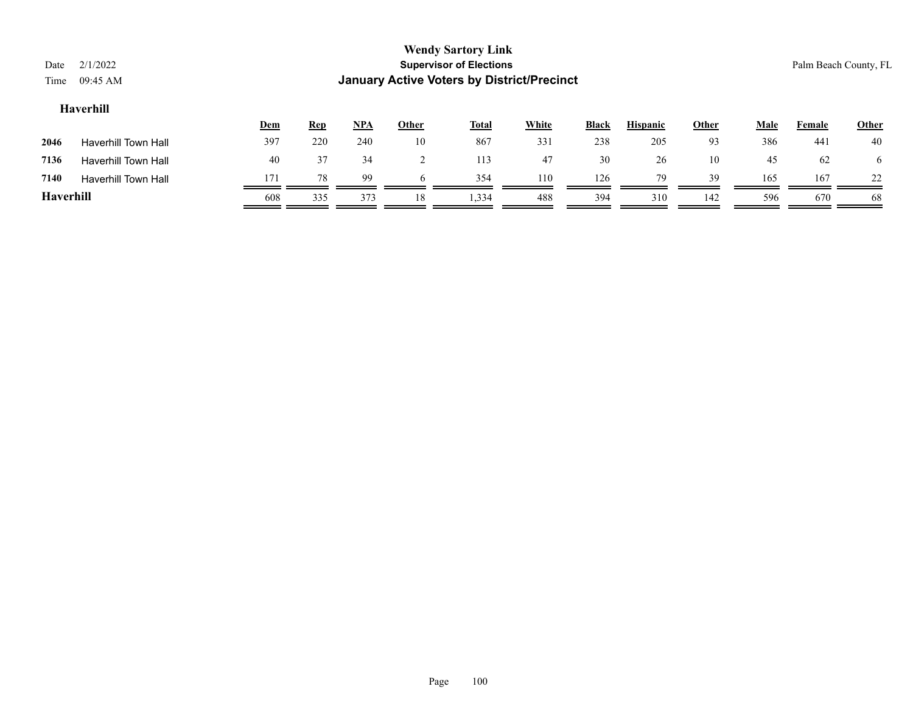**Wendy Sartory Link**
**Supervisor of Elections**
**January Active Voters by District/Precinct**

Date 2/1/2022
Time 09:45 AM

Palm Beach County, FL

### Haverhill

| | | Dem | Rep | NPA | Other | Total | White | Black | Hispanic | Other | Male | Female | Other |
|---|---|---|---|---|---|---|---|---|---|---|---|---|---|
| 2046 | Haverhill Town Hall | 397 | 220 | 240 | 10 | 867 | 331 | 238 | 205 | 93 | 386 | 441 | 40 |
| 7136 | Haverhill Town Hall | 40 | 37 | 34 | 2 | 113 | 47 | 30 | 26 | 10 | 45 | 62 | 6 |
| 7140 | Haverhill Town Hall | 171 | 78 | 99 | 6 | 354 | 110 | 126 | 79 | 39 | 165 | 167 | 22 |
| **Haverhill** | | 608 | 335 | 373 | 18 | 1,334 | 488 | 394 | 310 | 142 | 596 | 670 | 68 |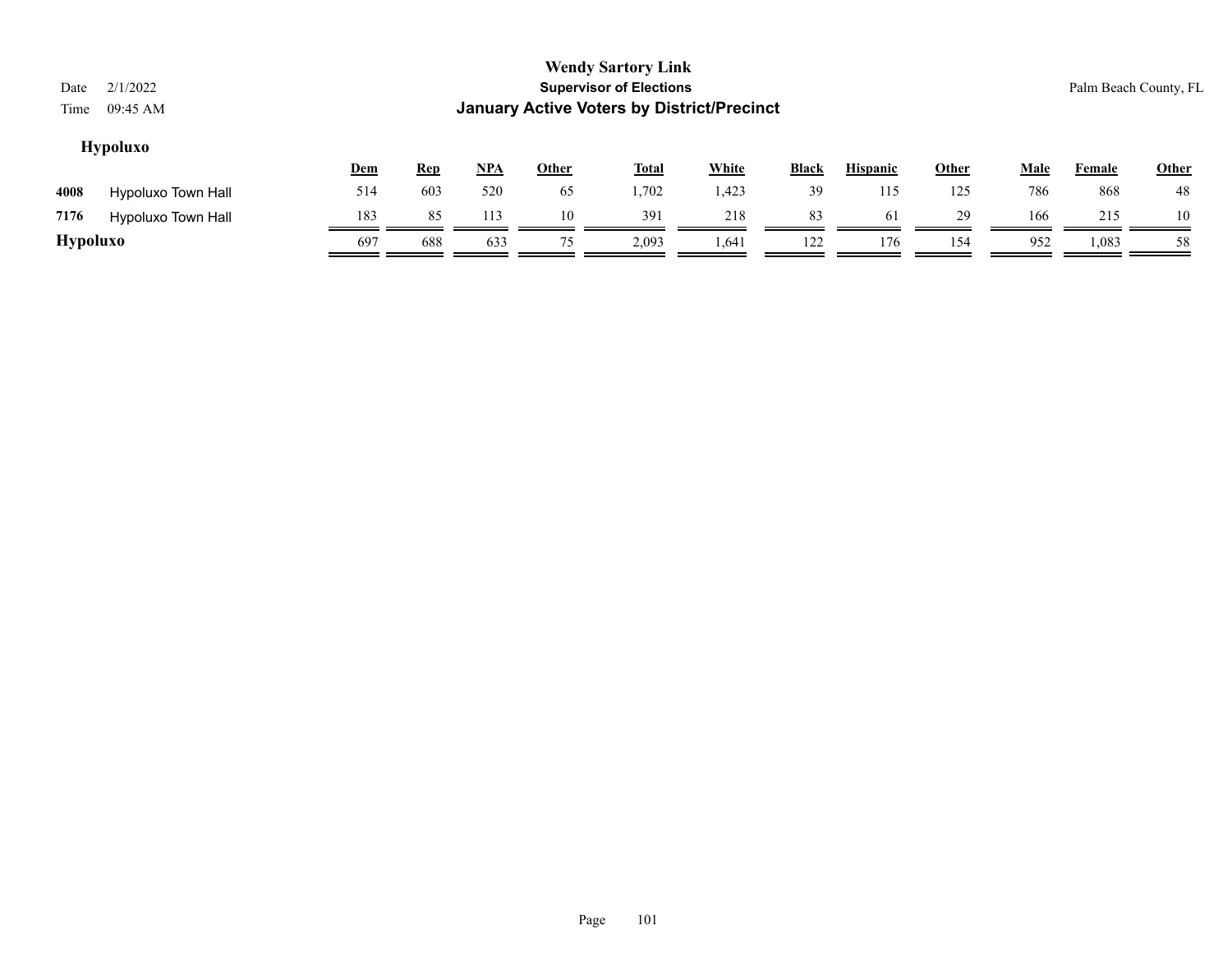# Wendy Sartory Link

## Supervisor of Elections

## January Active Voters by District/Precinct

Date 2/1/2022
Time 09:45 AM

Palm Beach County, FL

### Hypoluxo

| | | Dem | Rep | NPA | Other | Total | White | Black | Hispanic | Other | Male | Female | Other |
|---|---|---|---|---|---|---|---|---|---|---|---|---|---|
| 4008 | Hypoluxo Town Hall | 514 | 603 | 520 | 65 | 1,702 | 1,423 | 39 | 115 | 125 | 786 | 868 | 48 |
| 7176 | Hypoluxo Town Hall | 183 | 85 | 113 | 10 | 391 | 218 | 83 | 61 | 29 | 166 | 215 | 10 |
| **Hypoluxo** | | 697 | 688 | 633 | 75 | 2,093 | 1,641 | 122 | 176 | 154 | 952 | 1,083 | 58 |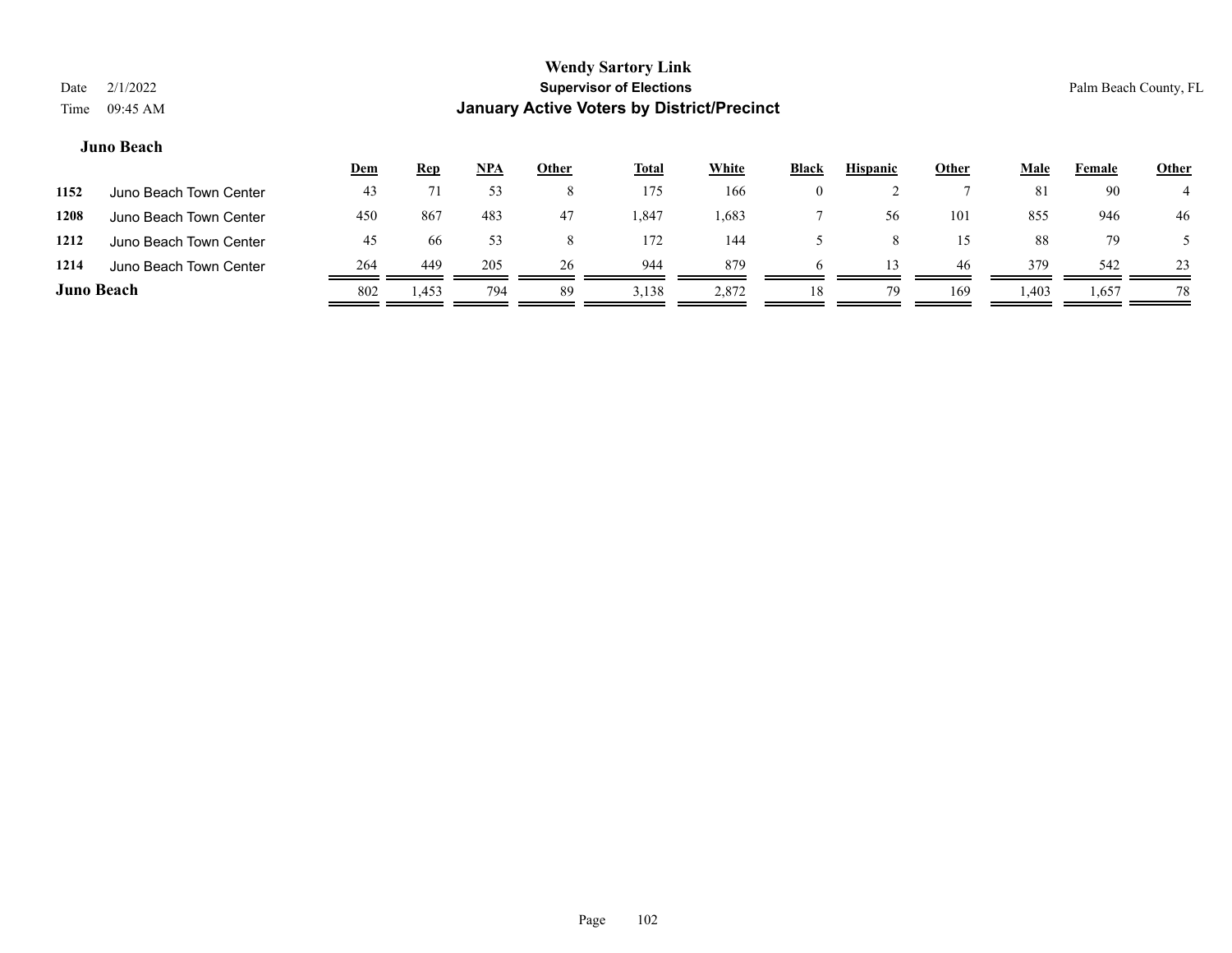**Wendy Sartory Link**
**Supervisor of Elections**
**January Active Voters by District/Precinct**

Date 2/1/2022
Time 09:45 AM

Palm Beach County, FL

### Juno Beach

| | | Dem | Rep | NPA | Other | Total | White | Black | Hispanic | Other | Male | Female | Other |
|---|---|---|---|---|---|---|---|---|---|---|---|---|---|
| 1152 | Juno Beach Town Center | 43 | 71 | 53 | 8 | 175 | 166 | 0 | 2 | 7 | 81 | 90 | 4 |
| 1208 | Juno Beach Town Center | 450 | 867 | 483 | 47 | 1,847 | 1,683 | 7 | 56 | 101 | 855 | 946 | 46 |
| 1212 | Juno Beach Town Center | 45 | 66 | 53 | 8 | 172 | 144 | 5 | 8 | 15 | 88 | 79 | 5 |
| 1214 | Juno Beach Town Center | 264 | 449 | 205 | 26 | 944 | 879 | 6 | 13 | 46 | 379 | 542 | 23 |
| **Juno Beach** | | 802 | 1,453 | 794 | 89 | 3,138 | 2,872 | 18 | 79 | 169 | 1,403 | 1,657 | 78 |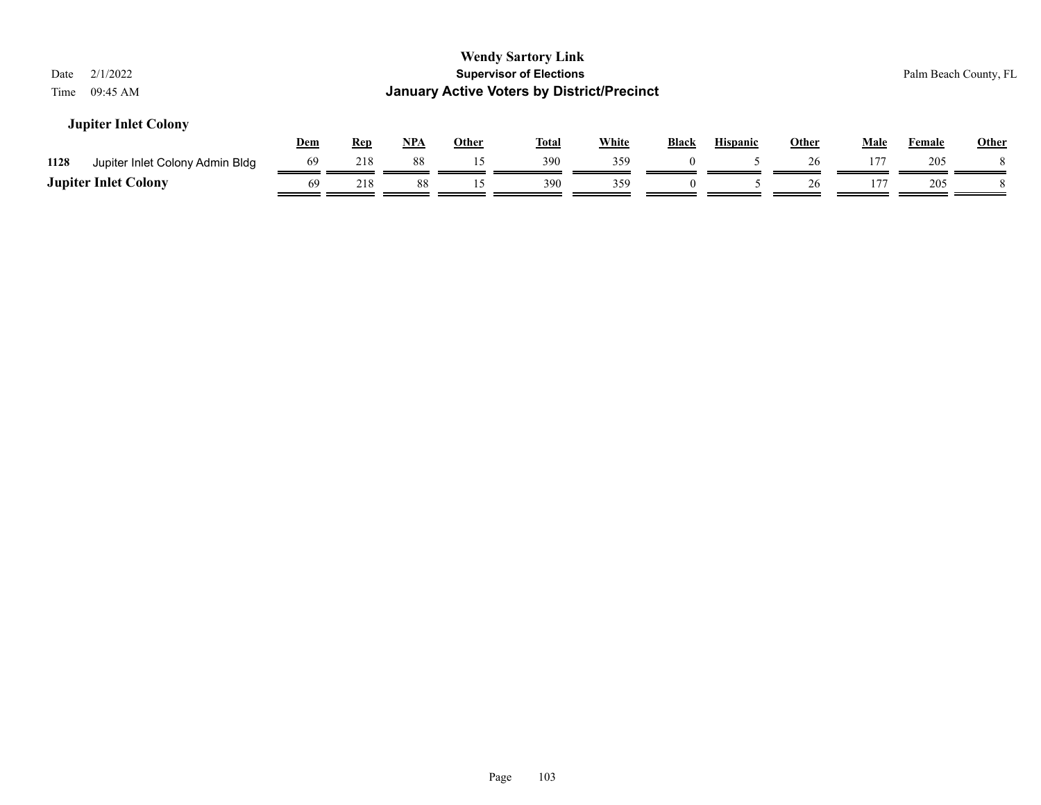## Jupiter Inlet Colony

| | | Dem | Rep | NPA | Other | Total | White | Black | Hispanic | Other | Male | Female | Other |
|---|---|---|---|---|---|---|---|---|---|---|---|---|---|
| 1128 | Jupiter Inlet Colony Admin Bldg | 69 | 218 | 88 | 15 | 390 | 359 | 0 | 5 | 26 | 177 | 205 | 8 |
| **Jupiter Inlet Colony** | | 69 | 218 | 88 | 15 | 390 | 359 | 0 | 5 | 26 | 177 | 205 | 8 |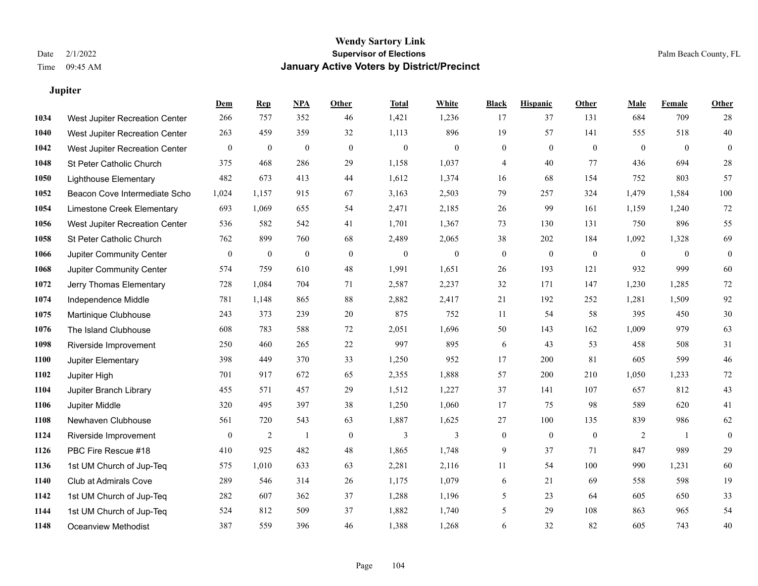# Wendy Sartory Link
## Supervisor of Elections
## January Active Voters by District/Precinct

Date 2/1/2022
Time 09:45 AM

Palm Beach County, FL

### Jupiter

| | | Dem | Rep | NPA | Other | Total | White | Black | Hispanic | Other | Male | Female | Other |
|---|---|---|---|---|---|---|---|---|---|---|---|---|---|
| 1034 | West Jupiter Recreation Center | 266 | 757 | 352 | 46 | 1,421 | 1,236 | 17 | 37 | 131 | 684 | 709 | 28 |
| 1040 | West Jupiter Recreation Center | 263 | 459 | 359 | 32 | 1,113 | 896 | 19 | 57 | 141 | 555 | 518 | 40 |
| 1042 | West Jupiter Recreation Center | 0 | 0 | 0 | 0 | 0 | 0 | 0 | 0 | 0 | 0 | 0 | 0 |
| 1048 | St Peter Catholic Church | 375 | 468 | 286 | 29 | 1,158 | 1,037 | 4 | 40 | 77 | 436 | 694 | 28 |
| 1050 | Lighthouse Elementary | 482 | 673 | 413 | 44 | 1,612 | 1,374 | 16 | 68 | 154 | 752 | 803 | 57 |
| 1052 | Beacon Cove Intermediate Scho | 1,024 | 1,157 | 915 | 67 | 3,163 | 2,503 | 79 | 257 | 324 | 1,479 | 1,584 | 100 |
| 1054 | Limestone Creek Elementary | 693 | 1,069 | 655 | 54 | 2,471 | 2,185 | 26 | 99 | 161 | 1,159 | 1,240 | 72 |
| 1056 | West Jupiter Recreation Center | 536 | 582 | 542 | 41 | 1,701 | 1,367 | 73 | 130 | 131 | 750 | 896 | 55 |
| 1058 | St Peter Catholic Church | 762 | 899 | 760 | 68 | 2,489 | 2,065 | 38 | 202 | 184 | 1,092 | 1,328 | 69 |
| 1066 | Jupiter Community Center | 0 | 0 | 0 | 0 | 0 | 0 | 0 | 0 | 0 | 0 | 0 | 0 |
| 1068 | Jupiter Community Center | 574 | 759 | 610 | 48 | 1,991 | 1,651 | 26 | 193 | 121 | 932 | 999 | 60 |
| 1072 | Jerry Thomas Elementary | 728 | 1,084 | 704 | 71 | 2,587 | 2,237 | 32 | 171 | 147 | 1,230 | 1,285 | 72 |
| 1074 | Independence Middle | 781 | 1,148 | 865 | 88 | 2,882 | 2,417 | 21 | 192 | 252 | 1,281 | 1,509 | 92 |
| 1075 | Martinique Clubhouse | 243 | 373 | 239 | 20 | 875 | 752 | 11 | 54 | 58 | 395 | 450 | 30 |
| 1076 | The Island Clubhouse | 608 | 783 | 588 | 72 | 2,051 | 1,696 | 50 | 143 | 162 | 1,009 | 979 | 63 |
| 1098 | Riverside Improvement | 250 | 460 | 265 | 22 | 997 | 895 | 6 | 43 | 53 | 458 | 508 | 31 |
| 1100 | Jupiter Elementary | 398 | 449 | 370 | 33 | 1,250 | 952 | 17 | 200 | 81 | 605 | 599 | 46 |
| 1102 | Jupiter High | 701 | 917 | 672 | 65 | 2,355 | 1,888 | 57 | 200 | 210 | 1,050 | 1,233 | 72 |
| 1104 | Jupiter Branch Library | 455 | 571 | 457 | 29 | 1,512 | 1,227 | 37 | 141 | 107 | 657 | 812 | 43 |
| 1106 | Jupiter Middle | 320 | 495 | 397 | 38 | 1,250 | 1,060 | 17 | 75 | 98 | 589 | 620 | 41 |
| 1108 | Newhaven Clubhouse | 561 | 720 | 543 | 63 | 1,887 | 1,625 | 27 | 100 | 135 | 839 | 986 | 62 |
| 1124 | Riverside Improvement | 0 | 2 | 1 | 0 | 3 | 3 | 0 | 0 | 0 | 2 | 1 | 0 |
| 1126 | PBC Fire Rescue #18 | 410 | 925 | 482 | 48 | 1,865 | 1,748 | 9 | 37 | 71 | 847 | 989 | 29 |
| 1136 | 1st UM Church of Jup-Teq | 575 | 1,010 | 633 | 63 | 2,281 | 2,116 | 11 | 54 | 100 | 990 | 1,231 | 60 |
| 1140 | Club at Admirals Cove | 289 | 546 | 314 | 26 | 1,175 | 1,079 | 6 | 21 | 69 | 558 | 598 | 19 |
| 1142 | 1st UM Church of Jup-Teq | 282 | 607 | 362 | 37 | 1,288 | 1,196 | 5 | 23 | 64 | 605 | 650 | 33 |
| 1144 | 1st UM Church of Jup-Teq | 524 | 812 | 509 | 37 | 1,882 | 1,740 | 5 | 29 | 108 | 863 | 965 | 54 |
| 1148 | Oceanview Methodist | 387 | 559 | 396 | 46 | 1,388 | 1,268 | 6 | 32 | 82 | 605 | 743 | 40 |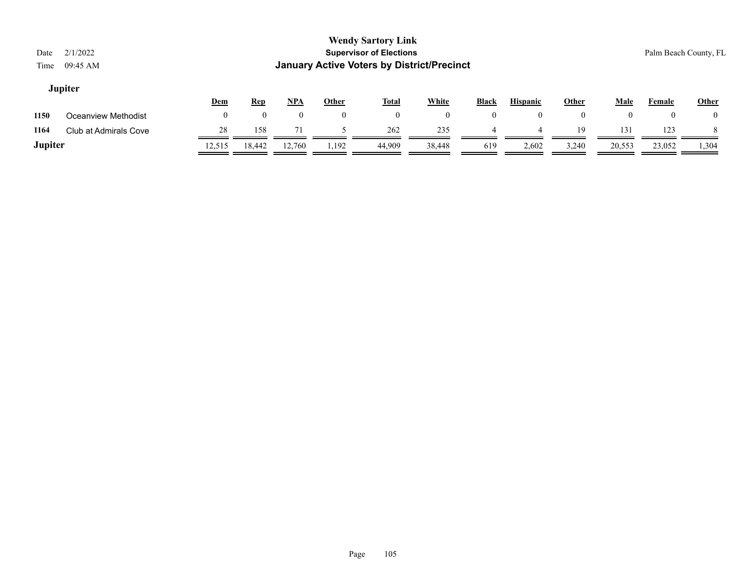**Wendy Sartory Link**
**Supervisor of Elections**
**January Active Voters by District/Precinct**

Date 2/1/2022
Time 09:45 AM

Palm Beach County, FL

## Jupiter

| | | Dem | Rep | NPA | Other | Total | White | Black | Hispanic | Other | Male | Female | Other |
|---|---|---|---|---|---|---|---|---|---|---|---|---|---|
| 1150 | Oceanview Methodist | 0 | 0 | 0 | 0 | 0 | 0 | 0 | 0 | 0 | 0 | 0 | 0 |
| 1164 | Club at Admirals Cove | 28 | 158 | 71 | 5 | 262 | 235 | 4 | 4 | 19 | 131 | 123 | 8 |
| **Jupiter** | | 12,515 | 18,442 | 12,760 | 1,192 | 44,909 | 38,448 | 619 | 2,602 | 3,240 | 20,553 | 23,052 | 1,304 |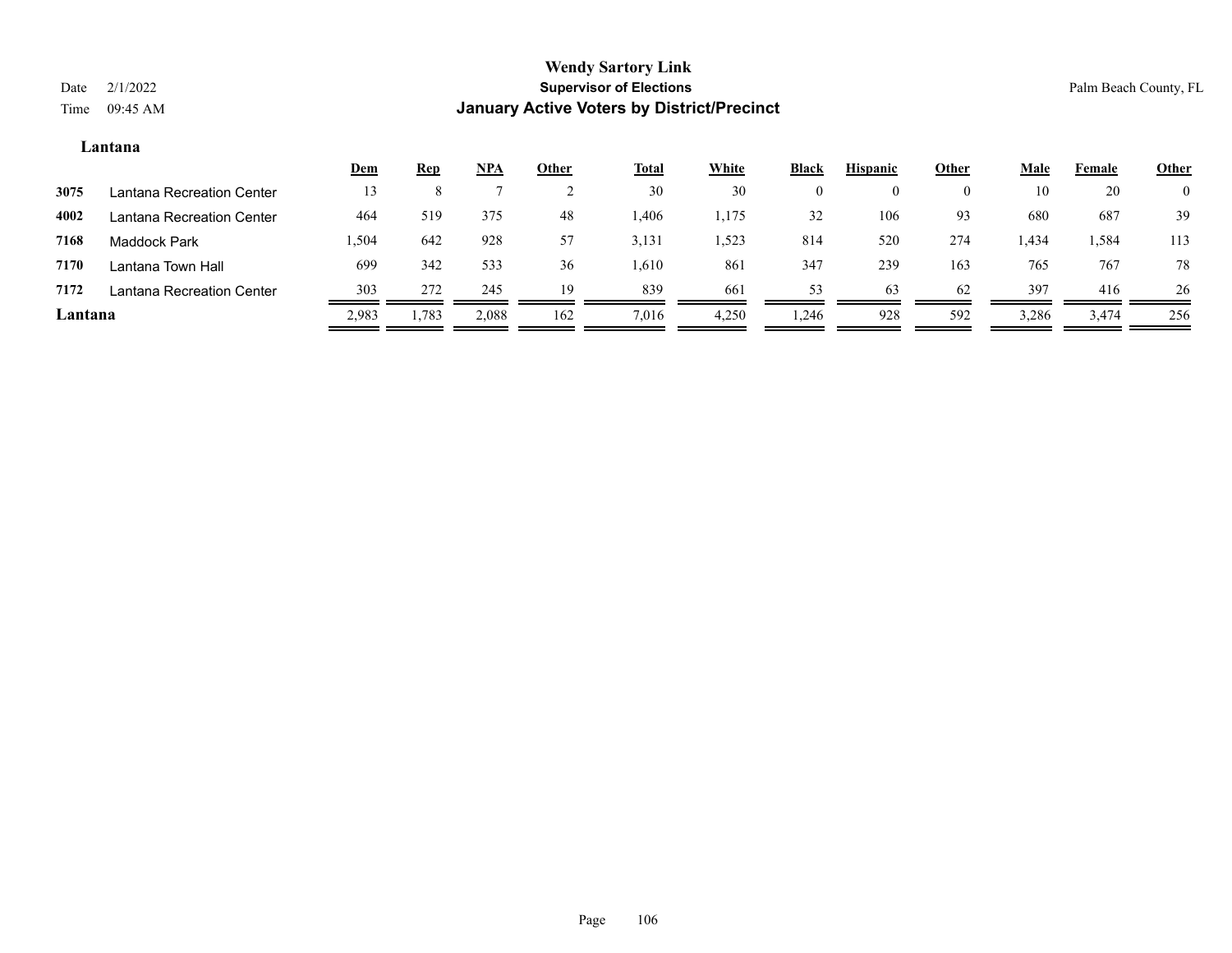# Wendy Sartory Link
## Supervisor of Elections
## January Active Voters by District/Precinct

Date 2/1/2022
Time 09:45 AM

Palm Beach County, FL

### Lantana

| | | Dem | Rep | NPA | Other | Total | White | Black | Hispanic | Other | Male | Female | Other |
|---|---|---|---|---|---|---|---|---|---|---|---|---|---|
| 3075 | Lantana Recreation Center | 13 | 8 | 7 | 2 | 30 | 30 | 0 | 0 | 0 | 10 | 20 | 0 |
| 4002 | Lantana Recreation Center | 464 | 519 | 375 | 48 | 1,406 | 1,175 | 32 | 106 | 93 | 680 | 687 | 39 |
| 7168 | Maddock Park | 1,504 | 642 | 928 | 57 | 3,131 | 1,523 | 814 | 520 | 274 | 1,434 | 1,584 | 113 |
| 7170 | Lantana Town Hall | 699 | 342 | 533 | 36 | 1,610 | 861 | 347 | 239 | 163 | 765 | 767 | 78 |
| 7172 | Lantana Recreation Center | 303 | 272 | 245 | 19 | 839 | 661 | 53 | 63 | 62 | 397 | 416 | 26 |
| **Lantana** | | 2,983 | 1,783 | 2,088 | 162 | 7,016 | 4,250 | 1,246 | 928 | 592 | 3,286 | 3,474 | 256 |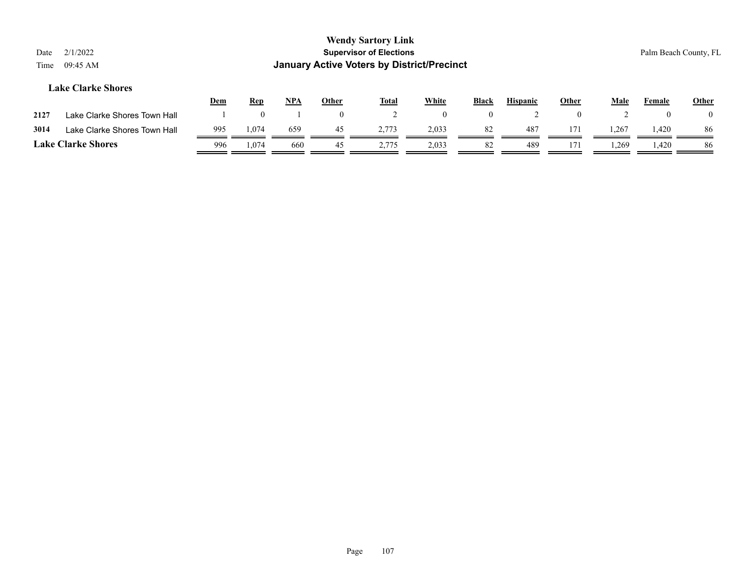# Wendy Sartory Link

## Supervisor of Elections

## January Active Voters by District/Precinct

Date 2/1/2022
Time 09:45 AM

Palm Beach County, FL

### Lake Clarke Shores

| | | Dem | Rep | NPA | Other | Total | White | Black | Hispanic | Other | Male | Female | Other |
|---|---|---|---|---|---|---|---|---|---|---|---|---|---|
| 2127 | Lake Clarke Shores Town Hall | 1 | 0 | 1 | 0 | 2 | 0 | 0 | 2 | 0 | 2 | 0 | 0 |
| 3014 | Lake Clarke Shores Town Hall | 995 | 1,074 | 659 | 45 | 2,773 | 2,033 | 82 | 487 | 171 | 1,267 | 1,420 | 86 |
| **Lake Clarke Shores** | | 996 | 1,074 | 660 | 45 | 2,775 | 2,033 | 82 | 489 | 171 | 1,269 | 1,420 | 86 |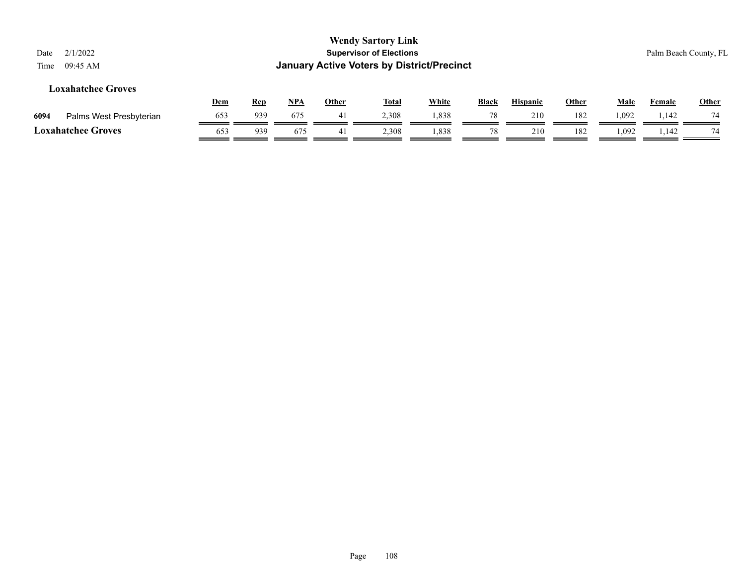# Wendy Sartory Link

## Supervisor of Elections

## January Active Voters by District/Precinct

Date 2/1/2022

Time 09:45 AM

Palm Beach County, FL

### Loxahatchee Groves

| | | Dem | Rep | NPA | Other | Total | White | Black | Hispanic | Other | Male | Female | Other |
|---|---|---|---|---|---|---|---|---|---|---|---|---|---|
| 6094 | Palms West Presbyterian | 653 | 939 | 675 | 41 | 2,308 | 1,838 | 78 | 210 | 182 | 1,092 | 1,142 | 74 |
| **Loxahatchee Groves** | | 653 | 939 | 675 | 41 | 2,308 | 1,838 | 78 | 210 | 182 | 1,092 | 1,142 | 74 |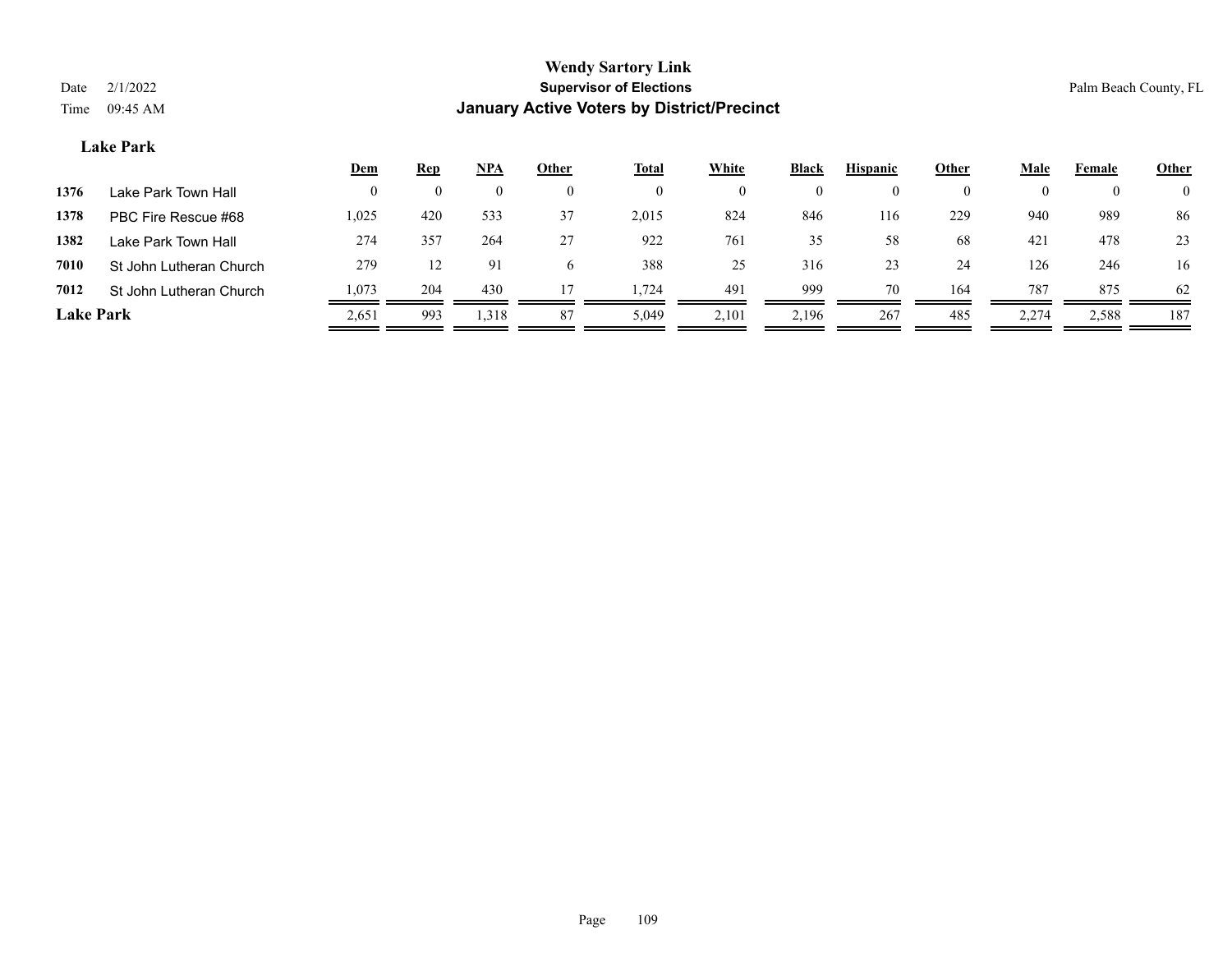# Wendy Sartory Link

**Supervisor of Elections**

**January Active Voters by District/Precinct**

Date 2/1/2022
Time 09:45 AM

Palm Beach County, FL

### Lake Park

| | | Dem | Rep | NPA | Other | Total | White | Black | Hispanic | Other | Male | Female | Other |
|---|---|---|---|---|---|---|---|---|---|---|---|---|---|
| 1376 | Lake Park Town Hall | 0 | 0 | 0 | 0 | 0 | 0 | 0 | 0 | 0 | 0 | 0 | 0 |
| 1378 | PBC Fire Rescue #68 | 1,025 | 420 | 533 | 37 | 2,015 | 824 | 846 | 116 | 229 | 940 | 989 | 86 |
| 1382 | Lake Park Town Hall | 274 | 357 | 264 | 27 | 922 | 761 | 35 | 58 | 68 | 421 | 478 | 23 |
| 7010 | St John Lutheran Church | 279 | 12 | 91 | 6 | 388 | 25 | 316 | 23 | 24 | 126 | 246 | 16 |
| 7012 | St John Lutheran Church | 1,073 | 204 | 430 | 17 | 1,724 | 491 | 999 | 70 | 164 | 787 | 875 | 62 |
| **Lake Park** | | 2,651 | 993 | 1,318 | 87 | 5,049 | 2,101 | 2,196 | 267 | 485 | 2,274 | 2,588 | 187 |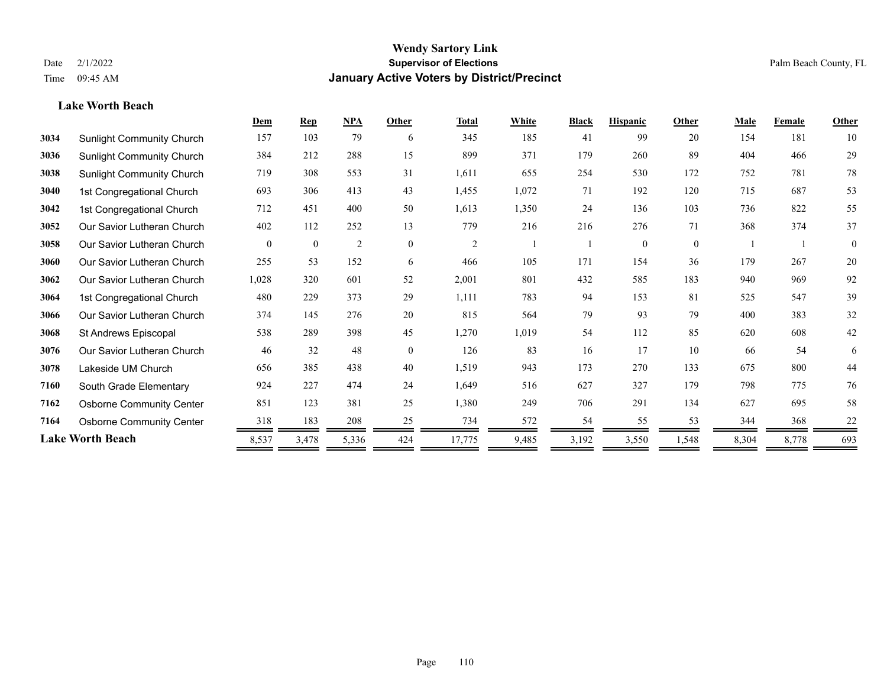# Wendy Sartory Link

## Supervisor of Elections

## January Active Voters by District/Precinct

Date 2/1/2022
Time 09:45 AM

Palm Beach County, FL

### Lake Worth Beach

| | | Dem | Rep | NPA | Other | Total | White | Black | Hispanic | Other | Male | Female | Other |
|---|---|---|---|---|---|---|---|---|---|---|---|---|---|
| 3034 | Sunlight Community Church | 157 | 103 | 79 | 6 | 345 | 185 | 41 | 99 | 20 | 154 | 181 | 10 |
| 3036 | Sunlight Community Church | 384 | 212 | 288 | 15 | 899 | 371 | 179 | 260 | 89 | 404 | 466 | 29 |
| 3038 | Sunlight Community Church | 719 | 308 | 553 | 31 | 1,611 | 655 | 254 | 530 | 172 | 752 | 781 | 78 |
| 3040 | 1st Congregational Church | 693 | 306 | 413 | 43 | 1,455 | 1,072 | 71 | 192 | 120 | 715 | 687 | 53 |
| 3042 | 1st Congregational Church | 712 | 451 | 400 | 50 | 1,613 | 1,350 | 24 | 136 | 103 | 736 | 822 | 55 |
| 3052 | Our Savior Lutheran Church | 402 | 112 | 252 | 13 | 779 | 216 | 216 | 276 | 71 | 368 | 374 | 37 |
| 3058 | Our Savior Lutheran Church | 0 | 0 | 2 | 0 | 2 | 1 | 1 | 0 | 0 | 1 | 1 | 0 |
| 3060 | Our Savior Lutheran Church | 255 | 53 | 152 | 6 | 466 | 105 | 171 | 154 | 36 | 179 | 267 | 20 |
| 3062 | Our Savior Lutheran Church | 1,028 | 320 | 601 | 52 | 2,001 | 801 | 432 | 585 | 183 | 940 | 969 | 92 |
| 3064 | 1st Congregational Church | 480 | 229 | 373 | 29 | 1,111 | 783 | 94 | 153 | 81 | 525 | 547 | 39 |
| 3066 | Our Savior Lutheran Church | 374 | 145 | 276 | 20 | 815 | 564 | 79 | 93 | 79 | 400 | 383 | 32 |
| 3068 | St Andrews Episcopal | 538 | 289 | 398 | 45 | 1,270 | 1,019 | 54 | 112 | 85 | 620 | 608 | 42 |
| 3076 | Our Savior Lutheran Church | 46 | 32 | 48 | 0 | 126 | 83 | 16 | 17 | 10 | 66 | 54 | 6 |
| 3078 | Lakeside UM Church | 656 | 385 | 438 | 40 | 1,519 | 943 | 173 | 270 | 133 | 675 | 800 | 44 |
| 7160 | South Grade Elementary | 924 | 227 | 474 | 24 | 1,649 | 516 | 627 | 327 | 179 | 798 | 775 | 76 |
| 7162 | Osborne Community Center | 851 | 123 | 381 | 25 | 1,380 | 249 | 706 | 291 | 134 | 627 | 695 | 58 |
| 7164 | Osborne Community Center | 318 | 183 | 208 | 25 | 734 | 572 | 54 | 55 | 53 | 344 | 368 | 22 |
| **Lake Worth Beach** | | 8,537 | 3,478 | 5,336 | 424 | 17,775 | 9,485 | 3,192 | 3,550 | 1,548 | 8,304 | 8,778 | 693 |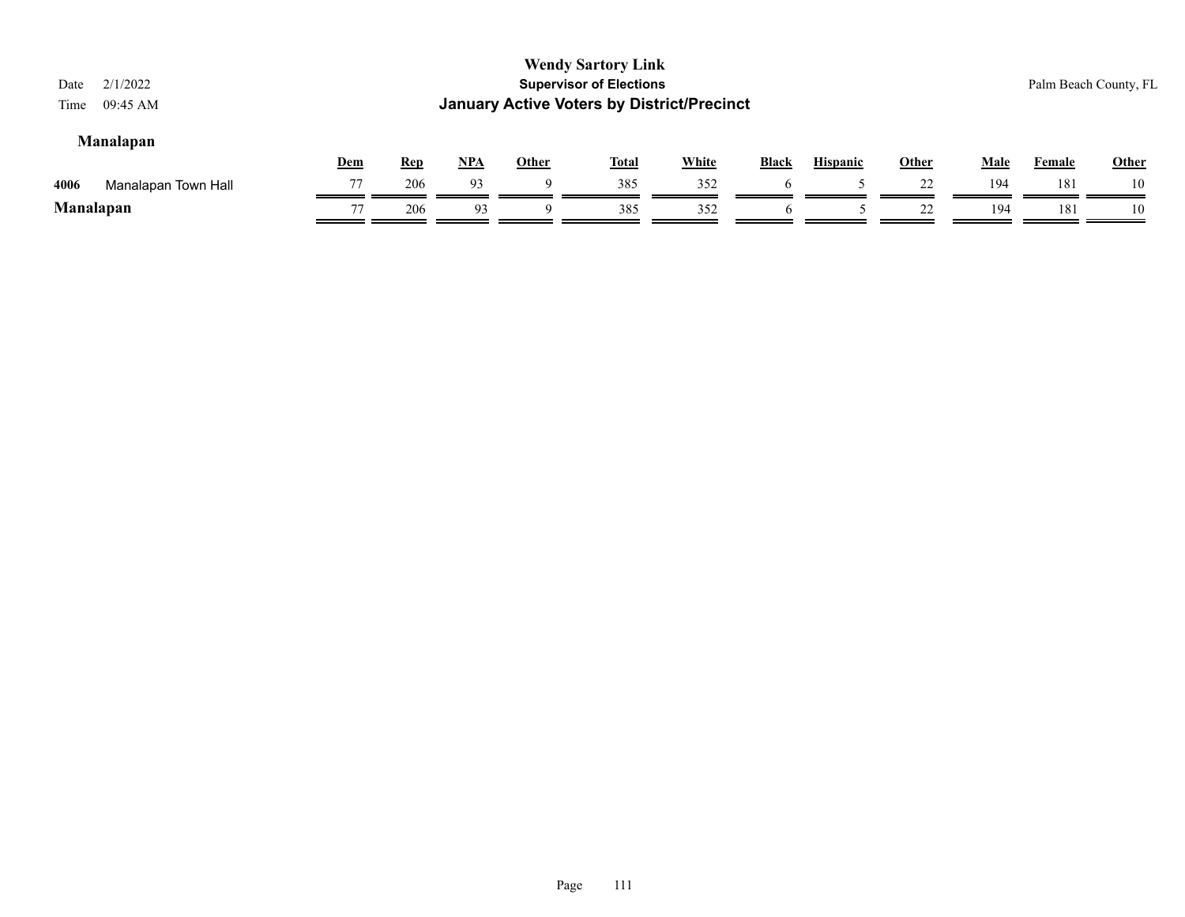# Wendy Sartory Link

## Supervisor of Elections

## January Active Voters by District/Precinct

Date 2/1/2022
Time 09:45 AM

Palm Beach County, FL

### Manalapan

| | | Dem | Rep | NPA | Other | Total | White | Black | Hispanic | Other | Male | Female | Other |
|---|---|---|---|---|---|---|---|---|---|---|---|---|---|
| 4006 | Manalapan Town Hall | 77 | 206 | 93 | 9 | 385 | 352 | 6 | 5 | 22 | 194 | 181 | 10 |
| **Manalapan** | | 77 | 206 | 93 | 9 | 385 | 352 | 6 | 5 | 22 | 194 | 181 | 10 |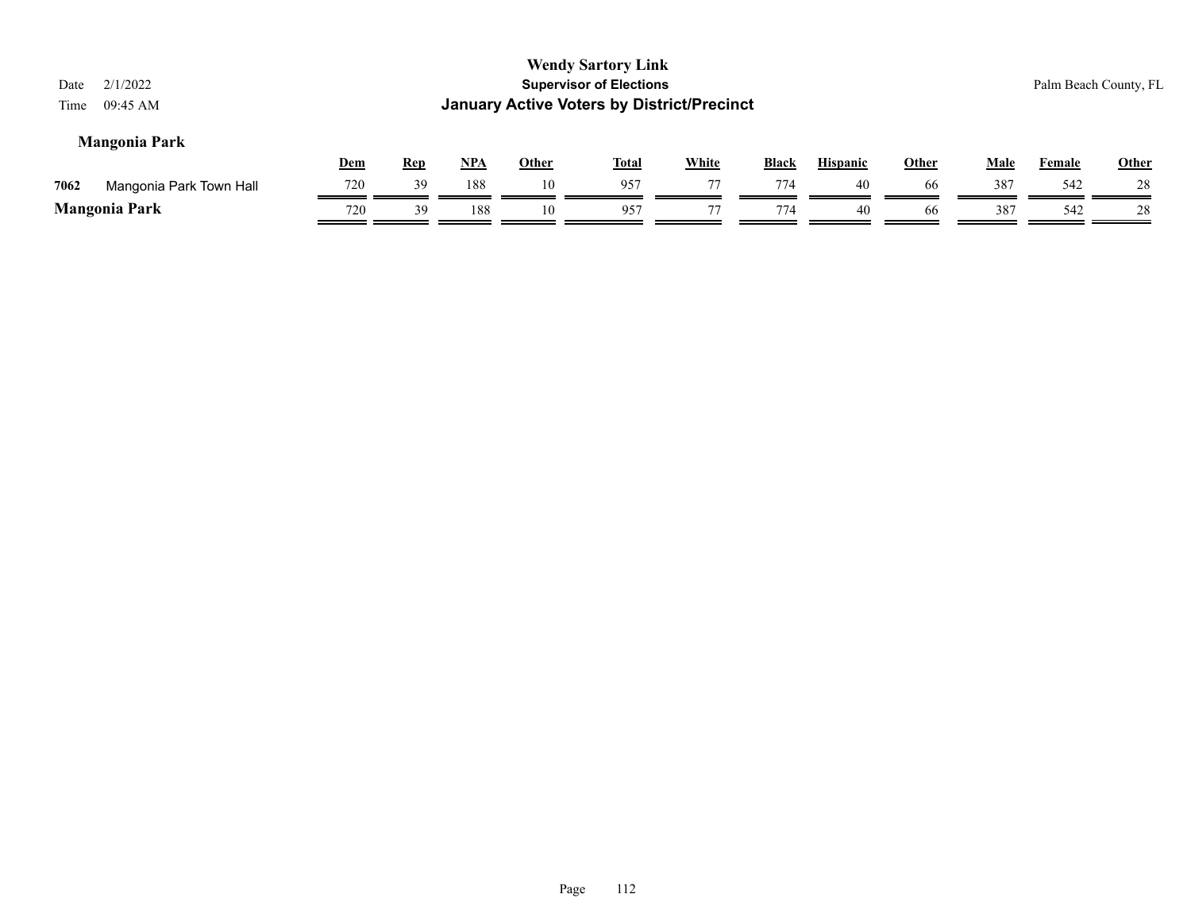# Wendy Sartory Link

**Supervisor of Elections**

**January Active Voters by District/Precinct**

Date 2/1/2022

Time 09:45 AM

Palm Beach County, FL

### Mangonia Park

| | | Dem | Rep | NPA | Other | Total | White | Black | Hispanic | Other | Male | Female | Other |
|---|---|---|---|---|---|---|---|---|---|---|---|---|---|
| 7062 | Mangonia Park Town Hall | 720 | 39 | 188 | 10 | 957 | 77 | 774 | 40 | 66 | 387 | 542 | 28 |
| **Mangonia Park** | | 720 | 39 | 188 | 10 | 957 | 77 | 774 | 40 | 66 | 387 | 542 | 28 |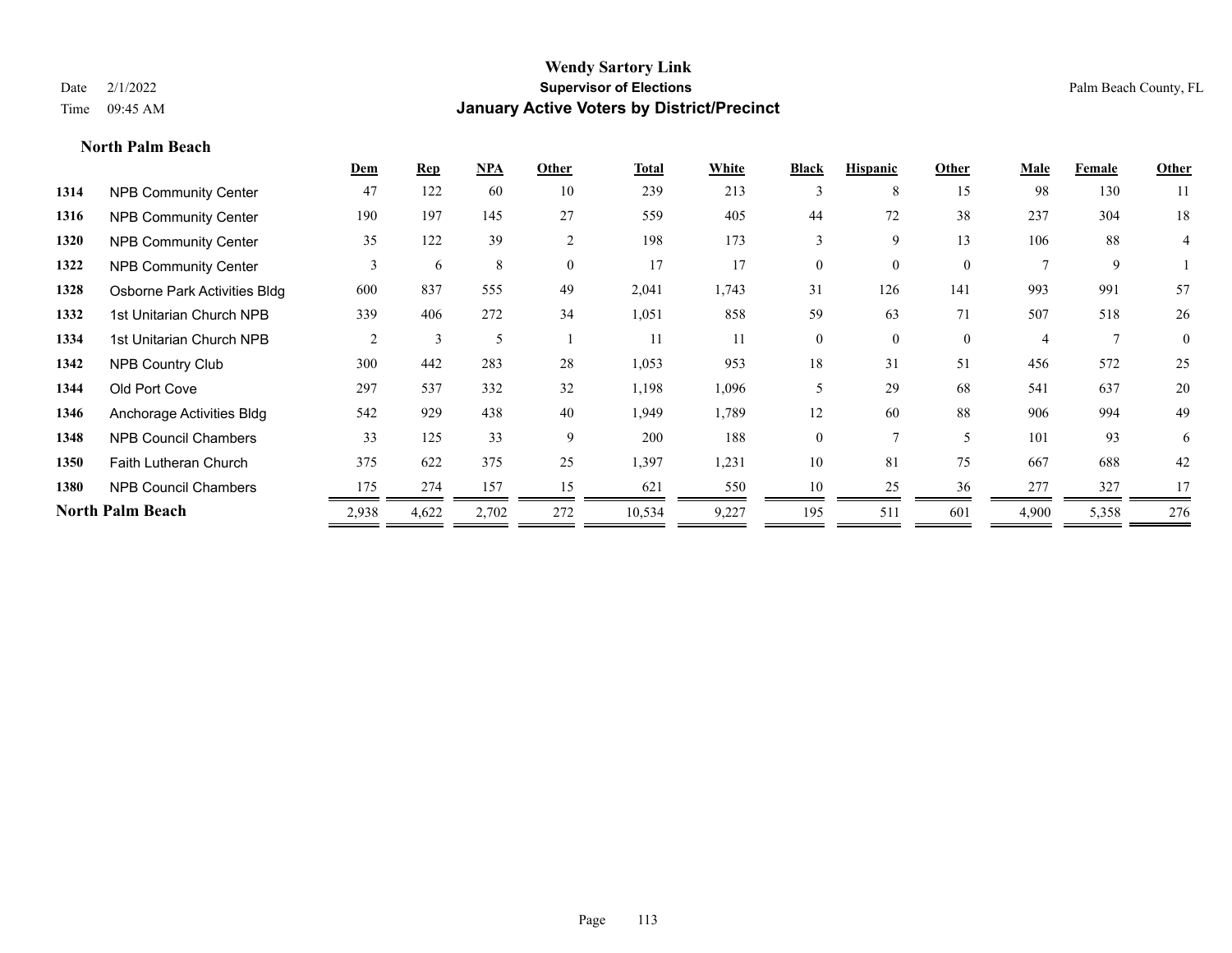# Wendy Sartory Link

**Supervisor of Elections**

**January Active Voters by District/Precinct**

Date 2/1/2022

Time 09:45 AM

Palm Beach County, FL

## North Palm Beach

| | | Dem | Rep | NPA | Other | Total | White | Black | Hispanic | Other | Male | Female | Other |
|---|---|---|---|---|---|---|---|---|---|---|---|---|---|
| 1314 | NPB Community Center | 47 | 122 | 60 | 10 | 239 | 213 | 3 | 8 | 15 | 98 | 130 | 11 |
| 1316 | NPB Community Center | 190 | 197 | 145 | 27 | 559 | 405 | 44 | 72 | 38 | 237 | 304 | 18 |
| 1320 | NPB Community Center | 35 | 122 | 39 | 2 | 198 | 173 | 3 | 9 | 13 | 106 | 88 | 4 |
| 1322 | NPB Community Center | 3 | 6 | 8 | 0 | 17 | 17 | 0 | 0 | 0 | 7 | 9 | 1 |
| 1328 | Osborne Park Activities Bldg | 600 | 837 | 555 | 49 | 2,041 | 1,743 | 31 | 126 | 141 | 993 | 991 | 57 |
| 1332 | 1st Unitarian Church NPB | 339 | 406 | 272 | 34 | 1,051 | 858 | 59 | 63 | 71 | 507 | 518 | 26 |
| 1334 | 1st Unitarian Church NPB | 2 | 3 | 5 | 1 | 11 | 11 | 0 | 0 | 0 | 4 | 7 | 0 |
| 1342 | NPB Country Club | 300 | 442 | 283 | 28 | 1,053 | 953 | 18 | 31 | 51 | 456 | 572 | 25 |
| 1344 | Old Port Cove | 297 | 537 | 332 | 32 | 1,198 | 1,096 | 5 | 29 | 68 | 541 | 637 | 20 |
| 1346 | Anchorage Activities Bldg | 542 | 929 | 438 | 40 | 1,949 | 1,789 | 12 | 60 | 88 | 906 | 994 | 49 |
| 1348 | NPB Council Chambers | 33 | 125 | 33 | 9 | 200 | 188 | 0 | 7 | 5 | 101 | 93 | 6 |
| 1350 | Faith Lutheran Church | 375 | 622 | 375 | 25 | 1,397 | 1,231 | 10 | 81 | 75 | 667 | 688 | 42 |
| 1380 | NPB Council Chambers | 175 | 274 | 157 | 15 | 621 | 550 | 10 | 25 | 36 | 277 | 327 | 17 |
| **North Palm Beach** | | 2,938 | 4,622 | 2,702 | 272 | 10,534 | 9,227 | 195 | 511 | 601 | 4,900 | 5,358 | 276 |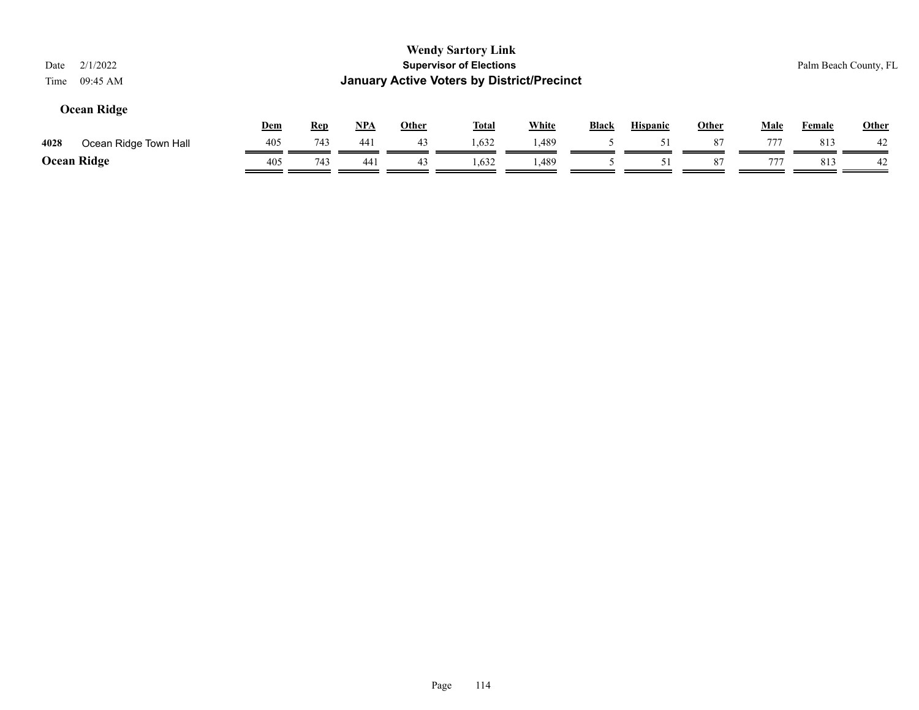## Ocean Ridge

| | | Dem | Rep | NPA | Other | Total | White | Black | Hispanic | Other | Male | Female | Other |
|---|---|---|---|---|---|---|---|---|---|---|---|---|---|
| 4028 | Ocean Ridge Town Hall | 405 | 743 | 441 | 43 | 1,632 | 1,489 | 5 | 51 | 87 | 777 | 813 | 42 |
| **Ocean Ridge** | | 405 | 743 | 441 | 43 | 1,632 | 1,489 | 5 | 51 | 87 | 777 | 813 | 42 |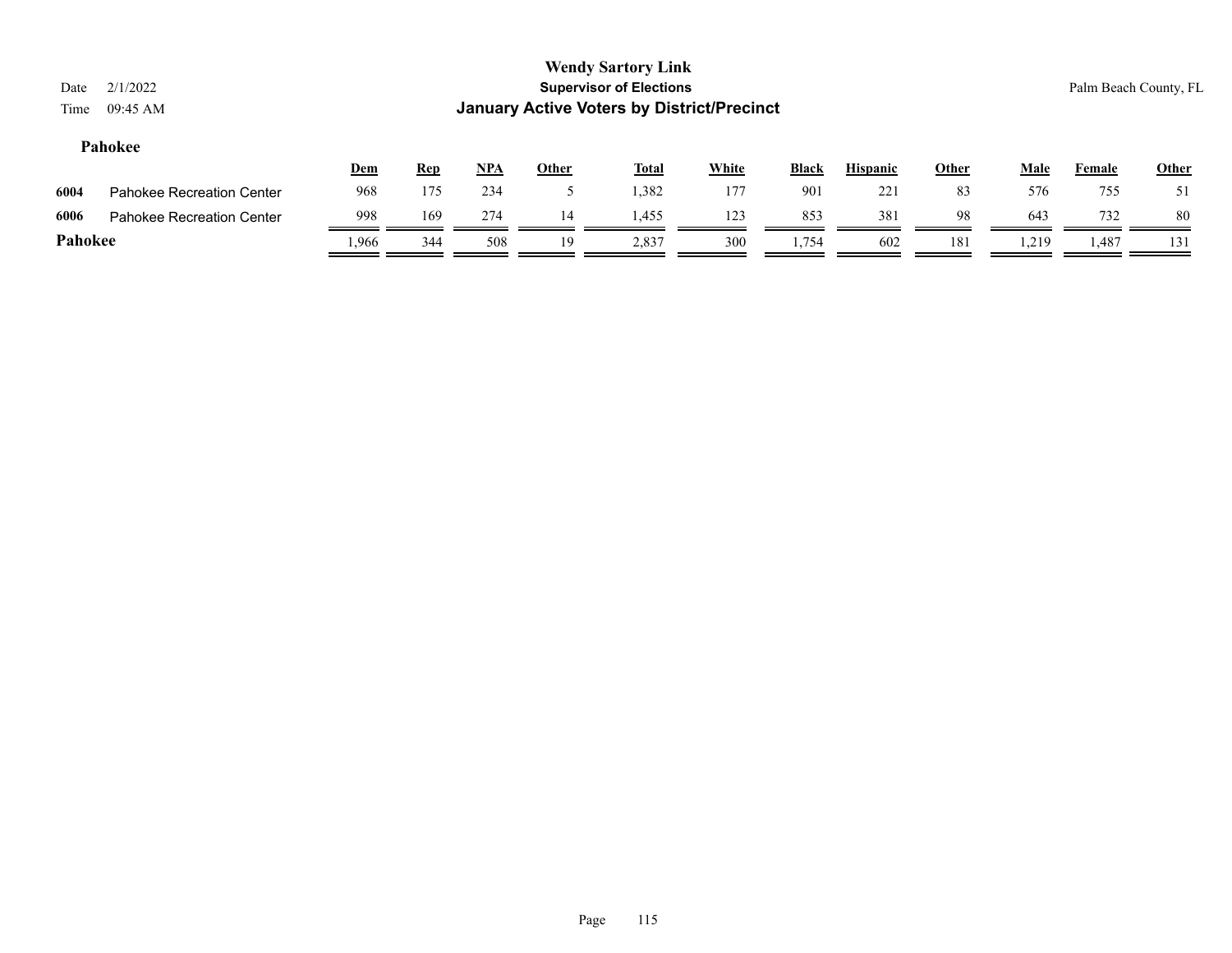**Wendy Sartory Link**
**Supervisor of Elections**
**January Active Voters by District/Precinct**

Date 2/1/2022
Time 09:45 AM

Palm Beach County, FL

### Pahokee

| | | Dem | Rep | NPA | Other | Total | White | Black | Hispanic | Other | Male | Female | Other |
|---|---|---|---|---|---|---|---|---|---|---|---|---|---|
| 6004 | Pahokee Recreation Center | 968 | 175 | 234 | 5 | 1,382 | 177 | 901 | 221 | 83 | 576 | 755 | 51 |
| 6006 | Pahokee Recreation Center | 998 | 169 | 274 | 14 | 1,455 | 123 | 853 | 381 | 98 | 643 | 732 | 80 |
| **Pahokee** | | 1,966 | 344 | 508 | 19 | 2,837 | 300 | 1,754 | 602 | 181 | 1,219 | 1,487 | 131 |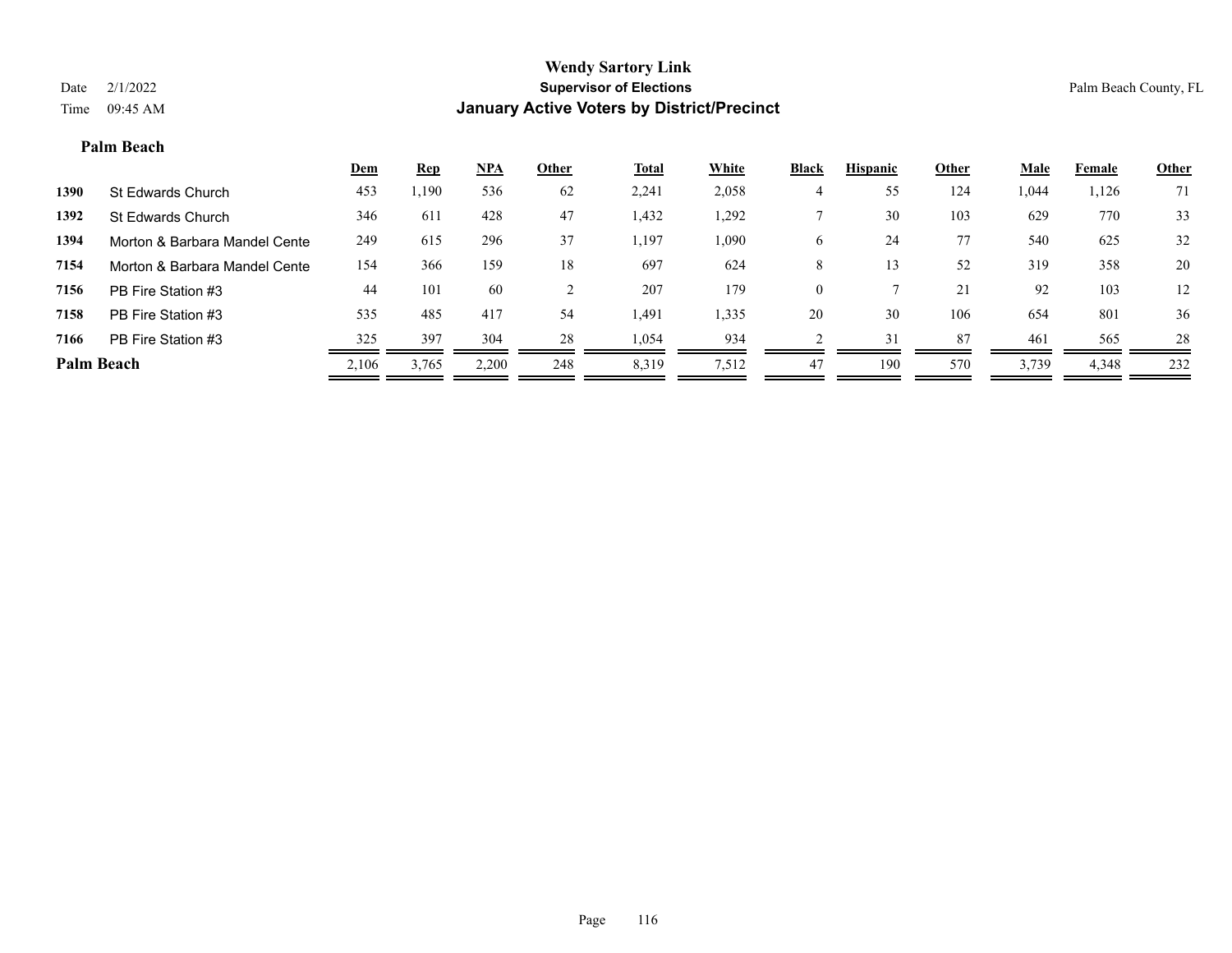# Wendy Sartory Link
## Supervisor of Elections
## January Active Voters by District/Precinct

Date 2/1/2022
Time 09:45 AM

Palm Beach County, FL

### Palm Beach

| | | Dem | Rep | NPA | Other | Total | White | Black | Hispanic | Other | Male | Female | Other |
|---|---|---|---|---|---|---|---|---|---|---|---|---|---|
| 1390 | St Edwards Church | 453 | 1,190 | 536 | 62 | 2,241 | 2,058 | 4 | 55 | 124 | 1,044 | 1,126 | 71 |
| 1392 | St Edwards Church | 346 | 611 | 428 | 47 | 1,432 | 1,292 | 7 | 30 | 103 | 629 | 770 | 33 |
| 1394 | Morton & Barbara Mandel Cente | 249 | 615 | 296 | 37 | 1,197 | 1,090 | 6 | 24 | 77 | 540 | 625 | 32 |
| 7154 | Morton & Barbara Mandel Cente | 154 | 366 | 159 | 18 | 697 | 624 | 8 | 13 | 52 | 319 | 358 | 20 |
| 7156 | PB Fire Station #3 | 44 | 101 | 60 | 2 | 207 | 179 | 0 | 7 | 21 | 92 | 103 | 12 |
| 7158 | PB Fire Station #3 | 535 | 485 | 417 | 54 | 1,491 | 1,335 | 20 | 30 | 106 | 654 | 801 | 36 |
| 7166 | PB Fire Station #3 | 325 | 397 | 304 | 28 | 1,054 | 934 | 2 | 31 | 87 | 461 | 565 | 28 |
| **Palm Beach** | | 2,106 | 3,765 | 2,200 | 248 | 8,319 | 7,512 | 47 | 190 | 570 | 3,739 | 4,348 | 232 |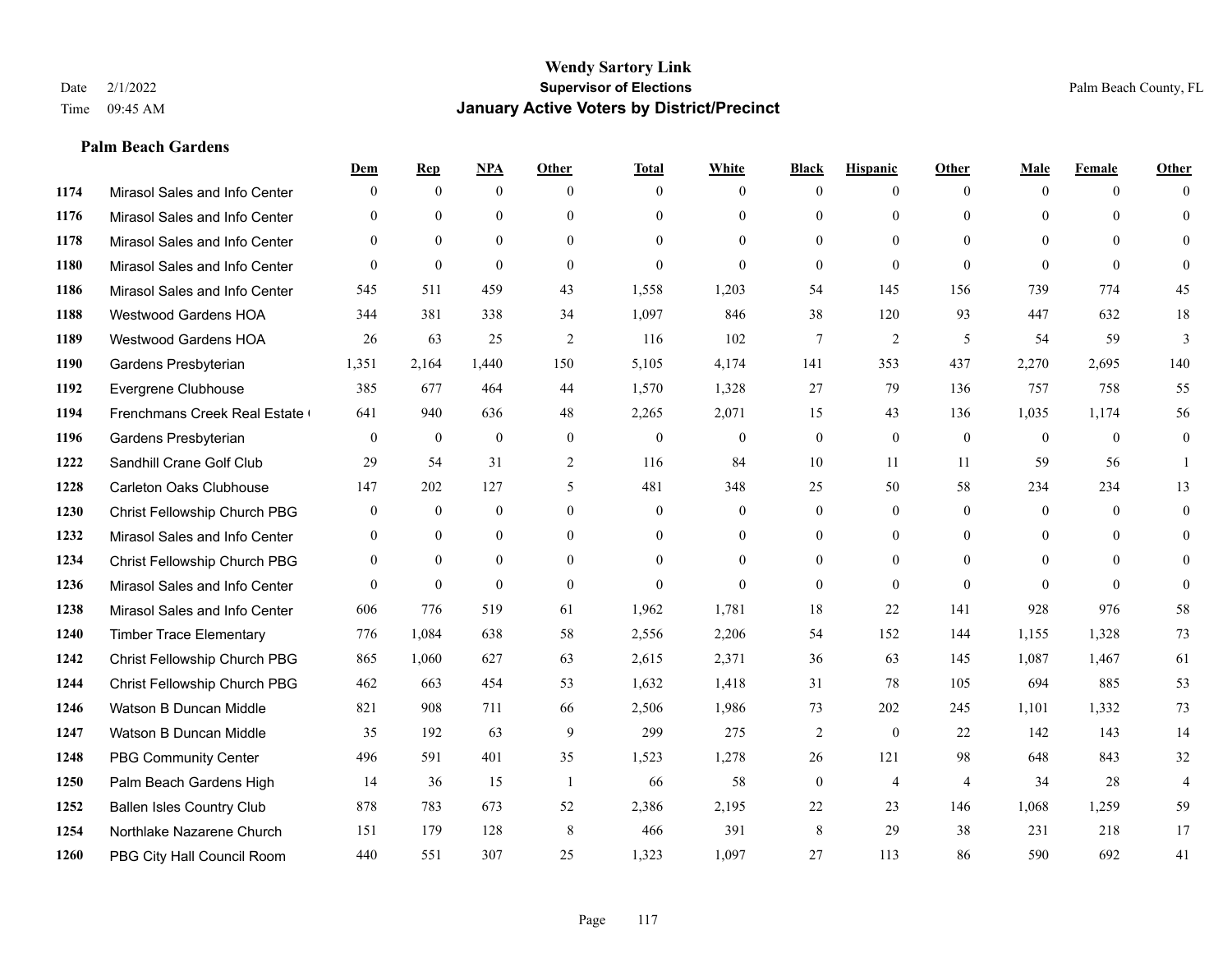# Wendy Sartory Link
## Supervisor of Elections
## January Active Voters by District/Precinct

Date 2/1/2022
Time 09:45 AM

Palm Beach County, FL

### Palm Beach Gardens

| | | Dem | Rep | NPA | Other | Total | White | Black | Hispanic | Other | Male | Female | Other |
|---|---|---|---|---|---|---|---|---|---|---|---|---|---|
| 1174 | Mirasol Sales and Info Center | 0 | 0 | 0 | 0 | 0 | 0 | 0 | 0 | 0 | 0 | 0 | 0 |
| 1176 | Mirasol Sales and Info Center | 0 | 0 | 0 | 0 | 0 | 0 | 0 | 0 | 0 | 0 | 0 | 0 |
| 1178 | Mirasol Sales and Info Center | 0 | 0 | 0 | 0 | 0 | 0 | 0 | 0 | 0 | 0 | 0 | 0 |
| 1180 | Mirasol Sales and Info Center | 0 | 0 | 0 | 0 | 0 | 0 | 0 | 0 | 0 | 0 | 0 | 0 |
| 1186 | Mirasol Sales and Info Center | 545 | 511 | 459 | 43 | 1,558 | 1,203 | 54 | 145 | 156 | 739 | 774 | 45 |
| 1188 | Westwood Gardens HOA | 344 | 381 | 338 | 34 | 1,097 | 846 | 38 | 120 | 93 | 447 | 632 | 18 |
| 1189 | Westwood Gardens HOA | 26 | 63 | 25 | 2 | 116 | 102 | 7 | 2 | 5 | 54 | 59 | 3 |
| 1190 | Gardens Presbyterian | 1,351 | 2,164 | 1,440 | 150 | 5,105 | 4,174 | 141 | 353 | 437 | 2,270 | 2,695 | 140 |
| 1192 | Evergrene Clubhouse | 385 | 677 | 464 | 44 | 1,570 | 1,328 | 27 | 79 | 136 | 757 | 758 | 55 |
| 1194 | Frenchmans Creek Real Estate ( | 641 | 940 | 636 | 48 | 2,265 | 2,071 | 15 | 43 | 136 | 1,035 | 1,174 | 56 |
| 1196 | Gardens Presbyterian | 0 | 0 | 0 | 0 | 0 | 0 | 0 | 0 | 0 | 0 | 0 | 0 |
| 1222 | Sandhill Crane Golf Club | 29 | 54 | 31 | 2 | 116 | 84 | 10 | 11 | 11 | 59 | 56 | 1 |
| 1228 | Carleton Oaks Clubhouse | 147 | 202 | 127 | 5 | 481 | 348 | 25 | 50 | 58 | 234 | 234 | 13 |
| 1230 | Christ Fellowship Church PBG | 0 | 0 | 0 | 0 | 0 | 0 | 0 | 0 | 0 | 0 | 0 | 0 |
| 1232 | Mirasol Sales and Info Center | 0 | 0 | 0 | 0 | 0 | 0 | 0 | 0 | 0 | 0 | 0 | 0 |
| 1234 | Christ Fellowship Church PBG | 0 | 0 | 0 | 0 | 0 | 0 | 0 | 0 | 0 | 0 | 0 | 0 |
| 1236 | Mirasol Sales and Info Center | 0 | 0 | 0 | 0 | 0 | 0 | 0 | 0 | 0 | 0 | 0 | 0 |
| 1238 | Mirasol Sales and Info Center | 606 | 776 | 519 | 61 | 1,962 | 1,781 | 18 | 22 | 141 | 928 | 976 | 58 |
| 1240 | Timber Trace Elementary | 776 | 1,084 | 638 | 58 | 2,556 | 2,206 | 54 | 152 | 144 | 1,155 | 1,328 | 73 |
| 1242 | Christ Fellowship Church PBG | 865 | 1,060 | 627 | 63 | 2,615 | 2,371 | 36 | 63 | 145 | 1,087 | 1,467 | 61 |
| 1244 | Christ Fellowship Church PBG | 462 | 663 | 454 | 53 | 1,632 | 1,418 | 31 | 78 | 105 | 694 | 885 | 53 |
| 1246 | Watson B Duncan Middle | 821 | 908 | 711 | 66 | 2,506 | 1,986 | 73 | 202 | 245 | 1,101 | 1,332 | 73 |
| 1247 | Watson B Duncan Middle | 35 | 192 | 63 | 9 | 299 | 275 | 2 | 0 | 22 | 142 | 143 | 14 |
| 1248 | PBG Community Center | 496 | 591 | 401 | 35 | 1,523 | 1,278 | 26 | 121 | 98 | 648 | 843 | 32 |
| 1250 | Palm Beach Gardens High | 14 | 36 | 15 | 1 | 66 | 58 | 0 | 4 | 4 | 34 | 28 | 4 |
| 1252 | Ballen Isles Country Club | 878 | 783 | 673 | 52 | 2,386 | 2,195 | 22 | 23 | 146 | 1,068 | 1,259 | 59 |
| 1254 | Northlake Nazarene Church | 151 | 179 | 128 | 8 | 466 | 391 | 8 | 29 | 38 | 231 | 218 | 17 |
| 1260 | PBG City Hall Council Room | 440 | 551 | 307 | 25 | 1,323 | 1,097 | 27 | 113 | 86 | 590 | 692 | 41 |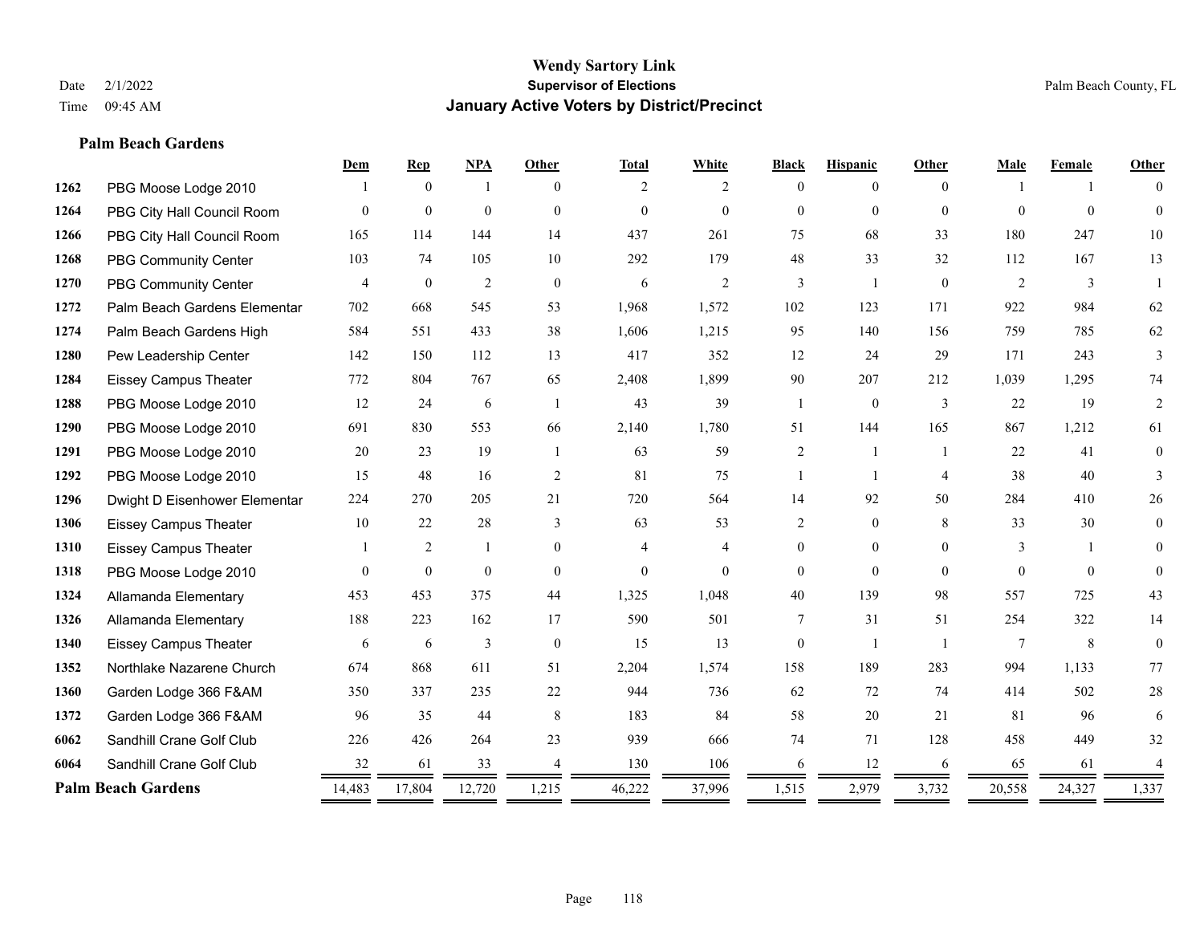# Wendy Sartory Link
## Supervisor of Elections
## January Active Voters by District/Precinct

Date 2/1/2022
Time 09:45 AM

Palm Beach County, FL

### Palm Beach Gardens

| | | Dem | Rep | NPA | Other | Total | White | Black | Hispanic | Other | Male | Female | Other |
|---|---|---|---|---|---|---|---|---|---|---|---|---|---|
| 1262 | PBG Moose Lodge 2010 | 1 | 0 | 1 | 0 | 2 | 2 | 0 | 0 | 0 | 1 | 1 | 0 |
| 1264 | PBG City Hall Council Room | 0 | 0 | 0 | 0 | 0 | 0 | 0 | 0 | 0 | 0 | 0 | 0 |
| 1266 | PBG City Hall Council Room | 165 | 114 | 144 | 14 | 437 | 261 | 75 | 68 | 33 | 180 | 247 | 10 |
| 1268 | PBG Community Center | 103 | 74 | 105 | 10 | 292 | 179 | 48 | 33 | 32 | 112 | 167 | 13 |
| 1270 | PBG Community Center | 4 | 0 | 2 | 0 | 6 | 2 | 3 | 1 | 0 | 2 | 3 | 1 |
| 1272 | Palm Beach Gardens Elementar | 702 | 668 | 545 | 53 | 1,968 | 1,572 | 102 | 123 | 171 | 922 | 984 | 62 |
| 1274 | Palm Beach Gardens High | 584 | 551 | 433 | 38 | 1,606 | 1,215 | 95 | 140 | 156 | 759 | 785 | 62 |
| 1280 | Pew Leadership Center | 142 | 150 | 112 | 13 | 417 | 352 | 12 | 24 | 29 | 171 | 243 | 3 |
| 1284 | Eissey Campus Theater | 772 | 804 | 767 | 65 | 2,408 | 1,899 | 90 | 207 | 212 | 1,039 | 1,295 | 74 |
| 1288 | PBG Moose Lodge 2010 | 12 | 24 | 6 | 1 | 43 | 39 | 1 | 0 | 3 | 22 | 19 | 2 |
| 1290 | PBG Moose Lodge 2010 | 691 | 830 | 553 | 66 | 2,140 | 1,780 | 51 | 144 | 165 | 867 | 1,212 | 61 |
| 1291 | PBG Moose Lodge 2010 | 20 | 23 | 19 | 1 | 63 | 59 | 2 | 1 | 1 | 22 | 41 | 0 |
| 1292 | PBG Moose Lodge 2010 | 15 | 48 | 16 | 2 | 81 | 75 | 1 | 1 | 4 | 38 | 40 | 3 |
| 1296 | Dwight D Eisenhower Elementar | 224 | 270 | 205 | 21 | 720 | 564 | 14 | 92 | 50 | 284 | 410 | 26 |
| 1306 | Eissey Campus Theater | 10 | 22 | 28 | 3 | 63 | 53 | 2 | 0 | 8 | 33 | 30 | 0 |
| 1310 | Eissey Campus Theater | 1 | 2 | 1 | 0 | 4 | 4 | 0 | 0 | 0 | 3 | 1 | 0 |
| 1318 | PBG Moose Lodge 2010 | 0 | 0 | 0 | 0 | 0 | 0 | 0 | 0 | 0 | 0 | 0 | 0 |
| 1324 | Allamanda Elementary | 453 | 453 | 375 | 44 | 1,325 | 1,048 | 40 | 139 | 98 | 557 | 725 | 43 |
| 1326 | Allamanda Elementary | 188 | 223 | 162 | 17 | 590 | 501 | 7 | 31 | 51 | 254 | 322 | 14 |
| 1340 | Eissey Campus Theater | 6 | 6 | 3 | 0 | 15 | 13 | 0 | 1 | 1 | 7 | 8 | 0 |
| 1352 | Northlake Nazarene Church | 674 | 868 | 611 | 51 | 2,204 | 1,574 | 158 | 189 | 283 | 994 | 1,133 | 77 |
| 1360 | Garden Lodge 366 F&AM | 350 | 337 | 235 | 22 | 944 | 736 | 62 | 72 | 74 | 414 | 502 | 28 |
| 1372 | Garden Lodge 366 F&AM | 96 | 35 | 44 | 8 | 183 | 84 | 58 | 20 | 21 | 81 | 96 | 6 |
| 6062 | Sandhill Crane Golf Club | 226 | 426 | 264 | 23 | 939 | 666 | 74 | 71 | 128 | 458 | 449 | 32 |
| 6064 | Sandhill Crane Golf Club | 32 | 61 | 33 | 4 | 130 | 106 | 6 | 12 | 6 | 65 | 61 | 4 |
| **Palm Beach Gardens** | | 14,483 | 17,804 | 12,720 | 1,215 | 46,222 | 37,996 | 1,515 | 2,979 | 3,732 | 20,558 | 24,327 | 1,337 |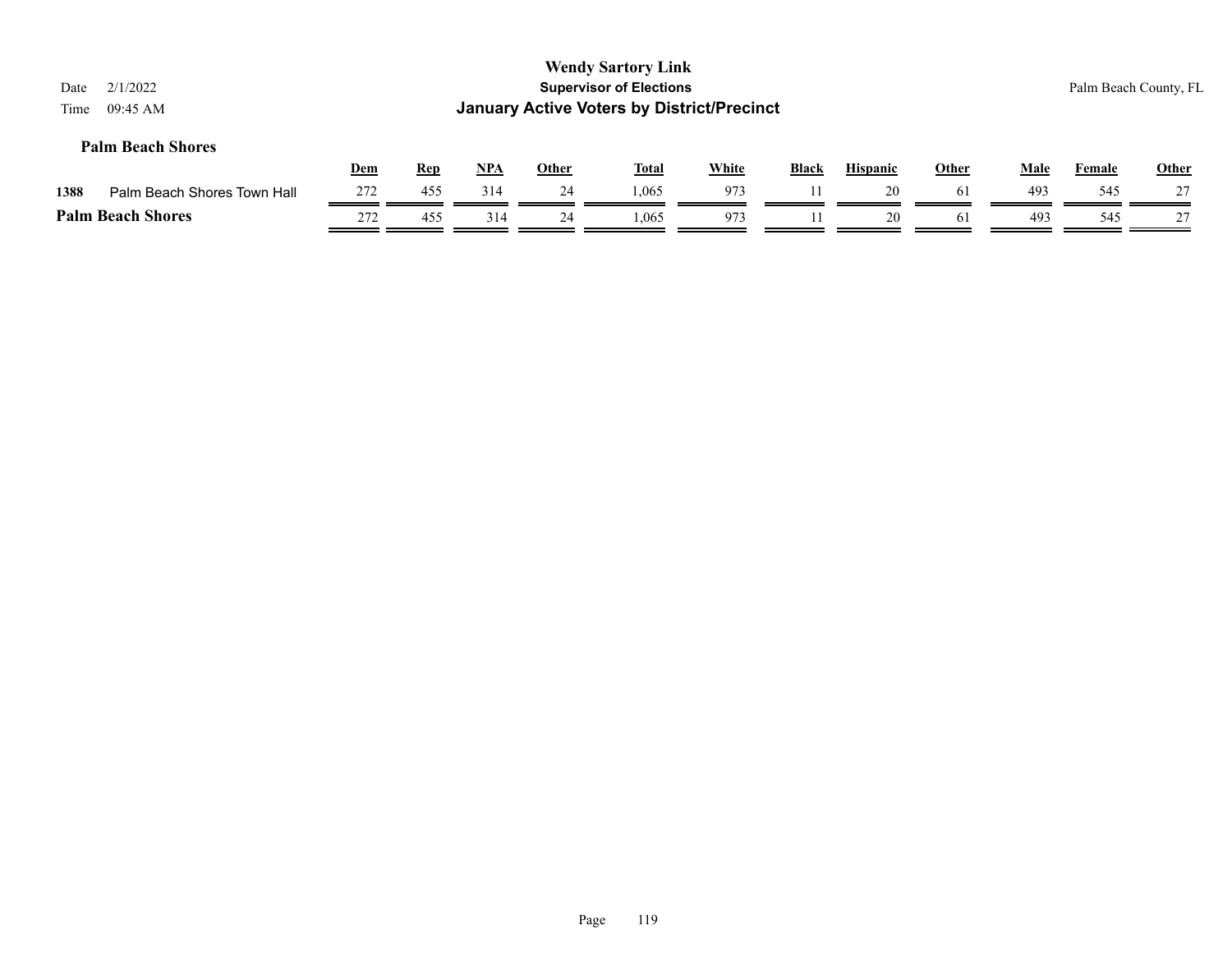# Wendy Sartory Link
## Supervisor of Elections
## January Active Voters by District/Precinct

Date 2/1/2022
Time 09:45 AM

Palm Beach County, FL

### Palm Beach Shores

| | | Dem | Rep | NPA | Other | Total | White | Black | Hispanic | Other | Male | Female | Other |
|---|---|---|---|---|---|---|---|---|---|---|---|---|---|
| 1388 | Palm Beach Shores Town Hall | 272 | 455 | 314 | 24 | 1,065 | 973 | 11 | 20 | 61 | 493 | 545 | 27 |
| **Palm Beach Shores** | | 272 | 455 | 314 | 24 | 1,065 | 973 | 11 | 20 | 61 | 493 | 545 | 27 |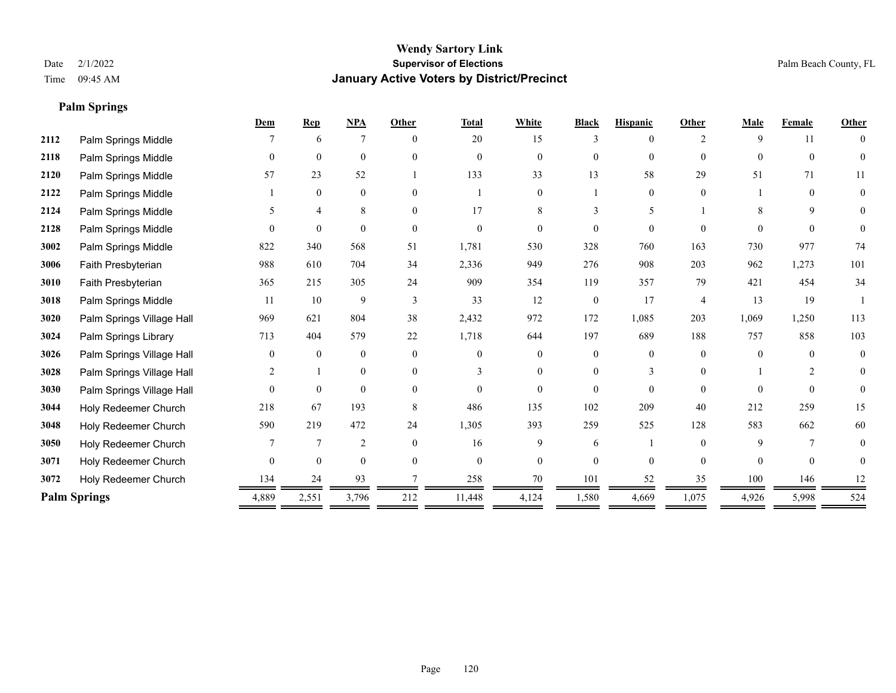**Wendy Sartory Link**
**Supervisor of Elections**
**January Active Voters by District/Precinct**

Date 2/1/2022
Time 09:45 AM

Palm Beach County, FL

### Palm Springs

| | | Dem | Rep | NPA | Other | Total | White | Black | Hispanic | Other | Male | Female | Other |
|---|---|---|---|---|---|---|---|---|---|---|---|---|---|
| 2112 | Palm Springs Middle | 7 | 6 | 7 | 0 | 20 | 15 | 3 | 0 | 2 | 9 | 11 | 0 |
| 2118 | Palm Springs Middle | 0 | 0 | 0 | 0 | 0 | 0 | 0 | 0 | 0 | 0 | 0 | 0 |
| 2120 | Palm Springs Middle | 57 | 23 | 52 | 1 | 133 | 33 | 13 | 58 | 29 | 51 | 71 | 11 |
| 2122 | Palm Springs Middle | 1 | 0 | 0 | 0 | 1 | 0 | 1 | 0 | 0 | 1 | 0 | 0 |
| 2124 | Palm Springs Middle | 5 | 4 | 8 | 0 | 17 | 8 | 3 | 5 | 1 | 8 | 9 | 0 |
| 2128 | Palm Springs Middle | 0 | 0 | 0 | 0 | 0 | 0 | 0 | 0 | 0 | 0 | 0 | 0 |
| 3002 | Palm Springs Middle | 822 | 340 | 568 | 51 | 1,781 | 530 | 328 | 760 | 163 | 730 | 977 | 74 |
| 3006 | Faith Presbyterian | 988 | 610 | 704 | 34 | 2,336 | 949 | 276 | 908 | 203 | 962 | 1,273 | 101 |
| 3010 | Faith Presbyterian | 365 | 215 | 305 | 24 | 909 | 354 | 119 | 357 | 79 | 421 | 454 | 34 |
| 3018 | Palm Springs Middle | 11 | 10 | 9 | 3 | 33 | 12 | 0 | 17 | 4 | 13 | 19 | 1 |
| 3020 | Palm Springs Village Hall | 969 | 621 | 804 | 38 | 2,432 | 972 | 172 | 1,085 | 203 | 1,069 | 1,250 | 113 |
| 3024 | Palm Springs Library | 713 | 404 | 579 | 22 | 1,718 | 644 | 197 | 689 | 188 | 757 | 858 | 103 |
| 3026 | Palm Springs Village Hall | 0 | 0 | 0 | 0 | 0 | 0 | 0 | 0 | 0 | 0 | 0 | 0 |
| 3028 | Palm Springs Village Hall | 2 | 1 | 0 | 0 | 3 | 0 | 0 | 3 | 0 | 1 | 2 | 0 |
| 3030 | Palm Springs Village Hall | 0 | 0 | 0 | 0 | 0 | 0 | 0 | 0 | 0 | 0 | 0 | 0 |
| 3044 | Holy Redeemer Church | 218 | 67 | 193 | 8 | 486 | 135 | 102 | 209 | 40 | 212 | 259 | 15 |
| 3048 | Holy Redeemer Church | 590 | 219 | 472 | 24 | 1,305 | 393 | 259 | 525 | 128 | 583 | 662 | 60 |
| 3050 | Holy Redeemer Church | 7 | 7 | 2 | 0 | 16 | 9 | 6 | 1 | 0 | 9 | 7 | 0 |
| 3071 | Holy Redeemer Church | 0 | 0 | 0 | 0 | 0 | 0 | 0 | 0 | 0 | 0 | 0 | 0 |
| 3072 | Holy Redeemer Church | 134 | 24 | 93 | 7 | 258 | 70 | 101 | 52 | 35 | 100 | 146 | 12 |
| **Palm Springs** | | 4,889 | 2,551 | 3,796 | 212 | 11,448 | 4,124 | 1,580 | 4,669 | 1,075 | 4,926 | 5,998 | 524 |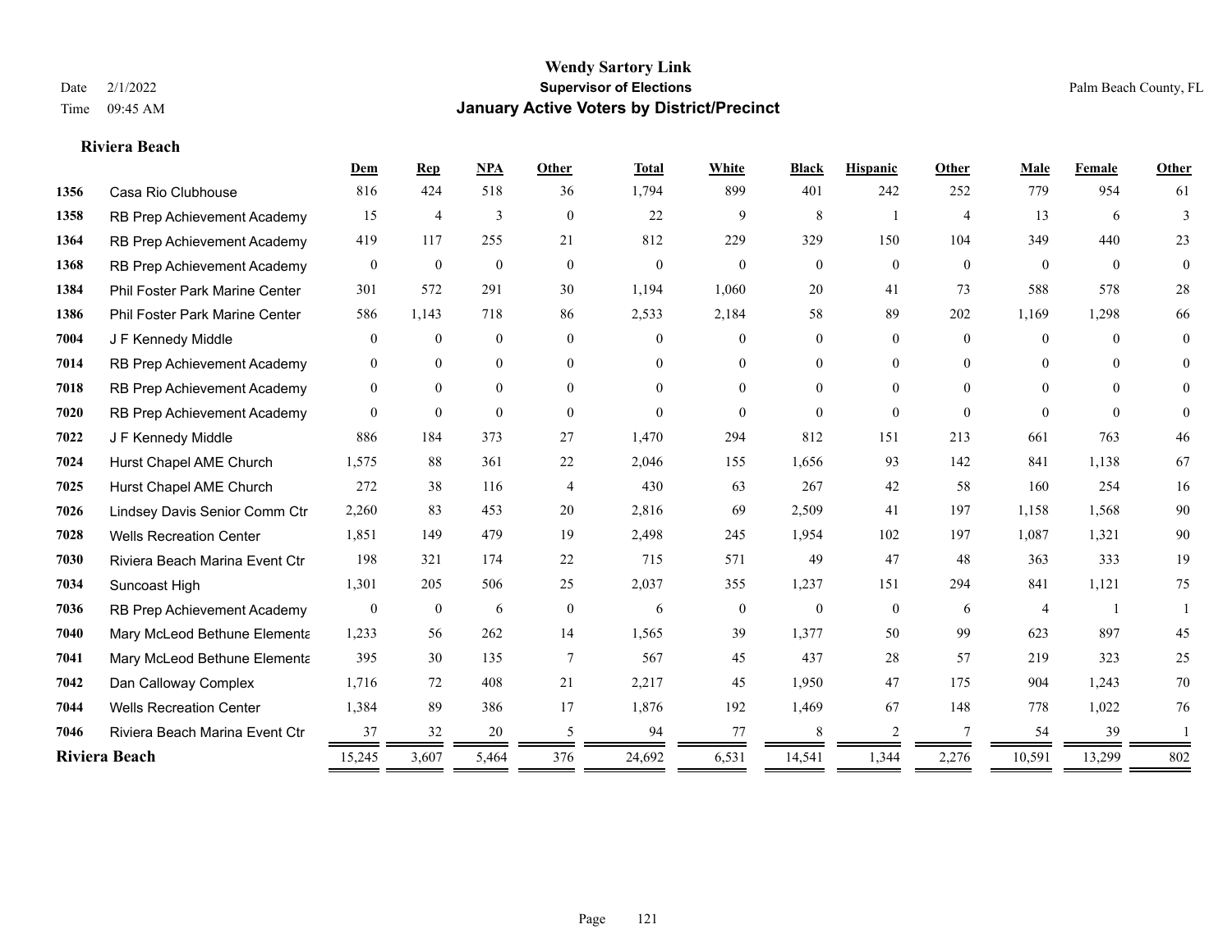# Wendy Sartory Link
## Supervisor of Elections
## January Active Voters by District/Precinct

Date 2/1/2022
Time 09:45 AM

Palm Beach County, FL

### Riviera Beach

| | | Dem | Rep | NPA | Other | Total | White | Black | Hispanic | Other | Male | Female | Other |
|---|---|---|---|---|---|---|---|---|---|---|---|---|---|
| 1356 | Casa Rio Clubhouse | 816 | 424 | 518 | 36 | 1,794 | 899 | 401 | 242 | 252 | 779 | 954 | 61 |
| 1358 | RB Prep Achievement Academy | 15 | 4 | 3 | 0 | 22 | 9 | 8 | 1 | 4 | 13 | 6 | 3 |
| 1364 | RB Prep Achievement Academy | 419 | 117 | 255 | 21 | 812 | 229 | 329 | 150 | 104 | 349 | 440 | 23 |
| 1368 | RB Prep Achievement Academy | 0 | 0 | 0 | 0 | 0 | 0 | 0 | 0 | 0 | 0 | 0 | 0 |
| 1384 | Phil Foster Park Marine Center | 301 | 572 | 291 | 30 | 1,194 | 1,060 | 20 | 41 | 73 | 588 | 578 | 28 |
| 1386 | Phil Foster Park Marine Center | 586 | 1,143 | 718 | 86 | 2,533 | 2,184 | 58 | 89 | 202 | 1,169 | 1,298 | 66 |
| 7004 | J F Kennedy Middle | 0 | 0 | 0 | 0 | 0 | 0 | 0 | 0 | 0 | 0 | 0 | 0 |
| 7014 | RB Prep Achievement Academy | 0 | 0 | 0 | 0 | 0 | 0 | 0 | 0 | 0 | 0 | 0 | 0 |
| 7018 | RB Prep Achievement Academy | 0 | 0 | 0 | 0 | 0 | 0 | 0 | 0 | 0 | 0 | 0 | 0 |
| 7020 | RB Prep Achievement Academy | 0 | 0 | 0 | 0 | 0 | 0 | 0 | 0 | 0 | 0 | 0 | 0 |
| 7022 | J F Kennedy Middle | 886 | 184 | 373 | 27 | 1,470 | 294 | 812 | 151 | 213 | 661 | 763 | 46 |
| 7024 | Hurst Chapel AME Church | 1,575 | 88 | 361 | 22 | 2,046 | 155 | 1,656 | 93 | 142 | 841 | 1,138 | 67 |
| 7025 | Hurst Chapel AME Church | 272 | 38 | 116 | 4 | 430 | 63 | 267 | 42 | 58 | 160 | 254 | 16 |
| 7026 | Lindsey Davis Senior Comm Ctr | 2,260 | 83 | 453 | 20 | 2,816 | 69 | 2,509 | 41 | 197 | 1,158 | 1,568 | 90 |
| 7028 | Wells Recreation Center | 1,851 | 149 | 479 | 19 | 2,498 | 245 | 1,954 | 102 | 197 | 1,087 | 1,321 | 90 |
| 7030 | Riviera Beach Marina Event Ctr | 198 | 321 | 174 | 22 | 715 | 571 | 49 | 47 | 48 | 363 | 333 | 19 |
| 7034 | Suncoast High | 1,301 | 205 | 506 | 25 | 2,037 | 355 | 1,237 | 151 | 294 | 841 | 1,121 | 75 |
| 7036 | RB Prep Achievement Academy | 0 | 0 | 6 | 0 | 6 | 0 | 0 | 0 | 6 | 4 | 1 | 1 |
| 7040 | Mary McLeod Bethune Elementa | 1,233 | 56 | 262 | 14 | 1,565 | 39 | 1,377 | 50 | 99 | 623 | 897 | 45 |
| 7041 | Mary McLeod Bethune Elementa | 395 | 30 | 135 | 7 | 567 | 45 | 437 | 28 | 57 | 219 | 323 | 25 |
| 7042 | Dan Calloway Complex | 1,716 | 72 | 408 | 21 | 2,217 | 45 | 1,950 | 47 | 175 | 904 | 1,243 | 70 |
| 7044 | Wells Recreation Center | 1,384 | 89 | 386 | 17 | 1,876 | 192 | 1,469 | 67 | 148 | 778 | 1,022 | 76 |
| 7046 | Riviera Beach Marina Event Ctr | 37 | 32 | 20 | 5 | 94 | 77 | 8 | 2 | 7 | 54 | 39 | 1 |
| **Riviera Beach** | | 15,245 | 3,607 | 5,464 | 376 | 24,692 | 6,531 | 14,541 | 1,344 | 2,276 | 10,591 | 13,299 | 802 |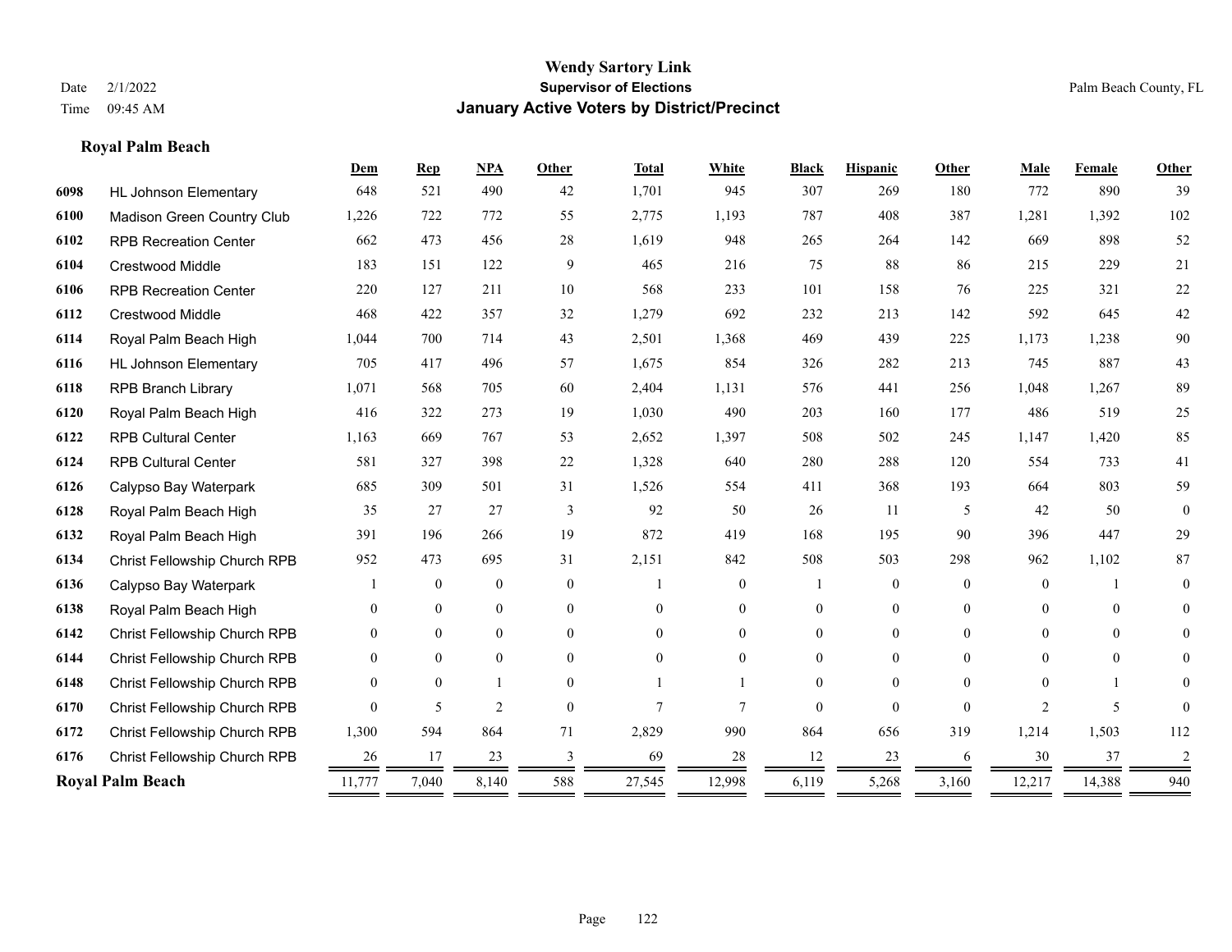# Wendy Sartory Link
## Supervisor of Elections
## January Active Voters by District/Precinct

Date 2/1/2022
Time 09:45 AM

Palm Beach County, FL

### Royal Palm Beach

| | | Dem | Rep | NPA | Other | Total | White | Black | Hispanic | Other | Male | Female | Other |
|---|---|---|---|---|---|---|---|---|---|---|---|---|---|
| 6098 | HL Johnson Elementary | 648 | 521 | 490 | 42 | 1,701 | 945 | 307 | 269 | 180 | 772 | 890 | 39 |
| 6100 | Madison Green Country Club | 1,226 | 722 | 772 | 55 | 2,775 | 1,193 | 787 | 408 | 387 | 1,281 | 1,392 | 102 |
| 6102 | RPB Recreation Center | 662 | 473 | 456 | 28 | 1,619 | 948 | 265 | 264 | 142 | 669 | 898 | 52 |
| 6104 | Crestwood Middle | 183 | 151 | 122 | 9 | 465 | 216 | 75 | 88 | 86 | 215 | 229 | 21 |
| 6106 | RPB Recreation Center | 220 | 127 | 211 | 10 | 568 | 233 | 101 | 158 | 76 | 225 | 321 | 22 |
| 6112 | Crestwood Middle | 468 | 422 | 357 | 32 | 1,279 | 692 | 232 | 213 | 142 | 592 | 645 | 42 |
| 6114 | Royal Palm Beach High | 1,044 | 700 | 714 | 43 | 2,501 | 1,368 | 469 | 439 | 225 | 1,173 | 1,238 | 90 |
| 6116 | HL Johnson Elementary | 705 | 417 | 496 | 57 | 1,675 | 854 | 326 | 282 | 213 | 745 | 887 | 43 |
| 6118 | RPB Branch Library | 1,071 | 568 | 705 | 60 | 2,404 | 1,131 | 576 | 441 | 256 | 1,048 | 1,267 | 89 |
| 6120 | Royal Palm Beach High | 416 | 322 | 273 | 19 | 1,030 | 490 | 203 | 160 | 177 | 486 | 519 | 25 |
| 6122 | RPB Cultural Center | 1,163 | 669 | 767 | 53 | 2,652 | 1,397 | 508 | 502 | 245 | 1,147 | 1,420 | 85 |
| 6124 | RPB Cultural Center | 581 | 327 | 398 | 22 | 1,328 | 640 | 280 | 288 | 120 | 554 | 733 | 41 |
| 6126 | Calypso Bay Waterpark | 685 | 309 | 501 | 31 | 1,526 | 554 | 411 | 368 | 193 | 664 | 803 | 59 |
| 6128 | Royal Palm Beach High | 35 | 27 | 27 | 3 | 92 | 50 | 26 | 11 | 5 | 42 | 50 | 0 |
| 6132 | Royal Palm Beach High | 391 | 196 | 266 | 19 | 872 | 419 | 168 | 195 | 90 | 396 | 447 | 29 |
| 6134 | Christ Fellowship Church RPB | 952 | 473 | 695 | 31 | 2,151 | 842 | 508 | 503 | 298 | 962 | 1,102 | 87 |
| 6136 | Calypso Bay Waterpark | 1 | 0 | 0 | 0 | 1 | 0 | 1 | 0 | 0 | 0 | 1 | 0 |
| 6138 | Royal Palm Beach High | 0 | 0 | 0 | 0 | 0 | 0 | 0 | 0 | 0 | 0 | 0 | 0 |
| 6142 | Christ Fellowship Church RPB | 0 | 0 | 0 | 0 | 0 | 0 | 0 | 0 | 0 | 0 | 0 | 0 |
| 6144 | Christ Fellowship Church RPB | 0 | 0 | 0 | 0 | 0 | 0 | 0 | 0 | 0 | 0 | 0 | 0 |
| 6148 | Christ Fellowship Church RPB | 0 | 0 | 1 | 0 | 1 | 1 | 0 | 0 | 0 | 0 | 1 | 0 |
| 6170 | Christ Fellowship Church RPB | 0 | 5 | 2 | 0 | 7 | 7 | 0 | 0 | 0 | 2 | 5 | 0 |
| 6172 | Christ Fellowship Church RPB | 1,300 | 594 | 864 | 71 | 2,829 | 990 | 864 | 656 | 319 | 1,214 | 1,503 | 112 |
| 6176 | Christ Fellowship Church RPB | 26 | 17 | 23 | 3 | 69 | 28 | 12 | 23 | 6 | 30 | 37 | 2 |
| **Royal Palm Beach** | | 11,777 | 7,040 | 8,140 | 588 | 27,545 | 12,998 | 6,119 | 5,268 | 3,160 | 12,217 | 14,388 | 940 |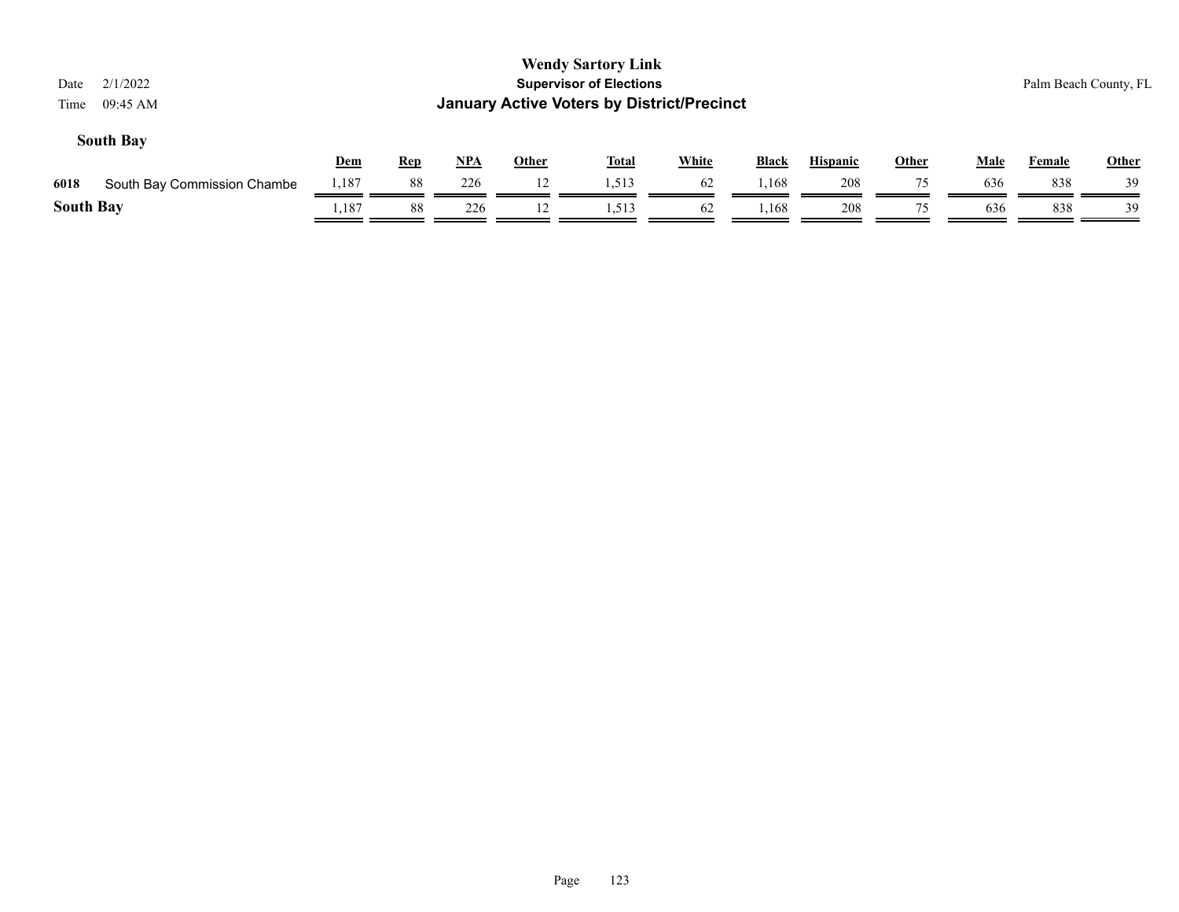**Wendy Sartory Link**

**Supervisor of Elections**

**January Active Voters by District/Precinct**

Date 2/1/2022
Time 09:45 AM

Palm Beach County, FL

### South Bay

| | | Dem | Rep | NPA | Other | Total | White | Black | Hispanic | Other | Male | Female | Other |
|---|---|---|---|---|---|---|---|---|---|---|---|---|---|
| 6018 | South Bay Commission Chambe | 1,187 | 88 | 226 | 12 | 1,513 | 62 | 1,168 | 208 | 75 | 636 | 838 | 39 |
| **South Bay** | | 1,187 | 88 | 226 | 12 | 1,513 | 62 | 1,168 | 208 | 75 | 636 | 838 | 39 |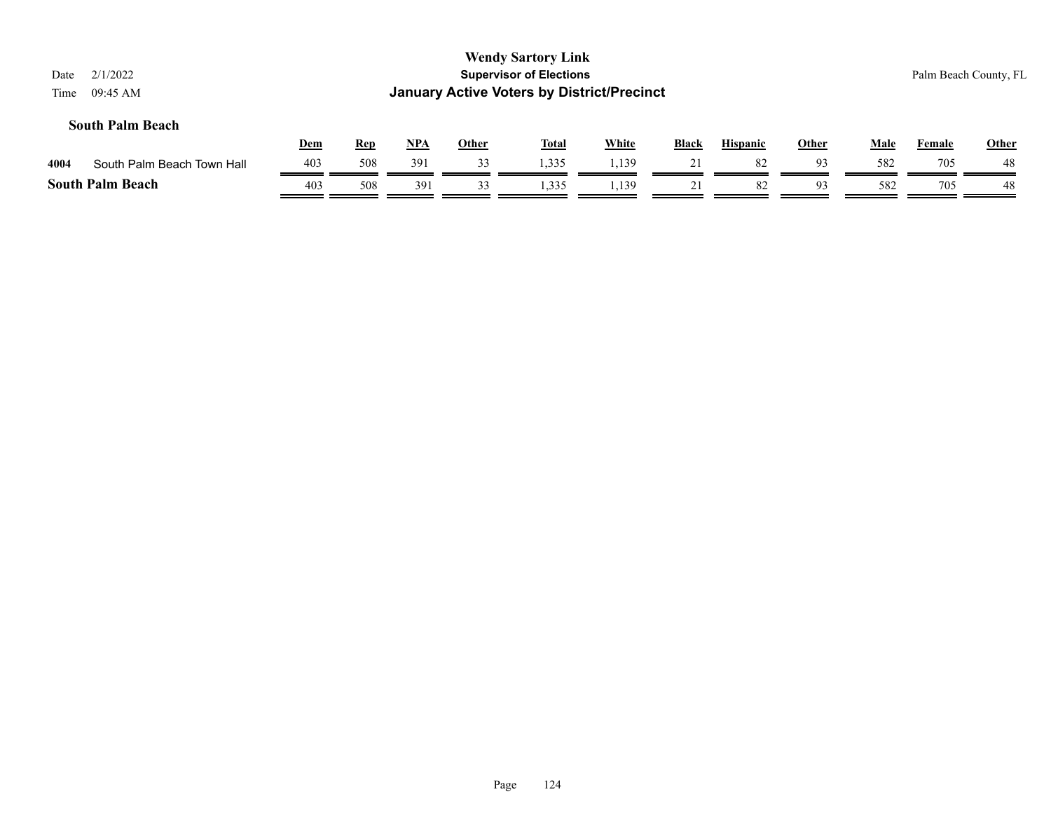**Wendy Sartory Link**
**Supervisor of Elections**
**January Active Voters by District/Precinct**

Date 2/1/2022
Time 09:45 AM

Palm Beach County, FL

### South Palm Beach

| | | Dem | Rep | NPA | Other | Total | White | Black | Hispanic | Other | Male | Female | Other |
|---|---|---|---|---|---|---|---|---|---|---|---|---|---|
| 4004 | South Palm Beach Town Hall | 403 | 508 | 391 | 33 | 1,335 | 1,139 | 21 | 82 | 93 | 582 | 705 | 48 |
| **South Palm Beach** | | 403 | 508 | 391 | 33 | 1,335 | 1,139 | 21 | 82 | 93 | 582 | 705 | 48 |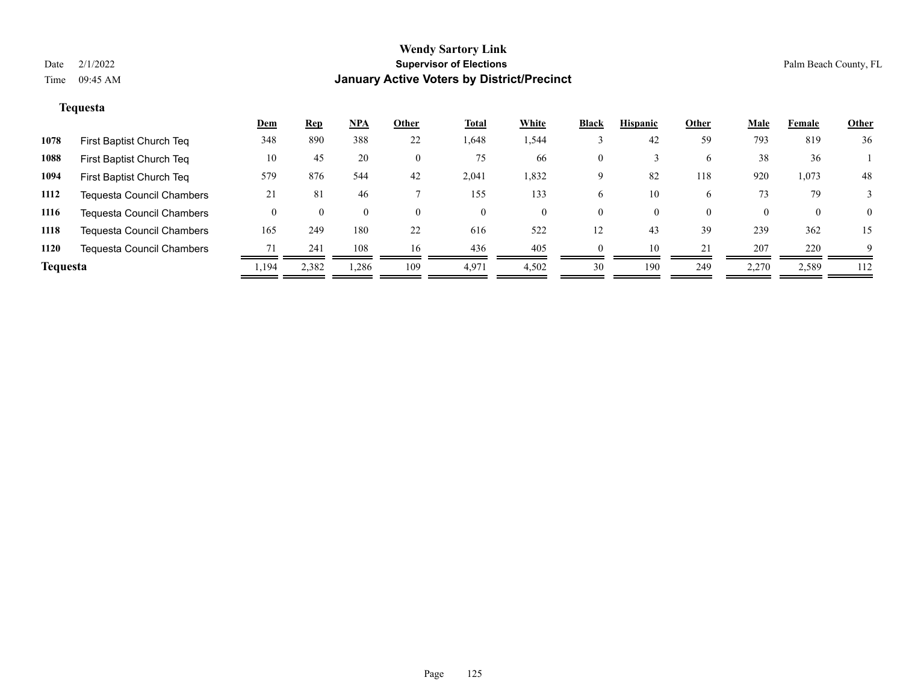# Wendy Sartory Link
## Supervisor of Elections
## January Active Voters by District/Precinct

Date 2/1/2022
Time 09:45 AM

Palm Beach County, FL

### Tequesta

| | | Dem | Rep | NPA | Other | Total | White | Black | Hispanic | Other | Male | Female | Other |
|---|---|---|---|---|---|---|---|---|---|---|---|---|---|
| 1078 | First Baptist Church Teq | 348 | 890 | 388 | 22 | 1,648 | 1,544 | 3 | 42 | 59 | 793 | 819 | 36 |
| 1088 | First Baptist Church Teq | 10 | 45 | 20 | 0 | 75 | 66 | 0 | 3 | 6 | 38 | 36 | 1 |
| 1094 | First Baptist Church Teq | 579 | 876 | 544 | 42 | 2,041 | 1,832 | 9 | 82 | 118 | 920 | 1,073 | 48 |
| 1112 | Tequesta Council Chambers | 21 | 81 | 46 | 7 | 155 | 133 | 6 | 10 | 6 | 73 | 79 | 3 |
| 1116 | Tequesta Council Chambers | 0 | 0 | 0 | 0 | 0 | 0 | 0 | 0 | 0 | 0 | 0 | 0 |
| 1118 | Tequesta Council Chambers | 165 | 249 | 180 | 22 | 616 | 522 | 12 | 43 | 39 | 239 | 362 | 15 |
| 1120 | Tequesta Council Chambers | 71 | 241 | 108 | 16 | 436 | 405 | 0 | 10 | 21 | 207 | 220 | 9 |
| **Tequesta** | | 1,194 | 2,382 | 1,286 | 109 | 4,971 | 4,502 | 30 | 190 | 249 | 2,270 | 2,589 | 112 |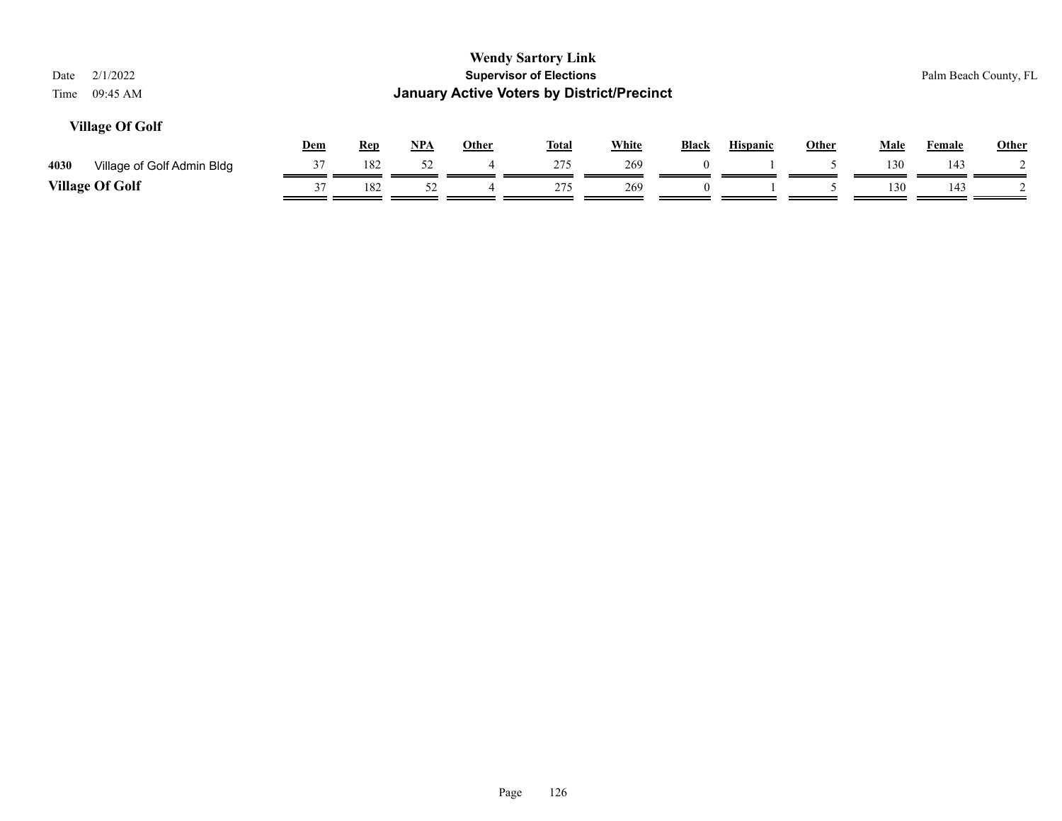**Wendy Sartory Link**
**Supervisor of Elections**
**January Active Voters by District/Precinct**

Date 2/1/2022
Time 09:45 AM

Palm Beach County, FL

## Village Of Golf

| | | Dem | Rep | NPA | Other | Total | White | Black | Hispanic | Other | Male | Female | Other |
|---|---|---|---|---|---|---|---|---|---|---|---|---|---|
| 4030 | Village of Golf Admin Bldg | 37 | 182 | 52 | 4 | 275 | 269 | 0 | 1 | 5 | 130 | 143 | 2 |
| **Village Of Golf** | | 37 | 182 | 52 | 4 | 275 | 269 | 0 | 1 | 5 | 130 | 143 | 2 |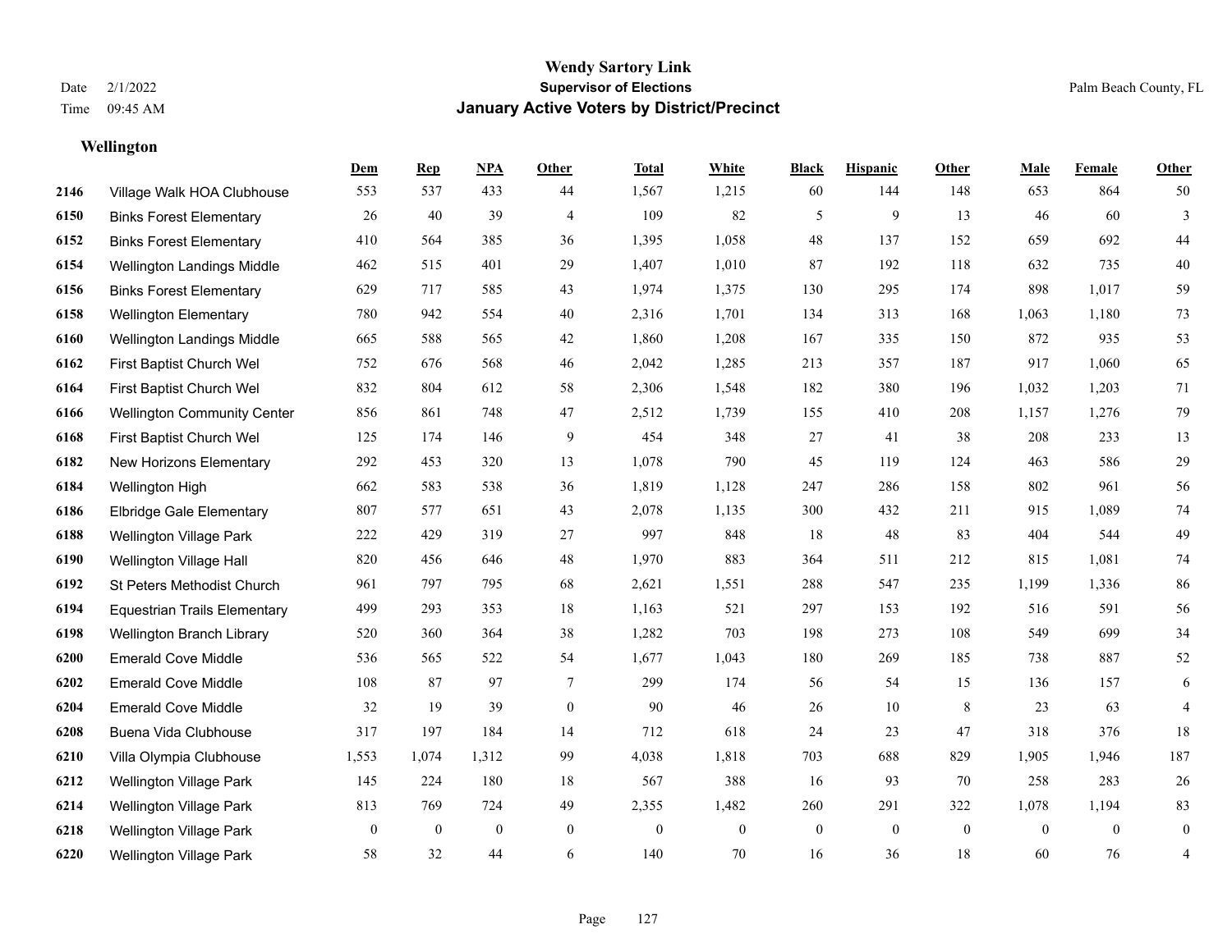# Wendy Sartory Link

## Supervisor of Elections

## January Active Voters by District/Precinct

Date 2/1/2022
Time 09:45 AM

Palm Beach County, FL

### Wellington

| | | Dem | Rep | NPA | Other | Total | White | Black | Hispanic | Other | Male | Female | Other |
|---|---|---|---|---|---|---|---|---|---|---|---|---|---|
| 2146 | Village Walk HOA Clubhouse | 553 | 537 | 433 | 44 | 1,567 | 1,215 | 60 | 144 | 148 | 653 | 864 | 50 |
| 6150 | Binks Forest Elementary | 26 | 40 | 39 | 4 | 109 | 82 | 5 | 9 | 13 | 46 | 60 | 3 |
| 6152 | Binks Forest Elementary | 410 | 564 | 385 | 36 | 1,395 | 1,058 | 48 | 137 | 152 | 659 | 692 | 44 |
| 6154 | Wellington Landings Middle | 462 | 515 | 401 | 29 | 1,407 | 1,010 | 87 | 192 | 118 | 632 | 735 | 40 |
| 6156 | Binks Forest Elementary | 629 | 717 | 585 | 43 | 1,974 | 1,375 | 130 | 295 | 174 | 898 | 1,017 | 59 |
| 6158 | Wellington Elementary | 780 | 942 | 554 | 40 | 2,316 | 1,701 | 134 | 313 | 168 | 1,063 | 1,180 | 73 |
| 6160 | Wellington Landings Middle | 665 | 588 | 565 | 42 | 1,860 | 1,208 | 167 | 335 | 150 | 872 | 935 | 53 |
| 6162 | First Baptist Church Wel | 752 | 676 | 568 | 46 | 2,042 | 1,285 | 213 | 357 | 187 | 917 | 1,060 | 65 |
| 6164 | First Baptist Church Wel | 832 | 804 | 612 | 58 | 2,306 | 1,548 | 182 | 380 | 196 | 1,032 | 1,203 | 71 |
| 6166 | Wellington Community Center | 856 | 861 | 748 | 47 | 2,512 | 1,739 | 155 | 410 | 208 | 1,157 | 1,276 | 79 |
| 6168 | First Baptist Church Wel | 125 | 174 | 146 | 9 | 454 | 348 | 27 | 41 | 38 | 208 | 233 | 13 |
| 6182 | New Horizons Elementary | 292 | 453 | 320 | 13 | 1,078 | 790 | 45 | 119 | 124 | 463 | 586 | 29 |
| 6184 | Wellington High | 662 | 583 | 538 | 36 | 1,819 | 1,128 | 247 | 286 | 158 | 802 | 961 | 56 |
| 6186 | Elbridge Gale Elementary | 807 | 577 | 651 | 43 | 2,078 | 1,135 | 300 | 432 | 211 | 915 | 1,089 | 74 |
| 6188 | Wellington Village Park | 222 | 429 | 319 | 27 | 997 | 848 | 18 | 48 | 83 | 404 | 544 | 49 |
| 6190 | Wellington Village Hall | 820 | 456 | 646 | 48 | 1,970 | 883 | 364 | 511 | 212 | 815 | 1,081 | 74 |
| 6192 | St Peters Methodist Church | 961 | 797 | 795 | 68 | 2,621 | 1,551 | 288 | 547 | 235 | 1,199 | 1,336 | 86 |
| 6194 | Equestrian Trails Elementary | 499 | 293 | 353 | 18 | 1,163 | 521 | 297 | 153 | 192 | 516 | 591 | 56 |
| 6198 | Wellington Branch Library | 520 | 360 | 364 | 38 | 1,282 | 703 | 198 | 273 | 108 | 549 | 699 | 34 |
| 6200 | Emerald Cove Middle | 536 | 565 | 522 | 54 | 1,677 | 1,043 | 180 | 269 | 185 | 738 | 887 | 52 |
| 6202 | Emerald Cove Middle | 108 | 87 | 97 | 7 | 299 | 174 | 56 | 54 | 15 | 136 | 157 | 6 |
| 6204 | Emerald Cove Middle | 32 | 19 | 39 | 0 | 90 | 46 | 26 | 10 | 8 | 23 | 63 | 4 |
| 6208 | Buena Vida Clubhouse | 317 | 197 | 184 | 14 | 712 | 618 | 24 | 23 | 47 | 318 | 376 | 18 |
| 6210 | Villa Olympia Clubhouse | 1,553 | 1,074 | 1,312 | 99 | 4,038 | 1,818 | 703 | 688 | 829 | 1,905 | 1,946 | 187 |
| 6212 | Wellington Village Park | 145 | 224 | 180 | 18 | 567 | 388 | 16 | 93 | 70 | 258 | 283 | 26 |
| 6214 | Wellington Village Park | 813 | 769 | 724 | 49 | 2,355 | 1,482 | 260 | 291 | 322 | 1,078 | 1,194 | 83 |
| 6218 | Wellington Village Park | 0 | 0 | 0 | 0 | 0 | 0 | 0 | 0 | 0 | 0 | 0 | 0 |
| 6220 | Wellington Village Park | 58 | 32 | 44 | 6 | 140 | 70 | 16 | 36 | 18 | 60 | 76 | 4 |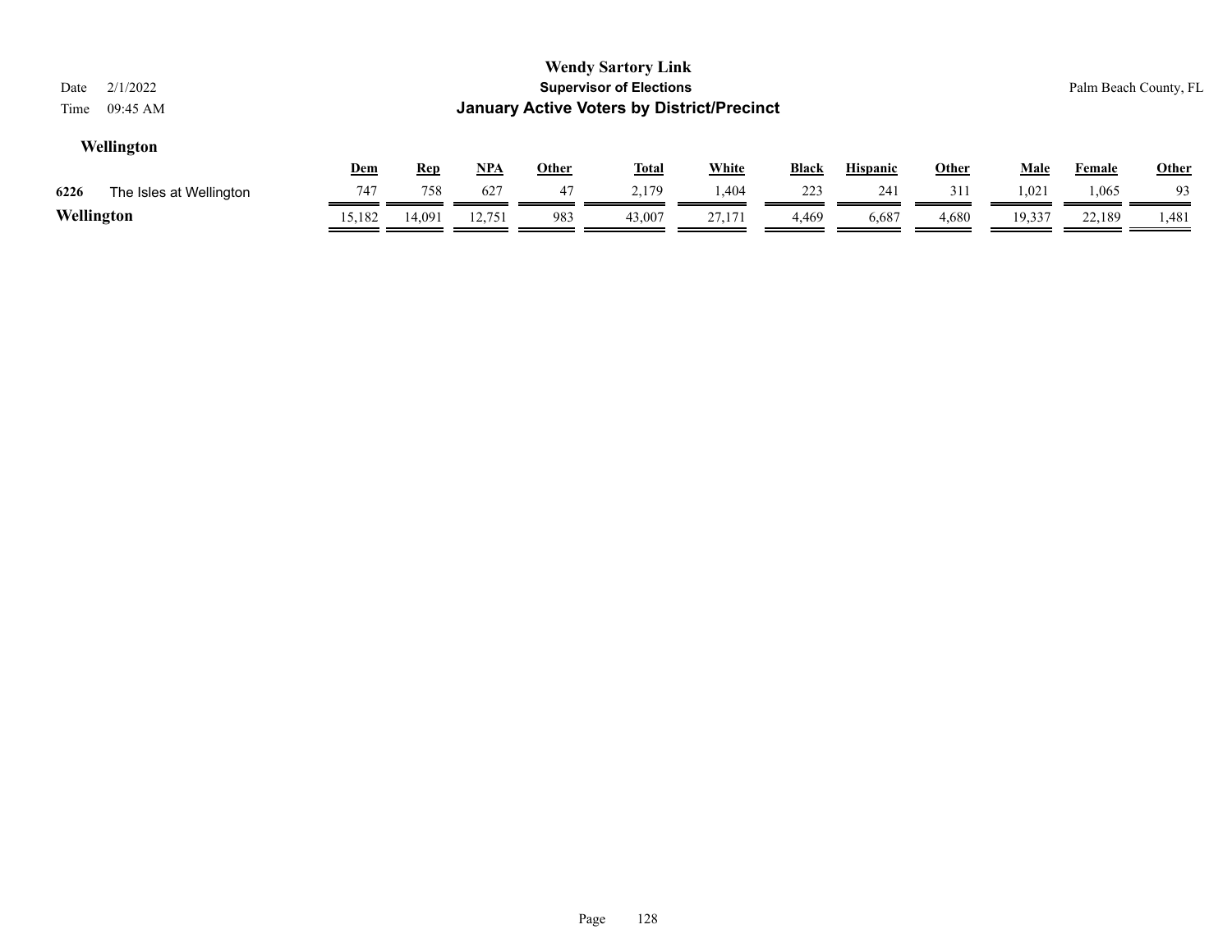# Wendy Sartory Link

## Supervisor of Elections

## January Active Voters by District/Precinct

Date 2/1/2022

Time 09:45 AM

Palm Beach County, FL

### Wellington

| | | Dem | Rep | NPA | Other | Total | White | Black | Hispanic | Other | Male | Female | Other |
|---|---|---|---|---|---|---|---|---|---|---|---|---|---|
| 6226 | The Isles at Wellington | 747 | 758 | 627 | 47 | 2,179 | 1,404 | 223 | 241 | 311 | 1,021 | 1,065 | 93 |
| **Wellington** | | 15,182 | 14,091 | 12,751 | 983 | 43,007 | 27,171 | 4,469 | 6,687 | 4,680 | 19,337 | 22,189 | 1,481 |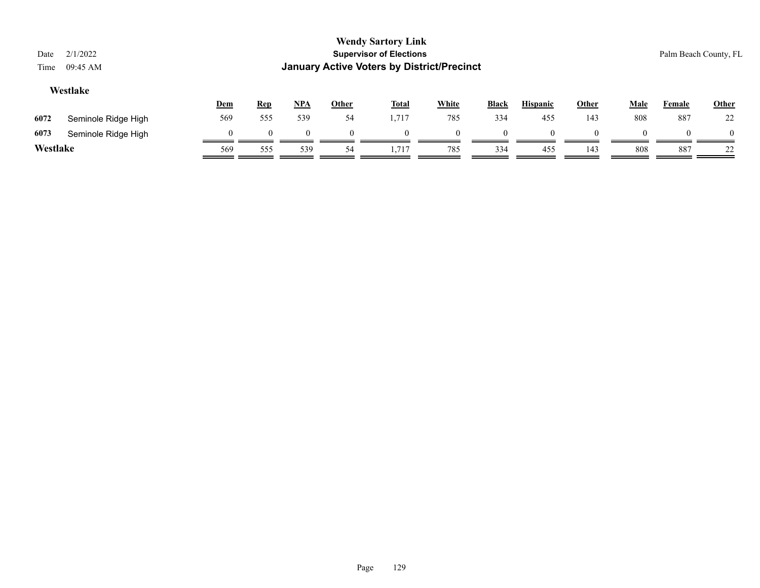**Wendy Sartory Link**
**Supervisor of Elections**
**January Active Voters by District/Precinct**

Date 2/1/2022
Time 09:45 AM

Palm Beach County, FL

### Westlake

| | | Dem | Rep | NPA | Other | Total | White | Black | Hispanic | Other | Male | Female | Other |
|---|---|---|---|---|---|---|---|---|---|---|---|---|---|
| 6072 | Seminole Ridge High | 569 | 555 | 539 | 54 | 1,717 | 785 | 334 | 455 | 143 | 808 | 887 | 22 |
| 6073 | Seminole Ridge High | 0 | 0 | 0 | 0 | 0 | 0 | 0 | 0 | 0 | 0 | 0 | 0 |
| **Westlake** | | 569 | 555 | 539 | 54 | 1,717 | 785 | 334 | 455 | 143 | 808 | 887 | 22 |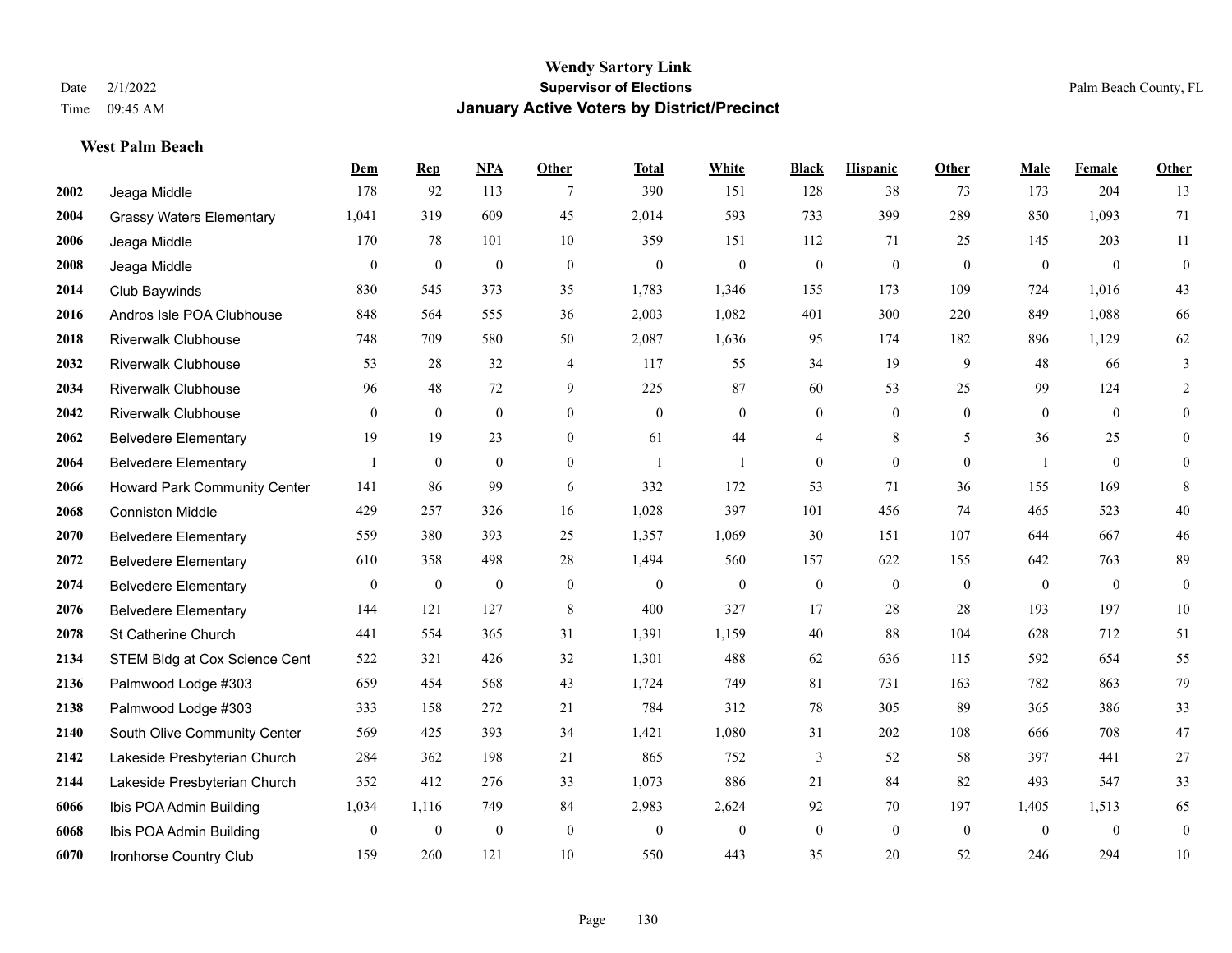# Wendy Sartory Link
## Supervisor of Elections
## January Active Voters by District/Precinct

Date 2/1/2022
Time 09:45 AM

Palm Beach County, FL

### West Palm Beach

| | | Dem | Rep | NPA | Other | Total | White | Black | Hispanic | Other | Male | Female | Other |
|---|---|---|---|---|---|---|---|---|---|---|---|---|---|
| 2002 | Jeaga Middle | 178 | 92 | 113 | 7 | 390 | 151 | 128 | 38 | 73 | 173 | 204 | 13 |
| 2004 | Grassy Waters Elementary | 1,041 | 319 | 609 | 45 | 2,014 | 593 | 733 | 399 | 289 | 850 | 1,093 | 71 |
| 2006 | Jeaga Middle | 170 | 78 | 101 | 10 | 359 | 151 | 112 | 71 | 25 | 145 | 203 | 11 |
| 2008 | Jeaga Middle | 0 | 0 | 0 | 0 | 0 | 0 | 0 | 0 | 0 | 0 | 0 | 0 |
| 2014 | Club Baywinds | 830 | 545 | 373 | 35 | 1,783 | 1,346 | 155 | 173 | 109 | 724 | 1,016 | 43 |
| 2016 | Andros Isle POA Clubhouse | 848 | 564 | 555 | 36 | 2,003 | 1,082 | 401 | 300 | 220 | 849 | 1,088 | 66 |
| 2018 | Riverwalk Clubhouse | 748 | 709 | 580 | 50 | 2,087 | 1,636 | 95 | 174 | 182 | 896 | 1,129 | 62 |
| 2032 | Riverwalk Clubhouse | 53 | 28 | 32 | 4 | 117 | 55 | 34 | 19 | 9 | 48 | 66 | 3 |
| 2034 | Riverwalk Clubhouse | 96 | 48 | 72 | 9 | 225 | 87 | 60 | 53 | 25 | 99 | 124 | 2 |
| 2042 | Riverwalk Clubhouse | 0 | 0 | 0 | 0 | 0 | 0 | 0 | 0 | 0 | 0 | 0 | 0 |
| 2062 | Belvedere Elementary | 19 | 19 | 23 | 0 | 61 | 44 | 4 | 8 | 5 | 36 | 25 | 0 |
| 2064 | Belvedere Elementary | 1 | 0 | 0 | 0 | 1 | 1 | 0 | 0 | 0 | 1 | 0 | 0 |
| 2066 | Howard Park Community Center | 141 | 86 | 99 | 6 | 332 | 172 | 53 | 71 | 36 | 155 | 169 | 8 |
| 2068 | Conniston Middle | 429 | 257 | 326 | 16 | 1,028 | 397 | 101 | 456 | 74 | 465 | 523 | 40 |
| 2070 | Belvedere Elementary | 559 | 380 | 393 | 25 | 1,357 | 1,069 | 30 | 151 | 107 | 644 | 667 | 46 |
| 2072 | Belvedere Elementary | 610 | 358 | 498 | 28 | 1,494 | 560 | 157 | 622 | 155 | 642 | 763 | 89 |
| 2074 | Belvedere Elementary | 0 | 0 | 0 | 0 | 0 | 0 | 0 | 0 | 0 | 0 | 0 | 0 |
| 2076 | Belvedere Elementary | 144 | 121 | 127 | 8 | 400 | 327 | 17 | 28 | 28 | 193 | 197 | 10 |
| 2078 | St Catherine Church | 441 | 554 | 365 | 31 | 1,391 | 1,159 | 40 | 88 | 104 | 628 | 712 | 51 |
| 2134 | STEM Bldg at Cox Science Cent | 522 | 321 | 426 | 32 | 1,301 | 488 | 62 | 636 | 115 | 592 | 654 | 55 |
| 2136 | Palmwood Lodge #303 | 659 | 454 | 568 | 43 | 1,724 | 749 | 81 | 731 | 163 | 782 | 863 | 79 |
| 2138 | Palmwood Lodge #303 | 333 | 158 | 272 | 21 | 784 | 312 | 78 | 305 | 89 | 365 | 386 | 33 |
| 2140 | South Olive Community Center | 569 | 425 | 393 | 34 | 1,421 | 1,080 | 31 | 202 | 108 | 666 | 708 | 47 |
| 2142 | Lakeside Presbyterian Church | 284 | 362 | 198 | 21 | 865 | 752 | 3 | 52 | 58 | 397 | 441 | 27 |
| 2144 | Lakeside Presbyterian Church | 352 | 412 | 276 | 33 | 1,073 | 886 | 21 | 84 | 82 | 493 | 547 | 33 |
| 6066 | Ibis POA Admin Building | 1,034 | 1,116 | 749 | 84 | 2,983 | 2,624 | 92 | 70 | 197 | 1,405 | 1,513 | 65 |
| 6068 | Ibis POA Admin Building | 0 | 0 | 0 | 0 | 0 | 0 | 0 | 0 | 0 | 0 | 0 | 0 |
| 6070 | Ironhorse Country Club | 159 | 260 | 121 | 10 | 550 | 443 | 35 | 20 | 52 | 246 | 294 | 10 |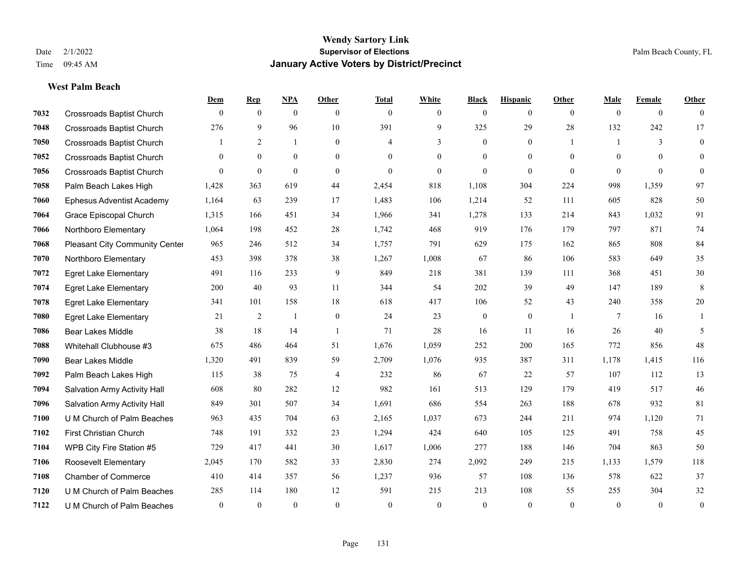# Wendy Sartory Link
## Supervisor of Elections
## January Active Voters by District/Precinct

Date 2/1/2022
Time 09:45 AM

Palm Beach County, FL

### West Palm Beach

| | | Dem | Rep | NPA | Other | Total | White | Black | Hispanic | Other | Male | Female | Other |
|---|---|---|---|---|---|---|---|---|---|---|---|---|---|
| 7032 | Crossroads Baptist Church | 0 | 0 | 0 | 0 | 0 | 0 | 0 | 0 | 0 | 0 | 0 | 0 |
| 7048 | Crossroads Baptist Church | 276 | 9 | 96 | 10 | 391 | 9 | 325 | 29 | 28 | 132 | 242 | 17 |
| 7050 | Crossroads Baptist Church | 1 | 2 | 1 | 0 | 4 | 3 | 0 | 0 | 1 | 1 | 3 | 0 |
| 7052 | Crossroads Baptist Church | 0 | 0 | 0 | 0 | 0 | 0 | 0 | 0 | 0 | 0 | 0 | 0 |
| 7056 | Crossroads Baptist Church | 0 | 0 | 0 | 0 | 0 | 0 | 0 | 0 | 0 | 0 | 0 | 0 |
| 7058 | Palm Beach Lakes High | 1,428 | 363 | 619 | 44 | 2,454 | 818 | 1,108 | 304 | 224 | 998 | 1,359 | 97 |
| 7060 | Ephesus Adventist Academy | 1,164 | 63 | 239 | 17 | 1,483 | 106 | 1,214 | 52 | 111 | 605 | 828 | 50 |
| 7064 | Grace Episcopal Church | 1,315 | 166 | 451 | 34 | 1,966 | 341 | 1,278 | 133 | 214 | 843 | 1,032 | 91 |
| 7066 | Northboro Elementary | 1,064 | 198 | 452 | 28 | 1,742 | 468 | 919 | 176 | 179 | 797 | 871 | 74 |
| 7068 | Pleasant City Community Center | 965 | 246 | 512 | 34 | 1,757 | 791 | 629 | 175 | 162 | 865 | 808 | 84 |
| 7070 | Northboro Elementary | 453 | 398 | 378 | 38 | 1,267 | 1,008 | 67 | 86 | 106 | 583 | 649 | 35 |
| 7072 | Egret Lake Elementary | 491 | 116 | 233 | 9 | 849 | 218 | 381 | 139 | 111 | 368 | 451 | 30 |
| 7074 | Egret Lake Elementary | 200 | 40 | 93 | 11 | 344 | 54 | 202 | 39 | 49 | 147 | 189 | 8 |
| 7078 | Egret Lake Elementary | 341 | 101 | 158 | 18 | 618 | 417 | 106 | 52 | 43 | 240 | 358 | 20 |
| 7080 | Egret Lake Elementary | 21 | 2 | 1 | 0 | 24 | 23 | 0 | 0 | 1 | 7 | 16 | 1 |
| 7086 | Bear Lakes Middle | 38 | 18 | 14 | 1 | 71 | 28 | 16 | 11 | 16 | 26 | 40 | 5 |
| 7088 | Whitehall Clubhouse #3 | 675 | 486 | 464 | 51 | 1,676 | 1,059 | 252 | 200 | 165 | 772 | 856 | 48 |
| 7090 | Bear Lakes Middle | 1,320 | 491 | 839 | 59 | 2,709 | 1,076 | 935 | 387 | 311 | 1,178 | 1,415 | 116 |
| 7092 | Palm Beach Lakes High | 115 | 38 | 75 | 4 | 232 | 86 | 67 | 22 | 57 | 107 | 112 | 13 |
| 7094 | Salvation Army Activity Hall | 608 | 80 | 282 | 12 | 982 | 161 | 513 | 129 | 179 | 419 | 517 | 46 |
| 7096 | Salvation Army Activity Hall | 849 | 301 | 507 | 34 | 1,691 | 686 | 554 | 263 | 188 | 678 | 932 | 81 |
| 7100 | U M Church of Palm Beaches | 963 | 435 | 704 | 63 | 2,165 | 1,037 | 673 | 244 | 211 | 974 | 1,120 | 71 |
| 7102 | First Christian Church | 748 | 191 | 332 | 23 | 1,294 | 424 | 640 | 105 | 125 | 491 | 758 | 45 |
| 7104 | WPB City Fire Station #5 | 729 | 417 | 441 | 30 | 1,617 | 1,006 | 277 | 188 | 146 | 704 | 863 | 50 |
| 7106 | Roosevelt Elementary | 2,045 | 170 | 582 | 33 | 2,830 | 274 | 2,092 | 249 | 215 | 1,133 | 1,579 | 118 |
| 7108 | Chamber of Commerce | 410 | 414 | 357 | 56 | 1,237 | 936 | 57 | 108 | 136 | 578 | 622 | 37 |
| 7120 | U M Church of Palm Beaches | 285 | 114 | 180 | 12 | 591 | 215 | 213 | 108 | 55 | 255 | 304 | 32 |
| 7122 | U M Church of Palm Beaches | 0 | 0 | 0 | 0 | 0 | 0 | 0 | 0 | 0 | 0 | 0 | 0 |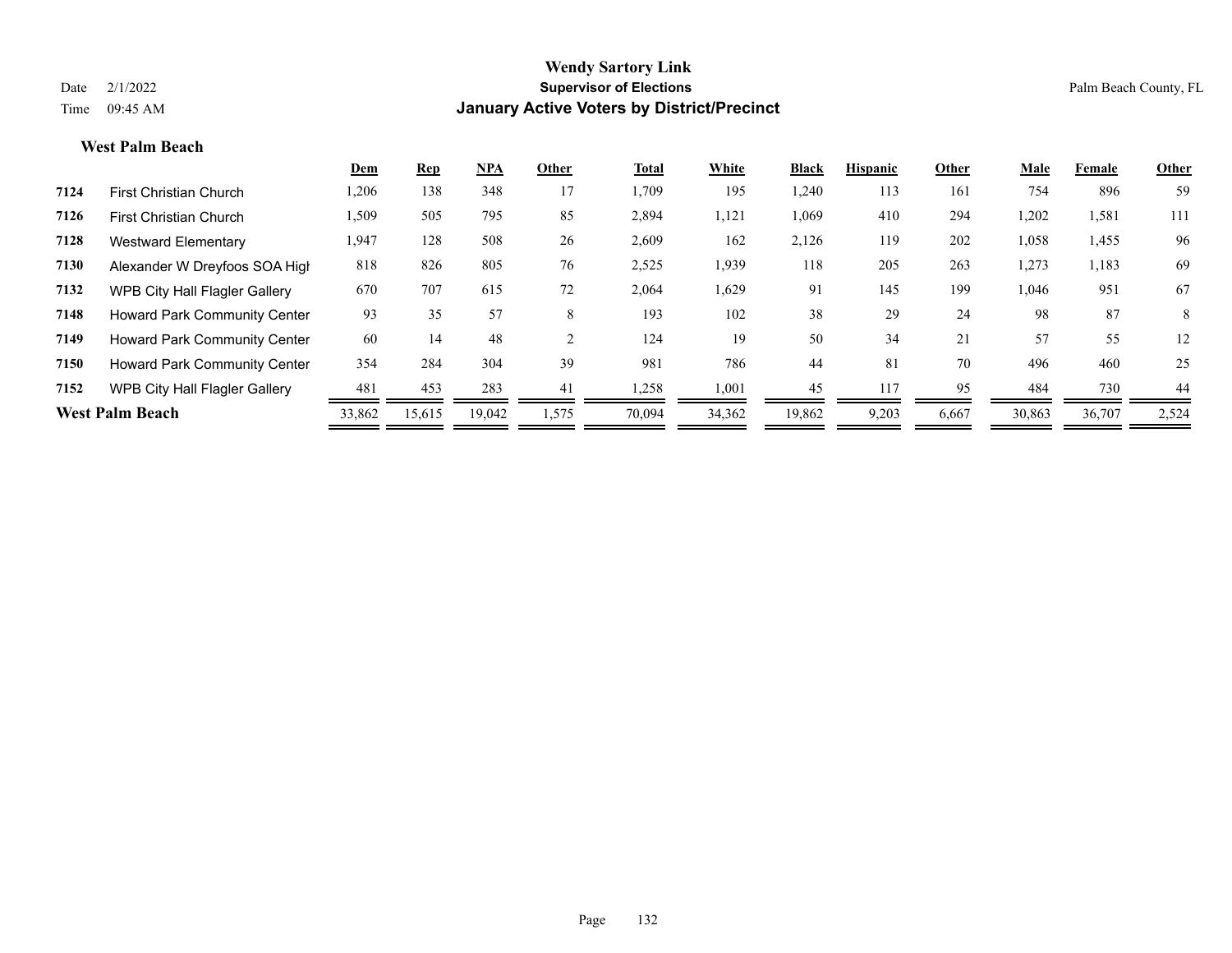# Wendy Sartory Link

**Supervisor of Elections**

**January Active Voters by District/Precinct**

Date 2/1/2022
Time 09:45 AM

Palm Beach County, FL

### West Palm Beach

| | | Dem | Rep | NPA | Other | Total | White | Black | Hispanic | Other | Male | Female | Other |
|---|---|---|---|---|---|---|---|---|---|---|---|---|---|
| 7124 | First Christian Church | 1,206 | 138 | 348 | 17 | 1,709 | 195 | 1,240 | 113 | 161 | 754 | 896 | 59 |
| 7126 | First Christian Church | 1,509 | 505 | 795 | 85 | 2,894 | 1,121 | 1,069 | 410 | 294 | 1,202 | 1,581 | 111 |
| 7128 | Westward Elementary | 1,947 | 128 | 508 | 26 | 2,609 | 162 | 2,126 | 119 | 202 | 1,058 | 1,455 | 96 |
| 7130 | Alexander W Dreyfoos SOA High | 818 | 826 | 805 | 76 | 2,525 | 1,939 | 118 | 205 | 263 | 1,273 | 1,183 | 69 |
| 7132 | WPB City Hall Flagler Gallery | 670 | 707 | 615 | 72 | 2,064 | 1,629 | 91 | 145 | 199 | 1,046 | 951 | 67 |
| 7148 | Howard Park Community Center | 93 | 35 | 57 | 8 | 193 | 102 | 38 | 29 | 24 | 98 | 87 | 8 |
| 7149 | Howard Park Community Center | 60 | 14 | 48 | 2 | 124 | 19 | 50 | 34 | 21 | 57 | 55 | 12 |
| 7150 | Howard Park Community Center | 354 | 284 | 304 | 39 | 981 | 786 | 44 | 81 | 70 | 496 | 460 | 25 |
| 7152 | WPB City Hall Flagler Gallery | 481 | 453 | 283 | 41 | 1,258 | 1,001 | 45 | 117 | 95 | 484 | 730 | 44 |
| **West Palm Beach** | | 33,862 | 15,615 | 19,042 | 1,575 | 70,094 | 34,362 | 19,862 | 9,203 | 6,667 | 30,863 | 36,707 | 2,524 |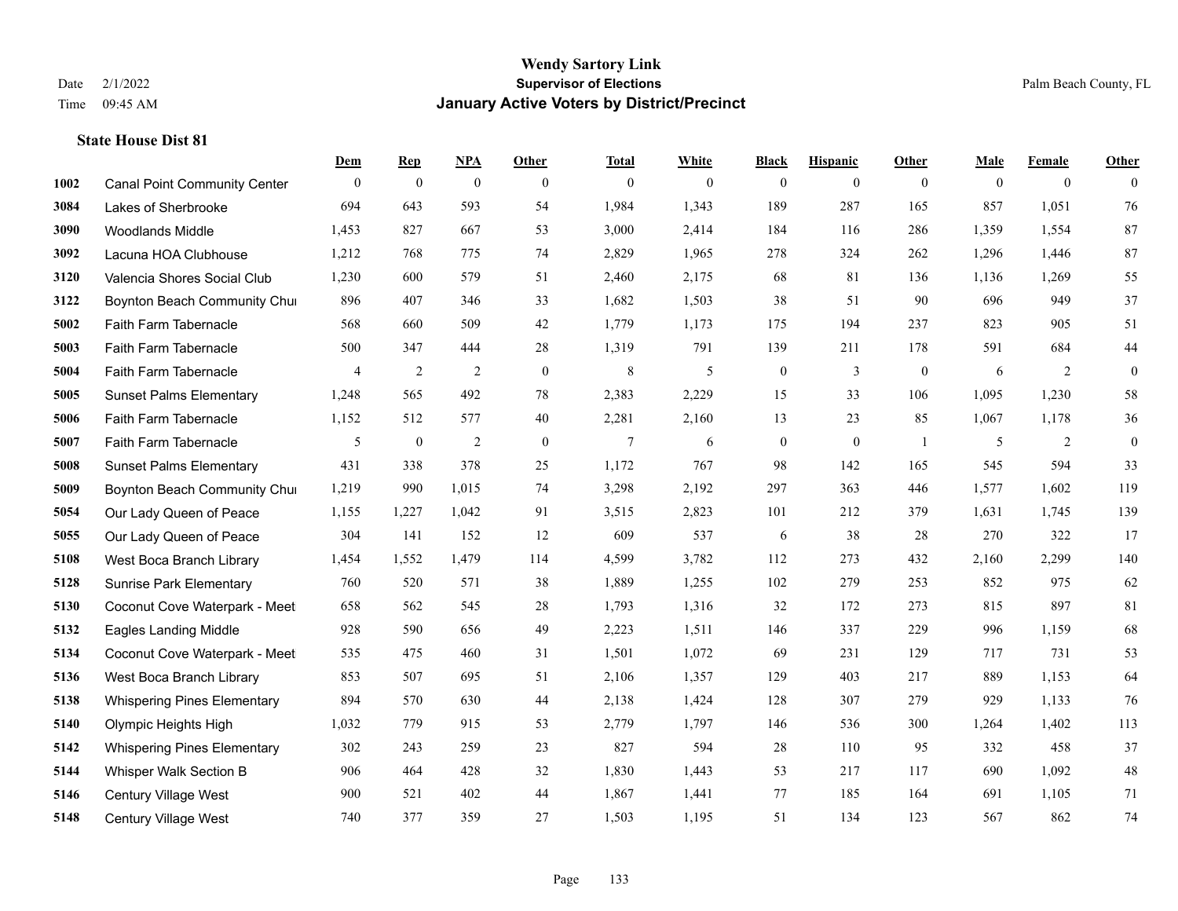# Wendy Sartory Link
## Supervisor of Elections
## January Active Voters by District/Precinct

Date 2/1/2022
Time 09:45 AM

Palm Beach County, FL

### State House Dist 81

| | | Dem | Rep | NPA | Other | Total | White | Black | Hispanic | Other | Male | Female | Other |
|---|---|---|---|---|---|---|---|---|---|---|---|---|---|
| 1002 | Canal Point Community Center | 0 | 0 | 0 | 0 | 0 | 0 | 0 | 0 | 0 | 0 | 0 | 0 |
| 3084 | Lakes of Sherbrooke | 694 | 643 | 593 | 54 | 1,984 | 1,343 | 189 | 287 | 165 | 857 | 1,051 | 76 |
| 3090 | Woodlands Middle | 1,453 | 827 | 667 | 53 | 3,000 | 2,414 | 184 | 116 | 286 | 1,359 | 1,554 | 87 |
| 3092 | Lacuna HOA Clubhouse | 1,212 | 768 | 775 | 74 | 2,829 | 1,965 | 278 | 324 | 262 | 1,296 | 1,446 | 87 |
| 3120 | Valencia Shores Social Club | 1,230 | 600 | 579 | 51 | 2,460 | 2,175 | 68 | 81 | 136 | 1,136 | 1,269 | 55 |
| 3122 | Boynton Beach Community Chur | 896 | 407 | 346 | 33 | 1,682 | 1,503 | 38 | 51 | 90 | 696 | 949 | 37 |
| 5002 | Faith Farm Tabernacle | 568 | 660 | 509 | 42 | 1,779 | 1,173 | 175 | 194 | 237 | 823 | 905 | 51 |
| 5003 | Faith Farm Tabernacle | 500 | 347 | 444 | 28 | 1,319 | 791 | 139 | 211 | 178 | 591 | 684 | 44 |
| 5004 | Faith Farm Tabernacle | 4 | 2 | 2 | 0 | 8 | 5 | 0 | 3 | 0 | 6 | 2 | 0 |
| 5005 | Sunset Palms Elementary | 1,248 | 565 | 492 | 78 | 2,383 | 2,229 | 15 | 33 | 106 | 1,095 | 1,230 | 58 |
| 5006 | Faith Farm Tabernacle | 1,152 | 512 | 577 | 40 | 2,281 | 2,160 | 13 | 23 | 85 | 1,067 | 1,178 | 36 |
| 5007 | Faith Farm Tabernacle | 5 | 0 | 2 | 0 | 7 | 6 | 0 | 0 | 1 | 5 | 2 | 0 |
| 5008 | Sunset Palms Elementary | 431 | 338 | 378 | 25 | 1,172 | 767 | 98 | 142 | 165 | 545 | 594 | 33 |
| 5009 | Boynton Beach Community Chur | 1,219 | 990 | 1,015 | 74 | 3,298 | 2,192 | 297 | 363 | 446 | 1,577 | 1,602 | 119 |
| 5054 | Our Lady Queen of Peace | 1,155 | 1,227 | 1,042 | 91 | 3,515 | 2,823 | 101 | 212 | 379 | 1,631 | 1,745 | 139 |
| 5055 | Our Lady Queen of Peace | 304 | 141 | 152 | 12 | 609 | 537 | 6 | 38 | 28 | 270 | 322 | 17 |
| 5108 | West Boca Branch Library | 1,454 | 1,552 | 1,479 | 114 | 4,599 | 3,782 | 112 | 273 | 432 | 2,160 | 2,299 | 140 |
| 5128 | Sunrise Park Elementary | 760 | 520 | 571 | 38 | 1,889 | 1,255 | 102 | 279 | 253 | 852 | 975 | 62 |
| 5130 | Coconut Cove Waterpark - Meet | 658 | 562 | 545 | 28 | 1,793 | 1,316 | 32 | 172 | 273 | 815 | 897 | 81 |
| 5132 | Eagles Landing Middle | 928 | 590 | 656 | 49 | 2,223 | 1,511 | 146 | 337 | 229 | 996 | 1,159 | 68 |
| 5134 | Coconut Cove Waterpark - Meet | 535 | 475 | 460 | 31 | 1,501 | 1,072 | 69 | 231 | 129 | 717 | 731 | 53 |
| 5136 | West Boca Branch Library | 853 | 507 | 695 | 51 | 2,106 | 1,357 | 129 | 403 | 217 | 889 | 1,153 | 64 |
| 5138 | Whispering Pines Elementary | 894 | 570 | 630 | 44 | 2,138 | 1,424 | 128 | 307 | 279 | 929 | 1,133 | 76 |
| 5140 | Olympic Heights High | 1,032 | 779 | 915 | 53 | 2,779 | 1,797 | 146 | 536 | 300 | 1,264 | 1,402 | 113 |
| 5142 | Whispering Pines Elementary | 302 | 243 | 259 | 23 | 827 | 594 | 28 | 110 | 95 | 332 | 458 | 37 |
| 5144 | Whisper Walk Section B | 906 | 464 | 428 | 32 | 1,830 | 1,443 | 53 | 217 | 117 | 690 | 1,092 | 48 |
| 5146 | Century Village West | 900 | 521 | 402 | 44 | 1,867 | 1,441 | 77 | 185 | 164 | 691 | 1,105 | 71 |
| 5148 | Century Village West | 740 | 377 | 359 | 27 | 1,503 | 1,195 | 51 | 134 | 123 | 567 | 862 | 74 |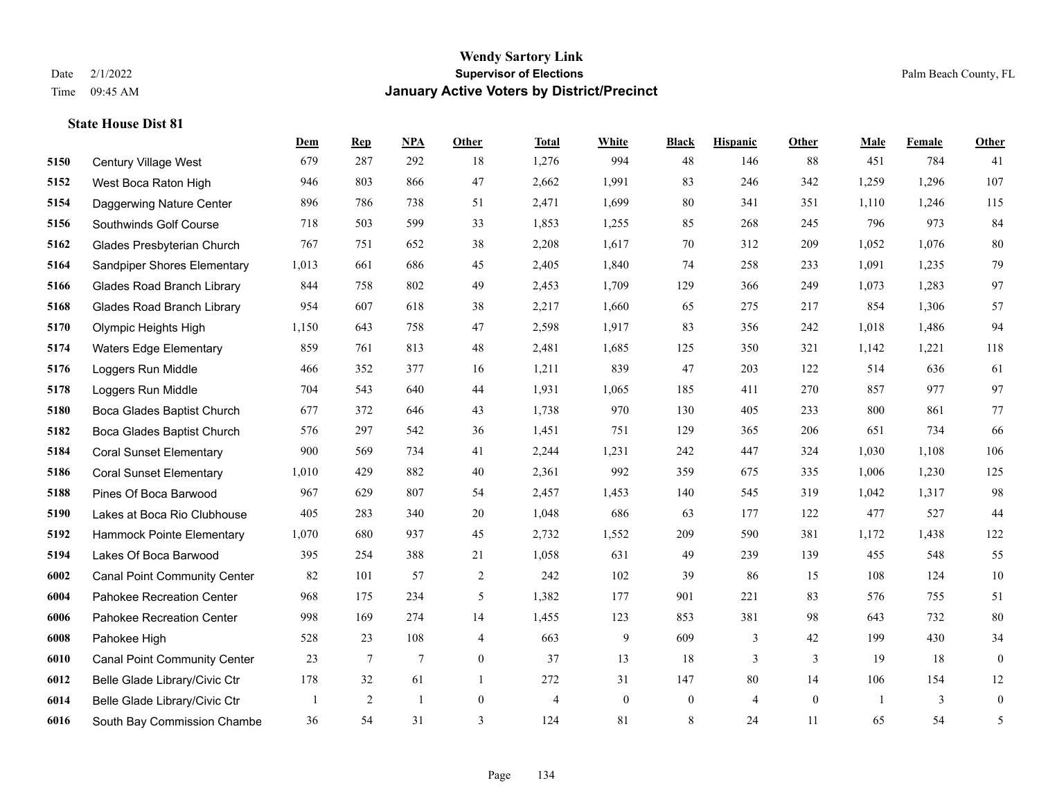# Wendy Sartory Link

**Supervisor of Elections**

**January Active Voters by District/Precinct**

Date 2/1/2022
Time 09:45 AM

Palm Beach County, FL

### State House Dist 81

| | | Dem | Rep | NPA | Other | Total | White | Black | Hispanic | Other | Male | Female | Other |
|---|---|---|---|---|---|---|---|---|---|---|---|---|---|
| 5150 | Century Village West | 679 | 287 | 292 | 18 | 1,276 | 994 | 48 | 146 | 88 | 451 | 784 | 41 |
| 5152 | West Boca Raton High | 946 | 803 | 866 | 47 | 2,662 | 1,991 | 83 | 246 | 342 | 1,259 | 1,296 | 107 |
| 5154 | Daggerwing Nature Center | 896 | 786 | 738 | 51 | 2,471 | 1,699 | 80 | 341 | 351 | 1,110 | 1,246 | 115 |
| 5156 | Southwinds Golf Course | 718 | 503 | 599 | 33 | 1,853 | 1,255 | 85 | 268 | 245 | 796 | 973 | 84 |
| 5162 | Glades Presbyterian Church | 767 | 751 | 652 | 38 | 2,208 | 1,617 | 70 | 312 | 209 | 1,052 | 1,076 | 80 |
| 5164 | Sandpiper Shores Elementary | 1,013 | 661 | 686 | 45 | 2,405 | 1,840 | 74 | 258 | 233 | 1,091 | 1,235 | 79 |
| 5166 | Glades Road Branch Library | 844 | 758 | 802 | 49 | 2,453 | 1,709 | 129 | 366 | 249 | 1,073 | 1,283 | 97 |
| 5168 | Glades Road Branch Library | 954 | 607 | 618 | 38 | 2,217 | 1,660 | 65 | 275 | 217 | 854 | 1,306 | 57 |
| 5170 | Olympic Heights High | 1,150 | 643 | 758 | 47 | 2,598 | 1,917 | 83 | 356 | 242 | 1,018 | 1,486 | 94 |
| 5174 | Waters Edge Elementary | 859 | 761 | 813 | 48 | 2,481 | 1,685 | 125 | 350 | 321 | 1,142 | 1,221 | 118 |
| 5176 | Loggers Run Middle | 466 | 352 | 377 | 16 | 1,211 | 839 | 47 | 203 | 122 | 514 | 636 | 61 |
| 5178 | Loggers Run Middle | 704 | 543 | 640 | 44 | 1,931 | 1,065 | 185 | 411 | 270 | 857 | 977 | 97 |
| 5180 | Boca Glades Baptist Church | 677 | 372 | 646 | 43 | 1,738 | 970 | 130 | 405 | 233 | 800 | 861 | 77 |
| 5182 | Boca Glades Baptist Church | 576 | 297 | 542 | 36 | 1,451 | 751 | 129 | 365 | 206 | 651 | 734 | 66 |
| 5184 | Coral Sunset Elementary | 900 | 569 | 734 | 41 | 2,244 | 1,231 | 242 | 447 | 324 | 1,030 | 1,108 | 106 |
| 5186 | Coral Sunset Elementary | 1,010 | 429 | 882 | 40 | 2,361 | 992 | 359 | 675 | 335 | 1,006 | 1,230 | 125 |
| 5188 | Pines Of Boca Barwood | 967 | 629 | 807 | 54 | 2,457 | 1,453 | 140 | 545 | 319 | 1,042 | 1,317 | 98 |
| 5190 | Lakes at Boca Rio Clubhouse | 405 | 283 | 340 | 20 | 1,048 | 686 | 63 | 177 | 122 | 477 | 527 | 44 |
| 5192 | Hammock Pointe Elementary | 1,070 | 680 | 937 | 45 | 2,732 | 1,552 | 209 | 590 | 381 | 1,172 | 1,438 | 122 |
| 5194 | Lakes Of Boca Barwood | 395 | 254 | 388 | 21 | 1,058 | 631 | 49 | 239 | 139 | 455 | 548 | 55 |
| 6002 | Canal Point Community Center | 82 | 101 | 57 | 2 | 242 | 102 | 39 | 86 | 15 | 108 | 124 | 10 |
| 6004 | Pahokee Recreation Center | 968 | 175 | 234 | 5 | 1,382 | 177 | 901 | 221 | 83 | 576 | 755 | 51 |
| 6006 | Pahokee Recreation Center | 998 | 169 | 274 | 14 | 1,455 | 123 | 853 | 381 | 98 | 643 | 732 | 80 |
| 6008 | Pahokee High | 528 | 23 | 108 | 4 | 663 | 9 | 609 | 3 | 42 | 199 | 430 | 34 |
| 6010 | Canal Point Community Center | 23 | 7 | 7 | 0 | 37 | 13 | 18 | 3 | 3 | 19 | 18 | 0 |
| 6012 | Belle Glade Library/Civic Ctr | 178 | 32 | 61 | 1 | 272 | 31 | 147 | 80 | 14 | 106 | 154 | 12 |
| 6014 | Belle Glade Library/Civic Ctr | 1 | 2 | 1 | 0 | 4 | 0 | 0 | 4 | 0 | 1 | 3 | 0 |
| 6016 | South Bay Commission Chambe | 36 | 54 | 31 | 3 | 124 | 81 | 8 | 24 | 11 | 65 | 54 | 5 |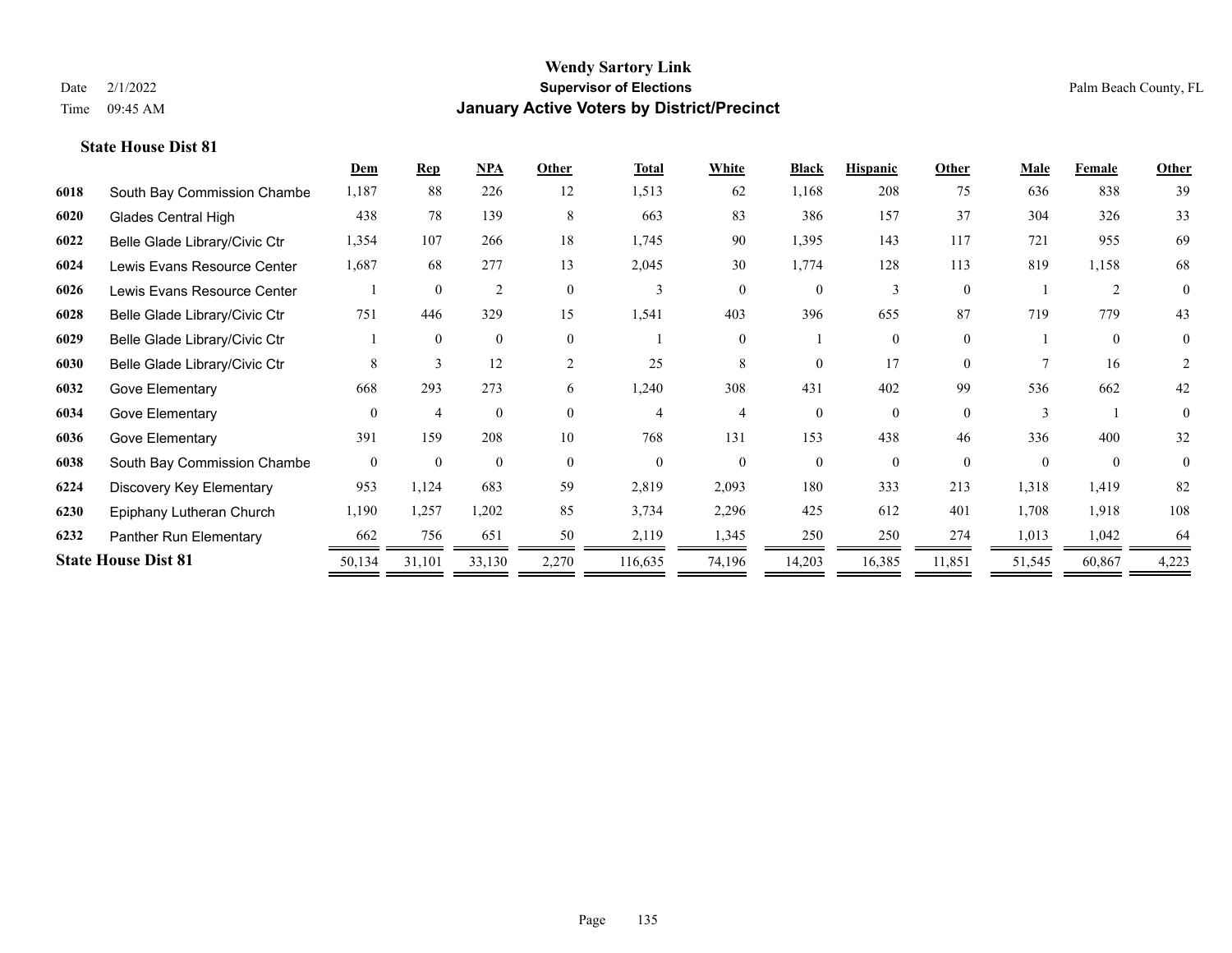# Wendy Sartory Link
## Supervisor of Elections
## January Active Voters by District/Precinct

Date 2/1/2022
Time 09:45 AM

Palm Beach County, FL

### State House Dist 81

| | | Dem | Rep | NPA | Other | Total | White | Black | Hispanic | Other | Male | Female | Other |
|---|---|---|---|---|---|---|---|---|---|---|---|---|---|
| 6018 | South Bay Commission Chambe | 1,187 | 88 | 226 | 12 | 1,513 | 62 | 1,168 | 208 | 75 | 636 | 838 | 39 |
| 6020 | Glades Central High | 438 | 78 | 139 | 8 | 663 | 83 | 386 | 157 | 37 | 304 | 326 | 33 |
| 6022 | Belle Glade Library/Civic Ctr | 1,354 | 107 | 266 | 18 | 1,745 | 90 | 1,395 | 143 | 117 | 721 | 955 | 69 |
| 6024 | Lewis Evans Resource Center | 1,687 | 68 | 277 | 13 | 2,045 | 30 | 1,774 | 128 | 113 | 819 | 1,158 | 68 |
| 6026 | Lewis Evans Resource Center | 1 | 0 | 2 | 0 | 3 | 0 | 0 | 3 | 0 | 1 | 2 | 0 |
| 6028 | Belle Glade Library/Civic Ctr | 751 | 446 | 329 | 15 | 1,541 | 403 | 396 | 655 | 87 | 719 | 779 | 43 |
| 6029 | Belle Glade Library/Civic Ctr | 1 | 0 | 0 | 0 | 1 | 0 | 1 | 0 | 0 | 1 | 0 | 0 |
| 6030 | Belle Glade Library/Civic Ctr | 8 | 3 | 12 | 2 | 25 | 8 | 0 | 17 | 0 | 7 | 16 | 2 |
| 6032 | Gove Elementary | 668 | 293 | 273 | 6 | 1,240 | 308 | 431 | 402 | 99 | 536 | 662 | 42 |
| 6034 | Gove Elementary | 0 | 4 | 0 | 0 | 4 | 4 | 0 | 0 | 0 | 3 | 1 | 0 |
| 6036 | Gove Elementary | 391 | 159 | 208 | 10 | 768 | 131 | 153 | 438 | 46 | 336 | 400 | 32 |
| 6038 | South Bay Commission Chambe | 0 | 0 | 0 | 0 | 0 | 0 | 0 | 0 | 0 | 0 | 0 | 0 |
| 6224 | Discovery Key Elementary | 953 | 1,124 | 683 | 59 | 2,819 | 2,093 | 180 | 333 | 213 | 1,318 | 1,419 | 82 |
| 6230 | Epiphany Lutheran Church | 1,190 | 1,257 | 1,202 | 85 | 3,734 | 2,296 | 425 | 612 | 401 | 1,708 | 1,918 | 108 |
| 6232 | Panther Run Elementary | 662 | 756 | 651 | 50 | 2,119 | 1,345 | 250 | 250 | 274 | 1,013 | 1,042 | 64 |
| **State House Dist 81** | | 50,134 | 31,101 | 33,130 | 2,270 | 116,635 | 74,196 | 14,203 | 16,385 | 11,851 | 51,545 | 60,867 | 4,223 |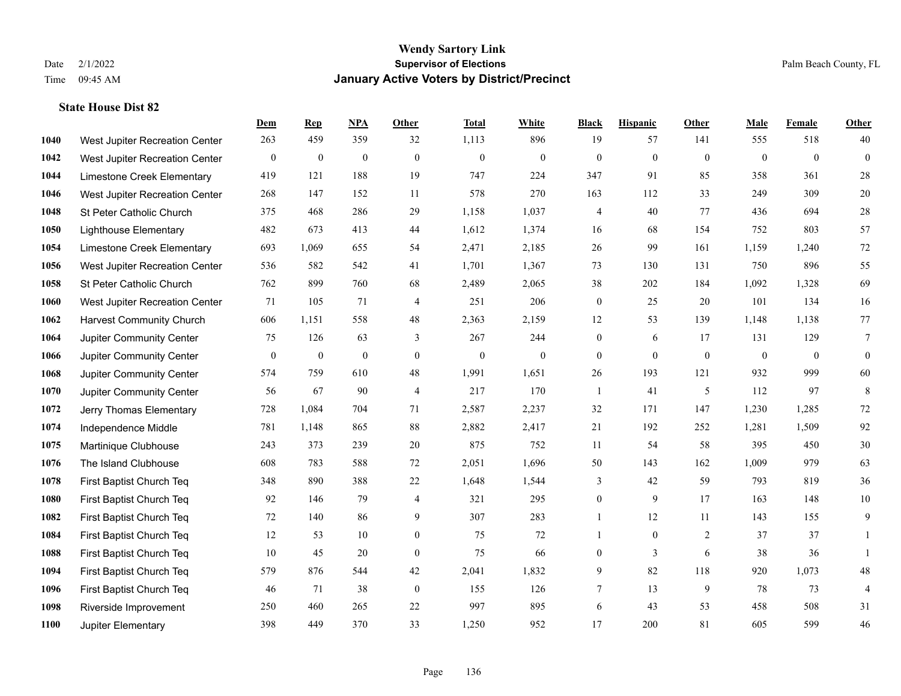**Wendy Sartory Link**
**Supervisor of Elections**
**January Active Voters by District/Precinct**

Date 2/1/2022
Time 09:45 AM
Palm Beach County, FL

### State House Dist 82

| | | Dem | Rep | NPA | Other | Total | White | Black | Hispanic | Other | Male | Female | Other |
|---|---|---|---|---|---|---|---|---|---|---|---|---|---|
| 1040 | West Jupiter Recreation Center | 263 | 459 | 359 | 32 | 1,113 | 896 | 19 | 57 | 141 | 555 | 518 | 40 |
| 1042 | West Jupiter Recreation Center | 0 | 0 | 0 | 0 | 0 | 0 | 0 | 0 | 0 | 0 | 0 | 0 |
| 1044 | Limestone Creek Elementary | 419 | 121 | 188 | 19 | 747 | 224 | 347 | 91 | 85 | 358 | 361 | 28 |
| 1046 | West Jupiter Recreation Center | 268 | 147 | 152 | 11 | 578 | 270 | 163 | 112 | 33 | 249 | 309 | 20 |
| 1048 | St Peter Catholic Church | 375 | 468 | 286 | 29 | 1,158 | 1,037 | 4 | 40 | 77 | 436 | 694 | 28 |
| 1050 | Lighthouse Elementary | 482 | 673 | 413 | 44 | 1,612 | 1,374 | 16 | 68 | 154 | 752 | 803 | 57 |
| 1054 | Limestone Creek Elementary | 693 | 1,069 | 655 | 54 | 2,471 | 2,185 | 26 | 99 | 161 | 1,159 | 1,240 | 72 |
| 1056 | West Jupiter Recreation Center | 536 | 582 | 542 | 41 | 1,701 | 1,367 | 73 | 130 | 131 | 750 | 896 | 55 |
| 1058 | St Peter Catholic Church | 762 | 899 | 760 | 68 | 2,489 | 2,065 | 38 | 202 | 184 | 1,092 | 1,328 | 69 |
| 1060 | West Jupiter Recreation Center | 71 | 105 | 71 | 4 | 251 | 206 | 0 | 25 | 20 | 101 | 134 | 16 |
| 1062 | Harvest Community Church | 606 | 1,151 | 558 | 48 | 2,363 | 2,159 | 12 | 53 | 139 | 1,148 | 1,138 | 77 |
| 1064 | Jupiter Community Center | 75 | 126 | 63 | 3 | 267 | 244 | 0 | 6 | 17 | 131 | 129 | 7 |
| 1066 | Jupiter Community Center | 0 | 0 | 0 | 0 | 0 | 0 | 0 | 0 | 0 | 0 | 0 | 0 |
| 1068 | Jupiter Community Center | 574 | 759 | 610 | 48 | 1,991 | 1,651 | 26 | 193 | 121 | 932 | 999 | 60 |
| 1070 | Jupiter Community Center | 56 | 67 | 90 | 4 | 217 | 170 | 1 | 41 | 5 | 112 | 97 | 8 |
| 1072 | Jerry Thomas Elementary | 728 | 1,084 | 704 | 71 | 2,587 | 2,237 | 32 | 171 | 147 | 1,230 | 1,285 | 72 |
| 1074 | Independence Middle | 781 | 1,148 | 865 | 88 | 2,882 | 2,417 | 21 | 192 | 252 | 1,281 | 1,509 | 92 |
| 1075 | Martinique Clubhouse | 243 | 373 | 239 | 20 | 875 | 752 | 11 | 54 | 58 | 395 | 450 | 30 |
| 1076 | The Island Clubhouse | 608 | 783 | 588 | 72 | 2,051 | 1,696 | 50 | 143 | 162 | 1,009 | 979 | 63 |
| 1078 | First Baptist Church Teq | 348 | 890 | 388 | 22 | 1,648 | 1,544 | 3 | 42 | 59 | 793 | 819 | 36 |
| 1080 | First Baptist Church Teq | 92 | 146 | 79 | 4 | 321 | 295 | 0 | 9 | 17 | 163 | 148 | 10 |
| 1082 | First Baptist Church Teq | 72 | 140 | 86 | 9 | 307 | 283 | 1 | 12 | 11 | 143 | 155 | 9 |
| 1084 | First Baptist Church Teq | 12 | 53 | 10 | 0 | 75 | 72 | 1 | 0 | 2 | 37 | 37 | 1 |
| 1088 | First Baptist Church Teq | 10 | 45 | 20 | 0 | 75 | 66 | 0 | 3 | 6 | 38 | 36 | 1 |
| 1094 | First Baptist Church Teq | 579 | 876 | 544 | 42 | 2,041 | 1,832 | 9 | 82 | 118 | 920 | 1,073 | 48 |
| 1096 | First Baptist Church Teq | 46 | 71 | 38 | 0 | 155 | 126 | 7 | 13 | 9 | 78 | 73 | 4 |
| 1098 | Riverside Improvement | 250 | 460 | 265 | 22 | 997 | 895 | 6 | 43 | 53 | 458 | 508 | 31 |
| 1100 | Jupiter Elementary | 398 | 449 | 370 | 33 | 1,250 | 952 | 17 | 200 | 81 | 605 | 599 | 46 |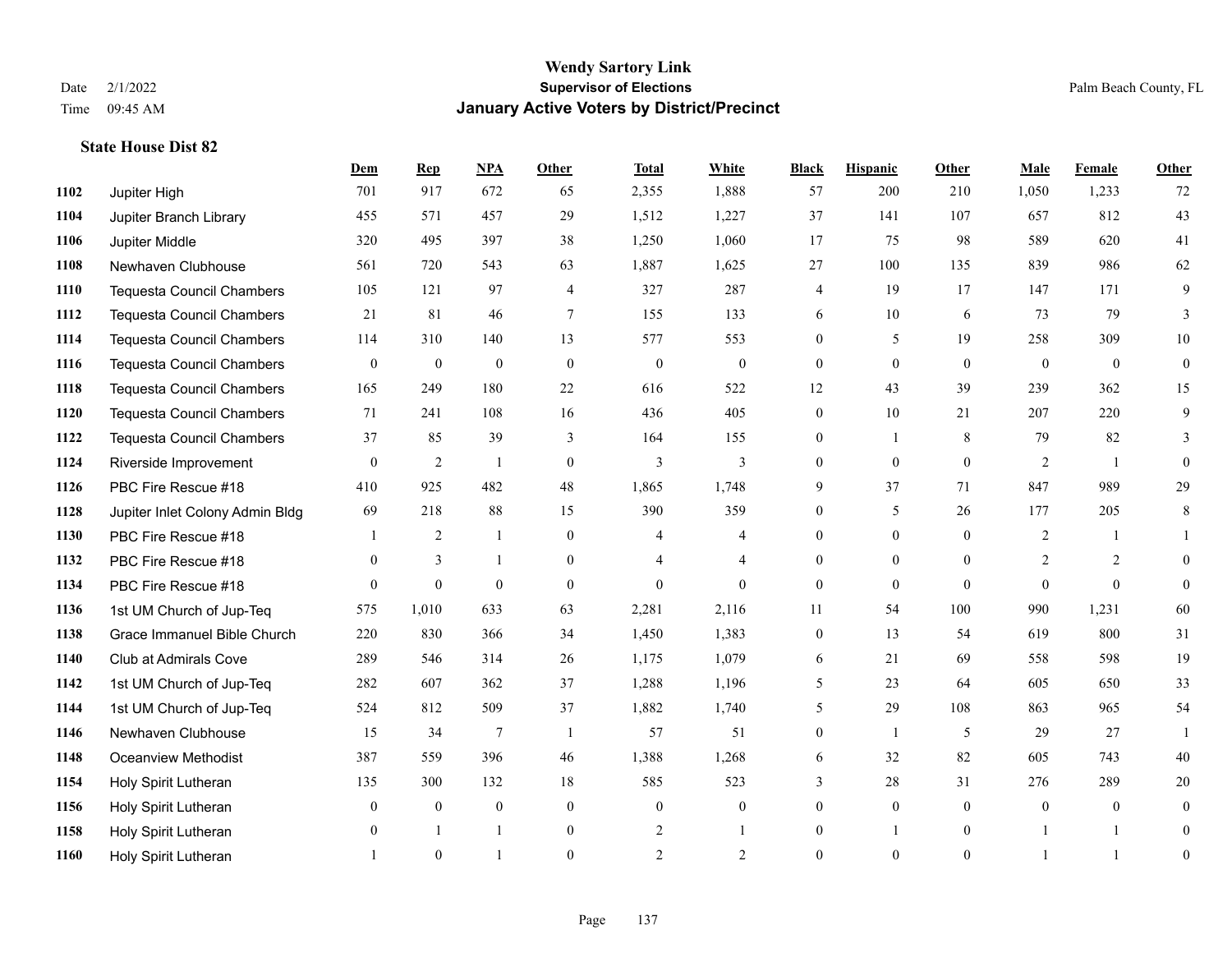# Wendy Sartory Link
## Supervisor of Elections
## January Active Voters by District/Precinct

Date 2/1/2022
Time 09:45 AM

Palm Beach County, FL

### State House Dist 82

| | | Dem | Rep | NPA | Other | Total | White | Black | Hispanic | Other | Male | Female | Other |
|---|---|---|---|---|---|---|---|---|---|---|---|---|---|
| 1102 | Jupiter High | 701 | 917 | 672 | 65 | 2,355 | 1,888 | 57 | 200 | 210 | 1,050 | 1,233 | 72 |
| 1104 | Jupiter Branch Library | 455 | 571 | 457 | 29 | 1,512 | 1,227 | 37 | 141 | 107 | 657 | 812 | 43 |
| 1106 | Jupiter Middle | 320 | 495 | 397 | 38 | 1,250 | 1,060 | 17 | 75 | 98 | 589 | 620 | 41 |
| 1108 | Newhaven Clubhouse | 561 | 720 | 543 | 63 | 1,887 | 1,625 | 27 | 100 | 135 | 839 | 986 | 62 |
| 1110 | Tequesta Council Chambers | 105 | 121 | 97 | 4 | 327 | 287 | 4 | 19 | 17 | 147 | 171 | 9 |
| 1112 | Tequesta Council Chambers | 21 | 81 | 46 | 7 | 155 | 133 | 6 | 10 | 6 | 73 | 79 | 3 |
| 1114 | Tequesta Council Chambers | 114 | 310 | 140 | 13 | 577 | 553 | 0 | 5 | 19 | 258 | 309 | 10 |
| 1116 | Tequesta Council Chambers | 0 | 0 | 0 | 0 | 0 | 0 | 0 | 0 | 0 | 0 | 0 | 0 |
| 1118 | Tequesta Council Chambers | 165 | 249 | 180 | 22 | 616 | 522 | 12 | 43 | 39 | 239 | 362 | 15 |
| 1120 | Tequesta Council Chambers | 71 | 241 | 108 | 16 | 436 | 405 | 0 | 10 | 21 | 207 | 220 | 9 |
| 1122 | Tequesta Council Chambers | 37 | 85 | 39 | 3 | 164 | 155 | 0 | 1 | 8 | 79 | 82 | 3 |
| 1124 | Riverside Improvement | 0 | 2 | 1 | 0 | 3 | 3 | 0 | 0 | 0 | 2 | 1 | 0 |
| 1126 | PBC Fire Rescue #18 | 410 | 925 | 482 | 48 | 1,865 | 1,748 | 9 | 37 | 71 | 847 | 989 | 29 |
| 1128 | Jupiter Inlet Colony Admin Bldg | 69 | 218 | 88 | 15 | 390 | 359 | 0 | 5 | 26 | 177 | 205 | 8 |
| 1130 | PBC Fire Rescue #18 | 1 | 2 | 1 | 0 | 4 | 4 | 0 | 0 | 0 | 2 | 1 | 1 |
| 1132 | PBC Fire Rescue #18 | 0 | 3 | 1 | 0 | 4 | 4 | 0 | 0 | 0 | 2 | 2 | 0 |
| 1134 | PBC Fire Rescue #18 | 0 | 0 | 0 | 0 | 0 | 0 | 0 | 0 | 0 | 0 | 0 | 0 |
| 1136 | 1st UM Church of Jup-Teq | 575 | 1,010 | 633 | 63 | 2,281 | 2,116 | 11 | 54 | 100 | 990 | 1,231 | 60 |
| 1138 | Grace Immanuel Bible Church | 220 | 830 | 366 | 34 | 1,450 | 1,383 | 0 | 13 | 54 | 619 | 800 | 31 |
| 1140 | Club at Admirals Cove | 289 | 546 | 314 | 26 | 1,175 | 1,079 | 6 | 21 | 69 | 558 | 598 | 19 |
| 1142 | 1st UM Church of Jup-Teq | 282 | 607 | 362 | 37 | 1,288 | 1,196 | 5 | 23 | 64 | 605 | 650 | 33 |
| 1144 | 1st UM Church of Jup-Teq | 524 | 812 | 509 | 37 | 1,882 | 1,740 | 5 | 29 | 108 | 863 | 965 | 54 |
| 1146 | Newhaven Clubhouse | 15 | 34 | 7 | 1 | 57 | 51 | 0 | 1 | 5 | 29 | 27 | 1 |
| 1148 | Oceanview Methodist | 387 | 559 | 396 | 46 | 1,388 | 1,268 | 6 | 32 | 82 | 605 | 743 | 40 |
| 1154 | Holy Spirit Lutheran | 135 | 300 | 132 | 18 | 585 | 523 | 3 | 28 | 31 | 276 | 289 | 20 |
| 1156 | Holy Spirit Lutheran | 0 | 0 | 0 | 0 | 0 | 0 | 0 | 0 | 0 | 0 | 0 | 0 |
| 1158 | Holy Spirit Lutheran | 0 | 1 | 1 | 0 | 2 | 1 | 0 | 1 | 0 | 1 | 1 | 0 |
| 1160 | Holy Spirit Lutheran | 1 | 0 | 1 | 0 | 2 | 2 | 0 | 0 | 0 | 1 | 1 | 0 |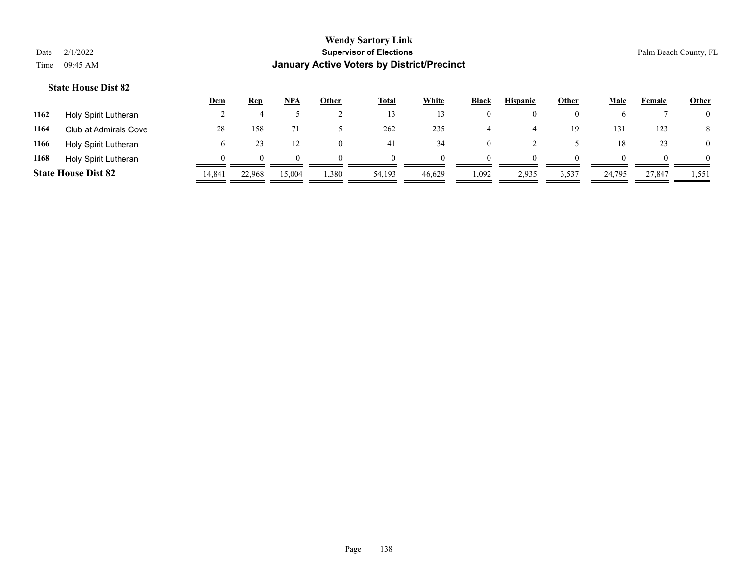**Wendy Sartory Link**
**Supervisor of Elections**
**January Active Voters by District/Precinct**

Date 2/1/2022
Time 09:45 AM

Palm Beach County, FL

### State House Dist 82

| | | Dem | Rep | NPA | Other | Total | White | Black | Hispanic | Other | Male | Female | Other |
|---|---|---|---|---|---|---|---|---|---|---|---|---|---|
| 1162 | Holy Spirit Lutheran | 2 | 4 | 5 | 2 | 13 | 13 | 0 | 0 | 0 | 6 | 7 | 0 |
| 1164 | Club at Admirals Cove | 28 | 158 | 71 | 5 | 262 | 235 | 4 | 4 | 19 | 131 | 123 | 8 |
| 1166 | Holy Spirit Lutheran | 6 | 23 | 12 | 0 | 41 | 34 | 0 | 2 | 5 | 18 | 23 | 0 |
| 1168 | Holy Spirit Lutheran | 0 | 0 | 0 | 0 | 0 | 0 | 0 | 0 | 0 | 0 | 0 | 0 |
| **State House Dist 82** | | 14,841 | 22,968 | 15,004 | 1,380 | 54,193 | 46,629 | 1,092 | 2,935 | 3,537 | 24,795 | 27,847 | 1,551 |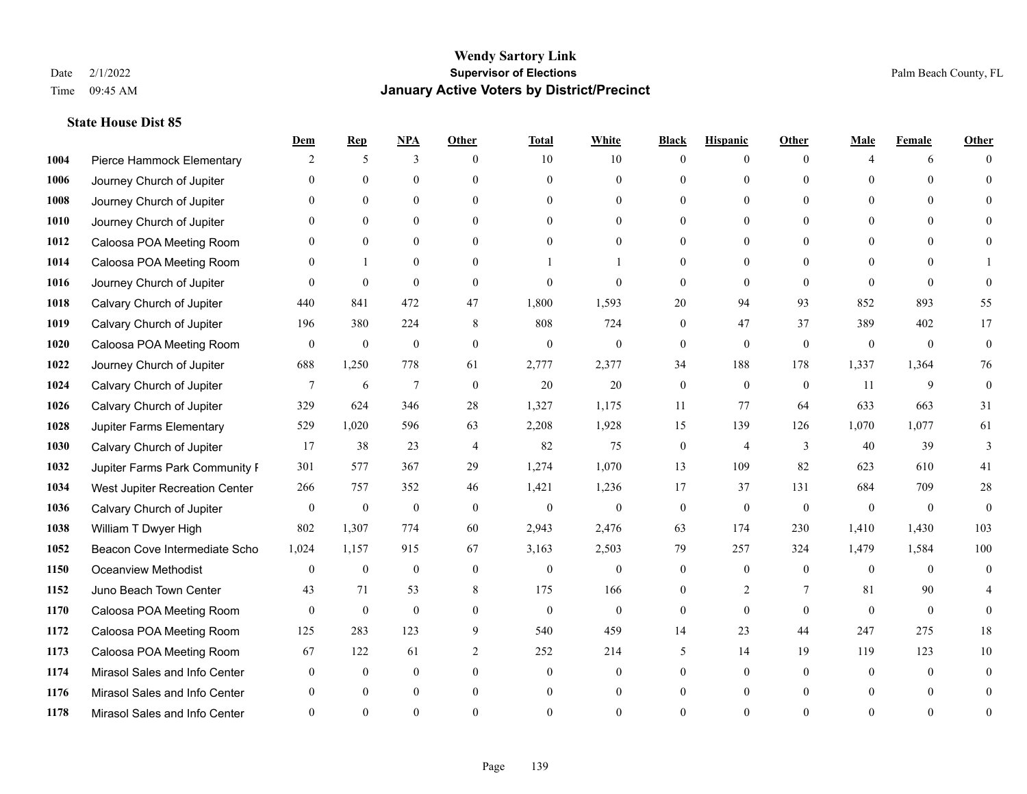# Wendy Sartory Link
## Supervisor of Elections
## January Active Voters by District/Precinct

Date 2/1/2022
Time 09:45 AM

Palm Beach County, FL

### State House Dist 85

| | | Dem | Rep | NPA | Other | Total | White | Black | Hispanic | Other | Male | Female | Other |
|---|---|---|---|---|---|---|---|---|---|---|---|---|---|
| 1004 | Pierce Hammock Elementary | 2 | 5 | 3 | 0 | 10 | 10 | 0 | 0 | 0 | 4 | 6 | 0 |
| 1006 | Journey Church of Jupiter | 0 | 0 | 0 | 0 | 0 | 0 | 0 | 0 | 0 | 0 | 0 | 0 |
| 1008 | Journey Church of Jupiter | 0 | 0 | 0 | 0 | 0 | 0 | 0 | 0 | 0 | 0 | 0 | 0 |
| 1010 | Journey Church of Jupiter | 0 | 0 | 0 | 0 | 0 | 0 | 0 | 0 | 0 | 0 | 0 | 0 |
| 1012 | Caloosa POA Meeting Room | 0 | 0 | 0 | 0 | 0 | 0 | 0 | 0 | 0 | 0 | 0 | 0 |
| 1014 | Caloosa POA Meeting Room | 0 | 1 | 0 | 0 | 1 | 1 | 0 | 0 | 0 | 0 | 0 | 1 |
| 1016 | Journey Church of Jupiter | 0 | 0 | 0 | 0 | 0 | 0 | 0 | 0 | 0 | 0 | 0 | 0 |
| 1018 | Calvary Church of Jupiter | 440 | 841 | 472 | 47 | 1,800 | 1,593 | 20 | 94 | 93 | 852 | 893 | 55 |
| 1019 | Calvary Church of Jupiter | 196 | 380 | 224 | 8 | 808 | 724 | 0 | 47 | 37 | 389 | 402 | 17 |
| 1020 | Caloosa POA Meeting Room | 0 | 0 | 0 | 0 | 0 | 0 | 0 | 0 | 0 | 0 | 0 | 0 |
| 1022 | Journey Church of Jupiter | 688 | 1,250 | 778 | 61 | 2,777 | 2,377 | 34 | 188 | 178 | 1,337 | 1,364 | 76 |
| 1024 | Calvary Church of Jupiter | 7 | 6 | 7 | 0 | 20 | 20 | 0 | 0 | 0 | 11 | 9 | 0 |
| 1026 | Calvary Church of Jupiter | 329 | 624 | 346 | 28 | 1,327 | 1,175 | 11 | 77 | 64 | 633 | 663 | 31 |
| 1028 | Jupiter Farms Elementary | 529 | 1,020 | 596 | 63 | 2,208 | 1,928 | 15 | 139 | 126 | 1,070 | 1,077 | 61 |
| 1030 | Calvary Church of Jupiter | 17 | 38 | 23 | 4 | 82 | 75 | 0 | 4 | 3 | 40 | 39 | 3 |
| 1032 | Jupiter Farms Park Community F | 301 | 577 | 367 | 29 | 1,274 | 1,070 | 13 | 109 | 82 | 623 | 610 | 41 |
| 1034 | West Jupiter Recreation Center | 266 | 757 | 352 | 46 | 1,421 | 1,236 | 17 | 37 | 131 | 684 | 709 | 28 |
| 1036 | Calvary Church of Jupiter | 0 | 0 | 0 | 0 | 0 | 0 | 0 | 0 | 0 | 0 | 0 | 0 |
| 1038 | William T Dwyer High | 802 | 1,307 | 774 | 60 | 2,943 | 2,476 | 63 | 174 | 230 | 1,410 | 1,430 | 103 |
| 1052 | Beacon Cove Intermediate Scho | 1,024 | 1,157 | 915 | 67 | 3,163 | 2,503 | 79 | 257 | 324 | 1,479 | 1,584 | 100 |
| 1150 | Oceanview Methodist | 0 | 0 | 0 | 0 | 0 | 0 | 0 | 0 | 0 | 0 | 0 | 0 |
| 1152 | Juno Beach Town Center | 43 | 71 | 53 | 8 | 175 | 166 | 0 | 2 | 7 | 81 | 90 | 4 |
| 1170 | Caloosa POA Meeting Room | 0 | 0 | 0 | 0 | 0 | 0 | 0 | 0 | 0 | 0 | 0 | 0 |
| 1172 | Caloosa POA Meeting Room | 125 | 283 | 123 | 9 | 540 | 459 | 14 | 23 | 44 | 247 | 275 | 18 |
| 1173 | Caloosa POA Meeting Room | 67 | 122 | 61 | 2 | 252 | 214 | 5 | 14 | 19 | 119 | 123 | 10 |
| 1174 | Mirasol Sales and Info Center | 0 | 0 | 0 | 0 | 0 | 0 | 0 | 0 | 0 | 0 | 0 | 0 |
| 1176 | Mirasol Sales and Info Center | 0 | 0 | 0 | 0 | 0 | 0 | 0 | 0 | 0 | 0 | 0 | 0 |
| 1178 | Mirasol Sales and Info Center | 0 | 0 | 0 | 0 | 0 | 0 | 0 | 0 | 0 | 0 | 0 | 0 |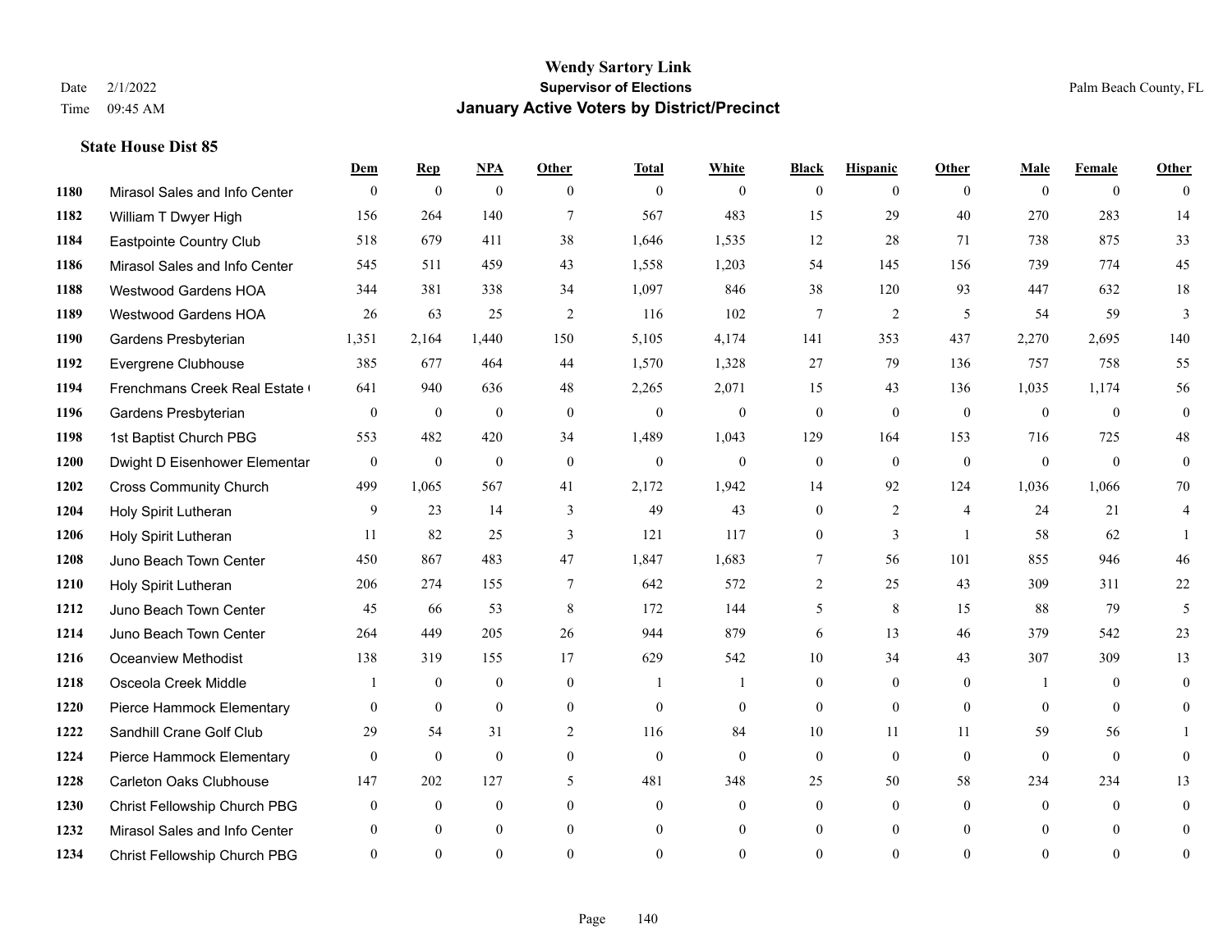# Wendy Sartory Link
## Supervisor of Elections
## January Active Voters by District/Precinct

Date 2/1/2022
Time 09:45 AM

Palm Beach County, FL

### State House Dist 85

| | | Dem | Rep | NPA | Other | Total | White | Black | Hispanic | Other | Male | Female | Other |
|---|---|---|---|---|---|---|---|---|---|---|---|---|---|
| 1180 | Mirasol Sales and Info Center | 0 | 0 | 0 | 0 | 0 | 0 | 0 | 0 | 0 | 0 | 0 | 0 |
| 1182 | William T Dwyer High | 156 | 264 | 140 | 7 | 567 | 483 | 15 | 29 | 40 | 270 | 283 | 14 |
| 1184 | Eastpointe Country Club | 518 | 679 | 411 | 38 | 1,646 | 1,535 | 12 | 28 | 71 | 738 | 875 | 33 |
| 1186 | Mirasol Sales and Info Center | 545 | 511 | 459 | 43 | 1,558 | 1,203 | 54 | 145 | 156 | 739 | 774 | 45 |
| 1188 | Westwood Gardens HOA | 344 | 381 | 338 | 34 | 1,097 | 846 | 38 | 120 | 93 | 447 | 632 | 18 |
| 1189 | Westwood Gardens HOA | 26 | 63 | 25 | 2 | 116 | 102 | 7 | 2 | 5 | 54 | 59 | 3 |
| 1190 | Gardens Presbyterian | 1,351 | 2,164 | 1,440 | 150 | 5,105 | 4,174 | 141 | 353 | 437 | 2,270 | 2,695 | 140 |
| 1192 | Evergrene Clubhouse | 385 | 677 | 464 | 44 | 1,570 | 1,328 | 27 | 79 | 136 | 757 | 758 | 55 |
| 1194 | Frenchmans Creek Real Estate ( | 641 | 940 | 636 | 48 | 2,265 | 2,071 | 15 | 43 | 136 | 1,035 | 1,174 | 56 |
| 1196 | Gardens Presbyterian | 0 | 0 | 0 | 0 | 0 | 0 | 0 | 0 | 0 | 0 | 0 | 0 |
| 1198 | 1st Baptist Church PBG | 553 | 482 | 420 | 34 | 1,489 | 1,043 | 129 | 164 | 153 | 716 | 725 | 48 |
| 1200 | Dwight D Eisenhower Elementar | 0 | 0 | 0 | 0 | 0 | 0 | 0 | 0 | 0 | 0 | 0 | 0 |
| 1202 | Cross Community Church | 499 | 1,065 | 567 | 41 | 2,172 | 1,942 | 14 | 92 | 124 | 1,036 | 1,066 | 70 |
| 1204 | Holy Spirit Lutheran | 9 | 23 | 14 | 3 | 49 | 43 | 0 | 2 | 4 | 24 | 21 | 4 |
| 1206 | Holy Spirit Lutheran | 11 | 82 | 25 | 3 | 121 | 117 | 0 | 3 | 1 | 58 | 62 | 1 |
| 1208 | Juno Beach Town Center | 450 | 867 | 483 | 47 | 1,847 | 1,683 | 7 | 56 | 101 | 855 | 946 | 46 |
| 1210 | Holy Spirit Lutheran | 206 | 274 | 155 | 7 | 642 | 572 | 2 | 25 | 43 | 309 | 311 | 22 |
| 1212 | Juno Beach Town Center | 45 | 66 | 53 | 8 | 172 | 144 | 5 | 8 | 15 | 88 | 79 | 5 |
| 1214 | Juno Beach Town Center | 264 | 449 | 205 | 26 | 944 | 879 | 6 | 13 | 46 | 379 | 542 | 23 |
| 1216 | Oceanview Methodist | 138 | 319 | 155 | 17 | 629 | 542 | 10 | 34 | 43 | 307 | 309 | 13 |
| 1218 | Osceola Creek Middle | 1 | 0 | 0 | 0 | 1 | 1 | 0 | 0 | 0 | 1 | 0 | 0 |
| 1220 | Pierce Hammock Elementary | 0 | 0 | 0 | 0 | 0 | 0 | 0 | 0 | 0 | 0 | 0 | 0 |
| 1222 | Sandhill Crane Golf Club | 29 | 54 | 31 | 2 | 116 | 84 | 10 | 11 | 11 | 59 | 56 | 1 |
| 1224 | Pierce Hammock Elementary | 0 | 0 | 0 | 0 | 0 | 0 | 0 | 0 | 0 | 0 | 0 | 0 |
| 1228 | Carleton Oaks Clubhouse | 147 | 202 | 127 | 5 | 481 | 348 | 25 | 50 | 58 | 234 | 234 | 13 |
| 1230 | Christ Fellowship Church PBG | 0 | 0 | 0 | 0 | 0 | 0 | 0 | 0 | 0 | 0 | 0 | 0 |
| 1232 | Mirasol Sales and Info Center | 0 | 0 | 0 | 0 | 0 | 0 | 0 | 0 | 0 | 0 | 0 | 0 |
| 1234 | Christ Fellowship Church PBG | 0 | 0 | 0 | 0 | 0 | 0 | 0 | 0 | 0 | 0 | 0 | 0 |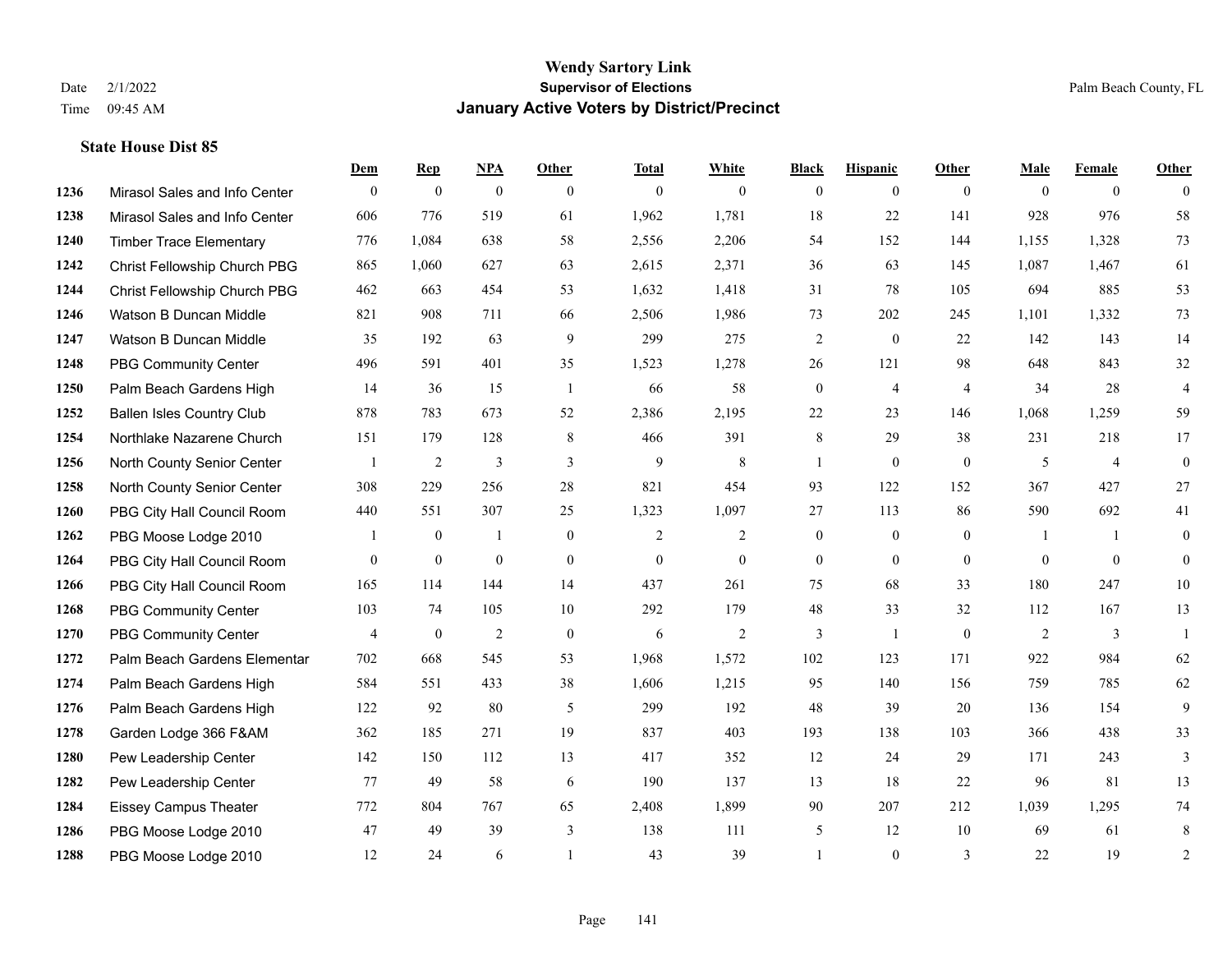# Wendy Sartory Link
## Supervisor of Elections
## January Active Voters by District/Precinct

Date 2/1/2022
Time 09:45 AM

Palm Beach County, FL

### State House Dist 85

| | | Dem | Rep | NPA | Other | Total | White | Black | Hispanic | Other | Male | Female | Other |
|---|---|---|---|---|---|---|---|---|---|---|---|---|---|
| 1236 | Mirasol Sales and Info Center | 0 | 0 | 0 | 0 | 0 | 0 | 0 | 0 | 0 | 0 | 0 | 0 |
| 1238 | Mirasol Sales and Info Center | 606 | 776 | 519 | 61 | 1,962 | 1,781 | 18 | 22 | 141 | 928 | 976 | 58 |
| 1240 | Timber Trace Elementary | 776 | 1,084 | 638 | 58 | 2,556 | 2,206 | 54 | 152 | 144 | 1,155 | 1,328 | 73 |
| 1242 | Christ Fellowship Church PBG | 865 | 1,060 | 627 | 63 | 2,615 | 2,371 | 36 | 63 | 145 | 1,087 | 1,467 | 61 |
| 1244 | Christ Fellowship Church PBG | 462 | 663 | 454 | 53 | 1,632 | 1,418 | 31 | 78 | 105 | 694 | 885 | 53 |
| 1246 | Watson B Duncan Middle | 821 | 908 | 711 | 66 | 2,506 | 1,986 | 73 | 202 | 245 | 1,101 | 1,332 | 73 |
| 1247 | Watson B Duncan Middle | 35 | 192 | 63 | 9 | 299 | 275 | 2 | 0 | 22 | 142 | 143 | 14 |
| 1248 | PBG Community Center | 496 | 591 | 401 | 35 | 1,523 | 1,278 | 26 | 121 | 98 | 648 | 843 | 32 |
| 1250 | Palm Beach Gardens High | 14 | 36 | 15 | 1 | 66 | 58 | 0 | 4 | 4 | 34 | 28 | 4 |
| 1252 | Ballen Isles Country Club | 878 | 783 | 673 | 52 | 2,386 | 2,195 | 22 | 23 | 146 | 1,068 | 1,259 | 59 |
| 1254 | Northlake Nazarene Church | 151 | 179 | 128 | 8 | 466 | 391 | 8 | 29 | 38 | 231 | 218 | 17 |
| 1256 | North County Senior Center | 1 | 2 | 3 | 3 | 9 | 8 | 1 | 0 | 0 | 5 | 4 | 0 |
| 1258 | North County Senior Center | 308 | 229 | 256 | 28 | 821 | 454 | 93 | 122 | 152 | 367 | 427 | 27 |
| 1260 | PBG City Hall Council Room | 440 | 551 | 307 | 25 | 1,323 | 1,097 | 27 | 113 | 86 | 590 | 692 | 41 |
| 1262 | PBG Moose Lodge 2010 | 1 | 0 | 1 | 0 | 2 | 2 | 0 | 0 | 0 | 1 | 1 | 0 |
| 1264 | PBG City Hall Council Room | 0 | 0 | 0 | 0 | 0 | 0 | 0 | 0 | 0 | 0 | 0 | 0 |
| 1266 | PBG City Hall Council Room | 165 | 114 | 144 | 14 | 437 | 261 | 75 | 68 | 33 | 180 | 247 | 10 |
| 1268 | PBG Community Center | 103 | 74 | 105 | 10 | 292 | 179 | 48 | 33 | 32 | 112 | 167 | 13 |
| 1270 | PBG Community Center | 4 | 0 | 2 | 0 | 6 | 2 | 3 | 1 | 0 | 2 | 3 | 1 |
| 1272 | Palm Beach Gardens Elementar | 702 | 668 | 545 | 53 | 1,968 | 1,572 | 102 | 123 | 171 | 922 | 984 | 62 |
| 1274 | Palm Beach Gardens High | 584 | 551 | 433 | 38 | 1,606 | 1,215 | 95 | 140 | 156 | 759 | 785 | 62 |
| 1276 | Palm Beach Gardens High | 122 | 92 | 80 | 5 | 299 | 192 | 48 | 39 | 20 | 136 | 154 | 9 |
| 1278 | Garden Lodge 366 F&AM | 362 | 185 | 271 | 19 | 837 | 403 | 193 | 138 | 103 | 366 | 438 | 33 |
| 1280 | Pew Leadership Center | 142 | 150 | 112 | 13 | 417 | 352 | 12 | 24 | 29 | 171 | 243 | 3 |
| 1282 | Pew Leadership Center | 77 | 49 | 58 | 6 | 190 | 137 | 13 | 18 | 22 | 96 | 81 | 13 |
| 1284 | Eissey Campus Theater | 772 | 804 | 767 | 65 | 2,408 | 1,899 | 90 | 207 | 212 | 1,039 | 1,295 | 74 |
| 1286 | PBG Moose Lodge 2010 | 47 | 49 | 39 | 3 | 138 | 111 | 5 | 12 | 10 | 69 | 61 | 8 |
| 1288 | PBG Moose Lodge 2010 | 12 | 24 | 6 | 1 | 43 | 39 | 1 | 0 | 3 | 22 | 19 | 2 |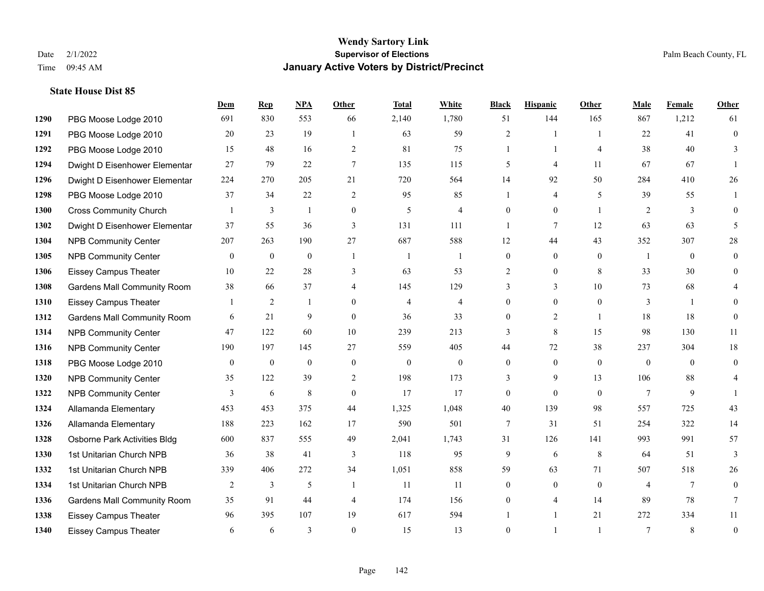# Wendy Sartory Link
## Supervisor of Elections
## January Active Voters by District/Precinct

Date 2/1/2022
Time 09:45 AM

Palm Beach County, FL

### State House Dist 85

| | | Dem | Rep | NPA | Other | Total | White | Black | Hispanic | Other | Male | Female | Other |
|---|---|---|---|---|---|---|---|---|---|---|---|---|---|
| 1290 | PBG Moose Lodge 2010 | 691 | 830 | 553 | 66 | 2,140 | 1,780 | 51 | 144 | 165 | 867 | 1,212 | 61 |
| 1291 | PBG Moose Lodge 2010 | 20 | 23 | 19 | 1 | 63 | 59 | 2 | 1 | 1 | 22 | 41 | 0 |
| 1292 | PBG Moose Lodge 2010 | 15 | 48 | 16 | 2 | 81 | 75 | 1 | 1 | 4 | 38 | 40 | 3 |
| 1294 | Dwight D Eisenhower Elementar | 27 | 79 | 22 | 7 | 135 | 115 | 5 | 4 | 11 | 67 | 67 | 1 |
| 1296 | Dwight D Eisenhower Elementar | 224 | 270 | 205 | 21 | 720 | 564 | 14 | 92 | 50 | 284 | 410 | 26 |
| 1298 | PBG Moose Lodge 2010 | 37 | 34 | 22 | 2 | 95 | 85 | 1 | 4 | 5 | 39 | 55 | 1 |
| 1300 | Cross Community Church | 1 | 3 | 1 | 0 | 5 | 4 | 0 | 0 | 1 | 2 | 3 | 0 |
| 1302 | Dwight D Eisenhower Elementar | 37 | 55 | 36 | 3 | 131 | 111 | 1 | 7 | 12 | 63 | 63 | 5 |
| 1304 | NPB Community Center | 207 | 263 | 190 | 27 | 687 | 588 | 12 | 44 | 43 | 352 | 307 | 28 |
| 1305 | NPB Community Center | 0 | 0 | 0 | 1 | 1 | 1 | 0 | 0 | 0 | 1 | 0 | 0 |
| 1306 | Eissey Campus Theater | 10 | 22 | 28 | 3 | 63 | 53 | 2 | 0 | 8 | 33 | 30 | 0 |
| 1308 | Gardens Mall Community Room | 38 | 66 | 37 | 4 | 145 | 129 | 3 | 3 | 10 | 73 | 68 | 4 |
| 1310 | Eissey Campus Theater | 1 | 2 | 1 | 0 | 4 | 4 | 0 | 0 | 0 | 3 | 1 | 0 |
| 1312 | Gardens Mall Community Room | 6 | 21 | 9 | 0 | 36 | 33 | 0 | 2 | 1 | 18 | 18 | 0 |
| 1314 | NPB Community Center | 47 | 122 | 60 | 10 | 239 | 213 | 3 | 8 | 15 | 98 | 130 | 11 |
| 1316 | NPB Community Center | 190 | 197 | 145 | 27 | 559 | 405 | 44 | 72 | 38 | 237 | 304 | 18 |
| 1318 | PBG Moose Lodge 2010 | 0 | 0 | 0 | 0 | 0 | 0 | 0 | 0 | 0 | 0 | 0 | 0 |
| 1320 | NPB Community Center | 35 | 122 | 39 | 2 | 198 | 173 | 3 | 9 | 13 | 106 | 88 | 4 |
| 1322 | NPB Community Center | 3 | 6 | 8 | 0 | 17 | 17 | 0 | 0 | 0 | 7 | 9 | 1 |
| 1324 | Allamanda Elementary | 453 | 453 | 375 | 44 | 1,325 | 1,048 | 40 | 139 | 98 | 557 | 725 | 43 |
| 1326 | Allamanda Elementary | 188 | 223 | 162 | 17 | 590 | 501 | 7 | 31 | 51 | 254 | 322 | 14 |
| 1328 | Osborne Park Activities Bldg | 600 | 837 | 555 | 49 | 2,041 | 1,743 | 31 | 126 | 141 | 993 | 991 | 57 |
| 1330 | 1st Unitarian Church NPB | 36 | 38 | 41 | 3 | 118 | 95 | 9 | 6 | 8 | 64 | 51 | 3 |
| 1332 | 1st Unitarian Church NPB | 339 | 406 | 272 | 34 | 1,051 | 858 | 59 | 63 | 71 | 507 | 518 | 26 |
| 1334 | 1st Unitarian Church NPB | 2 | 3 | 5 | 1 | 11 | 11 | 0 | 0 | 0 | 4 | 7 | 0 |
| 1336 | Gardens Mall Community Room | 35 | 91 | 44 | 4 | 174 | 156 | 0 | 4 | 14 | 89 | 78 | 7 |
| 1338 | Eissey Campus Theater | 96 | 395 | 107 | 19 | 617 | 594 | 1 | 1 | 21 | 272 | 334 | 11 |
| 1340 | Eissey Campus Theater | 6 | 6 | 3 | 0 | 15 | 13 | 0 | 1 | 1 | 7 | 8 | 0 |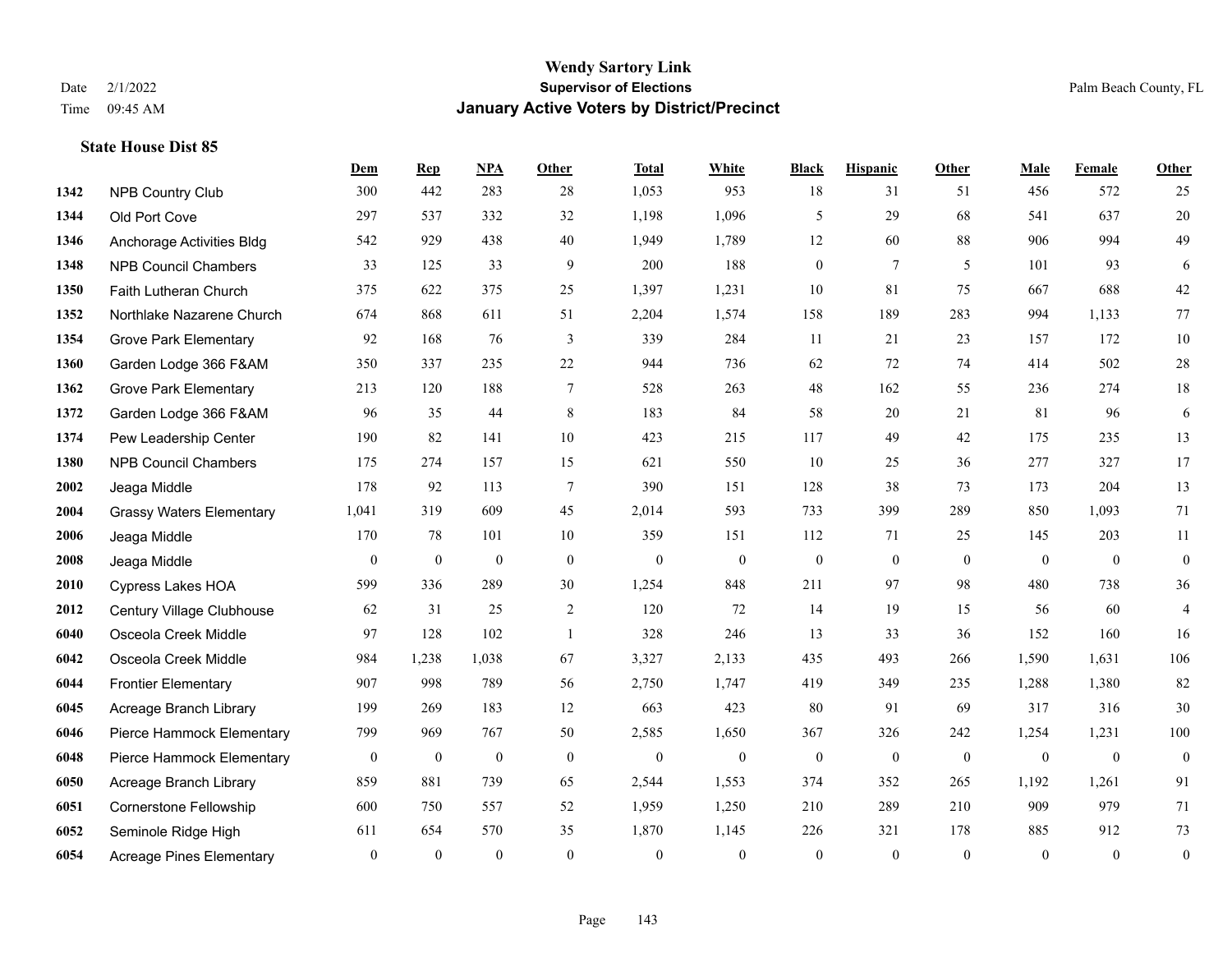# Wendy Sartory Link
## Supervisor of Elections
## January Active Voters by District/Precinct

Date 2/1/2022
Time 09:45 AM

Palm Beach County, FL

### State House Dist 85

| | | Dem | Rep | NPA | Other | Total | White | Black | Hispanic | Other | Male | Female | Other |
|---|---|---|---|---|---|---|---|---|---|---|---|---|---|
| 1342 | NPB Country Club | 300 | 442 | 283 | 28 | 1,053 | 953 | 18 | 31 | 51 | 456 | 572 | 25 |
| 1344 | Old Port Cove | 297 | 537 | 332 | 32 | 1,198 | 1,096 | 5 | 29 | 68 | 541 | 637 | 20 |
| 1346 | Anchorage Activities Bldg | 542 | 929 | 438 | 40 | 1,949 | 1,789 | 12 | 60 | 88 | 906 | 994 | 49 |
| 1348 | NPB Council Chambers | 33 | 125 | 33 | 9 | 200 | 188 | 0 | 7 | 5 | 101 | 93 | 6 |
| 1350 | Faith Lutheran Church | 375 | 622 | 375 | 25 | 1,397 | 1,231 | 10 | 81 | 75 | 667 | 688 | 42 |
| 1352 | Northlake Nazarene Church | 674 | 868 | 611 | 51 | 2,204 | 1,574 | 158 | 189 | 283 | 994 | 1,133 | 77 |
| 1354 | Grove Park Elementary | 92 | 168 | 76 | 3 | 339 | 284 | 11 | 21 | 23 | 157 | 172 | 10 |
| 1360 | Garden Lodge 366 F&AM | 350 | 337 | 235 | 22 | 944 | 736 | 62 | 72 | 74 | 414 | 502 | 28 |
| 1362 | Grove Park Elementary | 213 | 120 | 188 | 7 | 528 | 263 | 48 | 162 | 55 | 236 | 274 | 18 |
| 1372 | Garden Lodge 366 F&AM | 96 | 35 | 44 | 8 | 183 | 84 | 58 | 20 | 21 | 81 | 96 | 6 |
| 1374 | Pew Leadership Center | 190 | 82 | 141 | 10 | 423 | 215 | 117 | 49 | 42 | 175 | 235 | 13 |
| 1380 | NPB Council Chambers | 175 | 274 | 157 | 15 | 621 | 550 | 10 | 25 | 36 | 277 | 327 | 17 |
| 2002 | Jeaga Middle | 178 | 92 | 113 | 7 | 390 | 151 | 128 | 38 | 73 | 173 | 204 | 13 |
| 2004 | Grassy Waters Elementary | 1,041 | 319 | 609 | 45 | 2,014 | 593 | 733 | 399 | 289 | 850 | 1,093 | 71 |
| 2006 | Jeaga Middle | 170 | 78 | 101 | 10 | 359 | 151 | 112 | 71 | 25 | 145 | 203 | 11 |
| 2008 | Jeaga Middle | 0 | 0 | 0 | 0 | 0 | 0 | 0 | 0 | 0 | 0 | 0 | 0 |
| 2010 | Cypress Lakes HOA | 599 | 336 | 289 | 30 | 1,254 | 848 | 211 | 97 | 98 | 480 | 738 | 36 |
| 2012 | Century Village Clubhouse | 62 | 31 | 25 | 2 | 120 | 72 | 14 | 19 | 15 | 56 | 60 | 4 |
| 6040 | Osceola Creek Middle | 97 | 128 | 102 | 1 | 328 | 246 | 13 | 33 | 36 | 152 | 160 | 16 |
| 6042 | Osceola Creek Middle | 984 | 1,238 | 1,038 | 67 | 3,327 | 2,133 | 435 | 493 | 266 | 1,590 | 1,631 | 106 |
| 6044 | Frontier Elementary | 907 | 998 | 789 | 56 | 2,750 | 1,747 | 419 | 349 | 235 | 1,288 | 1,380 | 82 |
| 6045 | Acreage Branch Library | 199 | 269 | 183 | 12 | 663 | 423 | 80 | 91 | 69 | 317 | 316 | 30 |
| 6046 | Pierce Hammock Elementary | 799 | 969 | 767 | 50 | 2,585 | 1,650 | 367 | 326 | 242 | 1,254 | 1,231 | 100 |
| 6048 | Pierce Hammock Elementary | 0 | 0 | 0 | 0 | 0 | 0 | 0 | 0 | 0 | 0 | 0 | 0 |
| 6050 | Acreage Branch Library | 859 | 881 | 739 | 65 | 2,544 | 1,553 | 374 | 352 | 265 | 1,192 | 1,261 | 91 |
| 6051 | Cornerstone Fellowship | 600 | 750 | 557 | 52 | 1,959 | 1,250 | 210 | 289 | 210 | 909 | 979 | 71 |
| 6052 | Seminole Ridge High | 611 | 654 | 570 | 35 | 1,870 | 1,145 | 226 | 321 | 178 | 885 | 912 | 73 |
| 6054 | Acreage Pines Elementary | 0 | 0 | 0 | 0 | 0 | 0 | 0 | 0 | 0 | 0 | 0 | 0 |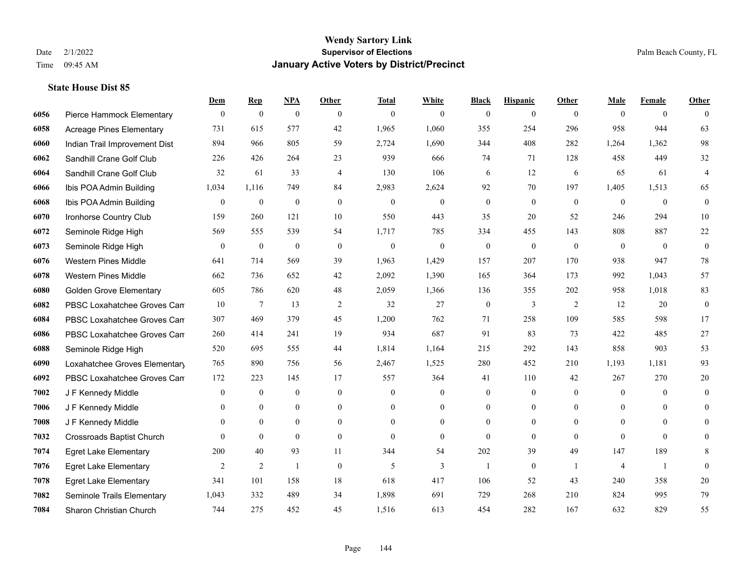# Wendy Sartory Link
## Supervisor of Elections
## January Active Voters by District/Precinct

Date 2/1/2022
Time 09:45 AM

Palm Beach County, FL

### State House Dist 85

| | | Dem | Rep | NPA | Other | Total | White | Black | Hispanic | Other | Male | Female | Other |
|---|---|---|---|---|---|---|---|---|---|---|---|---|---|
| 6056 | Pierce Hammock Elementary | 0 | 0 | 0 | 0 | 0 | 0 | 0 | 0 | 0 | 0 | 0 | 0 |
| 6058 | Acreage Pines Elementary | 731 | 615 | 577 | 42 | 1,965 | 1,060 | 355 | 254 | 296 | 958 | 944 | 63 |
| 6060 | Indian Trail Improvement Dist | 894 | 966 | 805 | 59 | 2,724 | 1,690 | 344 | 408 | 282 | 1,264 | 1,362 | 98 |
| 6062 | Sandhill Crane Golf Club | 226 | 426 | 264 | 23 | 939 | 666 | 74 | 71 | 128 | 458 | 449 | 32 |
| 6064 | Sandhill Crane Golf Club | 32 | 61 | 33 | 4 | 130 | 106 | 6 | 12 | 6 | 65 | 61 | 4 |
| 6066 | Ibis POA Admin Building | 1,034 | 1,116 | 749 | 84 | 2,983 | 2,624 | 92 | 70 | 197 | 1,405 | 1,513 | 65 |
| 6068 | Ibis POA Admin Building | 0 | 0 | 0 | 0 | 0 | 0 | 0 | 0 | 0 | 0 | 0 | 0 |
| 6070 | Ironhorse Country Club | 159 | 260 | 121 | 10 | 550 | 443 | 35 | 20 | 52 | 246 | 294 | 10 |
| 6072 | Seminole Ridge High | 569 | 555 | 539 | 54 | 1,717 | 785 | 334 | 455 | 143 | 808 | 887 | 22 |
| 6073 | Seminole Ridge High | 0 | 0 | 0 | 0 | 0 | 0 | 0 | 0 | 0 | 0 | 0 | 0 |
| 6076 | Western Pines Middle | 641 | 714 | 569 | 39 | 1,963 | 1,429 | 157 | 207 | 170 | 938 | 947 | 78 |
| 6078 | Western Pines Middle | 662 | 736 | 652 | 42 | 2,092 | 1,390 | 165 | 364 | 173 | 992 | 1,043 | 57 |
| 6080 | Golden Grove Elementary | 605 | 786 | 620 | 48 | 2,059 | 1,366 | 136 | 355 | 202 | 958 | 1,018 | 83 |
| 6082 | PBSC Loxahatchee Groves Cam | 10 | 7 | 13 | 2 | 32 | 27 | 0 | 3 | 2 | 12 | 20 | 0 |
| 6084 | PBSC Loxahatchee Groves Cam | 307 | 469 | 379 | 45 | 1,200 | 762 | 71 | 258 | 109 | 585 | 598 | 17 |
| 6086 | PBSC Loxahatchee Groves Cam | 260 | 414 | 241 | 19 | 934 | 687 | 91 | 83 | 73 | 422 | 485 | 27 |
| 6088 | Seminole Ridge High | 520 | 695 | 555 | 44 | 1,814 | 1,164 | 215 | 292 | 143 | 858 | 903 | 53 |
| 6090 | Loxahatchee Groves Elementary | 765 | 890 | 756 | 56 | 2,467 | 1,525 | 280 | 452 | 210 | 1,193 | 1,181 | 93 |
| 6092 | PBSC Loxahatchee Groves Cam | 172 | 223 | 145 | 17 | 557 | 364 | 41 | 110 | 42 | 267 | 270 | 20 |
| 7002 | J F Kennedy Middle | 0 | 0 | 0 | 0 | 0 | 0 | 0 | 0 | 0 | 0 | 0 | 0 |
| 7006 | J F Kennedy Middle | 0 | 0 | 0 | 0 | 0 | 0 | 0 | 0 | 0 | 0 | 0 | 0 |
| 7008 | J F Kennedy Middle | 0 | 0 | 0 | 0 | 0 | 0 | 0 | 0 | 0 | 0 | 0 | 0 |
| 7032 | Crossroads Baptist Church | 0 | 0 | 0 | 0 | 0 | 0 | 0 | 0 | 0 | 0 | 0 | 0 |
| 7074 | Egret Lake Elementary | 200 | 40 | 93 | 11 | 344 | 54 | 202 | 39 | 49 | 147 | 189 | 8 |
| 7076 | Egret Lake Elementary | 2 | 2 | 1 | 0 | 5 | 3 | 1 | 0 | 1 | 4 | 1 | 0 |
| 7078 | Egret Lake Elementary | 341 | 101 | 158 | 18 | 618 | 417 | 106 | 52 | 43 | 240 | 358 | 20 |
| 7082 | Seminole Trails Elementary | 1,043 | 332 | 489 | 34 | 1,898 | 691 | 729 | 268 | 210 | 824 | 995 | 79 |
| 7084 | Sharon Christian Church | 744 | 275 | 452 | 45 | 1,516 | 613 | 454 | 282 | 167 | 632 | 829 | 55 |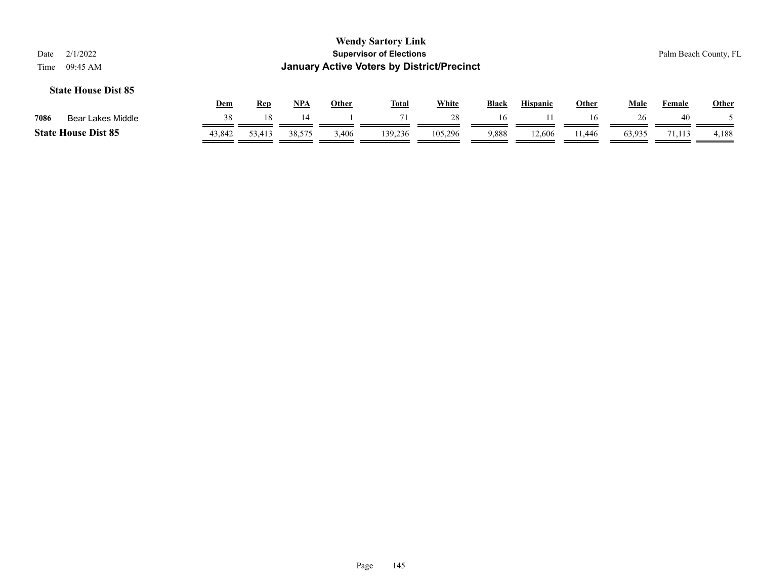**Wendy Sartory Link**

**Supervisor of Elections**

**January Active Voters by District/Precinct**

Date 2/1/2022

Time 09:45 AM

Palm Beach County, FL

### State House Dist 85

| | | Dem | Rep | NPA | Other | Total | White | Black | Hispanic | Other | Male | Female | Other |
|---|---|---|---|---|---|---|---|---|---|---|---|---|---|
| 7086 | Bear Lakes Middle | 38 | 18 | 14 | 1 | 71 | 28 | 16 | 11 | 16 | 26 | 40 | 5 |
| **State House Dist 85** | | 43,842 | 53,413 | 38,575 | 3,406 | 139,236 | 105,296 | 9,888 | 12,606 | 11,446 | 63,935 | 71,113 | 4,188 |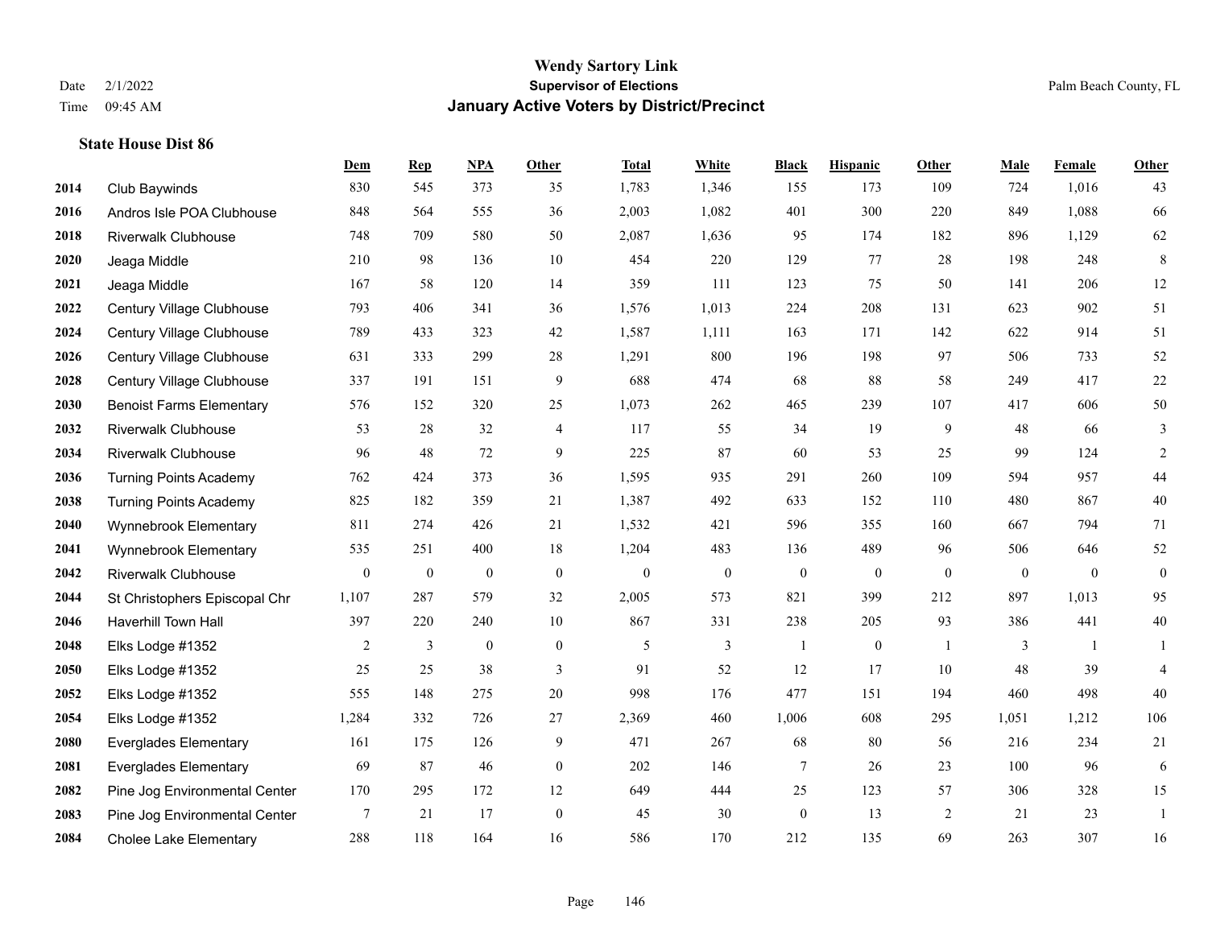**Wendy Sartory Link**
**Supervisor of Elections**
**January Active Voters by District/Precinct**

Date 2/1/2022
Time 09:45 AM

Palm Beach County, FL

### State House Dist 86

| | | Dem | Rep | NPA | Other | Total | White | Black | Hispanic | Other | Male | Female | Other |
|---|---|---|---|---|---|---|---|---|---|---|---|---|---|
| 2014 | Club Baywinds | 830 | 545 | 373 | 35 | 1,783 | 1,346 | 155 | 173 | 109 | 724 | 1,016 | 43 |
| 2016 | Andros Isle POA Clubhouse | 848 | 564 | 555 | 36 | 2,003 | 1,082 | 401 | 300 | 220 | 849 | 1,088 | 66 |
| 2018 | Riverwalk Clubhouse | 748 | 709 | 580 | 50 | 2,087 | 1,636 | 95 | 174 | 182 | 896 | 1,129 | 62 |
| 2020 | Jeaga Middle | 210 | 98 | 136 | 10 | 454 | 220 | 129 | 77 | 28 | 198 | 248 | 8 |
| 2021 | Jeaga Middle | 167 | 58 | 120 | 14 | 359 | 111 | 123 | 75 | 50 | 141 | 206 | 12 |
| 2022 | Century Village Clubhouse | 793 | 406 | 341 | 36 | 1,576 | 1,013 | 224 | 208 | 131 | 623 | 902 | 51 |
| 2024 | Century Village Clubhouse | 789 | 433 | 323 | 42 | 1,587 | 1,111 | 163 | 171 | 142 | 622 | 914 | 51 |
| 2026 | Century Village Clubhouse | 631 | 333 | 299 | 28 | 1,291 | 800 | 196 | 198 | 97 | 506 | 733 | 52 |
| 2028 | Century Village Clubhouse | 337 | 191 | 151 | 9 | 688 | 474 | 68 | 88 | 58 | 249 | 417 | 22 |
| 2030 | Benoist Farms Elementary | 576 | 152 | 320 | 25 | 1,073 | 262 | 465 | 239 | 107 | 417 | 606 | 50 |
| 2032 | Riverwalk Clubhouse | 53 | 28 | 32 | 4 | 117 | 55 | 34 | 19 | 9 | 48 | 66 | 3 |
| 2034 | Riverwalk Clubhouse | 96 | 48 | 72 | 9 | 225 | 87 | 60 | 53 | 25 | 99 | 124 | 2 |
| 2036 | Turning Points Academy | 762 | 424 | 373 | 36 | 1,595 | 935 | 291 | 260 | 109 | 594 | 957 | 44 |
| 2038 | Turning Points Academy | 825 | 182 | 359 | 21 | 1,387 | 492 | 633 | 152 | 110 | 480 | 867 | 40 |
| 2040 | Wynnebrook Elementary | 811 | 274 | 426 | 21 | 1,532 | 421 | 596 | 355 | 160 | 667 | 794 | 71 |
| 2041 | Wynnebrook Elementary | 535 | 251 | 400 | 18 | 1,204 | 483 | 136 | 489 | 96 | 506 | 646 | 52 |
| 2042 | Riverwalk Clubhouse | 0 | 0 | 0 | 0 | 0 | 0 | 0 | 0 | 0 | 0 | 0 | 0 |
| 2044 | St Christophers Episcopal Chr | 1,107 | 287 | 579 | 32 | 2,005 | 573 | 821 | 399 | 212 | 897 | 1,013 | 95 |
| 2046 | Haverhill Town Hall | 397 | 220 | 240 | 10 | 867 | 331 | 238 | 205 | 93 | 386 | 441 | 40 |
| 2048 | Elks Lodge #1352 | 2 | 3 | 0 | 0 | 5 | 3 | 1 | 0 | 1 | 3 | 1 | 1 |
| 2050 | Elks Lodge #1352 | 25 | 25 | 38 | 3 | 91 | 52 | 12 | 17 | 10 | 48 | 39 | 4 |
| 2052 | Elks Lodge #1352 | 555 | 148 | 275 | 20 | 998 | 176 | 477 | 151 | 194 | 460 | 498 | 40 |
| 2054 | Elks Lodge #1352 | 1,284 | 332 | 726 | 27 | 2,369 | 460 | 1,006 | 608 | 295 | 1,051 | 1,212 | 106 |
| 2080 | Everglades Elementary | 161 | 175 | 126 | 9 | 471 | 267 | 68 | 80 | 56 | 216 | 234 | 21 |
| 2081 | Everglades Elementary | 69 | 87 | 46 | 0 | 202 | 146 | 7 | 26 | 23 | 100 | 96 | 6 |
| 2082 | Pine Jog Environmental Center | 170 | 295 | 172 | 12 | 649 | 444 | 25 | 123 | 57 | 306 | 328 | 15 |
| 2083 | Pine Jog Environmental Center | 7 | 21 | 17 | 0 | 45 | 30 | 0 | 13 | 2 | 21 | 23 | 1 |
| 2084 | Cholee Lake Elementary | 288 | 118 | 164 | 16 | 586 | 170 | 212 | 135 | 69 | 263 | 307 | 16 |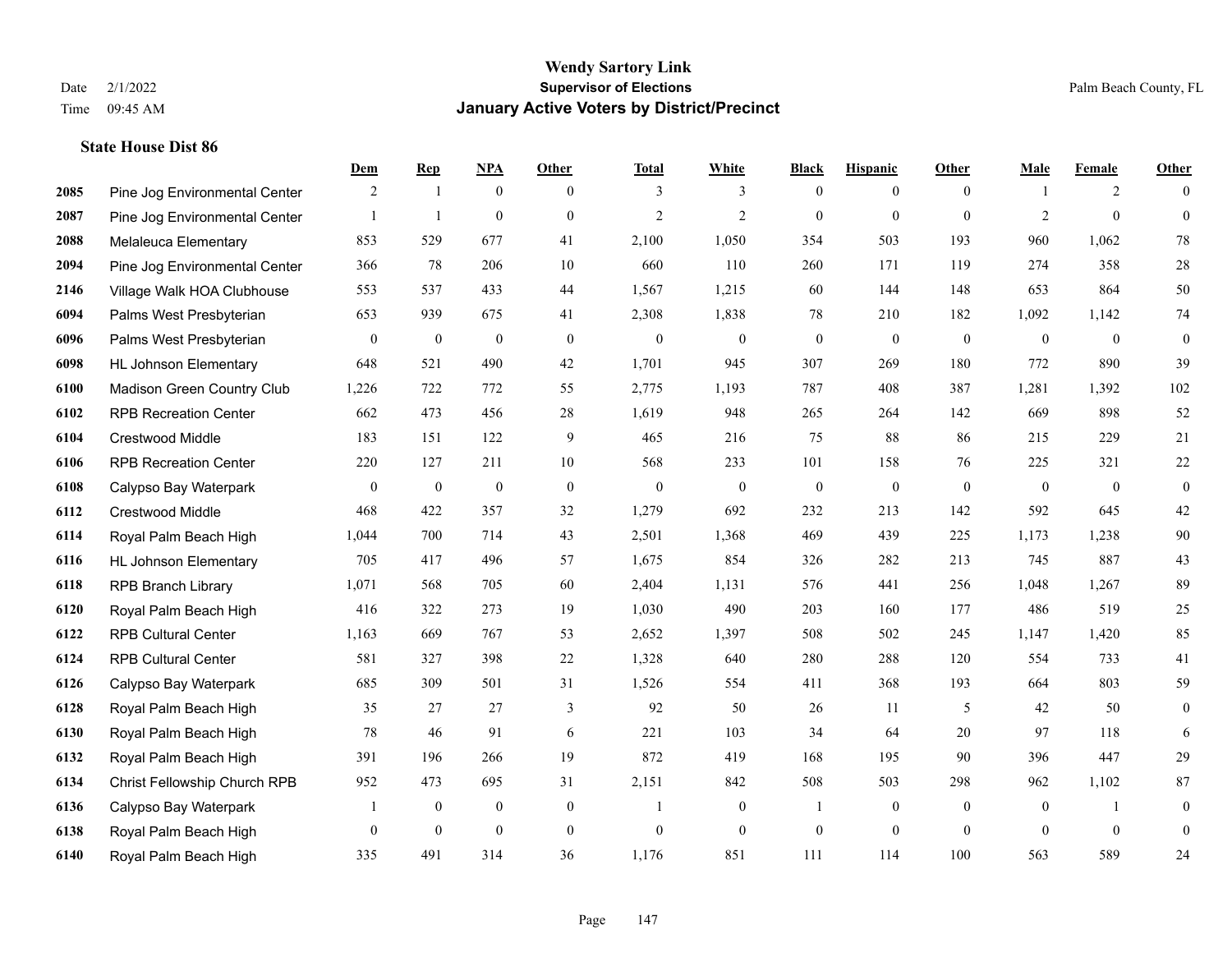# Wendy Sartory Link
## Supervisor of Elections
## January Active Voters by District/Precinct

Date 2/1/2022
Time 09:45 AM

Palm Beach County, FL

### State House Dist 86

| | | Dem | Rep | NPA | Other | Total | White | Black | Hispanic | Other | Male | Female | Other |
|---|---|---|---|---|---|---|---|---|---|---|---|---|---|
| 2085 | Pine Jog Environmental Center | 2 | 1 | 0 | 0 | 3 | 3 | 0 | 0 | 0 | 1 | 2 | 0 |
| 2087 | Pine Jog Environmental Center | 1 | 1 | 0 | 0 | 2 | 2 | 0 | 0 | 0 | 2 | 0 | 0 |
| 2088 | Melaleuca Elementary | 853 | 529 | 677 | 41 | 2,100 | 1,050 | 354 | 503 | 193 | 960 | 1,062 | 78 |
| 2094 | Pine Jog Environmental Center | 366 | 78 | 206 | 10 | 660 | 110 | 260 | 171 | 119 | 274 | 358 | 28 |
| 2146 | Village Walk HOA Clubhouse | 553 | 537 | 433 | 44 | 1,567 | 1,215 | 60 | 144 | 148 | 653 | 864 | 50 |
| 6094 | Palms West Presbyterian | 653 | 939 | 675 | 41 | 2,308 | 1,838 | 78 | 210 | 182 | 1,092 | 1,142 | 74 |
| 6096 | Palms West Presbyterian | 0 | 0 | 0 | 0 | 0 | 0 | 0 | 0 | 0 | 0 | 0 | 0 |
| 6098 | HL Johnson Elementary | 648 | 521 | 490 | 42 | 1,701 | 945 | 307 | 269 | 180 | 772 | 890 | 39 |
| 6100 | Madison Green Country Club | 1,226 | 722 | 772 | 55 | 2,775 | 1,193 | 787 | 408 | 387 | 1,281 | 1,392 | 102 |
| 6102 | RPB Recreation Center | 662 | 473 | 456 | 28 | 1,619 | 948 | 265 | 264 | 142 | 669 | 898 | 52 |
| 6104 | Crestwood Middle | 183 | 151 | 122 | 9 | 465 | 216 | 75 | 88 | 86 | 215 | 229 | 21 |
| 6106 | RPB Recreation Center | 220 | 127 | 211 | 10 | 568 | 233 | 101 | 158 | 76 | 225 | 321 | 22 |
| 6108 | Calypso Bay Waterpark | 0 | 0 | 0 | 0 | 0 | 0 | 0 | 0 | 0 | 0 | 0 | 0 |
| 6112 | Crestwood Middle | 468 | 422 | 357 | 32 | 1,279 | 692 | 232 | 213 | 142 | 592 | 645 | 42 |
| 6114 | Royal Palm Beach High | 1,044 | 700 | 714 | 43 | 2,501 | 1,368 | 469 | 439 | 225 | 1,173 | 1,238 | 90 |
| 6116 | HL Johnson Elementary | 705 | 417 | 496 | 57 | 1,675 | 854 | 326 | 282 | 213 | 745 | 887 | 43 |
| 6118 | RPB Branch Library | 1,071 | 568 | 705 | 60 | 2,404 | 1,131 | 576 | 441 | 256 | 1,048 | 1,267 | 89 |
| 6120 | Royal Palm Beach High | 416 | 322 | 273 | 19 | 1,030 | 490 | 203 | 160 | 177 | 486 | 519 | 25 |
| 6122 | RPB Cultural Center | 1,163 | 669 | 767 | 53 | 2,652 | 1,397 | 508 | 502 | 245 | 1,147 | 1,420 | 85 |
| 6124 | RPB Cultural Center | 581 | 327 | 398 | 22 | 1,328 | 640 | 280 | 288 | 120 | 554 | 733 | 41 |
| 6126 | Calypso Bay Waterpark | 685 | 309 | 501 | 31 | 1,526 | 554 | 411 | 368 | 193 | 664 | 803 | 59 |
| 6128 | Royal Palm Beach High | 35 | 27 | 27 | 3 | 92 | 50 | 26 | 11 | 5 | 42 | 50 | 0 |
| 6130 | Royal Palm Beach High | 78 | 46 | 91 | 6 | 221 | 103 | 34 | 64 | 20 | 97 | 118 | 6 |
| 6132 | Royal Palm Beach High | 391 | 196 | 266 | 19 | 872 | 419 | 168 | 195 | 90 | 396 | 447 | 29 |
| 6134 | Christ Fellowship Church RPB | 952 | 473 | 695 | 31 | 2,151 | 842 | 508 | 503 | 298 | 962 | 1,102 | 87 |
| 6136 | Calypso Bay Waterpark | 1 | 0 | 0 | 0 | 1 | 0 | 1 | 0 | 0 | 0 | 1 | 0 |
| 6138 | Royal Palm Beach High | 0 | 0 | 0 | 0 | 0 | 0 | 0 | 0 | 0 | 0 | 0 | 0 |
| 6140 | Royal Palm Beach High | 335 | 491 | 314 | 36 | 1,176 | 851 | 111 | 114 | 100 | 563 | 589 | 24 |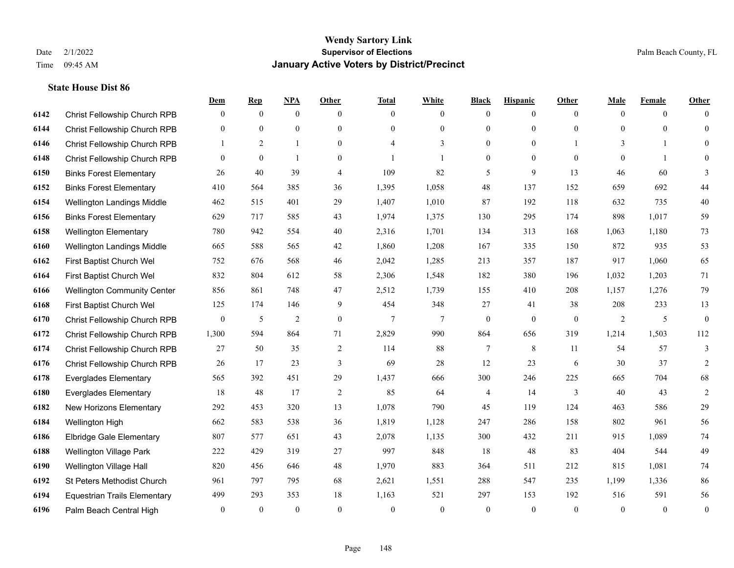# Wendy Sartory Link
## Supervisor of Elections
## January Active Voters by District/Precinct

Date 2/1/2022
Time 09:45 AM

Palm Beach County, FL

### State House Dist 86

| | | Dem | Rep | NPA | Other | Total | White | Black | Hispanic | Other | Male | Female | Other |
|---|---|---|---|---|---|---|---|---|---|---|---|---|---|
| 6142 | Christ Fellowship Church RPB | 0 | 0 | 0 | 0 | 0 | 0 | 0 | 0 | 0 | 0 | 0 | 0 |
| 6144 | Christ Fellowship Church RPB | 0 | 0 | 0 | 0 | 0 | 0 | 0 | 0 | 0 | 0 | 0 | 0 |
| 6146 | Christ Fellowship Church RPB | 1 | 2 | 1 | 0 | 4 | 3 | 0 | 0 | 1 | 3 | 1 | 0 |
| 6148 | Christ Fellowship Church RPB | 0 | 0 | 1 | 0 | 1 | 1 | 0 | 0 | 0 | 0 | 1 | 0 |
| 6150 | Binks Forest Elementary | 26 | 40 | 39 | 4 | 109 | 82 | 5 | 9 | 13 | 46 | 60 | 3 |
| 6152 | Binks Forest Elementary | 410 | 564 | 385 | 36 | 1,395 | 1,058 | 48 | 137 | 152 | 659 | 692 | 44 |
| 6154 | Wellington Landings Middle | 462 | 515 | 401 | 29 | 1,407 | 1,010 | 87 | 192 | 118 | 632 | 735 | 40 |
| 6156 | Binks Forest Elementary | 629 | 717 | 585 | 43 | 1,974 | 1,375 | 130 | 295 | 174 | 898 | 1,017 | 59 |
| 6158 | Wellington Elementary | 780 | 942 | 554 | 40 | 2,316 | 1,701 | 134 | 313 | 168 | 1,063 | 1,180 | 73 |
| 6160 | Wellington Landings Middle | 665 | 588 | 565 | 42 | 1,860 | 1,208 | 167 | 335 | 150 | 872 | 935 | 53 |
| 6162 | First Baptist Church Wel | 752 | 676 | 568 | 46 | 2,042 | 1,285 | 213 | 357 | 187 | 917 | 1,060 | 65 |
| 6164 | First Baptist Church Wel | 832 | 804 | 612 | 58 | 2,306 | 1,548 | 182 | 380 | 196 | 1,032 | 1,203 | 71 |
| 6166 | Wellington Community Center | 856 | 861 | 748 | 47 | 2,512 | 1,739 | 155 | 410 | 208 | 1,157 | 1,276 | 79 |
| 6168 | First Baptist Church Wel | 125 | 174 | 146 | 9 | 454 | 348 | 27 | 41 | 38 | 208 | 233 | 13 |
| 6170 | Christ Fellowship Church RPB | 0 | 5 | 2 | 0 | 7 | 7 | 0 | 0 | 0 | 2 | 5 | 0 |
| 6172 | Christ Fellowship Church RPB | 1,300 | 594 | 864 | 71 | 2,829 | 990 | 864 | 656 | 319 | 1,214 | 1,503 | 112 |
| 6174 | Christ Fellowship Church RPB | 27 | 50 | 35 | 2 | 114 | 88 | 7 | 8 | 11 | 54 | 57 | 3 |
| 6176 | Christ Fellowship Church RPB | 26 | 17 | 23 | 3 | 69 | 28 | 12 | 23 | 6 | 30 | 37 | 2 |
| 6178 | Everglades Elementary | 565 | 392 | 451 | 29 | 1,437 | 666 | 300 | 246 | 225 | 665 | 704 | 68 |
| 6180 | Everglades Elementary | 18 | 48 | 17 | 2 | 85 | 64 | 4 | 14 | 3 | 40 | 43 | 2 |
| 6182 | New Horizons Elementary | 292 | 453 | 320 | 13 | 1,078 | 790 | 45 | 119 | 124 | 463 | 586 | 29 |
| 6184 | Wellington High | 662 | 583 | 538 | 36 | 1,819 | 1,128 | 247 | 286 | 158 | 802 | 961 | 56 |
| 6186 | Elbridge Gale Elementary | 807 | 577 | 651 | 43 | 2,078 | 1,135 | 300 | 432 | 211 | 915 | 1,089 | 74 |
| 6188 | Wellington Village Park | 222 | 429 | 319 | 27 | 997 | 848 | 18 | 48 | 83 | 404 | 544 | 49 |
| 6190 | Wellington Village Hall | 820 | 456 | 646 | 48 | 1,970 | 883 | 364 | 511 | 212 | 815 | 1,081 | 74 |
| 6192 | St Peters Methodist Church | 961 | 797 | 795 | 68 | 2,621 | 1,551 | 288 | 547 | 235 | 1,199 | 1,336 | 86 |
| 6194 | Equestrian Trails Elementary | 499 | 293 | 353 | 18 | 1,163 | 521 | 297 | 153 | 192 | 516 | 591 | 56 |
| 6196 | Palm Beach Central High | 0 | 0 | 0 | 0 | 0 | 0 | 0 | 0 | 0 | 0 | 0 | 0 |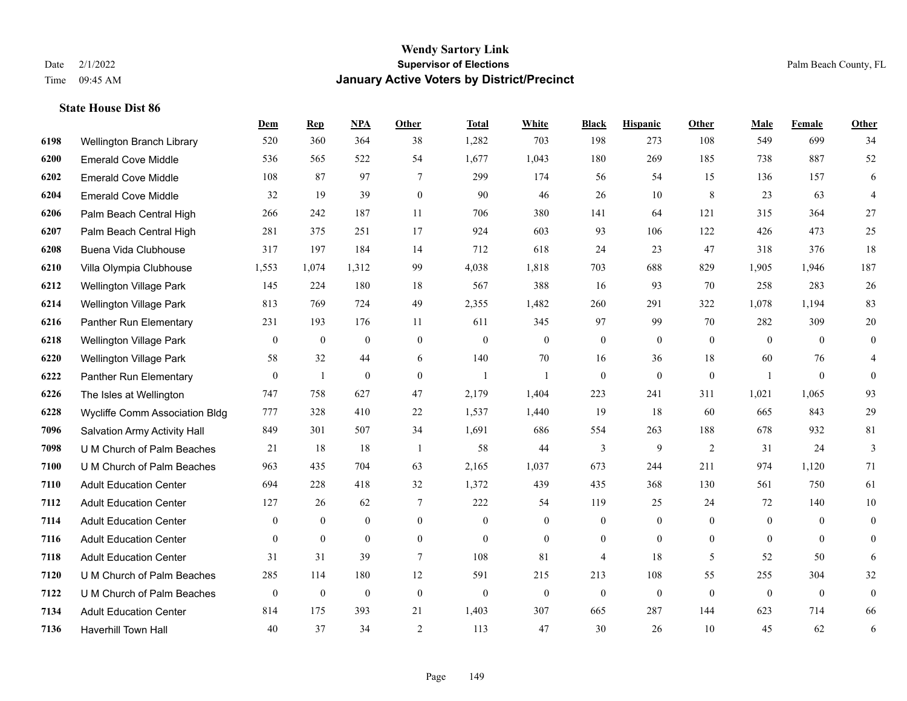# Wendy Sartory Link

**Supervisor of Elections**

**January Active Voters by District/Precinct**

Date 2/1/2022
Time 09:45 AM

Palm Beach County, FL

### State House Dist 86

| | | Dem | Rep | NPA | Other | Total | White | Black | Hispanic | Other | Male | Female | Other |
|---|---|---|---|---|---|---|---|---|---|---|---|---|---|
| 6198 | Wellington Branch Library | 520 | 360 | 364 | 38 | 1,282 | 703 | 198 | 273 | 108 | 549 | 699 | 34 |
| 6200 | Emerald Cove Middle | 536 | 565 | 522 | 54 | 1,677 | 1,043 | 180 | 269 | 185 | 738 | 887 | 52 |
| 6202 | Emerald Cove Middle | 108 | 87 | 97 | 7 | 299 | 174 | 56 | 54 | 15 | 136 | 157 | 6 |
| 6204 | Emerald Cove Middle | 32 | 19 | 39 | 0 | 90 | 46 | 26 | 10 | 8 | 23 | 63 | 4 |
| 6206 | Palm Beach Central High | 266 | 242 | 187 | 11 | 706 | 380 | 141 | 64 | 121 | 315 | 364 | 27 |
| 6207 | Palm Beach Central High | 281 | 375 | 251 | 17 | 924 | 603 | 93 | 106 | 122 | 426 | 473 | 25 |
| 6208 | Buena Vida Clubhouse | 317 | 197 | 184 | 14 | 712 | 618 | 24 | 23 | 47 | 318 | 376 | 18 |
| 6210 | Villa Olympia Clubhouse | 1,553 | 1,074 | 1,312 | 99 | 4,038 | 1,818 | 703 | 688 | 829 | 1,905 | 1,946 | 187 |
| 6212 | Wellington Village Park | 145 | 224 | 180 | 18 | 567 | 388 | 16 | 93 | 70 | 258 | 283 | 26 |
| 6214 | Wellington Village Park | 813 | 769 | 724 | 49 | 2,355 | 1,482 | 260 | 291 | 322 | 1,078 | 1,194 | 83 |
| 6216 | Panther Run Elementary | 231 | 193 | 176 | 11 | 611 | 345 | 97 | 99 | 70 | 282 | 309 | 20 |
| 6218 | Wellington Village Park | 0 | 0 | 0 | 0 | 0 | 0 | 0 | 0 | 0 | 0 | 0 | 0 |
| 6220 | Wellington Village Park | 58 | 32 | 44 | 6 | 140 | 70 | 16 | 36 | 18 | 60 | 76 | 4 |
| 6222 | Panther Run Elementary | 0 | 1 | 0 | 0 | 1 | 1 | 0 | 0 | 0 | 1 | 0 | 0 |
| 6226 | The Isles at Wellington | 747 | 758 | 627 | 47 | 2,179 | 1,404 | 223 | 241 | 311 | 1,021 | 1,065 | 93 |
| 6228 | Wycliffe Comm Association Bldg | 777 | 328 | 410 | 22 | 1,537 | 1,440 | 19 | 18 | 60 | 665 | 843 | 29 |
| 7096 | Salvation Army Activity Hall | 849 | 301 | 507 | 34 | 1,691 | 686 | 554 | 263 | 188 | 678 | 932 | 81 |
| 7098 | U M Church of Palm Beaches | 21 | 18 | 18 | 1 | 58 | 44 | 3 | 9 | 2 | 31 | 24 | 3 |
| 7100 | U M Church of Palm Beaches | 963 | 435 | 704 | 63 | 2,165 | 1,037 | 673 | 244 | 211 | 974 | 1,120 | 71 |
| 7110 | Adult Education Center | 694 | 228 | 418 | 32 | 1,372 | 439 | 435 | 368 | 130 | 561 | 750 | 61 |
| 7112 | Adult Education Center | 127 | 26 | 62 | 7 | 222 | 54 | 119 | 25 | 24 | 72 | 140 | 10 |
| 7114 | Adult Education Center | 0 | 0 | 0 | 0 | 0 | 0 | 0 | 0 | 0 | 0 | 0 | 0 |
| 7116 | Adult Education Center | 0 | 0 | 0 | 0 | 0 | 0 | 0 | 0 | 0 | 0 | 0 | 0 |
| 7118 | Adult Education Center | 31 | 31 | 39 | 7 | 108 | 81 | 4 | 18 | 5 | 52 | 50 | 6 |
| 7120 | U M Church of Palm Beaches | 285 | 114 | 180 | 12 | 591 | 215 | 213 | 108 | 55 | 255 | 304 | 32 |
| 7122 | U M Church of Palm Beaches | 0 | 0 | 0 | 0 | 0 | 0 | 0 | 0 | 0 | 0 | 0 | 0 |
| 7134 | Adult Education Center | 814 | 175 | 393 | 21 | 1,403 | 307 | 665 | 287 | 144 | 623 | 714 | 66 |
| 7136 | Haverhill Town Hall | 40 | 37 | 34 | 2 | 113 | 47 | 30 | 26 | 10 | 45 | 62 | 6 |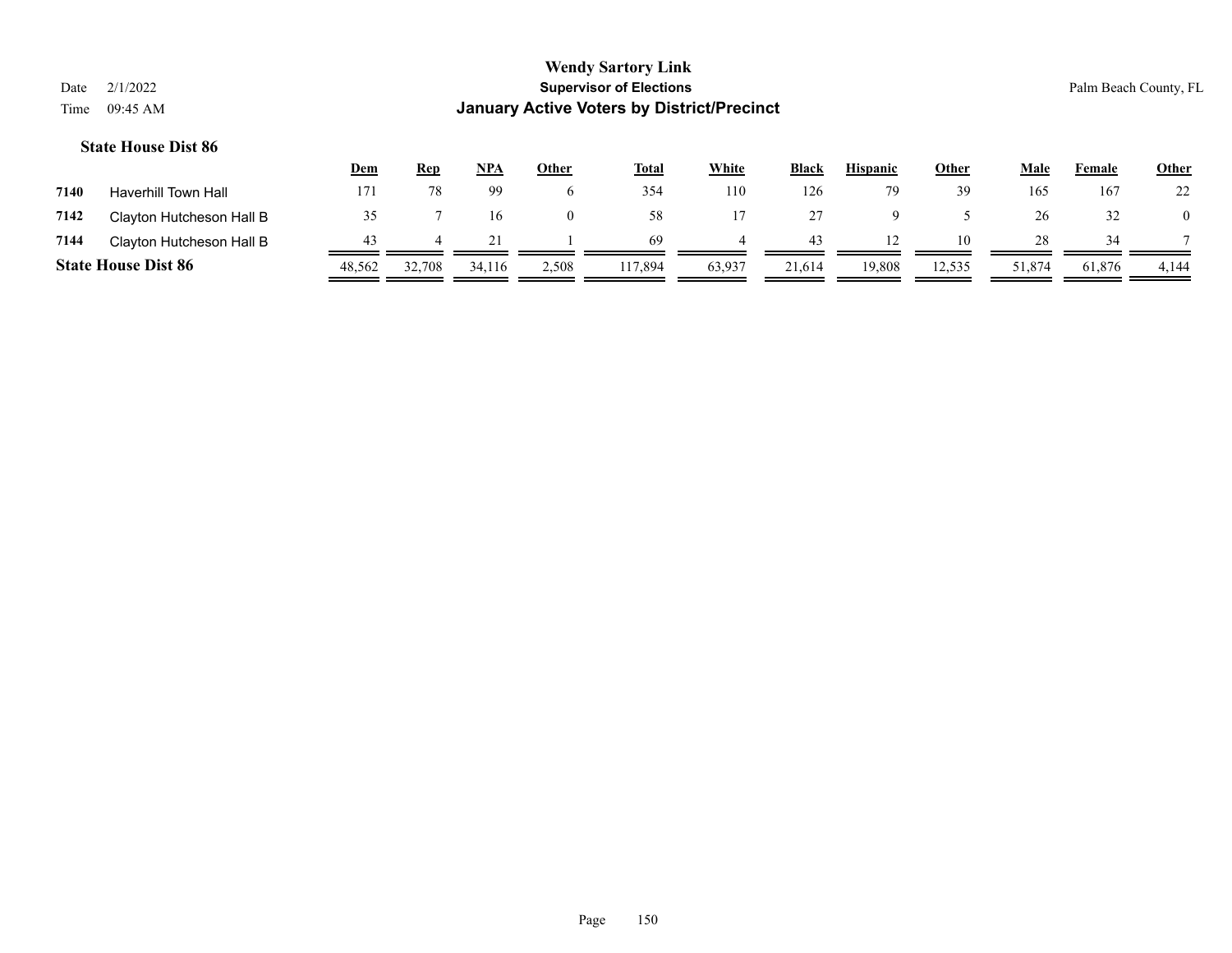**Wendy Sartory Link**
**Supervisor of Elections**
**January Active Voters by District/Precinct**

Date 2/1/2022
Time 09:45 AM

Palm Beach County, FL

### State House Dist 86

| | | Dem | Rep | NPA | Other | Total | White | Black | Hispanic | Other | Male | Female | Other |
|---|---|---|---|---|---|---|---|---|---|---|---|---|---|
| 7140 | Haverhill Town Hall | 171 | 78 | 99 | 6 | 354 | 110 | 126 | 79 | 39 | 165 | 167 | 22 |
| 7142 | Clayton Hutcheson Hall B | 35 | 7 | 16 | 0 | 58 | 17 | 27 | 9 | 5 | 26 | 32 | 0 |
| 7144 | Clayton Hutcheson Hall B | 43 | 4 | 21 | 1 | 69 | 4 | 43 | 12 | 10 | 28 | 34 | 7 |
| **State House Dist 86** | | 48,562 | 32,708 | 34,116 | 2,508 | 117,894 | 63,937 | 21,614 | 19,808 | 12,535 | 51,874 | 61,876 | 4,144 |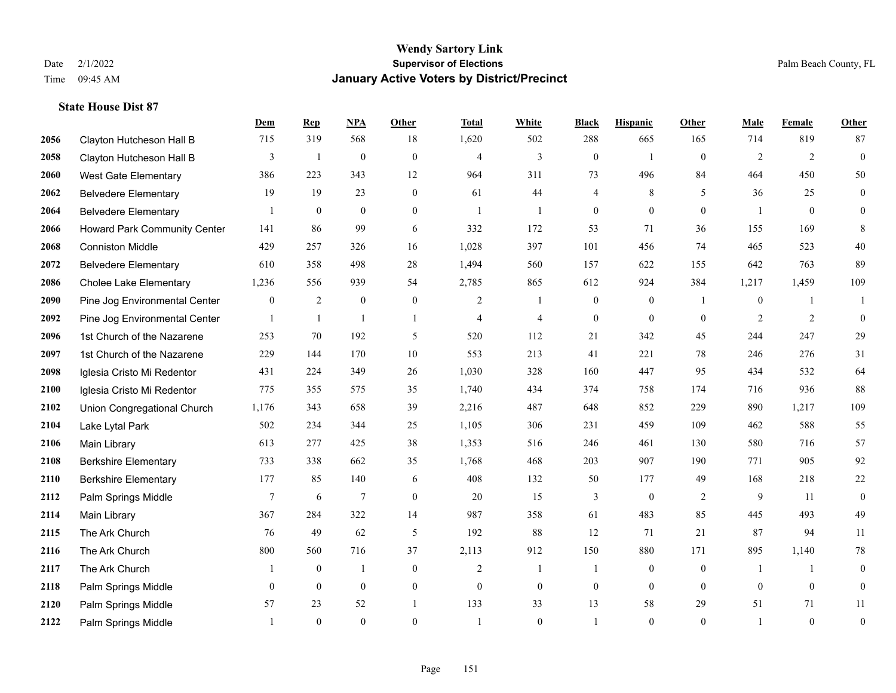**Wendy Sartory Link**
**Supervisor of Elections**
**January Active Voters by District/Precinct**

Date 2/1/2022
Time 09:45 AM

Palm Beach County, FL

### State House Dist 87

| | | Dem | Rep | NPA | Other | Total | White | Black | Hispanic | Other | Male | Female | Other |
|---|---|---|---|---|---|---|---|---|---|---|---|---|---|
| 2056 | Clayton Hutcheson Hall B | 715 | 319 | 568 | 18 | 1,620 | 502 | 288 | 665 | 165 | 714 | 819 | 87 |
| 2058 | Clayton Hutcheson Hall B | 3 | 1 | 0 | 0 | 4 | 3 | 0 | 1 | 0 | 2 | 2 | 0 |
| 2060 | West Gate Elementary | 386 | 223 | 343 | 12 | 964 | 311 | 73 | 496 | 84 | 464 | 450 | 50 |
| 2062 | Belvedere Elementary | 19 | 19 | 23 | 0 | 61 | 44 | 4 | 8 | 5 | 36 | 25 | 0 |
| 2064 | Belvedere Elementary | 1 | 0 | 0 | 0 | 1 | 1 | 0 | 0 | 0 | 1 | 0 | 0 |
| 2066 | Howard Park Community Center | 141 | 86 | 99 | 6 | 332 | 172 | 53 | 71 | 36 | 155 | 169 | 8 |
| 2068 | Conniston Middle | 429 | 257 | 326 | 16 | 1,028 | 397 | 101 | 456 | 74 | 465 | 523 | 40 |
| 2072 | Belvedere Elementary | 610 | 358 | 498 | 28 | 1,494 | 560 | 157 | 622 | 155 | 642 | 763 | 89 |
| 2086 | Cholee Lake Elementary | 1,236 | 556 | 939 | 54 | 2,785 | 865 | 612 | 924 | 384 | 1,217 | 1,459 | 109 |
| 2090 | Pine Jog Environmental Center | 0 | 2 | 0 | 0 | 2 | 1 | 0 | 0 | 1 | 0 | 1 | 1 |
| 2092 | Pine Jog Environmental Center | 1 | 1 | 1 | 1 | 4 | 4 | 0 | 0 | 0 | 2 | 2 | 0 |
| 2096 | 1st Church of the Nazarene | 253 | 70 | 192 | 5 | 520 | 112 | 21 | 342 | 45 | 244 | 247 | 29 |
| 2097 | 1st Church of the Nazarene | 229 | 144 | 170 | 10 | 553 | 213 | 41 | 221 | 78 | 246 | 276 | 31 |
| 2098 | Iglesia Cristo Mi Redentor | 431 | 224 | 349 | 26 | 1,030 | 328 | 160 | 447 | 95 | 434 | 532 | 64 |
| 2100 | Iglesia Cristo Mi Redentor | 775 | 355 | 575 | 35 | 1,740 | 434 | 374 | 758 | 174 | 716 | 936 | 88 |
| 2102 | Union Congregational Church | 1,176 | 343 | 658 | 39 | 2,216 | 487 | 648 | 852 | 229 | 890 | 1,217 | 109 |
| 2104 | Lake Lytal Park | 502 | 234 | 344 | 25 | 1,105 | 306 | 231 | 459 | 109 | 462 | 588 | 55 |
| 2106 | Main Library | 613 | 277 | 425 | 38 | 1,353 | 516 | 246 | 461 | 130 | 580 | 716 | 57 |
| 2108 | Berkshire Elementary | 733 | 338 | 662 | 35 | 1,768 | 468 | 203 | 907 | 190 | 771 | 905 | 92 |
| 2110 | Berkshire Elementary | 177 | 85 | 140 | 6 | 408 | 132 | 50 | 177 | 49 | 168 | 218 | 22 |
| 2112 | Palm Springs Middle | 7 | 6 | 7 | 0 | 20 | 15 | 3 | 0 | 2 | 9 | 11 | 0 |
| 2114 | Main Library | 367 | 284 | 322 | 14 | 987 | 358 | 61 | 483 | 85 | 445 | 493 | 49 |
| 2115 | The Ark Church | 76 | 49 | 62 | 5 | 192 | 88 | 12 | 71 | 21 | 87 | 94 | 11 |
| 2116 | The Ark Church | 800 | 560 | 716 | 37 | 2,113 | 912 | 150 | 880 | 171 | 895 | 1,140 | 78 |
| 2117 | The Ark Church | 1 | 0 | 1 | 0 | 2 | 1 | 1 | 0 | 0 | 1 | 1 | 0 |
| 2118 | Palm Springs Middle | 0 | 0 | 0 | 0 | 0 | 0 | 0 | 0 | 0 | 0 | 0 | 0 |
| 2120 | Palm Springs Middle | 57 | 23 | 52 | 1 | 133 | 33 | 13 | 58 | 29 | 51 | 71 | 11 |
| 2122 | Palm Springs Middle | 1 | 0 | 0 | 0 | 1 | 0 | 1 | 0 | 0 | 1 | 0 | 0 |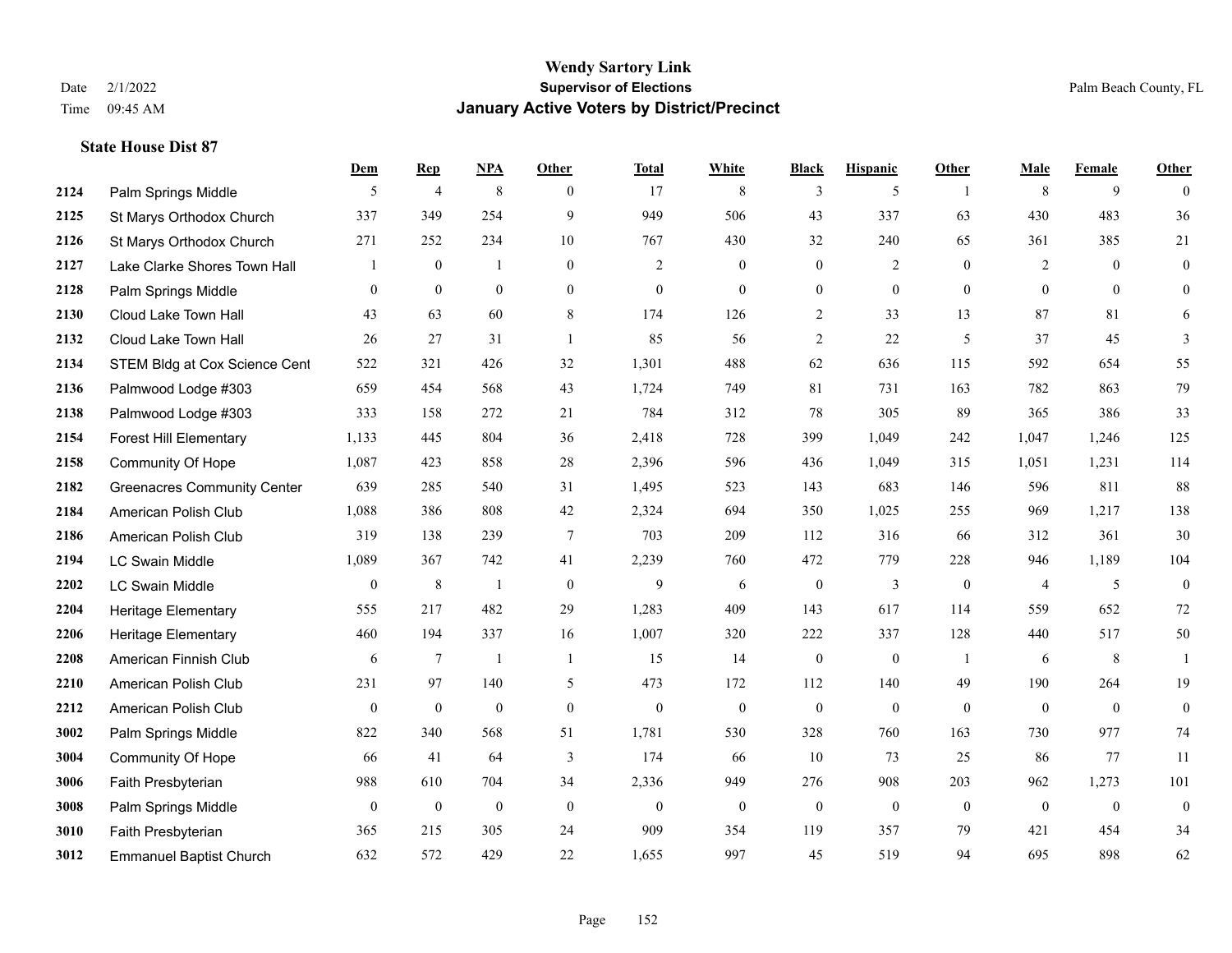# Wendy Sartory Link
## Supervisor of Elections
## January Active Voters by District/Precinct

Date 2/1/2022
Time 09:45 AM

Palm Beach County, FL

### State House Dist 87

| | | Dem | Rep | NPA | Other | Total | White | Black | Hispanic | Other | Male | Female | Other |
|---|---|---|---|---|---|---|---|---|---|---|---|---|---|
| 2124 | Palm Springs Middle | 5 | 4 | 8 | 0 | 17 | 8 | 3 | 5 | 1 | 8 | 9 | 0 |
| 2125 | St Marys Orthodox Church | 337 | 349 | 254 | 9 | 949 | 506 | 43 | 337 | 63 | 430 | 483 | 36 |
| 2126 | St Marys Orthodox Church | 271 | 252 | 234 | 10 | 767 | 430 | 32 | 240 | 65 | 361 | 385 | 21 |
| 2127 | Lake Clarke Shores Town Hall | 1 | 0 | 1 | 0 | 2 | 0 | 0 | 2 | 0 | 2 | 0 | 0 |
| 2128 | Palm Springs Middle | 0 | 0 | 0 | 0 | 0 | 0 | 0 | 0 | 0 | 0 | 0 | 0 |
| 2130 | Cloud Lake Town Hall | 43 | 63 | 60 | 8 | 174 | 126 | 2 | 33 | 13 | 87 | 81 | 6 |
| 2132 | Cloud Lake Town Hall | 26 | 27 | 31 | 1 | 85 | 56 | 2 | 22 | 5 | 37 | 45 | 3 |
| 2134 | STEM Bldg at Cox Science Cent | 522 | 321 | 426 | 32 | 1,301 | 488 | 62 | 636 | 115 | 592 | 654 | 55 |
| 2136 | Palmwood Lodge #303 | 659 | 454 | 568 | 43 | 1,724 | 749 | 81 | 731 | 163 | 782 | 863 | 79 |
| 2138 | Palmwood Lodge #303 | 333 | 158 | 272 | 21 | 784 | 312 | 78 | 305 | 89 | 365 | 386 | 33 |
| 2154 | Forest Hill Elementary | 1,133 | 445 | 804 | 36 | 2,418 | 728 | 399 | 1,049 | 242 | 1,047 | 1,246 | 125 |
| 2158 | Community Of Hope | 1,087 | 423 | 858 | 28 | 2,396 | 596 | 436 | 1,049 | 315 | 1,051 | 1,231 | 114 |
| 2182 | Greenacres Community Center | 639 | 285 | 540 | 31 | 1,495 | 523 | 143 | 683 | 146 | 596 | 811 | 88 |
| 2184 | American Polish Club | 1,088 | 386 | 808 | 42 | 2,324 | 694 | 350 | 1,025 | 255 | 969 | 1,217 | 138 |
| 2186 | American Polish Club | 319 | 138 | 239 | 7 | 703 | 209 | 112 | 316 | 66 | 312 | 361 | 30 |
| 2194 | LC Swain Middle | 1,089 | 367 | 742 | 41 | 2,239 | 760 | 472 | 779 | 228 | 946 | 1,189 | 104 |
| 2202 | LC Swain Middle | 0 | 8 | 1 | 0 | 9 | 6 | 0 | 3 | 0 | 4 | 5 | 0 |
| 2204 | Heritage Elementary | 555 | 217 | 482 | 29 | 1,283 | 409 | 143 | 617 | 114 | 559 | 652 | 72 |
| 2206 | Heritage Elementary | 460 | 194 | 337 | 16 | 1,007 | 320 | 222 | 337 | 128 | 440 | 517 | 50 |
| 2208 | American Finnish Club | 6 | 7 | 1 | 1 | 15 | 14 | 0 | 0 | 1 | 6 | 8 | 1 |
| 2210 | American Polish Club | 231 | 97 | 140 | 5 | 473 | 172 | 112 | 140 | 49 | 190 | 264 | 19 |
| 2212 | American Polish Club | 0 | 0 | 0 | 0 | 0 | 0 | 0 | 0 | 0 | 0 | 0 | 0 |
| 3002 | Palm Springs Middle | 822 | 340 | 568 | 51 | 1,781 | 530 | 328 | 760 | 163 | 730 | 977 | 74 |
| 3004 | Community Of Hope | 66 | 41 | 64 | 3 | 174 | 66 | 10 | 73 | 25 | 86 | 77 | 11 |
| 3006 | Faith Presbyterian | 988 | 610 | 704 | 34 | 2,336 | 949 | 276 | 908 | 203 | 962 | 1,273 | 101 |
| 3008 | Palm Springs Middle | 0 | 0 | 0 | 0 | 0 | 0 | 0 | 0 | 0 | 0 | 0 | 0 |
| 3010 | Faith Presbyterian | 365 | 215 | 305 | 24 | 909 | 354 | 119 | 357 | 79 | 421 | 454 | 34 |
| 3012 | Emmanuel Baptist Church | 632 | 572 | 429 | 22 | 1,655 | 997 | 45 | 519 | 94 | 695 | 898 | 62 |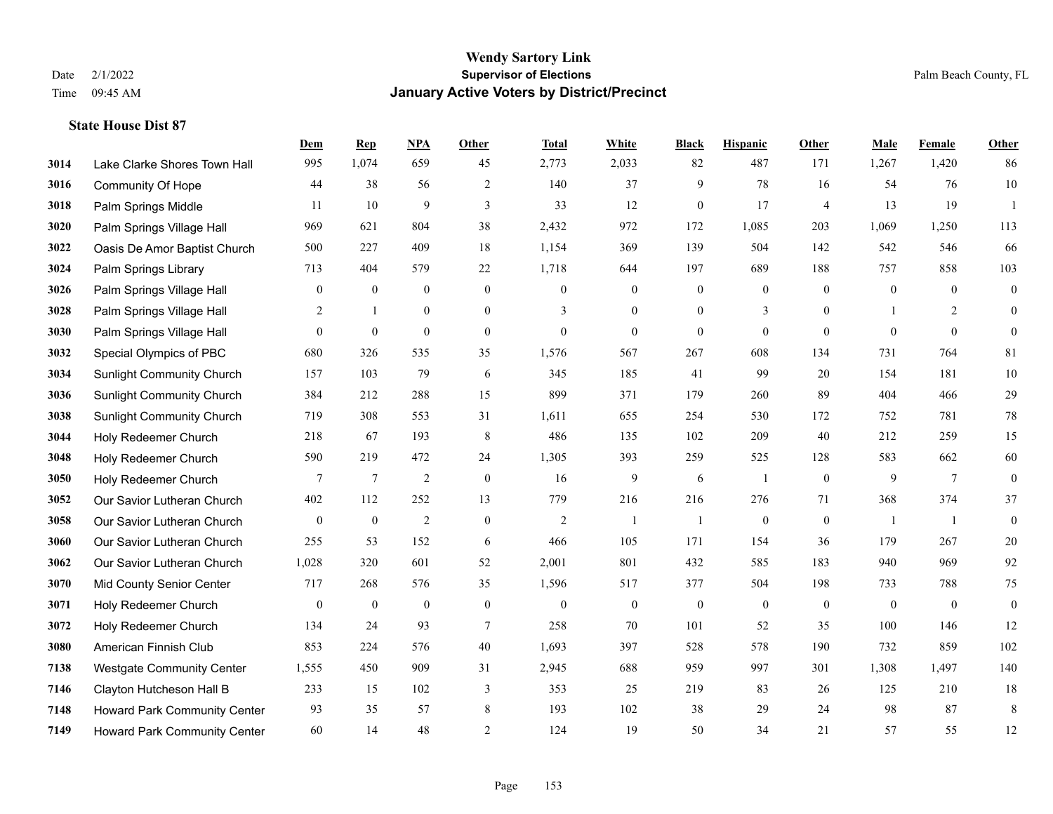# Wendy Sartory Link
## Supervisor of Elections
## January Active Voters by District/Precinct

Date 2/1/2022
Time 09:45 AM

Palm Beach County, FL

### State House Dist 87

| | | Dem | Rep | NPA | Other | Total | White | Black | Hispanic | Other | Male | Female | Other |
|---|---|---|---|---|---|---|---|---|---|---|---|---|---|
| 3014 | Lake Clarke Shores Town Hall | 995 | 1,074 | 659 | 45 | 2,773 | 2,033 | 82 | 487 | 171 | 1,267 | 1,420 | 86 |
| 3016 | Community Of Hope | 44 | 38 | 56 | 2 | 140 | 37 | 9 | 78 | 16 | 54 | 76 | 10 |
| 3018 | Palm Springs Middle | 11 | 10 | 9 | 3 | 33 | 12 | 0 | 17 | 4 | 13 | 19 | 1 |
| 3020 | Palm Springs Village Hall | 969 | 621 | 804 | 38 | 2,432 | 972 | 172 | 1,085 | 203 | 1,069 | 1,250 | 113 |
| 3022 | Oasis De Amor Baptist Church | 500 | 227 | 409 | 18 | 1,154 | 369 | 139 | 504 | 142 | 542 | 546 | 66 |
| 3024 | Palm Springs Library | 713 | 404 | 579 | 22 | 1,718 | 644 | 197 | 689 | 188 | 757 | 858 | 103 |
| 3026 | Palm Springs Village Hall | 0 | 0 | 0 | 0 | 0 | 0 | 0 | 0 | 0 | 0 | 0 | 0 |
| 3028 | Palm Springs Village Hall | 2 | 1 | 0 | 0 | 3 | 0 | 0 | 3 | 0 | 1 | 2 | 0 |
| 3030 | Palm Springs Village Hall | 0 | 0 | 0 | 0 | 0 | 0 | 0 | 0 | 0 | 0 | 0 | 0 |
| 3032 | Special Olympics of PBC | 680 | 326 | 535 | 35 | 1,576 | 567 | 267 | 608 | 134 | 731 | 764 | 81 |
| 3034 | Sunlight Community Church | 157 | 103 | 79 | 6 | 345 | 185 | 41 | 99 | 20 | 154 | 181 | 10 |
| 3036 | Sunlight Community Church | 384 | 212 | 288 | 15 | 899 | 371 | 179 | 260 | 89 | 404 | 466 | 29 |
| 3038 | Sunlight Community Church | 719 | 308 | 553 | 31 | 1,611 | 655 | 254 | 530 | 172 | 752 | 781 | 78 |
| 3044 | Holy Redeemer Church | 218 | 67 | 193 | 8 | 486 | 135 | 102 | 209 | 40 | 212 | 259 | 15 |
| 3048 | Holy Redeemer Church | 590 | 219 | 472 | 24 | 1,305 | 393 | 259 | 525 | 128 | 583 | 662 | 60 |
| 3050 | Holy Redeemer Church | 7 | 7 | 2 | 0 | 16 | 9 | 6 | 1 | 0 | 9 | 7 | 0 |
| 3052 | Our Savior Lutheran Church | 402 | 112 | 252 | 13 | 779 | 216 | 216 | 276 | 71 | 368 | 374 | 37 |
| 3058 | Our Savior Lutheran Church | 0 | 0 | 2 | 0 | 2 | 1 | 1 | 0 | 0 | 1 | 1 | 0 |
| 3060 | Our Savior Lutheran Church | 255 | 53 | 152 | 6 | 466 | 105 | 171 | 154 | 36 | 179 | 267 | 20 |
| 3062 | Our Savior Lutheran Church | 1,028 | 320 | 601 | 52 | 2,001 | 801 | 432 | 585 | 183 | 940 | 969 | 92 |
| 3070 | Mid County Senior Center | 717 | 268 | 576 | 35 | 1,596 | 517 | 377 | 504 | 198 | 733 | 788 | 75 |
| 3071 | Holy Redeemer Church | 0 | 0 | 0 | 0 | 0 | 0 | 0 | 0 | 0 | 0 | 0 | 0 |
| 3072 | Holy Redeemer Church | 134 | 24 | 93 | 7 | 258 | 70 | 101 | 52 | 35 | 100 | 146 | 12 |
| 3080 | American Finnish Club | 853 | 224 | 576 | 40 | 1,693 | 397 | 528 | 578 | 190 | 732 | 859 | 102 |
| 7138 | Westgate Community Center | 1,555 | 450 | 909 | 31 | 2,945 | 688 | 959 | 997 | 301 | 1,308 | 1,497 | 140 |
| 7146 | Clayton Hutcheson Hall B | 233 | 15 | 102 | 3 | 353 | 25 | 219 | 83 | 26 | 125 | 210 | 18 |
| 7148 | Howard Park Community Center | 93 | 35 | 57 | 8 | 193 | 102 | 38 | 29 | 24 | 98 | 87 | 8 |
| 7149 | Howard Park Community Center | 60 | 14 | 48 | 2 | 124 | 19 | 50 | 34 | 21 | 57 | 55 | 12 |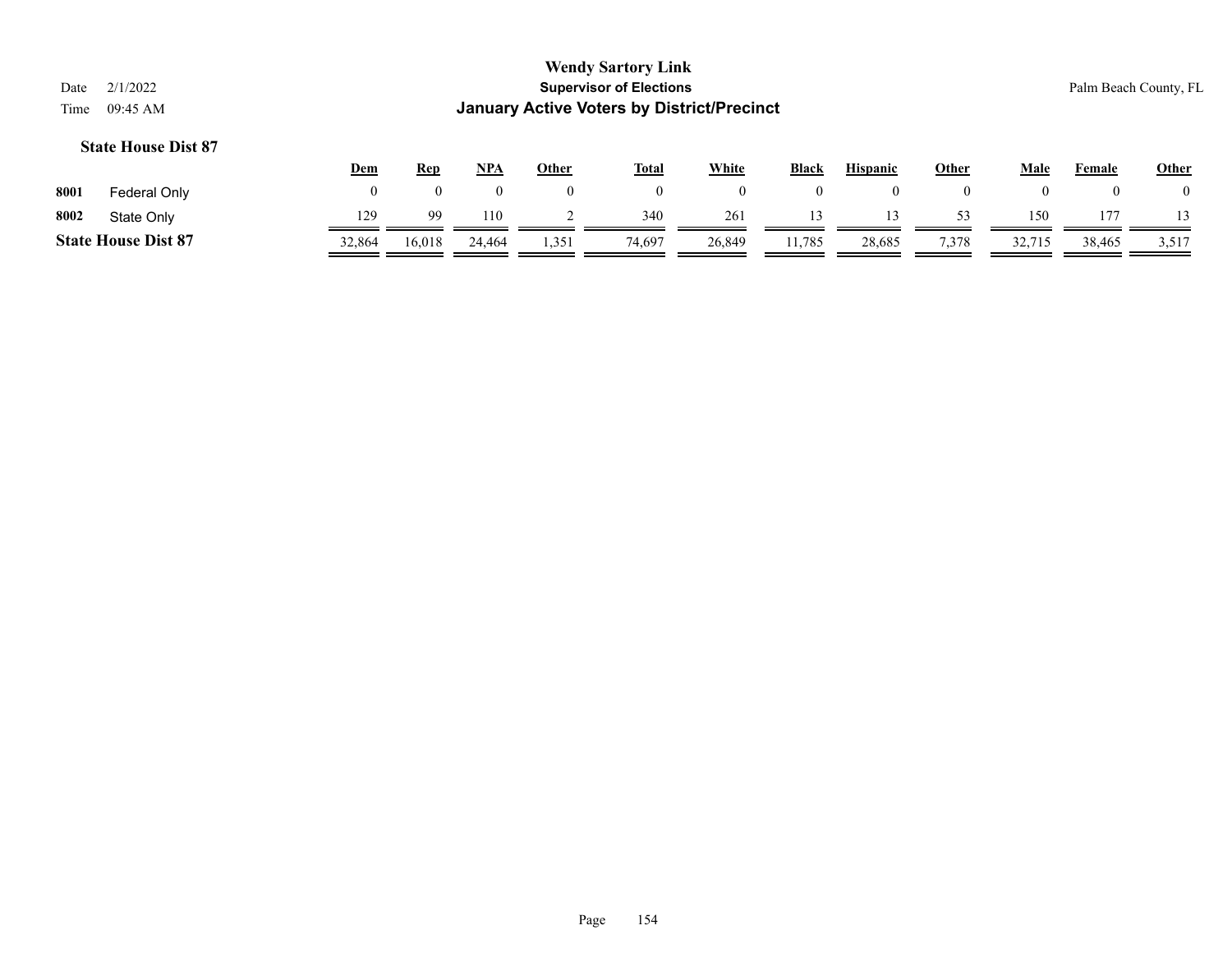# Wendy Sartory Link

## Supervisor of Elections

## January Active Voters by District/Precinct

Date 2/1/2022
Time 09:45 AM

Palm Beach County, FL

### State House Dist 87

| | | Dem | Rep | NPA | Other | Total | White | Black | Hispanic | Other | Male | Female | Other |
|---|---|---|---|---|---|---|---|---|---|---|---|---|---|
| 8001 | Federal Only | 0 | 0 | 0 | 0 | 0 | 0 | 0 | 0 | 0 | 0 | 0 | 0 |
| 8002 | State Only | 129 | 99 | 110 | 2 | 340 | 261 | 13 | 13 | 53 | 150 | 177 | 13 |
| **State House Dist 87** | | 32,864 | 16,018 | 24,464 | 1,351 | 74,697 | 26,849 | 11,785 | 28,685 | 7,378 | 32,715 | 38,465 | 3,517 |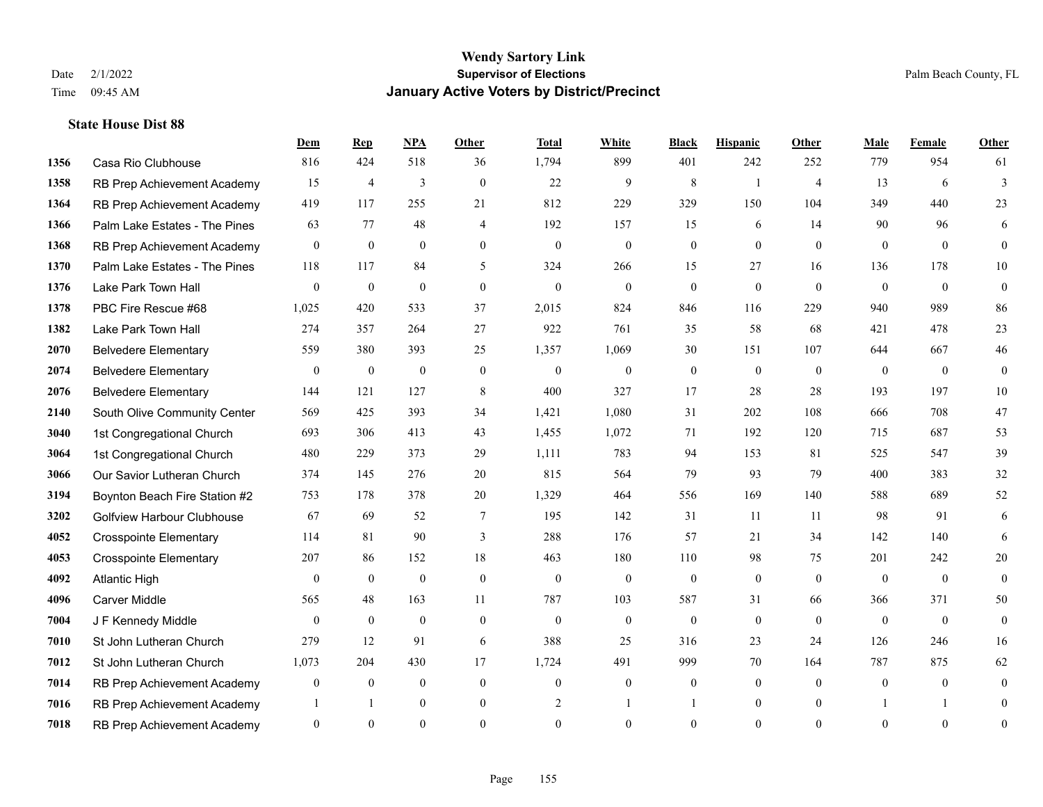# Wendy Sartory Link

**Supervisor of Elections**

**January Active Voters by District/Precinct**

Date 2/1/2022
Time 09:45 AM

Palm Beach County, FL

### State House Dist 88

| | | Dem | Rep | NPA | Other | Total | White | Black | Hispanic | Other | Male | Female | Other |
|---|---|---|---|---|---|---|---|---|---|---|---|---|---|
| 1356 | Casa Rio Clubhouse | 816 | 424 | 518 | 36 | 1,794 | 899 | 401 | 242 | 252 | 779 | 954 | 61 |
| 1358 | RB Prep Achievement Academy | 15 | 4 | 3 | 0 | 22 | 9 | 8 | 1 | 4 | 13 | 6 | 3 |
| 1364 | RB Prep Achievement Academy | 419 | 117 | 255 | 21 | 812 | 229 | 329 | 150 | 104 | 349 | 440 | 23 |
| 1366 | Palm Lake Estates - The Pines | 63 | 77 | 48 | 4 | 192 | 157 | 15 | 6 | 14 | 90 | 96 | 6 |
| 1368 | RB Prep Achievement Academy | 0 | 0 | 0 | 0 | 0 | 0 | 0 | 0 | 0 | 0 | 0 | 0 |
| 1370 | Palm Lake Estates - The Pines | 118 | 117 | 84 | 5 | 324 | 266 | 15 | 27 | 16 | 136 | 178 | 10 |
| 1376 | Lake Park Town Hall | 0 | 0 | 0 | 0 | 0 | 0 | 0 | 0 | 0 | 0 | 0 | 0 |
| 1378 | PBC Fire Rescue #68 | 1,025 | 420 | 533 | 37 | 2,015 | 824 | 846 | 116 | 229 | 940 | 989 | 86 |
| 1382 | Lake Park Town Hall | 274 | 357 | 264 | 27 | 922 | 761 | 35 | 58 | 68 | 421 | 478 | 23 |
| 2070 | Belvedere Elementary | 559 | 380 | 393 | 25 | 1,357 | 1,069 | 30 | 151 | 107 | 644 | 667 | 46 |
| 2074 | Belvedere Elementary | 0 | 0 | 0 | 0 | 0 | 0 | 0 | 0 | 0 | 0 | 0 | 0 |
| 2076 | Belvedere Elementary | 144 | 121 | 127 | 8 | 400 | 327 | 17 | 28 | 28 | 193 | 197 | 10 |
| 2140 | South Olive Community Center | 569 | 425 | 393 | 34 | 1,421 | 1,080 | 31 | 202 | 108 | 666 | 708 | 47 |
| 3040 | 1st Congregational Church | 693 | 306 | 413 | 43 | 1,455 | 1,072 | 71 | 192 | 120 | 715 | 687 | 53 |
| 3064 | 1st Congregational Church | 480 | 229 | 373 | 29 | 1,111 | 783 | 94 | 153 | 81 | 525 | 547 | 39 |
| 3066 | Our Savior Lutheran Church | 374 | 145 | 276 | 20 | 815 | 564 | 79 | 93 | 79 | 400 | 383 | 32 |
| 3194 | Boynton Beach Fire Station #2 | 753 | 178 | 378 | 20 | 1,329 | 464 | 556 | 169 | 140 | 588 | 689 | 52 |
| 3202 | Golfview Harbour Clubhouse | 67 | 69 | 52 | 7 | 195 | 142 | 31 | 11 | 11 | 98 | 91 | 6 |
| 4052 | Crosspointe Elementary | 114 | 81 | 90 | 3 | 288 | 176 | 57 | 21 | 34 | 142 | 140 | 6 |
| 4053 | Crosspointe Elementary | 207 | 86 | 152 | 18 | 463 | 180 | 110 | 98 | 75 | 201 | 242 | 20 |
| 4092 | Atlantic High | 0 | 0 | 0 | 0 | 0 | 0 | 0 | 0 | 0 | 0 | 0 | 0 |
| 4096 | Carver Middle | 565 | 48 | 163 | 11 | 787 | 103 | 587 | 31 | 66 | 366 | 371 | 50 |
| 7004 | J F Kennedy Middle | 0 | 0 | 0 | 0 | 0 | 0 | 0 | 0 | 0 | 0 | 0 | 0 |
| 7010 | St John Lutheran Church | 279 | 12 | 91 | 6 | 388 | 25 | 316 | 23 | 24 | 126 | 246 | 16 |
| 7012 | St John Lutheran Church | 1,073 | 204 | 430 | 17 | 1,724 | 491 | 999 | 70 | 164 | 787 | 875 | 62 |
| 7014 | RB Prep Achievement Academy | 0 | 0 | 0 | 0 | 0 | 0 | 0 | 0 | 0 | 0 | 0 | 0 |
| 7016 | RB Prep Achievement Academy | 1 | 1 | 0 | 0 | 2 | 1 | 1 | 0 | 0 | 1 | 1 | 0 |
| 7018 | RB Prep Achievement Academy | 0 | 0 | 0 | 0 | 0 | 0 | 0 | 0 | 0 | 0 | 0 | 0 |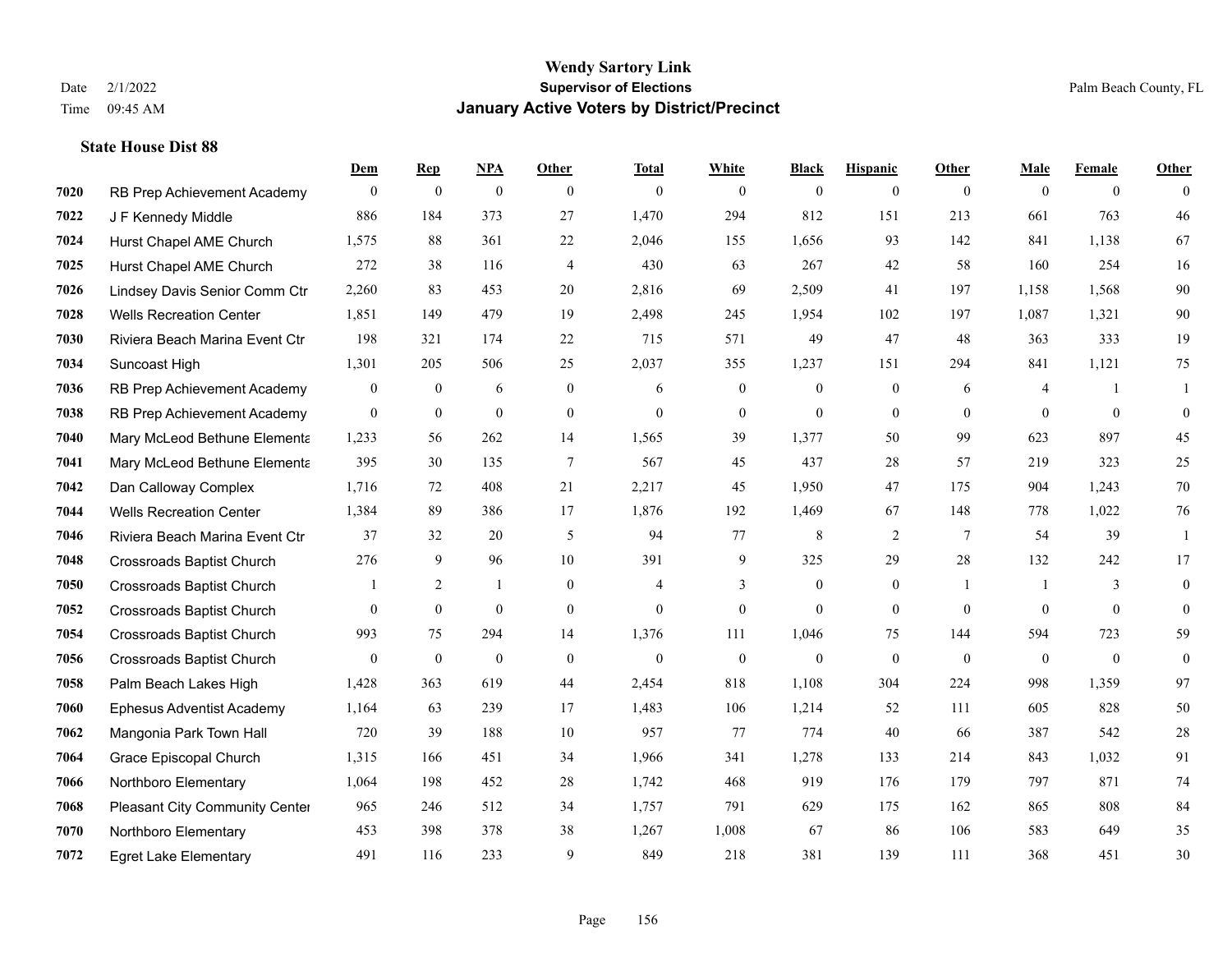# Wendy Sartory Link
## Supervisor of Elections
## January Active Voters by District/Precinct

Date 2/1/2022
Time 09:45 AM

Palm Beach County, FL

### State House Dist 88

| | | Dem | Rep | NPA | Other | Total | White | Black | Hispanic | Other | Male | Female | Other |
|---|---|---|---|---|---|---|---|---|---|---|---|---|---|
| 7020 | RB Prep Achievement Academy | 0 | 0 | 0 | 0 | 0 | 0 | 0 | 0 | 0 | 0 | 0 | 0 |
| 7022 | J F Kennedy Middle | 886 | 184 | 373 | 27 | 1,470 | 294 | 812 | 151 | 213 | 661 | 763 | 46 |
| 7024 | Hurst Chapel AME Church | 1,575 | 88 | 361 | 22 | 2,046 | 155 | 1,656 | 93 | 142 | 841 | 1,138 | 67 |
| 7025 | Hurst Chapel AME Church | 272 | 38 | 116 | 4 | 430 | 63 | 267 | 42 | 58 | 160 | 254 | 16 |
| 7026 | Lindsey Davis Senior Comm Ctr | 2,260 | 83 | 453 | 20 | 2,816 | 69 | 2,509 | 41 | 197 | 1,158 | 1,568 | 90 |
| 7028 | Wells Recreation Center | 1,851 | 149 | 479 | 19 | 2,498 | 245 | 1,954 | 102 | 197 | 1,087 | 1,321 | 90 |
| 7030 | Riviera Beach Marina Event Ctr | 198 | 321 | 174 | 22 | 715 | 571 | 49 | 47 | 48 | 363 | 333 | 19 |
| 7034 | Suncoast High | 1,301 | 205 | 506 | 25 | 2,037 | 355 | 1,237 | 151 | 294 | 841 | 1,121 | 75 |
| 7036 | RB Prep Achievement Academy | 0 | 0 | 6 | 0 | 6 | 0 | 0 | 0 | 6 | 4 | 1 | 1 |
| 7038 | RB Prep Achievement Academy | 0 | 0 | 0 | 0 | 0 | 0 | 0 | 0 | 0 | 0 | 0 | 0 |
| 7040 | Mary McLeod Bethune Elementa | 1,233 | 56 | 262 | 14 | 1,565 | 39 | 1,377 | 50 | 99 | 623 | 897 | 45 |
| 7041 | Mary McLeod Bethune Elementa | 395 | 30 | 135 | 7 | 567 | 45 | 437 | 28 | 57 | 219 | 323 | 25 |
| 7042 | Dan Calloway Complex | 1,716 | 72 | 408 | 21 | 2,217 | 45 | 1,950 | 47 | 175 | 904 | 1,243 | 70 |
| 7044 | Wells Recreation Center | 1,384 | 89 | 386 | 17 | 1,876 | 192 | 1,469 | 67 | 148 | 778 | 1,022 | 76 |
| 7046 | Riviera Beach Marina Event Ctr | 37 | 32 | 20 | 5 | 94 | 77 | 8 | 2 | 7 | 54 | 39 | 1 |
| 7048 | Crossroads Baptist Church | 276 | 9 | 96 | 10 | 391 | 9 | 325 | 29 | 28 | 132 | 242 | 17 |
| 7050 | Crossroads Baptist Church | 1 | 2 | 1 | 0 | 4 | 3 | 0 | 0 | 1 | 1 | 3 | 0 |
| 7052 | Crossroads Baptist Church | 0 | 0 | 0 | 0 | 0 | 0 | 0 | 0 | 0 | 0 | 0 | 0 |
| 7054 | Crossroads Baptist Church | 993 | 75 | 294 | 14 | 1,376 | 111 | 1,046 | 75 | 144 | 594 | 723 | 59 |
| 7056 | Crossroads Baptist Church | 0 | 0 | 0 | 0 | 0 | 0 | 0 | 0 | 0 | 0 | 0 | 0 |
| 7058 | Palm Beach Lakes High | 1,428 | 363 | 619 | 44 | 2,454 | 818 | 1,108 | 304 | 224 | 998 | 1,359 | 97 |
| 7060 | Ephesus Adventist Academy | 1,164 | 63 | 239 | 17 | 1,483 | 106 | 1,214 | 52 | 111 | 605 | 828 | 50 |
| 7062 | Mangonia Park Town Hall | 720 | 39 | 188 | 10 | 957 | 77 | 774 | 40 | 66 | 387 | 542 | 28 |
| 7064 | Grace Episcopal Church | 1,315 | 166 | 451 | 34 | 1,966 | 341 | 1,278 | 133 | 214 | 843 | 1,032 | 91 |
| 7066 | Northboro Elementary | 1,064 | 198 | 452 | 28 | 1,742 | 468 | 919 | 176 | 179 | 797 | 871 | 74 |
| 7068 | Pleasant City Community Center | 965 | 246 | 512 | 34 | 1,757 | 791 | 629 | 175 | 162 | 865 | 808 | 84 |
| 7070 | Northboro Elementary | 453 | 398 | 378 | 38 | 1,267 | 1,008 | 67 | 86 | 106 | 583 | 649 | 35 |
| 7072 | Egret Lake Elementary | 491 | 116 | 233 | 9 | 849 | 218 | 381 | 139 | 111 | 368 | 451 | 30 |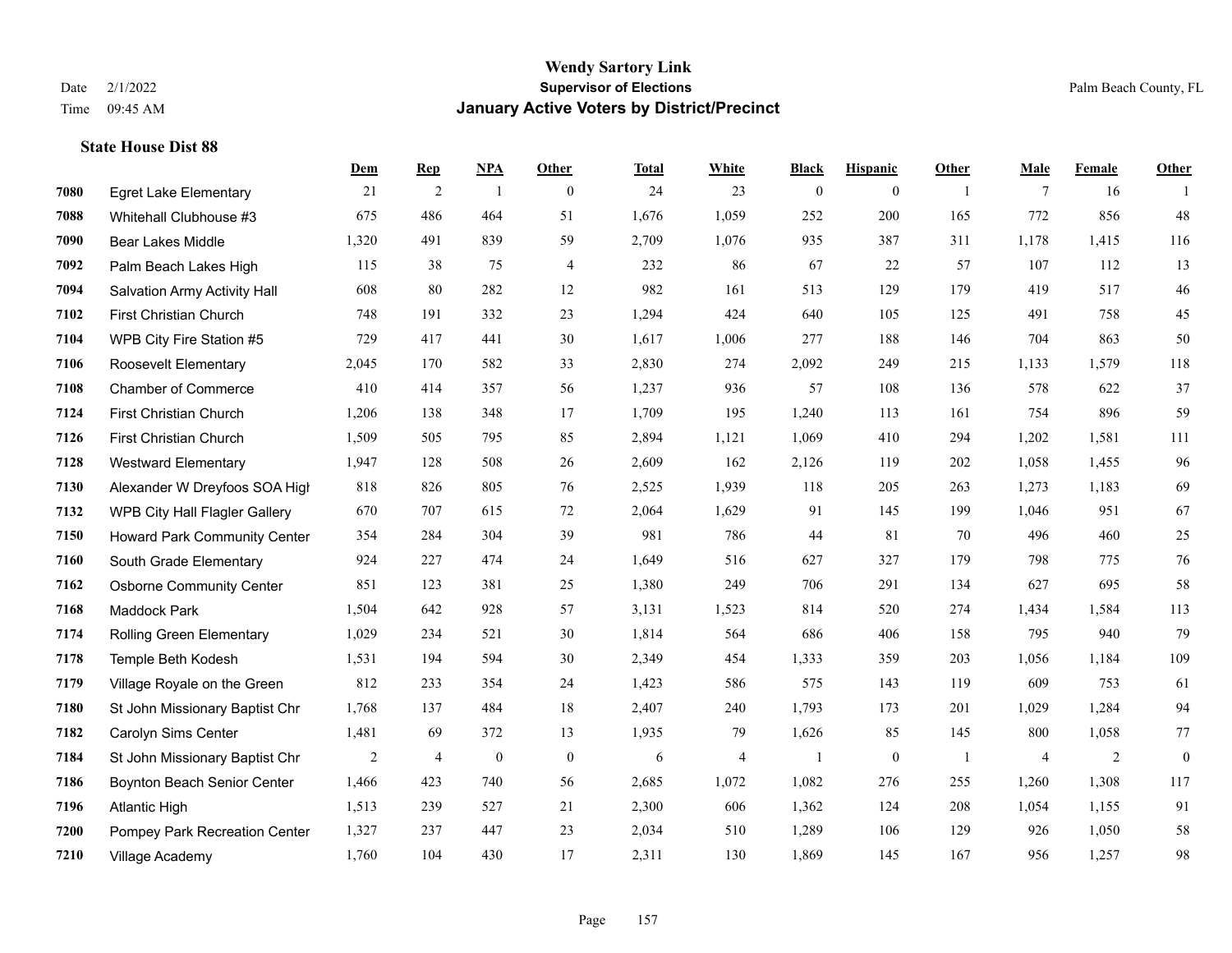# Wendy Sartory Link

**Supervisor of Elections**

**January Active Voters by District/Precinct**

Date 2/1/2022
Time 09:45 AM

Palm Beach County, FL

### State House Dist 88

| | | Dem | Rep | NPA | Other | Total | White | Black | Hispanic | Other | Male | Female | Other |
|---|---|---|---|---|---|---|---|---|---|---|---|---|---|
| 7080 | Egret Lake Elementary | 21 | 2 | 1 | 0 | 24 | 23 | 0 | 0 | 1 | 7 | 16 | 1 |
| 7088 | Whitehall Clubhouse #3 | 675 | 486 | 464 | 51 | 1,676 | 1,059 | 252 | 200 | 165 | 772 | 856 | 48 |
| 7090 | Bear Lakes Middle | 1,320 | 491 | 839 | 59 | 2,709 | 1,076 | 935 | 387 | 311 | 1,178 | 1,415 | 116 |
| 7092 | Palm Beach Lakes High | 115 | 38 | 75 | 4 | 232 | 86 | 67 | 22 | 57 | 107 | 112 | 13 |
| 7094 | Salvation Army Activity Hall | 608 | 80 | 282 | 12 | 982 | 161 | 513 | 129 | 179 | 419 | 517 | 46 |
| 7102 | First Christian Church | 748 | 191 | 332 | 23 | 1,294 | 424 | 640 | 105 | 125 | 491 | 758 | 45 |
| 7104 | WPB City Fire Station #5 | 729 | 417 | 441 | 30 | 1,617 | 1,006 | 277 | 188 | 146 | 704 | 863 | 50 |
| 7106 | Roosevelt Elementary | 2,045 | 170 | 582 | 33 | 2,830 | 274 | 2,092 | 249 | 215 | 1,133 | 1,579 | 118 |
| 7108 | Chamber of Commerce | 410 | 414 | 357 | 56 | 1,237 | 936 | 57 | 108 | 136 | 578 | 622 | 37 |
| 7124 | First Christian Church | 1,206 | 138 | 348 | 17 | 1,709 | 195 | 1,240 | 113 | 161 | 754 | 896 | 59 |
| 7126 | First Christian Church | 1,509 | 505 | 795 | 85 | 2,894 | 1,121 | 1,069 | 410 | 294 | 1,202 | 1,581 | 111 |
| 7128 | Westward Elementary | 1,947 | 128 | 508 | 26 | 2,609 | 162 | 2,126 | 119 | 202 | 1,058 | 1,455 | 96 |
| 7130 | Alexander W Dreyfoos SOA High | 818 | 826 | 805 | 76 | 2,525 | 1,939 | 118 | 205 | 263 | 1,273 | 1,183 | 69 |
| 7132 | WPB City Hall Flagler Gallery | 670 | 707 | 615 | 72 | 2,064 | 1,629 | 91 | 145 | 199 | 1,046 | 951 | 67 |
| 7150 | Howard Park Community Center | 354 | 284 | 304 | 39 | 981 | 786 | 44 | 81 | 70 | 496 | 460 | 25 |
| 7160 | South Grade Elementary | 924 | 227 | 474 | 24 | 1,649 | 516 | 627 | 327 | 179 | 798 | 775 | 76 |
| 7162 | Osborne Community Center | 851 | 123 | 381 | 25 | 1,380 | 249 | 706 | 291 | 134 | 627 | 695 | 58 |
| 7168 | Maddock Park | 1,504 | 642 | 928 | 57 | 3,131 | 1,523 | 814 | 520 | 274 | 1,434 | 1,584 | 113 |
| 7174 | Rolling Green Elementary | 1,029 | 234 | 521 | 30 | 1,814 | 564 | 686 | 406 | 158 | 795 | 940 | 79 |
| 7178 | Temple Beth Kodesh | 1,531 | 194 | 594 | 30 | 2,349 | 454 | 1,333 | 359 | 203 | 1,056 | 1,184 | 109 |
| 7179 | Village Royale on the Green | 812 | 233 | 354 | 24 | 1,423 | 586 | 575 | 143 | 119 | 609 | 753 | 61 |
| 7180 | St John Missionary Baptist Chr | 1,768 | 137 | 484 | 18 | 2,407 | 240 | 1,793 | 173 | 201 | 1,029 | 1,284 | 94 |
| 7182 | Carolyn Sims Center | 1,481 | 69 | 372 | 13 | 1,935 | 79 | 1,626 | 85 | 145 | 800 | 1,058 | 77 |
| 7184 | St John Missionary Baptist Chr | 2 | 4 | 0 | 0 | 6 | 4 | 1 | 0 | 1 | 4 | 2 | 0 |
| 7186 | Boynton Beach Senior Center | 1,466 | 423 | 740 | 56 | 2,685 | 1,072 | 1,082 | 276 | 255 | 1,260 | 1,308 | 117 |
| 7196 | Atlantic High | 1,513 | 239 | 527 | 21 | 2,300 | 606 | 1,362 | 124 | 208 | 1,054 | 1,155 | 91 |
| 7200 | Pompey Park Recreation Center | 1,327 | 237 | 447 | 23 | 2,034 | 510 | 1,289 | 106 | 129 | 926 | 1,050 | 58 |
| 7210 | Village Academy | 1,760 | 104 | 430 | 17 | 2,311 | 130 | 1,869 | 145 | 167 | 956 | 1,257 | 98 |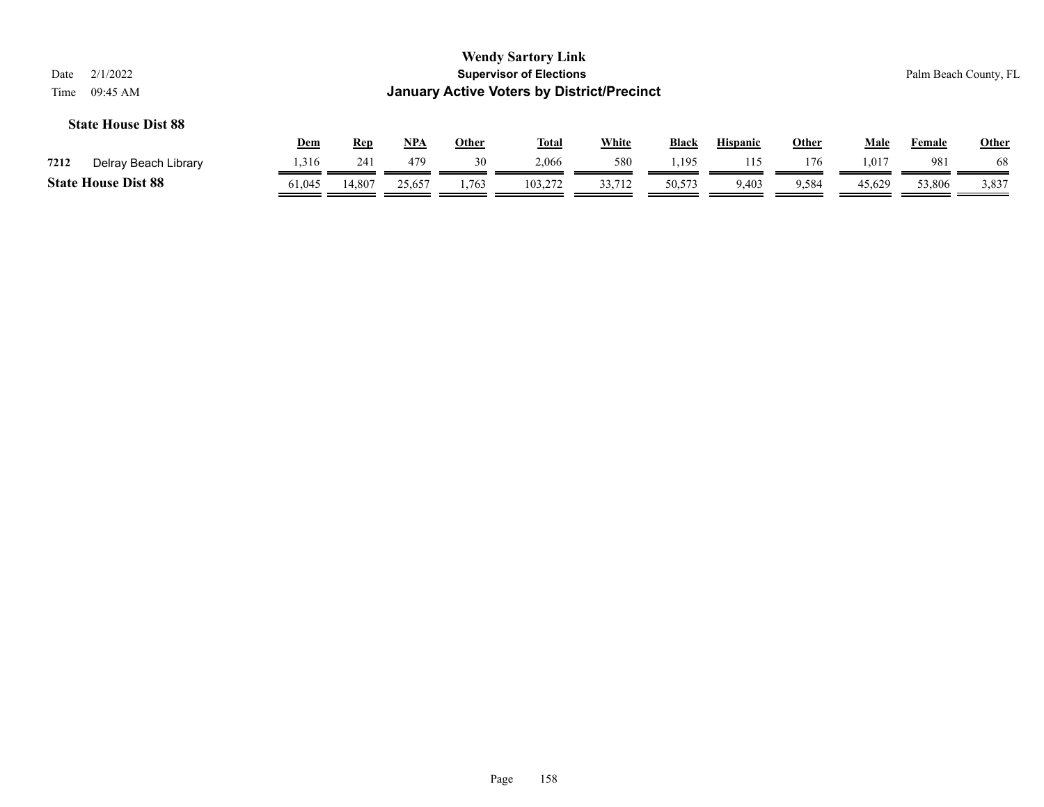**State House Dist 88**

| | | Dem | Rep | NPA | Other | Total | White | Black | Hispanic | Other | Male | Female | Other |
|---|---|---|---|---|---|---|---|---|---|---|---|---|---|
| 7212 | Delray Beach Library | 1,316 | 241 | 479 | 30 | 2,066 | 580 | 1,195 | 115 | 176 | 1,017 | 981 | 68 |
| **State House Dist 88** | | 61,045 | 14,807 | 25,657 | 1,763 | 103,272 | 33,712 | 50,573 | 9,403 | 9,584 | 45,629 | 53,806 | 3,837 |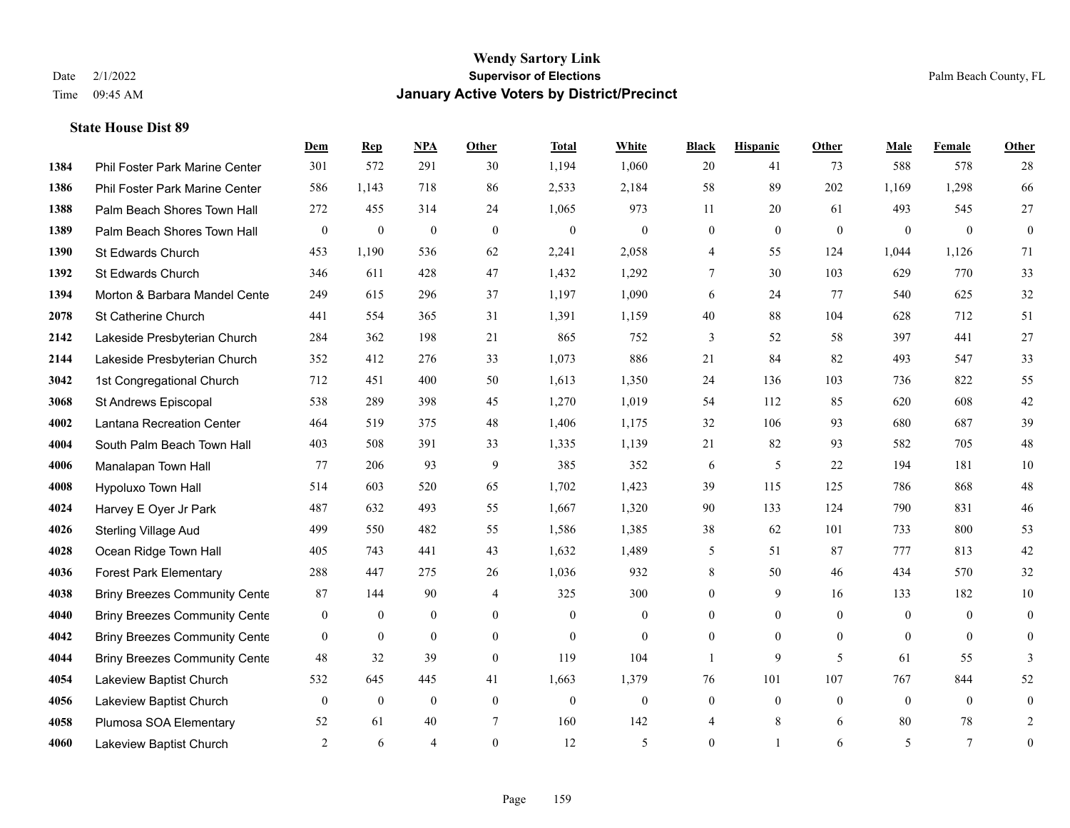# Wendy Sartory Link
## Supervisor of Elections
## January Active Voters by District/Precinct

Date 2/1/2022
Time 09:45 AM

Palm Beach County, FL

### State House Dist 89

| | | Dem | Rep | NPA | Other | Total | White | Black | Hispanic | Other | Male | Female | Other |
|---|---|---|---|---|---|---|---|---|---|---|---|---|---|
| 1384 | Phil Foster Park Marine Center | 301 | 572 | 291 | 30 | 1,194 | 1,060 | 20 | 41 | 73 | 588 | 578 | 28 |
| 1386 | Phil Foster Park Marine Center | 586 | 1,143 | 718 | 86 | 2,533 | 2,184 | 58 | 89 | 202 | 1,169 | 1,298 | 66 |
| 1388 | Palm Beach Shores Town Hall | 272 | 455 | 314 | 24 | 1,065 | 973 | 11 | 20 | 61 | 493 | 545 | 27 |
| 1389 | Palm Beach Shores Town Hall | 0 | 0 | 0 | 0 | 0 | 0 | 0 | 0 | 0 | 0 | 0 | 0 |
| 1390 | St Edwards Church | 453 | 1,190 | 536 | 62 | 2,241 | 2,058 | 4 | 55 | 124 | 1,044 | 1,126 | 71 |
| 1392 | St Edwards Church | 346 | 611 | 428 | 47 | 1,432 | 1,292 | 7 | 30 | 103 | 629 | 770 | 33 |
| 1394 | Morton & Barbara Mandel Cente | 249 | 615 | 296 | 37 | 1,197 | 1,090 | 6 | 24 | 77 | 540 | 625 | 32 |
| 2078 | St Catherine Church | 441 | 554 | 365 | 31 | 1,391 | 1,159 | 40 | 88 | 104 | 628 | 712 | 51 |
| 2142 | Lakeside Presbyterian Church | 284 | 362 | 198 | 21 | 865 | 752 | 3 | 52 | 58 | 397 | 441 | 27 |
| 2144 | Lakeside Presbyterian Church | 352 | 412 | 276 | 33 | 1,073 | 886 | 21 | 84 | 82 | 493 | 547 | 33 |
| 3042 | 1st Congregational Church | 712 | 451 | 400 | 50 | 1,613 | 1,350 | 24 | 136 | 103 | 736 | 822 | 55 |
| 3068 | St Andrews Episcopal | 538 | 289 | 398 | 45 | 1,270 | 1,019 | 54 | 112 | 85 | 620 | 608 | 42 |
| 4002 | Lantana Recreation Center | 464 | 519 | 375 | 48 | 1,406 | 1,175 | 32 | 106 | 93 | 680 | 687 | 39 |
| 4004 | South Palm Beach Town Hall | 403 | 508 | 391 | 33 | 1,335 | 1,139 | 21 | 82 | 93 | 582 | 705 | 48 |
| 4006 | Manalapan Town Hall | 77 | 206 | 93 | 9 | 385 | 352 | 6 | 5 | 22 | 194 | 181 | 10 |
| 4008 | Hypoluxo Town Hall | 514 | 603 | 520 | 65 | 1,702 | 1,423 | 39 | 115 | 125 | 786 | 868 | 48 |
| 4024 | Harvey E Oyer Jr Park | 487 | 632 | 493 | 55 | 1,667 | 1,320 | 90 | 133 | 124 | 790 | 831 | 46 |
| 4026 | Sterling Village Aud | 499 | 550 | 482 | 55 | 1,586 | 1,385 | 38 | 62 | 101 | 733 | 800 | 53 |
| 4028 | Ocean Ridge Town Hall | 405 | 743 | 441 | 43 | 1,632 | 1,489 | 5 | 51 | 87 | 777 | 813 | 42 |
| 4036 | Forest Park Elementary | 288 | 447 | 275 | 26 | 1,036 | 932 | 8 | 50 | 46 | 434 | 570 | 32 |
| 4038 | Briny Breezes Community Cente | 87 | 144 | 90 | 4 | 325 | 300 | 0 | 9 | 16 | 133 | 182 | 10 |
| 4040 | Briny Breezes Community Cente | 0 | 0 | 0 | 0 | 0 | 0 | 0 | 0 | 0 | 0 | 0 | 0 |
| 4042 | Briny Breezes Community Cente | 0 | 0 | 0 | 0 | 0 | 0 | 0 | 0 | 0 | 0 | 0 | 0 |
| 4044 | Briny Breezes Community Cente | 48 | 32 | 39 | 0 | 119 | 104 | 1 | 9 | 5 | 61 | 55 | 3 |
| 4054 | Lakeview Baptist Church | 532 | 645 | 445 | 41 | 1,663 | 1,379 | 76 | 101 | 107 | 767 | 844 | 52 |
| 4056 | Lakeview Baptist Church | 0 | 0 | 0 | 0 | 0 | 0 | 0 | 0 | 0 | 0 | 0 | 0 |
| 4058 | Plumosa SOA Elementary | 52 | 61 | 40 | 7 | 160 | 142 | 4 | 8 | 6 | 80 | 78 | 2 |
| 4060 | Lakeview Baptist Church | 2 | 6 | 4 | 0 | 12 | 5 | 0 | 1 | 6 | 5 | 7 | 0 |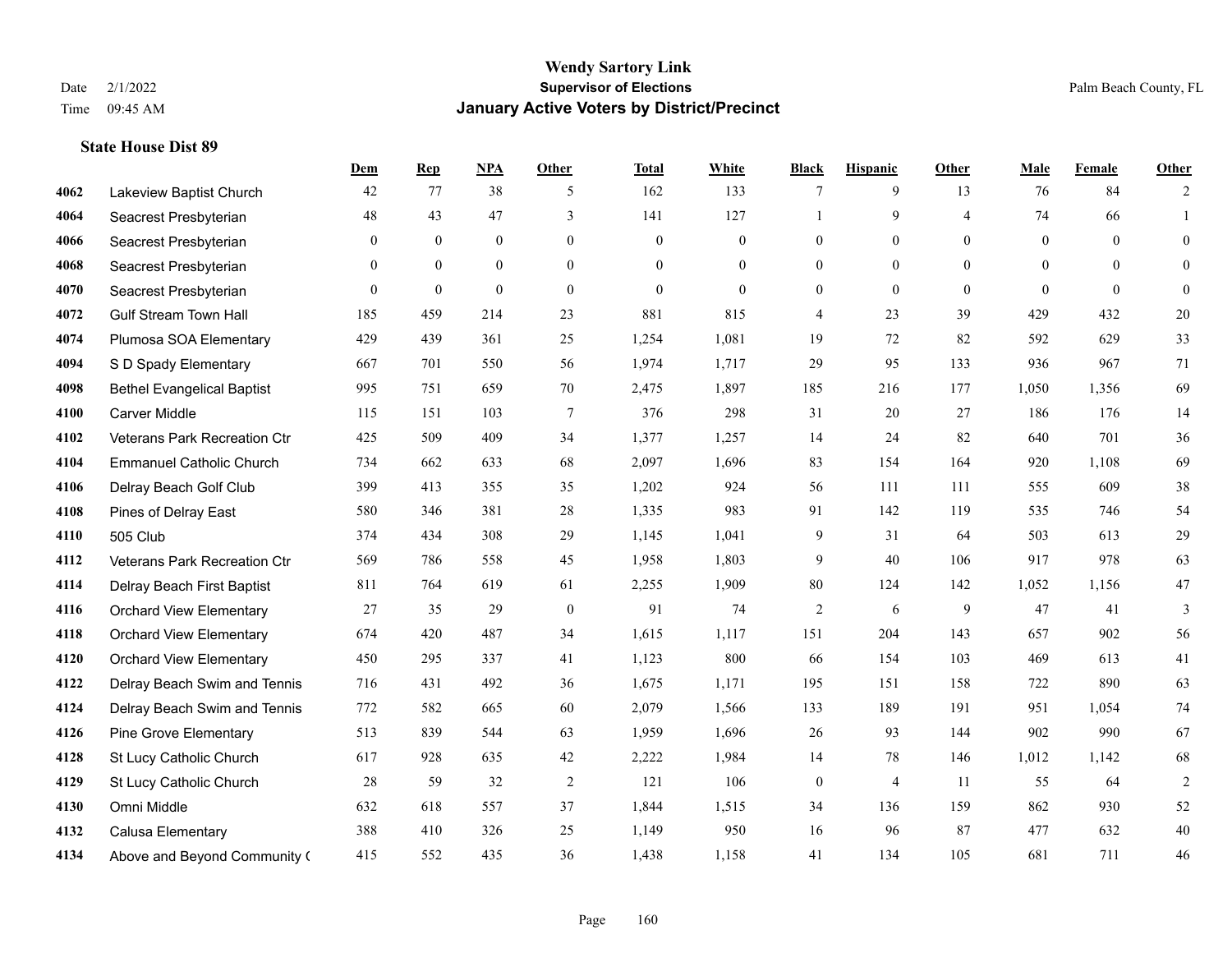# Wendy Sartory Link
## Supervisor of Elections
## January Active Voters by District/Precinct

Date 2/1/2022
Time 09:45 AM

Palm Beach County, FL

### State House Dist 89

| | | Dem | Rep | NPA | Other | Total | White | Black | Hispanic | Other | Male | Female | Other |
|---|---|---|---|---|---|---|---|---|---|---|---|---|---|
| 4062 | Lakeview Baptist Church | 42 | 77 | 38 | 5 | 162 | 133 | 7 | 9 | 13 | 76 | 84 | 2 |
| 4064 | Seacrest Presbyterian | 48 | 43 | 47 | 3 | 141 | 127 | 1 | 9 | 4 | 74 | 66 | 1 |
| 4066 | Seacrest Presbyterian | 0 | 0 | 0 | 0 | 0 | 0 | 0 | 0 | 0 | 0 | 0 | 0 |
| 4068 | Seacrest Presbyterian | 0 | 0 | 0 | 0 | 0 | 0 | 0 | 0 | 0 | 0 | 0 | 0 |
| 4070 | Seacrest Presbyterian | 0 | 0 | 0 | 0 | 0 | 0 | 0 | 0 | 0 | 0 | 0 | 0 |
| 4072 | Gulf Stream Town Hall | 185 | 459 | 214 | 23 | 881 | 815 | 4 | 23 | 39 | 429 | 432 | 20 |
| 4074 | Plumosa SOA Elementary | 429 | 439 | 361 | 25 | 1,254 | 1,081 | 19 | 72 | 82 | 592 | 629 | 33 |
| 4094 | S D Spady Elementary | 667 | 701 | 550 | 56 | 1,974 | 1,717 | 29 | 95 | 133 | 936 | 967 | 71 |
| 4098 | Bethel Evangelical Baptist | 995 | 751 | 659 | 70 | 2,475 | 1,897 | 185 | 216 | 177 | 1,050 | 1,356 | 69 |
| 4100 | Carver Middle | 115 | 151 | 103 | 7 | 376 | 298 | 31 | 20 | 27 | 186 | 176 | 14 |
| 4102 | Veterans Park Recreation Ctr | 425 | 509 | 409 | 34 | 1,377 | 1,257 | 14 | 24 | 82 | 640 | 701 | 36 |
| 4104 | Emmanuel Catholic Church | 734 | 662 | 633 | 68 | 2,097 | 1,696 | 83 | 154 | 164 | 920 | 1,108 | 69 |
| 4106 | Delray Beach Golf Club | 399 | 413 | 355 | 35 | 1,202 | 924 | 56 | 111 | 111 | 555 | 609 | 38 |
| 4108 | Pines of Delray East | 580 | 346 | 381 | 28 | 1,335 | 983 | 91 | 142 | 119 | 535 | 746 | 54 |
| 4110 | 505 Club | 374 | 434 | 308 | 29 | 1,145 | 1,041 | 9 | 31 | 64 | 503 | 613 | 29 |
| 4112 | Veterans Park Recreation Ctr | 569 | 786 | 558 | 45 | 1,958 | 1,803 | 9 | 40 | 106 | 917 | 978 | 63 |
| 4114 | Delray Beach First Baptist | 811 | 764 | 619 | 61 | 2,255 | 1,909 | 80 | 124 | 142 | 1,052 | 1,156 | 47 |
| 4116 | Orchard View Elementary | 27 | 35 | 29 | 0 | 91 | 74 | 2 | 6 | 9 | 47 | 41 | 3 |
| 4118 | Orchard View Elementary | 674 | 420 | 487 | 34 | 1,615 | 1,117 | 151 | 204 | 143 | 657 | 902 | 56 |
| 4120 | Orchard View Elementary | 450 | 295 | 337 | 41 | 1,123 | 800 | 66 | 154 | 103 | 469 | 613 | 41 |
| 4122 | Delray Beach Swim and Tennis | 716 | 431 | 492 | 36 | 1,675 | 1,171 | 195 | 151 | 158 | 722 | 890 | 63 |
| 4124 | Delray Beach Swim and Tennis | 772 | 582 | 665 | 60 | 2,079 | 1,566 | 133 | 189 | 191 | 951 | 1,054 | 74 |
| 4126 | Pine Grove Elementary | 513 | 839 | 544 | 63 | 1,959 | 1,696 | 26 | 93 | 144 | 902 | 990 | 67 |
| 4128 | St Lucy Catholic Church | 617 | 928 | 635 | 42 | 2,222 | 1,984 | 14 | 78 | 146 | 1,012 | 1,142 | 68 |
| 4129 | St Lucy Catholic Church | 28 | 59 | 32 | 2 | 121 | 106 | 0 | 4 | 11 | 55 | 64 | 2 |
| 4130 | Omni Middle | 632 | 618 | 557 | 37 | 1,844 | 1,515 | 34 | 136 | 159 | 862 | 930 | 52 |
| 4132 | Calusa Elementary | 388 | 410 | 326 | 25 | 1,149 | 950 | 16 | 96 | 87 | 477 | 632 | 40 |
| 4134 | Above and Beyond Community ( | 415 | 552 | 435 | 36 | 1,438 | 1,158 | 41 | 134 | 105 | 681 | 711 | 46 |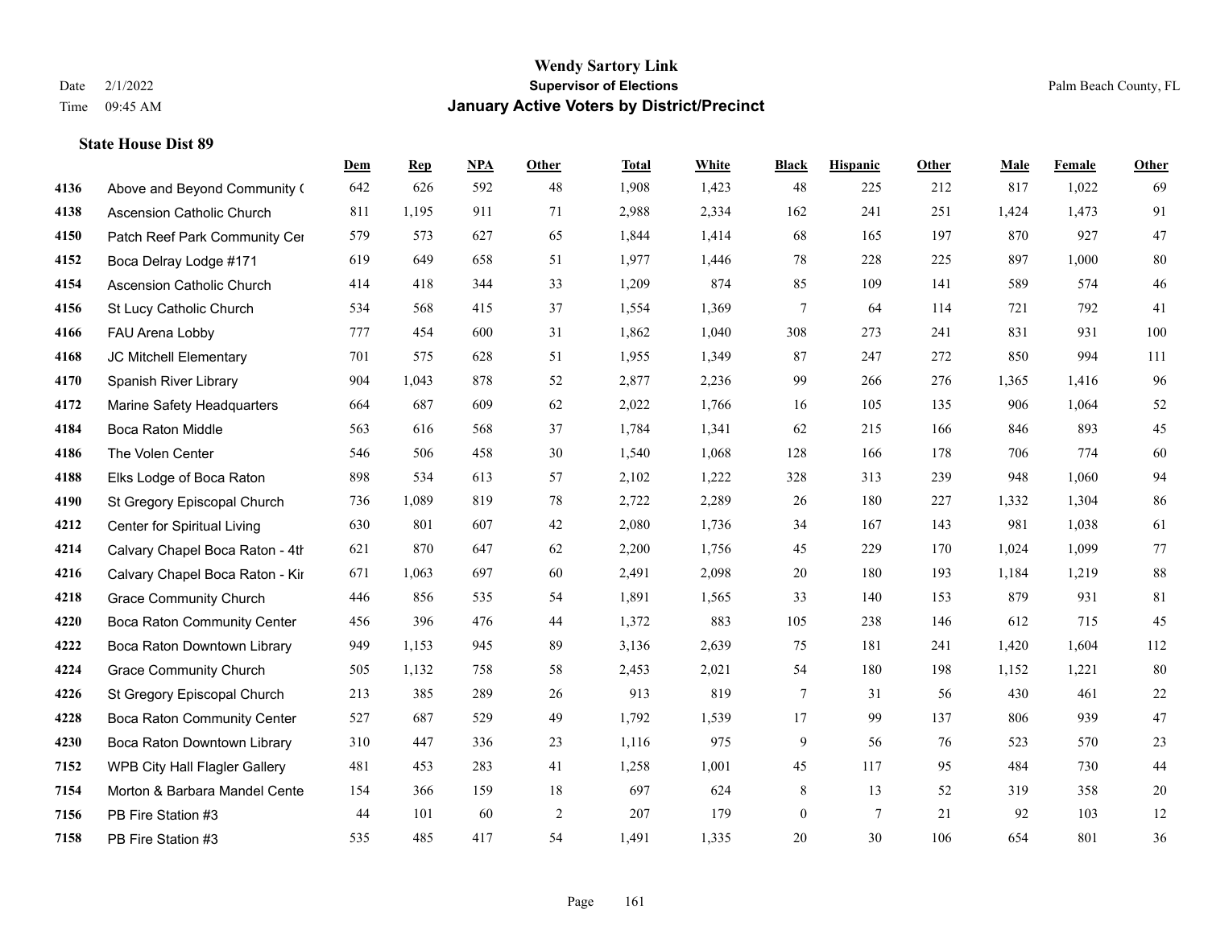# Wendy Sartory Link

**Supervisor of Elections**

**January Active Voters by District/Precinct**

Date 2/1/2022
Time 09:45 AM

Palm Beach County, FL

### State House Dist 89

| | | Dem | Rep | NPA | Other | Total | White | Black | Hispanic | Other | Male | Female | Other |
|---|---|---|---|---|---|---|---|---|---|---|---|---|---|
| 4136 | Above and Beyond Community ( | 642 | 626 | 592 | 48 | 1,908 | 1,423 | 48 | 225 | 212 | 817 | 1,022 | 69 |
| 4138 | Ascension Catholic Church | 811 | 1,195 | 911 | 71 | 2,988 | 2,334 | 162 | 241 | 251 | 1,424 | 1,473 | 91 |
| 4150 | Patch Reef Park Community Cer | 579 | 573 | 627 | 65 | 1,844 | 1,414 | 68 | 165 | 197 | 870 | 927 | 47 |
| 4152 | Boca Delray Lodge #171 | 619 | 649 | 658 | 51 | 1,977 | 1,446 | 78 | 228 | 225 | 897 | 1,000 | 80 |
| 4154 | Ascension Catholic Church | 414 | 418 | 344 | 33 | 1,209 | 874 | 85 | 109 | 141 | 589 | 574 | 46 |
| 4156 | St Lucy Catholic Church | 534 | 568 | 415 | 37 | 1,554 | 1,369 | 7 | 64 | 114 | 721 | 792 | 41 |
| 4166 | FAU Arena Lobby | 777 | 454 | 600 | 31 | 1,862 | 1,040 | 308 | 273 | 241 | 831 | 931 | 100 |
| 4168 | JC Mitchell Elementary | 701 | 575 | 628 | 51 | 1,955 | 1,349 | 87 | 247 | 272 | 850 | 994 | 111 |
| 4170 | Spanish River Library | 904 | 1,043 | 878 | 52 | 2,877 | 2,236 | 99 | 266 | 276 | 1,365 | 1,416 | 96 |
| 4172 | Marine Safety Headquarters | 664 | 687 | 609 | 62 | 2,022 | 1,766 | 16 | 105 | 135 | 906 | 1,064 | 52 |
| 4184 | Boca Raton Middle | 563 | 616 | 568 | 37 | 1,784 | 1,341 | 62 | 215 | 166 | 846 | 893 | 45 |
| 4186 | The Volen Center | 546 | 506 | 458 | 30 | 1,540 | 1,068 | 128 | 166 | 178 | 706 | 774 | 60 |
| 4188 | Elks Lodge of Boca Raton | 898 | 534 | 613 | 57 | 2,102 | 1,222 | 328 | 313 | 239 | 948 | 1,060 | 94 |
| 4190 | St Gregory Episcopal Church | 736 | 1,089 | 819 | 78 | 2,722 | 2,289 | 26 | 180 | 227 | 1,332 | 1,304 | 86 |
| 4212 | Center for Spiritual Living | 630 | 801 | 607 | 42 | 2,080 | 1,736 | 34 | 167 | 143 | 981 | 1,038 | 61 |
| 4214 | Calvary Chapel Boca Raton - 4th | 621 | 870 | 647 | 62 | 2,200 | 1,756 | 45 | 229 | 170 | 1,024 | 1,099 | 77 |
| 4216 | Calvary Chapel Boca Raton - Kir | 671 | 1,063 | 697 | 60 | 2,491 | 2,098 | 20 | 180 | 193 | 1,184 | 1,219 | 88 |
| 4218 | Grace Community Church | 446 | 856 | 535 | 54 | 1,891 | 1,565 | 33 | 140 | 153 | 879 | 931 | 81 |
| 4220 | Boca Raton Community Center | 456 | 396 | 476 | 44 | 1,372 | 883 | 105 | 238 | 146 | 612 | 715 | 45 |
| 4222 | Boca Raton Downtown Library | 949 | 1,153 | 945 | 89 | 3,136 | 2,639 | 75 | 181 | 241 | 1,420 | 1,604 | 112 |
| 4224 | Grace Community Church | 505 | 1,132 | 758 | 58 | 2,453 | 2,021 | 54 | 180 | 198 | 1,152 | 1,221 | 80 |
| 4226 | St Gregory Episcopal Church | 213 | 385 | 289 | 26 | 913 | 819 | 7 | 31 | 56 | 430 | 461 | 22 |
| 4228 | Boca Raton Community Center | 527 | 687 | 529 | 49 | 1,792 | 1,539 | 17 | 99 | 137 | 806 | 939 | 47 |
| 4230 | Boca Raton Downtown Library | 310 | 447 | 336 | 23 | 1,116 | 975 | 9 | 56 | 76 | 523 | 570 | 23 |
| 7152 | WPB City Hall Flagler Gallery | 481 | 453 | 283 | 41 | 1,258 | 1,001 | 45 | 117 | 95 | 484 | 730 | 44 |
| 7154 | Morton & Barbara Mandel Cente | 154 | 366 | 159 | 18 | 697 | 624 | 8 | 13 | 52 | 319 | 358 | 20 |
| 7156 | PB Fire Station #3 | 44 | 101 | 60 | 2 | 207 | 179 | 0 | 7 | 21 | 92 | 103 | 12 |
| 7158 | PB Fire Station #3 | 535 | 485 | 417 | 54 | 1,491 | 1,335 | 20 | 30 | 106 | 654 | 801 | 36 |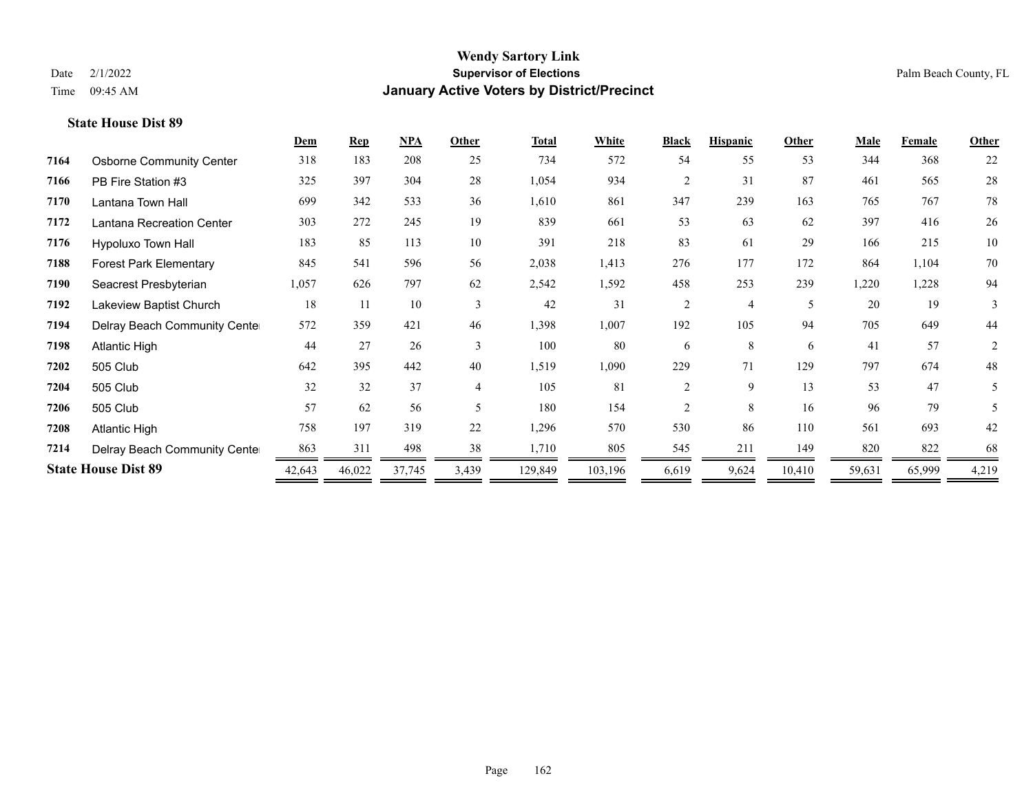**Wendy Sartory Link**
**Supervisor of Elections**
**January Active Voters by District/Precinct**

Date 2/1/2022
Time 09:45 AM
Palm Beach County, FL

### State House Dist 89

| | | Dem | Rep | NPA | Other | Total | White | Black | Hispanic | Other | Male | Female | Other |
|---|---|---|---|---|---|---|---|---|---|---|---|---|---|
| 7164 | Osborne Community Center | 318 | 183 | 208 | 25 | 734 | 572 | 54 | 55 | 53 | 344 | 368 | 22 |
| 7166 | PB Fire Station #3 | 325 | 397 | 304 | 28 | 1,054 | 934 | 2 | 31 | 87 | 461 | 565 | 28 |
| 7170 | Lantana Town Hall | 699 | 342 | 533 | 36 | 1,610 | 861 | 347 | 239 | 163 | 765 | 767 | 78 |
| 7172 | Lantana Recreation Center | 303 | 272 | 245 | 19 | 839 | 661 | 53 | 63 | 62 | 397 | 416 | 26 |
| 7176 | Hypoluxo Town Hall | 183 | 85 | 113 | 10 | 391 | 218 | 83 | 61 | 29 | 166 | 215 | 10 |
| 7188 | Forest Park Elementary | 845 | 541 | 596 | 56 | 2,038 | 1,413 | 276 | 177 | 172 | 864 | 1,104 | 70 |
| 7190 | Seacrest Presbyterian | 1,057 | 626 | 797 | 62 | 2,542 | 1,592 | 458 | 253 | 239 | 1,220 | 1,228 | 94 |
| 7192 | Lakeview Baptist Church | 18 | 11 | 10 | 3 | 42 | 31 | 2 | 4 | 5 | 20 | 19 | 3 |
| 7194 | Delray Beach Community Center | 572 | 359 | 421 | 46 | 1,398 | 1,007 | 192 | 105 | 94 | 705 | 649 | 44 |
| 7198 | Atlantic High | 44 | 27 | 26 | 3 | 100 | 80 | 6 | 8 | 6 | 41 | 57 | 2 |
| 7202 | 505 Club | 642 | 395 | 442 | 40 | 1,519 | 1,090 | 229 | 71 | 129 | 797 | 674 | 48 |
| 7204 | 505 Club | 32 | 32 | 37 | 4 | 105 | 81 | 2 | 9 | 13 | 53 | 47 | 5 |
| 7206 | 505 Club | 57 | 62 | 56 | 5 | 180 | 154 | 2 | 8 | 16 | 96 | 79 | 5 |
| 7208 | Atlantic High | 758 | 197 | 319 | 22 | 1,296 | 570 | 530 | 86 | 110 | 561 | 693 | 42 |
| 7214 | Delray Beach Community Center | 863 | 311 | 498 | 38 | 1,710 | 805 | 545 | 211 | 149 | 820 | 822 | 68 |
| **State House Dist 89** | | 42,643 | 46,022 | 37,745 | 3,439 | 129,849 | 103,196 | 6,619 | 9,624 | 10,410 | 59,631 | 65,999 | 4,219 |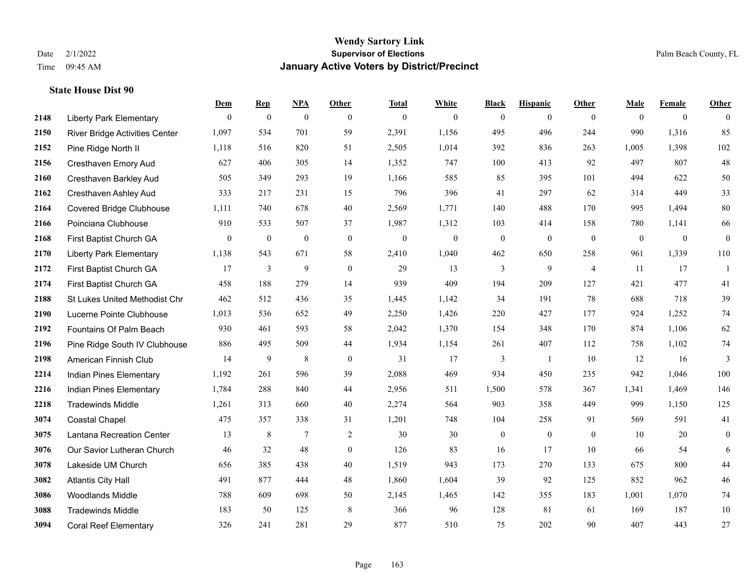# Wendy Sartory Link
## Supervisor of Elections
## January Active Voters by District/Precinct

Date 2/1/2022
Time 09:45 AM

Palm Beach County, FL

### State House Dist 90

| | | Dem | Rep | NPA | Other | Total | White | Black | Hispanic | Other | Male | Female | Other |
|---|---|---|---|---|---|---|---|---|---|---|---|---|---|
| 2148 | Liberty Park Elementary | 0 | 0 | 0 | 0 | 0 | 0 | 0 | 0 | 0 | 0 | 0 | 0 |
| 2150 | River Bridge Activities Center | 1,097 | 534 | 701 | 59 | 2,391 | 1,156 | 495 | 496 | 244 | 990 | 1,316 | 85 |
| 2152 | Pine Ridge North II | 1,118 | 516 | 820 | 51 | 2,505 | 1,014 | 392 | 836 | 263 | 1,005 | 1,398 | 102 |
| 2156 | Cresthaven Emory Aud | 627 | 406 | 305 | 14 | 1,352 | 747 | 100 | 413 | 92 | 497 | 807 | 48 |
| 2160 | Cresthaven Barkley Aud | 505 | 349 | 293 | 19 | 1,166 | 585 | 85 | 395 | 101 | 494 | 622 | 50 |
| 2162 | Cresthaven Ashley Aud | 333 | 217 | 231 | 15 | 796 | 396 | 41 | 297 | 62 | 314 | 449 | 33 |
| 2164 | Covered Bridge Clubhouse | 1,111 | 740 | 678 | 40 | 2,569 | 1,771 | 140 | 488 | 170 | 995 | 1,494 | 80 |
| 2166 | Poinciana Clubhouse | 910 | 533 | 507 | 37 | 1,987 | 1,312 | 103 | 414 | 158 | 780 | 1,141 | 66 |
| 2168 | First Baptist Church GA | 0 | 0 | 0 | 0 | 0 | 0 | 0 | 0 | 0 | 0 | 0 | 0 |
| 2170 | Liberty Park Elementary | 1,138 | 543 | 671 | 58 | 2,410 | 1,040 | 462 | 650 | 258 | 961 | 1,339 | 110 |
| 2172 | First Baptist Church GA | 17 | 3 | 9 | 0 | 29 | 13 | 3 | 9 | 4 | 11 | 17 | 1 |
| 2174 | First Baptist Church GA | 458 | 188 | 279 | 14 | 939 | 409 | 194 | 209 | 127 | 421 | 477 | 41 |
| 2188 | St Lukes United Methodist Chr | 462 | 512 | 436 | 35 | 1,445 | 1,142 | 34 | 191 | 78 | 688 | 718 | 39 |
| 2190 | Lucerne Pointe Clubhouse | 1,013 | 536 | 652 | 49 | 2,250 | 1,426 | 220 | 427 | 177 | 924 | 1,252 | 74 |
| 2192 | Fountains Of Palm Beach | 930 | 461 | 593 | 58 | 2,042 | 1,370 | 154 | 348 | 170 | 874 | 1,106 | 62 |
| 2196 | Pine Ridge South IV Clubhouse | 886 | 495 | 509 | 44 | 1,934 | 1,154 | 261 | 407 | 112 | 758 | 1,102 | 74 |
| 2198 | American Finnish Club | 14 | 9 | 8 | 0 | 31 | 17 | 3 | 1 | 10 | 12 | 16 | 3 |
| 2214 | Indian Pines Elementary | 1,192 | 261 | 596 | 39 | 2,088 | 469 | 934 | 450 | 235 | 942 | 1,046 | 100 |
| 2216 | Indian Pines Elementary | 1,784 | 288 | 840 | 44 | 2,956 | 511 | 1,500 | 578 | 367 | 1,341 | 1,469 | 146 |
| 2218 | Tradewinds Middle | 1,261 | 313 | 660 | 40 | 2,274 | 564 | 903 | 358 | 449 | 999 | 1,150 | 125 |
| 3074 | Coastal Chapel | 475 | 357 | 338 | 31 | 1,201 | 748 | 104 | 258 | 91 | 569 | 591 | 41 |
| 3075 | Lantana Recreation Center | 13 | 8 | 7 | 2 | 30 | 30 | 0 | 0 | 0 | 10 | 20 | 0 |
| 3076 | Our Savior Lutheran Church | 46 | 32 | 48 | 0 | 126 | 83 | 16 | 17 | 10 | 66 | 54 | 6 |
| 3078 | Lakeside UM Church | 656 | 385 | 438 | 40 | 1,519 | 943 | 173 | 270 | 133 | 675 | 800 | 44 |
| 3082 | Atlantis City Hall | 491 | 877 | 444 | 48 | 1,860 | 1,604 | 39 | 92 | 125 | 852 | 962 | 46 |
| 3086 | Woodlands Middle | 788 | 609 | 698 | 50 | 2,145 | 1,465 | 142 | 355 | 183 | 1,001 | 1,070 | 74 |
| 3088 | Tradewinds Middle | 183 | 50 | 125 | 8 | 366 | 96 | 128 | 81 | 61 | 169 | 187 | 10 |
| 3094 | Coral Reef Elementary | 326 | 241 | 281 | 29 | 877 | 510 | 75 | 202 | 90 | 407 | 443 | 27 |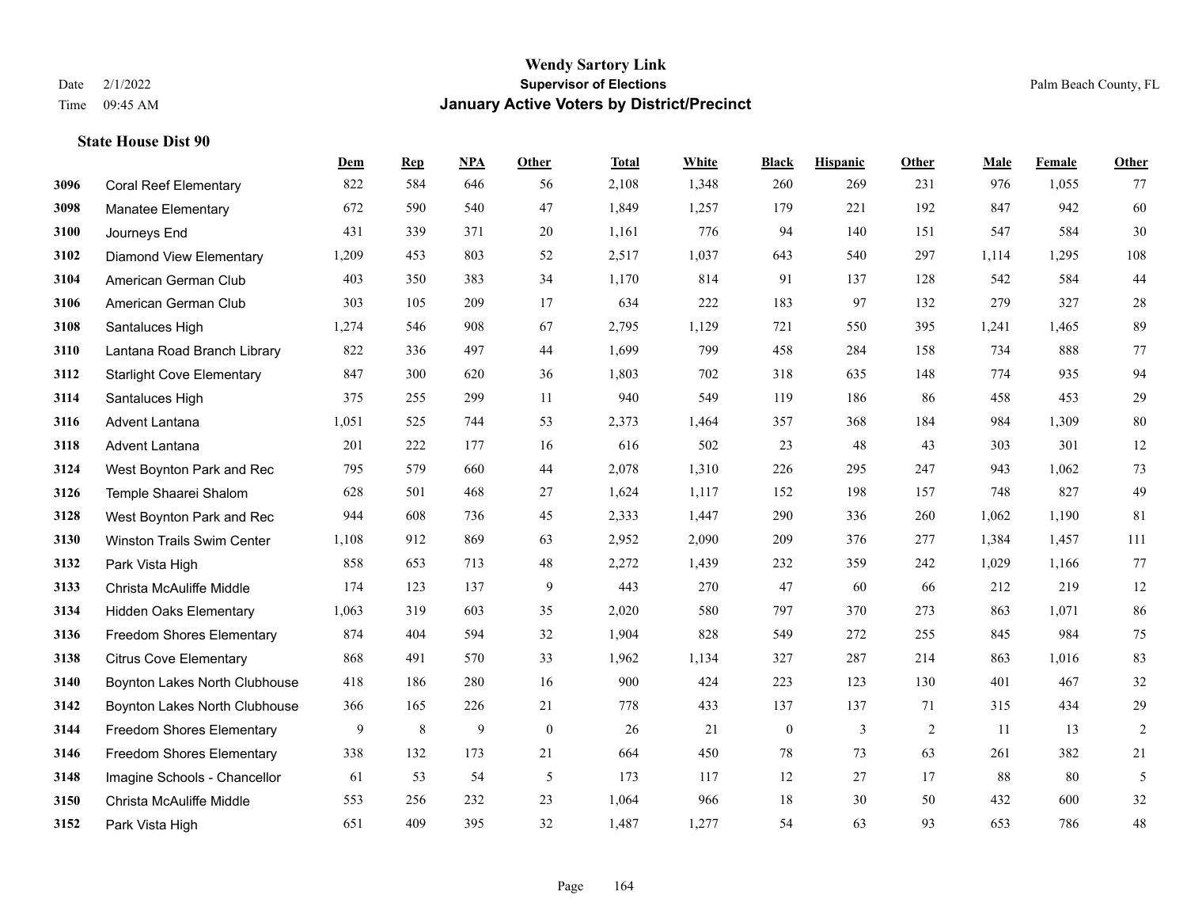# Wendy Sartory Link
## Supervisor of Elections
## January Active Voters by District/Precinct

Date 2/1/2022
Time 09:45 AM

Palm Beach County, FL

### State House Dist 90

| | | Dem | Rep | NPA | Other | Total | White | Black | Hispanic | Other | Male | Female | Other |
|---|---|---|---|---|---|---|---|---|---|---|---|---|---|
| 3096 | Coral Reef Elementary | 822 | 584 | 646 | 56 | 2,108 | 1,348 | 260 | 269 | 231 | 976 | 1,055 | 77 |
| 3098 | Manatee Elementary | 672 | 590 | 540 | 47 | 1,849 | 1,257 | 179 | 221 | 192 | 847 | 942 | 60 |
| 3100 | Journeys End | 431 | 339 | 371 | 20 | 1,161 | 776 | 94 | 140 | 151 | 547 | 584 | 30 |
| 3102 | Diamond View Elementary | 1,209 | 453 | 803 | 52 | 2,517 | 1,037 | 643 | 540 | 297 | 1,114 | 1,295 | 108 |
| 3104 | American German Club | 403 | 350 | 383 | 34 | 1,170 | 814 | 91 | 137 | 128 | 542 | 584 | 44 |
| 3106 | American German Club | 303 | 105 | 209 | 17 | 634 | 222 | 183 | 97 | 132 | 279 | 327 | 28 |
| 3108 | Santaluces High | 1,274 | 546 | 908 | 67 | 2,795 | 1,129 | 721 | 550 | 395 | 1,241 | 1,465 | 89 |
| 3110 | Lantana Road Branch Library | 822 | 336 | 497 | 44 | 1,699 | 799 | 458 | 284 | 158 | 734 | 888 | 77 |
| 3112 | Starlight Cove Elementary | 847 | 300 | 620 | 36 | 1,803 | 702 | 318 | 635 | 148 | 774 | 935 | 94 |
| 3114 | Santaluces High | 375 | 255 | 299 | 11 | 940 | 549 | 119 | 186 | 86 | 458 | 453 | 29 |
| 3116 | Advent Lantana | 1,051 | 525 | 744 | 53 | 2,373 | 1,464 | 357 | 368 | 184 | 984 | 1,309 | 80 |
| 3118 | Advent Lantana | 201 | 222 | 177 | 16 | 616 | 502 | 23 | 48 | 43 | 303 | 301 | 12 |
| 3124 | West Boynton Park and Rec | 795 | 579 | 660 | 44 | 2,078 | 1,310 | 226 | 295 | 247 | 943 | 1,062 | 73 |
| 3126 | Temple Shaarei Shalom | 628 | 501 | 468 | 27 | 1,624 | 1,117 | 152 | 198 | 157 | 748 | 827 | 49 |
| 3128 | West Boynton Park and Rec | 944 | 608 | 736 | 45 | 2,333 | 1,447 | 290 | 336 | 260 | 1,062 | 1,190 | 81 |
| 3130 | Winston Trails Swim Center | 1,108 | 912 | 869 | 63 | 2,952 | 2,090 | 209 | 376 | 277 | 1,384 | 1,457 | 111 |
| 3132 | Park Vista High | 858 | 653 | 713 | 48 | 2,272 | 1,439 | 232 | 359 | 242 | 1,029 | 1,166 | 77 |
| 3133 | Christa McAuliffe Middle | 174 | 123 | 137 | 9 | 443 | 270 | 47 | 60 | 66 | 212 | 219 | 12 |
| 3134 | Hidden Oaks Elementary | 1,063 | 319 | 603 | 35 | 2,020 | 580 | 797 | 370 | 273 | 863 | 1,071 | 86 |
| 3136 | Freedom Shores Elementary | 874 | 404 | 594 | 32 | 1,904 | 828 | 549 | 272 | 255 | 845 | 984 | 75 |
| 3138 | Citrus Cove Elementary | 868 | 491 | 570 | 33 | 1,962 | 1,134 | 327 | 287 | 214 | 863 | 1,016 | 83 |
| 3140 | Boynton Lakes North Clubhouse | 418 | 186 | 280 | 16 | 900 | 424 | 223 | 123 | 130 | 401 | 467 | 32 |
| 3142 | Boynton Lakes North Clubhouse | 366 | 165 | 226 | 21 | 778 | 433 | 137 | 137 | 71 | 315 | 434 | 29 |
| 3144 | Freedom Shores Elementary | 9 | 8 | 9 | 0 | 26 | 21 | 0 | 3 | 2 | 11 | 13 | 2 |
| 3146 | Freedom Shores Elementary | 338 | 132 | 173 | 21 | 664 | 450 | 78 | 73 | 63 | 261 | 382 | 21 |
| 3148 | Imagine Schools - Chancellor | 61 | 53 | 54 | 5 | 173 | 117 | 12 | 27 | 17 | 88 | 80 | 5 |
| 3150 | Christa McAuliffe Middle | 553 | 256 | 232 | 23 | 1,064 | 966 | 18 | 30 | 50 | 432 | 600 | 32 |
| 3152 | Park Vista High | 651 | 409 | 395 | 32 | 1,487 | 1,277 | 54 | 63 | 93 | 653 | 786 | 48 |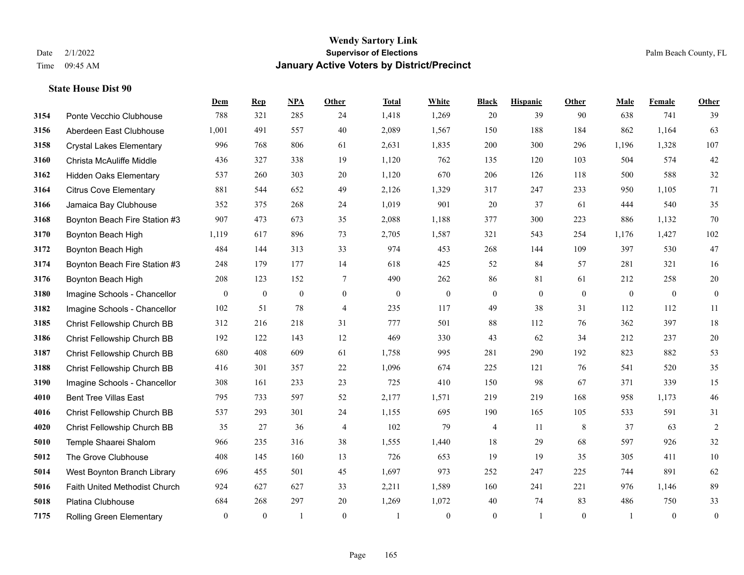# Wendy Sartory Link
## Supervisor of Elections
## January Active Voters by District/Precinct

Date 2/1/2022
Time 09:45 AM

Palm Beach County, FL

### State House Dist 90

| | | Dem | Rep | NPA | Other | Total | White | Black | Hispanic | Other | Male | Female | Other |
|---|---|---|---|---|---|---|---|---|---|---|---|---|---|
| 3154 | Ponte Vecchio Clubhouse | 788 | 321 | 285 | 24 | 1,418 | 1,269 | 20 | 39 | 90 | 638 | 741 | 39 |
| 3156 | Aberdeen East Clubhouse | 1,001 | 491 | 557 | 40 | 2,089 | 1,567 | 150 | 188 | 184 | 862 | 1,164 | 63 |
| 3158 | Crystal Lakes Elementary | 996 | 768 | 806 | 61 | 2,631 | 1,835 | 200 | 300 | 296 | 1,196 | 1,328 | 107 |
| 3160 | Christa McAuliffe Middle | 436 | 327 | 338 | 19 | 1,120 | 762 | 135 | 120 | 103 | 504 | 574 | 42 |
| 3162 | Hidden Oaks Elementary | 537 | 260 | 303 | 20 | 1,120 | 670 | 206 | 126 | 118 | 500 | 588 | 32 |
| 3164 | Citrus Cove Elementary | 881 | 544 | 652 | 49 | 2,126 | 1,329 | 317 | 247 | 233 | 950 | 1,105 | 71 |
| 3166 | Jamaica Bay Clubhouse | 352 | 375 | 268 | 24 | 1,019 | 901 | 20 | 37 | 61 | 444 | 540 | 35 |
| 3168 | Boynton Beach Fire Station #3 | 907 | 473 | 673 | 35 | 2,088 | 1,188 | 377 | 300 | 223 | 886 | 1,132 | 70 |
| 3170 | Boynton Beach High | 1,119 | 617 | 896 | 73 | 2,705 | 1,587 | 321 | 543 | 254 | 1,176 | 1,427 | 102 |
| 3172 | Boynton Beach High | 484 | 144 | 313 | 33 | 974 | 453 | 268 | 144 | 109 | 397 | 530 | 47 |
| 3174 | Boynton Beach Fire Station #3 | 248 | 179 | 177 | 14 | 618 | 425 | 52 | 84 | 57 | 281 | 321 | 16 |
| 3176 | Boynton Beach High | 208 | 123 | 152 | 7 | 490 | 262 | 86 | 81 | 61 | 212 | 258 | 20 |
| 3180 | Imagine Schools - Chancellor | 0 | 0 | 0 | 0 | 0 | 0 | 0 | 0 | 0 | 0 | 0 | 0 |
| 3182 | Imagine Schools - Chancellor | 102 | 51 | 78 | 4 | 235 | 117 | 49 | 38 | 31 | 112 | 112 | 11 |
| 3185 | Christ Fellowship Church BB | 312 | 216 | 218 | 31 | 777 | 501 | 88 | 112 | 76 | 362 | 397 | 18 |
| 3186 | Christ Fellowship Church BB | 192 | 122 | 143 | 12 | 469 | 330 | 43 | 62 | 34 | 212 | 237 | 20 |
| 3187 | Christ Fellowship Church BB | 680 | 408 | 609 | 61 | 1,758 | 995 | 281 | 290 | 192 | 823 | 882 | 53 |
| 3188 | Christ Fellowship Church BB | 416 | 301 | 357 | 22 | 1,096 | 674 | 225 | 121 | 76 | 541 | 520 | 35 |
| 3190 | Imagine Schools - Chancellor | 308 | 161 | 233 | 23 | 725 | 410 | 150 | 98 | 67 | 371 | 339 | 15 |
| 4010 | Bent Tree Villas East | 795 | 733 | 597 | 52 | 2,177 | 1,571 | 219 | 219 | 168 | 958 | 1,173 | 46 |
| 4016 | Christ Fellowship Church BB | 537 | 293 | 301 | 24 | 1,155 | 695 | 190 | 165 | 105 | 533 | 591 | 31 |
| 4020 | Christ Fellowship Church BB | 35 | 27 | 36 | 4 | 102 | 79 | 4 | 11 | 8 | 37 | 63 | 2 |
| 5010 | Temple Shaarei Shalom | 966 | 235 | 316 | 38 | 1,555 | 1,440 | 18 | 29 | 68 | 597 | 926 | 32 |
| 5012 | The Grove Clubhouse | 408 | 145 | 160 | 13 | 726 | 653 | 19 | 19 | 35 | 305 | 411 | 10 |
| 5014 | West Boynton Branch Library | 696 | 455 | 501 | 45 | 1,697 | 973 | 252 | 247 | 225 | 744 | 891 | 62 |
| 5016 | Faith United Methodist Church | 924 | 627 | 627 | 33 | 2,211 | 1,589 | 160 | 241 | 221 | 976 | 1,146 | 89 |
| 5018 | Platina Clubhouse | 684 | 268 | 297 | 20 | 1,269 | 1,072 | 40 | 74 | 83 | 486 | 750 | 33 |
| 7175 | Rolling Green Elementary | 0 | 0 | 1 | 0 | 1 | 0 | 0 | 1 | 0 | 1 | 0 | 0 |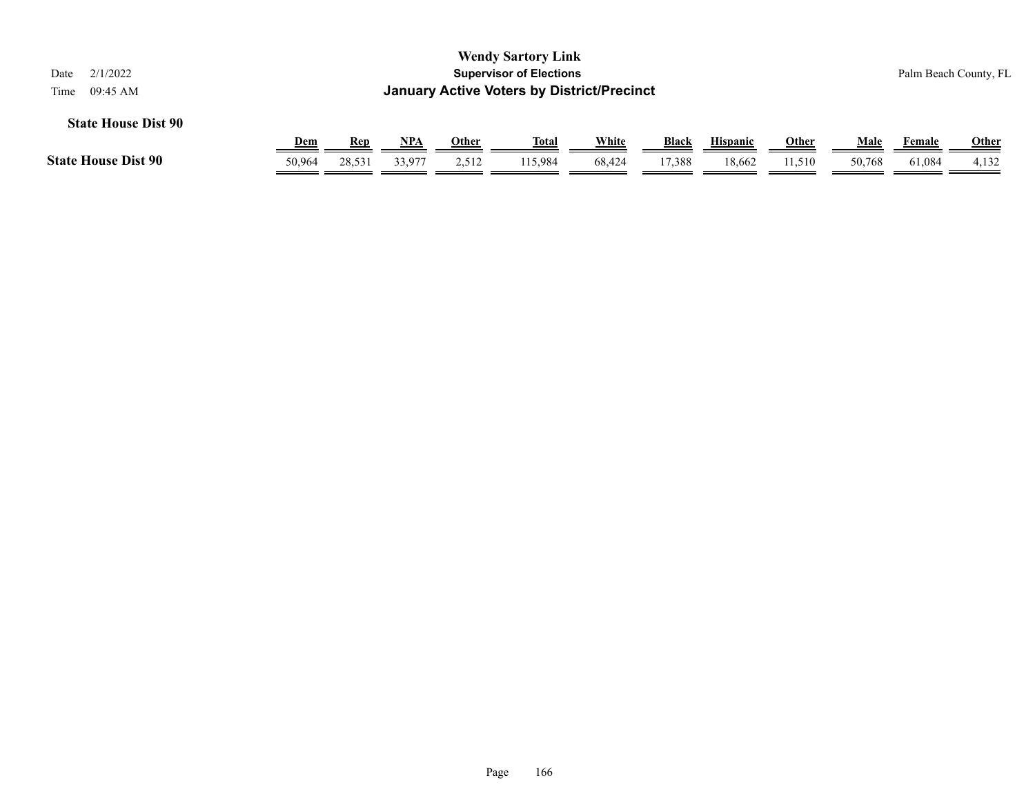Wendy Sartory Link

**Supervisor of Elections**

**January Active Voters by District/Precinct**

Date 2/1/2022

Time 09:45 AM

Palm Beach County, FL

**State House Dist 90**

| | Dem | Rep | NPA | Other | Total | White | Black | Hispanic | Other | Male | Female | Other |
|---|---|---|---|---|---|---|---|---|---|---|---|---|
| **State House Dist 90** | 50,964 | 28,531 | 33,977 | 2,512 | 115,984 | 68,424 | 17,388 | 18,662 | 11,510 | 50,768 | 61,084 | 4,132 |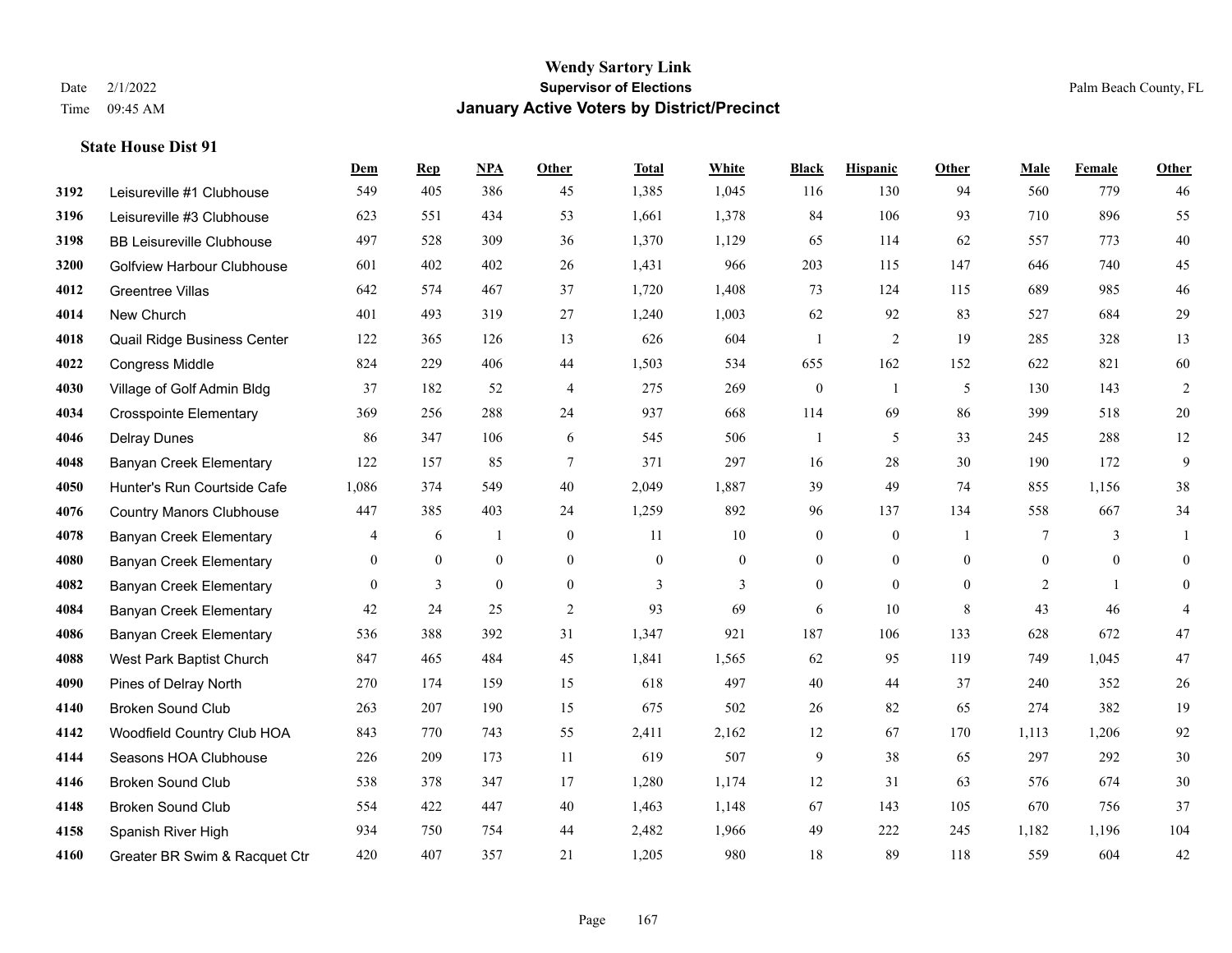# Wendy Sartory Link
## Supervisor of Elections
## January Active Voters by District/Precinct

Date 2/1/2022
Time 09:45 AM

Palm Beach County, FL

### State House Dist 91

| | | Dem | Rep | NPA | Other | Total | White | Black | Hispanic | Other | Male | Female | Other |
|---|---|---|---|---|---|---|---|---|---|---|---|---|---|
| 3192 | Leisureville #1 Clubhouse | 549 | 405 | 386 | 45 | 1,385 | 1,045 | 116 | 130 | 94 | 560 | 779 | 46 |
| 3196 | Leisureville #3 Clubhouse | 623 | 551 | 434 | 53 | 1,661 | 1,378 | 84 | 106 | 93 | 710 | 896 | 55 |
| 3198 | BB Leisureville Clubhouse | 497 | 528 | 309 | 36 | 1,370 | 1,129 | 65 | 114 | 62 | 557 | 773 | 40 |
| 3200 | Golfview Harbour Clubhouse | 601 | 402 | 402 | 26 | 1,431 | 966 | 203 | 115 | 147 | 646 | 740 | 45 |
| 4012 | Greentree Villas | 642 | 574 | 467 | 37 | 1,720 | 1,408 | 73 | 124 | 115 | 689 | 985 | 46 |
| 4014 | New Church | 401 | 493 | 319 | 27 | 1,240 | 1,003 | 62 | 92 | 83 | 527 | 684 | 29 |
| 4018 | Quail Ridge Business Center | 122 | 365 | 126 | 13 | 626 | 604 | 1 | 2 | 19 | 285 | 328 | 13 |
| 4022 | Congress Middle | 824 | 229 | 406 | 44 | 1,503 | 534 | 655 | 162 | 152 | 622 | 821 | 60 |
| 4030 | Village of Golf Admin Bldg | 37 | 182 | 52 | 4 | 275 | 269 | 0 | 1 | 5 | 130 | 143 | 2 |
| 4034 | Crosspointe Elementary | 369 | 256 | 288 | 24 | 937 | 668 | 114 | 69 | 86 | 399 | 518 | 20 |
| 4046 | Delray Dunes | 86 | 347 | 106 | 6 | 545 | 506 | 1 | 5 | 33 | 245 | 288 | 12 |
| 4048 | Banyan Creek Elementary | 122 | 157 | 85 | 7 | 371 | 297 | 16 | 28 | 30 | 190 | 172 | 9 |
| 4050 | Hunter's Run Courtside Cafe | 1,086 | 374 | 549 | 40 | 2,049 | 1,887 | 39 | 49 | 74 | 855 | 1,156 | 38 |
| 4076 | Country Manors Clubhouse | 447 | 385 | 403 | 24 | 1,259 | 892 | 96 | 137 | 134 | 558 | 667 | 34 |
| 4078 | Banyan Creek Elementary | 4 | 6 | 1 | 0 | 11 | 10 | 0 | 0 | 1 | 7 | 3 | 1 |
| 4080 | Banyan Creek Elementary | 0 | 0 | 0 | 0 | 0 | 0 | 0 | 0 | 0 | 0 | 0 | 0 |
| 4082 | Banyan Creek Elementary | 0 | 3 | 0 | 0 | 3 | 3 | 0 | 0 | 0 | 2 | 1 | 0 |
| 4084 | Banyan Creek Elementary | 42 | 24 | 25 | 2 | 93 | 69 | 6 | 10 | 8 | 43 | 46 | 4 |
| 4086 | Banyan Creek Elementary | 536 | 388 | 392 | 31 | 1,347 | 921 | 187 | 106 | 133 | 628 | 672 | 47 |
| 4088 | West Park Baptist Church | 847 | 465 | 484 | 45 | 1,841 | 1,565 | 62 | 95 | 119 | 749 | 1,045 | 47 |
| 4090 | Pines of Delray North | 270 | 174 | 159 | 15 | 618 | 497 | 40 | 44 | 37 | 240 | 352 | 26 |
| 4140 | Broken Sound Club | 263 | 207 | 190 | 15 | 675 | 502 | 26 | 82 | 65 | 274 | 382 | 19 |
| 4142 | Woodfield Country Club HOA | 843 | 770 | 743 | 55 | 2,411 | 2,162 | 12 | 67 | 170 | 1,113 | 1,206 | 92 |
| 4144 | Seasons HOA Clubhouse | 226 | 209 | 173 | 11 | 619 | 507 | 9 | 38 | 65 | 297 | 292 | 30 |
| 4146 | Broken Sound Club | 538 | 378 | 347 | 17 | 1,280 | 1,174 | 12 | 31 | 63 | 576 | 674 | 30 |
| 4148 | Broken Sound Club | 554 | 422 | 447 | 40 | 1,463 | 1,148 | 67 | 143 | 105 | 670 | 756 | 37 |
| 4158 | Spanish River High | 934 | 750 | 754 | 44 | 2,482 | 1,966 | 49 | 222 | 245 | 1,182 | 1,196 | 104 |
| 4160 | Greater BR Swim & Racquet Ctr | 420 | 407 | 357 | 21 | 1,205 | 980 | 18 | 89 | 118 | 559 | 604 | 42 |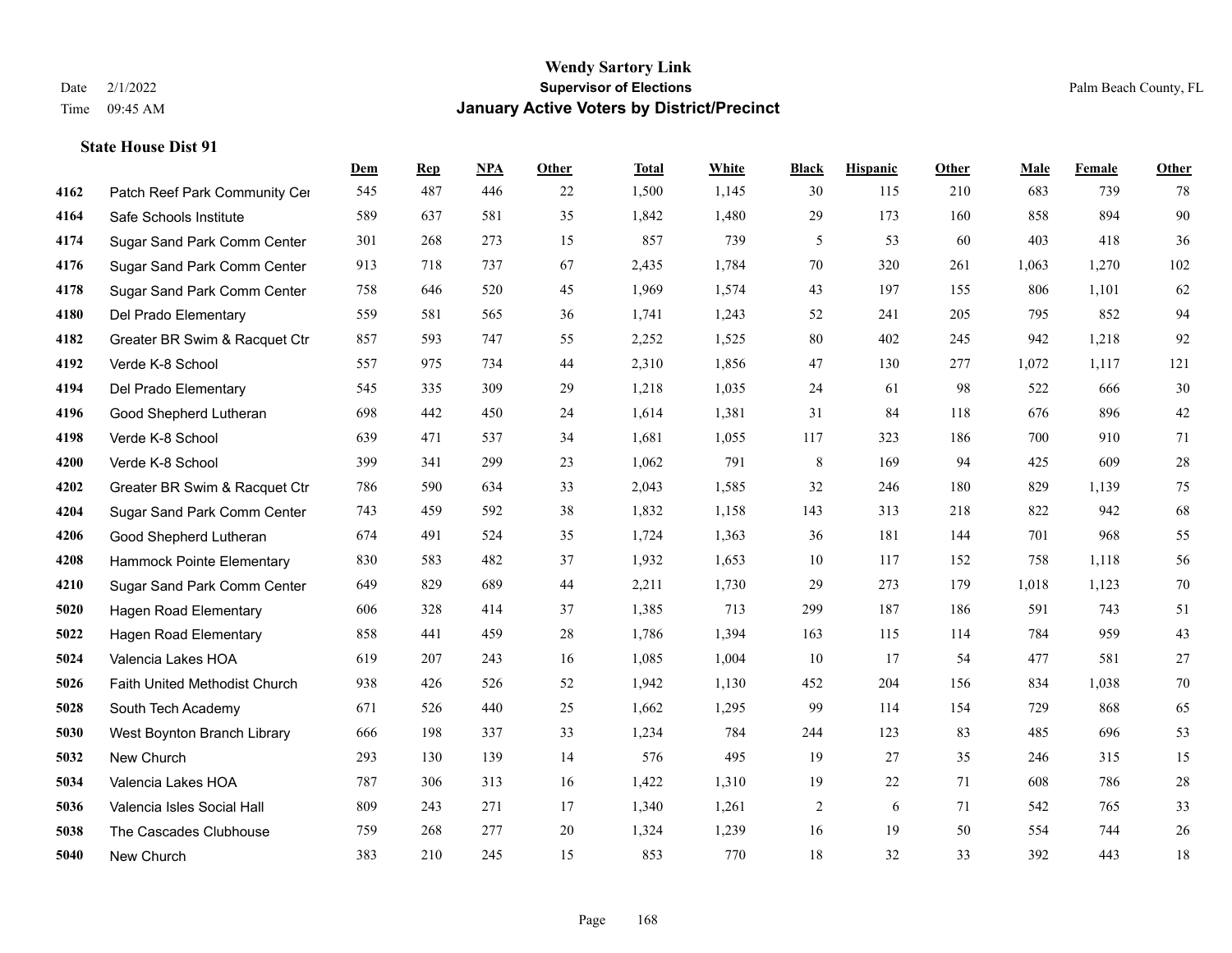**Wendy Sartory Link**
**Supervisor of Elections**
**January Active Voters by District/Precinct**

Date 2/1/2022
Time 09:45 AM

Palm Beach County, FL

### State House Dist 91

| | | Dem | Rep | NPA | Other | Total | White | Black | Hispanic | Other | Male | Female | Other |
|---|---|---|---|---|---|---|---|---|---|---|---|---|---|
| 4162 | Patch Reef Park Community Cer | 545 | 487 | 446 | 22 | 1,500 | 1,145 | 30 | 115 | 210 | 683 | 739 | 78 |
| 4164 | Safe Schools Institute | 589 | 637 | 581 | 35 | 1,842 | 1,480 | 29 | 173 | 160 | 858 | 894 | 90 |
| 4174 | Sugar Sand Park Comm Center | 301 | 268 | 273 | 15 | 857 | 739 | 5 | 53 | 60 | 403 | 418 | 36 |
| 4176 | Sugar Sand Park Comm Center | 913 | 718 | 737 | 67 | 2,435 | 1,784 | 70 | 320 | 261 | 1,063 | 1,270 | 102 |
| 4178 | Sugar Sand Park Comm Center | 758 | 646 | 520 | 45 | 1,969 | 1,574 | 43 | 197 | 155 | 806 | 1,101 | 62 |
| 4180 | Del Prado Elementary | 559 | 581 | 565 | 36 | 1,741 | 1,243 | 52 | 241 | 205 | 795 | 852 | 94 |
| 4182 | Greater BR Swim & Racquet Ctr | 857 | 593 | 747 | 55 | 2,252 | 1,525 | 80 | 402 | 245 | 942 | 1,218 | 92 |
| 4192 | Verde K-8 School | 557 | 975 | 734 | 44 | 2,310 | 1,856 | 47 | 130 | 277 | 1,072 | 1,117 | 121 |
| 4194 | Del Prado Elementary | 545 | 335 | 309 | 29 | 1,218 | 1,035 | 24 | 61 | 98 | 522 | 666 | 30 |
| 4196 | Good Shepherd Lutheran | 698 | 442 | 450 | 24 | 1,614 | 1,381 | 31 | 84 | 118 | 676 | 896 | 42 |
| 4198 | Verde K-8 School | 639 | 471 | 537 | 34 | 1,681 | 1,055 | 117 | 323 | 186 | 700 | 910 | 71 |
| 4200 | Verde K-8 School | 399 | 341 | 299 | 23 | 1,062 | 791 | 8 | 169 | 94 | 425 | 609 | 28 |
| 4202 | Greater BR Swim & Racquet Ctr | 786 | 590 | 634 | 33 | 2,043 | 1,585 | 32 | 246 | 180 | 829 | 1,139 | 75 |
| 4204 | Sugar Sand Park Comm Center | 743 | 459 | 592 | 38 | 1,832 | 1,158 | 143 | 313 | 218 | 822 | 942 | 68 |
| 4206 | Good Shepherd Lutheran | 674 | 491 | 524 | 35 | 1,724 | 1,363 | 36 | 181 | 144 | 701 | 968 | 55 |
| 4208 | Hammock Pointe Elementary | 830 | 583 | 482 | 37 | 1,932 | 1,653 | 10 | 117 | 152 | 758 | 1,118 | 56 |
| 4210 | Sugar Sand Park Comm Center | 649 | 829 | 689 | 44 | 2,211 | 1,730 | 29 | 273 | 179 | 1,018 | 1,123 | 70 |
| 5020 | Hagen Road Elementary | 606 | 328 | 414 | 37 | 1,385 | 713 | 299 | 187 | 186 | 591 | 743 | 51 |
| 5022 | Hagen Road Elementary | 858 | 441 | 459 | 28 | 1,786 | 1,394 | 163 | 115 | 114 | 784 | 959 | 43 |
| 5024 | Valencia Lakes HOA | 619 | 207 | 243 | 16 | 1,085 | 1,004 | 10 | 17 | 54 | 477 | 581 | 27 |
| 5026 | Faith United Methodist Church | 938 | 426 | 526 | 52 | 1,942 | 1,130 | 452 | 204 | 156 | 834 | 1,038 | 70 |
| 5028 | South Tech Academy | 671 | 526 | 440 | 25 | 1,662 | 1,295 | 99 | 114 | 154 | 729 | 868 | 65 |
| 5030 | West Boynton Branch Library | 666 | 198 | 337 | 33 | 1,234 | 784 | 244 | 123 | 83 | 485 | 696 | 53 |
| 5032 | New Church | 293 | 130 | 139 | 14 | 576 | 495 | 19 | 27 | 35 | 246 | 315 | 15 |
| 5034 | Valencia Lakes HOA | 787 | 306 | 313 | 16 | 1,422 | 1,310 | 19 | 22 | 71 | 608 | 786 | 28 |
| 5036 | Valencia Isles Social Hall | 809 | 243 | 271 | 17 | 1,340 | 1,261 | 2 | 6 | 71 | 542 | 765 | 33 |
| 5038 | The Cascades Clubhouse | 759 | 268 | 277 | 20 | 1,324 | 1,239 | 16 | 19 | 50 | 554 | 744 | 26 |
| 5040 | New Church | 383 | 210 | 245 | 15 | 853 | 770 | 18 | 32 | 33 | 392 | 443 | 18 |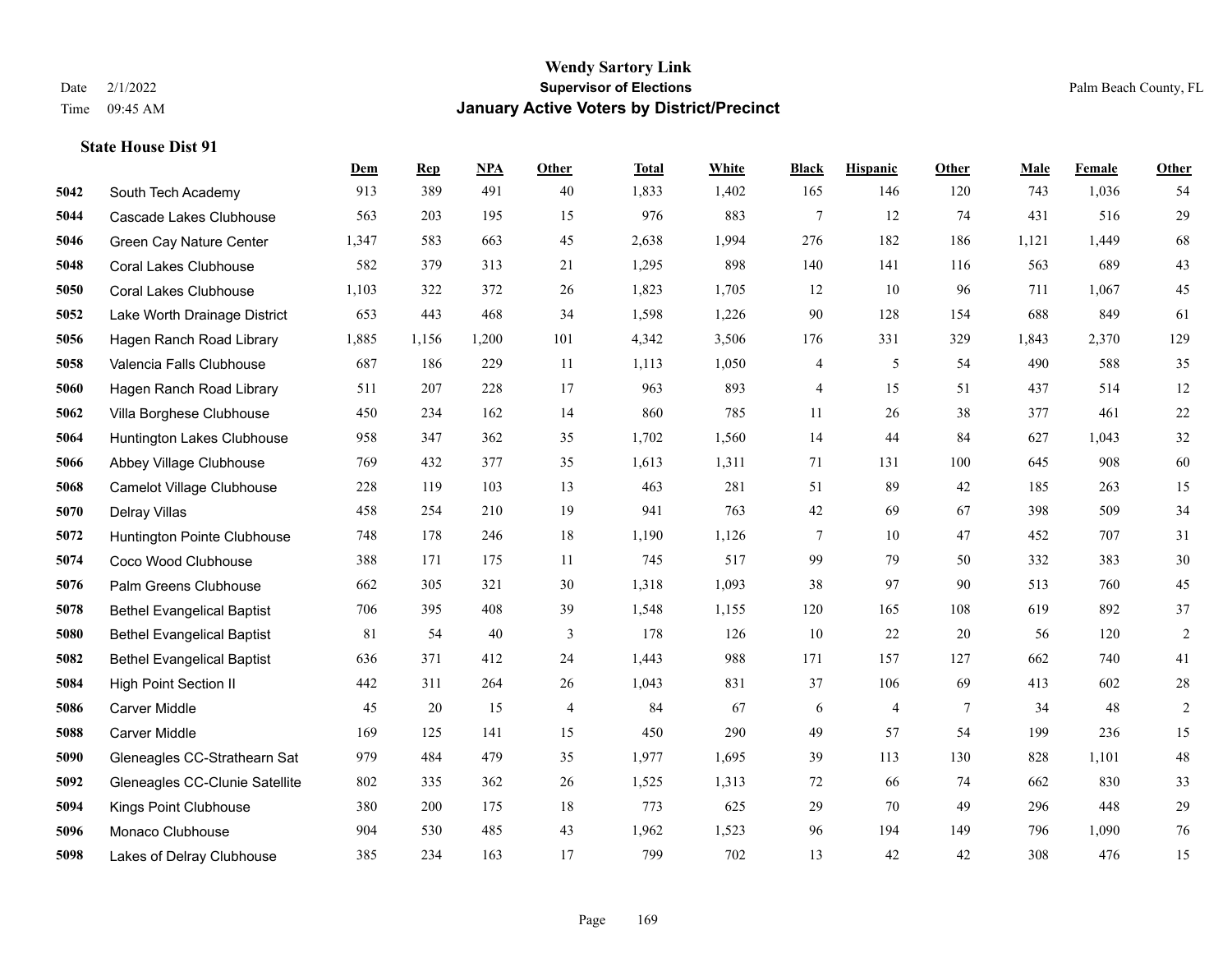# Wendy Sartory Link
## Supervisor of Elections
## January Active Voters by District/Precinct

Date 2/1/2022
Time 09:45 AM

Palm Beach County, FL

### State House Dist 91

| | | Dem | Rep | NPA | Other | Total | White | Black | Hispanic | Other | Male | Female | Other |
|---|---|---|---|---|---|---|---|---|---|---|---|---|---|
| 5042 | South Tech Academy | 913 | 389 | 491 | 40 | 1,833 | 1,402 | 165 | 146 | 120 | 743 | 1,036 | 54 |
| 5044 | Cascade Lakes Clubhouse | 563 | 203 | 195 | 15 | 976 | 883 | 7 | 12 | 74 | 431 | 516 | 29 |
| 5046 | Green Cay Nature Center | 1,347 | 583 | 663 | 45 | 2,638 | 1,994 | 276 | 182 | 186 | 1,121 | 1,449 | 68 |
| 5048 | Coral Lakes Clubhouse | 582 | 379 | 313 | 21 | 1,295 | 898 | 140 | 141 | 116 | 563 | 689 | 43 |
| 5050 | Coral Lakes Clubhouse | 1,103 | 322 | 372 | 26 | 1,823 | 1,705 | 12 | 10 | 96 | 711 | 1,067 | 45 |
| 5052 | Lake Worth Drainage District | 653 | 443 | 468 | 34 | 1,598 | 1,226 | 90 | 128 | 154 | 688 | 849 | 61 |
| 5056 | Hagen Ranch Road Library | 1,885 | 1,156 | 1,200 | 101 | 4,342 | 3,506 | 176 | 331 | 329 | 1,843 | 2,370 | 129 |
| 5058 | Valencia Falls Clubhouse | 687 | 186 | 229 | 11 | 1,113 | 1,050 | 4 | 5 | 54 | 490 | 588 | 35 |
| 5060 | Hagen Ranch Road Library | 511 | 207 | 228 | 17 | 963 | 893 | 4 | 15 | 51 | 437 | 514 | 12 |
| 5062 | Villa Borghese Clubhouse | 450 | 234 | 162 | 14 | 860 | 785 | 11 | 26 | 38 | 377 | 461 | 22 |
| 5064 | Huntington Lakes Clubhouse | 958 | 347 | 362 | 35 | 1,702 | 1,560 | 14 | 44 | 84 | 627 | 1,043 | 32 |
| 5066 | Abbey Village Clubhouse | 769 | 432 | 377 | 35 | 1,613 | 1,311 | 71 | 131 | 100 | 645 | 908 | 60 |
| 5068 | Camelot Village Clubhouse | 228 | 119 | 103 | 13 | 463 | 281 | 51 | 89 | 42 | 185 | 263 | 15 |
| 5070 | Delray Villas | 458 | 254 | 210 | 19 | 941 | 763 | 42 | 69 | 67 | 398 | 509 | 34 |
| 5072 | Huntington Pointe Clubhouse | 748 | 178 | 246 | 18 | 1,190 | 1,126 | 7 | 10 | 47 | 452 | 707 | 31 |
| 5074 | Coco Wood Clubhouse | 388 | 171 | 175 | 11 | 745 | 517 | 99 | 79 | 50 | 332 | 383 | 30 |
| 5076 | Palm Greens Clubhouse | 662 | 305 | 321 | 30 | 1,318 | 1,093 | 38 | 97 | 90 | 513 | 760 | 45 |
| 5078 | Bethel Evangelical Baptist | 706 | 395 | 408 | 39 | 1,548 | 1,155 | 120 | 165 | 108 | 619 | 892 | 37 |
| 5080 | Bethel Evangelical Baptist | 81 | 54 | 40 | 3 | 178 | 126 | 10 | 22 | 20 | 56 | 120 | 2 |
| 5082 | Bethel Evangelical Baptist | 636 | 371 | 412 | 24 | 1,443 | 988 | 171 | 157 | 127 | 662 | 740 | 41 |
| 5084 | High Point Section II | 442 | 311 | 264 | 26 | 1,043 | 831 | 37 | 106 | 69 | 413 | 602 | 28 |
| 5086 | Carver Middle | 45 | 20 | 15 | 4 | 84 | 67 | 6 | 4 | 7 | 34 | 48 | 2 |
| 5088 | Carver Middle | 169 | 125 | 141 | 15 | 450 | 290 | 49 | 57 | 54 | 199 | 236 | 15 |
| 5090 | Gleneagles CC-Strathearn Sat | 979 | 484 | 479 | 35 | 1,977 | 1,695 | 39 | 113 | 130 | 828 | 1,101 | 48 |
| 5092 | Gleneagles CC-Clunie Satellite | 802 | 335 | 362 | 26 | 1,525 | 1,313 | 72 | 66 | 74 | 662 | 830 | 33 |
| 5094 | Kings Point Clubhouse | 380 | 200 | 175 | 18 | 773 | 625 | 29 | 70 | 49 | 296 | 448 | 29 |
| 5096 | Monaco Clubhouse | 904 | 530 | 485 | 43 | 1,962 | 1,523 | 96 | 194 | 149 | 796 | 1,090 | 76 |
| 5098 | Lakes of Delray Clubhouse | 385 | 234 | 163 | 17 | 799 | 702 | 13 | 42 | 42 | 308 | 476 | 15 |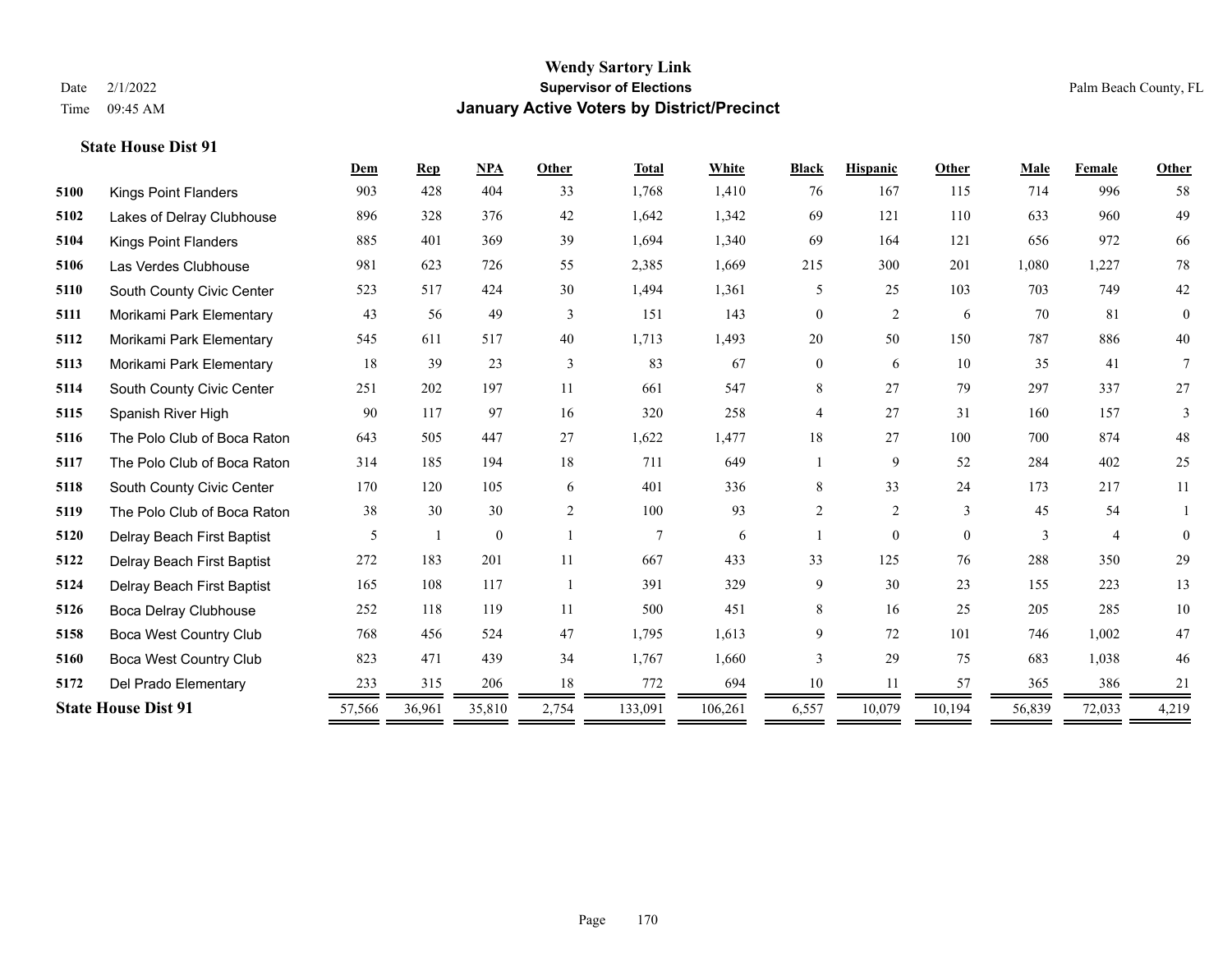# Wendy Sartory Link
## Supervisor of Elections
## January Active Voters by District/Precinct

Date 2/1/2022
Time 09:45 AM

Palm Beach County, FL

### State House Dist 91

| | | Dem | Rep | NPA | Other | Total | White | Black | Hispanic | Other | Male | Female | Other |
|---|---|---|---|---|---|---|---|---|---|---|---|---|---|
| 5100 | Kings Point Flanders | 903 | 428 | 404 | 33 | 1,768 | 1,410 | 76 | 167 | 115 | 714 | 996 | 58 |
| 5102 | Lakes of Delray Clubhouse | 896 | 328 | 376 | 42 | 1,642 | 1,342 | 69 | 121 | 110 | 633 | 960 | 49 |
| 5104 | Kings Point Flanders | 885 | 401 | 369 | 39 | 1,694 | 1,340 | 69 | 164 | 121 | 656 | 972 | 66 |
| 5106 | Las Verdes Clubhouse | 981 | 623 | 726 | 55 | 2,385 | 1,669 | 215 | 300 | 201 | 1,080 | 1,227 | 78 |
| 5110 | South County Civic Center | 523 | 517 | 424 | 30 | 1,494 | 1,361 | 5 | 25 | 103 | 703 | 749 | 42 |
| 5111 | Morikami Park Elementary | 43 | 56 | 49 | 3 | 151 | 143 | 0 | 2 | 6 | 70 | 81 | 0 |
| 5112 | Morikami Park Elementary | 545 | 611 | 517 | 40 | 1,713 | 1,493 | 20 | 50 | 150 | 787 | 886 | 40 |
| 5113 | Morikami Park Elementary | 18 | 39 | 23 | 3 | 83 | 67 | 0 | 6 | 10 | 35 | 41 | 7 |
| 5114 | South County Civic Center | 251 | 202 | 197 | 11 | 661 | 547 | 8 | 27 | 79 | 297 | 337 | 27 |
| 5115 | Spanish River High | 90 | 117 | 97 | 16 | 320 | 258 | 4 | 27 | 31 | 160 | 157 | 3 |
| 5116 | The Polo Club of Boca Raton | 643 | 505 | 447 | 27 | 1,622 | 1,477 | 18 | 27 | 100 | 700 | 874 | 48 |
| 5117 | The Polo Club of Boca Raton | 314 | 185 | 194 | 18 | 711 | 649 | 1 | 9 | 52 | 284 | 402 | 25 |
| 5118 | South County Civic Center | 170 | 120 | 105 | 6 | 401 | 336 | 8 | 33 | 24 | 173 | 217 | 11 |
| 5119 | The Polo Club of Boca Raton | 38 | 30 | 30 | 2 | 100 | 93 | 2 | 2 | 3 | 45 | 54 | 1 |
| 5120 | Delray Beach First Baptist | 5 | 1 | 0 | 1 | 7 | 6 | 1 | 0 | 0 | 3 | 4 | 0 |
| 5122 | Delray Beach First Baptist | 272 | 183 | 201 | 11 | 667 | 433 | 33 | 125 | 76 | 288 | 350 | 29 |
| 5124 | Delray Beach First Baptist | 165 | 108 | 117 | 1 | 391 | 329 | 9 | 30 | 23 | 155 | 223 | 13 |
| 5126 | Boca Delray Clubhouse | 252 | 118 | 119 | 11 | 500 | 451 | 8 | 16 | 25 | 205 | 285 | 10 |
| 5158 | Boca West Country Club | 768 | 456 | 524 | 47 | 1,795 | 1,613 | 9 | 72 | 101 | 746 | 1,002 | 47 |
| 5160 | Boca West Country Club | 823 | 471 | 439 | 34 | 1,767 | 1,660 | 3 | 29 | 75 | 683 | 1,038 | 46 |
| 5172 | Del Prado Elementary | 233 | 315 | 206 | 18 | 772 | 694 | 10 | 11 | 57 | 365 | 386 | 21 |
| **State House Dist 91** | | 57,566 | 36,961 | 35,810 | 2,754 | 133,091 | 106,261 | 6,557 | 10,079 | 10,194 | 56,839 | 72,033 | 4,219 |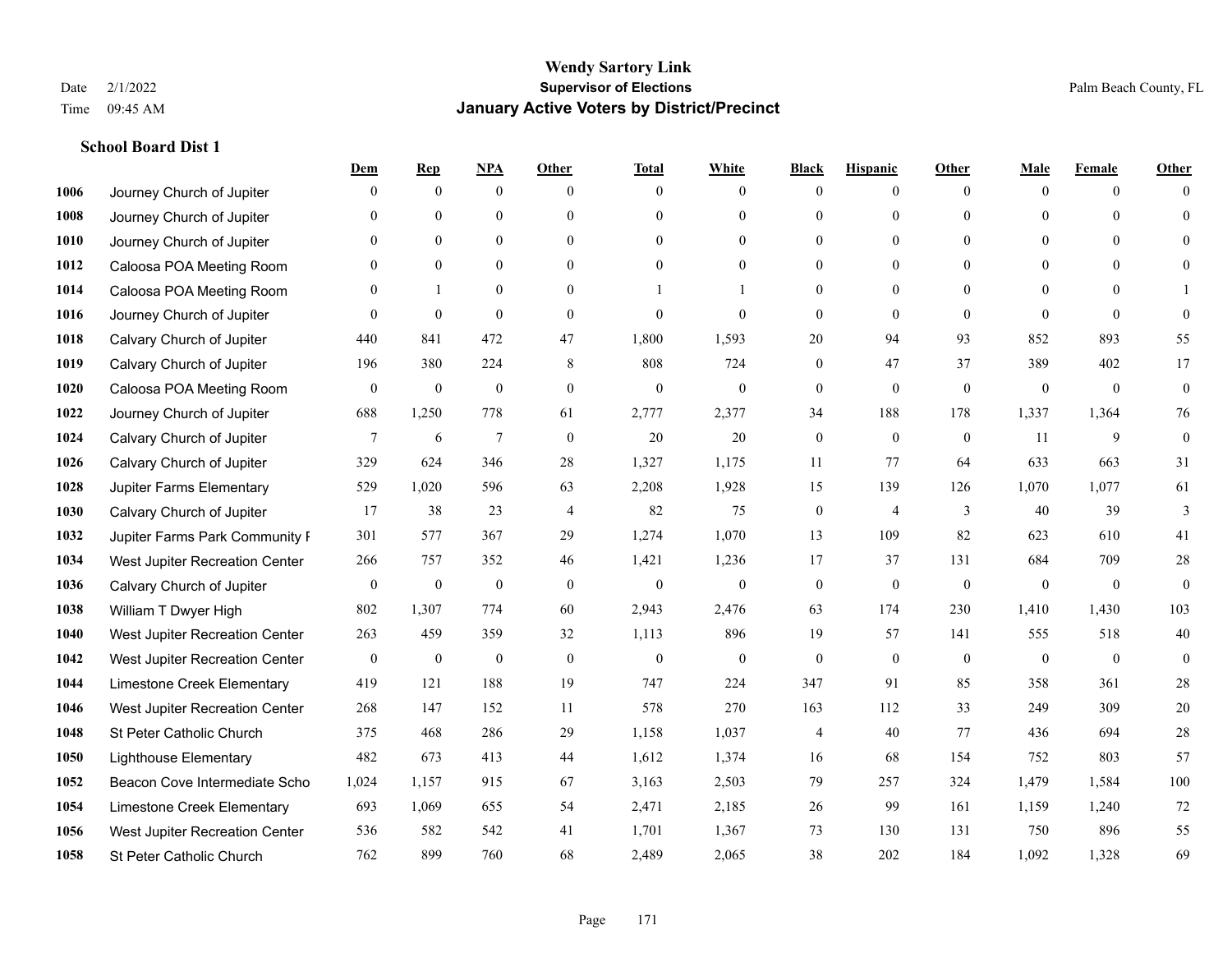# Wendy Sartory Link
## Supervisor of Elections
## January Active Voters by District/Precinct

Date 2/1/2022
Time 09:45 AM

Palm Beach County, FL

### School Board Dist 1

| | | Dem | Rep | NPA | Other | Total | White | Black | Hispanic | Other | Male | Female | Other |
|---|---|---|---|---|---|---|---|---|---|---|---|---|---|
| 1006 | Journey Church of Jupiter | 0 | 0 | 0 | 0 | 0 | 0 | 0 | 0 | 0 | 0 | 0 | 0 |
| 1008 | Journey Church of Jupiter | 0 | 0 | 0 | 0 | 0 | 0 | 0 | 0 | 0 | 0 | 0 | 0 |
| 1010 | Journey Church of Jupiter | 0 | 0 | 0 | 0 | 0 | 0 | 0 | 0 | 0 | 0 | 0 | 0 |
| 1012 | Caloosa POA Meeting Room | 0 | 0 | 0 | 0 | 0 | 0 | 0 | 0 | 0 | 0 | 0 | 0 |
| 1014 | Caloosa POA Meeting Room | 0 | 1 | 0 | 0 | 1 | 1 | 0 | 0 | 0 | 0 | 0 | 1 |
| 1016 | Journey Church of Jupiter | 0 | 0 | 0 | 0 | 0 | 0 | 0 | 0 | 0 | 0 | 0 | 0 |
| 1018 | Calvary Church of Jupiter | 440 | 841 | 472 | 47 | 1,800 | 1,593 | 20 | 94 | 93 | 852 | 893 | 55 |
| 1019 | Calvary Church of Jupiter | 196 | 380 | 224 | 8 | 808 | 724 | 0 | 47 | 37 | 389 | 402 | 17 |
| 1020 | Caloosa POA Meeting Room | 0 | 0 | 0 | 0 | 0 | 0 | 0 | 0 | 0 | 0 | 0 | 0 |
| 1022 | Journey Church of Jupiter | 688 | 1,250 | 778 | 61 | 2,777 | 2,377 | 34 | 188 | 178 | 1,337 | 1,364 | 76 |
| 1024 | Calvary Church of Jupiter | 7 | 6 | 7 | 0 | 20 | 20 | 0 | 0 | 0 | 11 | 9 | 0 |
| 1026 | Calvary Church of Jupiter | 329 | 624 | 346 | 28 | 1,327 | 1,175 | 11 | 77 | 64 | 633 | 663 | 31 |
| 1028 | Jupiter Farms Elementary | 529 | 1,020 | 596 | 63 | 2,208 | 1,928 | 15 | 139 | 126 | 1,070 | 1,077 | 61 |
| 1030 | Calvary Church of Jupiter | 17 | 38 | 23 | 4 | 82 | 75 | 0 | 4 | 3 | 40 | 39 | 3 |
| 1032 | Jupiter Farms Park Community F | 301 | 577 | 367 | 29 | 1,274 | 1,070 | 13 | 109 | 82 | 623 | 610 | 41 |
| 1034 | West Jupiter Recreation Center | 266 | 757 | 352 | 46 | 1,421 | 1,236 | 17 | 37 | 131 | 684 | 709 | 28 |
| 1036 | Calvary Church of Jupiter | 0 | 0 | 0 | 0 | 0 | 0 | 0 | 0 | 0 | 0 | 0 | 0 |
| 1038 | William T Dwyer High | 802 | 1,307 | 774 | 60 | 2,943 | 2,476 | 63 | 174 | 230 | 1,410 | 1,430 | 103 |
| 1040 | West Jupiter Recreation Center | 263 | 459 | 359 | 32 | 1,113 | 896 | 19 | 57 | 141 | 555 | 518 | 40 |
| 1042 | West Jupiter Recreation Center | 0 | 0 | 0 | 0 | 0 | 0 | 0 | 0 | 0 | 0 | 0 | 0 |
| 1044 | Limestone Creek Elementary | 419 | 121 | 188 | 19 | 747 | 224 | 347 | 91 | 85 | 358 | 361 | 28 |
| 1046 | West Jupiter Recreation Center | 268 | 147 | 152 | 11 | 578 | 270 | 163 | 112 | 33 | 249 | 309 | 20 |
| 1048 | St Peter Catholic Church | 375 | 468 | 286 | 29 | 1,158 | 1,037 | 4 | 40 | 77 | 436 | 694 | 28 |
| 1050 | Lighthouse Elementary | 482 | 673 | 413 | 44 | 1,612 | 1,374 | 16 | 68 | 154 | 752 | 803 | 57 |
| 1052 | Beacon Cove Intermediate Scho | 1,024 | 1,157 | 915 | 67 | 3,163 | 2,503 | 79 | 257 | 324 | 1,479 | 1,584 | 100 |
| 1054 | Limestone Creek Elementary | 693 | 1,069 | 655 | 54 | 2,471 | 2,185 | 26 | 99 | 161 | 1,159 | 1,240 | 72 |
| 1056 | West Jupiter Recreation Center | 536 | 582 | 542 | 41 | 1,701 | 1,367 | 73 | 130 | 131 | 750 | 896 | 55 |
| 1058 | St Peter Catholic Church | 762 | 899 | 760 | 68 | 2,489 | 2,065 | 38 | 202 | 184 | 1,092 | 1,328 | 69 |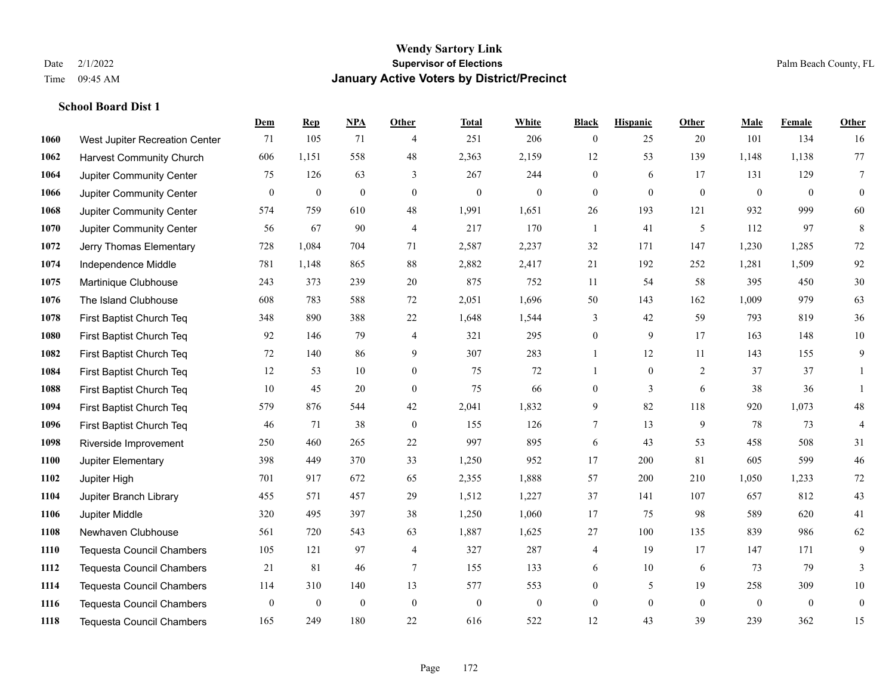# Wendy Sartory Link
## Supervisor of Elections
## January Active Voters by District/Precinct

Date 2/1/2022
Time 09:45 AM

Palm Beach County, FL

### School Board Dist 1

| | | Dem | Rep | NPA | Other | Total | White | Black | Hispanic | Other | Male | Female | Other |
|---|---|---|---|---|---|---|---|---|---|---|---|---|---|
| 1060 | West Jupiter Recreation Center | 71 | 105 | 71 | 4 | 251 | 206 | 0 | 25 | 20 | 101 | 134 | 16 |
| 1062 | Harvest Community Church | 606 | 1,151 | 558 | 48 | 2,363 | 2,159 | 12 | 53 | 139 | 1,148 | 1,138 | 77 |
| 1064 | Jupiter Community Center | 75 | 126 | 63 | 3 | 267 | 244 | 0 | 6 | 17 | 131 | 129 | 7 |
| 1066 | Jupiter Community Center | 0 | 0 | 0 | 0 | 0 | 0 | 0 | 0 | 0 | 0 | 0 | 0 |
| 1068 | Jupiter Community Center | 574 | 759 | 610 | 48 | 1,991 | 1,651 | 26 | 193 | 121 | 932 | 999 | 60 |
| 1070 | Jupiter Community Center | 56 | 67 | 90 | 4 | 217 | 170 | 1 | 41 | 5 | 112 | 97 | 8 |
| 1072 | Jerry Thomas Elementary | 728 | 1,084 | 704 | 71 | 2,587 | 2,237 | 32 | 171 | 147 | 1,230 | 1,285 | 72 |
| 1074 | Independence Middle | 781 | 1,148 | 865 | 88 | 2,882 | 2,417 | 21 | 192 | 252 | 1,281 | 1,509 | 92 |
| 1075 | Martinique Clubhouse | 243 | 373 | 239 | 20 | 875 | 752 | 11 | 54 | 58 | 395 | 450 | 30 |
| 1076 | The Island Clubhouse | 608 | 783 | 588 | 72 | 2,051 | 1,696 | 50 | 143 | 162 | 1,009 | 979 | 63 |
| 1078 | First Baptist Church Teq | 348 | 890 | 388 | 22 | 1,648 | 1,544 | 3 | 42 | 59 | 793 | 819 | 36 |
| 1080 | First Baptist Church Teq | 92 | 146 | 79 | 4 | 321 | 295 | 0 | 9 | 17 | 163 | 148 | 10 |
| 1082 | First Baptist Church Teq | 72 | 140 | 86 | 9 | 307 | 283 | 1 | 12 | 11 | 143 | 155 | 9 |
| 1084 | First Baptist Church Teq | 12 | 53 | 10 | 0 | 75 | 72 | 1 | 0 | 2 | 37 | 37 | 1 |
| 1088 | First Baptist Church Teq | 10 | 45 | 20 | 0 | 75 | 66 | 0 | 3 | 6 | 38 | 36 | 1 |
| 1094 | First Baptist Church Teq | 579 | 876 | 544 | 42 | 2,041 | 1,832 | 9 | 82 | 118 | 920 | 1,073 | 48 |
| 1096 | First Baptist Church Teq | 46 | 71 | 38 | 0 | 155 | 126 | 7 | 13 | 9 | 78 | 73 | 4 |
| 1098 | Riverside Improvement | 250 | 460 | 265 | 22 | 997 | 895 | 6 | 43 | 53 | 458 | 508 | 31 |
| 1100 | Jupiter Elementary | 398 | 449 | 370 | 33 | 1,250 | 952 | 17 | 200 | 81 | 605 | 599 | 46 |
| 1102 | Jupiter High | 701 | 917 | 672 | 65 | 2,355 | 1,888 | 57 | 200 | 210 | 1,050 | 1,233 | 72 |
| 1104 | Jupiter Branch Library | 455 | 571 | 457 | 29 | 1,512 | 1,227 | 37 | 141 | 107 | 657 | 812 | 43 |
| 1106 | Jupiter Middle | 320 | 495 | 397 | 38 | 1,250 | 1,060 | 17 | 75 | 98 | 589 | 620 | 41 |
| 1108 | Newhaven Clubhouse | 561 | 720 | 543 | 63 | 1,887 | 1,625 | 27 | 100 | 135 | 839 | 986 | 62 |
| 1110 | Tequesta Council Chambers | 105 | 121 | 97 | 4 | 327 | 287 | 4 | 19 | 17 | 147 | 171 | 9 |
| 1112 | Tequesta Council Chambers | 21 | 81 | 46 | 7 | 155 | 133 | 6 | 10 | 6 | 73 | 79 | 3 |
| 1114 | Tequesta Council Chambers | 114 | 310 | 140 | 13 | 577 | 553 | 0 | 5 | 19 | 258 | 309 | 10 |
| 1116 | Tequesta Council Chambers | 0 | 0 | 0 | 0 | 0 | 0 | 0 | 0 | 0 | 0 | 0 | 0 |
| 1118 | Tequesta Council Chambers | 165 | 249 | 180 | 22 | 616 | 522 | 12 | 43 | 39 | 239 | 362 | 15 |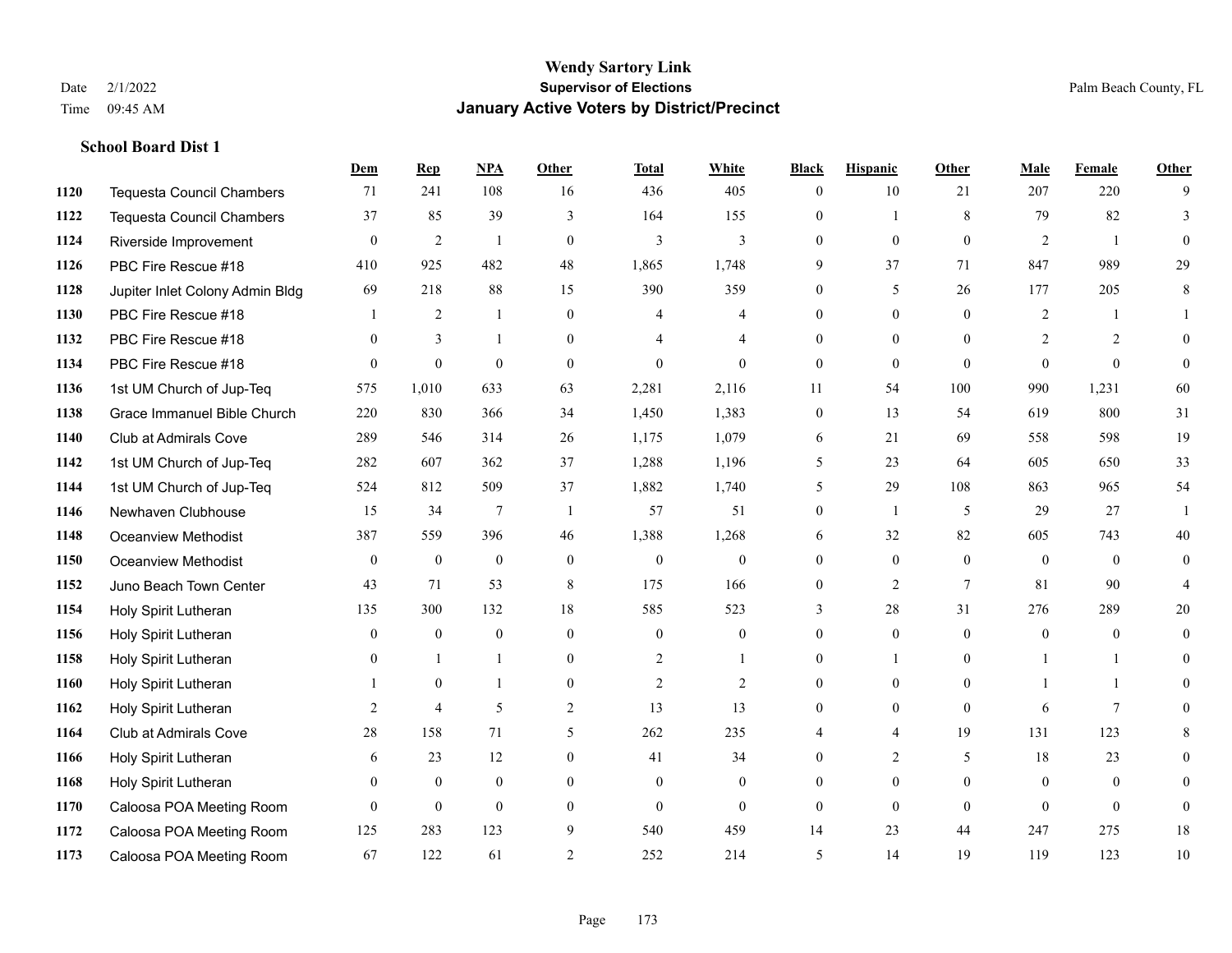# Wendy Sartory Link
## Supervisor of Elections
## January Active Voters by District/Precinct

Date 2/1/2022
Time 09:45 AM

Palm Beach County, FL

### School Board Dist 1

| | | Dem | Rep | NPA | Other | Total | White | Black | Hispanic | Other | Male | Female | Other |
|---|---|---|---|---|---|---|---|---|---|---|---|---|---|
| 1120 | Tequesta Council Chambers | 71 | 241 | 108 | 16 | 436 | 405 | 0 | 10 | 21 | 207 | 220 | 9 |
| 1122 | Tequesta Council Chambers | 37 | 85 | 39 | 3 | 164 | 155 | 0 | 1 | 8 | 79 | 82 | 3 |
| 1124 | Riverside Improvement | 0 | 2 | 1 | 0 | 3 | 3 | 0 | 0 | 0 | 2 | 1 | 0 |
| 1126 | PBC Fire Rescue #18 | 410 | 925 | 482 | 48 | 1,865 | 1,748 | 9 | 37 | 71 | 847 | 989 | 29 |
| 1128 | Jupiter Inlet Colony Admin Bldg | 69 | 218 | 88 | 15 | 390 | 359 | 0 | 5 | 26 | 177 | 205 | 8 |
| 1130 | PBC Fire Rescue #18 | 1 | 2 | 1 | 0 | 4 | 4 | 0 | 0 | 0 | 2 | 1 | 1 |
| 1132 | PBC Fire Rescue #18 | 0 | 3 | 1 | 0 | 4 | 4 | 0 | 0 | 0 | 2 | 2 | 0 |
| 1134 | PBC Fire Rescue #18 | 0 | 0 | 0 | 0 | 0 | 0 | 0 | 0 | 0 | 0 | 0 | 0 |
| 1136 | 1st UM Church of Jup-Teq | 575 | 1,010 | 633 | 63 | 2,281 | 2,116 | 11 | 54 | 100 | 990 | 1,231 | 60 |
| 1138 | Grace Immanuel Bible Church | 220 | 830 | 366 | 34 | 1,450 | 1,383 | 0 | 13 | 54 | 619 | 800 | 31 |
| 1140 | Club at Admirals Cove | 289 | 546 | 314 | 26 | 1,175 | 1,079 | 6 | 21 | 69 | 558 | 598 | 19 |
| 1142 | 1st UM Church of Jup-Teq | 282 | 607 | 362 | 37 | 1,288 | 1,196 | 5 | 23 | 64 | 605 | 650 | 33 |
| 1144 | 1st UM Church of Jup-Teq | 524 | 812 | 509 | 37 | 1,882 | 1,740 | 5 | 29 | 108 | 863 | 965 | 54 |
| 1146 | Newhaven Clubhouse | 15 | 34 | 7 | 1 | 57 | 51 | 0 | 1 | 5 | 29 | 27 | 1 |
| 1148 | Oceanview Methodist | 387 | 559 | 396 | 46 | 1,388 | 1,268 | 6 | 32 | 82 | 605 | 743 | 40 |
| 1150 | Oceanview Methodist | 0 | 0 | 0 | 0 | 0 | 0 | 0 | 0 | 0 | 0 | 0 | 0 |
| 1152 | Juno Beach Town Center | 43 | 71 | 53 | 8 | 175 | 166 | 0 | 2 | 7 | 81 | 90 | 4 |
| 1154 | Holy Spirit Lutheran | 135 | 300 | 132 | 18 | 585 | 523 | 3 | 28 | 31 | 276 | 289 | 20 |
| 1156 | Holy Spirit Lutheran | 0 | 0 | 0 | 0 | 0 | 0 | 0 | 0 | 0 | 0 | 0 | 0 |
| 1158 | Holy Spirit Lutheran | 0 | 1 | 1 | 0 | 2 | 1 | 0 | 1 | 0 | 1 | 1 | 0 |
| 1160 | Holy Spirit Lutheran | 1 | 0 | 1 | 0 | 2 | 2 | 0 | 0 | 0 | 1 | 1 | 0 |
| 1162 | Holy Spirit Lutheran | 2 | 4 | 5 | 2 | 13 | 13 | 0 | 0 | 0 | 6 | 7 | 0 |
| 1164 | Club at Admirals Cove | 28 | 158 | 71 | 5 | 262 | 235 | 4 | 4 | 19 | 131 | 123 | 8 |
| 1166 | Holy Spirit Lutheran | 6 | 23 | 12 | 0 | 41 | 34 | 0 | 2 | 5 | 18 | 23 | 0 |
| 1168 | Holy Spirit Lutheran | 0 | 0 | 0 | 0 | 0 | 0 | 0 | 0 | 0 | 0 | 0 | 0 |
| 1170 | Caloosa POA Meeting Room | 0 | 0 | 0 | 0 | 0 | 0 | 0 | 0 | 0 | 0 | 0 | 0 |
| 1172 | Caloosa POA Meeting Room | 125 | 283 | 123 | 9 | 540 | 459 | 14 | 23 | 44 | 247 | 275 | 18 |
| 1173 | Caloosa POA Meeting Room | 67 | 122 | 61 | 2 | 252 | 214 | 5 | 14 | 19 | 119 | 123 | 10 |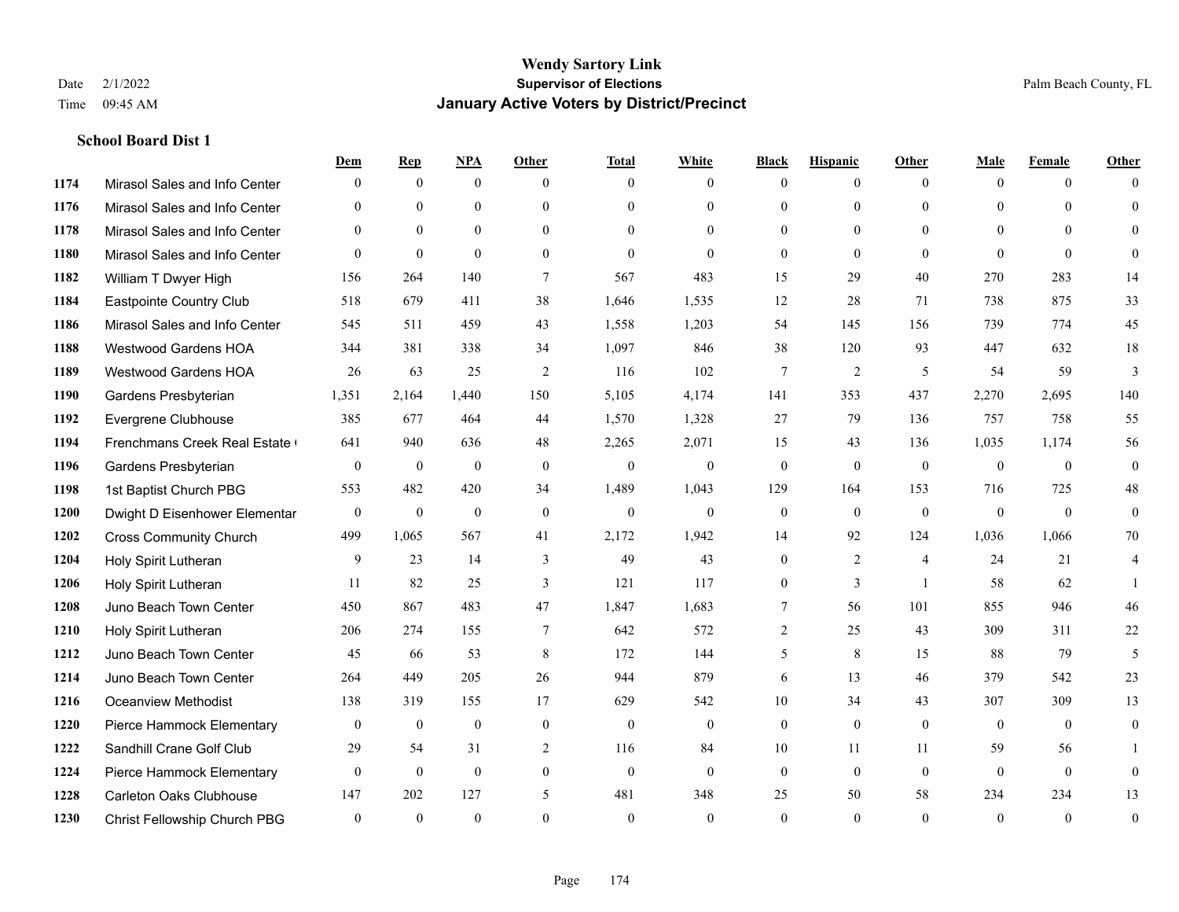# Wendy Sartory Link

**Supervisor of Elections**

**January Active Voters by District/Precinct**

Date 2/1/2022

Time 09:45 AM

Palm Beach County, FL

### School Board Dist 1

| | | Dem | Rep | NPA | Other | Total | White | Black | Hispanic | Other | Male | Female | Other |
|---|---|---|---|---|---|---|---|---|---|---|---|---|---|
| 1174 | Mirasol Sales and Info Center | 0 | 0 | 0 | 0 | 0 | 0 | 0 | 0 | 0 | 0 | 0 | 0 |
| 1176 | Mirasol Sales and Info Center | 0 | 0 | 0 | 0 | 0 | 0 | 0 | 0 | 0 | 0 | 0 | 0 |
| 1178 | Mirasol Sales and Info Center | 0 | 0 | 0 | 0 | 0 | 0 | 0 | 0 | 0 | 0 | 0 | 0 |
| 1180 | Mirasol Sales and Info Center | 0 | 0 | 0 | 0 | 0 | 0 | 0 | 0 | 0 | 0 | 0 | 0 |
| 1182 | William T Dwyer High | 156 | 264 | 140 | 7 | 567 | 483 | 15 | 29 | 40 | 270 | 283 | 14 |
| 1184 | Eastpointe Country Club | 518 | 679 | 411 | 38 | 1,646 | 1,535 | 12 | 28 | 71 | 738 | 875 | 33 |
| 1186 | Mirasol Sales and Info Center | 545 | 511 | 459 | 43 | 1,558 | 1,203 | 54 | 145 | 156 | 739 | 774 | 45 |
| 1188 | Westwood Gardens HOA | 344 | 381 | 338 | 34 | 1,097 | 846 | 38 | 120 | 93 | 447 | 632 | 18 |
| 1189 | Westwood Gardens HOA | 26 | 63 | 25 | 2 | 116 | 102 | 7 | 2 | 5 | 54 | 59 | 3 |
| 1190 | Gardens Presbyterian | 1,351 | 2,164 | 1,440 | 150 | 5,105 | 4,174 | 141 | 353 | 437 | 2,270 | 2,695 | 140 |
| 1192 | Evergrene Clubhouse | 385 | 677 | 464 | 44 | 1,570 | 1,328 | 27 | 79 | 136 | 757 | 758 | 55 |
| 1194 | Frenchmans Creek Real Estate ( | 641 | 940 | 636 | 48 | 2,265 | 2,071 | 15 | 43 | 136 | 1,035 | 1,174 | 56 |
| 1196 | Gardens Presbyterian | 0 | 0 | 0 | 0 | 0 | 0 | 0 | 0 | 0 | 0 | 0 | 0 |
| 1198 | 1st Baptist Church PBG | 553 | 482 | 420 | 34 | 1,489 | 1,043 | 129 | 164 | 153 | 716 | 725 | 48 |
| 1200 | Dwight D Eisenhower Elementar | 0 | 0 | 0 | 0 | 0 | 0 | 0 | 0 | 0 | 0 | 0 | 0 |
| 1202 | Cross Community Church | 499 | 1,065 | 567 | 41 | 2,172 | 1,942 | 14 | 92 | 124 | 1,036 | 1,066 | 70 |
| 1204 | Holy Spirit Lutheran | 9 | 23 | 14 | 3 | 49 | 43 | 0 | 2 | 4 | 24 | 21 | 4 |
| 1206 | Holy Spirit Lutheran | 11 | 82 | 25 | 3 | 121 | 117 | 0 | 3 | 1 | 58 | 62 | 1 |
| 1208 | Juno Beach Town Center | 450 | 867 | 483 | 47 | 1,847 | 1,683 | 7 | 56 | 101 | 855 | 946 | 46 |
| 1210 | Holy Spirit Lutheran | 206 | 274 | 155 | 7 | 642 | 572 | 2 | 25 | 43 | 309 | 311 | 22 |
| 1212 | Juno Beach Town Center | 45 | 66 | 53 | 8 | 172 | 144 | 5 | 8 | 15 | 88 | 79 | 5 |
| 1214 | Juno Beach Town Center | 264 | 449 | 205 | 26 | 944 | 879 | 6 | 13 | 46 | 379 | 542 | 23 |
| 1216 | Oceanview Methodist | 138 | 319 | 155 | 17 | 629 | 542 | 10 | 34 | 43 | 307 | 309 | 13 |
| 1220 | Pierce Hammock Elementary | 0 | 0 | 0 | 0 | 0 | 0 | 0 | 0 | 0 | 0 | 0 | 0 |
| 1222 | Sandhill Crane Golf Club | 29 | 54 | 31 | 2 | 116 | 84 | 10 | 11 | 11 | 59 | 56 | 1 |
| 1224 | Pierce Hammock Elementary | 0 | 0 | 0 | 0 | 0 | 0 | 0 | 0 | 0 | 0 | 0 | 0 |
| 1228 | Carleton Oaks Clubhouse | 147 | 202 | 127 | 5 | 481 | 348 | 25 | 50 | 58 | 234 | 234 | 13 |
| 1230 | Christ Fellowship Church PBG | 0 | 0 | 0 | 0 | 0 | 0 | 0 | 0 | 0 | 0 | 0 | 0 |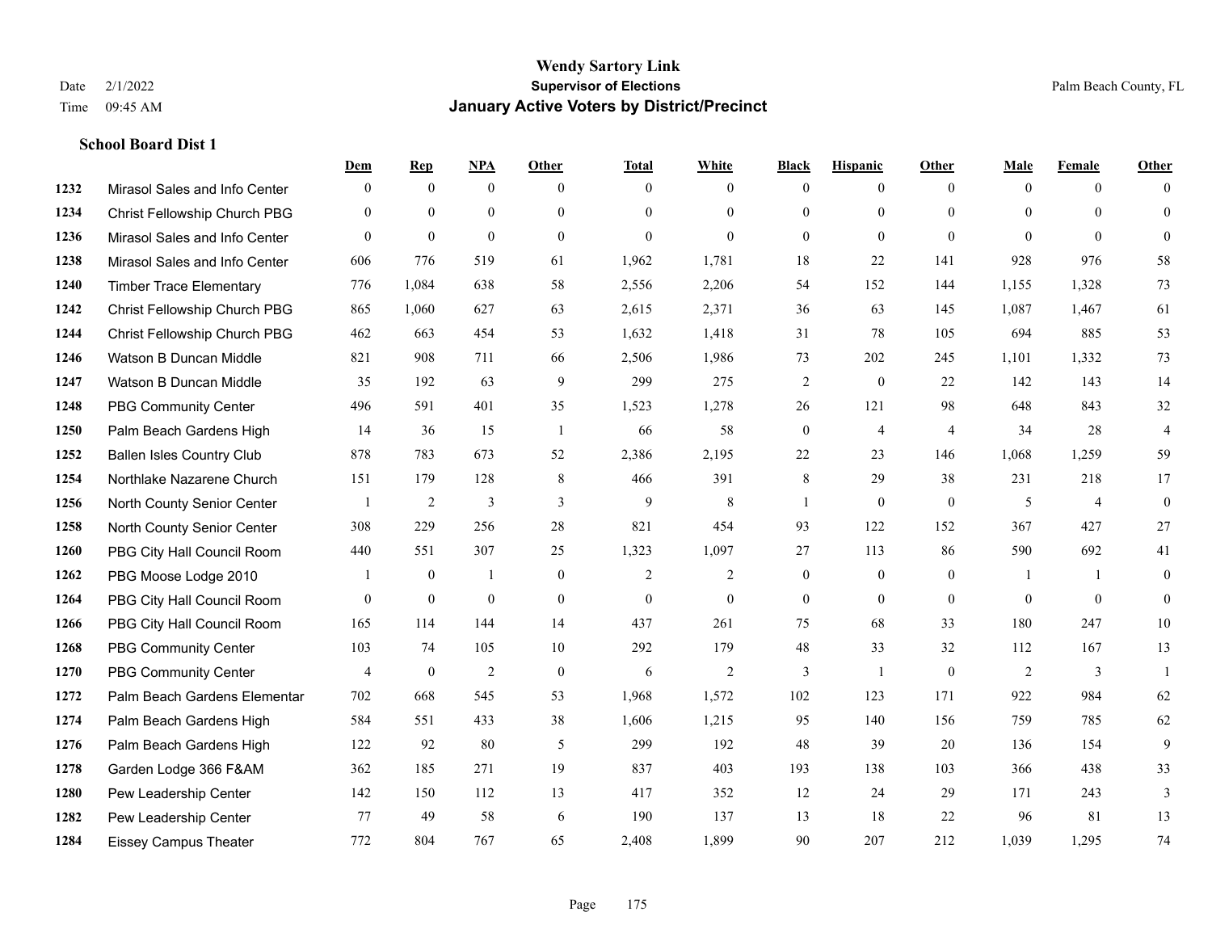# Wendy Sartory Link

## Supervisor of Elections

## January Active Voters by District/Precinct

Date 2/1/2022
Time 09:45 AM

Palm Beach County, FL

### School Board Dist 1

| | | Dem | Rep | NPA | Other | Total | White | Black | Hispanic | Other | Male | Female | Other |
|---|---|---|---|---|---|---|---|---|---|---|---|---|---|
| 1232 | Mirasol Sales and Info Center | 0 | 0 | 0 | 0 | 0 | 0 | 0 | 0 | 0 | 0 | 0 | 0 |
| 1234 | Christ Fellowship Church PBG | 0 | 0 | 0 | 0 | 0 | 0 | 0 | 0 | 0 | 0 | 0 | 0 |
| 1236 | Mirasol Sales and Info Center | 0 | 0 | 0 | 0 | 0 | 0 | 0 | 0 | 0 | 0 | 0 | 0 |
| 1238 | Mirasol Sales and Info Center | 606 | 776 | 519 | 61 | 1,962 | 1,781 | 18 | 22 | 141 | 928 | 976 | 58 |
| 1240 | Timber Trace Elementary | 776 | 1,084 | 638 | 58 | 2,556 | 2,206 | 54 | 152 | 144 | 1,155 | 1,328 | 73 |
| 1242 | Christ Fellowship Church PBG | 865 | 1,060 | 627 | 63 | 2,615 | 2,371 | 36 | 63 | 145 | 1,087 | 1,467 | 61 |
| 1244 | Christ Fellowship Church PBG | 462 | 663 | 454 | 53 | 1,632 | 1,418 | 31 | 78 | 105 | 694 | 885 | 53 |
| 1246 | Watson B Duncan Middle | 821 | 908 | 711 | 66 | 2,506 | 1,986 | 73 | 202 | 245 | 1,101 | 1,332 | 73 |
| 1247 | Watson B Duncan Middle | 35 | 192 | 63 | 9 | 299 | 275 | 2 | 0 | 22 | 142 | 143 | 14 |
| 1248 | PBG Community Center | 496 | 591 | 401 | 35 | 1,523 | 1,278 | 26 | 121 | 98 | 648 | 843 | 32 |
| 1250 | Palm Beach Gardens High | 14 | 36 | 15 | 1 | 66 | 58 | 0 | 4 | 4 | 34 | 28 | 4 |
| 1252 | Ballen Isles Country Club | 878 | 783 | 673 | 52 | 2,386 | 2,195 | 22 | 23 | 146 | 1,068 | 1,259 | 59 |
| 1254 | Northlake Nazarene Church | 151 | 179 | 128 | 8 | 466 | 391 | 8 | 29 | 38 | 231 | 218 | 17 |
| 1256 | North County Senior Center | 1 | 2 | 3 | 3 | 9 | 8 | 1 | 0 | 0 | 5 | 4 | 0 |
| 1258 | North County Senior Center | 308 | 229 | 256 | 28 | 821 | 454 | 93 | 122 | 152 | 367 | 427 | 27 |
| 1260 | PBG City Hall Council Room | 440 | 551 | 307 | 25 | 1,323 | 1,097 | 27 | 113 | 86 | 590 | 692 | 41 |
| 1262 | PBG Moose Lodge 2010 | 1 | 0 | 1 | 0 | 2 | 2 | 0 | 0 | 0 | 1 | 1 | 0 |
| 1264 | PBG City Hall Council Room | 0 | 0 | 0 | 0 | 0 | 0 | 0 | 0 | 0 | 0 | 0 | 0 |
| 1266 | PBG City Hall Council Room | 165 | 114 | 144 | 14 | 437 | 261 | 75 | 68 | 33 | 180 | 247 | 10 |
| 1268 | PBG Community Center | 103 | 74 | 105 | 10 | 292 | 179 | 48 | 33 | 32 | 112 | 167 | 13 |
| 1270 | PBG Community Center | 4 | 0 | 2 | 0 | 6 | 2 | 3 | 1 | 0 | 2 | 3 | 1 |
| 1272 | Palm Beach Gardens Elementar | 702 | 668 | 545 | 53 | 1,968 | 1,572 | 102 | 123 | 171 | 922 | 984 | 62 |
| 1274 | Palm Beach Gardens High | 584 | 551 | 433 | 38 | 1,606 | 1,215 | 95 | 140 | 156 | 759 | 785 | 62 |
| 1276 | Palm Beach Gardens High | 122 | 92 | 80 | 5 | 299 | 192 | 48 | 39 | 20 | 136 | 154 | 9 |
| 1278 | Garden Lodge 366 F&AM | 362 | 185 | 271 | 19 | 837 | 403 | 193 | 138 | 103 | 366 | 438 | 33 |
| 1280 | Pew Leadership Center | 142 | 150 | 112 | 13 | 417 | 352 | 12 | 24 | 29 | 171 | 243 | 3 |
| 1282 | Pew Leadership Center | 77 | 49 | 58 | 6 | 190 | 137 | 13 | 18 | 22 | 96 | 81 | 13 |
| 1284 | Eissey Campus Theater | 772 | 804 | 767 | 65 | 2,408 | 1,899 | 90 | 207 | 212 | 1,039 | 1,295 | 74 |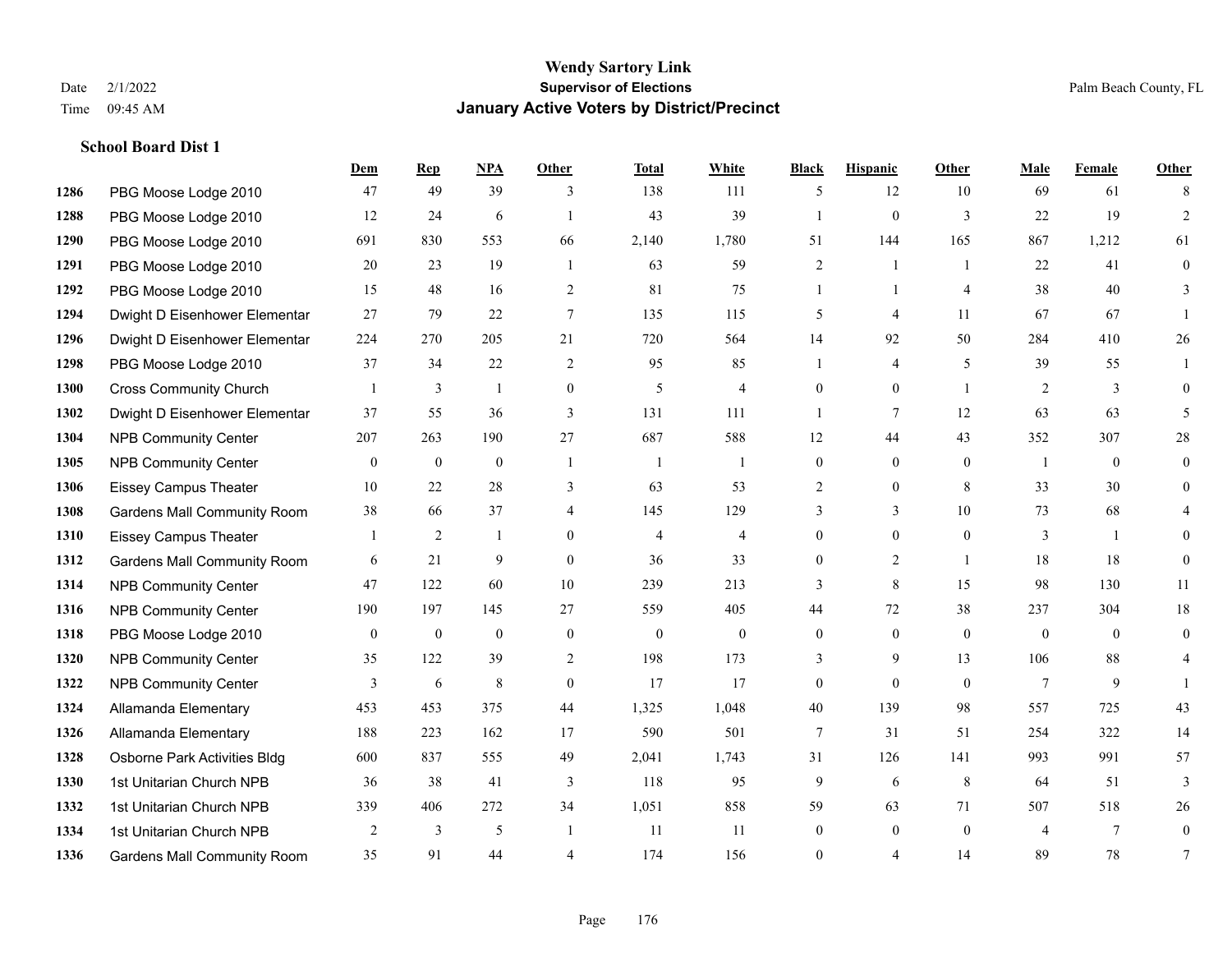# Wendy Sartory Link
## Supervisor of Elections
## January Active Voters by District/Precinct

Date 2/1/2022
Time 09:45 AM

Palm Beach County, FL

### School Board Dist 1

| | | Dem | Rep | NPA | Other | Total | White | Black | Hispanic | Other | Male | Female | Other |
|---|---|---|---|---|---|---|---|---|---|---|---|---|---|
| 1286 | PBG Moose Lodge 2010 | 47 | 49 | 39 | 3 | 138 | 111 | 5 | 12 | 10 | 69 | 61 | 8 |
| 1288 | PBG Moose Lodge 2010 | 12 | 24 | 6 | 1 | 43 | 39 | 1 | 0 | 3 | 22 | 19 | 2 |
| 1290 | PBG Moose Lodge 2010 | 691 | 830 | 553 | 66 | 2,140 | 1,780 | 51 | 144 | 165 | 867 | 1,212 | 61 |
| 1291 | PBG Moose Lodge 2010 | 20 | 23 | 19 | 1 | 63 | 59 | 2 | 1 | 1 | 22 | 41 | 0 |
| 1292 | PBG Moose Lodge 2010 | 15 | 48 | 16 | 2 | 81 | 75 | 1 | 1 | 4 | 38 | 40 | 3 |
| 1294 | Dwight D Eisenhower Elementar | 27 | 79 | 22 | 7 | 135 | 115 | 5 | 4 | 11 | 67 | 67 | 1 |
| 1296 | Dwight D Eisenhower Elementar | 224 | 270 | 205 | 21 | 720 | 564 | 14 | 92 | 50 | 284 | 410 | 26 |
| 1298 | PBG Moose Lodge 2010 | 37 | 34 | 22 | 2 | 95 | 85 | 1 | 4 | 5 | 39 | 55 | 1 |
| 1300 | Cross Community Church | 1 | 3 | 1 | 0 | 5 | 4 | 0 | 0 | 1 | 2 | 3 | 0 |
| 1302 | Dwight D Eisenhower Elementar | 37 | 55 | 36 | 3 | 131 | 111 | 1 | 7 | 12 | 63 | 63 | 5 |
| 1304 | NPB Community Center | 207 | 263 | 190 | 27 | 687 | 588 | 12 | 44 | 43 | 352 | 307 | 28 |
| 1305 | NPB Community Center | 0 | 0 | 0 | 1 | 1 | 1 | 0 | 0 | 0 | 1 | 0 | 0 |
| 1306 | Eissey Campus Theater | 10 | 22 | 28 | 3 | 63 | 53 | 2 | 0 | 8 | 33 | 30 | 0 |
| 1308 | Gardens Mall Community Room | 38 | 66 | 37 | 4 | 145 | 129 | 3 | 3 | 10 | 73 | 68 | 4 |
| 1310 | Eissey Campus Theater | 1 | 2 | 1 | 0 | 4 | 4 | 0 | 0 | 0 | 3 | 1 | 0 |
| 1312 | Gardens Mall Community Room | 6 | 21 | 9 | 0 | 36 | 33 | 0 | 2 | 1 | 18 | 18 | 0 |
| 1314 | NPB Community Center | 47 | 122 | 60 | 10 | 239 | 213 | 3 | 8 | 15 | 98 | 130 | 11 |
| 1316 | NPB Community Center | 190 | 197 | 145 | 27 | 559 | 405 | 44 | 72 | 38 | 237 | 304 | 18 |
| 1318 | PBG Moose Lodge 2010 | 0 | 0 | 0 | 0 | 0 | 0 | 0 | 0 | 0 | 0 | 0 | 0 |
| 1320 | NPB Community Center | 35 | 122 | 39 | 2 | 198 | 173 | 3 | 9 | 13 | 106 | 88 | 4 |
| 1322 | NPB Community Center | 3 | 6 | 8 | 0 | 17 | 17 | 0 | 0 | 0 | 7 | 9 | 1 |
| 1324 | Allamanda Elementary | 453 | 453 | 375 | 44 | 1,325 | 1,048 | 40 | 139 | 98 | 557 | 725 | 43 |
| 1326 | Allamanda Elementary | 188 | 223 | 162 | 17 | 590 | 501 | 7 | 31 | 51 | 254 | 322 | 14 |
| 1328 | Osborne Park Activities Bldg | 600 | 837 | 555 | 49 | 2,041 | 1,743 | 31 | 126 | 141 | 993 | 991 | 57 |
| 1330 | 1st Unitarian Church NPB | 36 | 38 | 41 | 3 | 118 | 95 | 9 | 6 | 8 | 64 | 51 | 3 |
| 1332 | 1st Unitarian Church NPB | 339 | 406 | 272 | 34 | 1,051 | 858 | 59 | 63 | 71 | 507 | 518 | 26 |
| 1334 | 1st Unitarian Church NPB | 2 | 3 | 5 | 1 | 11 | 11 | 0 | 0 | 0 | 4 | 7 | 0 |
| 1336 | Gardens Mall Community Room | 35 | 91 | 44 | 4 | 174 | 156 | 0 | 4 | 14 | 89 | 78 | 7 |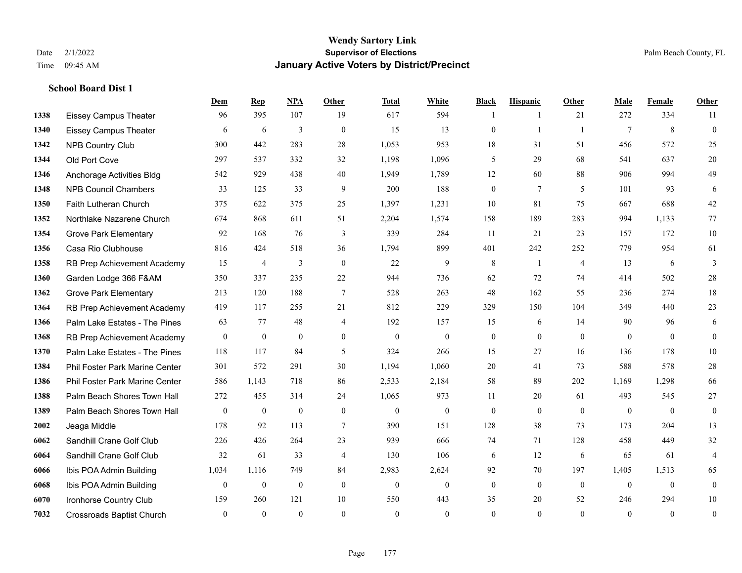# Wendy Sartory Link
## Supervisor of Elections
## January Active Voters by District/Precinct

Date 2/1/2022
Time 09:45 AM

Palm Beach County, FL

### School Board Dist 1

| | | Dem | Rep | NPA | Other | Total | White | Black | Hispanic | Other | Male | Female | Other |
|---|---|---|---|---|---|---|---|---|---|---|---|---|---|
| 1338 | Eissey Campus Theater | 96 | 395 | 107 | 19 | 617 | 594 | 1 | 1 | 21 | 272 | 334 | 11 |
| 1340 | Eissey Campus Theater | 6 | 6 | 3 | 0 | 15 | 13 | 0 | 1 | 1 | 7 | 8 | 0 |
| 1342 | NPB Country Club | 300 | 442 | 283 | 28 | 1,053 | 953 | 18 | 31 | 51 | 456 | 572 | 25 |
| 1344 | Old Port Cove | 297 | 537 | 332 | 32 | 1,198 | 1,096 | 5 | 29 | 68 | 541 | 637 | 20 |
| 1346 | Anchorage Activities Bldg | 542 | 929 | 438 | 40 | 1,949 | 1,789 | 12 | 60 | 88 | 906 | 994 | 49 |
| 1348 | NPB Council Chambers | 33 | 125 | 33 | 9 | 200 | 188 | 0 | 7 | 5 | 101 | 93 | 6 |
| 1350 | Faith Lutheran Church | 375 | 622 | 375 | 25 | 1,397 | 1,231 | 10 | 81 | 75 | 667 | 688 | 42 |
| 1352 | Northlake Nazarene Church | 674 | 868 | 611 | 51 | 2,204 | 1,574 | 158 | 189 | 283 | 994 | 1,133 | 77 |
| 1354 | Grove Park Elementary | 92 | 168 | 76 | 3 | 339 | 284 | 11 | 21 | 23 | 157 | 172 | 10 |
| 1356 | Casa Rio Clubhouse | 816 | 424 | 518 | 36 | 1,794 | 899 | 401 | 242 | 252 | 779 | 954 | 61 |
| 1358 | RB Prep Achievement Academy | 15 | 4 | 3 | 0 | 22 | 9 | 8 | 1 | 4 | 13 | 6 | 3 |
| 1360 | Garden Lodge 366 F&AM | 350 | 337 | 235 | 22 | 944 | 736 | 62 | 72 | 74 | 414 | 502 | 28 |
| 1362 | Grove Park Elementary | 213 | 120 | 188 | 7 | 528 | 263 | 48 | 162 | 55 | 236 | 274 | 18 |
| 1364 | RB Prep Achievement Academy | 419 | 117 | 255 | 21 | 812 | 229 | 329 | 150 | 104 | 349 | 440 | 23 |
| 1366 | Palm Lake Estates - The Pines | 63 | 77 | 48 | 4 | 192 | 157 | 15 | 6 | 14 | 90 | 96 | 6 |
| 1368 | RB Prep Achievement Academy | 0 | 0 | 0 | 0 | 0 | 0 | 0 | 0 | 0 | 0 | 0 | 0 |
| 1370 | Palm Lake Estates - The Pines | 118 | 117 | 84 | 5 | 324 | 266 | 15 | 27 | 16 | 136 | 178 | 10 |
| 1384 | Phil Foster Park Marine Center | 301 | 572 | 291 | 30 | 1,194 | 1,060 | 20 | 41 | 73 | 588 | 578 | 28 |
| 1386 | Phil Foster Park Marine Center | 586 | 1,143 | 718 | 86 | 2,533 | 2,184 | 58 | 89 | 202 | 1,169 | 1,298 | 66 |
| 1388 | Palm Beach Shores Town Hall | 272 | 455 | 314 | 24 | 1,065 | 973 | 11 | 20 | 61 | 493 | 545 | 27 |
| 1389 | Palm Beach Shores Town Hall | 0 | 0 | 0 | 0 | 0 | 0 | 0 | 0 | 0 | 0 | 0 | 0 |
| 2002 | Jeaga Middle | 178 | 92 | 113 | 7 | 390 | 151 | 128 | 38 | 73 | 173 | 204 | 13 |
| 6062 | Sandhill Crane Golf Club | 226 | 426 | 264 | 23 | 939 | 666 | 74 | 71 | 128 | 458 | 449 | 32 |
| 6064 | Sandhill Crane Golf Club | 32 | 61 | 33 | 4 | 130 | 106 | 6 | 12 | 6 | 65 | 61 | 4 |
| 6066 | Ibis POA Admin Building | 1,034 | 1,116 | 749 | 84 | 2,983 | 2,624 | 92 | 70 | 197 | 1,405 | 1,513 | 65 |
| 6068 | Ibis POA Admin Building | 0 | 0 | 0 | 0 | 0 | 0 | 0 | 0 | 0 | 0 | 0 | 0 |
| 6070 | Ironhorse Country Club | 159 | 260 | 121 | 10 | 550 | 443 | 35 | 20 | 52 | 246 | 294 | 10 |
| 7032 | Crossroads Baptist Church | 0 | 0 | 0 | 0 | 0 | 0 | 0 | 0 | 0 | 0 | 0 | 0 |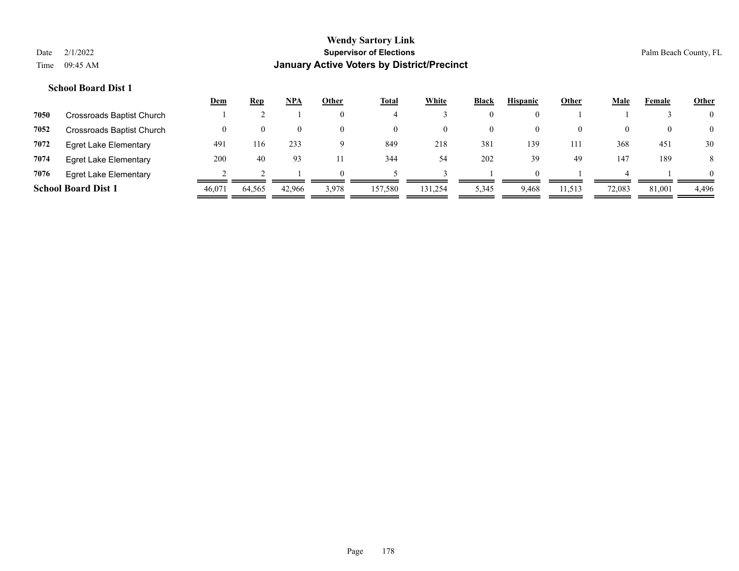# Wendy Sartory Link

**Supervisor of Elections**

**January Active Voters by District/Precinct**

Date 2/1/2022
Time 09:45 AM

Palm Beach County, FL

### School Board Dist 1

| | | Dem | Rep | NPA | Other | Total | White | Black | Hispanic | Other | Male | Female | Other |
|---|---|---|---|---|---|---|---|---|---|---|---|---|---|
| 7050 | Crossroads Baptist Church | 1 | 2 | 1 | 0 | 4 | 3 | 0 | 0 | 1 | 1 | 3 | 0 |
| 7052 | Crossroads Baptist Church | 0 | 0 | 0 | 0 | 0 | 0 | 0 | 0 | 0 | 0 | 0 | 0 |
| 7072 | Egret Lake Elementary | 491 | 116 | 233 | 9 | 849 | 218 | 381 | 139 | 111 | 368 | 451 | 30 |
| 7074 | Egret Lake Elementary | 200 | 40 | 93 | 11 | 344 | 54 | 202 | 39 | 49 | 147 | 189 | 8 |
| 7076 | Egret Lake Elementary | 2 | 2 | 1 | 0 | 5 | 3 | 1 | 0 | 1 | 4 | 1 | 0 |
| **School Board Dist 1** | | 46,071 | 64,565 | 42,966 | 3,978 | 157,580 | 131,254 | 5,345 | 9,468 | 11,513 | 72,083 | 81,001 | 4,496 |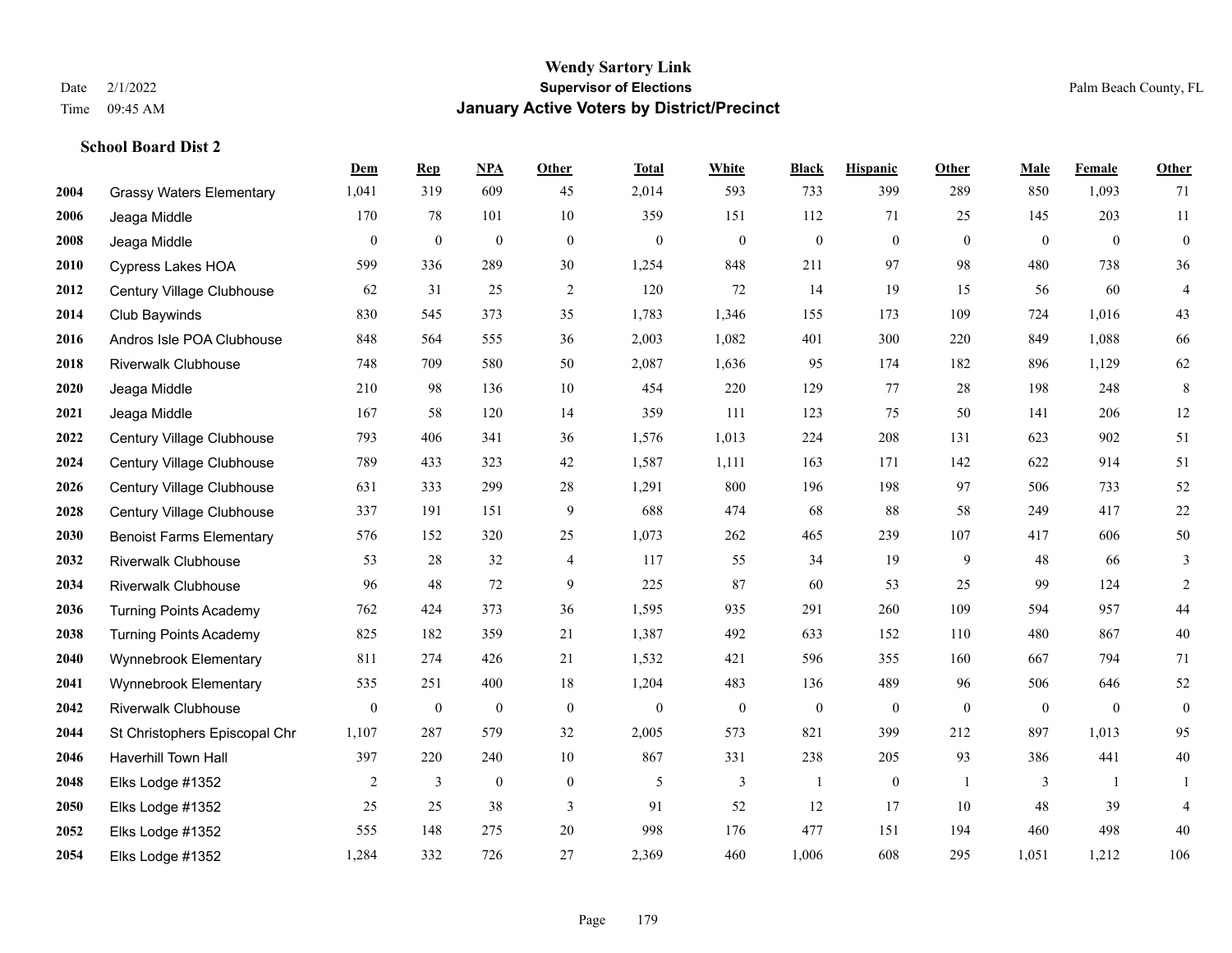# Wendy Sartory Link
## Supervisor of Elections
## January Active Voters by District/Precinct

Date 2/1/2022
Time 09:45 AM

Palm Beach County, FL

### School Board Dist 2

| | | Dem | Rep | NPA | Other | Total | White | Black | Hispanic | Other | Male | Female | Other |
|---|---|---|---|---|---|---|---|---|---|---|---|---|---|
| 2004 | Grassy Waters Elementary | 1,041 | 319 | 609 | 45 | 2,014 | 593 | 733 | 399 | 289 | 850 | 1,093 | 71 |
| 2006 | Jeaga Middle | 170 | 78 | 101 | 10 | 359 | 151 | 112 | 71 | 25 | 145 | 203 | 11 |
| 2008 | Jeaga Middle | 0 | 0 | 0 | 0 | 0 | 0 | 0 | 0 | 0 | 0 | 0 | 0 |
| 2010 | Cypress Lakes HOA | 599 | 336 | 289 | 30 | 1,254 | 848 | 211 | 97 | 98 | 480 | 738 | 36 |
| 2012 | Century Village Clubhouse | 62 | 31 | 25 | 2 | 120 | 72 | 14 | 19 | 15 | 56 | 60 | 4 |
| 2014 | Club Baywinds | 830 | 545 | 373 | 35 | 1,783 | 1,346 | 155 | 173 | 109 | 724 | 1,016 | 43 |
| 2016 | Andros Isle POA Clubhouse | 848 | 564 | 555 | 36 | 2,003 | 1,082 | 401 | 300 | 220 | 849 | 1,088 | 66 |
| 2018 | Riverwalk Clubhouse | 748 | 709 | 580 | 50 | 2,087 | 1,636 | 95 | 174 | 182 | 896 | 1,129 | 62 |
| 2020 | Jeaga Middle | 210 | 98 | 136 | 10 | 454 | 220 | 129 | 77 | 28 | 198 | 248 | 8 |
| 2021 | Jeaga Middle | 167 | 58 | 120 | 14 | 359 | 111 | 123 | 75 | 50 | 141 | 206 | 12 |
| 2022 | Century Village Clubhouse | 793 | 406 | 341 | 36 | 1,576 | 1,013 | 224 | 208 | 131 | 623 | 902 | 51 |
| 2024 | Century Village Clubhouse | 789 | 433 | 323 | 42 | 1,587 | 1,111 | 163 | 171 | 142 | 622 | 914 | 51 |
| 2026 | Century Village Clubhouse | 631 | 333 | 299 | 28 | 1,291 | 800 | 196 | 198 | 97 | 506 | 733 | 52 |
| 2028 | Century Village Clubhouse | 337 | 191 | 151 | 9 | 688 | 474 | 68 | 88 | 58 | 249 | 417 | 22 |
| 2030 | Benoist Farms Elementary | 576 | 152 | 320 | 25 | 1,073 | 262 | 465 | 239 | 107 | 417 | 606 | 50 |
| 2032 | Riverwalk Clubhouse | 53 | 28 | 32 | 4 | 117 | 55 | 34 | 19 | 9 | 48 | 66 | 3 |
| 2034 | Riverwalk Clubhouse | 96 | 48 | 72 | 9 | 225 | 87 | 60 | 53 | 25 | 99 | 124 | 2 |
| 2036 | Turning Points Academy | 762 | 424 | 373 | 36 | 1,595 | 935 | 291 | 260 | 109 | 594 | 957 | 44 |
| 2038 | Turning Points Academy | 825 | 182 | 359 | 21 | 1,387 | 492 | 633 | 152 | 110 | 480 | 867 | 40 |
| 2040 | Wynnebrook Elementary | 811 | 274 | 426 | 21 | 1,532 | 421 | 596 | 355 | 160 | 667 | 794 | 71 |
| 2041 | Wynnebrook Elementary | 535 | 251 | 400 | 18 | 1,204 | 483 | 136 | 489 | 96 | 506 | 646 | 52 |
| 2042 | Riverwalk Clubhouse | 0 | 0 | 0 | 0 | 0 | 0 | 0 | 0 | 0 | 0 | 0 | 0 |
| 2044 | St Christophers Episcopal Chr | 1,107 | 287 | 579 | 32 | 2,005 | 573 | 821 | 399 | 212 | 897 | 1,013 | 95 |
| 2046 | Haverhill Town Hall | 397 | 220 | 240 | 10 | 867 | 331 | 238 | 205 | 93 | 386 | 441 | 40 |
| 2048 | Elks Lodge #1352 | 2 | 3 | 0 | 0 | 5 | 3 | 1 | 0 | 1 | 3 | 1 | 1 |
| 2050 | Elks Lodge #1352 | 25 | 25 | 38 | 3 | 91 | 52 | 12 | 17 | 10 | 48 | 39 | 4 |
| 2052 | Elks Lodge #1352 | 555 | 148 | 275 | 20 | 998 | 176 | 477 | 151 | 194 | 460 | 498 | 40 |
| 2054 | Elks Lodge #1352 | 1,284 | 332 | 726 | 27 | 2,369 | 460 | 1,006 | 608 | 295 | 1,051 | 1,212 | 106 |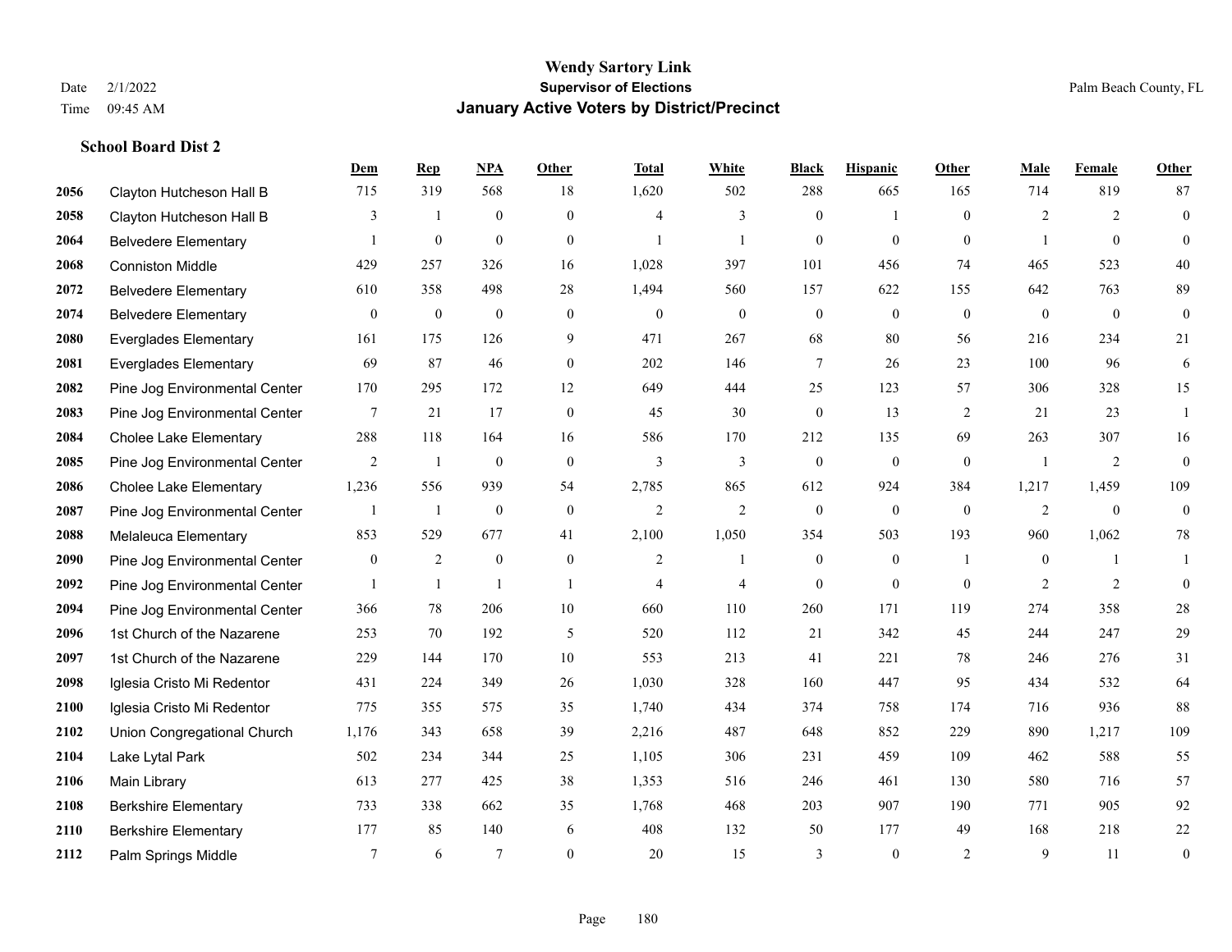**School Board Dist 2**

| | | Dem | Rep | NPA | Other | Total | White | Black | Hispanic | Other | Male | Female | Other |
|---|---|---|---|---|---|---|---|---|---|---|---|---|---|
| 2056 | Clayton Hutcheson Hall B | 715 | 319 | 568 | 18 | 1,620 | 502 | 288 | 665 | 165 | 714 | 819 | 87 |
| 2058 | Clayton Hutcheson Hall B | 3 | 1 | 0 | 0 | 4 | 3 | 0 | 1 | 0 | 2 | 2 | 0 |
| 2064 | Belvedere Elementary | 1 | 0 | 0 | 0 | 1 | 1 | 0 | 0 | 0 | 1 | 0 | 0 |
| 2068 | Conniston Middle | 429 | 257 | 326 | 16 | 1,028 | 397 | 101 | 456 | 74 | 465 | 523 | 40 |
| 2072 | Belvedere Elementary | 610 | 358 | 498 | 28 | 1,494 | 560 | 157 | 622 | 155 | 642 | 763 | 89 |
| 2074 | Belvedere Elementary | 0 | 0 | 0 | 0 | 0 | 0 | 0 | 0 | 0 | 0 | 0 | 0 |
| 2080 | Everglades Elementary | 161 | 175 | 126 | 9 | 471 | 267 | 68 | 80 | 56 | 216 | 234 | 21 |
| 2081 | Everglades Elementary | 69 | 87 | 46 | 0 | 202 | 146 | 7 | 26 | 23 | 100 | 96 | 6 |
| 2082 | Pine Jog Environmental Center | 170 | 295 | 172 | 12 | 649 | 444 | 25 | 123 | 57 | 306 | 328 | 15 |
| 2083 | Pine Jog Environmental Center | 7 | 21 | 17 | 0 | 45 | 30 | 0 | 13 | 2 | 21 | 23 | 1 |
| 2084 | Cholee Lake Elementary | 288 | 118 | 164 | 16 | 586 | 170 | 212 | 135 | 69 | 263 | 307 | 16 |
| 2085 | Pine Jog Environmental Center | 2 | 1 | 0 | 0 | 3 | 3 | 0 | 0 | 0 | 1 | 2 | 0 |
| 2086 | Cholee Lake Elementary | 1,236 | 556 | 939 | 54 | 2,785 | 865 | 612 | 924 | 384 | 1,217 | 1,459 | 109 |
| 2087 | Pine Jog Environmental Center | 1 | 1 | 0 | 0 | 2 | 2 | 0 | 0 | 0 | 2 | 0 | 0 |
| 2088 | Melaleuca Elementary | 853 | 529 | 677 | 41 | 2,100 | 1,050 | 354 | 503 | 193 | 960 | 1,062 | 78 |
| 2090 | Pine Jog Environmental Center | 0 | 2 | 0 | 0 | 2 | 1 | 0 | 0 | 1 | 0 | 1 | 1 |
| 2092 | Pine Jog Environmental Center | 1 | 1 | 1 | 1 | 4 | 4 | 0 | 0 | 0 | 2 | 2 | 0 |
| 2094 | Pine Jog Environmental Center | 366 | 78 | 206 | 10 | 660 | 110 | 260 | 171 | 119 | 274 | 358 | 28 |
| 2096 | 1st Church of the Nazarene | 253 | 70 | 192 | 5 | 520 | 112 | 21 | 342 | 45 | 244 | 247 | 29 |
| 2097 | 1st Church of the Nazarene | 229 | 144 | 170 | 10 | 553 | 213 | 41 | 221 | 78 | 246 | 276 | 31 |
| 2098 | Iglesia Cristo Mi Redentor | 431 | 224 | 349 | 26 | 1,030 | 328 | 160 | 447 | 95 | 434 | 532 | 64 |
| 2100 | Iglesia Cristo Mi Redentor | 775 | 355 | 575 | 35 | 1,740 | 434 | 374 | 758 | 174 | 716 | 936 | 88 |
| 2102 | Union Congregational Church | 1,176 | 343 | 658 | 39 | 2,216 | 487 | 648 | 852 | 229 | 890 | 1,217 | 109 |
| 2104 | Lake Lytal Park | 502 | 234 | 344 | 25 | 1,105 | 306 | 231 | 459 | 109 | 462 | 588 | 55 |
| 2106 | Main Library | 613 | 277 | 425 | 38 | 1,353 | 516 | 246 | 461 | 130 | 580 | 716 | 57 |
| 2108 | Berkshire Elementary | 733 | 338 | 662 | 35 | 1,768 | 468 | 203 | 907 | 190 | 771 | 905 | 92 |
| 2110 | Berkshire Elementary | 177 | 85 | 140 | 6 | 408 | 132 | 50 | 177 | 49 | 168 | 218 | 22 |
| 2112 | Palm Springs Middle | 7 | 6 | 7 | 0 | 20 | 15 | 3 | 0 | 2 | 9 | 11 | 0 |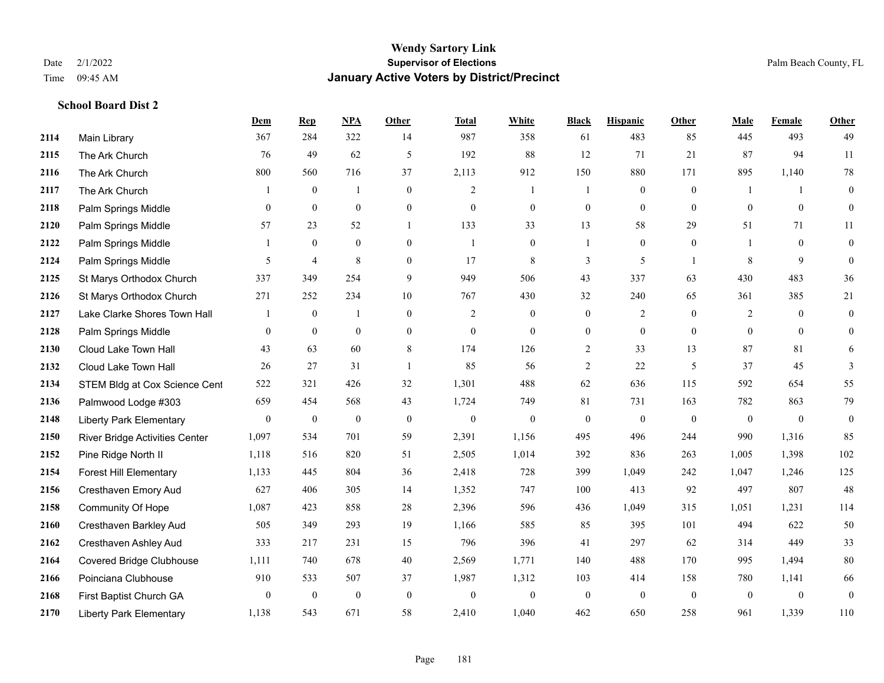# Wendy Sartory Link

**Supervisor of Elections**

**January Active Voters by District/Precinct**

Date 2/1/2022
Time 09:45 AM

Palm Beach County, FL

### School Board Dist 2

| | | Dem | Rep | NPA | Other | Total | White | Black | Hispanic | Other | Male | Female | Other |
|---|---|---|---|---|---|---|---|---|---|---|---|---|---|
| 2114 | Main Library | 367 | 284 | 322 | 14 | 987 | 358 | 61 | 483 | 85 | 445 | 493 | 49 |
| 2115 | The Ark Church | 76 | 49 | 62 | 5 | 192 | 88 | 12 | 71 | 21 | 87 | 94 | 11 |
| 2116 | The Ark Church | 800 | 560 | 716 | 37 | 2,113 | 912 | 150 | 880 | 171 | 895 | 1,140 | 78 |
| 2117 | The Ark Church | 1 | 0 | 1 | 0 | 2 | 1 | 1 | 0 | 0 | 1 | 1 | 0 |
| 2118 | Palm Springs Middle | 0 | 0 | 0 | 0 | 0 | 0 | 0 | 0 | 0 | 0 | 0 | 0 |
| 2120 | Palm Springs Middle | 57 | 23 | 52 | 1 | 133 | 33 | 13 | 58 | 29 | 51 | 71 | 11 |
| 2122 | Palm Springs Middle | 1 | 0 | 0 | 0 | 1 | 0 | 1 | 0 | 0 | 1 | 0 | 0 |
| 2124 | Palm Springs Middle | 5 | 4 | 8 | 0 | 17 | 8 | 3 | 5 | 1 | 8 | 9 | 0 |
| 2125 | St Marys Orthodox Church | 337 | 349 | 254 | 9 | 949 | 506 | 43 | 337 | 63 | 430 | 483 | 36 |
| 2126 | St Marys Orthodox Church | 271 | 252 | 234 | 10 | 767 | 430 | 32 | 240 | 65 | 361 | 385 | 21 |
| 2127 | Lake Clarke Shores Town Hall | 1 | 0 | 1 | 0 | 2 | 0 | 0 | 2 | 0 | 2 | 0 | 0 |
| 2128 | Palm Springs Middle | 0 | 0 | 0 | 0 | 0 | 0 | 0 | 0 | 0 | 0 | 0 | 0 |
| 2130 | Cloud Lake Town Hall | 43 | 63 | 60 | 8 | 174 | 126 | 2 | 33 | 13 | 87 | 81 | 6 |
| 2132 | Cloud Lake Town Hall | 26 | 27 | 31 | 1 | 85 | 56 | 2 | 22 | 5 | 37 | 45 | 3 |
| 2134 | STEM Bldg at Cox Science Cent | 522 | 321 | 426 | 32 | 1,301 | 488 | 62 | 636 | 115 | 592 | 654 | 55 |
| 2136 | Palmwood Lodge #303 | 659 | 454 | 568 | 43 | 1,724 | 749 | 81 | 731 | 163 | 782 | 863 | 79 |
| 2148 | Liberty Park Elementary | 0 | 0 | 0 | 0 | 0 | 0 | 0 | 0 | 0 | 0 | 0 | 0 |
| 2150 | River Bridge Activities Center | 1,097 | 534 | 701 | 59 | 2,391 | 1,156 | 495 | 496 | 244 | 990 | 1,316 | 85 |
| 2152 | Pine Ridge North II | 1,118 | 516 | 820 | 51 | 2,505 | 1,014 | 392 | 836 | 263 | 1,005 | 1,398 | 102 |
| 2154 | Forest Hill Elementary | 1,133 | 445 | 804 | 36 | 2,418 | 728 | 399 | 1,049 | 242 | 1,047 | 1,246 | 125 |
| 2156 | Cresthaven Emory Aud | 627 | 406 | 305 | 14 | 1,352 | 747 | 100 | 413 | 92 | 497 | 807 | 48 |
| 2158 | Community Of Hope | 1,087 | 423 | 858 | 28 | 2,396 | 596 | 436 | 1,049 | 315 | 1,051 | 1,231 | 114 |
| 2160 | Cresthaven Barkley Aud | 505 | 349 | 293 | 19 | 1,166 | 585 | 85 | 395 | 101 | 494 | 622 | 50 |
| 2162 | Cresthaven Ashley Aud | 333 | 217 | 231 | 15 | 796 | 396 | 41 | 297 | 62 | 314 | 449 | 33 |
| 2164 | Covered Bridge Clubhouse | 1,111 | 740 | 678 | 40 | 2,569 | 1,771 | 140 | 488 | 170 | 995 | 1,494 | 80 |
| 2166 | Poinciana Clubhouse | 910 | 533 | 507 | 37 | 1,987 | 1,312 | 103 | 414 | 158 | 780 | 1,141 | 66 |
| 2168 | First Baptist Church GA | 0 | 0 | 0 | 0 | 0 | 0 | 0 | 0 | 0 | 0 | 0 | 0 |
| 2170 | Liberty Park Elementary | 1,138 | 543 | 671 | 58 | 2,410 | 1,040 | 462 | 650 | 258 | 961 | 1,339 | 110 |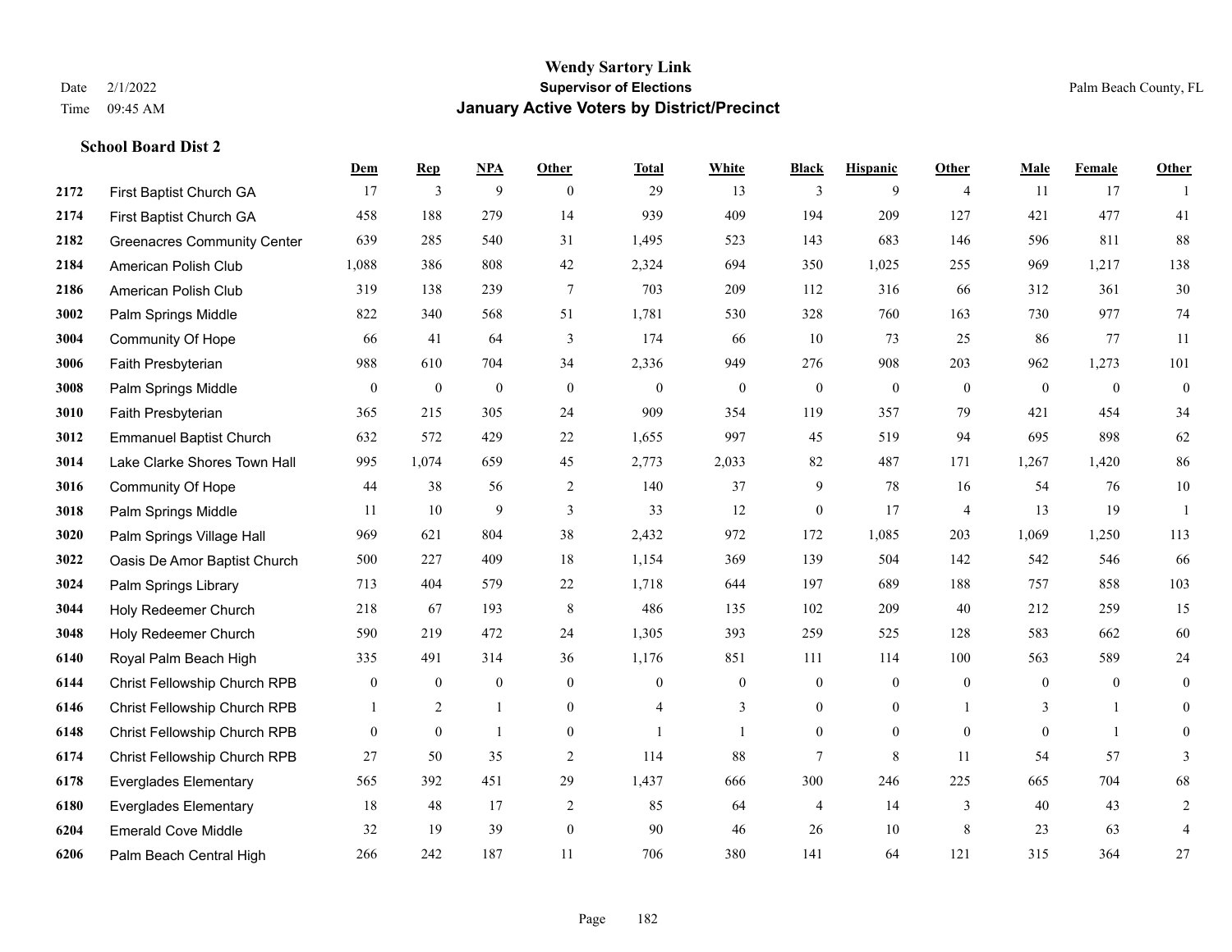# Wendy Sartory Link

**Supervisor of Elections**

**January Active Voters by District/Precinct**

Date 2/1/2022

Time 09:45 AM

Palm Beach County, FL

### School Board Dist 2

| | | Dem | Rep | NPA | Other | Total | White | Black | Hispanic | Other | Male | Female | Other |
|---|---|---|---|---|---|---|---|---|---|---|---|---|---|
| 2172 | First Baptist Church GA | 17 | 3 | 9 | 0 | 29 | 13 | 3 | 9 | 4 | 11 | 17 | 1 |
| 2174 | First Baptist Church GA | 458 | 188 | 279 | 14 | 939 | 409 | 194 | 209 | 127 | 421 | 477 | 41 |
| 2182 | Greenacres Community Center | 639 | 285 | 540 | 31 | 1,495 | 523 | 143 | 683 | 146 | 596 | 811 | 88 |
| 2184 | American Polish Club | 1,088 | 386 | 808 | 42 | 2,324 | 694 | 350 | 1,025 | 255 | 969 | 1,217 | 138 |
| 2186 | American Polish Club | 319 | 138 | 239 | 7 | 703 | 209 | 112 | 316 | 66 | 312 | 361 | 30 |
| 3002 | Palm Springs Middle | 822 | 340 | 568 | 51 | 1,781 | 530 | 328 | 760 | 163 | 730 | 977 | 74 |
| 3004 | Community Of Hope | 66 | 41 | 64 | 3 | 174 | 66 | 10 | 73 | 25 | 86 | 77 | 11 |
| 3006 | Faith Presbyterian | 988 | 610 | 704 | 34 | 2,336 | 949 | 276 | 908 | 203 | 962 | 1,273 | 101 |
| 3008 | Palm Springs Middle | 0 | 0 | 0 | 0 | 0 | 0 | 0 | 0 | 0 | 0 | 0 | 0 |
| 3010 | Faith Presbyterian | 365 | 215 | 305 | 24 | 909 | 354 | 119 | 357 | 79 | 421 | 454 | 34 |
| 3012 | Emmanuel Baptist Church | 632 | 572 | 429 | 22 | 1,655 | 997 | 45 | 519 | 94 | 695 | 898 | 62 |
| 3014 | Lake Clarke Shores Town Hall | 995 | 1,074 | 659 | 45 | 2,773 | 2,033 | 82 | 487 | 171 | 1,267 | 1,420 | 86 |
| 3016 | Community Of Hope | 44 | 38 | 56 | 2 | 140 | 37 | 9 | 78 | 16 | 54 | 76 | 10 |
| 3018 | Palm Springs Middle | 11 | 10 | 9 | 3 | 33 | 12 | 0 | 17 | 4 | 13 | 19 | 1 |
| 3020 | Palm Springs Village Hall | 969 | 621 | 804 | 38 | 2,432 | 972 | 172 | 1,085 | 203 | 1,069 | 1,250 | 113 |
| 3022 | Oasis De Amor Baptist Church | 500 | 227 | 409 | 18 | 1,154 | 369 | 139 | 504 | 142 | 542 | 546 | 66 |
| 3024 | Palm Springs Library | 713 | 404 | 579 | 22 | 1,718 | 644 | 197 | 689 | 188 | 757 | 858 | 103 |
| 3044 | Holy Redeemer Church | 218 | 67 | 193 | 8 | 486 | 135 | 102 | 209 | 40 | 212 | 259 | 15 |
| 3048 | Holy Redeemer Church | 590 | 219 | 472 | 24 | 1,305 | 393 | 259 | 525 | 128 | 583 | 662 | 60 |
| 6140 | Royal Palm Beach High | 335 | 491 | 314 | 36 | 1,176 | 851 | 111 | 114 | 100 | 563 | 589 | 24 |
| 6144 | Christ Fellowship Church RPB | 0 | 0 | 0 | 0 | 0 | 0 | 0 | 0 | 0 | 0 | 0 | 0 |
| 6146 | Christ Fellowship Church RPB | 1 | 2 | 1 | 0 | 4 | 3 | 0 | 0 | 1 | 3 | 1 | 0 |
| 6148 | Christ Fellowship Church RPB | 0 | 0 | 1 | 0 | 1 | 1 | 0 | 0 | 0 | 0 | 1 | 0 |
| 6174 | Christ Fellowship Church RPB | 27 | 50 | 35 | 2 | 114 | 88 | 7 | 8 | 11 | 54 | 57 | 3 |
| 6178 | Everglades Elementary | 565 | 392 | 451 | 29 | 1,437 | 666 | 300 | 246 | 225 | 665 | 704 | 68 |
| 6180 | Everglades Elementary | 18 | 48 | 17 | 2 | 85 | 64 | 4 | 14 | 3 | 40 | 43 | 2 |
| 6204 | Emerald Cove Middle | 32 | 19 | 39 | 0 | 90 | 46 | 26 | 10 | 8 | 23 | 63 | 4 |
| 6206 | Palm Beach Central High | 266 | 242 | 187 | 11 | 706 | 380 | 141 | 64 | 121 | 315 | 364 | 27 |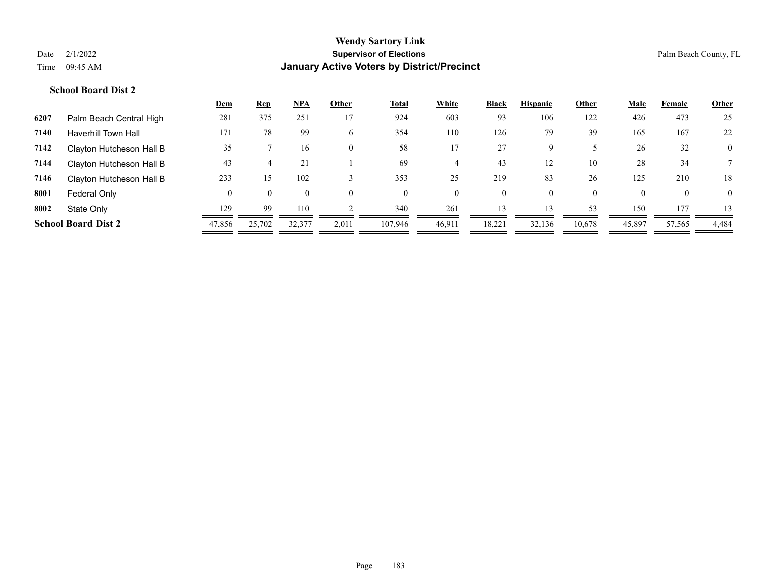# Wendy Sartory Link

## Supervisor of Elections

## January Active Voters by District/Precinct

Date 2/1/2022
Time 09:45 AM

Palm Beach County, FL

### School Board Dist 2

| | | Dem | Rep | NPA | Other | Total | White | Black | Hispanic | Other | Male | Female | Other |
|---|---|---|---|---|---|---|---|---|---|---|---|---|---|
| 6207 | Palm Beach Central High | 281 | 375 | 251 | 17 | 924 | 603 | 93 | 106 | 122 | 426 | 473 | 25 |
| 7140 | Haverhill Town Hall | 171 | 78 | 99 | 6 | 354 | 110 | 126 | 79 | 39 | 165 | 167 | 22 |
| 7142 | Clayton Hutcheson Hall B | 35 | 7 | 16 | 0 | 58 | 17 | 27 | 9 | 5 | 26 | 32 | 0 |
| 7144 | Clayton Hutcheson Hall B | 43 | 4 | 21 | 1 | 69 | 4 | 43 | 12 | 10 | 28 | 34 | 7 |
| 7146 | Clayton Hutcheson Hall B | 233 | 15 | 102 | 3 | 353 | 25 | 219 | 83 | 26 | 125 | 210 | 18 |
| 8001 | Federal Only | 0 | 0 | 0 | 0 | 0 | 0 | 0 | 0 | 0 | 0 | 0 | 0 |
| 8002 | State Only | 129 | 99 | 110 | 2 | 340 | 261 | 13 | 13 | 53 | 150 | 177 | 13 |
| **School Board Dist 2** | | 47,856 | 25,702 | 32,377 | 2,011 | 107,946 | 46,911 | 18,221 | 32,136 | 10,678 | 45,897 | 57,565 | 4,484 |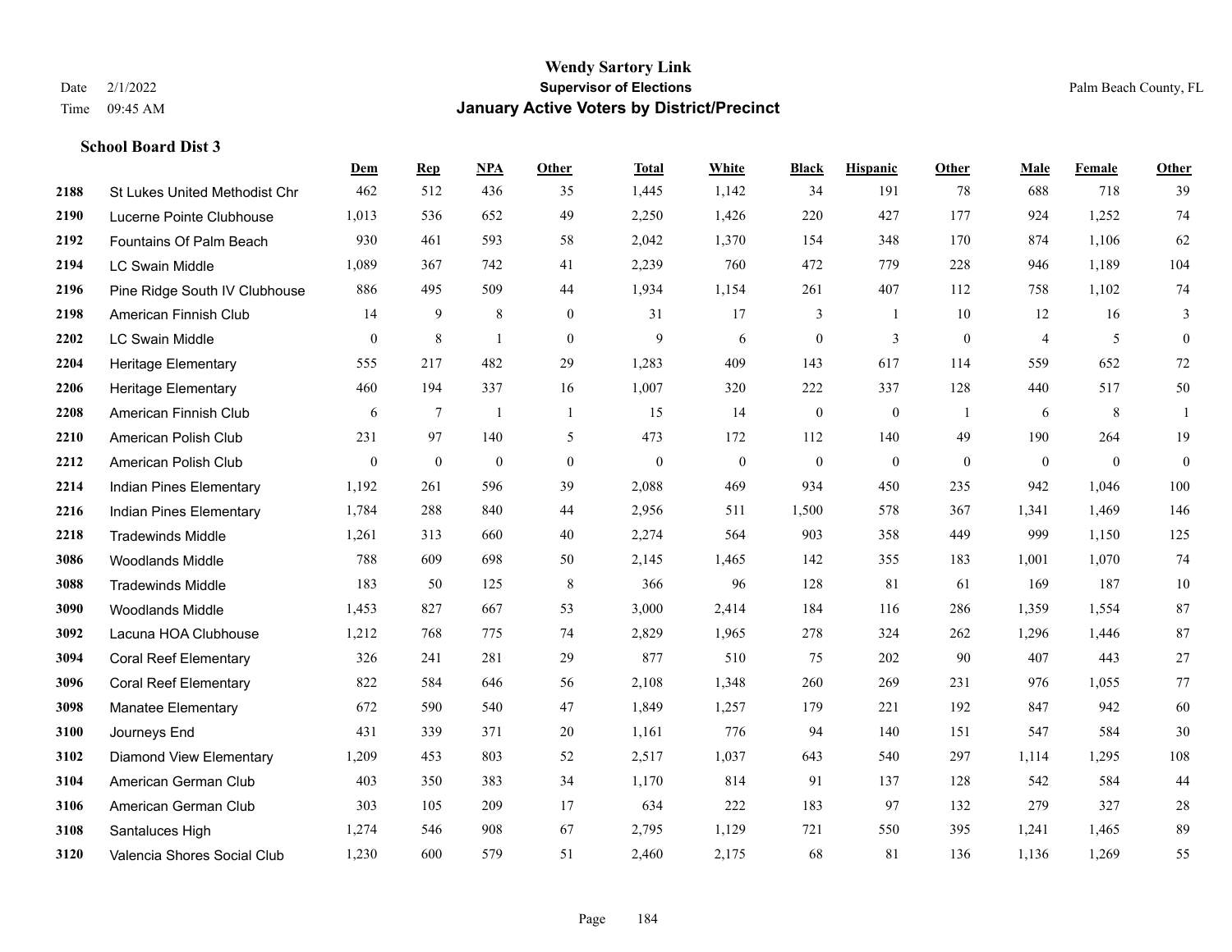## School Board Dist 3

| | | Dem | Rep | NPA | Other | Total | White | Black | Hispanic | Other | Male | Female | Other |
|---|---|---|---|---|---|---|---|---|---|---|---|---|---|
| 2188 | St Lukes United Methodist Chr | 462 | 512 | 436 | 35 | 1,445 | 1,142 | 34 | 191 | 78 | 688 | 718 | 39 |
| 2190 | Lucerne Pointe Clubhouse | 1,013 | 536 | 652 | 49 | 2,250 | 1,426 | 220 | 427 | 177 | 924 | 1,252 | 74 |
| 2192 | Fountains Of Palm Beach | 930 | 461 | 593 | 58 | 2,042 | 1,370 | 154 | 348 | 170 | 874 | 1,106 | 62 |
| 2194 | LC Swain Middle | 1,089 | 367 | 742 | 41 | 2,239 | 760 | 472 | 779 | 228 | 946 | 1,189 | 104 |
| 2196 | Pine Ridge South IV Clubhouse | 886 | 495 | 509 | 44 | 1,934 | 1,154 | 261 | 407 | 112 | 758 | 1,102 | 74 |
| 2198 | American Finnish Club | 14 | 9 | 8 | 0 | 31 | 17 | 3 | 1 | 10 | 12 | 16 | 3 |
| 2202 | LC Swain Middle | 0 | 8 | 1 | 0 | 9 | 6 | 0 | 3 | 0 | 4 | 5 | 0 |
| 2204 | Heritage Elementary | 555 | 217 | 482 | 29 | 1,283 | 409 | 143 | 617 | 114 | 559 | 652 | 72 |
| 2206 | Heritage Elementary | 460 | 194 | 337 | 16 | 1,007 | 320 | 222 | 337 | 128 | 440 | 517 | 50 |
| 2208 | American Finnish Club | 6 | 7 | 1 | 1 | 15 | 14 | 0 | 0 | 1 | 6 | 8 | 1 |
| 2210 | American Polish Club | 231 | 97 | 140 | 5 | 473 | 172 | 112 | 140 | 49 | 190 | 264 | 19 |
| 2212 | American Polish Club | 0 | 0 | 0 | 0 | 0 | 0 | 0 | 0 | 0 | 0 | 0 | 0 |
| 2214 | Indian Pines Elementary | 1,192 | 261 | 596 | 39 | 2,088 | 469 | 934 | 450 | 235 | 942 | 1,046 | 100 |
| 2216 | Indian Pines Elementary | 1,784 | 288 | 840 | 44 | 2,956 | 511 | 1,500 | 578 | 367 | 1,341 | 1,469 | 146 |
| 2218 | Tradewinds Middle | 1,261 | 313 | 660 | 40 | 2,274 | 564 | 903 | 358 | 449 | 999 | 1,150 | 125 |
| 3086 | Woodlands Middle | 788 | 609 | 698 | 50 | 2,145 | 1,465 | 142 | 355 | 183 | 1,001 | 1,070 | 74 |
| 3088 | Tradewinds Middle | 183 | 50 | 125 | 8 | 366 | 96 | 128 | 81 | 61 | 169 | 187 | 10 |
| 3090 | Woodlands Middle | 1,453 | 827 | 667 | 53 | 3,000 | 2,414 | 184 | 116 | 286 | 1,359 | 1,554 | 87 |
| 3092 | Lacuna HOA Clubhouse | 1,212 | 768 | 775 | 74 | 2,829 | 1,965 | 278 | 324 | 262 | 1,296 | 1,446 | 87 |
| 3094 | Coral Reef Elementary | 326 | 241 | 281 | 29 | 877 | 510 | 75 | 202 | 90 | 407 | 443 | 27 |
| 3096 | Coral Reef Elementary | 822 | 584 | 646 | 56 | 2,108 | 1,348 | 260 | 269 | 231 | 976 | 1,055 | 77 |
| 3098 | Manatee Elementary | 672 | 590 | 540 | 47 | 1,849 | 1,257 | 179 | 221 | 192 | 847 | 942 | 60 |
| 3100 | Journeys End | 431 | 339 | 371 | 20 | 1,161 | 776 | 94 | 140 | 151 | 547 | 584 | 30 |
| 3102 | Diamond View Elementary | 1,209 | 453 | 803 | 52 | 2,517 | 1,037 | 643 | 540 | 297 | 1,114 | 1,295 | 108 |
| 3104 | American German Club | 403 | 350 | 383 | 34 | 1,170 | 814 | 91 | 137 | 128 | 542 | 584 | 44 |
| 3106 | American German Club | 303 | 105 | 209 | 17 | 634 | 222 | 183 | 97 | 132 | 279 | 327 | 28 |
| 3108 | Santaluces High | 1,274 | 546 | 908 | 67 | 2,795 | 1,129 | 721 | 550 | 395 | 1,241 | 1,465 | 89 |
| 3120 | Valencia Shores Social Club | 1,230 | 600 | 579 | 51 | 2,460 | 2,175 | 68 | 81 | 136 | 1,136 | 1,269 | 55 |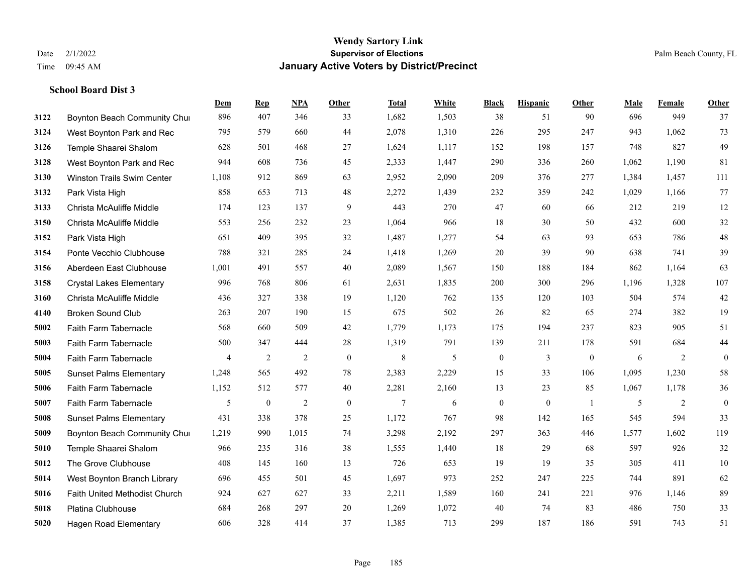# Wendy Sartory Link
## Supervisor of Elections
## January Active Voters by District/Precinct

Date 2/1/2022
Time 09:45 AM

Palm Beach County, FL

**School Board Dist 3**

| | | Dem | Rep | NPA | Other | Total | White | Black | Hispanic | Other | Male | Female | Other |
|---|---|---|---|---|---|---|---|---|---|---|---|---|---|
| 3122 | Boynton Beach Community Chur | 896 | 407 | 346 | 33 | 1,682 | 1,503 | 38 | 51 | 90 | 696 | 949 | 37 |
| 3124 | West Boynton Park and Rec | 795 | 579 | 660 | 44 | 2,078 | 1,310 | 226 | 295 | 247 | 943 | 1,062 | 73 |
| 3126 | Temple Shaarei Shalom | 628 | 501 | 468 | 27 | 1,624 | 1,117 | 152 | 198 | 157 | 748 | 827 | 49 |
| 3128 | West Boynton Park and Rec | 944 | 608 | 736 | 45 | 2,333 | 1,447 | 290 | 336 | 260 | 1,062 | 1,190 | 81 |
| 3130 | Winston Trails Swim Center | 1,108 | 912 | 869 | 63 | 2,952 | 2,090 | 209 | 376 | 277 | 1,384 | 1,457 | 111 |
| 3132 | Park Vista High | 858 | 653 | 713 | 48 | 2,272 | 1,439 | 232 | 359 | 242 | 1,029 | 1,166 | 77 |
| 3133 | Christa McAuliffe Middle | 174 | 123 | 137 | 9 | 443 | 270 | 47 | 60 | 66 | 212 | 219 | 12 |
| 3150 | Christa McAuliffe Middle | 553 | 256 | 232 | 23 | 1,064 | 966 | 18 | 30 | 50 | 432 | 600 | 32 |
| 3152 | Park Vista High | 651 | 409 | 395 | 32 | 1,487 | 1,277 | 54 | 63 | 93 | 653 | 786 | 48 |
| 3154 | Ponte Vecchio Clubhouse | 788 | 321 | 285 | 24 | 1,418 | 1,269 | 20 | 39 | 90 | 638 | 741 | 39 |
| 3156 | Aberdeen East Clubhouse | 1,001 | 491 | 557 | 40 | 2,089 | 1,567 | 150 | 188 | 184 | 862 | 1,164 | 63 |
| 3158 | Crystal Lakes Elementary | 996 | 768 | 806 | 61 | 2,631 | 1,835 | 200 | 300 | 296 | 1,196 | 1,328 | 107 |
| 3160 | Christa McAuliffe Middle | 436 | 327 | 338 | 19 | 1,120 | 762 | 135 | 120 | 103 | 504 | 574 | 42 |
| 4140 | Broken Sound Club | 263 | 207 | 190 | 15 | 675 | 502 | 26 | 82 | 65 | 274 | 382 | 19 |
| 5002 | Faith Farm Tabernacle | 568 | 660 | 509 | 42 | 1,779 | 1,173 | 175 | 194 | 237 | 823 | 905 | 51 |
| 5003 | Faith Farm Tabernacle | 500 | 347 | 444 | 28 | 1,319 | 791 | 139 | 211 | 178 | 591 | 684 | 44 |
| 5004 | Faith Farm Tabernacle | 4 | 2 | 2 | 0 | 8 | 5 | 0 | 3 | 0 | 6 | 2 | 0 |
| 5005 | Sunset Palms Elementary | 1,248 | 565 | 492 | 78 | 2,383 | 2,229 | 15 | 33 | 106 | 1,095 | 1,230 | 58 |
| 5006 | Faith Farm Tabernacle | 1,152 | 512 | 577 | 40 | 2,281 | 2,160 | 13 | 23 | 85 | 1,067 | 1,178 | 36 |
| 5007 | Faith Farm Tabernacle | 5 | 0 | 2 | 0 | 7 | 6 | 0 | 0 | 1 | 5 | 2 | 0 |
| 5008 | Sunset Palms Elementary | 431 | 338 | 378 | 25 | 1,172 | 767 | 98 | 142 | 165 | 545 | 594 | 33 |
| 5009 | Boynton Beach Community Chur | 1,219 | 990 | 1,015 | 74 | 3,298 | 2,192 | 297 | 363 | 446 | 1,577 | 1,602 | 119 |
| 5010 | Temple Shaarei Shalom | 966 | 235 | 316 | 38 | 1,555 | 1,440 | 18 | 29 | 68 | 597 | 926 | 32 |
| 5012 | The Grove Clubhouse | 408 | 145 | 160 | 13 | 726 | 653 | 19 | 19 | 35 | 305 | 411 | 10 |
| 5014 | West Boynton Branch Library | 696 | 455 | 501 | 45 | 1,697 | 973 | 252 | 247 | 225 | 744 | 891 | 62 |
| 5016 | Faith United Methodist Church | 924 | 627 | 627 | 33 | 2,211 | 1,589 | 160 | 241 | 221 | 976 | 1,146 | 89 |
| 5018 | Platina Clubhouse | 684 | 268 | 297 | 20 | 1,269 | 1,072 | 40 | 74 | 83 | 486 | 750 | 33 |
| 5020 | Hagen Road Elementary | 606 | 328 | 414 | 37 | 1,385 | 713 | 299 | 187 | 186 | 591 | 743 | 51 |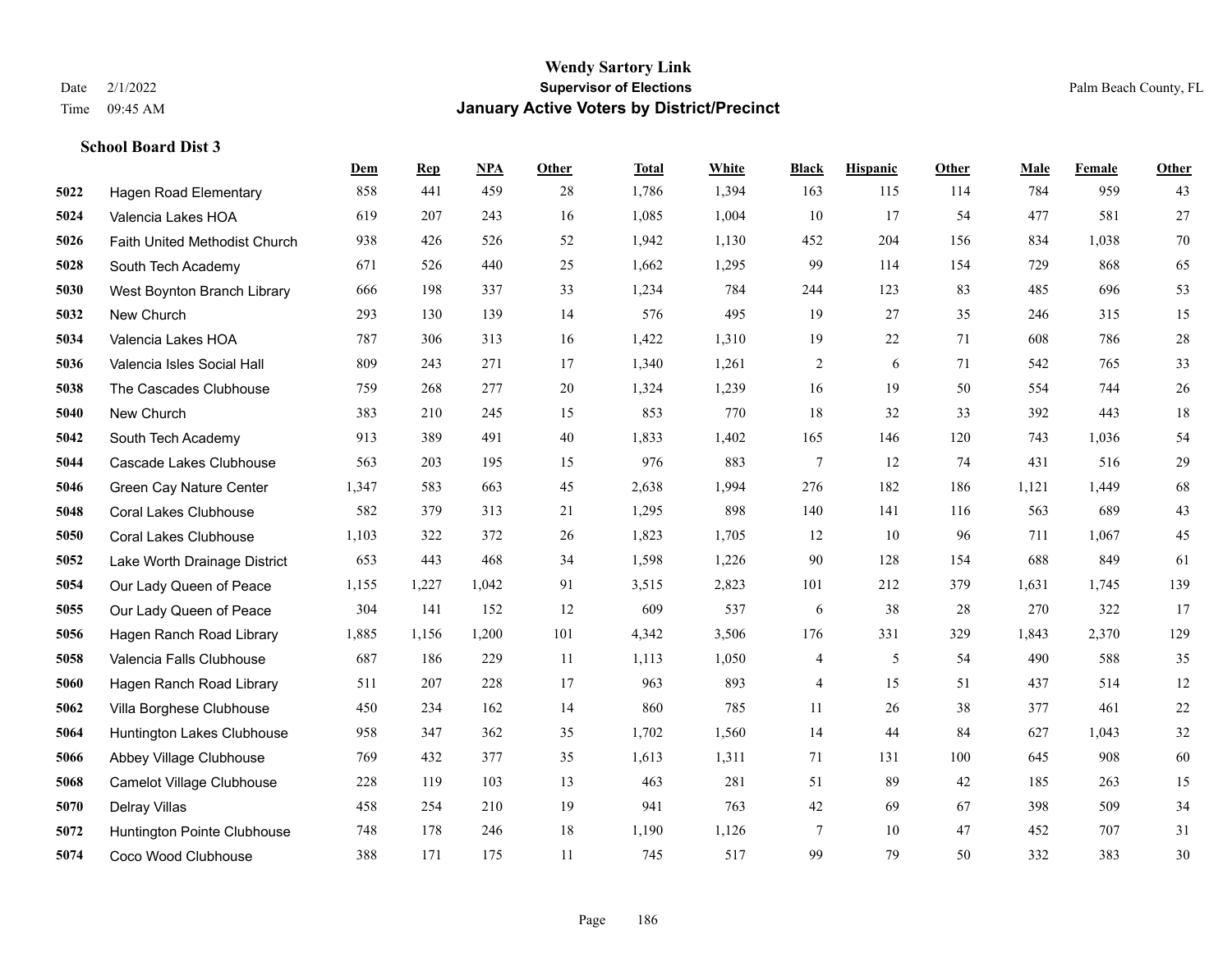Wendy Sartory Link
Supervisor of Elections
January Active Voters by District/Precinct

Date 2/1/2022
Time 09:45 AM

Palm Beach County, FL

**School Board Dist 3**

| | | Dem | Rep | NPA | Other | Total | White | Black | Hispanic | Other | Male | Female | Other |
|---|---|---|---|---|---|---|---|---|---|---|---|---|---|
| 5022 | Hagen Road Elementary | 858 | 441 | 459 | 28 | 1,786 | 1,394 | 163 | 115 | 114 | 784 | 959 | 43 |
| 5024 | Valencia Lakes HOA | 619 | 207 | 243 | 16 | 1,085 | 1,004 | 10 | 17 | 54 | 477 | 581 | 27 |
| 5026 | Faith United Methodist Church | 938 | 426 | 526 | 52 | 1,942 | 1,130 | 452 | 204 | 156 | 834 | 1,038 | 70 |
| 5028 | South Tech Academy | 671 | 526 | 440 | 25 | 1,662 | 1,295 | 99 | 114 | 154 | 729 | 868 | 65 |
| 5030 | West Boynton Branch Library | 666 | 198 | 337 | 33 | 1,234 | 784 | 244 | 123 | 83 | 485 | 696 | 53 |
| 5032 | New Church | 293 | 130 | 139 | 14 | 576 | 495 | 19 | 27 | 35 | 246 | 315 | 15 |
| 5034 | Valencia Lakes HOA | 787 | 306 | 313 | 16 | 1,422 | 1,310 | 19 | 22 | 71 | 608 | 786 | 28 |
| 5036 | Valencia Isles Social Hall | 809 | 243 | 271 | 17 | 1,340 | 1,261 | 2 | 6 | 71 | 542 | 765 | 33 |
| 5038 | The Cascades Clubhouse | 759 | 268 | 277 | 20 | 1,324 | 1,239 | 16 | 19 | 50 | 554 | 744 | 26 |
| 5040 | New Church | 383 | 210 | 245 | 15 | 853 | 770 | 18 | 32 | 33 | 392 | 443 | 18 |
| 5042 | South Tech Academy | 913 | 389 | 491 | 40 | 1,833 | 1,402 | 165 | 146 | 120 | 743 | 1,036 | 54 |
| 5044 | Cascade Lakes Clubhouse | 563 | 203 | 195 | 15 | 976 | 883 | 7 | 12 | 74 | 431 | 516 | 29 |
| 5046 | Green Cay Nature Center | 1,347 | 583 | 663 | 45 | 2,638 | 1,994 | 276 | 182 | 186 | 1,121 | 1,449 | 68 |
| 5048 | Coral Lakes Clubhouse | 582 | 379 | 313 | 21 | 1,295 | 898 | 140 | 141 | 116 | 563 | 689 | 43 |
| 5050 | Coral Lakes Clubhouse | 1,103 | 322 | 372 | 26 | 1,823 | 1,705 | 12 | 10 | 96 | 711 | 1,067 | 45 |
| 5052 | Lake Worth Drainage District | 653 | 443 | 468 | 34 | 1,598 | 1,226 | 90 | 128 | 154 | 688 | 849 | 61 |
| 5054 | Our Lady Queen of Peace | 1,155 | 1,227 | 1,042 | 91 | 3,515 | 2,823 | 101 | 212 | 379 | 1,631 | 1,745 | 139 |
| 5055 | Our Lady Queen of Peace | 304 | 141 | 152 | 12 | 609 | 537 | 6 | 38 | 28 | 270 | 322 | 17 |
| 5056 | Hagen Ranch Road Library | 1,885 | 1,156 | 1,200 | 101 | 4,342 | 3,506 | 176 | 331 | 329 | 1,843 | 2,370 | 129 |
| 5058 | Valencia Falls Clubhouse | 687 | 186 | 229 | 11 | 1,113 | 1,050 | 4 | 5 | 54 | 490 | 588 | 35 |
| 5060 | Hagen Ranch Road Library | 511 | 207 | 228 | 17 | 963 | 893 | 4 | 15 | 51 | 437 | 514 | 12 |
| 5062 | Villa Borghese Clubhouse | 450 | 234 | 162 | 14 | 860 | 785 | 11 | 26 | 38 | 377 | 461 | 22 |
| 5064 | Huntington Lakes Clubhouse | 958 | 347 | 362 | 35 | 1,702 | 1,560 | 14 | 44 | 84 | 627 | 1,043 | 32 |
| 5066 | Abbey Village Clubhouse | 769 | 432 | 377 | 35 | 1,613 | 1,311 | 71 | 131 | 100 | 645 | 908 | 60 |
| 5068 | Camelot Village Clubhouse | 228 | 119 | 103 | 13 | 463 | 281 | 51 | 89 | 42 | 185 | 263 | 15 |
| 5070 | Delray Villas | 458 | 254 | 210 | 19 | 941 | 763 | 42 | 69 | 67 | 398 | 509 | 34 |
| 5072 | Huntington Pointe Clubhouse | 748 | 178 | 246 | 18 | 1,190 | 1,126 | 7 | 10 | 47 | 452 | 707 | 31 |
| 5074 | Coco Wood Clubhouse | 388 | 171 | 175 | 11 | 745 | 517 | 99 | 79 | 50 | 332 | 383 | 30 |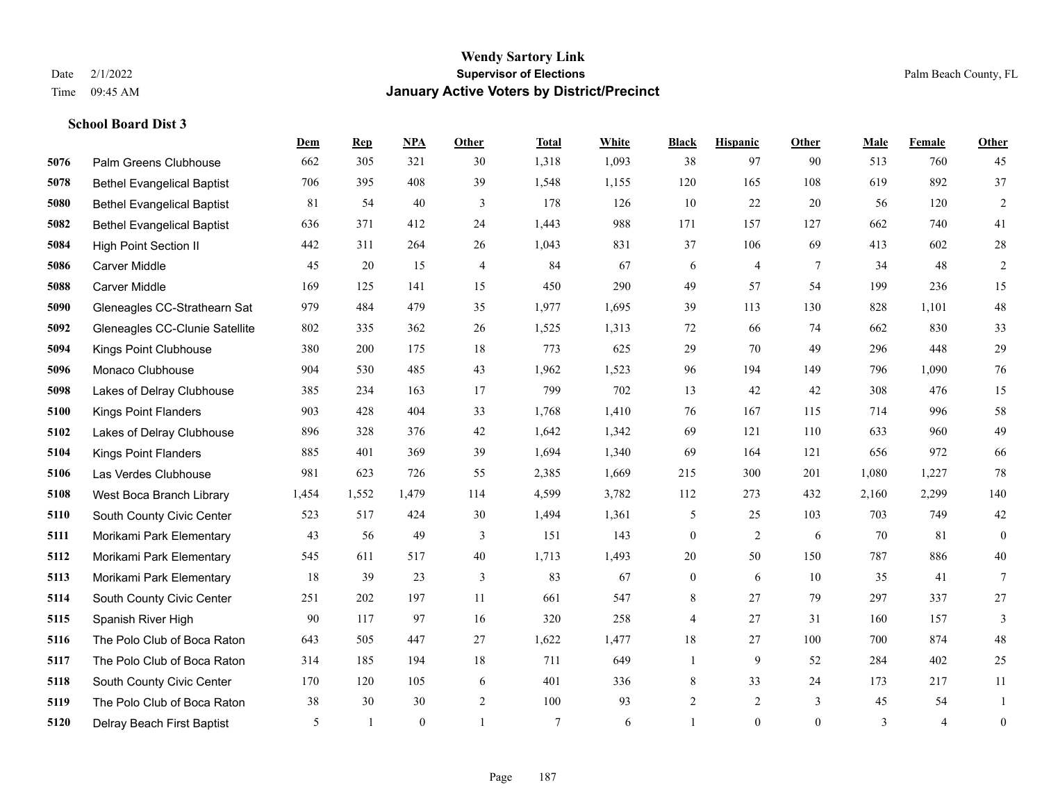**Wendy Sartory Link**
**Supervisor of Elections**
**January Active Voters by District/Precinct**

Date 2/1/2022
Time 09:45 AM

Palm Beach County, FL

**School Board Dist 3**

| | | Dem | Rep | NPA | Other | Total | White | Black | Hispanic | Other | Male | Female | Other |
|---|---|---|---|---|---|---|---|---|---|---|---|---|---|
| 5076 | Palm Greens Clubhouse | 662 | 305 | 321 | 30 | 1,318 | 1,093 | 38 | 97 | 90 | 513 | 760 | 45 |
| 5078 | Bethel Evangelical Baptist | 706 | 395 | 408 | 39 | 1,548 | 1,155 | 120 | 165 | 108 | 619 | 892 | 37 |
| 5080 | Bethel Evangelical Baptist | 81 | 54 | 40 | 3 | 178 | 126 | 10 | 22 | 20 | 56 | 120 | 2 |
| 5082 | Bethel Evangelical Baptist | 636 | 371 | 412 | 24 | 1,443 | 988 | 171 | 157 | 127 | 662 | 740 | 41 |
| 5084 | High Point Section II | 442 | 311 | 264 | 26 | 1,043 | 831 | 37 | 106 | 69 | 413 | 602 | 28 |
| 5086 | Carver Middle | 45 | 20 | 15 | 4 | 84 | 67 | 6 | 4 | 7 | 34 | 48 | 2 |
| 5088 | Carver Middle | 169 | 125 | 141 | 15 | 450 | 290 | 49 | 57 | 54 | 199 | 236 | 15 |
| 5090 | Gleneagles CC-Strathearn Sat | 979 | 484 | 479 | 35 | 1,977 | 1,695 | 39 | 113 | 130 | 828 | 1,101 | 48 |
| 5092 | Gleneagles CC-Clunie Satellite | 802 | 335 | 362 | 26 | 1,525 | 1,313 | 72 | 66 | 74 | 662 | 830 | 33 |
| 5094 | Kings Point Clubhouse | 380 | 200 | 175 | 18 | 773 | 625 | 29 | 70 | 49 | 296 | 448 | 29 |
| 5096 | Monaco Clubhouse | 904 | 530 | 485 | 43 | 1,962 | 1,523 | 96 | 194 | 149 | 796 | 1,090 | 76 |
| 5098 | Lakes of Delray Clubhouse | 385 | 234 | 163 | 17 | 799 | 702 | 13 | 42 | 42 | 308 | 476 | 15 |
| 5100 | Kings Point Flanders | 903 | 428 | 404 | 33 | 1,768 | 1,410 | 76 | 167 | 115 | 714 | 996 | 58 |
| 5102 | Lakes of Delray Clubhouse | 896 | 328 | 376 | 42 | 1,642 | 1,342 | 69 | 121 | 110 | 633 | 960 | 49 |
| 5104 | Kings Point Flanders | 885 | 401 | 369 | 39 | 1,694 | 1,340 | 69 | 164 | 121 | 656 | 972 | 66 |
| 5106 | Las Verdes Clubhouse | 981 | 623 | 726 | 55 | 2,385 | 1,669 | 215 | 300 | 201 | 1,080 | 1,227 | 78 |
| 5108 | West Boca Branch Library | 1,454 | 1,552 | 1,479 | 114 | 4,599 | 3,782 | 112 | 273 | 432 | 2,160 | 2,299 | 140 |
| 5110 | South County Civic Center | 523 | 517 | 424 | 30 | 1,494 | 1,361 | 5 | 25 | 103 | 703 | 749 | 42 |
| 5111 | Morikami Park Elementary | 43 | 56 | 49 | 3 | 151 | 143 | 0 | 2 | 6 | 70 | 81 | 0 |
| 5112 | Morikami Park Elementary | 545 | 611 | 517 | 40 | 1,713 | 1,493 | 20 | 50 | 150 | 787 | 886 | 40 |
| 5113 | Morikami Park Elementary | 18 | 39 | 23 | 3 | 83 | 67 | 0 | 6 | 10 | 35 | 41 | 7 |
| 5114 | South County Civic Center | 251 | 202 | 197 | 11 | 661 | 547 | 8 | 27 | 79 | 297 | 337 | 27 |
| 5115 | Spanish River High | 90 | 117 | 97 | 16 | 320 | 258 | 4 | 27 | 31 | 160 | 157 | 3 |
| 5116 | The Polo Club of Boca Raton | 643 | 505 | 447 | 27 | 1,622 | 1,477 | 18 | 27 | 100 | 700 | 874 | 48 |
| 5117 | The Polo Club of Boca Raton | 314 | 185 | 194 | 18 | 711 | 649 | 1 | 9 | 52 | 284 | 402 | 25 |
| 5118 | South County Civic Center | 170 | 120 | 105 | 6 | 401 | 336 | 8 | 33 | 24 | 173 | 217 | 11 |
| 5119 | The Polo Club of Boca Raton | 38 | 30 | 30 | 2 | 100 | 93 | 2 | 2 | 3 | 45 | 54 | 1 |
| 5120 | Delray Beach First Baptist | 5 | 1 | 0 | 1 | 7 | 6 | 1 | 0 | 0 | 3 | 4 | 0 |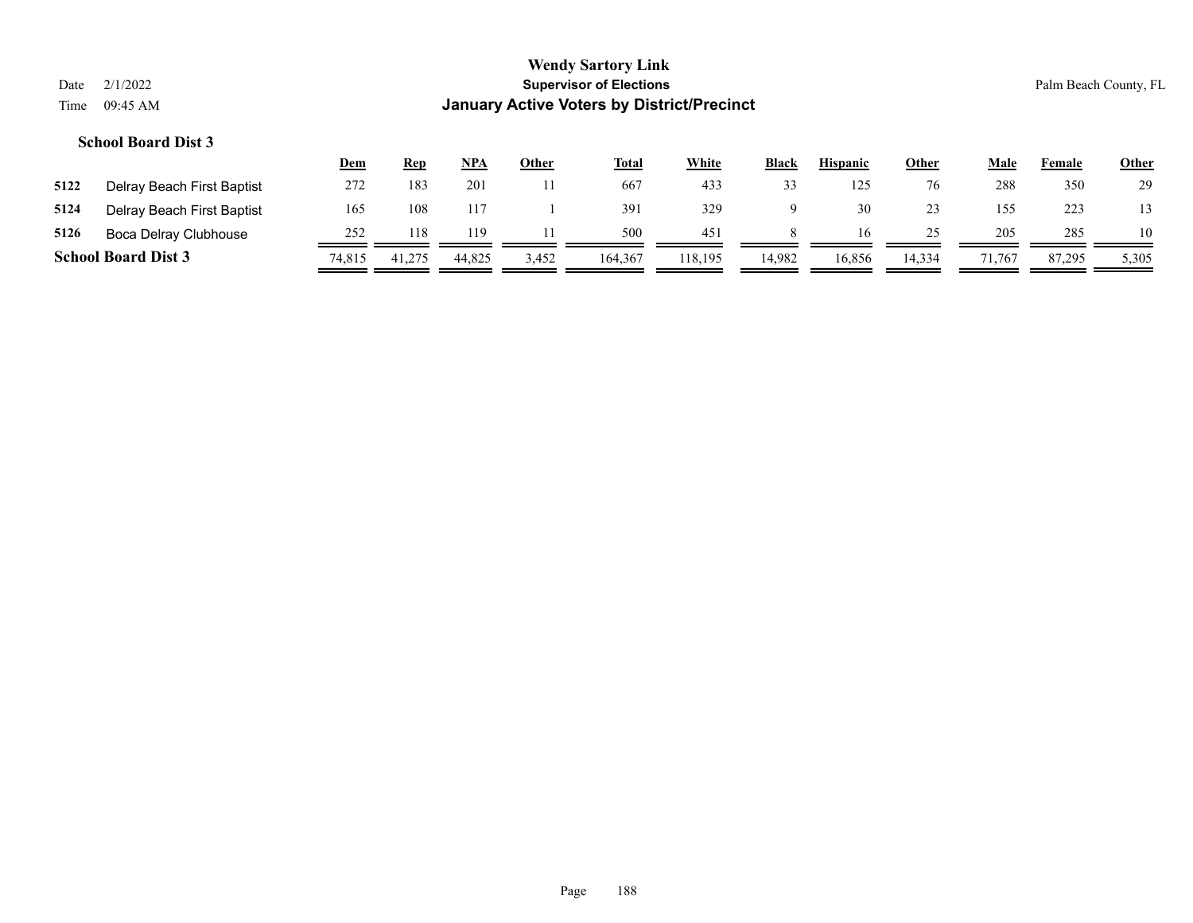**Wendy Sartory Link**
**Supervisor of Elections**
**January Active Voters by District/Precinct**

Date 2/1/2022
Time 09:45 AM

Palm Beach County, FL

### School Board Dist 3

| | | Dem | Rep | NPA | Other | Total | White | Black | Hispanic | Other | Male | Female | Other |
|---|---|---|---|---|---|---|---|---|---|---|---|---|---|
| 5122 | Delray Beach First Baptist | 272 | 183 | 201 | 11 | 667 | 433 | 33 | 125 | 76 | 288 | 350 | 29 |
| 5124 | Delray Beach First Baptist | 165 | 108 | 117 | 1 | 391 | 329 | 9 | 30 | 23 | 155 | 223 | 13 |
| 5126 | Boca Delray Clubhouse | 252 | 118 | 119 | 11 | 500 | 451 | 8 | 16 | 25 | 205 | 285 | 10 |
| **School Board Dist 3** | | 74,815 | 41,275 | 44,825 | 3,452 | 164,367 | 118,195 | 14,982 | 16,856 | 14,334 | 71,767 | 87,295 | 5,305 |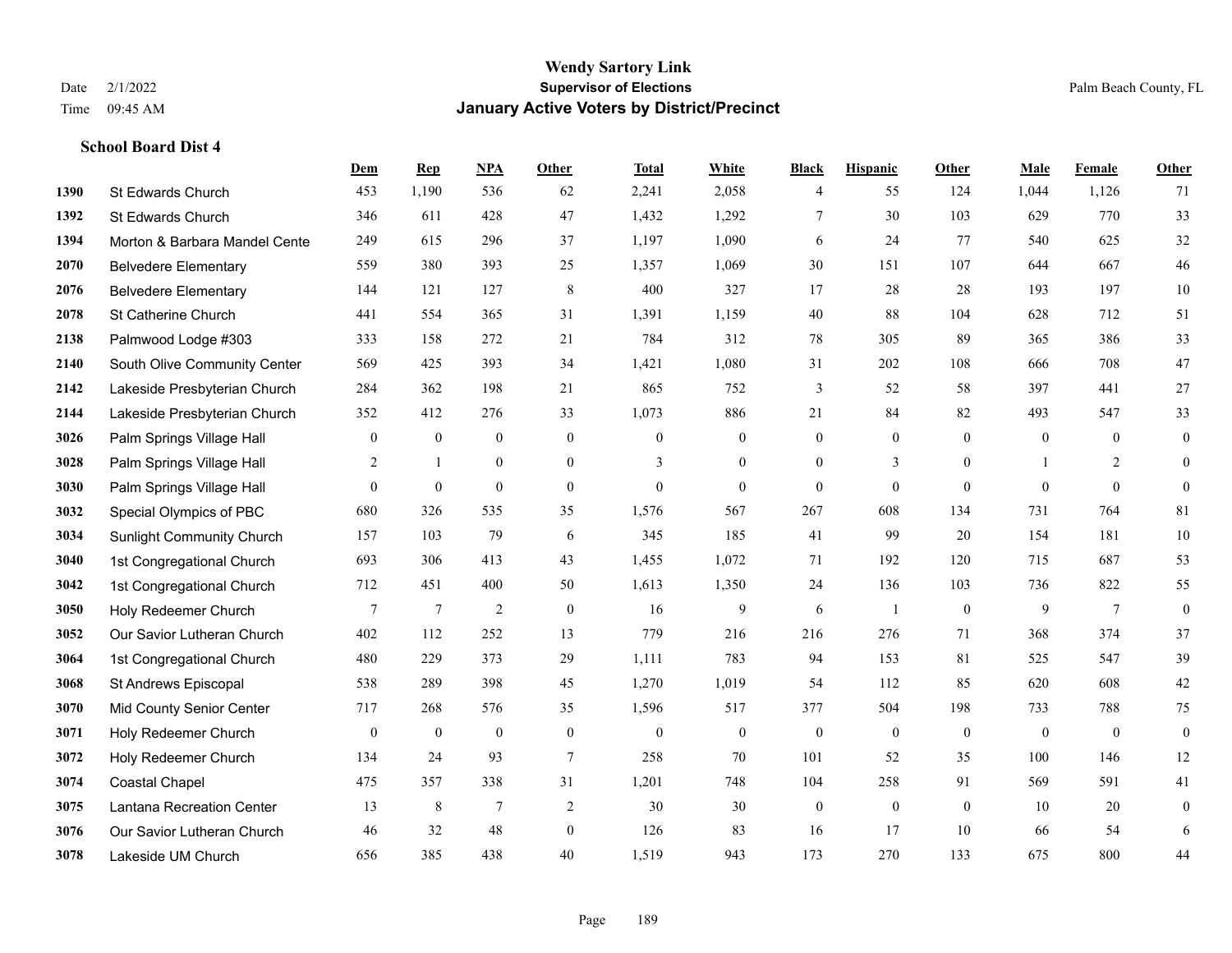**Wendy Sartory Link**
**Supervisor of Elections**
**January Active Voters by District/Precinct**

Date 2/1/2022
Time 09:45 AM

Palm Beach County, FL

**School Board Dist 4**

| | | Dem | Rep | NPA | Other | Total | White | Black | Hispanic | Other | Male | Female | Other |
|---|---|---|---|---|---|---|---|---|---|---|---|---|---|
| 1390 | St Edwards Church | 453 | 1,190 | 536 | 62 | 2,241 | 2,058 | 4 | 55 | 124 | 1,044 | 1,126 | 71 |
| 1392 | St Edwards Church | 346 | 611 | 428 | 47 | 1,432 | 1,292 | 7 | 30 | 103 | 629 | 770 | 33 |
| 1394 | Morton & Barbara Mandel Cente | 249 | 615 | 296 | 37 | 1,197 | 1,090 | 6 | 24 | 77 | 540 | 625 | 32 |
| 2070 | Belvedere Elementary | 559 | 380 | 393 | 25 | 1,357 | 1,069 | 30 | 151 | 107 | 644 | 667 | 46 |
| 2076 | Belvedere Elementary | 144 | 121 | 127 | 8 | 400 | 327 | 17 | 28 | 28 | 193 | 197 | 10 |
| 2078 | St Catherine Church | 441 | 554 | 365 | 31 | 1,391 | 1,159 | 40 | 88 | 104 | 628 | 712 | 51 |
| 2138 | Palmwood Lodge #303 | 333 | 158 | 272 | 21 | 784 | 312 | 78 | 305 | 89 | 365 | 386 | 33 |
| 2140 | South Olive Community Center | 569 | 425 | 393 | 34 | 1,421 | 1,080 | 31 | 202 | 108 | 666 | 708 | 47 |
| 2142 | Lakeside Presbyterian Church | 284 | 362 | 198 | 21 | 865 | 752 | 3 | 52 | 58 | 397 | 441 | 27 |
| 2144 | Lakeside Presbyterian Church | 352 | 412 | 276 | 33 | 1,073 | 886 | 21 | 84 | 82 | 493 | 547 | 33 |
| 3026 | Palm Springs Village Hall | 0 | 0 | 0 | 0 | 0 | 0 | 0 | 0 | 0 | 0 | 0 | 0 |
| 3028 | Palm Springs Village Hall | 2 | 1 | 0 | 0 | 3 | 0 | 0 | 3 | 0 | 1 | 2 | 0 |
| 3030 | Palm Springs Village Hall | 0 | 0 | 0 | 0 | 0 | 0 | 0 | 0 | 0 | 0 | 0 | 0 |
| 3032 | Special Olympics of PBC | 680 | 326 | 535 | 35 | 1,576 | 567 | 267 | 608 | 134 | 731 | 764 | 81 |
| 3034 | Sunlight Community Church | 157 | 103 | 79 | 6 | 345 | 185 | 41 | 99 | 20 | 154 | 181 | 10 |
| 3040 | 1st Congregational Church | 693 | 306 | 413 | 43 | 1,455 | 1,072 | 71 | 192 | 120 | 715 | 687 | 53 |
| 3042 | 1st Congregational Church | 712 | 451 | 400 | 50 | 1,613 | 1,350 | 24 | 136 | 103 | 736 | 822 | 55 |
| 3050 | Holy Redeemer Church | 7 | 7 | 2 | 0 | 16 | 9 | 6 | 1 | 0 | 9 | 7 | 0 |
| 3052 | Our Savior Lutheran Church | 402 | 112 | 252 | 13 | 779 | 216 | 216 | 276 | 71 | 368 | 374 | 37 |
| 3064 | 1st Congregational Church | 480 | 229 | 373 | 29 | 1,111 | 783 | 94 | 153 | 81 | 525 | 547 | 39 |
| 3068 | St Andrews Episcopal | 538 | 289 | 398 | 45 | 1,270 | 1,019 | 54 | 112 | 85 | 620 | 608 | 42 |
| 3070 | Mid County Senior Center | 717 | 268 | 576 | 35 | 1,596 | 517 | 377 | 504 | 198 | 733 | 788 | 75 |
| 3071 | Holy Redeemer Church | 0 | 0 | 0 | 0 | 0 | 0 | 0 | 0 | 0 | 0 | 0 | 0 |
| 3072 | Holy Redeemer Church | 134 | 24 | 93 | 7 | 258 | 70 | 101 | 52 | 35 | 100 | 146 | 12 |
| 3074 | Coastal Chapel | 475 | 357 | 338 | 31 | 1,201 | 748 | 104 | 258 | 91 | 569 | 591 | 41 |
| 3075 | Lantana Recreation Center | 13 | 8 | 7 | 2 | 30 | 30 | 0 | 0 | 0 | 10 | 20 | 0 |
| 3076 | Our Savior Lutheran Church | 46 | 32 | 48 | 0 | 126 | 83 | 16 | 17 | 10 | 66 | 54 | 6 |
| 3078 | Lakeside UM Church | 656 | 385 | 438 | 40 | 1,519 | 943 | 173 | 270 | 133 | 675 | 800 | 44 |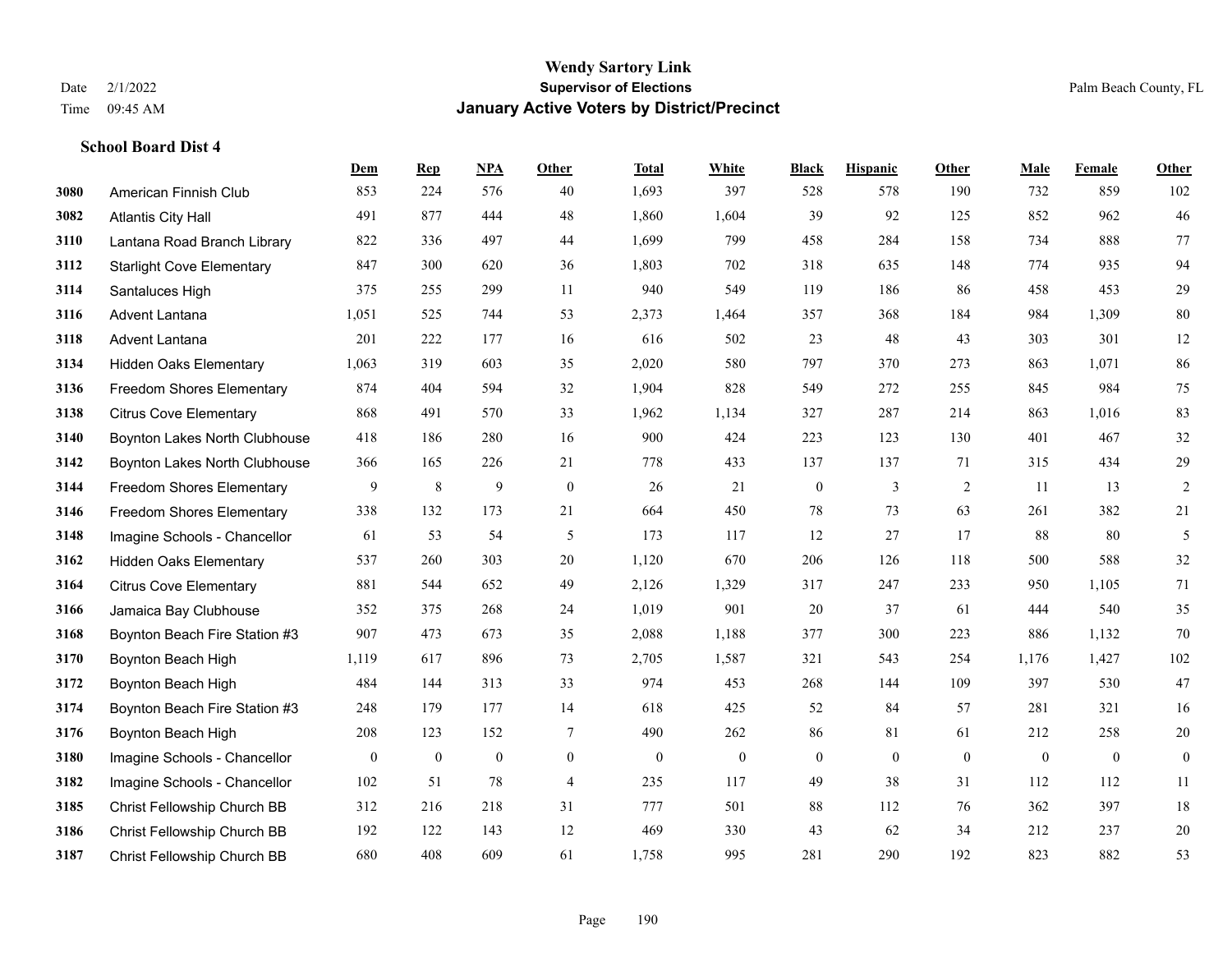# Wendy Sartory Link
## Supervisor of Elections
## January Active Voters by District/Precinct

Date 2/1/2022
Time 09:45 AM

Palm Beach County, FL

### School Board Dist 4

| | | Dem | Rep | NPA | Other | Total | White | Black | Hispanic | Other | Male | Female | Other |
|---|---|---|---|---|---|---|---|---|---|---|---|---|---|
| 3080 | American Finnish Club | 853 | 224 | 576 | 40 | 1,693 | 397 | 528 | 578 | 190 | 732 | 859 | 102 |
| 3082 | Atlantis City Hall | 491 | 877 | 444 | 48 | 1,860 | 1,604 | 39 | 92 | 125 | 852 | 962 | 46 |
| 3110 | Lantana Road Branch Library | 822 | 336 | 497 | 44 | 1,699 | 799 | 458 | 284 | 158 | 734 | 888 | 77 |
| 3112 | Starlight Cove Elementary | 847 | 300 | 620 | 36 | 1,803 | 702 | 318 | 635 | 148 | 774 | 935 | 94 |
| 3114 | Santaluces High | 375 | 255 | 299 | 11 | 940 | 549 | 119 | 186 | 86 | 458 | 453 | 29 |
| 3116 | Advent Lantana | 1,051 | 525 | 744 | 53 | 2,373 | 1,464 | 357 | 368 | 184 | 984 | 1,309 | 80 |
| 3118 | Advent Lantana | 201 | 222 | 177 | 16 | 616 | 502 | 23 | 48 | 43 | 303 | 301 | 12 |
| 3134 | Hidden Oaks Elementary | 1,063 | 319 | 603 | 35 | 2,020 | 580 | 797 | 370 | 273 | 863 | 1,071 | 86 |
| 3136 | Freedom Shores Elementary | 874 | 404 | 594 | 32 | 1,904 | 828 | 549 | 272 | 255 | 845 | 984 | 75 |
| 3138 | Citrus Cove Elementary | 868 | 491 | 570 | 33 | 1,962 | 1,134 | 327 | 287 | 214 | 863 | 1,016 | 83 |
| 3140 | Boynton Lakes North Clubhouse | 418 | 186 | 280 | 16 | 900 | 424 | 223 | 123 | 130 | 401 | 467 | 32 |
| 3142 | Boynton Lakes North Clubhouse | 366 | 165 | 226 | 21 | 778 | 433 | 137 | 137 | 71 | 315 | 434 | 29 |
| 3144 | Freedom Shores Elementary | 9 | 8 | 9 | 0 | 26 | 21 | 0 | 3 | 2 | 11 | 13 | 2 |
| 3146 | Freedom Shores Elementary | 338 | 132 | 173 | 21 | 664 | 450 | 78 | 73 | 63 | 261 | 382 | 21 |
| 3148 | Imagine Schools - Chancellor | 61 | 53 | 54 | 5 | 173 | 117 | 12 | 27 | 17 | 88 | 80 | 5 |
| 3162 | Hidden Oaks Elementary | 537 | 260 | 303 | 20 | 1,120 | 670 | 206 | 126 | 118 | 500 | 588 | 32 |
| 3164 | Citrus Cove Elementary | 881 | 544 | 652 | 49 | 2,126 | 1,329 | 317 | 247 | 233 | 950 | 1,105 | 71 |
| 3166 | Jamaica Bay Clubhouse | 352 | 375 | 268 | 24 | 1,019 | 901 | 20 | 37 | 61 | 444 | 540 | 35 |
| 3168 | Boynton Beach Fire Station #3 | 907 | 473 | 673 | 35 | 2,088 | 1,188 | 377 | 300 | 223 | 886 | 1,132 | 70 |
| 3170 | Boynton Beach High | 1,119 | 617 | 896 | 73 | 2,705 | 1,587 | 321 | 543 | 254 | 1,176 | 1,427 | 102 |
| 3172 | Boynton Beach High | 484 | 144 | 313 | 33 | 974 | 453 | 268 | 144 | 109 | 397 | 530 | 47 |
| 3174 | Boynton Beach Fire Station #3 | 248 | 179 | 177 | 14 | 618 | 425 | 52 | 84 | 57 | 281 | 321 | 16 |
| 3176 | Boynton Beach High | 208 | 123 | 152 | 7 | 490 | 262 | 86 | 81 | 61 | 212 | 258 | 20 |
| 3180 | Imagine Schools - Chancellor | 0 | 0 | 0 | 0 | 0 | 0 | 0 | 0 | 0 | 0 | 0 | 0 |
| 3182 | Imagine Schools - Chancellor | 102 | 51 | 78 | 4 | 235 | 117 | 49 | 38 | 31 | 112 | 112 | 11 |
| 3185 | Christ Fellowship Church BB | 312 | 216 | 218 | 31 | 777 | 501 | 88 | 112 | 76 | 362 | 397 | 18 |
| 3186 | Christ Fellowship Church BB | 192 | 122 | 143 | 12 | 469 | 330 | 43 | 62 | 34 | 212 | 237 | 20 |
| 3187 | Christ Fellowship Church BB | 680 | 408 | 609 | 61 | 1,758 | 995 | 281 | 290 | 192 | 823 | 882 | 53 |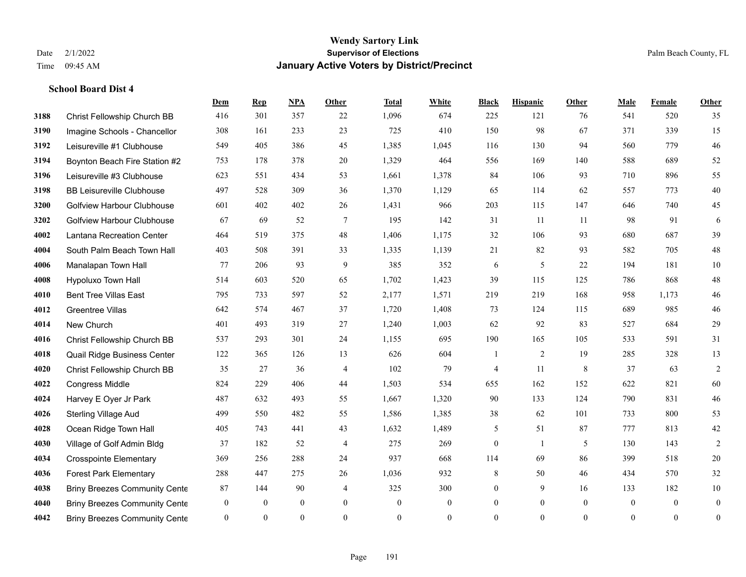# Wendy Sartory Link
## Supervisor of Elections
## January Active Voters by District/Precinct

Date 2/1/2022
Time 09:45 AM

Palm Beach County, FL

### School Board Dist 4

| | | Dem | Rep | NPA | Other | Total | White | Black | Hispanic | Other | Male | Female | Other |
|---|---|---|---|---|---|---|---|---|---|---|---|---|---|
| 3188 | Christ Fellowship Church BB | 416 | 301 | 357 | 22 | 1,096 | 674 | 225 | 121 | 76 | 541 | 520 | 35 |
| 3190 | Imagine Schools - Chancellor | 308 | 161 | 233 | 23 | 725 | 410 | 150 | 98 | 67 | 371 | 339 | 15 |
| 3192 | Leisureville #1 Clubhouse | 549 | 405 | 386 | 45 | 1,385 | 1,045 | 116 | 130 | 94 | 560 | 779 | 46 |
| 3194 | Boynton Beach Fire Station #2 | 753 | 178 | 378 | 20 | 1,329 | 464 | 556 | 169 | 140 | 588 | 689 | 52 |
| 3196 | Leisureville #3 Clubhouse | 623 | 551 | 434 | 53 | 1,661 | 1,378 | 84 | 106 | 93 | 710 | 896 | 55 |
| 3198 | BB Leisureville Clubhouse | 497 | 528 | 309 | 36 | 1,370 | 1,129 | 65 | 114 | 62 | 557 | 773 | 40 |
| 3200 | Golfview Harbour Clubhouse | 601 | 402 | 402 | 26 | 1,431 | 966 | 203 | 115 | 147 | 646 | 740 | 45 |
| 3202 | Golfview Harbour Clubhouse | 67 | 69 | 52 | 7 | 195 | 142 | 31 | 11 | 11 | 98 | 91 | 6 |
| 4002 | Lantana Recreation Center | 464 | 519 | 375 | 48 | 1,406 | 1,175 | 32 | 106 | 93 | 680 | 687 | 39 |
| 4004 | South Palm Beach Town Hall | 403 | 508 | 391 | 33 | 1,335 | 1,139 | 21 | 82 | 93 | 582 | 705 | 48 |
| 4006 | Manalapan Town Hall | 77 | 206 | 93 | 9 | 385 | 352 | 6 | 5 | 22 | 194 | 181 | 10 |
| 4008 | Hypoluxo Town Hall | 514 | 603 | 520 | 65 | 1,702 | 1,423 | 39 | 115 | 125 | 786 | 868 | 48 |
| 4010 | Bent Tree Villas East | 795 | 733 | 597 | 52 | 2,177 | 1,571 | 219 | 219 | 168 | 958 | 1,173 | 46 |
| 4012 | Greentree Villas | 642 | 574 | 467 | 37 | 1,720 | 1,408 | 73 | 124 | 115 | 689 | 985 | 46 |
| 4014 | New Church | 401 | 493 | 319 | 27 | 1,240 | 1,003 | 62 | 92 | 83 | 527 | 684 | 29 |
| 4016 | Christ Fellowship Church BB | 537 | 293 | 301 | 24 | 1,155 | 695 | 190 | 165 | 105 | 533 | 591 | 31 |
| 4018 | Quail Ridge Business Center | 122 | 365 | 126 | 13 | 626 | 604 | 1 | 2 | 19 | 285 | 328 | 13 |
| 4020 | Christ Fellowship Church BB | 35 | 27 | 36 | 4 | 102 | 79 | 4 | 11 | 8 | 37 | 63 | 2 |
| 4022 | Congress Middle | 824 | 229 | 406 | 44 | 1,503 | 534 | 655 | 162 | 152 | 622 | 821 | 60 |
| 4024 | Harvey E Oyer Jr Park | 487 | 632 | 493 | 55 | 1,667 | 1,320 | 90 | 133 | 124 | 790 | 831 | 46 |
| 4026 | Sterling Village Aud | 499 | 550 | 482 | 55 | 1,586 | 1,385 | 38 | 62 | 101 | 733 | 800 | 53 |
| 4028 | Ocean Ridge Town Hall | 405 | 743 | 441 | 43 | 1,632 | 1,489 | 5 | 51 | 87 | 777 | 813 | 42 |
| 4030 | Village of Golf Admin Bldg | 37 | 182 | 52 | 4 | 275 | 269 | 0 | 1 | 5 | 130 | 143 | 2 |
| 4034 | Crosspointe Elementary | 369 | 256 | 288 | 24 | 937 | 668 | 114 | 69 | 86 | 399 | 518 | 20 |
| 4036 | Forest Park Elementary | 288 | 447 | 275 | 26 | 1,036 | 932 | 8 | 50 | 46 | 434 | 570 | 32 |
| 4038 | Briny Breezes Community Cente | 87 | 144 | 90 | 4 | 325 | 300 | 0 | 9 | 16 | 133 | 182 | 10 |
| 4040 | Briny Breezes Community Cente | 0 | 0 | 0 | 0 | 0 | 0 | 0 | 0 | 0 | 0 | 0 | 0 |
| 4042 | Briny Breezes Community Cente | 0 | 0 | 0 | 0 | 0 | 0 | 0 | 0 | 0 | 0 | 0 | 0 |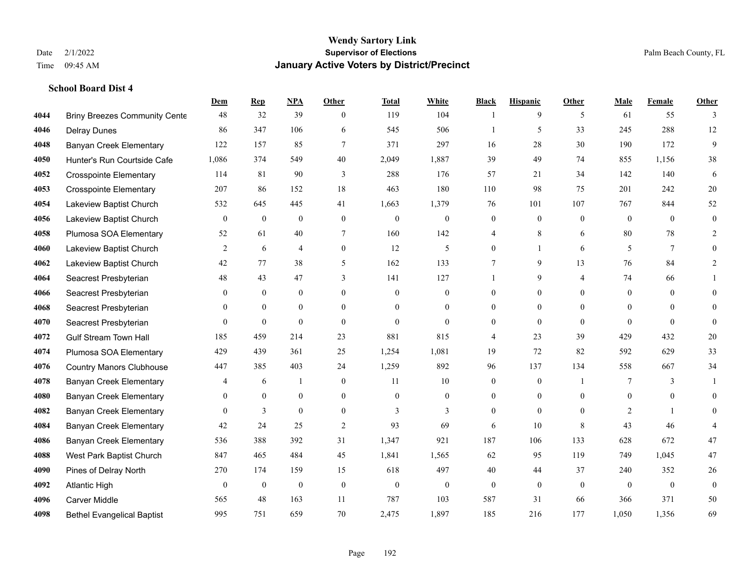**Wendy Sartory Link**
**Supervisor of Elections**
**January Active Voters by District/Precinct**

Date 2/1/2022
Time 09:45 AM
Palm Beach County, FL

### School Board Dist 4

| | | Dem | Rep | NPA | Other | Total | White | Black | Hispanic | Other | Male | Female | Other |
|---|---|---|---|---|---|---|---|---|---|---|---|---|---|
| 4044 | Briny Breezes Community Cente | 48 | 32 | 39 | 0 | 119 | 104 | 1 | 9 | 5 | 61 | 55 | 3 |
| 4046 | Delray Dunes | 86 | 347 | 106 | 6 | 545 | 506 | 1 | 5 | 33 | 245 | 288 | 12 |
| 4048 | Banyan Creek Elementary | 122 | 157 | 85 | 7 | 371 | 297 | 16 | 28 | 30 | 190 | 172 | 9 |
| 4050 | Hunter's Run Courtside Cafe | 1,086 | 374 | 549 | 40 | 2,049 | 1,887 | 39 | 49 | 74 | 855 | 1,156 | 38 |
| 4052 | Crosspointe Elementary | 114 | 81 | 90 | 3 | 288 | 176 | 57 | 21 | 34 | 142 | 140 | 6 |
| 4053 | Crosspointe Elementary | 207 | 86 | 152 | 18 | 463 | 180 | 110 | 98 | 75 | 201 | 242 | 20 |
| 4054 | Lakeview Baptist Church | 532 | 645 | 445 | 41 | 1,663 | 1,379 | 76 | 101 | 107 | 767 | 844 | 52 |
| 4056 | Lakeview Baptist Church | 0 | 0 | 0 | 0 | 0 | 0 | 0 | 0 | 0 | 0 | 0 | 0 |
| 4058 | Plumosa SOA Elementary | 52 | 61 | 40 | 7 | 160 | 142 | 4 | 8 | 6 | 80 | 78 | 2 |
| 4060 | Lakeview Baptist Church | 2 | 6 | 4 | 0 | 12 | 5 | 0 | 1 | 6 | 5 | 7 | 0 |
| 4062 | Lakeview Baptist Church | 42 | 77 | 38 | 5 | 162 | 133 | 7 | 9 | 13 | 76 | 84 | 2 |
| 4064 | Seacrest Presbyterian | 48 | 43 | 47 | 3 | 141 | 127 | 1 | 9 | 4 | 74 | 66 | 1 |
| 4066 | Seacrest Presbyterian | 0 | 0 | 0 | 0 | 0 | 0 | 0 | 0 | 0 | 0 | 0 | 0 |
| 4068 | Seacrest Presbyterian | 0 | 0 | 0 | 0 | 0 | 0 | 0 | 0 | 0 | 0 | 0 | 0 |
| 4070 | Seacrest Presbyterian | 0 | 0 | 0 | 0 | 0 | 0 | 0 | 0 | 0 | 0 | 0 | 0 |
| 4072 | Gulf Stream Town Hall | 185 | 459 | 214 | 23 | 881 | 815 | 4 | 23 | 39 | 429 | 432 | 20 |
| 4074 | Plumosa SOA Elementary | 429 | 439 | 361 | 25 | 1,254 | 1,081 | 19 | 72 | 82 | 592 | 629 | 33 |
| 4076 | Country Manors Clubhouse | 447 | 385 | 403 | 24 | 1,259 | 892 | 96 | 137 | 134 | 558 | 667 | 34 |
| 4078 | Banyan Creek Elementary | 4 | 6 | 1 | 0 | 11 | 10 | 0 | 0 | 1 | 7 | 3 | 1 |
| 4080 | Banyan Creek Elementary | 0 | 0 | 0 | 0 | 0 | 0 | 0 | 0 | 0 | 0 | 0 | 0 |
| 4082 | Banyan Creek Elementary | 0 | 3 | 0 | 0 | 3 | 3 | 0 | 0 | 0 | 2 | 1 | 0 |
| 4084 | Banyan Creek Elementary | 42 | 24 | 25 | 2 | 93 | 69 | 6 | 10 | 8 | 43 | 46 | 4 |
| 4086 | Banyan Creek Elementary | 536 | 388 | 392 | 31 | 1,347 | 921 | 187 | 106 | 133 | 628 | 672 | 47 |
| 4088 | West Park Baptist Church | 847 | 465 | 484 | 45 | 1,841 | 1,565 | 62 | 95 | 119 | 749 | 1,045 | 47 |
| 4090 | Pines of Delray North | 270 | 174 | 159 | 15 | 618 | 497 | 40 | 44 | 37 | 240 | 352 | 26 |
| 4092 | Atlantic High | 0 | 0 | 0 | 0 | 0 | 0 | 0 | 0 | 0 | 0 | 0 | 0 |
| 4096 | Carver Middle | 565 | 48 | 163 | 11 | 787 | 103 | 587 | 31 | 66 | 366 | 371 | 50 |
| 4098 | Bethel Evangelical Baptist | 995 | 751 | 659 | 70 | 2,475 | 1,897 | 185 | 216 | 177 | 1,050 | 1,356 | 69 |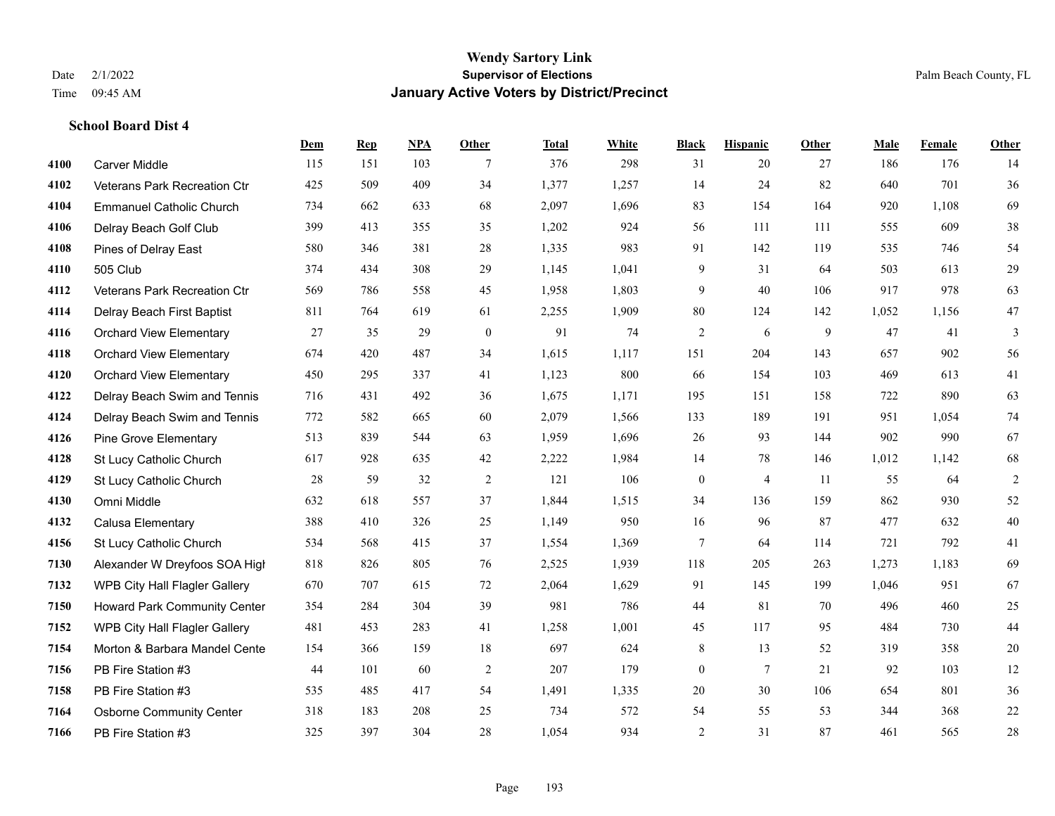# Wendy Sartory Link
## Supervisor of Elections
## January Active Voters by District/Precinct

Date 2/1/2022
Time 09:45 AM

Palm Beach County, FL

### School Board Dist 4

| | | Dem | Rep | NPA | Other | Total | White | Black | Hispanic | Other | Male | Female | Other |
|---|---|---|---|---|---|---|---|---|---|---|---|---|---|
| 4100 | Carver Middle | 115 | 151 | 103 | 7 | 376 | 298 | 31 | 20 | 27 | 186 | 176 | 14 |
| 4102 | Veterans Park Recreation Ctr | 425 | 509 | 409 | 34 | 1,377 | 1,257 | 14 | 24 | 82 | 640 | 701 | 36 |
| 4104 | Emmanuel Catholic Church | 734 | 662 | 633 | 68 | 2,097 | 1,696 | 83 | 154 | 164 | 920 | 1,108 | 69 |
| 4106 | Delray Beach Golf Club | 399 | 413 | 355 | 35 | 1,202 | 924 | 56 | 111 | 111 | 555 | 609 | 38 |
| 4108 | Pines of Delray East | 580 | 346 | 381 | 28 | 1,335 | 983 | 91 | 142 | 119 | 535 | 746 | 54 |
| 4110 | 505 Club | 374 | 434 | 308 | 29 | 1,145 | 1,041 | 9 | 31 | 64 | 503 | 613 | 29 |
| 4112 | Veterans Park Recreation Ctr | 569 | 786 | 558 | 45 | 1,958 | 1,803 | 9 | 40 | 106 | 917 | 978 | 63 |
| 4114 | Delray Beach First Baptist | 811 | 764 | 619 | 61 | 2,255 | 1,909 | 80 | 124 | 142 | 1,052 | 1,156 | 47 |
| 4116 | Orchard View Elementary | 27 | 35 | 29 | 0 | 91 | 74 | 2 | 6 | 9 | 47 | 41 | 3 |
| 4118 | Orchard View Elementary | 674 | 420 | 487 | 34 | 1,615 | 1,117 | 151 | 204 | 143 | 657 | 902 | 56 |
| 4120 | Orchard View Elementary | 450 | 295 | 337 | 41 | 1,123 | 800 | 66 | 154 | 103 | 469 | 613 | 41 |
| 4122 | Delray Beach Swim and Tennis | 716 | 431 | 492 | 36 | 1,675 | 1,171 | 195 | 151 | 158 | 722 | 890 | 63 |
| 4124 | Delray Beach Swim and Tennis | 772 | 582 | 665 | 60 | 2,079 | 1,566 | 133 | 189 | 191 | 951 | 1,054 | 74 |
| 4126 | Pine Grove Elementary | 513 | 839 | 544 | 63 | 1,959 | 1,696 | 26 | 93 | 144 | 902 | 990 | 67 |
| 4128 | St Lucy Catholic Church | 617 | 928 | 635 | 42 | 2,222 | 1,984 | 14 | 78 | 146 | 1,012 | 1,142 | 68 |
| 4129 | St Lucy Catholic Church | 28 | 59 | 32 | 2 | 121 | 106 | 0 | 4 | 11 | 55 | 64 | 2 |
| 4130 | Omni Middle | 632 | 618 | 557 | 37 | 1,844 | 1,515 | 34 | 136 | 159 | 862 | 930 | 52 |
| 4132 | Calusa Elementary | 388 | 410 | 326 | 25 | 1,149 | 950 | 16 | 96 | 87 | 477 | 632 | 40 |
| 4156 | St Lucy Catholic Church | 534 | 568 | 415 | 37 | 1,554 | 1,369 | 7 | 64 | 114 | 721 | 792 | 41 |
| 7130 | Alexander W Dreyfoos SOA High | 818 | 826 | 805 | 76 | 2,525 | 1,939 | 118 | 205 | 263 | 1,273 | 1,183 | 69 |
| 7132 | WPB City Hall Flagler Gallery | 670 | 707 | 615 | 72 | 2,064 | 1,629 | 91 | 145 | 199 | 1,046 | 951 | 67 |
| 7150 | Howard Park Community Center | 354 | 284 | 304 | 39 | 981 | 786 | 44 | 81 | 70 | 496 | 460 | 25 |
| 7152 | WPB City Hall Flagler Gallery | 481 | 453 | 283 | 41 | 1,258 | 1,001 | 45 | 117 | 95 | 484 | 730 | 44 |
| 7154 | Morton & Barbara Mandel Cente | 154 | 366 | 159 | 18 | 697 | 624 | 8 | 13 | 52 | 319 | 358 | 20 |
| 7156 | PB Fire Station #3 | 44 | 101 | 60 | 2 | 207 | 179 | 0 | 7 | 21 | 92 | 103 | 12 |
| 7158 | PB Fire Station #3 | 535 | 485 | 417 | 54 | 1,491 | 1,335 | 20 | 30 | 106 | 654 | 801 | 36 |
| 7164 | Osborne Community Center | 318 | 183 | 208 | 25 | 734 | 572 | 54 | 55 | 53 | 344 | 368 | 22 |
| 7166 | PB Fire Station #3 | 325 | 397 | 304 | 28 | 1,054 | 934 | 2 | 31 | 87 | 461 | 565 | 28 |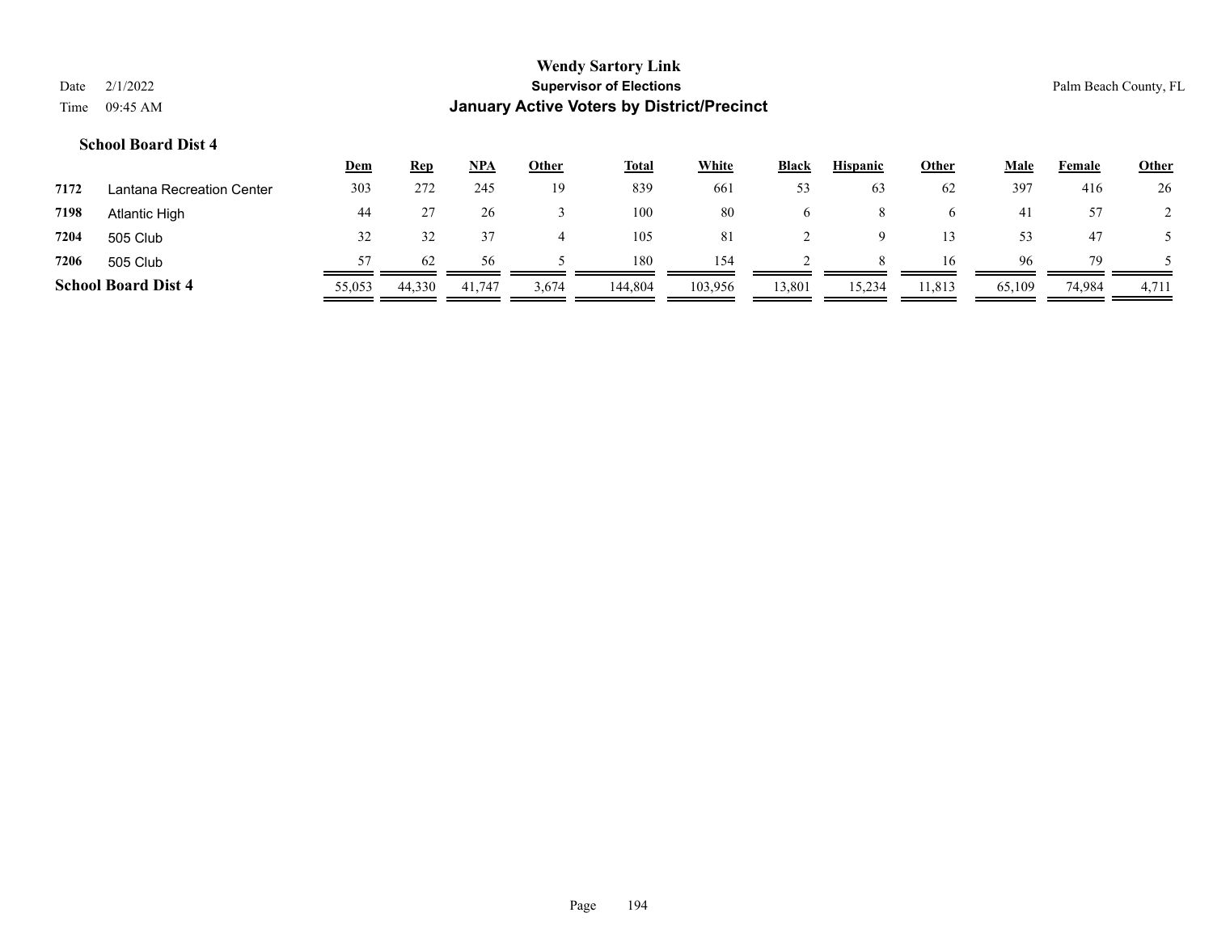**Wendy Sartory Link**
**Supervisor of Elections**
**January Active Voters by District/Precinct**

Date 2/1/2022
Time 09:45 AM

Palm Beach County, FL

### School Board Dist 4

| | | Dem | Rep | NPA | Other | Total | White | Black | Hispanic | Other | Male | Female | Other |
|---|---|---|---|---|---|---|---|---|---|---|---|---|---|
| 7172 | Lantana Recreation Center | 303 | 272 | 245 | 19 | 839 | 661 | 53 | 63 | 62 | 397 | 416 | 26 |
| 7198 | Atlantic High | 44 | 27 | 26 | 3 | 100 | 80 | 6 | 8 | 6 | 41 | 57 | 2 |
| 7204 | 505 Club | 32 | 32 | 37 | 4 | 105 | 81 | 2 | 9 | 13 | 53 | 47 | 5 |
| 7206 | 505 Club | 57 | 62 | 56 | 5 | 180 | 154 | 2 | 8 | 16 | 96 | 79 | 5 |
| **School Board Dist 4** | | 55,053 | 44,330 | 41,747 | 3,674 | 144,804 | 103,956 | 13,801 | 15,234 | 11,813 | 65,109 | 74,984 | 4,711 |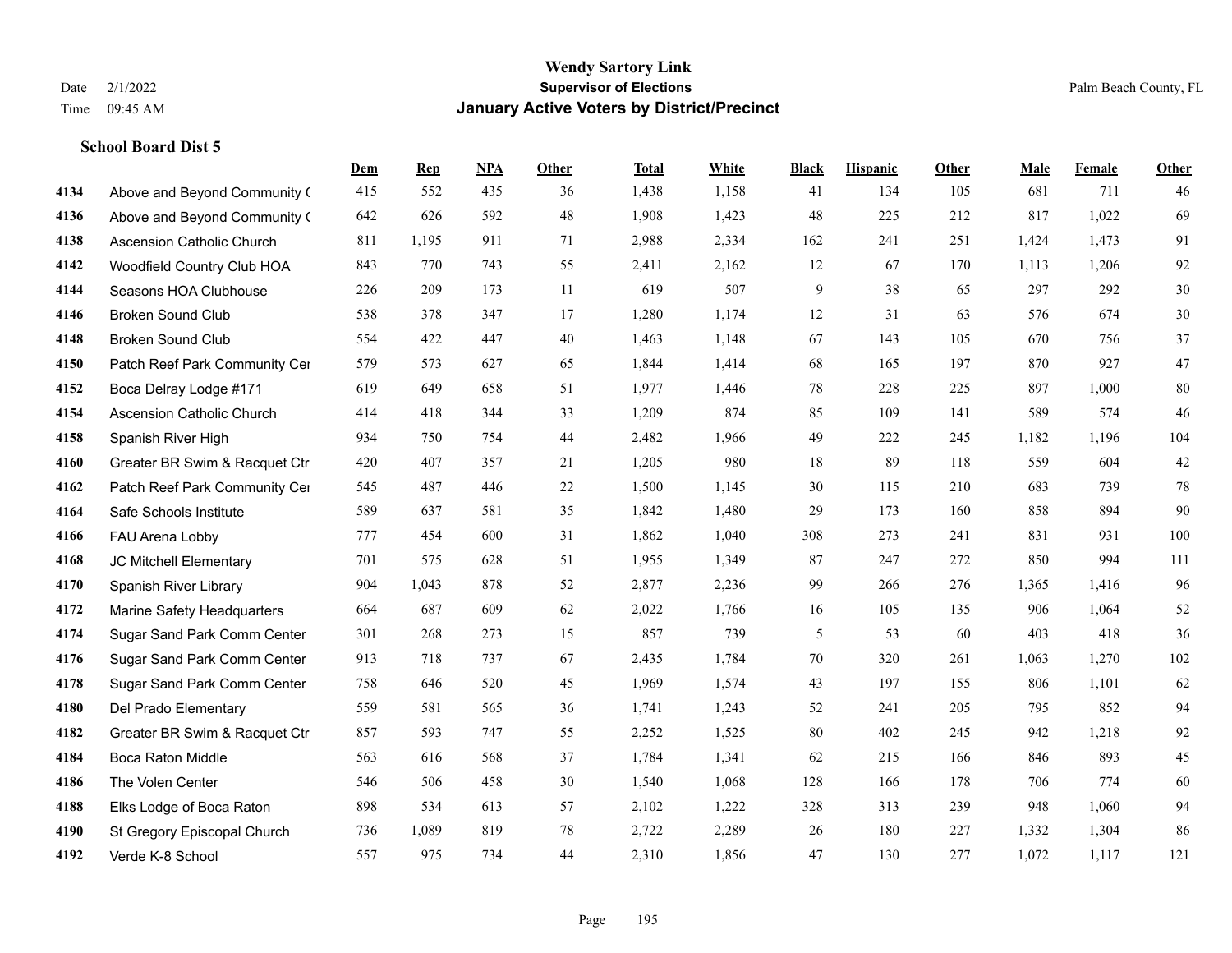**Wendy Sartory Link**
**Supervisor of Elections**
**January Active Voters by District/Precinct**

Date 2/1/2022
Time 09:45 AM

Palm Beach County, FL

### School Board Dist 5

| | | Dem | Rep | NPA | Other | Total | White | Black | Hispanic | Other | Male | Female | Other |
|---|---|---|---|---|---|---|---|---|---|---|---|---|---|
| 4134 | Above and Beyond Community ( | 415 | 552 | 435 | 36 | 1,438 | 1,158 | 41 | 134 | 105 | 681 | 711 | 46 |
| 4136 | Above and Beyond Community ( | 642 | 626 | 592 | 48 | 1,908 | 1,423 | 48 | 225 | 212 | 817 | 1,022 | 69 |
| 4138 | Ascension Catholic Church | 811 | 1,195 | 911 | 71 | 2,988 | 2,334 | 162 | 241 | 251 | 1,424 | 1,473 | 91 |
| 4142 | Woodfield Country Club HOA | 843 | 770 | 743 | 55 | 2,411 | 2,162 | 12 | 67 | 170 | 1,113 | 1,206 | 92 |
| 4144 | Seasons HOA Clubhouse | 226 | 209 | 173 | 11 | 619 | 507 | 9 | 38 | 65 | 297 | 292 | 30 |
| 4146 | Broken Sound Club | 538 | 378 | 347 | 17 | 1,280 | 1,174 | 12 | 31 | 63 | 576 | 674 | 30 |
| 4148 | Broken Sound Club | 554 | 422 | 447 | 40 | 1,463 | 1,148 | 67 | 143 | 105 | 670 | 756 | 37 |
| 4150 | Patch Reef Park Community Cer | 579 | 573 | 627 | 65 | 1,844 | 1,414 | 68 | 165 | 197 | 870 | 927 | 47 |
| 4152 | Boca Delray Lodge #171 | 619 | 649 | 658 | 51 | 1,977 | 1,446 | 78 | 228 | 225 | 897 | 1,000 | 80 |
| 4154 | Ascension Catholic Church | 414 | 418 | 344 | 33 | 1,209 | 874 | 85 | 109 | 141 | 589 | 574 | 46 |
| 4158 | Spanish River High | 934 | 750 | 754 | 44 | 2,482 | 1,966 | 49 | 222 | 245 | 1,182 | 1,196 | 104 |
| 4160 | Greater BR Swim & Racquet Ctr | 420 | 407 | 357 | 21 | 1,205 | 980 | 18 | 89 | 118 | 559 | 604 | 42 |
| 4162 | Patch Reef Park Community Cer | 545 | 487 | 446 | 22 | 1,500 | 1,145 | 30 | 115 | 210 | 683 | 739 | 78 |
| 4164 | Safe Schools Institute | 589 | 637 | 581 | 35 | 1,842 | 1,480 | 29 | 173 | 160 | 858 | 894 | 90 |
| 4166 | FAU Arena Lobby | 777 | 454 | 600 | 31 | 1,862 | 1,040 | 308 | 273 | 241 | 831 | 931 | 100 |
| 4168 | JC Mitchell Elementary | 701 | 575 | 628 | 51 | 1,955 | 1,349 | 87 | 247 | 272 | 850 | 994 | 111 |
| 4170 | Spanish River Library | 904 | 1,043 | 878 | 52 | 2,877 | 2,236 | 99 | 266 | 276 | 1,365 | 1,416 | 96 |
| 4172 | Marine Safety Headquarters | 664 | 687 | 609 | 62 | 2,022 | 1,766 | 16 | 105 | 135 | 906 | 1,064 | 52 |
| 4174 | Sugar Sand Park Comm Center | 301 | 268 | 273 | 15 | 857 | 739 | 5 | 53 | 60 | 403 | 418 | 36 |
| 4176 | Sugar Sand Park Comm Center | 913 | 718 | 737 | 67 | 2,435 | 1,784 | 70 | 320 | 261 | 1,063 | 1,270 | 102 |
| 4178 | Sugar Sand Park Comm Center | 758 | 646 | 520 | 45 | 1,969 | 1,574 | 43 | 197 | 155 | 806 | 1,101 | 62 |
| 4180 | Del Prado Elementary | 559 | 581 | 565 | 36 | 1,741 | 1,243 | 52 | 241 | 205 | 795 | 852 | 94 |
| 4182 | Greater BR Swim & Racquet Ctr | 857 | 593 | 747 | 55 | 2,252 | 1,525 | 80 | 402 | 245 | 942 | 1,218 | 92 |
| 4184 | Boca Raton Middle | 563 | 616 | 568 | 37 | 1,784 | 1,341 | 62 | 215 | 166 | 846 | 893 | 45 |
| 4186 | The Volen Center | 546 | 506 | 458 | 30 | 1,540 | 1,068 | 128 | 166 | 178 | 706 | 774 | 60 |
| 4188 | Elks Lodge of Boca Raton | 898 | 534 | 613 | 57 | 2,102 | 1,222 | 328 | 313 | 239 | 948 | 1,060 | 94 |
| 4190 | St Gregory Episcopal Church | 736 | 1,089 | 819 | 78 | 2,722 | 2,289 | 26 | 180 | 227 | 1,332 | 1,304 | 86 |
| 4192 | Verde K-8 School | 557 | 975 | 734 | 44 | 2,310 | 1,856 | 47 | 130 | 277 | 1,072 | 1,117 | 121 |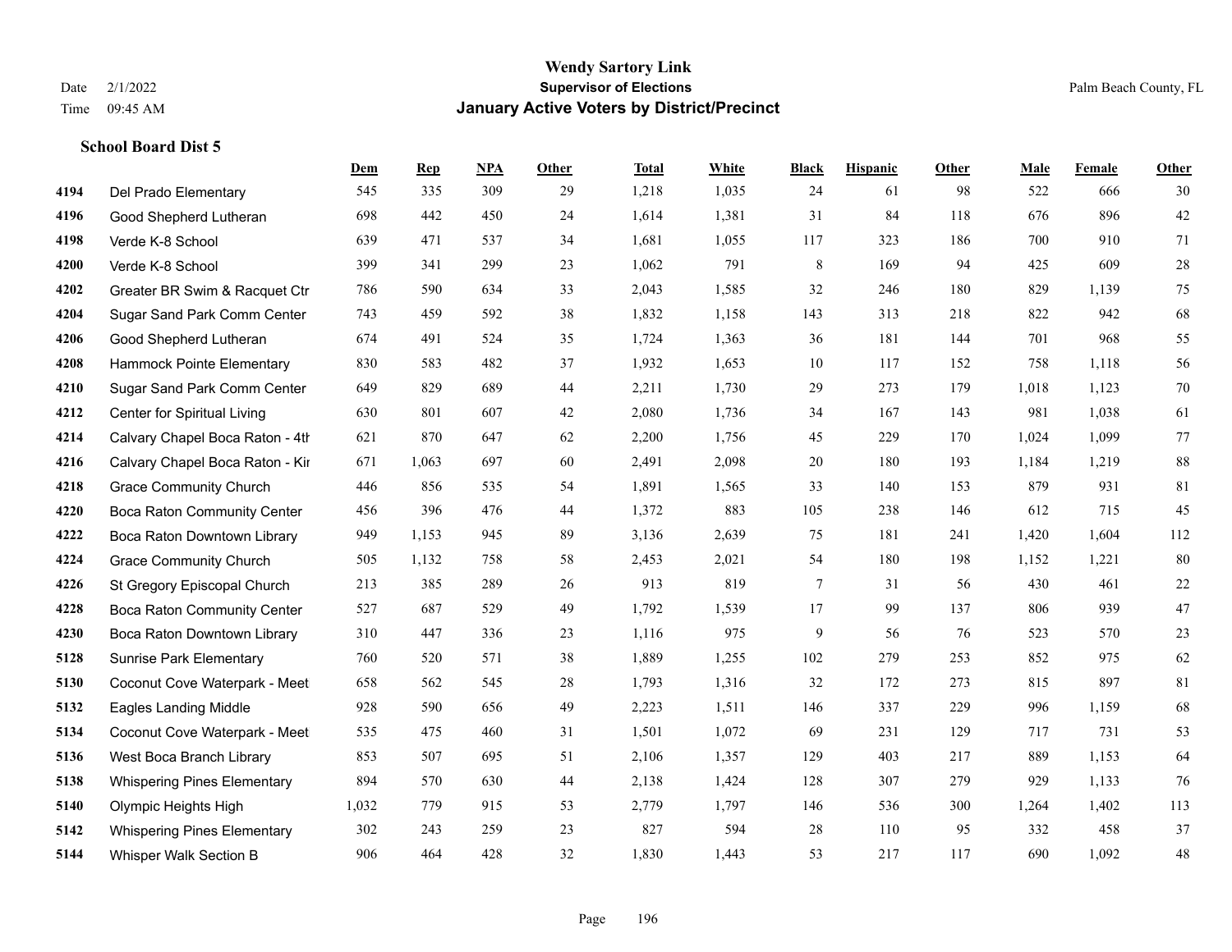**Wendy Sartory Link**

**Supervisor of Elections**

**January Active Voters by District/Precinct**

Date 2/1/2022
Time 09:45 AM

Palm Beach County, FL

**School Board Dist 5**

| | | Dem | Rep | NPA | Other | Total | White | Black | Hispanic | Other | Male | Female | Other |
|---|---|---|---|---|---|---|---|---|---|---|---|---|---|
| 4194 | Del Prado Elementary | 545 | 335 | 309 | 29 | 1,218 | 1,035 | 24 | 61 | 98 | 522 | 666 | 30 |
| 4196 | Good Shepherd Lutheran | 698 | 442 | 450 | 24 | 1,614 | 1,381 | 31 | 84 | 118 | 676 | 896 | 42 |
| 4198 | Verde K-8 School | 639 | 471 | 537 | 34 | 1,681 | 1,055 | 117 | 323 | 186 | 700 | 910 | 71 |
| 4200 | Verde K-8 School | 399 | 341 | 299 | 23 | 1,062 | 791 | 8 | 169 | 94 | 425 | 609 | 28 |
| 4202 | Greater BR Swim & Racquet Ctr | 786 | 590 | 634 | 33 | 2,043 | 1,585 | 32 | 246 | 180 | 829 | 1,139 | 75 |
| 4204 | Sugar Sand Park Comm Center | 743 | 459 | 592 | 38 | 1,832 | 1,158 | 143 | 313 | 218 | 822 | 942 | 68 |
| 4206 | Good Shepherd Lutheran | 674 | 491 | 524 | 35 | 1,724 | 1,363 | 36 | 181 | 144 | 701 | 968 | 55 |
| 4208 | Hammock Pointe Elementary | 830 | 583 | 482 | 37 | 1,932 | 1,653 | 10 | 117 | 152 | 758 | 1,118 | 56 |
| 4210 | Sugar Sand Park Comm Center | 649 | 829 | 689 | 44 | 2,211 | 1,730 | 29 | 273 | 179 | 1,018 | 1,123 | 70 |
| 4212 | Center for Spiritual Living | 630 | 801 | 607 | 42 | 2,080 | 1,736 | 34 | 167 | 143 | 981 | 1,038 | 61 |
| 4214 | Calvary Chapel Boca Raton - 4th | 621 | 870 | 647 | 62 | 2,200 | 1,756 | 45 | 229 | 170 | 1,024 | 1,099 | 77 |
| 4216 | Calvary Chapel Boca Raton - Kir | 671 | 1,063 | 697 | 60 | 2,491 | 2,098 | 20 | 180 | 193 | 1,184 | 1,219 | 88 |
| 4218 | Grace Community Church | 446 | 856 | 535 | 54 | 1,891 | 1,565 | 33 | 140 | 153 | 879 | 931 | 81 |
| 4220 | Boca Raton Community Center | 456 | 396 | 476 | 44 | 1,372 | 883 | 105 | 238 | 146 | 612 | 715 | 45 |
| 4222 | Boca Raton Downtown Library | 949 | 1,153 | 945 | 89 | 3,136 | 2,639 | 75 | 181 | 241 | 1,420 | 1,604 | 112 |
| 4224 | Grace Community Church | 505 | 1,132 | 758 | 58 | 2,453 | 2,021 | 54 | 180 | 198 | 1,152 | 1,221 | 80 |
| 4226 | St Gregory Episcopal Church | 213 | 385 | 289 | 26 | 913 | 819 | 7 | 31 | 56 | 430 | 461 | 22 |
| 4228 | Boca Raton Community Center | 527 | 687 | 529 | 49 | 1,792 | 1,539 | 17 | 99 | 137 | 806 | 939 | 47 |
| 4230 | Boca Raton Downtown Library | 310 | 447 | 336 | 23 | 1,116 | 975 | 9 | 56 | 76 | 523 | 570 | 23 |
| 5128 | Sunrise Park Elementary | 760 | 520 | 571 | 38 | 1,889 | 1,255 | 102 | 279 | 253 | 852 | 975 | 62 |
| 5130 | Coconut Cove Waterpark - Meet | 658 | 562 | 545 | 28 | 1,793 | 1,316 | 32 | 172 | 273 | 815 | 897 | 81 |
| 5132 | Eagles Landing Middle | 928 | 590 | 656 | 49 | 2,223 | 1,511 | 146 | 337 | 229 | 996 | 1,159 | 68 |
| 5134 | Coconut Cove Waterpark - Meet | 535 | 475 | 460 | 31 | 1,501 | 1,072 | 69 | 231 | 129 | 717 | 731 | 53 |
| 5136 | West Boca Branch Library | 853 | 507 | 695 | 51 | 2,106 | 1,357 | 129 | 403 | 217 | 889 | 1,153 | 64 |
| 5138 | Whispering Pines Elementary | 894 | 570 | 630 | 44 | 2,138 | 1,424 | 128 | 307 | 279 | 929 | 1,133 | 76 |
| 5140 | Olympic Heights High | 1,032 | 779 | 915 | 53 | 2,779 | 1,797 | 146 | 536 | 300 | 1,264 | 1,402 | 113 |
| 5142 | Whispering Pines Elementary | 302 | 243 | 259 | 23 | 827 | 594 | 28 | 110 | 95 | 332 | 458 | 37 |
| 5144 | Whisper Walk Section B | 906 | 464 | 428 | 32 | 1,830 | 1,443 | 53 | 217 | 117 | 690 | 1,092 | 48 |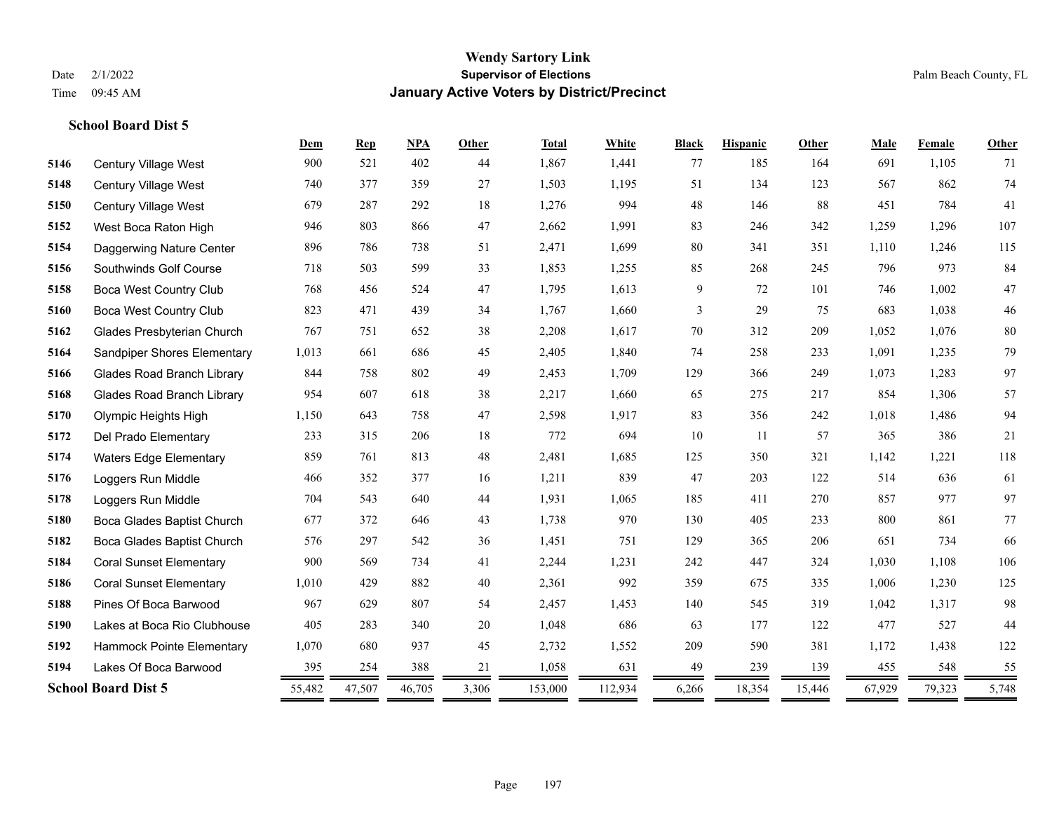# Wendy Sartory Link
## Supervisor of Elections
## January Active Voters by District/Precinct

Date 2/1/2022
Time 09:45 AM

Palm Beach County, FL

### School Board Dist 5

| | | Dem | Rep | NPA | Other | Total | White | Black | Hispanic | Other | Male | Female | Other |
|---|---|---|---|---|---|---|---|---|---|---|---|---|---|
| 5146 | Century Village West | 900 | 521 | 402 | 44 | 1,867 | 1,441 | 77 | 185 | 164 | 691 | 1,105 | 71 |
| 5148 | Century Village West | 740 | 377 | 359 | 27 | 1,503 | 1,195 | 51 | 134 | 123 | 567 | 862 | 74 |
| 5150 | Century Village West | 679 | 287 | 292 | 18 | 1,276 | 994 | 48 | 146 | 88 | 451 | 784 | 41 |
| 5152 | West Boca Raton High | 946 | 803 | 866 | 47 | 2,662 | 1,991 | 83 | 246 | 342 | 1,259 | 1,296 | 107 |
| 5154 | Daggerwing Nature Center | 896 | 786 | 738 | 51 | 2,471 | 1,699 | 80 | 341 | 351 | 1,110 | 1,246 | 115 |
| 5156 | Southwinds Golf Course | 718 | 503 | 599 | 33 | 1,853 | 1,255 | 85 | 268 | 245 | 796 | 973 | 84 |
| 5158 | Boca West Country Club | 768 | 456 | 524 | 47 | 1,795 | 1,613 | 9 | 72 | 101 | 746 | 1,002 | 47 |
| 5160 | Boca West Country Club | 823 | 471 | 439 | 34 | 1,767 | 1,660 | 3 | 29 | 75 | 683 | 1,038 | 46 |
| 5162 | Glades Presbyterian Church | 767 | 751 | 652 | 38 | 2,208 | 1,617 | 70 | 312 | 209 | 1,052 | 1,076 | 80 |
| 5164 | Sandpiper Shores Elementary | 1,013 | 661 | 686 | 45 | 2,405 | 1,840 | 74 | 258 | 233 | 1,091 | 1,235 | 79 |
| 5166 | Glades Road Branch Library | 844 | 758 | 802 | 49 | 2,453 | 1,709 | 129 | 366 | 249 | 1,073 | 1,283 | 97 |
| 5168 | Glades Road Branch Library | 954 | 607 | 618 | 38 | 2,217 | 1,660 | 65 | 275 | 217 | 854 | 1,306 | 57 |
| 5170 | Olympic Heights High | 1,150 | 643 | 758 | 47 | 2,598 | 1,917 | 83 | 356 | 242 | 1,018 | 1,486 | 94 |
| 5172 | Del Prado Elementary | 233 | 315 | 206 | 18 | 772 | 694 | 10 | 11 | 57 | 365 | 386 | 21 |
| 5174 | Waters Edge Elementary | 859 | 761 | 813 | 48 | 2,481 | 1,685 | 125 | 350 | 321 | 1,142 | 1,221 | 118 |
| 5176 | Loggers Run Middle | 466 | 352 | 377 | 16 | 1,211 | 839 | 47 | 203 | 122 | 514 | 636 | 61 |
| 5178 | Loggers Run Middle | 704 | 543 | 640 | 44 | 1,931 | 1,065 | 185 | 411 | 270 | 857 | 977 | 97 |
| 5180 | Boca Glades Baptist Church | 677 | 372 | 646 | 43 | 1,738 | 970 | 130 | 405 | 233 | 800 | 861 | 77 |
| 5182 | Boca Glades Baptist Church | 576 | 297 | 542 | 36 | 1,451 | 751 | 129 | 365 | 206 | 651 | 734 | 66 |
| 5184 | Coral Sunset Elementary | 900 | 569 | 734 | 41 | 2,244 | 1,231 | 242 | 447 | 324 | 1,030 | 1,108 | 106 |
| 5186 | Coral Sunset Elementary | 1,010 | 429 | 882 | 40 | 2,361 | 992 | 359 | 675 | 335 | 1,006 | 1,230 | 125 |
| 5188 | Pines Of Boca Barwood | 967 | 629 | 807 | 54 | 2,457 | 1,453 | 140 | 545 | 319 | 1,042 | 1,317 | 98 |
| 5190 | Lakes at Boca Rio Clubhouse | 405 | 283 | 340 | 20 | 1,048 | 686 | 63 | 177 | 122 | 477 | 527 | 44 |
| 5192 | Hammock Pointe Elementary | 1,070 | 680 | 937 | 45 | 2,732 | 1,552 | 209 | 590 | 381 | 1,172 | 1,438 | 122 |
| 5194 | Lakes Of Boca Barwood | 395 | 254 | 388 | 21 | 1,058 | 631 | 49 | 239 | 139 | 455 | 548 | 55 |
| **School Board Dist 5** | | 55,482 | 47,507 | 46,705 | 3,306 | 153,000 | 112,934 | 6,266 | 18,354 | 15,446 | 67,929 | 79,323 | 5,748 |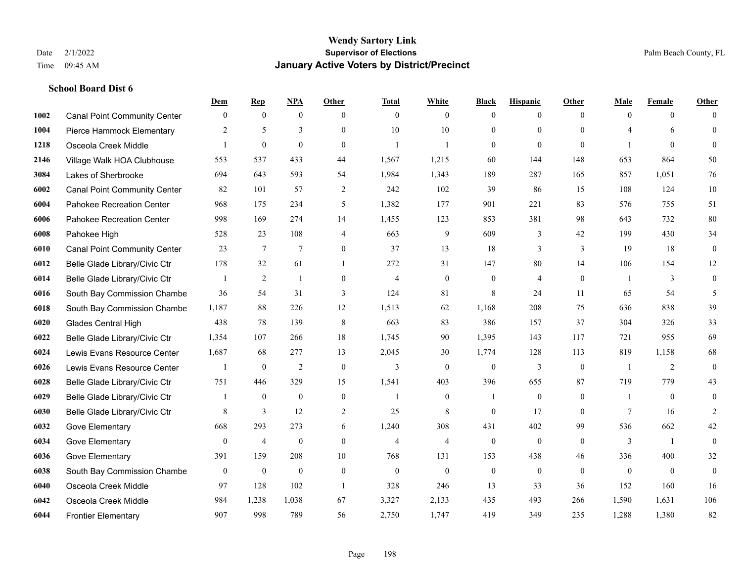# Wendy Sartory Link

## Supervisor of Elections

## January Active Voters by District/Precinct

Date 2/1/2022
Time 09:45 AM

Palm Beach County, FL

### School Board Dist 6

| | | Dem | Rep | NPA | Other | Total | White | Black | Hispanic | Other | Male | Female | Other |
|---|---|---|---|---|---|---|---|---|---|---|---|---|---|
| 1002 | Canal Point Community Center | 0 | 0 | 0 | 0 | 0 | 0 | 0 | 0 | 0 | 0 | 0 | 0 |
| 1004 | Pierce Hammock Elementary | 2 | 5 | 3 | 0 | 10 | 10 | 0 | 0 | 0 | 4 | 6 | 0 |
| 1218 | Osceola Creek Middle | 1 | 0 | 0 | 0 | 1 | 1 | 0 | 0 | 0 | 1 | 0 | 0 |
| 2146 | Village Walk HOA Clubhouse | 553 | 537 | 433 | 44 | 1,567 | 1,215 | 60 | 144 | 148 | 653 | 864 | 50 |
| 3084 | Lakes of Sherbrooke | 694 | 643 | 593 | 54 | 1,984 | 1,343 | 189 | 287 | 165 | 857 | 1,051 | 76 |
| 6002 | Canal Point Community Center | 82 | 101 | 57 | 2 | 242 | 102 | 39 | 86 | 15 | 108 | 124 | 10 |
| 6004 | Pahokee Recreation Center | 968 | 175 | 234 | 5 | 1,382 | 177 | 901 | 221 | 83 | 576 | 755 | 51 |
| 6006 | Pahokee Recreation Center | 998 | 169 | 274 | 14 | 1,455 | 123 | 853 | 381 | 98 | 643 | 732 | 80 |
| 6008 | Pahokee High | 528 | 23 | 108 | 4 | 663 | 9 | 609 | 3 | 42 | 199 | 430 | 34 |
| 6010 | Canal Point Community Center | 23 | 7 | 7 | 0 | 37 | 13 | 18 | 3 | 3 | 19 | 18 | 0 |
| 6012 | Belle Glade Library/Civic Ctr | 178 | 32 | 61 | 1 | 272 | 31 | 147 | 80 | 14 | 106 | 154 | 12 |
| 6014 | Belle Glade Library/Civic Ctr | 1 | 2 | 1 | 0 | 4 | 0 | 0 | 4 | 0 | 1 | 3 | 0 |
| 6016 | South Bay Commission Chambe | 36 | 54 | 31 | 3 | 124 | 81 | 8 | 24 | 11 | 65 | 54 | 5 |
| 6018 | South Bay Commission Chambe | 1,187 | 88 | 226 | 12 | 1,513 | 62 | 1,168 | 208 | 75 | 636 | 838 | 39 |
| 6020 | Glades Central High | 438 | 78 | 139 | 8 | 663 | 83 | 386 | 157 | 37 | 304 | 326 | 33 |
| 6022 | Belle Glade Library/Civic Ctr | 1,354 | 107 | 266 | 18 | 1,745 | 90 | 1,395 | 143 | 117 | 721 | 955 | 69 |
| 6024 | Lewis Evans Resource Center | 1,687 | 68 | 277 | 13 | 2,045 | 30 | 1,774 | 128 | 113 | 819 | 1,158 | 68 |
| 6026 | Lewis Evans Resource Center | 1 | 0 | 2 | 0 | 3 | 0 | 0 | 3 | 0 | 1 | 2 | 0 |
| 6028 | Belle Glade Library/Civic Ctr | 751 | 446 | 329 | 15 | 1,541 | 403 | 396 | 655 | 87 | 719 | 779 | 43 |
| 6029 | Belle Glade Library/Civic Ctr | 1 | 0 | 0 | 0 | 1 | 0 | 1 | 0 | 0 | 1 | 0 | 0 |
| 6030 | Belle Glade Library/Civic Ctr | 8 | 3 | 12 | 2 | 25 | 8 | 0 | 17 | 0 | 7 | 16 | 2 |
| 6032 | Gove Elementary | 668 | 293 | 273 | 6 | 1,240 | 308 | 431 | 402 | 99 | 536 | 662 | 42 |
| 6034 | Gove Elementary | 0 | 4 | 0 | 0 | 4 | 4 | 0 | 0 | 0 | 3 | 1 | 0 |
| 6036 | Gove Elementary | 391 | 159 | 208 | 10 | 768 | 131 | 153 | 438 | 46 | 336 | 400 | 32 |
| 6038 | South Bay Commission Chambe | 0 | 0 | 0 | 0 | 0 | 0 | 0 | 0 | 0 | 0 | 0 | 0 |
| 6040 | Osceola Creek Middle | 97 | 128 | 102 | 1 | 328 | 246 | 13 | 33 | 36 | 152 | 160 | 16 |
| 6042 | Osceola Creek Middle | 984 | 1,238 | 1,038 | 67 | 3,327 | 2,133 | 435 | 493 | 266 | 1,590 | 1,631 | 106 |
| 6044 | Frontier Elementary | 907 | 998 | 789 | 56 | 2,750 | 1,747 | 419 | 349 | 235 | 1,288 | 1,380 | 82 |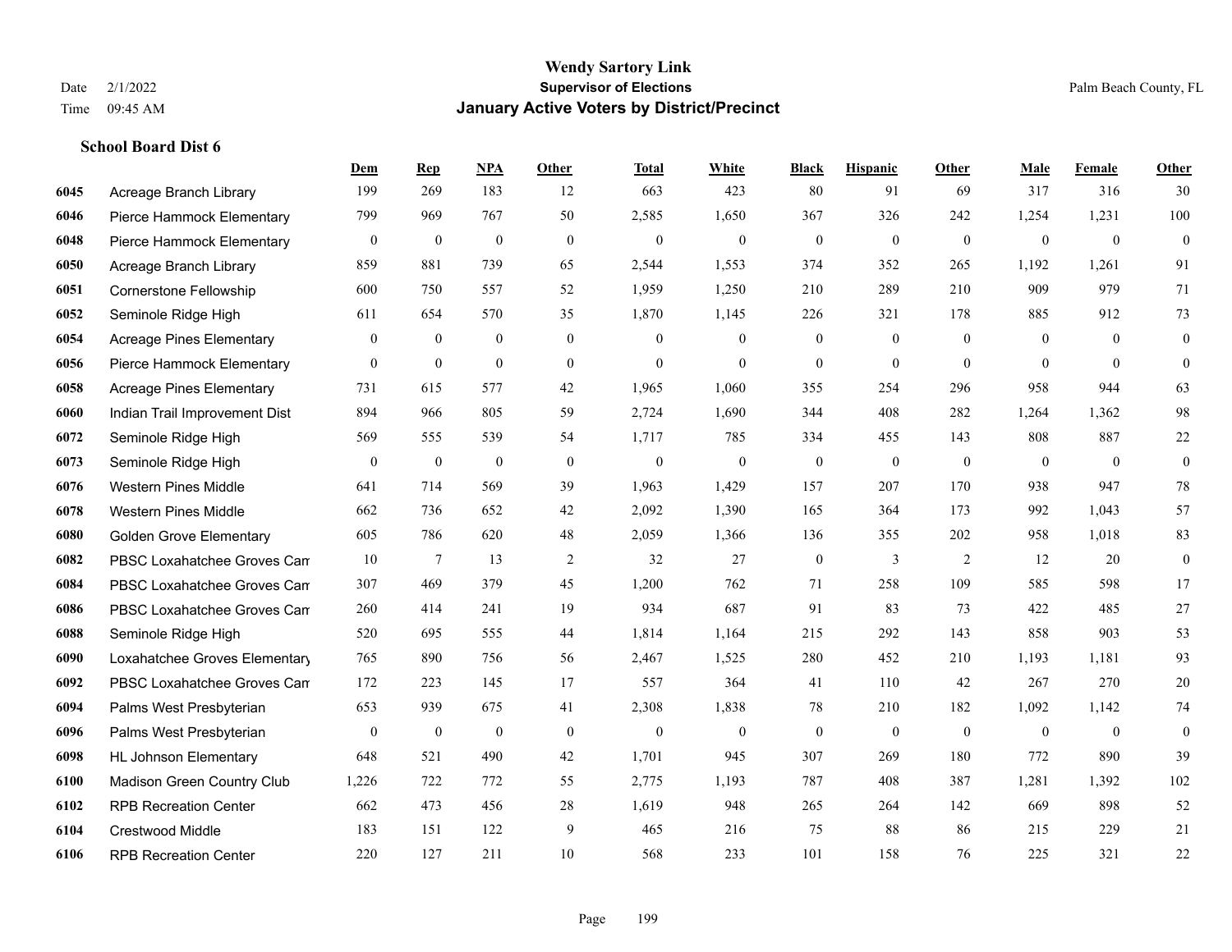**Wendy Sartory Link**
**Supervisor of Elections**
**January Active Voters by District/Precinct**

Date 2/1/2022
Time 09:45 AM

Palm Beach County, FL

### School Board Dist 6

| | | Dem | Rep | NPA | Other | Total | White | Black | Hispanic | Other | Male | Female | Other |
|---|---|---|---|---|---|---|---|---|---|---|---|---|---|
| 6045 | Acreage Branch Library | 199 | 269 | 183 | 12 | 663 | 423 | 80 | 91 | 69 | 317 | 316 | 30 |
| 6046 | Pierce Hammock Elementary | 799 | 969 | 767 | 50 | 2,585 | 1,650 | 367 | 326 | 242 | 1,254 | 1,231 | 100 |
| 6048 | Pierce Hammock Elementary | 0 | 0 | 0 | 0 | 0 | 0 | 0 | 0 | 0 | 0 | 0 | 0 |
| 6050 | Acreage Branch Library | 859 | 881 | 739 | 65 | 2,544 | 1,553 | 374 | 352 | 265 | 1,192 | 1,261 | 91 |
| 6051 | Cornerstone Fellowship | 600 | 750 | 557 | 52 | 1,959 | 1,250 | 210 | 289 | 210 | 909 | 979 | 71 |
| 6052 | Seminole Ridge High | 611 | 654 | 570 | 35 | 1,870 | 1,145 | 226 | 321 | 178 | 885 | 912 | 73 |
| 6054 | Acreage Pines Elementary | 0 | 0 | 0 | 0 | 0 | 0 | 0 | 0 | 0 | 0 | 0 | 0 |
| 6056 | Pierce Hammock Elementary | 0 | 0 | 0 | 0 | 0 | 0 | 0 | 0 | 0 | 0 | 0 | 0 |
| 6058 | Acreage Pines Elementary | 731 | 615 | 577 | 42 | 1,965 | 1,060 | 355 | 254 | 296 | 958 | 944 | 63 |
| 6060 | Indian Trail Improvement Dist | 894 | 966 | 805 | 59 | 2,724 | 1,690 | 344 | 408 | 282 | 1,264 | 1,362 | 98 |
| 6072 | Seminole Ridge High | 569 | 555 | 539 | 54 | 1,717 | 785 | 334 | 455 | 143 | 808 | 887 | 22 |
| 6073 | Seminole Ridge High | 0 | 0 | 0 | 0 | 0 | 0 | 0 | 0 | 0 | 0 | 0 | 0 |
| 6076 | Western Pines Middle | 641 | 714 | 569 | 39 | 1,963 | 1,429 | 157 | 207 | 170 | 938 | 947 | 78 |
| 6078 | Western Pines Middle | 662 | 736 | 652 | 42 | 2,092 | 1,390 | 165 | 364 | 173 | 992 | 1,043 | 57 |
| 6080 | Golden Grove Elementary | 605 | 786 | 620 | 48 | 2,059 | 1,366 | 136 | 355 | 202 | 958 | 1,018 | 83 |
| 6082 | PBSC Loxahatchee Groves Cam | 10 | 7 | 13 | 2 | 32 | 27 | 0 | 3 | 2 | 12 | 20 | 0 |
| 6084 | PBSC Loxahatchee Groves Cam | 307 | 469 | 379 | 45 | 1,200 | 762 | 71 | 258 | 109 | 585 | 598 | 17 |
| 6086 | PBSC Loxahatchee Groves Cam | 260 | 414 | 241 | 19 | 934 | 687 | 91 | 83 | 73 | 422 | 485 | 27 |
| 6088 | Seminole Ridge High | 520 | 695 | 555 | 44 | 1,814 | 1,164 | 215 | 292 | 143 | 858 | 903 | 53 |
| 6090 | Loxahatchee Groves Elementary | 765 | 890 | 756 | 56 | 2,467 | 1,525 | 280 | 452 | 210 | 1,193 | 1,181 | 93 |
| 6092 | PBSC Loxahatchee Groves Cam | 172 | 223 | 145 | 17 | 557 | 364 | 41 | 110 | 42 | 267 | 270 | 20 |
| 6094 | Palms West Presbyterian | 653 | 939 | 675 | 41 | 2,308 | 1,838 | 78 | 210 | 182 | 1,092 | 1,142 | 74 |
| 6096 | Palms West Presbyterian | 0 | 0 | 0 | 0 | 0 | 0 | 0 | 0 | 0 | 0 | 0 | 0 |
| 6098 | HL Johnson Elementary | 648 | 521 | 490 | 42 | 1,701 | 945 | 307 | 269 | 180 | 772 | 890 | 39 |
| 6100 | Madison Green Country Club | 1,226 | 722 | 772 | 55 | 2,775 | 1,193 | 787 | 408 | 387 | 1,281 | 1,392 | 102 |
| 6102 | RPB Recreation Center | 662 | 473 | 456 | 28 | 1,619 | 948 | 265 | 264 | 142 | 669 | 898 | 52 |
| 6104 | Crestwood Middle | 183 | 151 | 122 | 9 | 465 | 216 | 75 | 88 | 86 | 215 | 229 | 21 |
| 6106 | RPB Recreation Center | 220 | 127 | 211 | 10 | 568 | 233 | 101 | 158 | 76 | 225 | 321 | 22 |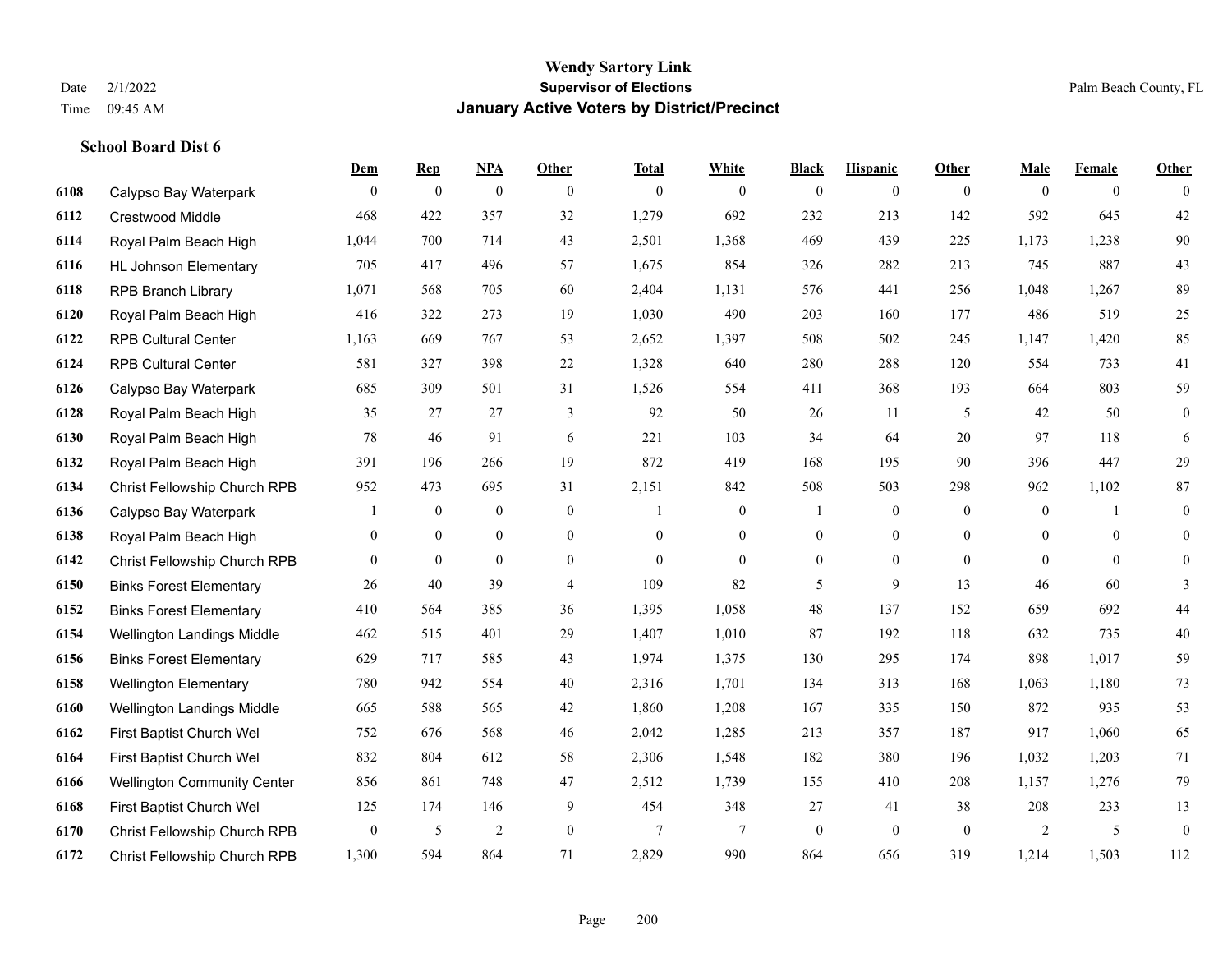# Wendy Sartory Link
## Supervisor of Elections
## January Active Voters by District/Precinct

Date 2/1/2022
Time 09:45 AM

Palm Beach County, FL

### School Board Dist 6

| | | Dem | Rep | NPA | Other | Total | White | Black | Hispanic | Other | Male | Female | Other |
|---|---|---|---|---|---|---|---|---|---|---|---|---|---|
| 6108 | Calypso Bay Waterpark | 0 | 0 | 0 | 0 | 0 | 0 | 0 | 0 | 0 | 0 | 0 | 0 |
| 6112 | Crestwood Middle | 468 | 422 | 357 | 32 | 1,279 | 692 | 232 | 213 | 142 | 592 | 645 | 42 |
| 6114 | Royal Palm Beach High | 1,044 | 700 | 714 | 43 | 2,501 | 1,368 | 469 | 439 | 225 | 1,173 | 1,238 | 90 |
| 6116 | HL Johnson Elementary | 705 | 417 | 496 | 57 | 1,675 | 854 | 326 | 282 | 213 | 745 | 887 | 43 |
| 6118 | RPB Branch Library | 1,071 | 568 | 705 | 60 | 2,404 | 1,131 | 576 | 441 | 256 | 1,048 | 1,267 | 89 |
| 6120 | Royal Palm Beach High | 416 | 322 | 273 | 19 | 1,030 | 490 | 203 | 160 | 177 | 486 | 519 | 25 |
| 6122 | RPB Cultural Center | 1,163 | 669 | 767 | 53 | 2,652 | 1,397 | 508 | 502 | 245 | 1,147 | 1,420 | 85 |
| 6124 | RPB Cultural Center | 581 | 327 | 398 | 22 | 1,328 | 640 | 280 | 288 | 120 | 554 | 733 | 41 |
| 6126 | Calypso Bay Waterpark | 685 | 309 | 501 | 31 | 1,526 | 554 | 411 | 368 | 193 | 664 | 803 | 59 |
| 6128 | Royal Palm Beach High | 35 | 27 | 27 | 3 | 92 | 50 | 26 | 11 | 5 | 42 | 50 | 0 |
| 6130 | Royal Palm Beach High | 78 | 46 | 91 | 6 | 221 | 103 | 34 | 64 | 20 | 97 | 118 | 6 |
| 6132 | Royal Palm Beach High | 391 | 196 | 266 | 19 | 872 | 419 | 168 | 195 | 90 | 396 | 447 | 29 |
| 6134 | Christ Fellowship Church RPB | 952 | 473 | 695 | 31 | 2,151 | 842 | 508 | 503 | 298 | 962 | 1,102 | 87 |
| 6136 | Calypso Bay Waterpark | 1 | 0 | 0 | 0 | 1 | 0 | 1 | 0 | 0 | 0 | 1 | 0 |
| 6138 | Royal Palm Beach High | 0 | 0 | 0 | 0 | 0 | 0 | 0 | 0 | 0 | 0 | 0 | 0 |
| 6142 | Christ Fellowship Church RPB | 0 | 0 | 0 | 0 | 0 | 0 | 0 | 0 | 0 | 0 | 0 | 0 |
| 6150 | Binks Forest Elementary | 26 | 40 | 39 | 4 | 109 | 82 | 5 | 9 | 13 | 46 | 60 | 3 |
| 6152 | Binks Forest Elementary | 410 | 564 | 385 | 36 | 1,395 | 1,058 | 48 | 137 | 152 | 659 | 692 | 44 |
| 6154 | Wellington Landings Middle | 462 | 515 | 401 | 29 | 1,407 | 1,010 | 87 | 192 | 118 | 632 | 735 | 40 |
| 6156 | Binks Forest Elementary | 629 | 717 | 585 | 43 | 1,974 | 1,375 | 130 | 295 | 174 | 898 | 1,017 | 59 |
| 6158 | Wellington Elementary | 780 | 942 | 554 | 40 | 2,316 | 1,701 | 134 | 313 | 168 | 1,063 | 1,180 | 73 |
| 6160 | Wellington Landings Middle | 665 | 588 | 565 | 42 | 1,860 | 1,208 | 167 | 335 | 150 | 872 | 935 | 53 |
| 6162 | First Baptist Church Wel | 752 | 676 | 568 | 46 | 2,042 | 1,285 | 213 | 357 | 187 | 917 | 1,060 | 65 |
| 6164 | First Baptist Church Wel | 832 | 804 | 612 | 58 | 2,306 | 1,548 | 182 | 380 | 196 | 1,032 | 1,203 | 71 |
| 6166 | Wellington Community Center | 856 | 861 | 748 | 47 | 2,512 | 1,739 | 155 | 410 | 208 | 1,157 | 1,276 | 79 |
| 6168 | First Baptist Church Wel | 125 | 174 | 146 | 9 | 454 | 348 | 27 | 41 | 38 | 208 | 233 | 13 |
| 6170 | Christ Fellowship Church RPB | 0 | 5 | 2 | 0 | 7 | 7 | 0 | 0 | 0 | 2 | 5 | 0 |
| 6172 | Christ Fellowship Church RPB | 1,300 | 594 | 864 | 71 | 2,829 | 990 | 864 | 656 | 319 | 1,214 | 1,503 | 112 |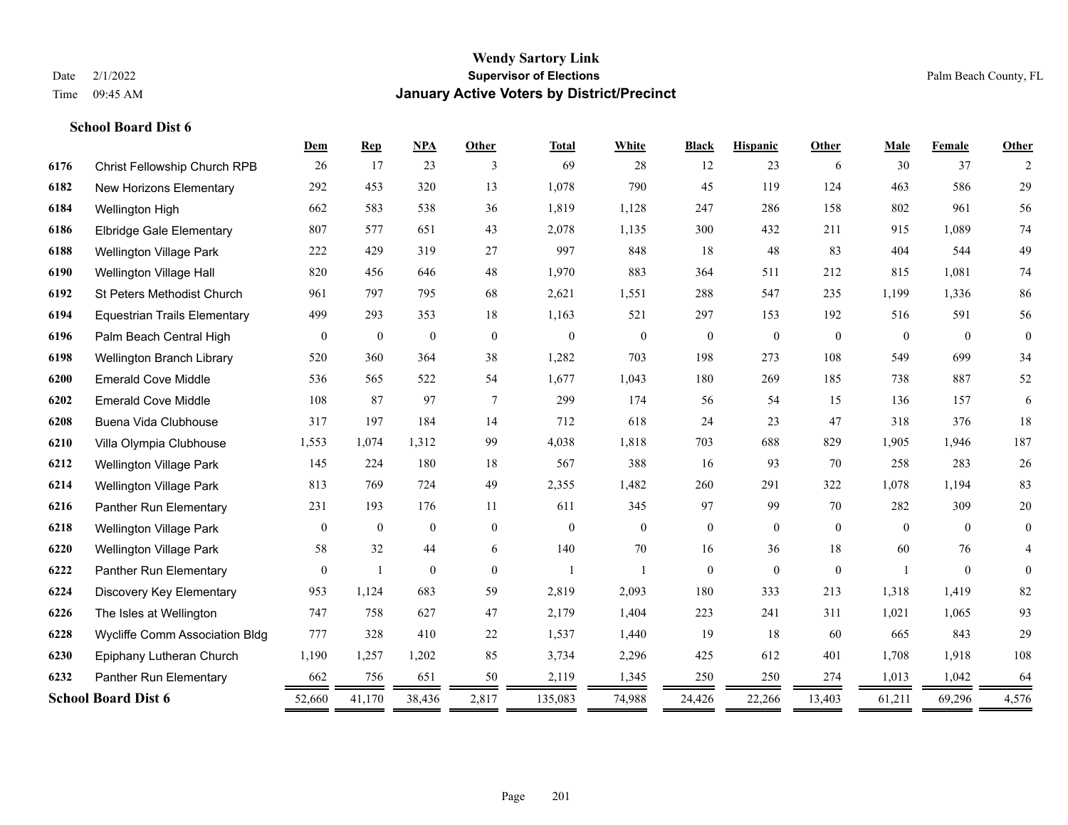**Wendy Sartory Link**
**Supervisor of Elections**
**January Active Voters by District/Precinct**

Date 2/1/2022
Time 09:45 AM
Palm Beach County, FL

**School Board Dist 6**

| | | Dem | Rep | NPA | Other | Total | White | Black | Hispanic | Other | Male | Female | Other |
|---|---|---|---|---|---|---|---|---|---|---|---|---|---|
| 6176 | Christ Fellowship Church RPB | 26 | 17 | 23 | 3 | 69 | 28 | 12 | 23 | 6 | 30 | 37 | 2 |
| 6182 | New Horizons Elementary | 292 | 453 | 320 | 13 | 1,078 | 790 | 45 | 119 | 124 | 463 | 586 | 29 |
| 6184 | Wellington High | 662 | 583 | 538 | 36 | 1,819 | 1,128 | 247 | 286 | 158 | 802 | 961 | 56 |
| 6186 | Elbridge Gale Elementary | 807 | 577 | 651 | 43 | 2,078 | 1,135 | 300 | 432 | 211 | 915 | 1,089 | 74 |
| 6188 | Wellington Village Park | 222 | 429 | 319 | 27 | 997 | 848 | 18 | 48 | 83 | 404 | 544 | 49 |
| 6190 | Wellington Village Hall | 820 | 456 | 646 | 48 | 1,970 | 883 | 364 | 511 | 212 | 815 | 1,081 | 74 |
| 6192 | St Peters Methodist Church | 961 | 797 | 795 | 68 | 2,621 | 1,551 | 288 | 547 | 235 | 1,199 | 1,336 | 86 |
| 6194 | Equestrian Trails Elementary | 499 | 293 | 353 | 18 | 1,163 | 521 | 297 | 153 | 192 | 516 | 591 | 56 |
| 6196 | Palm Beach Central High | 0 | 0 | 0 | 0 | 0 | 0 | 0 | 0 | 0 | 0 | 0 | 0 |
| 6198 | Wellington Branch Library | 520 | 360 | 364 | 38 | 1,282 | 703 | 198 | 273 | 108 | 549 | 699 | 34 |
| 6200 | Emerald Cove Middle | 536 | 565 | 522 | 54 | 1,677 | 1,043 | 180 | 269 | 185 | 738 | 887 | 52 |
| 6202 | Emerald Cove Middle | 108 | 87 | 97 | 7 | 299 | 174 | 56 | 54 | 15 | 136 | 157 | 6 |
| 6208 | Buena Vida Clubhouse | 317 | 197 | 184 | 14 | 712 | 618 | 24 | 23 | 47 | 318 | 376 | 18 |
| 6210 | Villa Olympia Clubhouse | 1,553 | 1,074 | 1,312 | 99 | 4,038 | 1,818 | 703 | 688 | 829 | 1,905 | 1,946 | 187 |
| 6212 | Wellington Village Park | 145 | 224 | 180 | 18 | 567 | 388 | 16 | 93 | 70 | 258 | 283 | 26 |
| 6214 | Wellington Village Park | 813 | 769 | 724 | 49 | 2,355 | 1,482 | 260 | 291 | 322 | 1,078 | 1,194 | 83 |
| 6216 | Panther Run Elementary | 231 | 193 | 176 | 11 | 611 | 345 | 97 | 99 | 70 | 282 | 309 | 20 |
| 6218 | Wellington Village Park | 0 | 0 | 0 | 0 | 0 | 0 | 0 | 0 | 0 | 0 | 0 | 0 |
| 6220 | Wellington Village Park | 58 | 32 | 44 | 6 | 140 | 70 | 16 | 36 | 18 | 60 | 76 | 4 |
| 6222 | Panther Run Elementary | 0 | 1 | 0 | 0 | 1 | 1 | 0 | 0 | 0 | 1 | 0 | 0 |
| 6224 | Discovery Key Elementary | 953 | 1,124 | 683 | 59 | 2,819 | 2,093 | 180 | 333 | 213 | 1,318 | 1,419 | 82 |
| 6226 | The Isles at Wellington | 747 | 758 | 627 | 47 | 2,179 | 1,404 | 223 | 241 | 311 | 1,021 | 1,065 | 93 |
| 6228 | Wycliffe Comm Association Bldg | 777 | 328 | 410 | 22 | 1,537 | 1,440 | 19 | 18 | 60 | 665 | 843 | 29 |
| 6230 | Epiphany Lutheran Church | 1,190 | 1,257 | 1,202 | 85 | 3,734 | 2,296 | 425 | 612 | 401 | 1,708 | 1,918 | 108 |
| 6232 | Panther Run Elementary | 662 | 756 | 651 | 50 | 2,119 | 1,345 | 250 | 250 | 274 | 1,013 | 1,042 | 64 |
| **School Board Dist 6** | | 52,660 | 41,170 | 38,436 | 2,817 | 135,083 | 74,988 | 24,426 | 22,266 | 13,403 | 61,211 | 69,296 | 4,576 |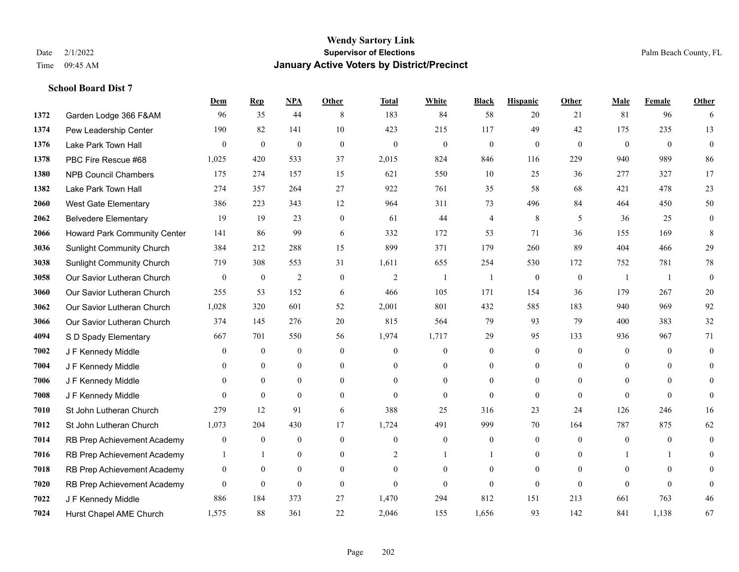**Wendy Sartory Link**
**Supervisor of Elections**
**January Active Voters by District/Precinct**

Date 2/1/2022
Time 09:45 AM

Palm Beach County, FL

### School Board Dist 7

| | | Dem | Rep | NPA | Other | Total | White | Black | Hispanic | Other | Male | Female | Other |
|---|---|---|---|---|---|---|---|---|---|---|---|---|---|
| 1372 | Garden Lodge 366 F&AM | 96 | 35 | 44 | 8 | 183 | 84 | 58 | 20 | 21 | 81 | 96 | 6 |
| 1374 | Pew Leadership Center | 190 | 82 | 141 | 10 | 423 | 215 | 117 | 49 | 42 | 175 | 235 | 13 |
| 1376 | Lake Park Town Hall | 0 | 0 | 0 | 0 | 0 | 0 | 0 | 0 | 0 | 0 | 0 | 0 |
| 1378 | PBC Fire Rescue #68 | 1,025 | 420 | 533 | 37 | 2,015 | 824 | 846 | 116 | 229 | 940 | 989 | 86 |
| 1380 | NPB Council Chambers | 175 | 274 | 157 | 15 | 621 | 550 | 10 | 25 | 36 | 277 | 327 | 17 |
| 1382 | Lake Park Town Hall | 274 | 357 | 264 | 27 | 922 | 761 | 35 | 58 | 68 | 421 | 478 | 23 |
| 2060 | West Gate Elementary | 386 | 223 | 343 | 12 | 964 | 311 | 73 | 496 | 84 | 464 | 450 | 50 |
| 2062 | Belvedere Elementary | 19 | 19 | 23 | 0 | 61 | 44 | 4 | 8 | 5 | 36 | 25 | 0 |
| 2066 | Howard Park Community Center | 141 | 86 | 99 | 6 | 332 | 172 | 53 | 71 | 36 | 155 | 169 | 8 |
| 3036 | Sunlight Community Church | 384 | 212 | 288 | 15 | 899 | 371 | 179 | 260 | 89 | 404 | 466 | 29 |
| 3038 | Sunlight Community Church | 719 | 308 | 553 | 31 | 1,611 | 655 | 254 | 530 | 172 | 752 | 781 | 78 |
| 3058 | Our Savior Lutheran Church | 0 | 0 | 2 | 0 | 2 | 1 | 1 | 0 | 0 | 1 | 1 | 0 |
| 3060 | Our Savior Lutheran Church | 255 | 53 | 152 | 6 | 466 | 105 | 171 | 154 | 36 | 179 | 267 | 20 |
| 3062 | Our Savior Lutheran Church | 1,028 | 320 | 601 | 52 | 2,001 | 801 | 432 | 585 | 183 | 940 | 969 | 92 |
| 3066 | Our Savior Lutheran Church | 374 | 145 | 276 | 20 | 815 | 564 | 79 | 93 | 79 | 400 | 383 | 32 |
| 4094 | S D Spady Elementary | 667 | 701 | 550 | 56 | 1,974 | 1,717 | 29 | 95 | 133 | 936 | 967 | 71 |
| 7002 | J F Kennedy Middle | 0 | 0 | 0 | 0 | 0 | 0 | 0 | 0 | 0 | 0 | 0 | 0 |
| 7004 | J F Kennedy Middle | 0 | 0 | 0 | 0 | 0 | 0 | 0 | 0 | 0 | 0 | 0 | 0 |
| 7006 | J F Kennedy Middle | 0 | 0 | 0 | 0 | 0 | 0 | 0 | 0 | 0 | 0 | 0 | 0 |
| 7008 | J F Kennedy Middle | 0 | 0 | 0 | 0 | 0 | 0 | 0 | 0 | 0 | 0 | 0 | 0 |
| 7010 | St John Lutheran Church | 279 | 12 | 91 | 6 | 388 | 25 | 316 | 23 | 24 | 126 | 246 | 16 |
| 7012 | St John Lutheran Church | 1,073 | 204 | 430 | 17 | 1,724 | 491 | 999 | 70 | 164 | 787 | 875 | 62 |
| 7014 | RB Prep Achievement Academy | 0 | 0 | 0 | 0 | 0 | 0 | 0 | 0 | 0 | 0 | 0 | 0 |
| 7016 | RB Prep Achievement Academy | 1 | 1 | 0 | 0 | 2 | 1 | 1 | 0 | 0 | 1 | 1 | 0 |
| 7018 | RB Prep Achievement Academy | 0 | 0 | 0 | 0 | 0 | 0 | 0 | 0 | 0 | 0 | 0 | 0 |
| 7020 | RB Prep Achievement Academy | 0 | 0 | 0 | 0 | 0 | 0 | 0 | 0 | 0 | 0 | 0 | 0 |
| 7022 | J F Kennedy Middle | 886 | 184 | 373 | 27 | 1,470 | 294 | 812 | 151 | 213 | 661 | 763 | 46 |
| 7024 | Hurst Chapel AME Church | 1,575 | 88 | 361 | 22 | 2,046 | 155 | 1,656 | 93 | 142 | 841 | 1,138 | 67 |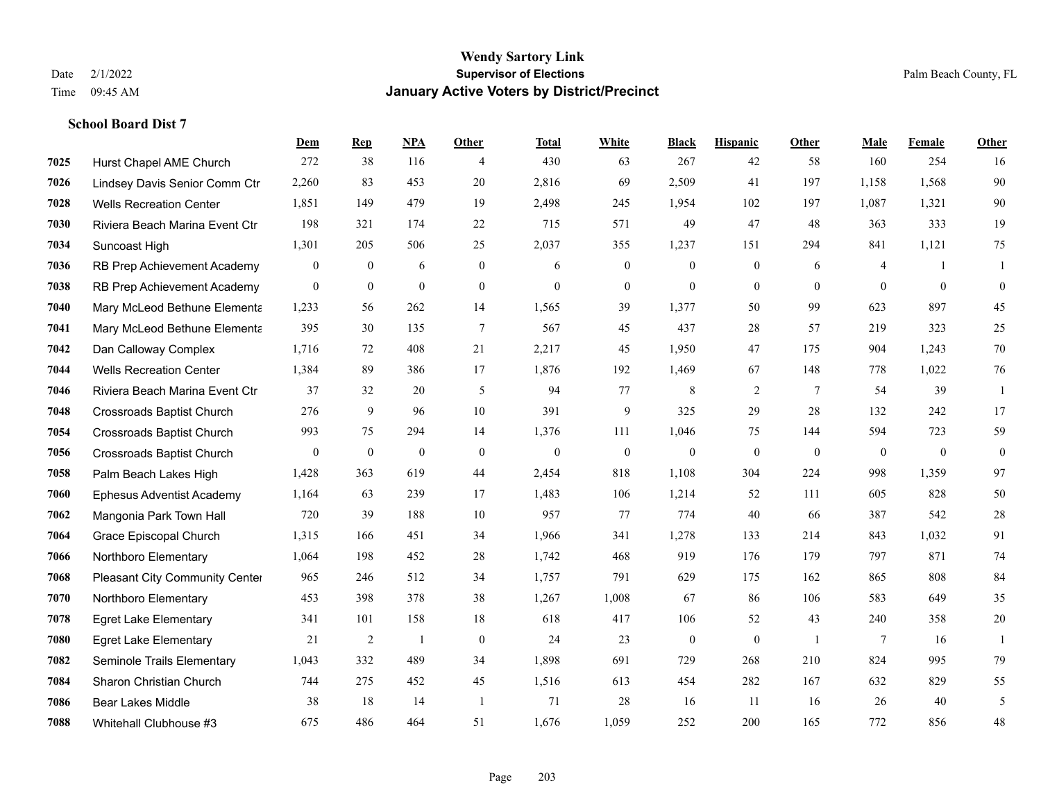# Wendy Sartory Link
## Supervisor of Elections
## January Active Voters by District/Precinct

Date 2/1/2022
Time 09:45 AM

Palm Beach County, FL

### School Board Dist 7

| | | Dem | Rep | NPA | Other | Total | White | Black | Hispanic | Other | Male | Female | Other |
|---|---|---|---|---|---|---|---|---|---|---|---|---|---|
| 7025 | Hurst Chapel AME Church | 272 | 38 | 116 | 4 | 430 | 63 | 267 | 42 | 58 | 160 | 254 | 16 |
| 7026 | Lindsey Davis Senior Comm Ctr | 2,260 | 83 | 453 | 20 | 2,816 | 69 | 2,509 | 41 | 197 | 1,158 | 1,568 | 90 |
| 7028 | Wells Recreation Center | 1,851 | 149 | 479 | 19 | 2,498 | 245 | 1,954 | 102 | 197 | 1,087 | 1,321 | 90 |
| 7030 | Riviera Beach Marina Event Ctr | 198 | 321 | 174 | 22 | 715 | 571 | 49 | 47 | 48 | 363 | 333 | 19 |
| 7034 | Suncoast High | 1,301 | 205 | 506 | 25 | 2,037 | 355 | 1,237 | 151 | 294 | 841 | 1,121 | 75 |
| 7036 | RB Prep Achievement Academy | 0 | 0 | 6 | 0 | 6 | 0 | 0 | 0 | 6 | 4 | 1 | 1 |
| 7038 | RB Prep Achievement Academy | 0 | 0 | 0 | 0 | 0 | 0 | 0 | 0 | 0 | 0 | 0 | 0 |
| 7040 | Mary McLeod Bethune Elementa | 1,233 | 56 | 262 | 14 | 1,565 | 39 | 1,377 | 50 | 99 | 623 | 897 | 45 |
| 7041 | Mary McLeod Bethune Elementa | 395 | 30 | 135 | 7 | 567 | 45 | 437 | 28 | 57 | 219 | 323 | 25 |
| 7042 | Dan Calloway Complex | 1,716 | 72 | 408 | 21 | 2,217 | 45 | 1,950 | 47 | 175 | 904 | 1,243 | 70 |
| 7044 | Wells Recreation Center | 1,384 | 89 | 386 | 17 | 1,876 | 192 | 1,469 | 67 | 148 | 778 | 1,022 | 76 |
| 7046 | Riviera Beach Marina Event Ctr | 37 | 32 | 20 | 5 | 94 | 77 | 8 | 2 | 7 | 54 | 39 | 1 |
| 7048 | Crossroads Baptist Church | 276 | 9 | 96 | 10 | 391 | 9 | 325 | 29 | 28 | 132 | 242 | 17 |
| 7054 | Crossroads Baptist Church | 993 | 75 | 294 | 14 | 1,376 | 111 | 1,046 | 75 | 144 | 594 | 723 | 59 |
| 7056 | Crossroads Baptist Church | 0 | 0 | 0 | 0 | 0 | 0 | 0 | 0 | 0 | 0 | 0 | 0 |
| 7058 | Palm Beach Lakes High | 1,428 | 363 | 619 | 44 | 2,454 | 818 | 1,108 | 304 | 224 | 998 | 1,359 | 97 |
| 7060 | Ephesus Adventist Academy | 1,164 | 63 | 239 | 17 | 1,483 | 106 | 1,214 | 52 | 111 | 605 | 828 | 50 |
| 7062 | Mangonia Park Town Hall | 720 | 39 | 188 | 10 | 957 | 77 | 774 | 40 | 66 | 387 | 542 | 28 |
| 7064 | Grace Episcopal Church | 1,315 | 166 | 451 | 34 | 1,966 | 341 | 1,278 | 133 | 214 | 843 | 1,032 | 91 |
| 7066 | Northboro Elementary | 1,064 | 198 | 452 | 28 | 1,742 | 468 | 919 | 176 | 179 | 797 | 871 | 74 |
| 7068 | Pleasant City Community Center | 965 | 246 | 512 | 34 | 1,757 | 791 | 629 | 175 | 162 | 865 | 808 | 84 |
| 7070 | Northboro Elementary | 453 | 398 | 378 | 38 | 1,267 | 1,008 | 67 | 86 | 106 | 583 | 649 | 35 |
| 7078 | Egret Lake Elementary | 341 | 101 | 158 | 18 | 618 | 417 | 106 | 52 | 43 | 240 | 358 | 20 |
| 7080 | Egret Lake Elementary | 21 | 2 | 1 | 0 | 24 | 23 | 0 | 0 | 1 | 7 | 16 | 1 |
| 7082 | Seminole Trails Elementary | 1,043 | 332 | 489 | 34 | 1,898 | 691 | 729 | 268 | 210 | 824 | 995 | 79 |
| 7084 | Sharon Christian Church | 744 | 275 | 452 | 45 | 1,516 | 613 | 454 | 282 | 167 | 632 | 829 | 55 |
| 7086 | Bear Lakes Middle | 38 | 18 | 14 | 1 | 71 | 28 | 16 | 11 | 16 | 26 | 40 | 5 |
| 7088 | Whitehall Clubhouse #3 | 675 | 486 | 464 | 51 | 1,676 | 1,059 | 252 | 200 | 165 | 772 | 856 | 48 |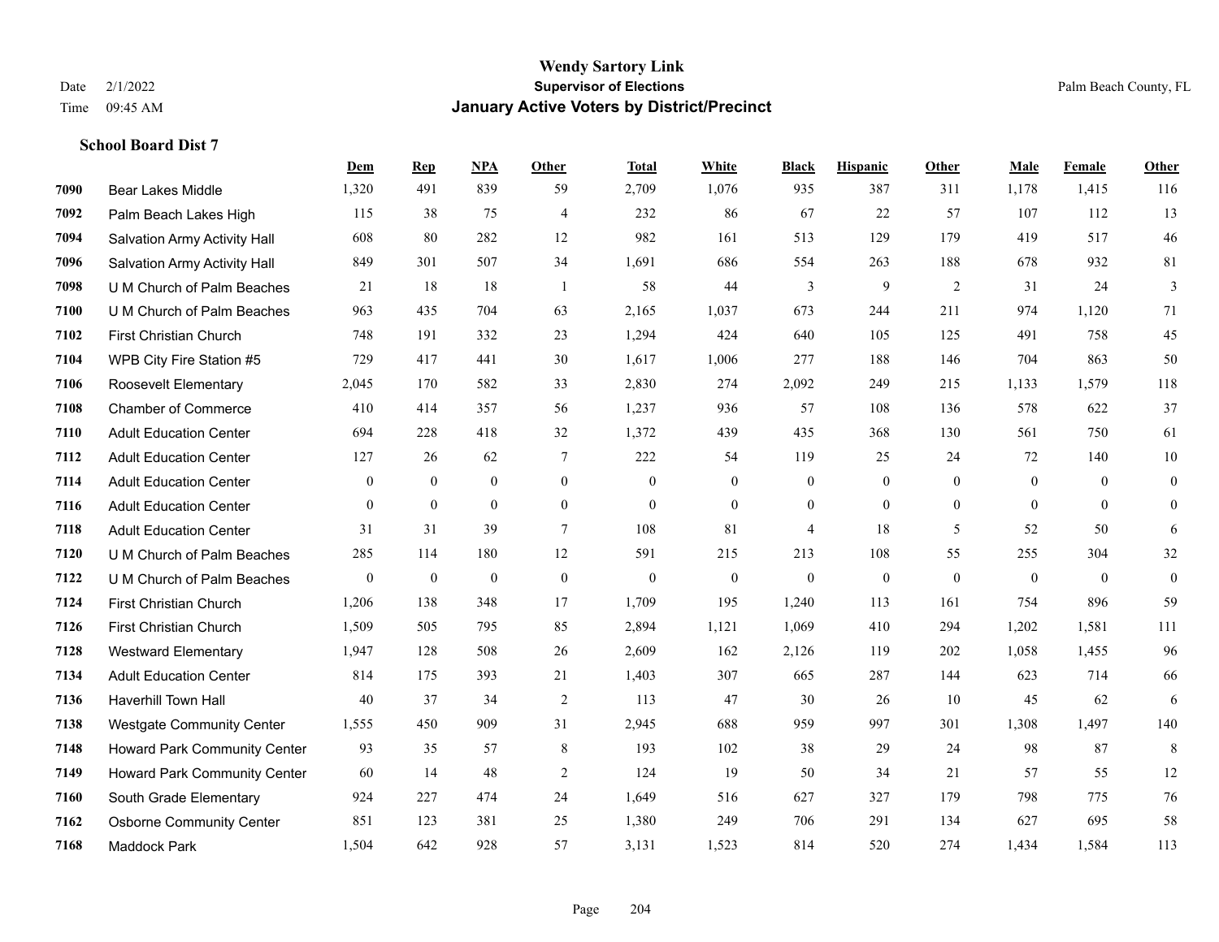# Wendy Sartory Link
## Supervisor of Elections
## January Active Voters by District/Precinct

Date 2/1/2022
Time 09:45 AM

Palm Beach County, FL

### School Board Dist 7

| | | Dem | Rep | NPA | Other | Total | White | Black | Hispanic | Other | Male | Female | Other |
|---|---|---|---|---|---|---|---|---|---|---|---|---|---|
| 7090 | Bear Lakes Middle | 1,320 | 491 | 839 | 59 | 2,709 | 1,076 | 935 | 387 | 311 | 1,178 | 1,415 | 116 |
| 7092 | Palm Beach Lakes High | 115 | 38 | 75 | 4 | 232 | 86 | 67 | 22 | 57 | 107 | 112 | 13 |
| 7094 | Salvation Army Activity Hall | 608 | 80 | 282 | 12 | 982 | 161 | 513 | 129 | 179 | 419 | 517 | 46 |
| 7096 | Salvation Army Activity Hall | 849 | 301 | 507 | 34 | 1,691 | 686 | 554 | 263 | 188 | 678 | 932 | 81 |
| 7098 | U M Church of Palm Beaches | 21 | 18 | 18 | 1 | 58 | 44 | 3 | 9 | 2 | 31 | 24 | 3 |
| 7100 | U M Church of Palm Beaches | 963 | 435 | 704 | 63 | 2,165 | 1,037 | 673 | 244 | 211 | 974 | 1,120 | 71 |
| 7102 | First Christian Church | 748 | 191 | 332 | 23 | 1,294 | 424 | 640 | 105 | 125 | 491 | 758 | 45 |
| 7104 | WPB City Fire Station #5 | 729 | 417 | 441 | 30 | 1,617 | 1,006 | 277 | 188 | 146 | 704 | 863 | 50 |
| 7106 | Roosevelt Elementary | 2,045 | 170 | 582 | 33 | 2,830 | 274 | 2,092 | 249 | 215 | 1,133 | 1,579 | 118 |
| 7108 | Chamber of Commerce | 410 | 414 | 357 | 56 | 1,237 | 936 | 57 | 108 | 136 | 578 | 622 | 37 |
| 7110 | Adult Education Center | 694 | 228 | 418 | 32 | 1,372 | 439 | 435 | 368 | 130 | 561 | 750 | 61 |
| 7112 | Adult Education Center | 127 | 26 | 62 | 7 | 222 | 54 | 119 | 25 | 24 | 72 | 140 | 10 |
| 7114 | Adult Education Center | 0 | 0 | 0 | 0 | 0 | 0 | 0 | 0 | 0 | 0 | 0 | 0 |
| 7116 | Adult Education Center | 0 | 0 | 0 | 0 | 0 | 0 | 0 | 0 | 0 | 0 | 0 | 0 |
| 7118 | Adult Education Center | 31 | 31 | 39 | 7 | 108 | 81 | 4 | 18 | 5 | 52 | 50 | 6 |
| 7120 | U M Church of Palm Beaches | 285 | 114 | 180 | 12 | 591 | 215 | 213 | 108 | 55 | 255 | 304 | 32 |
| 7122 | U M Church of Palm Beaches | 0 | 0 | 0 | 0 | 0 | 0 | 0 | 0 | 0 | 0 | 0 | 0 |
| 7124 | First Christian Church | 1,206 | 138 | 348 | 17 | 1,709 | 195 | 1,240 | 113 | 161 | 754 | 896 | 59 |
| 7126 | First Christian Church | 1,509 | 505 | 795 | 85 | 2,894 | 1,121 | 1,069 | 410 | 294 | 1,202 | 1,581 | 111 |
| 7128 | Westward Elementary | 1,947 | 128 | 508 | 26 | 2,609 | 162 | 2,126 | 119 | 202 | 1,058 | 1,455 | 96 |
| 7134 | Adult Education Center | 814 | 175 | 393 | 21 | 1,403 | 307 | 665 | 287 | 144 | 623 | 714 | 66 |
| 7136 | Haverhill Town Hall | 40 | 37 | 34 | 2 | 113 | 47 | 30 | 26 | 10 | 45 | 62 | 6 |
| 7138 | Westgate Community Center | 1,555 | 450 | 909 | 31 | 2,945 | 688 | 959 | 997 | 301 | 1,308 | 1,497 | 140 |
| 7148 | Howard Park Community Center | 93 | 35 | 57 | 8 | 193 | 102 | 38 | 29 | 24 | 98 | 87 | 8 |
| 7149 | Howard Park Community Center | 60 | 14 | 48 | 2 | 124 | 19 | 50 | 34 | 21 | 57 | 55 | 12 |
| 7160 | South Grade Elementary | 924 | 227 | 474 | 24 | 1,649 | 516 | 627 | 327 | 179 | 798 | 775 | 76 |
| 7162 | Osborne Community Center | 851 | 123 | 381 | 25 | 1,380 | 249 | 706 | 291 | 134 | 627 | 695 | 58 |
| 7168 | Maddock Park | 1,504 | 642 | 928 | 57 | 3,131 | 1,523 | 814 | 520 | 274 | 1,434 | 1,584 | 113 |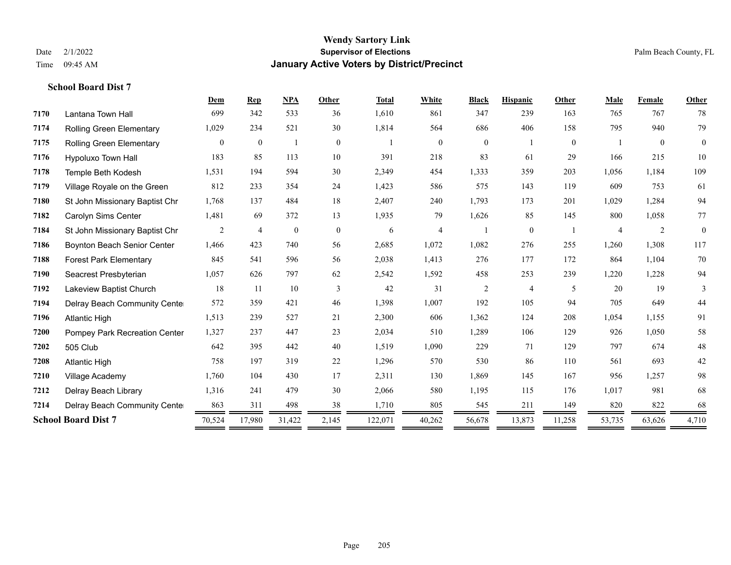# Wendy Sartory Link
## Supervisor of Elections
## January Active Voters by District/Precinct

Date 2/1/2022
Time 09:45 AM

Palm Beach County, FL

### School Board Dist 7

| | | Dem | Rep | NPA | Other | Total | White | Black | Hispanic | Other | Male | Female | Other |
|---|---|---|---|---|---|---|---|---|---|---|---|---|---|
| 7170 | Lantana Town Hall | 699 | 342 | 533 | 36 | 1,610 | 861 | 347 | 239 | 163 | 765 | 767 | 78 |
| 7174 | Rolling Green Elementary | 1,029 | 234 | 521 | 30 | 1,814 | 564 | 686 | 406 | 158 | 795 | 940 | 79 |
| 7175 | Rolling Green Elementary | 0 | 0 | 1 | 0 | 1 | 0 | 0 | 1 | 0 | 1 | 0 | 0 |
| 7176 | Hypoluxo Town Hall | 183 | 85 | 113 | 10 | 391 | 218 | 83 | 61 | 29 | 166 | 215 | 10 |
| 7178 | Temple Beth Kodesh | 1,531 | 194 | 594 | 30 | 2,349 | 454 | 1,333 | 359 | 203 | 1,056 | 1,184 | 109 |
| 7179 | Village Royale on the Green | 812 | 233 | 354 | 24 | 1,423 | 586 | 575 | 143 | 119 | 609 | 753 | 61 |
| 7180 | St John Missionary Baptist Chr | 1,768 | 137 | 484 | 18 | 2,407 | 240 | 1,793 | 173 | 201 | 1,029 | 1,284 | 94 |
| 7182 | Carolyn Sims Center | 1,481 | 69 | 372 | 13 | 1,935 | 79 | 1,626 | 85 | 145 | 800 | 1,058 | 77 |
| 7184 | St John Missionary Baptist Chr | 2 | 4 | 0 | 0 | 6 | 4 | 1 | 0 | 1 | 4 | 2 | 0 |
| 7186 | Boynton Beach Senior Center | 1,466 | 423 | 740 | 56 | 2,685 | 1,072 | 1,082 | 276 | 255 | 1,260 | 1,308 | 117 |
| 7188 | Forest Park Elementary | 845 | 541 | 596 | 56 | 2,038 | 1,413 | 276 | 177 | 172 | 864 | 1,104 | 70 |
| 7190 | Seacrest Presbyterian | 1,057 | 626 | 797 | 62 | 2,542 | 1,592 | 458 | 253 | 239 | 1,220 | 1,228 | 94 |
| 7192 | Lakeview Baptist Church | 18 | 11 | 10 | 3 | 42 | 31 | 2 | 4 | 5 | 20 | 19 | 3 |
| 7194 | Delray Beach Community Center | 572 | 359 | 421 | 46 | 1,398 | 1,007 | 192 | 105 | 94 | 705 | 649 | 44 |
| 7196 | Atlantic High | 1,513 | 239 | 527 | 21 | 2,300 | 606 | 1,362 | 124 | 208 | 1,054 | 1,155 | 91 |
| 7200 | Pompey Park Recreation Center | 1,327 | 237 | 447 | 23 | 2,034 | 510 | 1,289 | 106 | 129 | 926 | 1,050 | 58 |
| 7202 | 505 Club | 642 | 395 | 442 | 40 | 1,519 | 1,090 | 229 | 71 | 129 | 797 | 674 | 48 |
| 7208 | Atlantic High | 758 | 197 | 319 | 22 | 1,296 | 570 | 530 | 86 | 110 | 561 | 693 | 42 |
| 7210 | Village Academy | 1,760 | 104 | 430 | 17 | 2,311 | 130 | 1,869 | 145 | 167 | 956 | 1,257 | 98 |
| 7212 | Delray Beach Library | 1,316 | 241 | 479 | 30 | 2,066 | 580 | 1,195 | 115 | 176 | 1,017 | 981 | 68 |
| 7214 | Delray Beach Community Center | 863 | 311 | 498 | 38 | 1,710 | 805 | 545 | 211 | 149 | 820 | 822 | 68 |
| **School Board Dist 7** | | 70,524 | 17,980 | 31,422 | 2,145 | 122,071 | 40,262 | 56,678 | 13,873 | 11,258 | 53,735 | 63,626 | 4,710 |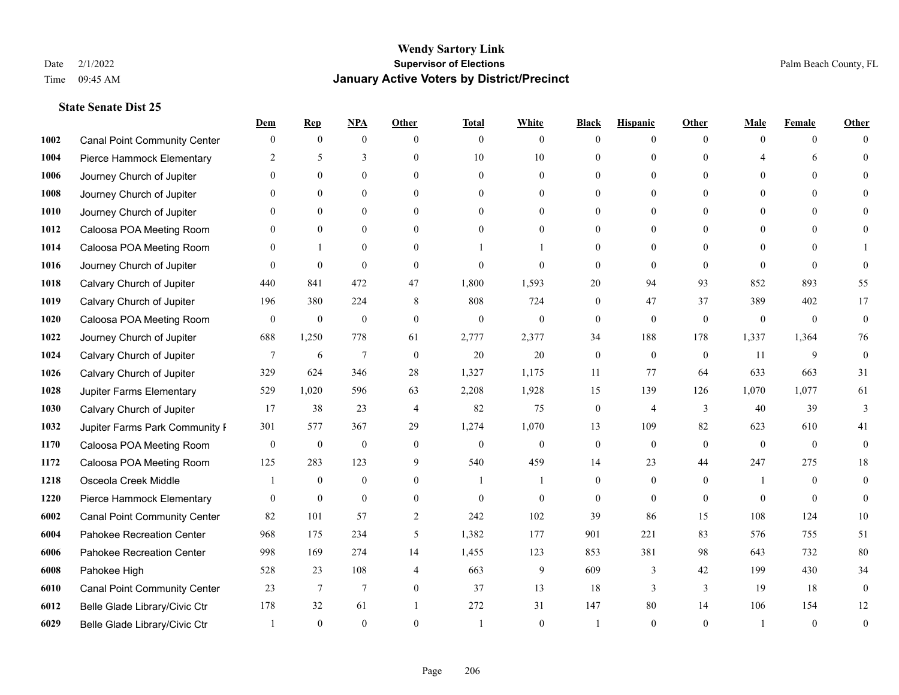# Wendy Sartory Link
## Supervisor of Elections
## January Active Voters by District/Precinct

Date 2/1/2022
Time 09:45 AM

Palm Beach County, FL

### State Senate Dist 25

| | | Dem | Rep | NPA | Other | Total | White | Black | Hispanic | Other | Male | Female | Other |
|---|---|---|---|---|---|---|---|---|---|---|---|---|---|
| 1002 | Canal Point Community Center | 0 | 0 | 0 | 0 | 0 | 0 | 0 | 0 | 0 | 0 | 0 | 0 |
| 1004 | Pierce Hammock Elementary | 2 | 5 | 3 | 0 | 10 | 10 | 0 | 0 | 0 | 4 | 6 | 0 |
| 1006 | Journey Church of Jupiter | 0 | 0 | 0 | 0 | 0 | 0 | 0 | 0 | 0 | 0 | 0 | 0 |
| 1008 | Journey Church of Jupiter | 0 | 0 | 0 | 0 | 0 | 0 | 0 | 0 | 0 | 0 | 0 | 0 |
| 1010 | Journey Church of Jupiter | 0 | 0 | 0 | 0 | 0 | 0 | 0 | 0 | 0 | 0 | 0 | 0 |
| 1012 | Caloosa POA Meeting Room | 0 | 0 | 0 | 0 | 0 | 0 | 0 | 0 | 0 | 0 | 0 | 0 |
| 1014 | Caloosa POA Meeting Room | 0 | 1 | 0 | 0 | 1 | 1 | 0 | 0 | 0 | 0 | 0 | 1 |
| 1016 | Journey Church of Jupiter | 0 | 0 | 0 | 0 | 0 | 0 | 0 | 0 | 0 | 0 | 0 | 0 |
| 1018 | Calvary Church of Jupiter | 440 | 841 | 472 | 47 | 1,800 | 1,593 | 20 | 94 | 93 | 852 | 893 | 55 |
| 1019 | Calvary Church of Jupiter | 196 | 380 | 224 | 8 | 808 | 724 | 0 | 47 | 37 | 389 | 402 | 17 |
| 1020 | Caloosa POA Meeting Room | 0 | 0 | 0 | 0 | 0 | 0 | 0 | 0 | 0 | 0 | 0 | 0 |
| 1022 | Journey Church of Jupiter | 688 | 1,250 | 778 | 61 | 2,777 | 2,377 | 34 | 188 | 178 | 1,337 | 1,364 | 76 |
| 1024 | Calvary Church of Jupiter | 7 | 6 | 7 | 0 | 20 | 20 | 0 | 0 | 0 | 11 | 9 | 0 |
| 1026 | Calvary Church of Jupiter | 329 | 624 | 346 | 28 | 1,327 | 1,175 | 11 | 77 | 64 | 633 | 663 | 31 |
| 1028 | Jupiter Farms Elementary | 529 | 1,020 | 596 | 63 | 2,208 | 1,928 | 15 | 139 | 126 | 1,070 | 1,077 | 61 |
| 1030 | Calvary Church of Jupiter | 17 | 38 | 23 | 4 | 82 | 75 | 0 | 4 | 3 | 40 | 39 | 3 |
| 1032 | Jupiter Farms Park Community F | 301 | 577 | 367 | 29 | 1,274 | 1,070 | 13 | 109 | 82 | 623 | 610 | 41 |
| 1170 | Caloosa POA Meeting Room | 0 | 0 | 0 | 0 | 0 | 0 | 0 | 0 | 0 | 0 | 0 | 0 |
| 1172 | Caloosa POA Meeting Room | 125 | 283 | 123 | 9 | 540 | 459 | 14 | 23 | 44 | 247 | 275 | 18 |
| 1218 | Osceola Creek Middle | 1 | 0 | 0 | 0 | 1 | 1 | 0 | 0 | 0 | 1 | 0 | 0 |
| 1220 | Pierce Hammock Elementary | 0 | 0 | 0 | 0 | 0 | 0 | 0 | 0 | 0 | 0 | 0 | 0 |
| 6002 | Canal Point Community Center | 82 | 101 | 57 | 2 | 242 | 102 | 39 | 86 | 15 | 108 | 124 | 10 |
| 6004 | Pahokee Recreation Center | 968 | 175 | 234 | 5 | 1,382 | 177 | 901 | 221 | 83 | 576 | 755 | 51 |
| 6006 | Pahokee Recreation Center | 998 | 169 | 274 | 14 | 1,455 | 123 | 853 | 381 | 98 | 643 | 732 | 80 |
| 6008 | Pahokee High | 528 | 23 | 108 | 4 | 663 | 9 | 609 | 3 | 42 | 199 | 430 | 34 |
| 6010 | Canal Point Community Center | 23 | 7 | 7 | 0 | 37 | 13 | 18 | 3 | 3 | 19 | 18 | 0 |
| 6012 | Belle Glade Library/Civic Ctr | 178 | 32 | 61 | 1 | 272 | 31 | 147 | 80 | 14 | 106 | 154 | 12 |
| 6029 | Belle Glade Library/Civic Ctr | 1 | 0 | 0 | 0 | 1 | 0 | 1 | 0 | 0 | 1 | 0 | 0 |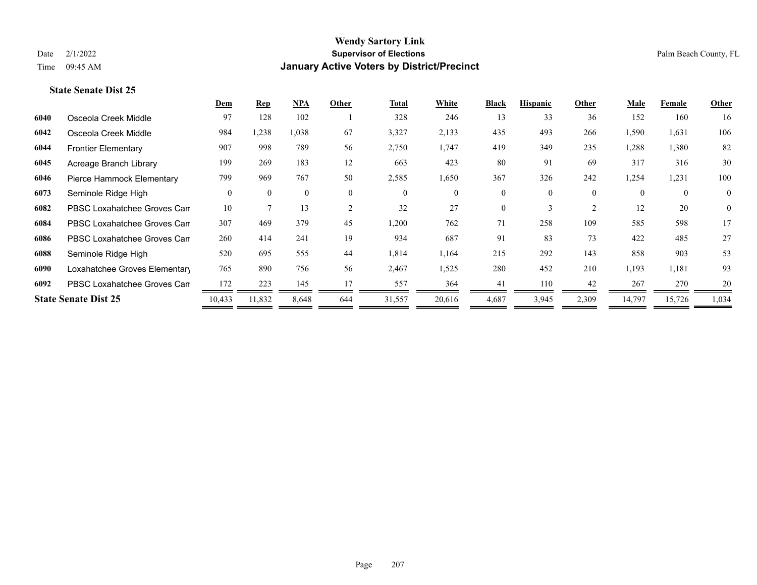**Wendy Sartory Link**
**Supervisor of Elections**
**January Active Voters by District/Precinct**

Date 2/1/2022
Time 09:45 AM

Palm Beach County, FL

**State Senate Dist 25**

| | | Dem | Rep | NPA | Other | Total | White | Black | Hispanic | Other | Male | Female | Other |
|---|---|---|---|---|---|---|---|---|---|---|---|---|---|
| 6040 | Osceola Creek Middle | 97 | 128 | 102 | 1 | 328 | 246 | 13 | 33 | 36 | 152 | 160 | 16 |
| 6042 | Osceola Creek Middle | 984 | 1,238 | 1,038 | 67 | 3,327 | 2,133 | 435 | 493 | 266 | 1,590 | 1,631 | 106 |
| 6044 | Frontier Elementary | 907 | 998 | 789 | 56 | 2,750 | 1,747 | 419 | 349 | 235 | 1,288 | 1,380 | 82 |
| 6045 | Acreage Branch Library | 199 | 269 | 183 | 12 | 663 | 423 | 80 | 91 | 69 | 317 | 316 | 30 |
| 6046 | Pierce Hammock Elementary | 799 | 969 | 767 | 50 | 2,585 | 1,650 | 367 | 326 | 242 | 1,254 | 1,231 | 100 |
| 6073 | Seminole Ridge High | 0 | 0 | 0 | 0 | 0 | 0 | 0 | 0 | 0 | 0 | 0 | 0 |
| 6082 | PBSC Loxahatchee Groves Cam | 10 | 7 | 13 | 2 | 32 | 27 | 0 | 3 | 2 | 12 | 20 | 0 |
| 6084 | PBSC Loxahatchee Groves Cam | 307 | 469 | 379 | 45 | 1,200 | 762 | 71 | 258 | 109 | 585 | 598 | 17 |
| 6086 | PBSC Loxahatchee Groves Cam | 260 | 414 | 241 | 19 | 934 | 687 | 91 | 83 | 73 | 422 | 485 | 27 |
| 6088 | Seminole Ridge High | 520 | 695 | 555 | 44 | 1,814 | 1,164 | 215 | 292 | 143 | 858 | 903 | 53 |
| 6090 | Loxahatchee Groves Elementary | 765 | 890 | 756 | 56 | 2,467 | 1,525 | 280 | 452 | 210 | 1,193 | 1,181 | 93 |
| 6092 | PBSC Loxahatchee Groves Cam | 172 | 223 | 145 | 17 | 557 | 364 | 41 | 110 | 42 | 267 | 270 | 20 |
| **State Senate Dist 25** | | 10,433 | 11,832 | 8,648 | 644 | 31,557 | 20,616 | 4,687 | 3,945 | 2,309 | 14,797 | 15,726 | 1,034 |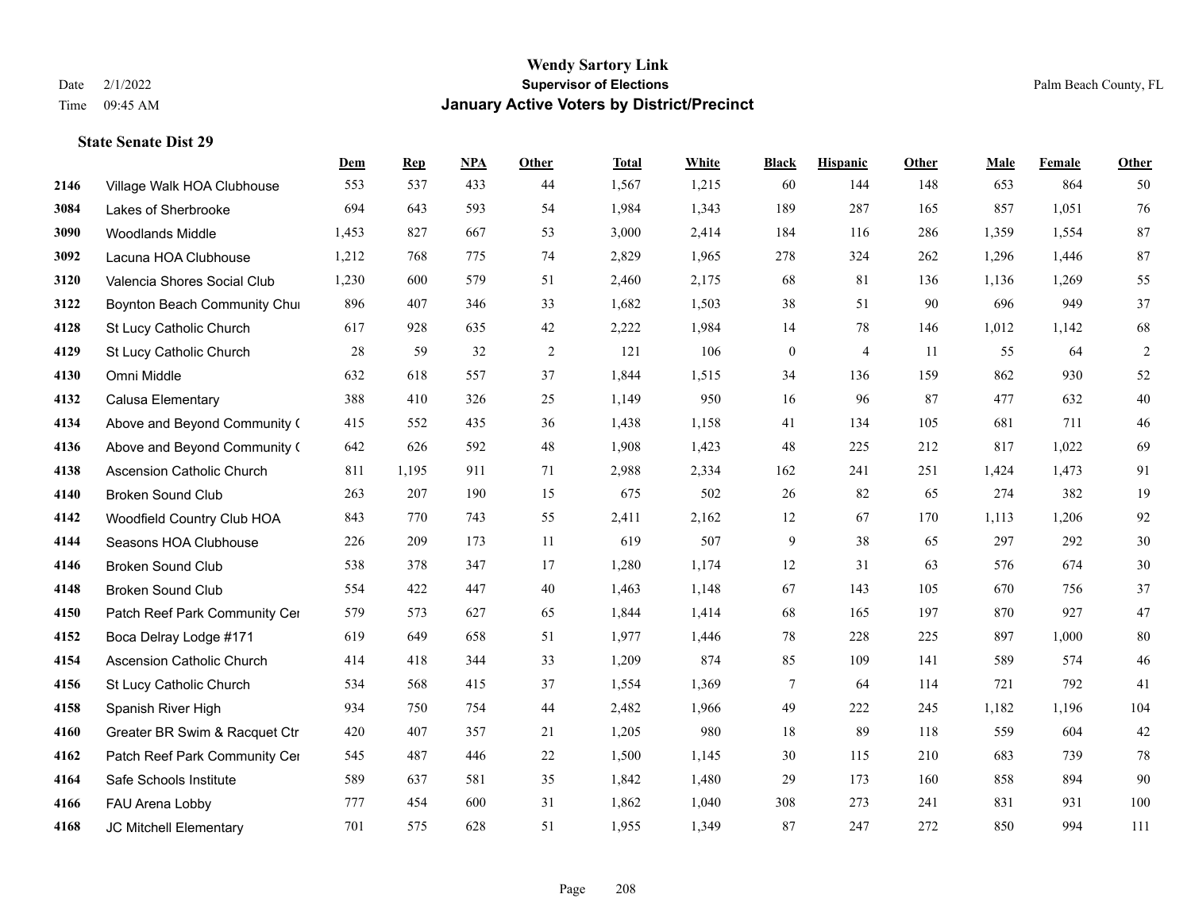**Wendy Sartory Link**
**Supervisor of Elections**
**January Active Voters by District/Precinct**

Date 2/1/2022
Time 09:45 AM

Palm Beach County, FL

### State Senate Dist 29

| | | Dem | Rep | NPA | Other | Total | White | Black | Hispanic | Other | Male | Female | Other |
|---|---|---|---|---|---|---|---|---|---|---|---|---|---|
| 2146 | Village Walk HOA Clubhouse | 553 | 537 | 433 | 44 | 1,567 | 1,215 | 60 | 144 | 148 | 653 | 864 | 50 |
| 3084 | Lakes of Sherbrooke | 694 | 643 | 593 | 54 | 1,984 | 1,343 | 189 | 287 | 165 | 857 | 1,051 | 76 |
| 3090 | Woodlands Middle | 1,453 | 827 | 667 | 53 | 3,000 | 2,414 | 184 | 116 | 286 | 1,359 | 1,554 | 87 |
| 3092 | Lacuna HOA Clubhouse | 1,212 | 768 | 775 | 74 | 2,829 | 1,965 | 278 | 324 | 262 | 1,296 | 1,446 | 87 |
| 3120 | Valencia Shores Social Club | 1,230 | 600 | 579 | 51 | 2,460 | 2,175 | 68 | 81 | 136 | 1,136 | 1,269 | 55 |
| 3122 | Boynton Beach Community Chui | 896 | 407 | 346 | 33 | 1,682 | 1,503 | 38 | 51 | 90 | 696 | 949 | 37 |
| 4128 | St Lucy Catholic Church | 617 | 928 | 635 | 42 | 2,222 | 1,984 | 14 | 78 | 146 | 1,012 | 1,142 | 68 |
| 4129 | St Lucy Catholic Church | 28 | 59 | 32 | 2 | 121 | 106 | 0 | 4 | 11 | 55 | 64 | 2 |
| 4130 | Omni Middle | 632 | 618 | 557 | 37 | 1,844 | 1,515 | 34 | 136 | 159 | 862 | 930 | 52 |
| 4132 | Calusa Elementary | 388 | 410 | 326 | 25 | 1,149 | 950 | 16 | 96 | 87 | 477 | 632 | 40 |
| 4134 | Above and Beyond Community ( | 415 | 552 | 435 | 36 | 1,438 | 1,158 | 41 | 134 | 105 | 681 | 711 | 46 |
| 4136 | Above and Beyond Community ( | 642 | 626 | 592 | 48 | 1,908 | 1,423 | 48 | 225 | 212 | 817 | 1,022 | 69 |
| 4138 | Ascension Catholic Church | 811 | 1,195 | 911 | 71 | 2,988 | 2,334 | 162 | 241 | 251 | 1,424 | 1,473 | 91 |
| 4140 | Broken Sound Club | 263 | 207 | 190 | 15 | 675 | 502 | 26 | 82 | 65 | 274 | 382 | 19 |
| 4142 | Woodfield Country Club HOA | 843 | 770 | 743 | 55 | 2,411 | 2,162 | 12 | 67 | 170 | 1,113 | 1,206 | 92 |
| 4144 | Seasons HOA Clubhouse | 226 | 209 | 173 | 11 | 619 | 507 | 9 | 38 | 65 | 297 | 292 | 30 |
| 4146 | Broken Sound Club | 538 | 378 | 347 | 17 | 1,280 | 1,174 | 12 | 31 | 63 | 576 | 674 | 30 |
| 4148 | Broken Sound Club | 554 | 422 | 447 | 40 | 1,463 | 1,148 | 67 | 143 | 105 | 670 | 756 | 37 |
| 4150 | Patch Reef Park Community Cer | 579 | 573 | 627 | 65 | 1,844 | 1,414 | 68 | 165 | 197 | 870 | 927 | 47 |
| 4152 | Boca Delray Lodge #171 | 619 | 649 | 658 | 51 | 1,977 | 1,446 | 78 | 228 | 225 | 897 | 1,000 | 80 |
| 4154 | Ascension Catholic Church | 414 | 418 | 344 | 33 | 1,209 | 874 | 85 | 109 | 141 | 589 | 574 | 46 |
| 4156 | St Lucy Catholic Church | 534 | 568 | 415 | 37 | 1,554 | 1,369 | 7 | 64 | 114 | 721 | 792 | 41 |
| 4158 | Spanish River High | 934 | 750 | 754 | 44 | 2,482 | 1,966 | 49 | 222 | 245 | 1,182 | 1,196 | 104 |
| 4160 | Greater BR Swim & Racquet Ctr | 420 | 407 | 357 | 21 | 1,205 | 980 | 18 | 89 | 118 | 559 | 604 | 42 |
| 4162 | Patch Reef Park Community Cer | 545 | 487 | 446 | 22 | 1,500 | 1,145 | 30 | 115 | 210 | 683 | 739 | 78 |
| 4164 | Safe Schools Institute | 589 | 637 | 581 | 35 | 1,842 | 1,480 | 29 | 173 | 160 | 858 | 894 | 90 |
| 4166 | FAU Arena Lobby | 777 | 454 | 600 | 31 | 1,862 | 1,040 | 308 | 273 | 241 | 831 | 931 | 100 |
| 4168 | JC Mitchell Elementary | 701 | 575 | 628 | 51 | 1,955 | 1,349 | 87 | 247 | 272 | 850 | 994 | 111 |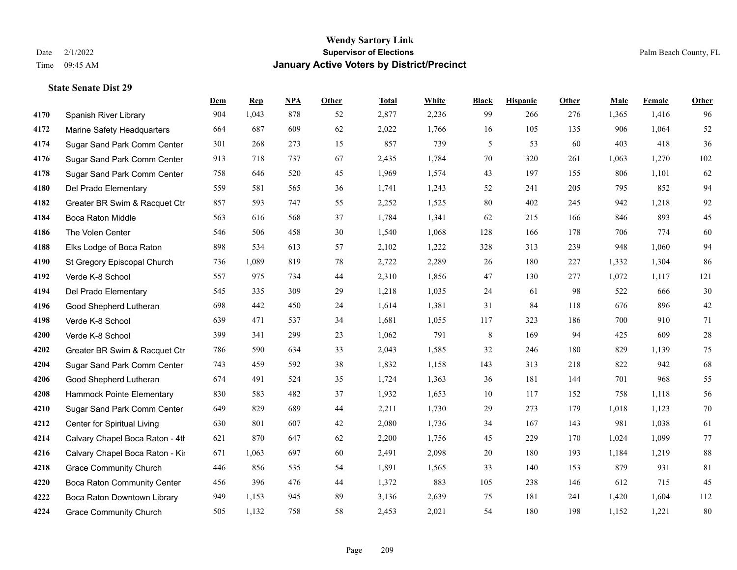**Wendy Sartory Link**
**Supervisor of Elections**
**January Active Voters by District/Precinct**

Date 2/1/2022
Time 09:45 AM

Palm Beach County, FL

### State Senate Dist 29

| | | Dem | Rep | NPA | Other | Total | White | Black | Hispanic | Other | Male | Female | Other |
|---|---|---|---|---|---|---|---|---|---|---|---|---|---|
| 4170 | Spanish River Library | 904 | 1,043 | 878 | 52 | 2,877 | 2,236 | 99 | 266 | 276 | 1,365 | 1,416 | 96 |
| 4172 | Marine Safety Headquarters | 664 | 687 | 609 | 62 | 2,022 | 1,766 | 16 | 105 | 135 | 906 | 1,064 | 52 |
| 4174 | Sugar Sand Park Comm Center | 301 | 268 | 273 | 15 | 857 | 739 | 5 | 53 | 60 | 403 | 418 | 36 |
| 4176 | Sugar Sand Park Comm Center | 913 | 718 | 737 | 67 | 2,435 | 1,784 | 70 | 320 | 261 | 1,063 | 1,270 | 102 |
| 4178 | Sugar Sand Park Comm Center | 758 | 646 | 520 | 45 | 1,969 | 1,574 | 43 | 197 | 155 | 806 | 1,101 | 62 |
| 4180 | Del Prado Elementary | 559 | 581 | 565 | 36 | 1,741 | 1,243 | 52 | 241 | 205 | 795 | 852 | 94 |
| 4182 | Greater BR Swim & Racquet Ctr | 857 | 593 | 747 | 55 | 2,252 | 1,525 | 80 | 402 | 245 | 942 | 1,218 | 92 |
| 4184 | Boca Raton Middle | 563 | 616 | 568 | 37 | 1,784 | 1,341 | 62 | 215 | 166 | 846 | 893 | 45 |
| 4186 | The Volen Center | 546 | 506 | 458 | 30 | 1,540 | 1,068 | 128 | 166 | 178 | 706 | 774 | 60 |
| 4188 | Elks Lodge of Boca Raton | 898 | 534 | 613 | 57 | 2,102 | 1,222 | 328 | 313 | 239 | 948 | 1,060 | 94 |
| 4190 | St Gregory Episcopal Church | 736 | 1,089 | 819 | 78 | 2,722 | 2,289 | 26 | 180 | 227 | 1,332 | 1,304 | 86 |
| 4192 | Verde K-8 School | 557 | 975 | 734 | 44 | 2,310 | 1,856 | 47 | 130 | 277 | 1,072 | 1,117 | 121 |
| 4194 | Del Prado Elementary | 545 | 335 | 309 | 29 | 1,218 | 1,035 | 24 | 61 | 98 | 522 | 666 | 30 |
| 4196 | Good Shepherd Lutheran | 698 | 442 | 450 | 24 | 1,614 | 1,381 | 31 | 84 | 118 | 676 | 896 | 42 |
| 4198 | Verde K-8 School | 639 | 471 | 537 | 34 | 1,681 | 1,055 | 117 | 323 | 186 | 700 | 910 | 71 |
| 4200 | Verde K-8 School | 399 | 341 | 299 | 23 | 1,062 | 791 | 8 | 169 | 94 | 425 | 609 | 28 |
| 4202 | Greater BR Swim & Racquet Ctr | 786 | 590 | 634 | 33 | 2,043 | 1,585 | 32 | 246 | 180 | 829 | 1,139 | 75 |
| 4204 | Sugar Sand Park Comm Center | 743 | 459 | 592 | 38 | 1,832 | 1,158 | 143 | 313 | 218 | 822 | 942 | 68 |
| 4206 | Good Shepherd Lutheran | 674 | 491 | 524 | 35 | 1,724 | 1,363 | 36 | 181 | 144 | 701 | 968 | 55 |
| 4208 | Hammock Pointe Elementary | 830 | 583 | 482 | 37 | 1,932 | 1,653 | 10 | 117 | 152 | 758 | 1,118 | 56 |
| 4210 | Sugar Sand Park Comm Center | 649 | 829 | 689 | 44 | 2,211 | 1,730 | 29 | 273 | 179 | 1,018 | 1,123 | 70 |
| 4212 | Center for Spiritual Living | 630 | 801 | 607 | 42 | 2,080 | 1,736 | 34 | 167 | 143 | 981 | 1,038 | 61 |
| 4214 | Calvary Chapel Boca Raton - 4th | 621 | 870 | 647 | 62 | 2,200 | 1,756 | 45 | 229 | 170 | 1,024 | 1,099 | 77 |
| 4216 | Calvary Chapel Boca Raton - Kir | 671 | 1,063 | 697 | 60 | 2,491 | 2,098 | 20 | 180 | 193 | 1,184 | 1,219 | 88 |
| 4218 | Grace Community Church | 446 | 856 | 535 | 54 | 1,891 | 1,565 | 33 | 140 | 153 | 879 | 931 | 81 |
| 4220 | Boca Raton Community Center | 456 | 396 | 476 | 44 | 1,372 | 883 | 105 | 238 | 146 | 612 | 715 | 45 |
| 4222 | Boca Raton Downtown Library | 949 | 1,153 | 945 | 89 | 3,136 | 2,639 | 75 | 181 | 241 | 1,420 | 1,604 | 112 |
| 4224 | Grace Community Church | 505 | 1,132 | 758 | 58 | 2,453 | 2,021 | 54 | 180 | 198 | 1,152 | 1,221 | 80 |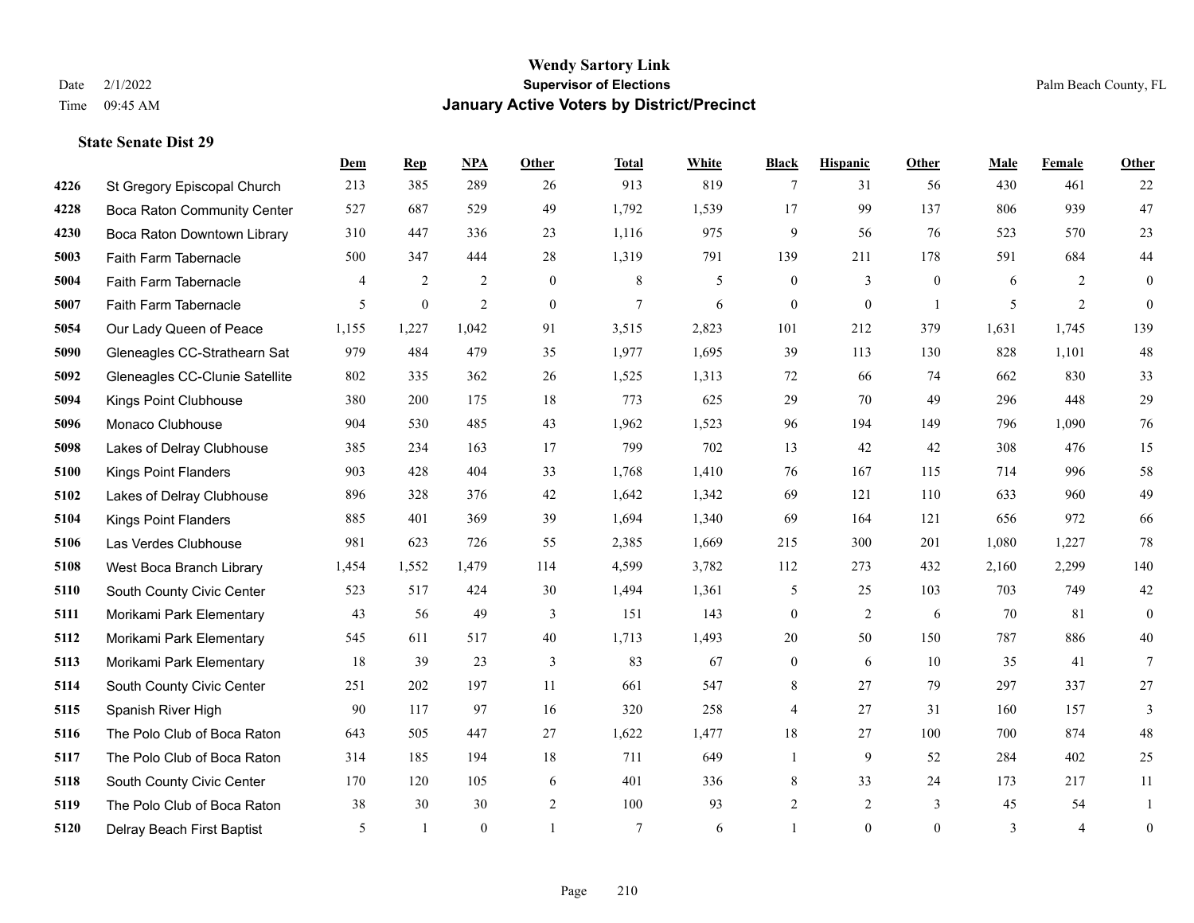**Wendy Sartory Link**
**Supervisor of Elections**
**January Active Voters by District/Precinct**

Date 2/1/2022
Time 09:45 AM

Palm Beach County, FL

### State Senate Dist 29

| | | Dem | Rep | NPA | Other | Total | White | Black | Hispanic | Other | Male | Female | Other |
|---|---|---|---|---|---|---|---|---|---|---|---|---|---|
| 4226 | St Gregory Episcopal Church | 213 | 385 | 289 | 26 | 913 | 819 | 7 | 31 | 56 | 430 | 461 | 22 |
| 4228 | Boca Raton Community Center | 527 | 687 | 529 | 49 | 1,792 | 1,539 | 17 | 99 | 137 | 806 | 939 | 47 |
| 4230 | Boca Raton Downtown Library | 310 | 447 | 336 | 23 | 1,116 | 975 | 9 | 56 | 76 | 523 | 570 | 23 |
| 5003 | Faith Farm Tabernacle | 500 | 347 | 444 | 28 | 1,319 | 791 | 139 | 211 | 178 | 591 | 684 | 44 |
| 5004 | Faith Farm Tabernacle | 4 | 2 | 2 | 0 | 8 | 5 | 0 | 3 | 0 | 6 | 2 | 0 |
| 5007 | Faith Farm Tabernacle | 5 | 0 | 2 | 0 | 7 | 6 | 0 | 0 | 1 | 5 | 2 | 0 |
| 5054 | Our Lady Queen of Peace | 1,155 | 1,227 | 1,042 | 91 | 3,515 | 2,823 | 101 | 212 | 379 | 1,631 | 1,745 | 139 |
| 5090 | Gleneagles CC-Strathearn Sat | 979 | 484 | 479 | 35 | 1,977 | 1,695 | 39 | 113 | 130 | 828 | 1,101 | 48 |
| 5092 | Gleneagles CC-Clunie Satellite | 802 | 335 | 362 | 26 | 1,525 | 1,313 | 72 | 66 | 74 | 662 | 830 | 33 |
| 5094 | Kings Point Clubhouse | 380 | 200 | 175 | 18 | 773 | 625 | 29 | 70 | 49 | 296 | 448 | 29 |
| 5096 | Monaco Clubhouse | 904 | 530 | 485 | 43 | 1,962 | 1,523 | 96 | 194 | 149 | 796 | 1,090 | 76 |
| 5098 | Lakes of Delray Clubhouse | 385 | 234 | 163 | 17 | 799 | 702 | 13 | 42 | 42 | 308 | 476 | 15 |
| 5100 | Kings Point Flanders | 903 | 428 | 404 | 33 | 1,768 | 1,410 | 76 | 167 | 115 | 714 | 996 | 58 |
| 5102 | Lakes of Delray Clubhouse | 896 | 328 | 376 | 42 | 1,642 | 1,342 | 69 | 121 | 110 | 633 | 960 | 49 |
| 5104 | Kings Point Flanders | 885 | 401 | 369 | 39 | 1,694 | 1,340 | 69 | 164 | 121 | 656 | 972 | 66 |
| 5106 | Las Verdes Clubhouse | 981 | 623 | 726 | 55 | 2,385 | 1,669 | 215 | 300 | 201 | 1,080 | 1,227 | 78 |
| 5108 | West Boca Branch Library | 1,454 | 1,552 | 1,479 | 114 | 4,599 | 3,782 | 112 | 273 | 432 | 2,160 | 2,299 | 140 |
| 5110 | South County Civic Center | 523 | 517 | 424 | 30 | 1,494 | 1,361 | 5 | 25 | 103 | 703 | 749 | 42 |
| 5111 | Morikami Park Elementary | 43 | 56 | 49 | 3 | 151 | 143 | 0 | 2 | 6 | 70 | 81 | 0 |
| 5112 | Morikami Park Elementary | 545 | 611 | 517 | 40 | 1,713 | 1,493 | 20 | 50 | 150 | 787 | 886 | 40 |
| 5113 | Morikami Park Elementary | 18 | 39 | 23 | 3 | 83 | 67 | 0 | 6 | 10 | 35 | 41 | 7 |
| 5114 | South County Civic Center | 251 | 202 | 197 | 11 | 661 | 547 | 8 | 27 | 79 | 297 | 337 | 27 |
| 5115 | Spanish River High | 90 | 117 | 97 | 16 | 320 | 258 | 4 | 27 | 31 | 160 | 157 | 3 |
| 5116 | The Polo Club of Boca Raton | 643 | 505 | 447 | 27 | 1,622 | 1,477 | 18 | 27 | 100 | 700 | 874 | 48 |
| 5117 | The Polo Club of Boca Raton | 314 | 185 | 194 | 18 | 711 | 649 | 1 | 9 | 52 | 284 | 402 | 25 |
| 5118 | South County Civic Center | 170 | 120 | 105 | 6 | 401 | 336 | 8 | 33 | 24 | 173 | 217 | 11 |
| 5119 | The Polo Club of Boca Raton | 38 | 30 | 30 | 2 | 100 | 93 | 2 | 2 | 3 | 45 | 54 | 1 |
| 5120 | Delray Beach First Baptist | 5 | 1 | 0 | 1 | 7 | 6 | 1 | 0 | 0 | 3 | 4 | 0 |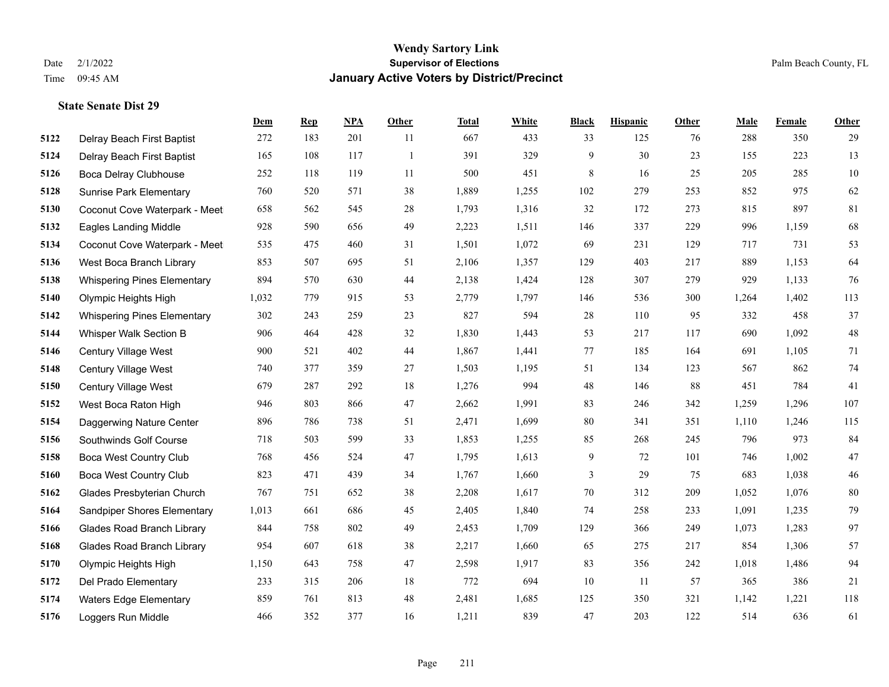# Wendy Sartory Link
## Supervisor of Elections
## January Active Voters by District/Precinct

Date 2/1/2022
Time 09:45 AM

Palm Beach County, FL

### State Senate Dist 29

| | | Dem | Rep | NPA | Other | Total | White | Black | Hispanic | Other | Male | Female | Other |
|---|---|---|---|---|---|---|---|---|---|---|---|---|---|
| 5122 | Delray Beach First Baptist | 272 | 183 | 201 | 11 | 667 | 433 | 33 | 125 | 76 | 288 | 350 | 29 |
| 5124 | Delray Beach First Baptist | 165 | 108 | 117 | 1 | 391 | 329 | 9 | 30 | 23 | 155 | 223 | 13 |
| 5126 | Boca Delray Clubhouse | 252 | 118 | 119 | 11 | 500 | 451 | 8 | 16 | 25 | 205 | 285 | 10 |
| 5128 | Sunrise Park Elementary | 760 | 520 | 571 | 38 | 1,889 | 1,255 | 102 | 279 | 253 | 852 | 975 | 62 |
| 5130 | Coconut Cove Waterpark - Meet | 658 | 562 | 545 | 28 | 1,793 | 1,316 | 32 | 172 | 273 | 815 | 897 | 81 |
| 5132 | Eagles Landing Middle | 928 | 590 | 656 | 49 | 2,223 | 1,511 | 146 | 337 | 229 | 996 | 1,159 | 68 |
| 5134 | Coconut Cove Waterpark - Meet | 535 | 475 | 460 | 31 | 1,501 | 1,072 | 69 | 231 | 129 | 717 | 731 | 53 |
| 5136 | West Boca Branch Library | 853 | 507 | 695 | 51 | 2,106 | 1,357 | 129 | 403 | 217 | 889 | 1,153 | 64 |
| 5138 | Whispering Pines Elementary | 894 | 570 | 630 | 44 | 2,138 | 1,424 | 128 | 307 | 279 | 929 | 1,133 | 76 |
| 5140 | Olympic Heights High | 1,032 | 779 | 915 | 53 | 2,779 | 1,797 | 146 | 536 | 300 | 1,264 | 1,402 | 113 |
| 5142 | Whispering Pines Elementary | 302 | 243 | 259 | 23 | 827 | 594 | 28 | 110 | 95 | 332 | 458 | 37 |
| 5144 | Whisper Walk Section B | 906 | 464 | 428 | 32 | 1,830 | 1,443 | 53 | 217 | 117 | 690 | 1,092 | 48 |
| 5146 | Century Village West | 900 | 521 | 402 | 44 | 1,867 | 1,441 | 77 | 185 | 164 | 691 | 1,105 | 71 |
| 5148 | Century Village West | 740 | 377 | 359 | 27 | 1,503 | 1,195 | 51 | 134 | 123 | 567 | 862 | 74 |
| 5150 | Century Village West | 679 | 287 | 292 | 18 | 1,276 | 994 | 48 | 146 | 88 | 451 | 784 | 41 |
| 5152 | West Boca Raton High | 946 | 803 | 866 | 47 | 2,662 | 1,991 | 83 | 246 | 342 | 1,259 | 1,296 | 107 |
| 5154 | Daggerwing Nature Center | 896 | 786 | 738 | 51 | 2,471 | 1,699 | 80 | 341 | 351 | 1,110 | 1,246 | 115 |
| 5156 | Southwinds Golf Course | 718 | 503 | 599 | 33 | 1,853 | 1,255 | 85 | 268 | 245 | 796 | 973 | 84 |
| 5158 | Boca West Country Club | 768 | 456 | 524 | 47 | 1,795 | 1,613 | 9 | 72 | 101 | 746 | 1,002 | 47 |
| 5160 | Boca West Country Club | 823 | 471 | 439 | 34 | 1,767 | 1,660 | 3 | 29 | 75 | 683 | 1,038 | 46 |
| 5162 | Glades Presbyterian Church | 767 | 751 | 652 | 38 | 2,208 | 1,617 | 70 | 312 | 209 | 1,052 | 1,076 | 80 |
| 5164 | Sandpiper Shores Elementary | 1,013 | 661 | 686 | 45 | 2,405 | 1,840 | 74 | 258 | 233 | 1,091 | 1,235 | 79 |
| 5166 | Glades Road Branch Library | 844 | 758 | 802 | 49 | 2,453 | 1,709 | 129 | 366 | 249 | 1,073 | 1,283 | 97 |
| 5168 | Glades Road Branch Library | 954 | 607 | 618 | 38 | 2,217 | 1,660 | 65 | 275 | 217 | 854 | 1,306 | 57 |
| 5170 | Olympic Heights High | 1,150 | 643 | 758 | 47 | 2,598 | 1,917 | 83 | 356 | 242 | 1,018 | 1,486 | 94 |
| 5172 | Del Prado Elementary | 233 | 315 | 206 | 18 | 772 | 694 | 10 | 11 | 57 | 365 | 386 | 21 |
| 5174 | Waters Edge Elementary | 859 | 761 | 813 | 48 | 2,481 | 1,685 | 125 | 350 | 321 | 1,142 | 1,221 | 118 |
| 5176 | Loggers Run Middle | 466 | 352 | 377 | 16 | 1,211 | 839 | 47 | 203 | 122 | 514 | 636 | 61 |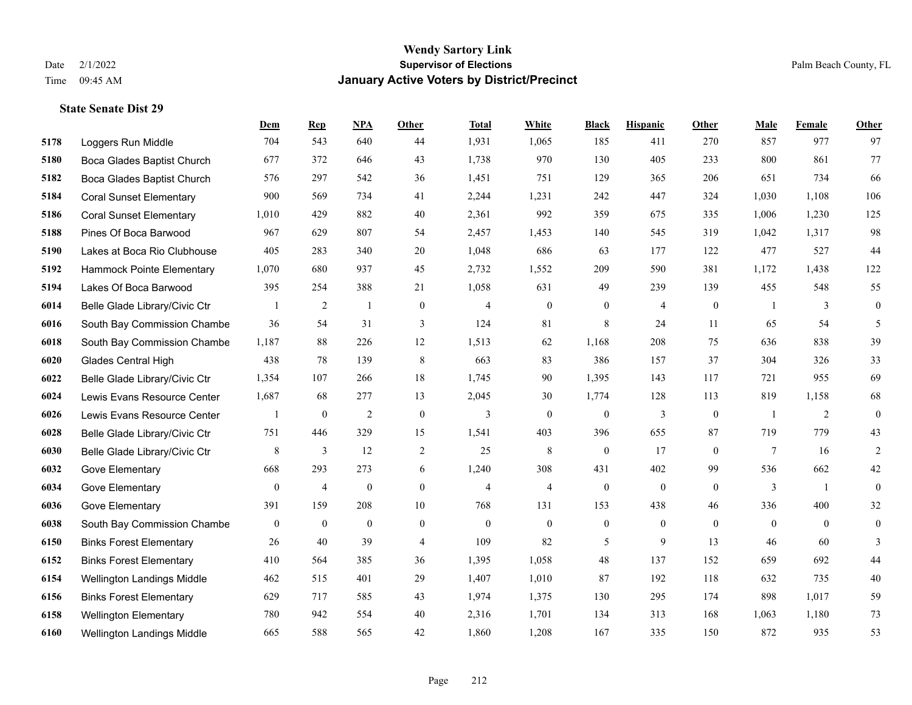**Wendy Sartory Link**
**Supervisor of Elections**
**January Active Voters by District/Precinct**

Date 2/1/2022
Time 09:45 AM

Palm Beach County, FL

### State Senate Dist 29

| | | Dem | Rep | NPA | Other | Total | White | Black | Hispanic | Other | Male | Female | Other |
|---|---|---|---|---|---|---|---|---|---|---|---|---|---|
| 5178 | Loggers Run Middle | 704 | 543 | 640 | 44 | 1,931 | 1,065 | 185 | 411 | 270 | 857 | 977 | 97 |
| 5180 | Boca Glades Baptist Church | 677 | 372 | 646 | 43 | 1,738 | 970 | 130 | 405 | 233 | 800 | 861 | 77 |
| 5182 | Boca Glades Baptist Church | 576 | 297 | 542 | 36 | 1,451 | 751 | 129 | 365 | 206 | 651 | 734 | 66 |
| 5184 | Coral Sunset Elementary | 900 | 569 | 734 | 41 | 2,244 | 1,231 | 242 | 447 | 324 | 1,030 | 1,108 | 106 |
| 5186 | Coral Sunset Elementary | 1,010 | 429 | 882 | 40 | 2,361 | 992 | 359 | 675 | 335 | 1,006 | 1,230 | 125 |
| 5188 | Pines Of Boca Barwood | 967 | 629 | 807 | 54 | 2,457 | 1,453 | 140 | 545 | 319 | 1,042 | 1,317 | 98 |
| 5190 | Lakes at Boca Rio Clubhouse | 405 | 283 | 340 | 20 | 1,048 | 686 | 63 | 177 | 122 | 477 | 527 | 44 |
| 5192 | Hammock Pointe Elementary | 1,070 | 680 | 937 | 45 | 2,732 | 1,552 | 209 | 590 | 381 | 1,172 | 1,438 | 122 |
| 5194 | Lakes Of Boca Barwood | 395 | 254 | 388 | 21 | 1,058 | 631 | 49 | 239 | 139 | 455 | 548 | 55 |
| 6014 | Belle Glade Library/Civic Ctr | 1 | 2 | 1 | 0 | 4 | 0 | 0 | 4 | 0 | 1 | 3 | 0 |
| 6016 | South Bay Commission Chambe | 36 | 54 | 31 | 3 | 124 | 81 | 8 | 24 | 11 | 65 | 54 | 5 |
| 6018 | South Bay Commission Chambe | 1,187 | 88 | 226 | 12 | 1,513 | 62 | 1,168 | 208 | 75 | 636 | 838 | 39 |
| 6020 | Glades Central High | 438 | 78 | 139 | 8 | 663 | 83 | 386 | 157 | 37 | 304 | 326 | 33 |
| 6022 | Belle Glade Library/Civic Ctr | 1,354 | 107 | 266 | 18 | 1,745 | 90 | 1,395 | 143 | 117 | 721 | 955 | 69 |
| 6024 | Lewis Evans Resource Center | 1,687 | 68 | 277 | 13 | 2,045 | 30 | 1,774 | 128 | 113 | 819 | 1,158 | 68 |
| 6026 | Lewis Evans Resource Center | 1 | 0 | 2 | 0 | 3 | 0 | 0 | 3 | 0 | 1 | 2 | 0 |
| 6028 | Belle Glade Library/Civic Ctr | 751 | 446 | 329 | 15 | 1,541 | 403 | 396 | 655 | 87 | 719 | 779 | 43 |
| 6030 | Belle Glade Library/Civic Ctr | 8 | 3 | 12 | 2 | 25 | 8 | 0 | 17 | 0 | 7 | 16 | 2 |
| 6032 | Gove Elementary | 668 | 293 | 273 | 6 | 1,240 | 308 | 431 | 402 | 99 | 536 | 662 | 42 |
| 6034 | Gove Elementary | 0 | 4 | 0 | 0 | 4 | 4 | 0 | 0 | 0 | 3 | 1 | 0 |
| 6036 | Gove Elementary | 391 | 159 | 208 | 10 | 768 | 131 | 153 | 438 | 46 | 336 | 400 | 32 |
| 6038 | South Bay Commission Chambe | 0 | 0 | 0 | 0 | 0 | 0 | 0 | 0 | 0 | 0 | 0 | 0 |
| 6150 | Binks Forest Elementary | 26 | 40 | 39 | 4 | 109 | 82 | 5 | 9 | 13 | 46 | 60 | 3 |
| 6152 | Binks Forest Elementary | 410 | 564 | 385 | 36 | 1,395 | 1,058 | 48 | 137 | 152 | 659 | 692 | 44 |
| 6154 | Wellington Landings Middle | 462 | 515 | 401 | 29 | 1,407 | 1,010 | 87 | 192 | 118 | 632 | 735 | 40 |
| 6156 | Binks Forest Elementary | 629 | 717 | 585 | 43 | 1,974 | 1,375 | 130 | 295 | 174 | 898 | 1,017 | 59 |
| 6158 | Wellington Elementary | 780 | 942 | 554 | 40 | 2,316 | 1,701 | 134 | 313 | 168 | 1,063 | 1,180 | 73 |
| 6160 | Wellington Landings Middle | 665 | 588 | 565 | 42 | 1,860 | 1,208 | 167 | 335 | 150 | 872 | 935 | 53 |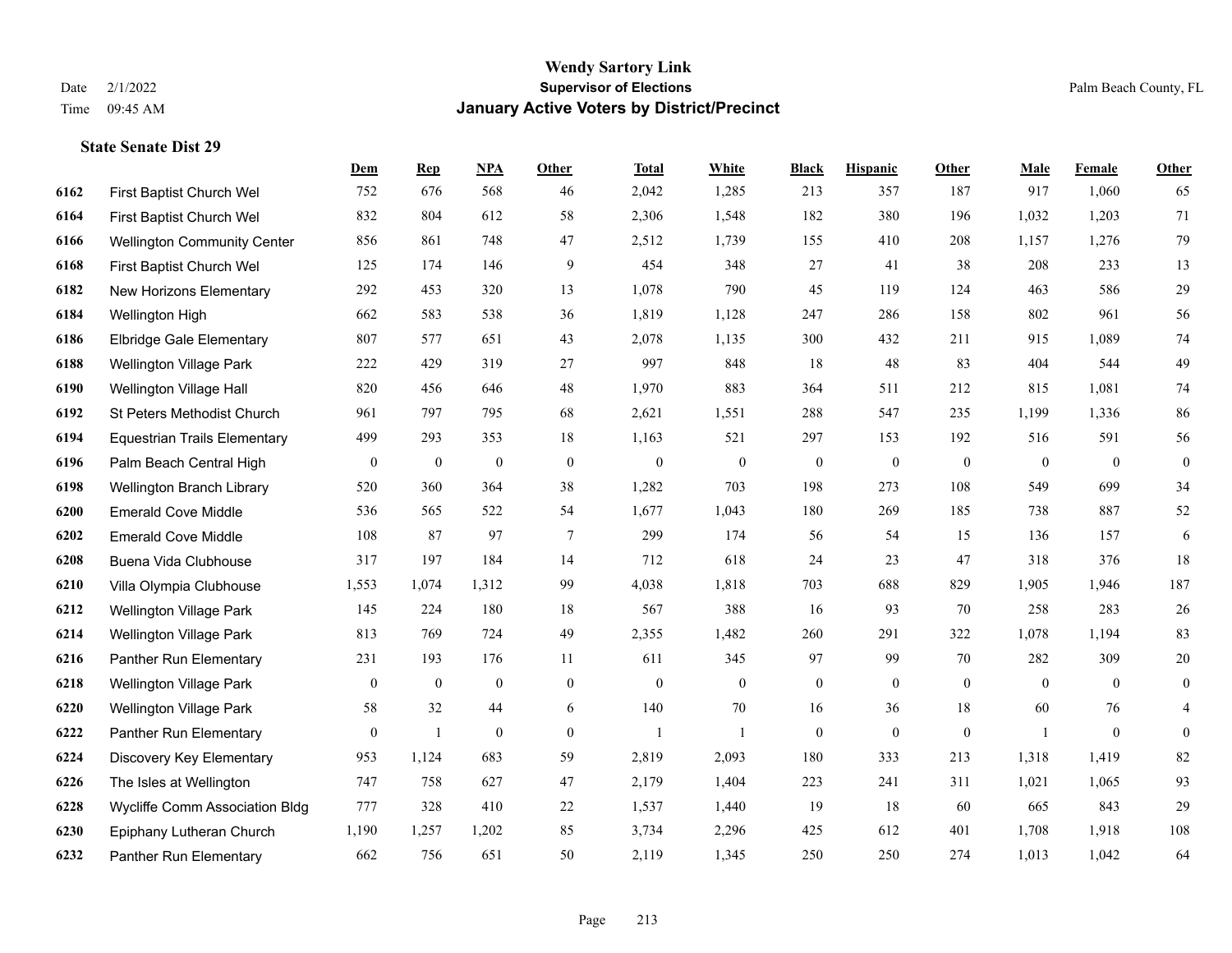# Wendy Sartory Link
## Supervisor of Elections
## January Active Voters by District/Precinct

Date 2/1/2022
Time 09:45 AM

Palm Beach County, FL

### State Senate Dist 29

| | | Dem | Rep | NPA | Other | Total | White | Black | Hispanic | Other | Male | Female | Other |
|---|---|---|---|---|---|---|---|---|---|---|---|---|---|
| 6162 | First Baptist Church Wel | 752 | 676 | 568 | 46 | 2,042 | 1,285 | 213 | 357 | 187 | 917 | 1,060 | 65 |
| 6164 | First Baptist Church Wel | 832 | 804 | 612 | 58 | 2,306 | 1,548 | 182 | 380 | 196 | 1,032 | 1,203 | 71 |
| 6166 | Wellington Community Center | 856 | 861 | 748 | 47 | 2,512 | 1,739 | 155 | 410 | 208 | 1,157 | 1,276 | 79 |
| 6168 | First Baptist Church Wel | 125 | 174 | 146 | 9 | 454 | 348 | 27 | 41 | 38 | 208 | 233 | 13 |
| 6182 | New Horizons Elementary | 292 | 453 | 320 | 13 | 1,078 | 790 | 45 | 119 | 124 | 463 | 586 | 29 |
| 6184 | Wellington High | 662 | 583 | 538 | 36 | 1,819 | 1,128 | 247 | 286 | 158 | 802 | 961 | 56 |
| 6186 | Elbridge Gale Elementary | 807 | 577 | 651 | 43 | 2,078 | 1,135 | 300 | 432 | 211 | 915 | 1,089 | 74 |
| 6188 | Wellington Village Park | 222 | 429 | 319 | 27 | 997 | 848 | 18 | 48 | 83 | 404 | 544 | 49 |
| 6190 | Wellington Village Hall | 820 | 456 | 646 | 48 | 1,970 | 883 | 364 | 511 | 212 | 815 | 1,081 | 74 |
| 6192 | St Peters Methodist Church | 961 | 797 | 795 | 68 | 2,621 | 1,551 | 288 | 547 | 235 | 1,199 | 1,336 | 86 |
| 6194 | Equestrian Trails Elementary | 499 | 293 | 353 | 18 | 1,163 | 521 | 297 | 153 | 192 | 516 | 591 | 56 |
| 6196 | Palm Beach Central High | 0 | 0 | 0 | 0 | 0 | 0 | 0 | 0 | 0 | 0 | 0 | 0 |
| 6198 | Wellington Branch Library | 520 | 360 | 364 | 38 | 1,282 | 703 | 198 | 273 | 108 | 549 | 699 | 34 |
| 6200 | Emerald Cove Middle | 536 | 565 | 522 | 54 | 1,677 | 1,043 | 180 | 269 | 185 | 738 | 887 | 52 |
| 6202 | Emerald Cove Middle | 108 | 87 | 97 | 7 | 299 | 174 | 56 | 54 | 15 | 136 | 157 | 6 |
| 6208 | Buena Vida Clubhouse | 317 | 197 | 184 | 14 | 712 | 618 | 24 | 23 | 47 | 318 | 376 | 18 |
| 6210 | Villa Olympia Clubhouse | 1,553 | 1,074 | 1,312 | 99 | 4,038 | 1,818 | 703 | 688 | 829 | 1,905 | 1,946 | 187 |
| 6212 | Wellington Village Park | 145 | 224 | 180 | 18 | 567 | 388 | 16 | 93 | 70 | 258 | 283 | 26 |
| 6214 | Wellington Village Park | 813 | 769 | 724 | 49 | 2,355 | 1,482 | 260 | 291 | 322 | 1,078 | 1,194 | 83 |
| 6216 | Panther Run Elementary | 231 | 193 | 176 | 11 | 611 | 345 | 97 | 99 | 70 | 282 | 309 | 20 |
| 6218 | Wellington Village Park | 0 | 0 | 0 | 0 | 0 | 0 | 0 | 0 | 0 | 0 | 0 | 0 |
| 6220 | Wellington Village Park | 58 | 32 | 44 | 6 | 140 | 70 | 16 | 36 | 18 | 60 | 76 | 4 |
| 6222 | Panther Run Elementary | 0 | 1 | 0 | 0 | 1 | 1 | 0 | 0 | 0 | 1 | 0 | 0 |
| 6224 | Discovery Key Elementary | 953 | 1,124 | 683 | 59 | 2,819 | 2,093 | 180 | 333 | 213 | 1,318 | 1,419 | 82 |
| 6226 | The Isles at Wellington | 747 | 758 | 627 | 47 | 2,179 | 1,404 | 223 | 241 | 311 | 1,021 | 1,065 | 93 |
| 6228 | Wycliffe Comm Association Bldg | 777 | 328 | 410 | 22 | 1,537 | 1,440 | 19 | 18 | 60 | 665 | 843 | 29 |
| 6230 | Epiphany Lutheran Church | 1,190 | 1,257 | 1,202 | 85 | 3,734 | 2,296 | 425 | 612 | 401 | 1,708 | 1,918 | 108 |
| 6232 | Panther Run Elementary | 662 | 756 | 651 | 50 | 2,119 | 1,345 | 250 | 250 | 274 | 1,013 | 1,042 | 64 |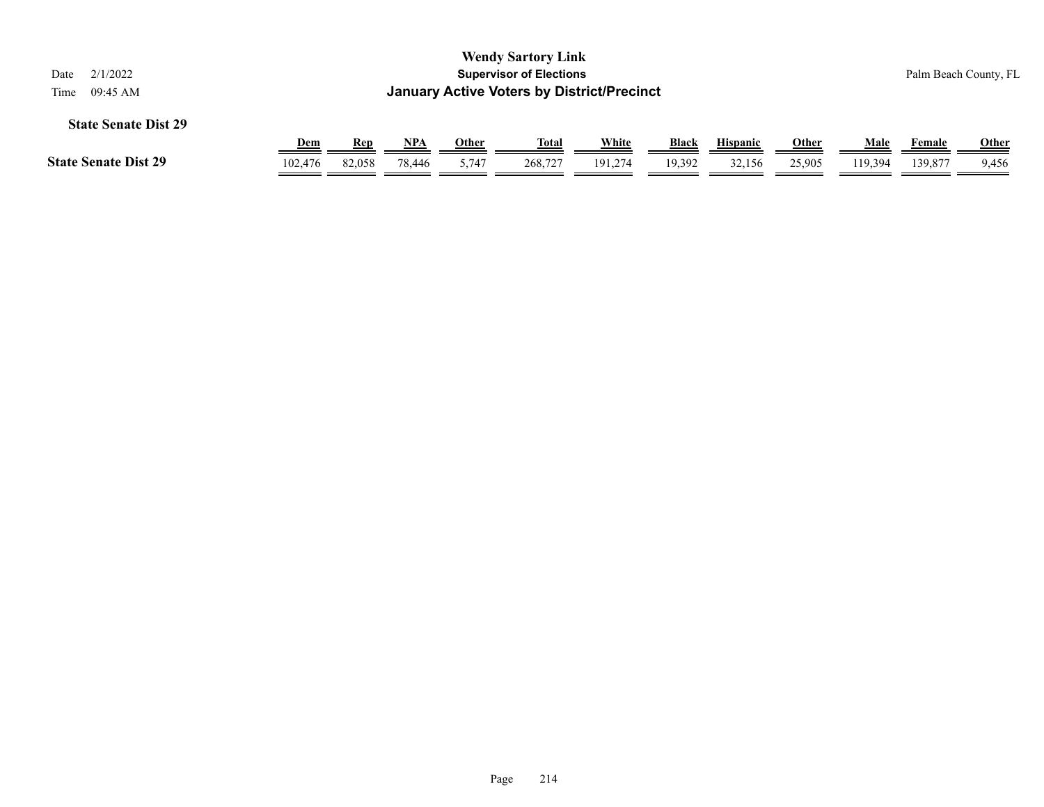**Wendy Sartory Link**
**Supervisor of Elections**
**January Active Voters by District/Precinct**

Date 2/1/2022
Time 09:45 AM

Palm Beach County, FL

### State Senate Dist 29

| | Dem | Rep | NPA | Other | Total | White | Black | Hispanic | Other | Male | Female | Other |
|---|---|---|---|---|---|---|---|---|---|---|---|---|
| **State Senate Dist 29** | 102,476 | 82,058 | 78,446 | 5,747 | 268,727 | 191,274 | 19,392 | 32,156 | 25,905 | 119,394 | 139,877 | 9,456 |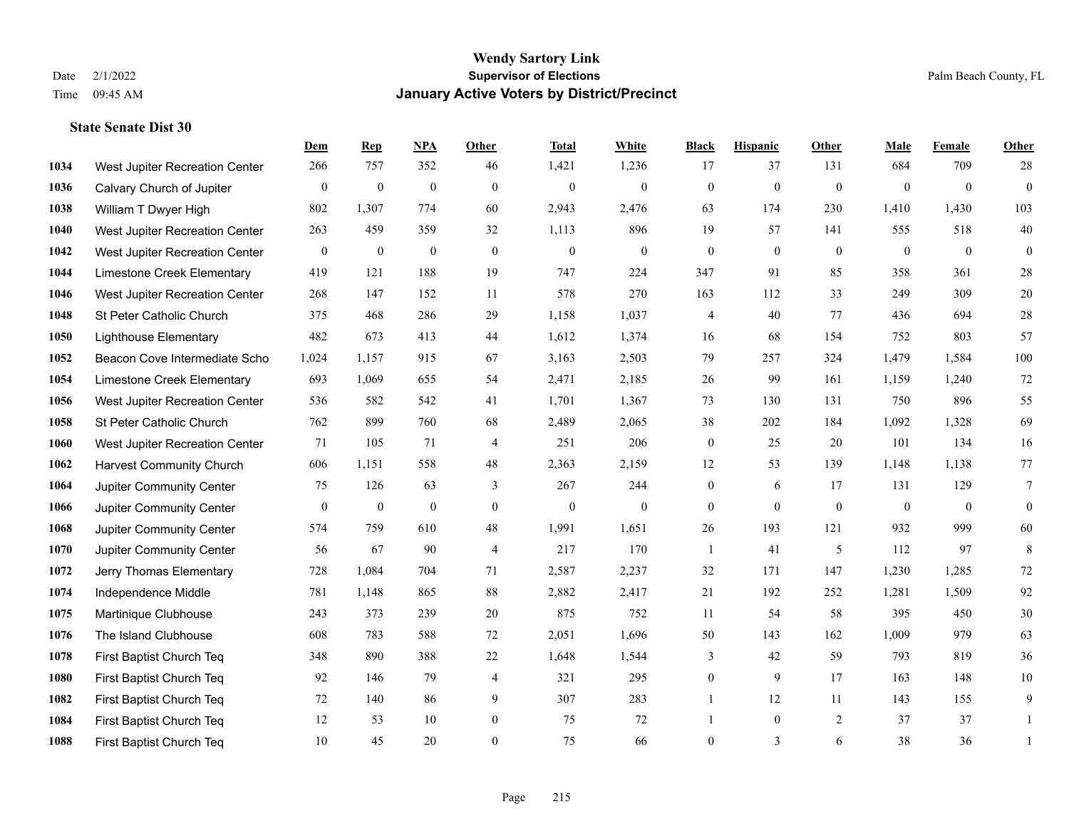# Wendy Sartory Link
## Supervisor of Elections
## January Active Voters by District/Precinct

Date 2/1/2022
Time 09:45 AM

Palm Beach County, FL

### State Senate Dist 30

| | | Dem | Rep | NPA | Other | Total | White | Black | Hispanic | Other | Male | Female | Other |
|---|---|---|---|---|---|---|---|---|---|---|---|---|---|
| 1034 | West Jupiter Recreation Center | 266 | 757 | 352 | 46 | 1,421 | 1,236 | 17 | 37 | 131 | 684 | 709 | 28 |
| 1036 | Calvary Church of Jupiter | 0 | 0 | 0 | 0 | 0 | 0 | 0 | 0 | 0 | 0 | 0 | 0 |
| 1038 | William T Dwyer High | 802 | 1,307 | 774 | 60 | 2,943 | 2,476 | 63 | 174 | 230 | 1,410 | 1,430 | 103 |
| 1040 | West Jupiter Recreation Center | 263 | 459 | 359 | 32 | 1,113 | 896 | 19 | 57 | 141 | 555 | 518 | 40 |
| 1042 | West Jupiter Recreation Center | 0 | 0 | 0 | 0 | 0 | 0 | 0 | 0 | 0 | 0 | 0 | 0 |
| 1044 | Limestone Creek Elementary | 419 | 121 | 188 | 19 | 747 | 224 | 347 | 91 | 85 | 358 | 361 | 28 |
| 1046 | West Jupiter Recreation Center | 268 | 147 | 152 | 11 | 578 | 270 | 163 | 112 | 33 | 249 | 309 | 20 |
| 1048 | St Peter Catholic Church | 375 | 468 | 286 | 29 | 1,158 | 1,037 | 4 | 40 | 77 | 436 | 694 | 28 |
| 1050 | Lighthouse Elementary | 482 | 673 | 413 | 44 | 1,612 | 1,374 | 16 | 68 | 154 | 752 | 803 | 57 |
| 1052 | Beacon Cove Intermediate Scho | 1,024 | 1,157 | 915 | 67 | 3,163 | 2,503 | 79 | 257 | 324 | 1,479 | 1,584 | 100 |
| 1054 | Limestone Creek Elementary | 693 | 1,069 | 655 | 54 | 2,471 | 2,185 | 26 | 99 | 161 | 1,159 | 1,240 | 72 |
| 1056 | West Jupiter Recreation Center | 536 | 582 | 542 | 41 | 1,701 | 1,367 | 73 | 130 | 131 | 750 | 896 | 55 |
| 1058 | St Peter Catholic Church | 762 | 899 | 760 | 68 | 2,489 | 2,065 | 38 | 202 | 184 | 1,092 | 1,328 | 69 |
| 1060 | West Jupiter Recreation Center | 71 | 105 | 71 | 4 | 251 | 206 | 0 | 25 | 20 | 101 | 134 | 16 |
| 1062 | Harvest Community Church | 606 | 1,151 | 558 | 48 | 2,363 | 2,159 | 12 | 53 | 139 | 1,148 | 1,138 | 77 |
| 1064 | Jupiter Community Center | 75 | 126 | 63 | 3 | 267 | 244 | 0 | 6 | 17 | 131 | 129 | 7 |
| 1066 | Jupiter Community Center | 0 | 0 | 0 | 0 | 0 | 0 | 0 | 0 | 0 | 0 | 0 | 0 |
| 1068 | Jupiter Community Center | 574 | 759 | 610 | 48 | 1,991 | 1,651 | 26 | 193 | 121 | 932 | 999 | 60 |
| 1070 | Jupiter Community Center | 56 | 67 | 90 | 4 | 217 | 170 | 1 | 41 | 5 | 112 | 97 | 8 |
| 1072 | Jerry Thomas Elementary | 728 | 1,084 | 704 | 71 | 2,587 | 2,237 | 32 | 171 | 147 | 1,230 | 1,285 | 72 |
| 1074 | Independence Middle | 781 | 1,148 | 865 | 88 | 2,882 | 2,417 | 21 | 192 | 252 | 1,281 | 1,509 | 92 |
| 1075 | Martinique Clubhouse | 243 | 373 | 239 | 20 | 875 | 752 | 11 | 54 | 58 | 395 | 450 | 30 |
| 1076 | The Island Clubhouse | 608 | 783 | 588 | 72 | 2,051 | 1,696 | 50 | 143 | 162 | 1,009 | 979 | 63 |
| 1078 | First Baptist Church Teq | 348 | 890 | 388 | 22 | 1,648 | 1,544 | 3 | 42 | 59 | 793 | 819 | 36 |
| 1080 | First Baptist Church Teq | 92 | 146 | 79 | 4 | 321 | 295 | 0 | 9 | 17 | 163 | 148 | 10 |
| 1082 | First Baptist Church Teq | 72 | 140 | 86 | 9 | 307 | 283 | 1 | 12 | 11 | 143 | 155 | 9 |
| 1084 | First Baptist Church Teq | 12 | 53 | 10 | 0 | 75 | 72 | 1 | 0 | 2 | 37 | 37 | 1 |
| 1088 | First Baptist Church Teq | 10 | 45 | 20 | 0 | 75 | 66 | 0 | 3 | 6 | 38 | 36 | 1 |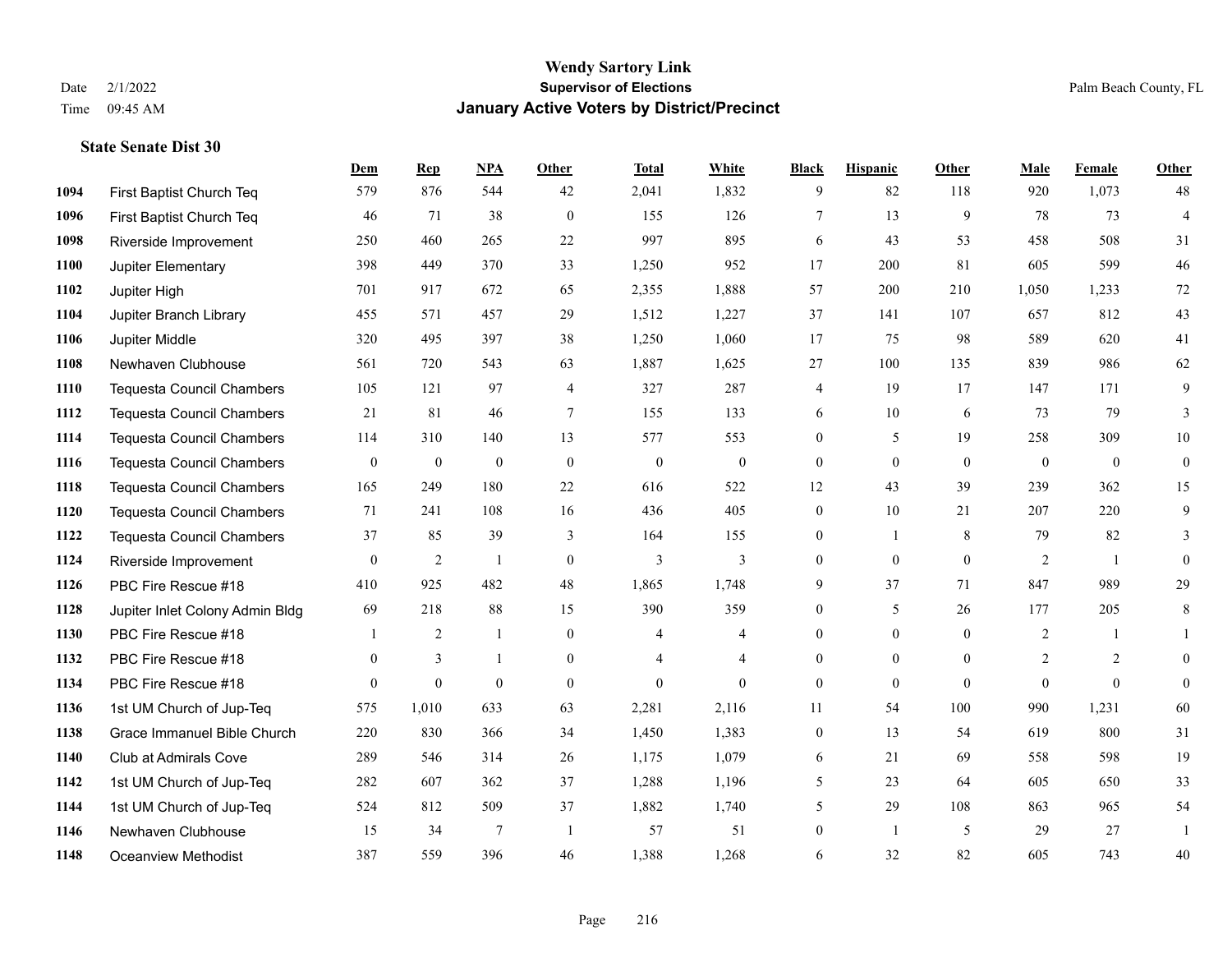# Wendy Sartory Link
## Supervisor of Elections
## January Active Voters by District/Precinct

Date 2/1/2022
Time 09:45 AM

Palm Beach County, FL

### State Senate Dist 30

| | | Dem | Rep | NPA | Other | Total | White | Black | Hispanic | Other | Male | Female | Other |
|---|---|---|---|---|---|---|---|---|---|---|---|---|---|
| 1094 | First Baptist Church Teq | 579 | 876 | 544 | 42 | 2,041 | 1,832 | 9 | 82 | 118 | 920 | 1,073 | 48 |
| 1096 | First Baptist Church Teq | 46 | 71 | 38 | 0 | 155 | 126 | 7 | 13 | 9 | 78 | 73 | 4 |
| 1098 | Riverside Improvement | 250 | 460 | 265 | 22 | 997 | 895 | 6 | 43 | 53 | 458 | 508 | 31 |
| 1100 | Jupiter Elementary | 398 | 449 | 370 | 33 | 1,250 | 952 | 17 | 200 | 81 | 605 | 599 | 46 |
| 1102 | Jupiter High | 701 | 917 | 672 | 65 | 2,355 | 1,888 | 57 | 200 | 210 | 1,050 | 1,233 | 72 |
| 1104 | Jupiter Branch Library | 455 | 571 | 457 | 29 | 1,512 | 1,227 | 37 | 141 | 107 | 657 | 812 | 43 |
| 1106 | Jupiter Middle | 320 | 495 | 397 | 38 | 1,250 | 1,060 | 17 | 75 | 98 | 589 | 620 | 41 |
| 1108 | Newhaven Clubhouse | 561 | 720 | 543 | 63 | 1,887 | 1,625 | 27 | 100 | 135 | 839 | 986 | 62 |
| 1110 | Tequesta Council Chambers | 105 | 121 | 97 | 4 | 327 | 287 | 4 | 19 | 17 | 147 | 171 | 9 |
| 1112 | Tequesta Council Chambers | 21 | 81 | 46 | 7 | 155 | 133 | 6 | 10 | 6 | 73 | 79 | 3 |
| 1114 | Tequesta Council Chambers | 114 | 310 | 140 | 13 | 577 | 553 | 0 | 5 | 19 | 258 | 309 | 10 |
| 1116 | Tequesta Council Chambers | 0 | 0 | 0 | 0 | 0 | 0 | 0 | 0 | 0 | 0 | 0 | 0 |
| 1118 | Tequesta Council Chambers | 165 | 249 | 180 | 22 | 616 | 522 | 12 | 43 | 39 | 239 | 362 | 15 |
| 1120 | Tequesta Council Chambers | 71 | 241 | 108 | 16 | 436 | 405 | 0 | 10 | 21 | 207 | 220 | 9 |
| 1122 | Tequesta Council Chambers | 37 | 85 | 39 | 3 | 164 | 155 | 0 | 1 | 8 | 79 | 82 | 3 |
| 1124 | Riverside Improvement | 0 | 2 | 1 | 0 | 3 | 3 | 0 | 0 | 0 | 2 | 1 | 0 |
| 1126 | PBC Fire Rescue #18 | 410 | 925 | 482 | 48 | 1,865 | 1,748 | 9 | 37 | 71 | 847 | 989 | 29 |
| 1128 | Jupiter Inlet Colony Admin Bldg | 69 | 218 | 88 | 15 | 390 | 359 | 0 | 5 | 26 | 177 | 205 | 8 |
| 1130 | PBC Fire Rescue #18 | 1 | 2 | 1 | 0 | 4 | 4 | 0 | 0 | 0 | 2 | 1 | 1 |
| 1132 | PBC Fire Rescue #18 | 0 | 3 | 1 | 0 | 4 | 4 | 0 | 0 | 0 | 2 | 2 | 0 |
| 1134 | PBC Fire Rescue #18 | 0 | 0 | 0 | 0 | 0 | 0 | 0 | 0 | 0 | 0 | 0 | 0 |
| 1136 | 1st UM Church of Jup-Teq | 575 | 1,010 | 633 | 63 | 2,281 | 2,116 | 11 | 54 | 100 | 990 | 1,231 | 60 |
| 1138 | Grace Immanuel Bible Church | 220 | 830 | 366 | 34 | 1,450 | 1,383 | 0 | 13 | 54 | 619 | 800 | 31 |
| 1140 | Club at Admirals Cove | 289 | 546 | 314 | 26 | 1,175 | 1,079 | 6 | 21 | 69 | 558 | 598 | 19 |
| 1142 | 1st UM Church of Jup-Teq | 282 | 607 | 362 | 37 | 1,288 | 1,196 | 5 | 23 | 64 | 605 | 650 | 33 |
| 1144 | 1st UM Church of Jup-Teq | 524 | 812 | 509 | 37 | 1,882 | 1,740 | 5 | 29 | 108 | 863 | 965 | 54 |
| 1146 | Newhaven Clubhouse | 15 | 34 | 7 | 1 | 57 | 51 | 0 | 1 | 5 | 29 | 27 | 1 |
| 1148 | Oceanview Methodist | 387 | 559 | 396 | 46 | 1,388 | 1,268 | 6 | 32 | 82 | 605 | 743 | 40 |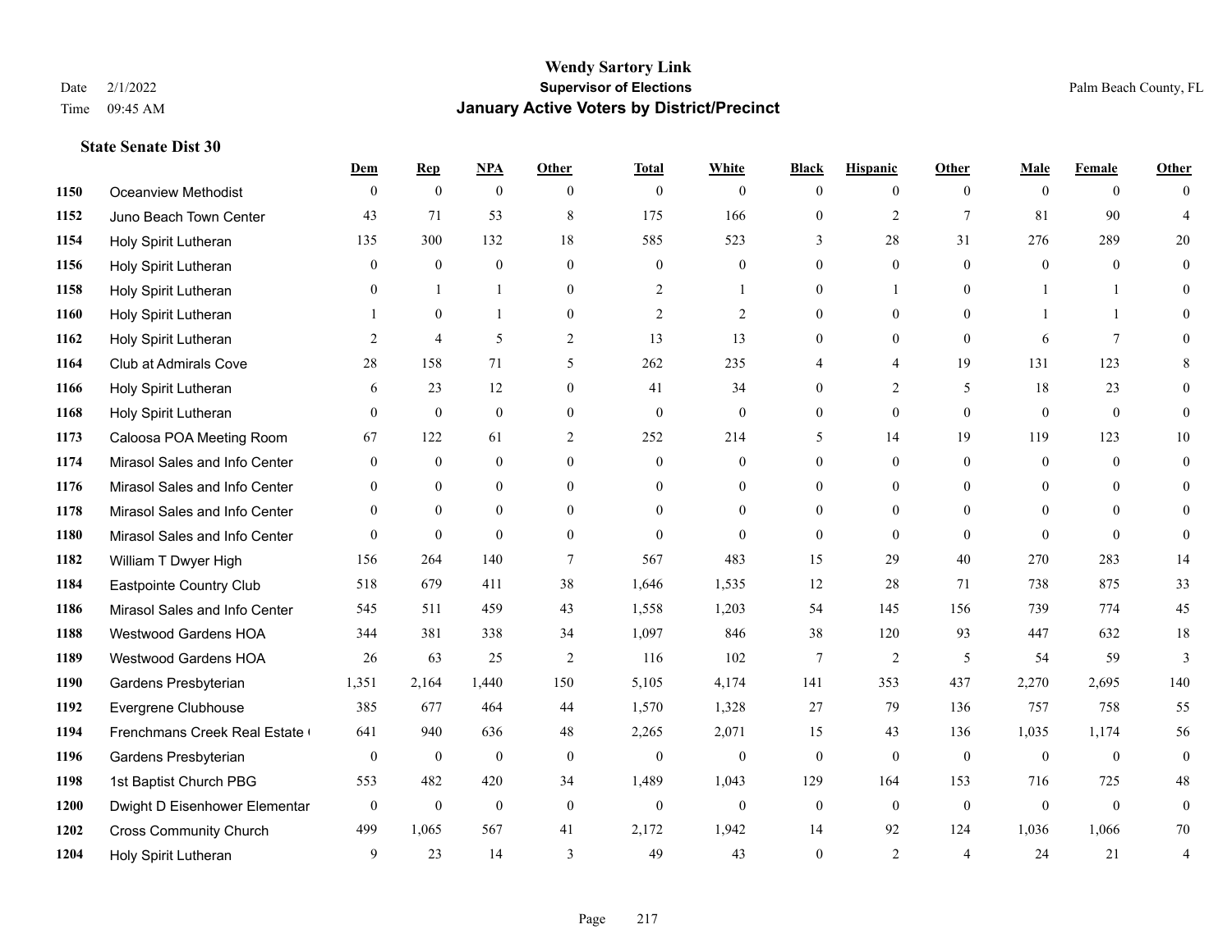# Wendy Sartory Link
## Supervisor of Elections
## January Active Voters by District/Precinct

Date 2/1/2022
Time 09:45 AM

Palm Beach County, FL

### State Senate Dist 30

| | | Dem | Rep | NPA | Other | Total | White | Black | Hispanic | Other | Male | Female | Other |
|---|---|---|---|---|---|---|---|---|---|---|---|---|---|
| 1150 | Oceanview Methodist | 0 | 0 | 0 | 0 | 0 | 0 | 0 | 0 | 0 | 0 | 0 | 0 |
| 1152 | Juno Beach Town Center | 43 | 71 | 53 | 8 | 175 | 166 | 0 | 2 | 7 | 81 | 90 | 4 |
| 1154 | Holy Spirit Lutheran | 135 | 300 | 132 | 18 | 585 | 523 | 3 | 28 | 31 | 276 | 289 | 20 |
| 1156 | Holy Spirit Lutheran | 0 | 0 | 0 | 0 | 0 | 0 | 0 | 0 | 0 | 0 | 0 | 0 |
| 1158 | Holy Spirit Lutheran | 0 | 1 | 1 | 0 | 2 | 1 | 0 | 1 | 0 | 1 | 1 | 0 |
| 1160 | Holy Spirit Lutheran | 1 | 0 | 1 | 0 | 2 | 2 | 0 | 0 | 0 | 1 | 1 | 0 |
| 1162 | Holy Spirit Lutheran | 2 | 4 | 5 | 2 | 13 | 13 | 0 | 0 | 0 | 6 | 7 | 0 |
| 1164 | Club at Admirals Cove | 28 | 158 | 71 | 5 | 262 | 235 | 4 | 4 | 19 | 131 | 123 | 8 |
| 1166 | Holy Spirit Lutheran | 6 | 23 | 12 | 0 | 41 | 34 | 0 | 2 | 5 | 18 | 23 | 0 |
| 1168 | Holy Spirit Lutheran | 0 | 0 | 0 | 0 | 0 | 0 | 0 | 0 | 0 | 0 | 0 | 0 |
| 1173 | Caloosa POA Meeting Room | 67 | 122 | 61 | 2 | 252 | 214 | 5 | 14 | 19 | 119 | 123 | 10 |
| 1174 | Mirasol Sales and Info Center | 0 | 0 | 0 | 0 | 0 | 0 | 0 | 0 | 0 | 0 | 0 | 0 |
| 1176 | Mirasol Sales and Info Center | 0 | 0 | 0 | 0 | 0 | 0 | 0 | 0 | 0 | 0 | 0 | 0 |
| 1178 | Mirasol Sales and Info Center | 0 | 0 | 0 | 0 | 0 | 0 | 0 | 0 | 0 | 0 | 0 | 0 |
| 1180 | Mirasol Sales and Info Center | 0 | 0 | 0 | 0 | 0 | 0 | 0 | 0 | 0 | 0 | 0 | 0 |
| 1182 | William T Dwyer High | 156 | 264 | 140 | 7 | 567 | 483 | 15 | 29 | 40 | 270 | 283 | 14 |
| 1184 | Eastpointe Country Club | 518 | 679 | 411 | 38 | 1,646 | 1,535 | 12 | 28 | 71 | 738 | 875 | 33 |
| 1186 | Mirasol Sales and Info Center | 545 | 511 | 459 | 43 | 1,558 | 1,203 | 54 | 145 | 156 | 739 | 774 | 45 |
| 1188 | Westwood Gardens HOA | 344 | 381 | 338 | 34 | 1,097 | 846 | 38 | 120 | 93 | 447 | 632 | 18 |
| 1189 | Westwood Gardens HOA | 26 | 63 | 25 | 2 | 116 | 102 | 7 | 2 | 5 | 54 | 59 | 3 |
| 1190 | Gardens Presbyterian | 1,351 | 2,164 | 1,440 | 150 | 5,105 | 4,174 | 141 | 353 | 437 | 2,270 | 2,695 | 140 |
| 1192 | Evergrene Clubhouse | 385 | 677 | 464 | 44 | 1,570 | 1,328 | 27 | 79 | 136 | 757 | 758 | 55 |
| 1194 | Frenchmans Creek Real Estate ( | 641 | 940 | 636 | 48 | 2,265 | 2,071 | 15 | 43 | 136 | 1,035 | 1,174 | 56 |
| 1196 | Gardens Presbyterian | 0 | 0 | 0 | 0 | 0 | 0 | 0 | 0 | 0 | 0 | 0 | 0 |
| 1198 | 1st Baptist Church PBG | 553 | 482 | 420 | 34 | 1,489 | 1,043 | 129 | 164 | 153 | 716 | 725 | 48 |
| 1200 | Dwight D Eisenhower Elementar | 0 | 0 | 0 | 0 | 0 | 0 | 0 | 0 | 0 | 0 | 0 | 0 |
| 1202 | Cross Community Church | 499 | 1,065 | 567 | 41 | 2,172 | 1,942 | 14 | 92 | 124 | 1,036 | 1,066 | 70 |
| 1204 | Holy Spirit Lutheran | 9 | 23 | 14 | 3 | 49 | 43 | 0 | 2 | 4 | 24 | 21 | 4 |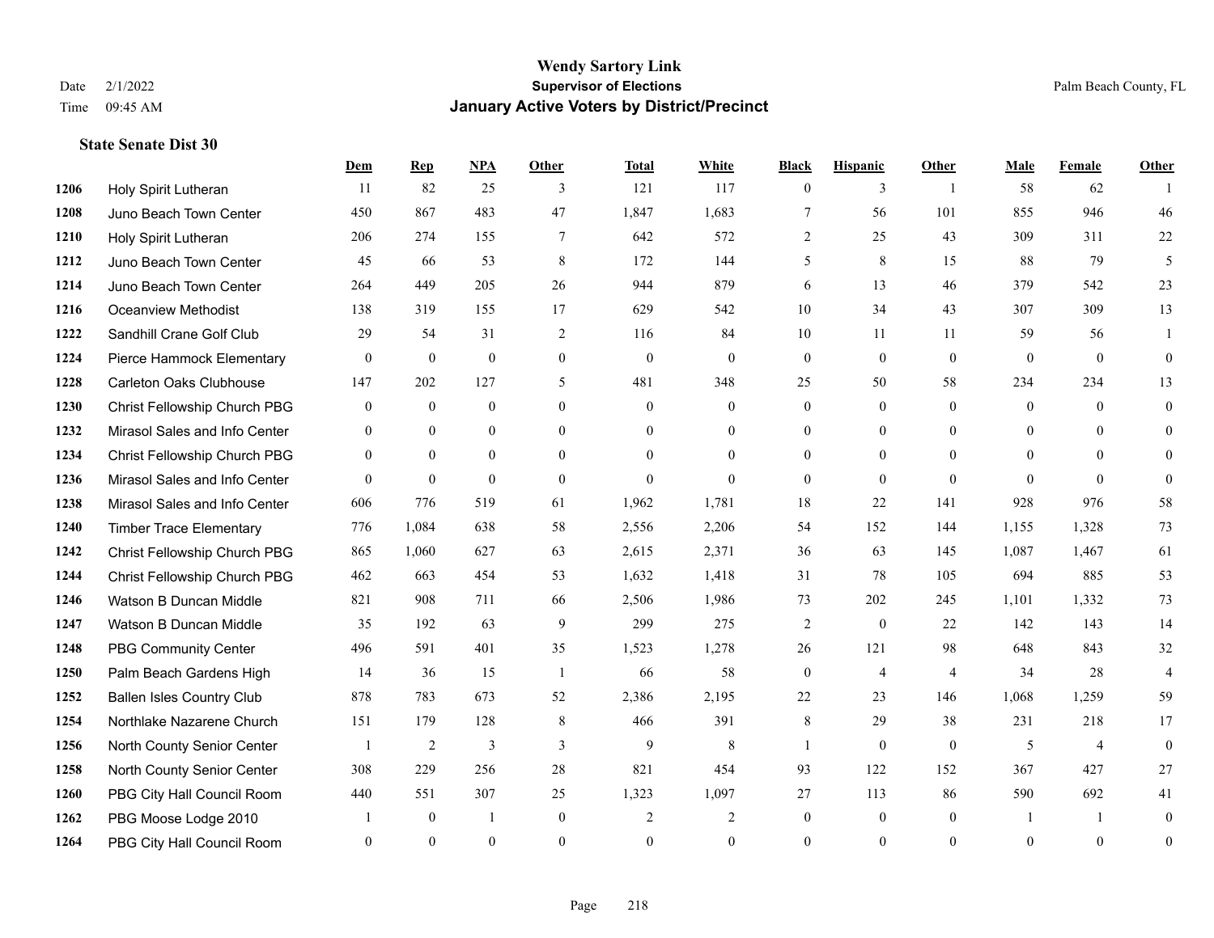# Wendy Sartory Link
## Supervisor of Elections
## January Active Voters by District/Precinct

Date 2/1/2022
Time 09:45 AM

Palm Beach County, FL

### State Senate Dist 30

| | | Dem | Rep | NPA | Other | Total | White | Black | Hispanic | Other | Male | Female | Other |
|---|---|---|---|---|---|---|---|---|---|---|---|---|---|
| 1206 | Holy Spirit Lutheran | 11 | 82 | 25 | 3 | 121 | 117 | 0 | 3 | 1 | 58 | 62 | 1 |
| 1208 | Juno Beach Town Center | 450 | 867 | 483 | 47 | 1,847 | 1,683 | 7 | 56 | 101 | 855 | 946 | 46 |
| 1210 | Holy Spirit Lutheran | 206 | 274 | 155 | 7 | 642 | 572 | 2 | 25 | 43 | 309 | 311 | 22 |
| 1212 | Juno Beach Town Center | 45 | 66 | 53 | 8 | 172 | 144 | 5 | 8 | 15 | 88 | 79 | 5 |
| 1214 | Juno Beach Town Center | 264 | 449 | 205 | 26 | 944 | 879 | 6 | 13 | 46 | 379 | 542 | 23 |
| 1216 | Oceanview Methodist | 138 | 319 | 155 | 17 | 629 | 542 | 10 | 34 | 43 | 307 | 309 | 13 |
| 1222 | Sandhill Crane Golf Club | 29 | 54 | 31 | 2 | 116 | 84 | 10 | 11 | 11 | 59 | 56 | 1 |
| 1224 | Pierce Hammock Elementary | 0 | 0 | 0 | 0 | 0 | 0 | 0 | 0 | 0 | 0 | 0 | 0 |
| 1228 | Carleton Oaks Clubhouse | 147 | 202 | 127 | 5 | 481 | 348 | 25 | 50 | 58 | 234 | 234 | 13 |
| 1230 | Christ Fellowship Church PBG | 0 | 0 | 0 | 0 | 0 | 0 | 0 | 0 | 0 | 0 | 0 | 0 |
| 1232 | Mirasol Sales and Info Center | 0 | 0 | 0 | 0 | 0 | 0 | 0 | 0 | 0 | 0 | 0 | 0 |
| 1234 | Christ Fellowship Church PBG | 0 | 0 | 0 | 0 | 0 | 0 | 0 | 0 | 0 | 0 | 0 | 0 |
| 1236 | Mirasol Sales and Info Center | 0 | 0 | 0 | 0 | 0 | 0 | 0 | 0 | 0 | 0 | 0 | 0 |
| 1238 | Mirasol Sales and Info Center | 606 | 776 | 519 | 61 | 1,962 | 1,781 | 18 | 22 | 141 | 928 | 976 | 58 |
| 1240 | Timber Trace Elementary | 776 | 1,084 | 638 | 58 | 2,556 | 2,206 | 54 | 152 | 144 | 1,155 | 1,328 | 73 |
| 1242 | Christ Fellowship Church PBG | 865 | 1,060 | 627 | 63 | 2,615 | 2,371 | 36 | 63 | 145 | 1,087 | 1,467 | 61 |
| 1244 | Christ Fellowship Church PBG | 462 | 663 | 454 | 53 | 1,632 | 1,418 | 31 | 78 | 105 | 694 | 885 | 53 |
| 1246 | Watson B Duncan Middle | 821 | 908 | 711 | 66 | 2,506 | 1,986 | 73 | 202 | 245 | 1,101 | 1,332 | 73 |
| 1247 | Watson B Duncan Middle | 35 | 192 | 63 | 9 | 299 | 275 | 2 | 0 | 22 | 142 | 143 | 14 |
| 1248 | PBG Community Center | 496 | 591 | 401 | 35 | 1,523 | 1,278 | 26 | 121 | 98 | 648 | 843 | 32 |
| 1250 | Palm Beach Gardens High | 14 | 36 | 15 | 1 | 66 | 58 | 0 | 4 | 4 | 34 | 28 | 4 |
| 1252 | Ballen Isles Country Club | 878 | 783 | 673 | 52 | 2,386 | 2,195 | 22 | 23 | 146 | 1,068 | 1,259 | 59 |
| 1254 | Northlake Nazarene Church | 151 | 179 | 128 | 8 | 466 | 391 | 8 | 29 | 38 | 231 | 218 | 17 |
| 1256 | North County Senior Center | 1 | 2 | 3 | 3 | 9 | 8 | 1 | 0 | 0 | 5 | 4 | 0 |
| 1258 | North County Senior Center | 308 | 229 | 256 | 28 | 821 | 454 | 93 | 122 | 152 | 367 | 427 | 27 |
| 1260 | PBG City Hall Council Room | 440 | 551 | 307 | 25 | 1,323 | 1,097 | 27 | 113 | 86 | 590 | 692 | 41 |
| 1262 | PBG Moose Lodge 2010 | 1 | 0 | 1 | 0 | 2 | 2 | 0 | 0 | 0 | 1 | 1 | 0 |
| 1264 | PBG City Hall Council Room | 0 | 0 | 0 | 0 | 0 | 0 | 0 | 0 | 0 | 0 | 0 | 0 |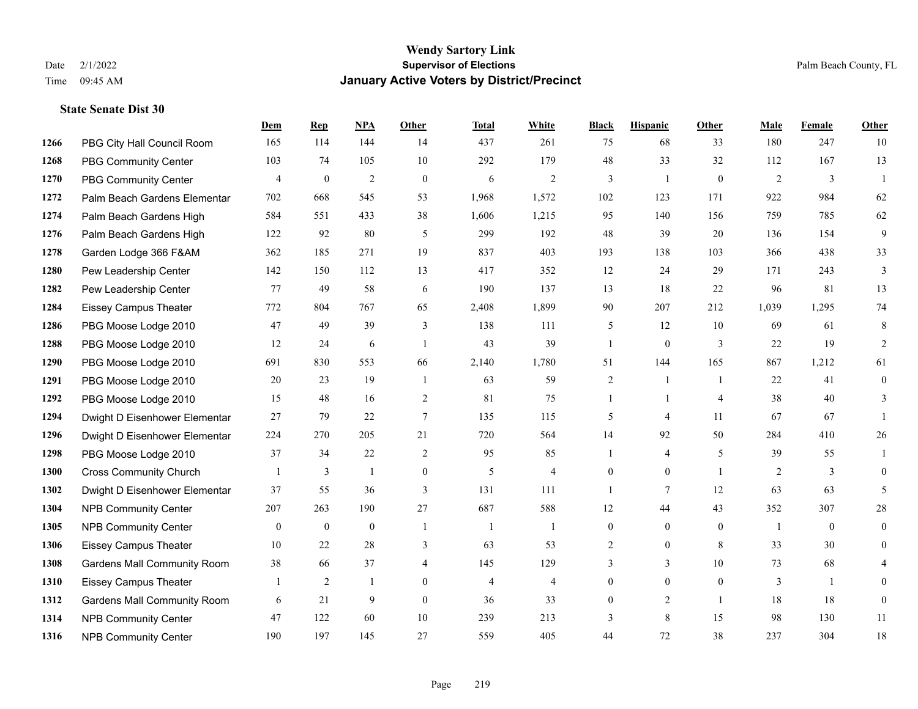**Wendy Sartory Link**
**Supervisor of Elections**
**January Active Voters by District/Precinct**

Date 2/1/2022
Time 09:45 AM

Palm Beach County, FL

### State Senate Dist 30

| | | Dem | Rep | NPA | Other | Total | White | Black | Hispanic | Other | Male | Female | Other |
|---|---|---|---|---|---|---|---|---|---|---|---|---|---|
| 1266 | PBG City Hall Council Room | 165 | 114 | 144 | 14 | 437 | 261 | 75 | 68 | 33 | 180 | 247 | 10 |
| 1268 | PBG Community Center | 103 | 74 | 105 | 10 | 292 | 179 | 48 | 33 | 32 | 112 | 167 | 13 |
| 1270 | PBG Community Center | 4 | 0 | 2 | 0 | 6 | 2 | 3 | 1 | 0 | 2 | 3 | 1 |
| 1272 | Palm Beach Gardens Elementar | 702 | 668 | 545 | 53 | 1,968 | 1,572 | 102 | 123 | 171 | 922 | 984 | 62 |
| 1274 | Palm Beach Gardens High | 584 | 551 | 433 | 38 | 1,606 | 1,215 | 95 | 140 | 156 | 759 | 785 | 62 |
| 1276 | Palm Beach Gardens High | 122 | 92 | 80 | 5 | 299 | 192 | 48 | 39 | 20 | 136 | 154 | 9 |
| 1278 | Garden Lodge 366 F&AM | 362 | 185 | 271 | 19 | 837 | 403 | 193 | 138 | 103 | 366 | 438 | 33 |
| 1280 | Pew Leadership Center | 142 | 150 | 112 | 13 | 417 | 352 | 12 | 24 | 29 | 171 | 243 | 3 |
| 1282 | Pew Leadership Center | 77 | 49 | 58 | 6 | 190 | 137 | 13 | 18 | 22 | 96 | 81 | 13 |
| 1284 | Eissey Campus Theater | 772 | 804 | 767 | 65 | 2,408 | 1,899 | 90 | 207 | 212 | 1,039 | 1,295 | 74 |
| 1286 | PBG Moose Lodge 2010 | 47 | 49 | 39 | 3 | 138 | 111 | 5 | 12 | 10 | 69 | 61 | 8 |
| 1288 | PBG Moose Lodge 2010 | 12 | 24 | 6 | 1 | 43 | 39 | 1 | 0 | 3 | 22 | 19 | 2 |
| 1290 | PBG Moose Lodge 2010 | 691 | 830 | 553 | 66 | 2,140 | 1,780 | 51 | 144 | 165 | 867 | 1,212 | 61 |
| 1291 | PBG Moose Lodge 2010 | 20 | 23 | 19 | 1 | 63 | 59 | 2 | 1 | 1 | 22 | 41 | 0 |
| 1292 | PBG Moose Lodge 2010 | 15 | 48 | 16 | 2 | 81 | 75 | 1 | 1 | 4 | 38 | 40 | 3 |
| 1294 | Dwight D Eisenhower Elementar | 27 | 79 | 22 | 7 | 135 | 115 | 5 | 4 | 11 | 67 | 67 | 1 |
| 1296 | Dwight D Eisenhower Elementar | 224 | 270 | 205 | 21 | 720 | 564 | 14 | 92 | 50 | 284 | 410 | 26 |
| 1298 | PBG Moose Lodge 2010 | 37 | 34 | 22 | 2 | 95 | 85 | 1 | 4 | 5 | 39 | 55 | 1 |
| 1300 | Cross Community Church | 1 | 3 | 1 | 0 | 5 | 4 | 0 | 0 | 1 | 2 | 3 | 0 |
| 1302 | Dwight D Eisenhower Elementar | 37 | 55 | 36 | 3 | 131 | 111 | 1 | 7 | 12 | 63 | 63 | 5 |
| 1304 | NPB Community Center | 207 | 263 | 190 | 27 | 687 | 588 | 12 | 44 | 43 | 352 | 307 | 28 |
| 1305 | NPB Community Center | 0 | 0 | 0 | 1 | 1 | 1 | 0 | 0 | 0 | 1 | 0 | 0 |
| 1306 | Eissey Campus Theater | 10 | 22 | 28 | 3 | 63 | 53 | 2 | 0 | 8 | 33 | 30 | 0 |
| 1308 | Gardens Mall Community Room | 38 | 66 | 37 | 4 | 145 | 129 | 3 | 3 | 10 | 73 | 68 | 4 |
| 1310 | Eissey Campus Theater | 1 | 2 | 1 | 0 | 4 | 4 | 0 | 0 | 0 | 3 | 1 | 0 |
| 1312 | Gardens Mall Community Room | 6 | 21 | 9 | 0 | 36 | 33 | 0 | 2 | 1 | 18 | 18 | 0 |
| 1314 | NPB Community Center | 47 | 122 | 60 | 10 | 239 | 213 | 3 | 8 | 15 | 98 | 130 | 11 |
| 1316 | NPB Community Center | 190 | 197 | 145 | 27 | 559 | 405 | 44 | 72 | 38 | 237 | 304 | 18 |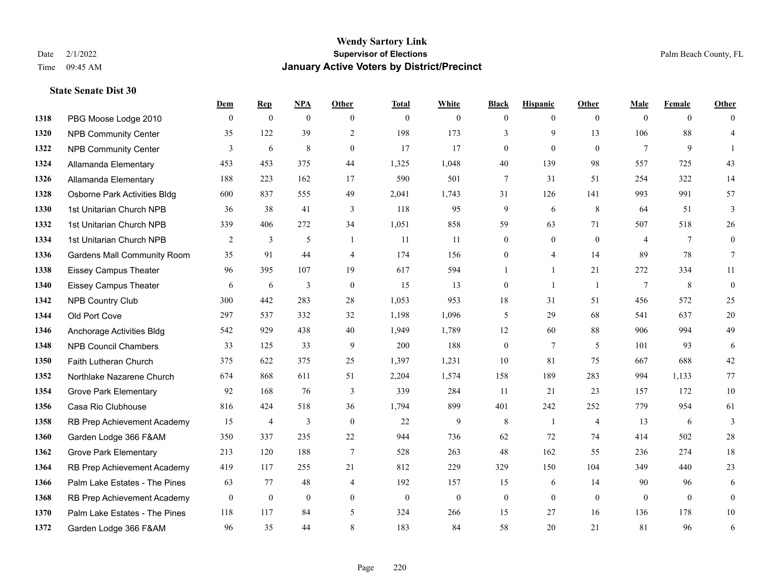# Wendy Sartory Link
## Supervisor of Elections
## January Active Voters by District/Precinct

Date 2/1/2022
Time 09:45 AM

Palm Beach County, FL

### State Senate Dist 30

| | | Dem | Rep | NPA | Other | Total | White | Black | Hispanic | Other | Male | Female | Other |
|---|---|---|---|---|---|---|---|---|---|---|---|---|---|
| 1318 | PBG Moose Lodge 2010 | 0 | 0 | 0 | 0 | 0 | 0 | 0 | 0 | 0 | 0 | 0 | 0 |
| 1320 | NPB Community Center | 35 | 122 | 39 | 2 | 198 | 173 | 3 | 9 | 13 | 106 | 88 | 4 |
| 1322 | NPB Community Center | 3 | 6 | 8 | 0 | 17 | 17 | 0 | 0 | 0 | 7 | 9 | 1 |
| 1324 | Allamanda Elementary | 453 | 453 | 375 | 44 | 1,325 | 1,048 | 40 | 139 | 98 | 557 | 725 | 43 |
| 1326 | Allamanda Elementary | 188 | 223 | 162 | 17 | 590 | 501 | 7 | 31 | 51 | 254 | 322 | 14 |
| 1328 | Osborne Park Activities Bldg | 600 | 837 | 555 | 49 | 2,041 | 1,743 | 31 | 126 | 141 | 993 | 991 | 57 |
| 1330 | 1st Unitarian Church NPB | 36 | 38 | 41 | 3 | 118 | 95 | 9 | 6 | 8 | 64 | 51 | 3 |
| 1332 | 1st Unitarian Church NPB | 339 | 406 | 272 | 34 | 1,051 | 858 | 59 | 63 | 71 | 507 | 518 | 26 |
| 1334 | 1st Unitarian Church NPB | 2 | 3 | 5 | 1 | 11 | 11 | 0 | 0 | 0 | 4 | 7 | 0 |
| 1336 | Gardens Mall Community Room | 35 | 91 | 44 | 4 | 174 | 156 | 0 | 4 | 14 | 89 | 78 | 7 |
| 1338 | Eissey Campus Theater | 96 | 395 | 107 | 19 | 617 | 594 | 1 | 1 | 21 | 272 | 334 | 11 |
| 1340 | Eissey Campus Theater | 6 | 6 | 3 | 0 | 15 | 13 | 0 | 1 | 1 | 7 | 8 | 0 |
| 1342 | NPB Country Club | 300 | 442 | 283 | 28 | 1,053 | 953 | 18 | 31 | 51 | 456 | 572 | 25 |
| 1344 | Old Port Cove | 297 | 537 | 332 | 32 | 1,198 | 1,096 | 5 | 29 | 68 | 541 | 637 | 20 |
| 1346 | Anchorage Activities Bldg | 542 | 929 | 438 | 40 | 1,949 | 1,789 | 12 | 60 | 88 | 906 | 994 | 49 |
| 1348 | NPB Council Chambers | 33 | 125 | 33 | 9 | 200 | 188 | 0 | 7 | 5 | 101 | 93 | 6 |
| 1350 | Faith Lutheran Church | 375 | 622 | 375 | 25 | 1,397 | 1,231 | 10 | 81 | 75 | 667 | 688 | 42 |
| 1352 | Northlake Nazarene Church | 674 | 868 | 611 | 51 | 2,204 | 1,574 | 158 | 189 | 283 | 994 | 1,133 | 77 |
| 1354 | Grove Park Elementary | 92 | 168 | 76 | 3 | 339 | 284 | 11 | 21 | 23 | 157 | 172 | 10 |
| 1356 | Casa Rio Clubhouse | 816 | 424 | 518 | 36 | 1,794 | 899 | 401 | 242 | 252 | 779 | 954 | 61 |
| 1358 | RB Prep Achievement Academy | 15 | 4 | 3 | 0 | 22 | 9 | 8 | 1 | 4 | 13 | 6 | 3 |
| 1360 | Garden Lodge 366 F&AM | 350 | 337 | 235 | 22 | 944 | 736 | 62 | 72 | 74 | 414 | 502 | 28 |
| 1362 | Grove Park Elementary | 213 | 120 | 188 | 7 | 528 | 263 | 48 | 162 | 55 | 236 | 274 | 18 |
| 1364 | RB Prep Achievement Academy | 419 | 117 | 255 | 21 | 812 | 229 | 329 | 150 | 104 | 349 | 440 | 23 |
| 1366 | Palm Lake Estates - The Pines | 63 | 77 | 48 | 4 | 192 | 157 | 15 | 6 | 14 | 90 | 96 | 6 |
| 1368 | RB Prep Achievement Academy | 0 | 0 | 0 | 0 | 0 | 0 | 0 | 0 | 0 | 0 | 0 | 0 |
| 1370 | Palm Lake Estates - The Pines | 118 | 117 | 84 | 5 | 324 | 266 | 15 | 27 | 16 | 136 | 178 | 10 |
| 1372 | Garden Lodge 366 F&AM | 96 | 35 | 44 | 8 | 183 | 84 | 58 | 20 | 21 | 81 | 96 | 6 |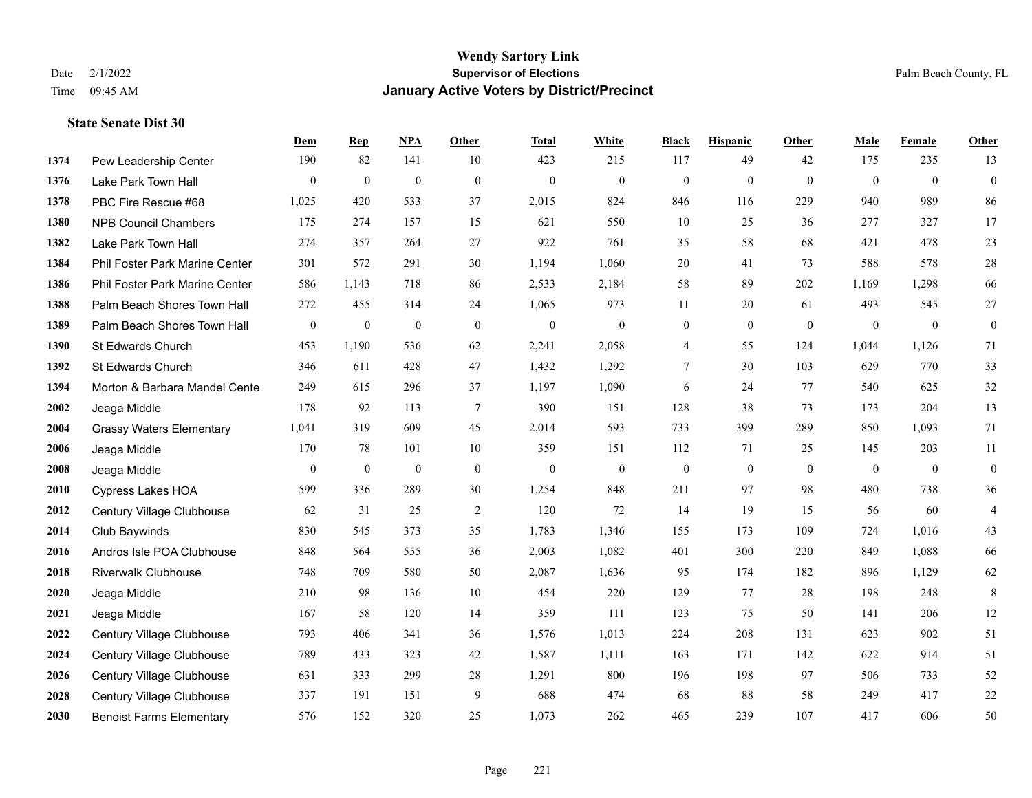# Wendy Sartory Link
## Supervisor of Elections
## January Active Voters by District/Precinct

Date 2/1/2022
Time 09:45 AM

Palm Beach County, FL

### State Senate Dist 30

| | | Dem | Rep | NPA | Other | Total | White | Black | Hispanic | Other | Male | Female | Other |
|---|---|---|---|---|---|---|---|---|---|---|---|---|---|
| 1374 | Pew Leadership Center | 190 | 82 | 141 | 10 | 423 | 215 | 117 | 49 | 42 | 175 | 235 | 13 |
| 1376 | Lake Park Town Hall | 0 | 0 | 0 | 0 | 0 | 0 | 0 | 0 | 0 | 0 | 0 | 0 |
| 1378 | PBC Fire Rescue #68 | 1,025 | 420 | 533 | 37 | 2,015 | 824 | 846 | 116 | 229 | 940 | 989 | 86 |
| 1380 | NPB Council Chambers | 175 | 274 | 157 | 15 | 621 | 550 | 10 | 25 | 36 | 277 | 327 | 17 |
| 1382 | Lake Park Town Hall | 274 | 357 | 264 | 27 | 922 | 761 | 35 | 58 | 68 | 421 | 478 | 23 |
| 1384 | Phil Foster Park Marine Center | 301 | 572 | 291 | 30 | 1,194 | 1,060 | 20 | 41 | 73 | 588 | 578 | 28 |
| 1386 | Phil Foster Park Marine Center | 586 | 1,143 | 718 | 86 | 2,533 | 2,184 | 58 | 89 | 202 | 1,169 | 1,298 | 66 |
| 1388 | Palm Beach Shores Town Hall | 272 | 455 | 314 | 24 | 1,065 | 973 | 11 | 20 | 61 | 493 | 545 | 27 |
| 1389 | Palm Beach Shores Town Hall | 0 | 0 | 0 | 0 | 0 | 0 | 0 | 0 | 0 | 0 | 0 | 0 |
| 1390 | St Edwards Church | 453 | 1,190 | 536 | 62 | 2,241 | 2,058 | 4 | 55 | 124 | 1,044 | 1,126 | 71 |
| 1392 | St Edwards Church | 346 | 611 | 428 | 47 | 1,432 | 1,292 | 7 | 30 | 103 | 629 | 770 | 33 |
| 1394 | Morton & Barbara Mandel Cente | 249 | 615 | 296 | 37 | 1,197 | 1,090 | 6 | 24 | 77 | 540 | 625 | 32 |
| 2002 | Jeaga Middle | 178 | 92 | 113 | 7 | 390 | 151 | 128 | 38 | 73 | 173 | 204 | 13 |
| 2004 | Grassy Waters Elementary | 1,041 | 319 | 609 | 45 | 2,014 | 593 | 733 | 399 | 289 | 850 | 1,093 | 71 |
| 2006 | Jeaga Middle | 170 | 78 | 101 | 10 | 359 | 151 | 112 | 71 | 25 | 145 | 203 | 11 |
| 2008 | Jeaga Middle | 0 | 0 | 0 | 0 | 0 | 0 | 0 | 0 | 0 | 0 | 0 | 0 |
| 2010 | Cypress Lakes HOA | 599 | 336 | 289 | 30 | 1,254 | 848 | 211 | 97 | 98 | 480 | 738 | 36 |
| 2012 | Century Village Clubhouse | 62 | 31 | 25 | 2 | 120 | 72 | 14 | 19 | 15 | 56 | 60 | 4 |
| 2014 | Club Baywinds | 830 | 545 | 373 | 35 | 1,783 | 1,346 | 155 | 173 | 109 | 724 | 1,016 | 43 |
| 2016 | Andros Isle POA Clubhouse | 848 | 564 | 555 | 36 | 2,003 | 1,082 | 401 | 300 | 220 | 849 | 1,088 | 66 |
| 2018 | Riverwalk Clubhouse | 748 | 709 | 580 | 50 | 2,087 | 1,636 | 95 | 174 | 182 | 896 | 1,129 | 62 |
| 2020 | Jeaga Middle | 210 | 98 | 136 | 10 | 454 | 220 | 129 | 77 | 28 | 198 | 248 | 8 |
| 2021 | Jeaga Middle | 167 | 58 | 120 | 14 | 359 | 111 | 123 | 75 | 50 | 141 | 206 | 12 |
| 2022 | Century Village Clubhouse | 793 | 406 | 341 | 36 | 1,576 | 1,013 | 224 | 208 | 131 | 623 | 902 | 51 |
| 2024 | Century Village Clubhouse | 789 | 433 | 323 | 42 | 1,587 | 1,111 | 163 | 171 | 142 | 622 | 914 | 51 |
| 2026 | Century Village Clubhouse | 631 | 333 | 299 | 28 | 1,291 | 800 | 196 | 198 | 97 | 506 | 733 | 52 |
| 2028 | Century Village Clubhouse | 337 | 191 | 151 | 9 | 688 | 474 | 68 | 88 | 58 | 249 | 417 | 22 |
| 2030 | Benoist Farms Elementary | 576 | 152 | 320 | 25 | 1,073 | 262 | 465 | 239 | 107 | 417 | 606 | 50 |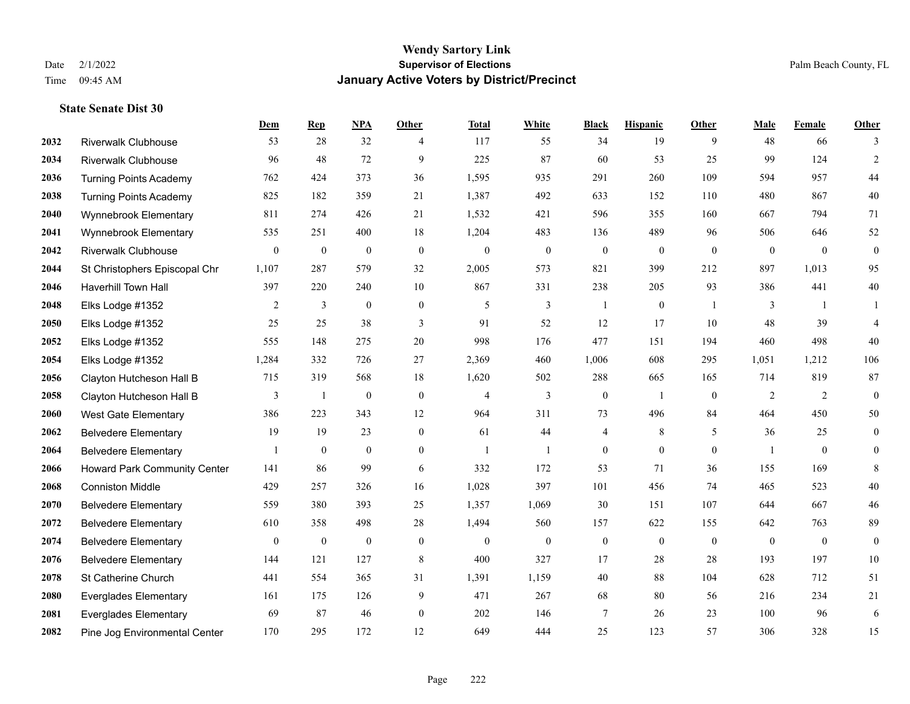# Wendy Sartory Link
## Supervisor of Elections
## January Active Voters by District/Precinct

Date 2/1/2022
Time 09:45 AM

Palm Beach County, FL

### State Senate Dist 30

| | | Dem | Rep | NPA | Other | Total | White | Black | Hispanic | Other | Male | Female | Other |
|---|---|---|---|---|---|---|---|---|---|---|---|---|---|
| 2032 | Riverwalk Clubhouse | 53 | 28 | 32 | 4 | 117 | 55 | 34 | 19 | 9 | 48 | 66 | 3 |
| 2034 | Riverwalk Clubhouse | 96 | 48 | 72 | 9 | 225 | 87 | 60 | 53 | 25 | 99 | 124 | 2 |
| 2036 | Turning Points Academy | 762 | 424 | 373 | 36 | 1,595 | 935 | 291 | 260 | 109 | 594 | 957 | 44 |
| 2038 | Turning Points Academy | 825 | 182 | 359 | 21 | 1,387 | 492 | 633 | 152 | 110 | 480 | 867 | 40 |
| 2040 | Wynnebrook Elementary | 811 | 274 | 426 | 21 | 1,532 | 421 | 596 | 355 | 160 | 667 | 794 | 71 |
| 2041 | Wynnebrook Elementary | 535 | 251 | 400 | 18 | 1,204 | 483 | 136 | 489 | 96 | 506 | 646 | 52 |
| 2042 | Riverwalk Clubhouse | 0 | 0 | 0 | 0 | 0 | 0 | 0 | 0 | 0 | 0 | 0 | 0 |
| 2044 | St Christophers Episcopal Chr | 1,107 | 287 | 579 | 32 | 2,005 | 573 | 821 | 399 | 212 | 897 | 1,013 | 95 |
| 2046 | Haverhill Town Hall | 397 | 220 | 240 | 10 | 867 | 331 | 238 | 205 | 93 | 386 | 441 | 40 |
| 2048 | Elks Lodge #1352 | 2 | 3 | 0 | 0 | 5 | 3 | 1 | 0 | 1 | 3 | 1 | 1 |
| 2050 | Elks Lodge #1352 | 25 | 25 | 38 | 3 | 91 | 52 | 12 | 17 | 10 | 48 | 39 | 4 |
| 2052 | Elks Lodge #1352 | 555 | 148 | 275 | 20 | 998 | 176 | 477 | 151 | 194 | 460 | 498 | 40 |
| 2054 | Elks Lodge #1352 | 1,284 | 332 | 726 | 27 | 2,369 | 460 | 1,006 | 608 | 295 | 1,051 | 1,212 | 106 |
| 2056 | Clayton Hutcheson Hall B | 715 | 319 | 568 | 18 | 1,620 | 502 | 288 | 665 | 165 | 714 | 819 | 87 |
| 2058 | Clayton Hutcheson Hall B | 3 | 1 | 0 | 0 | 4 | 3 | 0 | 1 | 0 | 2 | 2 | 0 |
| 2060 | West Gate Elementary | 386 | 223 | 343 | 12 | 964 | 311 | 73 | 496 | 84 | 464 | 450 | 50 |
| 2062 | Belvedere Elementary | 19 | 19 | 23 | 0 | 61 | 44 | 4 | 8 | 5 | 36 | 25 | 0 |
| 2064 | Belvedere Elementary | 1 | 0 | 0 | 0 | 1 | 1 | 0 | 0 | 0 | 1 | 0 | 0 |
| 2066 | Howard Park Community Center | 141 | 86 | 99 | 6 | 332 | 172 | 53 | 71 | 36 | 155 | 169 | 8 |
| 2068 | Conniston Middle | 429 | 257 | 326 | 16 | 1,028 | 397 | 101 | 456 | 74 | 465 | 523 | 40 |
| 2070 | Belvedere Elementary | 559 | 380 | 393 | 25 | 1,357 | 1,069 | 30 | 151 | 107 | 644 | 667 | 46 |
| 2072 | Belvedere Elementary | 610 | 358 | 498 | 28 | 1,494 | 560 | 157 | 622 | 155 | 642 | 763 | 89 |
| 2074 | Belvedere Elementary | 0 | 0 | 0 | 0 | 0 | 0 | 0 | 0 | 0 | 0 | 0 | 0 |
| 2076 | Belvedere Elementary | 144 | 121 | 127 | 8 | 400 | 327 | 17 | 28 | 28 | 193 | 197 | 10 |
| 2078 | St Catherine Church | 441 | 554 | 365 | 31 | 1,391 | 1,159 | 40 | 88 | 104 | 628 | 712 | 51 |
| 2080 | Everglades Elementary | 161 | 175 | 126 | 9 | 471 | 267 | 68 | 80 | 56 | 216 | 234 | 21 |
| 2081 | Everglades Elementary | 69 | 87 | 46 | 0 | 202 | 146 | 7 | 26 | 23 | 100 | 96 | 6 |
| 2082 | Pine Jog Environmental Center | 170 | 295 | 172 | 12 | 649 | 444 | 25 | 123 | 57 | 306 | 328 | 15 |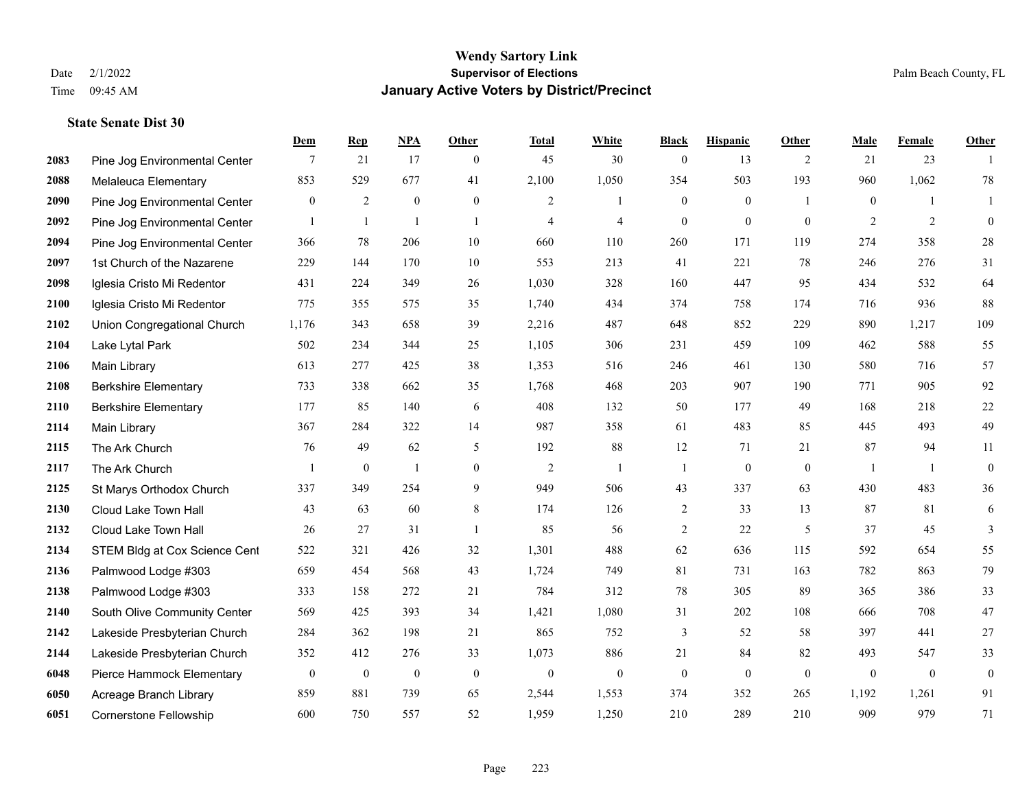# Wendy Sartory Link
## Supervisor of Elections
## January Active Voters by District/Precinct

Date 2/1/2022
Time 09:45 AM

Palm Beach County, FL

### State Senate Dist 30

| | | Dem | Rep | NPA | Other | Total | White | Black | Hispanic | Other | Male | Female | Other |
|---|---|---|---|---|---|---|---|---|---|---|---|---|---|
| 2083 | Pine Jog Environmental Center | 7 | 21 | 17 | 0 | 45 | 30 | 0 | 13 | 2 | 21 | 23 | 1 |
| 2088 | Melaleuca Elementary | 853 | 529 | 677 | 41 | 2,100 | 1,050 | 354 | 503 | 193 | 960 | 1,062 | 78 |
| 2090 | Pine Jog Environmental Center | 0 | 2 | 0 | 0 | 2 | 1 | 0 | 0 | 1 | 0 | 1 | 1 |
| 2092 | Pine Jog Environmental Center | 1 | 1 | 1 | 1 | 4 | 4 | 0 | 0 | 0 | 2 | 2 | 0 |
| 2094 | Pine Jog Environmental Center | 366 | 78 | 206 | 10 | 660 | 110 | 260 | 171 | 119 | 274 | 358 | 28 |
| 2097 | 1st Church of the Nazarene | 229 | 144 | 170 | 10 | 553 | 213 | 41 | 221 | 78 | 246 | 276 | 31 |
| 2098 | Iglesia Cristo Mi Redentor | 431 | 224 | 349 | 26 | 1,030 | 328 | 160 | 447 | 95 | 434 | 532 | 64 |
| 2100 | Iglesia Cristo Mi Redentor | 775 | 355 | 575 | 35 | 1,740 | 434 | 374 | 758 | 174 | 716 | 936 | 88 |
| 2102 | Union Congregational Church | 1,176 | 343 | 658 | 39 | 2,216 | 487 | 648 | 852 | 229 | 890 | 1,217 | 109 |
| 2104 | Lake Lytal Park | 502 | 234 | 344 | 25 | 1,105 | 306 | 231 | 459 | 109 | 462 | 588 | 55 |
| 2106 | Main Library | 613 | 277 | 425 | 38 | 1,353 | 516 | 246 | 461 | 130 | 580 | 716 | 57 |
| 2108 | Berkshire Elementary | 733 | 338 | 662 | 35 | 1,768 | 468 | 203 | 907 | 190 | 771 | 905 | 92 |
| 2110 | Berkshire Elementary | 177 | 85 | 140 | 6 | 408 | 132 | 50 | 177 | 49 | 168 | 218 | 22 |
| 2114 | Main Library | 367 | 284 | 322 | 14 | 987 | 358 | 61 | 483 | 85 | 445 | 493 | 49 |
| 2115 | The Ark Church | 76 | 49 | 62 | 5 | 192 | 88 | 12 | 71 | 21 | 87 | 94 | 11 |
| 2117 | The Ark Church | 1 | 0 | 1 | 0 | 2 | 1 | 1 | 0 | 0 | 1 | 1 | 0 |
| 2125 | St Marys Orthodox Church | 337 | 349 | 254 | 9 | 949 | 506 | 43 | 337 | 63 | 430 | 483 | 36 |
| 2130 | Cloud Lake Town Hall | 43 | 63 | 60 | 8 | 174 | 126 | 2 | 33 | 13 | 87 | 81 | 6 |
| 2132 | Cloud Lake Town Hall | 26 | 27 | 31 | 1 | 85 | 56 | 2 | 22 | 5 | 37 | 45 | 3 |
| 2134 | STEM Bldg at Cox Science Cent | 522 | 321 | 426 | 32 | 1,301 | 488 | 62 | 636 | 115 | 592 | 654 | 55 |
| 2136 | Palmwood Lodge #303 | 659 | 454 | 568 | 43 | 1,724 | 749 | 81 | 731 | 163 | 782 | 863 | 79 |
| 2138 | Palmwood Lodge #303 | 333 | 158 | 272 | 21 | 784 | 312 | 78 | 305 | 89 | 365 | 386 | 33 |
| 2140 | South Olive Community Center | 569 | 425 | 393 | 34 | 1,421 | 1,080 | 31 | 202 | 108 | 666 | 708 | 47 |
| 2142 | Lakeside Presbyterian Church | 284 | 362 | 198 | 21 | 865 | 752 | 3 | 52 | 58 | 397 | 441 | 27 |
| 2144 | Lakeside Presbyterian Church | 352 | 412 | 276 | 33 | 1,073 | 886 | 21 | 84 | 82 | 493 | 547 | 33 |
| 6048 | Pierce Hammock Elementary | 0 | 0 | 0 | 0 | 0 | 0 | 0 | 0 | 0 | 0 | 0 | 0 |
| 6050 | Acreage Branch Library | 859 | 881 | 739 | 65 | 2,544 | 1,553 | 374 | 352 | 265 | 1,192 | 1,261 | 91 |
| 6051 | Cornerstone Fellowship | 600 | 750 | 557 | 52 | 1,959 | 1,250 | 210 | 289 | 210 | 909 | 979 | 71 |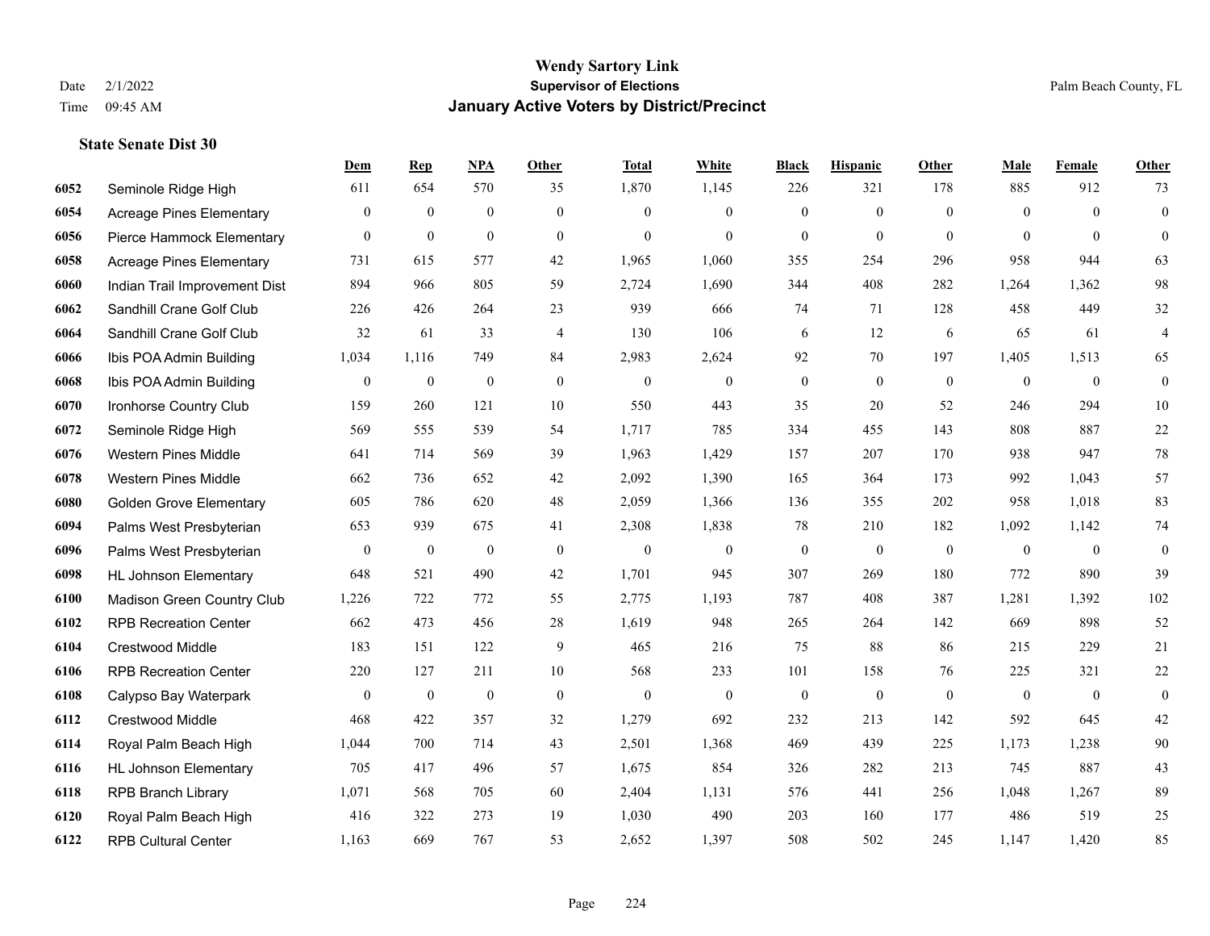# Wendy Sartory Link
## Supervisor of Elections
## January Active Voters by District/Precinct

Date 2/1/2022
Time 09:45 AM

Palm Beach County, FL

### State Senate Dist 30

| | | Dem | Rep | NPA | Other | Total | White | Black | Hispanic | Other | Male | Female | Other |
|---|---|---|---|---|---|---|---|---|---|---|---|---|---|
| 6052 | Seminole Ridge High | 611 | 654 | 570 | 35 | 1,870 | 1,145 | 226 | 321 | 178 | 885 | 912 | 73 |
| 6054 | Acreage Pines Elementary | 0 | 0 | 0 | 0 | 0 | 0 | 0 | 0 | 0 | 0 | 0 | 0 |
| 6056 | Pierce Hammock Elementary | 0 | 0 | 0 | 0 | 0 | 0 | 0 | 0 | 0 | 0 | 0 | 0 |
| 6058 | Acreage Pines Elementary | 731 | 615 | 577 | 42 | 1,965 | 1,060 | 355 | 254 | 296 | 958 | 944 | 63 |
| 6060 | Indian Trail Improvement Dist | 894 | 966 | 805 | 59 | 2,724 | 1,690 | 344 | 408 | 282 | 1,264 | 1,362 | 98 |
| 6062 | Sandhill Crane Golf Club | 226 | 426 | 264 | 23 | 939 | 666 | 74 | 71 | 128 | 458 | 449 | 32 |
| 6064 | Sandhill Crane Golf Club | 32 | 61 | 33 | 4 | 130 | 106 | 6 | 12 | 6 | 65 | 61 | 4 |
| 6066 | Ibis POA Admin Building | 1,034 | 1,116 | 749 | 84 | 2,983 | 2,624 | 92 | 70 | 197 | 1,405 | 1,513 | 65 |
| 6068 | Ibis POA Admin Building | 0 | 0 | 0 | 0 | 0 | 0 | 0 | 0 | 0 | 0 | 0 | 0 |
| 6070 | Ironhorse Country Club | 159 | 260 | 121 | 10 | 550 | 443 | 35 | 20 | 52 | 246 | 294 | 10 |
| 6072 | Seminole Ridge High | 569 | 555 | 539 | 54 | 1,717 | 785 | 334 | 455 | 143 | 808 | 887 | 22 |
| 6076 | Western Pines Middle | 641 | 714 | 569 | 39 | 1,963 | 1,429 | 157 | 207 | 170 | 938 | 947 | 78 |
| 6078 | Western Pines Middle | 662 | 736 | 652 | 42 | 2,092 | 1,390 | 165 | 364 | 173 | 992 | 1,043 | 57 |
| 6080 | Golden Grove Elementary | 605 | 786 | 620 | 48 | 2,059 | 1,366 | 136 | 355 | 202 | 958 | 1,018 | 83 |
| 6094 | Palms West Presbyterian | 653 | 939 | 675 | 41 | 2,308 | 1,838 | 78 | 210 | 182 | 1,092 | 1,142 | 74 |
| 6096 | Palms West Presbyterian | 0 | 0 | 0 | 0 | 0 | 0 | 0 | 0 | 0 | 0 | 0 | 0 |
| 6098 | HL Johnson Elementary | 648 | 521 | 490 | 42 | 1,701 | 945 | 307 | 269 | 180 | 772 | 890 | 39 |
| 6100 | Madison Green Country Club | 1,226 | 722 | 772 | 55 | 2,775 | 1,193 | 787 | 408 | 387 | 1,281 | 1,392 | 102 |
| 6102 | RPB Recreation Center | 662 | 473 | 456 | 28 | 1,619 | 948 | 265 | 264 | 142 | 669 | 898 | 52 |
| 6104 | Crestwood Middle | 183 | 151 | 122 | 9 | 465 | 216 | 75 | 88 | 86 | 215 | 229 | 21 |
| 6106 | RPB Recreation Center | 220 | 127 | 211 | 10 | 568 | 233 | 101 | 158 | 76 | 225 | 321 | 22 |
| 6108 | Calypso Bay Waterpark | 0 | 0 | 0 | 0 | 0 | 0 | 0 | 0 | 0 | 0 | 0 | 0 |
| 6112 | Crestwood Middle | 468 | 422 | 357 | 32 | 1,279 | 692 | 232 | 213 | 142 | 592 | 645 | 42 |
| 6114 | Royal Palm Beach High | 1,044 | 700 | 714 | 43 | 2,501 | 1,368 | 469 | 439 | 225 | 1,173 | 1,238 | 90 |
| 6116 | HL Johnson Elementary | 705 | 417 | 496 | 57 | 1,675 | 854 | 326 | 282 | 213 | 745 | 887 | 43 |
| 6118 | RPB Branch Library | 1,071 | 568 | 705 | 60 | 2,404 | 1,131 | 576 | 441 | 256 | 1,048 | 1,267 | 89 |
| 6120 | Royal Palm Beach High | 416 | 322 | 273 | 19 | 1,030 | 490 | 203 | 160 | 177 | 486 | 519 | 25 |
| 6122 | RPB Cultural Center | 1,163 | 669 | 767 | 53 | 2,652 | 1,397 | 508 | 502 | 245 | 1,147 | 1,420 | 85 |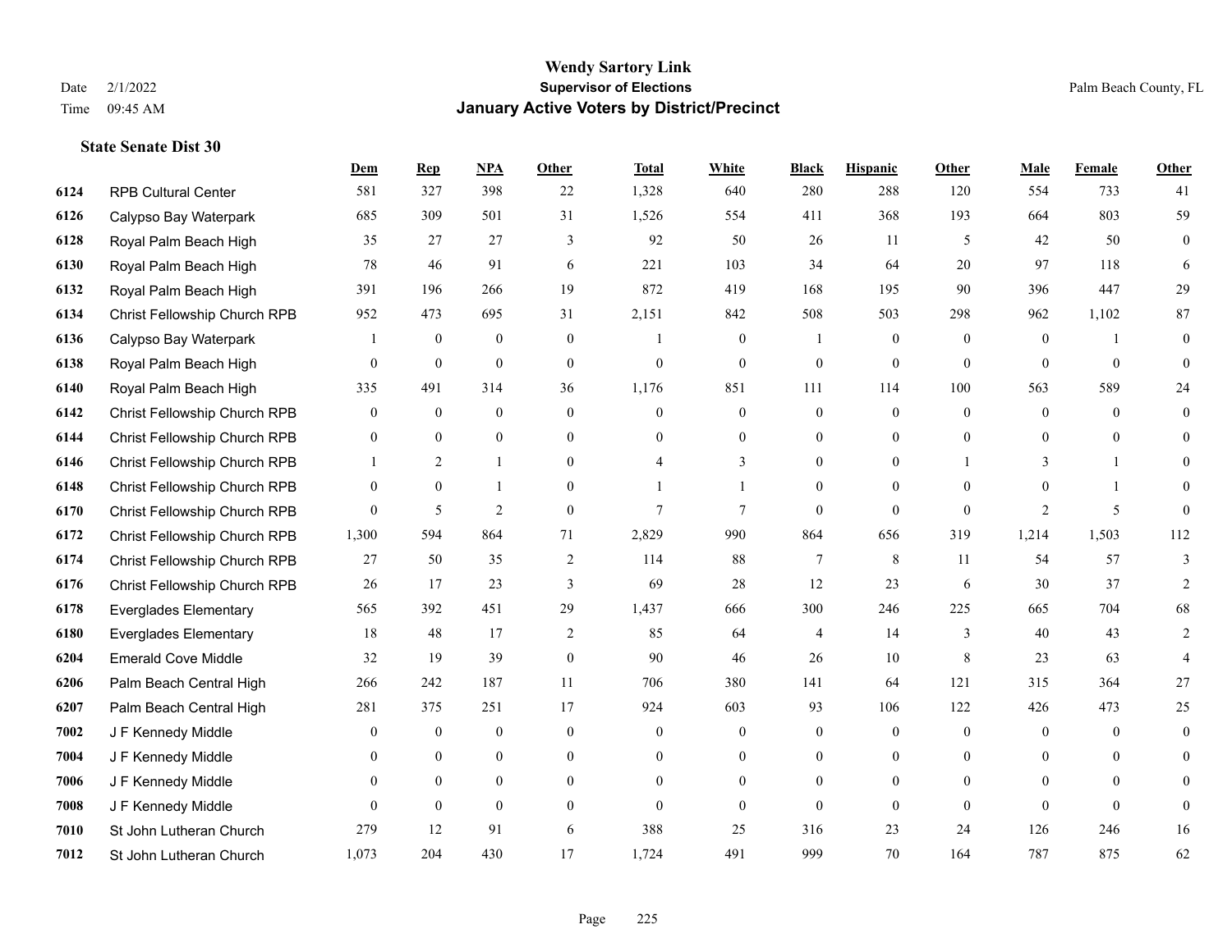# Wendy Sartory Link
## Supervisor of Elections
## January Active Voters by District/Precinct

Date 2/1/2022
Time 09:45 AM

Palm Beach County, FL

### State Senate Dist 30

| | | Dem | Rep | NPA | Other | Total | White | Black | Hispanic | Other | Male | Female | Other |
|---|---|---|---|---|---|---|---|---|---|---|---|---|---|
| 6124 | RPB Cultural Center | 581 | 327 | 398 | 22 | 1,328 | 640 | 280 | 288 | 120 | 554 | 733 | 41 |
| 6126 | Calypso Bay Waterpark | 685 | 309 | 501 | 31 | 1,526 | 554 | 411 | 368 | 193 | 664 | 803 | 59 |
| 6128 | Royal Palm Beach High | 35 | 27 | 27 | 3 | 92 | 50 | 26 | 11 | 5 | 42 | 50 | 0 |
| 6130 | Royal Palm Beach High | 78 | 46 | 91 | 6 | 221 | 103 | 34 | 64 | 20 | 97 | 118 | 6 |
| 6132 | Royal Palm Beach High | 391 | 196 | 266 | 19 | 872 | 419 | 168 | 195 | 90 | 396 | 447 | 29 |
| 6134 | Christ Fellowship Church RPB | 952 | 473 | 695 | 31 | 2,151 | 842 | 508 | 503 | 298 | 962 | 1,102 | 87 |
| 6136 | Calypso Bay Waterpark | 1 | 0 | 0 | 0 | 1 | 0 | 1 | 0 | 0 | 0 | 1 | 0 |
| 6138 | Royal Palm Beach High | 0 | 0 | 0 | 0 | 0 | 0 | 0 | 0 | 0 | 0 | 0 | 0 |
| 6140 | Royal Palm Beach High | 335 | 491 | 314 | 36 | 1,176 | 851 | 111 | 114 | 100 | 563 | 589 | 24 |
| 6142 | Christ Fellowship Church RPB | 0 | 0 | 0 | 0 | 0 | 0 | 0 | 0 | 0 | 0 | 0 | 0 |
| 6144 | Christ Fellowship Church RPB | 0 | 0 | 0 | 0 | 0 | 0 | 0 | 0 | 0 | 0 | 0 | 0 |
| 6146 | Christ Fellowship Church RPB | 1 | 2 | 1 | 0 | 4 | 3 | 0 | 0 | 1 | 3 | 1 | 0 |
| 6148 | Christ Fellowship Church RPB | 0 | 0 | 1 | 0 | 1 | 1 | 0 | 0 | 0 | 0 | 1 | 0 |
| 6170 | Christ Fellowship Church RPB | 0 | 5 | 2 | 0 | 7 | 7 | 0 | 0 | 0 | 2 | 5 | 0 |
| 6172 | Christ Fellowship Church RPB | 1,300 | 594 | 864 | 71 | 2,829 | 990 | 864 | 656 | 319 | 1,214 | 1,503 | 112 |
| 6174 | Christ Fellowship Church RPB | 27 | 50 | 35 | 2 | 114 | 88 | 7 | 8 | 11 | 54 | 57 | 3 |
| 6176 | Christ Fellowship Church RPB | 26 | 17 | 23 | 3 | 69 | 28 | 12 | 23 | 6 | 30 | 37 | 2 |
| 6178 | Everglades Elementary | 565 | 392 | 451 | 29 | 1,437 | 666 | 300 | 246 | 225 | 665 | 704 | 68 |
| 6180 | Everglades Elementary | 18 | 48 | 17 | 2 | 85 | 64 | 4 | 14 | 3 | 40 | 43 | 2 |
| 6204 | Emerald Cove Middle | 32 | 19 | 39 | 0 | 90 | 46 | 26 | 10 | 8 | 23 | 63 | 4 |
| 6206 | Palm Beach Central High | 266 | 242 | 187 | 11 | 706 | 380 | 141 | 64 | 121 | 315 | 364 | 27 |
| 6207 | Palm Beach Central High | 281 | 375 | 251 | 17 | 924 | 603 | 93 | 106 | 122 | 426 | 473 | 25 |
| 7002 | J F Kennedy Middle | 0 | 0 | 0 | 0 | 0 | 0 | 0 | 0 | 0 | 0 | 0 | 0 |
| 7004 | J F Kennedy Middle | 0 | 0 | 0 | 0 | 0 | 0 | 0 | 0 | 0 | 0 | 0 | 0 |
| 7006 | J F Kennedy Middle | 0 | 0 | 0 | 0 | 0 | 0 | 0 | 0 | 0 | 0 | 0 | 0 |
| 7008 | J F Kennedy Middle | 0 | 0 | 0 | 0 | 0 | 0 | 0 | 0 | 0 | 0 | 0 | 0 |
| 7010 | St John Lutheran Church | 279 | 12 | 91 | 6 | 388 | 25 | 316 | 23 | 24 | 126 | 246 | 16 |
| 7012 | St John Lutheran Church | 1,073 | 204 | 430 | 17 | 1,724 | 491 | 999 | 70 | 164 | 787 | 875 | 62 |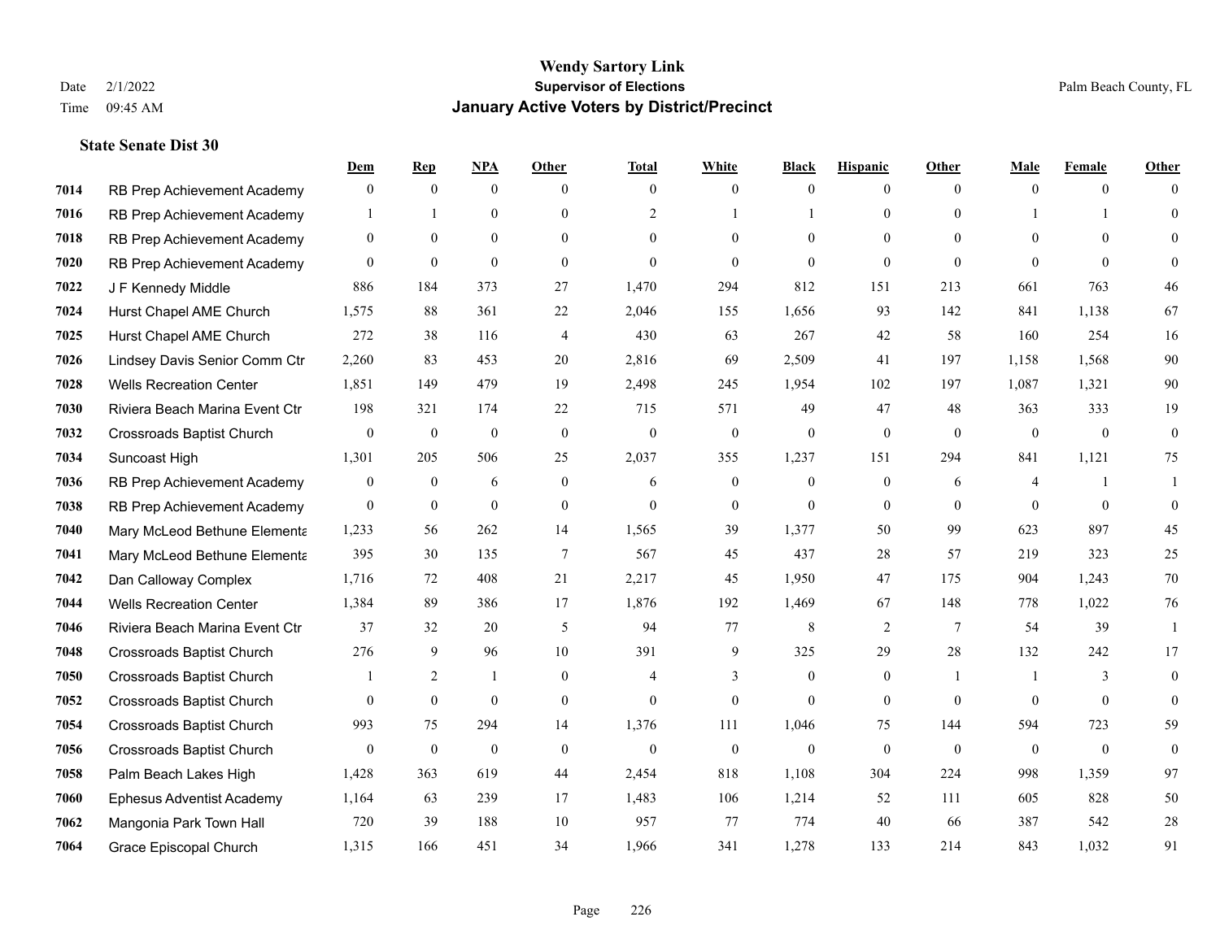**Wendy Sartory Link**
**Supervisor of Elections**
**January Active Voters by District/Precinct**

Date 2/1/2022
Time 09:45 AM

Palm Beach County, FL

### State Senate Dist 30

| | | Dem | Rep | NPA | Other | Total | White | Black | Hispanic | Other | Male | Female | Other |
|---|---|---|---|---|---|---|---|---|---|---|---|---|---|
| 7014 | RB Prep Achievement Academy | 0 | 0 | 0 | 0 | 0 | 0 | 0 | 0 | 0 | 0 | 0 | 0 |
| 7016 | RB Prep Achievement Academy | 1 | 1 | 0 | 0 | 2 | 1 | 1 | 0 | 0 | 1 | 1 | 0 |
| 7018 | RB Prep Achievement Academy | 0 | 0 | 0 | 0 | 0 | 0 | 0 | 0 | 0 | 0 | 0 | 0 |
| 7020 | RB Prep Achievement Academy | 0 | 0 | 0 | 0 | 0 | 0 | 0 | 0 | 0 | 0 | 0 | 0 |
| 7022 | J F Kennedy Middle | 886 | 184 | 373 | 27 | 1,470 | 294 | 812 | 151 | 213 | 661 | 763 | 46 |
| 7024 | Hurst Chapel AME Church | 1,575 | 88 | 361 | 22 | 2,046 | 155 | 1,656 | 93 | 142 | 841 | 1,138 | 67 |
| 7025 | Hurst Chapel AME Church | 272 | 38 | 116 | 4 | 430 | 63 | 267 | 42 | 58 | 160 | 254 | 16 |
| 7026 | Lindsey Davis Senior Comm Ctr | 2,260 | 83 | 453 | 20 | 2,816 | 69 | 2,509 | 41 | 197 | 1,158 | 1,568 | 90 |
| 7028 | Wells Recreation Center | 1,851 | 149 | 479 | 19 | 2,498 | 245 | 1,954 | 102 | 197 | 1,087 | 1,321 | 90 |
| 7030 | Riviera Beach Marina Event Ctr | 198 | 321 | 174 | 22 | 715 | 571 | 49 | 47 | 48 | 363 | 333 | 19 |
| 7032 | Crossroads Baptist Church | 0 | 0 | 0 | 0 | 0 | 0 | 0 | 0 | 0 | 0 | 0 | 0 |
| 7034 | Suncoast High | 1,301 | 205 | 506 | 25 | 2,037 | 355 | 1,237 | 151 | 294 | 841 | 1,121 | 75 |
| 7036 | RB Prep Achievement Academy | 0 | 0 | 6 | 0 | 6 | 0 | 0 | 0 | 6 | 4 | 1 | 1 |
| 7038 | RB Prep Achievement Academy | 0 | 0 | 0 | 0 | 0 | 0 | 0 | 0 | 0 | 0 | 0 | 0 |
| 7040 | Mary McLeod Bethune Elementa | 1,233 | 56 | 262 | 14 | 1,565 | 39 | 1,377 | 50 | 99 | 623 | 897 | 45 |
| 7041 | Mary McLeod Bethune Elementa | 395 | 30 | 135 | 7 | 567 | 45 | 437 | 28 | 57 | 219 | 323 | 25 |
| 7042 | Dan Calloway Complex | 1,716 | 72 | 408 | 21 | 2,217 | 45 | 1,950 | 47 | 175 | 904 | 1,243 | 70 |
| 7044 | Wells Recreation Center | 1,384 | 89 | 386 | 17 | 1,876 | 192 | 1,469 | 67 | 148 | 778 | 1,022 | 76 |
| 7046 | Riviera Beach Marina Event Ctr | 37 | 32 | 20 | 5 | 94 | 77 | 8 | 2 | 7 | 54 | 39 | 1 |
| 7048 | Crossroads Baptist Church | 276 | 9 | 96 | 10 | 391 | 9 | 325 | 29 | 28 | 132 | 242 | 17 |
| 7050 | Crossroads Baptist Church | 1 | 2 | 1 | 0 | 4 | 3 | 0 | 0 | 1 | 1 | 3 | 0 |
| 7052 | Crossroads Baptist Church | 0 | 0 | 0 | 0 | 0 | 0 | 0 | 0 | 0 | 0 | 0 | 0 |
| 7054 | Crossroads Baptist Church | 993 | 75 | 294 | 14 | 1,376 | 111 | 1,046 | 75 | 144 | 594 | 723 | 59 |
| 7056 | Crossroads Baptist Church | 0 | 0 | 0 | 0 | 0 | 0 | 0 | 0 | 0 | 0 | 0 | 0 |
| 7058 | Palm Beach Lakes High | 1,428 | 363 | 619 | 44 | 2,454 | 818 | 1,108 | 304 | 224 | 998 | 1,359 | 97 |
| 7060 | Ephesus Adventist Academy | 1,164 | 63 | 239 | 17 | 1,483 | 106 | 1,214 | 52 | 111 | 605 | 828 | 50 |
| 7062 | Mangonia Park Town Hall | 720 | 39 | 188 | 10 | 957 | 77 | 774 | 40 | 66 | 387 | 542 | 28 |
| 7064 | Grace Episcopal Church | 1,315 | 166 | 451 | 34 | 1,966 | 341 | 1,278 | 133 | 214 | 843 | 1,032 | 91 |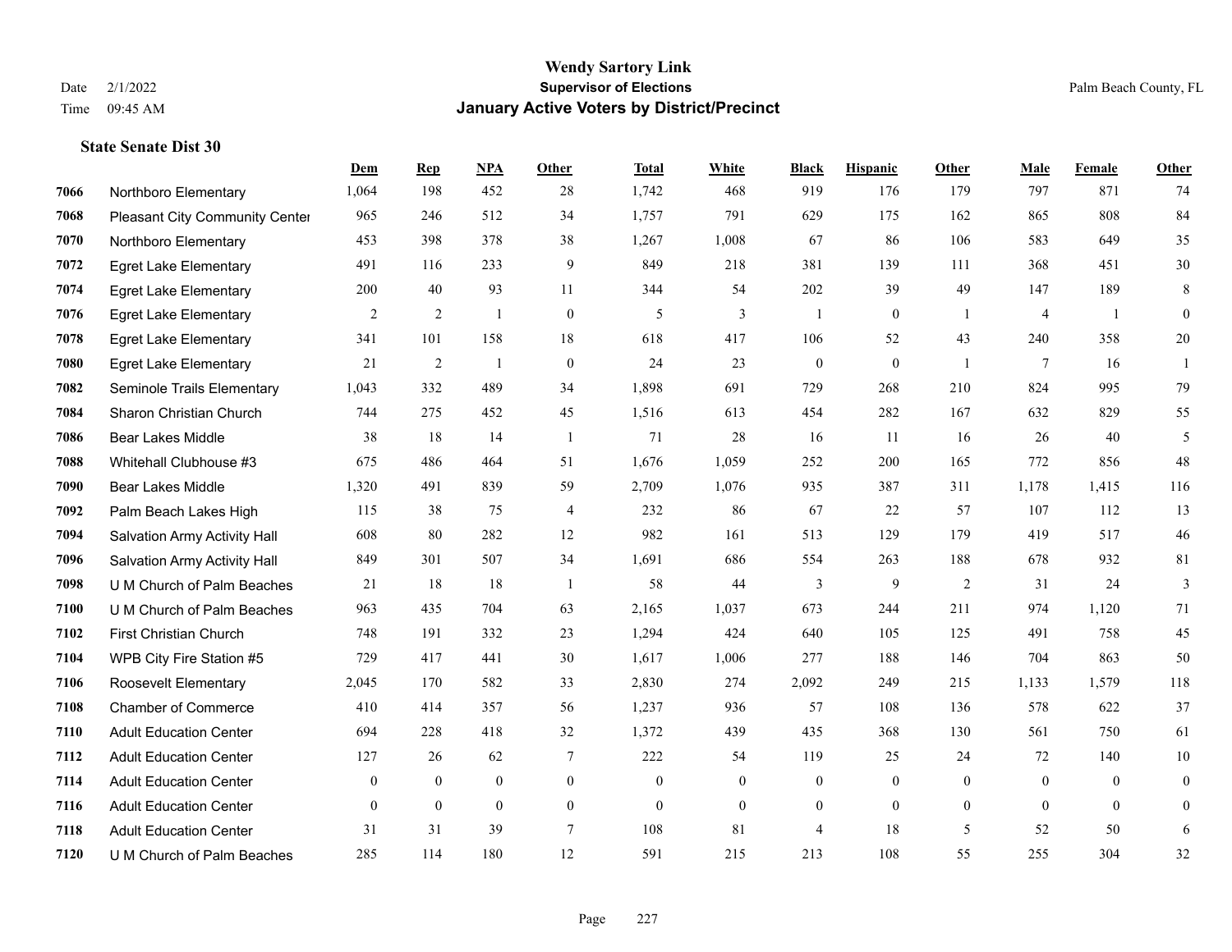# Wendy Sartory Link

**Supervisor of Elections**

**January Active Voters by District/Precinct**

Date 2/1/2022
Time 09:45 AM

Palm Beach County, FL

### State Senate Dist 30

| | | Dem | Rep | NPA | Other | Total | White | Black | Hispanic | Other | Male | Female | Other |
|---|---|---|---|---|---|---|---|---|---|---|---|---|---|
| 7066 | Northboro Elementary | 1,064 | 198 | 452 | 28 | 1,742 | 468 | 919 | 176 | 179 | 797 | 871 | 74 |
| 7068 | Pleasant City Community Center | 965 | 246 | 512 | 34 | 1,757 | 791 | 629 | 175 | 162 | 865 | 808 | 84 |
| 7070 | Northboro Elementary | 453 | 398 | 378 | 38 | 1,267 | 1,008 | 67 | 86 | 106 | 583 | 649 | 35 |
| 7072 | Egret Lake Elementary | 491 | 116 | 233 | 9 | 849 | 218 | 381 | 139 | 111 | 368 | 451 | 30 |
| 7074 | Egret Lake Elementary | 200 | 40 | 93 | 11 | 344 | 54 | 202 | 39 | 49 | 147 | 189 | 8 |
| 7076 | Egret Lake Elementary | 2 | 2 | 1 | 0 | 5 | 3 | 1 | 0 | 1 | 4 | 1 | 0 |
| 7078 | Egret Lake Elementary | 341 | 101 | 158 | 18 | 618 | 417 | 106 | 52 | 43 | 240 | 358 | 20 |
| 7080 | Egret Lake Elementary | 21 | 2 | 1 | 0 | 24 | 23 | 0 | 0 | 1 | 7 | 16 | 1 |
| 7082 | Seminole Trails Elementary | 1,043 | 332 | 489 | 34 | 1,898 | 691 | 729 | 268 | 210 | 824 | 995 | 79 |
| 7084 | Sharon Christian Church | 744 | 275 | 452 | 45 | 1,516 | 613 | 454 | 282 | 167 | 632 | 829 | 55 |
| 7086 | Bear Lakes Middle | 38 | 18 | 14 | 1 | 71 | 28 | 16 | 11 | 16 | 26 | 40 | 5 |
| 7088 | Whitehall Clubhouse #3 | 675 | 486 | 464 | 51 | 1,676 | 1,059 | 252 | 200 | 165 | 772 | 856 | 48 |
| 7090 | Bear Lakes Middle | 1,320 | 491 | 839 | 59 | 2,709 | 1,076 | 935 | 387 | 311 | 1,178 | 1,415 | 116 |
| 7092 | Palm Beach Lakes High | 115 | 38 | 75 | 4 | 232 | 86 | 67 | 22 | 57 | 107 | 112 | 13 |
| 7094 | Salvation Army Activity Hall | 608 | 80 | 282 | 12 | 982 | 161 | 513 | 129 | 179 | 419 | 517 | 46 |
| 7096 | Salvation Army Activity Hall | 849 | 301 | 507 | 34 | 1,691 | 686 | 554 | 263 | 188 | 678 | 932 | 81 |
| 7098 | U M Church of Palm Beaches | 21 | 18 | 18 | 1 | 58 | 44 | 3 | 9 | 2 | 31 | 24 | 3 |
| 7100 | U M Church of Palm Beaches | 963 | 435 | 704 | 63 | 2,165 | 1,037 | 673 | 244 | 211 | 974 | 1,120 | 71 |
| 7102 | First Christian Church | 748 | 191 | 332 | 23 | 1,294 | 424 | 640 | 105 | 125 | 491 | 758 | 45 |
| 7104 | WPB City Fire Station #5 | 729 | 417 | 441 | 30 | 1,617 | 1,006 | 277 | 188 | 146 | 704 | 863 | 50 |
| 7106 | Roosevelt Elementary | 2,045 | 170 | 582 | 33 | 2,830 | 274 | 2,092 | 249 | 215 | 1,133 | 1,579 | 118 |
| 7108 | Chamber of Commerce | 410 | 414 | 357 | 56 | 1,237 | 936 | 57 | 108 | 136 | 578 | 622 | 37 |
| 7110 | Adult Education Center | 694 | 228 | 418 | 32 | 1,372 | 439 | 435 | 368 | 130 | 561 | 750 | 61 |
| 7112 | Adult Education Center | 127 | 26 | 62 | 7 | 222 | 54 | 119 | 25 | 24 | 72 | 140 | 10 |
| 7114 | Adult Education Center | 0 | 0 | 0 | 0 | 0 | 0 | 0 | 0 | 0 | 0 | 0 | 0 |
| 7116 | Adult Education Center | 0 | 0 | 0 | 0 | 0 | 0 | 0 | 0 | 0 | 0 | 0 | 0 |
| 7118 | Adult Education Center | 31 | 31 | 39 | 7 | 108 | 81 | 4 | 18 | 5 | 52 | 50 | 6 |
| 7120 | U M Church of Palm Beaches | 285 | 114 | 180 | 12 | 591 | 215 | 213 | 108 | 55 | 255 | 304 | 32 |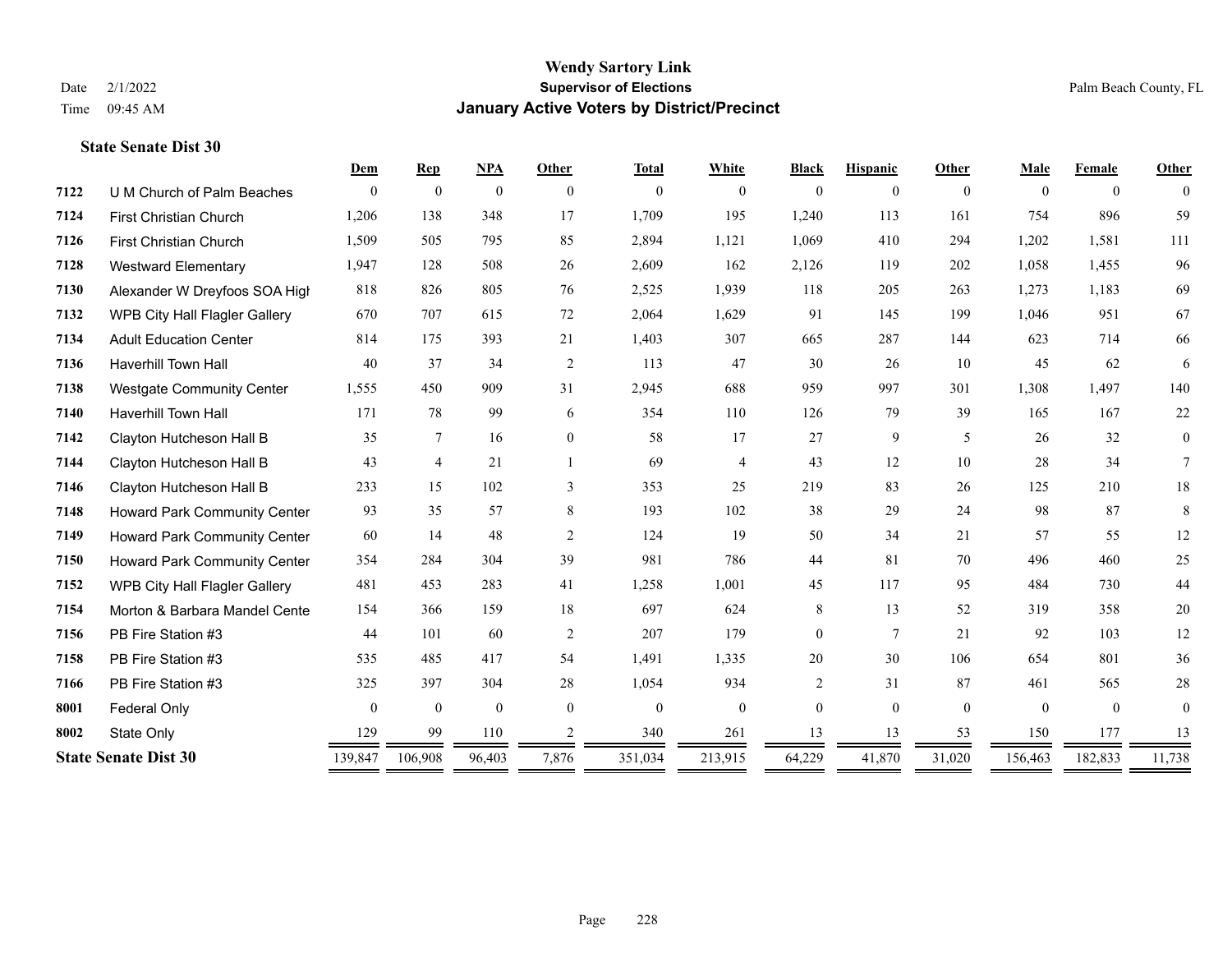# Wendy Sartory Link
## Supervisor of Elections
## January Active Voters by District/Precinct

Date 2/1/2022
Time 09:45 AM

Palm Beach County, FL

### State Senate Dist 30

| | | Dem | Rep | NPA | Other | Total | White | Black | Hispanic | Other | Male | Female | Other |
|---|---|---|---|---|---|---|---|---|---|---|---|---|---|
| 7122 | U M Church of Palm Beaches | 0 | 0 | 0 | 0 | 0 | 0 | 0 | 0 | 0 | 0 | 0 | 0 |
| 7124 | First Christian Church | 1,206 | 138 | 348 | 17 | 1,709 | 195 | 1,240 | 113 | 161 | 754 | 896 | 59 |
| 7126 | First Christian Church | 1,509 | 505 | 795 | 85 | 2,894 | 1,121 | 1,069 | 410 | 294 | 1,202 | 1,581 | 111 |
| 7128 | Westward Elementary | 1,947 | 128 | 508 | 26 | 2,609 | 162 | 2,126 | 119 | 202 | 1,058 | 1,455 | 96 |
| 7130 | Alexander W Dreyfoos SOA High | 818 | 826 | 805 | 76 | 2,525 | 1,939 | 118 | 205 | 263 | 1,273 | 1,183 | 69 |
| 7132 | WPB City Hall Flagler Gallery | 670 | 707 | 615 | 72 | 2,064 | 1,629 | 91 | 145 | 199 | 1,046 | 951 | 67 |
| 7134 | Adult Education Center | 814 | 175 | 393 | 21 | 1,403 | 307 | 665 | 287 | 144 | 623 | 714 | 66 |
| 7136 | Haverhill Town Hall | 40 | 37 | 34 | 2 | 113 | 47 | 30 | 26 | 10 | 45 | 62 | 6 |
| 7138 | Westgate Community Center | 1,555 | 450 | 909 | 31 | 2,945 | 688 | 959 | 997 | 301 | 1,308 | 1,497 | 140 |
| 7140 | Haverhill Town Hall | 171 | 78 | 99 | 6 | 354 | 110 | 126 | 79 | 39 | 165 | 167 | 22 |
| 7142 | Clayton Hutcheson Hall B | 35 | 7 | 16 | 0 | 58 | 17 | 27 | 9 | 5 | 26 | 32 | 0 |
| 7144 | Clayton Hutcheson Hall B | 43 | 4 | 21 | 1 | 69 | 4 | 43 | 12 | 10 | 28 | 34 | 7 |
| 7146 | Clayton Hutcheson Hall B | 233 | 15 | 102 | 3 | 353 | 25 | 219 | 83 | 26 | 125 | 210 | 18 |
| 7148 | Howard Park Community Center | 93 | 35 | 57 | 8 | 193 | 102 | 38 | 29 | 24 | 98 | 87 | 8 |
| 7149 | Howard Park Community Center | 60 | 14 | 48 | 2 | 124 | 19 | 50 | 34 | 21 | 57 | 55 | 12 |
| 7150 | Howard Park Community Center | 354 | 284 | 304 | 39 | 981 | 786 | 44 | 81 | 70 | 496 | 460 | 25 |
| 7152 | WPB City Hall Flagler Gallery | 481 | 453 | 283 | 41 | 1,258 | 1,001 | 45 | 117 | 95 | 484 | 730 | 44 |
| 7154 | Morton & Barbara Mandel Cente | 154 | 366 | 159 | 18 | 697 | 624 | 8 | 13 | 52 | 319 | 358 | 20 |
| 7156 | PB Fire Station #3 | 44 | 101 | 60 | 2 | 207 | 179 | 0 | 7 | 21 | 92 | 103 | 12 |
| 7158 | PB Fire Station #3 | 535 | 485 | 417 | 54 | 1,491 | 1,335 | 20 | 30 | 106 | 654 | 801 | 36 |
| 7166 | PB Fire Station #3 | 325 | 397 | 304 | 28 | 1,054 | 934 | 2 | 31 | 87 | 461 | 565 | 28 |
| 8001 | Federal Only | 0 | 0 | 0 | 0 | 0 | 0 | 0 | 0 | 0 | 0 | 0 | 0 |
| 8002 | State Only | 129 | 99 | 110 | 2 | 340 | 261 | 13 | 13 | 53 | 150 | 177 | 13 |
| **State Senate Dist 30** | | 139,847 | 106,908 | 96,403 | 7,876 | 351,034 | 213,915 | 64,229 | 41,870 | 31,020 | 156,463 | 182,833 | 11,738 |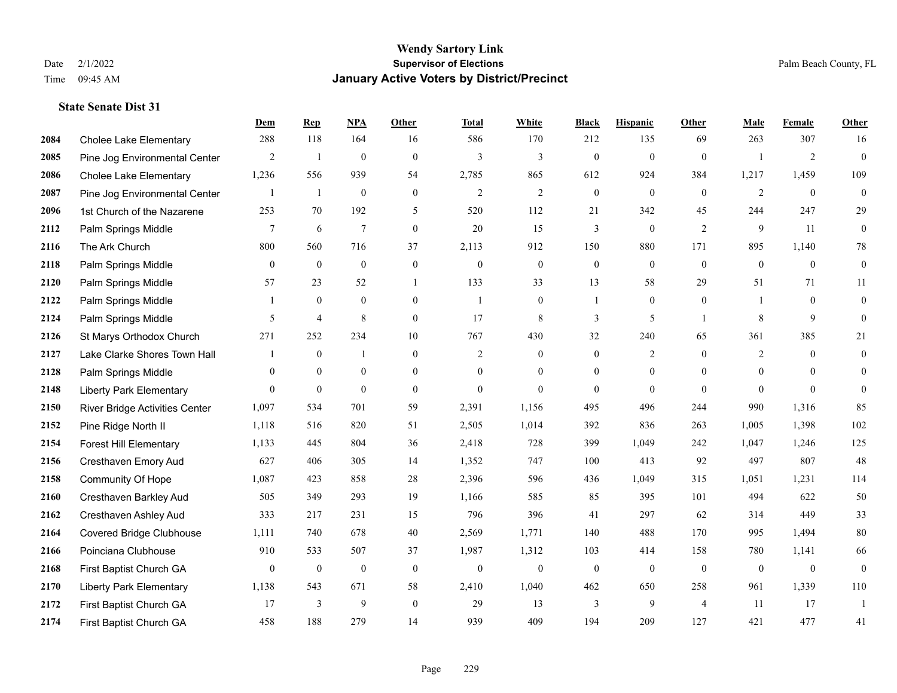**Wendy Sartory Link**

**Supervisor of Elections**

**January Active Voters by District/Precinct**

Date 2/1/2022

Time 09:45 AM

Palm Beach County, FL

### State Senate Dist 31

| | | Dem | Rep | NPA | Other | Total | White | Black | Hispanic | Other | Male | Female | Other |
|---|---|---|---|---|---|---|---|---|---|---|---|---|---|
| 2084 | Cholee Lake Elementary | 288 | 118 | 164 | 16 | 586 | 170 | 212 | 135 | 69 | 263 | 307 | 16 |
| 2085 | Pine Jog Environmental Center | 2 | 1 | 0 | 0 | 3 | 3 | 0 | 0 | 0 | 1 | 2 | 0 |
| 2086 | Cholee Lake Elementary | 1,236 | 556 | 939 | 54 | 2,785 | 865 | 612 | 924 | 384 | 1,217 | 1,459 | 109 |
| 2087 | Pine Jog Environmental Center | 1 | 1 | 0 | 0 | 2 | 2 | 0 | 0 | 0 | 2 | 0 | 0 |
| 2096 | 1st Church of the Nazarene | 253 | 70 | 192 | 5 | 520 | 112 | 21 | 342 | 45 | 244 | 247 | 29 |
| 2112 | Palm Springs Middle | 7 | 6 | 7 | 0 | 20 | 15 | 3 | 0 | 2 | 9 | 11 | 0 |
| 2116 | The Ark Church | 800 | 560 | 716 | 37 | 2,113 | 912 | 150 | 880 | 171 | 895 | 1,140 | 78 |
| 2118 | Palm Springs Middle | 0 | 0 | 0 | 0 | 0 | 0 | 0 | 0 | 0 | 0 | 0 | 0 |
| 2120 | Palm Springs Middle | 57 | 23 | 52 | 1 | 133 | 33 | 13 | 58 | 29 | 51 | 71 | 11 |
| 2122 | Palm Springs Middle | 1 | 0 | 0 | 0 | 1 | 0 | 1 | 0 | 0 | 1 | 0 | 0 |
| 2124 | Palm Springs Middle | 5 | 4 | 8 | 0 | 17 | 8 | 3 | 5 | 1 | 8 | 9 | 0 |
| 2126 | St Marys Orthodox Church | 271 | 252 | 234 | 10 | 767 | 430 | 32 | 240 | 65 | 361 | 385 | 21 |
| 2127 | Lake Clarke Shores Town Hall | 1 | 0 | 1 | 0 | 2 | 0 | 0 | 2 | 0 | 2 | 0 | 0 |
| 2128 | Palm Springs Middle | 0 | 0 | 0 | 0 | 0 | 0 | 0 | 0 | 0 | 0 | 0 | 0 |
| 2148 | Liberty Park Elementary | 0 | 0 | 0 | 0 | 0 | 0 | 0 | 0 | 0 | 0 | 0 | 0 |
| 2150 | River Bridge Activities Center | 1,097 | 534 | 701 | 59 | 2,391 | 1,156 | 495 | 496 | 244 | 990 | 1,316 | 85 |
| 2152 | Pine Ridge North II | 1,118 | 516 | 820 | 51 | 2,505 | 1,014 | 392 | 836 | 263 | 1,005 | 1,398 | 102 |
| 2154 | Forest Hill Elementary | 1,133 | 445 | 804 | 36 | 2,418 | 728 | 399 | 1,049 | 242 | 1,047 | 1,246 | 125 |
| 2156 | Cresthaven Emory Aud | 627 | 406 | 305 | 14 | 1,352 | 747 | 100 | 413 | 92 | 497 | 807 | 48 |
| 2158 | Community Of Hope | 1,087 | 423 | 858 | 28 | 2,396 | 596 | 436 | 1,049 | 315 | 1,051 | 1,231 | 114 |
| 2160 | Cresthaven Barkley Aud | 505 | 349 | 293 | 19 | 1,166 | 585 | 85 | 395 | 101 | 494 | 622 | 50 |
| 2162 | Cresthaven Ashley Aud | 333 | 217 | 231 | 15 | 796 | 396 | 41 | 297 | 62 | 314 | 449 | 33 |
| 2164 | Covered Bridge Clubhouse | 1,111 | 740 | 678 | 40 | 2,569 | 1,771 | 140 | 488 | 170 | 995 | 1,494 | 80 |
| 2166 | Poinciana Clubhouse | 910 | 533 | 507 | 37 | 1,987 | 1,312 | 103 | 414 | 158 | 780 | 1,141 | 66 |
| 2168 | First Baptist Church GA | 0 | 0 | 0 | 0 | 0 | 0 | 0 | 0 | 0 | 0 | 0 | 0 |
| 2170 | Liberty Park Elementary | 1,138 | 543 | 671 | 58 | 2,410 | 1,040 | 462 | 650 | 258 | 961 | 1,339 | 110 |
| 2172 | First Baptist Church GA | 17 | 3 | 9 | 0 | 29 | 13 | 3 | 9 | 4 | 11 | 17 | 1 |
| 2174 | First Baptist Church GA | 458 | 188 | 279 | 14 | 939 | 409 | 194 | 209 | 127 | 421 | 477 | 41 |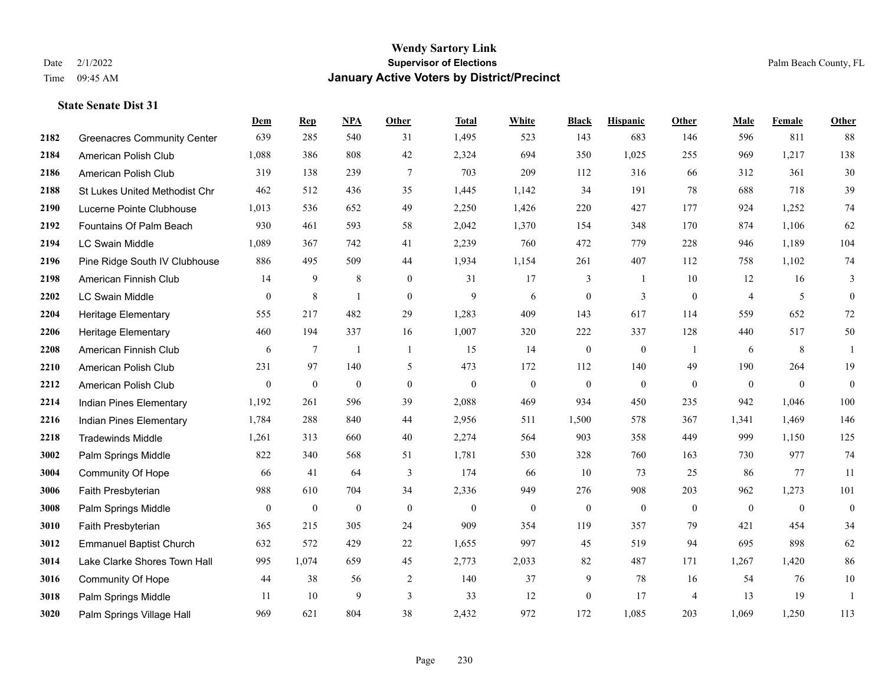# Wendy Sartory Link
## Supervisor of Elections
## January Active Voters by District/Precinct

Date 2/1/2022
Time 09:45 AM
Palm Beach County, FL

### State Senate Dist 31

| | | Dem | Rep | NPA | Other | Total | White | Black | Hispanic | Other | Male | Female | Other |
|---|---|---|---|---|---|---|---|---|---|---|---|---|---|
| 2182 | Greenacres Community Center | 639 | 285 | 540 | 31 | 1,495 | 523 | 143 | 683 | 146 | 596 | 811 | 88 |
| 2184 | American Polish Club | 1,088 | 386 | 808 | 42 | 2,324 | 694 | 350 | 1,025 | 255 | 969 | 1,217 | 138 |
| 2186 | American Polish Club | 319 | 138 | 239 | 7 | 703 | 209 | 112 | 316 | 66 | 312 | 361 | 30 |
| 2188 | St Lukes United Methodist Chr | 462 | 512 | 436 | 35 | 1,445 | 1,142 | 34 | 191 | 78 | 688 | 718 | 39 |
| 2190 | Lucerne Pointe Clubhouse | 1,013 | 536 | 652 | 49 | 2,250 | 1,426 | 220 | 427 | 177 | 924 | 1,252 | 74 |
| 2192 | Fountains Of Palm Beach | 930 | 461 | 593 | 58 | 2,042 | 1,370 | 154 | 348 | 170 | 874 | 1,106 | 62 |
| 2194 | LC Swain Middle | 1,089 | 367 | 742 | 41 | 2,239 | 760 | 472 | 779 | 228 | 946 | 1,189 | 104 |
| 2196 | Pine Ridge South IV Clubhouse | 886 | 495 | 509 | 44 | 1,934 | 1,154 | 261 | 407 | 112 | 758 | 1,102 | 74 |
| 2198 | American Finnish Club | 14 | 9 | 8 | 0 | 31 | 17 | 3 | 1 | 10 | 12 | 16 | 3 |
| 2202 | LC Swain Middle | 0 | 8 | 1 | 0 | 9 | 6 | 0 | 3 | 0 | 4 | 5 | 0 |
| 2204 | Heritage Elementary | 555 | 217 | 482 | 29 | 1,283 | 409 | 143 | 617 | 114 | 559 | 652 | 72 |
| 2206 | Heritage Elementary | 460 | 194 | 337 | 16 | 1,007 | 320 | 222 | 337 | 128 | 440 | 517 | 50 |
| 2208 | American Finnish Club | 6 | 7 | 1 | 1 | 15 | 14 | 0 | 0 | 1 | 6 | 8 | 1 |
| 2210 | American Polish Club | 231 | 97 | 140 | 5 | 473 | 172 | 112 | 140 | 49 | 190 | 264 | 19 |
| 2212 | American Polish Club | 0 | 0 | 0 | 0 | 0 | 0 | 0 | 0 | 0 | 0 | 0 | 0 |
| 2214 | Indian Pines Elementary | 1,192 | 261 | 596 | 39 | 2,088 | 469 | 934 | 450 | 235 | 942 | 1,046 | 100 |
| 2216 | Indian Pines Elementary | 1,784 | 288 | 840 | 44 | 2,956 | 511 | 1,500 | 578 | 367 | 1,341 | 1,469 | 146 |
| 2218 | Tradewinds Middle | 1,261 | 313 | 660 | 40 | 2,274 | 564 | 903 | 358 | 449 | 999 | 1,150 | 125 |
| 3002 | Palm Springs Middle | 822 | 340 | 568 | 51 | 1,781 | 530 | 328 | 760 | 163 | 730 | 977 | 74 |
| 3004 | Community Of Hope | 66 | 41 | 64 | 3 | 174 | 66 | 10 | 73 | 25 | 86 | 77 | 11 |
| 3006 | Faith Presbyterian | 988 | 610 | 704 | 34 | 2,336 | 949 | 276 | 908 | 203 | 962 | 1,273 | 101 |
| 3008 | Palm Springs Middle | 0 | 0 | 0 | 0 | 0 | 0 | 0 | 0 | 0 | 0 | 0 | 0 |
| 3010 | Faith Presbyterian | 365 | 215 | 305 | 24 | 909 | 354 | 119 | 357 | 79 | 421 | 454 | 34 |
| 3012 | Emmanuel Baptist Church | 632 | 572 | 429 | 22 | 1,655 | 997 | 45 | 519 | 94 | 695 | 898 | 62 |
| 3014 | Lake Clarke Shores Town Hall | 995 | 1,074 | 659 | 45 | 2,773 | 2,033 | 82 | 487 | 171 | 1,267 | 1,420 | 86 |
| 3016 | Community Of Hope | 44 | 38 | 56 | 2 | 140 | 37 | 9 | 78 | 16 | 54 | 76 | 10 |
| 3018 | Palm Springs Middle | 11 | 10 | 9 | 3 | 33 | 12 | 0 | 17 | 4 | 13 | 19 | 1 |
| 3020 | Palm Springs Village Hall | 969 | 621 | 804 | 38 | 2,432 | 972 | 172 | 1,085 | 203 | 1,069 | 1,250 | 113 |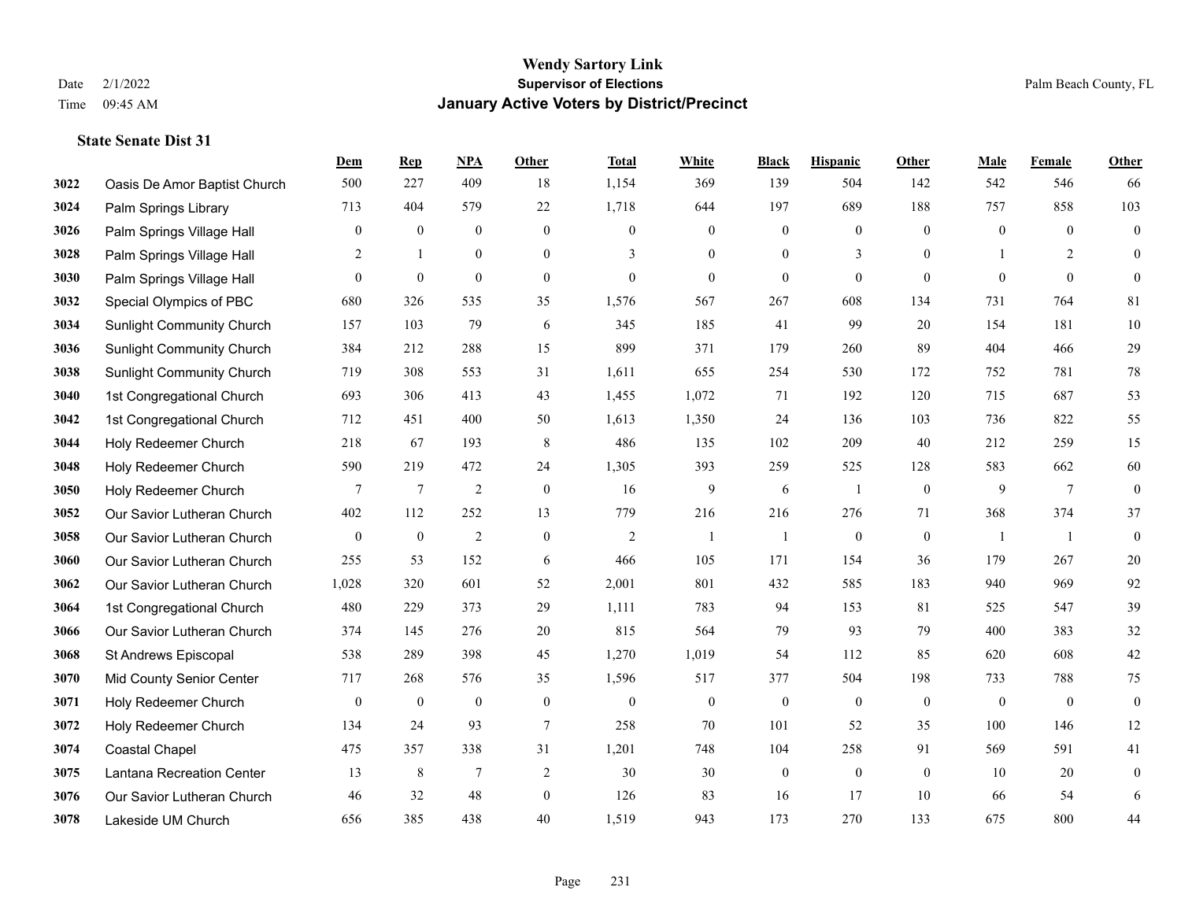# Wendy Sartory Link
## Supervisor of Elections
## January Active Voters by District/Precinct

Date 2/1/2022
Time 09:45 AM

Palm Beach County, FL

### State Senate Dist 31

| | | Dem | Rep | NPA | Other | Total | White | Black | Hispanic | Other | Male | Female | Other |
|---|---|---|---|---|---|---|---|---|---|---|---|---|---|
| 3022 | Oasis De Amor Baptist Church | 500 | 227 | 409 | 18 | 1,154 | 369 | 139 | 504 | 142 | 542 | 546 | 66 |
| 3024 | Palm Springs Library | 713 | 404 | 579 | 22 | 1,718 | 644 | 197 | 689 | 188 | 757 | 858 | 103 |
| 3026 | Palm Springs Village Hall | 0 | 0 | 0 | 0 | 0 | 0 | 0 | 0 | 0 | 0 | 0 | 0 |
| 3028 | Palm Springs Village Hall | 2 | 1 | 0 | 0 | 3 | 0 | 0 | 3 | 0 | 1 | 2 | 0 |
| 3030 | Palm Springs Village Hall | 0 | 0 | 0 | 0 | 0 | 0 | 0 | 0 | 0 | 0 | 0 | 0 |
| 3032 | Special Olympics of PBC | 680 | 326 | 535 | 35 | 1,576 | 567 | 267 | 608 | 134 | 731 | 764 | 81 |
| 3034 | Sunlight Community Church | 157 | 103 | 79 | 6 | 345 | 185 | 41 | 99 | 20 | 154 | 181 | 10 |
| 3036 | Sunlight Community Church | 384 | 212 | 288 | 15 | 899 | 371 | 179 | 260 | 89 | 404 | 466 | 29 |
| 3038 | Sunlight Community Church | 719 | 308 | 553 | 31 | 1,611 | 655 | 254 | 530 | 172 | 752 | 781 | 78 |
| 3040 | 1st Congregational Church | 693 | 306 | 413 | 43 | 1,455 | 1,072 | 71 | 192 | 120 | 715 | 687 | 53 |
| 3042 | 1st Congregational Church | 712 | 451 | 400 | 50 | 1,613 | 1,350 | 24 | 136 | 103 | 736 | 822 | 55 |
| 3044 | Holy Redeemer Church | 218 | 67 | 193 | 8 | 486 | 135 | 102 | 209 | 40 | 212 | 259 | 15 |
| 3048 | Holy Redeemer Church | 590 | 219 | 472 | 24 | 1,305 | 393 | 259 | 525 | 128 | 583 | 662 | 60 |
| 3050 | Holy Redeemer Church | 7 | 7 | 2 | 0 | 16 | 9 | 6 | 1 | 0 | 9 | 7 | 0 |
| 3052 | Our Savior Lutheran Church | 402 | 112 | 252 | 13 | 779 | 216 | 216 | 276 | 71 | 368 | 374 | 37 |
| 3058 | Our Savior Lutheran Church | 0 | 0 | 2 | 0 | 2 | 1 | 1 | 0 | 0 | 1 | 1 | 0 |
| 3060 | Our Savior Lutheran Church | 255 | 53 | 152 | 6 | 466 | 105 | 171 | 154 | 36 | 179 | 267 | 20 |
| 3062 | Our Savior Lutheran Church | 1,028 | 320 | 601 | 52 | 2,001 | 801 | 432 | 585 | 183 | 940 | 969 | 92 |
| 3064 | 1st Congregational Church | 480 | 229 | 373 | 29 | 1,111 | 783 | 94 | 153 | 81 | 525 | 547 | 39 |
| 3066 | Our Savior Lutheran Church | 374 | 145 | 276 | 20 | 815 | 564 | 79 | 93 | 79 | 400 | 383 | 32 |
| 3068 | St Andrews Episcopal | 538 | 289 | 398 | 45 | 1,270 | 1,019 | 54 | 112 | 85 | 620 | 608 | 42 |
| 3070 | Mid County Senior Center | 717 | 268 | 576 | 35 | 1,596 | 517 | 377 | 504 | 198 | 733 | 788 | 75 |
| 3071 | Holy Redeemer Church | 0 | 0 | 0 | 0 | 0 | 0 | 0 | 0 | 0 | 0 | 0 | 0 |
| 3072 | Holy Redeemer Church | 134 | 24 | 93 | 7 | 258 | 70 | 101 | 52 | 35 | 100 | 146 | 12 |
| 3074 | Coastal Chapel | 475 | 357 | 338 | 31 | 1,201 | 748 | 104 | 258 | 91 | 569 | 591 | 41 |
| 3075 | Lantana Recreation Center | 13 | 8 | 7 | 2 | 30 | 30 | 0 | 0 | 0 | 10 | 20 | 0 |
| 3076 | Our Savior Lutheran Church | 46 | 32 | 48 | 0 | 126 | 83 | 16 | 17 | 10 | 66 | 54 | 6 |
| 3078 | Lakeside UM Church | 656 | 385 | 438 | 40 | 1,519 | 943 | 173 | 270 | 133 | 675 | 800 | 44 |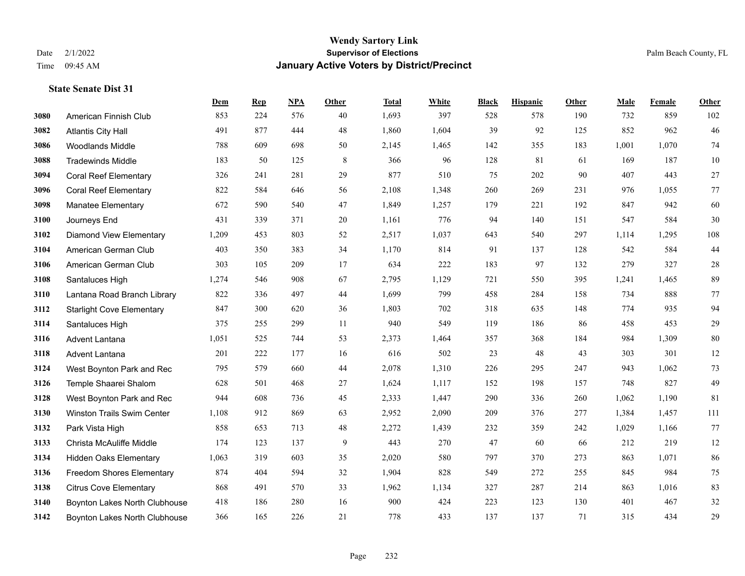# Wendy Sartory Link
## Supervisor of Elections
## January Active Voters by District/Precinct

Date 2/1/2022
Time 09:45 AM

Palm Beach County, FL

### State Senate Dist 31

| | | Dem | Rep | NPA | Other | Total | White | Black | Hispanic | Other | Male | Female | Other |
|---|---|---|---|---|---|---|---|---|---|---|---|---|---|
| 3080 | American Finnish Club | 853 | 224 | 576 | 40 | 1,693 | 397 | 528 | 578 | 190 | 732 | 859 | 102 |
| 3082 | Atlantis City Hall | 491 | 877 | 444 | 48 | 1,860 | 1,604 | 39 | 92 | 125 | 852 | 962 | 46 |
| 3086 | Woodlands Middle | 788 | 609 | 698 | 50 | 2,145 | 1,465 | 142 | 355 | 183 | 1,001 | 1,070 | 74 |
| 3088 | Tradewinds Middle | 183 | 50 | 125 | 8 | 366 | 96 | 128 | 81 | 61 | 169 | 187 | 10 |
| 3094 | Coral Reef Elementary | 326 | 241 | 281 | 29 | 877 | 510 | 75 | 202 | 90 | 407 | 443 | 27 |
| 3096 | Coral Reef Elementary | 822 | 584 | 646 | 56 | 2,108 | 1,348 | 260 | 269 | 231 | 976 | 1,055 | 77 |
| 3098 | Manatee Elementary | 672 | 590 | 540 | 47 | 1,849 | 1,257 | 179 | 221 | 192 | 847 | 942 | 60 |
| 3100 | Journeys End | 431 | 339 | 371 | 20 | 1,161 | 776 | 94 | 140 | 151 | 547 | 584 | 30 |
| 3102 | Diamond View Elementary | 1,209 | 453 | 803 | 52 | 2,517 | 1,037 | 643 | 540 | 297 | 1,114 | 1,295 | 108 |
| 3104 | American German Club | 403 | 350 | 383 | 34 | 1,170 | 814 | 91 | 137 | 128 | 542 | 584 | 44 |
| 3106 | American German Club | 303 | 105 | 209 | 17 | 634 | 222 | 183 | 97 | 132 | 279 | 327 | 28 |
| 3108 | Santaluces High | 1,274 | 546 | 908 | 67 | 2,795 | 1,129 | 721 | 550 | 395 | 1,241 | 1,465 | 89 |
| 3110 | Lantana Road Branch Library | 822 | 336 | 497 | 44 | 1,699 | 799 | 458 | 284 | 158 | 734 | 888 | 77 |
| 3112 | Starlight Cove Elementary | 847 | 300 | 620 | 36 | 1,803 | 702 | 318 | 635 | 148 | 774 | 935 | 94 |
| 3114 | Santaluces High | 375 | 255 | 299 | 11 | 940 | 549 | 119 | 186 | 86 | 458 | 453 | 29 |
| 3116 | Advent Lantana | 1,051 | 525 | 744 | 53 | 2,373 | 1,464 | 357 | 368 | 184 | 984 | 1,309 | 80 |
| 3118 | Advent Lantana | 201 | 222 | 177 | 16 | 616 | 502 | 23 | 48 | 43 | 303 | 301 | 12 |
| 3124 | West Boynton Park and Rec | 795 | 579 | 660 | 44 | 2,078 | 1,310 | 226 | 295 | 247 | 943 | 1,062 | 73 |
| 3126 | Temple Shaarei Shalom | 628 | 501 | 468 | 27 | 1,624 | 1,117 | 152 | 198 | 157 | 748 | 827 | 49 |
| 3128 | West Boynton Park and Rec | 944 | 608 | 736 | 45 | 2,333 | 1,447 | 290 | 336 | 260 | 1,062 | 1,190 | 81 |
| 3130 | Winston Trails Swim Center | 1,108 | 912 | 869 | 63 | 2,952 | 2,090 | 209 | 376 | 277 | 1,384 | 1,457 | 111 |
| 3132 | Park Vista High | 858 | 653 | 713 | 48 | 2,272 | 1,439 | 232 | 359 | 242 | 1,029 | 1,166 | 77 |
| 3133 | Christa McAuliffe Middle | 174 | 123 | 137 | 9 | 443 | 270 | 47 | 60 | 66 | 212 | 219 | 12 |
| 3134 | Hidden Oaks Elementary | 1,063 | 319 | 603 | 35 | 2,020 | 580 | 797 | 370 | 273 | 863 | 1,071 | 86 |
| 3136 | Freedom Shores Elementary | 874 | 404 | 594 | 32 | 1,904 | 828 | 549 | 272 | 255 | 845 | 984 | 75 |
| 3138 | Citrus Cove Elementary | 868 | 491 | 570 | 33 | 1,962 | 1,134 | 327 | 287 | 214 | 863 | 1,016 | 83 |
| 3140 | Boynton Lakes North Clubhouse | 418 | 186 | 280 | 16 | 900 | 424 | 223 | 123 | 130 | 401 | 467 | 32 |
| 3142 | Boynton Lakes North Clubhouse | 366 | 165 | 226 | 21 | 778 | 433 | 137 | 137 | 71 | 315 | 434 | 29 |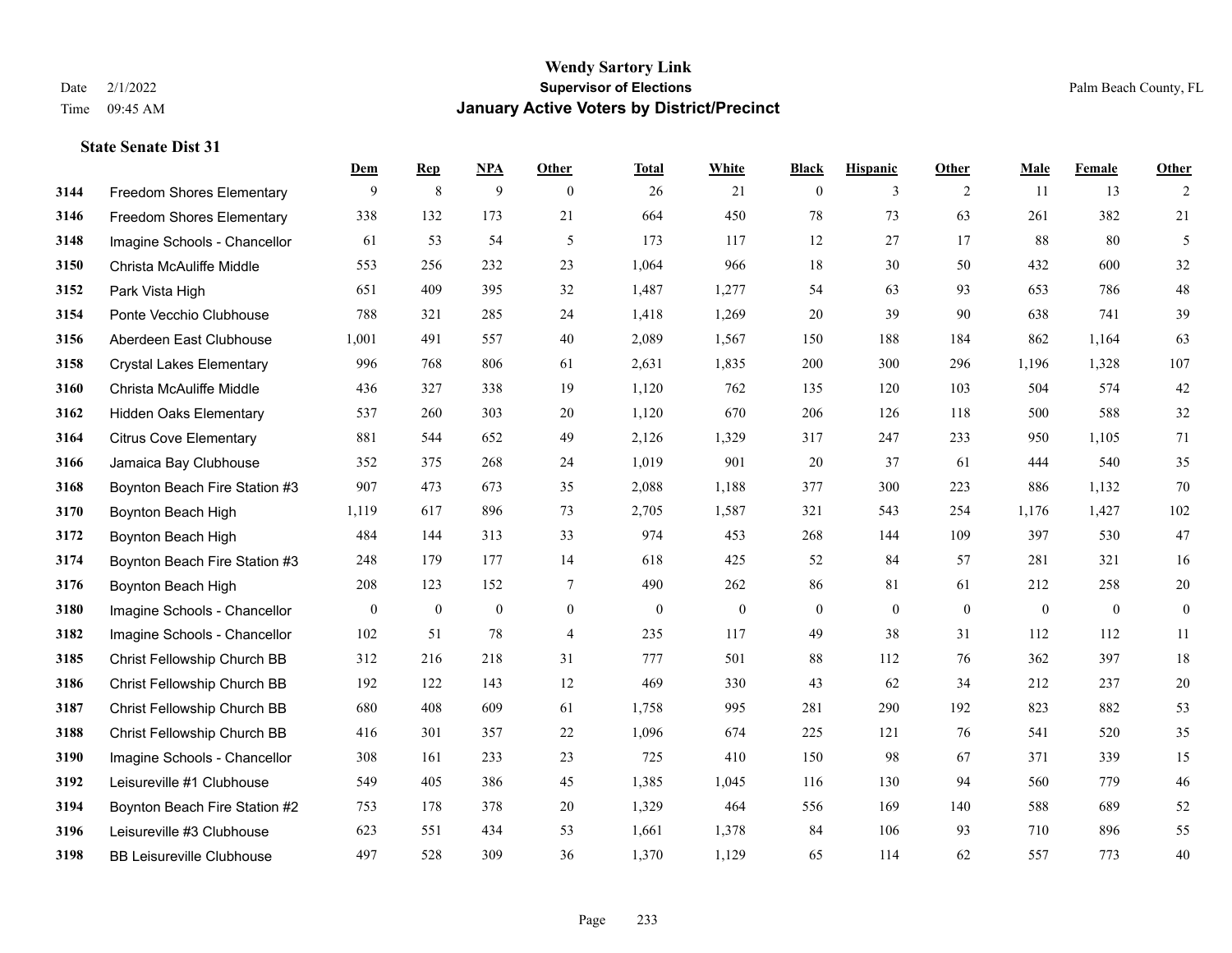# Wendy Sartory Link
## Supervisor of Elections
## January Active Voters by District/Precinct

Date 2/1/2022
Time 09:45 AM

Palm Beach County, FL

### State Senate Dist 31

| | | Dem | Rep | NPA | Other | Total | White | Black | Hispanic | Other | Male | Female | Other |
|---|---|---|---|---|---|---|---|---|---|---|---|---|---|
| 3144 | Freedom Shores Elementary | 9 | 8 | 9 | 0 | 26 | 21 | 0 | 3 | 2 | 11 | 13 | 2 |
| 3146 | Freedom Shores Elementary | 338 | 132 | 173 | 21 | 664 | 450 | 78 | 73 | 63 | 261 | 382 | 21 |
| 3148 | Imagine Schools - Chancellor | 61 | 53 | 54 | 5 | 173 | 117 | 12 | 27 | 17 | 88 | 80 | 5 |
| 3150 | Christa McAuliffe Middle | 553 | 256 | 232 | 23 | 1,064 | 966 | 18 | 30 | 50 | 432 | 600 | 32 |
| 3152 | Park Vista High | 651 | 409 | 395 | 32 | 1,487 | 1,277 | 54 | 63 | 93 | 653 | 786 | 48 |
| 3154 | Ponte Vecchio Clubhouse | 788 | 321 | 285 | 24 | 1,418 | 1,269 | 20 | 39 | 90 | 638 | 741 | 39 |
| 3156 | Aberdeen East Clubhouse | 1,001 | 491 | 557 | 40 | 2,089 | 1,567 | 150 | 188 | 184 | 862 | 1,164 | 63 |
| 3158 | Crystal Lakes Elementary | 996 | 768 | 806 | 61 | 2,631 | 1,835 | 200 | 300 | 296 | 1,196 | 1,328 | 107 |
| 3160 | Christa McAuliffe Middle | 436 | 327 | 338 | 19 | 1,120 | 762 | 135 | 120 | 103 | 504 | 574 | 42 |
| 3162 | Hidden Oaks Elementary | 537 | 260 | 303 | 20 | 1,120 | 670 | 206 | 126 | 118 | 500 | 588 | 32 |
| 3164 | Citrus Cove Elementary | 881 | 544 | 652 | 49 | 2,126 | 1,329 | 317 | 247 | 233 | 950 | 1,105 | 71 |
| 3166 | Jamaica Bay Clubhouse | 352 | 375 | 268 | 24 | 1,019 | 901 | 20 | 37 | 61 | 444 | 540 | 35 |
| 3168 | Boynton Beach Fire Station #3 | 907 | 473 | 673 | 35 | 2,088 | 1,188 | 377 | 300 | 223 | 886 | 1,132 | 70 |
| 3170 | Boynton Beach High | 1,119 | 617 | 896 | 73 | 2,705 | 1,587 | 321 | 543 | 254 | 1,176 | 1,427 | 102 |
| 3172 | Boynton Beach High | 484 | 144 | 313 | 33 | 974 | 453 | 268 | 144 | 109 | 397 | 530 | 47 |
| 3174 | Boynton Beach Fire Station #3 | 248 | 179 | 177 | 14 | 618 | 425 | 52 | 84 | 57 | 281 | 321 | 16 |
| 3176 | Boynton Beach High | 208 | 123 | 152 | 7 | 490 | 262 | 86 | 81 | 61 | 212 | 258 | 20 |
| 3180 | Imagine Schools - Chancellor | 0 | 0 | 0 | 0 | 0 | 0 | 0 | 0 | 0 | 0 | 0 | 0 |
| 3182 | Imagine Schools - Chancellor | 102 | 51 | 78 | 4 | 235 | 117 | 49 | 38 | 31 | 112 | 112 | 11 |
| 3185 | Christ Fellowship Church BB | 312 | 216 | 218 | 31 | 777 | 501 | 88 | 112 | 76 | 362 | 397 | 18 |
| 3186 | Christ Fellowship Church BB | 192 | 122 | 143 | 12 | 469 | 330 | 43 | 62 | 34 | 212 | 237 | 20 |
| 3187 | Christ Fellowship Church BB | 680 | 408 | 609 | 61 | 1,758 | 995 | 281 | 290 | 192 | 823 | 882 | 53 |
| 3188 | Christ Fellowship Church BB | 416 | 301 | 357 | 22 | 1,096 | 674 | 225 | 121 | 76 | 541 | 520 | 35 |
| 3190 | Imagine Schools - Chancellor | 308 | 161 | 233 | 23 | 725 | 410 | 150 | 98 | 67 | 371 | 339 | 15 |
| 3192 | Leisureville #1 Clubhouse | 549 | 405 | 386 | 45 | 1,385 | 1,045 | 116 | 130 | 94 | 560 | 779 | 46 |
| 3194 | Boynton Beach Fire Station #2 | 753 | 178 | 378 | 20 | 1,329 | 464 | 556 | 169 | 140 | 588 | 689 | 52 |
| 3196 | Leisureville #3 Clubhouse | 623 | 551 | 434 | 53 | 1,661 | 1,378 | 84 | 106 | 93 | 710 | 896 | 55 |
| 3198 | BB Leisureville Clubhouse | 497 | 528 | 309 | 36 | 1,370 | 1,129 | 65 | 114 | 62 | 557 | 773 | 40 |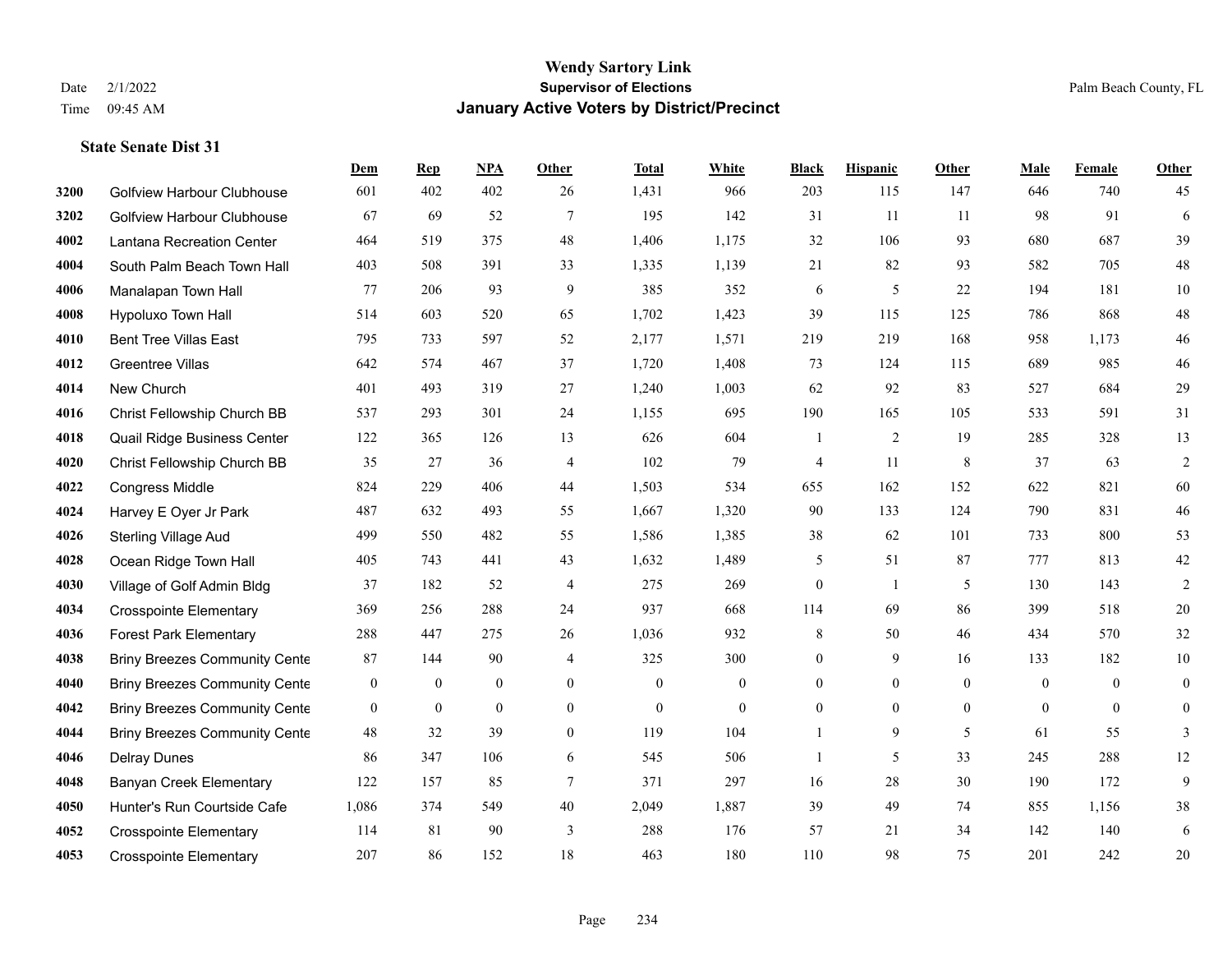# Wendy Sartory Link
## Supervisor of Elections
## January Active Voters by District/Precinct

Date 2/1/2022
Time 09:45 AM

Palm Beach County, FL

### State Senate Dist 31

| | | Dem | Rep | NPA | Other | Total | White | Black | Hispanic | Other | Male | Female | Other |
|---|---|---|---|---|---|---|---|---|---|---|---|---|---|
| 3200 | Golfview Harbour Clubhouse | 601 | 402 | 402 | 26 | 1,431 | 966 | 203 | 115 | 147 | 646 | 740 | 45 |
| 3202 | Golfview Harbour Clubhouse | 67 | 69 | 52 | 7 | 195 | 142 | 31 | 11 | 11 | 98 | 91 | 6 |
| 4002 | Lantana Recreation Center | 464 | 519 | 375 | 48 | 1,406 | 1,175 | 32 | 106 | 93 | 680 | 687 | 39 |
| 4004 | South Palm Beach Town Hall | 403 | 508 | 391 | 33 | 1,335 | 1,139 | 21 | 82 | 93 | 582 | 705 | 48 |
| 4006 | Manalapan Town Hall | 77 | 206 | 93 | 9 | 385 | 352 | 6 | 5 | 22 | 194 | 181 | 10 |
| 4008 | Hypoluxo Town Hall | 514 | 603 | 520 | 65 | 1,702 | 1,423 | 39 | 115 | 125 | 786 | 868 | 48 |
| 4010 | Bent Tree Villas East | 795 | 733 | 597 | 52 | 2,177 | 1,571 | 219 | 219 | 168 | 958 | 1,173 | 46 |
| 4012 | Greentree Villas | 642 | 574 | 467 | 37 | 1,720 | 1,408 | 73 | 124 | 115 | 689 | 985 | 46 |
| 4014 | New Church | 401 | 493 | 319 | 27 | 1,240 | 1,003 | 62 | 92 | 83 | 527 | 684 | 29 |
| 4016 | Christ Fellowship Church BB | 537 | 293 | 301 | 24 | 1,155 | 695 | 190 | 165 | 105 | 533 | 591 | 31 |
| 4018 | Quail Ridge Business Center | 122 | 365 | 126 | 13 | 626 | 604 | 1 | 2 | 19 | 285 | 328 | 13 |
| 4020 | Christ Fellowship Church BB | 35 | 27 | 36 | 4 | 102 | 79 | 4 | 11 | 8 | 37 | 63 | 2 |
| 4022 | Congress Middle | 824 | 229 | 406 | 44 | 1,503 | 534 | 655 | 162 | 152 | 622 | 821 | 60 |
| 4024 | Harvey E Oyer Jr Park | 487 | 632 | 493 | 55 | 1,667 | 1,320 | 90 | 133 | 124 | 790 | 831 | 46 |
| 4026 | Sterling Village Aud | 499 | 550 | 482 | 55 | 1,586 | 1,385 | 38 | 62 | 101 | 733 | 800 | 53 |
| 4028 | Ocean Ridge Town Hall | 405 | 743 | 441 | 43 | 1,632 | 1,489 | 5 | 51 | 87 | 777 | 813 | 42 |
| 4030 | Village of Golf Admin Bldg | 37 | 182 | 52 | 4 | 275 | 269 | 0 | 1 | 5 | 130 | 143 | 2 |
| 4034 | Crosspointe Elementary | 369 | 256 | 288 | 24 | 937 | 668 | 114 | 69 | 86 | 399 | 518 | 20 |
| 4036 | Forest Park Elementary | 288 | 447 | 275 | 26 | 1,036 | 932 | 8 | 50 | 46 | 434 | 570 | 32 |
| 4038 | Briny Breezes Community Cente | 87 | 144 | 90 | 4 | 325 | 300 | 0 | 9 | 16 | 133 | 182 | 10 |
| 4040 | Briny Breezes Community Cente | 0 | 0 | 0 | 0 | 0 | 0 | 0 | 0 | 0 | 0 | 0 | 0 |
| 4042 | Briny Breezes Community Cente | 0 | 0 | 0 | 0 | 0 | 0 | 0 | 0 | 0 | 0 | 0 | 0 |
| 4044 | Briny Breezes Community Cente | 48 | 32 | 39 | 0 | 119 | 104 | 1 | 9 | 5 | 61 | 55 | 3 |
| 4046 | Delray Dunes | 86 | 347 | 106 | 6 | 545 | 506 | 1 | 5 | 33 | 245 | 288 | 12 |
| 4048 | Banyan Creek Elementary | 122 | 157 | 85 | 7 | 371 | 297 | 16 | 28 | 30 | 190 | 172 | 9 |
| 4050 | Hunter's Run Courtside Cafe | 1,086 | 374 | 549 | 40 | 2,049 | 1,887 | 39 | 49 | 74 | 855 | 1,156 | 38 |
| 4052 | Crosspointe Elementary | 114 | 81 | 90 | 3 | 288 | 176 | 57 | 21 | 34 | 142 | 140 | 6 |
| 4053 | Crosspointe Elementary | 207 | 86 | 152 | 18 | 463 | 180 | 110 | 98 | 75 | 201 | 242 | 20 |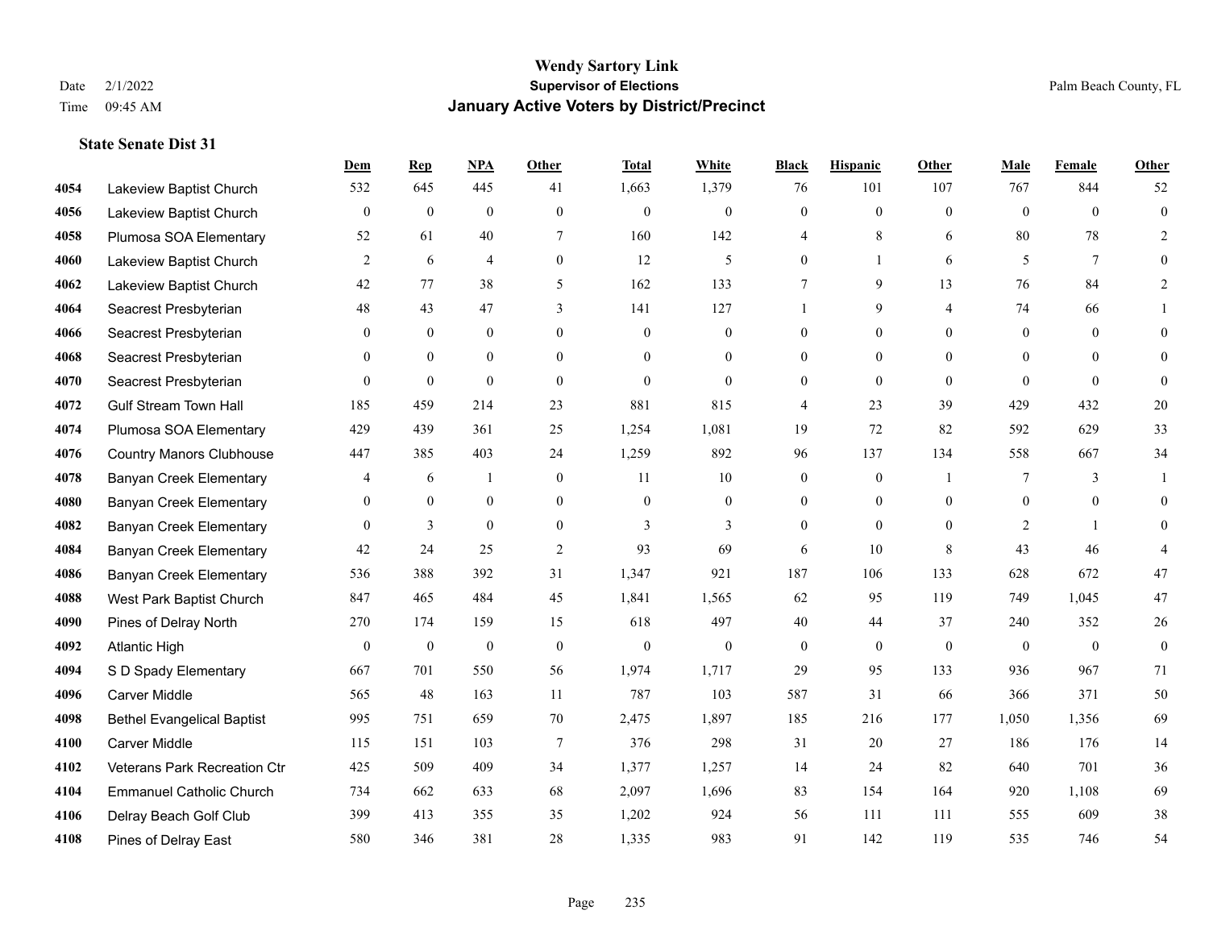# Wendy Sartory Link

**Supervisor of Elections**

**January Active Voters by District/Precinct**

Date 2/1/2022
Time 09:45 AM

Palm Beach County, FL

### State Senate Dist 31

| | | Dem | Rep | NPA | Other | Total | White | Black | Hispanic | Other | Male | Female | Other |
|---|---|---|---|---|---|---|---|---|---|---|---|---|---|
| 4054 | Lakeview Baptist Church | 532 | 645 | 445 | 41 | 1,663 | 1,379 | 76 | 101 | 107 | 767 | 844 | 52 |
| 4056 | Lakeview Baptist Church | 0 | 0 | 0 | 0 | 0 | 0 | 0 | 0 | 0 | 0 | 0 | 0 |
| 4058 | Plumosa SOA Elementary | 52 | 61 | 40 | 7 | 160 | 142 | 4 | 8 | 6 | 80 | 78 | 2 |
| 4060 | Lakeview Baptist Church | 2 | 6 | 4 | 0 | 12 | 5 | 0 | 1 | 6 | 5 | 7 | 0 |
| 4062 | Lakeview Baptist Church | 42 | 77 | 38 | 5 | 162 | 133 | 7 | 9 | 13 | 76 | 84 | 2 |
| 4064 | Seacrest Presbyterian | 48 | 43 | 47 | 3 | 141 | 127 | 1 | 9 | 4 | 74 | 66 | 1 |
| 4066 | Seacrest Presbyterian | 0 | 0 | 0 | 0 | 0 | 0 | 0 | 0 | 0 | 0 | 0 | 0 |
| 4068 | Seacrest Presbyterian | 0 | 0 | 0 | 0 | 0 | 0 | 0 | 0 | 0 | 0 | 0 | 0 |
| 4070 | Seacrest Presbyterian | 0 | 0 | 0 | 0 | 0 | 0 | 0 | 0 | 0 | 0 | 0 | 0 |
| 4072 | Gulf Stream Town Hall | 185 | 459 | 214 | 23 | 881 | 815 | 4 | 23 | 39 | 429 | 432 | 20 |
| 4074 | Plumosa SOA Elementary | 429 | 439 | 361 | 25 | 1,254 | 1,081 | 19 | 72 | 82 | 592 | 629 | 33 |
| 4076 | Country Manors Clubhouse | 447 | 385 | 403 | 24 | 1,259 | 892 | 96 | 137 | 134 | 558 | 667 | 34 |
| 4078 | Banyan Creek Elementary | 4 | 6 | 1 | 0 | 11 | 10 | 0 | 0 | 1 | 7 | 3 | 1 |
| 4080 | Banyan Creek Elementary | 0 | 0 | 0 | 0 | 0 | 0 | 0 | 0 | 0 | 0 | 0 | 0 |
| 4082 | Banyan Creek Elementary | 0 | 3 | 0 | 0 | 3 | 3 | 0 | 0 | 0 | 2 | 1 | 0 |
| 4084 | Banyan Creek Elementary | 42 | 24 | 25 | 2 | 93 | 69 | 6 | 10 | 8 | 43 | 46 | 4 |
| 4086 | Banyan Creek Elementary | 536 | 388 | 392 | 31 | 1,347 | 921 | 187 | 106 | 133 | 628 | 672 | 47 |
| 4088 | West Park Baptist Church | 847 | 465 | 484 | 45 | 1,841 | 1,565 | 62 | 95 | 119 | 749 | 1,045 | 47 |
| 4090 | Pines of Delray North | 270 | 174 | 159 | 15 | 618 | 497 | 40 | 44 | 37 | 240 | 352 | 26 |
| 4092 | Atlantic High | 0 | 0 | 0 | 0 | 0 | 0 | 0 | 0 | 0 | 0 | 0 | 0 |
| 4094 | S D Spady Elementary | 667 | 701 | 550 | 56 | 1,974 | 1,717 | 29 | 95 | 133 | 936 | 967 | 71 |
| 4096 | Carver Middle | 565 | 48 | 163 | 11 | 787 | 103 | 587 | 31 | 66 | 366 | 371 | 50 |
| 4098 | Bethel Evangelical Baptist | 995 | 751 | 659 | 70 | 2,475 | 1,897 | 185 | 216 | 177 | 1,050 | 1,356 | 69 |
| 4100 | Carver Middle | 115 | 151 | 103 | 7 | 376 | 298 | 31 | 20 | 27 | 186 | 176 | 14 |
| 4102 | Veterans Park Recreation Ctr | 425 | 509 | 409 | 34 | 1,377 | 1,257 | 14 | 24 | 82 | 640 | 701 | 36 |
| 4104 | Emmanuel Catholic Church | 734 | 662 | 633 | 68 | 2,097 | 1,696 | 83 | 154 | 164 | 920 | 1,108 | 69 |
| 4106 | Delray Beach Golf Club | 399 | 413 | 355 | 35 | 1,202 | 924 | 56 | 111 | 111 | 555 | 609 | 38 |
| 4108 | Pines of Delray East | 580 | 346 | 381 | 28 | 1,335 | 983 | 91 | 142 | 119 | 535 | 746 | 54 |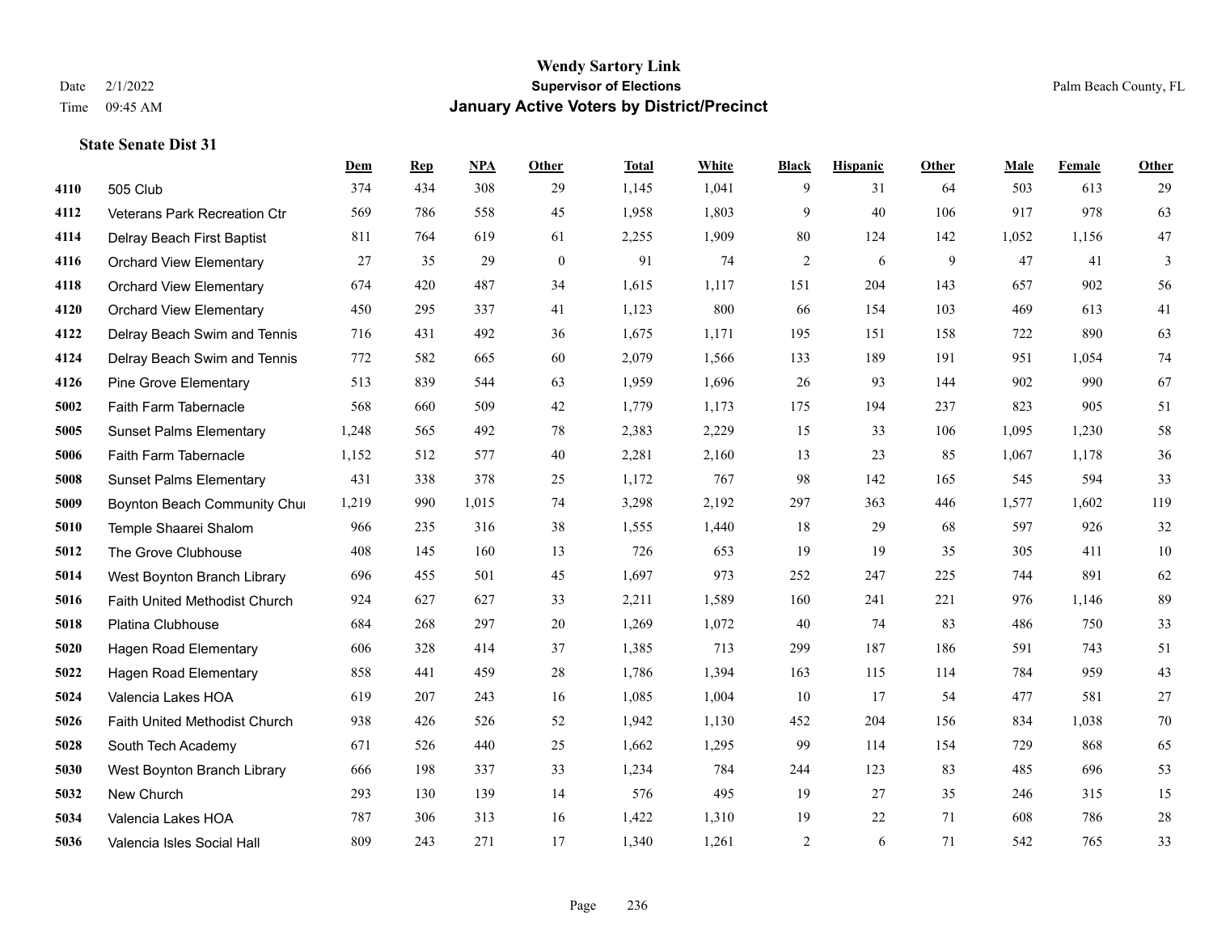# Wendy Sartory Link
## Supervisor of Elections
## January Active Voters by District/Precinct

Date 2/1/2022
Time 09:45 AM

Palm Beach County, FL

### State Senate Dist 31

| | | Dem | Rep | NPA | Other | Total | White | Black | Hispanic | Other | Male | Female | Other |
|---|---|---|---|---|---|---|---|---|---|---|---|---|---|
| 4110 | 505 Club | 374 | 434 | 308 | 29 | 1,145 | 1,041 | 9 | 31 | 64 | 503 | 613 | 29 |
| 4112 | Veterans Park Recreation Ctr | 569 | 786 | 558 | 45 | 1,958 | 1,803 | 9 | 40 | 106 | 917 | 978 | 63 |
| 4114 | Delray Beach First Baptist | 811 | 764 | 619 | 61 | 2,255 | 1,909 | 80 | 124 | 142 | 1,052 | 1,156 | 47 |
| 4116 | Orchard View Elementary | 27 | 35 | 29 | 0 | 91 | 74 | 2 | 6 | 9 | 47 | 41 | 3 |
| 4118 | Orchard View Elementary | 674 | 420 | 487 | 34 | 1,615 | 1,117 | 151 | 204 | 143 | 657 | 902 | 56 |
| 4120 | Orchard View Elementary | 450 | 295 | 337 | 41 | 1,123 | 800 | 66 | 154 | 103 | 469 | 613 | 41 |
| 4122 | Delray Beach Swim and Tennis | 716 | 431 | 492 | 36 | 1,675 | 1,171 | 195 | 151 | 158 | 722 | 890 | 63 |
| 4124 | Delray Beach Swim and Tennis | 772 | 582 | 665 | 60 | 2,079 | 1,566 | 133 | 189 | 191 | 951 | 1,054 | 74 |
| 4126 | Pine Grove Elementary | 513 | 839 | 544 | 63 | 1,959 | 1,696 | 26 | 93 | 144 | 902 | 990 | 67 |
| 5002 | Faith Farm Tabernacle | 568 | 660 | 509 | 42 | 1,779 | 1,173 | 175 | 194 | 237 | 823 | 905 | 51 |
| 5005 | Sunset Palms Elementary | 1,248 | 565 | 492 | 78 | 2,383 | 2,229 | 15 | 33 | 106 | 1,095 | 1,230 | 58 |
| 5006 | Faith Farm Tabernacle | 1,152 | 512 | 577 | 40 | 2,281 | 2,160 | 13 | 23 | 85 | 1,067 | 1,178 | 36 |
| 5008 | Sunset Palms Elementary | 431 | 338 | 378 | 25 | 1,172 | 767 | 98 | 142 | 165 | 545 | 594 | 33 |
| 5009 | Boynton Beach Community Chui | 1,219 | 990 | 1,015 | 74 | 3,298 | 2,192 | 297 | 363 | 446 | 1,577 | 1,602 | 119 |
| 5010 | Temple Shaarei Shalom | 966 | 235 | 316 | 38 | 1,555 | 1,440 | 18 | 29 | 68 | 597 | 926 | 32 |
| 5012 | The Grove Clubhouse | 408 | 145 | 160 | 13 | 726 | 653 | 19 | 19 | 35 | 305 | 411 | 10 |
| 5014 | West Boynton Branch Library | 696 | 455 | 501 | 45 | 1,697 | 973 | 252 | 247 | 225 | 744 | 891 | 62 |
| 5016 | Faith United Methodist Church | 924 | 627 | 627 | 33 | 2,211 | 1,589 | 160 | 241 | 221 | 976 | 1,146 | 89 |
| 5018 | Platina Clubhouse | 684 | 268 | 297 | 20 | 1,269 | 1,072 | 40 | 74 | 83 | 486 | 750 | 33 |
| 5020 | Hagen Road Elementary | 606 | 328 | 414 | 37 | 1,385 | 713 | 299 | 187 | 186 | 591 | 743 | 51 |
| 5022 | Hagen Road Elementary | 858 | 441 | 459 | 28 | 1,786 | 1,394 | 163 | 115 | 114 | 784 | 959 | 43 |
| 5024 | Valencia Lakes HOA | 619 | 207 | 243 | 16 | 1,085 | 1,004 | 10 | 17 | 54 | 477 | 581 | 27 |
| 5026 | Faith United Methodist Church | 938 | 426 | 526 | 52 | 1,942 | 1,130 | 452 | 204 | 156 | 834 | 1,038 | 70 |
| 5028 | South Tech Academy | 671 | 526 | 440 | 25 | 1,662 | 1,295 | 99 | 114 | 154 | 729 | 868 | 65 |
| 5030 | West Boynton Branch Library | 666 | 198 | 337 | 33 | 1,234 | 784 | 244 | 123 | 83 | 485 | 696 | 53 |
| 5032 | New Church | 293 | 130 | 139 | 14 | 576 | 495 | 19 | 27 | 35 | 246 | 315 | 15 |
| 5034 | Valencia Lakes HOA | 787 | 306 | 313 | 16 | 1,422 | 1,310 | 19 | 22 | 71 | 608 | 786 | 28 |
| 5036 | Valencia Isles Social Hall | 809 | 243 | 271 | 17 | 1,340 | 1,261 | 2 | 6 | 71 | 542 | 765 | 33 |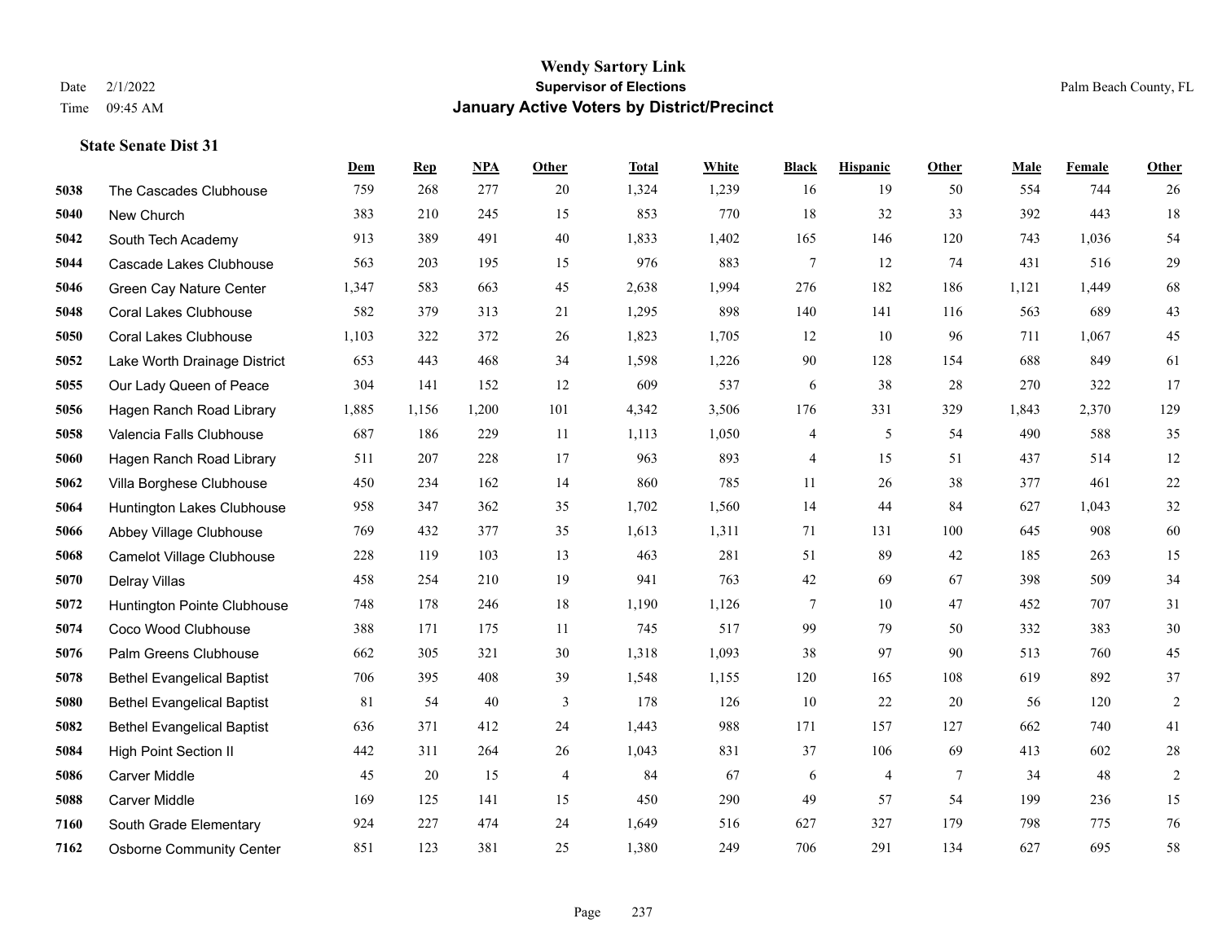**Wendy Sartory Link**
**Supervisor of Elections**
**January Active Voters by District/Precinct**

Date 2/1/2022
Time 09:45 AM

Palm Beach County, FL

### State Senate Dist 31

| | | Dem | Rep | NPA | Other | Total | White | Black | Hispanic | Other | Male | Female | Other |
|---|---|---|---|---|---|---|---|---|---|---|---|---|---|
| 5038 | The Cascades Clubhouse | 759 | 268 | 277 | 20 | 1,324 | 1,239 | 16 | 19 | 50 | 554 | 744 | 26 |
| 5040 | New Church | 383 | 210 | 245 | 15 | 853 | 770 | 18 | 32 | 33 | 392 | 443 | 18 |
| 5042 | South Tech Academy | 913 | 389 | 491 | 40 | 1,833 | 1,402 | 165 | 146 | 120 | 743 | 1,036 | 54 |
| 5044 | Cascade Lakes Clubhouse | 563 | 203 | 195 | 15 | 976 | 883 | 7 | 12 | 74 | 431 | 516 | 29 |
| 5046 | Green Cay Nature Center | 1,347 | 583 | 663 | 45 | 2,638 | 1,994 | 276 | 182 | 186 | 1,121 | 1,449 | 68 |
| 5048 | Coral Lakes Clubhouse | 582 | 379 | 313 | 21 | 1,295 | 898 | 140 | 141 | 116 | 563 | 689 | 43 |
| 5050 | Coral Lakes Clubhouse | 1,103 | 322 | 372 | 26 | 1,823 | 1,705 | 12 | 10 | 96 | 711 | 1,067 | 45 |
| 5052 | Lake Worth Drainage District | 653 | 443 | 468 | 34 | 1,598 | 1,226 | 90 | 128 | 154 | 688 | 849 | 61 |
| 5055 | Our Lady Queen of Peace | 304 | 141 | 152 | 12 | 609 | 537 | 6 | 38 | 28 | 270 | 322 | 17 |
| 5056 | Hagen Ranch Road Library | 1,885 | 1,156 | 1,200 | 101 | 4,342 | 3,506 | 176 | 331 | 329 | 1,843 | 2,370 | 129 |
| 5058 | Valencia Falls Clubhouse | 687 | 186 | 229 | 11 | 1,113 | 1,050 | 4 | 5 | 54 | 490 | 588 | 35 |
| 5060 | Hagen Ranch Road Library | 511 | 207 | 228 | 17 | 963 | 893 | 4 | 15 | 51 | 437 | 514 | 12 |
| 5062 | Villa Borghese Clubhouse | 450 | 234 | 162 | 14 | 860 | 785 | 11 | 26 | 38 | 377 | 461 | 22 |
| 5064 | Huntington Lakes Clubhouse | 958 | 347 | 362 | 35 | 1,702 | 1,560 | 14 | 44 | 84 | 627 | 1,043 | 32 |
| 5066 | Abbey Village Clubhouse | 769 | 432 | 377 | 35 | 1,613 | 1,311 | 71 | 131 | 100 | 645 | 908 | 60 |
| 5068 | Camelot Village Clubhouse | 228 | 119 | 103 | 13 | 463 | 281 | 51 | 89 | 42 | 185 | 263 | 15 |
| 5070 | Delray Villas | 458 | 254 | 210 | 19 | 941 | 763 | 42 | 69 | 67 | 398 | 509 | 34 |
| 5072 | Huntington Pointe Clubhouse | 748 | 178 | 246 | 18 | 1,190 | 1,126 | 7 | 10 | 47 | 452 | 707 | 31 |
| 5074 | Coco Wood Clubhouse | 388 | 171 | 175 | 11 | 745 | 517 | 99 | 79 | 50 | 332 | 383 | 30 |
| 5076 | Palm Greens Clubhouse | 662 | 305 | 321 | 30 | 1,318 | 1,093 | 38 | 97 | 90 | 513 | 760 | 45 |
| 5078 | Bethel Evangelical Baptist | 706 | 395 | 408 | 39 | 1,548 | 1,155 | 120 | 165 | 108 | 619 | 892 | 37 |
| 5080 | Bethel Evangelical Baptist | 81 | 54 | 40 | 3 | 178 | 126 | 10 | 22 | 20 | 56 | 120 | 2 |
| 5082 | Bethel Evangelical Baptist | 636 | 371 | 412 | 24 | 1,443 | 988 | 171 | 157 | 127 | 662 | 740 | 41 |
| 5084 | High Point Section II | 442 | 311 | 264 | 26 | 1,043 | 831 | 37 | 106 | 69 | 413 | 602 | 28 |
| 5086 | Carver Middle | 45 | 20 | 15 | 4 | 84 | 67 | 6 | 4 | 7 | 34 | 48 | 2 |
| 5088 | Carver Middle | 169 | 125 | 141 | 15 | 450 | 290 | 49 | 57 | 54 | 199 | 236 | 15 |
| 7160 | South Grade Elementary | 924 | 227 | 474 | 24 | 1,649 | 516 | 627 | 327 | 179 | 798 | 775 | 76 |
| 7162 | Osborne Community Center | 851 | 123 | 381 | 25 | 1,380 | 249 | 706 | 291 | 134 | 627 | 695 | 58 |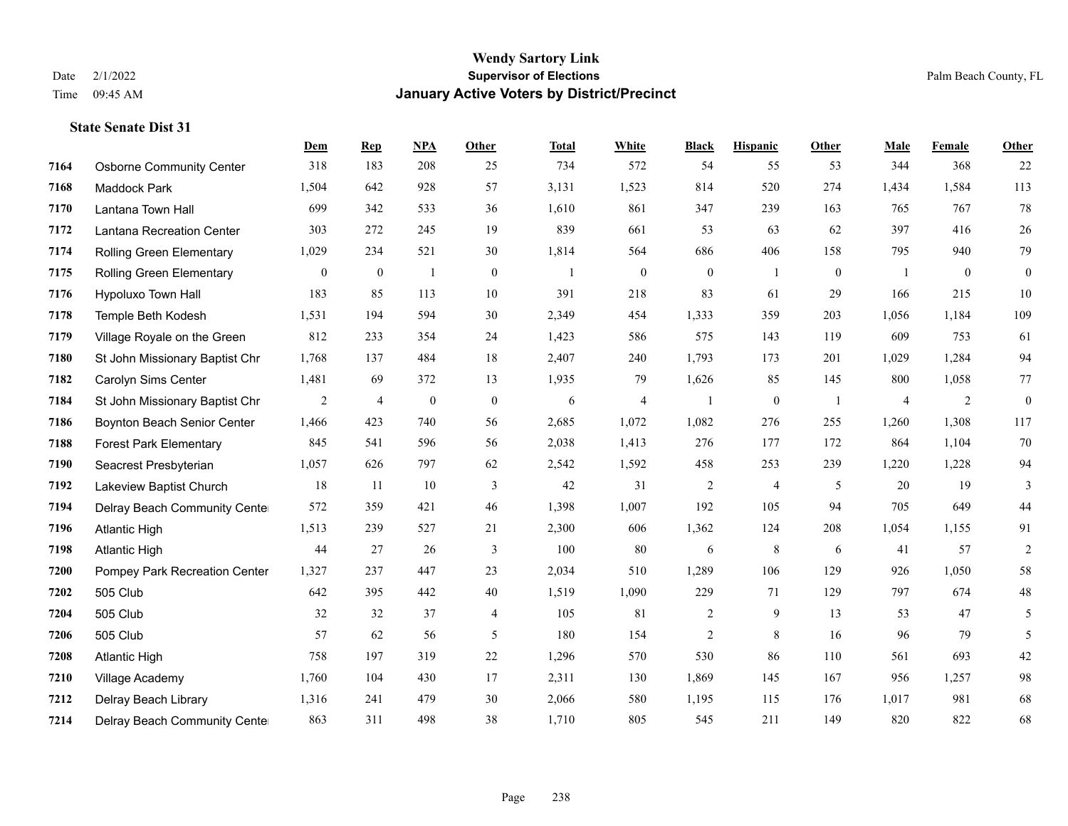# Wendy Sartory Link
## Supervisor of Elections
## January Active Voters by District/Precinct

Date 2/1/2022
Time 09:45 AM

Palm Beach County, FL

### State Senate Dist 31

| | | Dem | Rep | NPA | Other | Total | White | Black | Hispanic | Other | Male | Female | Other |
|---|---|---|---|---|---|---|---|---|---|---|---|---|---|
| 7164 | Osborne Community Center | 318 | 183 | 208 | 25 | 734 | 572 | 54 | 55 | 53 | 344 | 368 | 22 |
| 7168 | Maddock Park | 1,504 | 642 | 928 | 57 | 3,131 | 1,523 | 814 | 520 | 274 | 1,434 | 1,584 | 113 |
| 7170 | Lantana Town Hall | 699 | 342 | 533 | 36 | 1,610 | 861 | 347 | 239 | 163 | 765 | 767 | 78 |
| 7172 | Lantana Recreation Center | 303 | 272 | 245 | 19 | 839 | 661 | 53 | 63 | 62 | 397 | 416 | 26 |
| 7174 | Rolling Green Elementary | 1,029 | 234 | 521 | 30 | 1,814 | 564 | 686 | 406 | 158 | 795 | 940 | 79 |
| 7175 | Rolling Green Elementary | 0 | 0 | 1 | 0 | 1 | 0 | 0 | 1 | 0 | 1 | 0 | 0 |
| 7176 | Hypoluxo Town Hall | 183 | 85 | 113 | 10 | 391 | 218 | 83 | 61 | 29 | 166 | 215 | 10 |
| 7178 | Temple Beth Kodesh | 1,531 | 194 | 594 | 30 | 2,349 | 454 | 1,333 | 359 | 203 | 1,056 | 1,184 | 109 |
| 7179 | Village Royale on the Green | 812 | 233 | 354 | 24 | 1,423 | 586 | 575 | 143 | 119 | 609 | 753 | 61 |
| 7180 | St John Missionary Baptist Chr | 1,768 | 137 | 484 | 18 | 2,407 | 240 | 1,793 | 173 | 201 | 1,029 | 1,284 | 94 |
| 7182 | Carolyn Sims Center | 1,481 | 69 | 372 | 13 | 1,935 | 79 | 1,626 | 85 | 145 | 800 | 1,058 | 77 |
| 7184 | St John Missionary Baptist Chr | 2 | 4 | 0 | 0 | 6 | 4 | 1 | 0 | 1 | 4 | 2 | 0 |
| 7186 | Boynton Beach Senior Center | 1,466 | 423 | 740 | 56 | 2,685 | 1,072 | 1,082 | 276 | 255 | 1,260 | 1,308 | 117 |
| 7188 | Forest Park Elementary | 845 | 541 | 596 | 56 | 2,038 | 1,413 | 276 | 177 | 172 | 864 | 1,104 | 70 |
| 7190 | Seacrest Presbyterian | 1,057 | 626 | 797 | 62 | 2,542 | 1,592 | 458 | 253 | 239 | 1,220 | 1,228 | 94 |
| 7192 | Lakeview Baptist Church | 18 | 11 | 10 | 3 | 42 | 31 | 2 | 4 | 5 | 20 | 19 | 3 |
| 7194 | Delray Beach Community Center | 572 | 359 | 421 | 46 | 1,398 | 1,007 | 192 | 105 | 94 | 705 | 649 | 44 |
| 7196 | Atlantic High | 1,513 | 239 | 527 | 21 | 2,300 | 606 | 1,362 | 124 | 208 | 1,054 | 1,155 | 91 |
| 7198 | Atlantic High | 44 | 27 | 26 | 3 | 100 | 80 | 6 | 8 | 6 | 41 | 57 | 2 |
| 7200 | Pompey Park Recreation Center | 1,327 | 237 | 447 | 23 | 2,034 | 510 | 1,289 | 106 | 129 | 926 | 1,050 | 58 |
| 7202 | 505 Club | 642 | 395 | 442 | 40 | 1,519 | 1,090 | 229 | 71 | 129 | 797 | 674 | 48 |
| 7204 | 505 Club | 32 | 32 | 37 | 4 | 105 | 81 | 2 | 9 | 13 | 53 | 47 | 5 |
| 7206 | 505 Club | 57 | 62 | 56 | 5 | 180 | 154 | 2 | 8 | 16 | 96 | 79 | 5 |
| 7208 | Atlantic High | 758 | 197 | 319 | 22 | 1,296 | 570 | 530 | 86 | 110 | 561 | 693 | 42 |
| 7210 | Village Academy | 1,760 | 104 | 430 | 17 | 2,311 | 130 | 1,869 | 145 | 167 | 956 | 1,257 | 98 |
| 7212 | Delray Beach Library | 1,316 | 241 | 479 | 30 | 2,066 | 580 | 1,195 | 115 | 176 | 1,017 | 981 | 68 |
| 7214 | Delray Beach Community Center | 863 | 311 | 498 | 38 | 1,710 | 805 | 545 | 211 | 149 | 820 | 822 | 68 |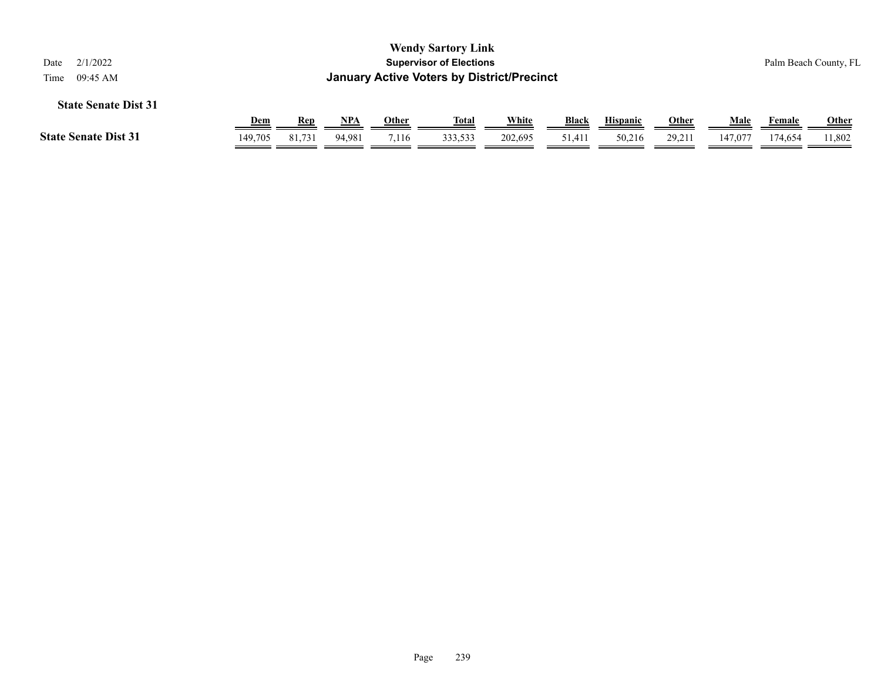**Wendy Sartory Link**

**Supervisor of Elections**

**January Active Voters by District/Precinct**

Date 2/1/2022

Time 09:45 AM

Palm Beach County, FL

### State Senate Dist 31

| | Dem | Rep | NPA | Other | Total | White | Black | Hispanic | Other | Male | Female | Other |
|---|---|---|---|---|---|---|---|---|---|---|---|---|
| **State Senate Dist 31** | 149,705 | 81,731 | 94,981 | 7,116 | 333,533 | 202,695 | 51,411 | 50,216 | 29,211 | 147,077 | 174,654 | 11,802 |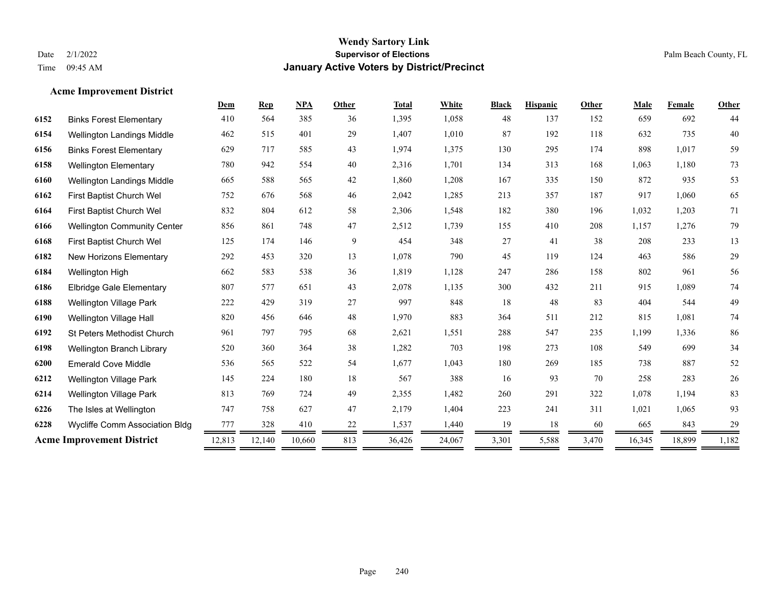# Wendy Sartory Link
## Supervisor of Elections
## January Active Voters by District/Precinct

Date 2/1/2022
Time 09:45 AM

Palm Beach County, FL

### Acme Improvement District

| | | Dem | Rep | NPA | Other | Total | White | Black | Hispanic | Other | Male | Female | Other |
|---|---|---|---|---|---|---|---|---|---|---|---|---|---|
| 6152 | Binks Forest Elementary | 410 | 564 | 385 | 36 | 1,395 | 1,058 | 48 | 137 | 152 | 659 | 692 | 44 |
| 6154 | Wellington Landings Middle | 462 | 515 | 401 | 29 | 1,407 | 1,010 | 87 | 192 | 118 | 632 | 735 | 40 |
| 6156 | Binks Forest Elementary | 629 | 717 | 585 | 43 | 1,974 | 1,375 | 130 | 295 | 174 | 898 | 1,017 | 59 |
| 6158 | Wellington Elementary | 780 | 942 | 554 | 40 | 2,316 | 1,701 | 134 | 313 | 168 | 1,063 | 1,180 | 73 |
| 6160 | Wellington Landings Middle | 665 | 588 | 565 | 42 | 1,860 | 1,208 | 167 | 335 | 150 | 872 | 935 | 53 |
| 6162 | First Baptist Church Wel | 752 | 676 | 568 | 46 | 2,042 | 1,285 | 213 | 357 | 187 | 917 | 1,060 | 65 |
| 6164 | First Baptist Church Wel | 832 | 804 | 612 | 58 | 2,306 | 1,548 | 182 | 380 | 196 | 1,032 | 1,203 | 71 |
| 6166 | Wellington Community Center | 856 | 861 | 748 | 47 | 2,512 | 1,739 | 155 | 410 | 208 | 1,157 | 1,276 | 79 |
| 6168 | First Baptist Church Wel | 125 | 174 | 146 | 9 | 454 | 348 | 27 | 41 | 38 | 208 | 233 | 13 |
| 6182 | New Horizons Elementary | 292 | 453 | 320 | 13 | 1,078 | 790 | 45 | 119 | 124 | 463 | 586 | 29 |
| 6184 | Wellington High | 662 | 583 | 538 | 36 | 1,819 | 1,128 | 247 | 286 | 158 | 802 | 961 | 56 |
| 6186 | Elbridge Gale Elementary | 807 | 577 | 651 | 43 | 2,078 | 1,135 | 300 | 432 | 211 | 915 | 1,089 | 74 |
| 6188 | Wellington Village Park | 222 | 429 | 319 | 27 | 997 | 848 | 18 | 48 | 83 | 404 | 544 | 49 |
| 6190 | Wellington Village Hall | 820 | 456 | 646 | 48 | 1,970 | 883 | 364 | 511 | 212 | 815 | 1,081 | 74 |
| 6192 | St Peters Methodist Church | 961 | 797 | 795 | 68 | 2,621 | 1,551 | 288 | 547 | 235 | 1,199 | 1,336 | 86 |
| 6198 | Wellington Branch Library | 520 | 360 | 364 | 38 | 1,282 | 703 | 198 | 273 | 108 | 549 | 699 | 34 |
| 6200 | Emerald Cove Middle | 536 | 565 | 522 | 54 | 1,677 | 1,043 | 180 | 269 | 185 | 738 | 887 | 52 |
| 6212 | Wellington Village Park | 145 | 224 | 180 | 18 | 567 | 388 | 16 | 93 | 70 | 258 | 283 | 26 |
| 6214 | Wellington Village Park | 813 | 769 | 724 | 49 | 2,355 | 1,482 | 260 | 291 | 322 | 1,078 | 1,194 | 83 |
| 6226 | The Isles at Wellington | 747 | 758 | 627 | 47 | 2,179 | 1,404 | 223 | 241 | 311 | 1,021 | 1,065 | 93 |
| 6228 | Wycliffe Comm Association Bldg | 777 | 328 | 410 | 22 | 1,537 | 1,440 | 19 | 18 | 60 | 665 | 843 | 29 |
| **Acme Improvement District** | | 12,813 | 12,140 | 10,660 | 813 | 36,426 | 24,067 | 3,301 | 5,588 | 3,470 | 16,345 | 18,899 | 1,182 |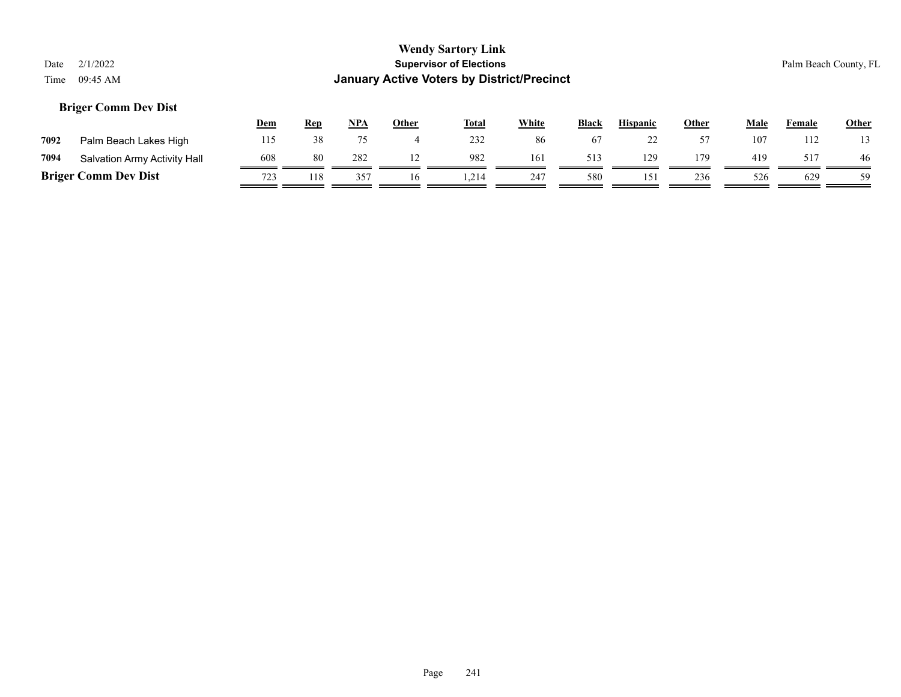# Wendy Sartory Link

**Supervisor of Elections**

**January Active Voters by District/Precinct**

Date 2/1/2022

Time 09:45 AM

Palm Beach County, FL

### Briger Comm Dev Dist

| | | Dem | Rep | NPA | Other | Total | White | Black | Hispanic | Other | Male | Female | Other |
|---|---|---|---|---|---|---|---|---|---|---|---|---|---|
| 7092 | Palm Beach Lakes High | 115 | 38 | 75 | 4 | 232 | 86 | 67 | 22 | 57 | 107 | 112 | 13 |
| 7094 | Salvation Army Activity Hall | 608 | 80 | 282 | 12 | 982 | 161 | 513 | 129 | 179 | 419 | 517 | 46 |
| **Briger Comm Dev Dist** | | 723 | 118 | 357 | 16 | 1,214 | 247 | 580 | 151 | 236 | 526 | 629 | 59 |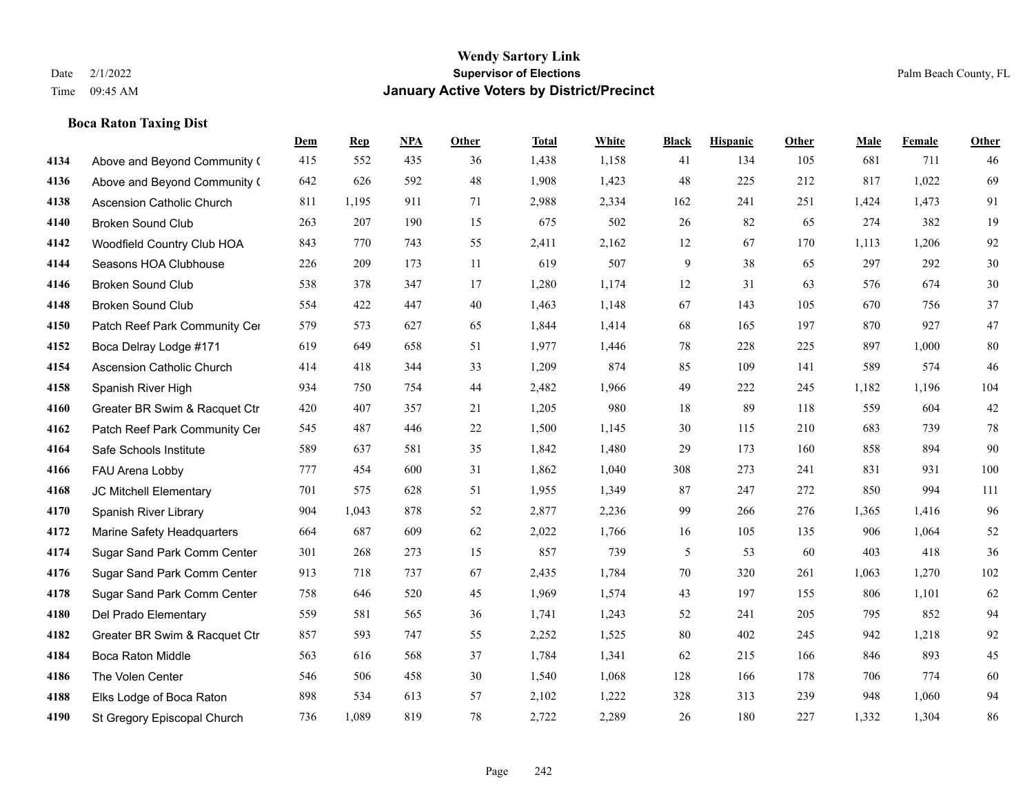**Wendy Sartory Link**
**Supervisor of Elections**
**January Active Voters by District/Precinct**

Date 2/1/2022
Time 09:45 AM

Palm Beach County, FL

### Boca Raton Taxing Dist

| | | Dem | Rep | NPA | Other | Total | White | Black | Hispanic | Other | Male | Female | Other |
|---|---|---|---|---|---|---|---|---|---|---|---|---|---|
| 4134 | Above and Beyond Community ( | 415 | 552 | 435 | 36 | 1,438 | 1,158 | 41 | 134 | 105 | 681 | 711 | 46 |
| 4136 | Above and Beyond Community ( | 642 | 626 | 592 | 48 | 1,908 | 1,423 | 48 | 225 | 212 | 817 | 1,022 | 69 |
| 4138 | Ascension Catholic Church | 811 | 1,195 | 911 | 71 | 2,988 | 2,334 | 162 | 241 | 251 | 1,424 | 1,473 | 91 |
| 4140 | Broken Sound Club | 263 | 207 | 190 | 15 | 675 | 502 | 26 | 82 | 65 | 274 | 382 | 19 |
| 4142 | Woodfield Country Club HOA | 843 | 770 | 743 | 55 | 2,411 | 2,162 | 12 | 67 | 170 | 1,113 | 1,206 | 92 |
| 4144 | Seasons HOA Clubhouse | 226 | 209 | 173 | 11 | 619 | 507 | 9 | 38 | 65 | 297 | 292 | 30 |
| 4146 | Broken Sound Club | 538 | 378 | 347 | 17 | 1,280 | 1,174 | 12 | 31 | 63 | 576 | 674 | 30 |
| 4148 | Broken Sound Club | 554 | 422 | 447 | 40 | 1,463 | 1,148 | 67 | 143 | 105 | 670 | 756 | 37 |
| 4150 | Patch Reef Park Community Cer | 579 | 573 | 627 | 65 | 1,844 | 1,414 | 68 | 165 | 197 | 870 | 927 | 47 |
| 4152 | Boca Delray Lodge #171 | 619 | 649 | 658 | 51 | 1,977 | 1,446 | 78 | 228 | 225 | 897 | 1,000 | 80 |
| 4154 | Ascension Catholic Church | 414 | 418 | 344 | 33 | 1,209 | 874 | 85 | 109 | 141 | 589 | 574 | 46 |
| 4158 | Spanish River High | 934 | 750 | 754 | 44 | 2,482 | 1,966 | 49 | 222 | 245 | 1,182 | 1,196 | 104 |
| 4160 | Greater BR Swim & Racquet Ctr | 420 | 407 | 357 | 21 | 1,205 | 980 | 18 | 89 | 118 | 559 | 604 | 42 |
| 4162 | Patch Reef Park Community Cer | 545 | 487 | 446 | 22 | 1,500 | 1,145 | 30 | 115 | 210 | 683 | 739 | 78 |
| 4164 | Safe Schools Institute | 589 | 637 | 581 | 35 | 1,842 | 1,480 | 29 | 173 | 160 | 858 | 894 | 90 |
| 4166 | FAU Arena Lobby | 777 | 454 | 600 | 31 | 1,862 | 1,040 | 308 | 273 | 241 | 831 | 931 | 100 |
| 4168 | JC Mitchell Elementary | 701 | 575 | 628 | 51 | 1,955 | 1,349 | 87 | 247 | 272 | 850 | 994 | 111 |
| 4170 | Spanish River Library | 904 | 1,043 | 878 | 52 | 2,877 | 2,236 | 99 | 266 | 276 | 1,365 | 1,416 | 96 |
| 4172 | Marine Safety Headquarters | 664 | 687 | 609 | 62 | 2,022 | 1,766 | 16 | 105 | 135 | 906 | 1,064 | 52 |
| 4174 | Sugar Sand Park Comm Center | 301 | 268 | 273 | 15 | 857 | 739 | 5 | 53 | 60 | 403 | 418 | 36 |
| 4176 | Sugar Sand Park Comm Center | 913 | 718 | 737 | 67 | 2,435 | 1,784 | 70 | 320 | 261 | 1,063 | 1,270 | 102 |
| 4178 | Sugar Sand Park Comm Center | 758 | 646 | 520 | 45 | 1,969 | 1,574 | 43 | 197 | 155 | 806 | 1,101 | 62 |
| 4180 | Del Prado Elementary | 559 | 581 | 565 | 36 | 1,741 | 1,243 | 52 | 241 | 205 | 795 | 852 | 94 |
| 4182 | Greater BR Swim & Racquet Ctr | 857 | 593 | 747 | 55 | 2,252 | 1,525 | 80 | 402 | 245 | 942 | 1,218 | 92 |
| 4184 | Boca Raton Middle | 563 | 616 | 568 | 37 | 1,784 | 1,341 | 62 | 215 | 166 | 846 | 893 | 45 |
| 4186 | The Volen Center | 546 | 506 | 458 | 30 | 1,540 | 1,068 | 128 | 166 | 178 | 706 | 774 | 60 |
| 4188 | Elks Lodge of Boca Raton | 898 | 534 | 613 | 57 | 2,102 | 1,222 | 328 | 313 | 239 | 948 | 1,060 | 94 |
| 4190 | St Gregory Episcopal Church | 736 | 1,089 | 819 | 78 | 2,722 | 2,289 | 26 | 180 | 227 | 1,332 | 1,304 | 86 |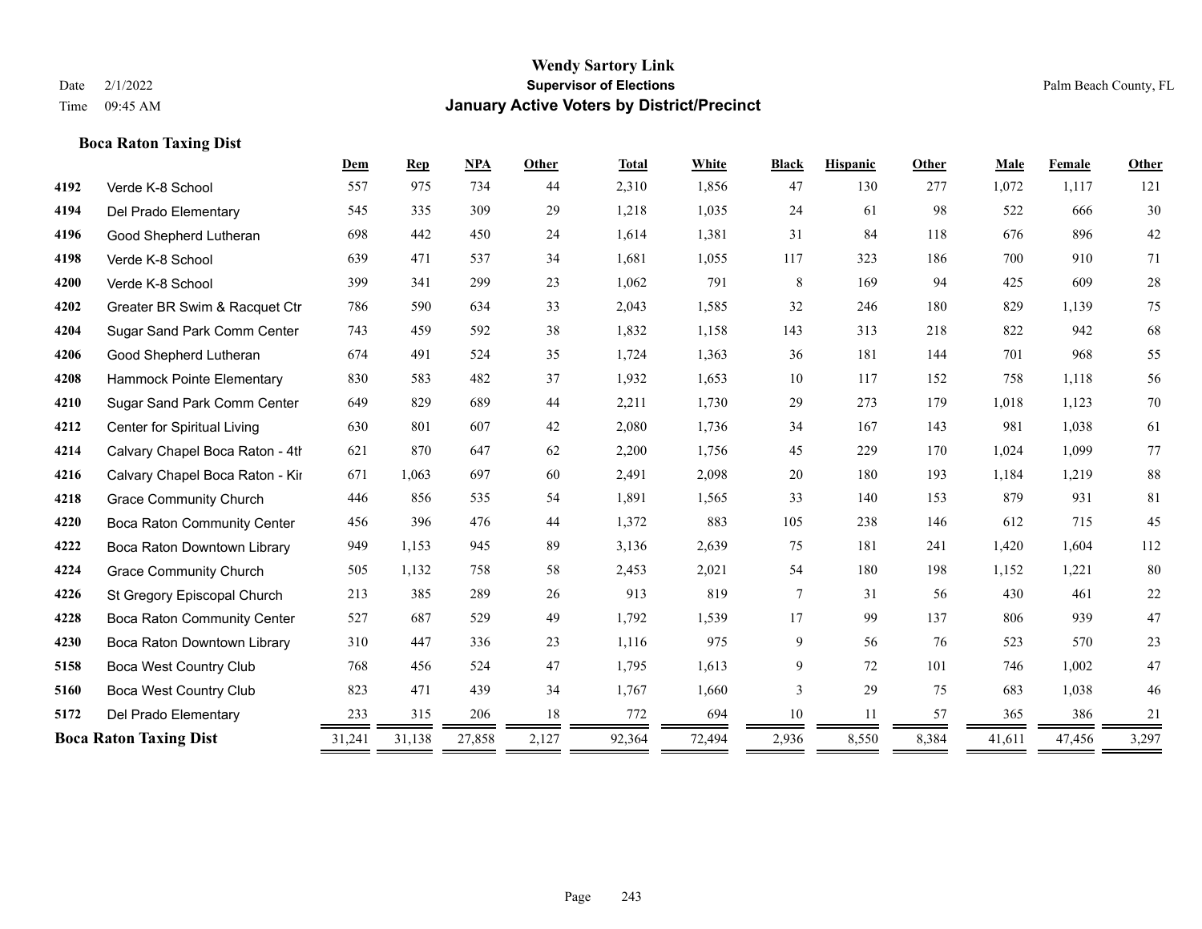# Wendy Sartory Link
## Supervisor of Elections
## January Active Voters by District/Precinct

Date 2/1/2022
Time 09:45 AM
Palm Beach County, FL

### Boca Raton Taxing Dist

| | | Dem | Rep | NPA | Other | Total | White | Black | Hispanic | Other | Male | Female | Other |
|---|---|---|---|---|---|---|---|---|---|---|---|---|---|
| 4192 | Verde K-8 School | 557 | 975 | 734 | 44 | 2,310 | 1,856 | 47 | 130 | 277 | 1,072 | 1,117 | 121 |
| 4194 | Del Prado Elementary | 545 | 335 | 309 | 29 | 1,218 | 1,035 | 24 | 61 | 98 | 522 | 666 | 30 |
| 4196 | Good Shepherd Lutheran | 698 | 442 | 450 | 24 | 1,614 | 1,381 | 31 | 84 | 118 | 676 | 896 | 42 |
| 4198 | Verde K-8 School | 639 | 471 | 537 | 34 | 1,681 | 1,055 | 117 | 323 | 186 | 700 | 910 | 71 |
| 4200 | Verde K-8 School | 399 | 341 | 299 | 23 | 1,062 | 791 | 8 | 169 | 94 | 425 | 609 | 28 |
| 4202 | Greater BR Swim & Racquet Ctr | 786 | 590 | 634 | 33 | 2,043 | 1,585 | 32 | 246 | 180 | 829 | 1,139 | 75 |
| 4204 | Sugar Sand Park Comm Center | 743 | 459 | 592 | 38 | 1,832 | 1,158 | 143 | 313 | 218 | 822 | 942 | 68 |
| 4206 | Good Shepherd Lutheran | 674 | 491 | 524 | 35 | 1,724 | 1,363 | 36 | 181 | 144 | 701 | 968 | 55 |
| 4208 | Hammock Pointe Elementary | 830 | 583 | 482 | 37 | 1,932 | 1,653 | 10 | 117 | 152 | 758 | 1,118 | 56 |
| 4210 | Sugar Sand Park Comm Center | 649 | 829 | 689 | 44 | 2,211 | 1,730 | 29 | 273 | 179 | 1,018 | 1,123 | 70 |
| 4212 | Center for Spiritual Living | 630 | 801 | 607 | 42 | 2,080 | 1,736 | 34 | 167 | 143 | 981 | 1,038 | 61 |
| 4214 | Calvary Chapel Boca Raton - 4th | 621 | 870 | 647 | 62 | 2,200 | 1,756 | 45 | 229 | 170 | 1,024 | 1,099 | 77 |
| 4216 | Calvary Chapel Boca Raton - Kir | 671 | 1,063 | 697 | 60 | 2,491 | 2,098 | 20 | 180 | 193 | 1,184 | 1,219 | 88 |
| 4218 | Grace Community Church | 446 | 856 | 535 | 54 | 1,891 | 1,565 | 33 | 140 | 153 | 879 | 931 | 81 |
| 4220 | Boca Raton Community Center | 456 | 396 | 476 | 44 | 1,372 | 883 | 105 | 238 | 146 | 612 | 715 | 45 |
| 4222 | Boca Raton Downtown Library | 949 | 1,153 | 945 | 89 | 3,136 | 2,639 | 75 | 181 | 241 | 1,420 | 1,604 | 112 |
| 4224 | Grace Community Church | 505 | 1,132 | 758 | 58 | 2,453 | 2,021 | 54 | 180 | 198 | 1,152 | 1,221 | 80 |
| 4226 | St Gregory Episcopal Church | 213 | 385 | 289 | 26 | 913 | 819 | 7 | 31 | 56 | 430 | 461 | 22 |
| 4228 | Boca Raton Community Center | 527 | 687 | 529 | 49 | 1,792 | 1,539 | 17 | 99 | 137 | 806 | 939 | 47 |
| 4230 | Boca Raton Downtown Library | 310 | 447 | 336 | 23 | 1,116 | 975 | 9 | 56 | 76 | 523 | 570 | 23 |
| 5158 | Boca West Country Club | 768 | 456 | 524 | 47 | 1,795 | 1,613 | 9 | 72 | 101 | 746 | 1,002 | 47 |
| 5160 | Boca West Country Club | 823 | 471 | 439 | 34 | 1,767 | 1,660 | 3 | 29 | 75 | 683 | 1,038 | 46 |
| 5172 | Del Prado Elementary | 233 | 315 | 206 | 18 | 772 | 694 | 10 | 11 | 57 | 365 | 386 | 21 |
| **Boca Raton Taxing Dist** | | 31,241 | 31,138 | 27,858 | 2,127 | 92,364 | 72,494 | 2,936 | 8,550 | 8,384 | 41,611 | 47,456 | 3,297 |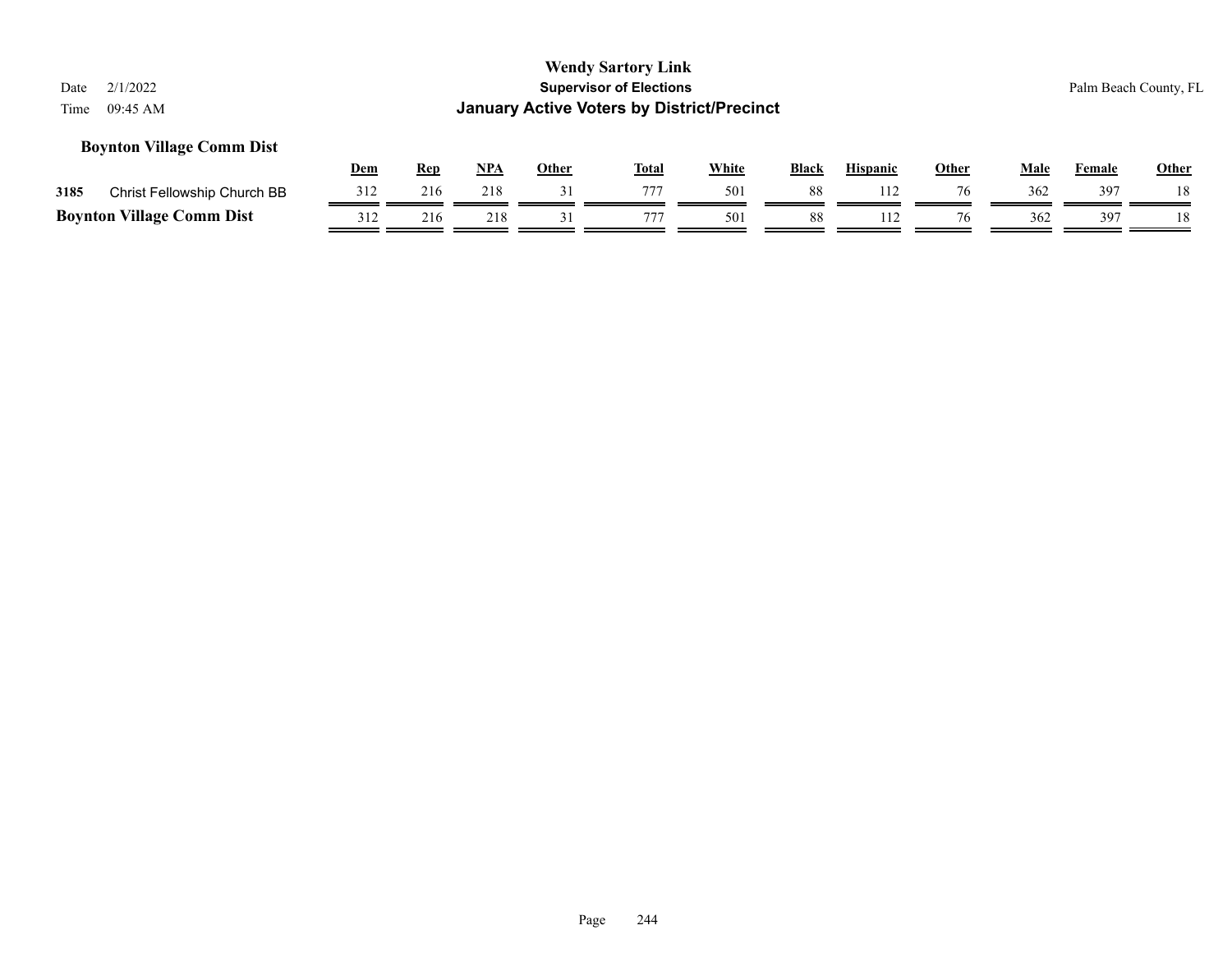**Wendy Sartory Link**
**Supervisor of Elections**
**January Active Voters by District/Precinct**

Date 2/1/2022
Time 09:45 AM

Palm Beach County, FL

### Boynton Village Comm Dist

| | | Dem | Rep | NPA | Other | Total | White | Black | Hispanic | Other | Male | Female | Other |
|---|---|---|---|---|---|---|---|---|---|---|---|---|---|
| 3185 | Christ Fellowship Church BB | 312 | 216 | 218 | 31 | 777 | 501 | 88 | 112 | 76 | 362 | 397 | 18 |
| **Boynton Village Comm Dist** | | 312 | 216 | 218 | 31 | 777 | 501 | 88 | 112 | 76 | 362 | 397 | 18 |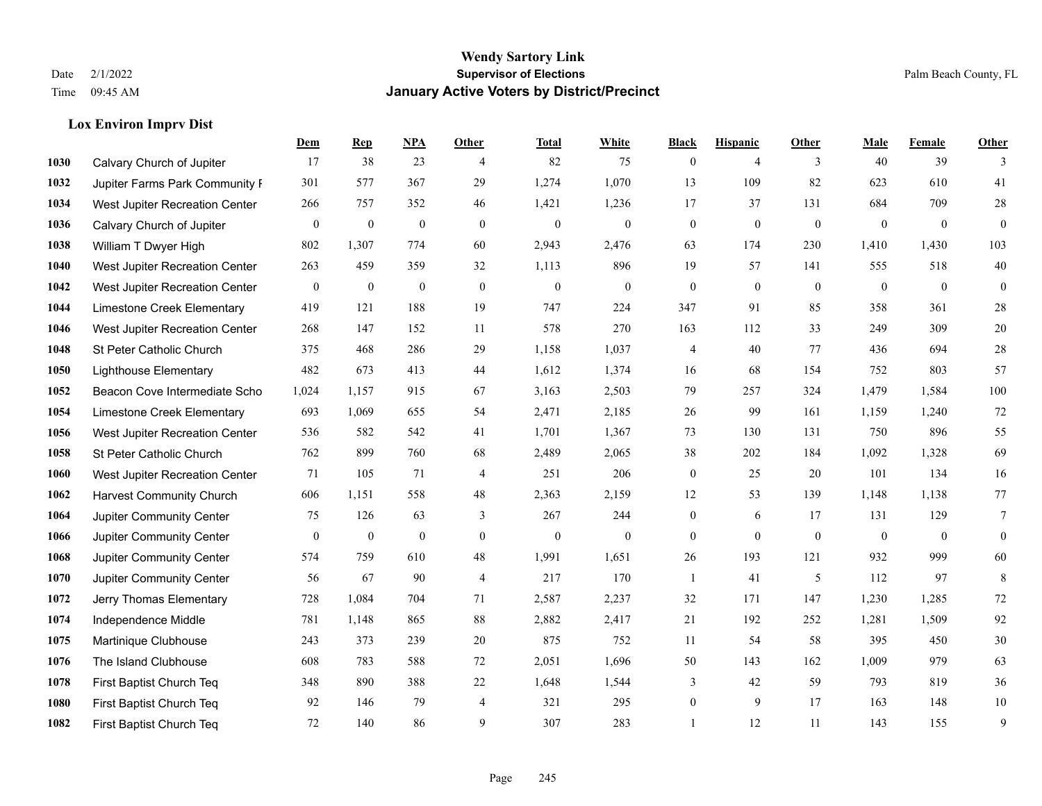# Wendy Sartory Link
## Supervisor of Elections
## January Active Voters by District/Precinct

Date 2/1/2022
Time 09:45 AM

Palm Beach County, FL

### Lox Environ Imprv Dist

| | | Dem | Rep | NPA | Other | Total | White | Black | Hispanic | Other | Male | Female | Other |
|---|---|---|---|---|---|---|---|---|---|---|---|---|---|
| 1030 | Calvary Church of Jupiter | 17 | 38 | 23 | 4 | 82 | 75 | 0 | 4 | 3 | 40 | 39 | 3 |
| 1032 | Jupiter Farms Park Community F | 301 | 577 | 367 | 29 | 1,274 | 1,070 | 13 | 109 | 82 | 623 | 610 | 41 |
| 1034 | West Jupiter Recreation Center | 266 | 757 | 352 | 46 | 1,421 | 1,236 | 17 | 37 | 131 | 684 | 709 | 28 |
| 1036 | Calvary Church of Jupiter | 0 | 0 | 0 | 0 | 0 | 0 | 0 | 0 | 0 | 0 | 0 | 0 |
| 1038 | William T Dwyer High | 802 | 1,307 | 774 | 60 | 2,943 | 2,476 | 63 | 174 | 230 | 1,410 | 1,430 | 103 |
| 1040 | West Jupiter Recreation Center | 263 | 459 | 359 | 32 | 1,113 | 896 | 19 | 57 | 141 | 555 | 518 | 40 |
| 1042 | West Jupiter Recreation Center | 0 | 0 | 0 | 0 | 0 | 0 | 0 | 0 | 0 | 0 | 0 | 0 |
| 1044 | Limestone Creek Elementary | 419 | 121 | 188 | 19 | 747 | 224 | 347 | 91 | 85 | 358 | 361 | 28 |
| 1046 | West Jupiter Recreation Center | 268 | 147 | 152 | 11 | 578 | 270 | 163 | 112 | 33 | 249 | 309 | 20 |
| 1048 | St Peter Catholic Church | 375 | 468 | 286 | 29 | 1,158 | 1,037 | 4 | 40 | 77 | 436 | 694 | 28 |
| 1050 | Lighthouse Elementary | 482 | 673 | 413 | 44 | 1,612 | 1,374 | 16 | 68 | 154 | 752 | 803 | 57 |
| 1052 | Beacon Cove Intermediate Scho | 1,024 | 1,157 | 915 | 67 | 3,163 | 2,503 | 79 | 257 | 324 | 1,479 | 1,584 | 100 |
| 1054 | Limestone Creek Elementary | 693 | 1,069 | 655 | 54 | 2,471 | 2,185 | 26 | 99 | 161 | 1,159 | 1,240 | 72 |
| 1056 | West Jupiter Recreation Center | 536 | 582 | 542 | 41 | 1,701 | 1,367 | 73 | 130 | 131 | 750 | 896 | 55 |
| 1058 | St Peter Catholic Church | 762 | 899 | 760 | 68 | 2,489 | 2,065 | 38 | 202 | 184 | 1,092 | 1,328 | 69 |
| 1060 | West Jupiter Recreation Center | 71 | 105 | 71 | 4 | 251 | 206 | 0 | 25 | 20 | 101 | 134 | 16 |
| 1062 | Harvest Community Church | 606 | 1,151 | 558 | 48 | 2,363 | 2,159 | 12 | 53 | 139 | 1,148 | 1,138 | 77 |
| 1064 | Jupiter Community Center | 75 | 126 | 63 | 3 | 267 | 244 | 0 | 6 | 17 | 131 | 129 | 7 |
| 1066 | Jupiter Community Center | 0 | 0 | 0 | 0 | 0 | 0 | 0 | 0 | 0 | 0 | 0 | 0 |
| 1068 | Jupiter Community Center | 574 | 759 | 610 | 48 | 1,991 | 1,651 | 26 | 193 | 121 | 932 | 999 | 60 |
| 1070 | Jupiter Community Center | 56 | 67 | 90 | 4 | 217 | 170 | 1 | 41 | 5 | 112 | 97 | 8 |
| 1072 | Jerry Thomas Elementary | 728 | 1,084 | 704 | 71 | 2,587 | 2,237 | 32 | 171 | 147 | 1,230 | 1,285 | 72 |
| 1074 | Independence Middle | 781 | 1,148 | 865 | 88 | 2,882 | 2,417 | 21 | 192 | 252 | 1,281 | 1,509 | 92 |
| 1075 | Martinique Clubhouse | 243 | 373 | 239 | 20 | 875 | 752 | 11 | 54 | 58 | 395 | 450 | 30 |
| 1076 | The Island Clubhouse | 608 | 783 | 588 | 72 | 2,051 | 1,696 | 50 | 143 | 162 | 1,009 | 979 | 63 |
| 1078 | First Baptist Church Teq | 348 | 890 | 388 | 22 | 1,648 | 1,544 | 3 | 42 | 59 | 793 | 819 | 36 |
| 1080 | First Baptist Church Teq | 92 | 146 | 79 | 4 | 321 | 295 | 0 | 9 | 17 | 163 | 148 | 10 |
| 1082 | First Baptist Church Teq | 72 | 140 | 86 | 9 | 307 | 283 | 1 | 12 | 11 | 143 | 155 | 9 |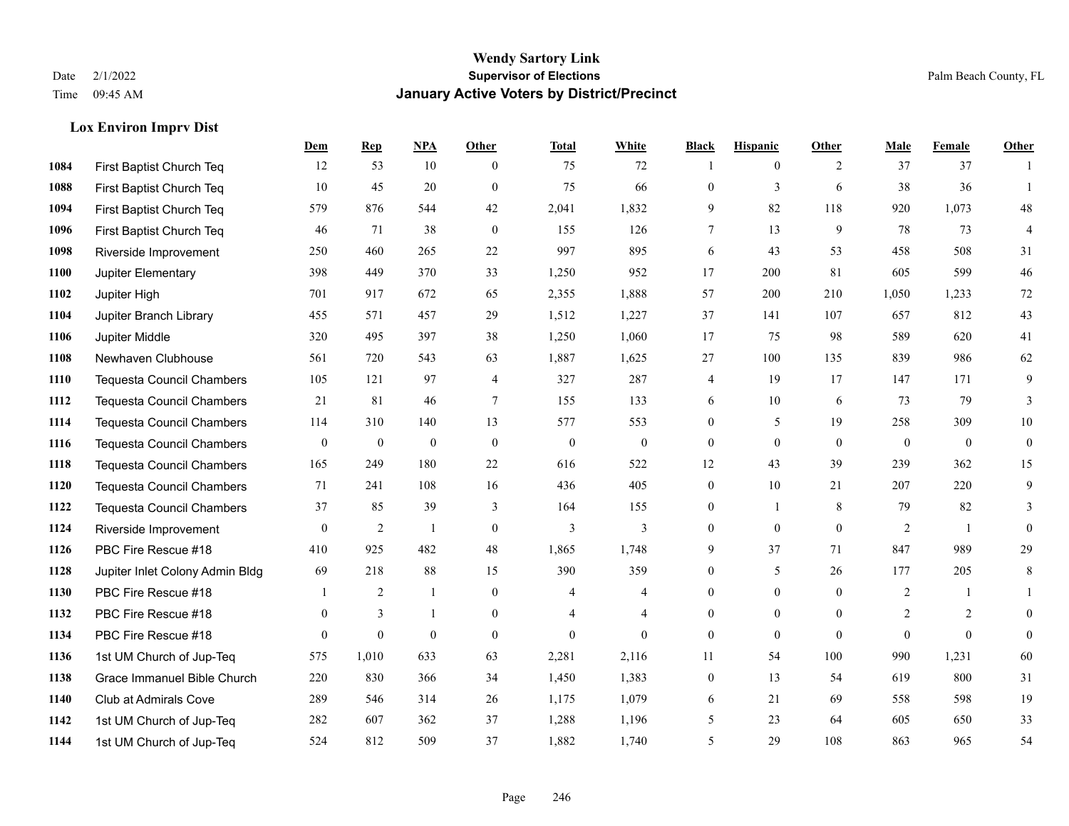**Wendy Sartory Link**
**Supervisor of Elections**
**January Active Voters by District/Precinct**

Date 2/1/2022
Time 09:45 AM
Palm Beach County, FL

## Lox Environ Imprv Dist

| | | Dem | Rep | NPA | Other | Total | White | Black | Hispanic | Other | Male | Female | Other |
|---|---|---|---|---|---|---|---|---|---|---|---|---|---|
| 1084 | First Baptist Church Teq | 12 | 53 | 10 | 0 | 75 | 72 | 1 | 0 | 2 | 37 | 37 | 1 |
| 1088 | First Baptist Church Teq | 10 | 45 | 20 | 0 | 75 | 66 | 0 | 3 | 6 | 38 | 36 | 1 |
| 1094 | First Baptist Church Teq | 579 | 876 | 544 | 42 | 2,041 | 1,832 | 9 | 82 | 118 | 920 | 1,073 | 48 |
| 1096 | First Baptist Church Teq | 46 | 71 | 38 | 0 | 155 | 126 | 7 | 13 | 9 | 78 | 73 | 4 |
| 1098 | Riverside Improvement | 250 | 460 | 265 | 22 | 997 | 895 | 6 | 43 | 53 | 458 | 508 | 31 |
| 1100 | Jupiter Elementary | 398 | 449 | 370 | 33 | 1,250 | 952 | 17 | 200 | 81 | 605 | 599 | 46 |
| 1102 | Jupiter High | 701 | 917 | 672 | 65 | 2,355 | 1,888 | 57 | 200 | 210 | 1,050 | 1,233 | 72 |
| 1104 | Jupiter Branch Library | 455 | 571 | 457 | 29 | 1,512 | 1,227 | 37 | 141 | 107 | 657 | 812 | 43 |
| 1106 | Jupiter Middle | 320 | 495 | 397 | 38 | 1,250 | 1,060 | 17 | 75 | 98 | 589 | 620 | 41 |
| 1108 | Newhaven Clubhouse | 561 | 720 | 543 | 63 | 1,887 | 1,625 | 27 | 100 | 135 | 839 | 986 | 62 |
| 1110 | Tequesta Council Chambers | 105 | 121 | 97 | 4 | 327 | 287 | 4 | 19 | 17 | 147 | 171 | 9 |
| 1112 | Tequesta Council Chambers | 21 | 81 | 46 | 7 | 155 | 133 | 6 | 10 | 6 | 73 | 79 | 3 |
| 1114 | Tequesta Council Chambers | 114 | 310 | 140 | 13 | 577 | 553 | 0 | 5 | 19 | 258 | 309 | 10 |
| 1116 | Tequesta Council Chambers | 0 | 0 | 0 | 0 | 0 | 0 | 0 | 0 | 0 | 0 | 0 | 0 |
| 1118 | Tequesta Council Chambers | 165 | 249 | 180 | 22 | 616 | 522 | 12 | 43 | 39 | 239 | 362 | 15 |
| 1120 | Tequesta Council Chambers | 71 | 241 | 108 | 16 | 436 | 405 | 0 | 10 | 21 | 207 | 220 | 9 |
| 1122 | Tequesta Council Chambers | 37 | 85 | 39 | 3 | 164 | 155 | 0 | 1 | 8 | 79 | 82 | 3 |
| 1124 | Riverside Improvement | 0 | 2 | 1 | 0 | 3 | 3 | 0 | 0 | 0 | 2 | 1 | 0 |
| 1126 | PBC Fire Rescue #18 | 410 | 925 | 482 | 48 | 1,865 | 1,748 | 9 | 37 | 71 | 847 | 989 | 29 |
| 1128 | Jupiter Inlet Colony Admin Bldg | 69 | 218 | 88 | 15 | 390 | 359 | 0 | 5 | 26 | 177 | 205 | 8 |
| 1130 | PBC Fire Rescue #18 | 1 | 2 | 1 | 0 | 4 | 4 | 0 | 0 | 0 | 2 | 1 | 1 |
| 1132 | PBC Fire Rescue #18 | 0 | 3 | 1 | 0 | 4 | 4 | 0 | 0 | 0 | 2 | 2 | 0 |
| 1134 | PBC Fire Rescue #18 | 0 | 0 | 0 | 0 | 0 | 0 | 0 | 0 | 0 | 0 | 0 | 0 |
| 1136 | 1st UM Church of Jup-Teq | 575 | 1,010 | 633 | 63 | 2,281 | 2,116 | 11 | 54 | 100 | 990 | 1,231 | 60 |
| 1138 | Grace Immanuel Bible Church | 220 | 830 | 366 | 34 | 1,450 | 1,383 | 0 | 13 | 54 | 619 | 800 | 31 |
| 1140 | Club at Admirals Cove | 289 | 546 | 314 | 26 | 1,175 | 1,079 | 6 | 21 | 69 | 558 | 598 | 19 |
| 1142 | 1st UM Church of Jup-Teq | 282 | 607 | 362 | 37 | 1,288 | 1,196 | 5 | 23 | 64 | 605 | 650 | 33 |
| 1144 | 1st UM Church of Jup-Teq | 524 | 812 | 509 | 37 | 1,882 | 1,740 | 5 | 29 | 108 | 863 | 965 | 54 |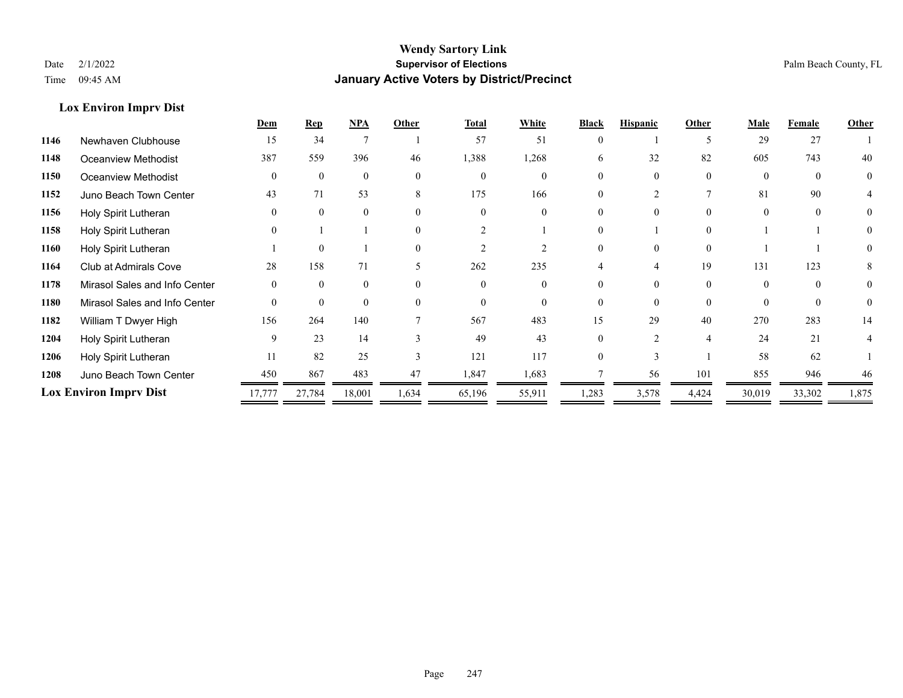# Wendy Sartory Link

**Supervisor of Elections**

**January Active Voters by District/Precinct**

Date 2/1/2022

Time 09:45 AM

Palm Beach County, FL

### Lox Environ Imprv Dist

| | | Dem | Rep | NPA | Other | Total | White | Black | Hispanic | Other | Male | Female | Other |
|---|---|---|---|---|---|---|---|---|---|---|---|---|---|
| **1146** | Newhaven Clubhouse | 15 | 34 | 7 | 1 | 57 | 51 | 0 | 1 | 5 | 29 | 27 | 1 |
| **1148** | Oceanview Methodist | 387 | 559 | 396 | 46 | 1,388 | 1,268 | 6 | 32 | 82 | 605 | 743 | 40 |
| **1150** | Oceanview Methodist | 0 | 0 | 0 | 0 | 0 | 0 | 0 | 0 | 0 | 0 | 0 | 0 |
| **1152** | Juno Beach Town Center | 43 | 71 | 53 | 8 | 175 | 166 | 0 | 2 | 7 | 81 | 90 | 4 |
| **1156** | Holy Spirit Lutheran | 0 | 0 | 0 | 0 | 0 | 0 | 0 | 0 | 0 | 0 | 0 | 0 |
| **1158** | Holy Spirit Lutheran | 0 | 1 | 1 | 0 | 2 | 1 | 0 | 1 | 0 | 1 | 1 | 0 |
| **1160** | Holy Spirit Lutheran | 1 | 0 | 1 | 0 | 2 | 2 | 0 | 0 | 0 | 1 | 1 | 0 |
| **1164** | Club at Admirals Cove | 28 | 158 | 71 | 5 | 262 | 235 | 4 | 4 | 19 | 131 | 123 | 8 |
| **1178** | Mirasol Sales and Info Center | 0 | 0 | 0 | 0 | 0 | 0 | 0 | 0 | 0 | 0 | 0 | 0 |
| **1180** | Mirasol Sales and Info Center | 0 | 0 | 0 | 0 | 0 | 0 | 0 | 0 | 0 | 0 | 0 | 0 |
| **1182** | William T Dwyer High | 156 | 264 | 140 | 7 | 567 | 483 | 15 | 29 | 40 | 270 | 283 | 14 |
| **1204** | Holy Spirit Lutheran | 9 | 23 | 14 | 3 | 49 | 43 | 0 | 2 | 4 | 24 | 21 | 4 |
| **1206** | Holy Spirit Lutheran | 11 | 82 | 25 | 3 | 121 | 117 | 0 | 3 | 1 | 58 | 62 | 1 |
| **1208** | Juno Beach Town Center | 450 | 867 | 483 | 47 | 1,847 | 1,683 | 7 | 56 | 101 | 855 | 946 | 46 |
| **Lox Environ Imprv Dist** | | 17,777 | 27,784 | 18,001 | 1,634 | 65,196 | 55,911 | 1,283 | 3,578 | 4,424 | 30,019 | 33,302 | 1,875 |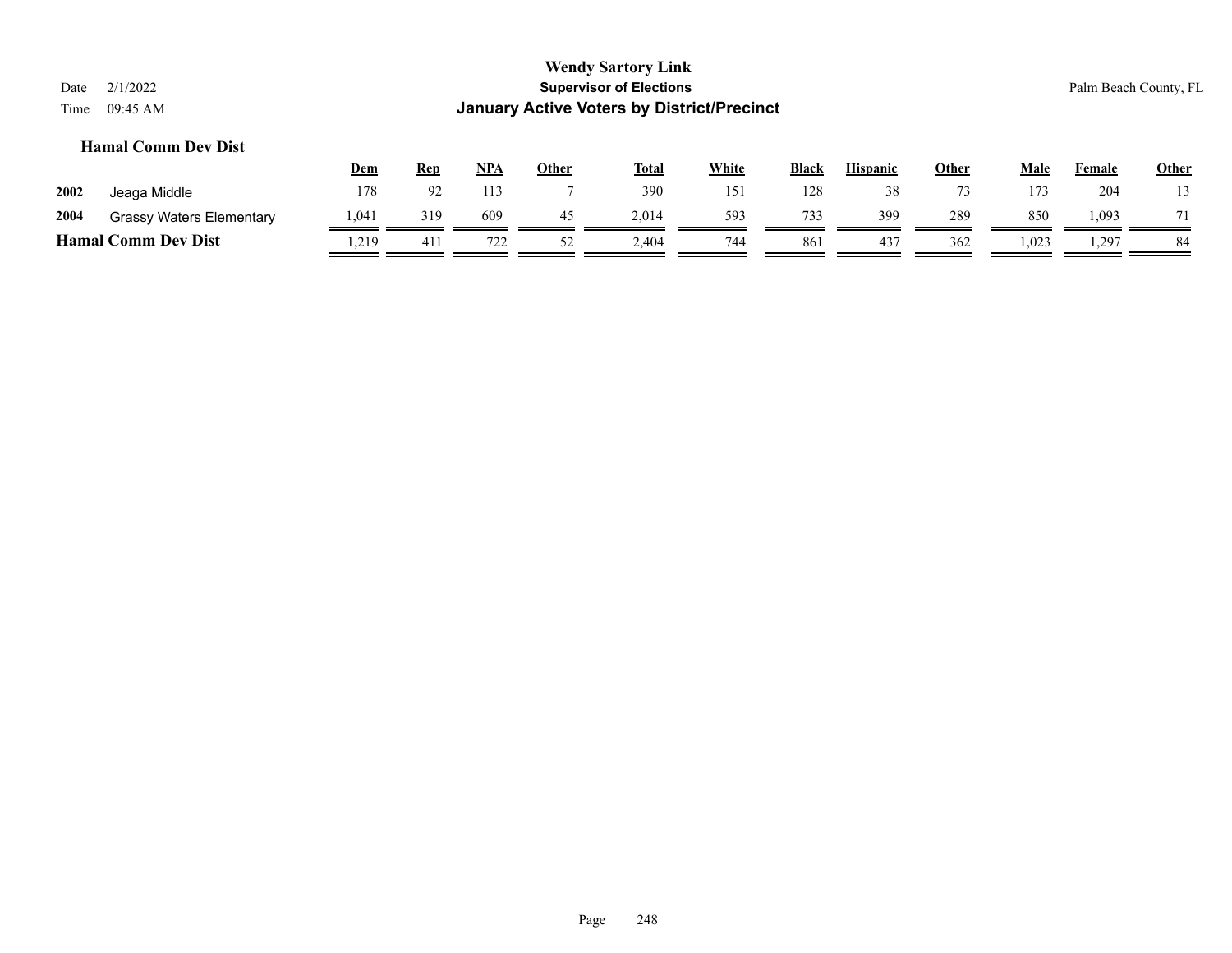**Wendy Sartory Link**
**Supervisor of Elections**
**January Active Voters by District/Precinct**

Date 2/1/2022
Time 09:45 AM

Palm Beach County, FL

### Hamal Comm Dev Dist

| | | Dem | Rep | NPA | Other | Total | White | Black | Hispanic | Other | Male | Female | Other |
|---|---|---|---|---|---|---|---|---|---|---|---|---|---|
| 2002 | Jeaga Middle | 178 | 92 | 113 | 7 | 390 | 151 | 128 | 38 | 73 | 173 | 204 | 13 |
| 2004 | Grassy Waters Elementary | 1,041 | 319 | 609 | 45 | 2,014 | 593 | 733 | 399 | 289 | 850 | 1,093 | 71 |
| **Hamal Comm Dev Dist** | | 1,219 | 411 | 722 | 52 | 2,404 | 744 | 861 | 437 | 362 | 1,023 | 1,297 | 84 |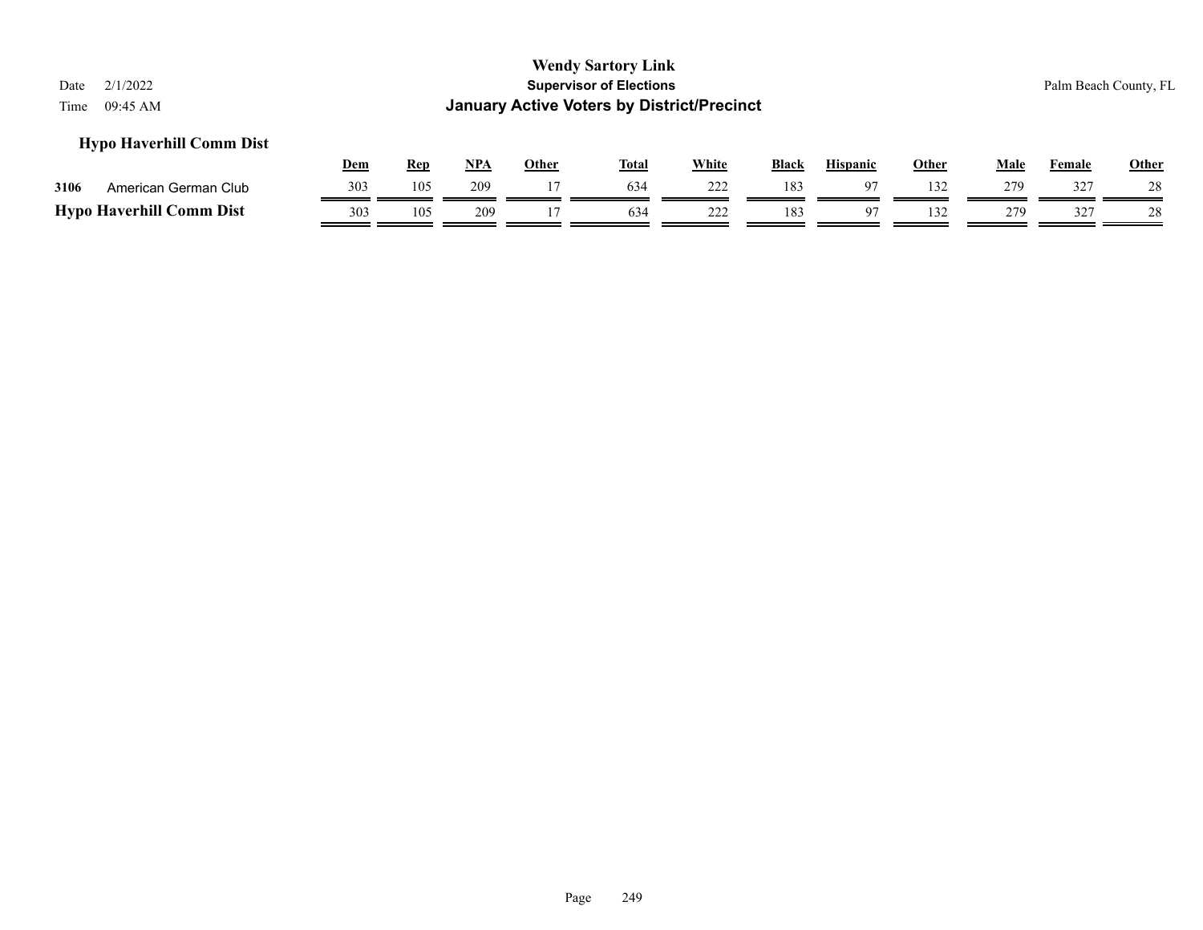**Wendy Sartory Link**
**Supervisor of Elections**
**January Active Voters by District/Precinct**

Date 2/1/2022
Time 09:45 AM

Palm Beach County, FL

### Hypo Haverhill Comm Dist

| | | Dem | Rep | NPA | Other | Total | White | Black | Hispanic | Other | Male | Female | Other |
|---|---|---|---|---|---|---|---|---|---|---|---|---|---|
| 3106 | American German Club | 303 | 105 | 209 | 17 | 634 | 222 | 183 | 97 | 132 | 279 | 327 | 28 |
| **Hypo Haverhill Comm Dist** | | 303 | 105 | 209 | 17 | 634 | 222 | 183 | 97 | 132 | 279 | 327 | 28 |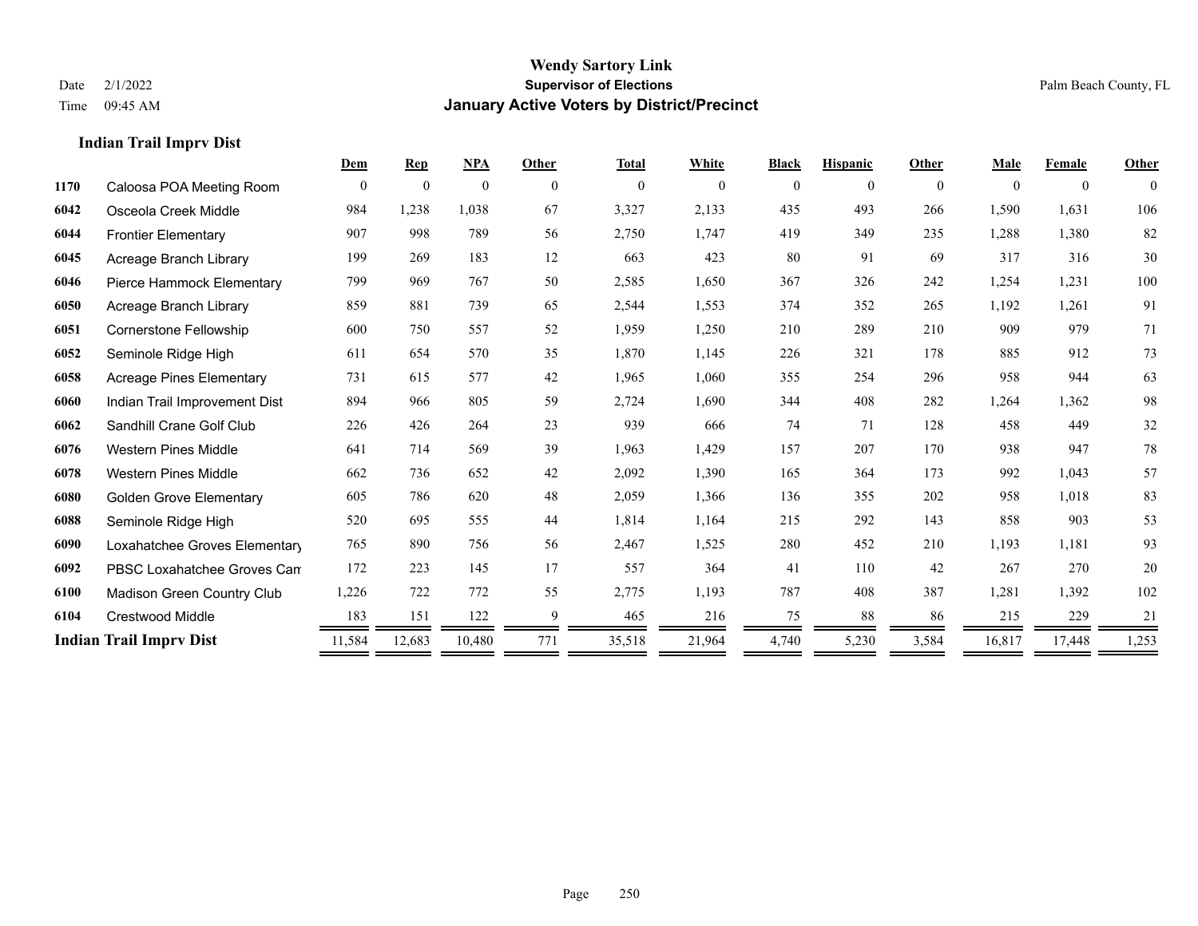# Wendy Sartory Link
## Supervisor of Elections
## January Active Voters by District/Precinct

Date 2/1/2022
Time 09:45 AM

Palm Beach County, FL

### Indian Trail Imprv Dist

| | | Dem | Rep | NPA | Other | Total | White | Black | Hispanic | Other | Male | Female | Other |
|---|---|---|---|---|---|---|---|---|---|---|---|---|---|
| 1170 | Caloosa POA Meeting Room | 0 | 0 | 0 | 0 | 0 | 0 | 0 | 0 | 0 | 0 | 0 | 0 |
| 6042 | Osceola Creek Middle | 984 | 1,238 | 1,038 | 67 | 3,327 | 2,133 | 435 | 493 | 266 | 1,590 | 1,631 | 106 |
| 6044 | Frontier Elementary | 907 | 998 | 789 | 56 | 2,750 | 1,747 | 419 | 349 | 235 | 1,288 | 1,380 | 82 |
| 6045 | Acreage Branch Library | 199 | 269 | 183 | 12 | 663 | 423 | 80 | 91 | 69 | 317 | 316 | 30 |
| 6046 | Pierce Hammock Elementary | 799 | 969 | 767 | 50 | 2,585 | 1,650 | 367 | 326 | 242 | 1,254 | 1,231 | 100 |
| 6050 | Acreage Branch Library | 859 | 881 | 739 | 65 | 2,544 | 1,553 | 374 | 352 | 265 | 1,192 | 1,261 | 91 |
| 6051 | Cornerstone Fellowship | 600 | 750 | 557 | 52 | 1,959 | 1,250 | 210 | 289 | 210 | 909 | 979 | 71 |
| 6052 | Seminole Ridge High | 611 | 654 | 570 | 35 | 1,870 | 1,145 | 226 | 321 | 178 | 885 | 912 | 73 |
| 6058 | Acreage Pines Elementary | 731 | 615 | 577 | 42 | 1,965 | 1,060 | 355 | 254 | 296 | 958 | 944 | 63 |
| 6060 | Indian Trail Improvement Dist | 894 | 966 | 805 | 59 | 2,724 | 1,690 | 344 | 408 | 282 | 1,264 | 1,362 | 98 |
| 6062 | Sandhill Crane Golf Club | 226 | 426 | 264 | 23 | 939 | 666 | 74 | 71 | 128 | 458 | 449 | 32 |
| 6076 | Western Pines Middle | 641 | 714 | 569 | 39 | 1,963 | 1,429 | 157 | 207 | 170 | 938 | 947 | 78 |
| 6078 | Western Pines Middle | 662 | 736 | 652 | 42 | 2,092 | 1,390 | 165 | 364 | 173 | 992 | 1,043 | 57 |
| 6080 | Golden Grove Elementary | 605 | 786 | 620 | 48 | 2,059 | 1,366 | 136 | 355 | 202 | 958 | 1,018 | 83 |
| 6088 | Seminole Ridge High | 520 | 695 | 555 | 44 | 1,814 | 1,164 | 215 | 292 | 143 | 858 | 903 | 53 |
| 6090 | Loxahatchee Groves Elementary | 765 | 890 | 756 | 56 | 2,467 | 1,525 | 280 | 452 | 210 | 1,193 | 1,181 | 93 |
| 6092 | PBSC Loxahatchee Groves Cam | 172 | 223 | 145 | 17 | 557 | 364 | 41 | 110 | 42 | 267 | 270 | 20 |
| 6100 | Madison Green Country Club | 1,226 | 722 | 772 | 55 | 2,775 | 1,193 | 787 | 408 | 387 | 1,281 | 1,392 | 102 |
| 6104 | Crestwood Middle | 183 | 151 | 122 | 9 | 465 | 216 | 75 | 88 | 86 | 215 | 229 | 21 |
| **Indian Trail Imprv Dist** | | 11,584 | 12,683 | 10,480 | 771 | 35,518 | 21,964 | 4,740 | 5,230 | 3,584 | 16,817 | 17,448 | 1,253 |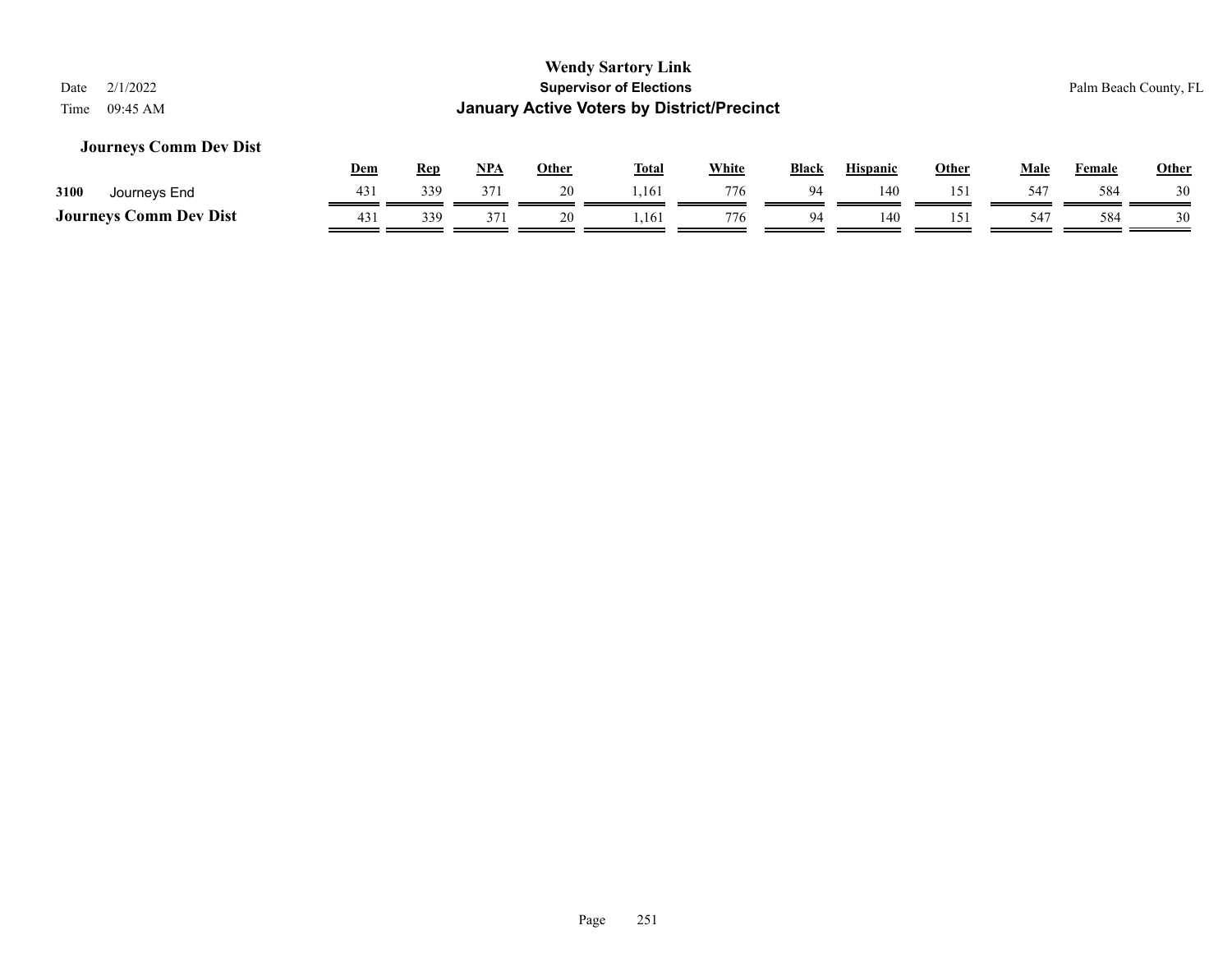# Wendy Sartory Link
## Supervisor of Elections
## January Active Voters by District/Precinct

Date 2/1/2022
Time 09:45 AM

Palm Beach County, FL

### Journeys Comm Dev Dist

| | | Dem | Rep | NPA | Other | Total | White | Black | Hispanic | Other | Male | Female | Other |
|---|---|---|---|---|---|---|---|---|---|---|---|---|---|
| 3100 | Journeys End | 431 | 339 | 371 | 20 | 1,161 | 776 | 94 | 140 | 151 | 547 | 584 | 30 |
| **Journeys Comm Dev Dist** | | 431 | 339 | 371 | 20 | 1,161 | 776 | 94 | 140 | 151 | 547 | 584 | 30 |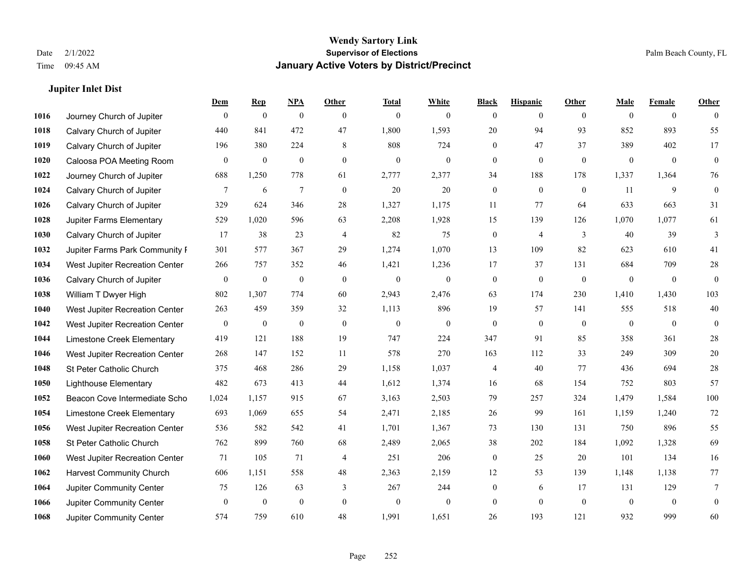# Wendy Sartory Link
## Supervisor of Elections
## January Active Voters by District/Precinct

Date 2/1/2022
Time 09:45 AM
Palm Beach County, FL

### Jupiter Inlet Dist

| | | Dem | Rep | NPA | Other | Total | White | Black | Hispanic | Other | Male | Female | Other |
|---|---|---|---|---|---|---|---|---|---|---|---|---|---|
| 1016 | Journey Church of Jupiter | 0 | 0 | 0 | 0 | 0 | 0 | 0 | 0 | 0 | 0 | 0 | 0 |
| 1018 | Calvary Church of Jupiter | 440 | 841 | 472 | 47 | 1,800 | 1,593 | 20 | 94 | 93 | 852 | 893 | 55 |
| 1019 | Calvary Church of Jupiter | 196 | 380 | 224 | 8 | 808 | 724 | 0 | 47 | 37 | 389 | 402 | 17 |
| 1020 | Caloosa POA Meeting Room | 0 | 0 | 0 | 0 | 0 | 0 | 0 | 0 | 0 | 0 | 0 | 0 |
| 1022 | Journey Church of Jupiter | 688 | 1,250 | 778 | 61 | 2,777 | 2,377 | 34 | 188 | 178 | 1,337 | 1,364 | 76 |
| 1024 | Calvary Church of Jupiter | 7 | 6 | 7 | 0 | 20 | 20 | 0 | 0 | 0 | 11 | 9 | 0 |
| 1026 | Calvary Church of Jupiter | 329 | 624 | 346 | 28 | 1,327 | 1,175 | 11 | 77 | 64 | 633 | 663 | 31 |
| 1028 | Jupiter Farms Elementary | 529 | 1,020 | 596 | 63 | 2,208 | 1,928 | 15 | 139 | 126 | 1,070 | 1,077 | 61 |
| 1030 | Calvary Church of Jupiter | 17 | 38 | 23 | 4 | 82 | 75 | 0 | 4 | 3 | 40 | 39 | 3 |
| 1032 | Jupiter Farms Park Community F | 301 | 577 | 367 | 29 | 1,274 | 1,070 | 13 | 109 | 82 | 623 | 610 | 41 |
| 1034 | West Jupiter Recreation Center | 266 | 757 | 352 | 46 | 1,421 | 1,236 | 17 | 37 | 131 | 684 | 709 | 28 |
| 1036 | Calvary Church of Jupiter | 0 | 0 | 0 | 0 | 0 | 0 | 0 | 0 | 0 | 0 | 0 | 0 |
| 1038 | William T Dwyer High | 802 | 1,307 | 774 | 60 | 2,943 | 2,476 | 63 | 174 | 230 | 1,410 | 1,430 | 103 |
| 1040 | West Jupiter Recreation Center | 263 | 459 | 359 | 32 | 1,113 | 896 | 19 | 57 | 141 | 555 | 518 | 40 |
| 1042 | West Jupiter Recreation Center | 0 | 0 | 0 | 0 | 0 | 0 | 0 | 0 | 0 | 0 | 0 | 0 |
| 1044 | Limestone Creek Elementary | 419 | 121 | 188 | 19 | 747 | 224 | 347 | 91 | 85 | 358 | 361 | 28 |
| 1046 | West Jupiter Recreation Center | 268 | 147 | 152 | 11 | 578 | 270 | 163 | 112 | 33 | 249 | 309 | 20 |
| 1048 | St Peter Catholic Church | 375 | 468 | 286 | 29 | 1,158 | 1,037 | 4 | 40 | 77 | 436 | 694 | 28 |
| 1050 | Lighthouse Elementary | 482 | 673 | 413 | 44 | 1,612 | 1,374 | 16 | 68 | 154 | 752 | 803 | 57 |
| 1052 | Beacon Cove Intermediate Scho | 1,024 | 1,157 | 915 | 67 | 3,163 | 2,503 | 79 | 257 | 324 | 1,479 | 1,584 | 100 |
| 1054 | Limestone Creek Elementary | 693 | 1,069 | 655 | 54 | 2,471 | 2,185 | 26 | 99 | 161 | 1,159 | 1,240 | 72 |
| 1056 | West Jupiter Recreation Center | 536 | 582 | 542 | 41 | 1,701 | 1,367 | 73 | 130 | 131 | 750 | 896 | 55 |
| 1058 | St Peter Catholic Church | 762 | 899 | 760 | 68 | 2,489 | 2,065 | 38 | 202 | 184 | 1,092 | 1,328 | 69 |
| 1060 | West Jupiter Recreation Center | 71 | 105 | 71 | 4 | 251 | 206 | 0 | 25 | 20 | 101 | 134 | 16 |
| 1062 | Harvest Community Church | 606 | 1,151 | 558 | 48 | 2,363 | 2,159 | 12 | 53 | 139 | 1,148 | 1,138 | 77 |
| 1064 | Jupiter Community Center | 75 | 126 | 63 | 3 | 267 | 244 | 0 | 6 | 17 | 131 | 129 | 7 |
| 1066 | Jupiter Community Center | 0 | 0 | 0 | 0 | 0 | 0 | 0 | 0 | 0 | 0 | 0 | 0 |
| 1068 | Jupiter Community Center | 574 | 759 | 610 | 48 | 1,991 | 1,651 | 26 | 193 | 121 | 932 | 999 | 60 |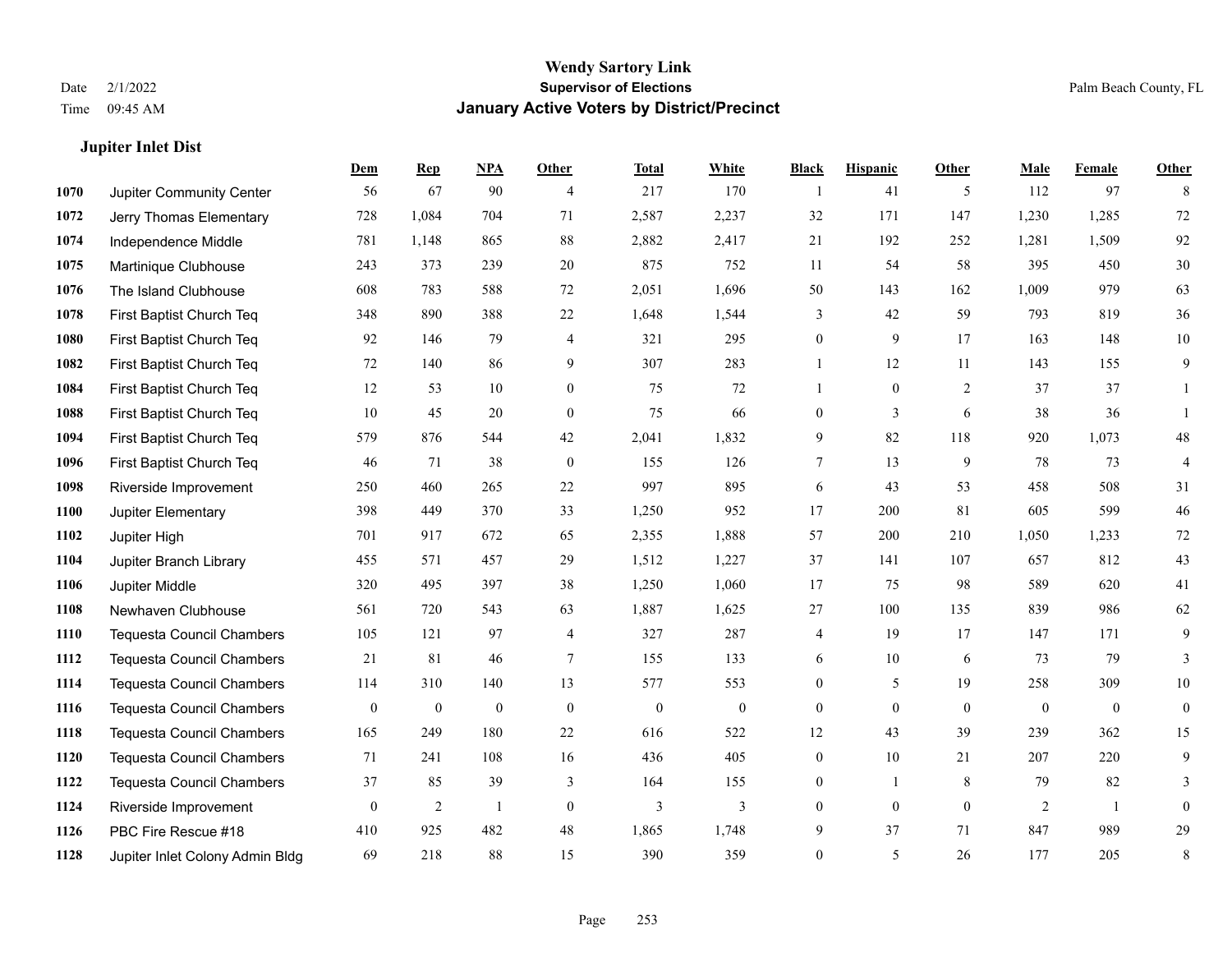**Wendy Sartory Link**
**Supervisor of Elections**
**January Active Voters by District/Precinct**

Date 2/1/2022
Time 09:45 AM

Palm Beach County, FL

### Jupiter Inlet Dist

| | | Dem | Rep | NPA | Other | Total | White | Black | Hispanic | Other | Male | Female | Other |
|---|---|---|---|---|---|---|---|---|---|---|---|---|---|
| 1070 | Jupiter Community Center | 56 | 67 | 90 | 4 | 217 | 170 | 1 | 41 | 5 | 112 | 97 | 8 |
| 1072 | Jerry Thomas Elementary | 728 | 1,084 | 704 | 71 | 2,587 | 2,237 | 32 | 171 | 147 | 1,230 | 1,285 | 72 |
| 1074 | Independence Middle | 781 | 1,148 | 865 | 88 | 2,882 | 2,417 | 21 | 192 | 252 | 1,281 | 1,509 | 92 |
| 1075 | Martinique Clubhouse | 243 | 373 | 239 | 20 | 875 | 752 | 11 | 54 | 58 | 395 | 450 | 30 |
| 1076 | The Island Clubhouse | 608 | 783 | 588 | 72 | 2,051 | 1,696 | 50 | 143 | 162 | 1,009 | 979 | 63 |
| 1078 | First Baptist Church Teq | 348 | 890 | 388 | 22 | 1,648 | 1,544 | 3 | 42 | 59 | 793 | 819 | 36 |
| 1080 | First Baptist Church Teq | 92 | 146 | 79 | 4 | 321 | 295 | 0 | 9 | 17 | 163 | 148 | 10 |
| 1082 | First Baptist Church Teq | 72 | 140 | 86 | 9 | 307 | 283 | 1 | 12 | 11 | 143 | 155 | 9 |
| 1084 | First Baptist Church Teq | 12 | 53 | 10 | 0 | 75 | 72 | 1 | 0 | 2 | 37 | 37 | 1 |
| 1088 | First Baptist Church Teq | 10 | 45 | 20 | 0 | 75 | 66 | 0 | 3 | 6 | 38 | 36 | 1 |
| 1094 | First Baptist Church Teq | 579 | 876 | 544 | 42 | 2,041 | 1,832 | 9 | 82 | 118 | 920 | 1,073 | 48 |
| 1096 | First Baptist Church Teq | 46 | 71 | 38 | 0 | 155 | 126 | 7 | 13 | 9 | 78 | 73 | 4 |
| 1098 | Riverside Improvement | 250 | 460 | 265 | 22 | 997 | 895 | 6 | 43 | 53 | 458 | 508 | 31 |
| 1100 | Jupiter Elementary | 398 | 449 | 370 | 33 | 1,250 | 952 | 17 | 200 | 81 | 605 | 599 | 46 |
| 1102 | Jupiter High | 701 | 917 | 672 | 65 | 2,355 | 1,888 | 57 | 200 | 210 | 1,050 | 1,233 | 72 |
| 1104 | Jupiter Branch Library | 455 | 571 | 457 | 29 | 1,512 | 1,227 | 37 | 141 | 107 | 657 | 812 | 43 |
| 1106 | Jupiter Middle | 320 | 495 | 397 | 38 | 1,250 | 1,060 | 17 | 75 | 98 | 589 | 620 | 41 |
| 1108 | Newhaven Clubhouse | 561 | 720 | 543 | 63 | 1,887 | 1,625 | 27 | 100 | 135 | 839 | 986 | 62 |
| 1110 | Tequesta Council Chambers | 105 | 121 | 97 | 4 | 327 | 287 | 4 | 19 | 17 | 147 | 171 | 9 |
| 1112 | Tequesta Council Chambers | 21 | 81 | 46 | 7 | 155 | 133 | 6 | 10 | 6 | 73 | 79 | 3 |
| 1114 | Tequesta Council Chambers | 114 | 310 | 140 | 13 | 577 | 553 | 0 | 5 | 19 | 258 | 309 | 10 |
| 1116 | Tequesta Council Chambers | 0 | 0 | 0 | 0 | 0 | 0 | 0 | 0 | 0 | 0 | 0 | 0 |
| 1118 | Tequesta Council Chambers | 165 | 249 | 180 | 22 | 616 | 522 | 12 | 43 | 39 | 239 | 362 | 15 |
| 1120 | Tequesta Council Chambers | 71 | 241 | 108 | 16 | 436 | 405 | 0 | 10 | 21 | 207 | 220 | 9 |
| 1122 | Tequesta Council Chambers | 37 | 85 | 39 | 3 | 164 | 155 | 0 | 1 | 8 | 79 | 82 | 3 |
| 1124 | Riverside Improvement | 0 | 2 | 1 | 0 | 3 | 3 | 0 | 0 | 0 | 2 | 1 | 0 |
| 1126 | PBC Fire Rescue #18 | 410 | 925 | 482 | 48 | 1,865 | 1,748 | 9 | 37 | 71 | 847 | 989 | 29 |
| 1128 | Jupiter Inlet Colony Admin Bldg | 69 | 218 | 88 | 15 | 390 | 359 | 0 | 5 | 26 | 177 | 205 | 8 |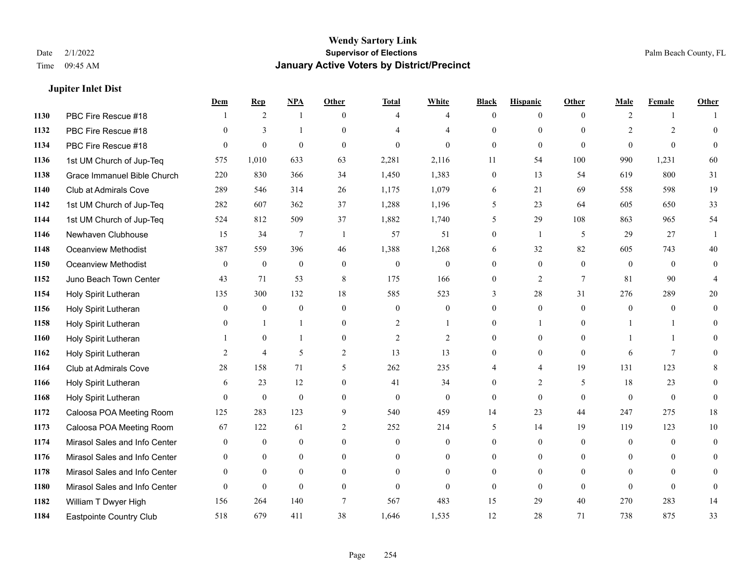# Wendy Sartory Link
## Supervisor of Elections
## January Active Voters by District/Precinct

Date 2/1/2022
Time 09:45 AM

Palm Beach County, FL

### Jupiter Inlet Dist

| | | Dem | Rep | NPA | Other | Total | White | Black | Hispanic | Other | Male | Female | Other |
|---|---|---|---|---|---|---|---|---|---|---|---|---|---|
| 1130 | PBC Fire Rescue #18 | 1 | 2 | 1 | 0 | 4 | 4 | 0 | 0 | 0 | 2 | 1 | 1 |
| 1132 | PBC Fire Rescue #18 | 0 | 3 | 1 | 0 | 4 | 4 | 0 | 0 | 0 | 2 | 2 | 0 |
| 1134 | PBC Fire Rescue #18 | 0 | 0 | 0 | 0 | 0 | 0 | 0 | 0 | 0 | 0 | 0 | 0 |
| 1136 | 1st UM Church of Jup-Teq | 575 | 1,010 | 633 | 63 | 2,281 | 2,116 | 11 | 54 | 100 | 990 | 1,231 | 60 |
| 1138 | Grace Immanuel Bible Church | 220 | 830 | 366 | 34 | 1,450 | 1,383 | 0 | 13 | 54 | 619 | 800 | 31 |
| 1140 | Club at Admirals Cove | 289 | 546 | 314 | 26 | 1,175 | 1,079 | 6 | 21 | 69 | 558 | 598 | 19 |
| 1142 | 1st UM Church of Jup-Teq | 282 | 607 | 362 | 37 | 1,288 | 1,196 | 5 | 23 | 64 | 605 | 650 | 33 |
| 1144 | 1st UM Church of Jup-Teq | 524 | 812 | 509 | 37 | 1,882 | 1,740 | 5 | 29 | 108 | 863 | 965 | 54 |
| 1146 | Newhaven Clubhouse | 15 | 34 | 7 | 1 | 57 | 51 | 0 | 1 | 5 | 29 | 27 | 1 |
| 1148 | Oceanview Methodist | 387 | 559 | 396 | 46 | 1,388 | 1,268 | 6 | 32 | 82 | 605 | 743 | 40 |
| 1150 | Oceanview Methodist | 0 | 0 | 0 | 0 | 0 | 0 | 0 | 0 | 0 | 0 | 0 | 0 |
| 1152 | Juno Beach Town Center | 43 | 71 | 53 | 8 | 175 | 166 | 0 | 2 | 7 | 81 | 90 | 4 |
| 1154 | Holy Spirit Lutheran | 135 | 300 | 132 | 18 | 585 | 523 | 3 | 28 | 31 | 276 | 289 | 20 |
| 1156 | Holy Spirit Lutheran | 0 | 0 | 0 | 0 | 0 | 0 | 0 | 0 | 0 | 0 | 0 | 0 |
| 1158 | Holy Spirit Lutheran | 0 | 1 | 1 | 0 | 2 | 1 | 0 | 1 | 0 | 1 | 1 | 0 |
| 1160 | Holy Spirit Lutheran | 1 | 0 | 1 | 0 | 2 | 2 | 0 | 0 | 0 | 1 | 1 | 0 |
| 1162 | Holy Spirit Lutheran | 2 | 4 | 5 | 2 | 13 | 13 | 0 | 0 | 0 | 6 | 7 | 0 |
| 1164 | Club at Admirals Cove | 28 | 158 | 71 | 5 | 262 | 235 | 4 | 4 | 19 | 131 | 123 | 8 |
| 1166 | Holy Spirit Lutheran | 6 | 23 | 12 | 0 | 41 | 34 | 0 | 2 | 5 | 18 | 23 | 0 |
| 1168 | Holy Spirit Lutheran | 0 | 0 | 0 | 0 | 0 | 0 | 0 | 0 | 0 | 0 | 0 | 0 |
| 1172 | Caloosa POA Meeting Room | 125 | 283 | 123 | 9 | 540 | 459 | 14 | 23 | 44 | 247 | 275 | 18 |
| 1173 | Caloosa POA Meeting Room | 67 | 122 | 61 | 2 | 252 | 214 | 5 | 14 | 19 | 119 | 123 | 10 |
| 1174 | Mirasol Sales and Info Center | 0 | 0 | 0 | 0 | 0 | 0 | 0 | 0 | 0 | 0 | 0 | 0 |
| 1176 | Mirasol Sales and Info Center | 0 | 0 | 0 | 0 | 0 | 0 | 0 | 0 | 0 | 0 | 0 | 0 |
| 1178 | Mirasol Sales and Info Center | 0 | 0 | 0 | 0 | 0 | 0 | 0 | 0 | 0 | 0 | 0 | 0 |
| 1180 | Mirasol Sales and Info Center | 0 | 0 | 0 | 0 | 0 | 0 | 0 | 0 | 0 | 0 | 0 | 0 |
| 1182 | William T Dwyer High | 156 | 264 | 140 | 7 | 567 | 483 | 15 | 29 | 40 | 270 | 283 | 14 |
| 1184 | Eastpointe Country Club | 518 | 679 | 411 | 38 | 1,646 | 1,535 | 12 | 28 | 71 | 738 | 875 | 33 |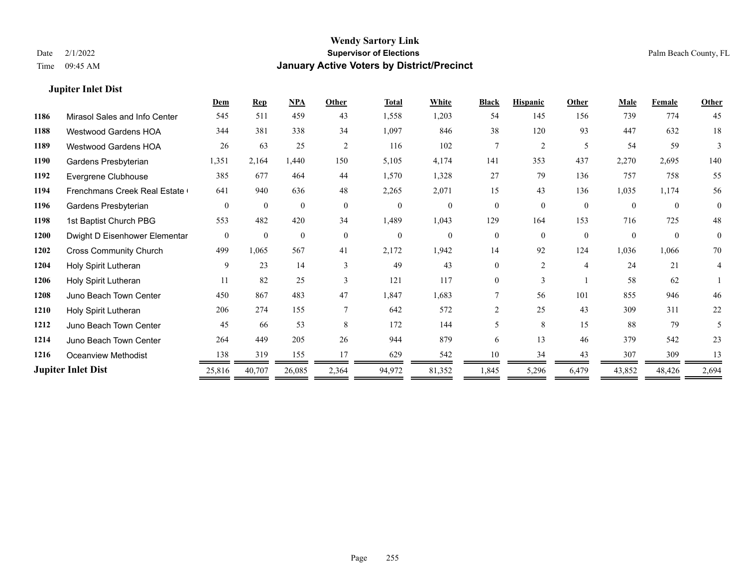# Wendy Sartory Link
## Supervisor of Elections
## January Active Voters by District/Precinct

Date 2/1/2022
Time 09:45 AM

Palm Beach County, FL

### Jupiter Inlet Dist

| | | Dem | Rep | NPA | Other | Total | White | Black | Hispanic | Other | Male | Female | Other |
|---|---|---|---|---|---|---|---|---|---|---|---|---|---|
| 1186 | Mirasol Sales and Info Center | 545 | 511 | 459 | 43 | 1,558 | 1,203 | 54 | 145 | 156 | 739 | 774 | 45 |
| 1188 | Westwood Gardens HOA | 344 | 381 | 338 | 34 | 1,097 | 846 | 38 | 120 | 93 | 447 | 632 | 18 |
| 1189 | Westwood Gardens HOA | 26 | 63 | 25 | 2 | 116 | 102 | 7 | 2 | 5 | 54 | 59 | 3 |
| 1190 | Gardens Presbyterian | 1,351 | 2,164 | 1,440 | 150 | 5,105 | 4,174 | 141 | 353 | 437 | 2,270 | 2,695 | 140 |
| 1192 | Evergrene Clubhouse | 385 | 677 | 464 | 44 | 1,570 | 1,328 | 27 | 79 | 136 | 757 | 758 | 55 |
| 1194 | Frenchmans Creek Real Estate ( | 641 | 940 | 636 | 48 | 2,265 | 2,071 | 15 | 43 | 136 | 1,035 | 1,174 | 56 |
| 1196 | Gardens Presbyterian | 0 | 0 | 0 | 0 | 0 | 0 | 0 | 0 | 0 | 0 | 0 | 0 |
| 1198 | 1st Baptist Church PBG | 553 | 482 | 420 | 34 | 1,489 | 1,043 | 129 | 164 | 153 | 716 | 725 | 48 |
| 1200 | Dwight D Eisenhower Elementar | 0 | 0 | 0 | 0 | 0 | 0 | 0 | 0 | 0 | 0 | 0 | 0 |
| 1202 | Cross Community Church | 499 | 1,065 | 567 | 41 | 2,172 | 1,942 | 14 | 92 | 124 | 1,036 | 1,066 | 70 |
| 1204 | Holy Spirit Lutheran | 9 | 23 | 14 | 3 | 49 | 43 | 0 | 2 | 4 | 24 | 21 | 4 |
| 1206 | Holy Spirit Lutheran | 11 | 82 | 25 | 3 | 121 | 117 | 0 | 3 | 1 | 58 | 62 | 1 |
| 1208 | Juno Beach Town Center | 450 | 867 | 483 | 47 | 1,847 | 1,683 | 7 | 56 | 101 | 855 | 946 | 46 |
| 1210 | Holy Spirit Lutheran | 206 | 274 | 155 | 7 | 642 | 572 | 2 | 25 | 43 | 309 | 311 | 22 |
| 1212 | Juno Beach Town Center | 45 | 66 | 53 | 8 | 172 | 144 | 5 | 8 | 15 | 88 | 79 | 5 |
| 1214 | Juno Beach Town Center | 264 | 449 | 205 | 26 | 944 | 879 | 6 | 13 | 46 | 379 | 542 | 23 |
| 1216 | Oceanview Methodist | 138 | 319 | 155 | 17 | 629 | 542 | 10 | 34 | 43 | 307 | 309 | 13 |
| **Jupiter Inlet Dist** | | 25,816 | 40,707 | 26,085 | 2,364 | 94,972 | 81,352 | 1,845 | 5,296 | 6,479 | 43,852 | 48,426 | 2,694 |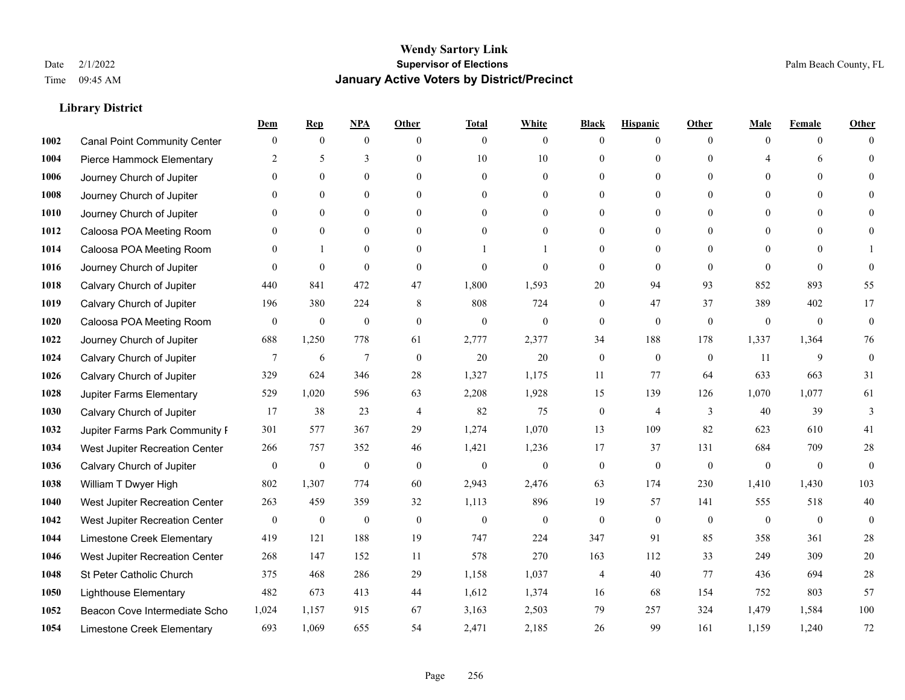# Wendy Sartory Link

**Supervisor of Elections**

**January Active Voters by District/Precinct**

Date 2/1/2022

Time 09:45 AM

Palm Beach County, FL

### Library District

| | | Dem | Rep | NPA | Other | Total | White | Black | Hispanic | Other | Male | Female | Other |
|---|---|---|---|---|---|---|---|---|---|---|---|---|---|
| 1002 | Canal Point Community Center | 0 | 0 | 0 | 0 | 0 | 0 | 0 | 0 | 0 | 0 | 0 | 0 |
| 1004 | Pierce Hammock Elementary | 2 | 5 | 3 | 0 | 10 | 10 | 0 | 0 | 0 | 4 | 6 | 0 |
| 1006 | Journey Church of Jupiter | 0 | 0 | 0 | 0 | 0 | 0 | 0 | 0 | 0 | 0 | 0 | 0 |
| 1008 | Journey Church of Jupiter | 0 | 0 | 0 | 0 | 0 | 0 | 0 | 0 | 0 | 0 | 0 | 0 |
| 1010 | Journey Church of Jupiter | 0 | 0 | 0 | 0 | 0 | 0 | 0 | 0 | 0 | 0 | 0 | 0 |
| 1012 | Caloosa POA Meeting Room | 0 | 0 | 0 | 0 | 0 | 0 | 0 | 0 | 0 | 0 | 0 | 0 |
| 1014 | Caloosa POA Meeting Room | 0 | 1 | 0 | 0 | 1 | 1 | 0 | 0 | 0 | 0 | 0 | 1 |
| 1016 | Journey Church of Jupiter | 0 | 0 | 0 | 0 | 0 | 0 | 0 | 0 | 0 | 0 | 0 | 0 |
| 1018 | Calvary Church of Jupiter | 440 | 841 | 472 | 47 | 1,800 | 1,593 | 20 | 94 | 93 | 852 | 893 | 55 |
| 1019 | Calvary Church of Jupiter | 196 | 380 | 224 | 8 | 808 | 724 | 0 | 47 | 37 | 389 | 402 | 17 |
| 1020 | Caloosa POA Meeting Room | 0 | 0 | 0 | 0 | 0 | 0 | 0 | 0 | 0 | 0 | 0 | 0 |
| 1022 | Journey Church of Jupiter | 688 | 1,250 | 778 | 61 | 2,777 | 2,377 | 34 | 188 | 178 | 1,337 | 1,364 | 76 |
| 1024 | Calvary Church of Jupiter | 7 | 6 | 7 | 0 | 20 | 20 | 0 | 0 | 0 | 11 | 9 | 0 |
| 1026 | Calvary Church of Jupiter | 329 | 624 | 346 | 28 | 1,327 | 1,175 | 11 | 77 | 64 | 633 | 663 | 31 |
| 1028 | Jupiter Farms Elementary | 529 | 1,020 | 596 | 63 | 2,208 | 1,928 | 15 | 139 | 126 | 1,070 | 1,077 | 61 |
| 1030 | Calvary Church of Jupiter | 17 | 38 | 23 | 4 | 82 | 75 | 0 | 4 | 3 | 40 | 39 | 3 |
| 1032 | Jupiter Farms Park Community F | 301 | 577 | 367 | 29 | 1,274 | 1,070 | 13 | 109 | 82 | 623 | 610 | 41 |
| 1034 | West Jupiter Recreation Center | 266 | 757 | 352 | 46 | 1,421 | 1,236 | 17 | 37 | 131 | 684 | 709 | 28 |
| 1036 | Calvary Church of Jupiter | 0 | 0 | 0 | 0 | 0 | 0 | 0 | 0 | 0 | 0 | 0 | 0 |
| 1038 | William T Dwyer High | 802 | 1,307 | 774 | 60 | 2,943 | 2,476 | 63 | 174 | 230 | 1,410 | 1,430 | 103 |
| 1040 | West Jupiter Recreation Center | 263 | 459 | 359 | 32 | 1,113 | 896 | 19 | 57 | 141 | 555 | 518 | 40 |
| 1042 | West Jupiter Recreation Center | 0 | 0 | 0 | 0 | 0 | 0 | 0 | 0 | 0 | 0 | 0 | 0 |
| 1044 | Limestone Creek Elementary | 419 | 121 | 188 | 19 | 747 | 224 | 347 | 91 | 85 | 358 | 361 | 28 |
| 1046 | West Jupiter Recreation Center | 268 | 147 | 152 | 11 | 578 | 270 | 163 | 112 | 33 | 249 | 309 | 20 |
| 1048 | St Peter Catholic Church | 375 | 468 | 286 | 29 | 1,158 | 1,037 | 4 | 40 | 77 | 436 | 694 | 28 |
| 1050 | Lighthouse Elementary | 482 | 673 | 413 | 44 | 1,612 | 1,374 | 16 | 68 | 154 | 752 | 803 | 57 |
| 1052 | Beacon Cove Intermediate Scho | 1,024 | 1,157 | 915 | 67 | 3,163 | 2,503 | 79 | 257 | 324 | 1,479 | 1,584 | 100 |
| 1054 | Limestone Creek Elementary | 693 | 1,069 | 655 | 54 | 2,471 | 2,185 | 26 | 99 | 161 | 1,159 | 1,240 | 72 |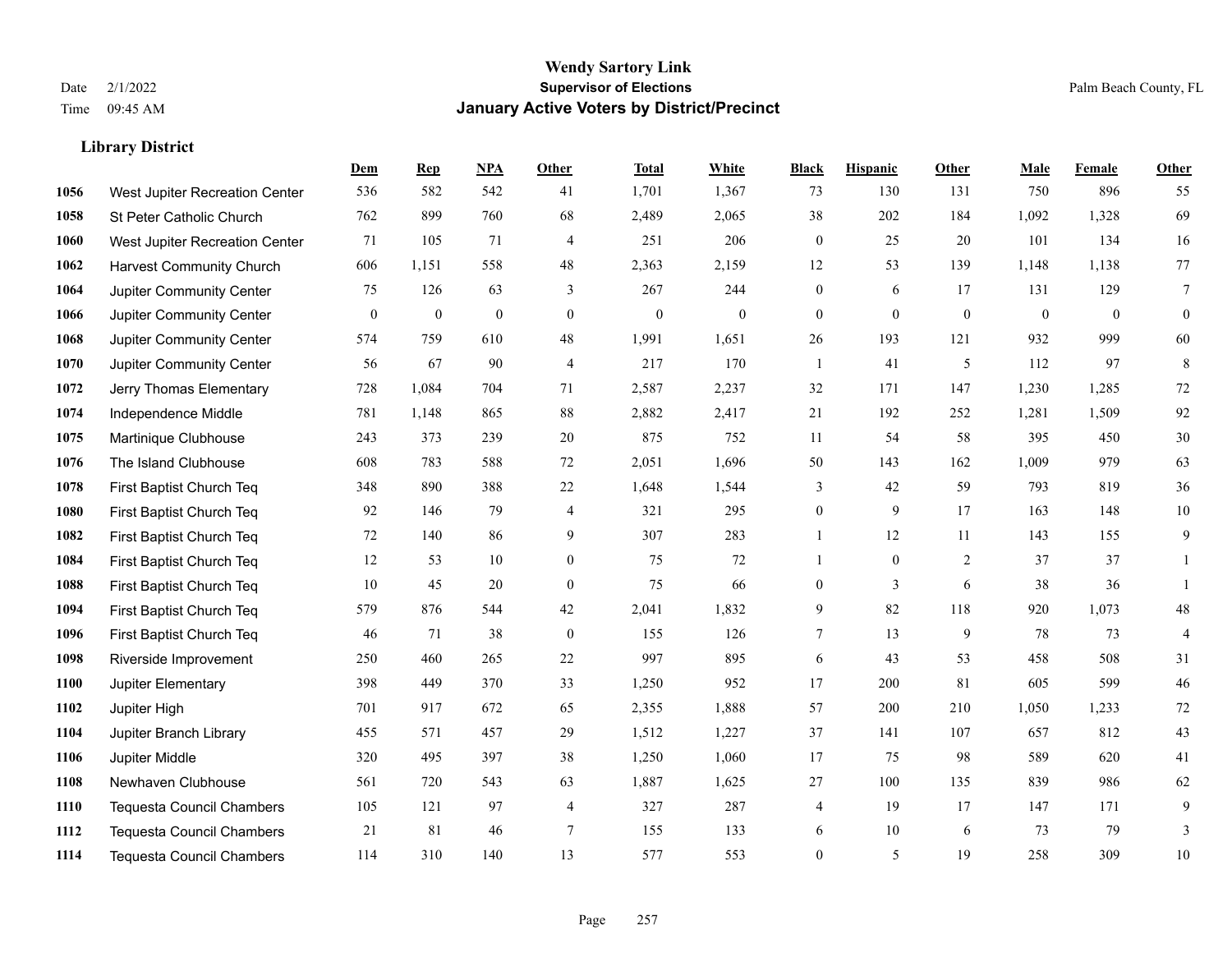# Wendy Sartory Link

**Supervisor of Elections**

**January Active Voters by District/Precinct**

Date 2/1/2022
Time 09:45 AM

Palm Beach County, FL

### Library District

| | | Dem | Rep | NPA | Other | Total | White | Black | Hispanic | Other | Male | Female | Other |
|---|---|---|---|---|---|---|---|---|---|---|---|---|---|
| 1056 | West Jupiter Recreation Center | 536 | 582 | 542 | 41 | 1,701 | 1,367 | 73 | 130 | 131 | 750 | 896 | 55 |
| 1058 | St Peter Catholic Church | 762 | 899 | 760 | 68 | 2,489 | 2,065 | 38 | 202 | 184 | 1,092 | 1,328 | 69 |
| 1060 | West Jupiter Recreation Center | 71 | 105 | 71 | 4 | 251 | 206 | 0 | 25 | 20 | 101 | 134 | 16 |
| 1062 | Harvest Community Church | 606 | 1,151 | 558 | 48 | 2,363 | 2,159 | 12 | 53 | 139 | 1,148 | 1,138 | 77 |
| 1064 | Jupiter Community Center | 75 | 126 | 63 | 3 | 267 | 244 | 0 | 6 | 17 | 131 | 129 | 7 |
| 1066 | Jupiter Community Center | 0 | 0 | 0 | 0 | 0 | 0 | 0 | 0 | 0 | 0 | 0 | 0 |
| 1068 | Jupiter Community Center | 574 | 759 | 610 | 48 | 1,991 | 1,651 | 26 | 193 | 121 | 932 | 999 | 60 |
| 1070 | Jupiter Community Center | 56 | 67 | 90 | 4 | 217 | 170 | 1 | 41 | 5 | 112 | 97 | 8 |
| 1072 | Jerry Thomas Elementary | 728 | 1,084 | 704 | 71 | 2,587 | 2,237 | 32 | 171 | 147 | 1,230 | 1,285 | 72 |
| 1074 | Independence Middle | 781 | 1,148 | 865 | 88 | 2,882 | 2,417 | 21 | 192 | 252 | 1,281 | 1,509 | 92 |
| 1075 | Martinique Clubhouse | 243 | 373 | 239 | 20 | 875 | 752 | 11 | 54 | 58 | 395 | 450 | 30 |
| 1076 | The Island Clubhouse | 608 | 783 | 588 | 72 | 2,051 | 1,696 | 50 | 143 | 162 | 1,009 | 979 | 63 |
| 1078 | First Baptist Church Teq | 348 | 890 | 388 | 22 | 1,648 | 1,544 | 3 | 42 | 59 | 793 | 819 | 36 |
| 1080 | First Baptist Church Teq | 92 | 146 | 79 | 4 | 321 | 295 | 0 | 9 | 17 | 163 | 148 | 10 |
| 1082 | First Baptist Church Teq | 72 | 140 | 86 | 9 | 307 | 283 | 1 | 12 | 11 | 143 | 155 | 9 |
| 1084 | First Baptist Church Teq | 12 | 53 | 10 | 0 | 75 | 72 | 1 | 0 | 2 | 37 | 37 | 1 |
| 1088 | First Baptist Church Teq | 10 | 45 | 20 | 0 | 75 | 66 | 0 | 3 | 6 | 38 | 36 | 1 |
| 1094 | First Baptist Church Teq | 579 | 876 | 544 | 42 | 2,041 | 1,832 | 9 | 82 | 118 | 920 | 1,073 | 48 |
| 1096 | First Baptist Church Teq | 46 | 71 | 38 | 0 | 155 | 126 | 7 | 13 | 9 | 78 | 73 | 4 |
| 1098 | Riverside Improvement | 250 | 460 | 265 | 22 | 997 | 895 | 6 | 43 | 53 | 458 | 508 | 31 |
| 1100 | Jupiter Elementary | 398 | 449 | 370 | 33 | 1,250 | 952 | 17 | 200 | 81 | 605 | 599 | 46 |
| 1102 | Jupiter High | 701 | 917 | 672 | 65 | 2,355 | 1,888 | 57 | 200 | 210 | 1,050 | 1,233 | 72 |
| 1104 | Jupiter Branch Library | 455 | 571 | 457 | 29 | 1,512 | 1,227 | 37 | 141 | 107 | 657 | 812 | 43 |
| 1106 | Jupiter Middle | 320 | 495 | 397 | 38 | 1,250 | 1,060 | 17 | 75 | 98 | 589 | 620 | 41 |
| 1108 | Newhaven Clubhouse | 561 | 720 | 543 | 63 | 1,887 | 1,625 | 27 | 100 | 135 | 839 | 986 | 62 |
| 1110 | Tequesta Council Chambers | 105 | 121 | 97 | 4 | 327 | 287 | 4 | 19 | 17 | 147 | 171 | 9 |
| 1112 | Tequesta Council Chambers | 21 | 81 | 46 | 7 | 155 | 133 | 6 | 10 | 6 | 73 | 79 | 3 |
| 1114 | Tequesta Council Chambers | 114 | 310 | 140 | 13 | 577 | 553 | 0 | 5 | 19 | 258 | 309 | 10 |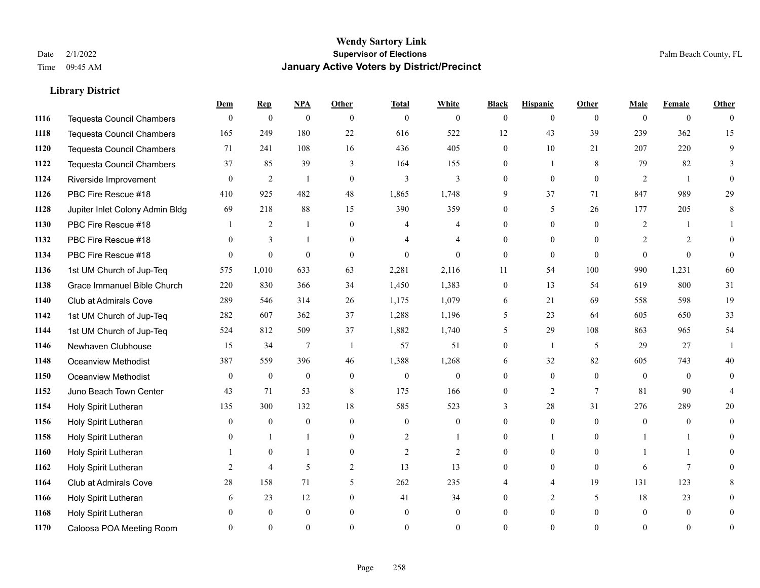# Wendy Sartory Link
## Supervisor of Elections
## January Active Voters by District/Precinct

Date 2/1/2022
Time 09:45 AM

Palm Beach County, FL

### Library District

| | | Dem | Rep | NPA | Other | Total | White | Black | Hispanic | Other | Male | Female | Other |
|---|---|---|---|---|---|---|---|---|---|---|---|---|---|
| 1116 | Tequesta Council Chambers | 0 | 0 | 0 | 0 | 0 | 0 | 0 | 0 | 0 | 0 | 0 | 0 |
| 1118 | Tequesta Council Chambers | 165 | 249 | 180 | 22 | 616 | 522 | 12 | 43 | 39 | 239 | 362 | 15 |
| 1120 | Tequesta Council Chambers | 71 | 241 | 108 | 16 | 436 | 405 | 0 | 10 | 21 | 207 | 220 | 9 |
| 1122 | Tequesta Council Chambers | 37 | 85 | 39 | 3 | 164 | 155 | 0 | 1 | 8 | 79 | 82 | 3 |
| 1124 | Riverside Improvement | 0 | 2 | 1 | 0 | 3 | 3 | 0 | 0 | 0 | 2 | 1 | 0 |
| 1126 | PBC Fire Rescue #18 | 410 | 925 | 482 | 48 | 1,865 | 1,748 | 9 | 37 | 71 | 847 | 989 | 29 |
| 1128 | Jupiter Inlet Colony Admin Bldg | 69 | 218 | 88 | 15 | 390 | 359 | 0 | 5 | 26 | 177 | 205 | 8 |
| 1130 | PBC Fire Rescue #18 | 1 | 2 | 1 | 0 | 4 | 4 | 0 | 0 | 0 | 2 | 1 | 1 |
| 1132 | PBC Fire Rescue #18 | 0 | 3 | 1 | 0 | 4 | 4 | 0 | 0 | 0 | 2 | 2 | 0 |
| 1134 | PBC Fire Rescue #18 | 0 | 0 | 0 | 0 | 0 | 0 | 0 | 0 | 0 | 0 | 0 | 0 |
| 1136 | 1st UM Church of Jup-Teq | 575 | 1,010 | 633 | 63 | 2,281 | 2,116 | 11 | 54 | 100 | 990 | 1,231 | 60 |
| 1138 | Grace Immanuel Bible Church | 220 | 830 | 366 | 34 | 1,450 | 1,383 | 0 | 13 | 54 | 619 | 800 | 31 |
| 1140 | Club at Admirals Cove | 289 | 546 | 314 | 26 | 1,175 | 1,079 | 6 | 21 | 69 | 558 | 598 | 19 |
| 1142 | 1st UM Church of Jup-Teq | 282 | 607 | 362 | 37 | 1,288 | 1,196 | 5 | 23 | 64 | 605 | 650 | 33 |
| 1144 | 1st UM Church of Jup-Teq | 524 | 812 | 509 | 37 | 1,882 | 1,740 | 5 | 29 | 108 | 863 | 965 | 54 |
| 1146 | Newhaven Clubhouse | 15 | 34 | 7 | 1 | 57 | 51 | 0 | 1 | 5 | 29 | 27 | 1 |
| 1148 | Oceanview Methodist | 387 | 559 | 396 | 46 | 1,388 | 1,268 | 6 | 32 | 82 | 605 | 743 | 40 |
| 1150 | Oceanview Methodist | 0 | 0 | 0 | 0 | 0 | 0 | 0 | 0 | 0 | 0 | 0 | 0 |
| 1152 | Juno Beach Town Center | 43 | 71 | 53 | 8 | 175 | 166 | 0 | 2 | 7 | 81 | 90 | 4 |
| 1154 | Holy Spirit Lutheran | 135 | 300 | 132 | 18 | 585 | 523 | 3 | 28 | 31 | 276 | 289 | 20 |
| 1156 | Holy Spirit Lutheran | 0 | 0 | 0 | 0 | 0 | 0 | 0 | 0 | 0 | 0 | 0 | 0 |
| 1158 | Holy Spirit Lutheran | 0 | 1 | 1 | 0 | 2 | 1 | 0 | 1 | 0 | 1 | 1 | 0 |
| 1160 | Holy Spirit Lutheran | 1 | 0 | 1 | 0 | 2 | 2 | 0 | 0 | 0 | 1 | 1 | 0 |
| 1162 | Holy Spirit Lutheran | 2 | 4 | 5 | 2 | 13 | 13 | 0 | 0 | 0 | 6 | 7 | 0 |
| 1164 | Club at Admirals Cove | 28 | 158 | 71 | 5 | 262 | 235 | 4 | 4 | 19 | 131 | 123 | 8 |
| 1166 | Holy Spirit Lutheran | 6 | 23 | 12 | 0 | 41 | 34 | 0 | 2 | 5 | 18 | 23 | 0 |
| 1168 | Holy Spirit Lutheran | 0 | 0 | 0 | 0 | 0 | 0 | 0 | 0 | 0 | 0 | 0 | 0 |
| 1170 | Caloosa POA Meeting Room | 0 | 0 | 0 | 0 | 0 | 0 | 0 | 0 | 0 | 0 | 0 | 0 |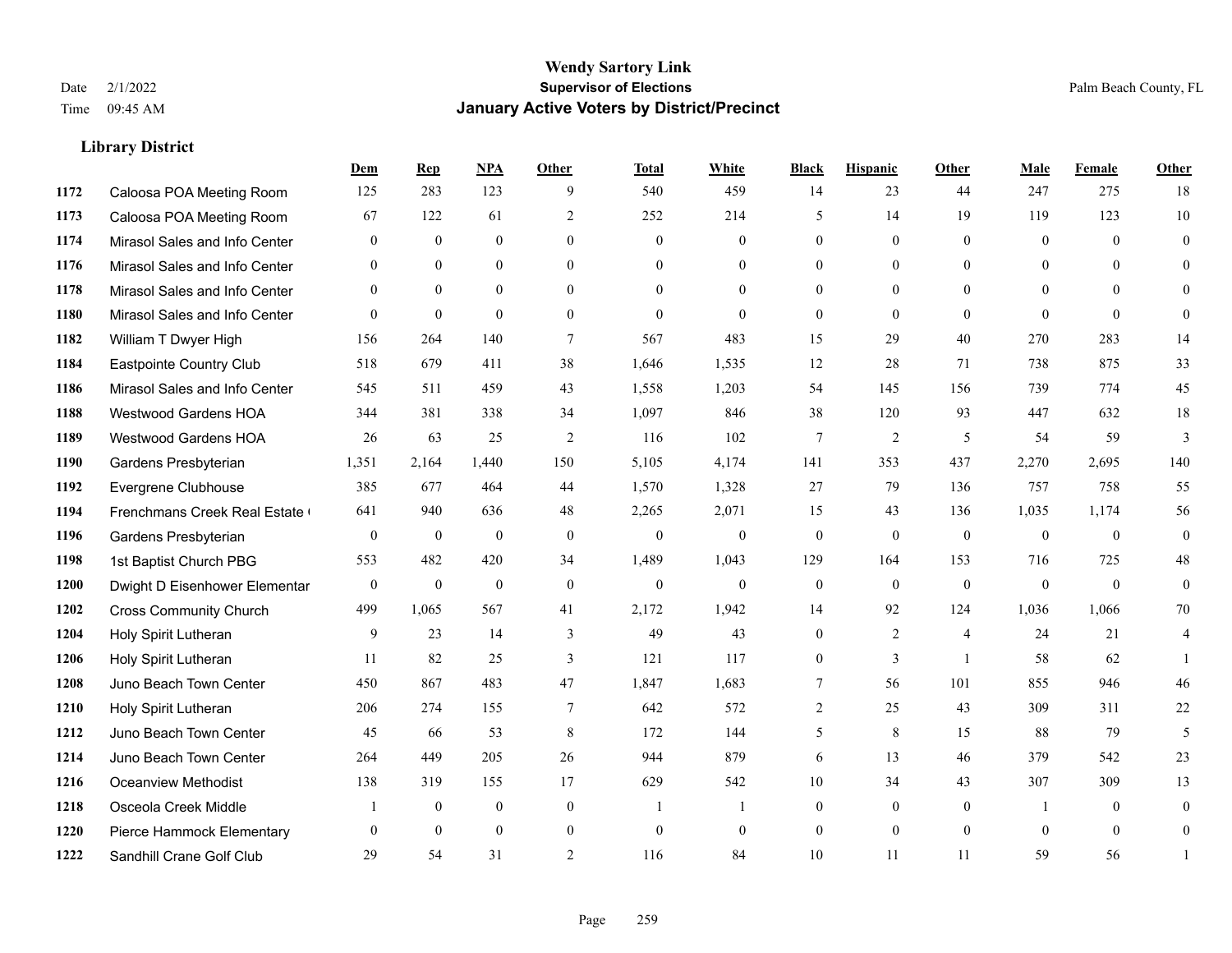# Wendy Sartory Link
## Supervisor of Elections
## January Active Voters by District/Precinct

Date 2/1/2022
Time 09:45 AM

Palm Beach County, FL

### Library District

| | | Dem | Rep | NPA | Other | Total | White | Black | Hispanic | Other | Male | Female | Other |
|---|---|---|---|---|---|---|---|---|---|---|---|---|---|
| 1172 | Caloosa POA Meeting Room | 125 | 283 | 123 | 9 | 540 | 459 | 14 | 23 | 44 | 247 | 275 | 18 |
| 1173 | Caloosa POA Meeting Room | 67 | 122 | 61 | 2 | 252 | 214 | 5 | 14 | 19 | 119 | 123 | 10 |
| 1174 | Mirasol Sales and Info Center | 0 | 0 | 0 | 0 | 0 | 0 | 0 | 0 | 0 | 0 | 0 | 0 |
| 1176 | Mirasol Sales and Info Center | 0 | 0 | 0 | 0 | 0 | 0 | 0 | 0 | 0 | 0 | 0 | 0 |
| 1178 | Mirasol Sales and Info Center | 0 | 0 | 0 | 0 | 0 | 0 | 0 | 0 | 0 | 0 | 0 | 0 |
| 1180 | Mirasol Sales and Info Center | 0 | 0 | 0 | 0 | 0 | 0 | 0 | 0 | 0 | 0 | 0 | 0 |
| 1182 | William T Dwyer High | 156 | 264 | 140 | 7 | 567 | 483 | 15 | 29 | 40 | 270 | 283 | 14 |
| 1184 | Eastpointe Country Club | 518 | 679 | 411 | 38 | 1,646 | 1,535 | 12 | 28 | 71 | 738 | 875 | 33 |
| 1186 | Mirasol Sales and Info Center | 545 | 511 | 459 | 43 | 1,558 | 1,203 | 54 | 145 | 156 | 739 | 774 | 45 |
| 1188 | Westwood Gardens HOA | 344 | 381 | 338 | 34 | 1,097 | 846 | 38 | 120 | 93 | 447 | 632 | 18 |
| 1189 | Westwood Gardens HOA | 26 | 63 | 25 | 2 | 116 | 102 | 7 | 2 | 5 | 54 | 59 | 3 |
| 1190 | Gardens Presbyterian | 1,351 | 2,164 | 1,440 | 150 | 5,105 | 4,174 | 141 | 353 | 437 | 2,270 | 2,695 | 140 |
| 1192 | Evergrene Clubhouse | 385 | 677 | 464 | 44 | 1,570 | 1,328 | 27 | 79 | 136 | 757 | 758 | 55 |
| 1194 | Frenchmans Creek Real Estate ( | 641 | 940 | 636 | 48 | 2,265 | 2,071 | 15 | 43 | 136 | 1,035 | 1,174 | 56 |
| 1196 | Gardens Presbyterian | 0 | 0 | 0 | 0 | 0 | 0 | 0 | 0 | 0 | 0 | 0 | 0 |
| 1198 | 1st Baptist Church PBG | 553 | 482 | 420 | 34 | 1,489 | 1,043 | 129 | 164 | 153 | 716 | 725 | 48 |
| 1200 | Dwight D Eisenhower Elementar | 0 | 0 | 0 | 0 | 0 | 0 | 0 | 0 | 0 | 0 | 0 | 0 |
| 1202 | Cross Community Church | 499 | 1,065 | 567 | 41 | 2,172 | 1,942 | 14 | 92 | 124 | 1,036 | 1,066 | 70 |
| 1204 | Holy Spirit Lutheran | 9 | 23 | 14 | 3 | 49 | 43 | 0 | 2 | 4 | 24 | 21 | 4 |
| 1206 | Holy Spirit Lutheran | 11 | 82 | 25 | 3 | 121 | 117 | 0 | 3 | 1 | 58 | 62 | 1 |
| 1208 | Juno Beach Town Center | 450 | 867 | 483 | 47 | 1,847 | 1,683 | 7 | 56 | 101 | 855 | 946 | 46 |
| 1210 | Holy Spirit Lutheran | 206 | 274 | 155 | 7 | 642 | 572 | 2 | 25 | 43 | 309 | 311 | 22 |
| 1212 | Juno Beach Town Center | 45 | 66 | 53 | 8 | 172 | 144 | 5 | 8 | 15 | 88 | 79 | 5 |
| 1214 | Juno Beach Town Center | 264 | 449 | 205 | 26 | 944 | 879 | 6 | 13 | 46 | 379 | 542 | 23 |
| 1216 | Oceanview Methodist | 138 | 319 | 155 | 17 | 629 | 542 | 10 | 34 | 43 | 307 | 309 | 13 |
| 1218 | Osceola Creek Middle | 1 | 0 | 0 | 0 | 1 | 1 | 0 | 0 | 0 | 1 | 0 | 0 |
| 1220 | Pierce Hammock Elementary | 0 | 0 | 0 | 0 | 0 | 0 | 0 | 0 | 0 | 0 | 0 | 0 |
| 1222 | Sandhill Crane Golf Club | 29 | 54 | 31 | 2 | 116 | 84 | 10 | 11 | 11 | 59 | 56 | 1 |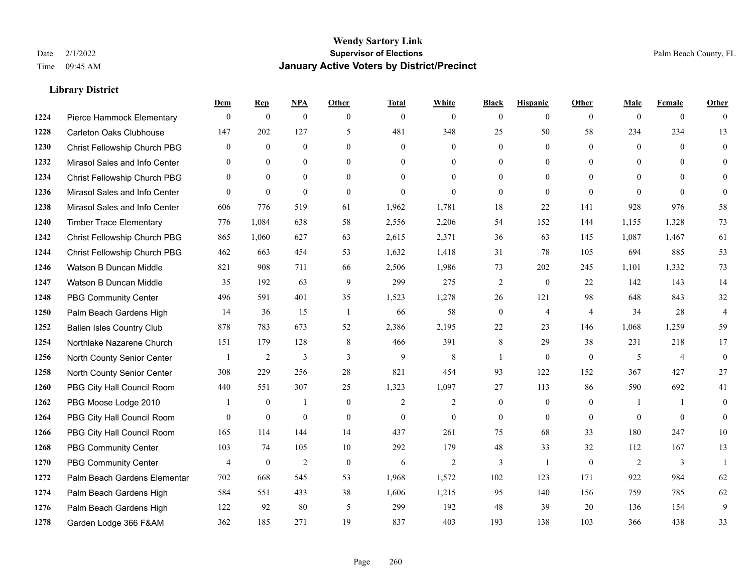# Wendy Sartory Link

**Supervisor of Elections**

**January Active Voters by District/Precinct**

Date 2/1/2022
Time 09:45 AM

Palm Beach County, FL

### Library District

| | | Dem | Rep | NPA | Other | Total | White | Black | Hispanic | Other | Male | Female | Other |
|---|---|---|---|---|---|---|---|---|---|---|---|---|---|
| 1224 | Pierce Hammock Elementary | 0 | 0 | 0 | 0 | 0 | 0 | 0 | 0 | 0 | 0 | 0 | 0 |
| 1228 | Carleton Oaks Clubhouse | 147 | 202 | 127 | 5 | 481 | 348 | 25 | 50 | 58 | 234 | 234 | 13 |
| 1230 | Christ Fellowship Church PBG | 0 | 0 | 0 | 0 | 0 | 0 | 0 | 0 | 0 | 0 | 0 | 0 |
| 1232 | Mirasol Sales and Info Center | 0 | 0 | 0 | 0 | 0 | 0 | 0 | 0 | 0 | 0 | 0 | 0 |
| 1234 | Christ Fellowship Church PBG | 0 | 0 | 0 | 0 | 0 | 0 | 0 | 0 | 0 | 0 | 0 | 0 |
| 1236 | Mirasol Sales and Info Center | 0 | 0 | 0 | 0 | 0 | 0 | 0 | 0 | 0 | 0 | 0 | 0 |
| 1238 | Mirasol Sales and Info Center | 606 | 776 | 519 | 61 | 1,962 | 1,781 | 18 | 22 | 141 | 928 | 976 | 58 |
| 1240 | Timber Trace Elementary | 776 | 1,084 | 638 | 58 | 2,556 | 2,206 | 54 | 152 | 144 | 1,155 | 1,328 | 73 |
| 1242 | Christ Fellowship Church PBG | 865 | 1,060 | 627 | 63 | 2,615 | 2,371 | 36 | 63 | 145 | 1,087 | 1,467 | 61 |
| 1244 | Christ Fellowship Church PBG | 462 | 663 | 454 | 53 | 1,632 | 1,418 | 31 | 78 | 105 | 694 | 885 | 53 |
| 1246 | Watson B Duncan Middle | 821 | 908 | 711 | 66 | 2,506 | 1,986 | 73 | 202 | 245 | 1,101 | 1,332 | 73 |
| 1247 | Watson B Duncan Middle | 35 | 192 | 63 | 9 | 299 | 275 | 2 | 0 | 22 | 142 | 143 | 14 |
| 1248 | PBG Community Center | 496 | 591 | 401 | 35 | 1,523 | 1,278 | 26 | 121 | 98 | 648 | 843 | 32 |
| 1250 | Palm Beach Gardens High | 14 | 36 | 15 | 1 | 66 | 58 | 0 | 4 | 4 | 34 | 28 | 4 |
| 1252 | Ballen Isles Country Club | 878 | 783 | 673 | 52 | 2,386 | 2,195 | 22 | 23 | 146 | 1,068 | 1,259 | 59 |
| 1254 | Northlake Nazarene Church | 151 | 179 | 128 | 8 | 466 | 391 | 8 | 29 | 38 | 231 | 218 | 17 |
| 1256 | North County Senior Center | 1 | 2 | 3 | 3 | 9 | 8 | 1 | 0 | 0 | 5 | 4 | 0 |
| 1258 | North County Senior Center | 308 | 229 | 256 | 28 | 821 | 454 | 93 | 122 | 152 | 367 | 427 | 27 |
| 1260 | PBG City Hall Council Room | 440 | 551 | 307 | 25 | 1,323 | 1,097 | 27 | 113 | 86 | 590 | 692 | 41 |
| 1262 | PBG Moose Lodge 2010 | 1 | 0 | 1 | 0 | 2 | 2 | 0 | 0 | 0 | 1 | 1 | 0 |
| 1264 | PBG City Hall Council Room | 0 | 0 | 0 | 0 | 0 | 0 | 0 | 0 | 0 | 0 | 0 | 0 |
| 1266 | PBG City Hall Council Room | 165 | 114 | 144 | 14 | 437 | 261 | 75 | 68 | 33 | 180 | 247 | 10 |
| 1268 | PBG Community Center | 103 | 74 | 105 | 10 | 292 | 179 | 48 | 33 | 32 | 112 | 167 | 13 |
| 1270 | PBG Community Center | 4 | 0 | 2 | 0 | 6 | 2 | 3 | 1 | 0 | 2 | 3 | 1 |
| 1272 | Palm Beach Gardens Elementar | 702 | 668 | 545 | 53 | 1,968 | 1,572 | 102 | 123 | 171 | 922 | 984 | 62 |
| 1274 | Palm Beach Gardens High | 584 | 551 | 433 | 38 | 1,606 | 1,215 | 95 | 140 | 156 | 759 | 785 | 62 |
| 1276 | Palm Beach Gardens High | 122 | 92 | 80 | 5 | 299 | 192 | 48 | 39 | 20 | 136 | 154 | 9 |
| 1278 | Garden Lodge 366 F&AM | 362 | 185 | 271 | 19 | 837 | 403 | 193 | 138 | 103 | 366 | 438 | 33 |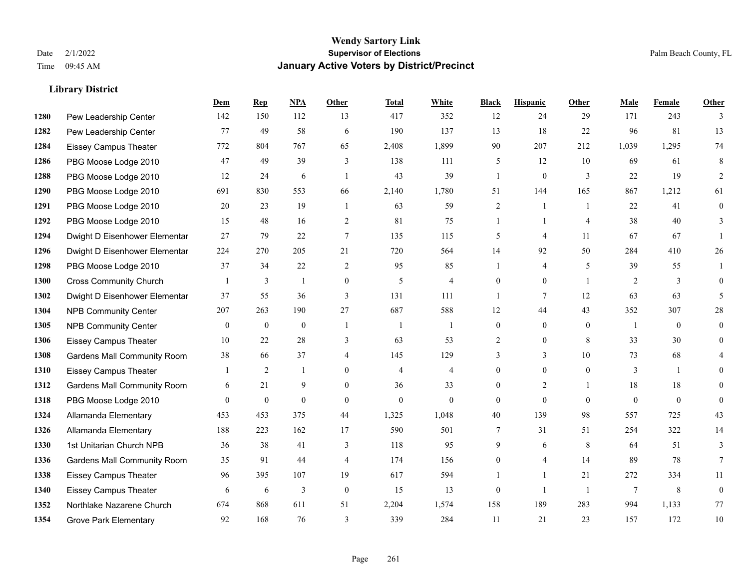**Wendy Sartory Link**
**Supervisor of Elections**
**January Active Voters by District/Precinct**

Date 2/1/2022
Time 09:45 AM

Palm Beach County, FL

## Library District

| | | Dem | Rep | NPA | Other | Total | White | Black | Hispanic | Other | Male | Female | Other |
|---|---|---|---|---|---|---|---|---|---|---|---|---|---|
| 1280 | Pew Leadership Center | 142 | 150 | 112 | 13 | 417 | 352 | 12 | 24 | 29 | 171 | 243 | 3 |
| 1282 | Pew Leadership Center | 77 | 49 | 58 | 6 | 190 | 137 | 13 | 18 | 22 | 96 | 81 | 13 |
| 1284 | Eissey Campus Theater | 772 | 804 | 767 | 65 | 2,408 | 1,899 | 90 | 207 | 212 | 1,039 | 1,295 | 74 |
| 1286 | PBG Moose Lodge 2010 | 47 | 49 | 39 | 3 | 138 | 111 | 5 | 12 | 10 | 69 | 61 | 8 |
| 1288 | PBG Moose Lodge 2010 | 12 | 24 | 6 | 1 | 43 | 39 | 1 | 0 | 3 | 22 | 19 | 2 |
| 1290 | PBG Moose Lodge 2010 | 691 | 830 | 553 | 66 | 2,140 | 1,780 | 51 | 144 | 165 | 867 | 1,212 | 61 |
| 1291 | PBG Moose Lodge 2010 | 20 | 23 | 19 | 1 | 63 | 59 | 2 | 1 | 1 | 22 | 41 | 0 |
| 1292 | PBG Moose Lodge 2010 | 15 | 48 | 16 | 2 | 81 | 75 | 1 | 1 | 4 | 38 | 40 | 3 |
| 1294 | Dwight D Eisenhower Elementar | 27 | 79 | 22 | 7 | 135 | 115 | 5 | 4 | 11 | 67 | 67 | 1 |
| 1296 | Dwight D Eisenhower Elementar | 224 | 270 | 205 | 21 | 720 | 564 | 14 | 92 | 50 | 284 | 410 | 26 |
| 1298 | PBG Moose Lodge 2010 | 37 | 34 | 22 | 2 | 95 | 85 | 1 | 4 | 5 | 39 | 55 | 1 |
| 1300 | Cross Community Church | 1 | 3 | 1 | 0 | 5 | 4 | 0 | 0 | 1 | 2 | 3 | 0 |
| 1302 | Dwight D Eisenhower Elementar | 37 | 55 | 36 | 3 | 131 | 111 | 1 | 7 | 12 | 63 | 63 | 5 |
| 1304 | NPB Community Center | 207 | 263 | 190 | 27 | 687 | 588 | 12 | 44 | 43 | 352 | 307 | 28 |
| 1305 | NPB Community Center | 0 | 0 | 0 | 1 | 1 | 1 | 0 | 0 | 0 | 1 | 0 | 0 |
| 1306 | Eissey Campus Theater | 10 | 22 | 28 | 3 | 63 | 53 | 2 | 0 | 8 | 33 | 30 | 0 |
| 1308 | Gardens Mall Community Room | 38 | 66 | 37 | 4 | 145 | 129 | 3 | 3 | 10 | 73 | 68 | 4 |
| 1310 | Eissey Campus Theater | 1 | 2 | 1 | 0 | 4 | 4 | 0 | 0 | 0 | 3 | 1 | 0 |
| 1312 | Gardens Mall Community Room | 6 | 21 | 9 | 0 | 36 | 33 | 0 | 2 | 1 | 18 | 18 | 0 |
| 1318 | PBG Moose Lodge 2010 | 0 | 0 | 0 | 0 | 0 | 0 | 0 | 0 | 0 | 0 | 0 | 0 |
| 1324 | Allamanda Elementary | 453 | 453 | 375 | 44 | 1,325 | 1,048 | 40 | 139 | 98 | 557 | 725 | 43 |
| 1326 | Allamanda Elementary | 188 | 223 | 162 | 17 | 590 | 501 | 7 | 31 | 51 | 254 | 322 | 14 |
| 1330 | 1st Unitarian Church NPB | 36 | 38 | 41 | 3 | 118 | 95 | 9 | 6 | 8 | 64 | 51 | 3 |
| 1336 | Gardens Mall Community Room | 35 | 91 | 44 | 4 | 174 | 156 | 0 | 4 | 14 | 89 | 78 | 7 |
| 1338 | Eissey Campus Theater | 96 | 395 | 107 | 19 | 617 | 594 | 1 | 1 | 21 | 272 | 334 | 11 |
| 1340 | Eissey Campus Theater | 6 | 6 | 3 | 0 | 15 | 13 | 0 | 1 | 1 | 7 | 8 | 0 |
| 1352 | Northlake Nazarene Church | 674 | 868 | 611 | 51 | 2,204 | 1,574 | 158 | 189 | 283 | 994 | 1,133 | 77 |
| 1354 | Grove Park Elementary | 92 | 168 | 76 | 3 | 339 | 284 | 11 | 21 | 23 | 157 | 172 | 10 |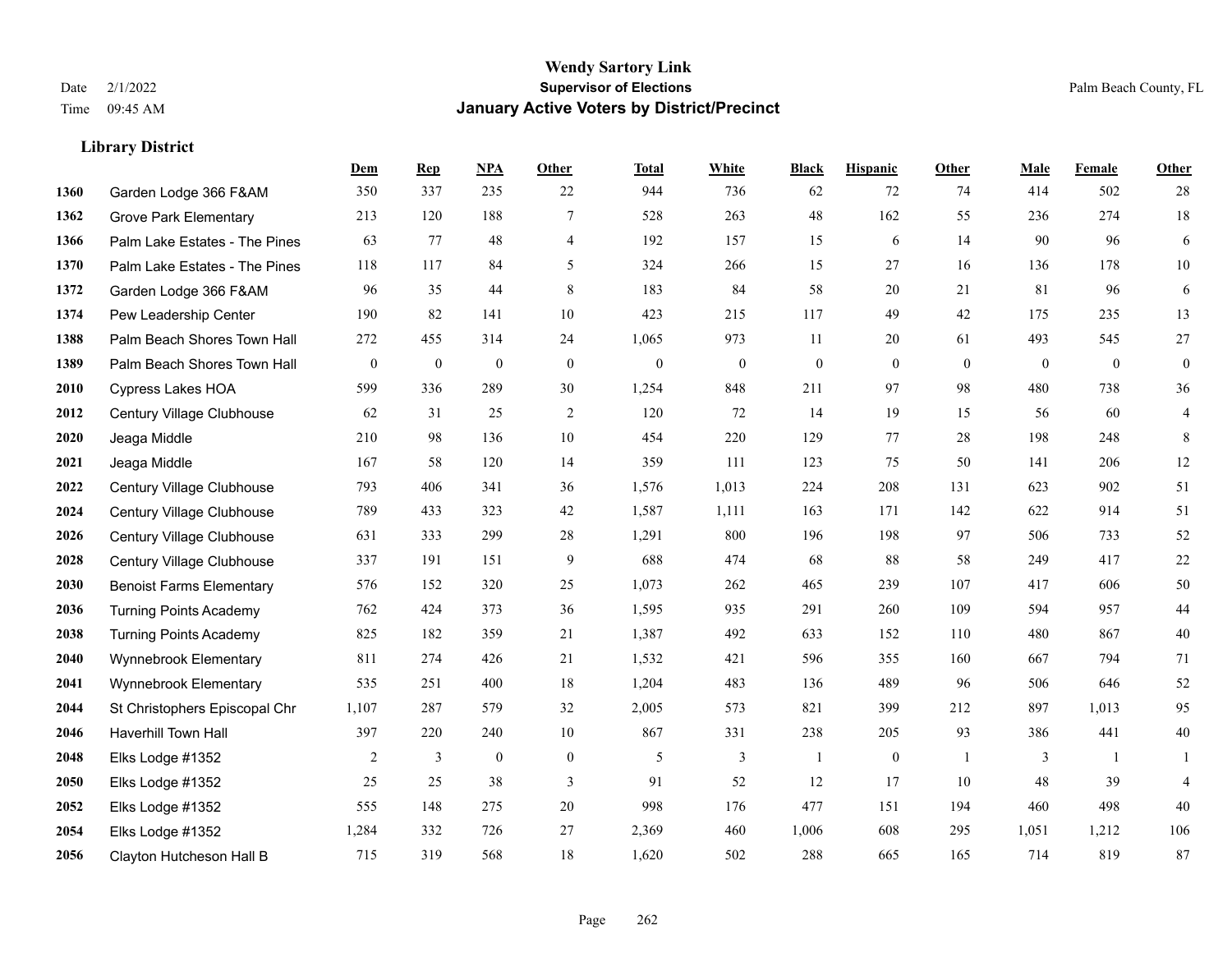# Wendy Sartory Link
## Supervisor of Elections
## January Active Voters by District/Precinct

Date 2/1/2022
Time 09:45 AM

Palm Beach County, FL

### Library District

| | | Dem | Rep | NPA | Other | Total | White | Black | Hispanic | Other | Male | Female | Other |
|---|---|---|---|---|---|---|---|---|---|---|---|---|---|
| 1360 | Garden Lodge 366 F&AM | 350 | 337 | 235 | 22 | 944 | 736 | 62 | 72 | 74 | 414 | 502 | 28 |
| 1362 | Grove Park Elementary | 213 | 120 | 188 | 7 | 528 | 263 | 48 | 162 | 55 | 236 | 274 | 18 |
| 1366 | Palm Lake Estates - The Pines | 63 | 77 | 48 | 4 | 192 | 157 | 15 | 6 | 14 | 90 | 96 | 6 |
| 1370 | Palm Lake Estates - The Pines | 118 | 117 | 84 | 5 | 324 | 266 | 15 | 27 | 16 | 136 | 178 | 10 |
| 1372 | Garden Lodge 366 F&AM | 96 | 35 | 44 | 8 | 183 | 84 | 58 | 20 | 21 | 81 | 96 | 6 |
| 1374 | Pew Leadership Center | 190 | 82 | 141 | 10 | 423 | 215 | 117 | 49 | 42 | 175 | 235 | 13 |
| 1388 | Palm Beach Shores Town Hall | 272 | 455 | 314 | 24 | 1,065 | 973 | 11 | 20 | 61 | 493 | 545 | 27 |
| 1389 | Palm Beach Shores Town Hall | 0 | 0 | 0 | 0 | 0 | 0 | 0 | 0 | 0 | 0 | 0 | 0 |
| 2010 | Cypress Lakes HOA | 599 | 336 | 289 | 30 | 1,254 | 848 | 211 | 97 | 98 | 480 | 738 | 36 |
| 2012 | Century Village Clubhouse | 62 | 31 | 25 | 2 | 120 | 72 | 14 | 19 | 15 | 56 | 60 | 4 |
| 2020 | Jeaga Middle | 210 | 98 | 136 | 10 | 454 | 220 | 129 | 77 | 28 | 198 | 248 | 8 |
| 2021 | Jeaga Middle | 167 | 58 | 120 | 14 | 359 | 111 | 123 | 75 | 50 | 141 | 206 | 12 |
| 2022 | Century Village Clubhouse | 793 | 406 | 341 | 36 | 1,576 | 1,013 | 224 | 208 | 131 | 623 | 902 | 51 |
| 2024 | Century Village Clubhouse | 789 | 433 | 323 | 42 | 1,587 | 1,111 | 163 | 171 | 142 | 622 | 914 | 51 |
| 2026 | Century Village Clubhouse | 631 | 333 | 299 | 28 | 1,291 | 800 | 196 | 198 | 97 | 506 | 733 | 52 |
| 2028 | Century Village Clubhouse | 337 | 191 | 151 | 9 | 688 | 474 | 68 | 88 | 58 | 249 | 417 | 22 |
| 2030 | Benoist Farms Elementary | 576 | 152 | 320 | 25 | 1,073 | 262 | 465 | 239 | 107 | 417 | 606 | 50 |
| 2036 | Turning Points Academy | 762 | 424 | 373 | 36 | 1,595 | 935 | 291 | 260 | 109 | 594 | 957 | 44 |
| 2038 | Turning Points Academy | 825 | 182 | 359 | 21 | 1,387 | 492 | 633 | 152 | 110 | 480 | 867 | 40 |
| 2040 | Wynnebrook Elementary | 811 | 274 | 426 | 21 | 1,532 | 421 | 596 | 355 | 160 | 667 | 794 | 71 |
| 2041 | Wynnebrook Elementary | 535 | 251 | 400 | 18 | 1,204 | 483 | 136 | 489 | 96 | 506 | 646 | 52 |
| 2044 | St Christophers Episcopal Chr | 1,107 | 287 | 579 | 32 | 2,005 | 573 | 821 | 399 | 212 | 897 | 1,013 | 95 |
| 2046 | Haverhill Town Hall | 397 | 220 | 240 | 10 | 867 | 331 | 238 | 205 | 93 | 386 | 441 | 40 |
| 2048 | Elks Lodge #1352 | 2 | 3 | 0 | 0 | 5 | 3 | 1 | 0 | 1 | 3 | 1 | 1 |
| 2050 | Elks Lodge #1352 | 25 | 25 | 38 | 3 | 91 | 52 | 12 | 17 | 10 | 48 | 39 | 4 |
| 2052 | Elks Lodge #1352 | 555 | 148 | 275 | 20 | 998 | 176 | 477 | 151 | 194 | 460 | 498 | 40 |
| 2054 | Elks Lodge #1352 | 1,284 | 332 | 726 | 27 | 2,369 | 460 | 1,006 | 608 | 295 | 1,051 | 1,212 | 106 |
| 2056 | Clayton Hutcheson Hall B | 715 | 319 | 568 | 18 | 1,620 | 502 | 288 | 665 | 165 | 714 | 819 | 87 |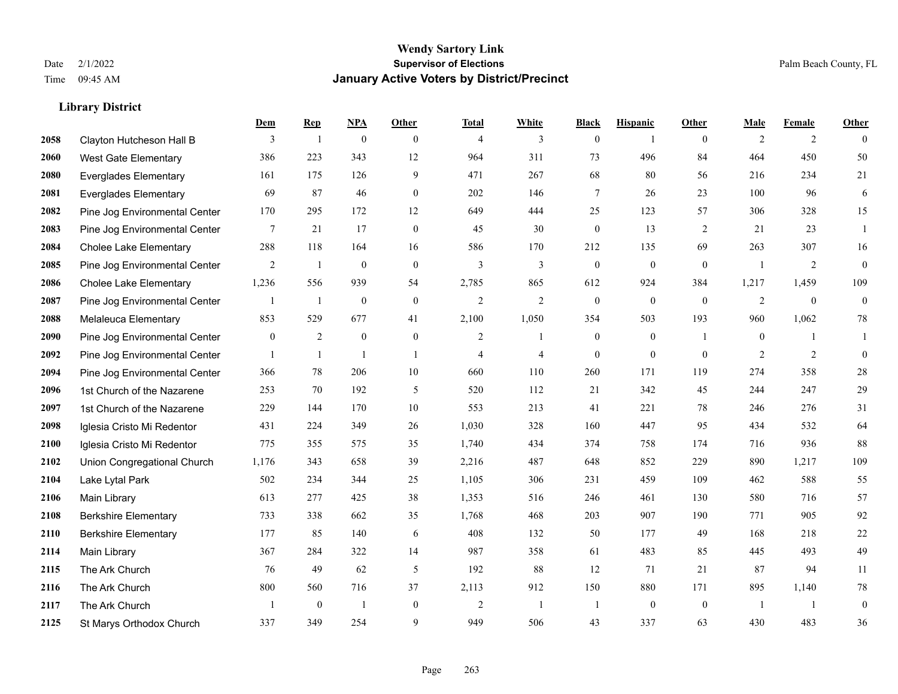# Wendy Sartory Link
## Supervisor of Elections
## January Active Voters by District/Precinct

Date 2/1/2022
Time 09:45 AM

Palm Beach County, FL

### Library District

| | | Dem | Rep | NPA | Other | Total | White | Black | Hispanic | Other | Male | Female | Other |
|---|---|---|---|---|---|---|---|---|---|---|---|---|---|
| 2058 | Clayton Hutcheson Hall B | 3 | 1 | 0 | 0 | 4 | 3 | 0 | 1 | 0 | 2 | 2 | 0 |
| 2060 | West Gate Elementary | 386 | 223 | 343 | 12 | 964 | 311 | 73 | 496 | 84 | 464 | 450 | 50 |
| 2080 | Everglades Elementary | 161 | 175 | 126 | 9 | 471 | 267 | 68 | 80 | 56 | 216 | 234 | 21 |
| 2081 | Everglades Elementary | 69 | 87 | 46 | 0 | 202 | 146 | 7 | 26 | 23 | 100 | 96 | 6 |
| 2082 | Pine Jog Environmental Center | 170 | 295 | 172 | 12 | 649 | 444 | 25 | 123 | 57 | 306 | 328 | 15 |
| 2083 | Pine Jog Environmental Center | 7 | 21 | 17 | 0 | 45 | 30 | 0 | 13 | 2 | 21 | 23 | 1 |
| 2084 | Cholee Lake Elementary | 288 | 118 | 164 | 16 | 586 | 170 | 212 | 135 | 69 | 263 | 307 | 16 |
| 2085 | Pine Jog Environmental Center | 2 | 1 | 0 | 0 | 3 | 3 | 0 | 0 | 0 | 1 | 2 | 0 |
| 2086 | Cholee Lake Elementary | 1,236 | 556 | 939 | 54 | 2,785 | 865 | 612 | 924 | 384 | 1,217 | 1,459 | 109 |
| 2087 | Pine Jog Environmental Center | 1 | 1 | 0 | 0 | 2 | 2 | 0 | 0 | 0 | 2 | 0 | 0 |
| 2088 | Melaleuca Elementary | 853 | 529 | 677 | 41 | 2,100 | 1,050 | 354 | 503 | 193 | 960 | 1,062 | 78 |
| 2090 | Pine Jog Environmental Center | 0 | 2 | 0 | 0 | 2 | 1 | 0 | 0 | 1 | 0 | 1 | 1 |
| 2092 | Pine Jog Environmental Center | 1 | 1 | 1 | 1 | 4 | 4 | 0 | 0 | 0 | 2 | 2 | 0 |
| 2094 | Pine Jog Environmental Center | 366 | 78 | 206 | 10 | 660 | 110 | 260 | 171 | 119 | 274 | 358 | 28 |
| 2096 | 1st Church of the Nazarene | 253 | 70 | 192 | 5 | 520 | 112 | 21 | 342 | 45 | 244 | 247 | 29 |
| 2097 | 1st Church of the Nazarene | 229 | 144 | 170 | 10 | 553 | 213 | 41 | 221 | 78 | 246 | 276 | 31 |
| 2098 | Iglesia Cristo Mi Redentor | 431 | 224 | 349 | 26 | 1,030 | 328 | 160 | 447 | 95 | 434 | 532 | 64 |
| 2100 | Iglesia Cristo Mi Redentor | 775 | 355 | 575 | 35 | 1,740 | 434 | 374 | 758 | 174 | 716 | 936 | 88 |
| 2102 | Union Congregational Church | 1,176 | 343 | 658 | 39 | 2,216 | 487 | 648 | 852 | 229 | 890 | 1,217 | 109 |
| 2104 | Lake Lytal Park | 502 | 234 | 344 | 25 | 1,105 | 306 | 231 | 459 | 109 | 462 | 588 | 55 |
| 2106 | Main Library | 613 | 277 | 425 | 38 | 1,353 | 516 | 246 | 461 | 130 | 580 | 716 | 57 |
| 2108 | Berkshire Elementary | 733 | 338 | 662 | 35 | 1,768 | 468 | 203 | 907 | 190 | 771 | 905 | 92 |
| 2110 | Berkshire Elementary | 177 | 85 | 140 | 6 | 408 | 132 | 50 | 177 | 49 | 168 | 218 | 22 |
| 2114 | Main Library | 367 | 284 | 322 | 14 | 987 | 358 | 61 | 483 | 85 | 445 | 493 | 49 |
| 2115 | The Ark Church | 76 | 49 | 62 | 5 | 192 | 88 | 12 | 71 | 21 | 87 | 94 | 11 |
| 2116 | The Ark Church | 800 | 560 | 716 | 37 | 2,113 | 912 | 150 | 880 | 171 | 895 | 1,140 | 78 |
| 2117 | The Ark Church | 1 | 0 | 1 | 0 | 2 | 1 | 1 | 0 | 0 | 1 | 1 | 0 |
| 2125 | St Marys Orthodox Church | 337 | 349 | 254 | 9 | 949 | 506 | 43 | 337 | 63 | 430 | 483 | 36 |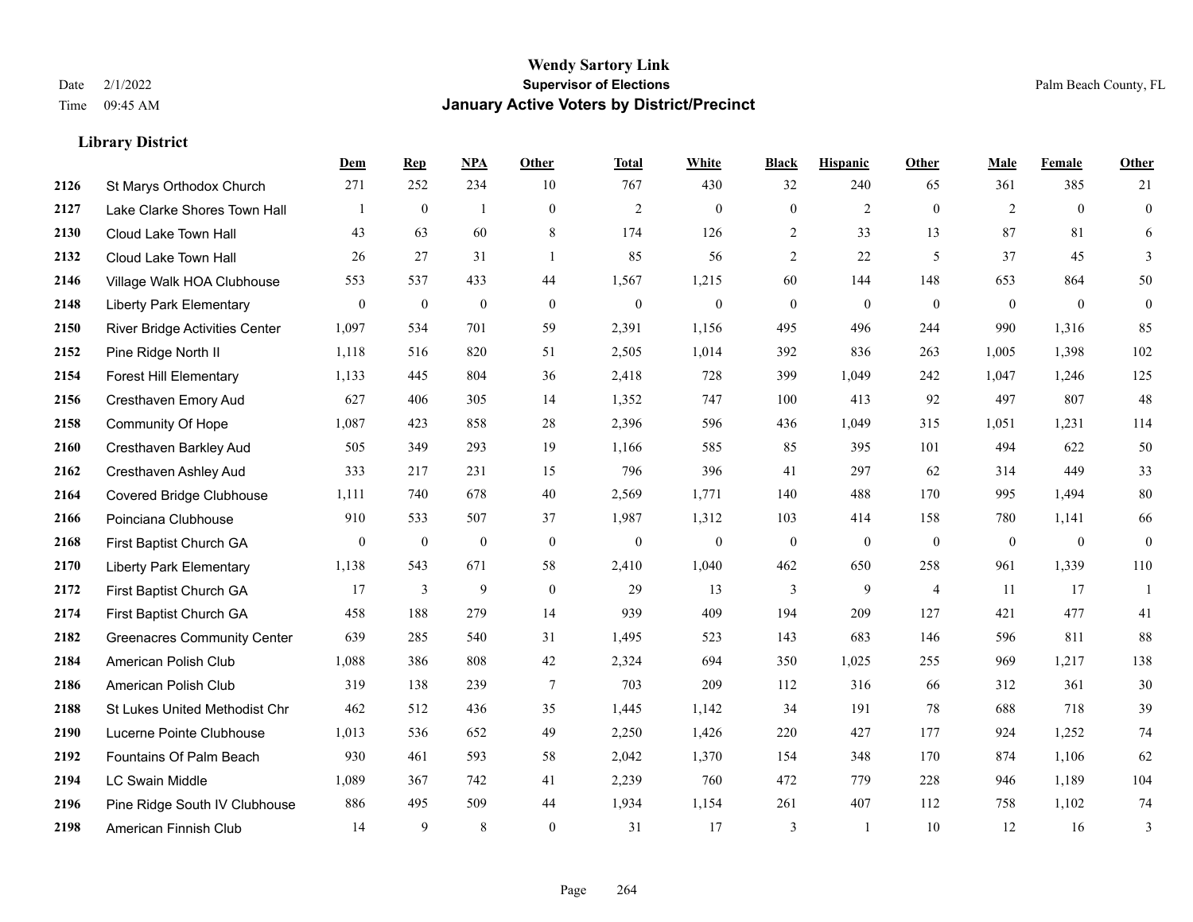# Wendy Sartory Link
## Supervisor of Elections
## January Active Voters by District/Precinct

Date 2/1/2022
Time 09:45 AM

Palm Beach County, FL

### Library District

| | | Dem | Rep | NPA | Other | Total | White | Black | Hispanic | Other | Male | Female | Other |
|---|---|---|---|---|---|---|---|---|---|---|---|---|---|
| 2126 | St Marys Orthodox Church | 271 | 252 | 234 | 10 | 767 | 430 | 32 | 240 | 65 | 361 | 385 | 21 |
| 2127 | Lake Clarke Shores Town Hall | 1 | 0 | 1 | 0 | 2 | 0 | 0 | 2 | 0 | 2 | 0 | 0 |
| 2130 | Cloud Lake Town Hall | 43 | 63 | 60 | 8 | 174 | 126 | 2 | 33 | 13 | 87 | 81 | 6 |
| 2132 | Cloud Lake Town Hall | 26 | 27 | 31 | 1 | 85 | 56 | 2 | 22 | 5 | 37 | 45 | 3 |
| 2146 | Village Walk HOA Clubhouse | 553 | 537 | 433 | 44 | 1,567 | 1,215 | 60 | 144 | 148 | 653 | 864 | 50 |
| 2148 | Liberty Park Elementary | 0 | 0 | 0 | 0 | 0 | 0 | 0 | 0 | 0 | 0 | 0 | 0 |
| 2150 | River Bridge Activities Center | 1,097 | 534 | 701 | 59 | 2,391 | 1,156 | 495 | 496 | 244 | 990 | 1,316 | 85 |
| 2152 | Pine Ridge North II | 1,118 | 516 | 820 | 51 | 2,505 | 1,014 | 392 | 836 | 263 | 1,005 | 1,398 | 102 |
| 2154 | Forest Hill Elementary | 1,133 | 445 | 804 | 36 | 2,418 | 728 | 399 | 1,049 | 242 | 1,047 | 1,246 | 125 |
| 2156 | Cresthaven Emory Aud | 627 | 406 | 305 | 14 | 1,352 | 747 | 100 | 413 | 92 | 497 | 807 | 48 |
| 2158 | Community Of Hope | 1,087 | 423 | 858 | 28 | 2,396 | 596 | 436 | 1,049 | 315 | 1,051 | 1,231 | 114 |
| 2160 | Cresthaven Barkley Aud | 505 | 349 | 293 | 19 | 1,166 | 585 | 85 | 395 | 101 | 494 | 622 | 50 |
| 2162 | Cresthaven Ashley Aud | 333 | 217 | 231 | 15 | 796 | 396 | 41 | 297 | 62 | 314 | 449 | 33 |
| 2164 | Covered Bridge Clubhouse | 1,111 | 740 | 678 | 40 | 2,569 | 1,771 | 140 | 488 | 170 | 995 | 1,494 | 80 |
| 2166 | Poinciana Clubhouse | 910 | 533 | 507 | 37 | 1,987 | 1,312 | 103 | 414 | 158 | 780 | 1,141 | 66 |
| 2168 | First Baptist Church GA | 0 | 0 | 0 | 0 | 0 | 0 | 0 | 0 | 0 | 0 | 0 | 0 |
| 2170 | Liberty Park Elementary | 1,138 | 543 | 671 | 58 | 2,410 | 1,040 | 462 | 650 | 258 | 961 | 1,339 | 110 |
| 2172 | First Baptist Church GA | 17 | 3 | 9 | 0 | 29 | 13 | 3 | 9 | 4 | 11 | 17 | 1 |
| 2174 | First Baptist Church GA | 458 | 188 | 279 | 14 | 939 | 409 | 194 | 209 | 127 | 421 | 477 | 41 |
| 2182 | Greenacres Community Center | 639 | 285 | 540 | 31 | 1,495 | 523 | 143 | 683 | 146 | 596 | 811 | 88 |
| 2184 | American Polish Club | 1,088 | 386 | 808 | 42 | 2,324 | 694 | 350 | 1,025 | 255 | 969 | 1,217 | 138 |
| 2186 | American Polish Club | 319 | 138 | 239 | 7 | 703 | 209 | 112 | 316 | 66 | 312 | 361 | 30 |
| 2188 | St Lukes United Methodist Chr | 462 | 512 | 436 | 35 | 1,445 | 1,142 | 34 | 191 | 78 | 688 | 718 | 39 |
| 2190 | Lucerne Pointe Clubhouse | 1,013 | 536 | 652 | 49 | 2,250 | 1,426 | 220 | 427 | 177 | 924 | 1,252 | 74 |
| 2192 | Fountains Of Palm Beach | 930 | 461 | 593 | 58 | 2,042 | 1,370 | 154 | 348 | 170 | 874 | 1,106 | 62 |
| 2194 | LC Swain Middle | 1,089 | 367 | 742 | 41 | 2,239 | 760 | 472 | 779 | 228 | 946 | 1,189 | 104 |
| 2196 | Pine Ridge South IV Clubhouse | 886 | 495 | 509 | 44 | 1,934 | 1,154 | 261 | 407 | 112 | 758 | 1,102 | 74 |
| 2198 | American Finnish Club | 14 | 9 | 8 | 0 | 31 | 17 | 3 | 1 | 10 | 12 | 16 | 3 |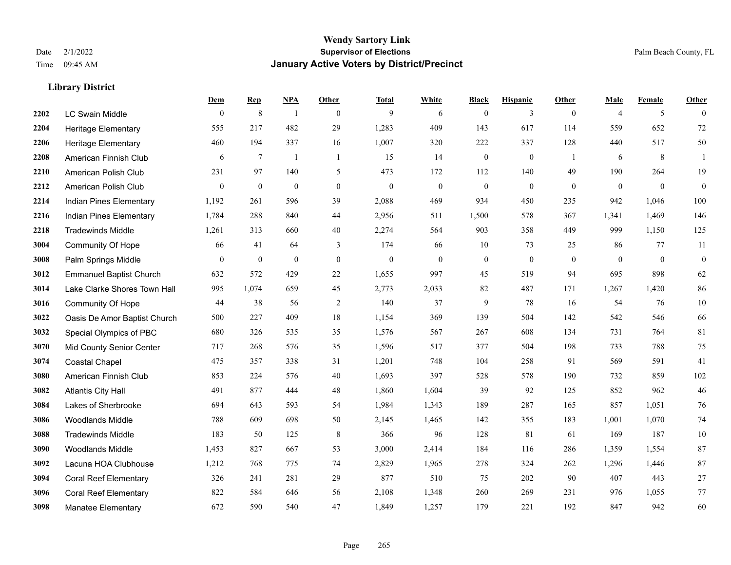# Wendy Sartory Link

**Supervisor of Elections**

**January Active Voters by District/Precinct**

Date 2/1/2022

Time 09:45 AM

Palm Beach County, FL

### Library District

| | | Dem | Rep | NPA | Other | Total | White | Black | Hispanic | Other | Male | Female | Other |
|---|---|---|---|---|---|---|---|---|---|---|---|---|---|
| 2202 | LC Swain Middle | 0 | 8 | 1 | 0 | 9 | 6 | 0 | 3 | 0 | 4 | 5 | 0 |
| 2204 | Heritage Elementary | 555 | 217 | 482 | 29 | 1,283 | 409 | 143 | 617 | 114 | 559 | 652 | 72 |
| 2206 | Heritage Elementary | 460 | 194 | 337 | 16 | 1,007 | 320 | 222 | 337 | 128 | 440 | 517 | 50 |
| 2208 | American Finnish Club | 6 | 7 | 1 | 1 | 15 | 14 | 0 | 0 | 1 | 6 | 8 | 1 |
| 2210 | American Polish Club | 231 | 97 | 140 | 5 | 473 | 172 | 112 | 140 | 49 | 190 | 264 | 19 |
| 2212 | American Polish Club | 0 | 0 | 0 | 0 | 0 | 0 | 0 | 0 | 0 | 0 | 0 | 0 |
| 2214 | Indian Pines Elementary | 1,192 | 261 | 596 | 39 | 2,088 | 469 | 934 | 450 | 235 | 942 | 1,046 | 100 |
| 2216 | Indian Pines Elementary | 1,784 | 288 | 840 | 44 | 2,956 | 511 | 1,500 | 578 | 367 | 1,341 | 1,469 | 146 |
| 2218 | Tradewinds Middle | 1,261 | 313 | 660 | 40 | 2,274 | 564 | 903 | 358 | 449 | 999 | 1,150 | 125 |
| 3004 | Community Of Hope | 66 | 41 | 64 | 3 | 174 | 66 | 10 | 73 | 25 | 86 | 77 | 11 |
| 3008 | Palm Springs Middle | 0 | 0 | 0 | 0 | 0 | 0 | 0 | 0 | 0 | 0 | 0 | 0 |
| 3012 | Emmanuel Baptist Church | 632 | 572 | 429 | 22 | 1,655 | 997 | 45 | 519 | 94 | 695 | 898 | 62 |
| 3014 | Lake Clarke Shores Town Hall | 995 | 1,074 | 659 | 45 | 2,773 | 2,033 | 82 | 487 | 171 | 1,267 | 1,420 | 86 |
| 3016 | Community Of Hope | 44 | 38 | 56 | 2 | 140 | 37 | 9 | 78 | 16 | 54 | 76 | 10 |
| 3022 | Oasis De Amor Baptist Church | 500 | 227 | 409 | 18 | 1,154 | 369 | 139 | 504 | 142 | 542 | 546 | 66 |
| 3032 | Special Olympics of PBC | 680 | 326 | 535 | 35 | 1,576 | 567 | 267 | 608 | 134 | 731 | 764 | 81 |
| 3070 | Mid County Senior Center | 717 | 268 | 576 | 35 | 1,596 | 517 | 377 | 504 | 198 | 733 | 788 | 75 |
| 3074 | Coastal Chapel | 475 | 357 | 338 | 31 | 1,201 | 748 | 104 | 258 | 91 | 569 | 591 | 41 |
| 3080 | American Finnish Club | 853 | 224 | 576 | 40 | 1,693 | 397 | 528 | 578 | 190 | 732 | 859 | 102 |
| 3082 | Atlantis City Hall | 491 | 877 | 444 | 48 | 1,860 | 1,604 | 39 | 92 | 125 | 852 | 962 | 46 |
| 3084 | Lakes of Sherbrooke | 694 | 643 | 593 | 54 | 1,984 | 1,343 | 189 | 287 | 165 | 857 | 1,051 | 76 |
| 3086 | Woodlands Middle | 788 | 609 | 698 | 50 | 2,145 | 1,465 | 142 | 355 | 183 | 1,001 | 1,070 | 74 |
| 3088 | Tradewinds Middle | 183 | 50 | 125 | 8 | 366 | 96 | 128 | 81 | 61 | 169 | 187 | 10 |
| 3090 | Woodlands Middle | 1,453 | 827 | 667 | 53 | 3,000 | 2,414 | 184 | 116 | 286 | 1,359 | 1,554 | 87 |
| 3092 | Lacuna HOA Clubhouse | 1,212 | 768 | 775 | 74 | 2,829 | 1,965 | 278 | 324 | 262 | 1,296 | 1,446 | 87 |
| 3094 | Coral Reef Elementary | 326 | 241 | 281 | 29 | 877 | 510 | 75 | 202 | 90 | 407 | 443 | 27 |
| 3096 | Coral Reef Elementary | 822 | 584 | 646 | 56 | 2,108 | 1,348 | 260 | 269 | 231 | 976 | 1,055 | 77 |
| 3098 | Manatee Elementary | 672 | 590 | 540 | 47 | 1,849 | 1,257 | 179 | 221 | 192 | 847 | 942 | 60 |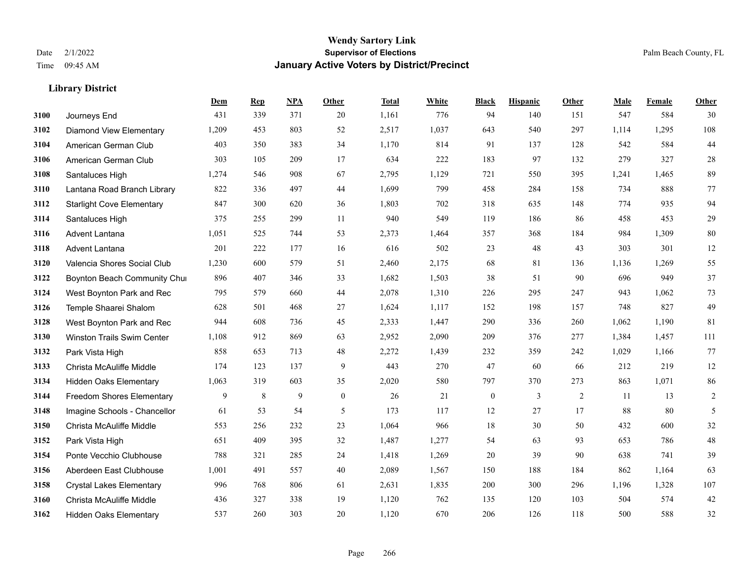# Wendy Sartory Link
## Supervisor of Elections
## January Active Voters by District/Precinct

Date 2/1/2022
Time 09:45 AM

Palm Beach County, FL

### Library District

| | | Dem | Rep | NPA | Other | Total | White | Black | Hispanic | Other | Male | Female | Other |
|---|---|---|---|---|---|---|---|---|---|---|---|---|---|
| 3100 | Journeys End | 431 | 339 | 371 | 20 | 1,161 | 776 | 94 | 140 | 151 | 547 | 584 | 30 |
| 3102 | Diamond View Elementary | 1,209 | 453 | 803 | 52 | 2,517 | 1,037 | 643 | 540 | 297 | 1,114 | 1,295 | 108 |
| 3104 | American German Club | 403 | 350 | 383 | 34 | 1,170 | 814 | 91 | 137 | 128 | 542 | 584 | 44 |
| 3106 | American German Club | 303 | 105 | 209 | 17 | 634 | 222 | 183 | 97 | 132 | 279 | 327 | 28 |
| 3108 | Santaluces High | 1,274 | 546 | 908 | 67 | 2,795 | 1,129 | 721 | 550 | 395 | 1,241 | 1,465 | 89 |
| 3110 | Lantana Road Branch Library | 822 | 336 | 497 | 44 | 1,699 | 799 | 458 | 284 | 158 | 734 | 888 | 77 |
| 3112 | Starlight Cove Elementary | 847 | 300 | 620 | 36 | 1,803 | 702 | 318 | 635 | 148 | 774 | 935 | 94 |
| 3114 | Santaluces High | 375 | 255 | 299 | 11 | 940 | 549 | 119 | 186 | 86 | 458 | 453 | 29 |
| 3116 | Advent Lantana | 1,051 | 525 | 744 | 53 | 2,373 | 1,464 | 357 | 368 | 184 | 984 | 1,309 | 80 |
| 3118 | Advent Lantana | 201 | 222 | 177 | 16 | 616 | 502 | 23 | 48 | 43 | 303 | 301 | 12 |
| 3120 | Valencia Shores Social Club | 1,230 | 600 | 579 | 51 | 2,460 | 2,175 | 68 | 81 | 136 | 1,136 | 1,269 | 55 |
| 3122 | Boynton Beach Community Chui | 896 | 407 | 346 | 33 | 1,682 | 1,503 | 38 | 51 | 90 | 696 | 949 | 37 |
| 3124 | West Boynton Park and Rec | 795 | 579 | 660 | 44 | 2,078 | 1,310 | 226 | 295 | 247 | 943 | 1,062 | 73 |
| 3126 | Temple Shaarei Shalom | 628 | 501 | 468 | 27 | 1,624 | 1,117 | 152 | 198 | 157 | 748 | 827 | 49 |
| 3128 | West Boynton Park and Rec | 944 | 608 | 736 | 45 | 2,333 | 1,447 | 290 | 336 | 260 | 1,062 | 1,190 | 81 |
| 3130 | Winston Trails Swim Center | 1,108 | 912 | 869 | 63 | 2,952 | 2,090 | 209 | 376 | 277 | 1,384 | 1,457 | 111 |
| 3132 | Park Vista High | 858 | 653 | 713 | 48 | 2,272 | 1,439 | 232 | 359 | 242 | 1,029 | 1,166 | 77 |
| 3133 | Christa McAuliffe Middle | 174 | 123 | 137 | 9 | 443 | 270 | 47 | 60 | 66 | 212 | 219 | 12 |
| 3134 | Hidden Oaks Elementary | 1,063 | 319 | 603 | 35 | 2,020 | 580 | 797 | 370 | 273 | 863 | 1,071 | 86 |
| 3144 | Freedom Shores Elementary | 9 | 8 | 9 | 0 | 26 | 21 | 0 | 3 | 2 | 11 | 13 | 2 |
| 3148 | Imagine Schools - Chancellor | 61 | 53 | 54 | 5 | 173 | 117 | 12 | 27 | 17 | 88 | 80 | 5 |
| 3150 | Christa McAuliffe Middle | 553 | 256 | 232 | 23 | 1,064 | 966 | 18 | 30 | 50 | 432 | 600 | 32 |
| 3152 | Park Vista High | 651 | 409 | 395 | 32 | 1,487 | 1,277 | 54 | 63 | 93 | 653 | 786 | 48 |
| 3154 | Ponte Vecchio Clubhouse | 788 | 321 | 285 | 24 | 1,418 | 1,269 | 20 | 39 | 90 | 638 | 741 | 39 |
| 3156 | Aberdeen East Clubhouse | 1,001 | 491 | 557 | 40 | 2,089 | 1,567 | 150 | 188 | 184 | 862 | 1,164 | 63 |
| 3158 | Crystal Lakes Elementary | 996 | 768 | 806 | 61 | 2,631 | 1,835 | 200 | 300 | 296 | 1,196 | 1,328 | 107 |
| 3160 | Christa McAuliffe Middle | 436 | 327 | 338 | 19 | 1,120 | 762 | 135 | 120 | 103 | 504 | 574 | 42 |
| 3162 | Hidden Oaks Elementary | 537 | 260 | 303 | 20 | 1,120 | 670 | 206 | 126 | 118 | 500 | 588 | 32 |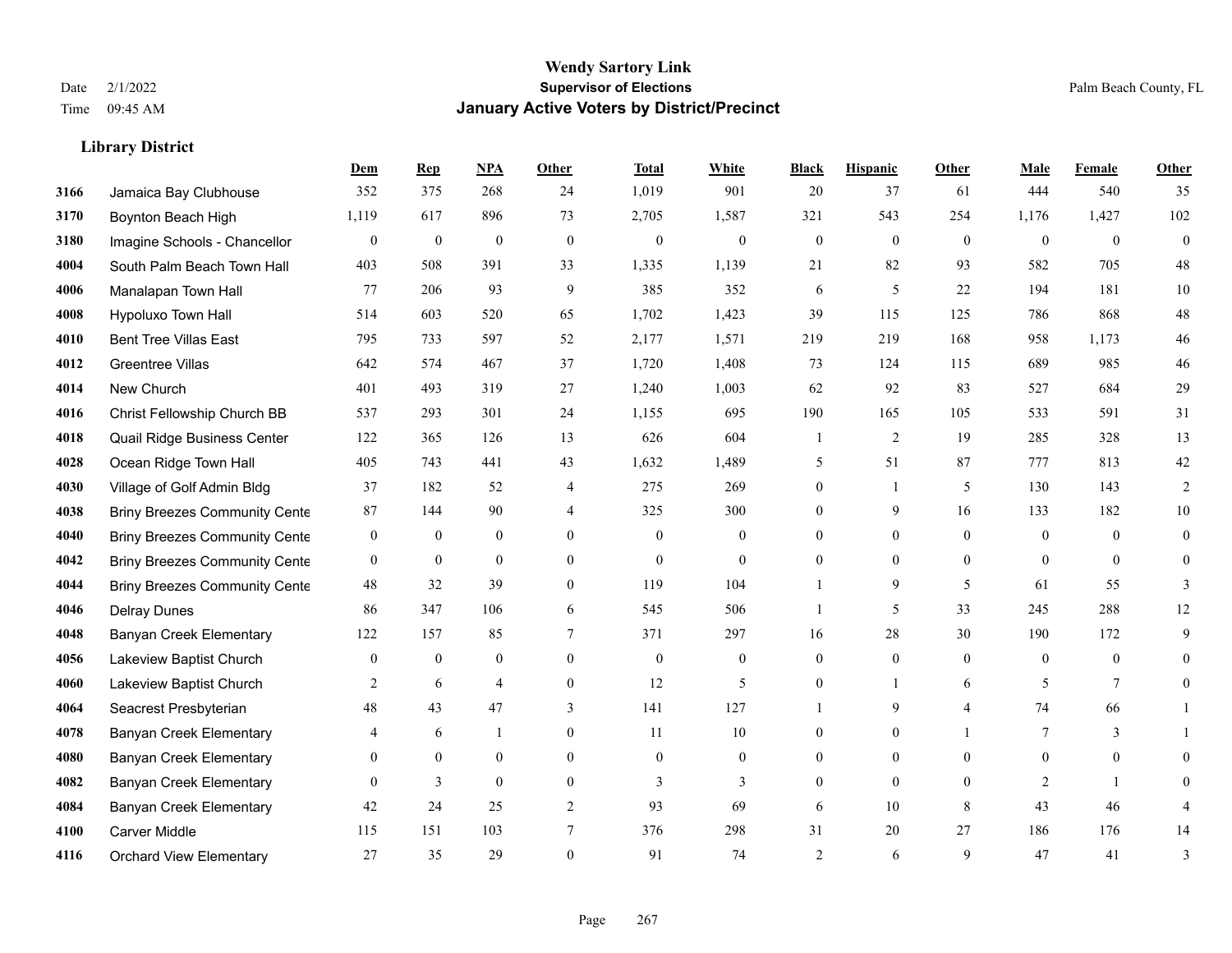# Wendy Sartory Link
## Supervisor of Elections
## January Active Voters by District/Precinct

Date 2/1/2022
Time 09:45 AM

Palm Beach County, FL

### Library District

| | | Dem | Rep | NPA | Other | Total | White | Black | Hispanic | Other | Male | Female | Other |
|---|---|---|---|---|---|---|---|---|---|---|---|---|---|
| 3166 | Jamaica Bay Clubhouse | 352 | 375 | 268 | 24 | 1,019 | 901 | 20 | 37 | 61 | 444 | 540 | 35 |
| 3170 | Boynton Beach High | 1,119 | 617 | 896 | 73 | 2,705 | 1,587 | 321 | 543 | 254 | 1,176 | 1,427 | 102 |
| 3180 | Imagine Schools - Chancellor | 0 | 0 | 0 | 0 | 0 | 0 | 0 | 0 | 0 | 0 | 0 | 0 |
| 4004 | South Palm Beach Town Hall | 403 | 508 | 391 | 33 | 1,335 | 1,139 | 21 | 82 | 93 | 582 | 705 | 48 |
| 4006 | Manalapan Town Hall | 77 | 206 | 93 | 9 | 385 | 352 | 6 | 5 | 22 | 194 | 181 | 10 |
| 4008 | Hypoluxo Town Hall | 514 | 603 | 520 | 65 | 1,702 | 1,423 | 39 | 115 | 125 | 786 | 868 | 48 |
| 4010 | Bent Tree Villas East | 795 | 733 | 597 | 52 | 2,177 | 1,571 | 219 | 219 | 168 | 958 | 1,173 | 46 |
| 4012 | Greentree Villas | 642 | 574 | 467 | 37 | 1,720 | 1,408 | 73 | 124 | 115 | 689 | 985 | 46 |
| 4014 | New Church | 401 | 493 | 319 | 27 | 1,240 | 1,003 | 62 | 92 | 83 | 527 | 684 | 29 |
| 4016 | Christ Fellowship Church BB | 537 | 293 | 301 | 24 | 1,155 | 695 | 190 | 165 | 105 | 533 | 591 | 31 |
| 4018 | Quail Ridge Business Center | 122 | 365 | 126 | 13 | 626 | 604 | 1 | 2 | 19 | 285 | 328 | 13 |
| 4028 | Ocean Ridge Town Hall | 405 | 743 | 441 | 43 | 1,632 | 1,489 | 5 | 51 | 87 | 777 | 813 | 42 |
| 4030 | Village of Golf Admin Bldg | 37 | 182 | 52 | 4 | 275 | 269 | 0 | 1 | 5 | 130 | 143 | 2 |
| 4038 | Briny Breezes Community Cente | 87 | 144 | 90 | 4 | 325 | 300 | 0 | 9 | 16 | 133 | 182 | 10 |
| 4040 | Briny Breezes Community Cente | 0 | 0 | 0 | 0 | 0 | 0 | 0 | 0 | 0 | 0 | 0 | 0 |
| 4042 | Briny Breezes Community Cente | 0 | 0 | 0 | 0 | 0 | 0 | 0 | 0 | 0 | 0 | 0 | 0 |
| 4044 | Briny Breezes Community Cente | 48 | 32 | 39 | 0 | 119 | 104 | 1 | 9 | 5 | 61 | 55 | 3 |
| 4046 | Delray Dunes | 86 | 347 | 106 | 6 | 545 | 506 | 1 | 5 | 33 | 245 | 288 | 12 |
| 4048 | Banyan Creek Elementary | 122 | 157 | 85 | 7 | 371 | 297 | 16 | 28 | 30 | 190 | 172 | 9 |
| 4056 | Lakeview Baptist Church | 0 | 0 | 0 | 0 | 0 | 0 | 0 | 0 | 0 | 0 | 0 | 0 |
| 4060 | Lakeview Baptist Church | 2 | 6 | 4 | 0 | 12 | 5 | 0 | 1 | 6 | 5 | 7 | 0 |
| 4064 | Seacrest Presbyterian | 48 | 43 | 47 | 3 | 141 | 127 | 1 | 9 | 4 | 74 | 66 | 1 |
| 4078 | Banyan Creek Elementary | 4 | 6 | 1 | 0 | 11 | 10 | 0 | 0 | 1 | 7 | 3 | 1 |
| 4080 | Banyan Creek Elementary | 0 | 0 | 0 | 0 | 0 | 0 | 0 | 0 | 0 | 0 | 0 | 0 |
| 4082 | Banyan Creek Elementary | 0 | 3 | 0 | 0 | 3 | 3 | 0 | 0 | 0 | 2 | 1 | 0 |
| 4084 | Banyan Creek Elementary | 42 | 24 | 25 | 2 | 93 | 69 | 6 | 10 | 8 | 43 | 46 | 4 |
| 4100 | Carver Middle | 115 | 151 | 103 | 7 | 376 | 298 | 31 | 20 | 27 | 186 | 176 | 14 |
| 4116 | Orchard View Elementary | 27 | 35 | 29 | 0 | 91 | 74 | 2 | 6 | 9 | 47 | 41 | 3 |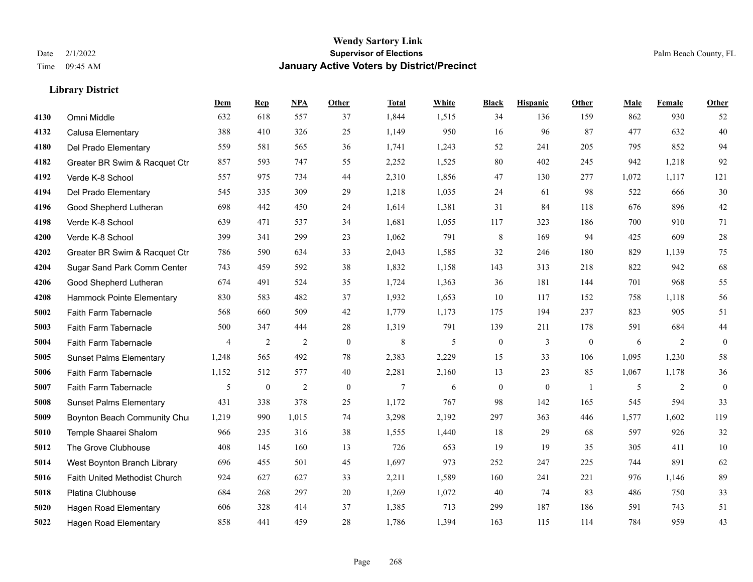**Wendy Sartory Link**
**Supervisor of Elections**
**January Active Voters by District/Precinct**

Date 2/1/2022
Time 09:45 AM

Palm Beach County, FL

### Library District

| | | Dem | Rep | NPA | Other | Total | White | Black | Hispanic | Other | Male | Female | Other |
|---|---|---|---|---|---|---|---|---|---|---|---|---|---|
| 4130 | Omni Middle | 632 | 618 | 557 | 37 | 1,844 | 1,515 | 34 | 136 | 159 | 862 | 930 | 52 |
| 4132 | Calusa Elementary | 388 | 410 | 326 | 25 | 1,149 | 950 | 16 | 96 | 87 | 477 | 632 | 40 |
| 4180 | Del Prado Elementary | 559 | 581 | 565 | 36 | 1,741 | 1,243 | 52 | 241 | 205 | 795 | 852 | 94 |
| 4182 | Greater BR Swim & Racquet Ctr | 857 | 593 | 747 | 55 | 2,252 | 1,525 | 80 | 402 | 245 | 942 | 1,218 | 92 |
| 4192 | Verde K-8 School | 557 | 975 | 734 | 44 | 2,310 | 1,856 | 47 | 130 | 277 | 1,072 | 1,117 | 121 |
| 4194 | Del Prado Elementary | 545 | 335 | 309 | 29 | 1,218 | 1,035 | 24 | 61 | 98 | 522 | 666 | 30 |
| 4196 | Good Shepherd Lutheran | 698 | 442 | 450 | 24 | 1,614 | 1,381 | 31 | 84 | 118 | 676 | 896 | 42 |
| 4198 | Verde K-8 School | 639 | 471 | 537 | 34 | 1,681 | 1,055 | 117 | 323 | 186 | 700 | 910 | 71 |
| 4200 | Verde K-8 School | 399 | 341 | 299 | 23 | 1,062 | 791 | 8 | 169 | 94 | 425 | 609 | 28 |
| 4202 | Greater BR Swim & Racquet Ctr | 786 | 590 | 634 | 33 | 2,043 | 1,585 | 32 | 246 | 180 | 829 | 1,139 | 75 |
| 4204 | Sugar Sand Park Comm Center | 743 | 459 | 592 | 38 | 1,832 | 1,158 | 143 | 313 | 218 | 822 | 942 | 68 |
| 4206 | Good Shepherd Lutheran | 674 | 491 | 524 | 35 | 1,724 | 1,363 | 36 | 181 | 144 | 701 | 968 | 55 |
| 4208 | Hammock Pointe Elementary | 830 | 583 | 482 | 37 | 1,932 | 1,653 | 10 | 117 | 152 | 758 | 1,118 | 56 |
| 5002 | Faith Farm Tabernacle | 568 | 660 | 509 | 42 | 1,779 | 1,173 | 175 | 194 | 237 | 823 | 905 | 51 |
| 5003 | Faith Farm Tabernacle | 500 | 347 | 444 | 28 | 1,319 | 791 | 139 | 211 | 178 | 591 | 684 | 44 |
| 5004 | Faith Farm Tabernacle | 4 | 2 | 2 | 0 | 8 | 5 | 0 | 3 | 0 | 6 | 2 | 0 |
| 5005 | Sunset Palms Elementary | 1,248 | 565 | 492 | 78 | 2,383 | 2,229 | 15 | 33 | 106 | 1,095 | 1,230 | 58 |
| 5006 | Faith Farm Tabernacle | 1,152 | 512 | 577 | 40 | 2,281 | 2,160 | 13 | 23 | 85 | 1,067 | 1,178 | 36 |
| 5007 | Faith Farm Tabernacle | 5 | 0 | 2 | 0 | 7 | 6 | 0 | 0 | 1 | 5 | 2 | 0 |
| 5008 | Sunset Palms Elementary | 431 | 338 | 378 | 25 | 1,172 | 767 | 98 | 142 | 165 | 545 | 594 | 33 |
| 5009 | Boynton Beach Community Chu | 1,219 | 990 | 1,015 | 74 | 3,298 | 2,192 | 297 | 363 | 446 | 1,577 | 1,602 | 119 |
| 5010 | Temple Shaarei Shalom | 966 | 235 | 316 | 38 | 1,555 | 1,440 | 18 | 29 | 68 | 597 | 926 | 32 |
| 5012 | The Grove Clubhouse | 408 | 145 | 160 | 13 | 726 | 653 | 19 | 19 | 35 | 305 | 411 | 10 |
| 5014 | West Boynton Branch Library | 696 | 455 | 501 | 45 | 1,697 | 973 | 252 | 247 | 225 | 744 | 891 | 62 |
| 5016 | Faith United Methodist Church | 924 | 627 | 627 | 33 | 2,211 | 1,589 | 160 | 241 | 221 | 976 | 1,146 | 89 |
| 5018 | Platina Clubhouse | 684 | 268 | 297 | 20 | 1,269 | 1,072 | 40 | 74 | 83 | 486 | 750 | 33 |
| 5020 | Hagen Road Elementary | 606 | 328 | 414 | 37 | 1,385 | 713 | 299 | 187 | 186 | 591 | 743 | 51 |
| 5022 | Hagen Road Elementary | 858 | 441 | 459 | 28 | 1,786 | 1,394 | 163 | 115 | 114 | 784 | 959 | 43 |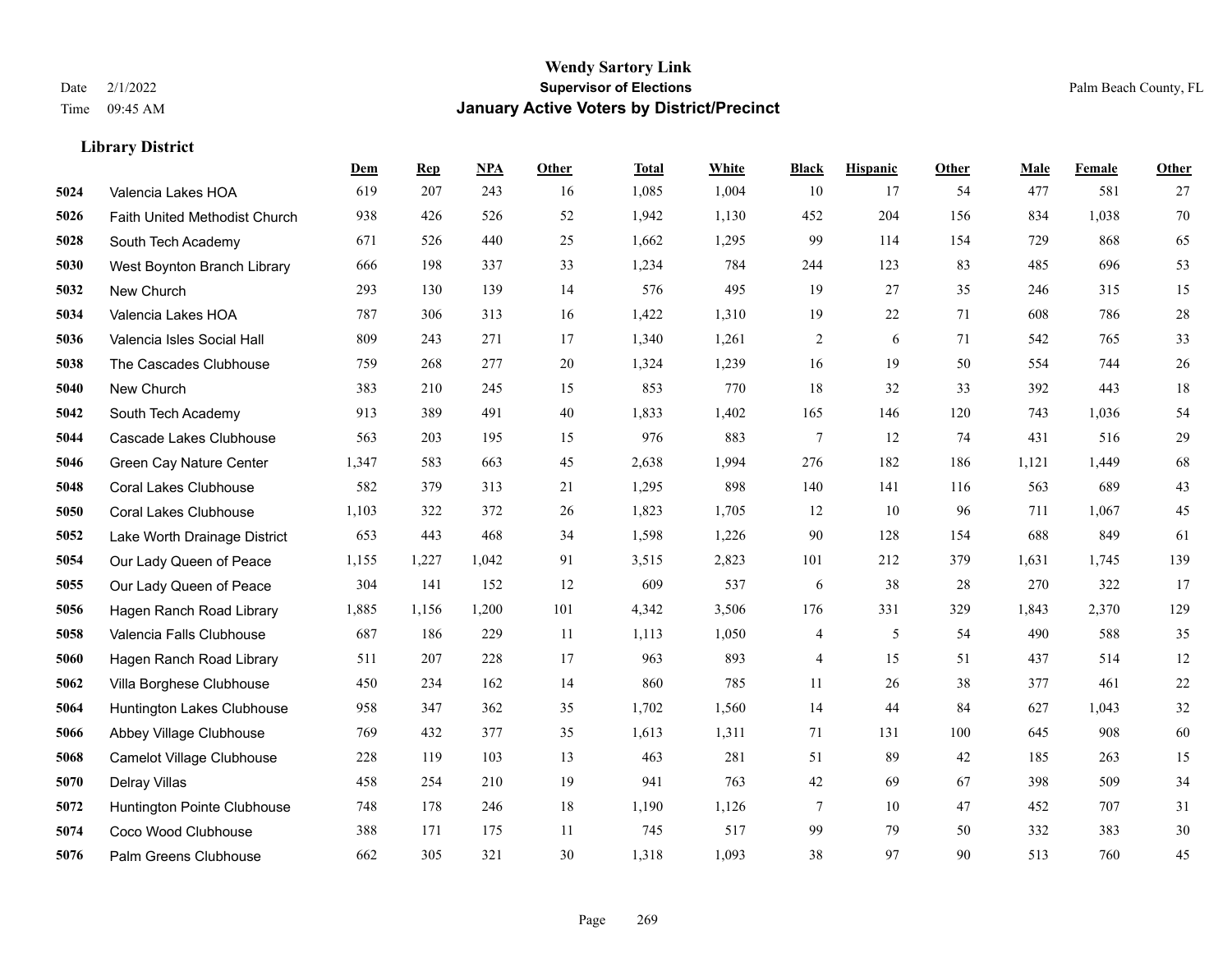# Wendy Sartory Link
## Supervisor of Elections
## January Active Voters by District/Precinct

Date 2/1/2022
Time 09:45 AM

Palm Beach County, FL

### Library District

| | | Dem | Rep | NPA | Other | Total | White | Black | Hispanic | Other | Male | Female | Other |
|---|---|---|---|---|---|---|---|---|---|---|---|---|---|
| 5024 | Valencia Lakes HOA | 619 | 207 | 243 | 16 | 1,085 | 1,004 | 10 | 17 | 54 | 477 | 581 | 27 |
| 5026 | Faith United Methodist Church | 938 | 426 | 526 | 52 | 1,942 | 1,130 | 452 | 204 | 156 | 834 | 1,038 | 70 |
| 5028 | South Tech Academy | 671 | 526 | 440 | 25 | 1,662 | 1,295 | 99 | 114 | 154 | 729 | 868 | 65 |
| 5030 | West Boynton Branch Library | 666 | 198 | 337 | 33 | 1,234 | 784 | 244 | 123 | 83 | 485 | 696 | 53 |
| 5032 | New Church | 293 | 130 | 139 | 14 | 576 | 495 | 19 | 27 | 35 | 246 | 315 | 15 |
| 5034 | Valencia Lakes HOA | 787 | 306 | 313 | 16 | 1,422 | 1,310 | 19 | 22 | 71 | 608 | 786 | 28 |
| 5036 | Valencia Isles Social Hall | 809 | 243 | 271 | 17 | 1,340 | 1,261 | 2 | 6 | 71 | 542 | 765 | 33 |
| 5038 | The Cascades Clubhouse | 759 | 268 | 277 | 20 | 1,324 | 1,239 | 16 | 19 | 50 | 554 | 744 | 26 |
| 5040 | New Church | 383 | 210 | 245 | 15 | 853 | 770 | 18 | 32 | 33 | 392 | 443 | 18 |
| 5042 | South Tech Academy | 913 | 389 | 491 | 40 | 1,833 | 1,402 | 165 | 146 | 120 | 743 | 1,036 | 54 |
| 5044 | Cascade Lakes Clubhouse | 563 | 203 | 195 | 15 | 976 | 883 | 7 | 12 | 74 | 431 | 516 | 29 |
| 5046 | Green Cay Nature Center | 1,347 | 583 | 663 | 45 | 2,638 | 1,994 | 276 | 182 | 186 | 1,121 | 1,449 | 68 |
| 5048 | Coral Lakes Clubhouse | 582 | 379 | 313 | 21 | 1,295 | 898 | 140 | 141 | 116 | 563 | 689 | 43 |
| 5050 | Coral Lakes Clubhouse | 1,103 | 322 | 372 | 26 | 1,823 | 1,705 | 12 | 10 | 96 | 711 | 1,067 | 45 |
| 5052 | Lake Worth Drainage District | 653 | 443 | 468 | 34 | 1,598 | 1,226 | 90 | 128 | 154 | 688 | 849 | 61 |
| 5054 | Our Lady Queen of Peace | 1,155 | 1,227 | 1,042 | 91 | 3,515 | 2,823 | 101 | 212 | 379 | 1,631 | 1,745 | 139 |
| 5055 | Our Lady Queen of Peace | 304 | 141 | 152 | 12 | 609 | 537 | 6 | 38 | 28 | 270 | 322 | 17 |
| 5056 | Hagen Ranch Road Library | 1,885 | 1,156 | 1,200 | 101 | 4,342 | 3,506 | 176 | 331 | 329 | 1,843 | 2,370 | 129 |
| 5058 | Valencia Falls Clubhouse | 687 | 186 | 229 | 11 | 1,113 | 1,050 | 4 | 5 | 54 | 490 | 588 | 35 |
| 5060 | Hagen Ranch Road Library | 511 | 207 | 228 | 17 | 963 | 893 | 4 | 15 | 51 | 437 | 514 | 12 |
| 5062 | Villa Borghese Clubhouse | 450 | 234 | 162 | 14 | 860 | 785 | 11 | 26 | 38 | 377 | 461 | 22 |
| 5064 | Huntington Lakes Clubhouse | 958 | 347 | 362 | 35 | 1,702 | 1,560 | 14 | 44 | 84 | 627 | 1,043 | 32 |
| 5066 | Abbey Village Clubhouse | 769 | 432 | 377 | 35 | 1,613 | 1,311 | 71 | 131 | 100 | 645 | 908 | 60 |
| 5068 | Camelot Village Clubhouse | 228 | 119 | 103 | 13 | 463 | 281 | 51 | 89 | 42 | 185 | 263 | 15 |
| 5070 | Delray Villas | 458 | 254 | 210 | 19 | 941 | 763 | 42 | 69 | 67 | 398 | 509 | 34 |
| 5072 | Huntington Pointe Clubhouse | 748 | 178 | 246 | 18 | 1,190 | 1,126 | 7 | 10 | 47 | 452 | 707 | 31 |
| 5074 | Coco Wood Clubhouse | 388 | 171 | 175 | 11 | 745 | 517 | 99 | 79 | 50 | 332 | 383 | 30 |
| 5076 | Palm Greens Clubhouse | 662 | 305 | 321 | 30 | 1,318 | 1,093 | 38 | 97 | 90 | 513 | 760 | 45 |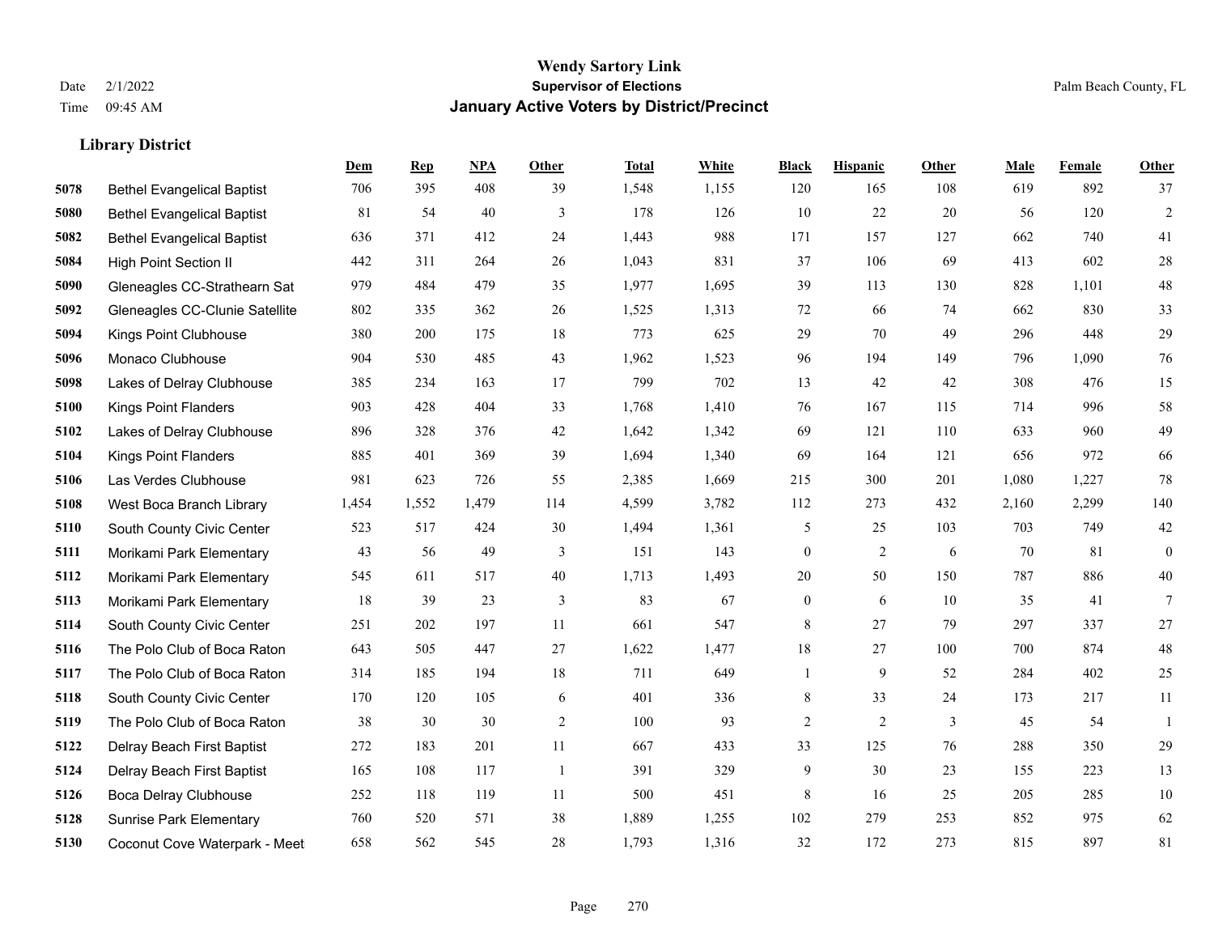**Wendy Sartory Link**
**Supervisor of Elections**
**January Active Voters by District/Precinct**

Date 2/1/2022
Time 09:45 AM

Palm Beach County, FL

### Library District

| | | Dem | Rep | NPA | Other | Total | White | Black | Hispanic | Other | Male | Female | Other |
|---|---|---|---|---|---|---|---|---|---|---|---|---|---|
| 5078 | Bethel Evangelical Baptist | 706 | 395 | 408 | 39 | 1,548 | 1,155 | 120 | 165 | 108 | 619 | 892 | 37 |
| 5080 | Bethel Evangelical Baptist | 81 | 54 | 40 | 3 | 178 | 126 | 10 | 22 | 20 | 56 | 120 | 2 |
| 5082 | Bethel Evangelical Baptist | 636 | 371 | 412 | 24 | 1,443 | 988 | 171 | 157 | 127 | 662 | 740 | 41 |
| 5084 | High Point Section II | 442 | 311 | 264 | 26 | 1,043 | 831 | 37 | 106 | 69 | 413 | 602 | 28 |
| 5090 | Gleneagles CC-Strathearn Sat | 979 | 484 | 479 | 35 | 1,977 | 1,695 | 39 | 113 | 130 | 828 | 1,101 | 48 |
| 5092 | Gleneagles CC-Clunie Satellite | 802 | 335 | 362 | 26 | 1,525 | 1,313 | 72 | 66 | 74 | 662 | 830 | 33 |
| 5094 | Kings Point Clubhouse | 380 | 200 | 175 | 18 | 773 | 625 | 29 | 70 | 49 | 296 | 448 | 29 |
| 5096 | Monaco Clubhouse | 904 | 530 | 485 | 43 | 1,962 | 1,523 | 96 | 194 | 149 | 796 | 1,090 | 76 |
| 5098 | Lakes of Delray Clubhouse | 385 | 234 | 163 | 17 | 799 | 702 | 13 | 42 | 42 | 308 | 476 | 15 |
| 5100 | Kings Point Flanders | 903 | 428 | 404 | 33 | 1,768 | 1,410 | 76 | 167 | 115 | 714 | 996 | 58 |
| 5102 | Lakes of Delray Clubhouse | 896 | 328 | 376 | 42 | 1,642 | 1,342 | 69 | 121 | 110 | 633 | 960 | 49 |
| 5104 | Kings Point Flanders | 885 | 401 | 369 | 39 | 1,694 | 1,340 | 69 | 164 | 121 | 656 | 972 | 66 |
| 5106 | Las Verdes Clubhouse | 981 | 623 | 726 | 55 | 2,385 | 1,669 | 215 | 300 | 201 | 1,080 | 1,227 | 78 |
| 5108 | West Boca Branch Library | 1,454 | 1,552 | 1,479 | 114 | 4,599 | 3,782 | 112 | 273 | 432 | 2,160 | 2,299 | 140 |
| 5110 | South County Civic Center | 523 | 517 | 424 | 30 | 1,494 | 1,361 | 5 | 25 | 103 | 703 | 749 | 42 |
| 5111 | Morikami Park Elementary | 43 | 56 | 49 | 3 | 151 | 143 | 0 | 2 | 6 | 70 | 81 | 0 |
| 5112 | Morikami Park Elementary | 545 | 611 | 517 | 40 | 1,713 | 1,493 | 20 | 50 | 150 | 787 | 886 | 40 |
| 5113 | Morikami Park Elementary | 18 | 39 | 23 | 3 | 83 | 67 | 0 | 6 | 10 | 35 | 41 | 7 |
| 5114 | South County Civic Center | 251 | 202 | 197 | 11 | 661 | 547 | 8 | 27 | 79 | 297 | 337 | 27 |
| 5116 | The Polo Club of Boca Raton | 643 | 505 | 447 | 27 | 1,622 | 1,477 | 18 | 27 | 100 | 700 | 874 | 48 |
| 5117 | The Polo Club of Boca Raton | 314 | 185 | 194 | 18 | 711 | 649 | 1 | 9 | 52 | 284 | 402 | 25 |
| 5118 | South County Civic Center | 170 | 120 | 105 | 6 | 401 | 336 | 8 | 33 | 24 | 173 | 217 | 11 |
| 5119 | The Polo Club of Boca Raton | 38 | 30 | 30 | 2 | 100 | 93 | 2 | 2 | 3 | 45 | 54 | 1 |
| 5122 | Delray Beach First Baptist | 272 | 183 | 201 | 11 | 667 | 433 | 33 | 125 | 76 | 288 | 350 | 29 |
| 5124 | Delray Beach First Baptist | 165 | 108 | 117 | 1 | 391 | 329 | 9 | 30 | 23 | 155 | 223 | 13 |
| 5126 | Boca Delray Clubhouse | 252 | 118 | 119 | 11 | 500 | 451 | 8 | 16 | 25 | 205 | 285 | 10 |
| 5128 | Sunrise Park Elementary | 760 | 520 | 571 | 38 | 1,889 | 1,255 | 102 | 279 | 253 | 852 | 975 | 62 |
| 5130 | Coconut Cove Waterpark - Meet | 658 | 562 | 545 | 28 | 1,793 | 1,316 | 32 | 172 | 273 | 815 | 897 | 81 |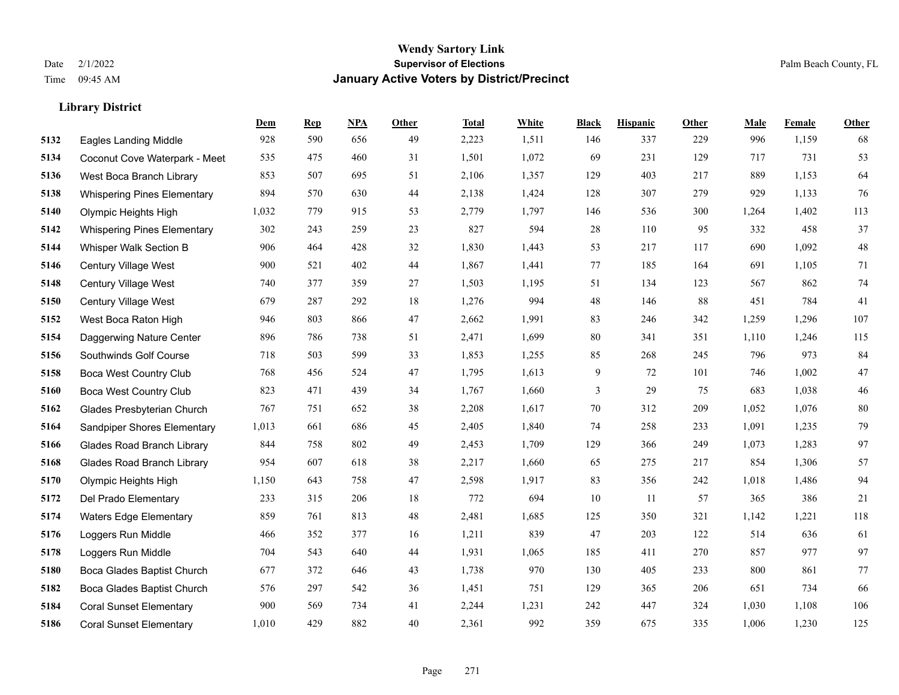**Wendy Sartory Link**
**Supervisor of Elections**
**January Active Voters by District/Precinct**

Date 2/1/2022
Time 09:45 AM

Palm Beach County, FL

### Library District

| | | Dem | Rep | NPA | Other | Total | White | Black | Hispanic | Other | Male | Female | Other |
|---|---|---|---|---|---|---|---|---|---|---|---|---|---|
| 5132 | Eagles Landing Middle | 928 | 590 | 656 | 49 | 2,223 | 1,511 | 146 | 337 | 229 | 996 | 1,159 | 68 |
| 5134 | Coconut Cove Waterpark - Meet | 535 | 475 | 460 | 31 | 1,501 | 1,072 | 69 | 231 | 129 | 717 | 731 | 53 |
| 5136 | West Boca Branch Library | 853 | 507 | 695 | 51 | 2,106 | 1,357 | 129 | 403 | 217 | 889 | 1,153 | 64 |
| 5138 | Whispering Pines Elementary | 894 | 570 | 630 | 44 | 2,138 | 1,424 | 128 | 307 | 279 | 929 | 1,133 | 76 |
| 5140 | Olympic Heights High | 1,032 | 779 | 915 | 53 | 2,779 | 1,797 | 146 | 536 | 300 | 1,264 | 1,402 | 113 |
| 5142 | Whispering Pines Elementary | 302 | 243 | 259 | 23 | 827 | 594 | 28 | 110 | 95 | 332 | 458 | 37 |
| 5144 | Whisper Walk Section B | 906 | 464 | 428 | 32 | 1,830 | 1,443 | 53 | 217 | 117 | 690 | 1,092 | 48 |
| 5146 | Century Village West | 900 | 521 | 402 | 44 | 1,867 | 1,441 | 77 | 185 | 164 | 691 | 1,105 | 71 |
| 5148 | Century Village West | 740 | 377 | 359 | 27 | 1,503 | 1,195 | 51 | 134 | 123 | 567 | 862 | 74 |
| 5150 | Century Village West | 679 | 287 | 292 | 18 | 1,276 | 994 | 48 | 146 | 88 | 451 | 784 | 41 |
| 5152 | West Boca Raton High | 946 | 803 | 866 | 47 | 2,662 | 1,991 | 83 | 246 | 342 | 1,259 | 1,296 | 107 |
| 5154 | Daggerwing Nature Center | 896 | 786 | 738 | 51 | 2,471 | 1,699 | 80 | 341 | 351 | 1,110 | 1,246 | 115 |
| 5156 | Southwinds Golf Course | 718 | 503 | 599 | 33 | 1,853 | 1,255 | 85 | 268 | 245 | 796 | 973 | 84 |
| 5158 | Boca West Country Club | 768 | 456 | 524 | 47 | 1,795 | 1,613 | 9 | 72 | 101 | 746 | 1,002 | 47 |
| 5160 | Boca West Country Club | 823 | 471 | 439 | 34 | 1,767 | 1,660 | 3 | 29 | 75 | 683 | 1,038 | 46 |
| 5162 | Glades Presbyterian Church | 767 | 751 | 652 | 38 | 2,208 | 1,617 | 70 | 312 | 209 | 1,052 | 1,076 | 80 |
| 5164 | Sandpiper Shores Elementary | 1,013 | 661 | 686 | 45 | 2,405 | 1,840 | 74 | 258 | 233 | 1,091 | 1,235 | 79 |
| 5166 | Glades Road Branch Library | 844 | 758 | 802 | 49 | 2,453 | 1,709 | 129 | 366 | 249 | 1,073 | 1,283 | 97 |
| 5168 | Glades Road Branch Library | 954 | 607 | 618 | 38 | 2,217 | 1,660 | 65 | 275 | 217 | 854 | 1,306 | 57 |
| 5170 | Olympic Heights High | 1,150 | 643 | 758 | 47 | 2,598 | 1,917 | 83 | 356 | 242 | 1,018 | 1,486 | 94 |
| 5172 | Del Prado Elementary | 233 | 315 | 206 | 18 | 772 | 694 | 10 | 11 | 57 | 365 | 386 | 21 |
| 5174 | Waters Edge Elementary | 859 | 761 | 813 | 48 | 2,481 | 1,685 | 125 | 350 | 321 | 1,142 | 1,221 | 118 |
| 5176 | Loggers Run Middle | 466 | 352 | 377 | 16 | 1,211 | 839 | 47 | 203 | 122 | 514 | 636 | 61 |
| 5178 | Loggers Run Middle | 704 | 543 | 640 | 44 | 1,931 | 1,065 | 185 | 411 | 270 | 857 | 977 | 97 |
| 5180 | Boca Glades Baptist Church | 677 | 372 | 646 | 43 | 1,738 | 970 | 130 | 405 | 233 | 800 | 861 | 77 |
| 5182 | Boca Glades Baptist Church | 576 | 297 | 542 | 36 | 1,451 | 751 | 129 | 365 | 206 | 651 | 734 | 66 |
| 5184 | Coral Sunset Elementary | 900 | 569 | 734 | 41 | 2,244 | 1,231 | 242 | 447 | 324 | 1,030 | 1,108 | 106 |
| 5186 | Coral Sunset Elementary | 1,010 | 429 | 882 | 40 | 2,361 | 992 | 359 | 675 | 335 | 1,006 | 1,230 | 125 |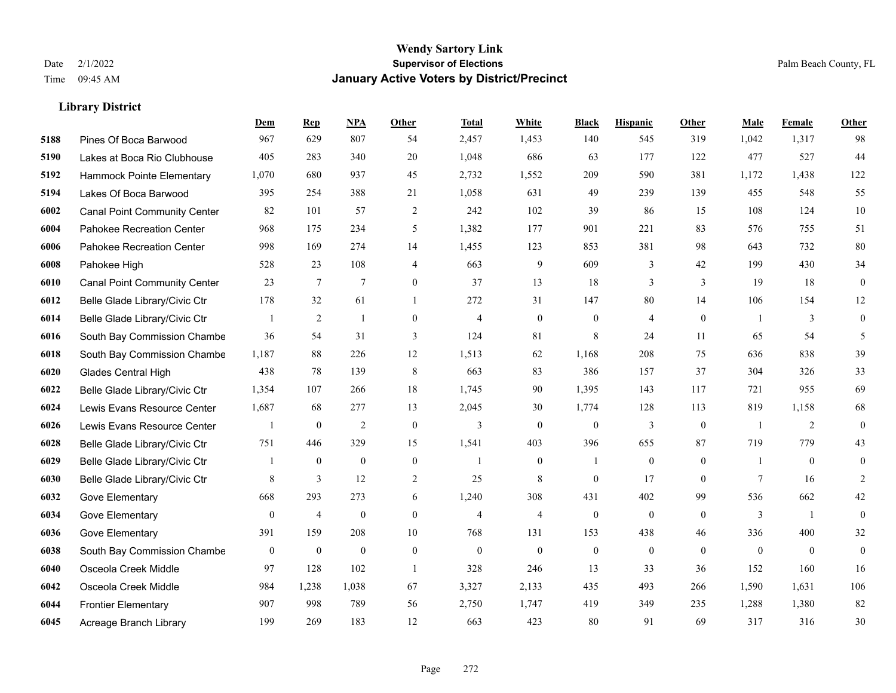**Wendy Sartory Link**
**Supervisor of Elections**
**January Active Voters by District/Precinct**

Date 2/1/2022
Time 09:45 AM

Palm Beach County, FL

### Library District

| | | Dem | Rep | NPA | Other | Total | White | Black | Hispanic | Other | Male | Female | Other |
|---|---|---|---|---|---|---|---|---|---|---|---|---|---|
| 5188 | Pines Of Boca Barwood | 967 | 629 | 807 | 54 | 2,457 | 1,453 | 140 | 545 | 319 | 1,042 | 1,317 | 98 |
| 5190 | Lakes at Boca Rio Clubhouse | 405 | 283 | 340 | 20 | 1,048 | 686 | 63 | 177 | 122 | 477 | 527 | 44 |
| 5192 | Hammock Pointe Elementary | 1,070 | 680 | 937 | 45 | 2,732 | 1,552 | 209 | 590 | 381 | 1,172 | 1,438 | 122 |
| 5194 | Lakes Of Boca Barwood | 395 | 254 | 388 | 21 | 1,058 | 631 | 49 | 239 | 139 | 455 | 548 | 55 |
| 6002 | Canal Point Community Center | 82 | 101 | 57 | 2 | 242 | 102 | 39 | 86 | 15 | 108 | 124 | 10 |
| 6004 | Pahokee Recreation Center | 968 | 175 | 234 | 5 | 1,382 | 177 | 901 | 221 | 83 | 576 | 755 | 51 |
| 6006 | Pahokee Recreation Center | 998 | 169 | 274 | 14 | 1,455 | 123 | 853 | 381 | 98 | 643 | 732 | 80 |
| 6008 | Pahokee High | 528 | 23 | 108 | 4 | 663 | 9 | 609 | 3 | 42 | 199 | 430 | 34 |
| 6010 | Canal Point Community Center | 23 | 7 | 7 | 0 | 37 | 13 | 18 | 3 | 3 | 19 | 18 | 0 |
| 6012 | Belle Glade Library/Civic Ctr | 178 | 32 | 61 | 1 | 272 | 31 | 147 | 80 | 14 | 106 | 154 | 12 |
| 6014 | Belle Glade Library/Civic Ctr | 1 | 2 | 1 | 0 | 4 | 0 | 0 | 4 | 0 | 1 | 3 | 0 |
| 6016 | South Bay Commission Chambe | 36 | 54 | 31 | 3 | 124 | 81 | 8 | 24 | 11 | 65 | 54 | 5 |
| 6018 | South Bay Commission Chambe | 1,187 | 88 | 226 | 12 | 1,513 | 62 | 1,168 | 208 | 75 | 636 | 838 | 39 |
| 6020 | Glades Central High | 438 | 78 | 139 | 8 | 663 | 83 | 386 | 157 | 37 | 304 | 326 | 33 |
| 6022 | Belle Glade Library/Civic Ctr | 1,354 | 107 | 266 | 18 | 1,745 | 90 | 1,395 | 143 | 117 | 721 | 955 | 69 |
| 6024 | Lewis Evans Resource Center | 1,687 | 68 | 277 | 13 | 2,045 | 30 | 1,774 | 128 | 113 | 819 | 1,158 | 68 |
| 6026 | Lewis Evans Resource Center | 1 | 0 | 2 | 0 | 3 | 0 | 0 | 3 | 0 | 1 | 2 | 0 |
| 6028 | Belle Glade Library/Civic Ctr | 751 | 446 | 329 | 15 | 1,541 | 403 | 396 | 655 | 87 | 719 | 779 | 43 |
| 6029 | Belle Glade Library/Civic Ctr | 1 | 0 | 0 | 0 | 1 | 0 | 1 | 0 | 0 | 1 | 0 | 0 |
| 6030 | Belle Glade Library/Civic Ctr | 8 | 3 | 12 | 2 | 25 | 8 | 0 | 17 | 0 | 7 | 16 | 2 |
| 6032 | Gove Elementary | 668 | 293 | 273 | 6 | 1,240 | 308 | 431 | 402 | 99 | 536 | 662 | 42 |
| 6034 | Gove Elementary | 0 | 4 | 0 | 0 | 4 | 4 | 0 | 0 | 0 | 3 | 1 | 0 |
| 6036 | Gove Elementary | 391 | 159 | 208 | 10 | 768 | 131 | 153 | 438 | 46 | 336 | 400 | 32 |
| 6038 | South Bay Commission Chambe | 0 | 0 | 0 | 0 | 0 | 0 | 0 | 0 | 0 | 0 | 0 | 0 |
| 6040 | Osceola Creek Middle | 97 | 128 | 102 | 1 | 328 | 246 | 13 | 33 | 36 | 152 | 160 | 16 |
| 6042 | Osceola Creek Middle | 984 | 1,238 | 1,038 | 67 | 3,327 | 2,133 | 435 | 493 | 266 | 1,590 | 1,631 | 106 |
| 6044 | Frontier Elementary | 907 | 998 | 789 | 56 | 2,750 | 1,747 | 419 | 349 | 235 | 1,288 | 1,380 | 82 |
| 6045 | Acreage Branch Library | 199 | 269 | 183 | 12 | 663 | 423 | 80 | 91 | 69 | 317 | 316 | 30 |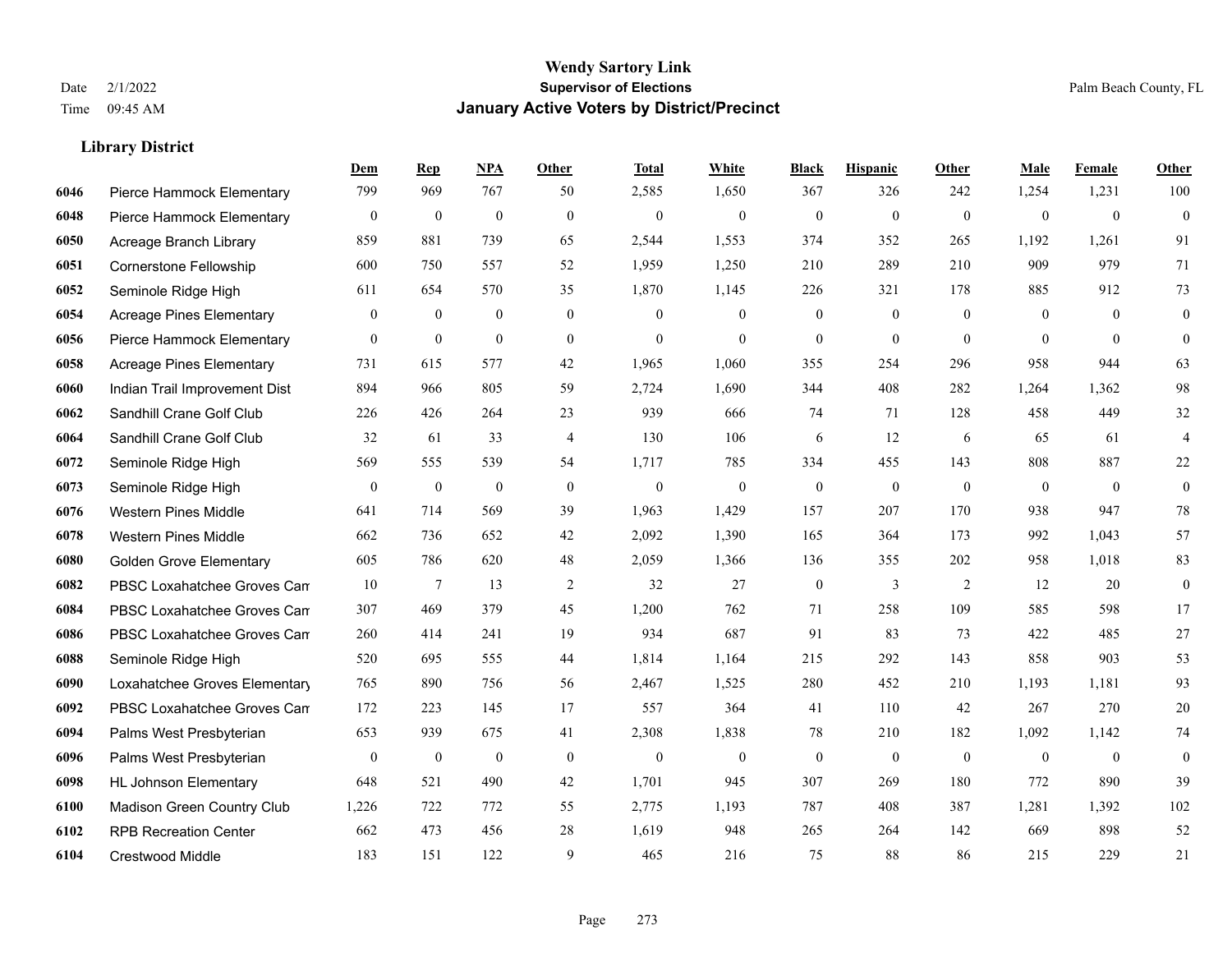# Wendy Sartory Link
## Supervisor of Elections
## January Active Voters by District/Precinct

Date 2/1/2022
Time 09:45 AM

Palm Beach County, FL

### Library District

| | | Dem | Rep | NPA | Other | Total | White | Black | Hispanic | Other | Male | Female | Other |
|---|---|---|---|---|---|---|---|---|---|---|---|---|---|
| 6046 | Pierce Hammock Elementary | 799 | 969 | 767 | 50 | 2,585 | 1,650 | 367 | 326 | 242 | 1,254 | 1,231 | 100 |
| 6048 | Pierce Hammock Elementary | 0 | 0 | 0 | 0 | 0 | 0 | 0 | 0 | 0 | 0 | 0 | 0 |
| 6050 | Acreage Branch Library | 859 | 881 | 739 | 65 | 2,544 | 1,553 | 374 | 352 | 265 | 1,192 | 1,261 | 91 |
| 6051 | Cornerstone Fellowship | 600 | 750 | 557 | 52 | 1,959 | 1,250 | 210 | 289 | 210 | 909 | 979 | 71 |
| 6052 | Seminole Ridge High | 611 | 654 | 570 | 35 | 1,870 | 1,145 | 226 | 321 | 178 | 885 | 912 | 73 |
| 6054 | Acreage Pines Elementary | 0 | 0 | 0 | 0 | 0 | 0 | 0 | 0 | 0 | 0 | 0 | 0 |
| 6056 | Pierce Hammock Elementary | 0 | 0 | 0 | 0 | 0 | 0 | 0 | 0 | 0 | 0 | 0 | 0 |
| 6058 | Acreage Pines Elementary | 731 | 615 | 577 | 42 | 1,965 | 1,060 | 355 | 254 | 296 | 958 | 944 | 63 |
| 6060 | Indian Trail Improvement Dist | 894 | 966 | 805 | 59 | 2,724 | 1,690 | 344 | 408 | 282 | 1,264 | 1,362 | 98 |
| 6062 | Sandhill Crane Golf Club | 226 | 426 | 264 | 23 | 939 | 666 | 74 | 71 | 128 | 458 | 449 | 32 |
| 6064 | Sandhill Crane Golf Club | 32 | 61 | 33 | 4 | 130 | 106 | 6 | 12 | 6 | 65 | 61 | 4 |
| 6072 | Seminole Ridge High | 569 | 555 | 539 | 54 | 1,717 | 785 | 334 | 455 | 143 | 808 | 887 | 22 |
| 6073 | Seminole Ridge High | 0 | 0 | 0 | 0 | 0 | 0 | 0 | 0 | 0 | 0 | 0 | 0 |
| 6076 | Western Pines Middle | 641 | 714 | 569 | 39 | 1,963 | 1,429 | 157 | 207 | 170 | 938 | 947 | 78 |
| 6078 | Western Pines Middle | 662 | 736 | 652 | 42 | 2,092 | 1,390 | 165 | 364 | 173 | 992 | 1,043 | 57 |
| 6080 | Golden Grove Elementary | 605 | 786 | 620 | 48 | 2,059 | 1,366 | 136 | 355 | 202 | 958 | 1,018 | 83 |
| 6082 | PBSC Loxahatchee Groves Can | 10 | 7 | 13 | 2 | 32 | 27 | 0 | 3 | 2 | 12 | 20 | 0 |
| 6084 | PBSC Loxahatchee Groves Can | 307 | 469 | 379 | 45 | 1,200 | 762 | 71 | 258 | 109 | 585 | 598 | 17 |
| 6086 | PBSC Loxahatchee Groves Can | 260 | 414 | 241 | 19 | 934 | 687 | 91 | 83 | 73 | 422 | 485 | 27 |
| 6088 | Seminole Ridge High | 520 | 695 | 555 | 44 | 1,814 | 1,164 | 215 | 292 | 143 | 858 | 903 | 53 |
| 6090 | Loxahatchee Groves Elementary | 765 | 890 | 756 | 56 | 2,467 | 1,525 | 280 | 452 | 210 | 1,193 | 1,181 | 93 |
| 6092 | PBSC Loxahatchee Groves Can | 172 | 223 | 145 | 17 | 557 | 364 | 41 | 110 | 42 | 267 | 270 | 20 |
| 6094 | Palms West Presbyterian | 653 | 939 | 675 | 41 | 2,308 | 1,838 | 78 | 210 | 182 | 1,092 | 1,142 | 74 |
| 6096 | Palms West Presbyterian | 0 | 0 | 0 | 0 | 0 | 0 | 0 | 0 | 0 | 0 | 0 | 0 |
| 6098 | HL Johnson Elementary | 648 | 521 | 490 | 42 | 1,701 | 945 | 307 | 269 | 180 | 772 | 890 | 39 |
| 6100 | Madison Green Country Club | 1,226 | 722 | 772 | 55 | 2,775 | 1,193 | 787 | 408 | 387 | 1,281 | 1,392 | 102 |
| 6102 | RPB Recreation Center | 662 | 473 | 456 | 28 | 1,619 | 948 | 265 | 264 | 142 | 669 | 898 | 52 |
| 6104 | Crestwood Middle | 183 | 151 | 122 | 9 | 465 | 216 | 75 | 88 | 86 | 215 | 229 | 21 |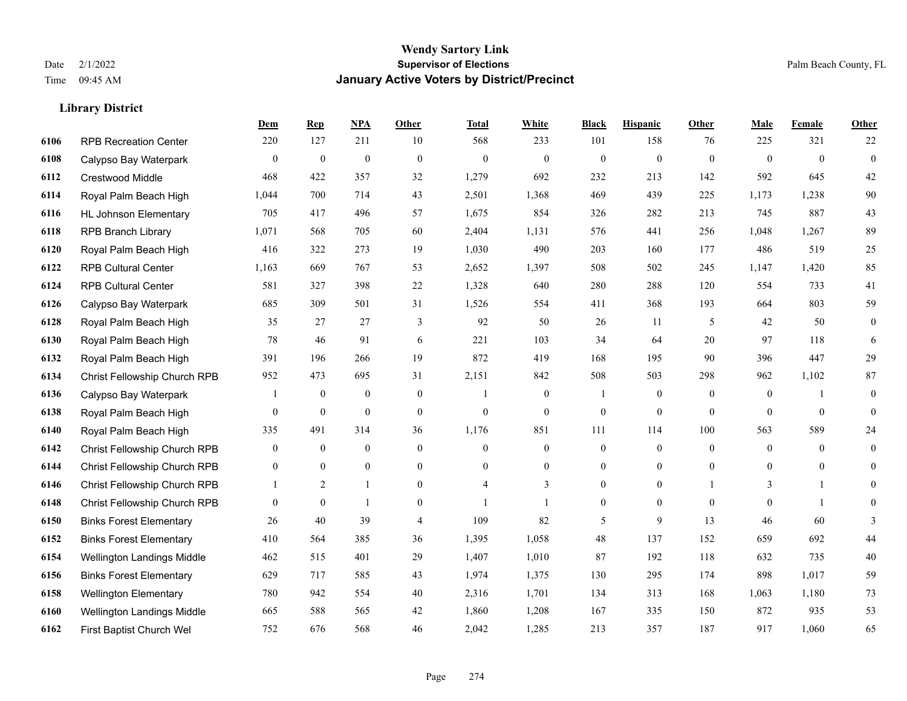# Wendy Sartory Link

**Supervisor of Elections**

**January Active Voters by District/Precinct**

Date 2/1/2022
Time 09:45 AM

Palm Beach County, FL

### Library District

| | | Dem | Rep | NPA | Other | Total | White | Black | Hispanic | Other | Male | Female | Other |
|---|---|---|---|---|---|---|---|---|---|---|---|---|---|
| 6106 | RPB Recreation Center | 220 | 127 | 211 | 10 | 568 | 233 | 101 | 158 | 76 | 225 | 321 | 22 |
| 6108 | Calypso Bay Waterpark | 0 | 0 | 0 | 0 | 0 | 0 | 0 | 0 | 0 | 0 | 0 | 0 |
| 6112 | Crestwood Middle | 468 | 422 | 357 | 32 | 1,279 | 692 | 232 | 213 | 142 | 592 | 645 | 42 |
| 6114 | Royal Palm Beach High | 1,044 | 700 | 714 | 43 | 2,501 | 1,368 | 469 | 439 | 225 | 1,173 | 1,238 | 90 |
| 6116 | HL Johnson Elementary | 705 | 417 | 496 | 57 | 1,675 | 854 | 326 | 282 | 213 | 745 | 887 | 43 |
| 6118 | RPB Branch Library | 1,071 | 568 | 705 | 60 | 2,404 | 1,131 | 576 | 441 | 256 | 1,048 | 1,267 | 89 |
| 6120 | Royal Palm Beach High | 416 | 322 | 273 | 19 | 1,030 | 490 | 203 | 160 | 177 | 486 | 519 | 25 |
| 6122 | RPB Cultural Center | 1,163 | 669 | 767 | 53 | 2,652 | 1,397 | 508 | 502 | 245 | 1,147 | 1,420 | 85 |
| 6124 | RPB Cultural Center | 581 | 327 | 398 | 22 | 1,328 | 640 | 280 | 288 | 120 | 554 | 733 | 41 |
| 6126 | Calypso Bay Waterpark | 685 | 309 | 501 | 31 | 1,526 | 554 | 411 | 368 | 193 | 664 | 803 | 59 |
| 6128 | Royal Palm Beach High | 35 | 27 | 27 | 3 | 92 | 50 | 26 | 11 | 5 | 42 | 50 | 0 |
| 6130 | Royal Palm Beach High | 78 | 46 | 91 | 6 | 221 | 103 | 34 | 64 | 20 | 97 | 118 | 6 |
| 6132 | Royal Palm Beach High | 391 | 196 | 266 | 19 | 872 | 419 | 168 | 195 | 90 | 396 | 447 | 29 |
| 6134 | Christ Fellowship Church RPB | 952 | 473 | 695 | 31 | 2,151 | 842 | 508 | 503 | 298 | 962 | 1,102 | 87 |
| 6136 | Calypso Bay Waterpark | 1 | 0 | 0 | 0 | 1 | 0 | 1 | 0 | 0 | 0 | 1 | 0 |
| 6138 | Royal Palm Beach High | 0 | 0 | 0 | 0 | 0 | 0 | 0 | 0 | 0 | 0 | 0 | 0 |
| 6140 | Royal Palm Beach High | 335 | 491 | 314 | 36 | 1,176 | 851 | 111 | 114 | 100 | 563 | 589 | 24 |
| 6142 | Christ Fellowship Church RPB | 0 | 0 | 0 | 0 | 0 | 0 | 0 | 0 | 0 | 0 | 0 | 0 |
| 6144 | Christ Fellowship Church RPB | 0 | 0 | 0 | 0 | 0 | 0 | 0 | 0 | 0 | 0 | 0 | 0 |
| 6146 | Christ Fellowship Church RPB | 1 | 2 | 1 | 0 | 4 | 3 | 0 | 0 | 1 | 3 | 1 | 0 |
| 6148 | Christ Fellowship Church RPB | 0 | 0 | 1 | 0 | 1 | 1 | 0 | 0 | 0 | 0 | 1 | 0 |
| 6150 | Binks Forest Elementary | 26 | 40 | 39 | 4 | 109 | 82 | 5 | 9 | 13 | 46 | 60 | 3 |
| 6152 | Binks Forest Elementary | 410 | 564 | 385 | 36 | 1,395 | 1,058 | 48 | 137 | 152 | 659 | 692 | 44 |
| 6154 | Wellington Landings Middle | 462 | 515 | 401 | 29 | 1,407 | 1,010 | 87 | 192 | 118 | 632 | 735 | 40 |
| 6156 | Binks Forest Elementary | 629 | 717 | 585 | 43 | 1,974 | 1,375 | 130 | 295 | 174 | 898 | 1,017 | 59 |
| 6158 | Wellington Elementary | 780 | 942 | 554 | 40 | 2,316 | 1,701 | 134 | 313 | 168 | 1,063 | 1,180 | 73 |
| 6160 | Wellington Landings Middle | 665 | 588 | 565 | 42 | 1,860 | 1,208 | 167 | 335 | 150 | 872 | 935 | 53 |
| 6162 | First Baptist Church Wel | 752 | 676 | 568 | 46 | 2,042 | 1,285 | 213 | 357 | 187 | 917 | 1,060 | 65 |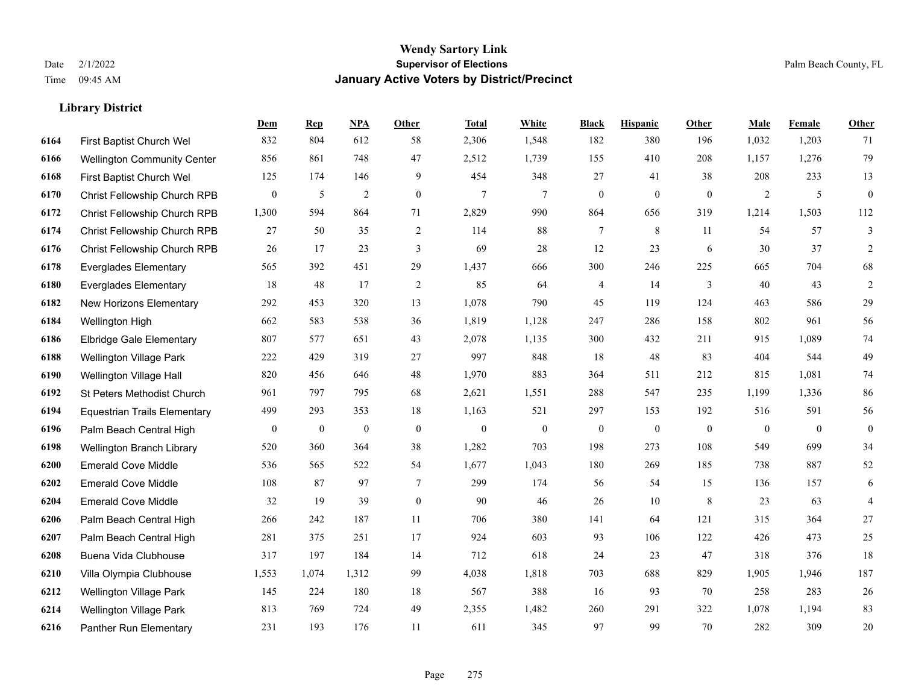# Wendy Sartory Link

**Supervisor of Elections**

**January Active Voters by District/Precinct**

Date 2/1/2022

Time 09:45 AM

Palm Beach County, FL

### Library District

| | | Dem | Rep | NPA | Other | Total | White | Black | Hispanic | Other | Male | Female | Other |
|---|---|---|---|---|---|---|---|---|---|---|---|---|---|
| 6164 | First Baptist Church Wel | 832 | 804 | 612 | 58 | 2,306 | 1,548 | 182 | 380 | 196 | 1,032 | 1,203 | 71 |
| 6166 | Wellington Community Center | 856 | 861 | 748 | 47 | 2,512 | 1,739 | 155 | 410 | 208 | 1,157 | 1,276 | 79 |
| 6168 | First Baptist Church Wel | 125 | 174 | 146 | 9 | 454 | 348 | 27 | 41 | 38 | 208 | 233 | 13 |
| 6170 | Christ Fellowship Church RPB | 0 | 5 | 2 | 0 | 7 | 7 | 0 | 0 | 0 | 2 | 5 | 0 |
| 6172 | Christ Fellowship Church RPB | 1,300 | 594 | 864 | 71 | 2,829 | 990 | 864 | 656 | 319 | 1,214 | 1,503 | 112 |
| 6174 | Christ Fellowship Church RPB | 27 | 50 | 35 | 2 | 114 | 88 | 7 | 8 | 11 | 54 | 57 | 3 |
| 6176 | Christ Fellowship Church RPB | 26 | 17 | 23 | 3 | 69 | 28 | 12 | 23 | 6 | 30 | 37 | 2 |
| 6178 | Everglades Elementary | 565 | 392 | 451 | 29 | 1,437 | 666 | 300 | 246 | 225 | 665 | 704 | 68 |
| 6180 | Everglades Elementary | 18 | 48 | 17 | 2 | 85 | 64 | 4 | 14 | 3 | 40 | 43 | 2 |
| 6182 | New Horizons Elementary | 292 | 453 | 320 | 13 | 1,078 | 790 | 45 | 119 | 124 | 463 | 586 | 29 |
| 6184 | Wellington High | 662 | 583 | 538 | 36 | 1,819 | 1,128 | 247 | 286 | 158 | 802 | 961 | 56 |
| 6186 | Elbridge Gale Elementary | 807 | 577 | 651 | 43 | 2,078 | 1,135 | 300 | 432 | 211 | 915 | 1,089 | 74 |
| 6188 | Wellington Village Park | 222 | 429 | 319 | 27 | 997 | 848 | 18 | 48 | 83 | 404 | 544 | 49 |
| 6190 | Wellington Village Hall | 820 | 456 | 646 | 48 | 1,970 | 883 | 364 | 511 | 212 | 815 | 1,081 | 74 |
| 6192 | St Peters Methodist Church | 961 | 797 | 795 | 68 | 2,621 | 1,551 | 288 | 547 | 235 | 1,199 | 1,336 | 86 |
| 6194 | Equestrian Trails Elementary | 499 | 293 | 353 | 18 | 1,163 | 521 | 297 | 153 | 192 | 516 | 591 | 56 |
| 6196 | Palm Beach Central High | 0 | 0 | 0 | 0 | 0 | 0 | 0 | 0 | 0 | 0 | 0 | 0 |
| 6198 | Wellington Branch Library | 520 | 360 | 364 | 38 | 1,282 | 703 | 198 | 273 | 108 | 549 | 699 | 34 |
| 6200 | Emerald Cove Middle | 536 | 565 | 522 | 54 | 1,677 | 1,043 | 180 | 269 | 185 | 738 | 887 | 52 |
| 6202 | Emerald Cove Middle | 108 | 87 | 97 | 7 | 299 | 174 | 56 | 54 | 15 | 136 | 157 | 6 |
| 6204 | Emerald Cove Middle | 32 | 19 | 39 | 0 | 90 | 46 | 26 | 10 | 8 | 23 | 63 | 4 |
| 6206 | Palm Beach Central High | 266 | 242 | 187 | 11 | 706 | 380 | 141 | 64 | 121 | 315 | 364 | 27 |
| 6207 | Palm Beach Central High | 281 | 375 | 251 | 17 | 924 | 603 | 93 | 106 | 122 | 426 | 473 | 25 |
| 6208 | Buena Vida Clubhouse | 317 | 197 | 184 | 14 | 712 | 618 | 24 | 23 | 47 | 318 | 376 | 18 |
| 6210 | Villa Olympia Clubhouse | 1,553 | 1,074 | 1,312 | 99 | 4,038 | 1,818 | 703 | 688 | 829 | 1,905 | 1,946 | 187 |
| 6212 | Wellington Village Park | 145 | 224 | 180 | 18 | 567 | 388 | 16 | 93 | 70 | 258 | 283 | 26 |
| 6214 | Wellington Village Park | 813 | 769 | 724 | 49 | 2,355 | 1,482 | 260 | 291 | 322 | 1,078 | 1,194 | 83 |
| 6216 | Panther Run Elementary | 231 | 193 | 176 | 11 | 611 | 345 | 97 | 99 | 70 | 282 | 309 | 20 |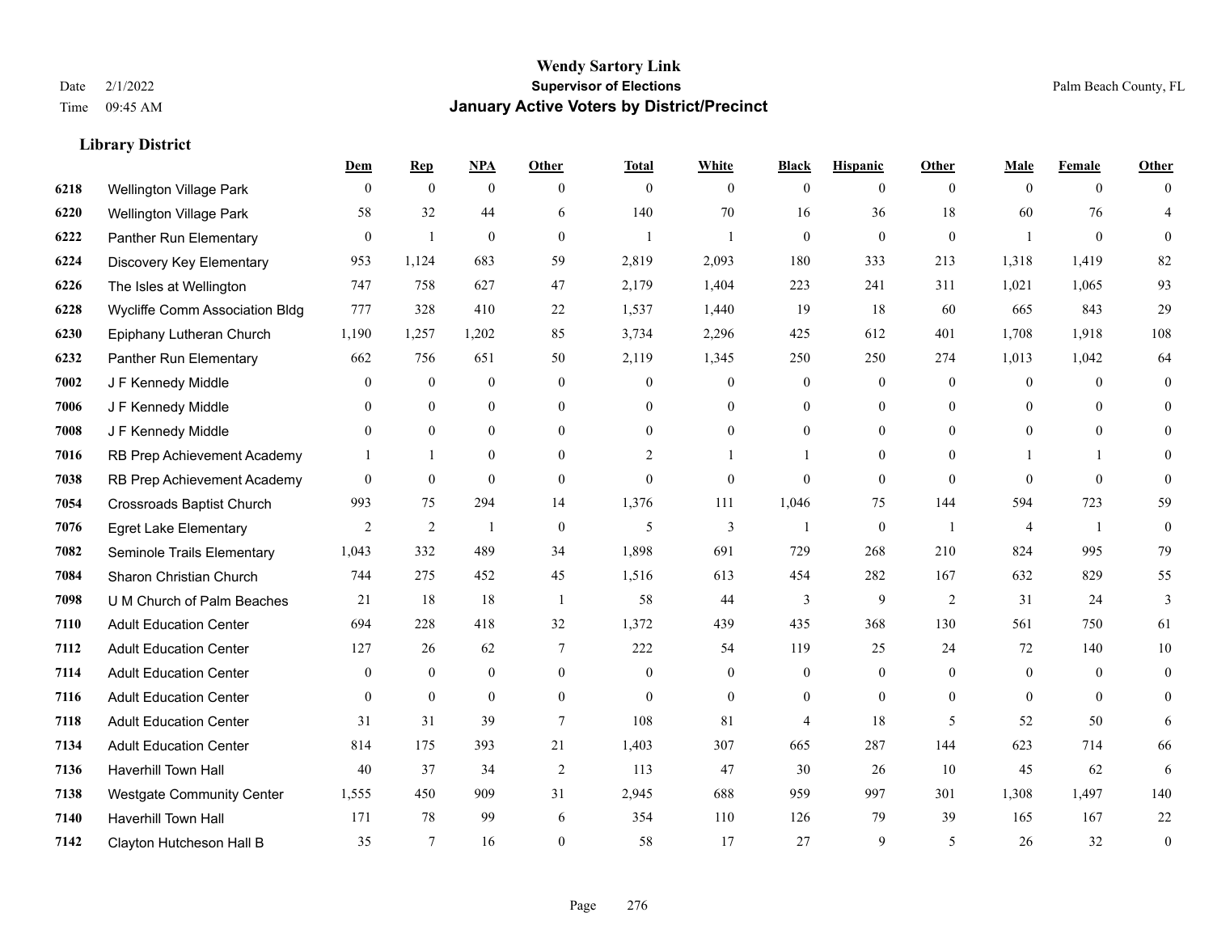# Wendy Sartory Link
## Supervisor of Elections
## January Active Voters by District/Precinct

Date 2/1/2022
Time 09:45 AM

Palm Beach County, FL

### Library District

| | | Dem | Rep | NPA | Other | Total | White | Black | Hispanic | Other | Male | Female | Other |
|---|---|---|---|---|---|---|---|---|---|---|---|---|---|
| 6218 | Wellington Village Park | 0 | 0 | 0 | 0 | 0 | 0 | 0 | 0 | 0 | 0 | 0 | 0 |
| 6220 | Wellington Village Park | 58 | 32 | 44 | 6 | 140 | 70 | 16 | 36 | 18 | 60 | 76 | 4 |
| 6222 | Panther Run Elementary | 0 | 1 | 0 | 0 | 1 | 1 | 0 | 0 | 0 | 1 | 0 | 0 |
| 6224 | Discovery Key Elementary | 953 | 1,124 | 683 | 59 | 2,819 | 2,093 | 180 | 333 | 213 | 1,318 | 1,419 | 82 |
| 6226 | The Isles at Wellington | 747 | 758 | 627 | 47 | 2,179 | 1,404 | 223 | 241 | 311 | 1,021 | 1,065 | 93 |
| 6228 | Wycliffe Comm Association Bldg | 777 | 328 | 410 | 22 | 1,537 | 1,440 | 19 | 18 | 60 | 665 | 843 | 29 |
| 6230 | Epiphany Lutheran Church | 1,190 | 1,257 | 1,202 | 85 | 3,734 | 2,296 | 425 | 612 | 401 | 1,708 | 1,918 | 108 |
| 6232 | Panther Run Elementary | 662 | 756 | 651 | 50 | 2,119 | 1,345 | 250 | 250 | 274 | 1,013 | 1,042 | 64 |
| 7002 | J F Kennedy Middle | 0 | 0 | 0 | 0 | 0 | 0 | 0 | 0 | 0 | 0 | 0 | 0 |
| 7006 | J F Kennedy Middle | 0 | 0 | 0 | 0 | 0 | 0 | 0 | 0 | 0 | 0 | 0 | 0 |
| 7008 | J F Kennedy Middle | 0 | 0 | 0 | 0 | 0 | 0 | 0 | 0 | 0 | 0 | 0 | 0 |
| 7016 | RB Prep Achievement Academy | 1 | 1 | 0 | 0 | 2 | 1 | 1 | 0 | 0 | 1 | 1 | 0 |
| 7038 | RB Prep Achievement Academy | 0 | 0 | 0 | 0 | 0 | 0 | 0 | 0 | 0 | 0 | 0 | 0 |
| 7054 | Crossroads Baptist Church | 993 | 75 | 294 | 14 | 1,376 | 111 | 1,046 | 75 | 144 | 594 | 723 | 59 |
| 7076 | Egret Lake Elementary | 2 | 2 | 1 | 0 | 5 | 3 | 1 | 0 | 1 | 4 | 1 | 0 |
| 7082 | Seminole Trails Elementary | 1,043 | 332 | 489 | 34 | 1,898 | 691 | 729 | 268 | 210 | 824 | 995 | 79 |
| 7084 | Sharon Christian Church | 744 | 275 | 452 | 45 | 1,516 | 613 | 454 | 282 | 167 | 632 | 829 | 55 |
| 7098 | U M Church of Palm Beaches | 21 | 18 | 18 | 1 | 58 | 44 | 3 | 9 | 2 | 31 | 24 | 3 |
| 7110 | Adult Education Center | 694 | 228 | 418 | 32 | 1,372 | 439 | 435 | 368 | 130 | 561 | 750 | 61 |
| 7112 | Adult Education Center | 127 | 26 | 62 | 7 | 222 | 54 | 119 | 25 | 24 | 72 | 140 | 10 |
| 7114 | Adult Education Center | 0 | 0 | 0 | 0 | 0 | 0 | 0 | 0 | 0 | 0 | 0 | 0 |
| 7116 | Adult Education Center | 0 | 0 | 0 | 0 | 0 | 0 | 0 | 0 | 0 | 0 | 0 | 0 |
| 7118 | Adult Education Center | 31 | 31 | 39 | 7 | 108 | 81 | 4 | 18 | 5 | 52 | 50 | 6 |
| 7134 | Adult Education Center | 814 | 175 | 393 | 21 | 1,403 | 307 | 665 | 287 | 144 | 623 | 714 | 66 |
| 7136 | Haverhill Town Hall | 40 | 37 | 34 | 2 | 113 | 47 | 30 | 26 | 10 | 45 | 62 | 6 |
| 7138 | Westgate Community Center | 1,555 | 450 | 909 | 31 | 2,945 | 688 | 959 | 997 | 301 | 1,308 | 1,497 | 140 |
| 7140 | Haverhill Town Hall | 171 | 78 | 99 | 6 | 354 | 110 | 126 | 79 | 39 | 165 | 167 | 22 |
| 7142 | Clayton Hutcheson Hall B | 35 | 7 | 16 | 0 | 58 | 17 | 27 | 9 | 5 | 26 | 32 | 0 |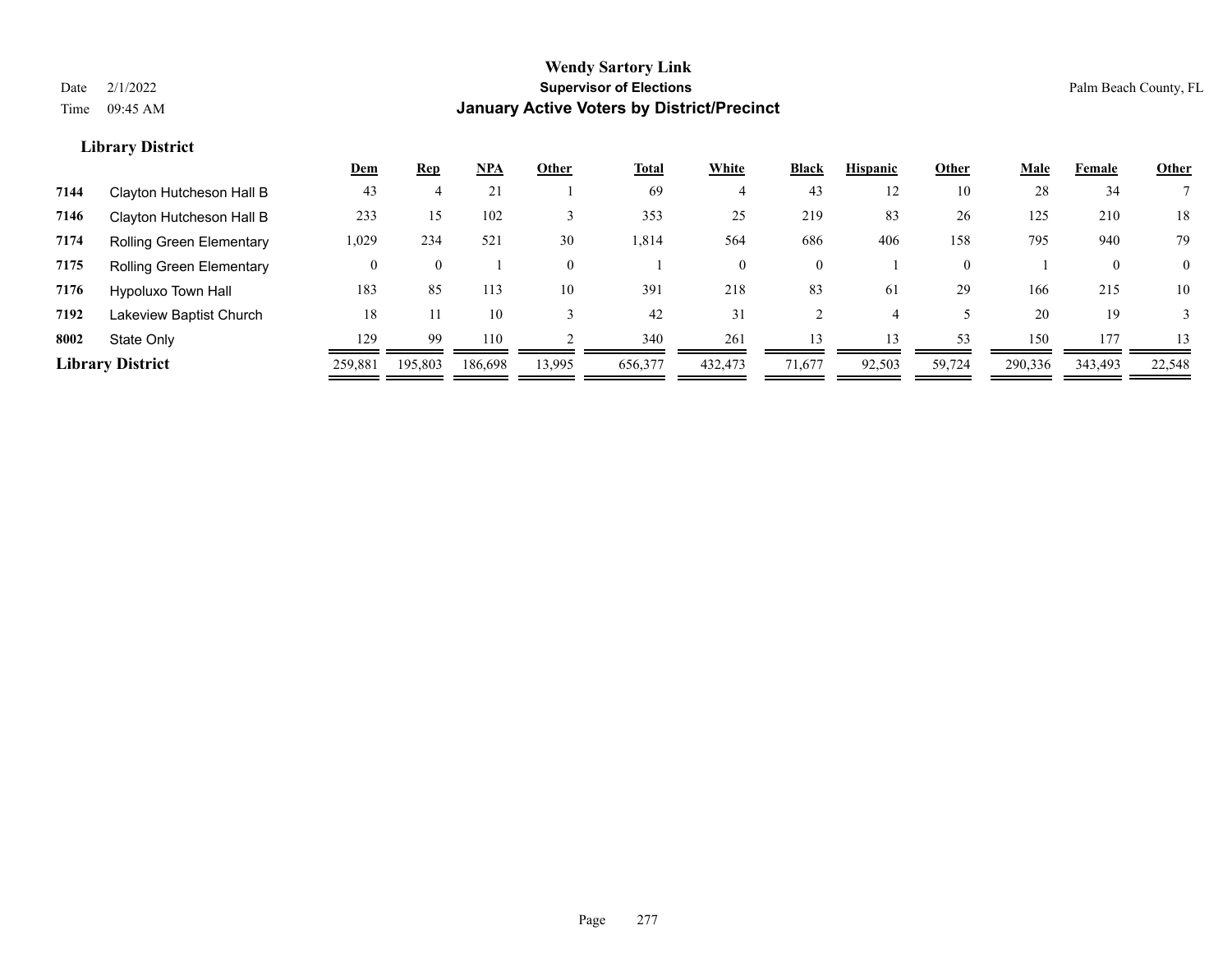# Wendy Sartory Link
## Supervisor of Elections
## January Active Voters by District/Precinct

Date 2/1/2022
Time 09:45 AM

Palm Beach County, FL

### Library District

| | | Dem | Rep | NPA | Other | Total | White | Black | Hispanic | Other | Male | Female | Other |
|---|---|---|---|---|---|---|---|---|---|---|---|---|---|
| 7144 | Clayton Hutcheson Hall B | 43 | 4 | 21 | 1 | 69 | 4 | 43 | 12 | 10 | 28 | 34 | 7 |
| 7146 | Clayton Hutcheson Hall B | 233 | 15 | 102 | 3 | 353 | 25 | 219 | 83 | 26 | 125 | 210 | 18 |
| 7174 | Rolling Green Elementary | 1,029 | 234 | 521 | 30 | 1,814 | 564 | 686 | 406 | 158 | 795 | 940 | 79 |
| 7175 | Rolling Green Elementary | 0 | 0 | 1 | 0 | 1 | 0 | 0 | 1 | 0 | 1 | 0 | 0 |
| 7176 | Hypoluxo Town Hall | 183 | 85 | 113 | 10 | 391 | 218 | 83 | 61 | 29 | 166 | 215 | 10 |
| 7192 | Lakeview Baptist Church | 18 | 11 | 10 | 3 | 42 | 31 | 2 | 4 | 5 | 20 | 19 | 3 |
| 8002 | State Only | 129 | 99 | 110 | 2 | 340 | 261 | 13 | 13 | 53 | 150 | 177 | 13 |
| **Library District** | | 259,881 | 195,803 | 186,698 | 13,995 | 656,377 | 432,473 | 71,677 | 92,503 | 59,724 | 290,336 | 343,493 | 22,548 |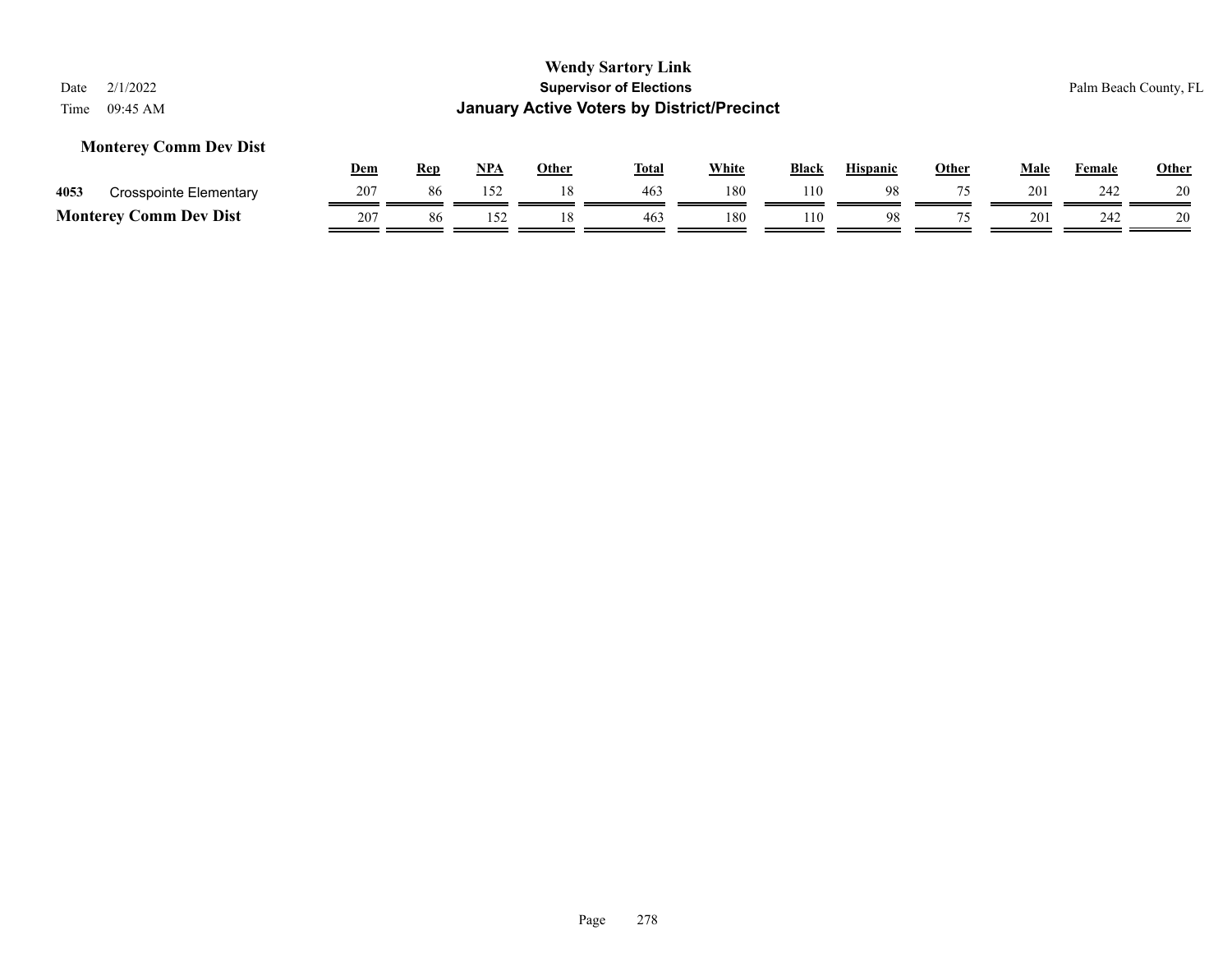## Monterey Comm Dev Dist

| | | Dem | Rep | NPA | Other | Total | White | Black | Hispanic | Other | Male | Female | Other |
|---|---|---|---|---|---|---|---|---|---|---|---|---|---|
| 4053 | Crosspointe Elementary | 207 | 86 | 152 | 18 | 463 | 180 | 110 | 98 | 75 | 201 | 242 | 20 |
| **Monterey Comm Dev Dist** | | 207 | 86 | 152 | 18 | 463 | 180 | 110 | 98 | 75 | 201 | 242 | 20 |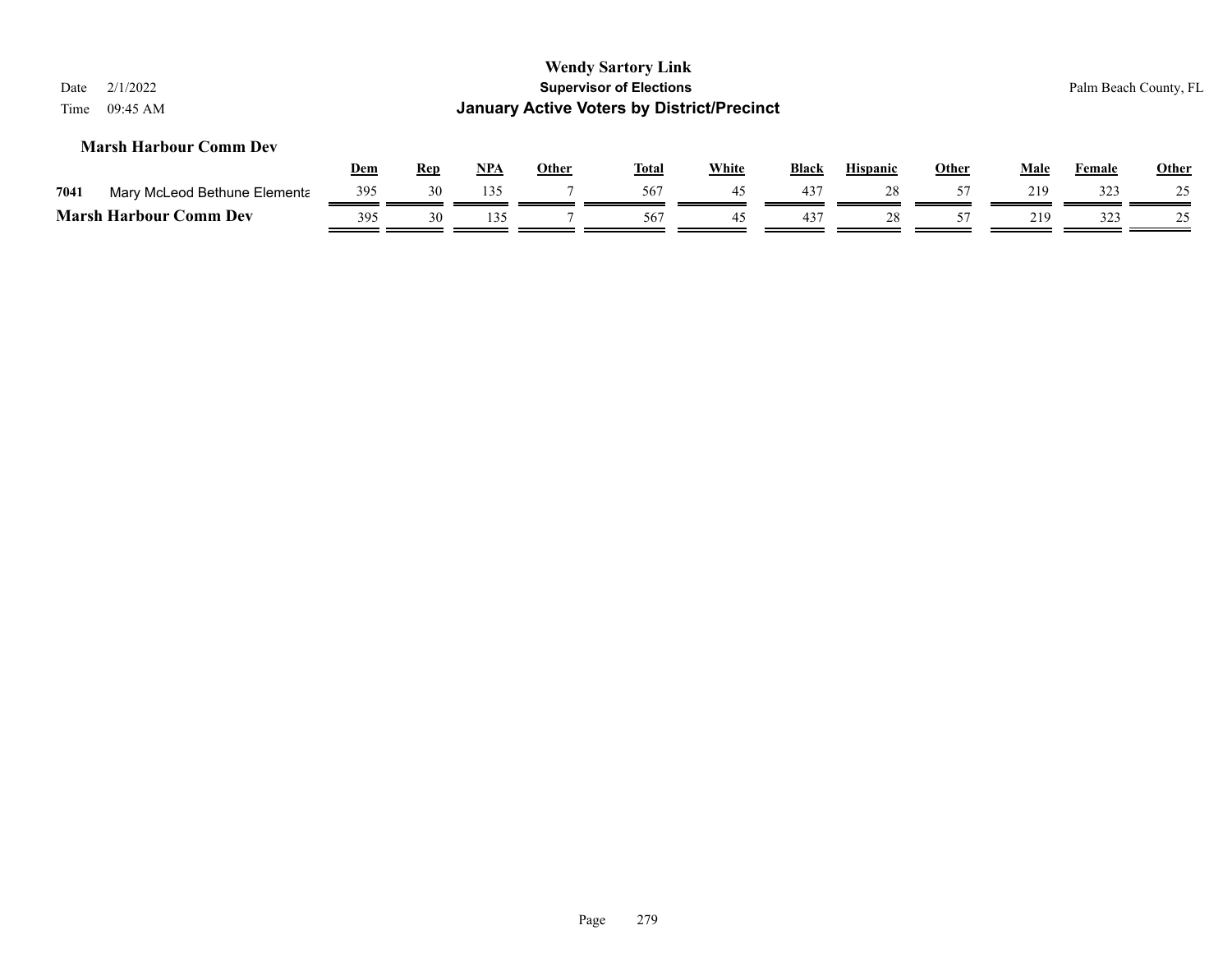# Wendy Sartory Link

**Supervisor of Elections**

**January Active Voters by District/Precinct**

Date 2/1/2022

Time 09:45 AM

Palm Beach County, FL

### Marsh Harbour Comm Dev

| | | Dem | Rep | NPA | Other | Total | White | Black | Hispanic | Other | Male | Female | Other |
|---|---|---|---|---|---|---|---|---|---|---|---|---|---|
| 7041 | Mary McLeod Bethune Elementa | 395 | 30 | 135 | 7 | 567 | 45 | 437 | 28 | 57 | 219 | 323 | 25 |
| **Marsh Harbour Comm Dev** | | 395 | 30 | 135 | 7 | 567 | 45 | 437 | 28 | 57 | 219 | 323 | 25 |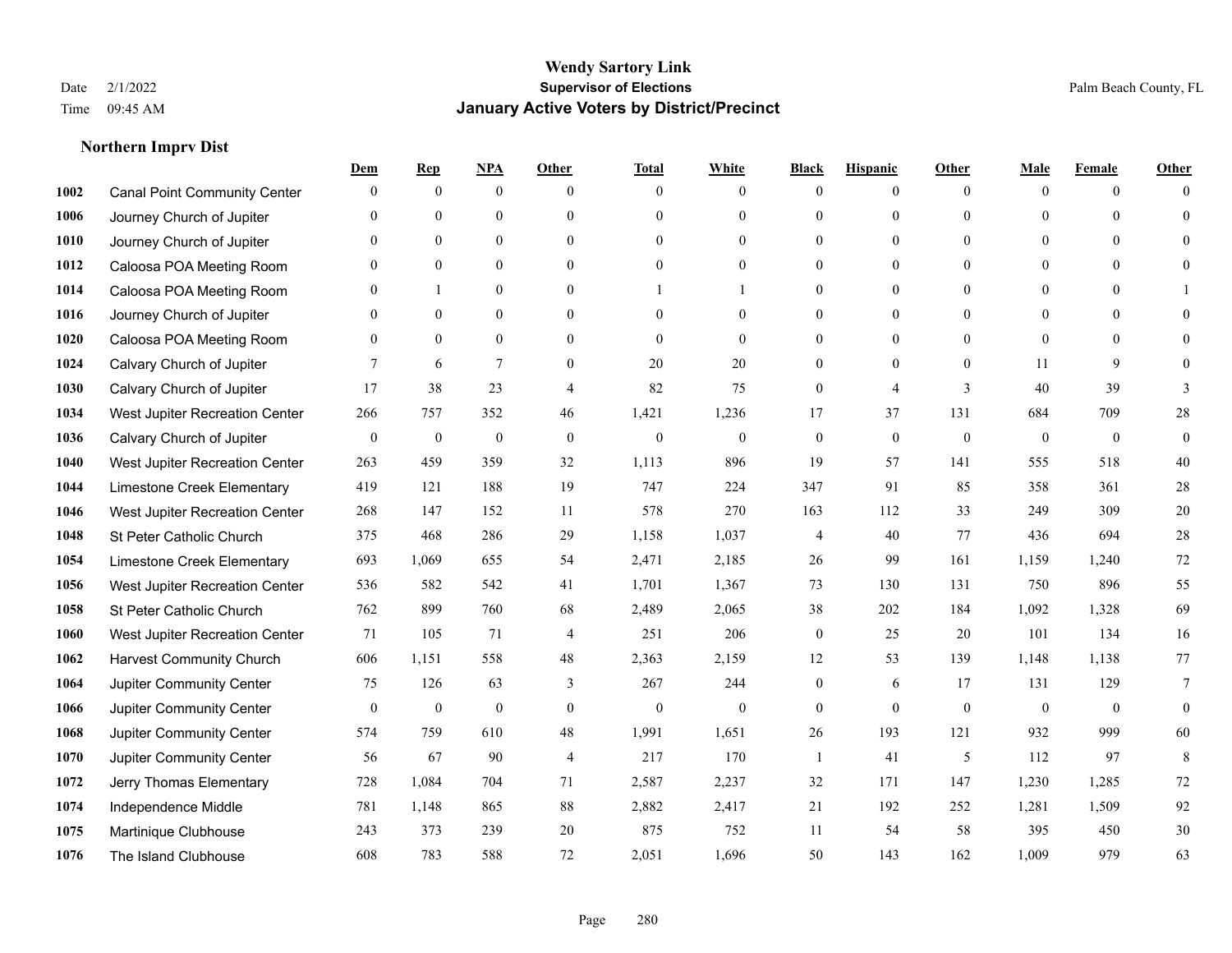# Wendy Sartory Link

**Supervisor of Elections**

**January Active Voters by District/Precinct**

Date 2/1/2022
Time 09:45 AM

Palm Beach County, FL

## Northern Imprv Dist

| | | Dem | Rep | NPA | Other | Total | White | Black | Hispanic | Other | Male | Female | Other |
|---|---|---|---|---|---|---|---|---|---|---|---|---|---|
| 1002 | Canal Point Community Center | 0 | 0 | 0 | 0 | 0 | 0 | 0 | 0 | 0 | 0 | 0 | 0 |
| 1006 | Journey Church of Jupiter | 0 | 0 | 0 | 0 | 0 | 0 | 0 | 0 | 0 | 0 | 0 | 0 |
| 1010 | Journey Church of Jupiter | 0 | 0 | 0 | 0 | 0 | 0 | 0 | 0 | 0 | 0 | 0 | 0 |
| 1012 | Caloosa POA Meeting Room | 0 | 0 | 0 | 0 | 0 | 0 | 0 | 0 | 0 | 0 | 0 | 0 |
| 1014 | Caloosa POA Meeting Room | 0 | 1 | 0 | 0 | 1 | 1 | 0 | 0 | 0 | 0 | 0 | 1 |
| 1016 | Journey Church of Jupiter | 0 | 0 | 0 | 0 | 0 | 0 | 0 | 0 | 0 | 0 | 0 | 0 |
| 1020 | Caloosa POA Meeting Room | 0 | 0 | 0 | 0 | 0 | 0 | 0 | 0 | 0 | 0 | 0 | 0 |
| 1024 | Calvary Church of Jupiter | 7 | 6 | 7 | 0 | 20 | 20 | 0 | 0 | 0 | 11 | 9 | 0 |
| 1030 | Calvary Church of Jupiter | 17 | 38 | 23 | 4 | 82 | 75 | 0 | 4 | 3 | 40 | 39 | 3 |
| 1034 | West Jupiter Recreation Center | 266 | 757 | 352 | 46 | 1,421 | 1,236 | 17 | 37 | 131 | 684 | 709 | 28 |
| 1036 | Calvary Church of Jupiter | 0 | 0 | 0 | 0 | 0 | 0 | 0 | 0 | 0 | 0 | 0 | 0 |
| 1040 | West Jupiter Recreation Center | 263 | 459 | 359 | 32 | 1,113 | 896 | 19 | 57 | 141 | 555 | 518 | 40 |
| 1044 | Limestone Creek Elementary | 419 | 121 | 188 | 19 | 747 | 224 | 347 | 91 | 85 | 358 | 361 | 28 |
| 1046 | West Jupiter Recreation Center | 268 | 147 | 152 | 11 | 578 | 270 | 163 | 112 | 33 | 249 | 309 | 20 |
| 1048 | St Peter Catholic Church | 375 | 468 | 286 | 29 | 1,158 | 1,037 | 4 | 40 | 77 | 436 | 694 | 28 |
| 1054 | Limestone Creek Elementary | 693 | 1,069 | 655 | 54 | 2,471 | 2,185 | 26 | 99 | 161 | 1,159 | 1,240 | 72 |
| 1056 | West Jupiter Recreation Center | 536 | 582 | 542 | 41 | 1,701 | 1,367 | 73 | 130 | 131 | 750 | 896 | 55 |
| 1058 | St Peter Catholic Church | 762 | 899 | 760 | 68 | 2,489 | 2,065 | 38 | 202 | 184 | 1,092 | 1,328 | 69 |
| 1060 | West Jupiter Recreation Center | 71 | 105 | 71 | 4 | 251 | 206 | 0 | 25 | 20 | 101 | 134 | 16 |
| 1062 | Harvest Community Church | 606 | 1,151 | 558 | 48 | 2,363 | 2,159 | 12 | 53 | 139 | 1,148 | 1,138 | 77 |
| 1064 | Jupiter Community Center | 75 | 126 | 63 | 3 | 267 | 244 | 0 | 6 | 17 | 131 | 129 | 7 |
| 1066 | Jupiter Community Center | 0 | 0 | 0 | 0 | 0 | 0 | 0 | 0 | 0 | 0 | 0 | 0 |
| 1068 | Jupiter Community Center | 574 | 759 | 610 | 48 | 1,991 | 1,651 | 26 | 193 | 121 | 932 | 999 | 60 |
| 1070 | Jupiter Community Center | 56 | 67 | 90 | 4 | 217 | 170 | 1 | 41 | 5 | 112 | 97 | 8 |
| 1072 | Jerry Thomas Elementary | 728 | 1,084 | 704 | 71 | 2,587 | 2,237 | 32 | 171 | 147 | 1,230 | 1,285 | 72 |
| 1074 | Independence Middle | 781 | 1,148 | 865 | 88 | 2,882 | 2,417 | 21 | 192 | 252 | 1,281 | 1,509 | 92 |
| 1075 | Martinique Clubhouse | 243 | 373 | 239 | 20 | 875 | 752 | 11 | 54 | 58 | 395 | 450 | 30 |
| 1076 | The Island Clubhouse | 608 | 783 | 588 | 72 | 2,051 | 1,696 | 50 | 143 | 162 | 1,009 | 979 | 63 |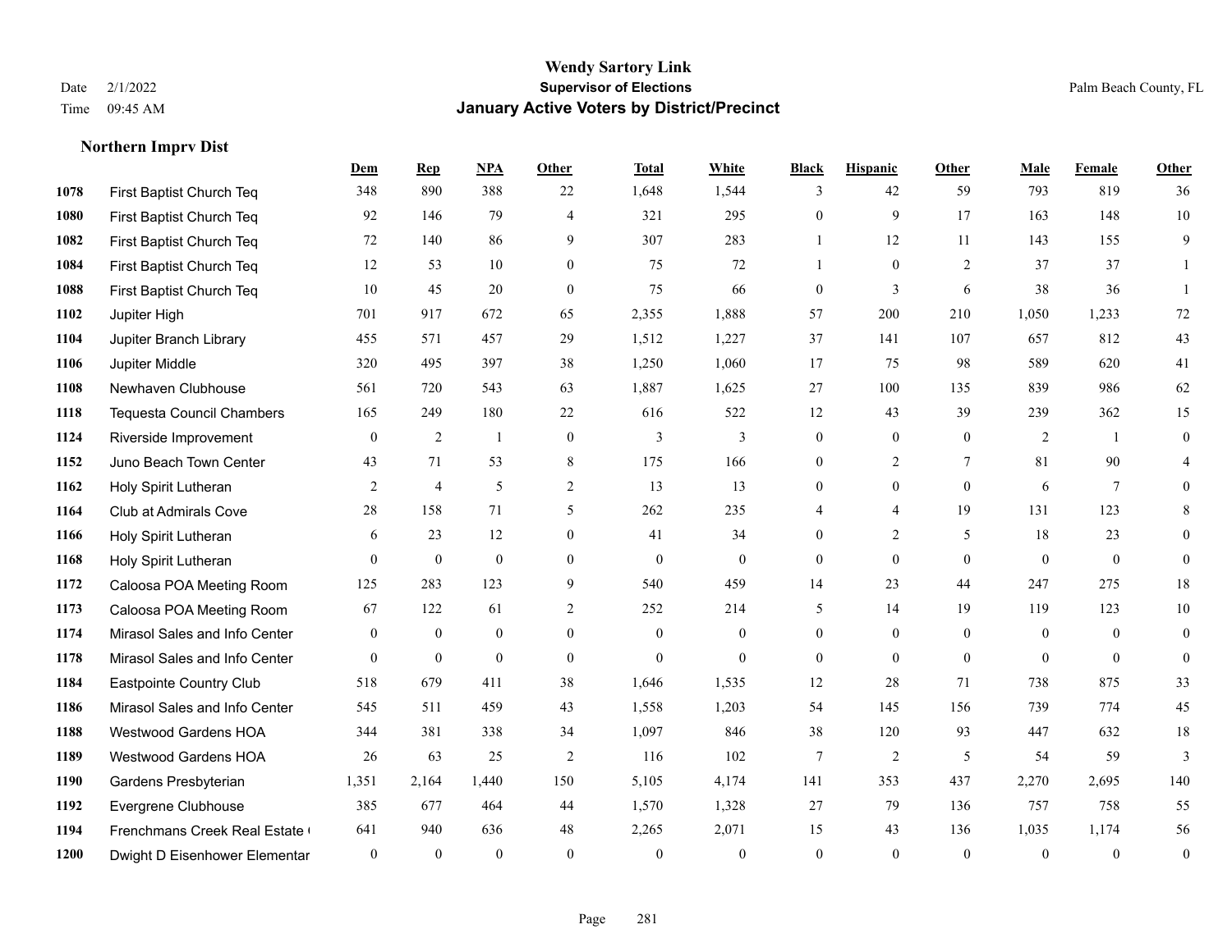# Wendy Sartory Link
## Supervisor of Elections
## January Active Voters by District/Precinct

Date 2/1/2022
Time 09:45 AM

Palm Beach County, FL

### Northern Imprv Dist

| | | Dem | Rep | NPA | Other | Total | White | Black | Hispanic | Other | Male | Female | Other |
|---|---|---|---|---|---|---|---|---|---|---|---|---|---|
| 1078 | First Baptist Church Teq | 348 | 890 | 388 | 22 | 1,648 | 1,544 | 3 | 42 | 59 | 793 | 819 | 36 |
| 1080 | First Baptist Church Teq | 92 | 146 | 79 | 4 | 321 | 295 | 0 | 9 | 17 | 163 | 148 | 10 |
| 1082 | First Baptist Church Teq | 72 | 140 | 86 | 9 | 307 | 283 | 1 | 12 | 11 | 143 | 155 | 9 |
| 1084 | First Baptist Church Teq | 12 | 53 | 10 | 0 | 75 | 72 | 1 | 0 | 2 | 37 | 37 | 1 |
| 1088 | First Baptist Church Teq | 10 | 45 | 20 | 0 | 75 | 66 | 0 | 3 | 6 | 38 | 36 | 1 |
| 1102 | Jupiter High | 701 | 917 | 672 | 65 | 2,355 | 1,888 | 57 | 200 | 210 | 1,050 | 1,233 | 72 |
| 1104 | Jupiter Branch Library | 455 | 571 | 457 | 29 | 1,512 | 1,227 | 37 | 141 | 107 | 657 | 812 | 43 |
| 1106 | Jupiter Middle | 320 | 495 | 397 | 38 | 1,250 | 1,060 | 17 | 75 | 98 | 589 | 620 | 41 |
| 1108 | Newhaven Clubhouse | 561 | 720 | 543 | 63 | 1,887 | 1,625 | 27 | 100 | 135 | 839 | 986 | 62 |
| 1118 | Tequesta Council Chambers | 165 | 249 | 180 | 22 | 616 | 522 | 12 | 43 | 39 | 239 | 362 | 15 |
| 1124 | Riverside Improvement | 0 | 2 | 1 | 0 | 3 | 3 | 0 | 0 | 0 | 2 | 1 | 0 |
| 1152 | Juno Beach Town Center | 43 | 71 | 53 | 8 | 175 | 166 | 0 | 2 | 7 | 81 | 90 | 4 |
| 1162 | Holy Spirit Lutheran | 2 | 4 | 5 | 2 | 13 | 13 | 0 | 0 | 0 | 6 | 7 | 0 |
| 1164 | Club at Admirals Cove | 28 | 158 | 71 | 5 | 262 | 235 | 4 | 4 | 19 | 131 | 123 | 8 |
| 1166 | Holy Spirit Lutheran | 6 | 23 | 12 | 0 | 41 | 34 | 0 | 2 | 5 | 18 | 23 | 0 |
| 1168 | Holy Spirit Lutheran | 0 | 0 | 0 | 0 | 0 | 0 | 0 | 0 | 0 | 0 | 0 | 0 |
| 1172 | Caloosa POA Meeting Room | 125 | 283 | 123 | 9 | 540 | 459 | 14 | 23 | 44 | 247 | 275 | 18 |
| 1173 | Caloosa POA Meeting Room | 67 | 122 | 61 | 2 | 252 | 214 | 5 | 14 | 19 | 119 | 123 | 10 |
| 1174 | Mirasol Sales and Info Center | 0 | 0 | 0 | 0 | 0 | 0 | 0 | 0 | 0 | 0 | 0 | 0 |
| 1178 | Mirasol Sales and Info Center | 0 | 0 | 0 | 0 | 0 | 0 | 0 | 0 | 0 | 0 | 0 | 0 |
| 1184 | Eastpointe Country Club | 518 | 679 | 411 | 38 | 1,646 | 1,535 | 12 | 28 | 71 | 738 | 875 | 33 |
| 1186 | Mirasol Sales and Info Center | 545 | 511 | 459 | 43 | 1,558 | 1,203 | 54 | 145 | 156 | 739 | 774 | 45 |
| 1188 | Westwood Gardens HOA | 344 | 381 | 338 | 34 | 1,097 | 846 | 38 | 120 | 93 | 447 | 632 | 18 |
| 1189 | Westwood Gardens HOA | 26 | 63 | 25 | 2 | 116 | 102 | 7 | 2 | 5 | 54 | 59 | 3 |
| 1190 | Gardens Presbyterian | 1,351 | 2,164 | 1,440 | 150 | 5,105 | 4,174 | 141 | 353 | 437 | 2,270 | 2,695 | 140 |
| 1192 | Evergrene Clubhouse | 385 | 677 | 464 | 44 | 1,570 | 1,328 | 27 | 79 | 136 | 757 | 758 | 55 |
| 1194 | Frenchmans Creek Real Estate ( | 641 | 940 | 636 | 48 | 2,265 | 2,071 | 15 | 43 | 136 | 1,035 | 1,174 | 56 |
| 1200 | Dwight D Eisenhower Elementar | 0 | 0 | 0 | 0 | 0 | 0 | 0 | 0 | 0 | 0 | 0 | 0 |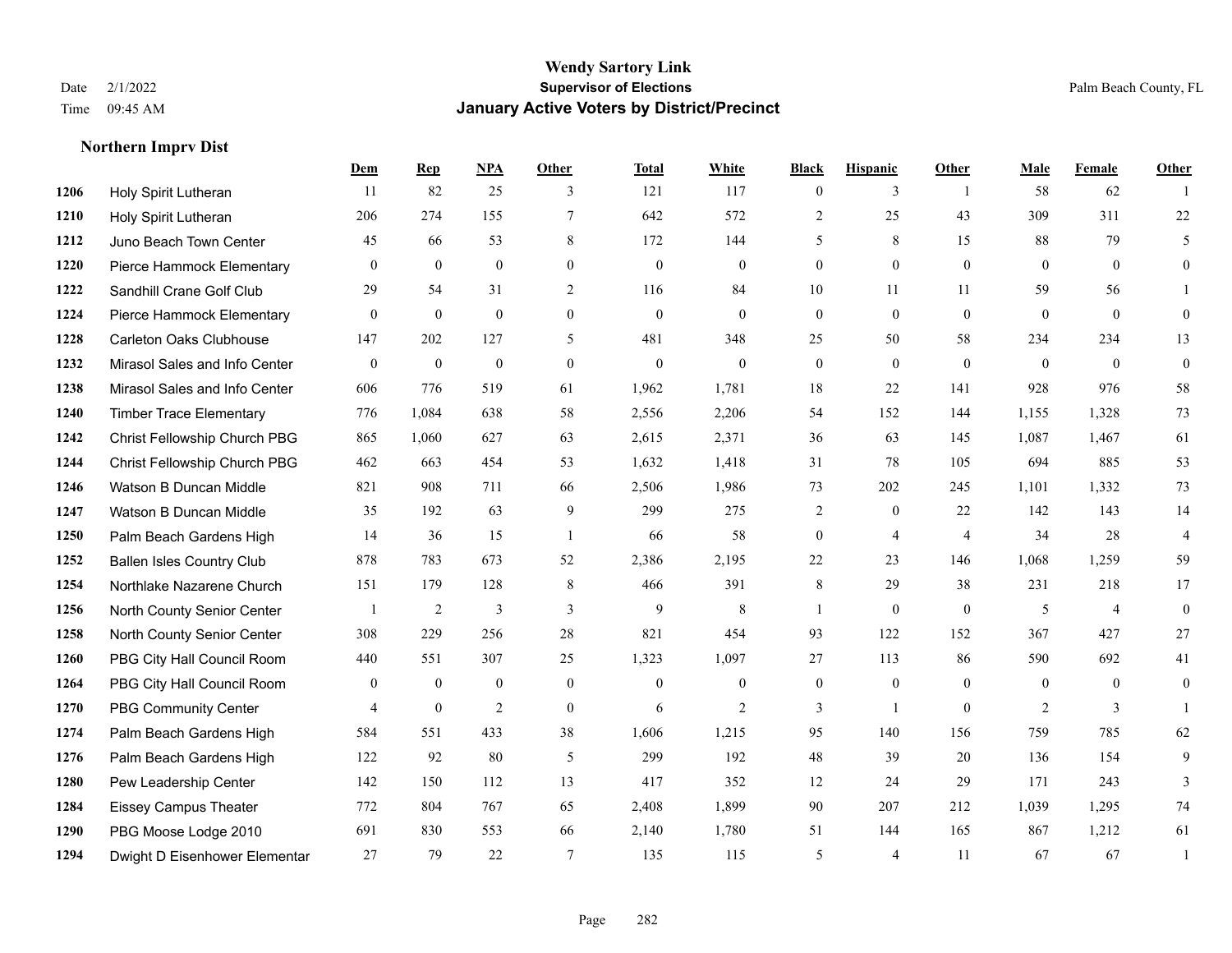**Wendy Sartory Link**
**Supervisor of Elections**
**January Active Voters by District/Precinct**

Date 2/1/2022 Time 09:45 AM Palm Beach County, FL

## Northern Imprv Dist

| | | Dem | Rep | NPA | Other | Total | White | Black | Hispanic | Other | Male | Female | Other |
|---|---|---|---|---|---|---|---|---|---|---|---|---|---|
| 1206 | Holy Spirit Lutheran | 11 | 82 | 25 | 3 | 121 | 117 | 0 | 3 | 1 | 58 | 62 | 1 |
| 1210 | Holy Spirit Lutheran | 206 | 274 | 155 | 7 | 642 | 572 | 2 | 25 | 43 | 309 | 311 | 22 |
| 1212 | Juno Beach Town Center | 45 | 66 | 53 | 8 | 172 | 144 | 5 | 8 | 15 | 88 | 79 | 5 |
| 1220 | Pierce Hammock Elementary | 0 | 0 | 0 | 0 | 0 | 0 | 0 | 0 | 0 | 0 | 0 | 0 |
| 1222 | Sandhill Crane Golf Club | 29 | 54 | 31 | 2 | 116 | 84 | 10 | 11 | 11 | 59 | 56 | 1 |
| 1224 | Pierce Hammock Elementary | 0 | 0 | 0 | 0 | 0 | 0 | 0 | 0 | 0 | 0 | 0 | 0 |
| 1228 | Carleton Oaks Clubhouse | 147 | 202 | 127 | 5 | 481 | 348 | 25 | 50 | 58 | 234 | 234 | 13 |
| 1232 | Mirasol Sales and Info Center | 0 | 0 | 0 | 0 | 0 | 0 | 0 | 0 | 0 | 0 | 0 | 0 |
| 1238 | Mirasol Sales and Info Center | 606 | 776 | 519 | 61 | 1,962 | 1,781 | 18 | 22 | 141 | 928 | 976 | 58 |
| 1240 | Timber Trace Elementary | 776 | 1,084 | 638 | 58 | 2,556 | 2,206 | 54 | 152 | 144 | 1,155 | 1,328 | 73 |
| 1242 | Christ Fellowship Church PBG | 865 | 1,060 | 627 | 63 | 2,615 | 2,371 | 36 | 63 | 145 | 1,087 | 1,467 | 61 |
| 1244 | Christ Fellowship Church PBG | 462 | 663 | 454 | 53 | 1,632 | 1,418 | 31 | 78 | 105 | 694 | 885 | 53 |
| 1246 | Watson B Duncan Middle | 821 | 908 | 711 | 66 | 2,506 | 1,986 | 73 | 202 | 245 | 1,101 | 1,332 | 73 |
| 1247 | Watson B Duncan Middle | 35 | 192 | 63 | 9 | 299 | 275 | 2 | 0 | 22 | 142 | 143 | 14 |
| 1250 | Palm Beach Gardens High | 14 | 36 | 15 | 1 | 66 | 58 | 0 | 4 | 4 | 34 | 28 | 4 |
| 1252 | Ballen Isles Country Club | 878 | 783 | 673 | 52 | 2,386 | 2,195 | 22 | 23 | 146 | 1,068 | 1,259 | 59 |
| 1254 | Northlake Nazarene Church | 151 | 179 | 128 | 8 | 466 | 391 | 8 | 29 | 38 | 231 | 218 | 17 |
| 1256 | North County Senior Center | 1 | 2 | 3 | 3 | 9 | 8 | 1 | 0 | 0 | 5 | 4 | 0 |
| 1258 | North County Senior Center | 308 | 229 | 256 | 28 | 821 | 454 | 93 | 122 | 152 | 367 | 427 | 27 |
| 1260 | PBG City Hall Council Room | 440 | 551 | 307 | 25 | 1,323 | 1,097 | 27 | 113 | 86 | 590 | 692 | 41 |
| 1264 | PBG City Hall Council Room | 0 | 0 | 0 | 0 | 0 | 0 | 0 | 0 | 0 | 0 | 0 | 0 |
| 1270 | PBG Community Center | 4 | 0 | 2 | 0 | 6 | 2 | 3 | 1 | 0 | 2 | 3 | 1 |
| 1274 | Palm Beach Gardens High | 584 | 551 | 433 | 38 | 1,606 | 1,215 | 95 | 140 | 156 | 759 | 785 | 62 |
| 1276 | Palm Beach Gardens High | 122 | 92 | 80 | 5 | 299 | 192 | 48 | 39 | 20 | 136 | 154 | 9 |
| 1280 | Pew Leadership Center | 142 | 150 | 112 | 13 | 417 | 352 | 12 | 24 | 29 | 171 | 243 | 3 |
| 1284 | Eissey Campus Theater | 772 | 804 | 767 | 65 | 2,408 | 1,899 | 90 | 207 | 212 | 1,039 | 1,295 | 74 |
| 1290 | PBG Moose Lodge 2010 | 691 | 830 | 553 | 66 | 2,140 | 1,780 | 51 | 144 | 165 | 867 | 1,212 | 61 |
| 1294 | Dwight D Eisenhower Elementar | 27 | 79 | 22 | 7 | 135 | 115 | 5 | 4 | 11 | 67 | 67 | 1 |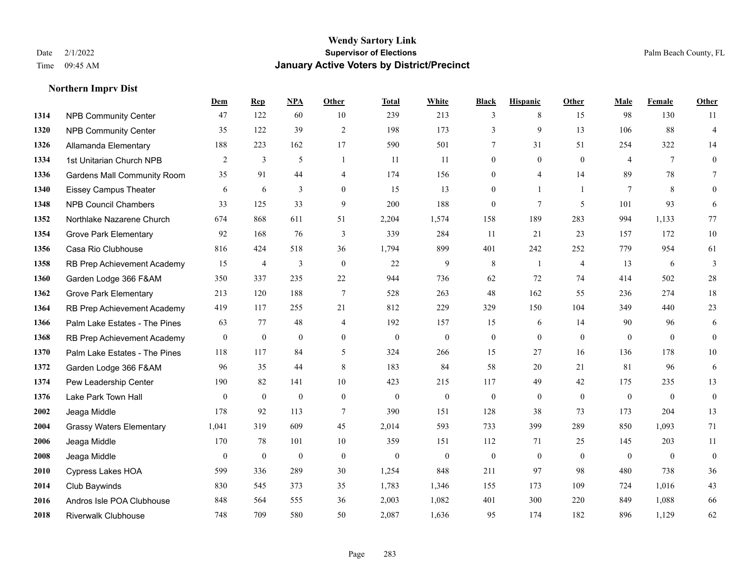**Wendy Sartory Link**
**Supervisor of Elections**
**January Active Voters by District/Precinct**

Date 2/1/2022
Time 09:45 AM

Palm Beach County, FL

### Northern Imprv Dist

| | | Dem | Rep | NPA | Other | Total | White | Black | Hispanic | Other | Male | Female | Other |
|---|---|---|---|---|---|---|---|---|---|---|---|---|---|
| 1314 | NPB Community Center | 47 | 122 | 60 | 10 | 239 | 213 | 3 | 8 | 15 | 98 | 130 | 11 |
| 1320 | NPB Community Center | 35 | 122 | 39 | 2 | 198 | 173 | 3 | 9 | 13 | 106 | 88 | 4 |
| 1326 | Allamanda Elementary | 188 | 223 | 162 | 17 | 590 | 501 | 7 | 31 | 51 | 254 | 322 | 14 |
| 1334 | 1st Unitarian Church NPB | 2 | 3 | 5 | 1 | 11 | 11 | 0 | 0 | 0 | 4 | 7 | 0 |
| 1336 | Gardens Mall Community Room | 35 | 91 | 44 | 4 | 174 | 156 | 0 | 4 | 14 | 89 | 78 | 7 |
| 1340 | Eissey Campus Theater | 6 | 6 | 3 | 0 | 15 | 13 | 0 | 1 | 1 | 7 | 8 | 0 |
| 1348 | NPB Council Chambers | 33 | 125 | 33 | 9 | 200 | 188 | 0 | 7 | 5 | 101 | 93 | 6 |
| 1352 | Northlake Nazarene Church | 674 | 868 | 611 | 51 | 2,204 | 1,574 | 158 | 189 | 283 | 994 | 1,133 | 77 |
| 1354 | Grove Park Elementary | 92 | 168 | 76 | 3 | 339 | 284 | 11 | 21 | 23 | 157 | 172 | 10 |
| 1356 | Casa Rio Clubhouse | 816 | 424 | 518 | 36 | 1,794 | 899 | 401 | 242 | 252 | 779 | 954 | 61 |
| 1358 | RB Prep Achievement Academy | 15 | 4 | 3 | 0 | 22 | 9 | 8 | 1 | 4 | 13 | 6 | 3 |
| 1360 | Garden Lodge 366 F&AM | 350 | 337 | 235 | 22 | 944 | 736 | 62 | 72 | 74 | 414 | 502 | 28 |
| 1362 | Grove Park Elementary | 213 | 120 | 188 | 7 | 528 | 263 | 48 | 162 | 55 | 236 | 274 | 18 |
| 1364 | RB Prep Achievement Academy | 419 | 117 | 255 | 21 | 812 | 229 | 329 | 150 | 104 | 349 | 440 | 23 |
| 1366 | Palm Lake Estates - The Pines | 63 | 77 | 48 | 4 | 192 | 157 | 15 | 6 | 14 | 90 | 96 | 6 |
| 1368 | RB Prep Achievement Academy | 0 | 0 | 0 | 0 | 0 | 0 | 0 | 0 | 0 | 0 | 0 | 0 |
| 1370 | Palm Lake Estates - The Pines | 118 | 117 | 84 | 5 | 324 | 266 | 15 | 27 | 16 | 136 | 178 | 10 |
| 1372 | Garden Lodge 366 F&AM | 96 | 35 | 44 | 8 | 183 | 84 | 58 | 20 | 21 | 81 | 96 | 6 |
| 1374 | Pew Leadership Center | 190 | 82 | 141 | 10 | 423 | 215 | 117 | 49 | 42 | 175 | 235 | 13 |
| 1376 | Lake Park Town Hall | 0 | 0 | 0 | 0 | 0 | 0 | 0 | 0 | 0 | 0 | 0 | 0 |
| 2002 | Jeaga Middle | 178 | 92 | 113 | 7 | 390 | 151 | 128 | 38 | 73 | 173 | 204 | 13 |
| 2004 | Grassy Waters Elementary | 1,041 | 319 | 609 | 45 | 2,014 | 593 | 733 | 399 | 289 | 850 | 1,093 | 71 |
| 2006 | Jeaga Middle | 170 | 78 | 101 | 10 | 359 | 151 | 112 | 71 | 25 | 145 | 203 | 11 |
| 2008 | Jeaga Middle | 0 | 0 | 0 | 0 | 0 | 0 | 0 | 0 | 0 | 0 | 0 | 0 |
| 2010 | Cypress Lakes HOA | 599 | 336 | 289 | 30 | 1,254 | 848 | 211 | 97 | 98 | 480 | 738 | 36 |
| 2014 | Club Baywinds | 830 | 545 | 373 | 35 | 1,783 | 1,346 | 155 | 173 | 109 | 724 | 1,016 | 43 |
| 2016 | Andros Isle POA Clubhouse | 848 | 564 | 555 | 36 | 2,003 | 1,082 | 401 | 300 | 220 | 849 | 1,088 | 66 |
| 2018 | Riverwalk Clubhouse | 748 | 709 | 580 | 50 | 2,087 | 1,636 | 95 | 174 | 182 | 896 | 1,129 | 62 |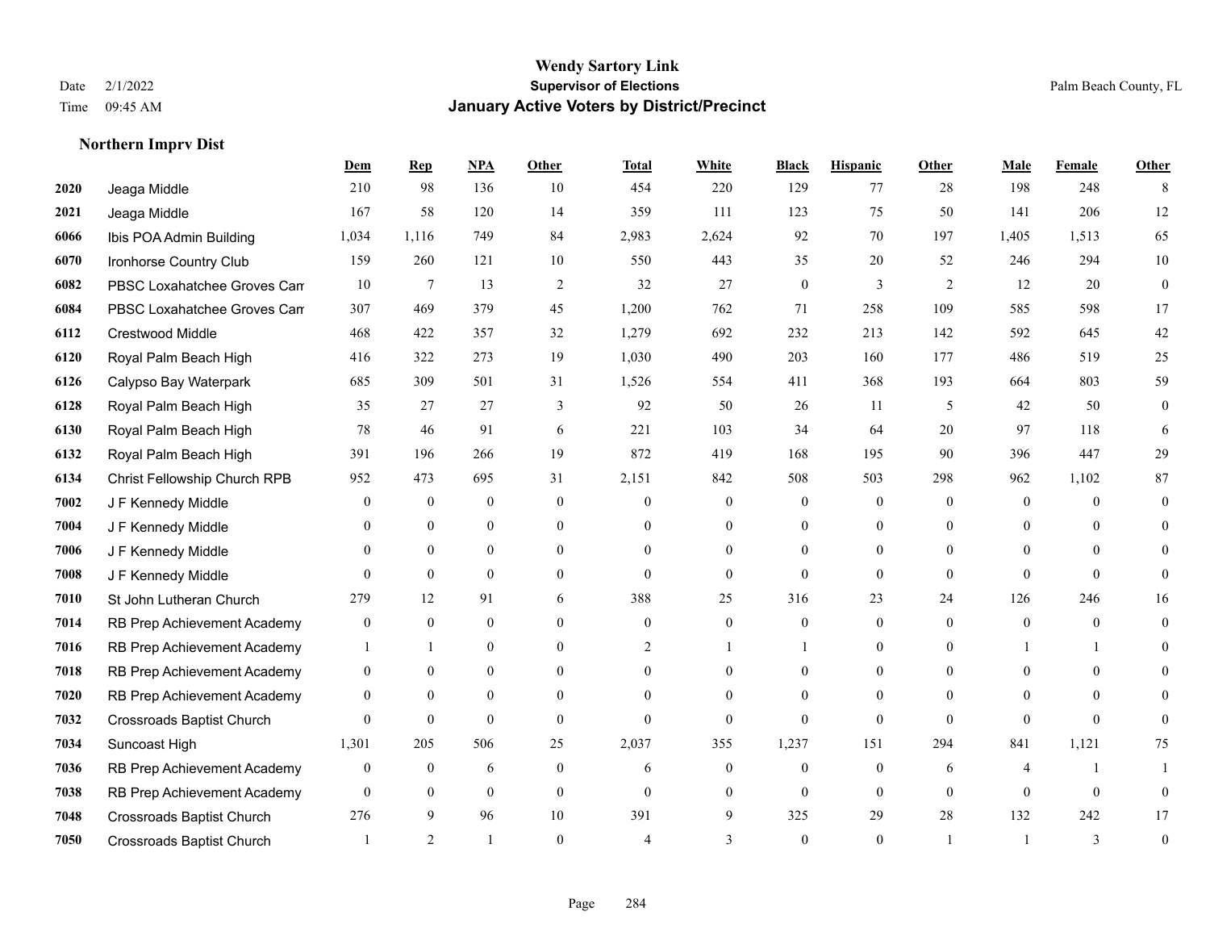# Wendy Sartory Link
## Supervisor of Elections
## January Active Voters by District/Precinct

Date 2/1/2022
Time 09:45 AM

Palm Beach County, FL

### Northern Imprv Dist

| | | Dem | Rep | NPA | Other | Total | White | Black | Hispanic | Other | Male | Female | Other |
|---|---|---|---|---|---|---|---|---|---|---|---|---|---|
| 2020 | Jeaga Middle | 210 | 98 | 136 | 10 | 454 | 220 | 129 | 77 | 28 | 198 | 248 | 8 |
| 2021 | Jeaga Middle | 167 | 58 | 120 | 14 | 359 | 111 | 123 | 75 | 50 | 141 | 206 | 12 |
| 6066 | Ibis POA Admin Building | 1,034 | 1,116 | 749 | 84 | 2,983 | 2,624 | 92 | 70 | 197 | 1,405 | 1,513 | 65 |
| 6070 | Ironhorse Country Club | 159 | 260 | 121 | 10 | 550 | 443 | 35 | 20 | 52 | 246 | 294 | 10 |
| 6082 | PBSC Loxahatchee Groves Can | 10 | 7 | 13 | 2 | 32 | 27 | 0 | 3 | 2 | 12 | 20 | 0 |
| 6084 | PBSC Loxahatchee Groves Can | 307 | 469 | 379 | 45 | 1,200 | 762 | 71 | 258 | 109 | 585 | 598 | 17 |
| 6112 | Crestwood Middle | 468 | 422 | 357 | 32 | 1,279 | 692 | 232 | 213 | 142 | 592 | 645 | 42 |
| 6120 | Royal Palm Beach High | 416 | 322 | 273 | 19 | 1,030 | 490 | 203 | 160 | 177 | 486 | 519 | 25 |
| 6126 | Calypso Bay Waterpark | 685 | 309 | 501 | 31 | 1,526 | 554 | 411 | 368 | 193 | 664 | 803 | 59 |
| 6128 | Royal Palm Beach High | 35 | 27 | 27 | 3 | 92 | 50 | 26 | 11 | 5 | 42 | 50 | 0 |
| 6130 | Royal Palm Beach High | 78 | 46 | 91 | 6 | 221 | 103 | 34 | 64 | 20 | 97 | 118 | 6 |
| 6132 | Royal Palm Beach High | 391 | 196 | 266 | 19 | 872 | 419 | 168 | 195 | 90 | 396 | 447 | 29 |
| 6134 | Christ Fellowship Church RPB | 952 | 473 | 695 | 31 | 2,151 | 842 | 508 | 503 | 298 | 962 | 1,102 | 87 |
| 7002 | J F Kennedy Middle | 0 | 0 | 0 | 0 | 0 | 0 | 0 | 0 | 0 | 0 | 0 | 0 |
| 7004 | J F Kennedy Middle | 0 | 0 | 0 | 0 | 0 | 0 | 0 | 0 | 0 | 0 | 0 | 0 |
| 7006 | J F Kennedy Middle | 0 | 0 | 0 | 0 | 0 | 0 | 0 | 0 | 0 | 0 | 0 | 0 |
| 7008 | J F Kennedy Middle | 0 | 0 | 0 | 0 | 0 | 0 | 0 | 0 | 0 | 0 | 0 | 0 |
| 7010 | St John Lutheran Church | 279 | 12 | 91 | 6 | 388 | 25 | 316 | 23 | 24 | 126 | 246 | 16 |
| 7014 | RB Prep Achievement Academy | 0 | 0 | 0 | 0 | 0 | 0 | 0 | 0 | 0 | 0 | 0 | 0 |
| 7016 | RB Prep Achievement Academy | 1 | 1 | 0 | 0 | 2 | 1 | 1 | 0 | 0 | 1 | 1 | 0 |
| 7018 | RB Prep Achievement Academy | 0 | 0 | 0 | 0 | 0 | 0 | 0 | 0 | 0 | 0 | 0 | 0 |
| 7020 | RB Prep Achievement Academy | 0 | 0 | 0 | 0 | 0 | 0 | 0 | 0 | 0 | 0 | 0 | 0 |
| 7032 | Crossroads Baptist Church | 0 | 0 | 0 | 0 | 0 | 0 | 0 | 0 | 0 | 0 | 0 | 0 |
| 7034 | Suncoast High | 1,301 | 205 | 506 | 25 | 2,037 | 355 | 1,237 | 151 | 294 | 841 | 1,121 | 75 |
| 7036 | RB Prep Achievement Academy | 0 | 0 | 6 | 0 | 6 | 0 | 0 | 0 | 6 | 4 | 1 | 1 |
| 7038 | RB Prep Achievement Academy | 0 | 0 | 0 | 0 | 0 | 0 | 0 | 0 | 0 | 0 | 0 | 0 |
| 7048 | Crossroads Baptist Church | 276 | 9 | 96 | 10 | 391 | 9 | 325 | 29 | 28 | 132 | 242 | 17 |
| 7050 | Crossroads Baptist Church | 1 | 2 | 1 | 0 | 4 | 3 | 0 | 0 | 1 | 1 | 3 | 0 |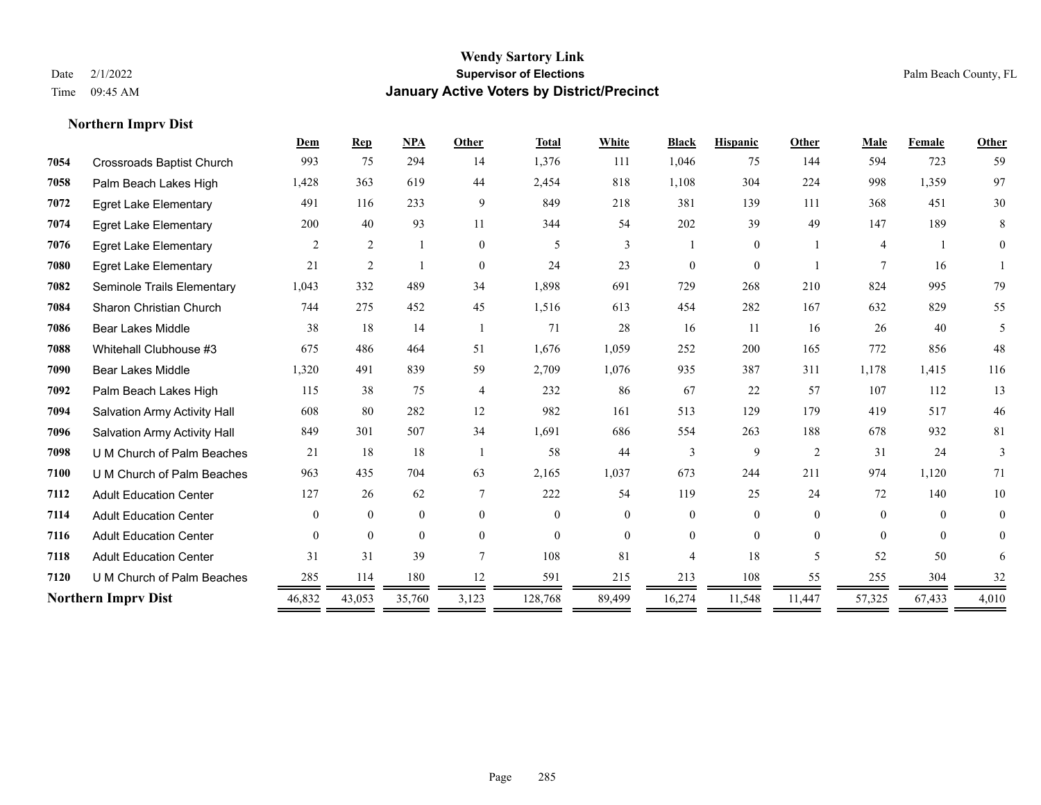# Wendy Sartory Link

**Supervisor of Elections**

**January Active Voters by District/Precinct**

Date 2/1/2022
Time 09:45 AM

Palm Beach County, FL

### Northern Imprv Dist

| | | Dem | Rep | NPA | Other | Total | White | Black | Hispanic | Other | Male | Female | Other |
|---|---|---|---|---|---|---|---|---|---|---|---|---|---|
| 7054 | Crossroads Baptist Church | 993 | 75 | 294 | 14 | 1,376 | 111 | 1,046 | 75 | 144 | 594 | 723 | 59 |
| 7058 | Palm Beach Lakes High | 1,428 | 363 | 619 | 44 | 2,454 | 818 | 1,108 | 304 | 224 | 998 | 1,359 | 97 |
| 7072 | Egret Lake Elementary | 491 | 116 | 233 | 9 | 849 | 218 | 381 | 139 | 111 | 368 | 451 | 30 |
| 7074 | Egret Lake Elementary | 200 | 40 | 93 | 11 | 344 | 54 | 202 | 39 | 49 | 147 | 189 | 8 |
| 7076 | Egret Lake Elementary | 2 | 2 | 1 | 0 | 5 | 3 | 1 | 0 | 1 | 4 | 1 | 0 |
| 7080 | Egret Lake Elementary | 21 | 2 | 1 | 0 | 24 | 23 | 0 | 0 | 1 | 7 | 16 | 1 |
| 7082 | Seminole Trails Elementary | 1,043 | 332 | 489 | 34 | 1,898 | 691 | 729 | 268 | 210 | 824 | 995 | 79 |
| 7084 | Sharon Christian Church | 744 | 275 | 452 | 45 | 1,516 | 613 | 454 | 282 | 167 | 632 | 829 | 55 |
| 7086 | Bear Lakes Middle | 38 | 18 | 14 | 1 | 71 | 28 | 16 | 11 | 16 | 26 | 40 | 5 |
| 7088 | Whitehall Clubhouse #3 | 675 | 486 | 464 | 51 | 1,676 | 1,059 | 252 | 200 | 165 | 772 | 856 | 48 |
| 7090 | Bear Lakes Middle | 1,320 | 491 | 839 | 59 | 2,709 | 1,076 | 935 | 387 | 311 | 1,178 | 1,415 | 116 |
| 7092 | Palm Beach Lakes High | 115 | 38 | 75 | 4 | 232 | 86 | 67 | 22 | 57 | 107 | 112 | 13 |
| 7094 | Salvation Army Activity Hall | 608 | 80 | 282 | 12 | 982 | 161 | 513 | 129 | 179 | 419 | 517 | 46 |
| 7096 | Salvation Army Activity Hall | 849 | 301 | 507 | 34 | 1,691 | 686 | 554 | 263 | 188 | 678 | 932 | 81 |
| 7098 | U M Church of Palm Beaches | 21 | 18 | 18 | 1 | 58 | 44 | 3 | 9 | 2 | 31 | 24 | 3 |
| 7100 | U M Church of Palm Beaches | 963 | 435 | 704 | 63 | 2,165 | 1,037 | 673 | 244 | 211 | 974 | 1,120 | 71 |
| 7112 | Adult Education Center | 127 | 26 | 62 | 7 | 222 | 54 | 119 | 25 | 24 | 72 | 140 | 10 |
| 7114 | Adult Education Center | 0 | 0 | 0 | 0 | 0 | 0 | 0 | 0 | 0 | 0 | 0 | 0 |
| 7116 | Adult Education Center | 0 | 0 | 0 | 0 | 0 | 0 | 0 | 0 | 0 | 0 | 0 | 0 |
| 7118 | Adult Education Center | 31 | 31 | 39 | 7 | 108 | 81 | 4 | 18 | 5 | 52 | 50 | 6 |
| 7120 | U M Church of Palm Beaches | 285 | 114 | 180 | 12 | 591 | 215 | 213 | 108 | 55 | 255 | 304 | 32 |
| **Northern Imprv Dist** | | 46,832 | 43,053 | 35,760 | 3,123 | 128,768 | 89,499 | 16,274 | 11,548 | 11,447 | 57,325 | 67,433 | 4,010 |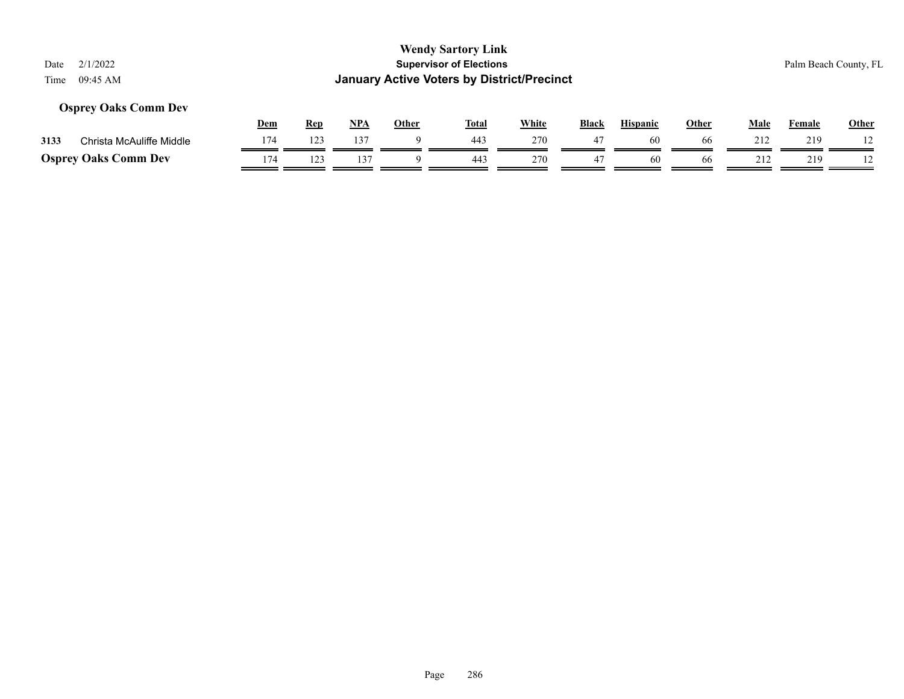## Osprey Oaks Comm Dev

| | | Dem | Rep | NPA | Other | Total | White | Black | Hispanic | Other | Male | Female | Other |
|---|---|---|---|---|---|---|---|---|---|---|---|---|---|
| 3133 | Christa McAuliffe Middle | 174 | 123 | 137 | 9 | 443 | 270 | 47 | 60 | 66 | 212 | 219 | 12 |
| **Osprey Oaks Comm Dev** | | 174 | 123 | 137 | 9 | 443 | 270 | 47 | 60 | 66 | 212 | 219 | 12 |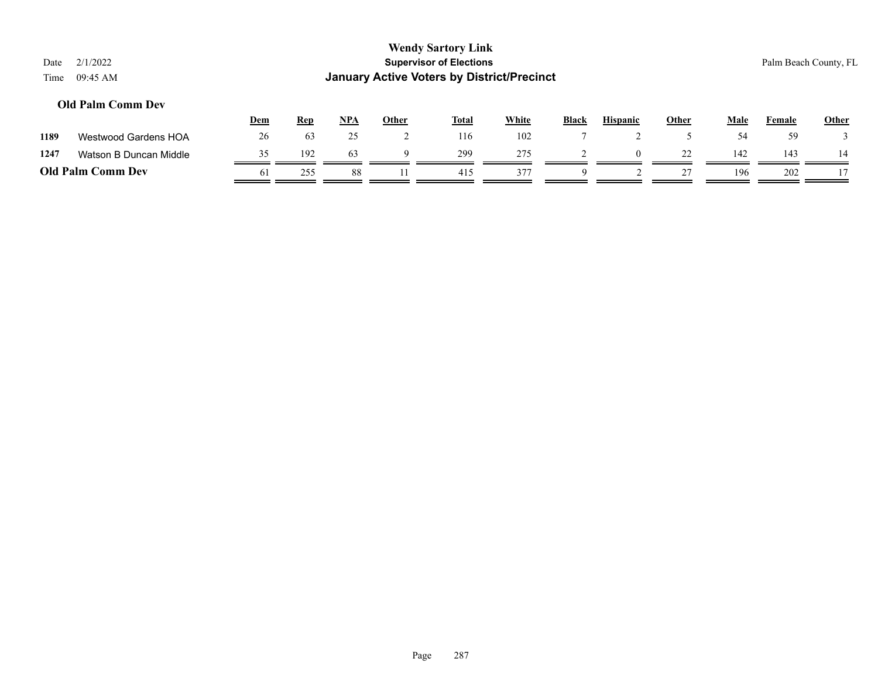**Wendy Sartory Link**
**Supervisor of Elections**
**January Active Voters by District/Precinct**

Date 2/1/2022
Time 09:45 AM

Palm Beach County, FL

### Old Palm Comm Dev

| | | Dem | Rep | NPA | Other | Total | White | Black | Hispanic | Other | Male | Female | Other |
|---|---|---|---|---|---|---|---|---|---|---|---|---|---|
| 1189 | Westwood Gardens HOA | 26 | 63 | 25 | 2 | 116 | 102 | 7 | 2 | 5 | 54 | 59 | 3 |
| 1247 | Watson B Duncan Middle | 35 | 192 | 63 | 9 | 299 | 275 | 2 | 0 | 22 | 142 | 143 | 14 |
| **Old Palm Comm Dev** | | 61 | 255 | 88 | 11 | 415 | 377 | 9 | 2 | 27 | 196 | 202 | 17 |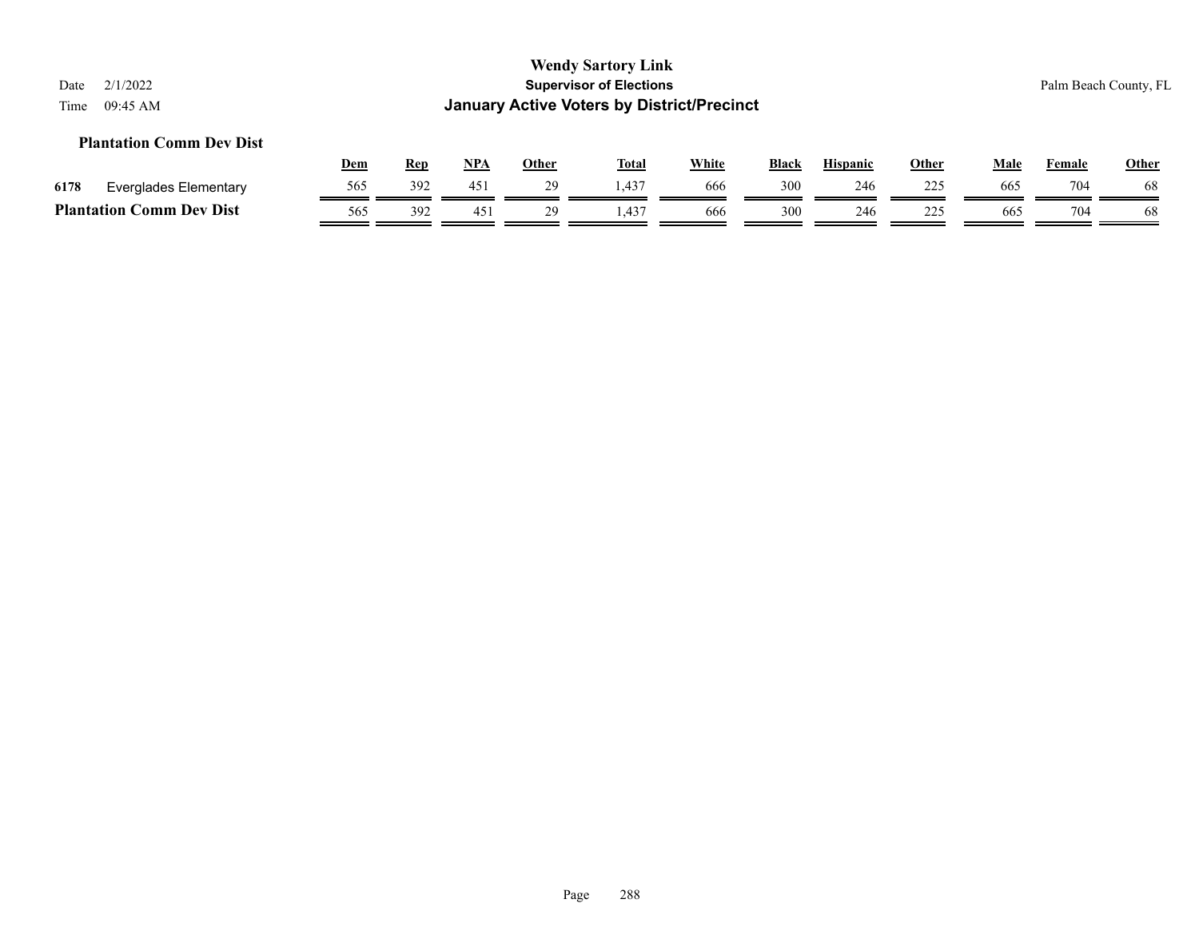**Wendy Sartory Link**
**Supervisor of Elections**
**January Active Voters by District/Precinct**

Date 2/1/2022
Time 09:45 AM

Palm Beach County, FL

### Plantation Comm Dev Dist

| | | Dem | Rep | NPA | Other | Total | White | Black | Hispanic | Other | Male | Female | Other |
|---|---|---|---|---|---|---|---|---|---|---|---|---|---|
| 6178 | Everglades Elementary | 565 | 392 | 451 | 29 | 1,437 | 666 | 300 | 246 | 225 | 665 | 704 | 68 |
| **Plantation Comm Dev Dist** | | 565 | 392 | 451 | 29 | 1,437 | 666 | 300 | 246 | 225 | 665 | 704 | 68 |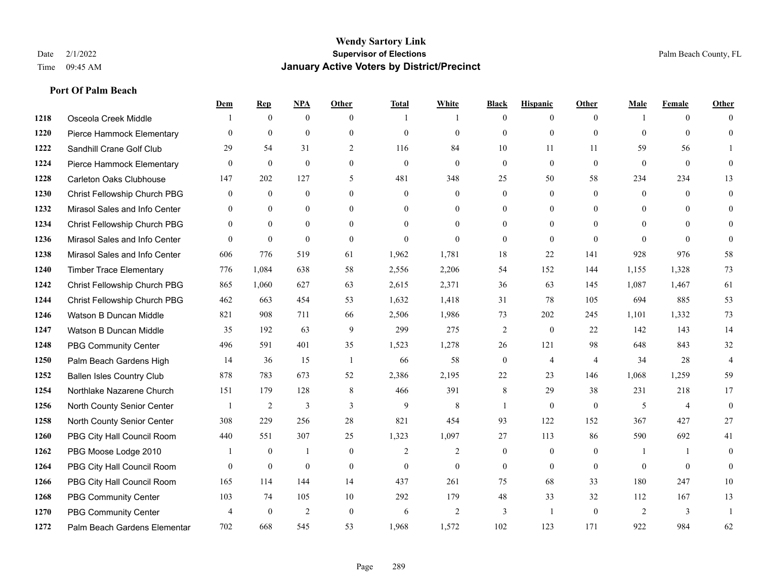# Wendy Sartory Link
## Supervisor of Elections
## January Active Voters by District/Precinct

Date 2/1/2022
Time 09:45 AM

Palm Beach County, FL

### Port Of Palm Beach

| | | Dem | Rep | NPA | Other | Total | White | Black | Hispanic | Other | Male | Female | Other |
|---|---|---|---|---|---|---|---|---|---|---|---|---|---|
| 1218 | Osceola Creek Middle | 1 | 0 | 0 | 0 | 1 | 1 | 0 | 0 | 0 | 1 | 0 | 0 |
| 1220 | Pierce Hammock Elementary | 0 | 0 | 0 | 0 | 0 | 0 | 0 | 0 | 0 | 0 | 0 | 0 |
| 1222 | Sandhill Crane Golf Club | 29 | 54 | 31 | 2 | 116 | 84 | 10 | 11 | 11 | 59 | 56 | 1 |
| 1224 | Pierce Hammock Elementary | 0 | 0 | 0 | 0 | 0 | 0 | 0 | 0 | 0 | 0 | 0 | 0 |
| 1228 | Carleton Oaks Clubhouse | 147 | 202 | 127 | 5 | 481 | 348 | 25 | 50 | 58 | 234 | 234 | 13 |
| 1230 | Christ Fellowship Church PBG | 0 | 0 | 0 | 0 | 0 | 0 | 0 | 0 | 0 | 0 | 0 | 0 |
| 1232 | Mirasol Sales and Info Center | 0 | 0 | 0 | 0 | 0 | 0 | 0 | 0 | 0 | 0 | 0 | 0 |
| 1234 | Christ Fellowship Church PBG | 0 | 0 | 0 | 0 | 0 | 0 | 0 | 0 | 0 | 0 | 0 | 0 |
| 1236 | Mirasol Sales and Info Center | 0 | 0 | 0 | 0 | 0 | 0 | 0 | 0 | 0 | 0 | 0 | 0 |
| 1238 | Mirasol Sales and Info Center | 606 | 776 | 519 | 61 | 1,962 | 1,781 | 18 | 22 | 141 | 928 | 976 | 58 |
| 1240 | Timber Trace Elementary | 776 | 1,084 | 638 | 58 | 2,556 | 2,206 | 54 | 152 | 144 | 1,155 | 1,328 | 73 |
| 1242 | Christ Fellowship Church PBG | 865 | 1,060 | 627 | 63 | 2,615 | 2,371 | 36 | 63 | 145 | 1,087 | 1,467 | 61 |
| 1244 | Christ Fellowship Church PBG | 462 | 663 | 454 | 53 | 1,632 | 1,418 | 31 | 78 | 105 | 694 | 885 | 53 |
| 1246 | Watson B Duncan Middle | 821 | 908 | 711 | 66 | 2,506 | 1,986 | 73 | 202 | 245 | 1,101 | 1,332 | 73 |
| 1247 | Watson B Duncan Middle | 35 | 192 | 63 | 9 | 299 | 275 | 2 | 0 | 22 | 142 | 143 | 14 |
| 1248 | PBG Community Center | 496 | 591 | 401 | 35 | 1,523 | 1,278 | 26 | 121 | 98 | 648 | 843 | 32 |
| 1250 | Palm Beach Gardens High | 14 | 36 | 15 | 1 | 66 | 58 | 0 | 4 | 4 | 34 | 28 | 4 |
| 1252 | Ballen Isles Country Club | 878 | 783 | 673 | 52 | 2,386 | 2,195 | 22 | 23 | 146 | 1,068 | 1,259 | 59 |
| 1254 | Northlake Nazarene Church | 151 | 179 | 128 | 8 | 466 | 391 | 8 | 29 | 38 | 231 | 218 | 17 |
| 1256 | North County Senior Center | 1 | 2 | 3 | 3 | 9 | 8 | 1 | 0 | 0 | 5 | 4 | 0 |
| 1258 | North County Senior Center | 308 | 229 | 256 | 28 | 821 | 454 | 93 | 122 | 152 | 367 | 427 | 27 |
| 1260 | PBG City Hall Council Room | 440 | 551 | 307 | 25 | 1,323 | 1,097 | 27 | 113 | 86 | 590 | 692 | 41 |
| 1262 | PBG Moose Lodge 2010 | 1 | 0 | 1 | 0 | 2 | 2 | 0 | 0 | 0 | 1 | 1 | 0 |
| 1264 | PBG City Hall Council Room | 0 | 0 | 0 | 0 | 0 | 0 | 0 | 0 | 0 | 0 | 0 | 0 |
| 1266 | PBG City Hall Council Room | 165 | 114 | 144 | 14 | 437 | 261 | 75 | 68 | 33 | 180 | 247 | 10 |
| 1268 | PBG Community Center | 103 | 74 | 105 | 10 | 292 | 179 | 48 | 33 | 32 | 112 | 167 | 13 |
| 1270 | PBG Community Center | 4 | 0 | 2 | 0 | 6 | 2 | 3 | 1 | 0 | 2 | 3 | 1 |
| 1272 | Palm Beach Gardens Elementar | 702 | 668 | 545 | 53 | 1,968 | 1,572 | 102 | 123 | 171 | 922 | 984 | 62 |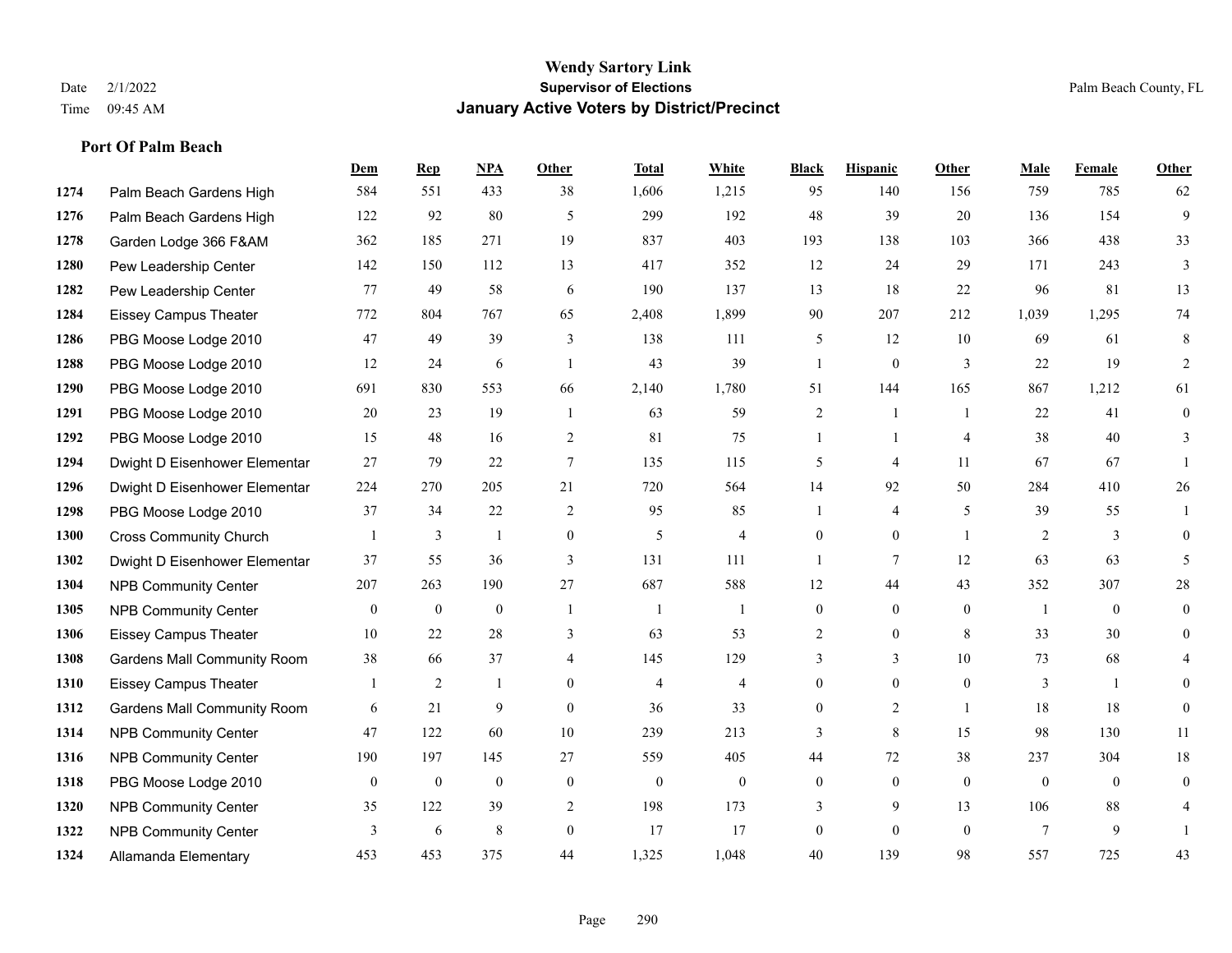# Wendy Sartory Link
## Supervisor of Elections
## January Active Voters by District/Precinct

Date 2/1/2022
Time 09:45 AM

Palm Beach County, FL

### Port Of Palm Beach

| | | Dem | Rep | NPA | Other | Total | White | Black | Hispanic | Other | Male | Female | Other |
|---|---|---|---|---|---|---|---|---|---|---|---|---|---|
| 1274 | Palm Beach Gardens High | 584 | 551 | 433 | 38 | 1,606 | 1,215 | 95 | 140 | 156 | 759 | 785 | 62 |
| 1276 | Palm Beach Gardens High | 122 | 92 | 80 | 5 | 299 | 192 | 48 | 39 | 20 | 136 | 154 | 9 |
| 1278 | Garden Lodge 366 F&AM | 362 | 185 | 271 | 19 | 837 | 403 | 193 | 138 | 103 | 366 | 438 | 33 |
| 1280 | Pew Leadership Center | 142 | 150 | 112 | 13 | 417 | 352 | 12 | 24 | 29 | 171 | 243 | 3 |
| 1282 | Pew Leadership Center | 77 | 49 | 58 | 6 | 190 | 137 | 13 | 18 | 22 | 96 | 81 | 13 |
| 1284 | Eissey Campus Theater | 772 | 804 | 767 | 65 | 2,408 | 1,899 | 90 | 207 | 212 | 1,039 | 1,295 | 74 |
| 1286 | PBG Moose Lodge 2010 | 47 | 49 | 39 | 3 | 138 | 111 | 5 | 12 | 10 | 69 | 61 | 8 |
| 1288 | PBG Moose Lodge 2010 | 12 | 24 | 6 | 1 | 43 | 39 | 1 | 0 | 3 | 22 | 19 | 2 |
| 1290 | PBG Moose Lodge 2010 | 691 | 830 | 553 | 66 | 2,140 | 1,780 | 51 | 144 | 165 | 867 | 1,212 | 61 |
| 1291 | PBG Moose Lodge 2010 | 20 | 23 | 19 | 1 | 63 | 59 | 2 | 1 | 1 | 22 | 41 | 0 |
| 1292 | PBG Moose Lodge 2010 | 15 | 48 | 16 | 2 | 81 | 75 | 1 | 1 | 4 | 38 | 40 | 3 |
| 1294 | Dwight D Eisenhower Elementar | 27 | 79 | 22 | 7 | 135 | 115 | 5 | 4 | 11 | 67 | 67 | 1 |
| 1296 | Dwight D Eisenhower Elementar | 224 | 270 | 205 | 21 | 720 | 564 | 14 | 92 | 50 | 284 | 410 | 26 |
| 1298 | PBG Moose Lodge 2010 | 37 | 34 | 22 | 2 | 95 | 85 | 1 | 4 | 5 | 39 | 55 | 1 |
| 1300 | Cross Community Church | 1 | 3 | 1 | 0 | 5 | 4 | 0 | 0 | 1 | 2 | 3 | 0 |
| 1302 | Dwight D Eisenhower Elementar | 37 | 55 | 36 | 3 | 131 | 111 | 1 | 7 | 12 | 63 | 63 | 5 |
| 1304 | NPB Community Center | 207 | 263 | 190 | 27 | 687 | 588 | 12 | 44 | 43 | 352 | 307 | 28 |
| 1305 | NPB Community Center | 0 | 0 | 0 | 1 | 1 | 1 | 0 | 0 | 0 | 1 | 0 | 0 |
| 1306 | Eissey Campus Theater | 10 | 22 | 28 | 3 | 63 | 53 | 2 | 0 | 8 | 33 | 30 | 0 |
| 1308 | Gardens Mall Community Room | 38 | 66 | 37 | 4 | 145 | 129 | 3 | 3 | 10 | 73 | 68 | 4 |
| 1310 | Eissey Campus Theater | 1 | 2 | 1 | 0 | 4 | 4 | 0 | 0 | 0 | 3 | 1 | 0 |
| 1312 | Gardens Mall Community Room | 6 | 21 | 9 | 0 | 36 | 33 | 0 | 2 | 1 | 18 | 18 | 0 |
| 1314 | NPB Community Center | 47 | 122 | 60 | 10 | 239 | 213 | 3 | 8 | 15 | 98 | 130 | 11 |
| 1316 | NPB Community Center | 190 | 197 | 145 | 27 | 559 | 405 | 44 | 72 | 38 | 237 | 304 | 18 |
| 1318 | PBG Moose Lodge 2010 | 0 | 0 | 0 | 0 | 0 | 0 | 0 | 0 | 0 | 0 | 0 | 0 |
| 1320 | NPB Community Center | 35 | 122 | 39 | 2 | 198 | 173 | 3 | 9 | 13 | 106 | 88 | 4 |
| 1322 | NPB Community Center | 3 | 6 | 8 | 0 | 17 | 17 | 0 | 0 | 0 | 7 | 9 | 1 |
| 1324 | Allamanda Elementary | 453 | 453 | 375 | 44 | 1,325 | 1,048 | 40 | 139 | 98 | 557 | 725 | 43 |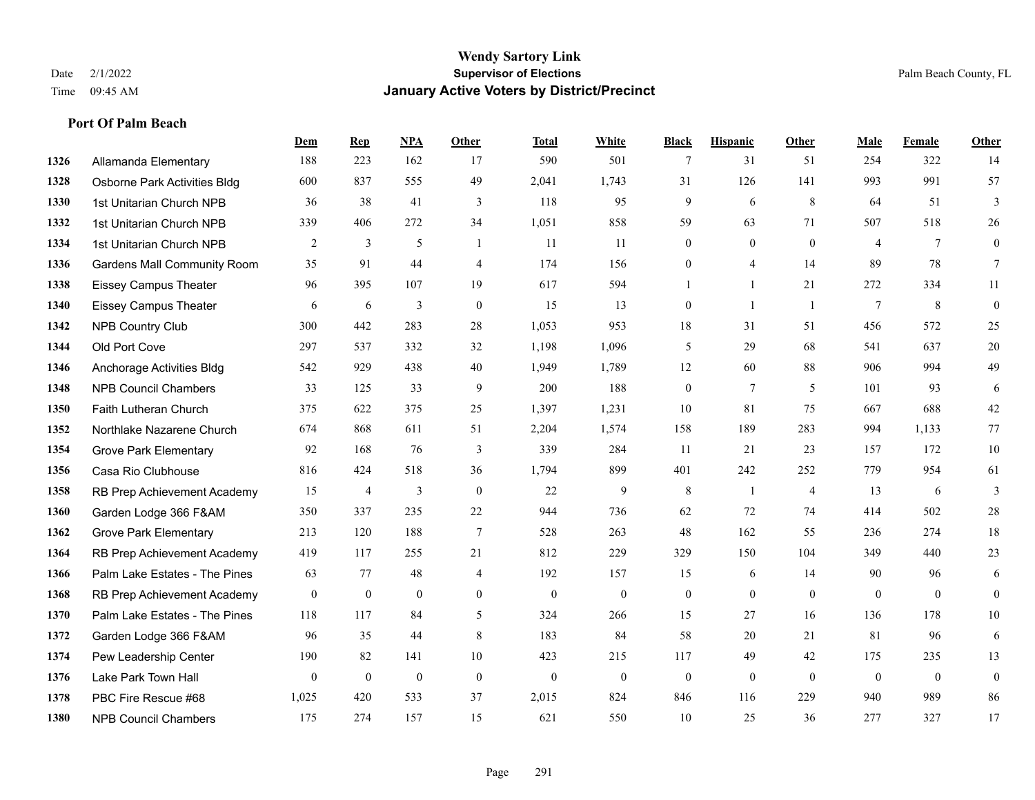# Wendy Sartory Link
## Supervisor of Elections
## January Active Voters by District/Precinct

Date 2/1/2022
Time 09:45 AM

Palm Beach County, FL

### Port Of Palm Beach

| | | Dem | Rep | NPA | Other | Total | White | Black | Hispanic | Other | Male | Female | Other |
|---|---|---|---|---|---|---|---|---|---|---|---|---|---|
| 1326 | Allamanda Elementary | 188 | 223 | 162 | 17 | 590 | 501 | 7 | 31 | 51 | 254 | 322 | 14 |
| 1328 | Osborne Park Activities Bldg | 600 | 837 | 555 | 49 | 2,041 | 1,743 | 31 | 126 | 141 | 993 | 991 | 57 |
| 1330 | 1st Unitarian Church NPB | 36 | 38 | 41 | 3 | 118 | 95 | 9 | 6 | 8 | 64 | 51 | 3 |
| 1332 | 1st Unitarian Church NPB | 339 | 406 | 272 | 34 | 1,051 | 858 | 59 | 63 | 71 | 507 | 518 | 26 |
| 1334 | 1st Unitarian Church NPB | 2 | 3 | 5 | 1 | 11 | 11 | 0 | 0 | 0 | 4 | 7 | 0 |
| 1336 | Gardens Mall Community Room | 35 | 91 | 44 | 4 | 174 | 156 | 0 | 4 | 14 | 89 | 78 | 7 |
| 1338 | Eissey Campus Theater | 96 | 395 | 107 | 19 | 617 | 594 | 1 | 1 | 21 | 272 | 334 | 11 |
| 1340 | Eissey Campus Theater | 6 | 6 | 3 | 0 | 15 | 13 | 0 | 1 | 1 | 7 | 8 | 0 |
| 1342 | NPB Country Club | 300 | 442 | 283 | 28 | 1,053 | 953 | 18 | 31 | 51 | 456 | 572 | 25 |
| 1344 | Old Port Cove | 297 | 537 | 332 | 32 | 1,198 | 1,096 | 5 | 29 | 68 | 541 | 637 | 20 |
| 1346 | Anchorage Activities Bldg | 542 | 929 | 438 | 40 | 1,949 | 1,789 | 12 | 60 | 88 | 906 | 994 | 49 |
| 1348 | NPB Council Chambers | 33 | 125 | 33 | 9 | 200 | 188 | 0 | 7 | 5 | 101 | 93 | 6 |
| 1350 | Faith Lutheran Church | 375 | 622 | 375 | 25 | 1,397 | 1,231 | 10 | 81 | 75 | 667 | 688 | 42 |
| 1352 | Northlake Nazarene Church | 674 | 868 | 611 | 51 | 2,204 | 1,574 | 158 | 189 | 283 | 994 | 1,133 | 77 |
| 1354 | Grove Park Elementary | 92 | 168 | 76 | 3 | 339 | 284 | 11 | 21 | 23 | 157 | 172 | 10 |
| 1356 | Casa Rio Clubhouse | 816 | 424 | 518 | 36 | 1,794 | 899 | 401 | 242 | 252 | 779 | 954 | 61 |
| 1358 | RB Prep Achievement Academy | 15 | 4 | 3 | 0 | 22 | 9 | 8 | 1 | 4 | 13 | 6 | 3 |
| 1360 | Garden Lodge 366 F&AM | 350 | 337 | 235 | 22 | 944 | 736 | 62 | 72 | 74 | 414 | 502 | 28 |
| 1362 | Grove Park Elementary | 213 | 120 | 188 | 7 | 528 | 263 | 48 | 162 | 55 | 236 | 274 | 18 |
| 1364 | RB Prep Achievement Academy | 419 | 117 | 255 | 21 | 812 | 229 | 329 | 150 | 104 | 349 | 440 | 23 |
| 1366 | Palm Lake Estates - The Pines | 63 | 77 | 48 | 4 | 192 | 157 | 15 | 6 | 14 | 90 | 96 | 6 |
| 1368 | RB Prep Achievement Academy | 0 | 0 | 0 | 0 | 0 | 0 | 0 | 0 | 0 | 0 | 0 | 0 |
| 1370 | Palm Lake Estates - The Pines | 118 | 117 | 84 | 5 | 324 | 266 | 15 | 27 | 16 | 136 | 178 | 10 |
| 1372 | Garden Lodge 366 F&AM | 96 | 35 | 44 | 8 | 183 | 84 | 58 | 20 | 21 | 81 | 96 | 6 |
| 1374 | Pew Leadership Center | 190 | 82 | 141 | 10 | 423 | 215 | 117 | 49 | 42 | 175 | 235 | 13 |
| 1376 | Lake Park Town Hall | 0 | 0 | 0 | 0 | 0 | 0 | 0 | 0 | 0 | 0 | 0 | 0 |
| 1378 | PBC Fire Rescue #68 | 1,025 | 420 | 533 | 37 | 2,015 | 824 | 846 | 116 | 229 | 940 | 989 | 86 |
| 1380 | NPB Council Chambers | 175 | 274 | 157 | 15 | 621 | 550 | 10 | 25 | 36 | 277 | 327 | 17 |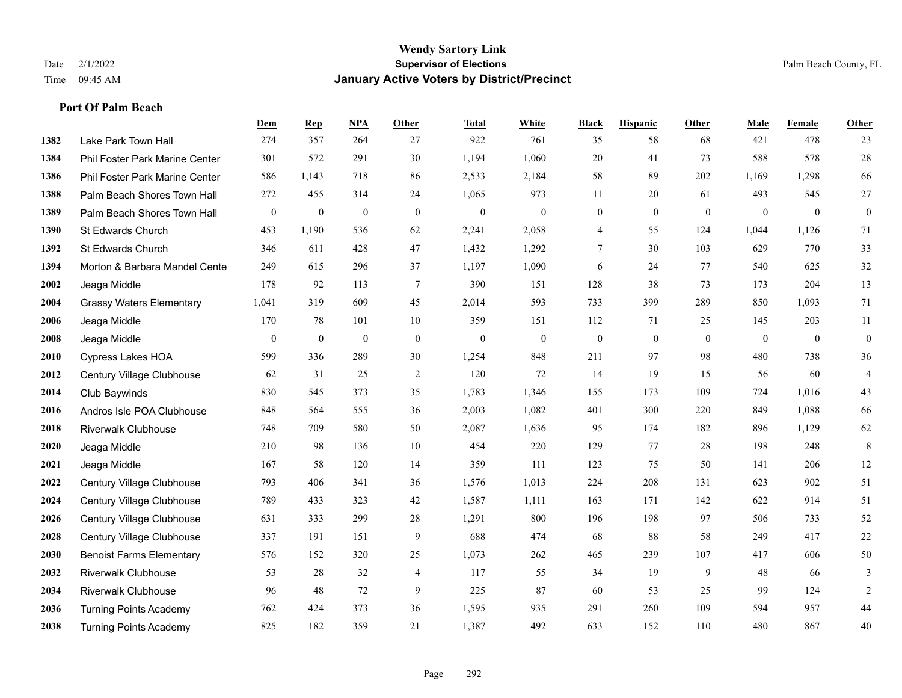# Wendy Sartory Link
## Supervisor of Elections
## January Active Voters by District/Precinct

Date 2/1/2022
Time 09:45 AM

Palm Beach County, FL

### Port Of Palm Beach

| | | Dem | Rep | NPA | Other | Total | White | Black | Hispanic | Other | Male | Female | Other |
|---|---|---|---|---|---|---|---|---|---|---|---|---|---|
| 1382 | Lake Park Town Hall | 274 | 357 | 264 | 27 | 922 | 761 | 35 | 58 | 68 | 421 | 478 | 23 |
| 1384 | Phil Foster Park Marine Center | 301 | 572 | 291 | 30 | 1,194 | 1,060 | 20 | 41 | 73 | 588 | 578 | 28 |
| 1386 | Phil Foster Park Marine Center | 586 | 1,143 | 718 | 86 | 2,533 | 2,184 | 58 | 89 | 202 | 1,169 | 1,298 | 66 |
| 1388 | Palm Beach Shores Town Hall | 272 | 455 | 314 | 24 | 1,065 | 973 | 11 | 20 | 61 | 493 | 545 | 27 |
| 1389 | Palm Beach Shores Town Hall | 0 | 0 | 0 | 0 | 0 | 0 | 0 | 0 | 0 | 0 | 0 | 0 |
| 1390 | St Edwards Church | 453 | 1,190 | 536 | 62 | 2,241 | 2,058 | 4 | 55 | 124 | 1,044 | 1,126 | 71 |
| 1392 | St Edwards Church | 346 | 611 | 428 | 47 | 1,432 | 1,292 | 7 | 30 | 103 | 629 | 770 | 33 |
| 1394 | Morton & Barbara Mandel Cente | 249 | 615 | 296 | 37 | 1,197 | 1,090 | 6 | 24 | 77 | 540 | 625 | 32 |
| 2002 | Jeaga Middle | 178 | 92 | 113 | 7 | 390 | 151 | 128 | 38 | 73 | 173 | 204 | 13 |
| 2004 | Grassy Waters Elementary | 1,041 | 319 | 609 | 45 | 2,014 | 593 | 733 | 399 | 289 | 850 | 1,093 | 71 |
| 2006 | Jeaga Middle | 170 | 78 | 101 | 10 | 359 | 151 | 112 | 71 | 25 | 145 | 203 | 11 |
| 2008 | Jeaga Middle | 0 | 0 | 0 | 0 | 0 | 0 | 0 | 0 | 0 | 0 | 0 | 0 |
| 2010 | Cypress Lakes HOA | 599 | 336 | 289 | 30 | 1,254 | 848 | 211 | 97 | 98 | 480 | 738 | 36 |
| 2012 | Century Village Clubhouse | 62 | 31 | 25 | 2 | 120 | 72 | 14 | 19 | 15 | 56 | 60 | 4 |
| 2014 | Club Baywinds | 830 | 545 | 373 | 35 | 1,783 | 1,346 | 155 | 173 | 109 | 724 | 1,016 | 43 |
| 2016 | Andros Isle POA Clubhouse | 848 | 564 | 555 | 36 | 2,003 | 1,082 | 401 | 300 | 220 | 849 | 1,088 | 66 |
| 2018 | Riverwalk Clubhouse | 748 | 709 | 580 | 50 | 2,087 | 1,636 | 95 | 174 | 182 | 896 | 1,129 | 62 |
| 2020 | Jeaga Middle | 210 | 98 | 136 | 10 | 454 | 220 | 129 | 77 | 28 | 198 | 248 | 8 |
| 2021 | Jeaga Middle | 167 | 58 | 120 | 14 | 359 | 111 | 123 | 75 | 50 | 141 | 206 | 12 |
| 2022 | Century Village Clubhouse | 793 | 406 | 341 | 36 | 1,576 | 1,013 | 224 | 208 | 131 | 623 | 902 | 51 |
| 2024 | Century Village Clubhouse | 789 | 433 | 323 | 42 | 1,587 | 1,111 | 163 | 171 | 142 | 622 | 914 | 51 |
| 2026 | Century Village Clubhouse | 631 | 333 | 299 | 28 | 1,291 | 800 | 196 | 198 | 97 | 506 | 733 | 52 |
| 2028 | Century Village Clubhouse | 337 | 191 | 151 | 9 | 688 | 474 | 68 | 88 | 58 | 249 | 417 | 22 |
| 2030 | Benoist Farms Elementary | 576 | 152 | 320 | 25 | 1,073 | 262 | 465 | 239 | 107 | 417 | 606 | 50 |
| 2032 | Riverwalk Clubhouse | 53 | 28 | 32 | 4 | 117 | 55 | 34 | 19 | 9 | 48 | 66 | 3 |
| 2034 | Riverwalk Clubhouse | 96 | 48 | 72 | 9 | 225 | 87 | 60 | 53 | 25 | 99 | 124 | 2 |
| 2036 | Turning Points Academy | 762 | 424 | 373 | 36 | 1,595 | 935 | 291 | 260 | 109 | 594 | 957 | 44 |
| 2038 | Turning Points Academy | 825 | 182 | 359 | 21 | 1,387 | 492 | 633 | 152 | 110 | 480 | 867 | 40 |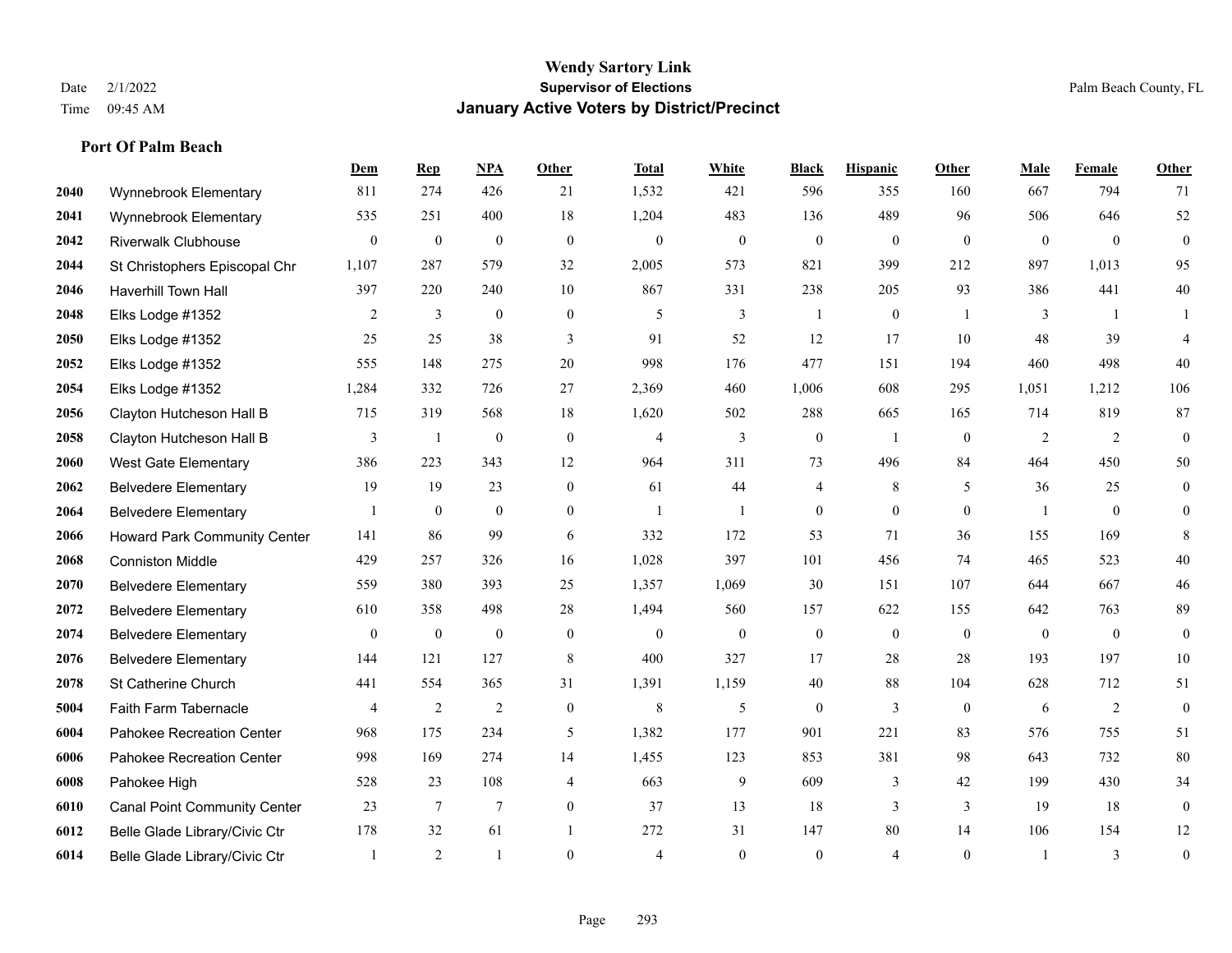**Wendy Sartory Link**
**Supervisor of Elections**
**January Active Voters by District/Precinct**

Date 2/1/2022
Time 09:45 AM
Palm Beach County, FL

### Port Of Palm Beach

| | | Dem | Rep | NPA | Other | Total | White | Black | Hispanic | Other | Male | Female | Other |
|---|---|---|---|---|---|---|---|---|---|---|---|---|---|
| 2040 | Wynnebrook Elementary | 811 | 274 | 426 | 21 | 1,532 | 421 | 596 | 355 | 160 | 667 | 794 | 71 |
| 2041 | Wynnebrook Elementary | 535 | 251 | 400 | 18 | 1,204 | 483 | 136 | 489 | 96 | 506 | 646 | 52 |
| 2042 | Riverwalk Clubhouse | 0 | 0 | 0 | 0 | 0 | 0 | 0 | 0 | 0 | 0 | 0 | 0 |
| 2044 | St Christophers Episcopal Chr | 1,107 | 287 | 579 | 32 | 2,005 | 573 | 821 | 399 | 212 | 897 | 1,013 | 95 |
| 2046 | Haverhill Town Hall | 397 | 220 | 240 | 10 | 867 | 331 | 238 | 205 | 93 | 386 | 441 | 40 |
| 2048 | Elks Lodge #1352 | 2 | 3 | 0 | 0 | 5 | 3 | 1 | 0 | 1 | 3 | 1 | 1 |
| 2050 | Elks Lodge #1352 | 25 | 25 | 38 | 3 | 91 | 52 | 12 | 17 | 10 | 48 | 39 | 4 |
| 2052 | Elks Lodge #1352 | 555 | 148 | 275 | 20 | 998 | 176 | 477 | 151 | 194 | 460 | 498 | 40 |
| 2054 | Elks Lodge #1352 | 1,284 | 332 | 726 | 27 | 2,369 | 460 | 1,006 | 608 | 295 | 1,051 | 1,212 | 106 |
| 2056 | Clayton Hutcheson Hall B | 715 | 319 | 568 | 18 | 1,620 | 502 | 288 | 665 | 165 | 714 | 819 | 87 |
| 2058 | Clayton Hutcheson Hall B | 3 | 1 | 0 | 0 | 4 | 3 | 0 | 1 | 0 | 2 | 2 | 0 |
| 2060 | West Gate Elementary | 386 | 223 | 343 | 12 | 964 | 311 | 73 | 496 | 84 | 464 | 450 | 50 |
| 2062 | Belvedere Elementary | 19 | 19 | 23 | 0 | 61 | 44 | 4 | 8 | 5 | 36 | 25 | 0 |
| 2064 | Belvedere Elementary | 1 | 0 | 0 | 0 | 1 | 1 | 0 | 0 | 0 | 1 | 0 | 0 |
| 2066 | Howard Park Community Center | 141 | 86 | 99 | 6 | 332 | 172 | 53 | 71 | 36 | 155 | 169 | 8 |
| 2068 | Conniston Middle | 429 | 257 | 326 | 16 | 1,028 | 397 | 101 | 456 | 74 | 465 | 523 | 40 |
| 2070 | Belvedere Elementary | 559 | 380 | 393 | 25 | 1,357 | 1,069 | 30 | 151 | 107 | 644 | 667 | 46 |
| 2072 | Belvedere Elementary | 610 | 358 | 498 | 28 | 1,494 | 560 | 157 | 622 | 155 | 642 | 763 | 89 |
| 2074 | Belvedere Elementary | 0 | 0 | 0 | 0 | 0 | 0 | 0 | 0 | 0 | 0 | 0 | 0 |
| 2076 | Belvedere Elementary | 144 | 121 | 127 | 8 | 400 | 327 | 17 | 28 | 28 | 193 | 197 | 10 |
| 2078 | St Catherine Church | 441 | 554 | 365 | 31 | 1,391 | 1,159 | 40 | 88 | 104 | 628 | 712 | 51 |
| 5004 | Faith Farm Tabernacle | 4 | 2 | 2 | 0 | 8 | 5 | 0 | 3 | 0 | 6 | 2 | 0 |
| 6004 | Pahokee Recreation Center | 968 | 175 | 234 | 5 | 1,382 | 177 | 901 | 221 | 83 | 576 | 755 | 51 |
| 6006 | Pahokee Recreation Center | 998 | 169 | 274 | 14 | 1,455 | 123 | 853 | 381 | 98 | 643 | 732 | 80 |
| 6008 | Pahokee High | 528 | 23 | 108 | 4 | 663 | 9 | 609 | 3 | 42 | 199 | 430 | 34 |
| 6010 | Canal Point Community Center | 23 | 7 | 7 | 0 | 37 | 13 | 18 | 3 | 3 | 19 | 18 | 0 |
| 6012 | Belle Glade Library/Civic Ctr | 178 | 32 | 61 | 1 | 272 | 31 | 147 | 80 | 14 | 106 | 154 | 12 |
| 6014 | Belle Glade Library/Civic Ctr | 1 | 2 | 1 | 0 | 4 | 0 | 0 | 4 | 0 | 1 | 3 | 0 |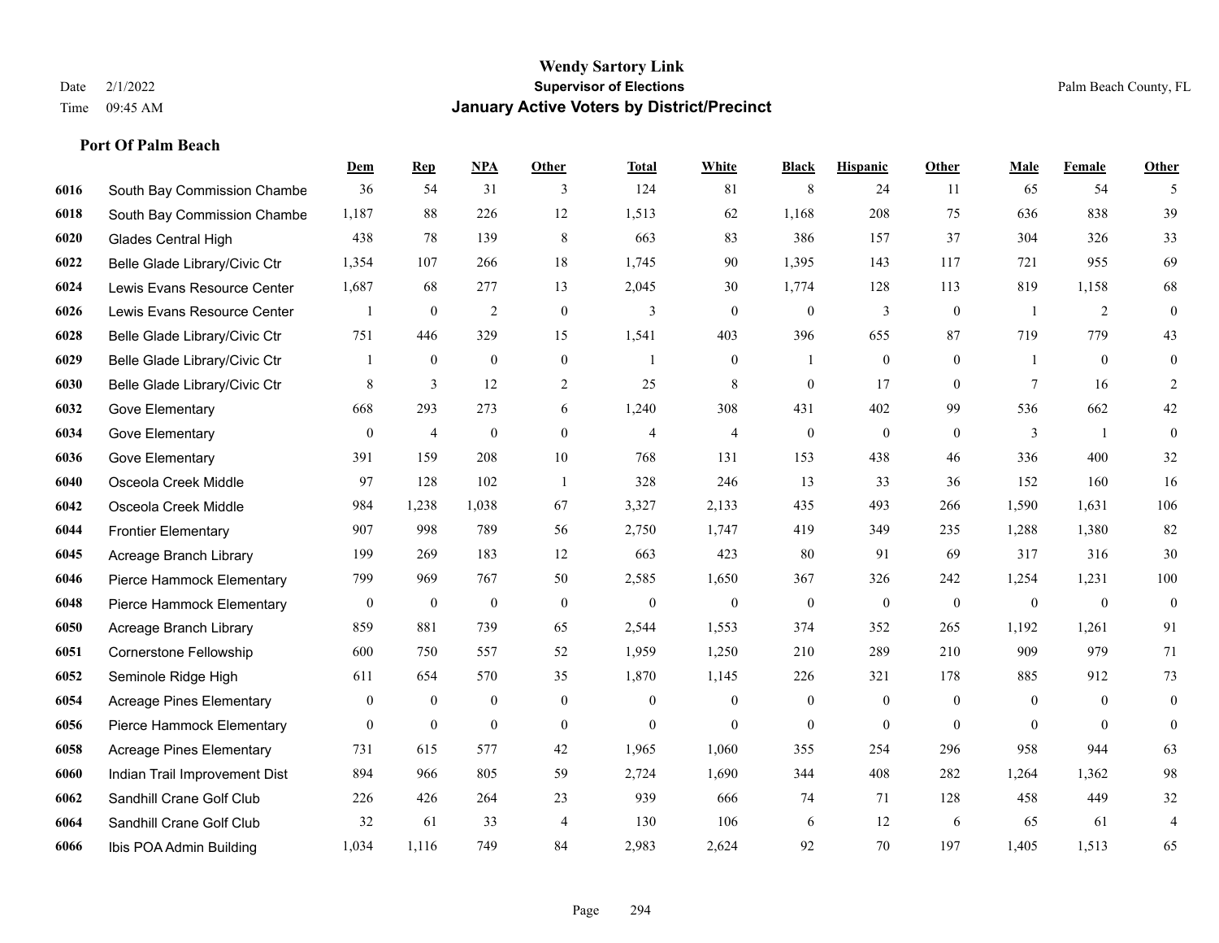# Wendy Sartory Link
**Supervisor of Elections**
**January Active Voters by District/Precinct**

Date 2/1/2022
Time 09:45 AM
Palm Beach County, FL

### Port Of Palm Beach

| | | Dem | Rep | NPA | Other | Total | White | Black | Hispanic | Other | Male | Female | Other |
|---|---|---|---|---|---|---|---|---|---|---|---|---|---|
| 6016 | South Bay Commission Chambe | 36 | 54 | 31 | 3 | 124 | 81 | 8 | 24 | 11 | 65 | 54 | 5 |
| 6018 | South Bay Commission Chambe | 1,187 | 88 | 226 | 12 | 1,513 | 62 | 1,168 | 208 | 75 | 636 | 838 | 39 |
| 6020 | Glades Central High | 438 | 78 | 139 | 8 | 663 | 83 | 386 | 157 | 37 | 304 | 326 | 33 |
| 6022 | Belle Glade Library/Civic Ctr | 1,354 | 107 | 266 | 18 | 1,745 | 90 | 1,395 | 143 | 117 | 721 | 955 | 69 |
| 6024 | Lewis Evans Resource Center | 1,687 | 68 | 277 | 13 | 2,045 | 30 | 1,774 | 128 | 113 | 819 | 1,158 | 68 |
| 6026 | Lewis Evans Resource Center | 1 | 0 | 2 | 0 | 3 | 0 | 0 | 3 | 0 | 1 | 2 | 0 |
| 6028 | Belle Glade Library/Civic Ctr | 751 | 446 | 329 | 15 | 1,541 | 403 | 396 | 655 | 87 | 719 | 779 | 43 |
| 6029 | Belle Glade Library/Civic Ctr | 1 | 0 | 0 | 0 | 1 | 0 | 1 | 0 | 0 | 1 | 0 | 0 |
| 6030 | Belle Glade Library/Civic Ctr | 8 | 3 | 12 | 2 | 25 | 8 | 0 | 17 | 0 | 7 | 16 | 2 |
| 6032 | Gove Elementary | 668 | 293 | 273 | 6 | 1,240 | 308 | 431 | 402 | 99 | 536 | 662 | 42 |
| 6034 | Gove Elementary | 0 | 4 | 0 | 0 | 4 | 4 | 0 | 0 | 0 | 3 | 1 | 0 |
| 6036 | Gove Elementary | 391 | 159 | 208 | 10 | 768 | 131 | 153 | 438 | 46 | 336 | 400 | 32 |
| 6040 | Osceola Creek Middle | 97 | 128 | 102 | 1 | 328 | 246 | 13 | 33 | 36 | 152 | 160 | 16 |
| 6042 | Osceola Creek Middle | 984 | 1,238 | 1,038 | 67 | 3,327 | 2,133 | 435 | 493 | 266 | 1,590 | 1,631 | 106 |
| 6044 | Frontier Elementary | 907 | 998 | 789 | 56 | 2,750 | 1,747 | 419 | 349 | 235 | 1,288 | 1,380 | 82 |
| 6045 | Acreage Branch Library | 199 | 269 | 183 | 12 | 663 | 423 | 80 | 91 | 69 | 317 | 316 | 30 |
| 6046 | Pierce Hammock Elementary | 799 | 969 | 767 | 50 | 2,585 | 1,650 | 367 | 326 | 242 | 1,254 | 1,231 | 100 |
| 6048 | Pierce Hammock Elementary | 0 | 0 | 0 | 0 | 0 | 0 | 0 | 0 | 0 | 0 | 0 | 0 |
| 6050 | Acreage Branch Library | 859 | 881 | 739 | 65 | 2,544 | 1,553 | 374 | 352 | 265 | 1,192 | 1,261 | 91 |
| 6051 | Cornerstone Fellowship | 600 | 750 | 557 | 52 | 1,959 | 1,250 | 210 | 289 | 210 | 909 | 979 | 71 |
| 6052 | Seminole Ridge High | 611 | 654 | 570 | 35 | 1,870 | 1,145 | 226 | 321 | 178 | 885 | 912 | 73 |
| 6054 | Acreage Pines Elementary | 0 | 0 | 0 | 0 | 0 | 0 | 0 | 0 | 0 | 0 | 0 | 0 |
| 6056 | Pierce Hammock Elementary | 0 | 0 | 0 | 0 | 0 | 0 | 0 | 0 | 0 | 0 | 0 | 0 |
| 6058 | Acreage Pines Elementary | 731 | 615 | 577 | 42 | 1,965 | 1,060 | 355 | 254 | 296 | 958 | 944 | 63 |
| 6060 | Indian Trail Improvement Dist | 894 | 966 | 805 | 59 | 2,724 | 1,690 | 344 | 408 | 282 | 1,264 | 1,362 | 98 |
| 6062 | Sandhill Crane Golf Club | 226 | 426 | 264 | 23 | 939 | 666 | 74 | 71 | 128 | 458 | 449 | 32 |
| 6064 | Sandhill Crane Golf Club | 32 | 61 | 33 | 4 | 130 | 106 | 6 | 12 | 6 | 65 | 61 | 4 |
| 6066 | Ibis POA Admin Building | 1,034 | 1,116 | 749 | 84 | 2,983 | 2,624 | 92 | 70 | 197 | 1,405 | 1,513 | 65 |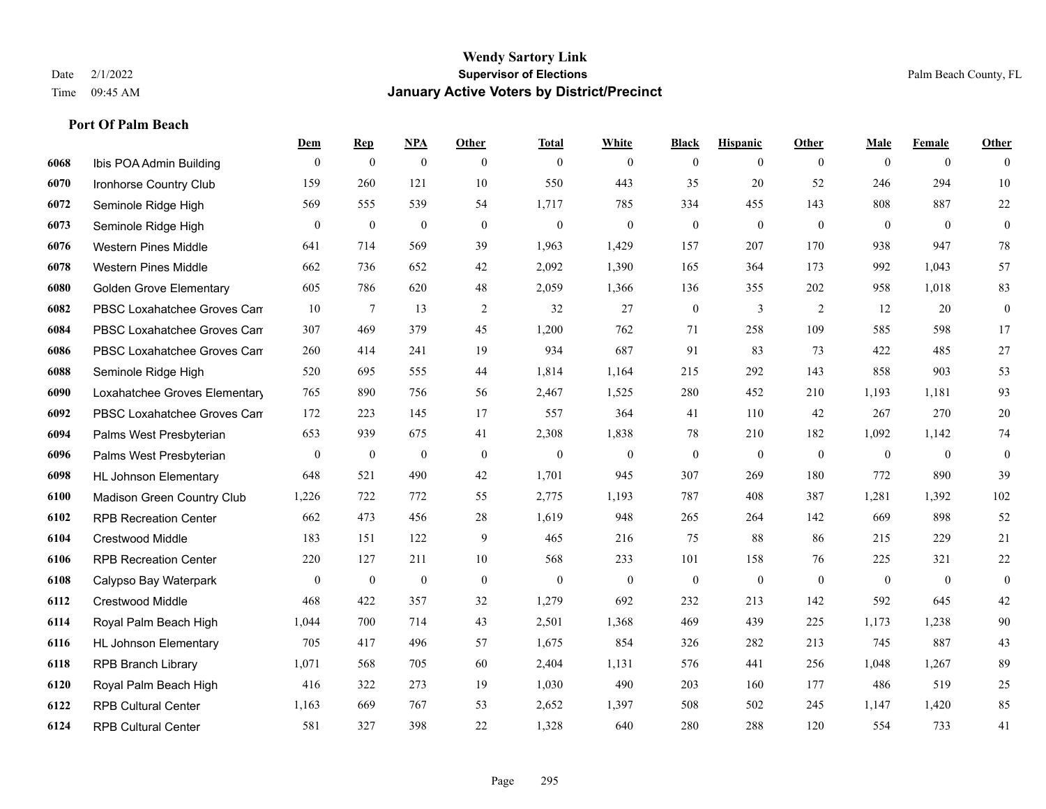# Wendy Sartory Link
## Supervisor of Elections
## January Active Voters by District/Precinct

Date 2/1/2022
Time 09:45 AM

Palm Beach County, FL

### Port Of Palm Beach

| | | Dem | Rep | NPA | Other | Total | White | Black | Hispanic | Other | Male | Female | Other |
|---|---|---|---|---|---|---|---|---|---|---|---|---|---|
| 6068 | Ibis POA Admin Building | 0 | 0 | 0 | 0 | 0 | 0 | 0 | 0 | 0 | 0 | 0 | 0 |
| 6070 | Ironhorse Country Club | 159 | 260 | 121 | 10 | 550 | 443 | 35 | 20 | 52 | 246 | 294 | 10 |
| 6072 | Seminole Ridge High | 569 | 555 | 539 | 54 | 1,717 | 785 | 334 | 455 | 143 | 808 | 887 | 22 |
| 6073 | Seminole Ridge High | 0 | 0 | 0 | 0 | 0 | 0 | 0 | 0 | 0 | 0 | 0 | 0 |
| 6076 | Western Pines Middle | 641 | 714 | 569 | 39 | 1,963 | 1,429 | 157 | 207 | 170 | 938 | 947 | 78 |
| 6078 | Western Pines Middle | 662 | 736 | 652 | 42 | 2,092 | 1,390 | 165 | 364 | 173 | 992 | 1,043 | 57 |
| 6080 | Golden Grove Elementary | 605 | 786 | 620 | 48 | 2,059 | 1,366 | 136 | 355 | 202 | 958 | 1,018 | 83 |
| 6082 | PBSC Loxahatchee Groves Cam | 10 | 7 | 13 | 2 | 32 | 27 | 0 | 3 | 2 | 12 | 20 | 0 |
| 6084 | PBSC Loxahatchee Groves Cam | 307 | 469 | 379 | 45 | 1,200 | 762 | 71 | 258 | 109 | 585 | 598 | 17 |
| 6086 | PBSC Loxahatchee Groves Cam | 260 | 414 | 241 | 19 | 934 | 687 | 91 | 83 | 73 | 422 | 485 | 27 |
| 6088 | Seminole Ridge High | 520 | 695 | 555 | 44 | 1,814 | 1,164 | 215 | 292 | 143 | 858 | 903 | 53 |
| 6090 | Loxahatchee Groves Elementary | 765 | 890 | 756 | 56 | 2,467 | 1,525 | 280 | 452 | 210 | 1,193 | 1,181 | 93 |
| 6092 | PBSC Loxahatchee Groves Cam | 172 | 223 | 145 | 17 | 557 | 364 | 41 | 110 | 42 | 267 | 270 | 20 |
| 6094 | Palms West Presbyterian | 653 | 939 | 675 | 41 | 2,308 | 1,838 | 78 | 210 | 182 | 1,092 | 1,142 | 74 |
| 6096 | Palms West Presbyterian | 0 | 0 | 0 | 0 | 0 | 0 | 0 | 0 | 0 | 0 | 0 | 0 |
| 6098 | HL Johnson Elementary | 648 | 521 | 490 | 42 | 1,701 | 945 | 307 | 269 | 180 | 772 | 890 | 39 |
| 6100 | Madison Green Country Club | 1,226 | 722 | 772 | 55 | 2,775 | 1,193 | 787 | 408 | 387 | 1,281 | 1,392 | 102 |
| 6102 | RPB Recreation Center | 662 | 473 | 456 | 28 | 1,619 | 948 | 265 | 264 | 142 | 669 | 898 | 52 |
| 6104 | Crestwood Middle | 183 | 151 | 122 | 9 | 465 | 216 | 75 | 88 | 86 | 215 | 229 | 21 |
| 6106 | RPB Recreation Center | 220 | 127 | 211 | 10 | 568 | 233 | 101 | 158 | 76 | 225 | 321 | 22 |
| 6108 | Calypso Bay Waterpark | 0 | 0 | 0 | 0 | 0 | 0 | 0 | 0 | 0 | 0 | 0 | 0 |
| 6112 | Crestwood Middle | 468 | 422 | 357 | 32 | 1,279 | 692 | 232 | 213 | 142 | 592 | 645 | 42 |
| 6114 | Royal Palm Beach High | 1,044 | 700 | 714 | 43 | 2,501 | 1,368 | 469 | 439 | 225 | 1,173 | 1,238 | 90 |
| 6116 | HL Johnson Elementary | 705 | 417 | 496 | 57 | 1,675 | 854 | 326 | 282 | 213 | 745 | 887 | 43 |
| 6118 | RPB Branch Library | 1,071 | 568 | 705 | 60 | 2,404 | 1,131 | 576 | 441 | 256 | 1,048 | 1,267 | 89 |
| 6120 | Royal Palm Beach High | 416 | 322 | 273 | 19 | 1,030 | 490 | 203 | 160 | 177 | 486 | 519 | 25 |
| 6122 | RPB Cultural Center | 1,163 | 669 | 767 | 53 | 2,652 | 1,397 | 508 | 502 | 245 | 1,147 | 1,420 | 85 |
| 6124 | RPB Cultural Center | 581 | 327 | 398 | 22 | 1,328 | 640 | 280 | 288 | 120 | 554 | 733 | 41 |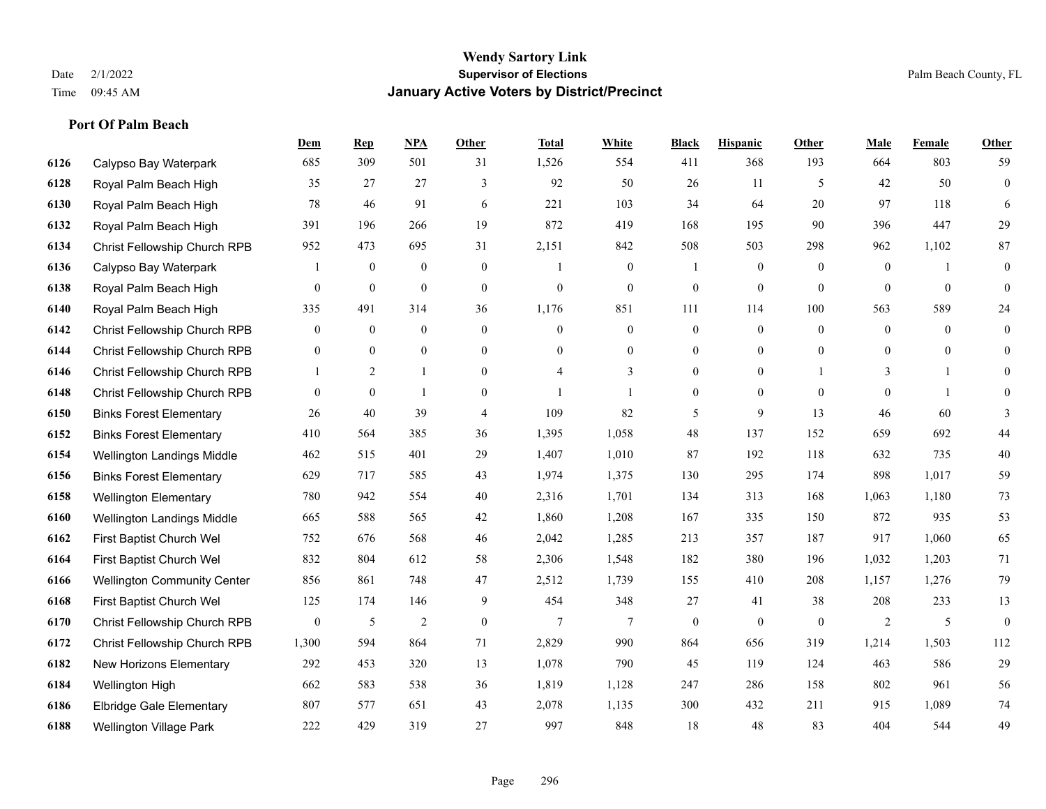# Wendy Sartory Link
## Supervisor of Elections
## January Active Voters by District/Precinct

Date 2/1/2022
Time 09:45 AM

Palm Beach County, FL

### Port Of Palm Beach

| | | Dem | Rep | NPA | Other | Total | White | Black | Hispanic | Other | Male | Female | Other |
|---|---|---|---|---|---|---|---|---|---|---|---|---|---|
| 6126 | Calypso Bay Waterpark | 685 | 309 | 501 | 31 | 1,526 | 554 | 411 | 368 | 193 | 664 | 803 | 59 |
| 6128 | Royal Palm Beach High | 35 | 27 | 27 | 3 | 92 | 50 | 26 | 11 | 5 | 42 | 50 | 0 |
| 6130 | Royal Palm Beach High | 78 | 46 | 91 | 6 | 221 | 103 | 34 | 64 | 20 | 97 | 118 | 6 |
| 6132 | Royal Palm Beach High | 391 | 196 | 266 | 19 | 872 | 419 | 168 | 195 | 90 | 396 | 447 | 29 |
| 6134 | Christ Fellowship Church RPB | 952 | 473 | 695 | 31 | 2,151 | 842 | 508 | 503 | 298 | 962 | 1,102 | 87 |
| 6136 | Calypso Bay Waterpark | 1 | 0 | 0 | 0 | 1 | 0 | 1 | 0 | 0 | 0 | 1 | 0 |
| 6138 | Royal Palm Beach High | 0 | 0 | 0 | 0 | 0 | 0 | 0 | 0 | 0 | 0 | 0 | 0 |
| 6140 | Royal Palm Beach High | 335 | 491 | 314 | 36 | 1,176 | 851 | 111 | 114 | 100 | 563 | 589 | 24 |
| 6142 | Christ Fellowship Church RPB | 0 | 0 | 0 | 0 | 0 | 0 | 0 | 0 | 0 | 0 | 0 | 0 |
| 6144 | Christ Fellowship Church RPB | 0 | 0 | 0 | 0 | 0 | 0 | 0 | 0 | 0 | 0 | 0 | 0 |
| 6146 | Christ Fellowship Church RPB | 1 | 2 | 1 | 0 | 4 | 3 | 0 | 0 | 1 | 3 | 1 | 0 |
| 6148 | Christ Fellowship Church RPB | 0 | 0 | 1 | 0 | 1 | 1 | 0 | 0 | 0 | 0 | 1 | 0 |
| 6150 | Binks Forest Elementary | 26 | 40 | 39 | 4 | 109 | 82 | 5 | 9 | 13 | 46 | 60 | 3 |
| 6152 | Binks Forest Elementary | 410 | 564 | 385 | 36 | 1,395 | 1,058 | 48 | 137 | 152 | 659 | 692 | 44 |
| 6154 | Wellington Landings Middle | 462 | 515 | 401 | 29 | 1,407 | 1,010 | 87 | 192 | 118 | 632 | 735 | 40 |
| 6156 | Binks Forest Elementary | 629 | 717 | 585 | 43 | 1,974 | 1,375 | 130 | 295 | 174 | 898 | 1,017 | 59 |
| 6158 | Wellington Elementary | 780 | 942 | 554 | 40 | 2,316 | 1,701 | 134 | 313 | 168 | 1,063 | 1,180 | 73 |
| 6160 | Wellington Landings Middle | 665 | 588 | 565 | 42 | 1,860 | 1,208 | 167 | 335 | 150 | 872 | 935 | 53 |
| 6162 | First Baptist Church Wel | 752 | 676 | 568 | 46 | 2,042 | 1,285 | 213 | 357 | 187 | 917 | 1,060 | 65 |
| 6164 | First Baptist Church Wel | 832 | 804 | 612 | 58 | 2,306 | 1,548 | 182 | 380 | 196 | 1,032 | 1,203 | 71 |
| 6166 | Wellington Community Center | 856 | 861 | 748 | 47 | 2,512 | 1,739 | 155 | 410 | 208 | 1,157 | 1,276 | 79 |
| 6168 | First Baptist Church Wel | 125 | 174 | 146 | 9 | 454 | 348 | 27 | 41 | 38 | 208 | 233 | 13 |
| 6170 | Christ Fellowship Church RPB | 0 | 5 | 2 | 0 | 7 | 7 | 0 | 0 | 0 | 2 | 5 | 0 |
| 6172 | Christ Fellowship Church RPB | 1,300 | 594 | 864 | 71 | 2,829 | 990 | 864 | 656 | 319 | 1,214 | 1,503 | 112 |
| 6182 | New Horizons Elementary | 292 | 453 | 320 | 13 | 1,078 | 790 | 45 | 119 | 124 | 463 | 586 | 29 |
| 6184 | Wellington High | 662 | 583 | 538 | 36 | 1,819 | 1,128 | 247 | 286 | 158 | 802 | 961 | 56 |
| 6186 | Elbridge Gale Elementary | 807 | 577 | 651 | 43 | 2,078 | 1,135 | 300 | 432 | 211 | 915 | 1,089 | 74 |
| 6188 | Wellington Village Park | 222 | 429 | 319 | 27 | 997 | 848 | 18 | 48 | 83 | 404 | 544 | 49 |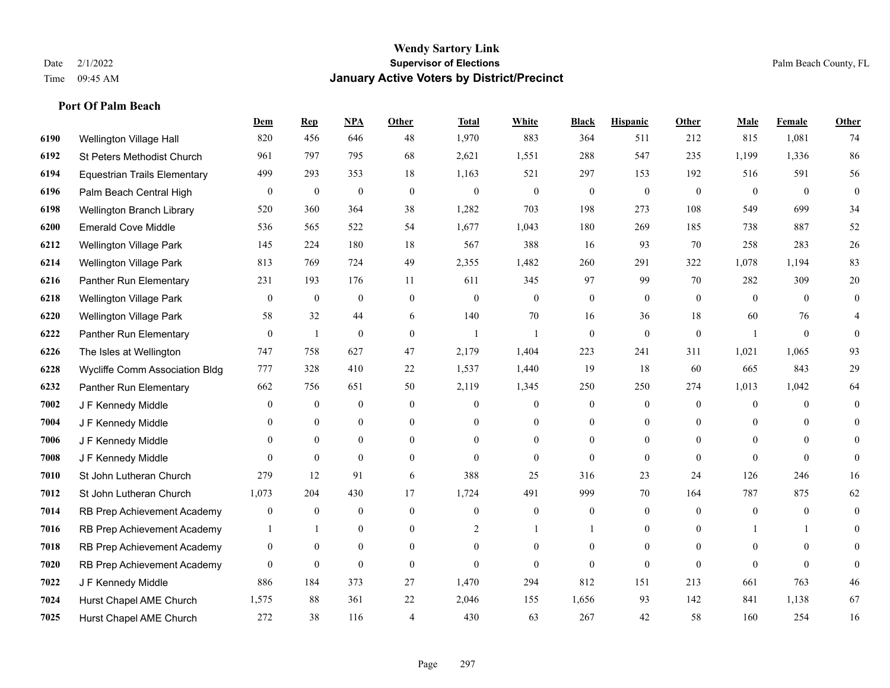# Wendy Sartory Link
## Supervisor of Elections
## January Active Voters by District/Precinct

Date 2/1/2022
Time 09:45 AM

Palm Beach County, FL

### Port Of Palm Beach

| | | Dem | Rep | NPA | Other | Total | White | Black | Hispanic | Other | Male | Female | Other |
|---|---|---|---|---|---|---|---|---|---|---|---|---|---|
| 6190 | Wellington Village Hall | 820 | 456 | 646 | 48 | 1,970 | 883 | 364 | 511 | 212 | 815 | 1,081 | 74 |
| 6192 | St Peters Methodist Church | 961 | 797 | 795 | 68 | 2,621 | 1,551 | 288 | 547 | 235 | 1,199 | 1,336 | 86 |
| 6194 | Equestrian Trails Elementary | 499 | 293 | 353 | 18 | 1,163 | 521 | 297 | 153 | 192 | 516 | 591 | 56 |
| 6196 | Palm Beach Central High | 0 | 0 | 0 | 0 | 0 | 0 | 0 | 0 | 0 | 0 | 0 | 0 |
| 6198 | Wellington Branch Library | 520 | 360 | 364 | 38 | 1,282 | 703 | 198 | 273 | 108 | 549 | 699 | 34 |
| 6200 | Emerald Cove Middle | 536 | 565 | 522 | 54 | 1,677 | 1,043 | 180 | 269 | 185 | 738 | 887 | 52 |
| 6212 | Wellington Village Park | 145 | 224 | 180 | 18 | 567 | 388 | 16 | 93 | 70 | 258 | 283 | 26 |
| 6214 | Wellington Village Park | 813 | 769 | 724 | 49 | 2,355 | 1,482 | 260 | 291 | 322 | 1,078 | 1,194 | 83 |
| 6216 | Panther Run Elementary | 231 | 193 | 176 | 11 | 611 | 345 | 97 | 99 | 70 | 282 | 309 | 20 |
| 6218 | Wellington Village Park | 0 | 0 | 0 | 0 | 0 | 0 | 0 | 0 | 0 | 0 | 0 | 0 |
| 6220 | Wellington Village Park | 58 | 32 | 44 | 6 | 140 | 70 | 16 | 36 | 18 | 60 | 76 | 4 |
| 6222 | Panther Run Elementary | 0 | 1 | 0 | 0 | 1 | 1 | 0 | 0 | 0 | 1 | 0 | 0 |
| 6226 | The Isles at Wellington | 747 | 758 | 627 | 47 | 2,179 | 1,404 | 223 | 241 | 311 | 1,021 | 1,065 | 93 |
| 6228 | Wycliffe Comm Association Bldg | 777 | 328 | 410 | 22 | 1,537 | 1,440 | 19 | 18 | 60 | 665 | 843 | 29 |
| 6232 | Panther Run Elementary | 662 | 756 | 651 | 50 | 2,119 | 1,345 | 250 | 250 | 274 | 1,013 | 1,042 | 64 |
| 7002 | J F Kennedy Middle | 0 | 0 | 0 | 0 | 0 | 0 | 0 | 0 | 0 | 0 | 0 | 0 |
| 7004 | J F Kennedy Middle | 0 | 0 | 0 | 0 | 0 | 0 | 0 | 0 | 0 | 0 | 0 | 0 |
| 7006 | J F Kennedy Middle | 0 | 0 | 0 | 0 | 0 | 0 | 0 | 0 | 0 | 0 | 0 | 0 |
| 7008 | J F Kennedy Middle | 0 | 0 | 0 | 0 | 0 | 0 | 0 | 0 | 0 | 0 | 0 | 0 |
| 7010 | St John Lutheran Church | 279 | 12 | 91 | 6 | 388 | 25 | 316 | 23 | 24 | 126 | 246 | 16 |
| 7012 | St John Lutheran Church | 1,073 | 204 | 430 | 17 | 1,724 | 491 | 999 | 70 | 164 | 787 | 875 | 62 |
| 7014 | RB Prep Achievement Academy | 0 | 0 | 0 | 0 | 0 | 0 | 0 | 0 | 0 | 0 | 0 | 0 |
| 7016 | RB Prep Achievement Academy | 1 | 1 | 0 | 0 | 2 | 1 | 1 | 0 | 0 | 1 | 1 | 0 |
| 7018 | RB Prep Achievement Academy | 0 | 0 | 0 | 0 | 0 | 0 | 0 | 0 | 0 | 0 | 0 | 0 |
| 7020 | RB Prep Achievement Academy | 0 | 0 | 0 | 0 | 0 | 0 | 0 | 0 | 0 | 0 | 0 | 0 |
| 7022 | J F Kennedy Middle | 886 | 184 | 373 | 27 | 1,470 | 294 | 812 | 151 | 213 | 661 | 763 | 46 |
| 7024 | Hurst Chapel AME Church | 1,575 | 88 | 361 | 22 | 2,046 | 155 | 1,656 | 93 | 142 | 841 | 1,138 | 67 |
| 7025 | Hurst Chapel AME Church | 272 | 38 | 116 | 4 | 430 | 63 | 267 | 42 | 58 | 160 | 254 | 16 |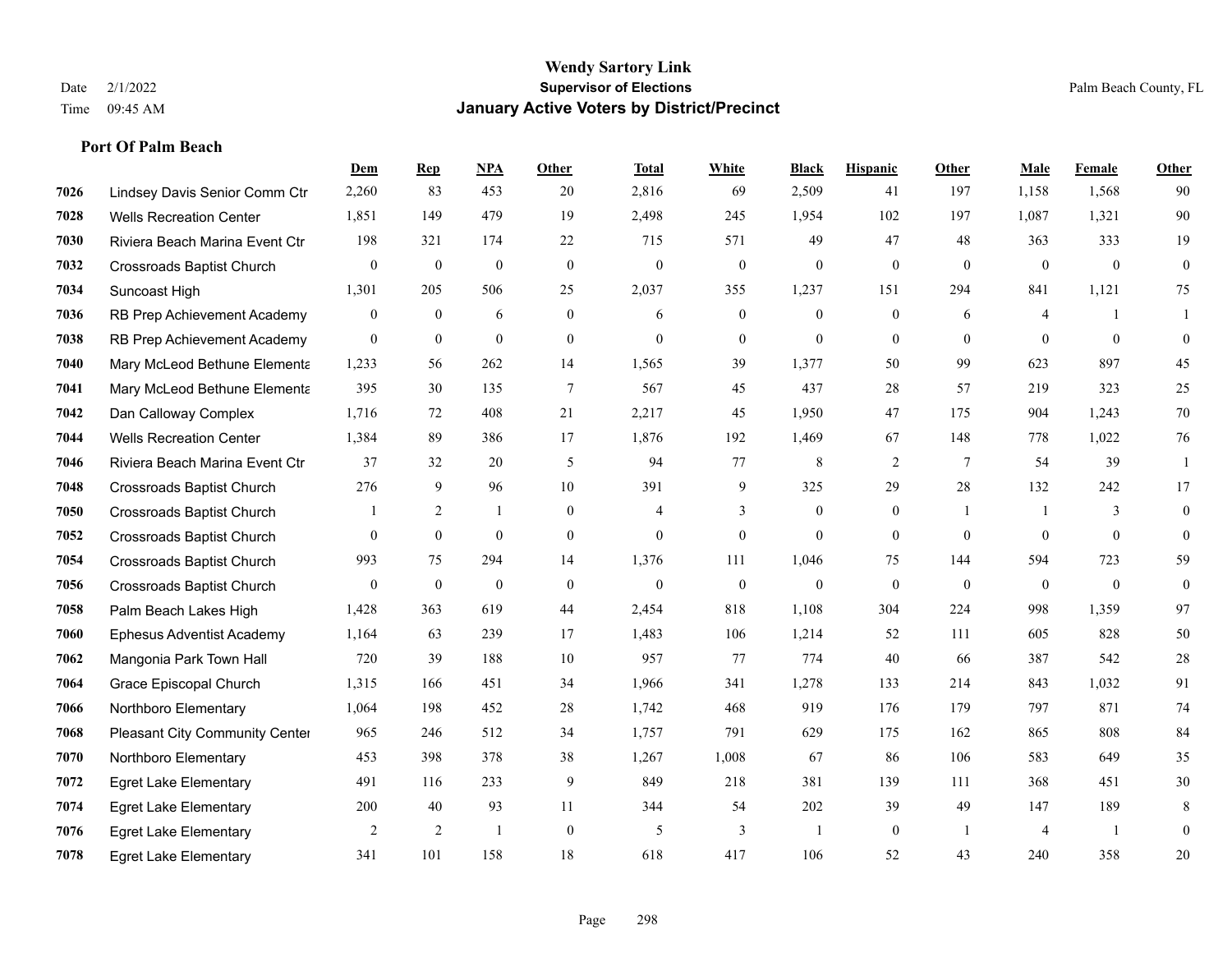# Wendy Sartory Link
## Supervisor of Elections
## January Active Voters by District/Precinct

Date 2/1/2022
Time 09:45 AM

Palm Beach County, FL

### Port Of Palm Beach

| | | Dem | Rep | NPA | Other | Total | White | Black | Hispanic | Other | Male | Female | Other |
|---|---|---|---|---|---|---|---|---|---|---|---|---|---|
| 7026 | Lindsey Davis Senior Comm Ctr | 2,260 | 83 | 453 | 20 | 2,816 | 69 | 2,509 | 41 | 197 | 1,158 | 1,568 | 90 |
| 7028 | Wells Recreation Center | 1,851 | 149 | 479 | 19 | 2,498 | 245 | 1,954 | 102 | 197 | 1,087 | 1,321 | 90 |
| 7030 | Riviera Beach Marina Event Ctr | 198 | 321 | 174 | 22 | 715 | 571 | 49 | 47 | 48 | 363 | 333 | 19 |
| 7032 | Crossroads Baptist Church | 0 | 0 | 0 | 0 | 0 | 0 | 0 | 0 | 0 | 0 | 0 | 0 |
| 7034 | Suncoast High | 1,301 | 205 | 506 | 25 | 2,037 | 355 | 1,237 | 151 | 294 | 841 | 1,121 | 75 |
| 7036 | RB Prep Achievement Academy | 0 | 0 | 6 | 0 | 6 | 0 | 0 | 0 | 6 | 4 | 1 | 1 |
| 7038 | RB Prep Achievement Academy | 0 | 0 | 0 | 0 | 0 | 0 | 0 | 0 | 0 | 0 | 0 | 0 |
| 7040 | Mary McLeod Bethune Elementa | 1,233 | 56 | 262 | 14 | 1,565 | 39 | 1,377 | 50 | 99 | 623 | 897 | 45 |
| 7041 | Mary McLeod Bethune Elementa | 395 | 30 | 135 | 7 | 567 | 45 | 437 | 28 | 57 | 219 | 323 | 25 |
| 7042 | Dan Calloway Complex | 1,716 | 72 | 408 | 21 | 2,217 | 45 | 1,950 | 47 | 175 | 904 | 1,243 | 70 |
| 7044 | Wells Recreation Center | 1,384 | 89 | 386 | 17 | 1,876 | 192 | 1,469 | 67 | 148 | 778 | 1,022 | 76 |
| 7046 | Riviera Beach Marina Event Ctr | 37 | 32 | 20 | 5 | 94 | 77 | 8 | 2 | 7 | 54 | 39 | 1 |
| 7048 | Crossroads Baptist Church | 276 | 9 | 96 | 10 | 391 | 9 | 325 | 29 | 28 | 132 | 242 | 17 |
| 7050 | Crossroads Baptist Church | 1 | 2 | 1 | 0 | 4 | 3 | 0 | 0 | 1 | 1 | 3 | 0 |
| 7052 | Crossroads Baptist Church | 0 | 0 | 0 | 0 | 0 | 0 | 0 | 0 | 0 | 0 | 0 | 0 |
| 7054 | Crossroads Baptist Church | 993 | 75 | 294 | 14 | 1,376 | 111 | 1,046 | 75 | 144 | 594 | 723 | 59 |
| 7056 | Crossroads Baptist Church | 0 | 0 | 0 | 0 | 0 | 0 | 0 | 0 | 0 | 0 | 0 | 0 |
| 7058 | Palm Beach Lakes High | 1,428 | 363 | 619 | 44 | 2,454 | 818 | 1,108 | 304 | 224 | 998 | 1,359 | 97 |
| 7060 | Ephesus Adventist Academy | 1,164 | 63 | 239 | 17 | 1,483 | 106 | 1,214 | 52 | 111 | 605 | 828 | 50 |
| 7062 | Mangonia Park Town Hall | 720 | 39 | 188 | 10 | 957 | 77 | 774 | 40 | 66 | 387 | 542 | 28 |
| 7064 | Grace Episcopal Church | 1,315 | 166 | 451 | 34 | 1,966 | 341 | 1,278 | 133 | 214 | 843 | 1,032 | 91 |
| 7066 | Northboro Elementary | 1,064 | 198 | 452 | 28 | 1,742 | 468 | 919 | 176 | 179 | 797 | 871 | 74 |
| 7068 | Pleasant City Community Center | 965 | 246 | 512 | 34 | 1,757 | 791 | 629 | 175 | 162 | 865 | 808 | 84 |
| 7070 | Northboro Elementary | 453 | 398 | 378 | 38 | 1,267 | 1,008 | 67 | 86 | 106 | 583 | 649 | 35 |
| 7072 | Egret Lake Elementary | 491 | 116 | 233 | 9 | 849 | 218 | 381 | 139 | 111 | 368 | 451 | 30 |
| 7074 | Egret Lake Elementary | 200 | 40 | 93 | 11 | 344 | 54 | 202 | 39 | 49 | 147 | 189 | 8 |
| 7076 | Egret Lake Elementary | 2 | 2 | 1 | 0 | 5 | 3 | 1 | 0 | 1 | 4 | 1 | 0 |
| 7078 | Egret Lake Elementary | 341 | 101 | 158 | 18 | 618 | 417 | 106 | 52 | 43 | 240 | 358 | 20 |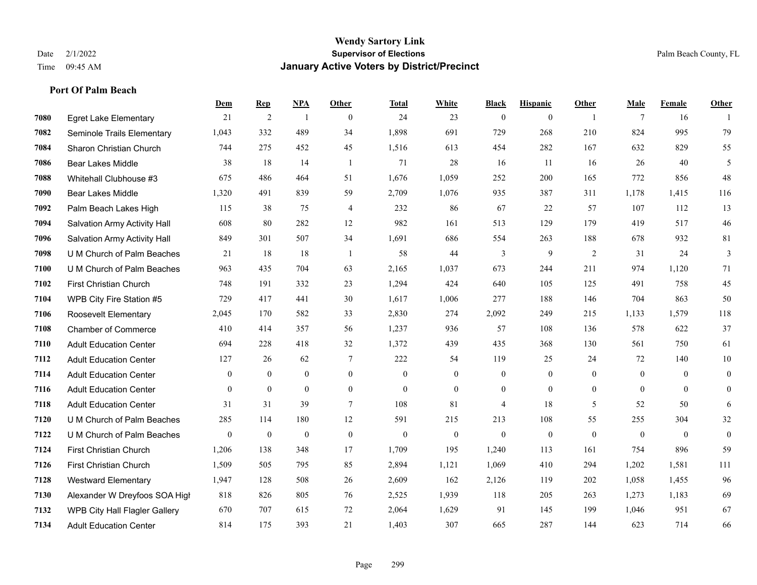# Wendy Sartory Link
## Supervisor of Elections
## January Active Voters by District/Precinct

Date 2/1/2022
Time 09:45 AM

Palm Beach County, FL

### Port Of Palm Beach

| | | Dem | Rep | NPA | Other | Total | White | Black | Hispanic | Other | Male | Female | Other |
|---|---|---|---|---|---|---|---|---|---|---|---|---|---|
| 7080 | Egret Lake Elementary | 21 | 2 | 1 | 0 | 24 | 23 | 0 | 0 | 1 | 7 | 16 | 1 |
| 7082 | Seminole Trails Elementary | 1,043 | 332 | 489 | 34 | 1,898 | 691 | 729 | 268 | 210 | 824 | 995 | 79 |
| 7084 | Sharon Christian Church | 744 | 275 | 452 | 45 | 1,516 | 613 | 454 | 282 | 167 | 632 | 829 | 55 |
| 7086 | Bear Lakes Middle | 38 | 18 | 14 | 1 | 71 | 28 | 16 | 11 | 16 | 26 | 40 | 5 |
| 7088 | Whitehall Clubhouse #3 | 675 | 486 | 464 | 51 | 1,676 | 1,059 | 252 | 200 | 165 | 772 | 856 | 48 |
| 7090 | Bear Lakes Middle | 1,320 | 491 | 839 | 59 | 2,709 | 1,076 | 935 | 387 | 311 | 1,178 | 1,415 | 116 |
| 7092 | Palm Beach Lakes High | 115 | 38 | 75 | 4 | 232 | 86 | 67 | 22 | 57 | 107 | 112 | 13 |
| 7094 | Salvation Army Activity Hall | 608 | 80 | 282 | 12 | 982 | 161 | 513 | 129 | 179 | 419 | 517 | 46 |
| 7096 | Salvation Army Activity Hall | 849 | 301 | 507 | 34 | 1,691 | 686 | 554 | 263 | 188 | 678 | 932 | 81 |
| 7098 | U M Church of Palm Beaches | 21 | 18 | 18 | 1 | 58 | 44 | 3 | 9 | 2 | 31 | 24 | 3 |
| 7100 | U M Church of Palm Beaches | 963 | 435 | 704 | 63 | 2,165 | 1,037 | 673 | 244 | 211 | 974 | 1,120 | 71 |
| 7102 | First Christian Church | 748 | 191 | 332 | 23 | 1,294 | 424 | 640 | 105 | 125 | 491 | 758 | 45 |
| 7104 | WPB City Fire Station #5 | 729 | 417 | 441 | 30 | 1,617 | 1,006 | 277 | 188 | 146 | 704 | 863 | 50 |
| 7106 | Roosevelt Elementary | 2,045 | 170 | 582 | 33 | 2,830 | 274 | 2,092 | 249 | 215 | 1,133 | 1,579 | 118 |
| 7108 | Chamber of Commerce | 410 | 414 | 357 | 56 | 1,237 | 936 | 57 | 108 | 136 | 578 | 622 | 37 |
| 7110 | Adult Education Center | 694 | 228 | 418 | 32 | 1,372 | 439 | 435 | 368 | 130 | 561 | 750 | 61 |
| 7112 | Adult Education Center | 127 | 26 | 62 | 7 | 222 | 54 | 119 | 25 | 24 | 72 | 140 | 10 |
| 7114 | Adult Education Center | 0 | 0 | 0 | 0 | 0 | 0 | 0 | 0 | 0 | 0 | 0 | 0 |
| 7116 | Adult Education Center | 0 | 0 | 0 | 0 | 0 | 0 | 0 | 0 | 0 | 0 | 0 | 0 |
| 7118 | Adult Education Center | 31 | 31 | 39 | 7 | 108 | 81 | 4 | 18 | 5 | 52 | 50 | 6 |
| 7120 | U M Church of Palm Beaches | 285 | 114 | 180 | 12 | 591 | 215 | 213 | 108 | 55 | 255 | 304 | 32 |
| 7122 | U M Church of Palm Beaches | 0 | 0 | 0 | 0 | 0 | 0 | 0 | 0 | 0 | 0 | 0 | 0 |
| 7124 | First Christian Church | 1,206 | 138 | 348 | 17 | 1,709 | 195 | 1,240 | 113 | 161 | 754 | 896 | 59 |
| 7126 | First Christian Church | 1,509 | 505 | 795 | 85 | 2,894 | 1,121 | 1,069 | 410 | 294 | 1,202 | 1,581 | 111 |
| 7128 | Westward Elementary | 1,947 | 128 | 508 | 26 | 2,609 | 162 | 2,126 | 119 | 202 | 1,058 | 1,455 | 96 |
| 7130 | Alexander W Dreyfoos SOA High | 818 | 826 | 805 | 76 | 2,525 | 1,939 | 118 | 205 | 263 | 1,273 | 1,183 | 69 |
| 7132 | WPB City Hall Flagler Gallery | 670 | 707 | 615 | 72 | 2,064 | 1,629 | 91 | 145 | 199 | 1,046 | 951 | 67 |
| 7134 | Adult Education Center | 814 | 175 | 393 | 21 | 1,403 | 307 | 665 | 287 | 144 | 623 | 714 | 66 |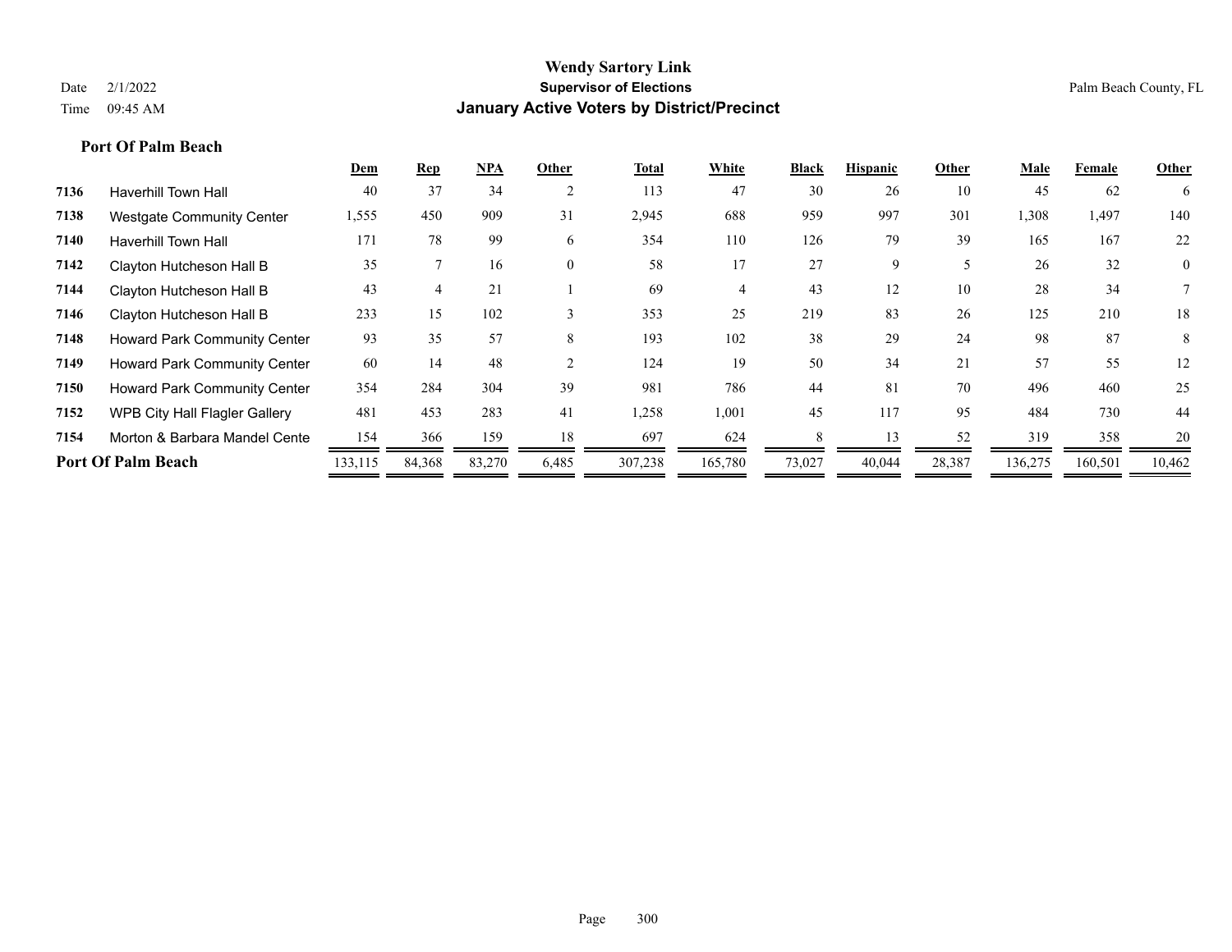**Wendy Sartory Link**
**Supervisor of Elections**
**January Active Voters by District/Precinct**

Date 2/1/2022
Time 09:45 AM

Palm Beach County, FL

### Port Of Palm Beach

| | | Dem | Rep | NPA | Other | Total | White | Black | Hispanic | Other | Male | Female | Other |
|---|---|---|---|---|---|---|---|---|---|---|---|---|---|
| 7136 | Haverhill Town Hall | 40 | 37 | 34 | 2 | 113 | 47 | 30 | 26 | 10 | 45 | 62 | 6 |
| 7138 | Westgate Community Center | 1,555 | 450 | 909 | 31 | 2,945 | 688 | 959 | 997 | 301 | 1,308 | 1,497 | 140 |
| 7140 | Haverhill Town Hall | 171 | 78 | 99 | 6 | 354 | 110 | 126 | 79 | 39 | 165 | 167 | 22 |
| 7142 | Clayton Hutcheson Hall B | 35 | 7 | 16 | 0 | 58 | 17 | 27 | 9 | 5 | 26 | 32 | 0 |
| 7144 | Clayton Hutcheson Hall B | 43 | 4 | 21 | 1 | 69 | 4 | 43 | 12 | 10 | 28 | 34 | 7 |
| 7146 | Clayton Hutcheson Hall B | 233 | 15 | 102 | 3 | 353 | 25 | 219 | 83 | 26 | 125 | 210 | 18 |
| 7148 | Howard Park Community Center | 93 | 35 | 57 | 8 | 193 | 102 | 38 | 29 | 24 | 98 | 87 | 8 |
| 7149 | Howard Park Community Center | 60 | 14 | 48 | 2 | 124 | 19 | 50 | 34 | 21 | 57 | 55 | 12 |
| 7150 | Howard Park Community Center | 354 | 284 | 304 | 39 | 981 | 786 | 44 | 81 | 70 | 496 | 460 | 25 |
| 7152 | WPB City Hall Flagler Gallery | 481 | 453 | 283 | 41 | 1,258 | 1,001 | 45 | 117 | 95 | 484 | 730 | 44 |
| 7154 | Morton & Barbara Mandel Cente | 154 | 366 | 159 | 18 | 697 | 624 | 8 | 13 | 52 | 319 | 358 | 20 |
| **Port Of Palm Beach** | | 133,115 | 84,368 | 83,270 | 6,485 | 307,238 | 165,780 | 73,027 | 40,044 | 28,387 | 136,275 | 160,501 | 10,462 |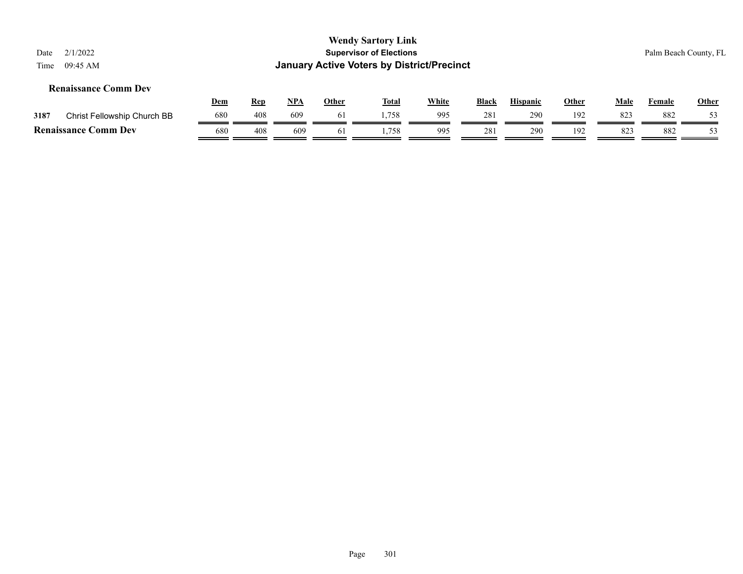# Wendy Sartory Link
## Supervisor of Elections
## January Active Voters by District/Precinct

Date 2/1/2022
Time 09:45 AM

Palm Beach County, FL

### Renaissance Comm Dev

| | | Dem | Rep | NPA | Other | Total | White | Black | Hispanic | Other | Male | Female | Other |
|---|---|---|---|---|---|---|---|---|---|---|---|---|---|
| 3187 | Christ Fellowship Church BB | 680 | 408 | 609 | 61 | 1,758 | 995 | 281 | 290 | 192 | 823 | 882 | 53 |
| **Renaissance Comm Dev** | | 680 | 408 | 609 | 61 | 1,758 | 995 | 281 | 290 | 192 | 823 | 882 | 53 |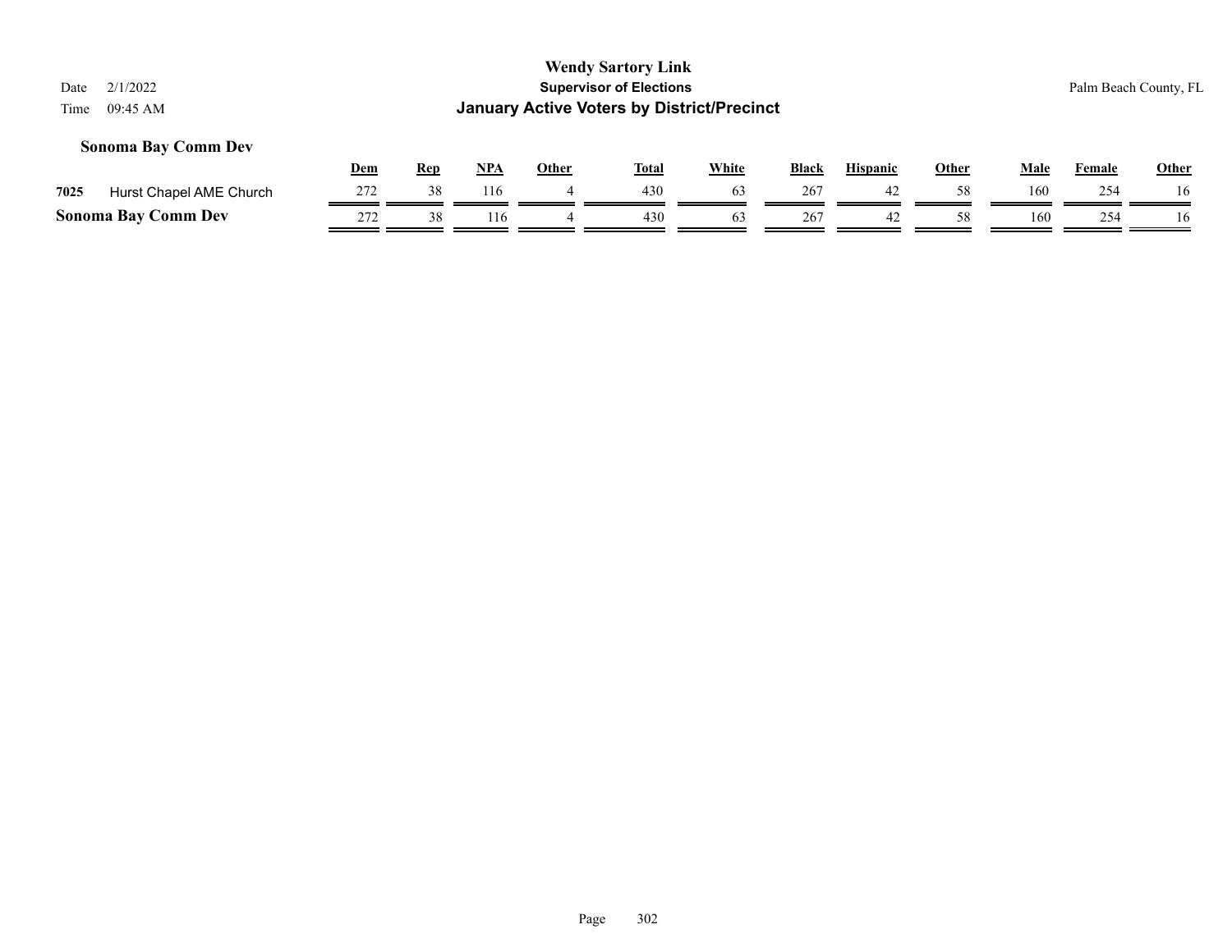**Wendy Sartory Link**
**Supervisor of Elections**
**January Active Voters by District/Precinct**

Date 2/1/2022
Time 09:45 AM

Palm Beach County, FL

### Sonoma Bay Comm Dev

| | | Dem | Rep | NPA | Other | Total | White | Black | Hispanic | Other | Male | Female | Other |
|---|---|---|---|---|---|---|---|---|---|---|---|---|---|
| 7025 | Hurst Chapel AME Church | 272 | 38 | 116 | 4 | 430 | 63 | 267 | 42 | 58 | 160 | 254 | 16 |
| **Sonoma Bay Comm Dev** | | 272 | 38 | 116 | 4 | 430 | 63 | 267 | 42 | 58 | 160 | 254 | 16 |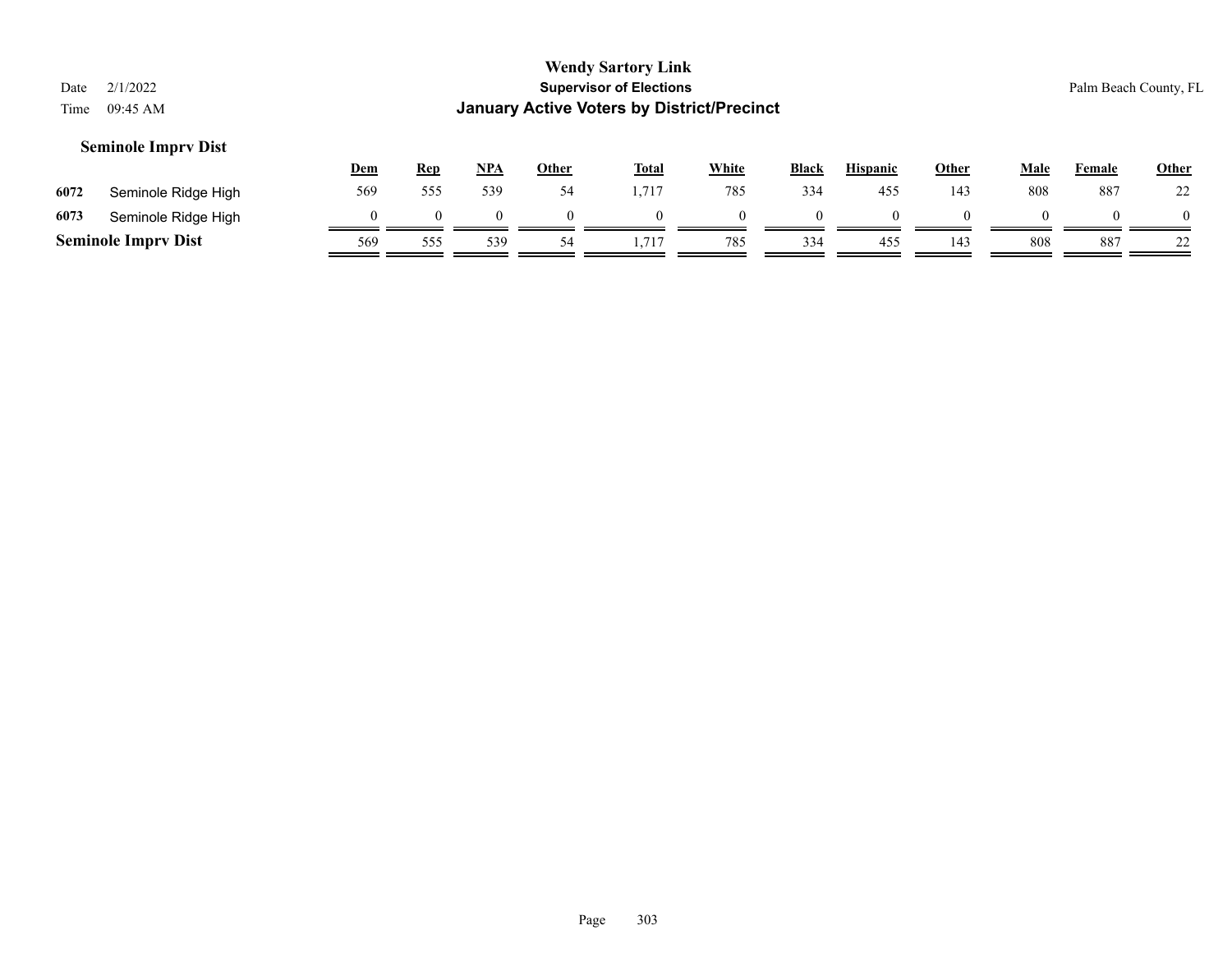## Seminole Imprv Dist

| | | Dem | Rep | NPA | Other | Total | White | Black | Hispanic | Other | Male | Female | Other |
|---|---|---|---|---|---|---|---|---|---|---|---|---|---|
| 6072 | Seminole Ridge High | 569 | 555 | 539 | 54 | 1,717 | 785 | 334 | 455 | 143 | 808 | 887 | 22 |
| 6073 | Seminole Ridge High | 0 | 0 | 0 | 0 | 0 | 0 | 0 | 0 | 0 | 0 | 0 | 0 |
| **Seminole Imprv Dist** | | 569 | 555 | 539 | 54 | 1,717 | 785 | 334 | 455 | 143 | 808 | 887 | 22 |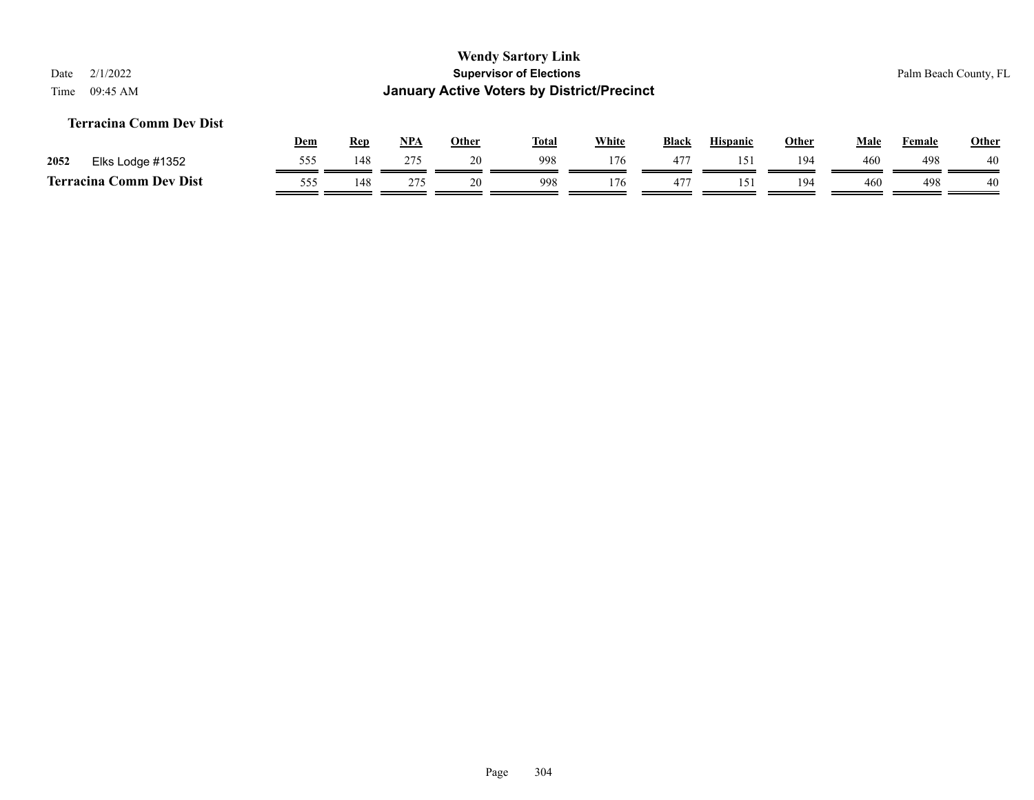**Wendy Sartory Link**
**Supervisor of Elections**
**January Active Voters by District/Precinct**

Date 2/1/2022
Time 09:45 AM

Palm Beach County, FL

### Terracina Comm Dev Dist

| | | Dem | Rep | NPA | Other | Total | White | Black | Hispanic | Other | Male | Female | Other |
|---|---|---|---|---|---|---|---|---|---|---|---|---|---|
| 2052 | Elks Lodge #1352 | 555 | 148 | 275 | 20 | 998 | 176 | 477 | 151 | 194 | 460 | 498 | 40 |
| **Terracina Comm Dev Dist** | | 555 | 148 | 275 | 20 | 998 | 176 | 477 | 151 | 194 | 460 | 498 | 40 |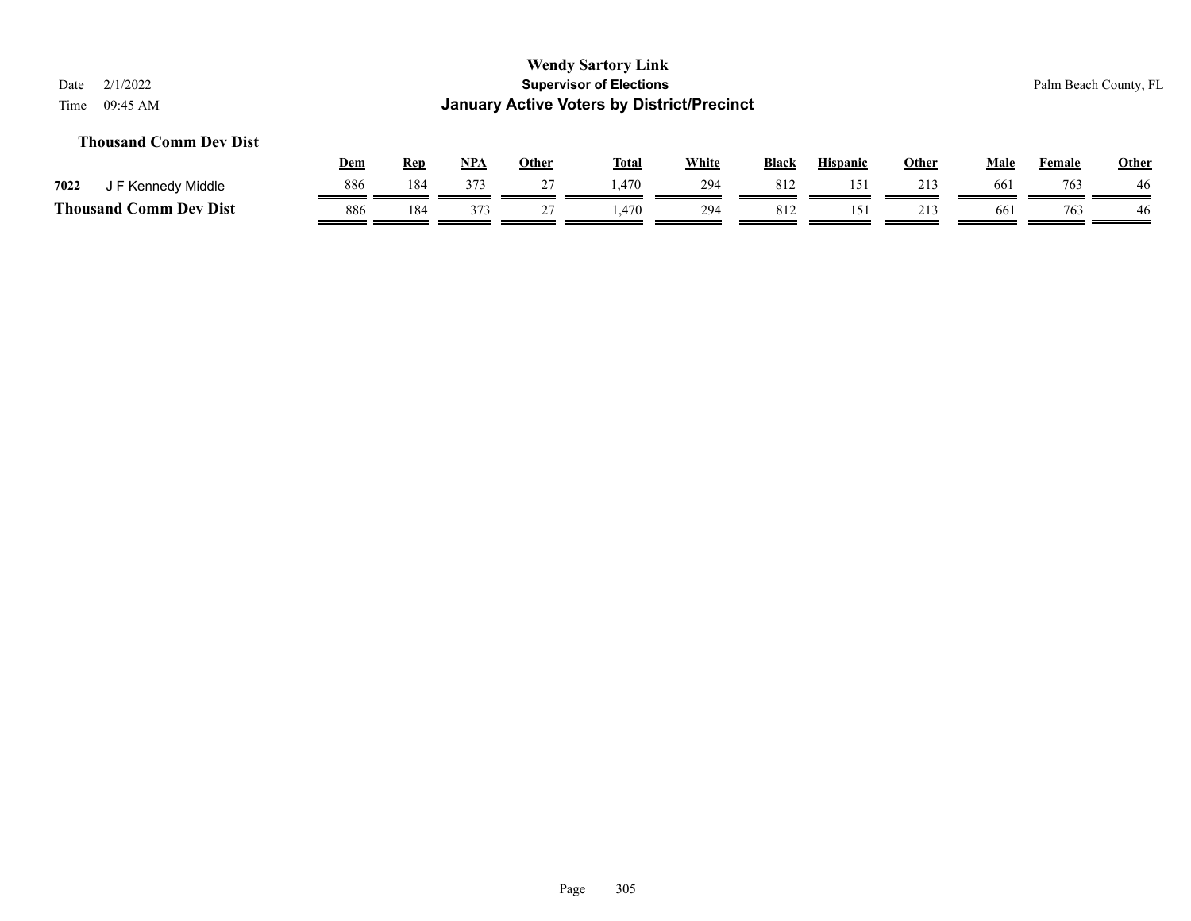# Wendy Sartory Link
## Supervisor of Elections
## January Active Voters by District/Precinct

Date 2/1/2022
Time 09:45 AM

Palm Beach County, FL

### Thousand Comm Dev Dist

| | | Dem | Rep | NPA | Other | Total | White | Black | Hispanic | Other | Male | Female | Other |
|---|---|---|---|---|---|---|---|---|---|---|---|---|---|
| 7022 | J F Kennedy Middle | 886 | 184 | 373 | 27 | 1,470 | 294 | 812 | 151 | 213 | 661 | 763 | 46 |
| **Thousand Comm Dev Dist** | | 886 | 184 | 373 | 27 | 1,470 | 294 | 812 | 151 | 213 | 661 | 763 | 46 |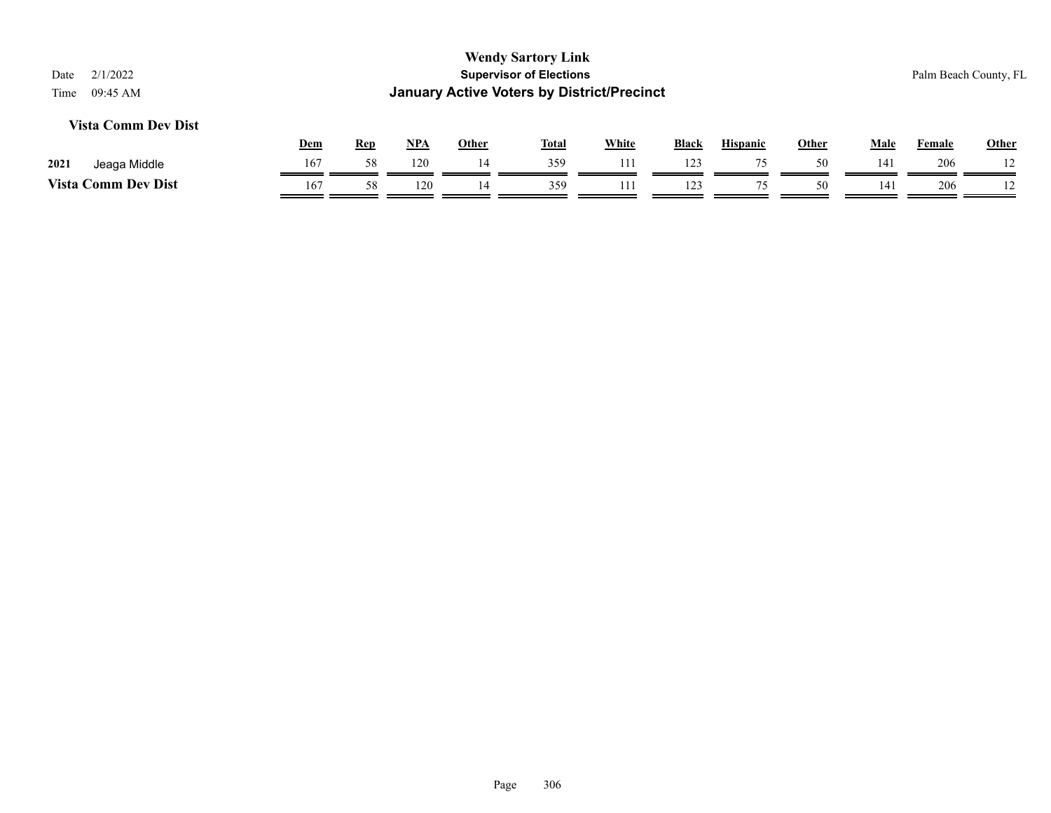**Wendy Sartory Link**
**Supervisor of Elections**
**January Active Voters by District/Precinct**

Date 2/1/2022
Time 09:45 AM

Palm Beach County, FL

### Vista Comm Dev Dist

| | | Dem | Rep | NPA | Other | Total | White | Black | Hispanic | Other | Male | Female | Other |
|---|---|---|---|---|---|---|---|---|---|---|---|---|---|
| 2021 | Jeaga Middle | 167 | 58 | 120 | 14 | 359 | 111 | 123 | 75 | 50 | 141 | 206 | 12 |
| **Vista Comm Dev Dist** | | 167 | 58 | 120 | 14 | 359 | 111 | 123 | 75 | 50 | 141 | 206 | 12 |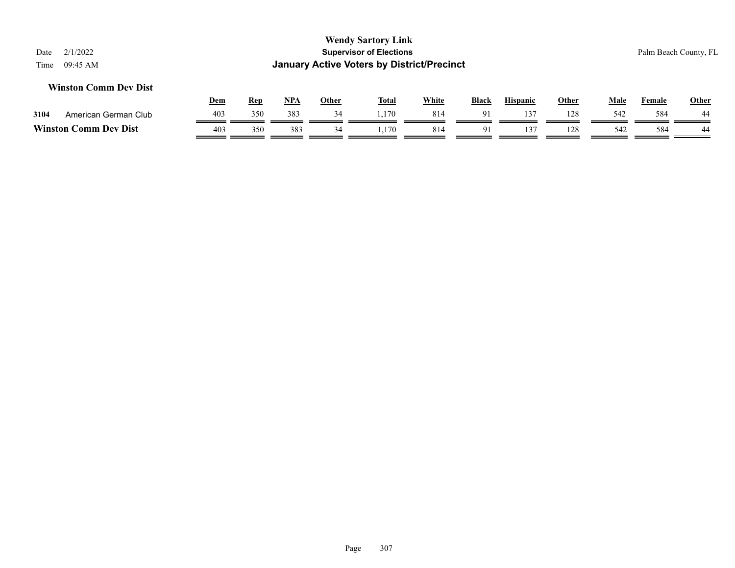## Winston Comm Dev Dist

| | | Dem | Rep | NPA | Other | Total | White | Black | Hispanic | Other | Male | Female | Other |
|---|---|---|---|---|---|---|---|---|---|---|---|---|---|
| 3104 | American German Club | 403 | 350 | 383 | 34 | 1,170 | 814 | 91 | 137 | 128 | 542 | 584 | 44 |
| **Winston Comm Dev Dist** | | 403 | 350 | 383 | 34 | 1,170 | 814 | 91 | 137 | 128 | 542 | 584 | 44 |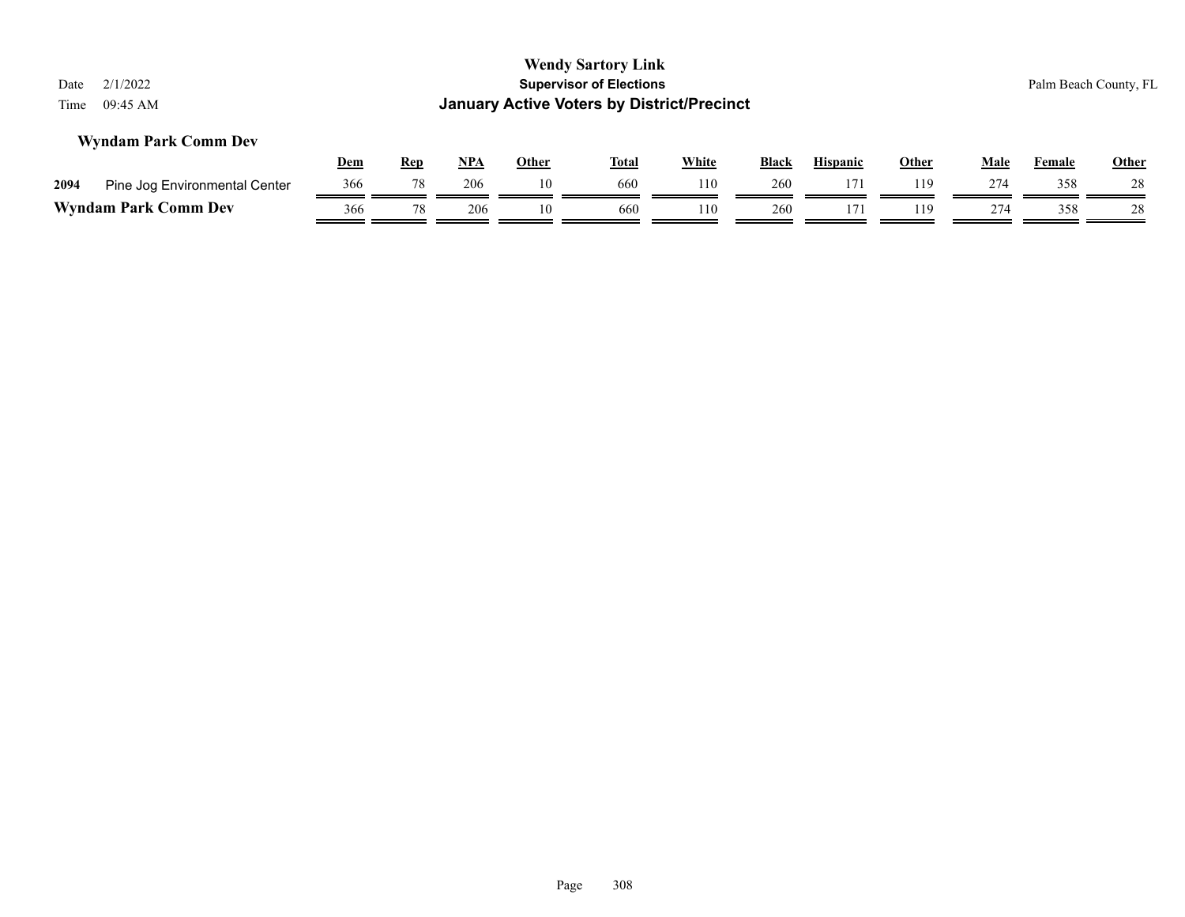**Wendy Sartory Link**
**Supervisor of Elections**
**January Active Voters by District/Precinct**

Date 2/1/2022
Time 09:45 AM

Palm Beach County, FL

### Wyndam Park Comm Dev

| | | Dem | Rep | NPA | Other | Total | White | Black | Hispanic | Other | Male | Female | Other |
|---|---|---|---|---|---|---|---|---|---|---|---|---|---|
| 2094 | Pine Jog Environmental Center | 366 | 78 | 206 | 10 | 660 | 110 | 260 | 171 | 119 | 274 | 358 | 28 |
| **Wyndam Park Comm Dev** | | 366 | 78 | 206 | 10 | 660 | 110 | 260 | 171 | 119 | 274 | 358 | 28 |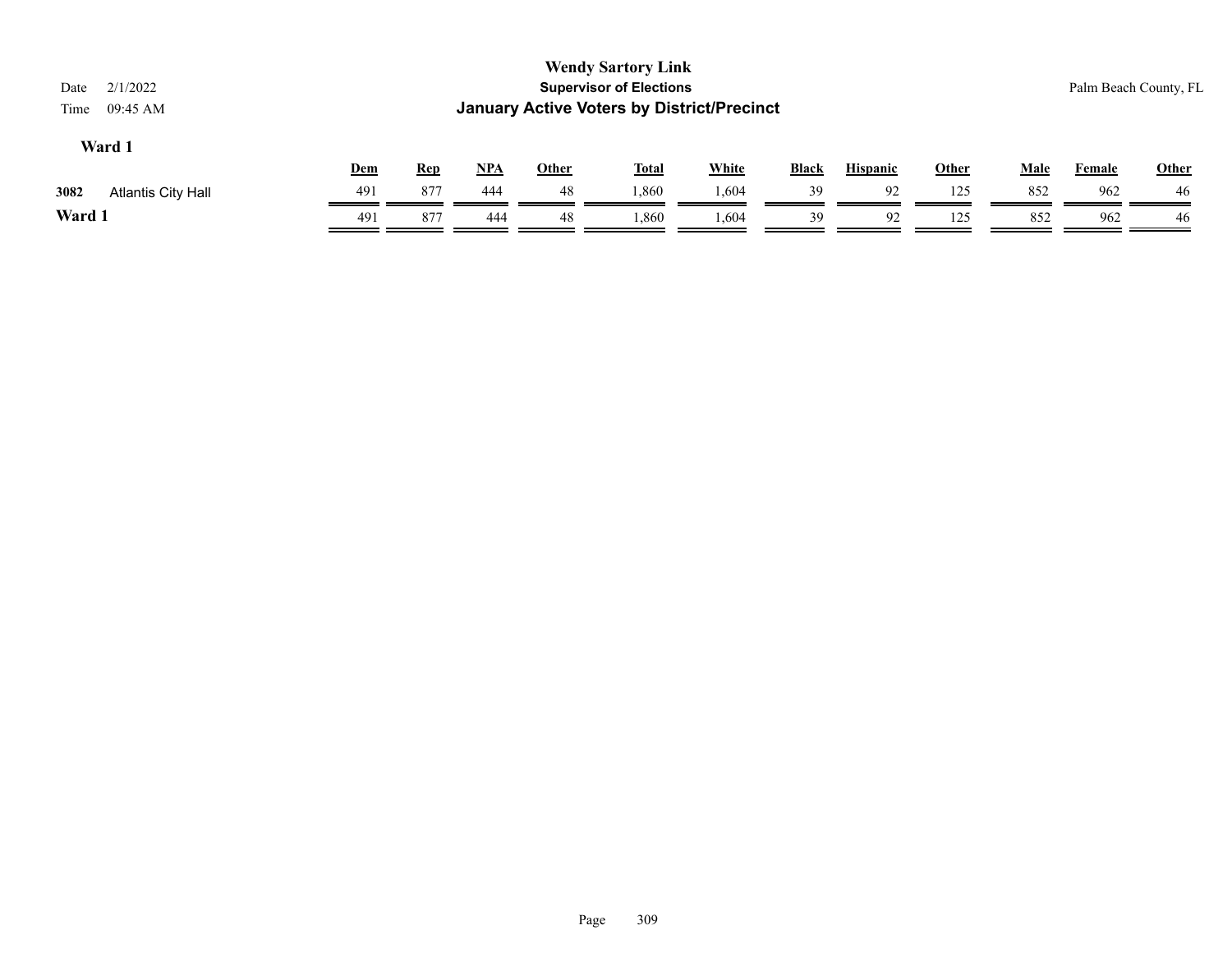**Wendy Sartory Link**
**Supervisor of Elections**
**January Active Voters by District/Precinct**

Date 2/1/2022
Time 09:45 AM

Palm Beach County, FL

## Ward 1

| | | Dem | Rep | NPA | Other | Total | White | Black | Hispanic | Other | Male | Female | Other |
|---|---|---|---|---|---|---|---|---|---|---|---|---|---|
| 3082 | Atlantis City Hall | 491 | 877 | 444 | 48 | 1,860 | 1,604 | 39 | 92 | 125 | 852 | 962 | 46 |
| **Ward 1** | | 491 | 877 | 444 | 48 | 1,860 | 1,604 | 39 | 92 | 125 | 852 | 962 | 46 |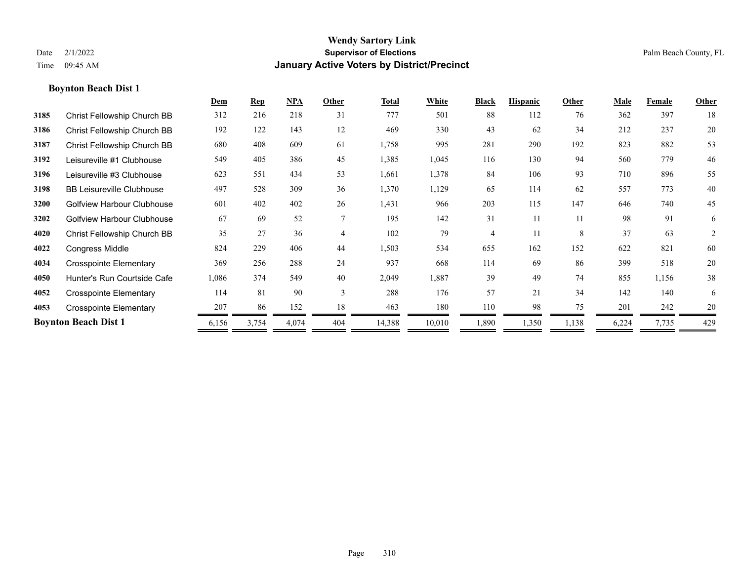# Wendy Sartory Link

**Supervisor of Elections**

**January Active Voters by District/Precinct**

Date 2/1/2022

Time 09:45 AM

Palm Beach County, FL

### Boynton Beach Dist 1

| | | Dem | Rep | NPA | Other | Total | White | Black | Hispanic | Other | Male | Female | Other |
|---|---|---|---|---|---|---|---|---|---|---|---|---|---|
| 3185 | Christ Fellowship Church BB | 312 | 216 | 218 | 31 | 777 | 501 | 88 | 112 | 76 | 362 | 397 | 18 |
| 3186 | Christ Fellowship Church BB | 192 | 122 | 143 | 12 | 469 | 330 | 43 | 62 | 34 | 212 | 237 | 20 |
| 3187 | Christ Fellowship Church BB | 680 | 408 | 609 | 61 | 1,758 | 995 | 281 | 290 | 192 | 823 | 882 | 53 |
| 3192 | Leisureville #1 Clubhouse | 549 | 405 | 386 | 45 | 1,385 | 1,045 | 116 | 130 | 94 | 560 | 779 | 46 |
| 3196 | Leisureville #3 Clubhouse | 623 | 551 | 434 | 53 | 1,661 | 1,378 | 84 | 106 | 93 | 710 | 896 | 55 |
| 3198 | BB Leisureville Clubhouse | 497 | 528 | 309 | 36 | 1,370 | 1,129 | 65 | 114 | 62 | 557 | 773 | 40 |
| 3200 | Golfview Harbour Clubhouse | 601 | 402 | 402 | 26 | 1,431 | 966 | 203 | 115 | 147 | 646 | 740 | 45 |
| 3202 | Golfview Harbour Clubhouse | 67 | 69 | 52 | 7 | 195 | 142 | 31 | 11 | 11 | 98 | 91 | 6 |
| 4020 | Christ Fellowship Church BB | 35 | 27 | 36 | 4 | 102 | 79 | 4 | 11 | 8 | 37 | 63 | 2 |
| 4022 | Congress Middle | 824 | 229 | 406 | 44 | 1,503 | 534 | 655 | 162 | 152 | 622 | 821 | 60 |
| 4034 | Crosspointe Elementary | 369 | 256 | 288 | 24 | 937 | 668 | 114 | 69 | 86 | 399 | 518 | 20 |
| 4050 | Hunter's Run Courtside Cafe | 1,086 | 374 | 549 | 40 | 2,049 | 1,887 | 39 | 49 | 74 | 855 | 1,156 | 38 |
| 4052 | Crosspointe Elementary | 114 | 81 | 90 | 3 | 288 | 176 | 57 | 21 | 34 | 142 | 140 | 6 |
| 4053 | Crosspointe Elementary | 207 | 86 | 152 | 18 | 463 | 180 | 110 | 98 | 75 | 201 | 242 | 20 |
| **Boynton Beach Dist 1** | | 6,156 | 3,754 | 4,074 | 404 | 14,388 | 10,010 | 1,890 | 1,350 | 1,138 | 6,224 | 7,735 | 429 |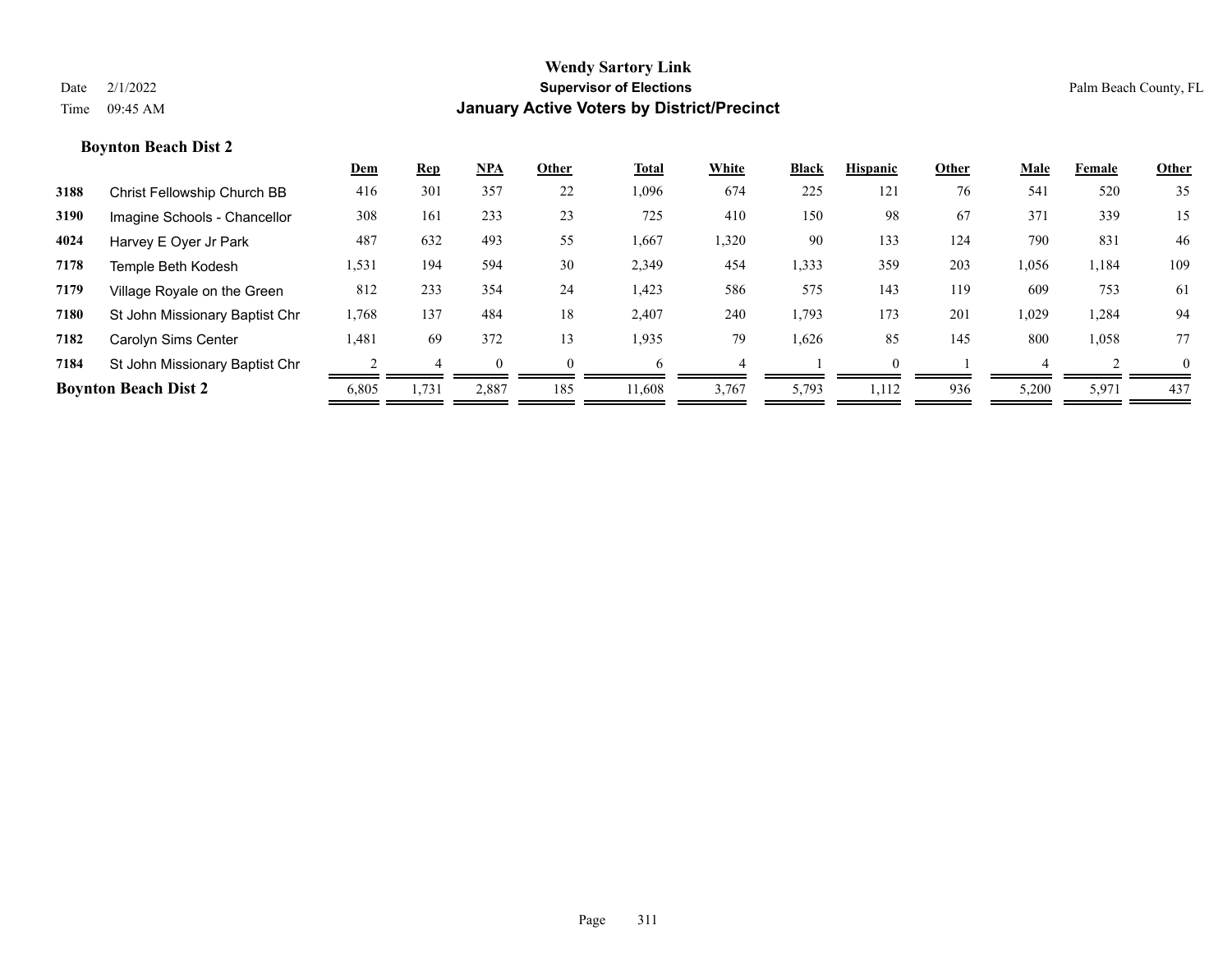**Wendy Sartory Link**
**Supervisor of Elections**
**January Active Voters by District/Precinct**

Date 2/1/2022
Time 09:45 AM

Palm Beach County, FL

### Boynton Beach Dist 2

| | | Dem | Rep | NPA | Other | Total | White | Black | Hispanic | Other | Male | Female | Other |
|---|---|---|---|---|---|---|---|---|---|---|---|---|---|
| 3188 | Christ Fellowship Church BB | 416 | 301 | 357 | 22 | 1,096 | 674 | 225 | 121 | 76 | 541 | 520 | 35 |
| 3190 | Imagine Schools - Chancellor | 308 | 161 | 233 | 23 | 725 | 410 | 150 | 98 | 67 | 371 | 339 | 15 |
| 4024 | Harvey E Oyer Jr Park | 487 | 632 | 493 | 55 | 1,667 | 1,320 | 90 | 133 | 124 | 790 | 831 | 46 |
| 7178 | Temple Beth Kodesh | 1,531 | 194 | 594 | 30 | 2,349 | 454 | 1,333 | 359 | 203 | 1,056 | 1,184 | 109 |
| 7179 | Village Royale on the Green | 812 | 233 | 354 | 24 | 1,423 | 586 | 575 | 143 | 119 | 609 | 753 | 61 |
| 7180 | St John Missionary Baptist Chr | 1,768 | 137 | 484 | 18 | 2,407 | 240 | 1,793 | 173 | 201 | 1,029 | 1,284 | 94 |
| 7182 | Carolyn Sims Center | 1,481 | 69 | 372 | 13 | 1,935 | 79 | 1,626 | 85 | 145 | 800 | 1,058 | 77 |
| 7184 | St John Missionary Baptist Chr | 2 | 4 | 0 | 0 | 6 | 4 | 1 | 0 | 1 | 4 | 2 | 0 |
| **Boynton Beach Dist 2** | | 6,805 | 1,731 | 2,887 | 185 | 11,608 | 3,767 | 5,793 | 1,112 | 936 | 5,200 | 5,971 | 437 |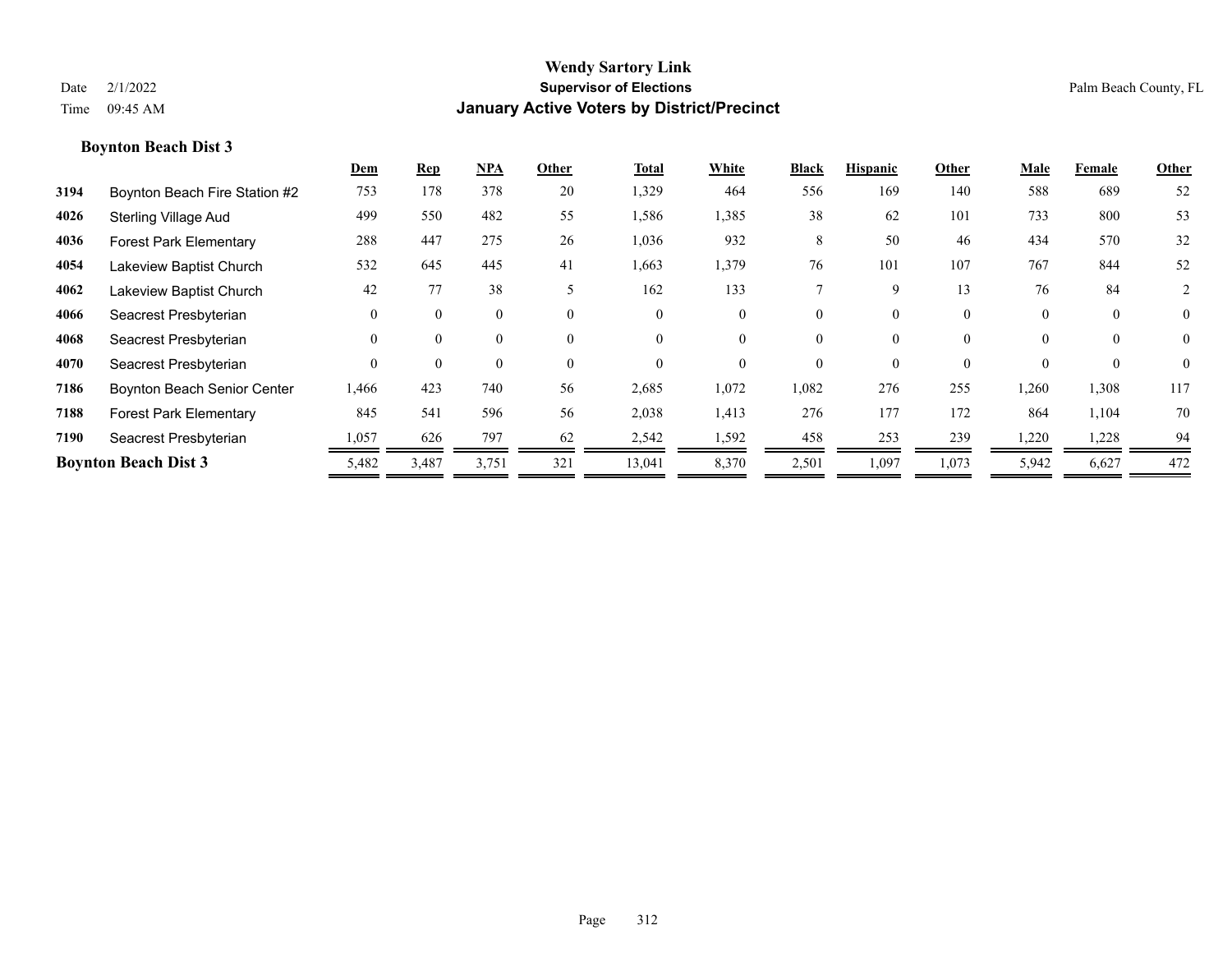# Wendy Sartory Link
## Supervisor of Elections
## January Active Voters by District/Precinct

Date 2/1/2022
Time 09:45 AM

Palm Beach County, FL

### Boynton Beach Dist 3

| | | Dem | Rep | NPA | Other | Total | White | Black | Hispanic | Other | Male | Female | Other |
|---|---|---|---|---|---|---|---|---|---|---|---|---|---|
| 3194 | Boynton Beach Fire Station #2 | 753 | 178 | 378 | 20 | 1,329 | 464 | 556 | 169 | 140 | 588 | 689 | 52 |
| 4026 | Sterling Village Aud | 499 | 550 | 482 | 55 | 1,586 | 1,385 | 38 | 62 | 101 | 733 | 800 | 53 |
| 4036 | Forest Park Elementary | 288 | 447 | 275 | 26 | 1,036 | 932 | 8 | 50 | 46 | 434 | 570 | 32 |
| 4054 | Lakeview Baptist Church | 532 | 645 | 445 | 41 | 1,663 | 1,379 | 76 | 101 | 107 | 767 | 844 | 52 |
| 4062 | Lakeview Baptist Church | 42 | 77 | 38 | 5 | 162 | 133 | 7 | 9 | 13 | 76 | 84 | 2 |
| 4066 | Seacrest Presbyterian | 0 | 0 | 0 | 0 | 0 | 0 | 0 | 0 | 0 | 0 | 0 | 0 |
| 4068 | Seacrest Presbyterian | 0 | 0 | 0 | 0 | 0 | 0 | 0 | 0 | 0 | 0 | 0 | 0 |
| 4070 | Seacrest Presbyterian | 0 | 0 | 0 | 0 | 0 | 0 | 0 | 0 | 0 | 0 | 0 | 0 |
| 7186 | Boynton Beach Senior Center | 1,466 | 423 | 740 | 56 | 2,685 | 1,072 | 1,082 | 276 | 255 | 1,260 | 1,308 | 117 |
| 7188 | Forest Park Elementary | 845 | 541 | 596 | 56 | 2,038 | 1,413 | 276 | 177 | 172 | 864 | 1,104 | 70 |
| 7190 | Seacrest Presbyterian | 1,057 | 626 | 797 | 62 | 2,542 | 1,592 | 458 | 253 | 239 | 1,220 | 1,228 | 94 |
| **Boynton Beach Dist 3** | | 5,482 | 3,487 | 3,751 | 321 | 13,041 | 8,370 | 2,501 | 1,097 | 1,073 | 5,942 | 6,627 | 472 |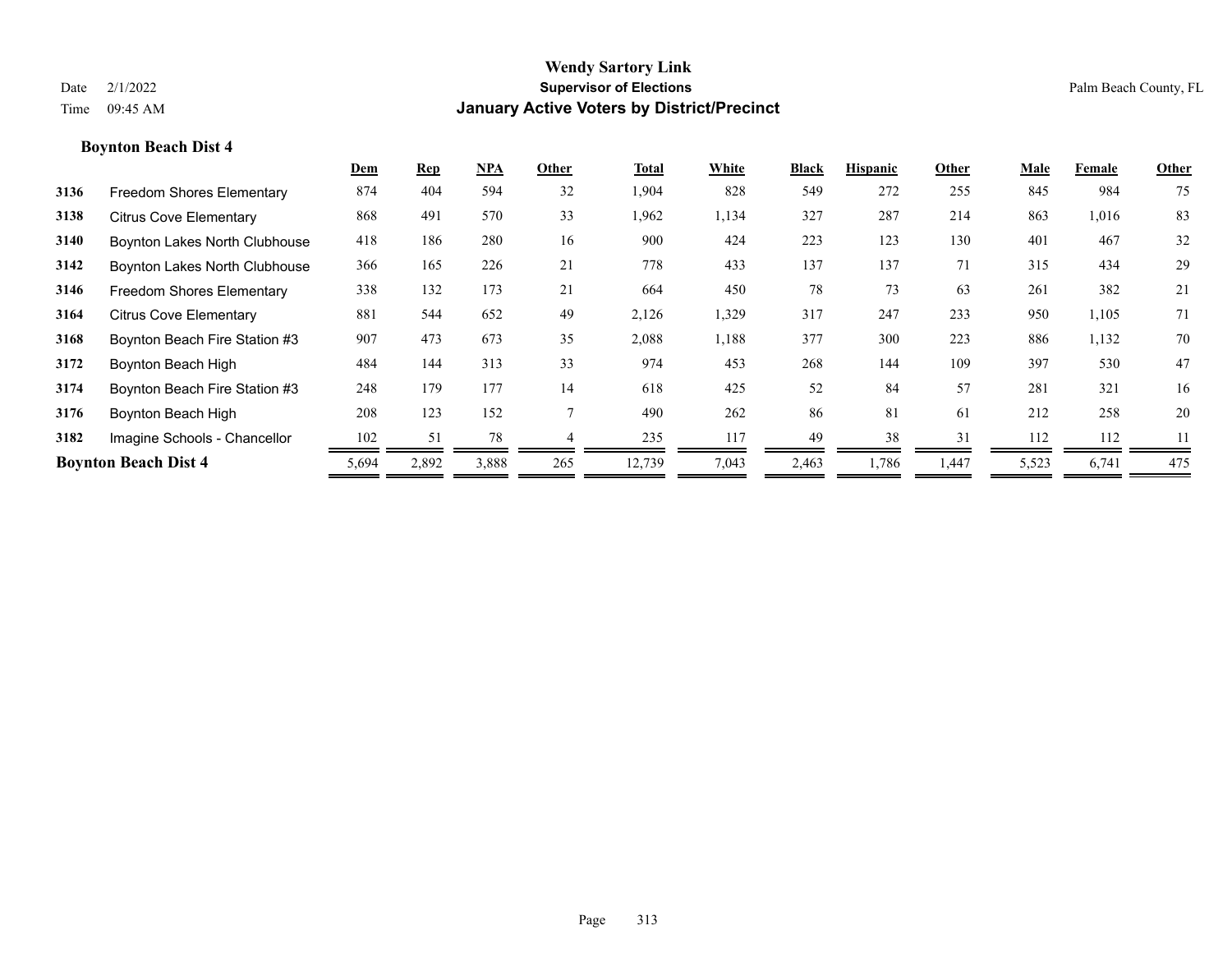**Wendy Sartory Link**
**Supervisor of Elections**
**January Active Voters by District/Precinct**

Date 2/1/2022
Time 09:45 AM

Palm Beach County, FL

### Boynton Beach Dist 4

| | | Dem | Rep | NPA | Other | Total | White | Black | Hispanic | Other | Male | Female | Other |
|---|---|---|---|---|---|---|---|---|---|---|---|---|---|
| 3136 | Freedom Shores Elementary | 874 | 404 | 594 | 32 | 1,904 | 828 | 549 | 272 | 255 | 845 | 984 | 75 |
| 3138 | Citrus Cove Elementary | 868 | 491 | 570 | 33 | 1,962 | 1,134 | 327 | 287 | 214 | 863 | 1,016 | 83 |
| 3140 | Boynton Lakes North Clubhouse | 418 | 186 | 280 | 16 | 900 | 424 | 223 | 123 | 130 | 401 | 467 | 32 |
| 3142 | Boynton Lakes North Clubhouse | 366 | 165 | 226 | 21 | 778 | 433 | 137 | 137 | 71 | 315 | 434 | 29 |
| 3146 | Freedom Shores Elementary | 338 | 132 | 173 | 21 | 664 | 450 | 78 | 73 | 63 | 261 | 382 | 21 |
| 3164 | Citrus Cove Elementary | 881 | 544 | 652 | 49 | 2,126 | 1,329 | 317 | 247 | 233 | 950 | 1,105 | 71 |
| 3168 | Boynton Beach Fire Station #3 | 907 | 473 | 673 | 35 | 2,088 | 1,188 | 377 | 300 | 223 | 886 | 1,132 | 70 |
| 3172 | Boynton Beach High | 484 | 144 | 313 | 33 | 974 | 453 | 268 | 144 | 109 | 397 | 530 | 47 |
| 3174 | Boynton Beach Fire Station #3 | 248 | 179 | 177 | 14 | 618 | 425 | 52 | 84 | 57 | 281 | 321 | 16 |
| 3176 | Boynton Beach High | 208 | 123 | 152 | 7 | 490 | 262 | 86 | 81 | 61 | 212 | 258 | 20 |
| 3182 | Imagine Schools - Chancellor | 102 | 51 | 78 | 4 | 235 | 117 | 49 | 38 | 31 | 112 | 112 | 11 |
| **Boynton Beach Dist 4** | | 5,694 | 2,892 | 3,888 | 265 | 12,739 | 7,043 | 2,463 | 1,786 | 1,447 | 5,523 | 6,741 | 475 |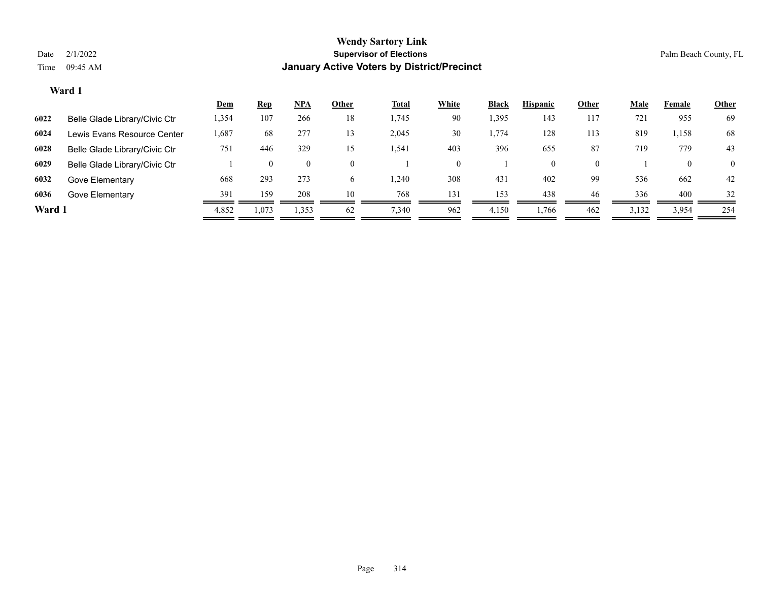# Wendy Sartory Link

**Supervisor of Elections**

**January Active Voters by District/Precinct**

Date 2/1/2022
Time 09:45 AM

Palm Beach County, FL

### Ward 1

| | | Dem | Rep | NPA | Other | Total | White | Black | Hispanic | Other | Male | Female | Other |
|---|---|---|---|---|---|---|---|---|---|---|---|---|---|
| **6022** | Belle Glade Library/Civic Ctr | 1,354 | 107 | 266 | 18 | 1,745 | 90 | 1,395 | 143 | 117 | 721 | 955 | 69 |
| **6024** | Lewis Evans Resource Center | 1,687 | 68 | 277 | 13 | 2,045 | 30 | 1,774 | 128 | 113 | 819 | 1,158 | 68 |
| **6028** | Belle Glade Library/Civic Ctr | 751 | 446 | 329 | 15 | 1,541 | 403 | 396 | 655 | 87 | 719 | 779 | 43 |
| **6029** | Belle Glade Library/Civic Ctr | 1 | 0 | 0 | 0 | 1 | 0 | 1 | 0 | 0 | 1 | 0 | 0 |
| **6032** | Gove Elementary | 668 | 293 | 273 | 6 | 1,240 | 308 | 431 | 402 | 99 | 536 | 662 | 42 |
| **6036** | Gove Elementary | 391 | 159 | 208 | 10 | 768 | 131 | 153 | 438 | 46 | 336 | 400 | 32 |
| **Ward 1** | | 4,852 | 1,073 | 1,353 | 62 | 7,340 | 962 | 4,150 | 1,766 | 462 | 3,132 | 3,954 | 254 |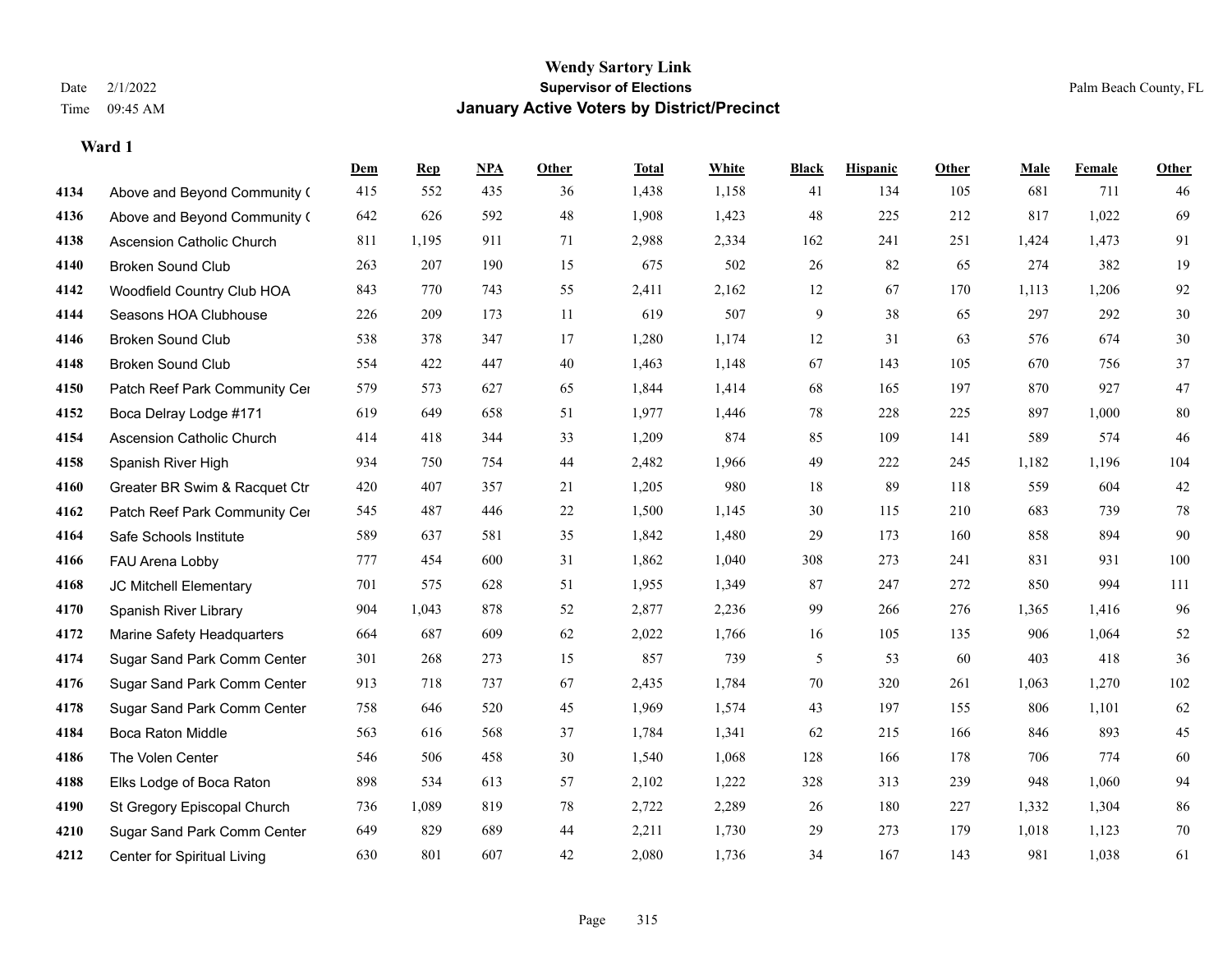# Wendy Sartory Link

**Supervisor of Elections**

**January Active Voters by District/Precinct**

Date 2/1/2022
Time 09:45 AM

Palm Beach County, FL

### Ward 1

| | | Dem | Rep | NPA | Other | Total | White | Black | Hispanic | Other | Male | Female | Other |
|---|---|---|---|---|---|---|---|---|---|---|---|---|---|
| 4134 | Above and Beyond Community C | 415 | 552 | 435 | 36 | 1,438 | 1,158 | 41 | 134 | 105 | 681 | 711 | 46 |
| 4136 | Above and Beyond Community C | 642 | 626 | 592 | 48 | 1,908 | 1,423 | 48 | 225 | 212 | 817 | 1,022 | 69 |
| 4138 | Ascension Catholic Church | 811 | 1,195 | 911 | 71 | 2,988 | 2,334 | 162 | 241 | 251 | 1,424 | 1,473 | 91 |
| 4140 | Broken Sound Club | 263 | 207 | 190 | 15 | 675 | 502 | 26 | 82 | 65 | 274 | 382 | 19 |
| 4142 | Woodfield Country Club HOA | 843 | 770 | 743 | 55 | 2,411 | 2,162 | 12 | 67 | 170 | 1,113 | 1,206 | 92 |
| 4144 | Seasons HOA Clubhouse | 226 | 209 | 173 | 11 | 619 | 507 | 9 | 38 | 65 | 297 | 292 | 30 |
| 4146 | Broken Sound Club | 538 | 378 | 347 | 17 | 1,280 | 1,174 | 12 | 31 | 63 | 576 | 674 | 30 |
| 4148 | Broken Sound Club | 554 | 422 | 447 | 40 | 1,463 | 1,148 | 67 | 143 | 105 | 670 | 756 | 37 |
| 4150 | Patch Reef Park Community Cer | 579 | 573 | 627 | 65 | 1,844 | 1,414 | 68 | 165 | 197 | 870 | 927 | 47 |
| 4152 | Boca Delray Lodge #171 | 619 | 649 | 658 | 51 | 1,977 | 1,446 | 78 | 228 | 225 | 897 | 1,000 | 80 |
| 4154 | Ascension Catholic Church | 414 | 418 | 344 | 33 | 1,209 | 874 | 85 | 109 | 141 | 589 | 574 | 46 |
| 4158 | Spanish River High | 934 | 750 | 754 | 44 | 2,482 | 1,966 | 49 | 222 | 245 | 1,182 | 1,196 | 104 |
| 4160 | Greater BR Swim & Racquet Ctr | 420 | 407 | 357 | 21 | 1,205 | 980 | 18 | 89 | 118 | 559 | 604 | 42 |
| 4162 | Patch Reef Park Community Cer | 545 | 487 | 446 | 22 | 1,500 | 1,145 | 30 | 115 | 210 | 683 | 739 | 78 |
| 4164 | Safe Schools Institute | 589 | 637 | 581 | 35 | 1,842 | 1,480 | 29 | 173 | 160 | 858 | 894 | 90 |
| 4166 | FAU Arena Lobby | 777 | 454 | 600 | 31 | 1,862 | 1,040 | 308 | 273 | 241 | 831 | 931 | 100 |
| 4168 | JC Mitchell Elementary | 701 | 575 | 628 | 51 | 1,955 | 1,349 | 87 | 247 | 272 | 850 | 994 | 111 |
| 4170 | Spanish River Library | 904 | 1,043 | 878 | 52 | 2,877 | 2,236 | 99 | 266 | 276 | 1,365 | 1,416 | 96 |
| 4172 | Marine Safety Headquarters | 664 | 687 | 609 | 62 | 2,022 | 1,766 | 16 | 105 | 135 | 906 | 1,064 | 52 |
| 4174 | Sugar Sand Park Comm Center | 301 | 268 | 273 | 15 | 857 | 739 | 5 | 53 | 60 | 403 | 418 | 36 |
| 4176 | Sugar Sand Park Comm Center | 913 | 718 | 737 | 67 | 2,435 | 1,784 | 70 | 320 | 261 | 1,063 | 1,270 | 102 |
| 4178 | Sugar Sand Park Comm Center | 758 | 646 | 520 | 45 | 1,969 | 1,574 | 43 | 197 | 155 | 806 | 1,101 | 62 |
| 4184 | Boca Raton Middle | 563 | 616 | 568 | 37 | 1,784 | 1,341 | 62 | 215 | 166 | 846 | 893 | 45 |
| 4186 | The Volen Center | 546 | 506 | 458 | 30 | 1,540 | 1,068 | 128 | 166 | 178 | 706 | 774 | 60 |
| 4188 | Elks Lodge of Boca Raton | 898 | 534 | 613 | 57 | 2,102 | 1,222 | 328 | 313 | 239 | 948 | 1,060 | 94 |
| 4190 | St Gregory Episcopal Church | 736 | 1,089 | 819 | 78 | 2,722 | 2,289 | 26 | 180 | 227 | 1,332 | 1,304 | 86 |
| 4210 | Sugar Sand Park Comm Center | 649 | 829 | 689 | 44 | 2,211 | 1,730 | 29 | 273 | 179 | 1,018 | 1,123 | 70 |
| 4212 | Center for Spiritual Living | 630 | 801 | 607 | 42 | 2,080 | 1,736 | 34 | 167 | 143 | 981 | 1,038 | 61 |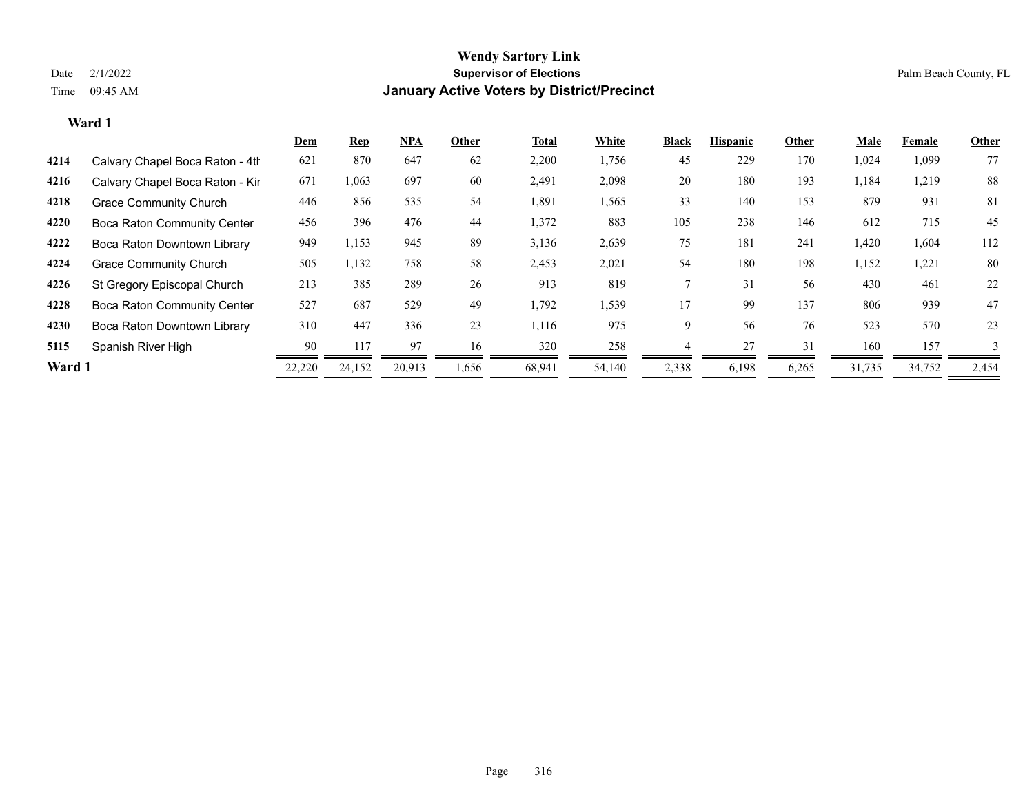# Wendy Sartory Link

**Supervisor of Elections**

**January Active Voters by District/Precinct**

Date 2/1/2022

Time 09:45 AM

Palm Beach County, FL

**Ward 1**

| | | Dem | Rep | NPA | Other | Total | White | Black | Hispanic | Other | Male | Female | Other |
|---|---|---|---|---|---|---|---|---|---|---|---|---|---|
| 4214 | Calvary Chapel Boca Raton - 4th | 621 | 870 | 647 | 62 | 2,200 | 1,756 | 45 | 229 | 170 | 1,024 | 1,099 | 77 |
| 4216 | Calvary Chapel Boca Raton - Kir | 671 | 1,063 | 697 | 60 | 2,491 | 2,098 | 20 | 180 | 193 | 1,184 | 1,219 | 88 |
| 4218 | Grace Community Church | 446 | 856 | 535 | 54 | 1,891 | 1,565 | 33 | 140 | 153 | 879 | 931 | 81 |
| 4220 | Boca Raton Community Center | 456 | 396 | 476 | 44 | 1,372 | 883 | 105 | 238 | 146 | 612 | 715 | 45 |
| 4222 | Boca Raton Downtown Library | 949 | 1,153 | 945 | 89 | 3,136 | 2,639 | 75 | 181 | 241 | 1,420 | 1,604 | 112 |
| 4224 | Grace Community Church | 505 | 1,132 | 758 | 58 | 2,453 | 2,021 | 54 | 180 | 198 | 1,152 | 1,221 | 80 |
| 4226 | St Gregory Episcopal Church | 213 | 385 | 289 | 26 | 913 | 819 | 7 | 31 | 56 | 430 | 461 | 22 |
| 4228 | Boca Raton Community Center | 527 | 687 | 529 | 49 | 1,792 | 1,539 | 17 | 99 | 137 | 806 | 939 | 47 |
| 4230 | Boca Raton Downtown Library | 310 | 447 | 336 | 23 | 1,116 | 975 | 9 | 56 | 76 | 523 | 570 | 23 |
| 5115 | Spanish River High | 90 | 117 | 97 | 16 | 320 | 258 | 4 | 27 | 31 | 160 | 157 | 3 |
| **Ward 1** | | 22,220 | 24,152 | 20,913 | 1,656 | 68,941 | 54,140 | 2,338 | 6,198 | 6,265 | 31,735 | 34,752 | 2,454 |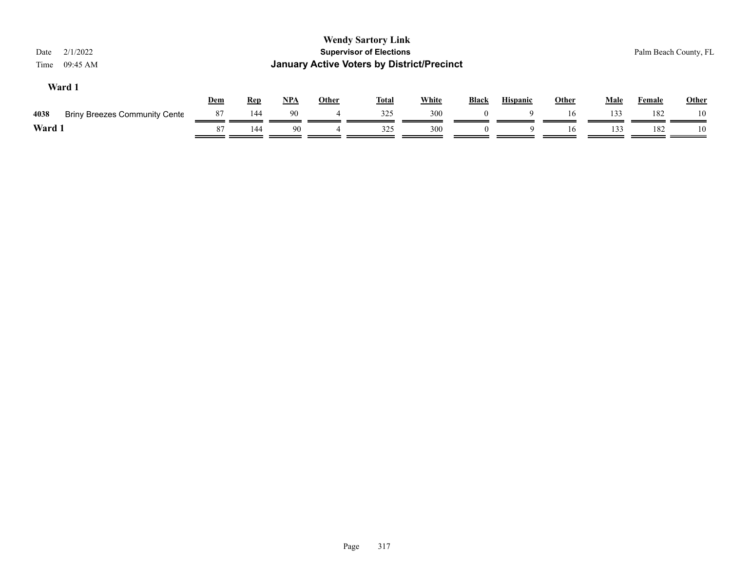**Wendy Sartory Link**
**Supervisor of Elections**
**January Active Voters by District/Precinct**

Date 2/1/2022
Time 09:45 AM

Palm Beach County, FL

## Ward 1

| | | Dem | Rep | NPA | Other | Total | White | Black | Hispanic | Other | Male | Female | Other |
|---|---|---|---|---|---|---|---|---|---|---|---|---|---|
| 4038 | Briny Breezes Community Cente | 87 | 144 | 90 | 4 | 325 | 300 | 0 | 9 | 16 | 133 | 182 | 10 |
| **Ward 1** | | 87 | 144 | 90 | 4 | 325 | 300 | 0 | 9 | 16 | 133 | 182 | 10 |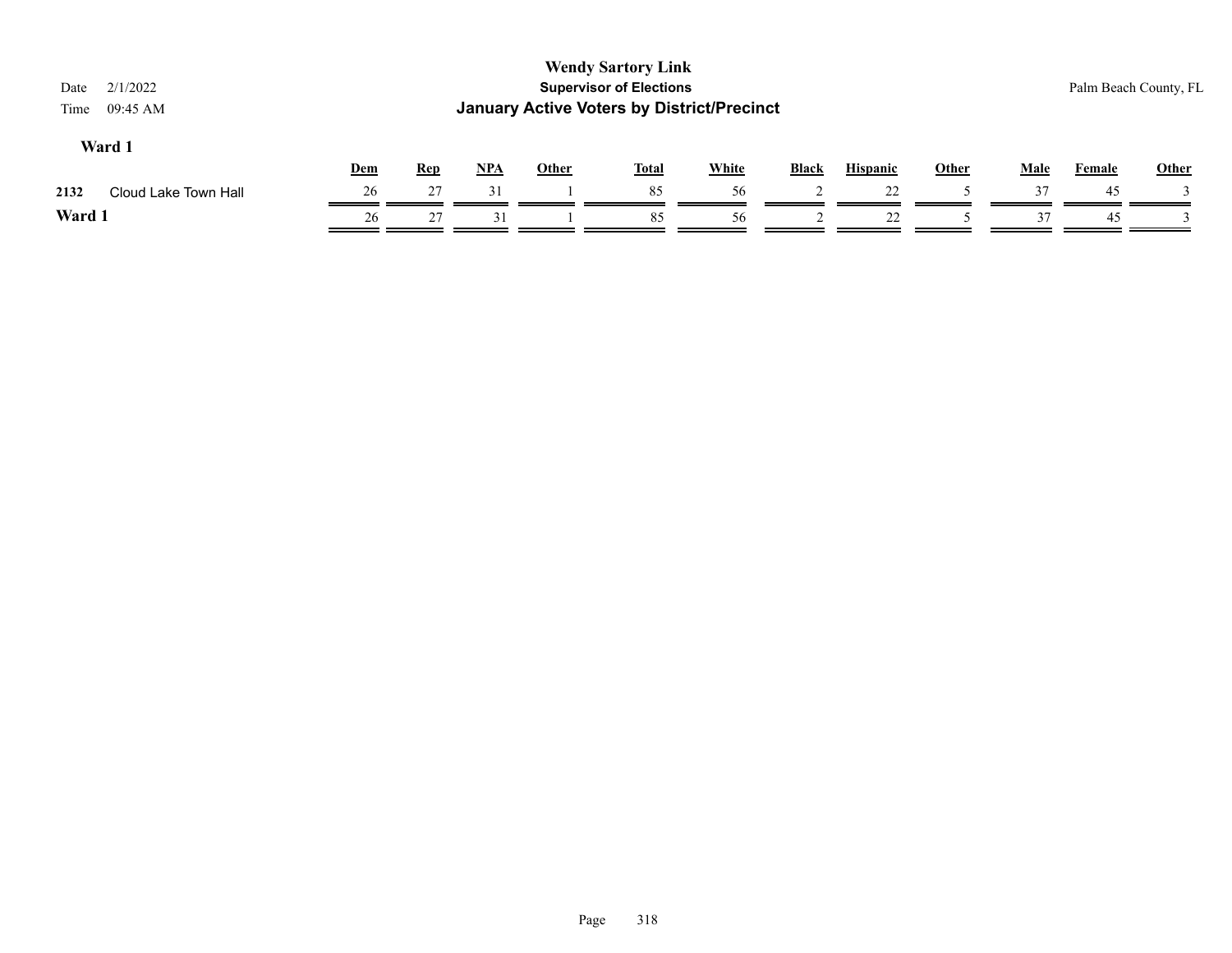# Wendy Sartory Link

## Supervisor of Elections

## January Active Voters by District/Precinct

Date 2/1/2022
Time 09:45 AM

Palm Beach County, FL

### Ward 1

| | | Dem | Rep | NPA | Other | Total | White | Black | Hispanic | Other | Male | Female | Other |
|---|---|---|---|---|---|---|---|---|---|---|---|---|---|
| 2132 | Cloud Lake Town Hall | 26 | 27 | 31 | 1 | 85 | 56 | 2 | 22 | 5 | 37 | 45 | 3 |
| **Ward 1** | | 26 | 27 | 31 | 1 | 85 | 56 | 2 | 22 | 5 | 37 | 45 | 3 |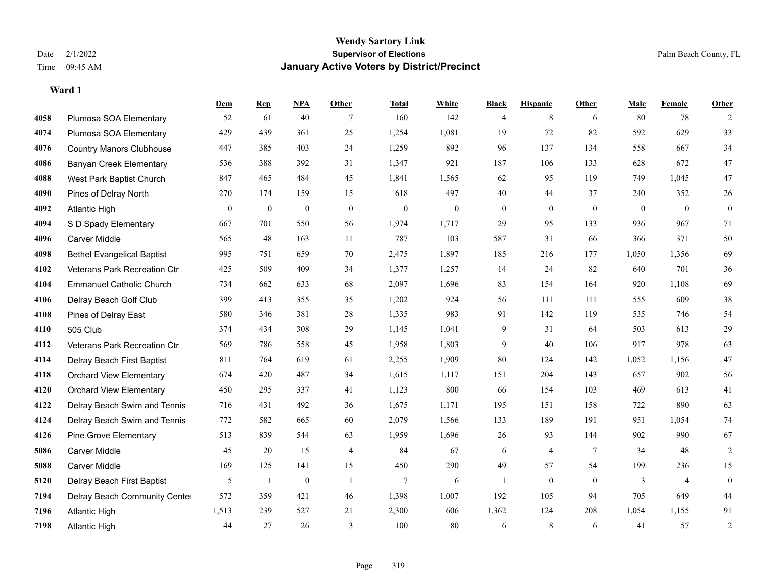# Wendy Sartory Link

## Supervisor of Elections

## January Active Voters by District/Precinct

Date 2/1/2022
Time 09:45 AM

Palm Beach County, FL

### Ward 1

| | | Dem | Rep | NPA | Other | Total | White | Black | Hispanic | Other | Male | Female | Other |
|---|---|---|---|---|---|---|---|---|---|---|---|---|---|
| 4058 | Plumosa SOA Elementary | 52 | 61 | 40 | 7 | 160 | 142 | 4 | 8 | 6 | 80 | 78 | 2 |
| 4074 | Plumosa SOA Elementary | 429 | 439 | 361 | 25 | 1,254 | 1,081 | 19 | 72 | 82 | 592 | 629 | 33 |
| 4076 | Country Manors Clubhouse | 447 | 385 | 403 | 24 | 1,259 | 892 | 96 | 137 | 134 | 558 | 667 | 34 |
| 4086 | Banyan Creek Elementary | 536 | 388 | 392 | 31 | 1,347 | 921 | 187 | 106 | 133 | 628 | 672 | 47 |
| 4088 | West Park Baptist Church | 847 | 465 | 484 | 45 | 1,841 | 1,565 | 62 | 95 | 119 | 749 | 1,045 | 47 |
| 4090 | Pines of Delray North | 270 | 174 | 159 | 15 | 618 | 497 | 40 | 44 | 37 | 240 | 352 | 26 |
| 4092 | Atlantic High | 0 | 0 | 0 | 0 | 0 | 0 | 0 | 0 | 0 | 0 | 0 | 0 |
| 4094 | S D Spady Elementary | 667 | 701 | 550 | 56 | 1,974 | 1,717 | 29 | 95 | 133 | 936 | 967 | 71 |
| 4096 | Carver Middle | 565 | 48 | 163 | 11 | 787 | 103 | 587 | 31 | 66 | 366 | 371 | 50 |
| 4098 | Bethel Evangelical Baptist | 995 | 751 | 659 | 70 | 2,475 | 1,897 | 185 | 216 | 177 | 1,050 | 1,356 | 69 |
| 4102 | Veterans Park Recreation Ctr | 425 | 509 | 409 | 34 | 1,377 | 1,257 | 14 | 24 | 82 | 640 | 701 | 36 |
| 4104 | Emmanuel Catholic Church | 734 | 662 | 633 | 68 | 2,097 | 1,696 | 83 | 154 | 164 | 920 | 1,108 | 69 |
| 4106 | Delray Beach Golf Club | 399 | 413 | 355 | 35 | 1,202 | 924 | 56 | 111 | 111 | 555 | 609 | 38 |
| 4108 | Pines of Delray East | 580 | 346 | 381 | 28 | 1,335 | 983 | 91 | 142 | 119 | 535 | 746 | 54 |
| 4110 | 505 Club | 374 | 434 | 308 | 29 | 1,145 | 1,041 | 9 | 31 | 64 | 503 | 613 | 29 |
| 4112 | Veterans Park Recreation Ctr | 569 | 786 | 558 | 45 | 1,958 | 1,803 | 9 | 40 | 106 | 917 | 978 | 63 |
| 4114 | Delray Beach First Baptist | 811 | 764 | 619 | 61 | 2,255 | 1,909 | 80 | 124 | 142 | 1,052 | 1,156 | 47 |
| 4118 | Orchard View Elementary | 674 | 420 | 487 | 34 | 1,615 | 1,117 | 151 | 204 | 143 | 657 | 902 | 56 |
| 4120 | Orchard View Elementary | 450 | 295 | 337 | 41 | 1,123 | 800 | 66 | 154 | 103 | 469 | 613 | 41 |
| 4122 | Delray Beach Swim and Tennis | 716 | 431 | 492 | 36 | 1,675 | 1,171 | 195 | 151 | 158 | 722 | 890 | 63 |
| 4124 | Delray Beach Swim and Tennis | 772 | 582 | 665 | 60 | 2,079 | 1,566 | 133 | 189 | 191 | 951 | 1,054 | 74 |
| 4126 | Pine Grove Elementary | 513 | 839 | 544 | 63 | 1,959 | 1,696 | 26 | 93 | 144 | 902 | 990 | 67 |
| 5086 | Carver Middle | 45 | 20 | 15 | 4 | 84 | 67 | 6 | 4 | 7 | 34 | 48 | 2 |
| 5088 | Carver Middle | 169 | 125 | 141 | 15 | 450 | 290 | 49 | 57 | 54 | 199 | 236 | 15 |
| 5120 | Delray Beach First Baptist | 5 | 1 | 0 | 1 | 7 | 6 | 1 | 0 | 0 | 3 | 4 | 0 |
| 7194 | Delray Beach Community Center | 572 | 359 | 421 | 46 | 1,398 | 1,007 | 192 | 105 | 94 | 705 | 649 | 44 |
| 7196 | Atlantic High | 1,513 | 239 | 527 | 21 | 2,300 | 606 | 1,362 | 124 | 208 | 1,054 | 1,155 | 91 |
| 7198 | Atlantic High | 44 | 27 | 26 | 3 | 100 | 80 | 6 | 8 | 6 | 41 | 57 | 2 |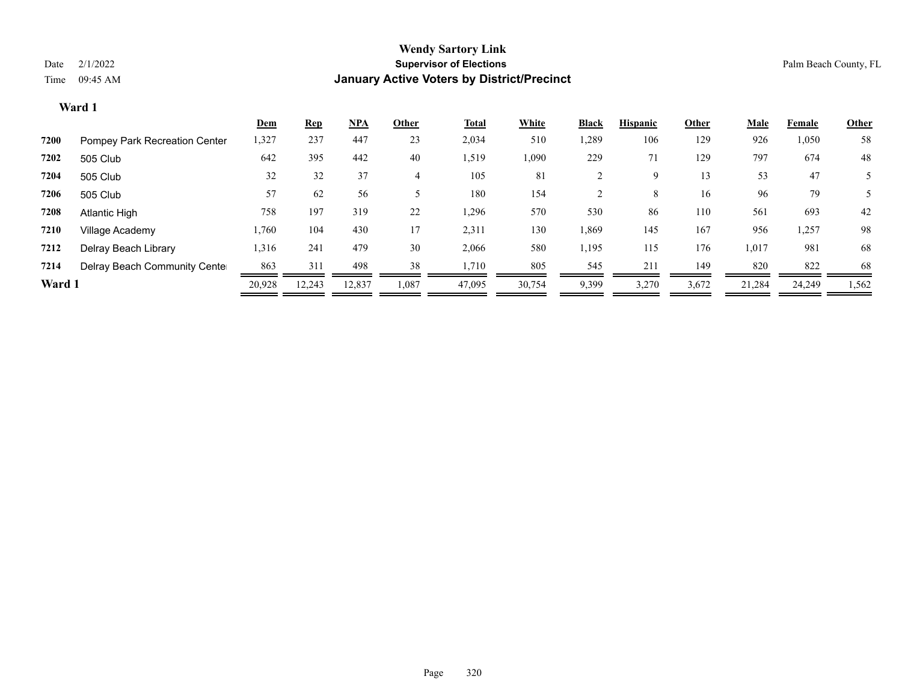# Wendy Sartory Link

## Supervisor of Elections

## January Active Voters by District/Precinct

Date 2/1/2022

Time 09:45 AM

Palm Beach County, FL

### Ward 1

| | | Dem | Rep | NPA | Other | Total | White | Black | Hispanic | Other | Male | Female | Other |
|---|---|---|---|---|---|---|---|---|---|---|---|---|---|
| 7200 | Pompey Park Recreation Center | 1,327 | 237 | 447 | 23 | 2,034 | 510 | 1,289 | 106 | 129 | 926 | 1,050 | 58 |
| 7202 | 505 Club | 642 | 395 | 442 | 40 | 1,519 | 1,090 | 229 | 71 | 129 | 797 | 674 | 48 |
| 7204 | 505 Club | 32 | 32 | 37 | 4 | 105 | 81 | 2 | 9 | 13 | 53 | 47 | 5 |
| 7206 | 505 Club | 57 | 62 | 56 | 5 | 180 | 154 | 2 | 8 | 16 | 96 | 79 | 5 |
| 7208 | Atlantic High | 758 | 197 | 319 | 22 | 1,296 | 570 | 530 | 86 | 110 | 561 | 693 | 42 |
| 7210 | Village Academy | 1,760 | 104 | 430 | 17 | 2,311 | 130 | 1,869 | 145 | 167 | 956 | 1,257 | 98 |
| 7212 | Delray Beach Library | 1,316 | 241 | 479 | 30 | 2,066 | 580 | 1,195 | 115 | 176 | 1,017 | 981 | 68 |
| 7214 | Delray Beach Community Center | 863 | 311 | 498 | 38 | 1,710 | 805 | 545 | 211 | 149 | 820 | 822 | 68 |
| **Ward 1** | | 20,928 | 12,243 | 12,837 | 1,087 | 47,095 | 30,754 | 9,399 | 3,270 | 3,672 | 21,284 | 24,249 | 1,562 |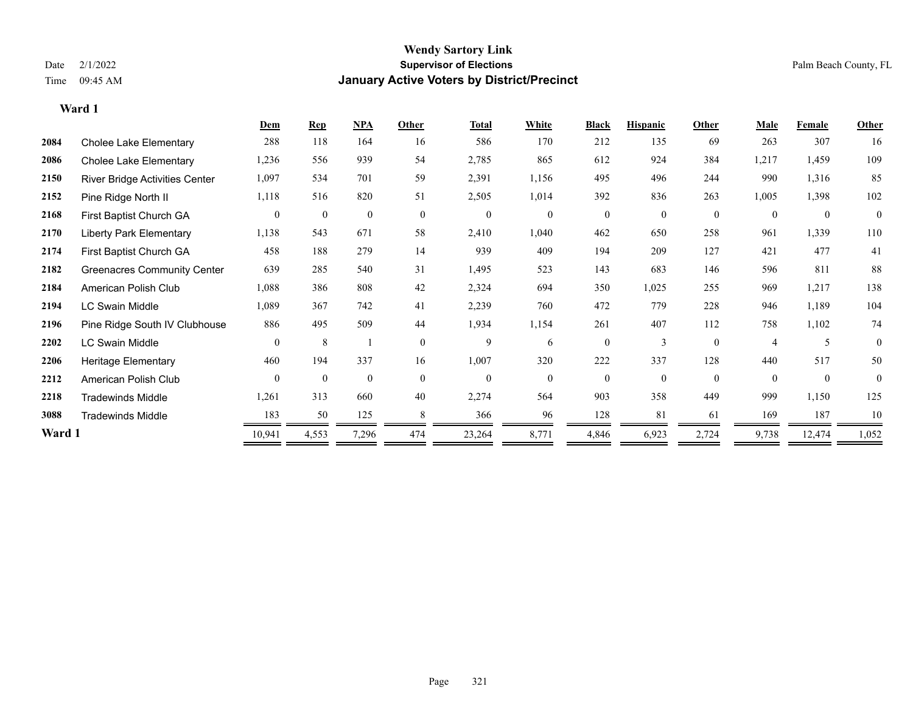# Wendy Sartory Link

## Supervisor of Elections

## January Active Voters by District/Precinct

Date 2/1/2022
Time 09:45 AM

Palm Beach County, FL

### Ward 1

| | | Dem | Rep | NPA | Other | Total | White | Black | Hispanic | Other | Male | Female | Other |
|---|---|---|---|---|---|---|---|---|---|---|---|---|---|
| 2084 | Cholee Lake Elementary | 288 | 118 | 164 | 16 | 586 | 170 | 212 | 135 | 69 | 263 | 307 | 16 |
| 2086 | Cholee Lake Elementary | 1,236 | 556 | 939 | 54 | 2,785 | 865 | 612 | 924 | 384 | 1,217 | 1,459 | 109 |
| 2150 | River Bridge Activities Center | 1,097 | 534 | 701 | 59 | 2,391 | 1,156 | 495 | 496 | 244 | 990 | 1,316 | 85 |
| 2152 | Pine Ridge North II | 1,118 | 516 | 820 | 51 | 2,505 | 1,014 | 392 | 836 | 263 | 1,005 | 1,398 | 102 |
| 2168 | First Baptist Church GA | 0 | 0 | 0 | 0 | 0 | 0 | 0 | 0 | 0 | 0 | 0 | 0 |
| 2170 | Liberty Park Elementary | 1,138 | 543 | 671 | 58 | 2,410 | 1,040 | 462 | 650 | 258 | 961 | 1,339 | 110 |
| 2174 | First Baptist Church GA | 458 | 188 | 279 | 14 | 939 | 409 | 194 | 209 | 127 | 421 | 477 | 41 |
| 2182 | Greenacres Community Center | 639 | 285 | 540 | 31 | 1,495 | 523 | 143 | 683 | 146 | 596 | 811 | 88 |
| 2184 | American Polish Club | 1,088 | 386 | 808 | 42 | 2,324 | 694 | 350 | 1,025 | 255 | 969 | 1,217 | 138 |
| 2194 | LC Swain Middle | 1,089 | 367 | 742 | 41 | 2,239 | 760 | 472 | 779 | 228 | 946 | 1,189 | 104 |
| 2196 | Pine Ridge South IV Clubhouse | 886 | 495 | 509 | 44 | 1,934 | 1,154 | 261 | 407 | 112 | 758 | 1,102 | 74 |
| 2202 | LC Swain Middle | 0 | 8 | 1 | 0 | 9 | 6 | 0 | 3 | 0 | 4 | 5 | 0 |
| 2206 | Heritage Elementary | 460 | 194 | 337 | 16 | 1,007 | 320 | 222 | 337 | 128 | 440 | 517 | 50 |
| 2212 | American Polish Club | 0 | 0 | 0 | 0 | 0 | 0 | 0 | 0 | 0 | 0 | 0 | 0 |
| 2218 | Tradewinds Middle | 1,261 | 313 | 660 | 40 | 2,274 | 564 | 903 | 358 | 449 | 999 | 1,150 | 125 |
| 3088 | Tradewinds Middle | 183 | 50 | 125 | 8 | 366 | 96 | 128 | 81 | 61 | 169 | 187 | 10 |
| **Ward 1** | | 10,941 | 4,553 | 7,296 | 474 | 23,264 | 8,771 | 4,846 | 6,923 | 2,724 | 9,738 | 12,474 | 1,052 |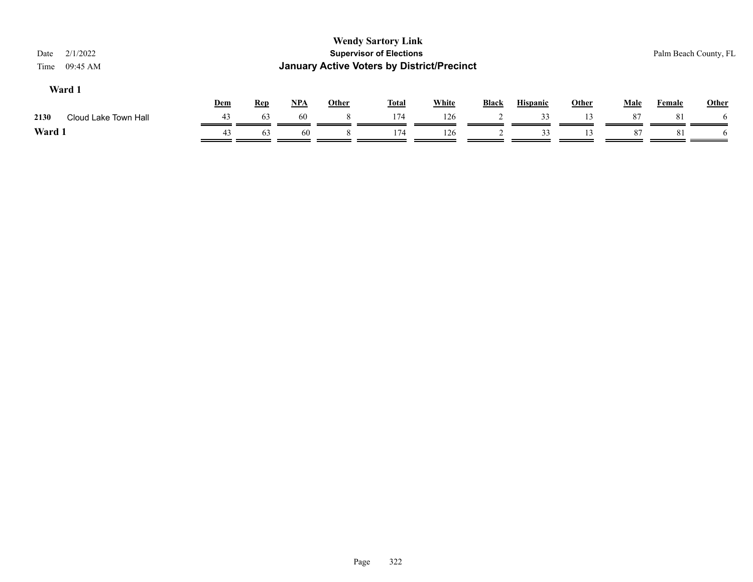**Wendy Sartory Link**
**Supervisor of Elections**
**January Active Voters by District/Precinct**

Date 2/1/2022
Time 09:45 AM

Palm Beach County, FL

### Ward 1

| | | Dem | Rep | NPA | Other | Total | White | Black | Hispanic | Other | Male | Female | Other |
|---|---|---|---|---|---|---|---|---|---|---|---|---|---|
| 2130 | Cloud Lake Town Hall | 43 | 63 | 60 | 8 | 174 | 126 | 2 | 33 | 13 | 87 | 81 | 6 |
| **Ward 1** | | 43 | 63 | 60 | 8 | 174 | 126 | 2 | 33 | 13 | 87 | 81 | 6 |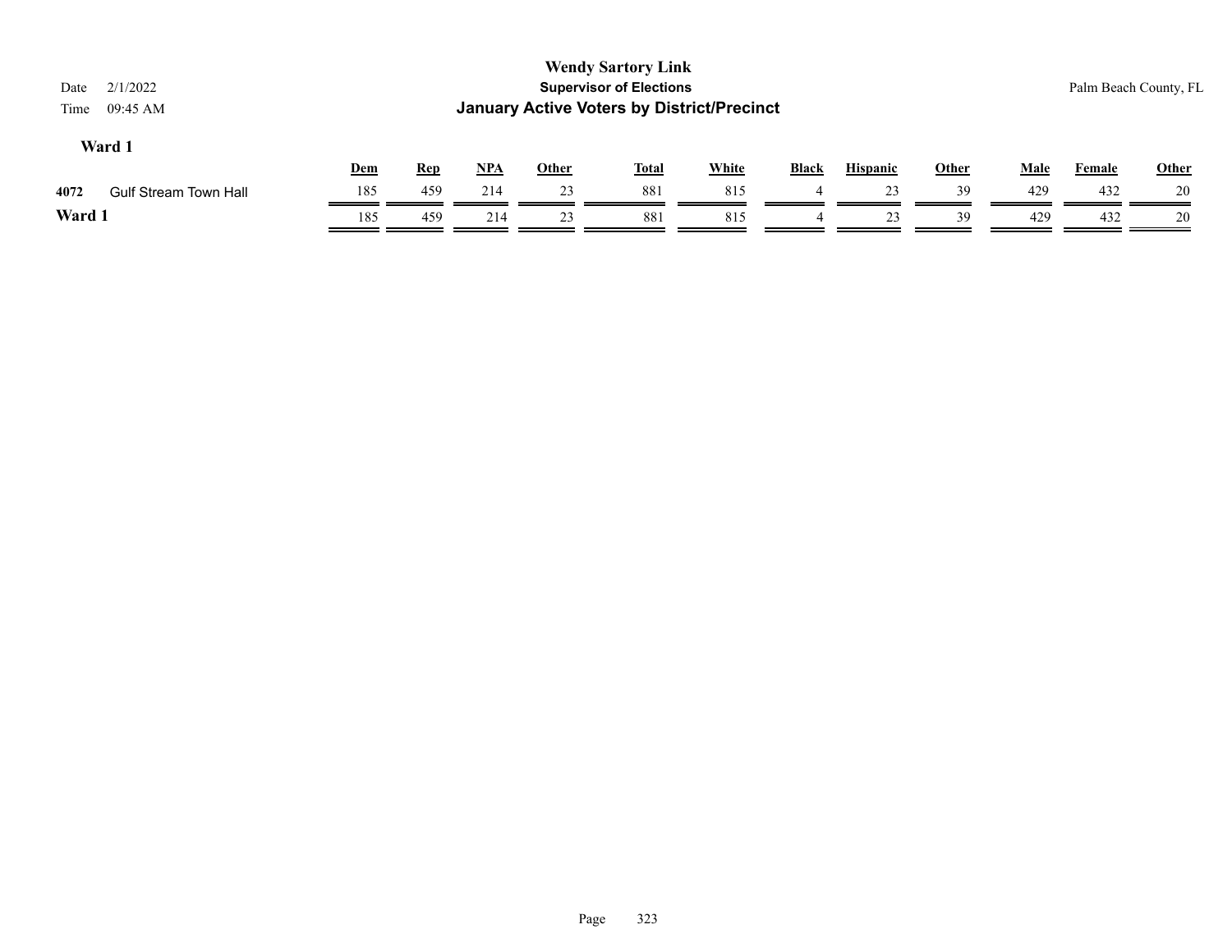**Wendy Sartory Link**
**Supervisor of Elections**
**January Active Voters by District/Precinct**

Date 2/1/2022
Time 09:45 AM

Palm Beach County, FL

### Ward 1

| | | Dem | Rep | NPA | Other | Total | White | Black | Hispanic | Other | Male | Female | Other |
|---|---|---|---|---|---|---|---|---|---|---|---|---|---|
| 4072 | Gulf Stream Town Hall | 185 | 459 | 214 | 23 | 881 | 815 | 4 | 23 | 39 | 429 | 432 | 20 |
| **Ward 1** | | 185 | 459 | 214 | 23 | 881 | 815 | 4 | 23 | 39 | 429 | 432 | 20 |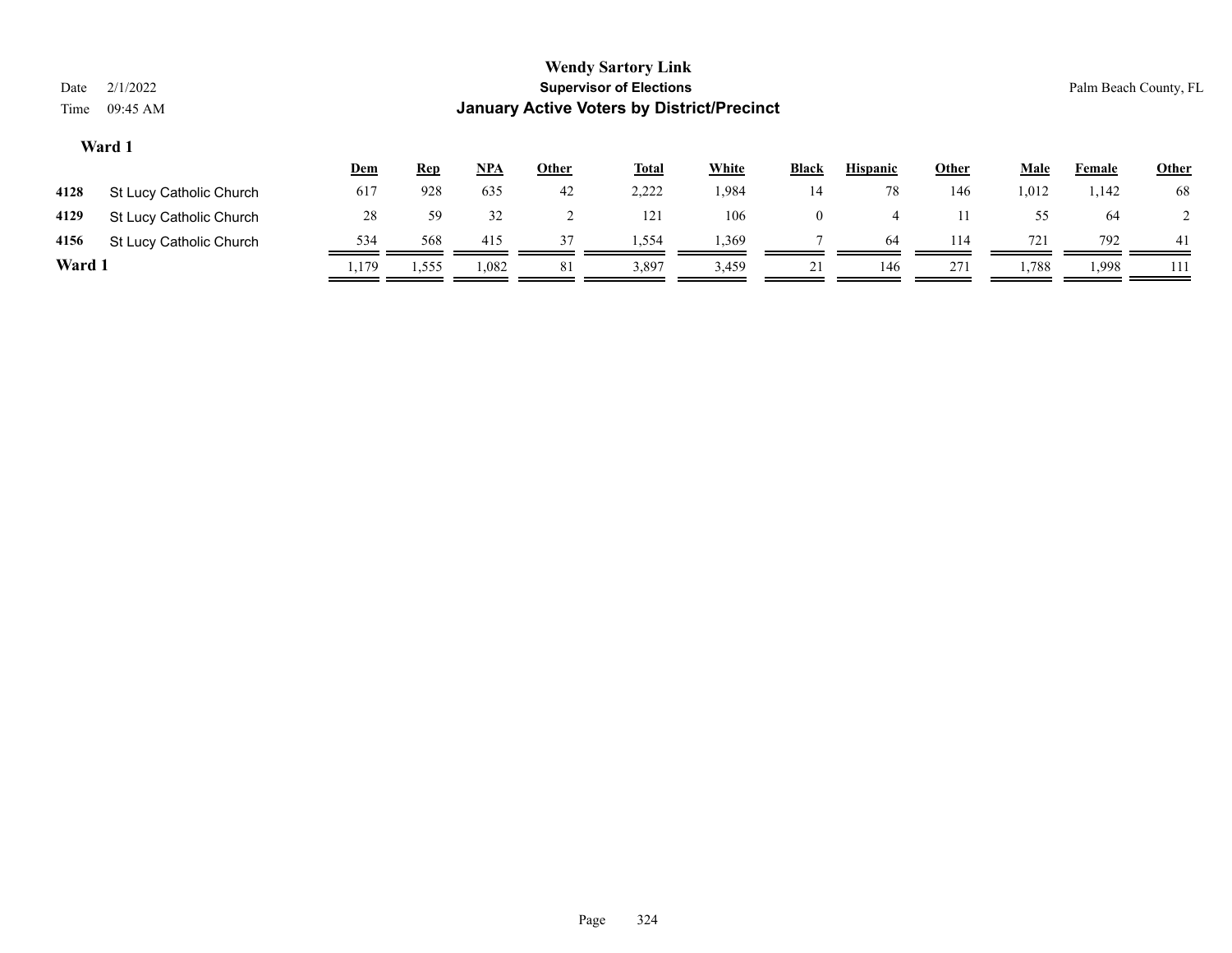**Wendy Sartory Link**
**Supervisor of Elections**
**January Active Voters by District/Precinct**

Date 2/1/2022
Time 09:45 AM

Palm Beach County, FL

## Ward 1

| | | Dem | Rep | NPA | Other | Total | White | Black | Hispanic | Other | Male | Female | Other |
|---|---|---|---|---|---|---|---|---|---|---|---|---|---|
| 4128 | St Lucy Catholic Church | 617 | 928 | 635 | 42 | 2,222 | 1,984 | 14 | 78 | 146 | 1,012 | 1,142 | 68 |
| 4129 | St Lucy Catholic Church | 28 | 59 | 32 | 2 | 121 | 106 | 0 | 4 | 11 | 55 | 64 | 2 |
| 4156 | St Lucy Catholic Church | 534 | 568 | 415 | 37 | 1,554 | 1,369 | 7 | 64 | 114 | 721 | 792 | 41 |
| **Ward 1** | | 1,179 | 1,555 | 1,082 | 81 | 3,897 | 3,459 | 21 | 146 | 271 | 1,788 | 1,998 | 111 |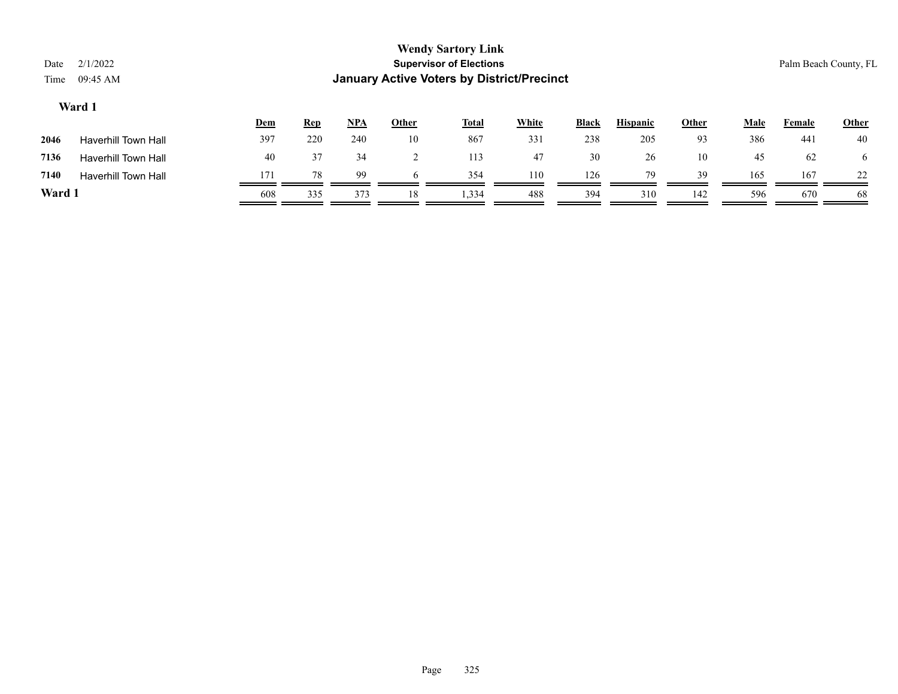**Wendy Sartory Link**
**Supervisor of Elections**
**January Active Voters by District/Precinct**

Date 2/1/2022
Time 09:45 AM

Palm Beach County, FL

### Ward 1

| | | Dem | Rep | NPA | Other | Total | White | Black | Hispanic | Other | Male | Female | Other |
|---|---|---|---|---|---|---|---|---|---|---|---|---|---|
| 2046 | Haverhill Town Hall | 397 | 220 | 240 | 10 | 867 | 331 | 238 | 205 | 93 | 386 | 441 | 40 |
| 7136 | Haverhill Town Hall | 40 | 37 | 34 | 2 | 113 | 47 | 30 | 26 | 10 | 45 | 62 | 6 |
| 7140 | Haverhill Town Hall | 171 | 78 | 99 | 6 | 354 | 110 | 126 | 79 | 39 | 165 | 167 | 22 |
| **Ward 1** | | 608 | 335 | 373 | 18 | 1,334 | 488 | 394 | 310 | 142 | 596 | 670 | 68 |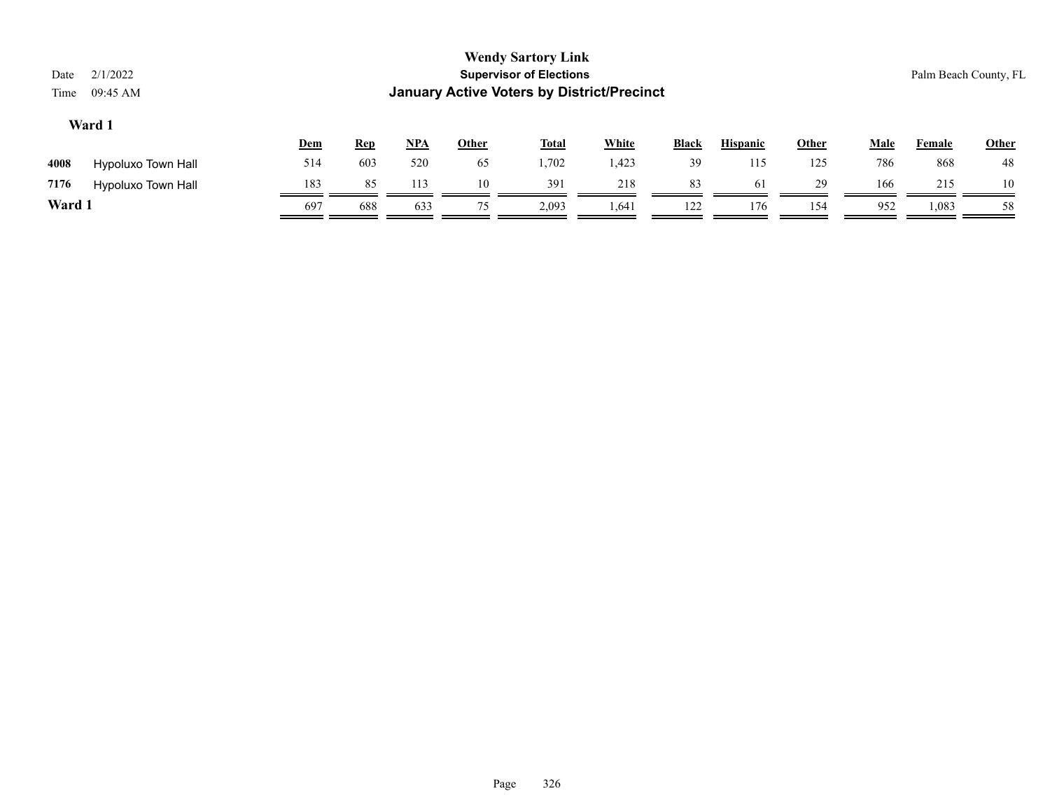# Wendy Sartory Link

## Supervisor of Elections

## January Active Voters by District/Precinct

Date 2/1/2022

Time 09:45 AM

Palm Beach County, FL

### Ward 1

| | | Dem | Rep | NPA | Other | Total | White | Black | Hispanic | Other | Male | Female | Other |
|---|---|---|---|---|---|---|---|---|---|---|---|---|---|
| 4008 | Hypoluxo Town Hall | 514 | 603 | 520 | 65 | 1,702 | 1,423 | 39 | 115 | 125 | 786 | 868 | 48 |
| 7176 | Hypoluxo Town Hall | 183 | 85 | 113 | 10 | 391 | 218 | 83 | 61 | 29 | 166 | 215 | 10 |
| **Ward 1** | | 697 | 688 | 633 | 75 | 2,093 | 1,641 | 122 | 176 | 154 | 952 | 1,083 | 58 |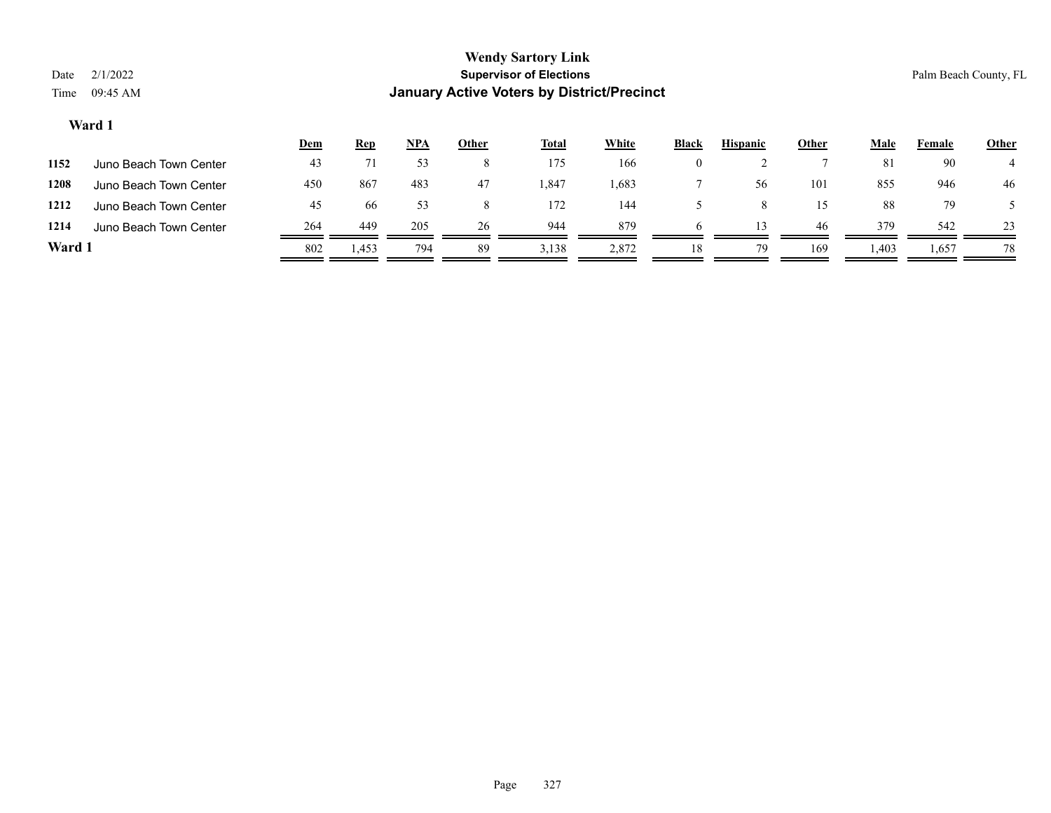**Wendy Sartory Link**
**Supervisor of Elections**
**January Active Voters by District/Precinct**

Date 2/1/2022
Time 09:45 AM

Palm Beach County, FL

### Ward 1

| | | Dem | Rep | NPA | Other | Total | White | Black | Hispanic | Other | Male | Female | Other |
|---|---|---|---|---|---|---|---|---|---|---|---|---|---|
| 1152 | Juno Beach Town Center | 43 | 71 | 53 | 8 | 175 | 166 | 0 | 2 | 7 | 81 | 90 | 4 |
| 1208 | Juno Beach Town Center | 450 | 867 | 483 | 47 | 1,847 | 1,683 | 7 | 56 | 101 | 855 | 946 | 46 |
| 1212 | Juno Beach Town Center | 45 | 66 | 53 | 8 | 172 | 144 | 5 | 8 | 15 | 88 | 79 | 5 |
| 1214 | Juno Beach Town Center | 264 | 449 | 205 | 26 | 944 | 879 | 6 | 13 | 46 | 379 | 542 | 23 |
| **Ward 1** | | 802 | 1,453 | 794 | 89 | 3,138 | 2,872 | 18 | 79 | 169 | 1,403 | 1,657 | 78 |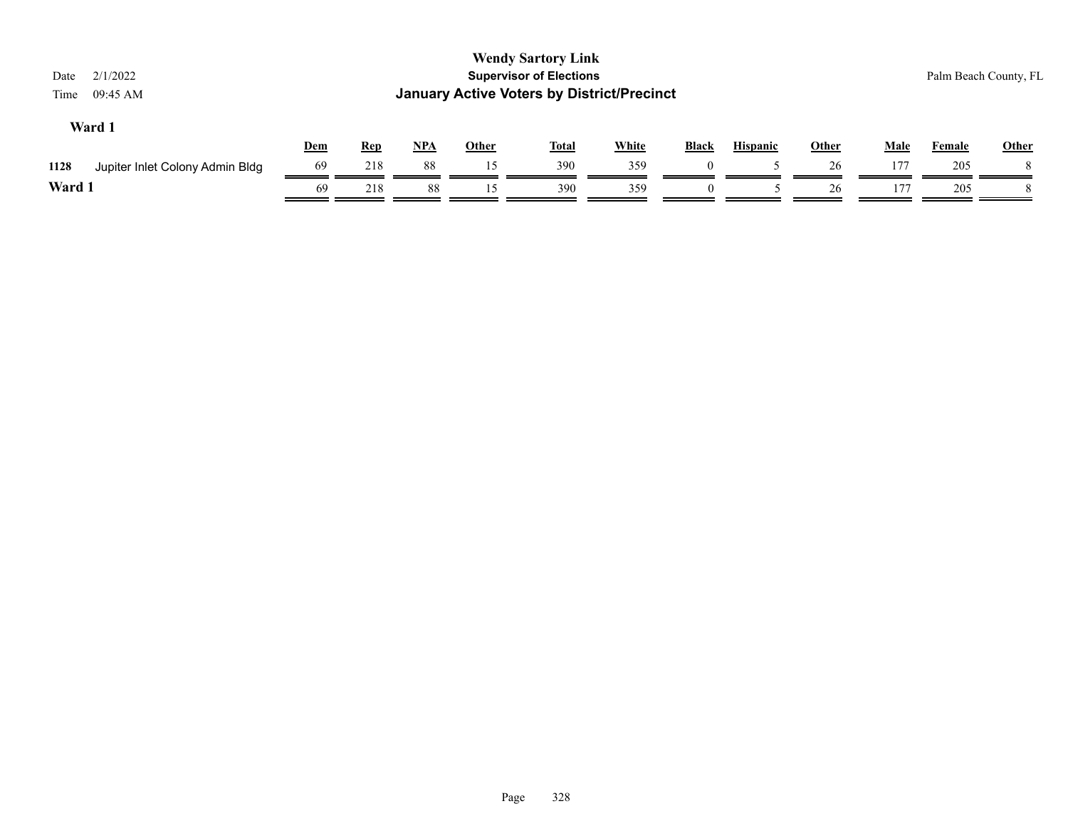**Wendy Sartory Link**
**Supervisor of Elections**
**January Active Voters by District/Precinct**

Date 2/1/2022
Time 09:45 AM

Palm Beach County, FL

### Ward 1

| | | Dem | Rep | NPA | Other | Total | White | Black | Hispanic | Other | Male | Female | Other |
|---|---|---|---|---|---|---|---|---|---|---|---|---|---|
| 1128 | Jupiter Inlet Colony Admin Bldg | 69 | 218 | 88 | 15 | 390 | 359 | 0 | 5 | 26 | 177 | 205 | 8 |
| **Ward 1** | | 69 | 218 | 88 | 15 | 390 | 359 | 0 | 5 | 26 | 177 | 205 | 8 |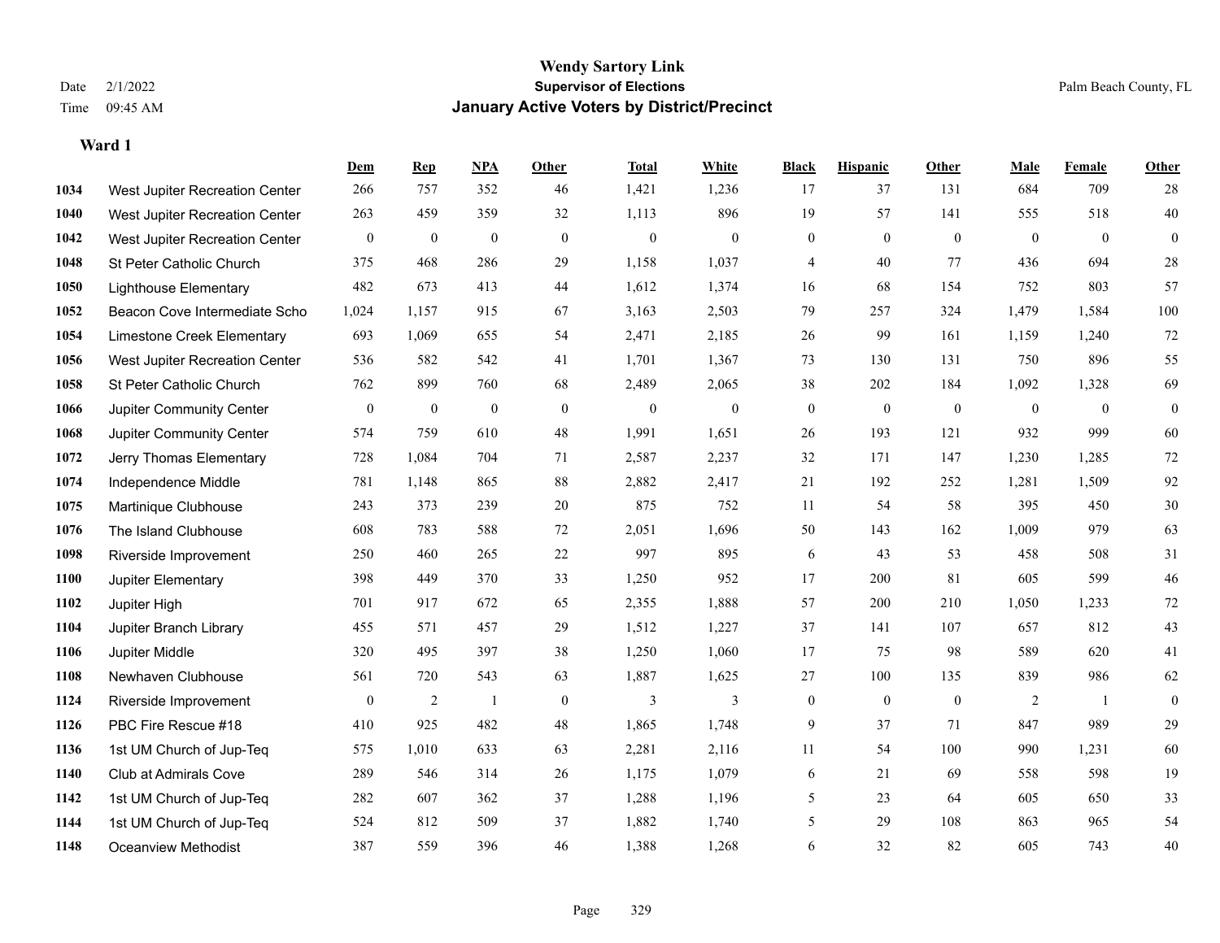# Wendy Sartory Link

**Supervisor of Elections**

**January Active Voters by District/Precinct**

Date 2/1/2022

Time 09:45 AM

Palm Beach County, FL

**Ward 1**

| | | Dem | Rep | NPA | Other | Total | White | Black | Hispanic | Other | Male | Female | Other |
|---|---|---|---|---|---|---|---|---|---|---|---|---|---|
| 1034 | West Jupiter Recreation Center | 266 | 757 | 352 | 46 | 1,421 | 1,236 | 17 | 37 | 131 | 684 | 709 | 28 |
| 1040 | West Jupiter Recreation Center | 263 | 459 | 359 | 32 | 1,113 | 896 | 19 | 57 | 141 | 555 | 518 | 40 |
| 1042 | West Jupiter Recreation Center | 0 | 0 | 0 | 0 | 0 | 0 | 0 | 0 | 0 | 0 | 0 | 0 |
| 1048 | St Peter Catholic Church | 375 | 468 | 286 | 29 | 1,158 | 1,037 | 4 | 40 | 77 | 436 | 694 | 28 |
| 1050 | Lighthouse Elementary | 482 | 673 | 413 | 44 | 1,612 | 1,374 | 16 | 68 | 154 | 752 | 803 | 57 |
| 1052 | Beacon Cove Intermediate Scho | 1,024 | 1,157 | 915 | 67 | 3,163 | 2,503 | 79 | 257 | 324 | 1,479 | 1,584 | 100 |
| 1054 | Limestone Creek Elementary | 693 | 1,069 | 655 | 54 | 2,471 | 2,185 | 26 | 99 | 161 | 1,159 | 1,240 | 72 |
| 1056 | West Jupiter Recreation Center | 536 | 582 | 542 | 41 | 1,701 | 1,367 | 73 | 130 | 131 | 750 | 896 | 55 |
| 1058 | St Peter Catholic Church | 762 | 899 | 760 | 68 | 2,489 | 2,065 | 38 | 202 | 184 | 1,092 | 1,328 | 69 |
| 1066 | Jupiter Community Center | 0 | 0 | 0 | 0 | 0 | 0 | 0 | 0 | 0 | 0 | 0 | 0 |
| 1068 | Jupiter Community Center | 574 | 759 | 610 | 48 | 1,991 | 1,651 | 26 | 193 | 121 | 932 | 999 | 60 |
| 1072 | Jerry Thomas Elementary | 728 | 1,084 | 704 | 71 | 2,587 | 2,237 | 32 | 171 | 147 | 1,230 | 1,285 | 72 |
| 1074 | Independence Middle | 781 | 1,148 | 865 | 88 | 2,882 | 2,417 | 21 | 192 | 252 | 1,281 | 1,509 | 92 |
| 1075 | Martinique Clubhouse | 243 | 373 | 239 | 20 | 875 | 752 | 11 | 54 | 58 | 395 | 450 | 30 |
| 1076 | The Island Clubhouse | 608 | 783 | 588 | 72 | 2,051 | 1,696 | 50 | 143 | 162 | 1,009 | 979 | 63 |
| 1098 | Riverside Improvement | 250 | 460 | 265 | 22 | 997 | 895 | 6 | 43 | 53 | 458 | 508 | 31 |
| 1100 | Jupiter Elementary | 398 | 449 | 370 | 33 | 1,250 | 952 | 17 | 200 | 81 | 605 | 599 | 46 |
| 1102 | Jupiter High | 701 | 917 | 672 | 65 | 2,355 | 1,888 | 57 | 200 | 210 | 1,050 | 1,233 | 72 |
| 1104 | Jupiter Branch Library | 455 | 571 | 457 | 29 | 1,512 | 1,227 | 37 | 141 | 107 | 657 | 812 | 43 |
| 1106 | Jupiter Middle | 320 | 495 | 397 | 38 | 1,250 | 1,060 | 17 | 75 | 98 | 589 | 620 | 41 |
| 1108 | Newhaven Clubhouse | 561 | 720 | 543 | 63 | 1,887 | 1,625 | 27 | 100 | 135 | 839 | 986 | 62 |
| 1124 | Riverside Improvement | 0 | 2 | 1 | 0 | 3 | 3 | 0 | 0 | 0 | 2 | 1 | 0 |
| 1126 | PBC Fire Rescue #18 | 410 | 925 | 482 | 48 | 1,865 | 1,748 | 9 | 37 | 71 | 847 | 989 | 29 |
| 1136 | 1st UM Church of Jup-Teq | 575 | 1,010 | 633 | 63 | 2,281 | 2,116 | 11 | 54 | 100 | 990 | 1,231 | 60 |
| 1140 | Club at Admirals Cove | 289 | 546 | 314 | 26 | 1,175 | 1,079 | 6 | 21 | 69 | 558 | 598 | 19 |
| 1142 | 1st UM Church of Jup-Teq | 282 | 607 | 362 | 37 | 1,288 | 1,196 | 5 | 23 | 64 | 605 | 650 | 33 |
| 1144 | 1st UM Church of Jup-Teq | 524 | 812 | 509 | 37 | 1,882 | 1,740 | 5 | 29 | 108 | 863 | 965 | 54 |
| 1148 | Oceanview Methodist | 387 | 559 | 396 | 46 | 1,388 | 1,268 | 6 | 32 | 82 | 605 | 743 | 40 |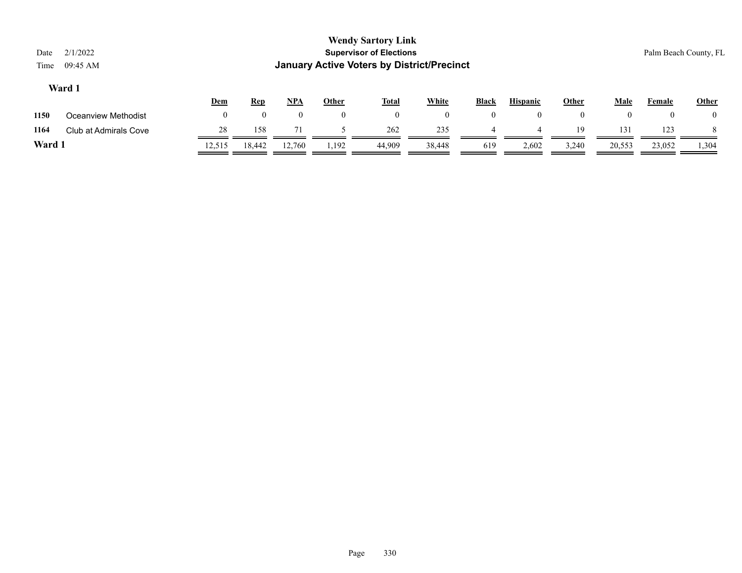**Wendy Sartory Link**
**Supervisor of Elections**
**January Active Voters by District/Precinct**

Date 2/1/2022
Time 09:45 AM

Palm Beach County, FL

### Ward 1

| | | Dem | Rep | NPA | Other | Total | White | Black | Hispanic | Other | Male | Female | Other |
|---|---|---|---|---|---|---|---|---|---|---|---|---|---|
| **1150** | Oceanview Methodist | 0 | 0 | 0 | 0 | 0 | 0 | 0 | 0 | 0 | 0 | 0 | 0 |
| **1164** | Club at Admirals Cove | 28 | 158 | 71 | 5 | 262 | 235 | 4 | 4 | 19 | 131 | 123 | 8 |
| **Ward 1** | | 12,515 | 18,442 | 12,760 | 1,192 | 44,909 | 38,448 | 619 | 2,602 | 3,240 | 20,553 | 23,052 | 1,304 |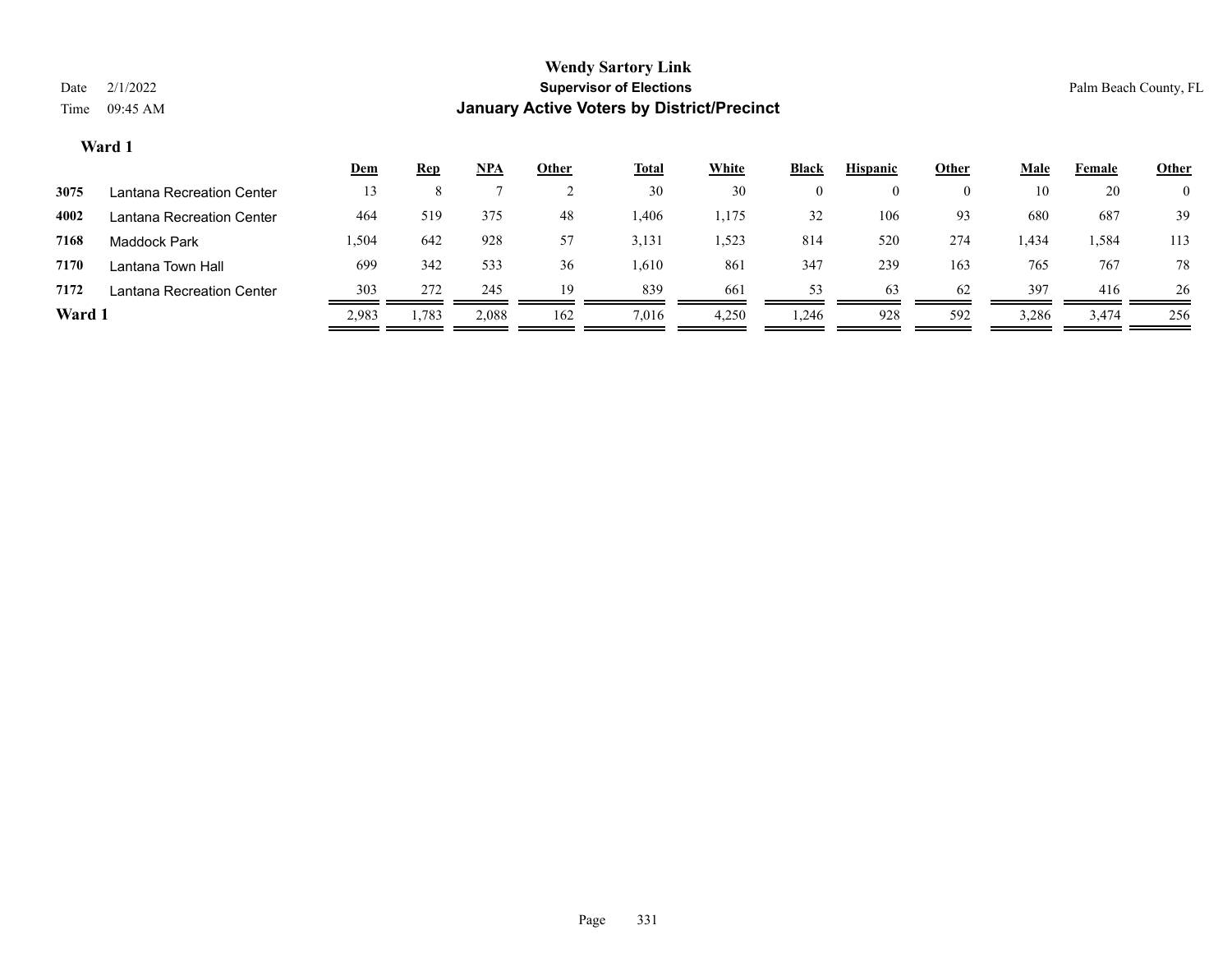**Wendy Sartory Link**
**Supervisor of Elections**
**January Active Voters by District/Precinct**

Date 2/1/2022
Time 09:45 AM

Palm Beach County, FL

## Ward 1

| | | Dem | Rep | NPA | Other | Total | White | Black | Hispanic | Other | Male | Female | Other |
|---|---|---|---|---|---|---|---|---|---|---|---|---|---|
| 3075 | Lantana Recreation Center | 13 | 8 | 7 | 2 | 30 | 30 | 0 | 0 | 0 | 10 | 20 | 0 |
| 4002 | Lantana Recreation Center | 464 | 519 | 375 | 48 | 1,406 | 1,175 | 32 | 106 | 93 | 680 | 687 | 39 |
| 7168 | Maddock Park | 1,504 | 642 | 928 | 57 | 3,131 | 1,523 | 814 | 520 | 274 | 1,434 | 1,584 | 113 |
| 7170 | Lantana Town Hall | 699 | 342 | 533 | 36 | 1,610 | 861 | 347 | 239 | 163 | 765 | 767 | 78 |
| 7172 | Lantana Recreation Center | 303 | 272 | 245 | 19 | 839 | 661 | 53 | 63 | 62 | 397 | 416 | 26 |
| **Ward 1** | | 2,983 | 1,783 | 2,088 | 162 | 7,016 | 4,250 | 1,246 | 928 | 592 | 3,286 | 3,474 | 256 |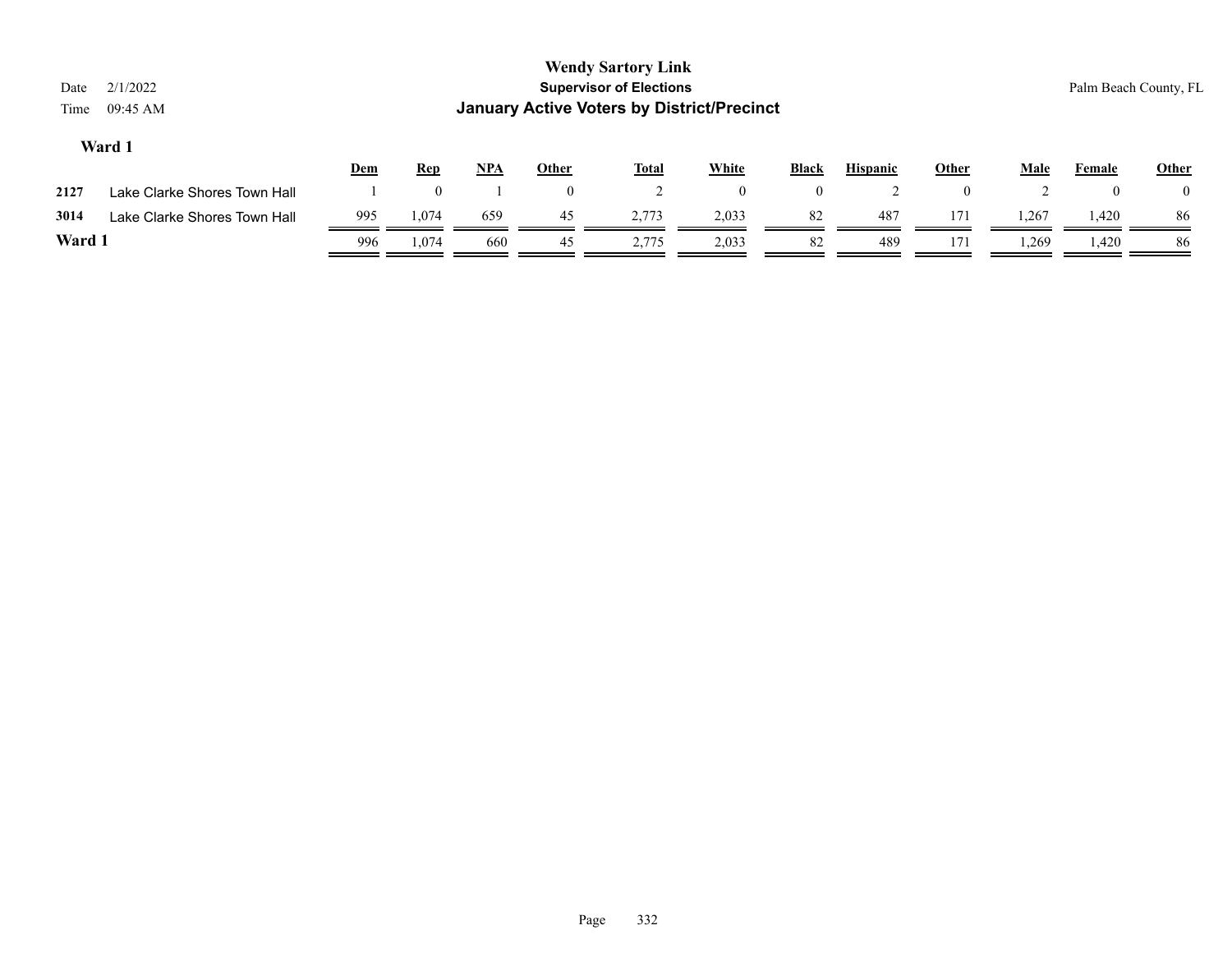# Wendy Sartory Link

**Supervisor of Elections**

**January Active Voters by District/Precinct**

Date 2/1/2022
Time 09:45 AM

Palm Beach County, FL

### Ward 1

| | | Dem | Rep | NPA | Other | Total | White | Black | Hispanic | Other | Male | Female | Other |
|---|---|---|---|---|---|---|---|---|---|---|---|---|---|
| 2127 | Lake Clarke Shores Town Hall | 1 | 0 | 1 | 0 | 2 | 0 | 0 | 2 | 0 | 2 | 0 | 0 |
| 3014 | Lake Clarke Shores Town Hall | 995 | 1,074 | 659 | 45 | 2,773 | 2,033 | 82 | 487 | 171 | 1,267 | 1,420 | 86 |
| **Ward 1** | | 996 | 1,074 | 660 | 45 | 2,775 | 2,033 | 82 | 489 | 171 | 1,269 | 1,420 | 86 |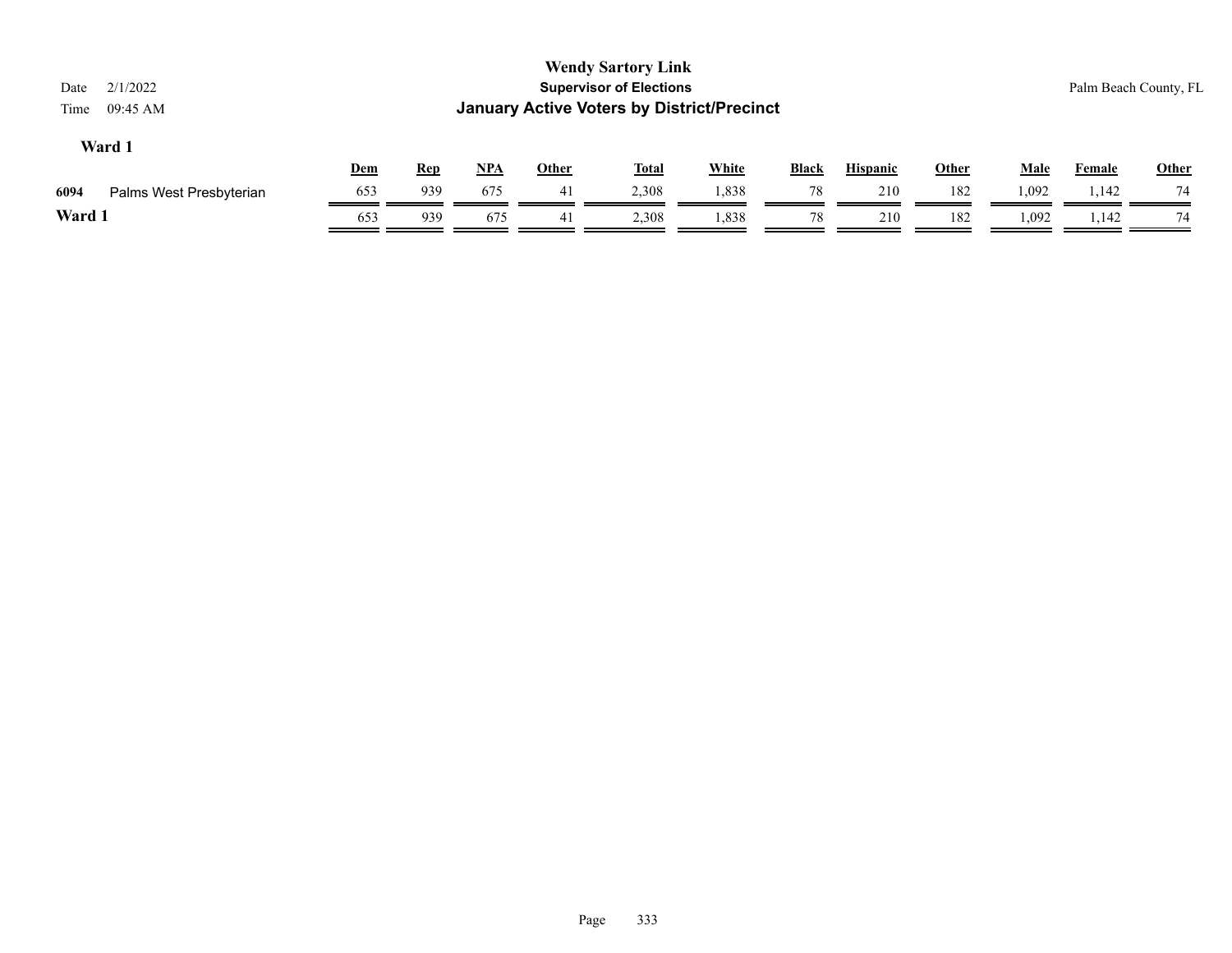# Wendy Sartory Link

## Supervisor of Elections

## January Active Voters by District/Precinct

Date 2/1/2022

Time 09:45 AM

Palm Beach County, FL

### Ward 1

| | | Dem | Rep | NPA | Other | Total | White | Black | Hispanic | Other | Male | Female | Other |
|---|---|---|---|---|---|---|---|---|---|---|---|---|---|
| 6094 | Palms West Presbyterian | 653 | 939 | 675 | 41 | 2,308 | 1,838 | 78 | 210 | 182 | 1,092 | 1,142 | 74 |
| **Ward 1** | | 653 | 939 | 675 | 41 | 2,308 | 1,838 | 78 | 210 | 182 | 1,092 | 1,142 | 74 |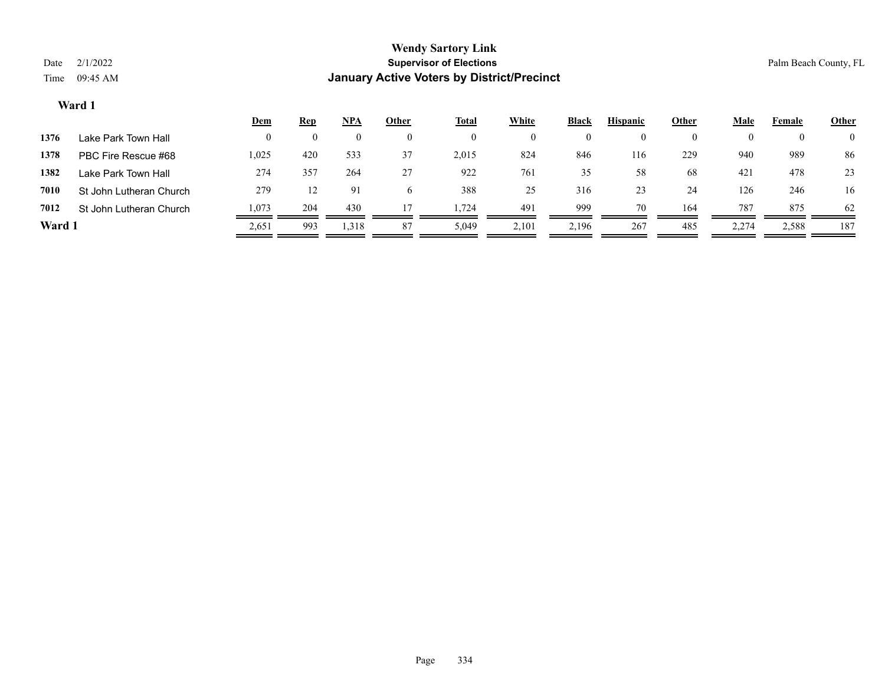# Wendy Sartory Link

**Supervisor of Elections**

**January Active Voters by District/Precinct**

Date 2/1/2022

Time 09:45 AM

Palm Beach County, FL

### Ward 1

| | | Dem | Rep | NPA | Other | Total | White | Black | Hispanic | Other | Male | Female | Other |
|---|---|---|---|---|---|---|---|---|---|---|---|---|---|
| **1376** | Lake Park Town Hall | 0 | 0 | 0 | 0 | 0 | 0 | 0 | 0 | 0 | 0 | 0 | 0 |
| **1378** | PBC Fire Rescue #68 | 1,025 | 420 | 533 | 37 | 2,015 | 824 | 846 | 116 | 229 | 940 | 989 | 86 |
| **1382** | Lake Park Town Hall | 274 | 357 | 264 | 27 | 922 | 761 | 35 | 58 | 68 | 421 | 478 | 23 |
| **7010** | St John Lutheran Church | 279 | 12 | 91 | 6 | 388 | 25 | 316 | 23 | 24 | 126 | 246 | 16 |
| **7012** | St John Lutheran Church | 1,073 | 204 | 430 | 17 | 1,724 | 491 | 999 | 70 | 164 | 787 | 875 | 62 |
| **Ward 1** | | 2,651 | 993 | 1,318 | 87 | 5,049 | 2,101 | 2,196 | 267 | 485 | 2,274 | 2,588 | 187 |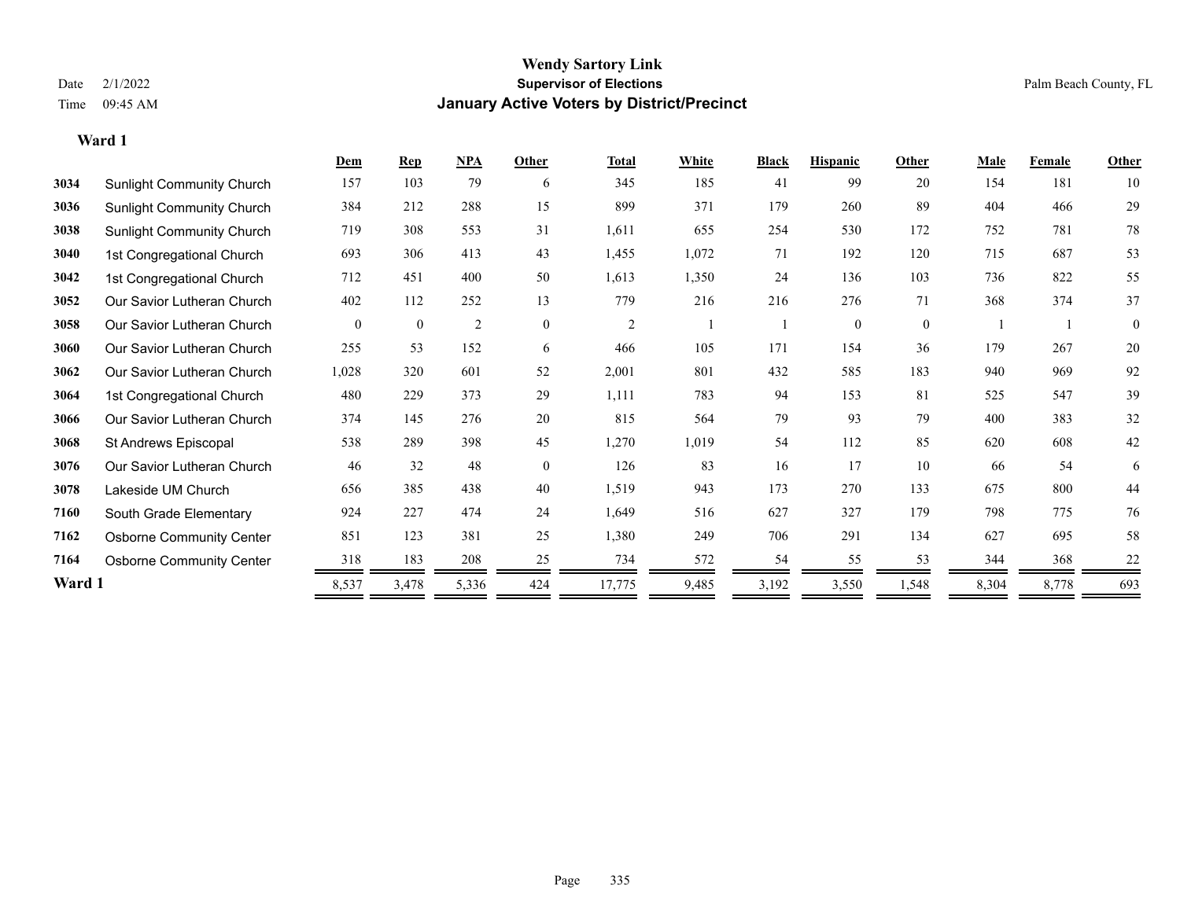# Wendy Sartory Link

## Supervisor of Elections

## January Active Voters by District/Precinct

Date 2/1/2022
Time 09:45 AM

Palm Beach County, FL

### Ward 1

| | | Dem | Rep | NPA | Other | Total | White | Black | Hispanic | Other | Male | Female | Other |
|---|---|---|---|---|---|---|---|---|---|---|---|---|---|
| 3034 | Sunlight Community Church | 157 | 103 | 79 | 6 | 345 | 185 | 41 | 99 | 20 | 154 | 181 | 10 |
| 3036 | Sunlight Community Church | 384 | 212 | 288 | 15 | 899 | 371 | 179 | 260 | 89 | 404 | 466 | 29 |
| 3038 | Sunlight Community Church | 719 | 308 | 553 | 31 | 1,611 | 655 | 254 | 530 | 172 | 752 | 781 | 78 |
| 3040 | 1st Congregational Church | 693 | 306 | 413 | 43 | 1,455 | 1,072 | 71 | 192 | 120 | 715 | 687 | 53 |
| 3042 | 1st Congregational Church | 712 | 451 | 400 | 50 | 1,613 | 1,350 | 24 | 136 | 103 | 736 | 822 | 55 |
| 3052 | Our Savior Lutheran Church | 402 | 112 | 252 | 13 | 779 | 216 | 216 | 276 | 71 | 368 | 374 | 37 |
| 3058 | Our Savior Lutheran Church | 0 | 0 | 2 | 0 | 2 | 1 | 1 | 0 | 0 | 1 | 1 | 0 |
| 3060 | Our Savior Lutheran Church | 255 | 53 | 152 | 6 | 466 | 105 | 171 | 154 | 36 | 179 | 267 | 20 |
| 3062 | Our Savior Lutheran Church | 1,028 | 320 | 601 | 52 | 2,001 | 801 | 432 | 585 | 183 | 940 | 969 | 92 |
| 3064 | 1st Congregational Church | 480 | 229 | 373 | 29 | 1,111 | 783 | 94 | 153 | 81 | 525 | 547 | 39 |
| 3066 | Our Savior Lutheran Church | 374 | 145 | 276 | 20 | 815 | 564 | 79 | 93 | 79 | 400 | 383 | 32 |
| 3068 | St Andrews Episcopal | 538 | 289 | 398 | 45 | 1,270 | 1,019 | 54 | 112 | 85 | 620 | 608 | 42 |
| 3076 | Our Savior Lutheran Church | 46 | 32 | 48 | 0 | 126 | 83 | 16 | 17 | 10 | 66 | 54 | 6 |
| 3078 | Lakeside UM Church | 656 | 385 | 438 | 40 | 1,519 | 943 | 173 | 270 | 133 | 675 | 800 | 44 |
| 7160 | South Grade Elementary | 924 | 227 | 474 | 24 | 1,649 | 516 | 627 | 327 | 179 | 798 | 775 | 76 |
| 7162 | Osborne Community Center | 851 | 123 | 381 | 25 | 1,380 | 249 | 706 | 291 | 134 | 627 | 695 | 58 |
| 7164 | Osborne Community Center | 318 | 183 | 208 | 25 | 734 | 572 | 54 | 55 | 53 | 344 | 368 | 22 |
| **Ward 1** | | 8,537 | 3,478 | 5,336 | 424 | 17,775 | 9,485 | 3,192 | 3,550 | 1,548 | 8,304 | 8,778 | 693 |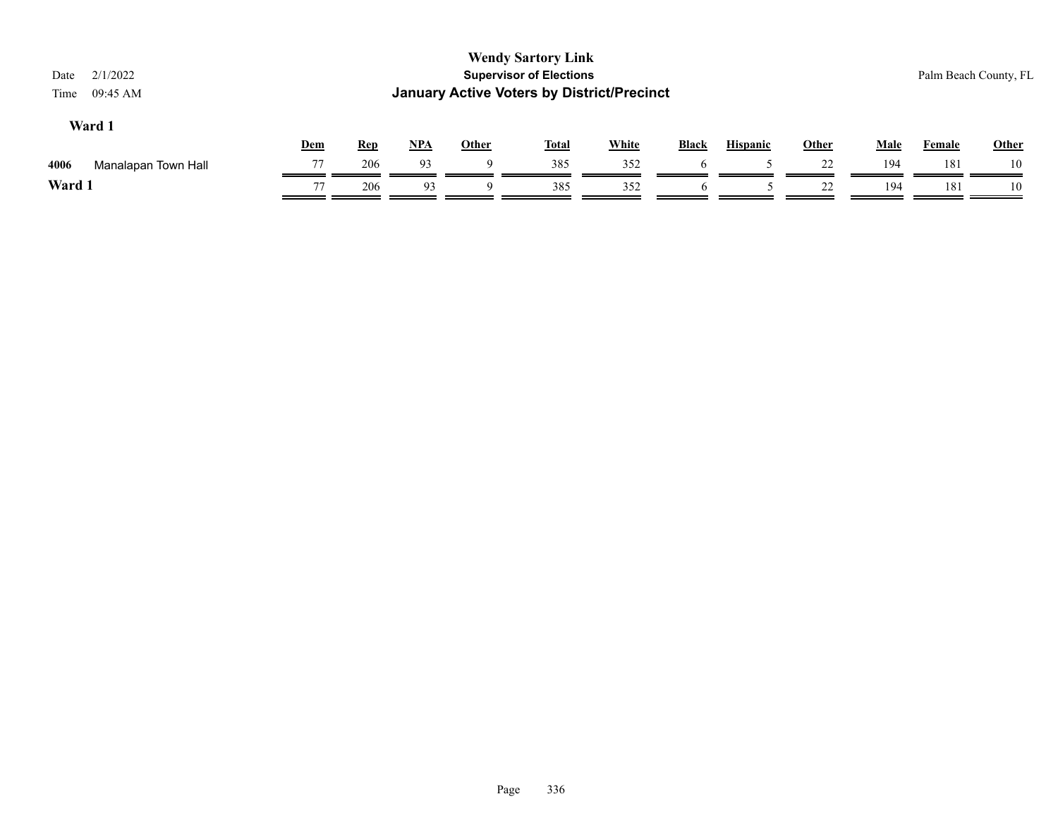### Ward 1

| | | Dem | Rep | NPA | Other | Total | White | Black | Hispanic | Other | Male | Female | Other |
|---|---|---|---|---|---|---|---|---|---|---|---|---|---|
| 4006 | Manalapan Town Hall | 77 | 206 | 93 | 9 | 385 | 352 | 6 | 5 | 22 | 194 | 181 | 10 |
| **Ward 1** | | 77 | 206 | 93 | 9 | 385 | 352 | 6 | 5 | 22 | 194 | 181 | 10 |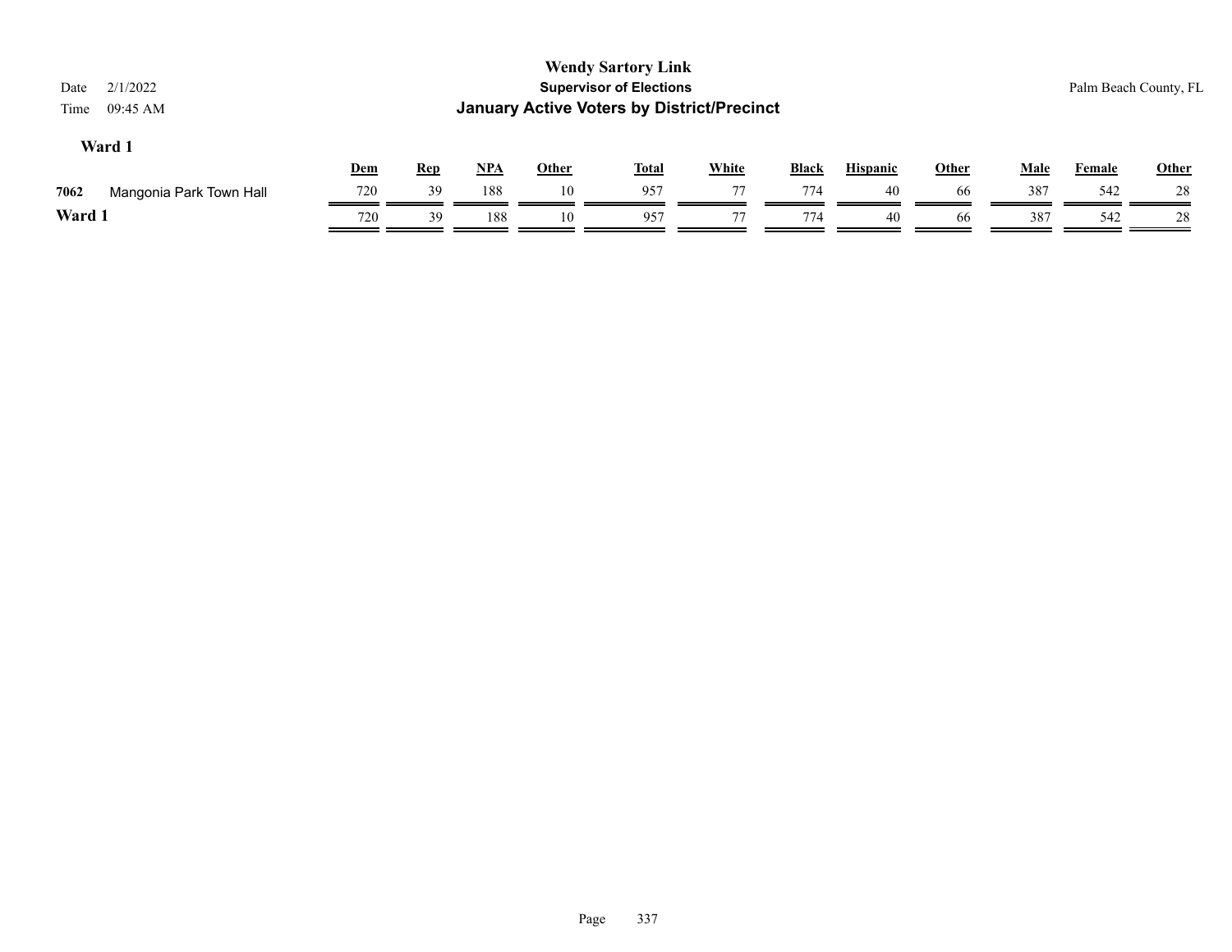**Wendy Sartory Link**
**Supervisor of Elections**
**January Active Voters by District/Precinct**

Date 2/1/2022
Time 09:45 AM

Palm Beach County, FL

### Ward 1

| | | Dem | Rep | NPA | Other | Total | White | Black | Hispanic | Other | Male | Female | Other |
|---|---|---|---|---|---|---|---|---|---|---|---|---|---|
| 7062 | Mangonia Park Town Hall | 720 | 39 | 188 | 10 | 957 | 77 | 774 | 40 | 66 | 387 | 542 | 28 |
| **Ward 1** | | 720 | 39 | 188 | 10 | 957 | 77 | 774 | 40 | 66 | 387 | 542 | 28 |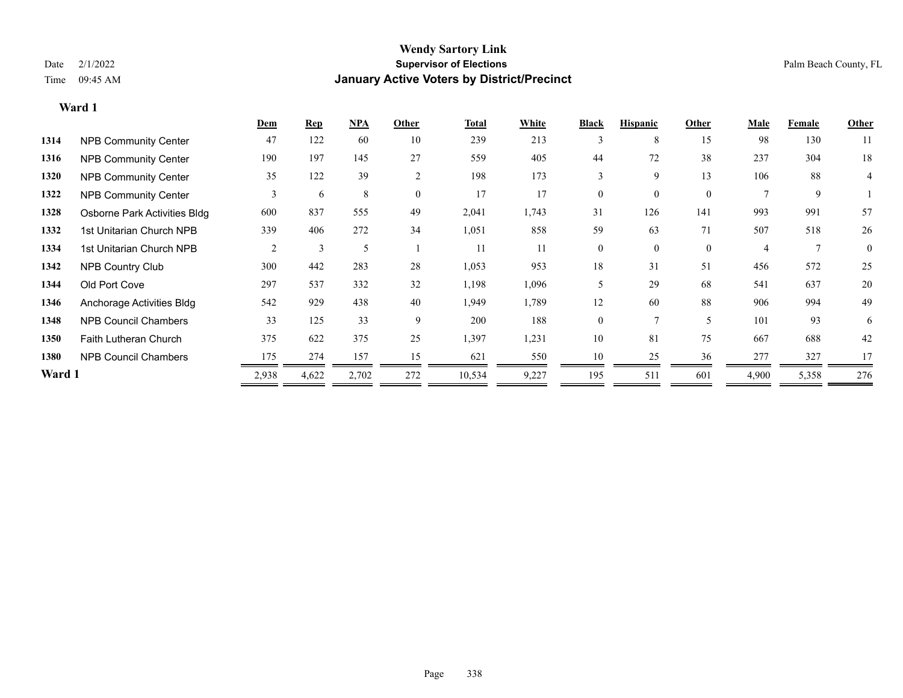# Wendy Sartory Link

**Supervisor of Elections**

**January Active Voters by District/Precinct**

Date 2/1/2022

Time 09:45 AM

Palm Beach County, FL

**Ward 1**

| | | Dem | Rep | NPA | Other | Total | White | Black | Hispanic | Other | Male | Female | Other |
|---|---|---|---|---|---|---|---|---|---|---|---|---|---|
| 1314 | NPB Community Center | 47 | 122 | 60 | 10 | 239 | 213 | 3 | 8 | 15 | 98 | 130 | 11 |
| 1316 | NPB Community Center | 190 | 197 | 145 | 27 | 559 | 405 | 44 | 72 | 38 | 237 | 304 | 18 |
| 1320 | NPB Community Center | 35 | 122 | 39 | 2 | 198 | 173 | 3 | 9 | 13 | 106 | 88 | 4 |
| 1322 | NPB Community Center | 3 | 6 | 8 | 0 | 17 | 17 | 0 | 0 | 0 | 7 | 9 | 1 |
| 1328 | Osborne Park Activities Bldg | 600 | 837 | 555 | 49 | 2,041 | 1,743 | 31 | 126 | 141 | 993 | 991 | 57 |
| 1332 | 1st Unitarian Church NPB | 339 | 406 | 272 | 34 | 1,051 | 858 | 59 | 63 | 71 | 507 | 518 | 26 |
| 1334 | 1st Unitarian Church NPB | 2 | 3 | 5 | 1 | 11 | 11 | 0 | 0 | 0 | 4 | 7 | 0 |
| 1342 | NPB Country Club | 300 | 442 | 283 | 28 | 1,053 | 953 | 18 | 31 | 51 | 456 | 572 | 25 |
| 1344 | Old Port Cove | 297 | 537 | 332 | 32 | 1,198 | 1,096 | 5 | 29 | 68 | 541 | 637 | 20 |
| 1346 | Anchorage Activities Bldg | 542 | 929 | 438 | 40 | 1,949 | 1,789 | 12 | 60 | 88 | 906 | 994 | 49 |
| 1348 | NPB Council Chambers | 33 | 125 | 33 | 9 | 200 | 188 | 0 | 7 | 5 | 101 | 93 | 6 |
| 1350 | Faith Lutheran Church | 375 | 622 | 375 | 25 | 1,397 | 1,231 | 10 | 81 | 75 | 667 | 688 | 42 |
| 1380 | NPB Council Chambers | 175 | 274 | 157 | 15 | 621 | 550 | 10 | 25 | 36 | 277 | 327 | 17 |
| **Ward 1** | | 2,938 | 4,622 | 2,702 | 272 | 10,534 | 9,227 | 195 | 511 | 601 | 4,900 | 5,358 | 276 |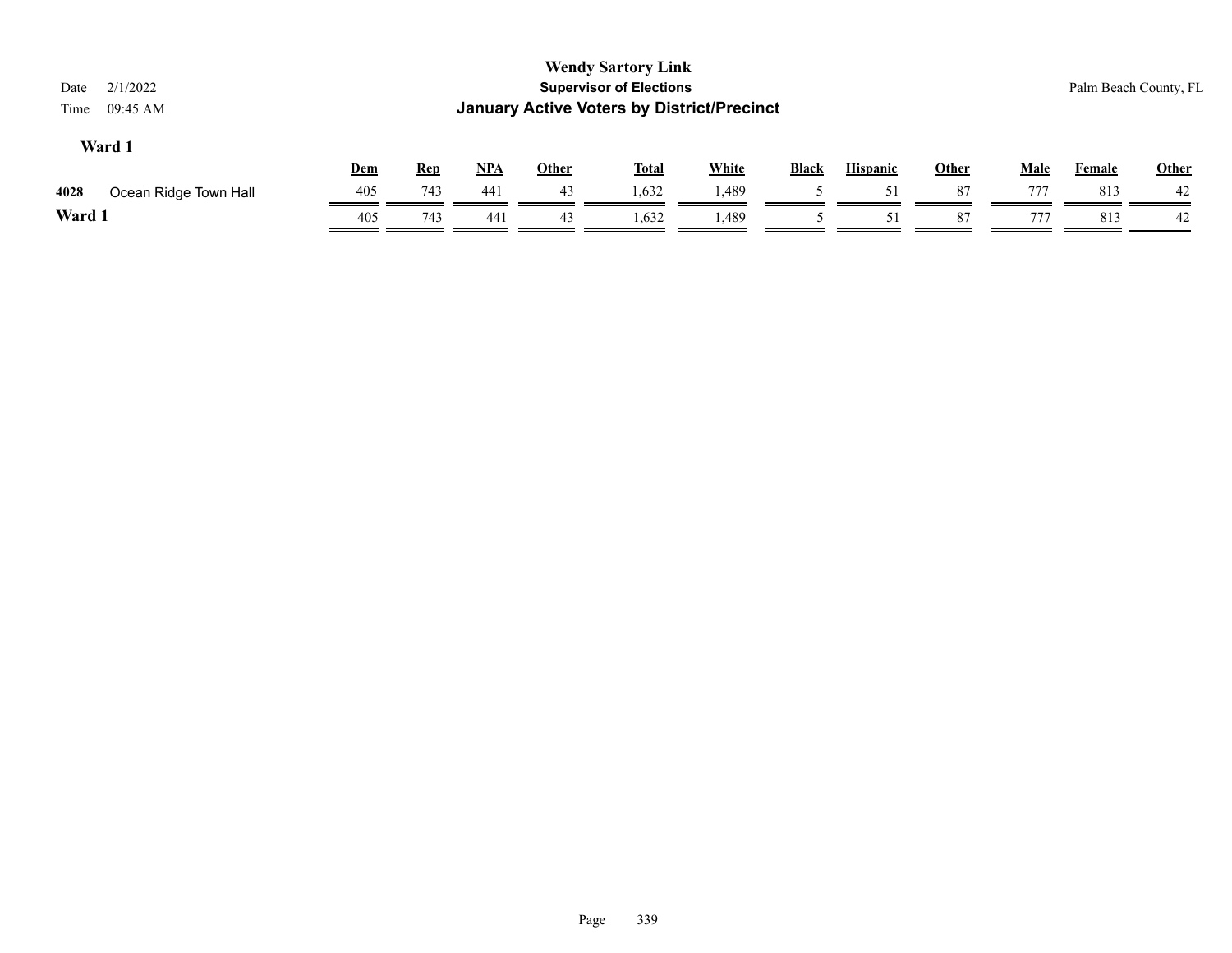# Wendy Sartory Link
## Supervisor of Elections
## January Active Voters by District/Precinct

Date 2/1/2022
Time 09:45 AM

Palm Beach County, FL

### Ward 1

| | | Dem | Rep | NPA | Other | Total | White | Black | Hispanic | Other | Male | Female | Other |
|---|---|---|---|---|---|---|---|---|---|---|---|---|---|
| 4028 | Ocean Ridge Town Hall | 405 | 743 | 441 | 43 | 1,632 | 1,489 | 5 | 51 | 87 | 777 | 813 | 42 |
| **Ward 1** | | 405 | 743 | 441 | 43 | 1,632 | 1,489 | 5 | 51 | 87 | 777 | 813 | 42 |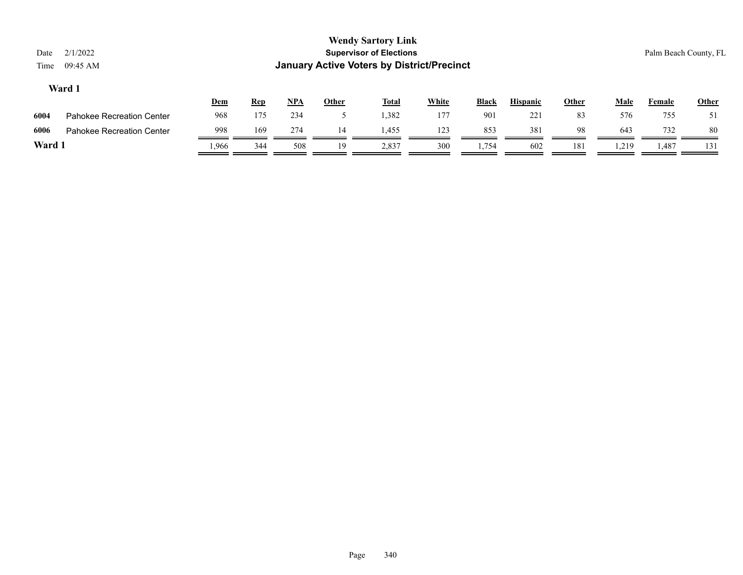# Wendy Sartory Link
## Supervisor of Elections
## January Active Voters by District/Precinct

Date 2/1/2022
Time 09:45 AM

Palm Beach County, FL

### Ward 1

| | | Dem | Rep | NPA | Other | Total | White | Black | Hispanic | Other | Male | Female | Other |
|---|---|---|---|---|---|---|---|---|---|---|---|---|---|
| 6004 | Pahokee Recreation Center | 968 | 175 | 234 | 5 | 1,382 | 177 | 901 | 221 | 83 | 576 | 755 | 51 |
| 6006 | Pahokee Recreation Center | 998 | 169 | 274 | 14 | 1,455 | 123 | 853 | 381 | 98 | 643 | 732 | 80 |
| **Ward 1** | | 1,966 | 344 | 508 | 19 | 2,837 | 300 | 1,754 | 602 | 181 | 1,219 | 1,487 | 131 |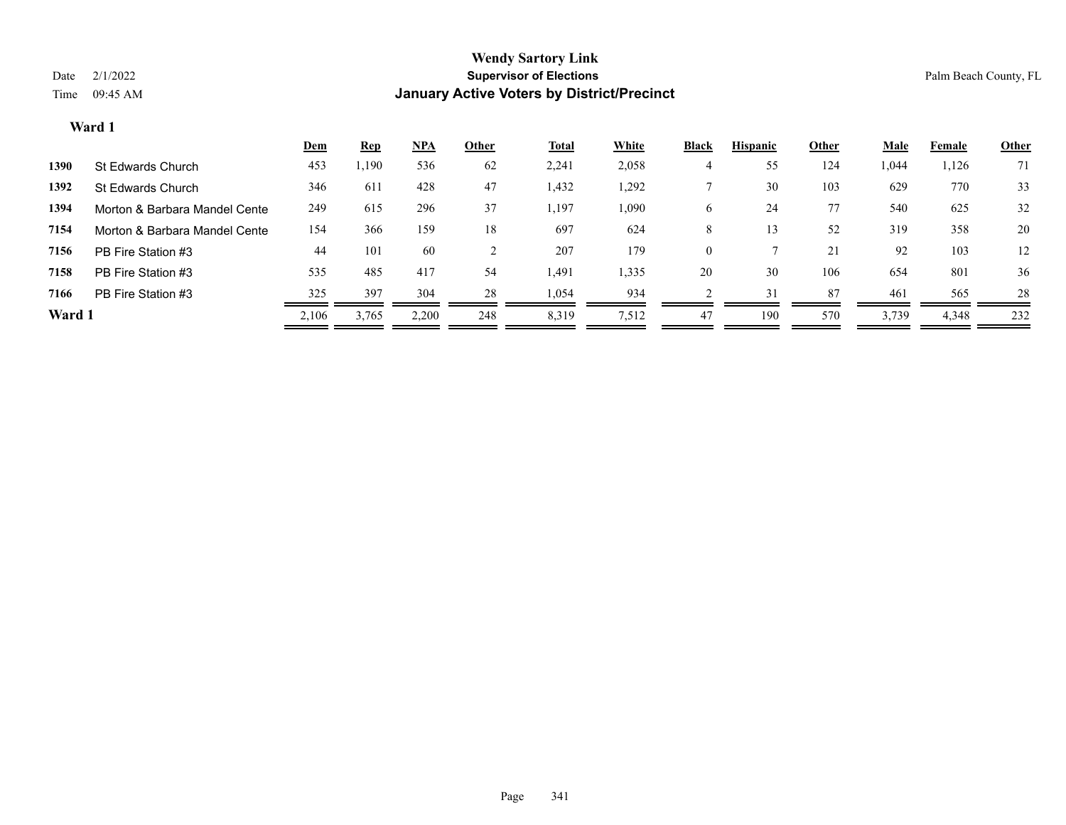# Wendy Sartory Link

**Supervisor of Elections**

**January Active Voters by District/Precinct**

Date 2/1/2022

Time 09:45 AM

Palm Beach County, FL

### Ward 1

| | | Dem | Rep | NPA | Other | Total | White | Black | Hispanic | Other | Male | Female | Other |
|---|---|---|---|---|---|---|---|---|---|---|---|---|---|
| **1390** | St Edwards Church | 453 | 1,190 | 536 | 62 | 2,241 | 2,058 | 4 | 55 | 124 | 1,044 | 1,126 | 71 |
| **1392** | St Edwards Church | 346 | 611 | 428 | 47 | 1,432 | 1,292 | 7 | 30 | 103 | 629 | 770 | 33 |
| **1394** | Morton & Barbara Mandel Cente | 249 | 615 | 296 | 37 | 1,197 | 1,090 | 6 | 24 | 77 | 540 | 625 | 32 |
| **7154** | Morton & Barbara Mandel Cente | 154 | 366 | 159 | 18 | 697 | 624 | 8 | 13 | 52 | 319 | 358 | 20 |
| **7156** | PB Fire Station #3 | 44 | 101 | 60 | 2 | 207 | 179 | 0 | 7 | 21 | 92 | 103 | 12 |
| **7158** | PB Fire Station #3 | 535 | 485 | 417 | 54 | 1,491 | 1,335 | 20 | 30 | 106 | 654 | 801 | 36 |
| **7166** | PB Fire Station #3 | 325 | 397 | 304 | 28 | 1,054 | 934 | 2 | 31 | 87 | 461 | 565 | 28 |
| **Ward 1** | | 2,106 | 3,765 | 2,200 | 248 | 8,319 | 7,512 | 47 | 190 | 570 | 3,739 | 4,348 | 232 |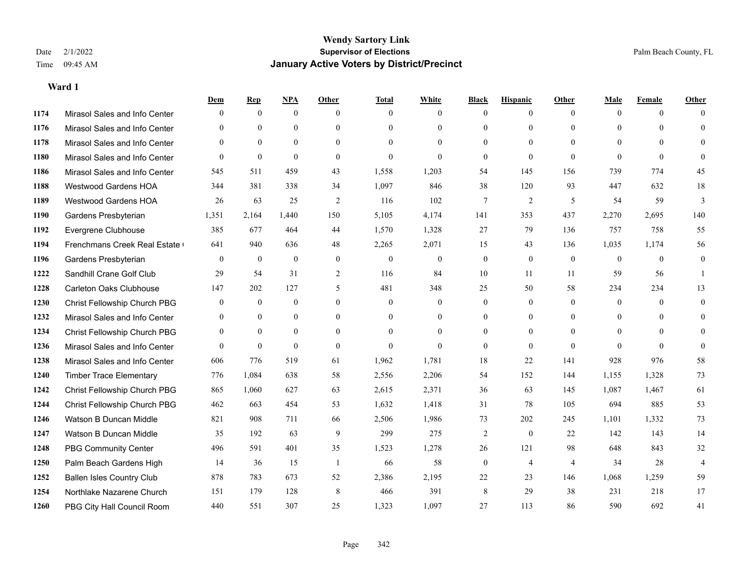# Wendy Sartory Link
## Supervisor of Elections
## January Active Voters by District/Precinct

Date 2/1/2022
Time 09:45 AM

Palm Beach County, FL

### Ward 1

| | | Dem | Rep | NPA | Other | Total | White | Black | Hispanic | Other | Male | Female | Other |
|---|---|---|---|---|---|---|---|---|---|---|---|---|---|
| 1174 | Mirasol Sales and Info Center | 0 | 0 | 0 | 0 | 0 | 0 | 0 | 0 | 0 | 0 | 0 | 0 |
| 1176 | Mirasol Sales and Info Center | 0 | 0 | 0 | 0 | 0 | 0 | 0 | 0 | 0 | 0 | 0 | 0 |
| 1178 | Mirasol Sales and Info Center | 0 | 0 | 0 | 0 | 0 | 0 | 0 | 0 | 0 | 0 | 0 | 0 |
| 1180 | Mirasol Sales and Info Center | 0 | 0 | 0 | 0 | 0 | 0 | 0 | 0 | 0 | 0 | 0 | 0 |
| 1186 | Mirasol Sales and Info Center | 545 | 511 | 459 | 43 | 1,558 | 1,203 | 54 | 145 | 156 | 739 | 774 | 45 |
| 1188 | Westwood Gardens HOA | 344 | 381 | 338 | 34 | 1,097 | 846 | 38 | 120 | 93 | 447 | 632 | 18 |
| 1189 | Westwood Gardens HOA | 26 | 63 | 25 | 2 | 116 | 102 | 7 | 2 | 5 | 54 | 59 | 3 |
| 1190 | Gardens Presbyterian | 1,351 | 2,164 | 1,440 | 150 | 5,105 | 4,174 | 141 | 353 | 437 | 2,270 | 2,695 | 140 |
| 1192 | Evergrene Clubhouse | 385 | 677 | 464 | 44 | 1,570 | 1,328 | 27 | 79 | 136 | 757 | 758 | 55 |
| 1194 | Frenchmans Creek Real Estate ( | 641 | 940 | 636 | 48 | 2,265 | 2,071 | 15 | 43 | 136 | 1,035 | 1,174 | 56 |
| 1196 | Gardens Presbyterian | 0 | 0 | 0 | 0 | 0 | 0 | 0 | 0 | 0 | 0 | 0 | 0 |
| 1222 | Sandhill Crane Golf Club | 29 | 54 | 31 | 2 | 116 | 84 | 10 | 11 | 11 | 59 | 56 | 1 |
| 1228 | Carleton Oaks Clubhouse | 147 | 202 | 127 | 5 | 481 | 348 | 25 | 50 | 58 | 234 | 234 | 13 |
| 1230 | Christ Fellowship Church PBG | 0 | 0 | 0 | 0 | 0 | 0 | 0 | 0 | 0 | 0 | 0 | 0 |
| 1232 | Mirasol Sales and Info Center | 0 | 0 | 0 | 0 | 0 | 0 | 0 | 0 | 0 | 0 | 0 | 0 |
| 1234 | Christ Fellowship Church PBG | 0 | 0 | 0 | 0 | 0 | 0 | 0 | 0 | 0 | 0 | 0 | 0 |
| 1236 | Mirasol Sales and Info Center | 0 | 0 | 0 | 0 | 0 | 0 | 0 | 0 | 0 | 0 | 0 | 0 |
| 1238 | Mirasol Sales and Info Center | 606 | 776 | 519 | 61 | 1,962 | 1,781 | 18 | 22 | 141 | 928 | 976 | 58 |
| 1240 | Timber Trace Elementary | 776 | 1,084 | 638 | 58 | 2,556 | 2,206 | 54 | 152 | 144 | 1,155 | 1,328 | 73 |
| 1242 | Christ Fellowship Church PBG | 865 | 1,060 | 627 | 63 | 2,615 | 2,371 | 36 | 63 | 145 | 1,087 | 1,467 | 61 |
| 1244 | Christ Fellowship Church PBG | 462 | 663 | 454 | 53 | 1,632 | 1,418 | 31 | 78 | 105 | 694 | 885 | 53 |
| 1246 | Watson B Duncan Middle | 821 | 908 | 711 | 66 | 2,506 | 1,986 | 73 | 202 | 245 | 1,101 | 1,332 | 73 |
| 1247 | Watson B Duncan Middle | 35 | 192 | 63 | 9 | 299 | 275 | 2 | 0 | 22 | 142 | 143 | 14 |
| 1248 | PBG Community Center | 496 | 591 | 401 | 35 | 1,523 | 1,278 | 26 | 121 | 98 | 648 | 843 | 32 |
| 1250 | Palm Beach Gardens High | 14 | 36 | 15 | 1 | 66 | 58 | 0 | 4 | 4 | 34 | 28 | 4 |
| 1252 | Ballen Isles Country Club | 878 | 783 | 673 | 52 | 2,386 | 2,195 | 22 | 23 | 146 | 1,068 | 1,259 | 59 |
| 1254 | Northlake Nazarene Church | 151 | 179 | 128 | 8 | 466 | 391 | 8 | 29 | 38 | 231 | 218 | 17 |
| 1260 | PBG City Hall Council Room | 440 | 551 | 307 | 25 | 1,323 | 1,097 | 27 | 113 | 86 | 590 | 692 | 41 |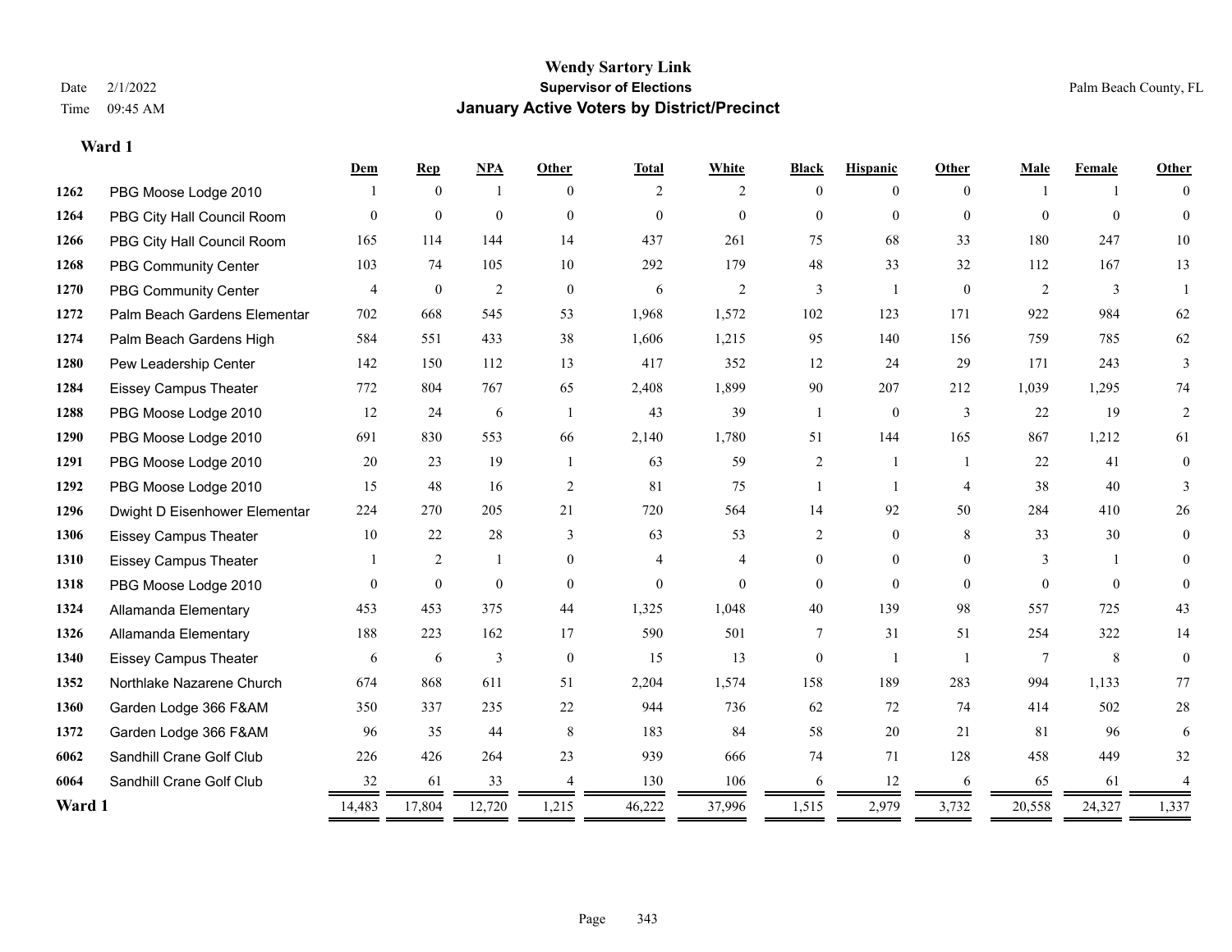# Wendy Sartory Link
## Supervisor of Elections
## January Active Voters by District/Precinct

Date 2/1/2022
Time 09:45 AM

Palm Beach County, FL

**Ward 1**

| | | Dem | Rep | NPA | Other | Total | White | Black | Hispanic | Other | Male | Female | Other |
|---|---|---|---|---|---|---|---|---|---|---|---|---|---|
| 1262 | PBG Moose Lodge 2010 | 1 | 0 | 1 | 0 | 2 | 2 | 0 | 0 | 0 | 1 | 1 | 0 |
| 1264 | PBG City Hall Council Room | 0 | 0 | 0 | 0 | 0 | 0 | 0 | 0 | 0 | 0 | 0 | 0 |
| 1266 | PBG City Hall Council Room | 165 | 114 | 144 | 14 | 437 | 261 | 75 | 68 | 33 | 180 | 247 | 10 |
| 1268 | PBG Community Center | 103 | 74 | 105 | 10 | 292 | 179 | 48 | 33 | 32 | 112 | 167 | 13 |
| 1270 | PBG Community Center | 4 | 0 | 2 | 0 | 6 | 2 | 3 | 1 | 0 | 2 | 3 | 1 |
| 1272 | Palm Beach Gardens Elementar | 702 | 668 | 545 | 53 | 1,968 | 1,572 | 102 | 123 | 171 | 922 | 984 | 62 |
| 1274 | Palm Beach Gardens High | 584 | 551 | 433 | 38 | 1,606 | 1,215 | 95 | 140 | 156 | 759 | 785 | 62 |
| 1280 | Pew Leadership Center | 142 | 150 | 112 | 13 | 417 | 352 | 12 | 24 | 29 | 171 | 243 | 3 |
| 1284 | Eissey Campus Theater | 772 | 804 | 767 | 65 | 2,408 | 1,899 | 90 | 207 | 212 | 1,039 | 1,295 | 74 |
| 1288 | PBG Moose Lodge 2010 | 12 | 24 | 6 | 1 | 43 | 39 | 1 | 0 | 3 | 22 | 19 | 2 |
| 1290 | PBG Moose Lodge 2010 | 691 | 830 | 553 | 66 | 2,140 | 1,780 | 51 | 144 | 165 | 867 | 1,212 | 61 |
| 1291 | PBG Moose Lodge 2010 | 20 | 23 | 19 | 1 | 63 | 59 | 2 | 1 | 1 | 22 | 41 | 0 |
| 1292 | PBG Moose Lodge 2010 | 15 | 48 | 16 | 2 | 81 | 75 | 1 | 1 | 4 | 38 | 40 | 3 |
| 1296 | Dwight D Eisenhower Elementar | 224 | 270 | 205 | 21 | 720 | 564 | 14 | 92 | 50 | 284 | 410 | 26 |
| 1306 | Eissey Campus Theater | 10 | 22 | 28 | 3 | 63 | 53 | 2 | 0 | 8 | 33 | 30 | 0 |
| 1310 | Eissey Campus Theater | 1 | 2 | 1 | 0 | 4 | 4 | 0 | 0 | 0 | 3 | 1 | 0 |
| 1318 | PBG Moose Lodge 2010 | 0 | 0 | 0 | 0 | 0 | 0 | 0 | 0 | 0 | 0 | 0 | 0 |
| 1324 | Allamanda Elementary | 453 | 453 | 375 | 44 | 1,325 | 1,048 | 40 | 139 | 98 | 557 | 725 | 43 |
| 1326 | Allamanda Elementary | 188 | 223 | 162 | 17 | 590 | 501 | 7 | 31 | 51 | 254 | 322 | 14 |
| 1340 | Eissey Campus Theater | 6 | 6 | 3 | 0 | 15 | 13 | 0 | 1 | 1 | 7 | 8 | 0 |
| 1352 | Northlake Nazarene Church | 674 | 868 | 611 | 51 | 2,204 | 1,574 | 158 | 189 | 283 | 994 | 1,133 | 77 |
| 1360 | Garden Lodge 366 F&AM | 350 | 337 | 235 | 22 | 944 | 736 | 62 | 72 | 74 | 414 | 502 | 28 |
| 1372 | Garden Lodge 366 F&AM | 96 | 35 | 44 | 8 | 183 | 84 | 58 | 20 | 21 | 81 | 96 | 6 |
| 6062 | Sandhill Crane Golf Club | 226 | 426 | 264 | 23 | 939 | 666 | 74 | 71 | 128 | 458 | 449 | 32 |
| 6064 | Sandhill Crane Golf Club | 32 | 61 | 33 | 4 | 130 | 106 | 6 | 12 | 6 | 65 | 61 | 4 |
| **Ward 1** | | 14,483 | 17,804 | 12,720 | 1,215 | 46,222 | 37,996 | 1,515 | 2,979 | 3,732 | 20,558 | 24,327 | 1,337 |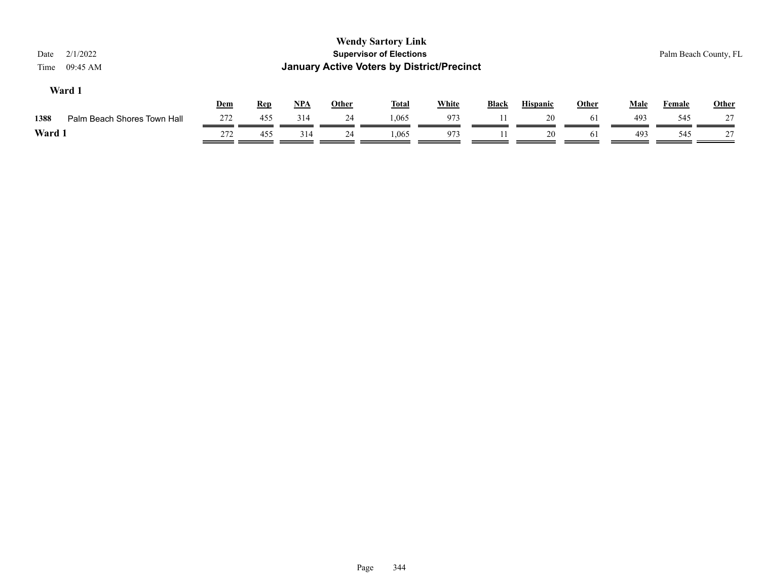**Wendy Sartory Link**
**Supervisor of Elections**
**January Active Voters by District/Precinct**

Date 2/1/2022
Time 09:45 AM

Palm Beach County, FL

### Ward 1

| | | Dem | Rep | NPA | Other | Total | White | Black | Hispanic | Other | Male | Female | Other |
|---|---|---|---|---|---|---|---|---|---|---|---|---|---|
| 1388 | Palm Beach Shores Town Hall | 272 | 455 | 314 | 24 | 1,065 | 973 | 11 | 20 | 61 | 493 | 545 | 27 |
| **Ward 1** | | 272 | 455 | 314 | 24 | 1,065 | 973 | 11 | 20 | 61 | 493 | 545 | 27 |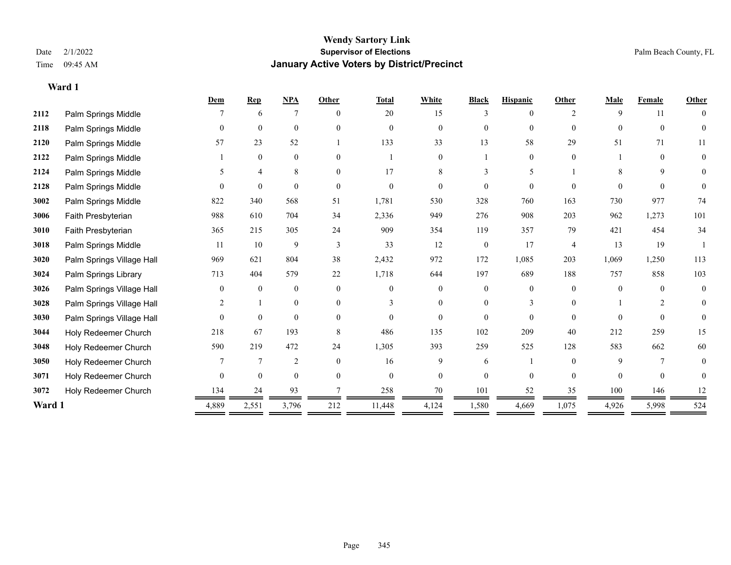# Wendy Sartory Link
## Supervisor of Elections
## January Active Voters by District/Precinct

Date 2/1/2022
Time 09:45 AM

Palm Beach County, FL

### Ward 1

| | | Dem | Rep | NPA | Other | Total | White | Black | Hispanic | Other | Male | Female | Other |
|---|---|---|---|---|---|---|---|---|---|---|---|---|---|
| 2112 | Palm Springs Middle | 7 | 6 | 7 | 0 | 20 | 15 | 3 | 0 | 2 | 9 | 11 | 0 |
| 2118 | Palm Springs Middle | 0 | 0 | 0 | 0 | 0 | 0 | 0 | 0 | 0 | 0 | 0 | 0 |
| 2120 | Palm Springs Middle | 57 | 23 | 52 | 1 | 133 | 33 | 13 | 58 | 29 | 51 | 71 | 11 |
| 2122 | Palm Springs Middle | 1 | 0 | 0 | 0 | 1 | 0 | 1 | 0 | 0 | 1 | 0 | 0 |
| 2124 | Palm Springs Middle | 5 | 4 | 8 | 0 | 17 | 8 | 3 | 5 | 1 | 8 | 9 | 0 |
| 2128 | Palm Springs Middle | 0 | 0 | 0 | 0 | 0 | 0 | 0 | 0 | 0 | 0 | 0 | 0 |
| 3002 | Palm Springs Middle | 822 | 340 | 568 | 51 | 1,781 | 530 | 328 | 760 | 163 | 730 | 977 | 74 |
| 3006 | Faith Presbyterian | 988 | 610 | 704 | 34 | 2,336 | 949 | 276 | 908 | 203 | 962 | 1,273 | 101 |
| 3010 | Faith Presbyterian | 365 | 215 | 305 | 24 | 909 | 354 | 119 | 357 | 79 | 421 | 454 | 34 |
| 3018 | Palm Springs Middle | 11 | 10 | 9 | 3 | 33 | 12 | 0 | 17 | 4 | 13 | 19 | 1 |
| 3020 | Palm Springs Village Hall | 969 | 621 | 804 | 38 | 2,432 | 972 | 172 | 1,085 | 203 | 1,069 | 1,250 | 113 |
| 3024 | Palm Springs Library | 713 | 404 | 579 | 22 | 1,718 | 644 | 197 | 689 | 188 | 757 | 858 | 103 |
| 3026 | Palm Springs Village Hall | 0 | 0 | 0 | 0 | 0 | 0 | 0 | 0 | 0 | 0 | 0 | 0 |
| 3028 | Palm Springs Village Hall | 2 | 1 | 0 | 0 | 3 | 0 | 0 | 3 | 0 | 1 | 2 | 0 |
| 3030 | Palm Springs Village Hall | 0 | 0 | 0 | 0 | 0 | 0 | 0 | 0 | 0 | 0 | 0 | 0 |
| 3044 | Holy Redeemer Church | 218 | 67 | 193 | 8 | 486 | 135 | 102 | 209 | 40 | 212 | 259 | 15 |
| 3048 | Holy Redeemer Church | 590 | 219 | 472 | 24 | 1,305 | 393 | 259 | 525 | 128 | 583 | 662 | 60 |
| 3050 | Holy Redeemer Church | 7 | 7 | 2 | 0 | 16 | 9 | 6 | 1 | 0 | 9 | 7 | 0 |
| 3071 | Holy Redeemer Church | 0 | 0 | 0 | 0 | 0 | 0 | 0 | 0 | 0 | 0 | 0 | 0 |
| 3072 | Holy Redeemer Church | 134 | 24 | 93 | 7 | 258 | 70 | 101 | 52 | 35 | 100 | 146 | 12 |
| **Ward 1** | | 4,889 | 2,551 | 3,796 | 212 | 11,448 | 4,124 | 1,580 | 4,669 | 1,075 | 4,926 | 5,998 | 524 |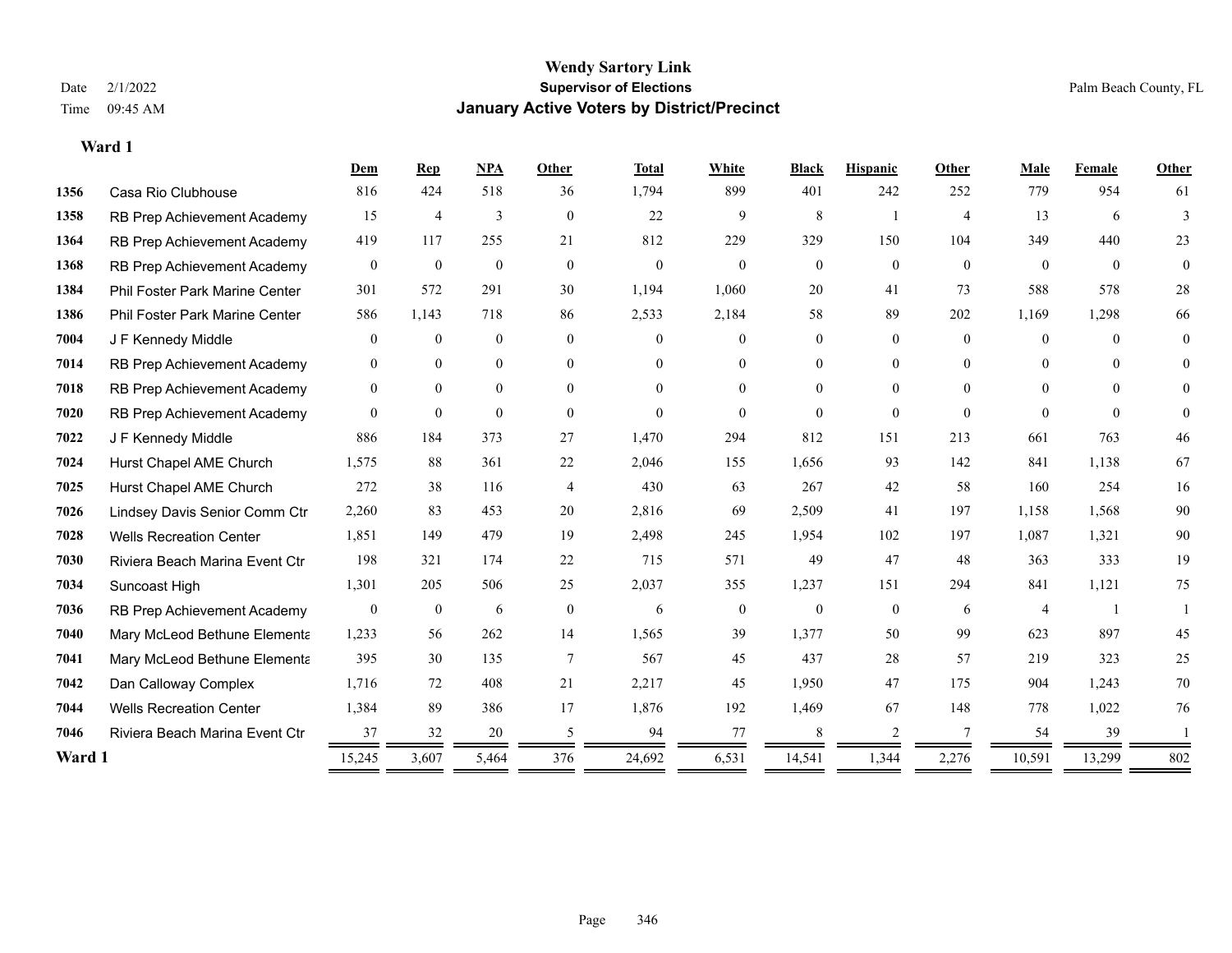# Wendy Sartory Link

**Supervisor of Elections**

**January Active Voters by District/Precinct**

Date 2/1/2022

Time 09:45 AM

Palm Beach County, FL

## Ward 1

| | | Dem | Rep | NPA | Other | Total | White | Black | Hispanic | Other | Male | Female | Other |
|---|---|---|---|---|---|---|---|---|---|---|---|---|---|
| 1356 | Casa Rio Clubhouse | 816 | 424 | 518 | 36 | 1,794 | 899 | 401 | 242 | 252 | 779 | 954 | 61 |
| 1358 | RB Prep Achievement Academy | 15 | 4 | 3 | 0 | 22 | 9 | 8 | 1 | 4 | 13 | 6 | 3 |
| 1364 | RB Prep Achievement Academy | 419 | 117 | 255 | 21 | 812 | 229 | 329 | 150 | 104 | 349 | 440 | 23 |
| 1368 | RB Prep Achievement Academy | 0 | 0 | 0 | 0 | 0 | 0 | 0 | 0 | 0 | 0 | 0 | 0 |
| 1384 | Phil Foster Park Marine Center | 301 | 572 | 291 | 30 | 1,194 | 1,060 | 20 | 41 | 73 | 588 | 578 | 28 |
| 1386 | Phil Foster Park Marine Center | 586 | 1,143 | 718 | 86 | 2,533 | 2,184 | 58 | 89 | 202 | 1,169 | 1,298 | 66 |
| 7004 | J F Kennedy Middle | 0 | 0 | 0 | 0 | 0 | 0 | 0 | 0 | 0 | 0 | 0 | 0 |
| 7014 | RB Prep Achievement Academy | 0 | 0 | 0 | 0 | 0 | 0 | 0 | 0 | 0 | 0 | 0 | 0 |
| 7018 | RB Prep Achievement Academy | 0 | 0 | 0 | 0 | 0 | 0 | 0 | 0 | 0 | 0 | 0 | 0 |
| 7020 | RB Prep Achievement Academy | 0 | 0 | 0 | 0 | 0 | 0 | 0 | 0 | 0 | 0 | 0 | 0 |
| 7022 | J F Kennedy Middle | 886 | 184 | 373 | 27 | 1,470 | 294 | 812 | 151 | 213 | 661 | 763 | 46 |
| 7024 | Hurst Chapel AME Church | 1,575 | 88 | 361 | 22 | 2,046 | 155 | 1,656 | 93 | 142 | 841 | 1,138 | 67 |
| 7025 | Hurst Chapel AME Church | 272 | 38 | 116 | 4 | 430 | 63 | 267 | 42 | 58 | 160 | 254 | 16 |
| 7026 | Lindsey Davis Senior Comm Ctr | 2,260 | 83 | 453 | 20 | 2,816 | 69 | 2,509 | 41 | 197 | 1,158 | 1,568 | 90 |
| 7028 | Wells Recreation Center | 1,851 | 149 | 479 | 19 | 2,498 | 245 | 1,954 | 102 | 197 | 1,087 | 1,321 | 90 |
| 7030 | Riviera Beach Marina Event Ctr | 198 | 321 | 174 | 22 | 715 | 571 | 49 | 47 | 48 | 363 | 333 | 19 |
| 7034 | Suncoast High | 1,301 | 205 | 506 | 25 | 2,037 | 355 | 1,237 | 151 | 294 | 841 | 1,121 | 75 |
| 7036 | RB Prep Achievement Academy | 0 | 0 | 6 | 0 | 6 | 0 | 0 | 0 | 6 | 4 | 1 | 1 |
| 7040 | Mary McLeod Bethune Elementa | 1,233 | 56 | 262 | 14 | 1,565 | 39 | 1,377 | 50 | 99 | 623 | 897 | 45 |
| 7041 | Mary McLeod Bethune Elementa | 395 | 30 | 135 | 7 | 567 | 45 | 437 | 28 | 57 | 219 | 323 | 25 |
| 7042 | Dan Calloway Complex | 1,716 | 72 | 408 | 21 | 2,217 | 45 | 1,950 | 47 | 175 | 904 | 1,243 | 70 |
| 7044 | Wells Recreation Center | 1,384 | 89 | 386 | 17 | 1,876 | 192 | 1,469 | 67 | 148 | 778 | 1,022 | 76 |
| 7046 | Riviera Beach Marina Event Ctr | 37 | 32 | 20 | 5 | 94 | 77 | 8 | 2 | 7 | 54 | 39 | 1 |
| **Ward 1** | | 15,245 | 3,607 | 5,464 | 376 | 24,692 | 6,531 | 14,541 | 1,344 | 2,276 | 10,591 | 13,299 | 802 |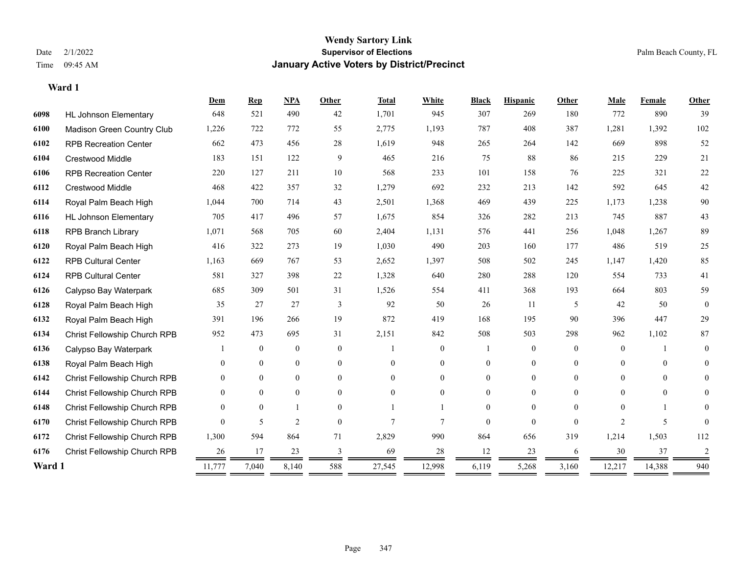# Wendy Sartory Link

## Supervisor of Elections

## January Active Voters by District/Precinct

Date 2/1/2022
Time 09:45 AM

Palm Beach County, FL

### Ward 1

| | | Dem | Rep | NPA | Other | Total | White | Black | Hispanic | Other | Male | Female | Other |
|---|---|---|---|---|---|---|---|---|---|---|---|---|---|
| 6098 | HL Johnson Elementary | 648 | 521 | 490 | 42 | 1,701 | 945 | 307 | 269 | 180 | 772 | 890 | 39 |
| 6100 | Madison Green Country Club | 1,226 | 722 | 772 | 55 | 2,775 | 1,193 | 787 | 408 | 387 | 1,281 | 1,392 | 102 |
| 6102 | RPB Recreation Center | 662 | 473 | 456 | 28 | 1,619 | 948 | 265 | 264 | 142 | 669 | 898 | 52 |
| 6104 | Crestwood Middle | 183 | 151 | 122 | 9 | 465 | 216 | 75 | 88 | 86 | 215 | 229 | 21 |
| 6106 | RPB Recreation Center | 220 | 127 | 211 | 10 | 568 | 233 | 101 | 158 | 76 | 225 | 321 | 22 |
| 6112 | Crestwood Middle | 468 | 422 | 357 | 32 | 1,279 | 692 | 232 | 213 | 142 | 592 | 645 | 42 |
| 6114 | Royal Palm Beach High | 1,044 | 700 | 714 | 43 | 2,501 | 1,368 | 469 | 439 | 225 | 1,173 | 1,238 | 90 |
| 6116 | HL Johnson Elementary | 705 | 417 | 496 | 57 | 1,675 | 854 | 326 | 282 | 213 | 745 | 887 | 43 |
| 6118 | RPB Branch Library | 1,071 | 568 | 705 | 60 | 2,404 | 1,131 | 576 | 441 | 256 | 1,048 | 1,267 | 89 |
| 6120 | Royal Palm Beach High | 416 | 322 | 273 | 19 | 1,030 | 490 | 203 | 160 | 177 | 486 | 519 | 25 |
| 6122 | RPB Cultural Center | 1,163 | 669 | 767 | 53 | 2,652 | 1,397 | 508 | 502 | 245 | 1,147 | 1,420 | 85 |
| 6124 | RPB Cultural Center | 581 | 327 | 398 | 22 | 1,328 | 640 | 280 | 288 | 120 | 554 | 733 | 41 |
| 6126 | Calypso Bay Waterpark | 685 | 309 | 501 | 31 | 1,526 | 554 | 411 | 368 | 193 | 664 | 803 | 59 |
| 6128 | Royal Palm Beach High | 35 | 27 | 27 | 3 | 92 | 50 | 26 | 11 | 5 | 42 | 50 | 0 |
| 6132 | Royal Palm Beach High | 391 | 196 | 266 | 19 | 872 | 419 | 168 | 195 | 90 | 396 | 447 | 29 |
| 6134 | Christ Fellowship Church RPB | 952 | 473 | 695 | 31 | 2,151 | 842 | 508 | 503 | 298 | 962 | 1,102 | 87 |
| 6136 | Calypso Bay Waterpark | 1 | 0 | 0 | 0 | 1 | 0 | 1 | 0 | 0 | 0 | 1 | 0 |
| 6138 | Royal Palm Beach High | 0 | 0 | 0 | 0 | 0 | 0 | 0 | 0 | 0 | 0 | 0 | 0 |
| 6142 | Christ Fellowship Church RPB | 0 | 0 | 0 | 0 | 0 | 0 | 0 | 0 | 0 | 0 | 0 | 0 |
| 6144 | Christ Fellowship Church RPB | 0 | 0 | 0 | 0 | 0 | 0 | 0 | 0 | 0 | 0 | 0 | 0 |
| 6148 | Christ Fellowship Church RPB | 0 | 0 | 1 | 0 | 1 | 1 | 0 | 0 | 0 | 0 | 1 | 0 |
| 6170 | Christ Fellowship Church RPB | 0 | 5 | 2 | 0 | 7 | 7 | 0 | 0 | 0 | 2 | 5 | 0 |
| 6172 | Christ Fellowship Church RPB | 1,300 | 594 | 864 | 71 | 2,829 | 990 | 864 | 656 | 319 | 1,214 | 1,503 | 112 |
| 6176 | Christ Fellowship Church RPB | 26 | 17 | 23 | 3 | 69 | 28 | 12 | 23 | 6 | 30 | 37 | 2 |
| **Ward 1** | | 11,777 | 7,040 | 8,140 | 588 | 27,545 | 12,998 | 6,119 | 5,268 | 3,160 | 12,217 | 14,388 | 940 |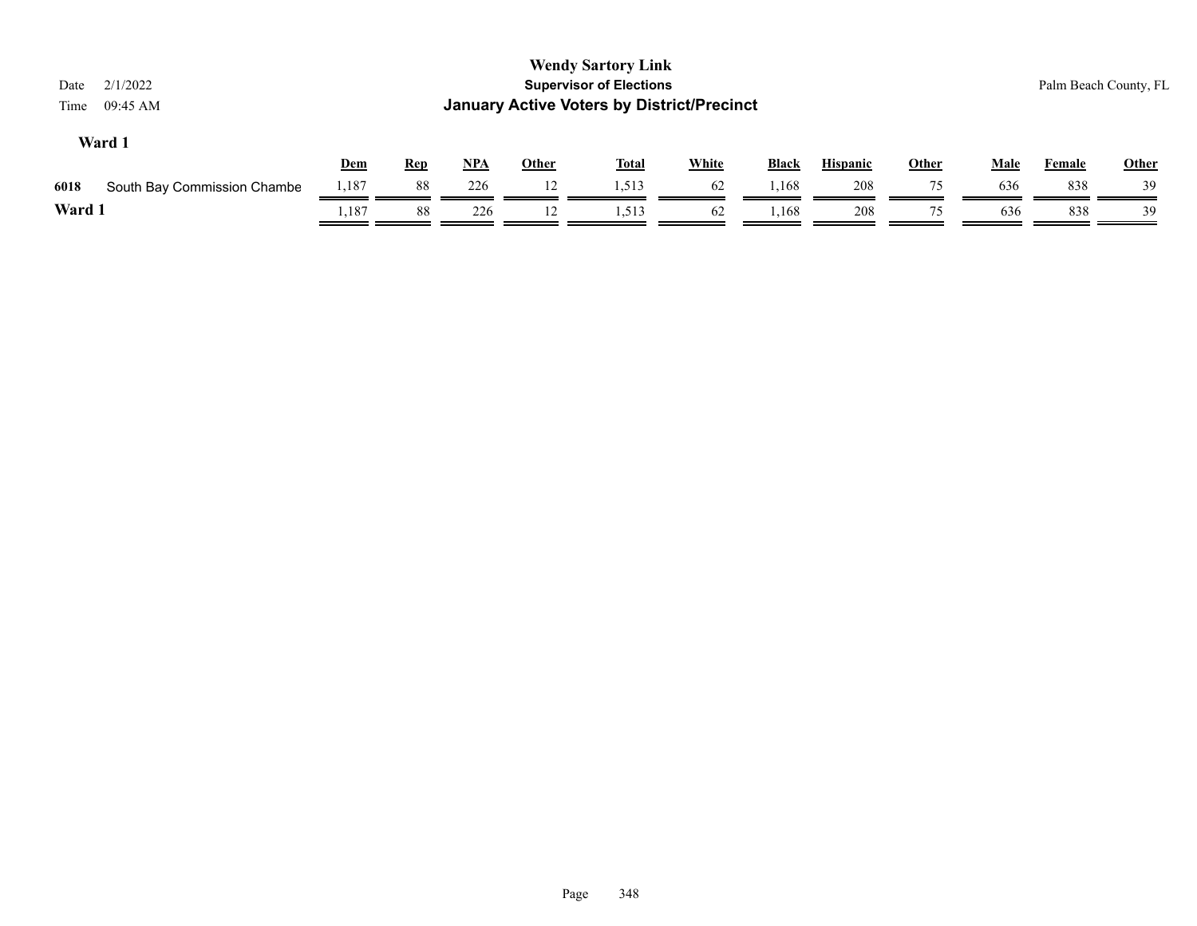**Wendy Sartory Link**
**Supervisor of Elections**
**January Active Voters by District/Precinct**

Date 2/1/2022
Time 09:45 AM

Palm Beach County, FL

### Ward 1

| | | Dem | Rep | NPA | Other | Total | White | Black | Hispanic | Other | Male | Female | Other |
|---|---|---|---|---|---|---|---|---|---|---|---|---|---|
| 6018 | South Bay Commission Chambe | 1,187 | 88 | 226 | 12 | 1,513 | 62 | 1,168 | 208 | 75 | 636 | 838 | 39 |
| **Ward 1** | | 1,187 | 88 | 226 | 12 | 1,513 | 62 | 1,168 | 208 | 75 | 636 | 838 | 39 |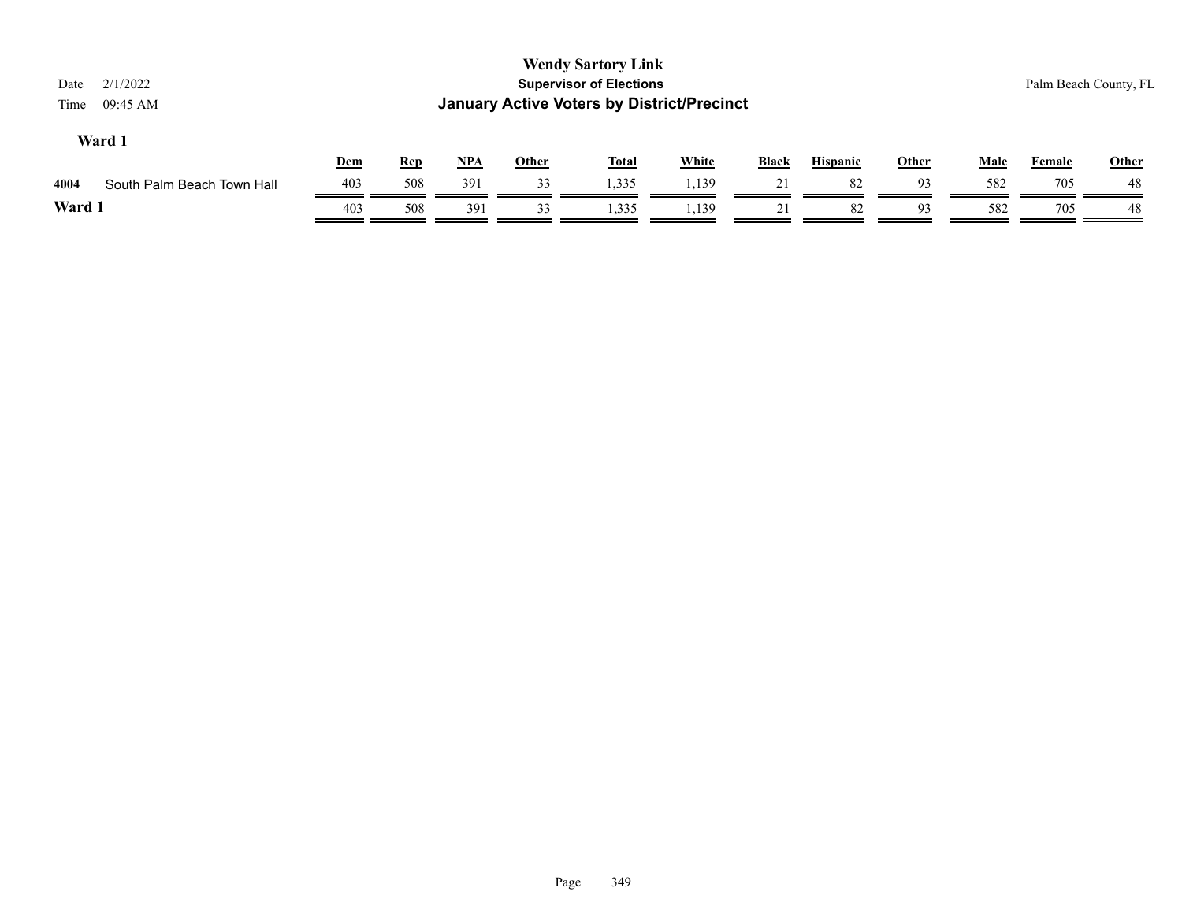**Wendy Sartory Link**
**Supervisor of Elections**
**January Active Voters by District/Precinct**

Date 2/1/2022
Time 09:45 AM

Palm Beach County, FL

### Ward 1

| | | Dem | Rep | NPA | Other | Total | White | Black | Hispanic | Other | Male | Female | Other |
|---|---|---|---|---|---|---|---|---|---|---|---|---|---|
| 4004 | South Palm Beach Town Hall | 403 | 508 | 391 | 33 | 1,335 | 1,139 | 21 | 82 | 93 | 582 | 705 | 48 |
| **Ward 1** | | 403 | 508 | 391 | 33 | 1,335 | 1,139 | 21 | 82 | 93 | 582 | 705 | 48 |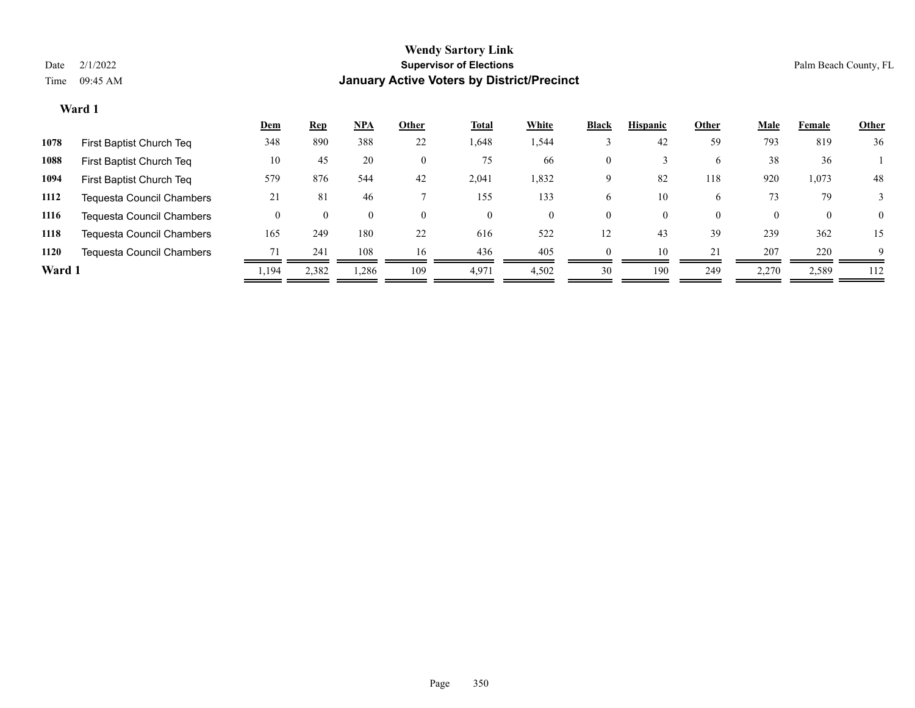# Wendy Sartory Link

**Supervisor of Elections**

**January Active Voters by District/Precinct**

Date 2/1/2022

Time 09:45 AM

Palm Beach County, FL

### Ward 1

| | | Dem | Rep | NPA | Other | Total | White | Black | Hispanic | Other | Male | Female | Other |
|---|---|---|---|---|---|---|---|---|---|---|---|---|---|
| 1078 | First Baptist Church Teq | 348 | 890 | 388 | 22 | 1,648 | 1,544 | 3 | 42 | 59 | 793 | 819 | 36 |
| 1088 | First Baptist Church Teq | 10 | 45 | 20 | 0 | 75 | 66 | 0 | 3 | 6 | 38 | 36 | 1 |
| 1094 | First Baptist Church Teq | 579 | 876 | 544 | 42 | 2,041 | 1,832 | 9 | 82 | 118 | 920 | 1,073 | 48 |
| 1112 | Tequesta Council Chambers | 21 | 81 | 46 | 7 | 155 | 133 | 6 | 10 | 6 | 73 | 79 | 3 |
| 1116 | Tequesta Council Chambers | 0 | 0 | 0 | 0 | 0 | 0 | 0 | 0 | 0 | 0 | 0 | 0 |
| 1118 | Tequesta Council Chambers | 165 | 249 | 180 | 22 | 616 | 522 | 12 | 43 | 39 | 239 | 362 | 15 |
| 1120 | Tequesta Council Chambers | 71 | 241 | 108 | 16 | 436 | 405 | 0 | 10 | 21 | 207 | 220 | 9 |
| **Ward 1** | | 1,194 | 2,382 | 1,286 | 109 | 4,971 | 4,502 | 30 | 190 | 249 | 2,270 | 2,589 | 112 |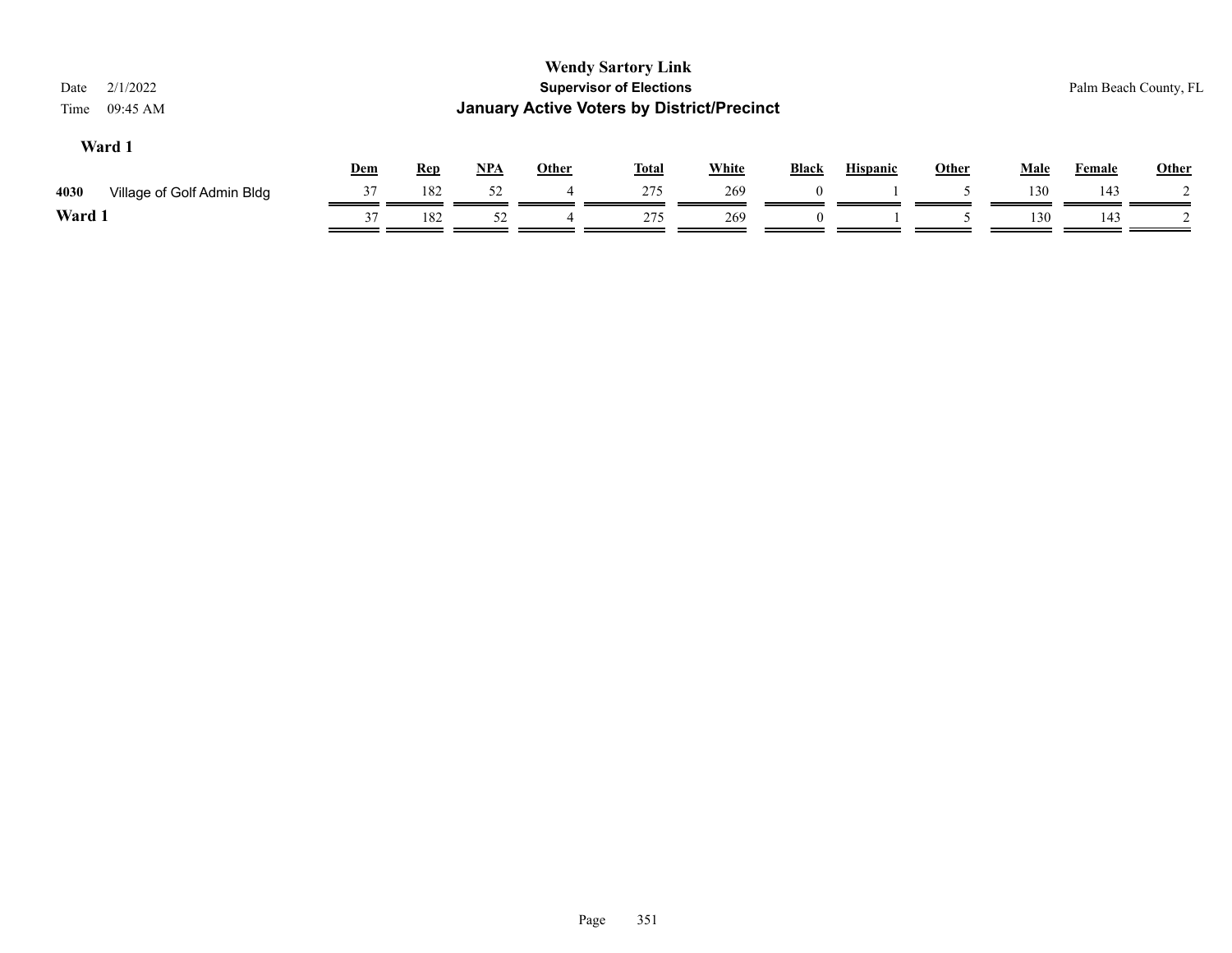**Wendy Sartory Link**
**Supervisor of Elections**
**January Active Voters by District/Precinct**

Date 2/1/2022
Time 09:45 AM

Palm Beach County, FL

## Ward 1

| | | Dem | Rep | NPA | Other | Total | White | Black | Hispanic | Other | Male | Female | Other |
|---|---|---|---|---|---|---|---|---|---|---|---|---|---|
| 4030 | Village of Golf Admin Bldg | 37 | 182 | 52 | 4 | 275 | 269 | 0 | 1 | 5 | 130 | 143 | 2 |
| **Ward 1** | | 37 | 182 | 52 | 4 | 275 | 269 | 0 | 1 | 5 | 130 | 143 | 2 |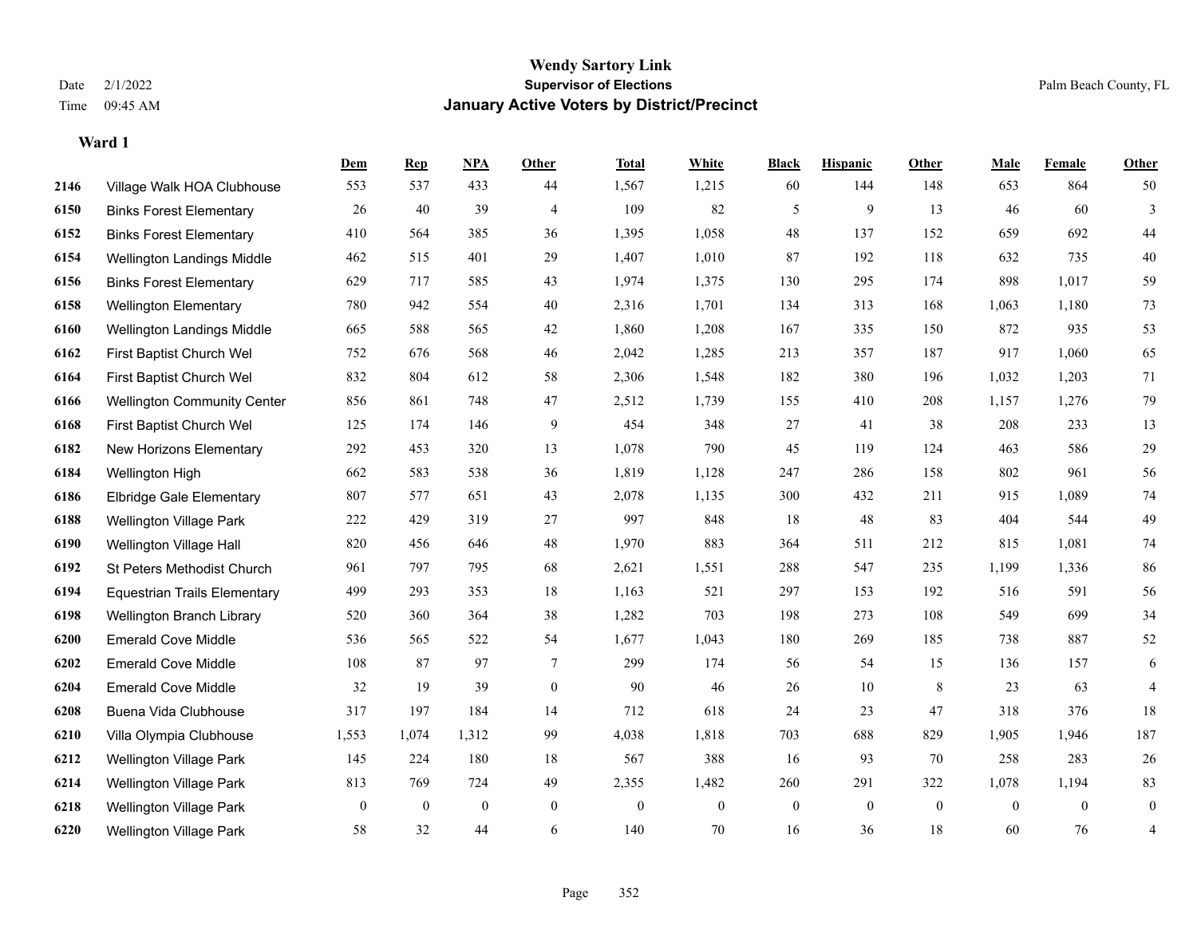# Wendy Sartory Link
## Supervisor of Elections
## January Active Voters by District/Precinct

Date 2/1/2022
Time 09:45 AM
Palm Beach County, FL

### Ward 1

| | | Dem | Rep | NPA | Other | Total | White | Black | Hispanic | Other | Male | Female | Other |
|---|---|---|---|---|---|---|---|---|---|---|---|---|---|
| 2146 | Village Walk HOA Clubhouse | 553 | 537 | 433 | 44 | 1,567 | 1,215 | 60 | 144 | 148 | 653 | 864 | 50 |
| 6150 | Binks Forest Elementary | 26 | 40 | 39 | 4 | 109 | 82 | 5 | 9 | 13 | 46 | 60 | 3 |
| 6152 | Binks Forest Elementary | 410 | 564 | 385 | 36 | 1,395 | 1,058 | 48 | 137 | 152 | 659 | 692 | 44 |
| 6154 | Wellington Landings Middle | 462 | 515 | 401 | 29 | 1,407 | 1,010 | 87 | 192 | 118 | 632 | 735 | 40 |
| 6156 | Binks Forest Elementary | 629 | 717 | 585 | 43 | 1,974 | 1,375 | 130 | 295 | 174 | 898 | 1,017 | 59 |
| 6158 | Wellington Elementary | 780 | 942 | 554 | 40 | 2,316 | 1,701 | 134 | 313 | 168 | 1,063 | 1,180 | 73 |
| 6160 | Wellington Landings Middle | 665 | 588 | 565 | 42 | 1,860 | 1,208 | 167 | 335 | 150 | 872 | 935 | 53 |
| 6162 | First Baptist Church Wel | 752 | 676 | 568 | 46 | 2,042 | 1,285 | 213 | 357 | 187 | 917 | 1,060 | 65 |
| 6164 | First Baptist Church Wel | 832 | 804 | 612 | 58 | 2,306 | 1,548 | 182 | 380 | 196 | 1,032 | 1,203 | 71 |
| 6166 | Wellington Community Center | 856 | 861 | 748 | 47 | 2,512 | 1,739 | 155 | 410 | 208 | 1,157 | 1,276 | 79 |
| 6168 | First Baptist Church Wel | 125 | 174 | 146 | 9 | 454 | 348 | 27 | 41 | 38 | 208 | 233 | 13 |
| 6182 | New Horizons Elementary | 292 | 453 | 320 | 13 | 1,078 | 790 | 45 | 119 | 124 | 463 | 586 | 29 |
| 6184 | Wellington High | 662 | 583 | 538 | 36 | 1,819 | 1,128 | 247 | 286 | 158 | 802 | 961 | 56 |
| 6186 | Elbridge Gale Elementary | 807 | 577 | 651 | 43 | 2,078 | 1,135 | 300 | 432 | 211 | 915 | 1,089 | 74 |
| 6188 | Wellington Village Park | 222 | 429 | 319 | 27 | 997 | 848 | 18 | 48 | 83 | 404 | 544 | 49 |
| 6190 | Wellington Village Hall | 820 | 456 | 646 | 48 | 1,970 | 883 | 364 | 511 | 212 | 815 | 1,081 | 74 |
| 6192 | St Peters Methodist Church | 961 | 797 | 795 | 68 | 2,621 | 1,551 | 288 | 547 | 235 | 1,199 | 1,336 | 86 |
| 6194 | Equestrian Trails Elementary | 499 | 293 | 353 | 18 | 1,163 | 521 | 297 | 153 | 192 | 516 | 591 | 56 |
| 6198 | Wellington Branch Library | 520 | 360 | 364 | 38 | 1,282 | 703 | 198 | 273 | 108 | 549 | 699 | 34 |
| 6200 | Emerald Cove Middle | 536 | 565 | 522 | 54 | 1,677 | 1,043 | 180 | 269 | 185 | 738 | 887 | 52 |
| 6202 | Emerald Cove Middle | 108 | 87 | 97 | 7 | 299 | 174 | 56 | 54 | 15 | 136 | 157 | 6 |
| 6204 | Emerald Cove Middle | 32 | 19 | 39 | 0 | 90 | 46 | 26 | 10 | 8 | 23 | 63 | 4 |
| 6208 | Buena Vida Clubhouse | 317 | 197 | 184 | 14 | 712 | 618 | 24 | 23 | 47 | 318 | 376 | 18 |
| 6210 | Villa Olympia Clubhouse | 1,553 | 1,074 | 1,312 | 99 | 4,038 | 1,818 | 703 | 688 | 829 | 1,905 | 1,946 | 187 |
| 6212 | Wellington Village Park | 145 | 224 | 180 | 18 | 567 | 388 | 16 | 93 | 70 | 258 | 283 | 26 |
| 6214 | Wellington Village Park | 813 | 769 | 724 | 49 | 2,355 | 1,482 | 260 | 291 | 322 | 1,078 | 1,194 | 83 |
| 6218 | Wellington Village Park | 0 | 0 | 0 | 0 | 0 | 0 | 0 | 0 | 0 | 0 | 0 | 0 |
| 6220 | Wellington Village Park | 58 | 32 | 44 | 6 | 140 | 70 | 16 | 36 | 18 | 60 | 76 | 4 |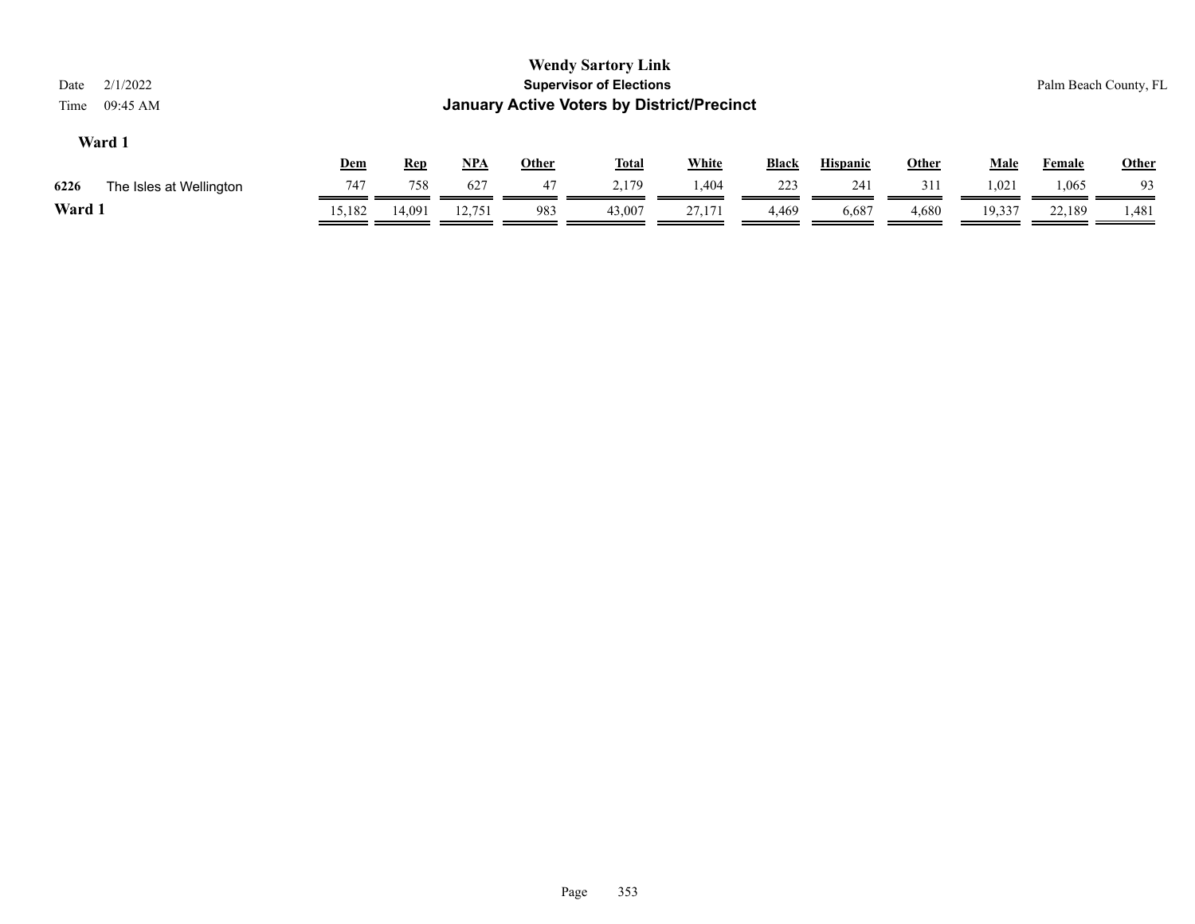**Wendy Sartory Link**
**Supervisor of Elections**
**January Active Voters by District/Precinct**

Date 2/1/2022
Time 09:45 AM

Palm Beach County, FL

## Ward 1

| | | Dem | Rep | NPA | Other | Total | White | Black | Hispanic | Other | Male | Female | Other |
|---|---|---|---|---|---|---|---|---|---|---|---|---|---|
| 6226 | The Isles at Wellington | 747 | 758 | 627 | 47 | 2,179 | 1,404 | 223 | 241 | 311 | 1,021 | 1,065 | 93 |
| **Ward 1** | | 15,182 | 14,091 | 12,751 | 983 | 43,007 | 27,171 | 4,469 | 6,687 | 4,680 | 19,337 | 22,189 | 1,481 |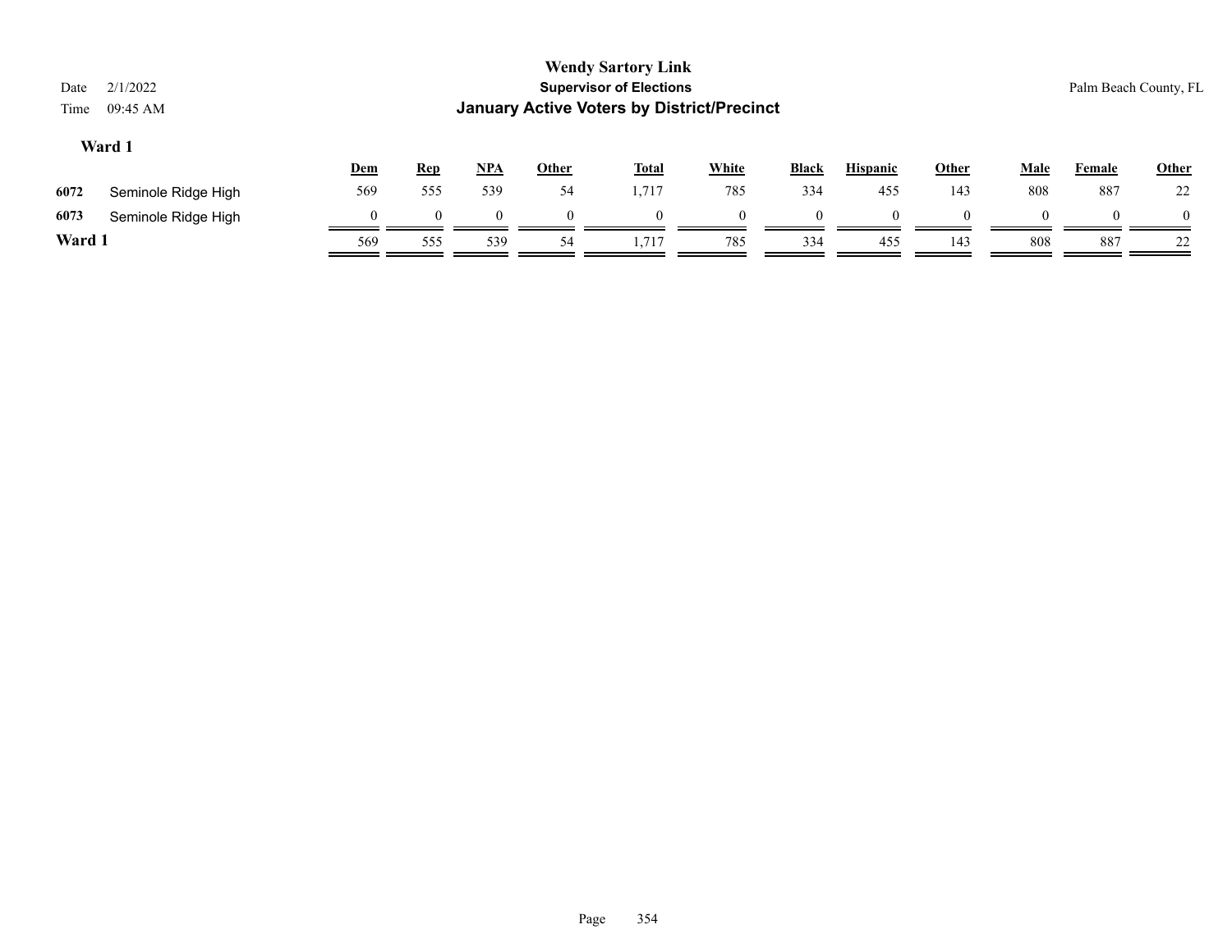**Wendy Sartory Link**
**Supervisor of Elections**
**January Active Voters by District/Precinct**

Date 2/1/2022
Time 09:45 AM

Palm Beach County, FL

### Ward 1

| | | Dem | Rep | NPA | Other | Total | White | Black | Hispanic | Other | Male | Female | Other |
|---|---|---|---|---|---|---|---|---|---|---|---|---|---|
| 6072 | Seminole Ridge High | 569 | 555 | 539 | 54 | 1,717 | 785 | 334 | 455 | 143 | 808 | 887 | 22 |
| 6073 | Seminole Ridge High | 0 | 0 | 0 | 0 | 0 | 0 | 0 | 0 | 0 | 0 | 0 | 0 |
| **Ward 1** | | 569 | 555 | 539 | 54 | 1,717 | 785 | 334 | 455 | 143 | 808 | 887 | 22 |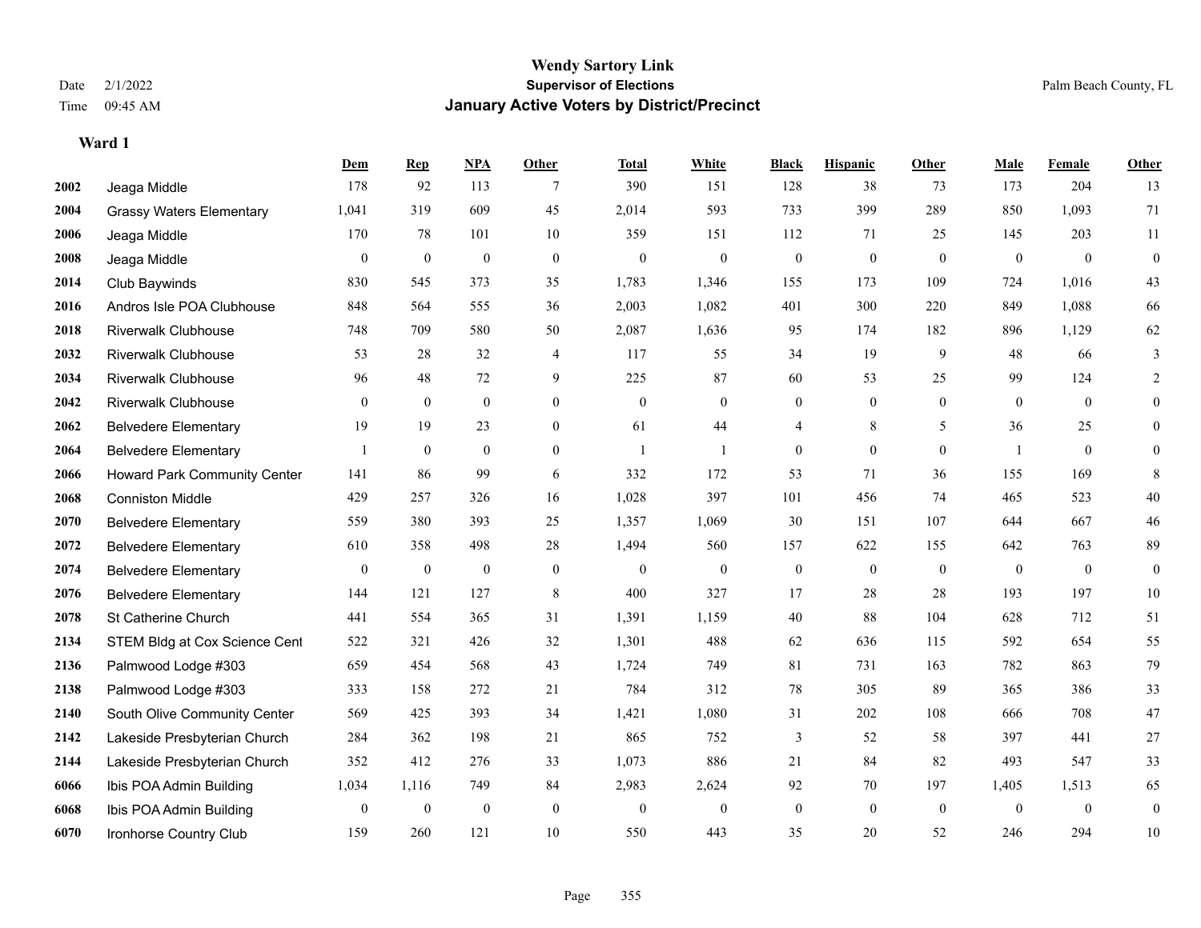# Wendy Sartory Link

**Supervisor of Elections**

**January Active Voters by District/Precinct**

Date 2/1/2022
Time 09:45 AM

Palm Beach County, FL

## Ward 1

| | | Dem | Rep | NPA | Other | Total | White | Black | Hispanic | Other | Male | Female | Other |
|---|---|---|---|---|---|---|---|---|---|---|---|---|---|
| 2002 | Jeaga Middle | 178 | 92 | 113 | 7 | 390 | 151 | 128 | 38 | 73 | 173 | 204 | 13 |
| 2004 | Grassy Waters Elementary | 1,041 | 319 | 609 | 45 | 2,014 | 593 | 733 | 399 | 289 | 850 | 1,093 | 71 |
| 2006 | Jeaga Middle | 170 | 78 | 101 | 10 | 359 | 151 | 112 | 71 | 25 | 145 | 203 | 11 |
| 2008 | Jeaga Middle | 0 | 0 | 0 | 0 | 0 | 0 | 0 | 0 | 0 | 0 | 0 | 0 |
| 2014 | Club Baywinds | 830 | 545 | 373 | 35 | 1,783 | 1,346 | 155 | 173 | 109 | 724 | 1,016 | 43 |
| 2016 | Andros Isle POA Clubhouse | 848 | 564 | 555 | 36 | 2,003 | 1,082 | 401 | 300 | 220 | 849 | 1,088 | 66 |
| 2018 | Riverwalk Clubhouse | 748 | 709 | 580 | 50 | 2,087 | 1,636 | 95 | 174 | 182 | 896 | 1,129 | 62 |
| 2032 | Riverwalk Clubhouse | 53 | 28 | 32 | 4 | 117 | 55 | 34 | 19 | 9 | 48 | 66 | 3 |
| 2034 | Riverwalk Clubhouse | 96 | 48 | 72 | 9 | 225 | 87 | 60 | 53 | 25 | 99 | 124 | 2 |
| 2042 | Riverwalk Clubhouse | 0 | 0 | 0 | 0 | 0 | 0 | 0 | 0 | 0 | 0 | 0 | 0 |
| 2062 | Belvedere Elementary | 19 | 19 | 23 | 0 | 61 | 44 | 4 | 8 | 5 | 36 | 25 | 0 |
| 2064 | Belvedere Elementary | 1 | 0 | 0 | 0 | 1 | 1 | 0 | 0 | 0 | 1 | 0 | 0 |
| 2066 | Howard Park Community Center | 141 | 86 | 99 | 6 | 332 | 172 | 53 | 71 | 36 | 155 | 169 | 8 |
| 2068 | Conniston Middle | 429 | 257 | 326 | 16 | 1,028 | 397 | 101 | 456 | 74 | 465 | 523 | 40 |
| 2070 | Belvedere Elementary | 559 | 380 | 393 | 25 | 1,357 | 1,069 | 30 | 151 | 107 | 644 | 667 | 46 |
| 2072 | Belvedere Elementary | 610 | 358 | 498 | 28 | 1,494 | 560 | 157 | 622 | 155 | 642 | 763 | 89 |
| 2074 | Belvedere Elementary | 0 | 0 | 0 | 0 | 0 | 0 | 0 | 0 | 0 | 0 | 0 | 0 |
| 2076 | Belvedere Elementary | 144 | 121 | 127 | 8 | 400 | 327 | 17 | 28 | 28 | 193 | 197 | 10 |
| 2078 | St Catherine Church | 441 | 554 | 365 | 31 | 1,391 | 1,159 | 40 | 88 | 104 | 628 | 712 | 51 |
| 2134 | STEM Bldg at Cox Science Cent | 522 | 321 | 426 | 32 | 1,301 | 488 | 62 | 636 | 115 | 592 | 654 | 55 |
| 2136 | Palmwood Lodge #303 | 659 | 454 | 568 | 43 | 1,724 | 749 | 81 | 731 | 163 | 782 | 863 | 79 |
| 2138 | Palmwood Lodge #303 | 333 | 158 | 272 | 21 | 784 | 312 | 78 | 305 | 89 | 365 | 386 | 33 |
| 2140 | South Olive Community Center | 569 | 425 | 393 | 34 | 1,421 | 1,080 | 31 | 202 | 108 | 666 | 708 | 47 |
| 2142 | Lakeside Presbyterian Church | 284 | 362 | 198 | 21 | 865 | 752 | 3 | 52 | 58 | 397 | 441 | 27 |
| 2144 | Lakeside Presbyterian Church | 352 | 412 | 276 | 33 | 1,073 | 886 | 21 | 84 | 82 | 493 | 547 | 33 |
| 6066 | Ibis POA Admin Building | 1,034 | 1,116 | 749 | 84 | 2,983 | 2,624 | 92 | 70 | 197 | 1,405 | 1,513 | 65 |
| 6068 | Ibis POA Admin Building | 0 | 0 | 0 | 0 | 0 | 0 | 0 | 0 | 0 | 0 | 0 | 0 |
| 6070 | Ironhorse Country Club | 159 | 260 | 121 | 10 | 550 | 443 | 35 | 20 | 52 | 246 | 294 | 10 |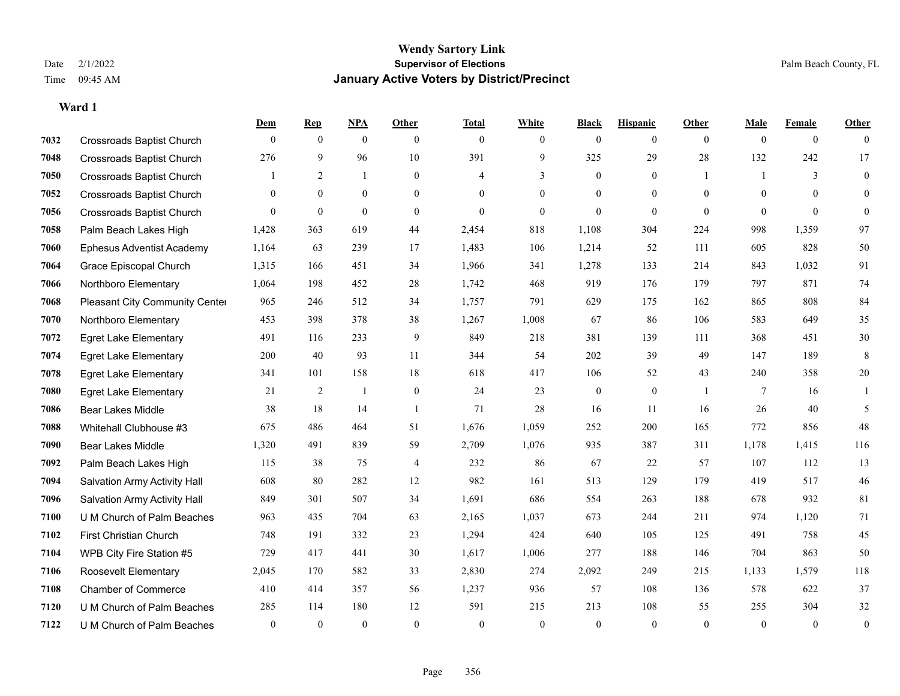# Wendy Sartory Link
## Supervisor of Elections
## January Active Voters by District/Precinct

Date 2/1/2022
Time 09:45 AM

Palm Beach County, FL

### Ward 1

| | | Dem | Rep | NPA | Other | Total | White | Black | Hispanic | Other | Male | Female | Other |
|---|---|---|---|---|---|---|---|---|---|---|---|---|---|
| 7032 | Crossroads Baptist Church | 0 | 0 | 0 | 0 | 0 | 0 | 0 | 0 | 0 | 0 | 0 | 0 |
| 7048 | Crossroads Baptist Church | 276 | 9 | 96 | 10 | 391 | 9 | 325 | 29 | 28 | 132 | 242 | 17 |
| 7050 | Crossroads Baptist Church | 1 | 2 | 1 | 0 | 4 | 3 | 0 | 0 | 1 | 1 | 3 | 0 |
| 7052 | Crossroads Baptist Church | 0 | 0 | 0 | 0 | 0 | 0 | 0 | 0 | 0 | 0 | 0 | 0 |
| 7056 | Crossroads Baptist Church | 0 | 0 | 0 | 0 | 0 | 0 | 0 | 0 | 0 | 0 | 0 | 0 |
| 7058 | Palm Beach Lakes High | 1,428 | 363 | 619 | 44 | 2,454 | 818 | 1,108 | 304 | 224 | 998 | 1,359 | 97 |
| 7060 | Ephesus Adventist Academy | 1,164 | 63 | 239 | 17 | 1,483 | 106 | 1,214 | 52 | 111 | 605 | 828 | 50 |
| 7064 | Grace Episcopal Church | 1,315 | 166 | 451 | 34 | 1,966 | 341 | 1,278 | 133 | 214 | 843 | 1,032 | 91 |
| 7066 | Northboro Elementary | 1,064 | 198 | 452 | 28 | 1,742 | 468 | 919 | 176 | 179 | 797 | 871 | 74 |
| 7068 | Pleasant City Community Center | 965 | 246 | 512 | 34 | 1,757 | 791 | 629 | 175 | 162 | 865 | 808 | 84 |
| 7070 | Northboro Elementary | 453 | 398 | 378 | 38 | 1,267 | 1,008 | 67 | 86 | 106 | 583 | 649 | 35 |
| 7072 | Egret Lake Elementary | 491 | 116 | 233 | 9 | 849 | 218 | 381 | 139 | 111 | 368 | 451 | 30 |
| 7074 | Egret Lake Elementary | 200 | 40 | 93 | 11 | 344 | 54 | 202 | 39 | 49 | 147 | 189 | 8 |
| 7078 | Egret Lake Elementary | 341 | 101 | 158 | 18 | 618 | 417 | 106 | 52 | 43 | 240 | 358 | 20 |
| 7080 | Egret Lake Elementary | 21 | 2 | 1 | 0 | 24 | 23 | 0 | 0 | 1 | 7 | 16 | 1 |
| 7086 | Bear Lakes Middle | 38 | 18 | 14 | 1 | 71 | 28 | 16 | 11 | 16 | 26 | 40 | 5 |
| 7088 | Whitehall Clubhouse #3 | 675 | 486 | 464 | 51 | 1,676 | 1,059 | 252 | 200 | 165 | 772 | 856 | 48 |
| 7090 | Bear Lakes Middle | 1,320 | 491 | 839 | 59 | 2,709 | 1,076 | 935 | 387 | 311 | 1,178 | 1,415 | 116 |
| 7092 | Palm Beach Lakes High | 115 | 38 | 75 | 4 | 232 | 86 | 67 | 22 | 57 | 107 | 112 | 13 |
| 7094 | Salvation Army Activity Hall | 608 | 80 | 282 | 12 | 982 | 161 | 513 | 129 | 179 | 419 | 517 | 46 |
| 7096 | Salvation Army Activity Hall | 849 | 301 | 507 | 34 | 1,691 | 686 | 554 | 263 | 188 | 678 | 932 | 81 |
| 7100 | U M Church of Palm Beaches | 963 | 435 | 704 | 63 | 2,165 | 1,037 | 673 | 244 | 211 | 974 | 1,120 | 71 |
| 7102 | First Christian Church | 748 | 191 | 332 | 23 | 1,294 | 424 | 640 | 105 | 125 | 491 | 758 | 45 |
| 7104 | WPB City Fire Station #5 | 729 | 417 | 441 | 30 | 1,617 | 1,006 | 277 | 188 | 146 | 704 | 863 | 50 |
| 7106 | Roosevelt Elementary | 2,045 | 170 | 582 | 33 | 2,830 | 274 | 2,092 | 249 | 215 | 1,133 | 1,579 | 118 |
| 7108 | Chamber of Commerce | 410 | 414 | 357 | 56 | 1,237 | 936 | 57 | 108 | 136 | 578 | 622 | 37 |
| 7120 | U M Church of Palm Beaches | 285 | 114 | 180 | 12 | 591 | 215 | 213 | 108 | 55 | 255 | 304 | 32 |
| 7122 | U M Church of Palm Beaches | 0 | 0 | 0 | 0 | 0 | 0 | 0 | 0 | 0 | 0 | 0 | 0 |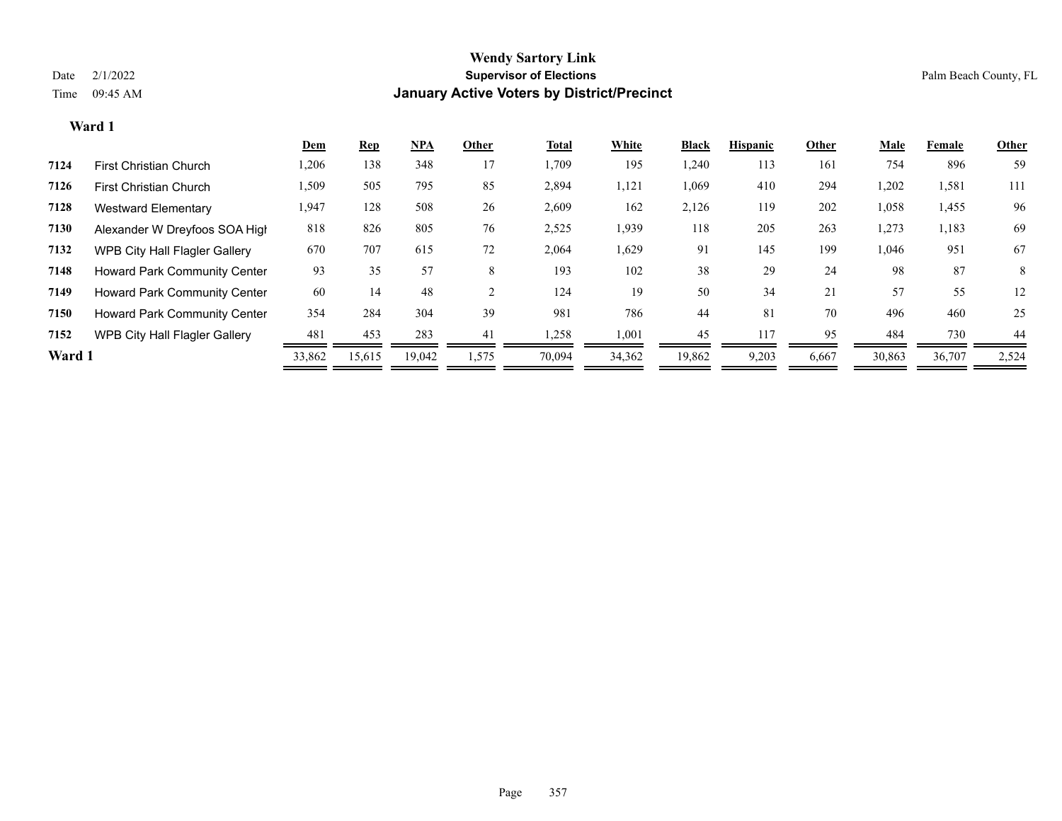**Wendy Sartory Link**

**Supervisor of Elections**

**January Active Voters by District/Precinct**

Date 2/1/2022

Time 09:45 AM

Palm Beach County, FL

### Ward 1

| | | Dem | Rep | NPA | Other | Total | White | Black | Hispanic | Other | Male | Female | Other |
|---|---|---|---|---|---|---|---|---|---|---|---|---|---|
| 7124 | First Christian Church | 1,206 | 138 | 348 | 17 | 1,709 | 195 | 1,240 | 113 | 161 | 754 | 896 | 59 |
| 7126 | First Christian Church | 1,509 | 505 | 795 | 85 | 2,894 | 1,121 | 1,069 | 410 | 294 | 1,202 | 1,581 | 111 |
| 7128 | Westward Elementary | 1,947 | 128 | 508 | 26 | 2,609 | 162 | 2,126 | 119 | 202 | 1,058 | 1,455 | 96 |
| 7130 | Alexander W Dreyfoos SOA High | 818 | 826 | 805 | 76 | 2,525 | 1,939 | 118 | 205 | 263 | 1,273 | 1,183 | 69 |
| 7132 | WPB City Hall Flagler Gallery | 670 | 707 | 615 | 72 | 2,064 | 1,629 | 91 | 145 | 199 | 1,046 | 951 | 67 |
| 7148 | Howard Park Community Center | 93 | 35 | 57 | 8 | 193 | 102 | 38 | 29 | 24 | 98 | 87 | 8 |
| 7149 | Howard Park Community Center | 60 | 14 | 48 | 2 | 124 | 19 | 50 | 34 | 21 | 57 | 55 | 12 |
| 7150 | Howard Park Community Center | 354 | 284 | 304 | 39 | 981 | 786 | 44 | 81 | 70 | 496 | 460 | 25 |
| 7152 | WPB City Hall Flagler Gallery | 481 | 453 | 283 | 41 | 1,258 | 1,001 | 45 | 117 | 95 | 484 | 730 | 44 |
| **Ward 1** | | 33,862 | 15,615 | 19,042 | 1,575 | 70,094 | 34,362 | 19,862 | 9,203 | 6,667 | 30,863 | 36,707 | 2,524 |